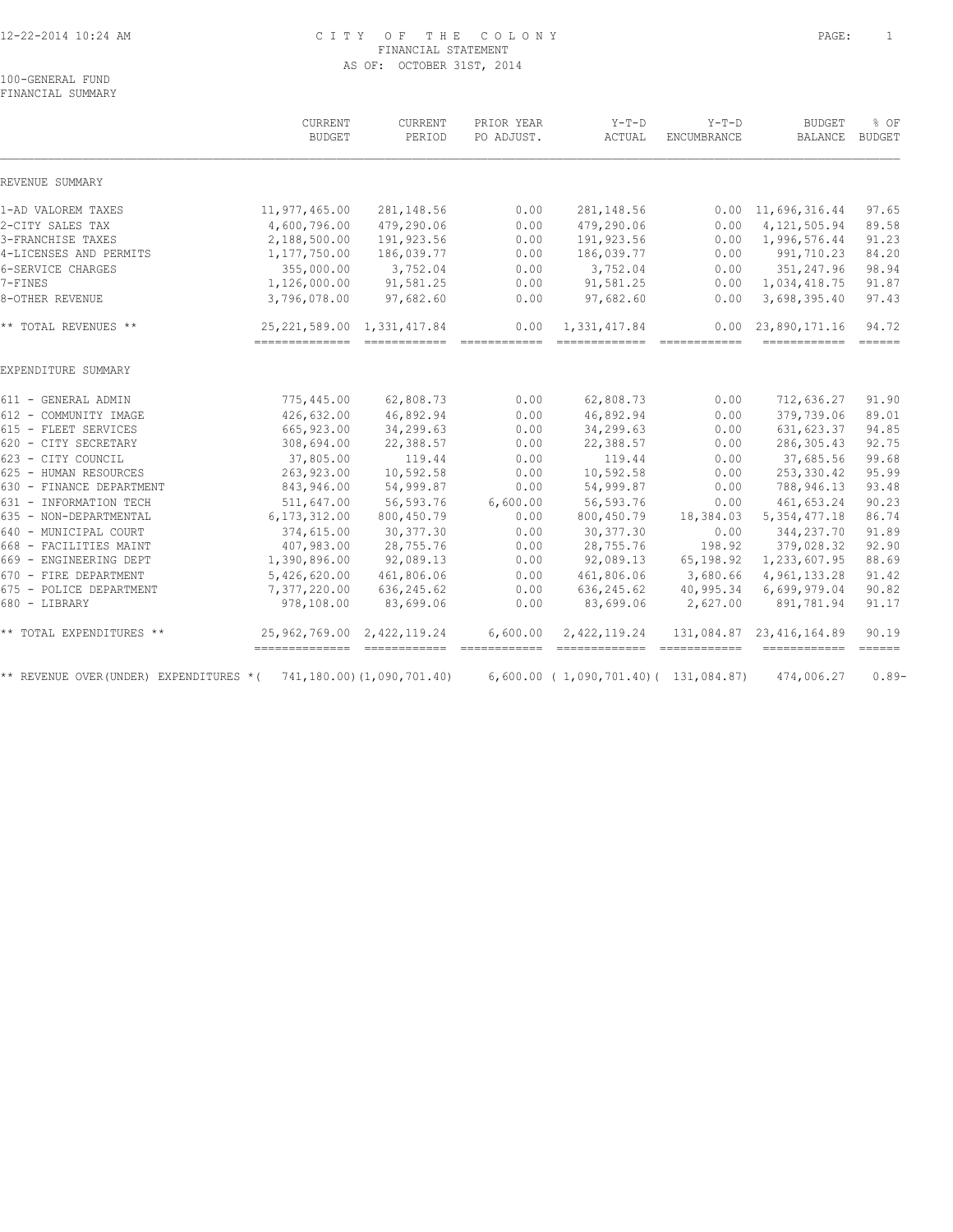# CITY OF THE COLONY

FINANCIAL STATEMENT

AS OF: OCTOBER 31ST, 2014

100-GENERAL FUND

FINANCIAL SUMMARY

| | CURRENT BUDGET | CURRENT PERIOD | PRIOR YEAR PO ADJUST. | Y-T-D ACTUAL | Y-T-D ENCUMBRANCE | BUDGET BALANCE | % OF BUDGET |
|---|---|---|---|---|---|---|---|
| **REVENUE SUMMARY** | | | | | | | |
| 1-AD VALOREM TAXES | 11,977,465.00 | 281,148.56 | 0.00 | 281,148.56 | 0.00 | 11,696,316.44 | 97.65 |
| 2-CITY SALES TAX | 4,600,796.00 | 479,290.06 | 0.00 | 479,290.06 | 0.00 | 4,121,505.94 | 89.58 |
| 3-FRANCHISE TAXES | 2,188,500.00 | 191,923.56 | 0.00 | 191,923.56 | 0.00 | 1,996,576.44 | 91.23 |
| 4-LICENSES AND PERMITS | 1,177,750.00 | 186,039.77 | 0.00 | 186,039.77 | 0.00 | 991,710.23 | 84.20 |
| 6-SERVICE CHARGES | 355,000.00 | 3,752.04 | 0.00 | 3,752.04 | 0.00 | 351,247.96 | 98.94 |
| 7-FINES | 1,126,000.00 | 91,581.25 | 0.00 | 91,581.25 | 0.00 | 1,034,418.75 | 91.87 |
| 8-OTHER REVENUE | 3,796,078.00 | 97,682.60 | 0.00 | 97,682.60 | 0.00 | 3,698,395.40 | 97.43 |
| ** TOTAL REVENUES ** | 25,221,589.00 | 1,331,417.84 | 0.00 | 1,331,417.84 | 0.00 | 23,890,171.16 | 94.72 |
| **EXPENDITURE SUMMARY** | | | | | | | |
| 611 - GENERAL ADMIN | 775,445.00 | 62,808.73 | 0.00 | 62,808.73 | 0.00 | 712,636.27 | 91.90 |
| 612 - COMMUNITY IMAGE | 426,632.00 | 46,892.94 | 0.00 | 46,892.94 | 0.00 | 379,739.06 | 89.01 |
| 615 - FLEET SERVICES | 665,923.00 | 34,299.63 | 0.00 | 34,299.63 | 0.00 | 631,623.37 | 94.85 |
| 620 - CITY SECRETARY | 308,694.00 | 22,388.57 | 0.00 | 22,388.57 | 0.00 | 286,305.43 | 92.75 |
| 623 - CITY COUNCIL | 37,805.00 | 119.44 | 0.00 | 119.44 | 0.00 | 37,685.56 | 99.68 |
| 625 - HUMAN RESOURCES | 263,923.00 | 10,592.58 | 0.00 | 10,592.58 | 0.00 | 253,330.42 | 95.99 |
| 630 - FINANCE DEPARTMENT | 843,946.00 | 54,999.87 | 0.00 | 54,999.87 | 0.00 | 788,946.13 | 93.48 |
| 631 - INFORMATION TECH | 511,647.00 | 56,593.76 | 6,600.00 | 56,593.76 | 0.00 | 461,653.24 | 90.23 |
| 635 - NON-DEPARTMENTAL | 6,173,312.00 | 800,450.79 | 0.00 | 800,450.79 | 18,384.03 | 5,354,477.18 | 86.74 |
| 640 - MUNICIPAL COURT | 374,615.00 | 30,377.30 | 0.00 | 30,377.30 | 0.00 | 344,237.70 | 91.89 |
| 668 - FACILITIES MAINT | 407,983.00 | 28,755.76 | 0.00 | 28,755.76 | 198.92 | 379,028.32 | 92.90 |
| 669 - ENGINEERING DEPT | 1,390,896.00 | 92,089.13 | 0.00 | 92,089.13 | 65,198.92 | 1,233,607.95 | 88.69 |
| 670 - FIRE DEPARTMENT | 5,426,620.00 | 461,806.06 | 0.00 | 461,806.06 | 3,680.66 | 4,961,133.28 | 91.42 |
| 675 - POLICE DEPARTMENT | 7,377,220.00 | 636,245.62 | 0.00 | 636,245.62 | 40,995.34 | 6,699,979.04 | 90.82 |
| 680 - LIBRARY | 978,108.00 | 83,699.06 | 0.00 | 83,699.06 | 2,627.00 | 891,781.94 | 91.17 |
| ** TOTAL EXPENDITURES ** | 25,962,769.00 | 2,422,119.24 | 6,600.00 | 2,422,119.24 | 131,084.87 | 23,416,164.89 | 90.19 |
| ** REVENUE OVER(UNDER) EXPENDITURES * | ( 741,180.00) | (1,090,701.40) | 6,600.00 | ( 1,090,701.40) | ( 131,084.87) | 474,006.27 | 0.89- |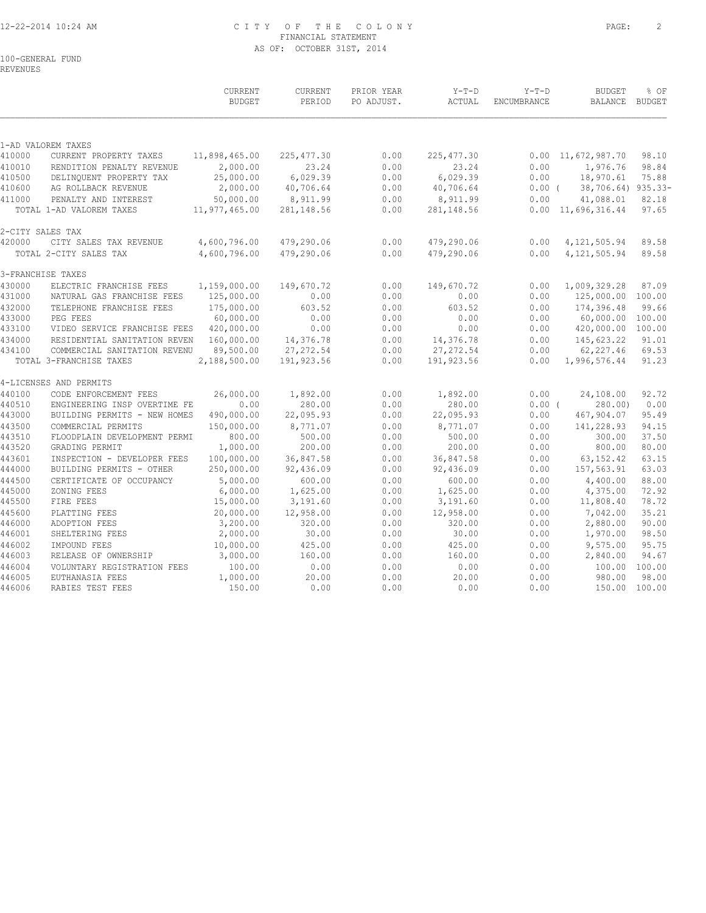# CITY OF THE COLONY
## FINANCIAL STATEMENT
### AS OF: OCTOBER 31ST, 2014

100-GENERAL FUND
REVENUES

| | | CURRENT BUDGET | CURRENT PERIOD | PRIOR YEAR PO ADJUST. | Y-T-D ACTUAL | Y-T-D ENCUMBRANCE | BUDGET BALANCE | % OF BUDGET |
|---|---|---|---|---|---|---|---|---|
| 1-AD VALOREM TAXES | | | | | | | | |
| 410000 | CURRENT PROPERTY TAXES | 11,898,465.00 | 225,477.30 | 0.00 | 225,477.30 | 0.00 | 11,672,987.70 | 98.10 |
| 410010 | RENDITION PENALTY REVENUE | 2,000.00 | 23.24 | 0.00 | 23.24 | 0.00 | 1,976.76 | 98.84 |
| 410500 | DELINQUENT PROPERTY TAX | 25,000.00 | 6,029.39 | 0.00 | 6,029.39 | 0.00 | 18,970.61 | 75.88 |
| 410600 | AG ROLLBACK REVENUE | 2,000.00 | 40,706.64 | 0.00 | 40,706.64 | 0.00 | ( 38,706.64) | 935.33- |
| 411000 | PENALTY AND INTEREST | 50,000.00 | 8,911.99 | 0.00 | 8,911.99 | 0.00 | 41,088.01 | 82.18 |
| | TOTAL 1-AD VALOREM TAXES | 11,977,465.00 | 281,148.56 | 0.00 | 281,148.56 | 0.00 | 11,696,316.44 | 97.65 |
| 2-CITY SALES TAX | | | | | | | | |
| 420000 | CITY SALES TAX REVENUE | 4,600,796.00 | 479,290.06 | 0.00 | 479,290.06 | 0.00 | 4,121,505.94 | 89.58 |
| | TOTAL 2-CITY SALES TAX | 4,600,796.00 | 479,290.06 | 0.00 | 479,290.06 | 0.00 | 4,121,505.94 | 89.58 |
| 3-FRANCHISE TAXES | | | | | | | | |
| 430000 | ELECTRIC FRANCHISE FEES | 1,159,000.00 | 149,670.72 | 0.00 | 149,670.72 | 0.00 | 1,009,329.28 | 87.09 |
| 431000 | NATURAL GAS FRANCHISE FEES | 125,000.00 | 0.00 | 0.00 | 0.00 | 0.00 | 125,000.00 | 100.00 |
| 432000 | TELEPHONE FRANCHISE FEES | 175,000.00 | 603.52 | 0.00 | 603.52 | 0.00 | 174,396.48 | 99.66 |
| 433000 | PEG FEES | 60,000.00 | 0.00 | 0.00 | 0.00 | 0.00 | 60,000.00 | 100.00 |
| 433100 | VIDEO SERVICE FRANCHISE FEES | 420,000.00 | 0.00 | 0.00 | 0.00 | 0.00 | 420,000.00 | 100.00 |
| 434000 | RESIDENTIAL SANITATION REVEN | 160,000.00 | 14,376.78 | 0.00 | 14,376.78 | 0.00 | 145,623.22 | 91.01 |
| 434100 | COMMERCIAL SANITATION REVENU | 89,500.00 | 27,272.54 | 0.00 | 27,272.54 | 0.00 | 62,227.46 | 69.53 |
| | TOTAL 3-FRANCHISE TAXES | 2,188,500.00 | 191,923.56 | 0.00 | 191,923.56 | 0.00 | 1,996,576.44 | 91.23 |
| 4-LICENSES AND PERMITS | | | | | | | | |
| 440100 | CODE ENFORCEMENT FEES | 26,000.00 | 1,892.00 | 0.00 | 1,892.00 | 0.00 | 24,108.00 | 92.72 |
| 440510 | ENGINEERING INSP OVERTIME FE | 0.00 | 280.00 | 0.00 | 280.00 | 0.00 | ( 280.00) | 0.00 |
| 443000 | BUILDING PERMITS - NEW HOMES | 490,000.00 | 22,095.93 | 0.00 | 22,095.93 | 0.00 | 467,904.07 | 95.49 |
| 443500 | COMMERCIAL PERMITS | 150,000.00 | 8,771.07 | 0.00 | 8,771.07 | 0.00 | 141,228.93 | 94.15 |
| 443510 | FLOODPLAIN DEVELOPMENT PERMI | 800.00 | 500.00 | 0.00 | 500.00 | 0.00 | 300.00 | 37.50 |
| 443520 | GRADING PERMIT | 1,000.00 | 200.00 | 0.00 | 200.00 | 0.00 | 800.00 | 80.00 |
| 443601 | INSPECTION - DEVELOPER FEES | 100,000.00 | 36,847.58 | 0.00 | 36,847.58 | 0.00 | 63,152.42 | 63.15 |
| 444000 | BUILDING PERMITS - OTHER | 250,000.00 | 92,436.09 | 0.00 | 92,436.09 | 0.00 | 157,563.91 | 63.03 |
| 444500 | CERTIFICATE OF OCCUPANCY | 5,000.00 | 600.00 | 0.00 | 600.00 | 0.00 | 4,400.00 | 88.00 |
| 445000 | ZONING FEES | 6,000.00 | 1,625.00 | 0.00 | 1,625.00 | 0.00 | 4,375.00 | 72.92 |
| 445500 | FIRE FEES | 15,000.00 | 3,191.60 | 0.00 | 3,191.60 | 0.00 | 11,808.40 | 78.72 |
| 445600 | PLATTING FEES | 20,000.00 | 12,958.00 | 0.00 | 12,958.00 | 0.00 | 7,042.00 | 35.21 |
| 446000 | ADOPTION FEES | 3,200.00 | 320.00 | 0.00 | 320.00 | 0.00 | 2,880.00 | 90.00 |
| 446001 | SHELTERING FEES | 2,000.00 | 30.00 | 0.00 | 30.00 | 0.00 | 1,970.00 | 98.50 |
| 446002 | IMPOUND FEES | 10,000.00 | 425.00 | 0.00 | 425.00 | 0.00 | 9,575.00 | 95.75 |
| 446003 | RELEASE OF OWNERSHIP | 3,000.00 | 160.00 | 0.00 | 160.00 | 0.00 | 2,840.00 | 94.67 |
| 446004 | VOLUNTARY REGISTRATION FEES | 100.00 | 0.00 | 0.00 | 0.00 | 0.00 | 100.00 | 100.00 |
| 446005 | EUTHANASIA FEES | 1,000.00 | 20.00 | 0.00 | 20.00 | 0.00 | 980.00 | 98.00 |
| 446006 | RABIES TEST FEES | 150.00 | 0.00 | 0.00 | 0.00 | 0.00 | 150.00 | 100.00 |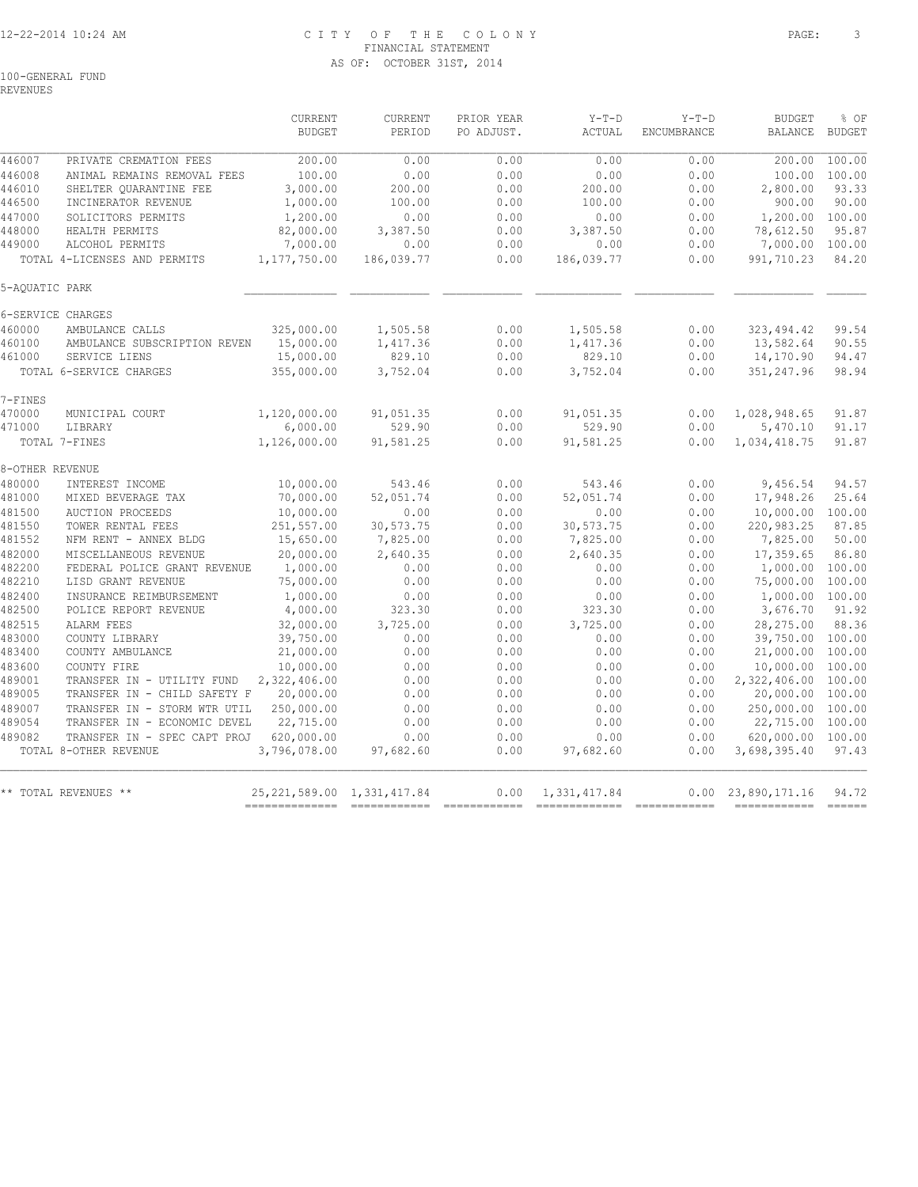CITY OF THE COLONY
FINANCIAL STATEMENT
AS OF: OCTOBER 31ST, 2014

100-GENERAL FUND
REVENUES

| | | CURRENT BUDGET | CURRENT PERIOD | PRIOR YEAR PO ADJUST. | Y-T-D ACTUAL | Y-T-D ENCUMBRANCE | BUDGET BALANCE | % OF BUDGET |
|---|---|---|---|---|---|---|---|---|
| 446007 | PRIVATE CREMATION FEES | 200.00 | 0.00 | 0.00 | 0.00 | 0.00 | 200.00 | 100.00 |
| 446008 | ANIMAL REMAINS REMOVAL FEES | 100.00 | 0.00 | 0.00 | 0.00 | 0.00 | 100.00 | 100.00 |
| 446010 | SHELTER QUARANTINE FEE | 3,000.00 | 200.00 | 0.00 | 200.00 | 0.00 | 2,800.00 | 93.33 |
| 446500 | INCINERATOR REVENUE | 1,000.00 | 100.00 | 0.00 | 100.00 | 0.00 | 900.00 | 90.00 |
| 447000 | SOLICITORS PERMITS | 1,200.00 | 0.00 | 0.00 | 0.00 | 0.00 | 1,200.00 | 100.00 |
| 448000 | HEALTH PERMITS | 82,000.00 | 3,387.50 | 0.00 | 3,387.50 | 0.00 | 78,612.50 | 95.87 |
| 449000 | ALCOHOL PERMITS | 7,000.00 | 0.00 | 0.00 | 0.00 | 0.00 | 7,000.00 | 100.00 |
| | TOTAL 4-LICENSES AND PERMITS | 1,177,750.00 | 186,039.77 | 0.00 | 186,039.77 | 0.00 | 991,710.23 | 84.20 |
| 5-AQUATIC PARK | | | | | | | | |
| 6-SERVICE CHARGES | | | | | | | | |
| 460000 | AMBULANCE CALLS | 325,000.00 | 1,505.58 | 0.00 | 1,505.58 | 0.00 | 323,494.42 | 99.54 |
| 460100 | AMBULANCE SUBSCRIPTION REVEN | 15,000.00 | 1,417.36 | 0.00 | 1,417.36 | 0.00 | 13,582.64 | 90.55 |
| 461000 | SERVICE LIENS | 15,000.00 | 829.10 | 0.00 | 829.10 | 0.00 | 14,170.90 | 94.47 |
| | TOTAL 6-SERVICE CHARGES | 355,000.00 | 3,752.04 | 0.00 | 3,752.04 | 0.00 | 351,247.96 | 98.94 |
| 7-FINES | | | | | | | | |
| 470000 | MUNICIPAL COURT | 1,120,000.00 | 91,051.35 | 0.00 | 91,051.35 | 0.00 | 1,028,948.65 | 91.87 |
| 471000 | LIBRARY | 6,000.00 | 529.90 | 0.00 | 529.90 | 0.00 | 5,470.10 | 91.17 |
| | TOTAL 7-FINES | 1,126,000.00 | 91,581.25 | 0.00 | 91,581.25 | 0.00 | 1,034,418.75 | 91.87 |
| 8-OTHER REVENUE | | | | | | | | |
| 480000 | INTEREST INCOME | 10,000.00 | 543.46 | 0.00 | 543.46 | 0.00 | 9,456.54 | 94.57 |
| 481000 | MIXED BEVERAGE TAX | 70,000.00 | 52,051.74 | 0.00 | 52,051.74 | 0.00 | 17,948.26 | 25.64 |
| 481500 | AUCTION PROCEEDS | 10,000.00 | 0.00 | 0.00 | 0.00 | 0.00 | 10,000.00 | 100.00 |
| 481550 | TOWER RENTAL FEES | 251,557.00 | 30,573.75 | 0.00 | 30,573.75 | 0.00 | 220,983.25 | 87.85 |
| 481552 | NFM RENT - ANNEX BLDG | 15,650.00 | 7,825.00 | 0.00 | 7,825.00 | 0.00 | 7,825.00 | 50.00 |
| 482000 | MISCELLANEOUS REVENUE | 20,000.00 | 2,640.35 | 0.00 | 2,640.35 | 0.00 | 17,359.65 | 86.80 |
| 482200 | FEDERAL POLICE GRANT REVENUE | 1,000.00 | 0.00 | 0.00 | 0.00 | 0.00 | 1,000.00 | 100.00 |
| 482210 | LISD GRANT REVENUE | 75,000.00 | 0.00 | 0.00 | 0.00 | 0.00 | 75,000.00 | 100.00 |
| 482400 | INSURANCE REIMBURSEMENT | 1,000.00 | 0.00 | 0.00 | 0.00 | 0.00 | 1,000.00 | 100.00 |
| 482500 | POLICE REPORT REVENUE | 4,000.00 | 323.30 | 0.00 | 323.30 | 0.00 | 3,676.70 | 91.92 |
| 482515 | ALARM FEES | 32,000.00 | 3,725.00 | 0.00 | 3,725.00 | 0.00 | 28,275.00 | 88.36 |
| 483000 | COUNTY LIBRARY | 39,750.00 | 0.00 | 0.00 | 0.00 | 0.00 | 39,750.00 | 100.00 |
| 483400 | COUNTY AMBULANCE | 21,000.00 | 0.00 | 0.00 | 0.00 | 0.00 | 21,000.00 | 100.00 |
| 483600 | COUNTY FIRE | 10,000.00 | 0.00 | 0.00 | 0.00 | 0.00 | 10,000.00 | 100.00 |
| 489001 | TRANSFER IN - UTILITY FUND | 2,322,406.00 | 0.00 | 0.00 | 0.00 | 0.00 | 2,322,406.00 | 100.00 |
| 489005 | TRANSFER IN - CHILD SAFETY F | 20,000.00 | 0.00 | 0.00 | 0.00 | 0.00 | 20,000.00 | 100.00 |
| 489007 | TRANSFER IN - STORM WTR UTIL | 250,000.00 | 0.00 | 0.00 | 0.00 | 0.00 | 250,000.00 | 100.00 |
| 489054 | TRANSFER IN - ECONOMIC DEVEL | 22,715.00 | 0.00 | 0.00 | 0.00 | 0.00 | 22,715.00 | 100.00 |
| 489082 | TRANSFER IN - SPEC CAPT PROJ | 620,000.00 | 0.00 | 0.00 | 0.00 | 0.00 | 620,000.00 | 100.00 |
| | TOTAL 8-OTHER REVENUE | 3,796,078.00 | 97,682.60 | 0.00 | 97,682.60 | 0.00 | 3,698,395.40 | 97.43 |
| ** TOTAL REVENUES ** | | 25,221,589.00 | 1,331,417.84 | 0.00 | 1,331,417.84 | 0.00 | 23,890,171.16 | 94.72 |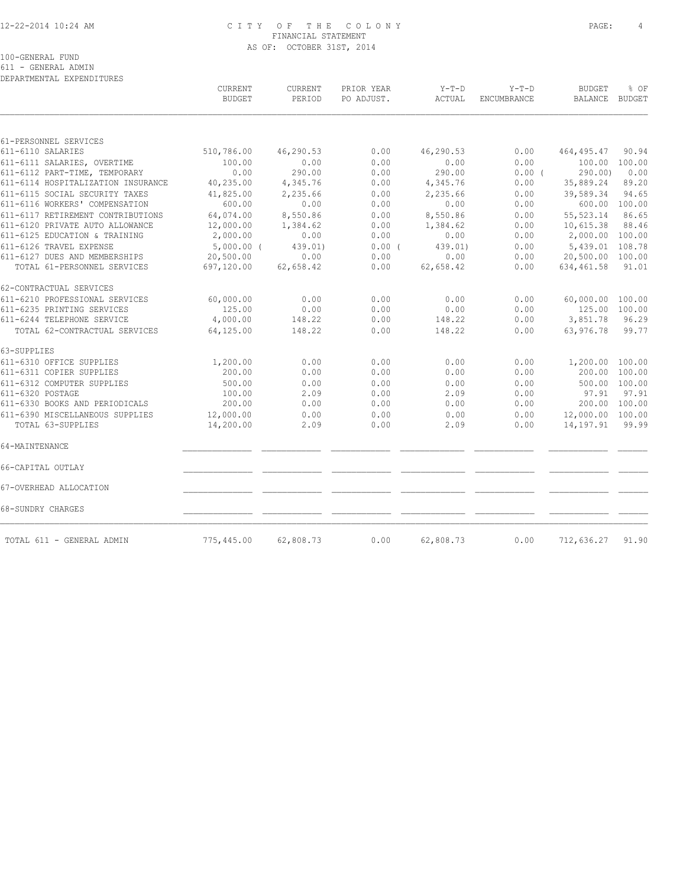CITY OF THE COLONY
FINANCIAL STATEMENT
AS OF: OCTOBER 31ST, 2014

100-GENERAL FUND
611 - GENERAL ADMIN
DEPARTMENTAL EXPENDITURES

| | CURRENT BUDGET | CURRENT PERIOD | PRIOR YEAR PO ADJUST. | Y-T-D ACTUAL | Y-T-D ENCUMBRANCE | BUDGET BALANCE | % OF BUDGET |
|---|---|---|---|---|---|---|---|
| 61-PERSONNEL SERVICES | | | | | | | |
| 611-6110 SALARIES | 510,786.00 | 46,290.53 | 0.00 | 46,290.53 | 0.00 | 464,495.47 | 90.94 |
| 611-6111 SALARIES, OVERTIME | 100.00 | 0.00 | 0.00 | 0.00 | 0.00 | 100.00 | 100.00 |
| 611-6112 PART-TIME, TEMPORARY | 0.00 | 290.00 | 0.00 | 290.00 | 0.00 | ( 290.00) | 0.00 |
| 611-6114 HOSPITALIZATION INSURANCE | 40,235.00 | 4,345.76 | 0.00 | 4,345.76 | 0.00 | 35,889.24 | 89.20 |
| 611-6115 SOCIAL SECURITY TAXES | 41,825.00 | 2,235.66 | 0.00 | 2,235.66 | 0.00 | 39,589.34 | 94.65 |
| 611-6116 WORKERS' COMPENSATION | 600.00 | 0.00 | 0.00 | 0.00 | 0.00 | 600.00 | 100.00 |
| 611-6117 RETIREMENT CONTRIBUTIONS | 64,074.00 | 8,550.86 | 0.00 | 8,550.86 | 0.00 | 55,523.14 | 86.65 |
| 611-6120 PRIVATE AUTO ALLOWANCE | 12,000.00 | 1,384.62 | 0.00 | 1,384.62 | 0.00 | 10,615.38 | 88.46 |
| 611-6125 EDUCATION & TRAINING | 2,000.00 | 0.00 | 0.00 | 0.00 | 0.00 | 2,000.00 | 100.00 |
| 611-6126 TRAVEL EXPENSE | 5,000.00 | ( 439.01) | 0.00 | ( 439.01) | 0.00 | 5,439.01 | 108.78 |
| 611-6127 DUES AND MEMBERSHIPS | 20,500.00 | 0.00 | 0.00 | 0.00 | 0.00 | 20,500.00 | 100.00 |
| TOTAL 61-PERSONNEL SERVICES | 697,120.00 | 62,658.42 | 0.00 | 62,658.42 | 0.00 | 634,461.58 | 91.01 |
| 62-CONTRACTUAL SERVICES | | | | | | | |
| 611-6210 PROFESSIONAL SERVICES | 60,000.00 | 0.00 | 0.00 | 0.00 | 0.00 | 60,000.00 | 100.00 |
| 611-6235 PRINTING SERVICES | 125.00 | 0.00 | 0.00 | 0.00 | 0.00 | 125.00 | 100.00 |
| 611-6244 TELEPHONE SERVICE | 4,000.00 | 148.22 | 0.00 | 148.22 | 0.00 | 3,851.78 | 96.29 |
| TOTAL 62-CONTRACTUAL SERVICES | 64,125.00 | 148.22 | 0.00 | 148.22 | 0.00 | 63,976.78 | 99.77 |
| 63-SUPPLIES | | | | | | | |
| 611-6310 OFFICE SUPPLIES | 1,200.00 | 0.00 | 0.00 | 0.00 | 0.00 | 1,200.00 | 100.00 |
| 611-6311 COPIER SUPPLIES | 200.00 | 0.00 | 0.00 | 0.00 | 0.00 | 200.00 | 100.00 |
| 611-6312 COMPUTER SUPPLIES | 500.00 | 0.00 | 0.00 | 0.00 | 0.00 | 500.00 | 100.00 |
| 611-6320 POSTAGE | 100.00 | 2.09 | 0.00 | 2.09 | 0.00 | 97.91 | 97.91 |
| 611-6330 BOOKS AND PERIODICALS | 200.00 | 0.00 | 0.00 | 0.00 | 0.00 | 200.00 | 100.00 |
| 611-6390 MISCELLANEOUS SUPPLIES | 12,000.00 | 0.00 | 0.00 | 0.00 | 0.00 | 12,000.00 | 100.00 |
| TOTAL 63-SUPPLIES | 14,200.00 | 2.09 | 0.00 | 2.09 | 0.00 | 14,197.91 | 99.99 |
| 64-MAINTENANCE | | | | | | | |
| 66-CAPITAL OUTLAY | | | | | | | |
| 67-OVERHEAD ALLOCATION | | | | | | | |
| 68-SUNDRY CHARGES | | | | | | | |
| TOTAL 611 - GENERAL ADMIN | 775,445.00 | 62,808.73 | 0.00 | 62,808.73 | 0.00 | 712,636.27 | 91.90 |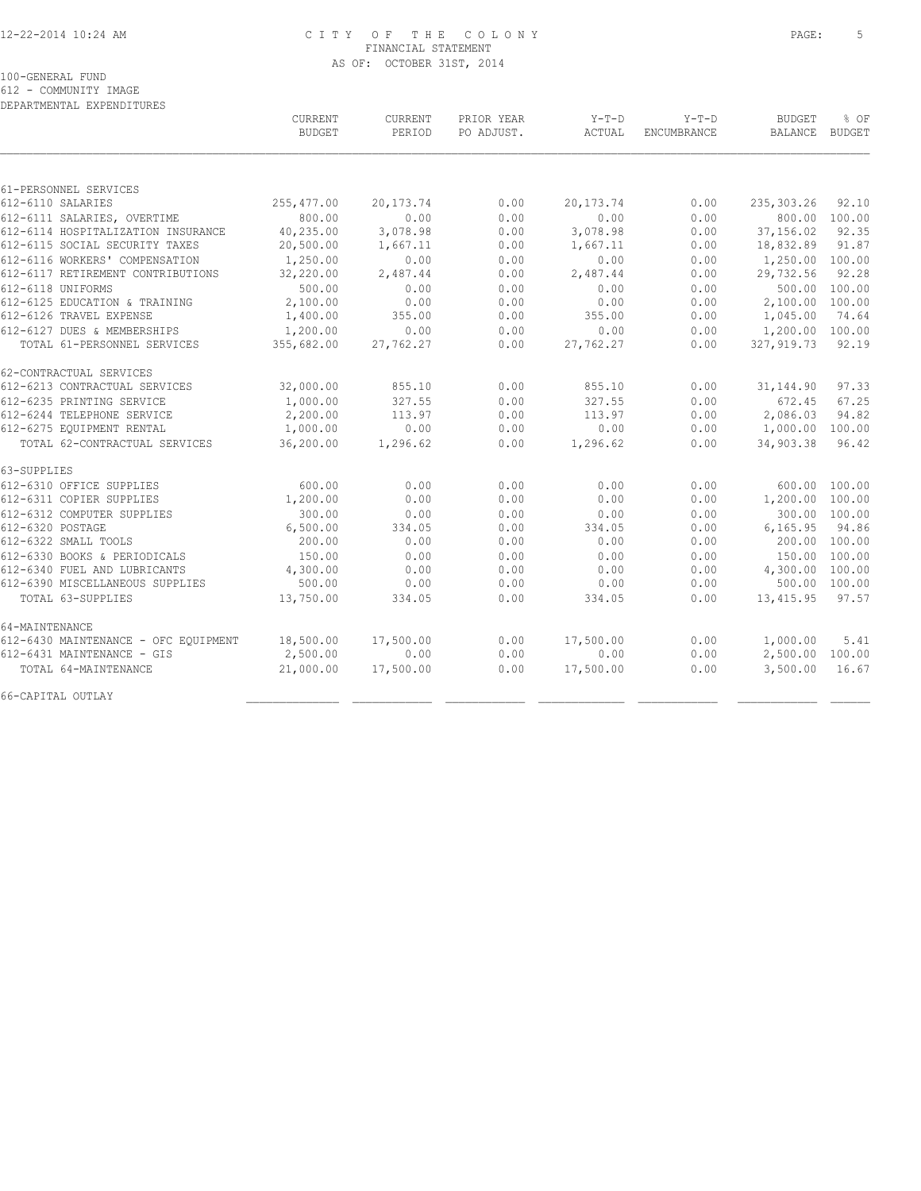CITY OF THE COLONY
FINANCIAL STATEMENT
AS OF: OCTOBER 31ST, 2014

100-GENERAL FUND
612 - COMMUNITY IMAGE
DEPARTMENTAL EXPENDITURES

| | CURRENT BUDGET | CURRENT PERIOD | PRIOR YEAR PO ADJUST. | Y-T-D ACTUAL | Y-T-D ENCUMBRANCE | BUDGET BALANCE | % OF BUDGET |
|---|---|---|---|---|---|---|---|
| 61-PERSONNEL SERVICES | | | | | | | |
| 612-6110 SALARIES | 255,477.00 | 20,173.74 | 0.00 | 20,173.74 | 0.00 | 235,303.26 | 92.10 |
| 612-6111 SALARIES, OVERTIME | 800.00 | 0.00 | 0.00 | 0.00 | 0.00 | 800.00 | 100.00 |
| 612-6114 HOSPITALIZATION INSURANCE | 40,235.00 | 3,078.98 | 0.00 | 3,078.98 | 0.00 | 37,156.02 | 92.35 |
| 612-6115 SOCIAL SECURITY TAXES | 20,500.00 | 1,667.11 | 0.00 | 1,667.11 | 0.00 | 18,832.89 | 91.87 |
| 612-6116 WORKERS' COMPENSATION | 1,250.00 | 0.00 | 0.00 | 0.00 | 0.00 | 1,250.00 | 100.00 |
| 612-6117 RETIREMENT CONTRIBUTIONS | 32,220.00 | 2,487.44 | 0.00 | 2,487.44 | 0.00 | 29,732.56 | 92.28 |
| 612-6118 UNIFORMS | 500.00 | 0.00 | 0.00 | 0.00 | 0.00 | 500.00 | 100.00 |
| 612-6125 EDUCATION & TRAINING | 2,100.00 | 0.00 | 0.00 | 0.00 | 0.00 | 2,100.00 | 100.00 |
| 612-6126 TRAVEL EXPENSE | 1,400.00 | 355.00 | 0.00 | 355.00 | 0.00 | 1,045.00 | 74.64 |
| 612-6127 DUES & MEMBERSHIPS | 1,200.00 | 0.00 | 0.00 | 0.00 | 0.00 | 1,200.00 | 100.00 |
| TOTAL 61-PERSONNEL SERVICES | 355,682.00 | 27,762.27 | 0.00 | 27,762.27 | 0.00 | 327,919.73 | 92.19 |
| 62-CONTRACTUAL SERVICES | | | | | | | |
| 612-6213 CONTRACTUAL SERVICES | 32,000.00 | 855.10 | 0.00 | 855.10 | 0.00 | 31,144.90 | 97.33 |
| 612-6235 PRINTING SERVICE | 1,000.00 | 327.55 | 0.00 | 327.55 | 0.00 | 672.45 | 67.25 |
| 612-6244 TELEPHONE SERVICE | 2,200.00 | 113.97 | 0.00 | 113.97 | 0.00 | 2,086.03 | 94.82 |
| 612-6275 EQUIPMENT RENTAL | 1,000.00 | 0.00 | 0.00 | 0.00 | 0.00 | 1,000.00 | 100.00 |
| TOTAL 62-CONTRACTUAL SERVICES | 36,200.00 | 1,296.62 | 0.00 | 1,296.62 | 0.00 | 34,903.38 | 96.42 |
| 63-SUPPLIES | | | | | | | |
| 612-6310 OFFICE SUPPLIES | 600.00 | 0.00 | 0.00 | 0.00 | 0.00 | 600.00 | 100.00 |
| 612-6311 COPIER SUPPLIES | 1,200.00 | 0.00 | 0.00 | 0.00 | 0.00 | 1,200.00 | 100.00 |
| 612-6312 COMPUTER SUPPLIES | 300.00 | 0.00 | 0.00 | 0.00 | 0.00 | 300.00 | 100.00 |
| 612-6320 POSTAGE | 6,500.00 | 334.05 | 0.00 | 334.05 | 0.00 | 6,165.95 | 94.86 |
| 612-6322 SMALL TOOLS | 200.00 | 0.00 | 0.00 | 0.00 | 0.00 | 200.00 | 100.00 |
| 612-6330 BOOKS & PERIODICALS | 150.00 | 0.00 | 0.00 | 0.00 | 0.00 | 150.00 | 100.00 |
| 612-6340 FUEL AND LUBRICANTS | 4,300.00 | 0.00 | 0.00 | 0.00 | 0.00 | 4,300.00 | 100.00 |
| 612-6390 MISCELLANEOUS SUPPLIES | 500.00 | 0.00 | 0.00 | 0.00 | 0.00 | 500.00 | 100.00 |
| TOTAL 63-SUPPLIES | 13,750.00 | 334.05 | 0.00 | 334.05 | 0.00 | 13,415.95 | 97.57 |
| 64-MAINTENANCE | | | | | | | |
| 612-6430 MAINTENANCE - OFC EQUIPMENT | 18,500.00 | 17,500.00 | 0.00 | 17,500.00 | 0.00 | 1,000.00 | 5.41 |
| 612-6431 MAINTENANCE - GIS | 2,500.00 | 0.00 | 0.00 | 0.00 | 0.00 | 2,500.00 | 100.00 |
| TOTAL 64-MAINTENANCE | 21,000.00 | 17,500.00 | 0.00 | 17,500.00 | 0.00 | 3,500.00 | 16.67 |
| 66-CAPITAL OUTLAY | | | | | | | |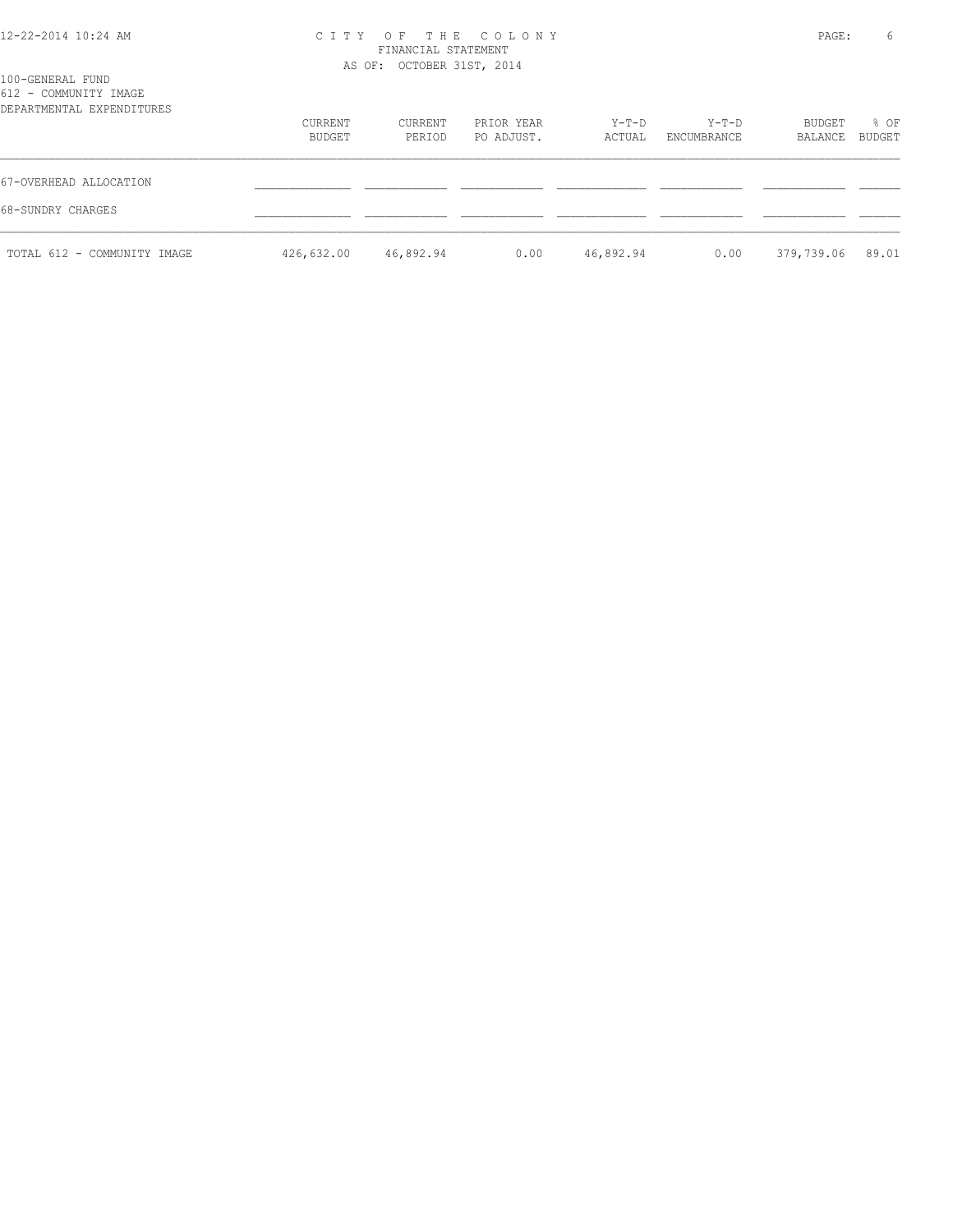100-GENERAL FUND
612 - COMMUNITY IMAGE
DEPARTMENTAL EXPENDITURES

| | CURRENT BUDGET | CURRENT PERIOD | PRIOR YEAR PO ADJUST. | Y-T-D ACTUAL | Y-T-D ENCUMBRANCE | BUDGET BALANCE | % OF BUDGET |
|---|---|---|---|---|---|---|---|
| 67-OVERHEAD ALLOCATION | | | | | | | |
| 68-SUNDRY CHARGES | | | | | | | |
| TOTAL 612 - COMMUNITY IMAGE | 426,632.00 | 46,892.94 | 0.00 | 46,892.94 | 0.00 | 379,739.06 | 89.01 |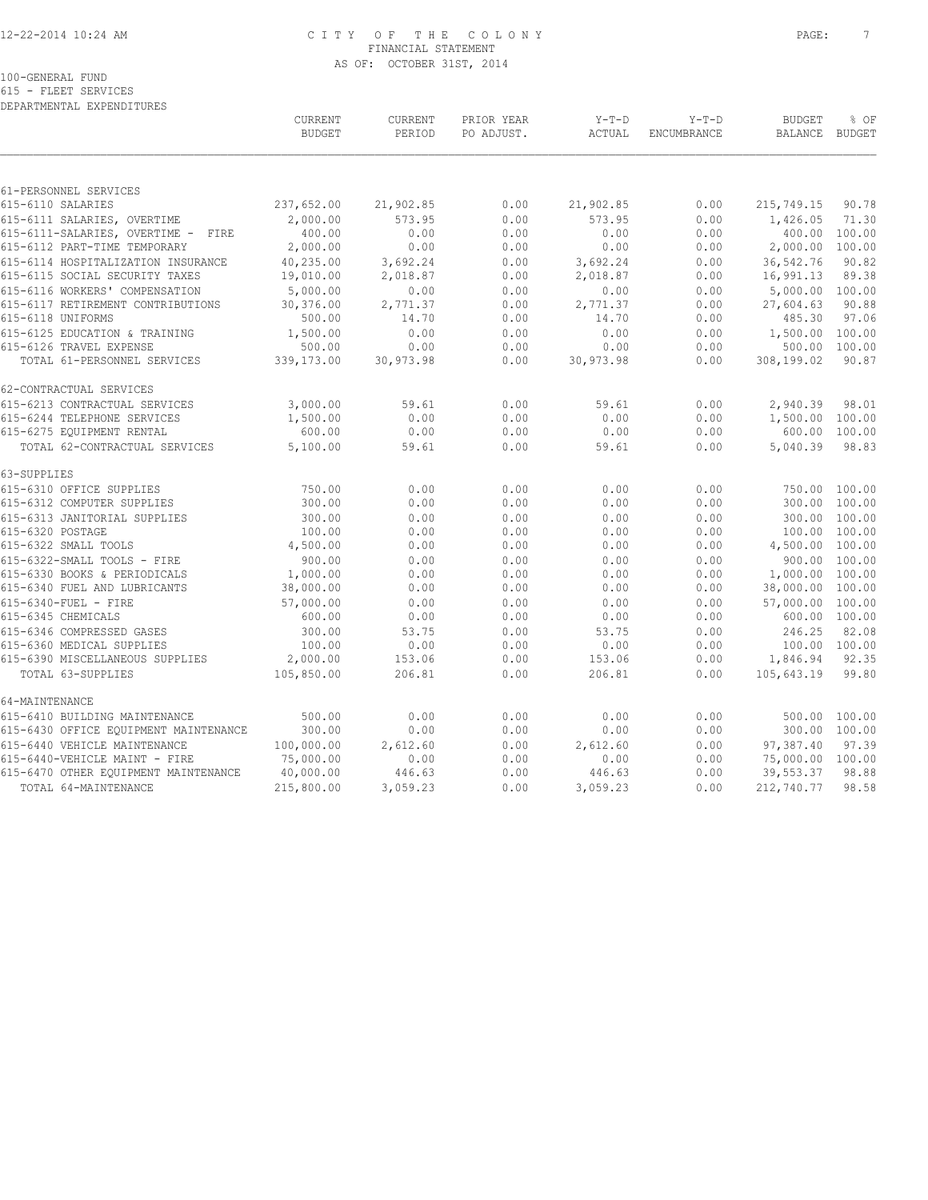CITY OF THE COLONY
FINANCIAL STATEMENT
AS OF: OCTOBER 31ST, 2014

100-GENERAL FUND
615 - FLEET SERVICES
DEPARTMENTAL EXPENDITURES

| | CURRENT BUDGET | CURRENT PERIOD | PRIOR YEAR PO ADJUST. | Y-T-D ACTUAL | Y-T-D ENCUMBRANCE | BUDGET BALANCE | % OF BUDGET |
|---|---|---|---|---|---|---|---|
| 61-PERSONNEL SERVICES | | | | | | | |
| 615-6110 SALARIES | 237,652.00 | 21,902.85 | 0.00 | 21,902.85 | 0.00 | 215,749.15 | 90.78 |
| 615-6111 SALARIES, OVERTIME | 2,000.00 | 573.95 | 0.00 | 573.95 | 0.00 | 1,426.05 | 71.30 |
| 615-6111-SALARIES, OVERTIME - FIRE | 400.00 | 0.00 | 0.00 | 0.00 | 0.00 | 400.00 | 100.00 |
| 615-6112 PART-TIME TEMPORARY | 2,000.00 | 0.00 | 0.00 | 0.00 | 0.00 | 2,000.00 | 100.00 |
| 615-6114 HOSPITALIZATION INSURANCE | 40,235.00 | 3,692.24 | 0.00 | 3,692.24 | 0.00 | 36,542.76 | 90.82 |
| 615-6115 SOCIAL SECURITY TAXES | 19,010.00 | 2,018.87 | 0.00 | 2,018.87 | 0.00 | 16,991.13 | 89.38 |
| 615-6116 WORKERS' COMPENSATION | 5,000.00 | 0.00 | 0.00 | 0.00 | 0.00 | 5,000.00 | 100.00 |
| 615-6117 RETIREMENT CONTRIBUTIONS | 30,376.00 | 2,771.37 | 0.00 | 2,771.37 | 0.00 | 27,604.63 | 90.88 |
| 615-6118 UNIFORMS | 500.00 | 14.70 | 0.00 | 14.70 | 0.00 | 485.30 | 97.06 |
| 615-6125 EDUCATION & TRAINING | 1,500.00 | 0.00 | 0.00 | 0.00 | 0.00 | 1,500.00 | 100.00 |
| 615-6126 TRAVEL EXPENSE | 500.00 | 0.00 | 0.00 | 0.00 | 0.00 | 500.00 | 100.00 |
| TOTAL 61-PERSONNEL SERVICES | 339,173.00 | 30,973.98 | 0.00 | 30,973.98 | 0.00 | 308,199.02 | 90.87 |
| 62-CONTRACTUAL SERVICES | | | | | | | |
| 615-6213 CONTRACTUAL SERVICES | 3,000.00 | 59.61 | 0.00 | 59.61 | 0.00 | 2,940.39 | 98.01 |
| 615-6244 TELEPHONE SERVICES | 1,500.00 | 0.00 | 0.00 | 0.00 | 0.00 | 1,500.00 | 100.00 |
| 615-6275 EQUIPMENT RENTAL | 600.00 | 0.00 | 0.00 | 0.00 | 0.00 | 600.00 | 100.00 |
| TOTAL 62-CONTRACTUAL SERVICES | 5,100.00 | 59.61 | 0.00 | 59.61 | 0.00 | 5,040.39 | 98.83 |
| 63-SUPPLIES | | | | | | | |
| 615-6310 OFFICE SUPPLIES | 750.00 | 0.00 | 0.00 | 0.00 | 0.00 | 750.00 | 100.00 |
| 615-6312 COMPUTER SUPPLIES | 300.00 | 0.00 | 0.00 | 0.00 | 0.00 | 300.00 | 100.00 |
| 615-6313 JANITORIAL SUPPLIES | 300.00 | 0.00 | 0.00 | 0.00 | 0.00 | 300.00 | 100.00 |
| 615-6320 POSTAGE | 100.00 | 0.00 | 0.00 | 0.00 | 0.00 | 100.00 | 100.00 |
| 615-6322 SMALL TOOLS | 4,500.00 | 0.00 | 0.00 | 0.00 | 0.00 | 4,500.00 | 100.00 |
| 615-6322-SMALL TOOLS - FIRE | 900.00 | 0.00 | 0.00 | 0.00 | 0.00 | 900.00 | 100.00 |
| 615-6330 BOOKS & PERIODICALS | 1,000.00 | 0.00 | 0.00 | 0.00 | 0.00 | 1,000.00 | 100.00 |
| 615-6340 FUEL AND LUBRICANTS | 38,000.00 | 0.00 | 0.00 | 0.00 | 0.00 | 38,000.00 | 100.00 |
| 615-6340-FUEL - FIRE | 57,000.00 | 0.00 | 0.00 | 0.00 | 0.00 | 57,000.00 | 100.00 |
| 615-6345 CHEMICALS | 600.00 | 0.00 | 0.00 | 0.00 | 0.00 | 600.00 | 100.00 |
| 615-6346 COMPRESSED GASES | 300.00 | 53.75 | 0.00 | 53.75 | 0.00 | 246.25 | 82.08 |
| 615-6360 MEDICAL SUPPLIES | 100.00 | 0.00 | 0.00 | 0.00 | 0.00 | 100.00 | 100.00 |
| 615-6390 MISCELLANEOUS SUPPLIES | 2,000.00 | 153.06 | 0.00 | 153.06 | 0.00 | 1,846.94 | 92.35 |
| TOTAL 63-SUPPLIES | 105,850.00 | 206.81 | 0.00 | 206.81 | 0.00 | 105,643.19 | 99.80 |
| 64-MAINTENANCE | | | | | | | |
| 615-6410 BUILDING MAINTENANCE | 500.00 | 0.00 | 0.00 | 0.00 | 0.00 | 500.00 | 100.00 |
| 615-6430 OFFICE EQUIPMENT MAINTENANCE | 300.00 | 0.00 | 0.00 | 0.00 | 0.00 | 300.00 | 100.00 |
| 615-6440 VEHICLE MAINTENANCE | 100,000.00 | 2,612.60 | 0.00 | 2,612.60 | 0.00 | 97,387.40 | 97.39 |
| 615-6440-VEHICLE MAINT - FIRE | 75,000.00 | 0.00 | 0.00 | 0.00 | 0.00 | 75,000.00 | 100.00 |
| 615-6470 OTHER EQUIPMENT MAINTENANCE | 40,000.00 | 446.63 | 0.00 | 446.63 | 0.00 | 39,553.37 | 98.88 |
| TOTAL 64-MAINTENANCE | 215,800.00 | 3,059.23 | 0.00 | 3,059.23 | 0.00 | 212,740.77 | 98.58 |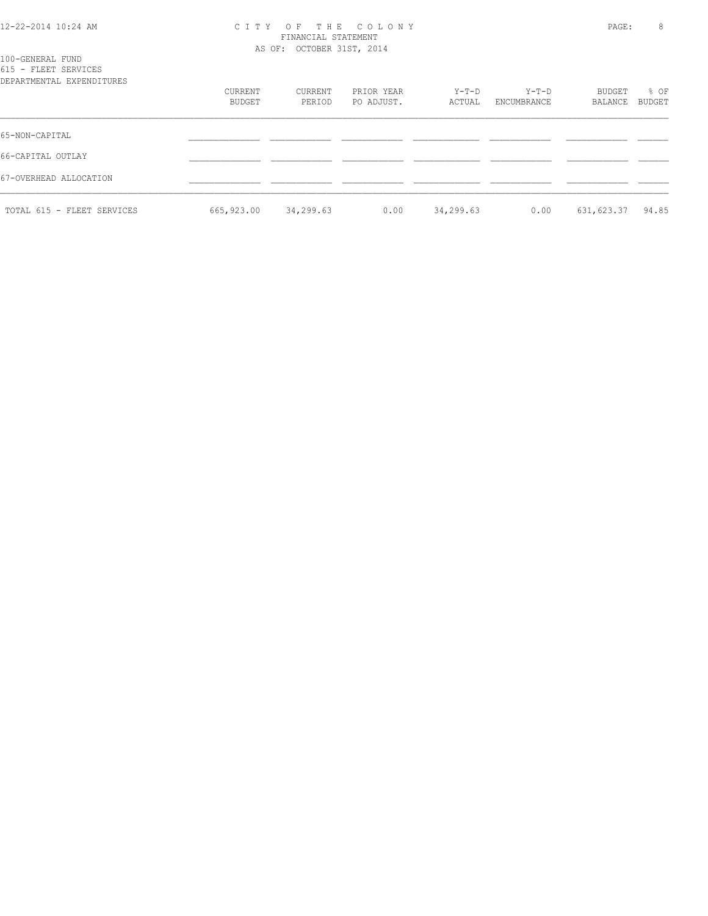CITY OF THE COLONY
FINANCIAL STATEMENT
AS OF: OCTOBER 31ST, 2014

100-GENERAL FUND
615 - FLEET SERVICES
DEPARTMENTAL EXPENDITURES

| | CURRENT BUDGET | CURRENT PERIOD | PRIOR YEAR PO ADJUST. | Y-T-D ACTUAL | Y-T-D ENCUMBRANCE | BUDGET BALANCE | % OF BUDGET |
|---|---|---|---|---|---|---|---|
| 65-NON-CAPITAL | | | | | | | |
| 66-CAPITAL OUTLAY | | | | | | | |
| 67-OVERHEAD ALLOCATION | | | | | | | |
| TOTAL 615 - FLEET SERVICES | 665,923.00 | 34,299.63 | 0.00 | 34,299.63 | 0.00 | 631,623.37 | 94.85 |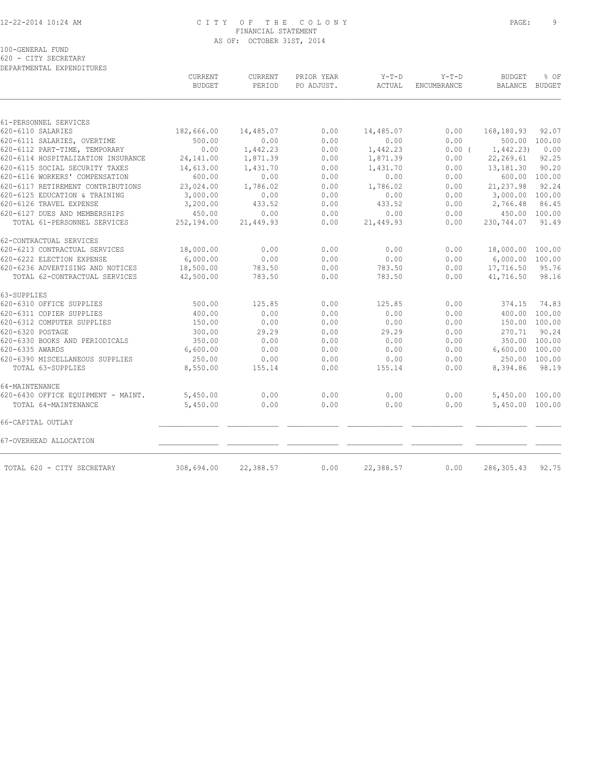CITY OF THE COLONY
FINANCIAL STATEMENT
AS OF: OCTOBER 31ST, 2014

100-GENERAL FUND
620 - CITY SECRETARY
DEPARTMENTAL EXPENDITURES

| | CURRENT BUDGET | CURRENT PERIOD | PRIOR YEAR PO ADJUST. | Y-T-D ACTUAL | Y-T-D ENCUMBRANCE | BUDGET BALANCE | % OF BUDGET |
|---|---|---|---|---|---|---|---|
| 61-PERSONNEL SERVICES | | | | | | | |
| 620-6110 SALARIES | 182,666.00 | 14,485.07 | 0.00 | 14,485.07 | 0.00 | 168,180.93 | 92.07 |
| 620-6111 SALARIES, OVERTIME | 500.00 | 0.00 | 0.00 | 0.00 | 0.00 | 500.00 | 100.00 |
| 620-6112 PART-TIME, TEMPORARY | 0.00 | 1,442.23 | 0.00 | 1,442.23 | 0.00 ( | 1,442.23) | 0.00 |
| 620-6114 HOSPITALIZATION INSURANCE | 24,141.00 | 1,871.39 | 0.00 | 1,871.39 | 0.00 | 22,269.61 | 92.25 |
| 620-6115 SOCIAL SECURITY TAXES | 14,613.00 | 1,431.70 | 0.00 | 1,431.70 | 0.00 | 13,181.30 | 90.20 |
| 620-6116 WORKERS' COMPENSATION | 600.00 | 0.00 | 0.00 | 0.00 | 0.00 | 600.00 | 100.00 |
| 620-6117 RETIREMENT CONTRIBUTIONS | 23,024.00 | 1,786.02 | 0.00 | 1,786.02 | 0.00 | 21,237.98 | 92.24 |
| 620-6125 EDUCATION & TRAINING | 3,000.00 | 0.00 | 0.00 | 0.00 | 0.00 | 3,000.00 | 100.00 |
| 620-6126 TRAVEL EXPENSE | 3,200.00 | 433.52 | 0.00 | 433.52 | 0.00 | 2,766.48 | 86.45 |
| 620-6127 DUES AND MEMBERSHIPS | 450.00 | 0.00 | 0.00 | 0.00 | 0.00 | 450.00 | 100.00 |
| TOTAL 61-PERSONNEL SERVICES | 252,194.00 | 21,449.93 | 0.00 | 21,449.93 | 0.00 | 230,744.07 | 91.49 |
| 62-CONTRACTUAL SERVICES | | | | | | | |
| 620-6213 CONTRACTUAL SERVICES | 18,000.00 | 0.00 | 0.00 | 0.00 | 0.00 | 18,000.00 | 100.00 |
| 620-6222 ELECTION EXPENSE | 6,000.00 | 0.00 | 0.00 | 0.00 | 0.00 | 6,000.00 | 100.00 |
| 620-6236 ADVERTISING AND NOTICES | 18,500.00 | 783.50 | 0.00 | 783.50 | 0.00 | 17,716.50 | 95.76 |
| TOTAL 62-CONTRACTUAL SERVICES | 42,500.00 | 783.50 | 0.00 | 783.50 | 0.00 | 41,716.50 | 98.16 |
| 63-SUPPLIES | | | | | | | |
| 620-6310 OFFICE SUPPLIES | 500.00 | 125.85 | 0.00 | 125.85 | 0.00 | 374.15 | 74.83 |
| 620-6311 COPIER SUPPLIES | 400.00 | 0.00 | 0.00 | 0.00 | 0.00 | 400.00 | 100.00 |
| 620-6312 COMPUTER SUPPLIES | 150.00 | 0.00 | 0.00 | 0.00 | 0.00 | 150.00 | 100.00 |
| 620-6320 POSTAGE | 300.00 | 29.29 | 0.00 | 29.29 | 0.00 | 270.71 | 90.24 |
| 620-6330 BOOKS AND PERIODICALS | 350.00 | 0.00 | 0.00 | 0.00 | 0.00 | 350.00 | 100.00 |
| 620-6335 AWARDS | 6,600.00 | 0.00 | 0.00 | 0.00 | 0.00 | 6,600.00 | 100.00 |
| 620-6390 MISCELLANEOUS SUPPLIES | 250.00 | 0.00 | 0.00 | 0.00 | 0.00 | 250.00 | 100.00 |
| TOTAL 63-SUPPLIES | 8,550.00 | 155.14 | 0.00 | 155.14 | 0.00 | 8,394.86 | 98.19 |
| 64-MAINTENANCE | | | | | | | |
| 620-6430 OFFICE EQUIPMENT - MAINT. | 5,450.00 | 0.00 | 0.00 | 0.00 | 0.00 | 5,450.00 | 100.00 |
| TOTAL 64-MAINTENANCE | 5,450.00 | 0.00 | 0.00 | 0.00 | 0.00 | 5,450.00 | 100.00 |
| 66-CAPITAL OUTLAY | | | | | | | |
| 67-OVERHEAD ALLOCATION | | | | | | | |
| TOTAL 620 - CITY SECRETARY | 308,694.00 | 22,388.57 | 0.00 | 22,388.57 | 0.00 | 286,305.43 | 92.75 |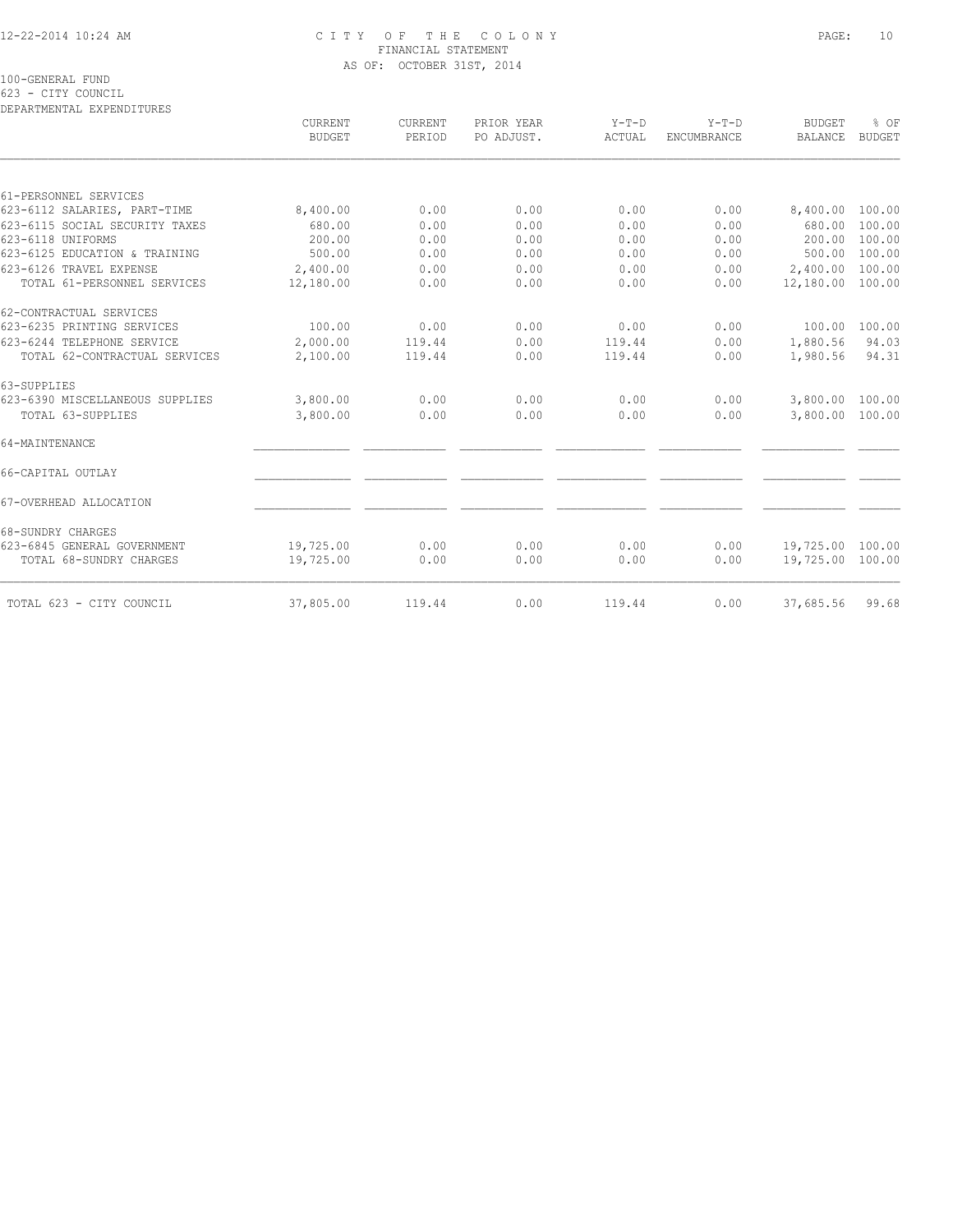# CITY OF THE COLONY
## FINANCIAL STATEMENT
### AS OF: OCTOBER 31ST, 2014

100-GENERAL FUND
623 - CITY COUNCIL
DEPARTMENTAL EXPENDITURES

| | CURRENT BUDGET | CURRENT PERIOD | PRIOR YEAR PO ADJUST. | Y-T-D ACTUAL | Y-T-D ENCUMBRANCE | BUDGET BALANCE | % OF BUDGET |
|---|---|---|---|---|---|---|---|
| 61-PERSONNEL SERVICES | | | | | | | |
| 623-6112 SALARIES, PART-TIME | 8,400.00 | 0.00 | 0.00 | 0.00 | 0.00 | 8,400.00 | 100.00 |
| 623-6115 SOCIAL SECURITY TAXES | 680.00 | 0.00 | 0.00 | 0.00 | 0.00 | 680.00 | 100.00 |
| 623-6118 UNIFORMS | 200.00 | 0.00 | 0.00 | 0.00 | 0.00 | 200.00 | 100.00 |
| 623-6125 EDUCATION & TRAINING | 500.00 | 0.00 | 0.00 | 0.00 | 0.00 | 500.00 | 100.00 |
| 623-6126 TRAVEL EXPENSE | 2,400.00 | 0.00 | 0.00 | 0.00 | 0.00 | 2,400.00 | 100.00 |
| TOTAL 61-PERSONNEL SERVICES | 12,180.00 | 0.00 | 0.00 | 0.00 | 0.00 | 12,180.00 | 100.00 |
| 62-CONTRACTUAL SERVICES | | | | | | | |
| 623-6235 PRINTING SERVICES | 100.00 | 0.00 | 0.00 | 0.00 | 0.00 | 100.00 | 100.00 |
| 623-6244 TELEPHONE SERVICE | 2,000.00 | 119.44 | 0.00 | 119.44 | 0.00 | 1,880.56 | 94.03 |
| TOTAL 62-CONTRACTUAL SERVICES | 2,100.00 | 119.44 | 0.00 | 119.44 | 0.00 | 1,980.56 | 94.31 |
| 63-SUPPLIES | | | | | | | |
| 623-6390 MISCELLANEOUS SUPPLIES | 3,800.00 | 0.00 | 0.00 | 0.00 | 0.00 | 3,800.00 | 100.00 |
| TOTAL 63-SUPPLIES | 3,800.00 | 0.00 | 0.00 | 0.00 | 0.00 | 3,800.00 | 100.00 |
| 64-MAINTENANCE | | | | | | | |
| 66-CAPITAL OUTLAY | | | | | | | |
| 67-OVERHEAD ALLOCATION | | | | | | | |
| 68-SUNDRY CHARGES | | | | | | | |
| 623-6845 GENERAL GOVERNMENT | 19,725.00 | 0.00 | 0.00 | 0.00 | 0.00 | 19,725.00 | 100.00 |
| TOTAL 68-SUNDRY CHARGES | 19,725.00 | 0.00 | 0.00 | 0.00 | 0.00 | 19,725.00 | 100.00 |
| TOTAL 623 - CITY COUNCIL | 37,805.00 | 119.44 | 0.00 | 119.44 | 0.00 | 37,685.56 | 99.68 |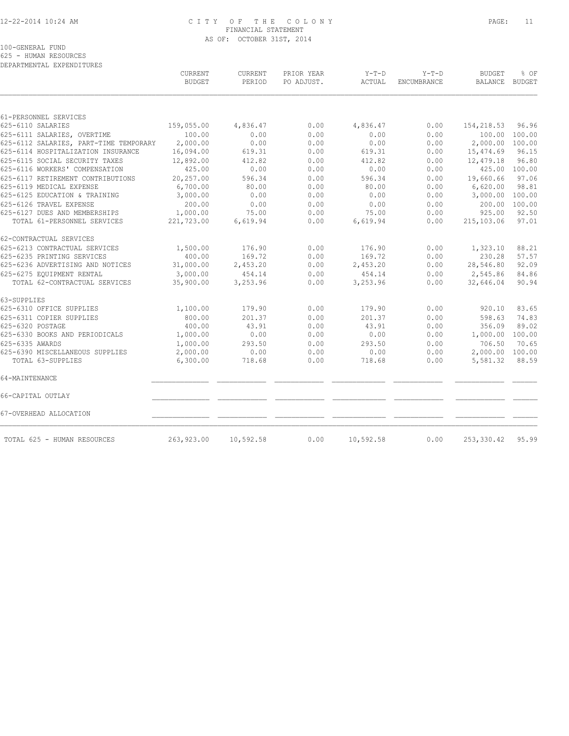# CITY OF THE COLONY
## FINANCIAL STATEMENT
### AS OF: OCTOBER 31ST, 2014

100-GENERAL FUND
625 - HUMAN RESOURCES
DEPARTMENTAL EXPENDITURES

| | CURRENT BUDGET | CURRENT PERIOD | PRIOR YEAR PO ADJUST. | Y-T-D ACTUAL | Y-T-D ENCUMBRANCE | BUDGET BALANCE | % OF BUDGET |
|---|---|---|---|---|---|---|---|
| 61-PERSONNEL SERVICES | | | | | | | |
| 625-6110 SALARIES | 159,055.00 | 4,836.47 | 0.00 | 4,836.47 | 0.00 | 154,218.53 | 96.96 |
| 625-6111 SALARIES, OVERTIME | 100.00 | 0.00 | 0.00 | 0.00 | 0.00 | 100.00 | 100.00 |
| 625-6112 SALARIES, PART-TIME TEMPORARY | 2,000.00 | 0.00 | 0.00 | 0.00 | 0.00 | 2,000.00 | 100.00 |
| 625-6114 HOSPITALIZATION INSURANCE | 16,094.00 | 619.31 | 0.00 | 619.31 | 0.00 | 15,474.69 | 96.15 |
| 625-6115 SOCIAL SECURITY TAXES | 12,892.00 | 412.82 | 0.00 | 412.82 | 0.00 | 12,479.18 | 96.80 |
| 625-6116 WORKERS' COMPENSATION | 425.00 | 0.00 | 0.00 | 0.00 | 0.00 | 425.00 | 100.00 |
| 625-6117 RETIREMENT CONTRIBUTIONS | 20,257.00 | 596.34 | 0.00 | 596.34 | 0.00 | 19,660.66 | 97.06 |
| 625-6119 MEDICAL EXPENSE | 6,700.00 | 80.00 | 0.00 | 80.00 | 0.00 | 6,620.00 | 98.81 |
| 625-6125 EDUCATION & TRAINING | 3,000.00 | 0.00 | 0.00 | 0.00 | 0.00 | 3,000.00 | 100.00 |
| 625-6126 TRAVEL EXPENSE | 200.00 | 0.00 | 0.00 | 0.00 | 0.00 | 200.00 | 100.00 |
| 625-6127 DUES AND MEMBERSHIPS | 1,000.00 | 75.00 | 0.00 | 75.00 | 0.00 | 925.00 | 92.50 |
| TOTAL 61-PERSONNEL SERVICES | 221,723.00 | 6,619.94 | 0.00 | 6,619.94 | 0.00 | 215,103.06 | 97.01 |
| 62-CONTRACTUAL SERVICES | | | | | | | |
| 625-6213 CONTRACTUAL SERVICES | 1,500.00 | 176.90 | 0.00 | 176.90 | 0.00 | 1,323.10 | 88.21 |
| 625-6235 PRINTING SERVICES | 400.00 | 169.72 | 0.00 | 169.72 | 0.00 | 230.28 | 57.57 |
| 625-6236 ADVERTISING AND NOTICES | 31,000.00 | 2,453.20 | 0.00 | 2,453.20 | 0.00 | 28,546.80 | 92.09 |
| 625-6275 EQUIPMENT RENTAL | 3,000.00 | 454.14 | 0.00 | 454.14 | 0.00 | 2,545.86 | 84.86 |
| TOTAL 62-CONTRACTUAL SERVICES | 35,900.00 | 3,253.96 | 0.00 | 3,253.96 | 0.00 | 32,646.04 | 90.94 |
| 63-SUPPLIES | | | | | | | |
| 625-6310 OFFICE SUPPLIES | 1,100.00 | 179.90 | 0.00 | 179.90 | 0.00 | 920.10 | 83.65 |
| 625-6311 COPIER SUPPLIES | 800.00 | 201.37 | 0.00 | 201.37 | 0.00 | 598.63 | 74.83 |
| 625-6320 POSTAGE | 400.00 | 43.91 | 0.00 | 43.91 | 0.00 | 356.09 | 89.02 |
| 625-6330 BOOKS AND PERIODICALS | 1,000.00 | 0.00 | 0.00 | 0.00 | 0.00 | 1,000.00 | 100.00 |
| 625-6335 AWARDS | 1,000.00 | 293.50 | 0.00 | 293.50 | 0.00 | 706.50 | 70.65 |
| 625-6390 MISCELLANEOUS SUPPLIES | 2,000.00 | 0.00 | 0.00 | 0.00 | 0.00 | 2,000.00 | 100.00 |
| TOTAL 63-SUPPLIES | 6,300.00 | 718.68 | 0.00 | 718.68 | 0.00 | 5,581.32 | 88.59 |
| 64-MAINTENANCE | | | | | | | |
| 66-CAPITAL OUTLAY | | | | | | | |
| 67-OVERHEAD ALLOCATION | | | | | | | |
| TOTAL 625 - HUMAN RESOURCES | 263,923.00 | 10,592.58 | 0.00 | 10,592.58 | 0.00 | 253,330.42 | 95.99 |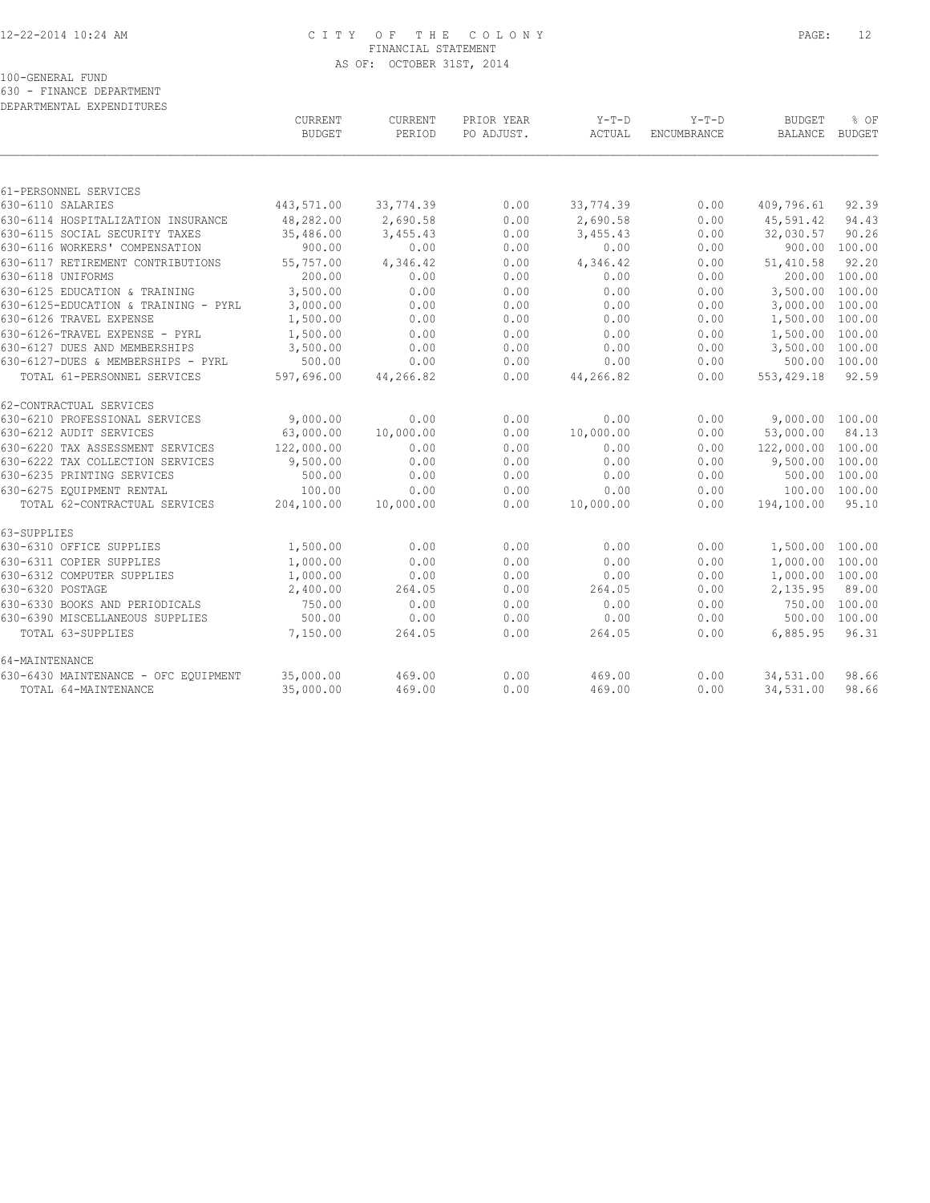# CITY OF THE COLONY
FINANCIAL STATEMENT
AS OF: OCTOBER 31ST, 2014

100-GENERAL FUND
630 - FINANCE DEPARTMENT
DEPARTMENTAL EXPENDITURES

| | CURRENT BUDGET | CURRENT PERIOD | PRIOR YEAR PO ADJUST. | Y-T-D ACTUAL | Y-T-D ENCUMBRANCE | BUDGET BALANCE | % OF BUDGET |
|---|---|---|---|---|---|---|---|
| 61-PERSONNEL SERVICES | | | | | | | |
| 630-6110 SALARIES | 443,571.00 | 33,774.39 | 0.00 | 33,774.39 | 0.00 | 409,796.61 | 92.39 |
| 630-6114 HOSPITALIZATION INSURANCE | 48,282.00 | 2,690.58 | 0.00 | 2,690.58 | 0.00 | 45,591.42 | 94.43 |
| 630-6115 SOCIAL SECURITY TAXES | 35,486.00 | 3,455.43 | 0.00 | 3,455.43 | 0.00 | 32,030.57 | 90.26 |
| 630-6116 WORKERS' COMPENSATION | 900.00 | 0.00 | 0.00 | 0.00 | 0.00 | 900.00 | 100.00 |
| 630-6117 RETIREMENT CONTRIBUTIONS | 55,757.00 | 4,346.42 | 0.00 | 4,346.42 | 0.00 | 51,410.58 | 92.20 |
| 630-6118 UNIFORMS | 200.00 | 0.00 | 0.00 | 0.00 | 0.00 | 200.00 | 100.00 |
| 630-6125 EDUCATION & TRAINING | 3,500.00 | 0.00 | 0.00 | 0.00 | 0.00 | 3,500.00 | 100.00 |
| 630-6125-EDUCATION & TRAINING - PYRL | 3,000.00 | 0.00 | 0.00 | 0.00 | 0.00 | 3,000.00 | 100.00 |
| 630-6126 TRAVEL EXPENSE | 1,500.00 | 0.00 | 0.00 | 0.00 | 0.00 | 1,500.00 | 100.00 |
| 630-6126-TRAVEL EXPENSE - PYRL | 1,500.00 | 0.00 | 0.00 | 0.00 | 0.00 | 1,500.00 | 100.00 |
| 630-6127 DUES AND MEMBERSHIPS | 3,500.00 | 0.00 | 0.00 | 0.00 | 0.00 | 3,500.00 | 100.00 |
| 630-6127-DUES & MEMBERSHIPS - PYRL | 500.00 | 0.00 | 0.00 | 0.00 | 0.00 | 500.00 | 100.00 |
| TOTAL 61-PERSONNEL SERVICES | 597,696.00 | 44,266.82 | 0.00 | 44,266.82 | 0.00 | 553,429.18 | 92.59 |
| 62-CONTRACTUAL SERVICES | | | | | | | |
| 630-6210 PROFESSIONAL SERVICES | 9,000.00 | 0.00 | 0.00 | 0.00 | 0.00 | 9,000.00 | 100.00 |
| 630-6212 AUDIT SERVICES | 63,000.00 | 10,000.00 | 0.00 | 10,000.00 | 0.00 | 53,000.00 | 84.13 |
| 630-6220 TAX ASSESSMENT SERVICES | 122,000.00 | 0.00 | 0.00 | 0.00 | 0.00 | 122,000.00 | 100.00 |
| 630-6222 TAX COLLECTION SERVICES | 9,500.00 | 0.00 | 0.00 | 0.00 | 0.00 | 9,500.00 | 100.00 |
| 630-6235 PRINTING SERVICES | 500.00 | 0.00 | 0.00 | 0.00 | 0.00 | 500.00 | 100.00 |
| 630-6275 EQUIPMENT RENTAL | 100.00 | 0.00 | 0.00 | 0.00 | 0.00 | 100.00 | 100.00 |
| TOTAL 62-CONTRACTUAL SERVICES | 204,100.00 | 10,000.00 | 0.00 | 10,000.00 | 0.00 | 194,100.00 | 95.10 |
| 63-SUPPLIES | | | | | | | |
| 630-6310 OFFICE SUPPLIES | 1,500.00 | 0.00 | 0.00 | 0.00 | 0.00 | 1,500.00 | 100.00 |
| 630-6311 COPIER SUPPLIES | 1,000.00 | 0.00 | 0.00 | 0.00 | 0.00 | 1,000.00 | 100.00 |
| 630-6312 COMPUTER SUPPLIES | 1,000.00 | 0.00 | 0.00 | 0.00 | 0.00 | 1,000.00 | 100.00 |
| 630-6320 POSTAGE | 2,400.00 | 264.05 | 0.00 | 264.05 | 0.00 | 2,135.95 | 89.00 |
| 630-6330 BOOKS AND PERIODICALS | 750.00 | 0.00 | 0.00 | 0.00 | 0.00 | 750.00 | 100.00 |
| 630-6390 MISCELLANEOUS SUPPLIES | 500.00 | 0.00 | 0.00 | 0.00 | 0.00 | 500.00 | 100.00 |
| TOTAL 63-SUPPLIES | 7,150.00 | 264.05 | 0.00 | 264.05 | 0.00 | 6,885.95 | 96.31 |
| 64-MAINTENANCE | | | | | | | |
| 630-6430 MAINTENANCE - OFC EQUIPMENT | 35,000.00 | 469.00 | 0.00 | 469.00 | 0.00 | 34,531.00 | 98.66 |
| TOTAL 64-MAINTENANCE | 35,000.00 | 469.00 | 0.00 | 469.00 | 0.00 | 34,531.00 | 98.66 |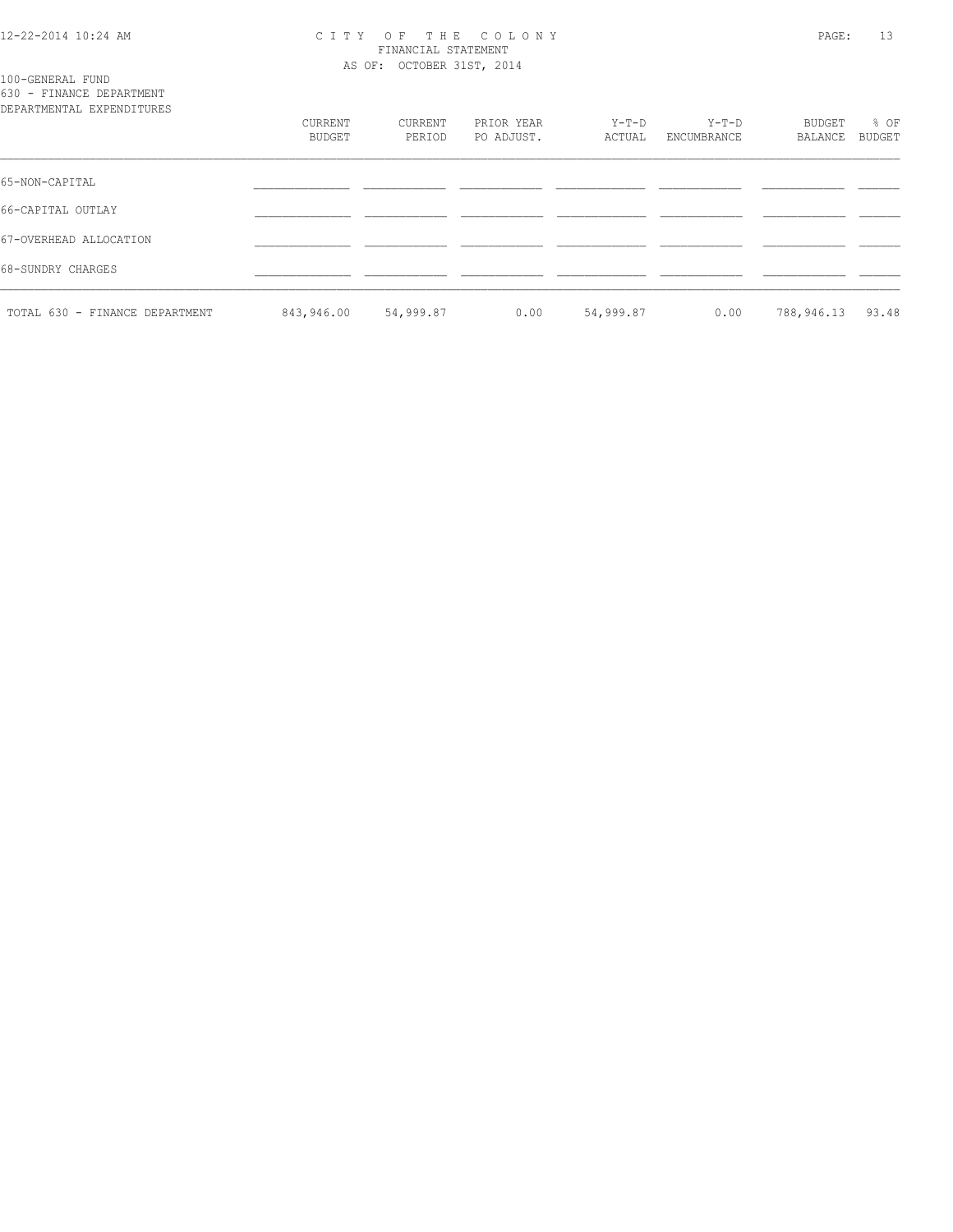100-GENERAL FUND
630 - FINANCE DEPARTMENT
DEPARTMENTAL EXPENDITURES

| | CURRENT BUDGET | CURRENT PERIOD | PRIOR YEAR PO ADJUST. | Y-T-D ACTUAL | Y-T-D ENCUMBRANCE | BUDGET BALANCE | % OF BUDGET |
|---|---|---|---|---|---|---|---|
| 65-NON-CAPITAL | | | | | | | |
| 66-CAPITAL OUTLAY | | | | | | | |
| 67-OVERHEAD ALLOCATION | | | | | | | |
| 68-SUNDRY CHARGES | | | | | | | |
| TOTAL 630 - FINANCE DEPARTMENT | 843,946.00 | 54,999.87 | 0.00 | 54,999.87 | 0.00 | 788,946.13 | 93.48 |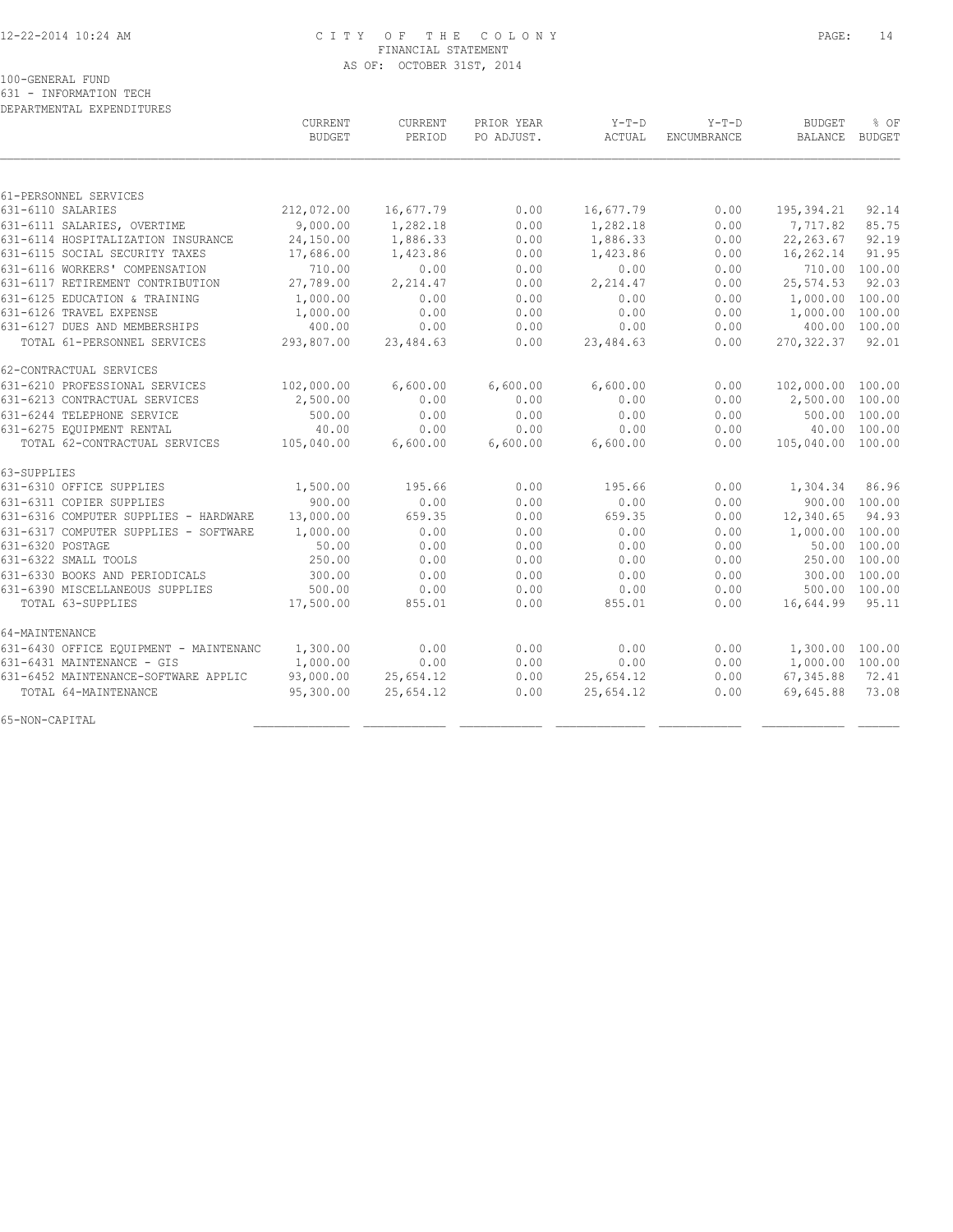# CITY OF THE COLONY
## FINANCIAL STATEMENT
### AS OF: OCTOBER 31ST, 2014

100-GENERAL FUND
631 - INFORMATION TECH
DEPARTMENTAL EXPENDITURES

| | CURRENT BUDGET | CURRENT PERIOD | PRIOR YEAR PO ADJUST. | Y-T-D ACTUAL | Y-T-D ENCUMBRANCE | BUDGET BALANCE | % OF BUDGET |
|---|---|---|---|---|---|---|---|
| 61-PERSONNEL SERVICES | | | | | | | |
| 631-6110 SALARIES | 212,072.00 | 16,677.79 | 0.00 | 16,677.79 | 0.00 | 195,394.21 | 92.14 |
| 631-6111 SALARIES, OVERTIME | 9,000.00 | 1,282.18 | 0.00 | 1,282.18 | 0.00 | 7,717.82 | 85.75 |
| 631-6114 HOSPITALIZATION INSURANCE | 24,150.00 | 1,886.33 | 0.00 | 1,886.33 | 0.00 | 22,263.67 | 92.19 |
| 631-6115 SOCIAL SECURITY TAXES | 17,686.00 | 1,423.86 | 0.00 | 1,423.86 | 0.00 | 16,262.14 | 91.95 |
| 631-6116 WORKERS' COMPENSATION | 710.00 | 0.00 | 0.00 | 0.00 | 0.00 | 710.00 | 100.00 |
| 631-6117 RETIREMENT CONTRIBUTION | 27,789.00 | 2,214.47 | 0.00 | 2,214.47 | 0.00 | 25,574.53 | 92.03 |
| 631-6125 EDUCATION & TRAINING | 1,000.00 | 0.00 | 0.00 | 0.00 | 0.00 | 1,000.00 | 100.00 |
| 631-6126 TRAVEL EXPENSE | 1,000.00 | 0.00 | 0.00 | 0.00 | 0.00 | 1,000.00 | 100.00 |
| 631-6127 DUES AND MEMBERSHIPS | 400.00 | 0.00 | 0.00 | 0.00 | 0.00 | 400.00 | 100.00 |
| TOTAL 61-PERSONNEL SERVICES | 293,807.00 | 23,484.63 | 0.00 | 23,484.63 | 0.00 | 270,322.37 | 92.01 |
| 62-CONTRACTUAL SERVICES | | | | | | | |
| 631-6210 PROFESSIONAL SERVICES | 102,000.00 | 6,600.00 | 6,600.00 | 6,600.00 | 0.00 | 102,000.00 | 100.00 |
| 631-6213 CONTRACTUAL SERVICES | 2,500.00 | 0.00 | 0.00 | 0.00 | 0.00 | 2,500.00 | 100.00 |
| 631-6244 TELEPHONE SERVICE | 500.00 | 0.00 | 0.00 | 0.00 | 0.00 | 500.00 | 100.00 |
| 631-6275 EQUIPMENT RENTAL | 40.00 | 0.00 | 0.00 | 0.00 | 0.00 | 40.00 | 100.00 |
| TOTAL 62-CONTRACTUAL SERVICES | 105,040.00 | 6,600.00 | 6,600.00 | 6,600.00 | 0.00 | 105,040.00 | 100.00 |
| 63-SUPPLIES | | | | | | | |
| 631-6310 OFFICE SUPPLIES | 1,500.00 | 195.66 | 0.00 | 195.66 | 0.00 | 1,304.34 | 86.96 |
| 631-6311 COPIER SUPPLIES | 900.00 | 0.00 | 0.00 | 0.00 | 0.00 | 900.00 | 100.00 |
| 631-6316 COMPUTER SUPPLIES - HARDWARE | 13,000.00 | 659.35 | 0.00 | 659.35 | 0.00 | 12,340.65 | 94.93 |
| 631-6317 COMPUTER SUPPLIES - SOFTWARE | 1,000.00 | 0.00 | 0.00 | 0.00 | 0.00 | 1,000.00 | 100.00 |
| 631-6320 POSTAGE | 50.00 | 0.00 | 0.00 | 0.00 | 0.00 | 50.00 | 100.00 |
| 631-6322 SMALL TOOLS | 250.00 | 0.00 | 0.00 | 0.00 | 0.00 | 250.00 | 100.00 |
| 631-6330 BOOKS AND PERIODICALS | 300.00 | 0.00 | 0.00 | 0.00 | 0.00 | 300.00 | 100.00 |
| 631-6390 MISCELLANEOUS SUPPLIES | 500.00 | 0.00 | 0.00 | 0.00 | 0.00 | 500.00 | 100.00 |
| TOTAL 63-SUPPLIES | 17,500.00 | 855.01 | 0.00 | 855.01 | 0.00 | 16,644.99 | 95.11 |
| 64-MAINTENANCE | | | | | | | |
| 631-6430 OFFICE EQUIPMENT - MAINTENANC | 1,300.00 | 0.00 | 0.00 | 0.00 | 0.00 | 1,300.00 | 100.00 |
| 631-6431 MAINTENANCE - GIS | 1,000.00 | 0.00 | 0.00 | 0.00 | 0.00 | 1,000.00 | 100.00 |
| 631-6452 MAINTENANCE-SOFTWARE APPLIC | 93,000.00 | 25,654.12 | 0.00 | 25,654.12 | 0.00 | 67,345.88 | 72.41 |
| TOTAL 64-MAINTENANCE | 95,300.00 | 25,654.12 | 0.00 | 25,654.12 | 0.00 | 69,645.88 | 73.08 |
| 65-NON-CAPITAL | | | | | | | |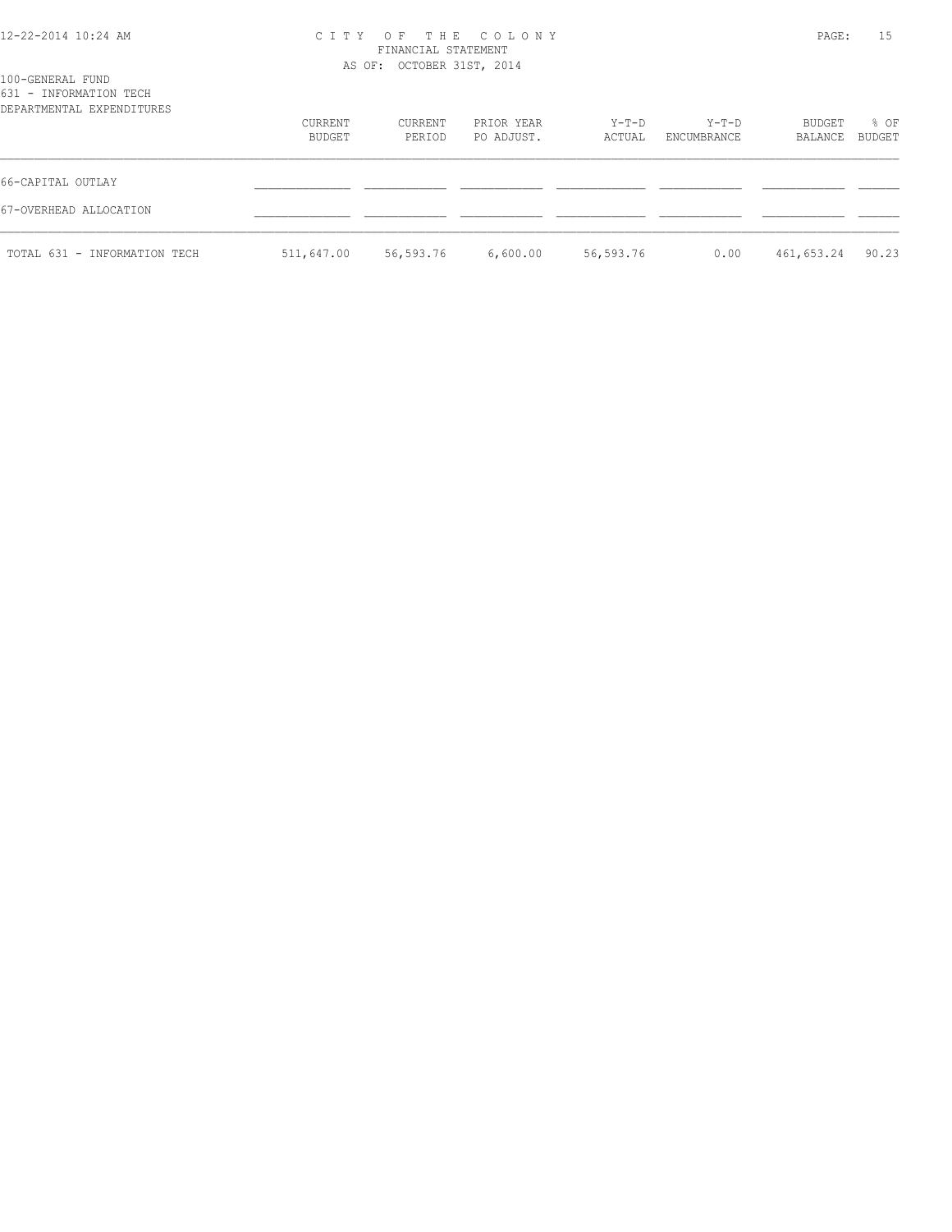100-GENERAL FUND
631 - INFORMATION TECH
DEPARTMENTAL EXPENDITURES

| | CURRENT BUDGET | CURRENT PERIOD | PRIOR YEAR PO ADJUST. | Y-T-D ACTUAL | Y-T-D ENCUMBRANCE | BUDGET BALANCE | % OF BUDGET |
|---|---|---|---|---|---|---|---|
| 66-CAPITAL OUTLAY | | | | | | | |
| 67-OVERHEAD ALLOCATION | | | | | | | |
| TOTAL 631 - INFORMATION TECH | 511,647.00 | 56,593.76 | 6,600.00 | 56,593.76 | 0.00 | 461,653.24 | 90.23 |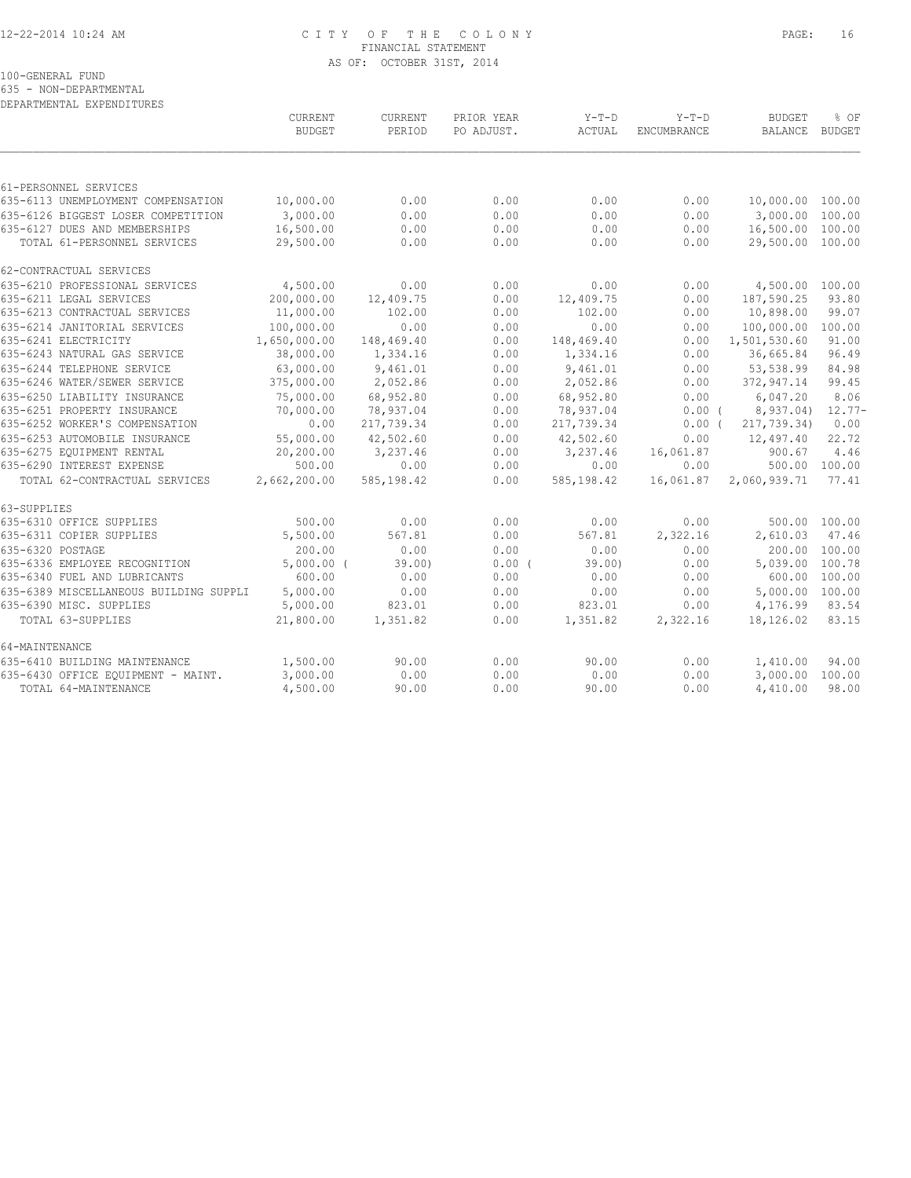# CITY OF THE COLONY
## FINANCIAL STATEMENT
### AS OF: OCTOBER 31ST, 2014

100-GENERAL FUND
635 - NON-DEPARTMENTAL
DEPARTMENTAL EXPENDITURES

| | CURRENT BUDGET | CURRENT PERIOD | PRIOR YEAR PO ADJUST. | Y-T-D ACTUAL | Y-T-D ENCUMBRANCE | BUDGET BALANCE | % OF BUDGET |
|---|---|---|---|---|---|---|---|
| 61-PERSONNEL SERVICES | | | | | | | |
| 635-6113 UNEMPLOYMENT COMPENSATION | 10,000.00 | 0.00 | 0.00 | 0.00 | 0.00 | 10,000.00 | 100.00 |
| 635-6126 BIGGEST LOSER COMPETITION | 3,000.00 | 0.00 | 0.00 | 0.00 | 0.00 | 3,000.00 | 100.00 |
| 635-6127 DUES AND MEMBERSHIPS | 16,500.00 | 0.00 | 0.00 | 0.00 | 0.00 | 16,500.00 | 100.00 |
| TOTAL 61-PERSONNEL SERVICES | 29,500.00 | 0.00 | 0.00 | 0.00 | 0.00 | 29,500.00 | 100.00 |
| 62-CONTRACTUAL SERVICES | | | | | | | |
| 635-6210 PROFESSIONAL SERVICES | 4,500.00 | 0.00 | 0.00 | 0.00 | 0.00 | 4,500.00 | 100.00 |
| 635-6211 LEGAL SERVICES | 200,000.00 | 12,409.75 | 0.00 | 12,409.75 | 0.00 | 187,590.25 | 93.80 |
| 635-6213 CONTRACTUAL SERVICES | 11,000.00 | 102.00 | 0.00 | 102.00 | 0.00 | 10,898.00 | 99.07 |
| 635-6214 JANITORIAL SERVICES | 100,000.00 | 0.00 | 0.00 | 0.00 | 0.00 | 100,000.00 | 100.00 |
| 635-6241 ELECTRICITY | 1,650,000.00 | 148,469.40 | 0.00 | 148,469.40 | 0.00 | 1,501,530.60 | 91.00 |
| 635-6243 NATURAL GAS SERVICE | 38,000.00 | 1,334.16 | 0.00 | 1,334.16 | 0.00 | 36,665.84 | 96.49 |
| 635-6244 TELEPHONE SERVICE | 63,000.00 | 9,461.01 | 0.00 | 9,461.01 | 0.00 | 53,538.99 | 84.98 |
| 635-6246 WATER/SEWER SERVICE | 375,000.00 | 2,052.86 | 0.00 | 2,052.86 | 0.00 | 372,947.14 | 99.45 |
| 635-6250 LIABILITY INSURANCE | 75,000.00 | 68,952.80 | 0.00 | 68,952.80 | 0.00 | 6,047.20 | 8.06 |
| 635-6251 PROPERTY INSURANCE | 70,000.00 | 78,937.04 | 0.00 | 78,937.04 | 0.00 | ( 8,937.04) | 12.77- |
| 635-6252 WORKER'S COMPENSATION | 0.00 | 217,739.34 | 0.00 | 217,739.34 | 0.00 | ( 217,739.34) | 0.00 |
| 635-6253 AUTOMOBILE INSURANCE | 55,000.00 | 42,502.60 | 0.00 | 42,502.60 | 0.00 | 12,497.40 | 22.72 |
| 635-6275 EQUIPMENT RENTAL | 20,200.00 | 3,237.46 | 0.00 | 3,237.46 | 16,061.87 | 900.67 | 4.46 |
| 635-6290 INTEREST EXPENSE | 500.00 | 0.00 | 0.00 | 0.00 | 0.00 | 500.00 | 100.00 |
| TOTAL 62-CONTRACTUAL SERVICES | 2,662,200.00 | 585,198.42 | 0.00 | 585,198.42 | 16,061.87 | 2,060,939.71 | 77.41 |
| 63-SUPPLIES | | | | | | | |
| 635-6310 OFFICE SUPPLIES | 500.00 | 0.00 | 0.00 | 0.00 | 0.00 | 500.00 | 100.00 |
| 635-6311 COPIER SUPPLIES | 5,500.00 | 567.81 | 0.00 | 567.81 | 2,322.16 | 2,610.03 | 47.46 |
| 635-6320 POSTAGE | 200.00 | 0.00 | 0.00 | 0.00 | 0.00 | 200.00 | 100.00 |
| 635-6336 EMPLOYEE RECOGNITION | 5,000.00 | ( 39.00) | 0.00 | ( 39.00) | 0.00 | 5,039.00 | 100.78 |
| 635-6340 FUEL AND LUBRICANTS | 600.00 | 0.00 | 0.00 | 0.00 | 0.00 | 600.00 | 100.00 |
| 635-6389 MISCELLANEOUS BUILDING SUPPLI | 5,000.00 | 0.00 | 0.00 | 0.00 | 0.00 | 5,000.00 | 100.00 |
| 635-6390 MISC. SUPPLIES | 5,000.00 | 823.01 | 0.00 | 823.01 | 0.00 | 4,176.99 | 83.54 |
| TOTAL 63-SUPPLIES | 21,800.00 | 1,351.82 | 0.00 | 1,351.82 | 2,322.16 | 18,126.02 | 83.15 |
| 64-MAINTENANCE | | | | | | | |
| 635-6410 BUILDING MAINTENANCE | 1,500.00 | 90.00 | 0.00 | 90.00 | 0.00 | 1,410.00 | 94.00 |
| 635-6430 OFFICE EQUIPMENT - MAINT. | 3,000.00 | 0.00 | 0.00 | 0.00 | 0.00 | 3,000.00 | 100.00 |
| TOTAL 64-MAINTENANCE | 4,500.00 | 90.00 | 0.00 | 90.00 | 0.00 | 4,410.00 | 98.00 |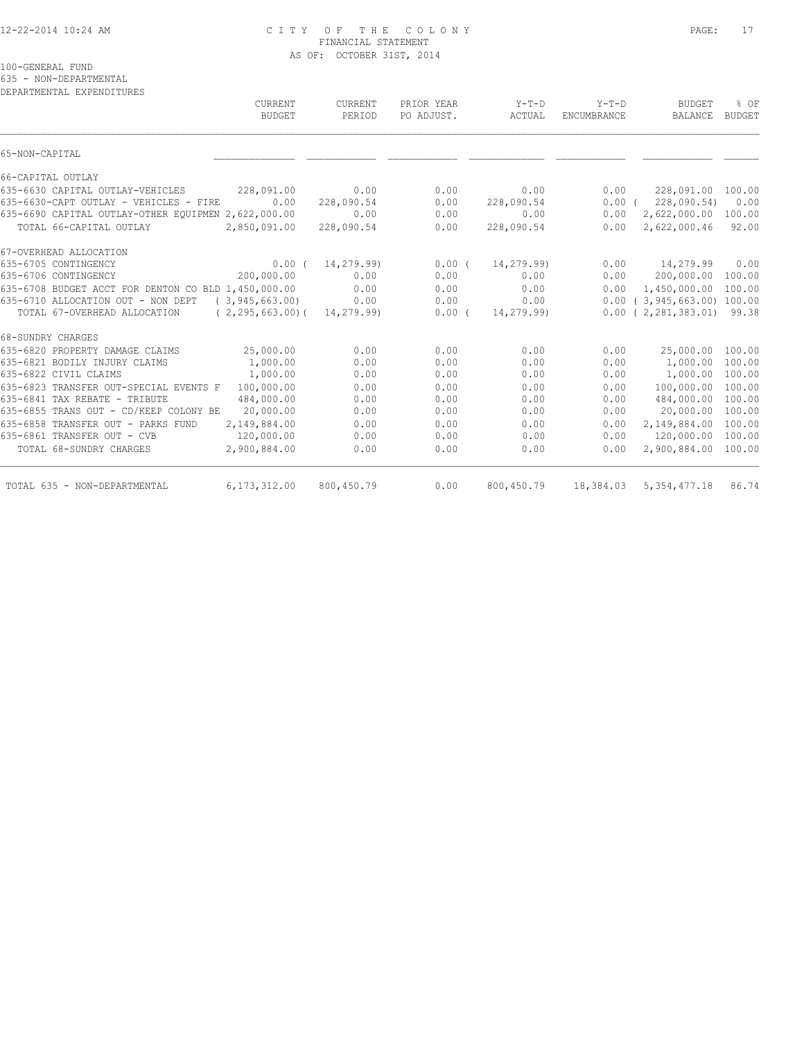100-GENERAL FUND
635 - NON-DEPARTMENTAL
DEPARTMENTAL EXPENDITURES

| | CURRENT BUDGET | CURRENT PERIOD | PRIOR YEAR PO ADJUST. | Y-T-D ACTUAL | Y-T-D ENCUMBRANCE | BUDGET BALANCE | % OF BUDGET |
|---|---|---|---|---|---|---|---|
| 65-NON-CAPITAL | | | | | | | |
| 66-CAPITAL OUTLAY | | | | | | | |
| 635-6630 CAPITAL OUTLAY-VEHICLES | 228,091.00 | 0.00 | 0.00 | 0.00 | 0.00 | 228,091.00 | 100.00 |
| 635-6630-CAPT OUTLAY - VEHICLES - FIRE | 0.00 | 228,090.54 | 0.00 | 228,090.54 | 0.00 | ( 228,090.54) | 0.00 |
| 635-6690 CAPITAL OUTLAY-OTHER EQUIPMEN | 2,622,000.00 | 0.00 | 0.00 | 0.00 | 0.00 | 2,622,000.00 | 100.00 |
| TOTAL 66-CAPITAL OUTLAY | 2,850,091.00 | 228,090.54 | 0.00 | 228,090.54 | 0.00 | 2,622,000.46 | 92.00 |
| 67-OVERHEAD ALLOCATION | | | | | | | |
| 635-6705 CONTINGENCY | 0.00 | ( 14,279.99) | 0.00 | ( 14,279.99) | 0.00 | 14,279.99 | 0.00 |
| 635-6706 CONTINGENCY | 200,000.00 | 0.00 | 0.00 | 0.00 | 0.00 | 200,000.00 | 100.00 |
| 635-6708 BUDGET ACCT FOR DENTON CO BLD | 1,450,000.00 | 0.00 | 0.00 | 0.00 | 0.00 | 1,450,000.00 | 100.00 |
| 635-6710 ALLOCATION OUT - NON DEPT | ( 3,945,663.00) | 0.00 | 0.00 | 0.00 | 0.00 | ( 3,945,663.00) | 100.00 |
| TOTAL 67-OVERHEAD ALLOCATION | ( 2,295,663.00) | ( 14,279.99) | 0.00 | ( 14,279.99) | 0.00 | ( 2,281,383.01) | 99.38 |
| 68-SUNDRY CHARGES | | | | | | | |
| 635-6820 PROPERTY DAMAGE CLAIMS | 25,000.00 | 0.00 | 0.00 | 0.00 | 0.00 | 25,000.00 | 100.00 |
| 635-6821 BODILY INJURY CLAIMS | 1,000.00 | 0.00 | 0.00 | 0.00 | 0.00 | 1,000.00 | 100.00 |
| 635-6822 CIVIL CLAIMS | 1,000.00 | 0.00 | 0.00 | 0.00 | 0.00 | 1,000.00 | 100.00 |
| 635-6823 TRANSFER OUT-SPECIAL EVENTS F | 100,000.00 | 0.00 | 0.00 | 0.00 | 0.00 | 100,000.00 | 100.00 |
| 635-6841 TAX REBATE - TRIBUTE | 484,000.00 | 0.00 | 0.00 | 0.00 | 0.00 | 484,000.00 | 100.00 |
| 635-6855 TRANS OUT - CD/KEEP COLONY BE | 20,000.00 | 0.00 | 0.00 | 0.00 | 0.00 | 20,000.00 | 100.00 |
| 635-6858 TRANSFER OUT - PARKS FUND | 2,149,884.00 | 0.00 | 0.00 | 0.00 | 0.00 | 2,149,884.00 | 100.00 |
| 635-6861 TRANSFER OUT - CVB | 120,000.00 | 0.00 | 0.00 | 0.00 | 0.00 | 120,000.00 | 100.00 |
| TOTAL 68-SUNDRY CHARGES | 2,900,884.00 | 0.00 | 0.00 | 0.00 | 0.00 | 2,900,884.00 | 100.00 |
| TOTAL 635 - NON-DEPARTMENTAL | 6,173,312.00 | 800,450.79 | 0.00 | 800,450.79 | 18,384.03 | 5,354,477.18 | 86.74 |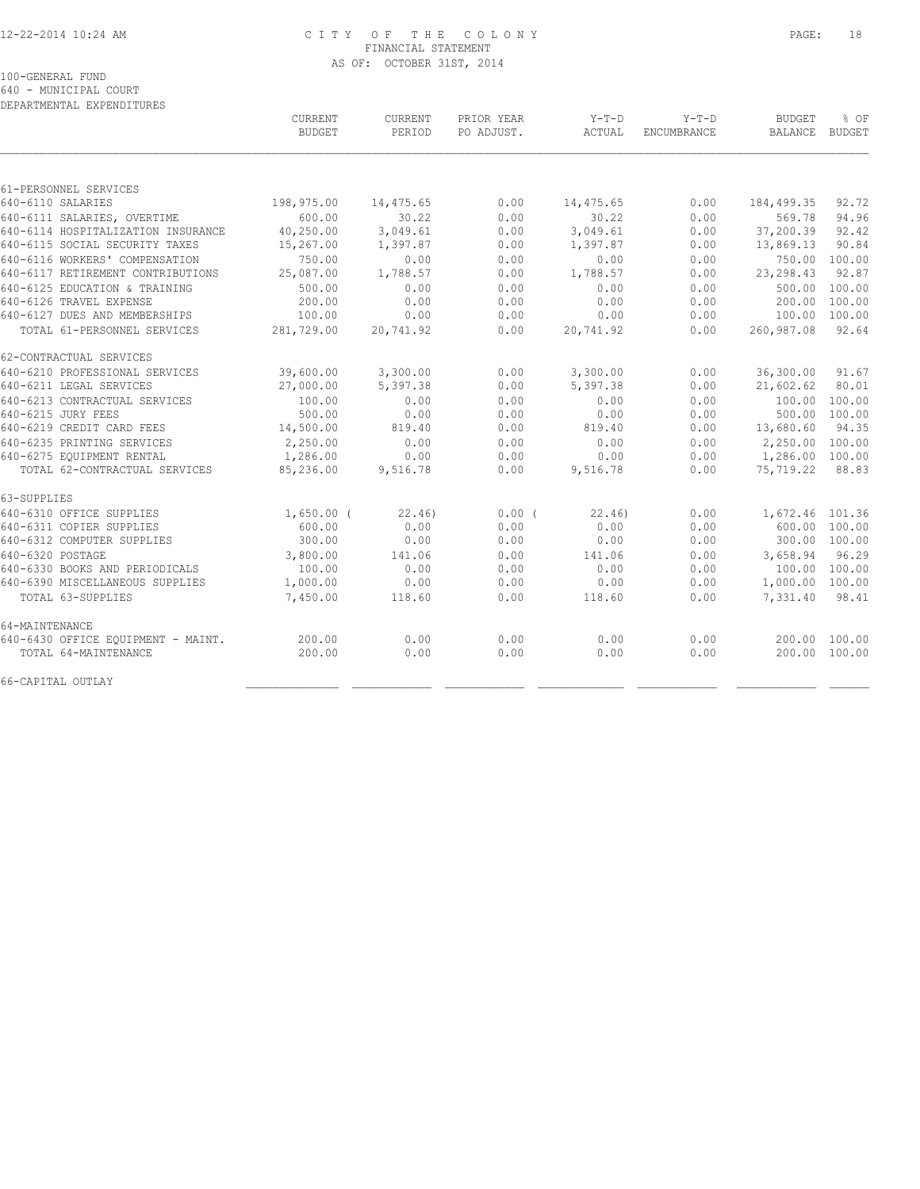# CITY OF THE COLONY
## FINANCIAL STATEMENT
### AS OF: OCTOBER 31ST, 2014

100-GENERAL FUND
640 - MUNICIPAL COURT
DEPARTMENTAL EXPENDITURES

| | CURRENT BUDGET | CURRENT PERIOD | PRIOR YEAR PO ADJUST. | Y-T-D ACTUAL | Y-T-D ENCUMBRANCE | BUDGET BALANCE | % OF BUDGET |
|---|---|---|---|---|---|---|---|
| **61-PERSONNEL SERVICES** | | | | | | | |
| 640-6110 SALARIES | 198,975.00 | 14,475.65 | 0.00 | 14,475.65 | 0.00 | 184,499.35 | 92.72 |
| 640-6111 SALARIES, OVERTIME | 600.00 | 30.22 | 0.00 | 30.22 | 0.00 | 569.78 | 94.96 |
| 640-6114 HOSPITALIZATION INSURANCE | 40,250.00 | 3,049.61 | 0.00 | 3,049.61 | 0.00 | 37,200.39 | 92.42 |
| 640-6115 SOCIAL SECURITY TAXES | 15,267.00 | 1,397.87 | 0.00 | 1,397.87 | 0.00 | 13,869.13 | 90.84 |
| 640-6116 WORKERS' COMPENSATION | 750.00 | 0.00 | 0.00 | 0.00 | 0.00 | 750.00 | 100.00 |
| 640-6117 RETIREMENT CONTRIBUTIONS | 25,087.00 | 1,788.57 | 0.00 | 1,788.57 | 0.00 | 23,298.43 | 92.87 |
| 640-6125 EDUCATION & TRAINING | 500.00 | 0.00 | 0.00 | 0.00 | 0.00 | 500.00 | 100.00 |
| 640-6126 TRAVEL EXPENSE | 200.00 | 0.00 | 0.00 | 0.00 | 0.00 | 200.00 | 100.00 |
| 640-6127 DUES AND MEMBERSHIPS | 100.00 | 0.00 | 0.00 | 0.00 | 0.00 | 100.00 | 100.00 |
| TOTAL 61-PERSONNEL SERVICES | 281,729.00 | 20,741.92 | 0.00 | 20,741.92 | 0.00 | 260,987.08 | 92.64 |
| **62-CONTRACTUAL SERVICES** | | | | | | | |
| 640-6210 PROFESSIONAL SERVICES | 39,600.00 | 3,300.00 | 0.00 | 3,300.00 | 0.00 | 36,300.00 | 91.67 |
| 640-6211 LEGAL SERVICES | 27,000.00 | 5,397.38 | 0.00 | 5,397.38 | 0.00 | 21,602.62 | 80.01 |
| 640-6213 CONTRACTUAL SERVICES | 100.00 | 0.00 | 0.00 | 0.00 | 0.00 | 100.00 | 100.00 |
| 640-6215 JURY FEES | 500.00 | 0.00 | 0.00 | 0.00 | 0.00 | 500.00 | 100.00 |
| 640-6219 CREDIT CARD FEES | 14,500.00 | 819.40 | 0.00 | 819.40 | 0.00 | 13,680.60 | 94.35 |
| 640-6235 PRINTING SERVICES | 2,250.00 | 0.00 | 0.00 | 0.00 | 0.00 | 2,250.00 | 100.00 |
| 640-6275 EQUIPMENT RENTAL | 1,286.00 | 0.00 | 0.00 | 0.00 | 0.00 | 1,286.00 | 100.00 |
| TOTAL 62-CONTRACTUAL SERVICES | 85,236.00 | 9,516.78 | 0.00 | 9,516.78 | 0.00 | 75,719.22 | 88.83 |
| **63-SUPPLIES** | | | | | | | |
| 640-6310 OFFICE SUPPLIES | 1,650.00 | ( 22.46) | 0.00 | ( 22.46) | 0.00 | 1,672.46 | 101.36 |
| 640-6311 COPIER SUPPLIES | 600.00 | 0.00 | 0.00 | 0.00 | 0.00 | 600.00 | 100.00 |
| 640-6312 COMPUTER SUPPLIES | 300.00 | 0.00 | 0.00 | 0.00 | 0.00 | 300.00 | 100.00 |
| 640-6320 POSTAGE | 3,800.00 | 141.06 | 0.00 | 141.06 | 0.00 | 3,658.94 | 96.29 |
| 640-6330 BOOKS AND PERIODICALS | 100.00 | 0.00 | 0.00 | 0.00 | 0.00 | 100.00 | 100.00 |
| 640-6390 MISCELLANEOUS SUPPLIES | 1,000.00 | 0.00 | 0.00 | 0.00 | 0.00 | 1,000.00 | 100.00 |
| TOTAL 63-SUPPLIES | 7,450.00 | 118.60 | 0.00 | 118.60 | 0.00 | 7,331.40 | 98.41 |
| **64-MAINTENANCE** | | | | | | | |
| 640-6430 OFFICE EQUIPMENT - MAINT. | 200.00 | 0.00 | 0.00 | 0.00 | 0.00 | 200.00 | 100.00 |
| TOTAL 64-MAINTENANCE | 200.00 | 0.00 | 0.00 | 0.00 | 0.00 | 200.00 | 100.00 |
| **66-CAPITAL OUTLAY** | | | | | | | |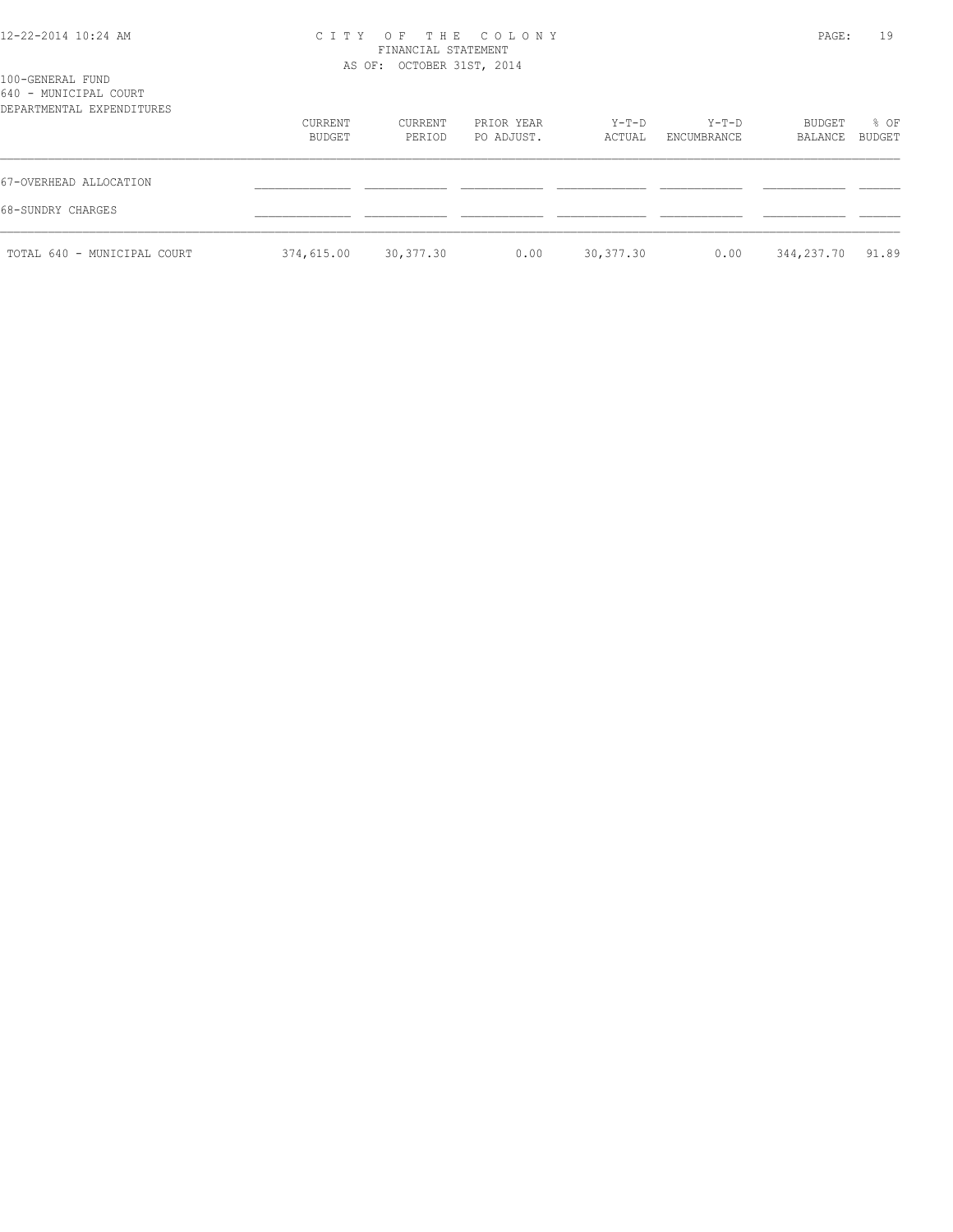100-GENERAL FUND
640 - MUNICIPAL COURT
DEPARTMENTAL EXPENDITURES

| | CURRENT BUDGET | CURRENT PERIOD | PRIOR YEAR PO ADJUST. | Y-T-D ACTUAL | Y-T-D ENCUMBRANCE | BUDGET BALANCE | % OF BUDGET |
|---|---|---|---|---|---|---|---|
| 67-OVERHEAD ALLOCATION | | | | | | | |
| 68-SUNDRY CHARGES | | | | | | | |
| TOTAL 640 - MUNICIPAL COURT | 374,615.00 | 30,377.30 | 0.00 | 30,377.30 | 0.00 | 344,237.70 | 91.89 |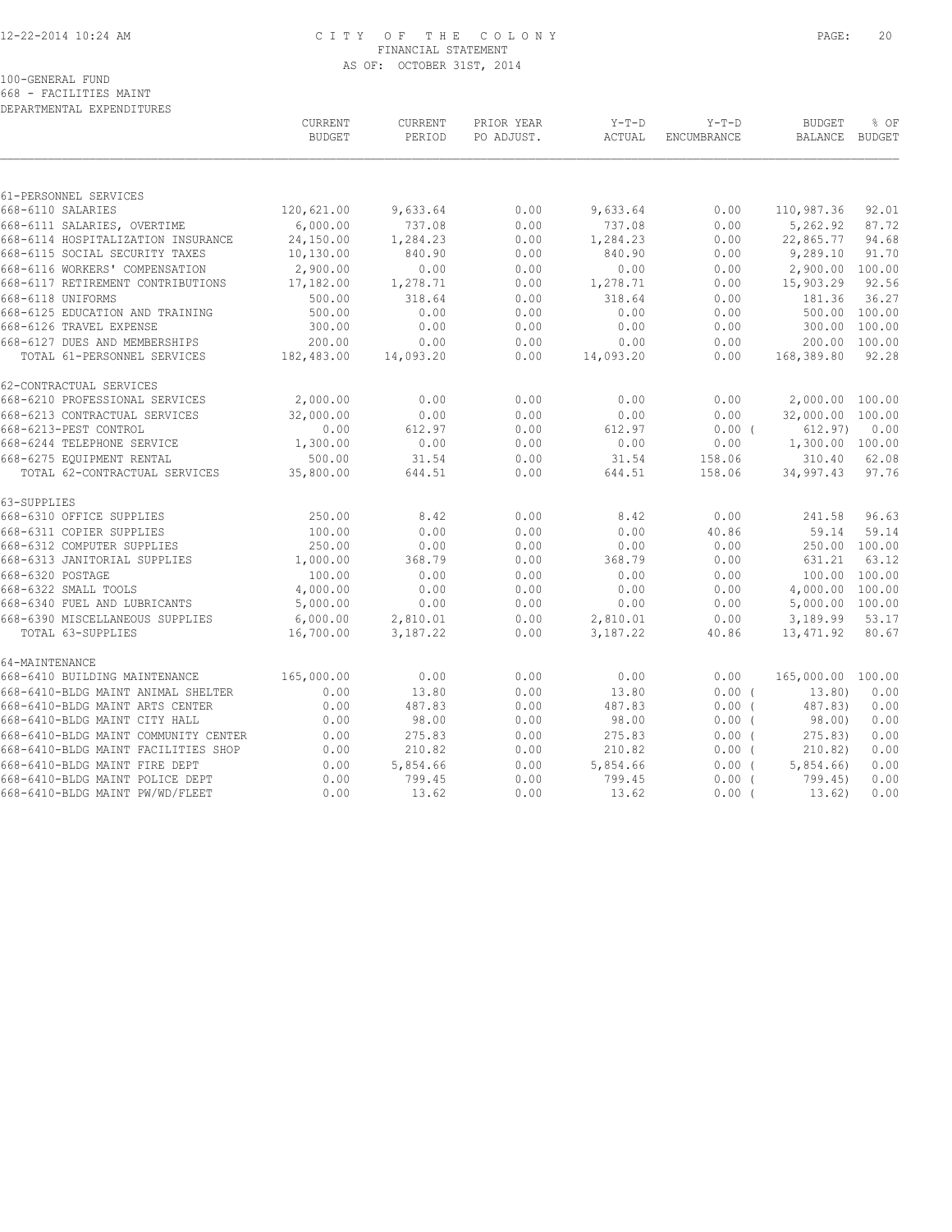# CITY OF THE COLONY
## FINANCIAL STATEMENT
### AS OF: OCTOBER 31ST, 2014

100-GENERAL FUND
668 - FACILITIES MAINT
DEPARTMENTAL EXPENDITURES

| | CURRENT BUDGET | CURRENT PERIOD | PRIOR YEAR PO ADJUST. | Y-T-D ACTUAL | Y-T-D ENCUMBRANCE | BUDGET BALANCE | % OF BUDGET |
|---|---|---|---|---|---|---|---|
| 61-PERSONNEL SERVICES | | | | | | | |
| 668-6110 SALARIES | 120,621.00 | 9,633.64 | 0.00 | 9,633.64 | 0.00 | 110,987.36 | 92.01 |
| 668-6111 SALARIES, OVERTIME | 6,000.00 | 737.08 | 0.00 | 737.08 | 0.00 | 5,262.92 | 87.72 |
| 668-6114 HOSPITALIZATION INSURANCE | 24,150.00 | 1,284.23 | 0.00 | 1,284.23 | 0.00 | 22,865.77 | 94.68 |
| 668-6115 SOCIAL SECURITY TAXES | 10,130.00 | 840.90 | 0.00 | 840.90 | 0.00 | 9,289.10 | 91.70 |
| 668-6116 WORKERS' COMPENSATION | 2,900.00 | 0.00 | 0.00 | 0.00 | 0.00 | 2,900.00 | 100.00 |
| 668-6117 RETIREMENT CONTRIBUTIONS | 17,182.00 | 1,278.71 | 0.00 | 1,278.71 | 0.00 | 15,903.29 | 92.56 |
| 668-6118 UNIFORMS | 500.00 | 318.64 | 0.00 | 318.64 | 0.00 | 181.36 | 36.27 |
| 668-6125 EDUCATION AND TRAINING | 500.00 | 0.00 | 0.00 | 0.00 | 0.00 | 500.00 | 100.00 |
| 668-6126 TRAVEL EXPENSE | 300.00 | 0.00 | 0.00 | 0.00 | 0.00 | 300.00 | 100.00 |
| 668-6127 DUES AND MEMBERSHIPS | 200.00 | 0.00 | 0.00 | 0.00 | 0.00 | 200.00 | 100.00 |
| TOTAL 61-PERSONNEL SERVICES | 182,483.00 | 14,093.20 | 0.00 | 14,093.20 | 0.00 | 168,389.80 | 92.28 |
| 62-CONTRACTUAL SERVICES | | | | | | | |
| 668-6210 PROFESSIONAL SERVICES | 2,000.00 | 0.00 | 0.00 | 0.00 | 0.00 | 2,000.00 | 100.00 |
| 668-6213 CONTRACTUAL SERVICES | 32,000.00 | 0.00 | 0.00 | 0.00 | 0.00 | 32,000.00 | 100.00 |
| 668-6213-PEST CONTROL | 0.00 | 612.97 | 0.00 | 612.97 | 0.00 ( | 612.97) | 0.00 |
| 668-6244 TELEPHONE SERVICE | 1,300.00 | 0.00 | 0.00 | 0.00 | 0.00 | 1,300.00 | 100.00 |
| 668-6275 EQUIPMENT RENTAL | 500.00 | 31.54 | 0.00 | 31.54 | 158.06 | 310.40 | 62.08 |
| TOTAL 62-CONTRACTUAL SERVICES | 35,800.00 | 644.51 | 0.00 | 644.51 | 158.06 | 34,997.43 | 97.76 |
| 63-SUPPLIES | | | | | | | |
| 668-6310 OFFICE SUPPLIES | 250.00 | 8.42 | 0.00 | 8.42 | 0.00 | 241.58 | 96.63 |
| 668-6311 COPIER SUPPLIES | 100.00 | 0.00 | 0.00 | 0.00 | 40.86 | 59.14 | 59.14 |
| 668-6312 COMPUTER SUPPLIES | 250.00 | 0.00 | 0.00 | 0.00 | 0.00 | 250.00 | 100.00 |
| 668-6313 JANITORIAL SUPPLIES | 1,000.00 | 368.79 | 0.00 | 368.79 | 0.00 | 631.21 | 63.12 |
| 668-6320 POSTAGE | 100.00 | 0.00 | 0.00 | 0.00 | 0.00 | 100.00 | 100.00 |
| 668-6322 SMALL TOOLS | 4,000.00 | 0.00 | 0.00 | 0.00 | 0.00 | 4,000.00 | 100.00 |
| 668-6340 FUEL AND LUBRICANTS | 5,000.00 | 0.00 | 0.00 | 0.00 | 0.00 | 5,000.00 | 100.00 |
| 668-6390 MISCELLANEOUS SUPPLIES | 6,000.00 | 2,810.01 | 0.00 | 2,810.01 | 0.00 | 3,189.99 | 53.17 |
| TOTAL 63-SUPPLIES | 16,700.00 | 3,187.22 | 0.00 | 3,187.22 | 40.86 | 13,471.92 | 80.67 |
| 64-MAINTENANCE | | | | | | | |
| 668-6410 BUILDING MAINTENANCE | 165,000.00 | 0.00 | 0.00 | 0.00 | 0.00 | 165,000.00 | 100.00 |
| 668-6410-BLDG MAINT ANIMAL SHELTER | 0.00 | 13.80 | 0.00 | 13.80 | 0.00 ( | 13.80) | 0.00 |
| 668-6410-BLDG MAINT ARTS CENTER | 0.00 | 487.83 | 0.00 | 487.83 | 0.00 ( | 487.83) | 0.00 |
| 668-6410-BLDG MAINT CITY HALL | 0.00 | 98.00 | 0.00 | 98.00 | 0.00 ( | 98.00) | 0.00 |
| 668-6410-BLDG MAINT COMMUNITY CENTER | 0.00 | 275.83 | 0.00 | 275.83 | 0.00 ( | 275.83) | 0.00 |
| 668-6410-BLDG MAINT FACILITIES SHOP | 0.00 | 210.82 | 0.00 | 210.82 | 0.00 ( | 210.82) | 0.00 |
| 668-6410-BLDG MAINT FIRE DEPT | 0.00 | 5,854.66 | 0.00 | 5,854.66 | 0.00 ( | 5,854.66) | 0.00 |
| 668-6410-BLDG MAINT POLICE DEPT | 0.00 | 799.45 | 0.00 | 799.45 | 0.00 ( | 799.45) | 0.00 |
| 668-6410-BLDG MAINT PW/WD/FLEET | 0.00 | 13.62 | 0.00 | 13.62 | 0.00 ( | 13.62) | 0.00 |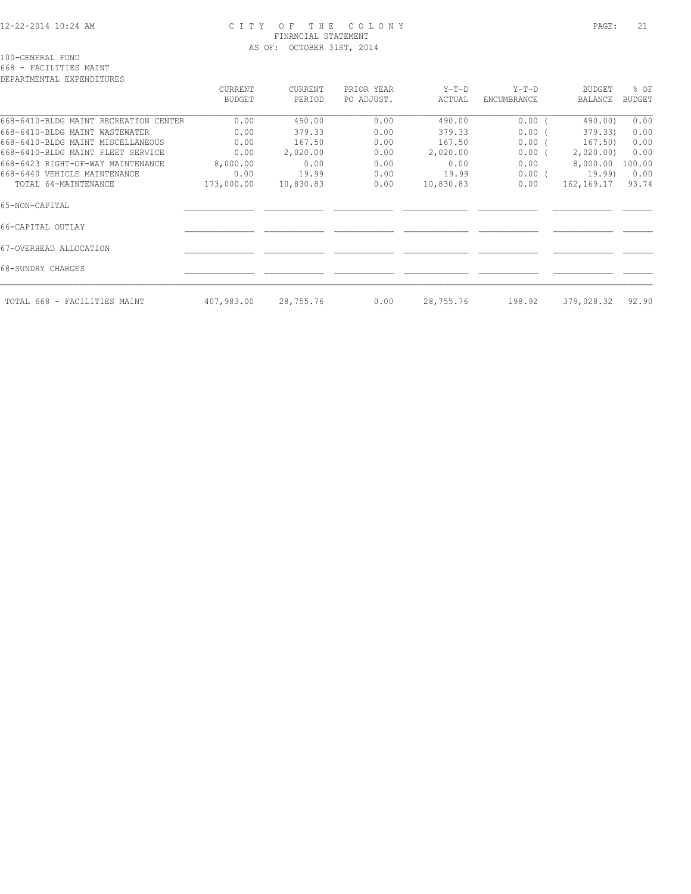CITY OF THE COLONY
FINANCIAL STATEMENT
AS OF: OCTOBER 31ST, 2014

100-GENERAL FUND
668 - FACILITIES MAINT
DEPARTMENTAL EXPENDITURES

| | CURRENT BUDGET | CURRENT PERIOD | PRIOR YEAR PO ADJUST. | Y-T-D ACTUAL | Y-T-D ENCUMBRANCE | BUDGET BALANCE | % OF BUDGET |
|---|---|---|---|---|---|---|---|
| 668-6410-BLDG MAINT RECREATION CENTER | 0.00 | 490.00 | 0.00 | 490.00 | 0.00 | ( 490.00) | 0.00 |
| 668-6410-BLDG MAINT WASTEWATER | 0.00 | 379.33 | 0.00 | 379.33 | 0.00 | ( 379.33) | 0.00 |
| 668-6410-BLDG MAINT MISCELLANEOUS | 0.00 | 167.50 | 0.00 | 167.50 | 0.00 | ( 167.50) | 0.00 |
| 668-6410-BLDG MAINT FLEET SERVICE | 0.00 | 2,020.00 | 0.00 | 2,020.00 | 0.00 | ( 2,020.00) | 0.00 |
| 668-6423 RIGHT-OF-WAY MAINTENANCE | 8,000.00 | 0.00 | 0.00 | 0.00 | 0.00 | 8,000.00 | 100.00 |
| 668-6440 VEHICLE MAINTENANCE | 0.00 | 19.99 | 0.00 | 19.99 | 0.00 | ( 19.99) | 0.00 |
| TOTAL 64-MAINTENANCE | 173,000.00 | 10,830.83 | 0.00 | 10,830.83 | 0.00 | 162,169.17 | 93.74 |
| 65-NON-CAPITAL | | | | | | | |
| 66-CAPITAL OUTLAY | | | | | | | |
| 67-OVERHEAD ALLOCATION | | | | | | | |
| 68-SUNDRY CHARGES | | | | | | | |
| TOTAL 668 - FACILITIES MAINT | 407,983.00 | 28,755.76 | 0.00 | 28,755.76 | 198.92 | 379,028.32 | 92.90 |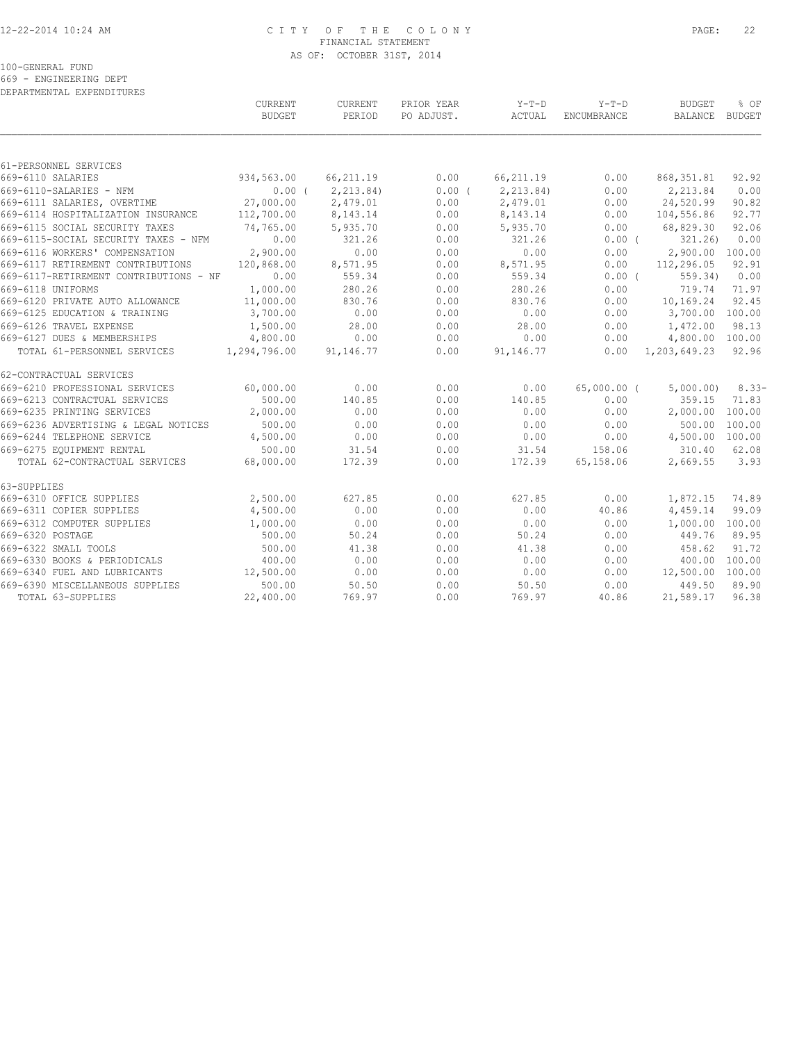CITY OF THE COLONY
FINANCIAL STATEMENT
AS OF: OCTOBER 31ST, 2014

100-GENERAL FUND
669 - ENGINEERING DEPT
DEPARTMENTAL EXPENDITURES

| | CURRENT BUDGET | CURRENT PERIOD | PRIOR YEAR PO ADJUST. | Y-T-D ACTUAL | Y-T-D ENCUMBRANCE | BUDGET BALANCE | % OF BUDGET |
|---|---|---|---|---|---|---|---|
| 61-PERSONNEL SERVICES | | | | | | | |
| 669-6110 SALARIES | 934,563.00 | 66,211.19 | 0.00 | 66,211.19 | 0.00 | 868,351.81 | 92.92 |
| 669-6110-SALARIES - NFM | 0.00 | ( 2,213.84) | 0.00 | ( 2,213.84) | 0.00 | 2,213.84 | 0.00 |
| 669-6111 SALARIES, OVERTIME | 27,000.00 | 2,479.01 | 0.00 | 2,479.01 | 0.00 | 24,520.99 | 90.82 |
| 669-6114 HOSPITALIZATION INSURANCE | 112,700.00 | 8,143.14 | 0.00 | 8,143.14 | 0.00 | 104,556.86 | 92.77 |
| 669-6115 SOCIAL SECURITY TAXES | 74,765.00 | 5,935.70 | 0.00 | 5,935.70 | 0.00 | 68,829.30 | 92.06 |
| 669-6115-SOCIAL SECURITY TAXES - NFM | 0.00 | 321.26 | 0.00 | 321.26 | 0.00 | ( 321.26) | 0.00 |
| 669-6116 WORKERS' COMPENSATION | 2,900.00 | 0.00 | 0.00 | 0.00 | 0.00 | 2,900.00 | 100.00 |
| 669-6117 RETIREMENT CONTRIBUTIONS | 120,868.00 | 8,571.95 | 0.00 | 8,571.95 | 0.00 | 112,296.05 | 92.91 |
| 669-6117-RETIREMENT CONTRIBUTIONS - NF | 0.00 | 559.34 | 0.00 | 559.34 | 0.00 | ( 559.34) | 0.00 |
| 669-6118 UNIFORMS | 1,000.00 | 280.26 | 0.00 | 280.26 | 0.00 | 719.74 | 71.97 |
| 669-6120 PRIVATE AUTO ALLOWANCE | 11,000.00 | 830.76 | 0.00 | 830.76 | 0.00 | 10,169.24 | 92.45 |
| 669-6125 EDUCATION & TRAINING | 3,700.00 | 0.00 | 0.00 | 0.00 | 0.00 | 3,700.00 | 100.00 |
| 669-6126 TRAVEL EXPENSE | 1,500.00 | 28.00 | 0.00 | 28.00 | 0.00 | 1,472.00 | 98.13 |
| 669-6127 DUES & MEMBERSHIPS | 4,800.00 | 0.00 | 0.00 | 0.00 | 0.00 | 4,800.00 | 100.00 |
| TOTAL 61-PERSONNEL SERVICES | 1,294,796.00 | 91,146.77 | 0.00 | 91,146.77 | 0.00 | 1,203,649.23 | 92.96 |
| 62-CONTRACTUAL SERVICES | | | | | | | |
| 669-6210 PROFESSIONAL SERVICES | 60,000.00 | 0.00 | 0.00 | 0.00 | 65,000.00 | ( 5,000.00) | 8.33- |
| 669-6213 CONTRACTUAL SERVICES | 500.00 | 140.85 | 0.00 | 140.85 | 0.00 | 359.15 | 71.83 |
| 669-6235 PRINTING SERVICES | 2,000.00 | 0.00 | 0.00 | 0.00 | 0.00 | 2,000.00 | 100.00 |
| 669-6236 ADVERTISING & LEGAL NOTICES | 500.00 | 0.00 | 0.00 | 0.00 | 0.00 | 500.00 | 100.00 |
| 669-6244 TELEPHONE SERVICE | 4,500.00 | 0.00 | 0.00 | 0.00 | 0.00 | 4,500.00 | 100.00 |
| 669-6275 EQUIPMENT RENTAL | 500.00 | 31.54 | 0.00 | 31.54 | 158.06 | 310.40 | 62.08 |
| TOTAL 62-CONTRACTUAL SERVICES | 68,000.00 | 172.39 | 0.00 | 172.39 | 65,158.06 | 2,669.55 | 3.93 |
| 63-SUPPLIES | | | | | | | |
| 669-6310 OFFICE SUPPLIES | 2,500.00 | 627.85 | 0.00 | 627.85 | 0.00 | 1,872.15 | 74.89 |
| 669-6311 COPIER SUPPLIES | 4,500.00 | 0.00 | 0.00 | 0.00 | 40.86 | 4,459.14 | 99.09 |
| 669-6312 COMPUTER SUPPLIES | 1,000.00 | 0.00 | 0.00 | 0.00 | 0.00 | 1,000.00 | 100.00 |
| 669-6320 POSTAGE | 500.00 | 50.24 | 0.00 | 50.24 | 0.00 | 449.76 | 89.95 |
| 669-6322 SMALL TOOLS | 500.00 | 41.38 | 0.00 | 41.38 | 0.00 | 458.62 | 91.72 |
| 669-6330 BOOKS & PERIODICALS | 400.00 | 0.00 | 0.00 | 0.00 | 0.00 | 400.00 | 100.00 |
| 669-6340 FUEL AND LUBRICANTS | 12,500.00 | 0.00 | 0.00 | 0.00 | 0.00 | 12,500.00 | 100.00 |
| 669-6390 MISCELLANEOUS SUPPLIES | 500.00 | 50.50 | 0.00 | 50.50 | 0.00 | 449.50 | 89.90 |
| TOTAL 63-SUPPLIES | 22,400.00 | 769.97 | 0.00 | 769.97 | 40.86 | 21,589.17 | 96.38 |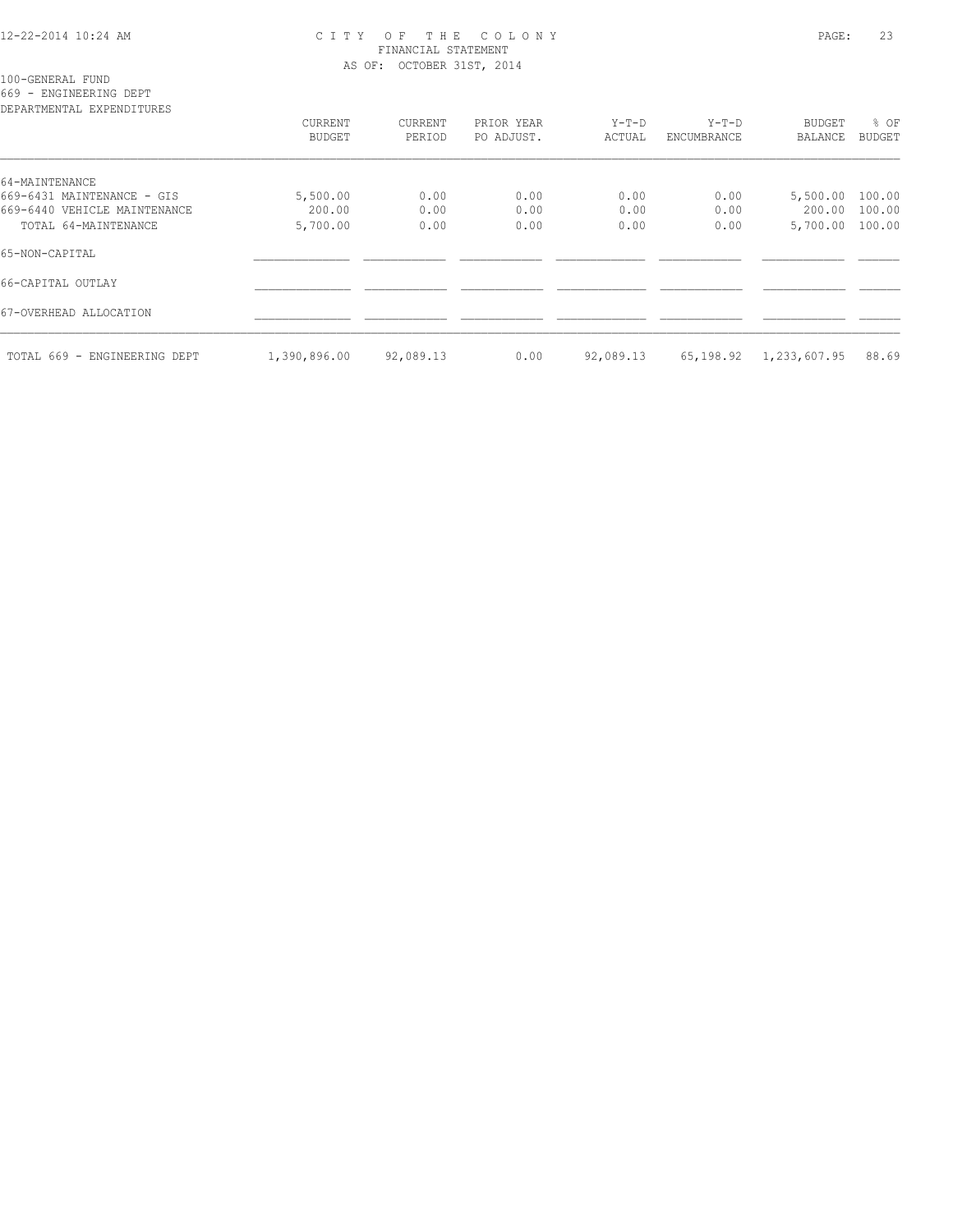100-GENERAL FUND
669 - ENGINEERING DEPT
DEPARTMENTAL EXPENDITURES

| | CURRENT BUDGET | CURRENT PERIOD | PRIOR YEAR PO ADJUST. | Y-T-D ACTUAL | Y-T-D ENCUMBRANCE | BUDGET BALANCE | % OF BUDGET |
|---|---|---|---|---|---|---|---|
| 64-MAINTENANCE | | | | | | | |
| 669-6431 MAINTENANCE - GIS | 5,500.00 | 0.00 | 0.00 | 0.00 | 0.00 | 5,500.00 | 100.00 |
| 669-6440 VEHICLE MAINTENANCE | 200.00 | 0.00 | 0.00 | 0.00 | 0.00 | 200.00 | 100.00 |
| TOTAL 64-MAINTENANCE | 5,700.00 | 0.00 | 0.00 | 0.00 | 0.00 | 5,700.00 | 100.00 |
| 65-NON-CAPITAL | | | | | | | |
| 66-CAPITAL OUTLAY | | | | | | | |
| 67-OVERHEAD ALLOCATION | | | | | | | |
| TOTAL 669 - ENGINEERING DEPT | 1,390,896.00 | 92,089.13 | 0.00 | 92,089.13 | 65,198.92 | 1,233,607.95 | 88.69 |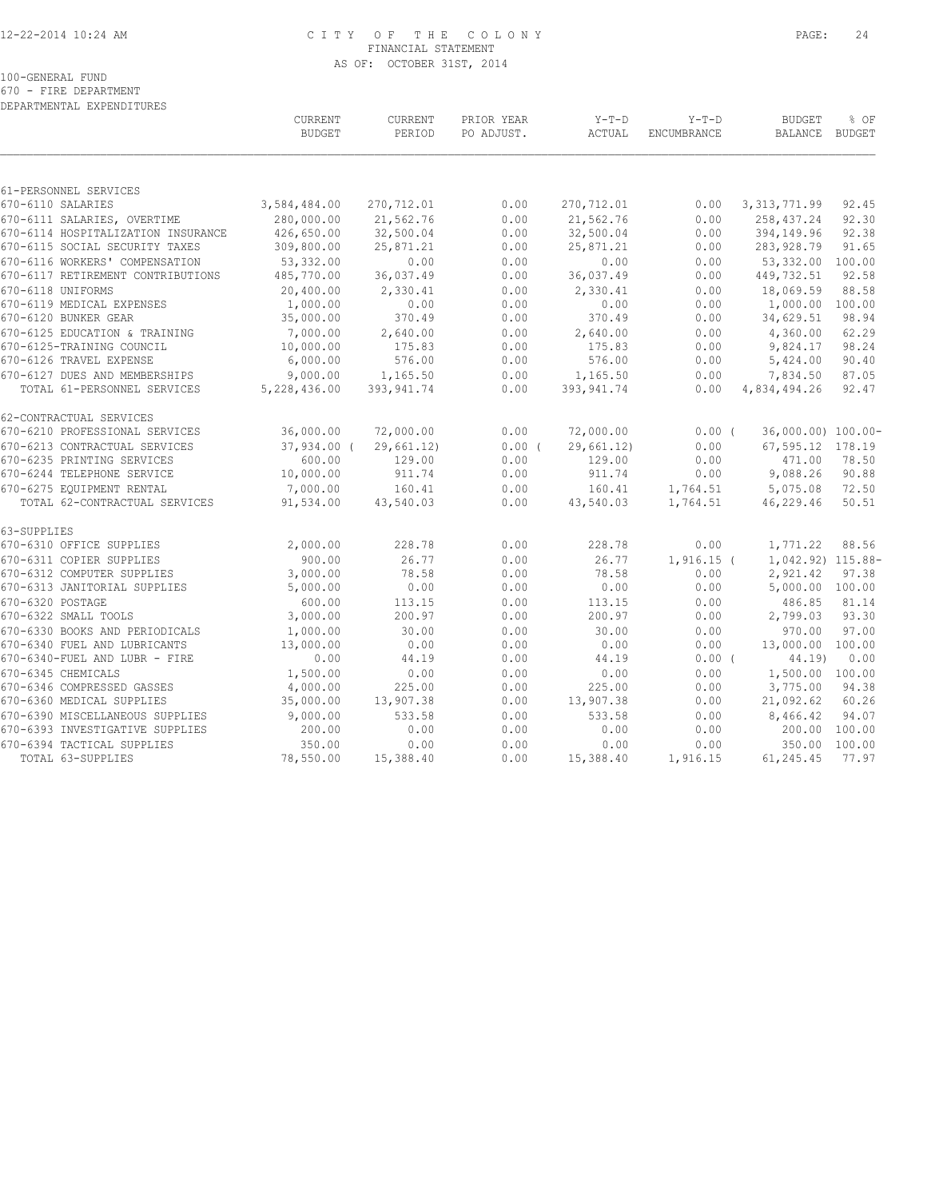# CITY OF THE COLONY
## FINANCIAL STATEMENT
### AS OF: OCTOBER 31ST, 2014

100-GENERAL FUND
670 - FIRE DEPARTMENT
DEPARTMENTAL EXPENDITURES

| | CURRENT BUDGET | CURRENT PERIOD | PRIOR YEAR PO ADJUST. | Y-T-D ACTUAL | Y-T-D ENCUMBRANCE | BUDGET BALANCE | % OF BUDGET |
|---|---|---|---|---|---|---|---|
| **61-PERSONNEL SERVICES** | | | | | | | |
| 670-6110 SALARIES | 3,584,484.00 | 270,712.01 | 0.00 | 270,712.01 | 0.00 | 3,313,771.99 | 92.45 |
| 670-6111 SALARIES, OVERTIME | 280,000.00 | 21,562.76 | 0.00 | 21,562.76 | 0.00 | 258,437.24 | 92.30 |
| 670-6114 HOSPITALIZATION INSURANCE | 426,650.00 | 32,500.04 | 0.00 | 32,500.04 | 0.00 | 394,149.96 | 92.38 |
| 670-6115 SOCIAL SECURITY TAXES | 309,800.00 | 25,871.21 | 0.00 | 25,871.21 | 0.00 | 283,928.79 | 91.65 |
| 670-6116 WORKERS' COMPENSATION | 53,332.00 | 0.00 | 0.00 | 0.00 | 0.00 | 53,332.00 | 100.00 |
| 670-6117 RETIREMENT CONTRIBUTIONS | 485,770.00 | 36,037.49 | 0.00 | 36,037.49 | 0.00 | 449,732.51 | 92.58 |
| 670-6118 UNIFORMS | 20,400.00 | 2,330.41 | 0.00 | 2,330.41 | 0.00 | 18,069.59 | 88.58 |
| 670-6119 MEDICAL EXPENSES | 1,000.00 | 0.00 | 0.00 | 0.00 | 0.00 | 1,000.00 | 100.00 |
| 670-6120 BUNKER GEAR | 35,000.00 | 370.49 | 0.00 | 370.49 | 0.00 | 34,629.51 | 98.94 |
| 670-6125 EDUCATION & TRAINING | 7,000.00 | 2,640.00 | 0.00 | 2,640.00 | 0.00 | 4,360.00 | 62.29 |
| 670-6125-TRAINING COUNCIL | 10,000.00 | 175.83 | 0.00 | 175.83 | 0.00 | 9,824.17 | 98.24 |
| 670-6126 TRAVEL EXPENSE | 6,000.00 | 576.00 | 0.00 | 576.00 | 0.00 | 5,424.00 | 90.40 |
| 670-6127 DUES AND MEMBERSHIPS | 9,000.00 | 1,165.50 | 0.00 | 1,165.50 | 0.00 | 7,834.50 | 87.05 |
| TOTAL 61-PERSONNEL SERVICES | 5,228,436.00 | 393,941.74 | 0.00 | 393,941.74 | 0.00 | 4,834,494.26 | 92.47 |
| **62-CONTRACTUAL SERVICES** | | | | | | | |
| 670-6210 PROFESSIONAL SERVICES | 36,000.00 | 72,000.00 | 0.00 | 72,000.00 | 0.00 | ( 36,000.00) | 100.00- |
| 670-6213 CONTRACTUAL SERVICES | 37,934.00 | ( 29,661.12) | 0.00 | ( 29,661.12) | 0.00 | 67,595.12 | 178.19 |
| 670-6235 PRINTING SERVICES | 600.00 | 129.00 | 0.00 | 129.00 | 0.00 | 471.00 | 78.50 |
| 670-6244 TELEPHONE SERVICE | 10,000.00 | 911.74 | 0.00 | 911.74 | 0.00 | 9,088.26 | 90.88 |
| 670-6275 EQUIPMENT RENTAL | 7,000.00 | 160.41 | 0.00 | 160.41 | 1,764.51 | 5,075.08 | 72.50 |
| TOTAL 62-CONTRACTUAL SERVICES | 91,534.00 | 43,540.03 | 0.00 | 43,540.03 | 1,764.51 | 46,229.46 | 50.51 |
| **63-SUPPLIES** | | | | | | | |
| 670-6310 OFFICE SUPPLIES | 2,000.00 | 228.78 | 0.00 | 228.78 | 0.00 | 1,771.22 | 88.56 |
| 670-6311 COPIER SUPPLIES | 900.00 | 26.77 | 0.00 | 26.77 | 1,916.15 | ( 1,042.92) | 115.88- |
| 670-6312 COMPUTER SUPPLIES | 3,000.00 | 78.58 | 0.00 | 78.58 | 0.00 | 2,921.42 | 97.38 |
| 670-6313 JANITORIAL SUPPLIES | 5,000.00 | 0.00 | 0.00 | 0.00 | 0.00 | 5,000.00 | 100.00 |
| 670-6320 POSTAGE | 600.00 | 113.15 | 0.00 | 113.15 | 0.00 | 486.85 | 81.14 |
| 670-6322 SMALL TOOLS | 3,000.00 | 200.97 | 0.00 | 200.97 | 0.00 | 2,799.03 | 93.30 |
| 670-6330 BOOKS AND PERIODICALS | 1,000.00 | 30.00 | 0.00 | 30.00 | 0.00 | 970.00 | 97.00 |
| 670-6340 FUEL AND LUBRICANTS | 13,000.00 | 0.00 | 0.00 | 0.00 | 0.00 | 13,000.00 | 100.00 |
| 670-6340-FUEL AND LUBR - FIRE | 0.00 | 44.19 | 0.00 | 44.19 | 0.00 | ( 44.19) | 0.00 |
| 670-6345 CHEMICALS | 1,500.00 | 0.00 | 0.00 | 0.00 | 0.00 | 1,500.00 | 100.00 |
| 670-6346 COMPRESSED GASSES | 4,000.00 | 225.00 | 0.00 | 225.00 | 0.00 | 3,775.00 | 94.38 |
| 670-6360 MEDICAL SUPPLIES | 35,000.00 | 13,907.38 | 0.00 | 13,907.38 | 0.00 | 21,092.62 | 60.26 |
| 670-6390 MISCELLANEOUS SUPPLIES | 9,000.00 | 533.58 | 0.00 | 533.58 | 0.00 | 8,466.42 | 94.07 |
| 670-6393 INVESTIGATIVE SUPPLIES | 200.00 | 0.00 | 0.00 | 0.00 | 0.00 | 200.00 | 100.00 |
| 670-6394 TACTICAL SUPPLIES | 350.00 | 0.00 | 0.00 | 0.00 | 0.00 | 350.00 | 100.00 |
| TOTAL 63-SUPPLIES | 78,550.00 | 15,388.40 | 0.00 | 15,388.40 | 1,916.15 | 61,245.45 | 77.97 |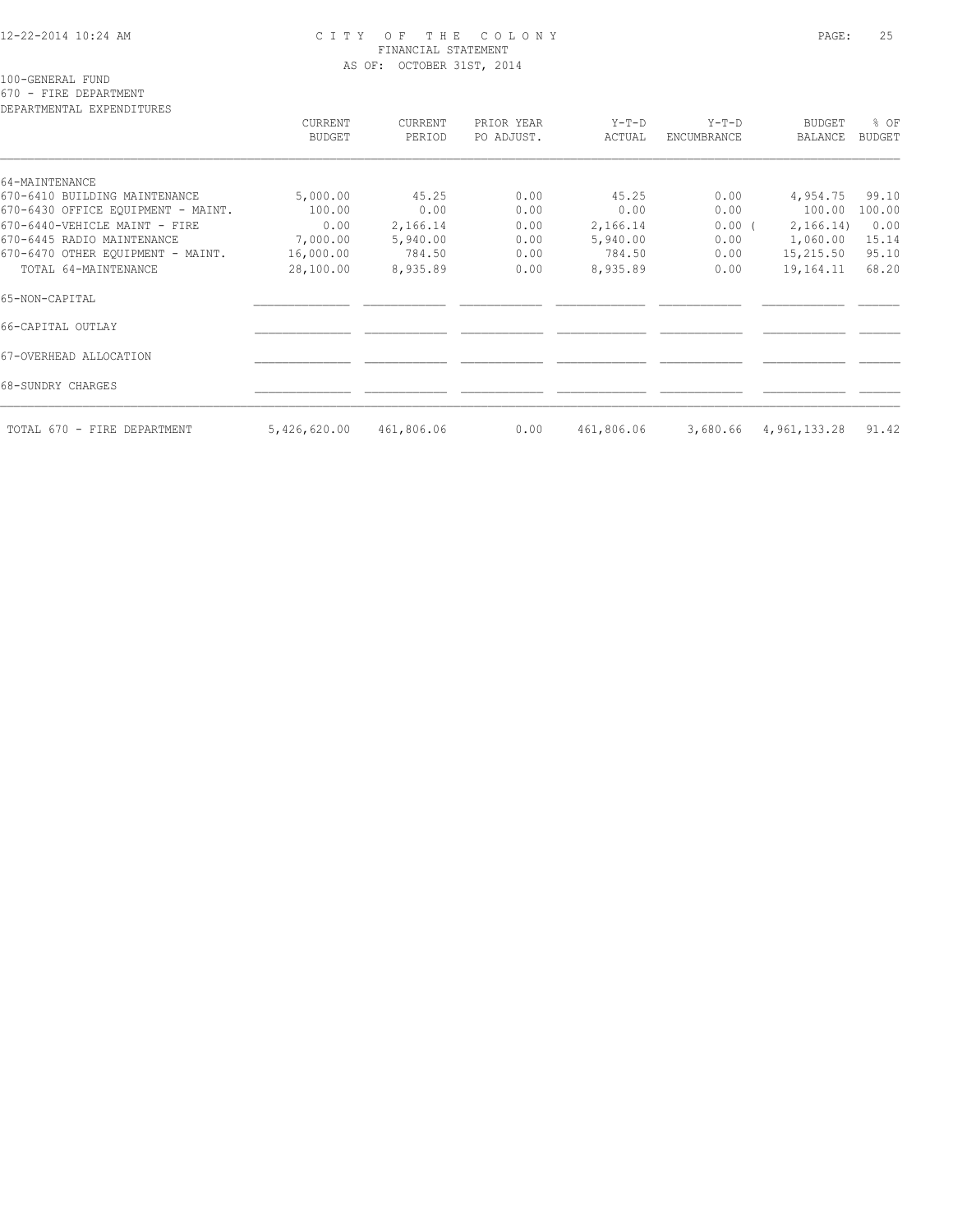# CITY OF THE COLONY
## FINANCIAL STATEMENT
### AS OF: OCTOBER 31ST, 2014

100-GENERAL FUND
670 - FIRE DEPARTMENT
DEPARTMENTAL EXPENDITURES

| | CURRENT BUDGET | CURRENT PERIOD | PRIOR YEAR PO ADJUST. | Y-T-D ACTUAL | Y-T-D ENCUMBRANCE | BUDGET BALANCE | % OF BUDGET |
|---|---|---|---|---|---|---|---|
| 64-MAINTENANCE | | | | | | | |
| 670-6410 BUILDING MAINTENANCE | 5,000.00 | 45.25 | 0.00 | 45.25 | 0.00 | 4,954.75 | 99.10 |
| 670-6430 OFFICE EQUIPMENT - MAINT. | 100.00 | 0.00 | 0.00 | 0.00 | 0.00 | 100.00 | 100.00 |
| 670-6440-VEHICLE MAINT - FIRE | 0.00 | 2,166.14 | 0.00 | 2,166.14 | 0.00 | ( 2,166.14) | 0.00 |
| 670-6445 RADIO MAINTENANCE | 7,000.00 | 5,940.00 | 0.00 | 5,940.00 | 0.00 | 1,060.00 | 15.14 |
| 670-6470 OTHER EQUIPMENT - MAINT. | 16,000.00 | 784.50 | 0.00 | 784.50 | 0.00 | 15,215.50 | 95.10 |
| TOTAL 64-MAINTENANCE | 28,100.00 | 8,935.89 | 0.00 | 8,935.89 | 0.00 | 19,164.11 | 68.20 |
| 65-NON-CAPITAL | | | | | | | |
| 66-CAPITAL OUTLAY | | | | | | | |
| 67-OVERHEAD ALLOCATION | | | | | | | |
| 68-SUNDRY CHARGES | | | | | | | |
| TOTAL 670 - FIRE DEPARTMENT | 5,426,620.00 | 461,806.06 | 0.00 | 461,806.06 | 3,680.66 | 4,961,133.28 | 91.42 |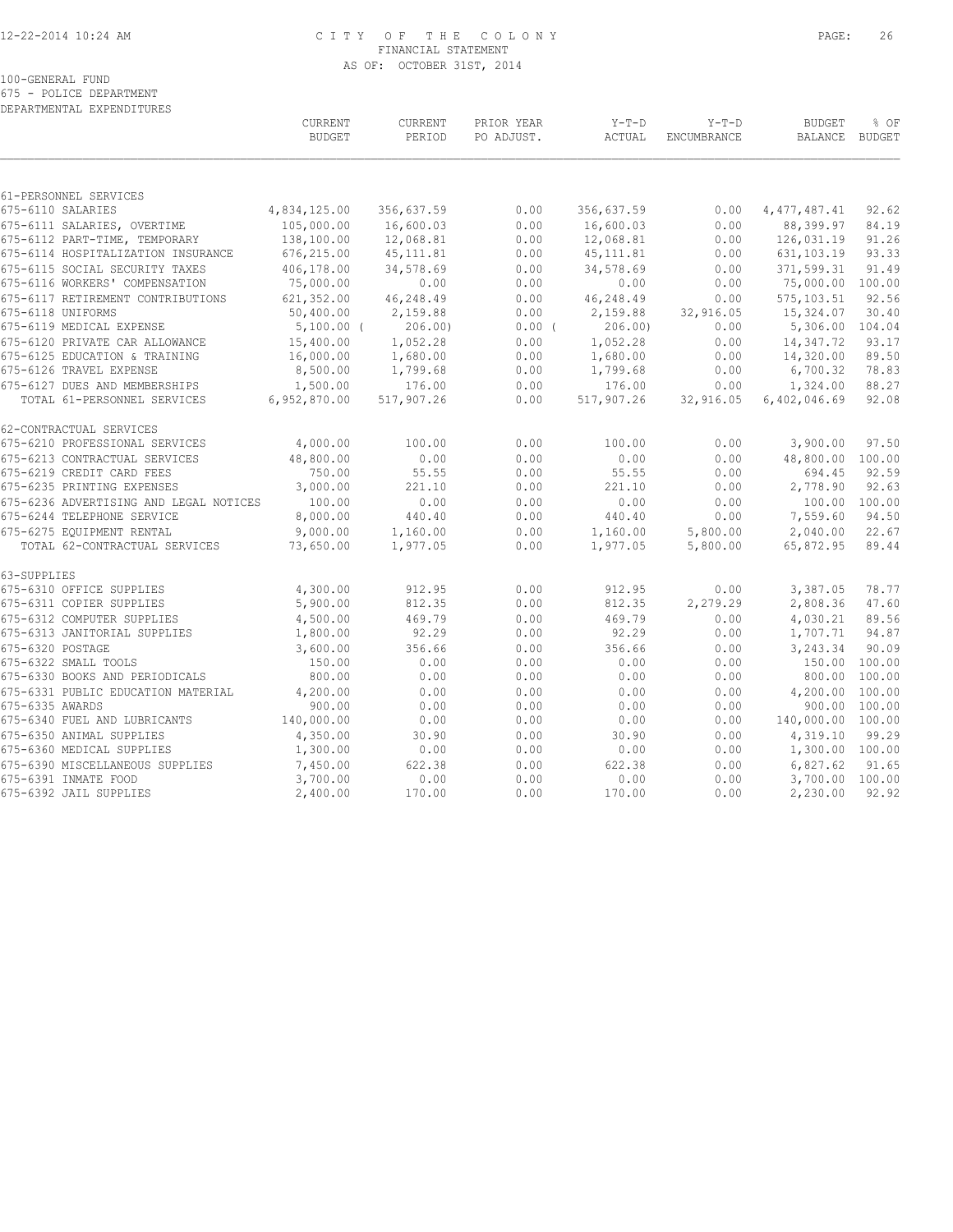# CITY OF THE COLONY
## FINANCIAL STATEMENT
### AS OF: OCTOBER 31ST, 2014

100-GENERAL FUND
675 - POLICE DEPARTMENT
DEPARTMENTAL EXPENDITURES

| | CURRENT BUDGET | CURRENT PERIOD | PRIOR YEAR PO ADJUST. | Y-T-D ACTUAL | Y-T-D ENCUMBRANCE | BUDGET BALANCE | % OF BUDGET |
|---|---|---|---|---|---|---|---|
| **61-PERSONNEL SERVICES** | | | | | | | |
| 675-6110 SALARIES | 4,834,125.00 | 356,637.59 | 0.00 | 356,637.59 | 0.00 | 4,477,487.41 | 92.62 |
| 675-6111 SALARIES, OVERTIME | 105,000.00 | 16,600.03 | 0.00 | 16,600.03 | 0.00 | 88,399.97 | 84.19 |
| 675-6112 PART-TIME, TEMPORARY | 138,100.00 | 12,068.81 | 0.00 | 12,068.81 | 0.00 | 126,031.19 | 91.26 |
| 675-6114 HOSPITALIZATION INSURANCE | 676,215.00 | 45,111.81 | 0.00 | 45,111.81 | 0.00 | 631,103.19 | 93.33 |
| 675-6115 SOCIAL SECURITY TAXES | 406,178.00 | 34,578.69 | 0.00 | 34,578.69 | 0.00 | 371,599.31 | 91.49 |
| 675-6116 WORKERS' COMPENSATION | 75,000.00 | 0.00 | 0.00 | 0.00 | 0.00 | 75,000.00 | 100.00 |
| 675-6117 RETIREMENT CONTRIBUTIONS | 621,352.00 | 46,248.49 | 0.00 | 46,248.49 | 0.00 | 575,103.51 | 92.56 |
| 675-6118 UNIFORMS | 50,400.00 | 2,159.88 | 0.00 | 2,159.88 | 32,916.05 | 15,324.07 | 30.40 |
| 675-6119 MEDICAL EXPENSE | 5,100.00 | ( 206.00) | 0.00 | ( 206.00) | 0.00 | 5,306.00 | 104.04 |
| 675-6120 PRIVATE CAR ALLOWANCE | 15,400.00 | 1,052.28 | 0.00 | 1,052.28 | 0.00 | 14,347.72 | 93.17 |
| 675-6125 EDUCATION & TRAINING | 16,000.00 | 1,680.00 | 0.00 | 1,680.00 | 0.00 | 14,320.00 | 89.50 |
| 675-6126 TRAVEL EXPENSE | 8,500.00 | 1,799.68 | 0.00 | 1,799.68 | 0.00 | 6,700.32 | 78.83 |
| 675-6127 DUES AND MEMBERSHIPS | 1,500.00 | 176.00 | 0.00 | 176.00 | 0.00 | 1,324.00 | 88.27 |
| TOTAL 61-PERSONNEL SERVICES | 6,952,870.00 | 517,907.26 | 0.00 | 517,907.26 | 32,916.05 | 6,402,046.69 | 92.08 |
| **62-CONTRACTUAL SERVICES** | | | | | | | |
| 675-6210 PROFESSIONAL SERVICES | 4,000.00 | 100.00 | 0.00 | 100.00 | 0.00 | 3,900.00 | 97.50 |
| 675-6213 CONTRACTUAL SERVICES | 48,800.00 | 0.00 | 0.00 | 0.00 | 0.00 | 48,800.00 | 100.00 |
| 675-6219 CREDIT CARD FEES | 750.00 | 55.55 | 0.00 | 55.55 | 0.00 | 694.45 | 92.59 |
| 675-6235 PRINTING EXPENSES | 3,000.00 | 221.10 | 0.00 | 221.10 | 0.00 | 2,778.90 | 92.63 |
| 675-6236 ADVERTISING AND LEGAL NOTICES | 100.00 | 0.00 | 0.00 | 0.00 | 0.00 | 100.00 | 100.00 |
| 675-6244 TELEPHONE SERVICE | 8,000.00 | 440.40 | 0.00 | 440.40 | 0.00 | 7,559.60 | 94.50 |
| 675-6275 EQUIPMENT RENTAL | 9,000.00 | 1,160.00 | 0.00 | 1,160.00 | 5,800.00 | 2,040.00 | 22.67 |
| TOTAL 62-CONTRACTUAL SERVICES | 73,650.00 | 1,977.05 | 0.00 | 1,977.05 | 5,800.00 | 65,872.95 | 89.44 |
| **63-SUPPLIES** | | | | | | | |
| 675-6310 OFFICE SUPPLIES | 4,300.00 | 912.95 | 0.00 | 912.95 | 0.00 | 3,387.05 | 78.77 |
| 675-6311 COPIER SUPPLIES | 5,900.00 | 812.35 | 0.00 | 812.35 | 2,279.29 | 2,808.36 | 47.60 |
| 675-6312 COMPUTER SUPPLIES | 4,500.00 | 469.79 | 0.00 | 469.79 | 0.00 | 4,030.21 | 89.56 |
| 675-6313 JANITORIAL SUPPLIES | 1,800.00 | 92.29 | 0.00 | 92.29 | 0.00 | 1,707.71 | 94.87 |
| 675-6320 POSTAGE | 3,600.00 | 356.66 | 0.00 | 356.66 | 0.00 | 3,243.34 | 90.09 |
| 675-6322 SMALL TOOLS | 150.00 | 0.00 | 0.00 | 0.00 | 0.00 | 150.00 | 100.00 |
| 675-6330 BOOKS AND PERIODICALS | 800.00 | 0.00 | 0.00 | 0.00 | 0.00 | 800.00 | 100.00 |
| 675-6331 PUBLIC EDUCATION MATERIAL | 4,200.00 | 0.00 | 0.00 | 0.00 | 0.00 | 4,200.00 | 100.00 |
| 675-6335 AWARDS | 900.00 | 0.00 | 0.00 | 0.00 | 0.00 | 900.00 | 100.00 |
| 675-6340 FUEL AND LUBRICANTS | 140,000.00 | 0.00 | 0.00 | 0.00 | 0.00 | 140,000.00 | 100.00 |
| 675-6350 ANIMAL SUPPLIES | 4,350.00 | 30.90 | 0.00 | 30.90 | 0.00 | 4,319.10 | 99.29 |
| 675-6360 MEDICAL SUPPLIES | 1,300.00 | 0.00 | 0.00 | 0.00 | 0.00 | 1,300.00 | 100.00 |
| 675-6390 MISCELLANEOUS SUPPLIES | 7,450.00 | 622.38 | 0.00 | 622.38 | 0.00 | 6,827.62 | 91.65 |
| 675-6391 INMATE FOOD | 3,700.00 | 0.00 | 0.00 | 0.00 | 0.00 | 3,700.00 | 100.00 |
| 675-6392 JAIL SUPPLIES | 2,400.00 | 170.00 | 0.00 | 170.00 | 0.00 | 2,230.00 | 92.92 |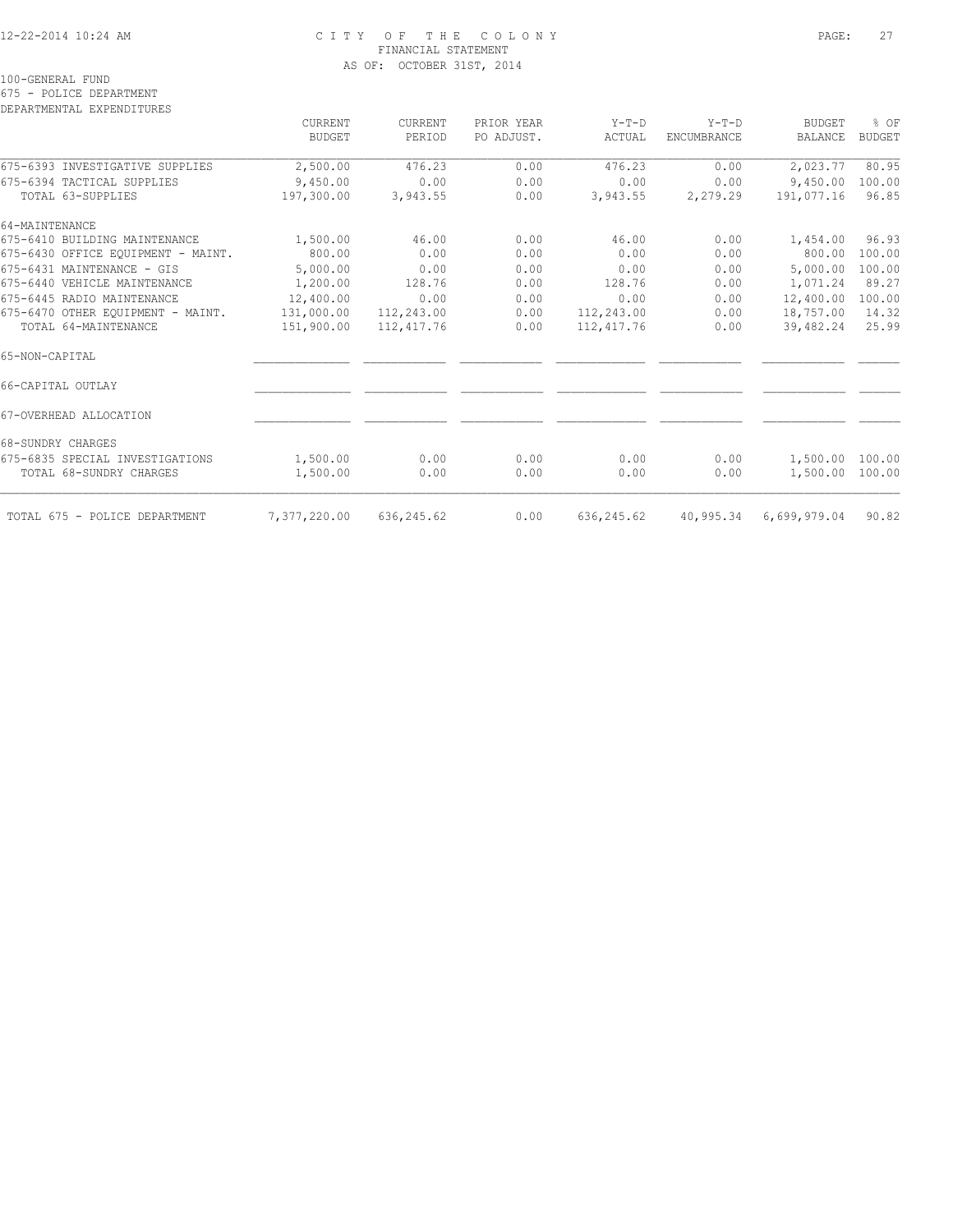CITY OF THE COLONY
FINANCIAL STATEMENT
AS OF: OCTOBER 31ST, 2014

100-GENERAL FUND
675 - POLICE DEPARTMENT
DEPARTMENTAL EXPENDITURES

| | CURRENT BUDGET | CURRENT PERIOD | PRIOR YEAR PO ADJUST. | Y-T-D ACTUAL | Y-T-D ENCUMBRANCE | BUDGET BALANCE | % OF BUDGET |
|---|---|---|---|---|---|---|---|
| 675-6393 INVESTIGATIVE SUPPLIES | 2,500.00 | 476.23 | 0.00 | 476.23 | 0.00 | 2,023.77 | 80.95 |
| 675-6394 TACTICAL SUPPLIES | 9,450.00 | 0.00 | 0.00 | 0.00 | 0.00 | 9,450.00 | 100.00 |
| TOTAL 63-SUPPLIES | 197,300.00 | 3,943.55 | 0.00 | 3,943.55 | 2,279.29 | 191,077.16 | 96.85 |
| 64-MAINTENANCE | | | | | | | |
| 675-6410 BUILDING MAINTENANCE | 1,500.00 | 46.00 | 0.00 | 46.00 | 0.00 | 1,454.00 | 96.93 |
| 675-6430 OFFICE EQUIPMENT - MAINT. | 800.00 | 0.00 | 0.00 | 0.00 | 0.00 | 800.00 | 100.00 |
| 675-6431 MAINTENANCE - GIS | 5,000.00 | 0.00 | 0.00 | 0.00 | 0.00 | 5,000.00 | 100.00 |
| 675-6440 VEHICLE MAINTENANCE | 1,200.00 | 128.76 | 0.00 | 128.76 | 0.00 | 1,071.24 | 89.27 |
| 675-6445 RADIO MAINTENANCE | 12,400.00 | 0.00 | 0.00 | 0.00 | 0.00 | 12,400.00 | 100.00 |
| 675-6470 OTHER EQUIPMENT - MAINT. | 131,000.00 | 112,243.00 | 0.00 | 112,243.00 | 0.00 | 18,757.00 | 14.32 |
| TOTAL 64-MAINTENANCE | 151,900.00 | 112,417.76 | 0.00 | 112,417.76 | 0.00 | 39,482.24 | 25.99 |
| 65-NON-CAPITAL | | | | | | | |
| 66-CAPITAL OUTLAY | | | | | | | |
| 67-OVERHEAD ALLOCATION | | | | | | | |
| 68-SUNDRY CHARGES | | | | | | | |
| 675-6835 SPECIAL INVESTIGATIONS | 1,500.00 | 0.00 | 0.00 | 0.00 | 0.00 | 1,500.00 | 100.00 |
| TOTAL 68-SUNDRY CHARGES | 1,500.00 | 0.00 | 0.00 | 0.00 | 0.00 | 1,500.00 | 100.00 |
| TOTAL 675 - POLICE DEPARTMENT | 7,377,220.00 | 636,245.62 | 0.00 | 636,245.62 | 40,995.34 | 6,699,979.04 | 90.82 |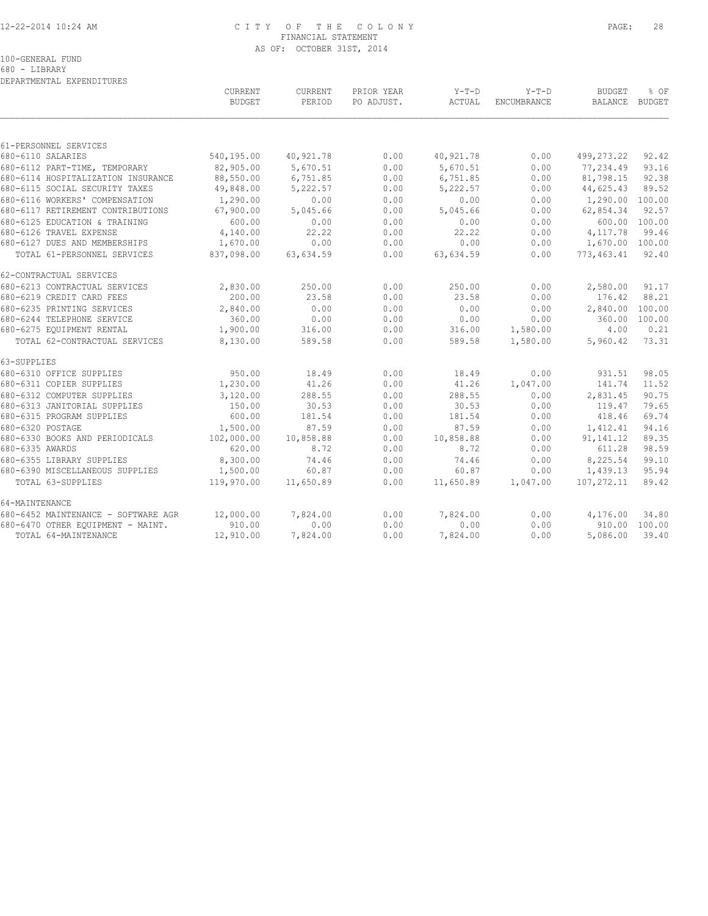# CITY OF THE COLONY
FINANCIAL STATEMENT
AS OF: OCTOBER 31ST, 2014

100-GENERAL FUND
680 - LIBRARY
DEPARTMENTAL EXPENDITURES

| | CURRENT BUDGET | CURRENT PERIOD | PRIOR YEAR PO ADJUST. | Y-T-D ACTUAL | Y-T-D ENCUMBRANCE | BUDGET BALANCE | % OF BUDGET |
|---|---|---|---|---|---|---|---|
| 61-PERSONNEL SERVICES | | | | | | | |
| 680-6110 SALARIES | 540,195.00 | 40,921.78 | 0.00 | 40,921.78 | 0.00 | 499,273.22 | 92.42 |
| 680-6112 PART-TIME, TEMPORARY | 82,905.00 | 5,670.51 | 0.00 | 5,670.51 | 0.00 | 77,234.49 | 93.16 |
| 680-6114 HOSPITALIZATION INSURANCE | 88,550.00 | 6,751.85 | 0.00 | 6,751.85 | 0.00 | 81,798.15 | 92.38 |
| 680-6115 SOCIAL SECURITY TAXES | 49,848.00 | 5,222.57 | 0.00 | 5,222.57 | 0.00 | 44,625.43 | 89.52 |
| 680-6116 WORKERS' COMPENSATION | 1,290.00 | 0.00 | 0.00 | 0.00 | 0.00 | 1,290.00 | 100.00 |
| 680-6117 RETIREMENT CONTRIBUTIONS | 67,900.00 | 5,045.66 | 0.00 | 5,045.66 | 0.00 | 62,854.34 | 92.57 |
| 680-6125 EDUCATION & TRAINING | 600.00 | 0.00 | 0.00 | 0.00 | 0.00 | 600.00 | 100.00 |
| 680-6126 TRAVEL EXPENSE | 4,140.00 | 22.22 | 0.00 | 22.22 | 0.00 | 4,117.78 | 99.46 |
| 680-6127 DUES AND MEMBERSHIPS | 1,670.00 | 0.00 | 0.00 | 0.00 | 0.00 | 1,670.00 | 100.00 |
| TOTAL 61-PERSONNEL SERVICES | 837,098.00 | 63,634.59 | 0.00 | 63,634.59 | 0.00 | 773,463.41 | 92.40 |
| 62-CONTRACTUAL SERVICES | | | | | | | |
| 680-6213 CONTRACTUAL SERVICES | 2,830.00 | 250.00 | 0.00 | 250.00 | 0.00 | 2,580.00 | 91.17 |
| 680-6219 CREDIT CARD FEES | 200.00 | 23.58 | 0.00 | 23.58 | 0.00 | 176.42 | 88.21 |
| 680-6235 PRINTING SERVICES | 2,840.00 | 0.00 | 0.00 | 0.00 | 0.00 | 2,840.00 | 100.00 |
| 680-6244 TELEPHONE SERVICE | 360.00 | 0.00 | 0.00 | 0.00 | 0.00 | 360.00 | 100.00 |
| 680-6275 EQUIPMENT RENTAL | 1,900.00 | 316.00 | 0.00 | 316.00 | 1,580.00 | 4.00 | 0.21 |
| TOTAL 62-CONTRACTUAL SERVICES | 8,130.00 | 589.58 | 0.00 | 589.58 | 1,580.00 | 5,960.42 | 73.31 |
| 63-SUPPLIES | | | | | | | |
| 680-6310 OFFICE SUPPLIES | 950.00 | 18.49 | 0.00 | 18.49 | 0.00 | 931.51 | 98.05 |
| 680-6311 COPIER SUPPLIES | 1,230.00 | 41.26 | 0.00 | 41.26 | 1,047.00 | 141.74 | 11.52 |
| 680-6312 COMPUTER SUPPLIES | 3,120.00 | 288.55 | 0.00 | 288.55 | 0.00 | 2,831.45 | 90.75 |
| 680-6313 JANITORIAL SUPPLIES | 150.00 | 30.53 | 0.00 | 30.53 | 0.00 | 119.47 | 79.65 |
| 680-6315 PROGRAM SUPPLIES | 600.00 | 181.54 | 0.00 | 181.54 | 0.00 | 418.46 | 69.74 |
| 680-6320 POSTAGE | 1,500.00 | 87.59 | 0.00 | 87.59 | 0.00 | 1,412.41 | 94.16 |
| 680-6330 BOOKS AND PERIODICALS | 102,000.00 | 10,858.88 | 0.00 | 10,858.88 | 0.00 | 91,141.12 | 89.35 |
| 680-6335 AWARDS | 620.00 | 8.72 | 0.00 | 8.72 | 0.00 | 611.28 | 98.59 |
| 680-6355 LIBRARY SUPPLIES | 8,300.00 | 74.46 | 0.00 | 74.46 | 0.00 | 8,225.54 | 99.10 |
| 680-6390 MISCELLANEOUS SUPPLIES | 1,500.00 | 60.87 | 0.00 | 60.87 | 0.00 | 1,439.13 | 95.94 |
| TOTAL 63-SUPPLIES | 119,970.00 | 11,650.89 | 0.00 | 11,650.89 | 1,047.00 | 107,272.11 | 89.42 |
| 64-MAINTENANCE | | | | | | | |
| 680-6452 MAINTENANCE - SOFTWARE AGR | 12,000.00 | 7,824.00 | 0.00 | 7,824.00 | 0.00 | 4,176.00 | 34.80 |
| 680-6470 OTHER EQUIPMENT - MAINT. | 910.00 | 0.00 | 0.00 | 0.00 | 0.00 | 910.00 | 100.00 |
| TOTAL 64-MAINTENANCE | 12,910.00 | 7,824.00 | 0.00 | 7,824.00 | 0.00 | 5,086.00 | 39.40 |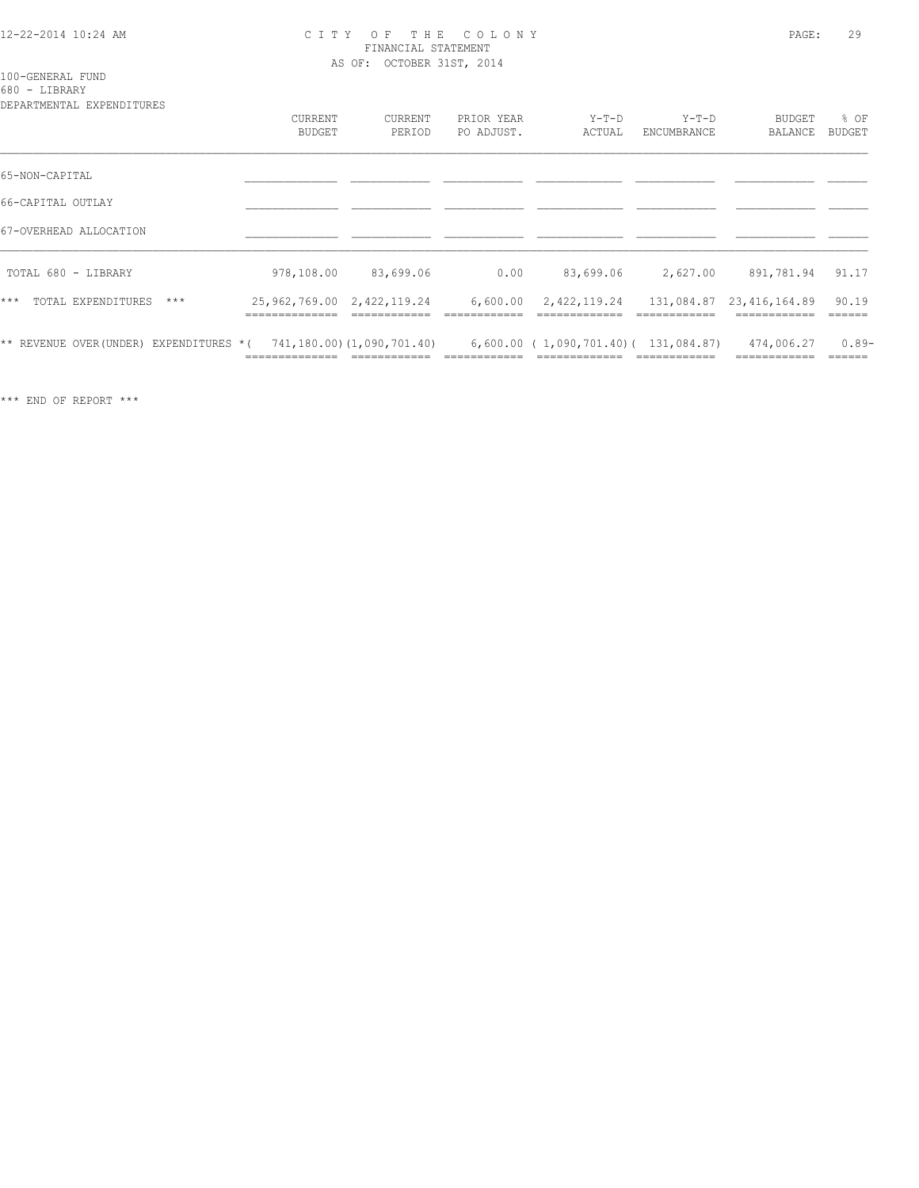CITY OF THE COLONY
FINANCIAL STATEMENT
AS OF: OCTOBER 31ST, 2014

100-GENERAL FUND
680 - LIBRARY
DEPARTMENTAL EXPENDITURES

| | CURRENT BUDGET | CURRENT PERIOD | PRIOR YEAR PO ADJUST. | Y-T-D ACTUAL | Y-T-D ENCUMBRANCE | BUDGET BALANCE | % OF BUDGET |
|---|---|---|---|---|---|---|---|
| 65-NON-CAPITAL | | | | | | | |
| 66-CAPITAL OUTLAY | | | | | | | |
| 67-OVERHEAD ALLOCATION | | | | | | | |
| TOTAL 680 - LIBRARY | 978,108.00 | 83,699.06 | 0.00 | 83,699.06 | 2,627.00 | 891,781.94 | 91.17 |
| *** TOTAL EXPENDITURES *** | 25,962,769.00 | 2,422,119.24 | 6,600.00 | 2,422,119.24 | 131,084.87 | 23,416,164.89 | 90.19 |
| ** REVENUE OVER(UNDER) EXPENDITURES * | ( 741,180.00) | (1,090,701.40) | 6,600.00 | ( 1,090,701.40) | ( 131,084.87) | 474,006.27 | 0.89- |

*** END OF REPORT ***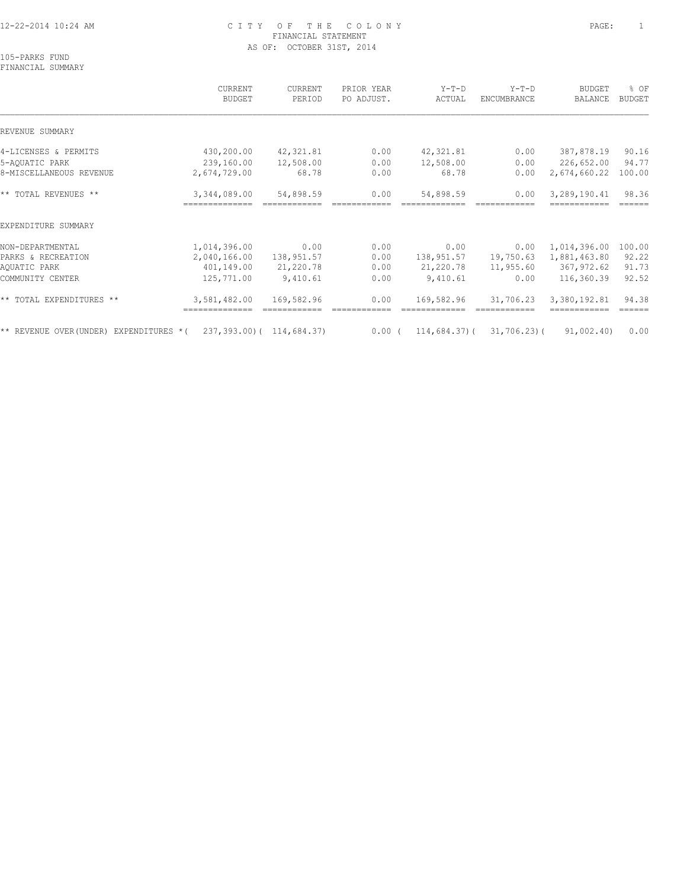# CITY OF THE COLONY
## FINANCIAL STATEMENT
### AS OF: OCTOBER 31ST, 2014

105-PARKS FUND
FINANCIAL SUMMARY

| | CURRENT BUDGET | CURRENT PERIOD | PRIOR YEAR PO ADJUST. | Y-T-D ACTUAL | Y-T-D ENCUMBRANCE | BUDGET BALANCE | % OF BUDGET |
|---|---|---|---|---|---|---|---|
| REVENUE SUMMARY | | | | | | | |
| 4-LICENSES & PERMITS | 430,200.00 | 42,321.81 | 0.00 | 42,321.81 | 0.00 | 387,878.19 | 90.16 |
| 5-AQUATIC PARK | 239,160.00 | 12,508.00 | 0.00 | 12,508.00 | 0.00 | 226,652.00 | 94.77 |
| 8-MISCELLANEOUS REVENUE | 2,674,729.00 | 68.78 | 0.00 | 68.78 | 0.00 | 2,674,660.22 | 100.00 |
| ** TOTAL REVENUES ** | 3,344,089.00 | 54,898.59 | 0.00 | 54,898.59 | 0.00 | 3,289,190.41 | 98.36 |
| EXPENDITURE SUMMARY | | | | | | | |
| NON-DEPARTMENTAL | 1,014,396.00 | 0.00 | 0.00 | 0.00 | 0.00 | 1,014,396.00 | 100.00 |
| PARKS & RECREATION | 2,040,166.00 | 138,951.57 | 0.00 | 138,951.57 | 19,750.63 | 1,881,463.80 | 92.22 |
| AQUATIC PARK | 401,149.00 | 21,220.78 | 0.00 | 21,220.78 | 11,955.60 | 367,972.62 | 91.73 |
| COMMUNITY CENTER | 125,771.00 | 9,410.61 | 0.00 | 9,410.61 | 0.00 | 116,360.39 | 92.52 |
| ** TOTAL EXPENDITURES ** | 3,581,482.00 | 169,582.96 | 0.00 | 169,582.96 | 31,706.23 | 3,380,192.81 | 94.38 |
| ** REVENUE OVER(UNDER) EXPENDITURES * | ( 237,393.00) | ( 114,684.37) | 0.00 | ( 114,684.37) | ( 31,706.23) | ( 91,002.40) | 0.00 |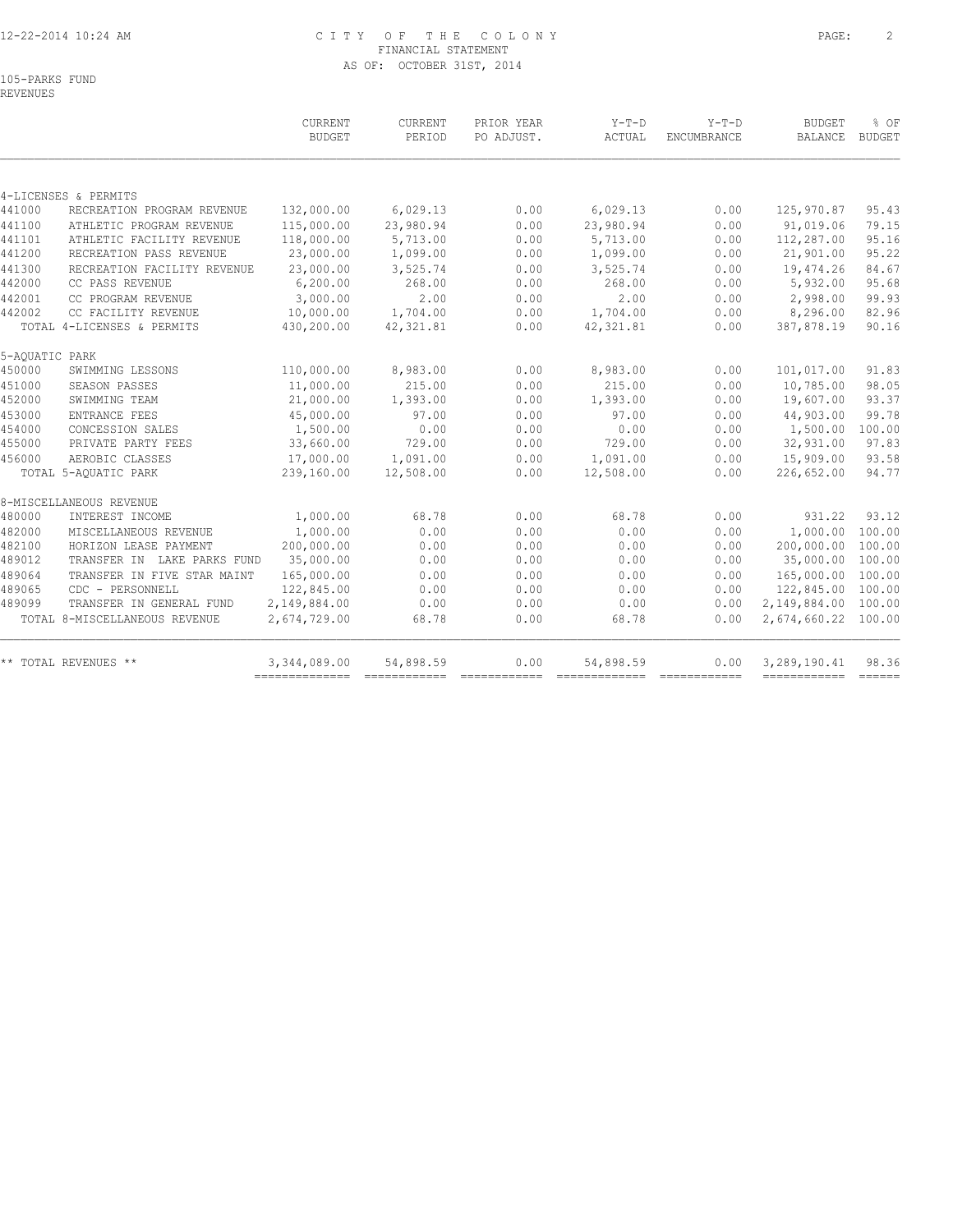CITY OF THE COLONY
FINANCIAL STATEMENT
AS OF: OCTOBER 31ST, 2014

105-PARKS FUND
REVENUES

| | | CURRENT BUDGET | CURRENT PERIOD | PRIOR YEAR PO ADJUST. | Y-T-D ACTUAL | Y-T-D ENCUMBRANCE | BUDGET BALANCE | % OF BUDGET |
|---|---|---|---|---|---|---|---|---|
| 4-LICENSES & PERMITS | | | | | | | | |
| 441000 | RECREATION PROGRAM REVENUE | 132,000.00 | 6,029.13 | 0.00 | 6,029.13 | 0.00 | 125,970.87 | 95.43 |
| 441100 | ATHLETIC PROGRAM REVENUE | 115,000.00 | 23,980.94 | 0.00 | 23,980.94 | 0.00 | 91,019.06 | 79.15 |
| 441101 | ATHLETIC FACILITY REVENUE | 118,000.00 | 5,713.00 | 0.00 | 5,713.00 | 0.00 | 112,287.00 | 95.16 |
| 441200 | RECREATION PASS REVENUE | 23,000.00 | 1,099.00 | 0.00 | 1,099.00 | 0.00 | 21,901.00 | 95.22 |
| 441300 | RECREATION FACILITY REVENUE | 23,000.00 | 3,525.74 | 0.00 | 3,525.74 | 0.00 | 19,474.26 | 84.67 |
| 442000 | CC PASS REVENUE | 6,200.00 | 268.00 | 0.00 | 268.00 | 0.00 | 5,932.00 | 95.68 |
| 442001 | CC PROGRAM REVENUE | 3,000.00 | 2.00 | 0.00 | 2.00 | 0.00 | 2,998.00 | 99.93 |
| 442002 | CC FACILITY REVENUE | 10,000.00 | 1,704.00 | 0.00 | 1,704.00 | 0.00 | 8,296.00 | 82.96 |
| | TOTAL 4-LICENSES & PERMITS | 430,200.00 | 42,321.81 | 0.00 | 42,321.81 | 0.00 | 387,878.19 | 90.16 |
| 5-AQUATIC PARK | | | | | | | | |
| 450000 | SWIMMING LESSONS | 110,000.00 | 8,983.00 | 0.00 | 8,983.00 | 0.00 | 101,017.00 | 91.83 |
| 451000 | SEASON PASSES | 11,000.00 | 215.00 | 0.00 | 215.00 | 0.00 | 10,785.00 | 98.05 |
| 452000 | SWIMMING TEAM | 21,000.00 | 1,393.00 | 0.00 | 1,393.00 | 0.00 | 19,607.00 | 93.37 |
| 453000 | ENTRANCE FEES | 45,000.00 | 97.00 | 0.00 | 97.00 | 0.00 | 44,903.00 | 99.78 |
| 454000 | CONCESSION SALES | 1,500.00 | 0.00 | 0.00 | 0.00 | 0.00 | 1,500.00 | 100.00 |
| 455000 | PRIVATE PARTY FEES | 33,660.00 | 729.00 | 0.00 | 729.00 | 0.00 | 32,931.00 | 97.83 |
| 456000 | AEROBIC CLASSES | 17,000.00 | 1,091.00 | 0.00 | 1,091.00 | 0.00 | 15,909.00 | 93.58 |
| | TOTAL 5-AQUATIC PARK | 239,160.00 | 12,508.00 | 0.00 | 12,508.00 | 0.00 | 226,652.00 | 94.77 |
| 8-MISCELLANEOUS REVENUE | | | | | | | | |
| 480000 | INTEREST INCOME | 1,000.00 | 68.78 | 0.00 | 68.78 | 0.00 | 931.22 | 93.12 |
| 482000 | MISCELLANEOUS REVENUE | 1,000.00 | 0.00 | 0.00 | 0.00 | 0.00 | 1,000.00 | 100.00 |
| 482100 | HORIZON LEASE PAYMENT | 200,000.00 | 0.00 | 0.00 | 0.00 | 0.00 | 200,000.00 | 100.00 |
| 489012 | TRANSFER IN LAKE PARKS FUND | 35,000.00 | 0.00 | 0.00 | 0.00 | 0.00 | 35,000.00 | 100.00 |
| 489064 | TRANSFER IN FIVE STAR MAINT | 165,000.00 | 0.00 | 0.00 | 0.00 | 0.00 | 165,000.00 | 100.00 |
| 489065 | CDC - PERSONNELL | 122,845.00 | 0.00 | 0.00 | 0.00 | 0.00 | 122,845.00 | 100.00 |
| 489099 | TRANSFER IN GENERAL FUND | 2,149,884.00 | 0.00 | 0.00 | 0.00 | 0.00 | 2,149,884.00 | 100.00 |
| | TOTAL 8-MISCELLANEOUS REVENUE | 2,674,729.00 | 68.78 | 0.00 | 68.78 | 0.00 | 2,674,660.22 | 100.00 |
| ** TOTAL REVENUES ** | | 3,344,089.00 | 54,898.59 | 0.00 | 54,898.59 | 0.00 | 3,289,190.41 | 98.36 |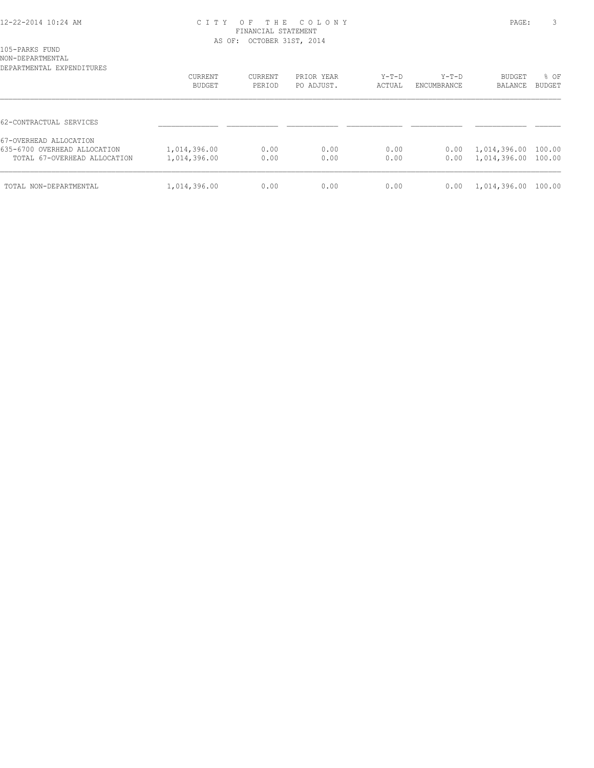105-PARKS FUND
NON-DEPARTMENTAL
DEPARTMENTAL EXPENDITURES

| | CURRENT BUDGET | CURRENT PERIOD | PRIOR YEAR PO ADJUST. | Y-T-D ACTUAL | Y-T-D ENCUMBRANCE | BUDGET BALANCE | % OF BUDGET |
|---|---|---|---|---|---|---|---|
| 62-CONTRACTUAL SERVICES | | | | | | | |
| 67-OVERHEAD ALLOCATION | | | | | | | |
| 635-6700 OVERHEAD ALLOCATION | 1,014,396.00 | 0.00 | 0.00 | 0.00 | 0.00 | 1,014,396.00 | 100.00 |
| TOTAL 67-OVERHEAD ALLOCATION | 1,014,396.00 | 0.00 | 0.00 | 0.00 | 0.00 | 1,014,396.00 | 100.00 |
| TOTAL NON-DEPARTMENTAL | 1,014,396.00 | 0.00 | 0.00 | 0.00 | 0.00 | 1,014,396.00 | 100.00 |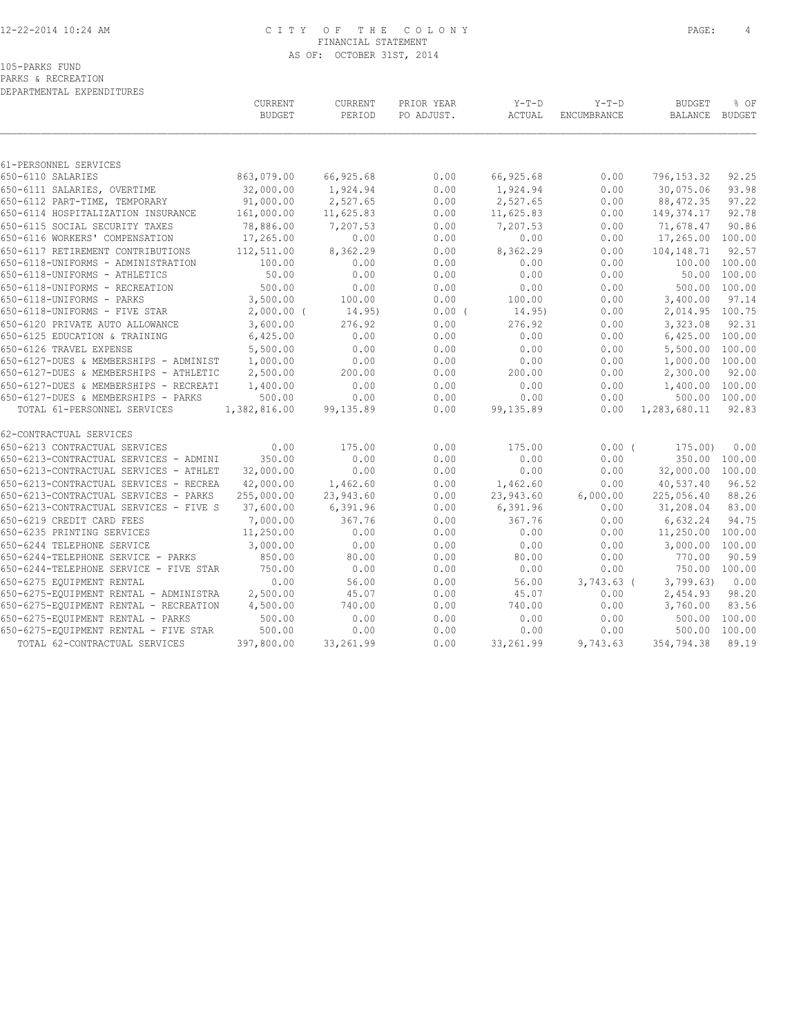# CITY OF THE COLONY
## FINANCIAL STATEMENT
### AS OF: OCTOBER 31ST, 2014

105-PARKS FUND
PARKS & RECREATION
DEPARTMENTAL EXPENDITURES

| | CURRENT BUDGET | CURRENT PERIOD | PRIOR YEAR PO ADJUST. | Y-T-D ACTUAL | Y-T-D ENCUMBRANCE | BUDGET BALANCE | % OF BUDGET |
|---|---|---|---|---|---|---|---|
| 61-PERSONNEL SERVICES | | | | | | | |
| 650-6110 SALARIES | 863,079.00 | 66,925.68 | 0.00 | 66,925.68 | 0.00 | 796,153.32 | 92.25 |
| 650-6111 SALARIES, OVERTIME | 32,000.00 | 1,924.94 | 0.00 | 1,924.94 | 0.00 | 30,075.06 | 93.98 |
| 650-6112 PART-TIME, TEMPORARY | 91,000.00 | 2,527.65 | 0.00 | 2,527.65 | 0.00 | 88,472.35 | 97.22 |
| 650-6114 HOSPITALIZATION INSURANCE | 161,000.00 | 11,625.83 | 0.00 | 11,625.83 | 0.00 | 149,374.17 | 92.78 |
| 650-6115 SOCIAL SECURITY TAXES | 78,886.00 | 7,207.53 | 0.00 | 7,207.53 | 0.00 | 71,678.47 | 90.86 |
| 650-6116 WORKERS' COMPENSATION | 17,265.00 | 0.00 | 0.00 | 0.00 | 0.00 | 17,265.00 | 100.00 |
| 650-6117 RETIREMENT CONTRIBUTIONS | 112,511.00 | 8,362.29 | 0.00 | 8,362.29 | 0.00 | 104,148.71 | 92.57 |
| 650-6118-UNIFORMS - ADMINISTRATION | 100.00 | 0.00 | 0.00 | 0.00 | 0.00 | 100.00 | 100.00 |
| 650-6118-UNIFORMS - ATHLETICS | 50.00 | 0.00 | 0.00 | 0.00 | 0.00 | 50.00 | 100.00 |
| 650-6118-UNIFORMS - RECREATION | 500.00 | 0.00 | 0.00 | 0.00 | 0.00 | 500.00 | 100.00 |
| 650-6118-UNIFORMS - PARKS | 3,500.00 | 100.00 | 0.00 | 100.00 | 0.00 | 3,400.00 | 97.14 |
| 650-6118-UNIFORMS - FIVE STAR | 2,000.00 | ( 14.95) | 0.00 | ( 14.95) | 0.00 | 2,014.95 | 100.75 |
| 650-6120 PRIVATE AUTO ALLOWANCE | 3,600.00 | 276.92 | 0.00 | 276.92 | 0.00 | 3,323.08 | 92.31 |
| 650-6125 EDUCATION & TRAINING | 6,425.00 | 0.00 | 0.00 | 0.00 | 0.00 | 6,425.00 | 100.00 |
| 650-6126 TRAVEL EXPENSE | 5,500.00 | 0.00 | 0.00 | 0.00 | 0.00 | 5,500.00 | 100.00 |
| 650-6127-DUES & MEMBERSHIPS - ADMINIST | 1,000.00 | 0.00 | 0.00 | 0.00 | 0.00 | 1,000.00 | 100.00 |
| 650-6127-DUES & MEMBERSHIPS - ATHLETIC | 2,500.00 | 200.00 | 0.00 | 200.00 | 0.00 | 2,300.00 | 92.00 |
| 650-6127-DUES & MEMBERSHIPS - RECREATI | 1,400.00 | 0.00 | 0.00 | 0.00 | 0.00 | 1,400.00 | 100.00 |
| 650-6127-DUES & MEMBERSHIPS - PARKS | 500.00 | 0.00 | 0.00 | 0.00 | 0.00 | 500.00 | 100.00 |
| TOTAL 61-PERSONNEL SERVICES | 1,382,816.00 | 99,135.89 | 0.00 | 99,135.89 | 0.00 | 1,283,680.11 | 92.83 |
| 62-CONTRACTUAL SERVICES | | | | | | | |
| 650-6213 CONTRACTUAL SERVICES | 0.00 | 175.00 | 0.00 | 175.00 | 0.00 | ( 175.00) | 0.00 |
| 650-6213-CONTRACTUAL SERVICES - ADMINI | 350.00 | 0.00 | 0.00 | 0.00 | 0.00 | 350.00 | 100.00 |
| 650-6213-CONTRACTUAL SERVICES - ATHLET | 32,000.00 | 0.00 | 0.00 | 0.00 | 0.00 | 32,000.00 | 100.00 |
| 650-6213-CONTRACTUAL SERVICES - RECREA | 42,000.00 | 1,462.60 | 0.00 | 1,462.60 | 0.00 | 40,537.40 | 96.52 |
| 650-6213-CONTRACTUAL SERVICES - PARKS | 255,000.00 | 23,943.60 | 0.00 | 23,943.60 | 6,000.00 | 225,056.40 | 88.26 |
| 650-6213-CONTRACTUAL SERVICES - FIVE S | 37,600.00 | 6,391.96 | 0.00 | 6,391.96 | 0.00 | 31,208.04 | 83.00 |
| 650-6219 CREDIT CARD FEES | 7,000.00 | 367.76 | 0.00 | 367.76 | 0.00 | 6,632.24 | 94.75 |
| 650-6235 PRINTING SERVICES | 11,250.00 | 0.00 | 0.00 | 0.00 | 0.00 | 11,250.00 | 100.00 |
| 650-6244 TELEPHONE SERVICE | 3,000.00 | 0.00 | 0.00 | 0.00 | 0.00 | 3,000.00 | 100.00 |
| 650-6244-TELEPHONE SERVICE - PARKS | 850.00 | 80.00 | 0.00 | 80.00 | 0.00 | 770.00 | 90.59 |
| 650-6244-TELEPHONE SERVICE - FIVE STAR | 750.00 | 0.00 | 0.00 | 0.00 | 0.00 | 750.00 | 100.00 |
| 650-6275 EQUIPMENT RENTAL | 0.00 | 56.00 | 0.00 | 56.00 | 3,743.63 | ( 3,799.63) | 0.00 |
| 650-6275-EQUIPMENT RENTAL - ADMINISTRA | 2,500.00 | 45.07 | 0.00 | 45.07 | 0.00 | 2,454.93 | 98.20 |
| 650-6275-EQUIPMENT RENTAL - RECREATION | 4,500.00 | 740.00 | 0.00 | 740.00 | 0.00 | 3,760.00 | 83.56 |
| 650-6275-EQUIPMENT RENTAL - PARKS | 500.00 | 0.00 | 0.00 | 0.00 | 0.00 | 500.00 | 100.00 |
| 650-6275-EQUIPMENT RENTAL - FIVE STAR | 500.00 | 0.00 | 0.00 | 0.00 | 0.00 | 500.00 | 100.00 |
| TOTAL 62-CONTRACTUAL SERVICES | 397,800.00 | 33,261.99 | 0.00 | 33,261.99 | 9,743.63 | 354,794.38 | 89.19 |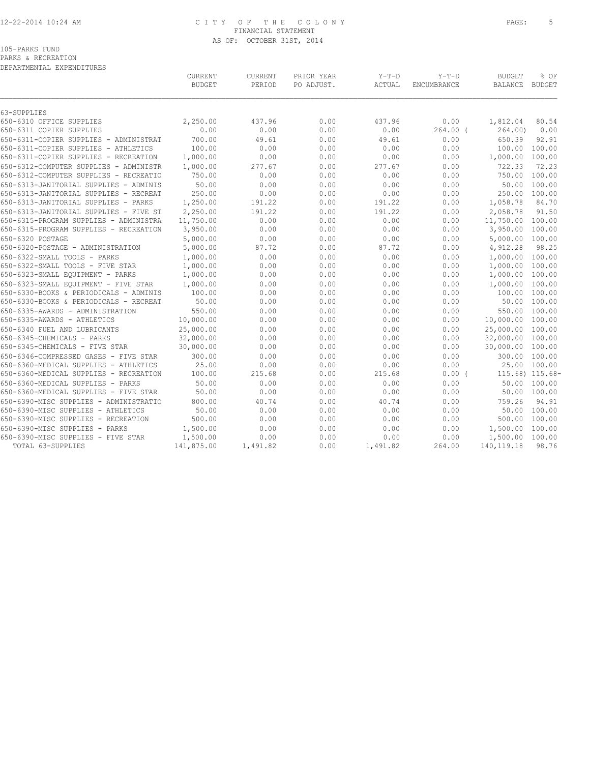CITY OF THE COLONY
FINANCIAL STATEMENT
AS OF: OCTOBER 31ST, 2014

105-PARKS FUND
PARKS & RECREATION
DEPARTMENTAL EXPENDITURES

| | CURRENT BUDGET | CURRENT PERIOD | PRIOR YEAR PO ADJUST. | Y-T-D ACTUAL | Y-T-D ENCUMBRANCE | BUDGET BALANCE | % OF BUDGET |
|---|---|---|---|---|---|---|---|
| 63-SUPPLIES | | | | | | | |
| 650-6310 OFFICE SUPPLIES | 2,250.00 | 437.96 | 0.00 | 437.96 | 0.00 | 1,812.04 | 80.54 |
| 650-6311 COPIER SUPPLIES | 0.00 | 0.00 | 0.00 | 0.00 | 264.00 | ( 264.00) | 0.00 |
| 650-6311-COPIER SUPPLIES - ADMINISTRAT | 700.00 | 49.61 | 0.00 | 49.61 | 0.00 | 650.39 | 92.91 |
| 650-6311-COPIER SUPPLIES - ATHLETICS | 100.00 | 0.00 | 0.00 | 0.00 | 0.00 | 100.00 | 100.00 |
| 650-6311-COPIER SUPPLIES - RECREATION | 1,000.00 | 0.00 | 0.00 | 0.00 | 0.00 | 1,000.00 | 100.00 |
| 650-6312-COMPUTER SUPPLIES - ADMINISTR | 1,000.00 | 277.67 | 0.00 | 277.67 | 0.00 | 722.33 | 72.23 |
| 650-6312-COMPUTER SUPPLIES - RECREATIO | 750.00 | 0.00 | 0.00 | 0.00 | 0.00 | 750.00 | 100.00 |
| 650-6313-JANITORIAL SUPPLIES - ADMINIS | 50.00 | 0.00 | 0.00 | 0.00 | 0.00 | 50.00 | 100.00 |
| 650-6313-JANITORIAL SUPPLIES - RECREAT | 250.00 | 0.00 | 0.00 | 0.00 | 0.00 | 250.00 | 100.00 |
| 650-6313-JANITORIAL SUPPLIES - PARKS | 1,250.00 | 191.22 | 0.00 | 191.22 | 0.00 | 1,058.78 | 84.70 |
| 650-6313-JANITORIAL SUPPLIES - FIVE ST | 2,250.00 | 191.22 | 0.00 | 191.22 | 0.00 | 2,058.78 | 91.50 |
| 650-6315-PROGRAM SUPPLIES - ADMINISTRA | 11,750.00 | 0.00 | 0.00 | 0.00 | 0.00 | 11,750.00 | 100.00 |
| 650-6315-PROGRAM SUPPLIES - RECREATION | 3,950.00 | 0.00 | 0.00 | 0.00 | 0.00 | 3,950.00 | 100.00 |
| 650-6320 POSTAGE | 5,000.00 | 0.00 | 0.00 | 0.00 | 0.00 | 5,000.00 | 100.00 |
| 650-6320-POSTAGE - ADMINISTRATION | 5,000.00 | 87.72 | 0.00 | 87.72 | 0.00 | 4,912.28 | 98.25 |
| 650-6322-SMALL TOOLS - PARKS | 1,000.00 | 0.00 | 0.00 | 0.00 | 0.00 | 1,000.00 | 100.00 |
| 650-6322-SMALL TOOLS - FIVE STAR | 1,000.00 | 0.00 | 0.00 | 0.00 | 0.00 | 1,000.00 | 100.00 |
| 650-6323-SMALL EQUIPMENT - PARKS | 1,000.00 | 0.00 | 0.00 | 0.00 | 0.00 | 1,000.00 | 100.00 |
| 650-6323-SMALL EQUIPMENT - FIVE STAR | 1,000.00 | 0.00 | 0.00 | 0.00 | 0.00 | 1,000.00 | 100.00 |
| 650-6330-BOOKS & PERIODICALS - ADMINIS | 100.00 | 0.00 | 0.00 | 0.00 | 0.00 | 100.00 | 100.00 |
| 650-6330-BOOKS & PERIODICALS - RECREAT | 50.00 | 0.00 | 0.00 | 0.00 | 0.00 | 50.00 | 100.00 |
| 650-6335-AWARDS - ADMINISTRATION | 550.00 | 0.00 | 0.00 | 0.00 | 0.00 | 550.00 | 100.00 |
| 650-6335-AWARDS - ATHLETICS | 10,000.00 | 0.00 | 0.00 | 0.00 | 0.00 | 10,000.00 | 100.00 |
| 650-6340 FUEL AND LUBRICANTS | 25,000.00 | 0.00 | 0.00 | 0.00 | 0.00 | 25,000.00 | 100.00 |
| 650-6345-CHEMICALS - PARKS | 32,000.00 | 0.00 | 0.00 | 0.00 | 0.00 | 32,000.00 | 100.00 |
| 650-6345-CHEMICALS - FIVE STAR | 30,000.00 | 0.00 | 0.00 | 0.00 | 0.00 | 30,000.00 | 100.00 |
| 650-6346-COMPRESSED GASES - FIVE STAR | 300.00 | 0.00 | 0.00 | 0.00 | 0.00 | 300.00 | 100.00 |
| 650-6360-MEDICAL SUPPLIES - ATHLETICS | 25.00 | 0.00 | 0.00 | 0.00 | 0.00 | 25.00 | 100.00 |
| 650-6360-MEDICAL SUPPLIES - RECREATION | 100.00 | 215.68 | 0.00 | 215.68 | 0.00 | ( 115.68) | 115.68- |
| 650-6360-MEDICAL SUPPLIES - PARKS | 50.00 | 0.00 | 0.00 | 0.00 | 0.00 | 50.00 | 100.00 |
| 650-6360-MEDICAL SUPPLIES - FIVE STAR | 50.00 | 0.00 | 0.00 | 0.00 | 0.00 | 50.00 | 100.00 |
| 650-6390-MISC SUPPLIES - ADMINISTRATIO | 800.00 | 40.74 | 0.00 | 40.74 | 0.00 | 759.26 | 94.91 |
| 650-6390-MISC SUPPLIES - ATHLETICS | 50.00 | 0.00 | 0.00 | 0.00 | 0.00 | 50.00 | 100.00 |
| 650-6390-MISC SUPPLIES - RECREATION | 500.00 | 0.00 | 0.00 | 0.00 | 0.00 | 500.00 | 100.00 |
| 650-6390-MISC SUPPLIES - PARKS | 1,500.00 | 0.00 | 0.00 | 0.00 | 0.00 | 1,500.00 | 100.00 |
| 650-6390-MISC SUPPLIES - FIVE STAR | 1,500.00 | 0.00 | 0.00 | 0.00 | 0.00 | 1,500.00 | 100.00 |
| TOTAL 63-SUPPLIES | 141,875.00 | 1,491.82 | 0.00 | 1,491.82 | 264.00 | 140,119.18 | 98.76 |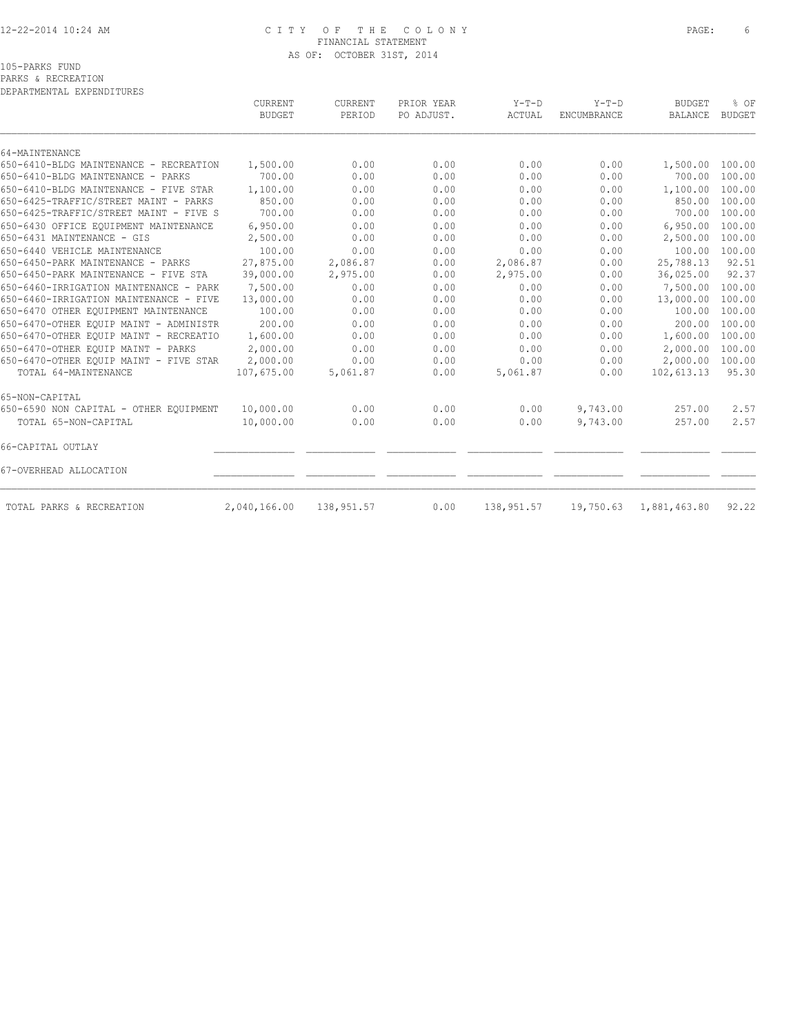# CITY OF THE COLONY
## FINANCIAL STATEMENT
### AS OF: OCTOBER 31ST, 2014

105-PARKS FUND
PARKS & RECREATION
DEPARTMENTAL EXPENDITURES

| | CURRENT BUDGET | CURRENT PERIOD | PRIOR YEAR PO ADJUST. | Y-T-D ACTUAL | Y-T-D ENCUMBRANCE | BUDGET BALANCE | % OF BUDGET |
|---|---|---|---|---|---|---|---|
| 64-MAINTENANCE | | | | | | | |
| 650-6410-BLDG MAINTENANCE - RECREATION | 1,500.00 | 0.00 | 0.00 | 0.00 | 0.00 | 1,500.00 | 100.00 |
| 650-6410-BLDG MAINTENANCE - PARKS | 700.00 | 0.00 | 0.00 | 0.00 | 0.00 | 700.00 | 100.00 |
| 650-6410-BLDG MAINTENANCE - FIVE STAR | 1,100.00 | 0.00 | 0.00 | 0.00 | 0.00 | 1,100.00 | 100.00 |
| 650-6425-TRAFFIC/STREET MAINT - PARKS | 850.00 | 0.00 | 0.00 | 0.00 | 0.00 | 850.00 | 100.00 |
| 650-6425-TRAFFIC/STREET MAINT - FIVE S | 700.00 | 0.00 | 0.00 | 0.00 | 0.00 | 700.00 | 100.00 |
| 650-6430 OFFICE EQUIPMENT MAINTENANCE | 6,950.00 | 0.00 | 0.00 | 0.00 | 0.00 | 6,950.00 | 100.00 |
| 650-6431 MAINTENANCE - GIS | 2,500.00 | 0.00 | 0.00 | 0.00 | 0.00 | 2,500.00 | 100.00 |
| 650-6440 VEHICLE MAINTENANCE | 100.00 | 0.00 | 0.00 | 0.00 | 0.00 | 100.00 | 100.00 |
| 650-6450-PARK MAINTENANCE - PARKS | 27,875.00 | 2,086.87 | 0.00 | 2,086.87 | 0.00 | 25,788.13 | 92.51 |
| 650-6450-PARK MAINTENANCE - FIVE STA | 39,000.00 | 2,975.00 | 0.00 | 2,975.00 | 0.00 | 36,025.00 | 92.37 |
| 650-6460-IRRIGATION MAINTENANCE - PARK | 7,500.00 | 0.00 | 0.00 | 0.00 | 0.00 | 7,500.00 | 100.00 |
| 650-6460-IRRIGATION MAINTENANCE - FIVE | 13,000.00 | 0.00 | 0.00 | 0.00 | 0.00 | 13,000.00 | 100.00 |
| 650-6470 OTHER EQUIPMENT MAINTENANCE | 100.00 | 0.00 | 0.00 | 0.00 | 0.00 | 100.00 | 100.00 |
| 650-6470-OTHER EQUIP MAINT - ADMINISTR | 200.00 | 0.00 | 0.00 | 0.00 | 0.00 | 200.00 | 100.00 |
| 650-6470-OTHER EQUIP MAINT - RECREATIO | 1,600.00 | 0.00 | 0.00 | 0.00 | 0.00 | 1,600.00 | 100.00 |
| 650-6470-OTHER EQUIP MAINT - PARKS | 2,000.00 | 0.00 | 0.00 | 0.00 | 0.00 | 2,000.00 | 100.00 |
| 650-6470-OTHER EQUIP MAINT - FIVE STAR | 2,000.00 | 0.00 | 0.00 | 0.00 | 0.00 | 2,000.00 | 100.00 |
| TOTAL 64-MAINTENANCE | 107,675.00 | 5,061.87 | 0.00 | 5,061.87 | 0.00 | 102,613.13 | 95.30 |
| 65-NON-CAPITAL | | | | | | | |
| 650-6590 NON CAPITAL - OTHER EQUIPMENT | 10,000.00 | 0.00 | 0.00 | 0.00 | 9,743.00 | 257.00 | 2.57 |
| TOTAL 65-NON-CAPITAL | 10,000.00 | 0.00 | 0.00 | 0.00 | 9,743.00 | 257.00 | 2.57 |
| 66-CAPITAL OUTLAY | | | | | | | |
| 67-OVERHEAD ALLOCATION | | | | | | | |
| TOTAL PARKS & RECREATION | 2,040,166.00 | 138,951.57 | 0.00 | 138,951.57 | 19,750.63 | 1,881,463.80 | 92.22 |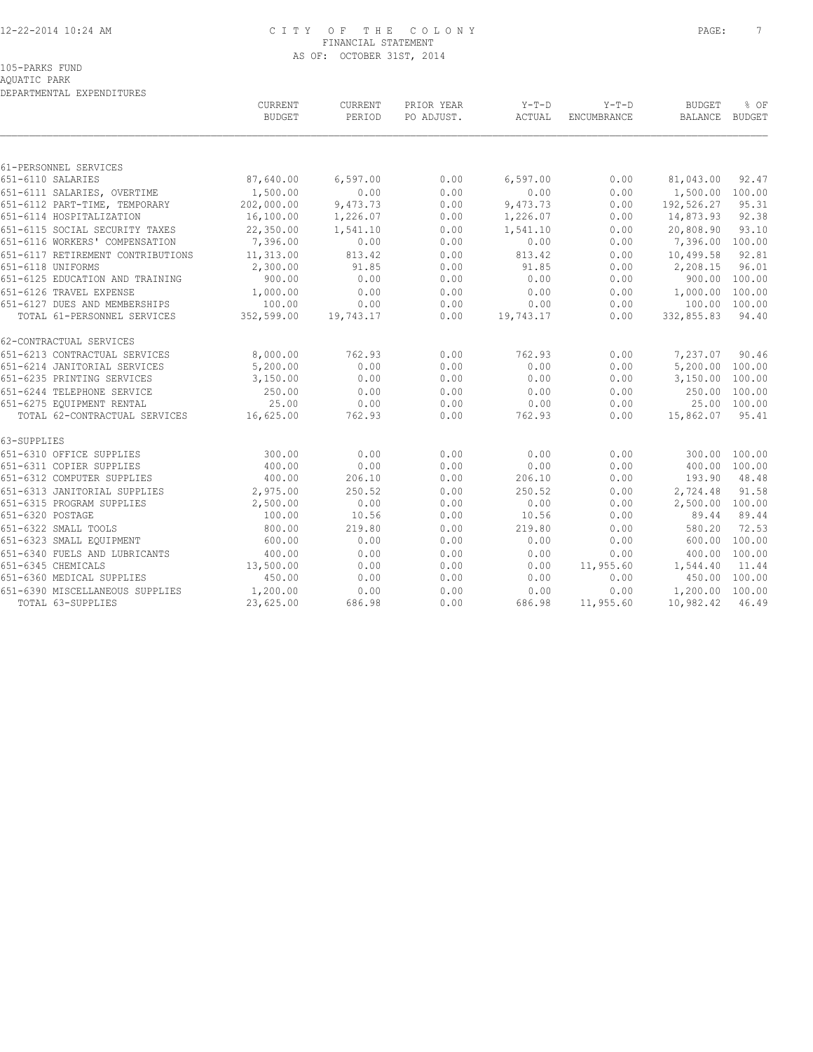CITY OF THE COLONY
FINANCIAL STATEMENT
AS OF: OCTOBER 31ST, 2014

105-PARKS FUND
AQUATIC PARK
DEPARTMENTAL EXPENDITURES

| | CURRENT BUDGET | CURRENT PERIOD | PRIOR YEAR PO ADJUST. | Y-T-D ACTUAL | Y-T-D ENCUMBRANCE | BUDGET BALANCE | % OF BUDGET |
|---|---|---|---|---|---|---|---|
| 61-PERSONNEL SERVICES | | | | | | | |
| 651-6110 SALARIES | 87,640.00 | 6,597.00 | 0.00 | 6,597.00 | 0.00 | 81,043.00 | 92.47 |
| 651-6111 SALARIES, OVERTIME | 1,500.00 | 0.00 | 0.00 | 0.00 | 0.00 | 1,500.00 | 100.00 |
| 651-6112 PART-TIME, TEMPORARY | 202,000.00 | 9,473.73 | 0.00 | 9,473.73 | 0.00 | 192,526.27 | 95.31 |
| 651-6114 HOSPITALIZATION | 16,100.00 | 1,226.07 | 0.00 | 1,226.07 | 0.00 | 14,873.93 | 92.38 |
| 651-6115 SOCIAL SECURITY TAXES | 22,350.00 | 1,541.10 | 0.00 | 1,541.10 | 0.00 | 20,808.90 | 93.10 |
| 651-6116 WORKERS' COMPENSATION | 7,396.00 | 0.00 | 0.00 | 0.00 | 0.00 | 7,396.00 | 100.00 |
| 651-6117 RETIREMENT CONTRIBUTIONS | 11,313.00 | 813.42 | 0.00 | 813.42 | 0.00 | 10,499.58 | 92.81 |
| 651-6118 UNIFORMS | 2,300.00 | 91.85 | 0.00 | 91.85 | 0.00 | 2,208.15 | 96.01 |
| 651-6125 EDUCATION AND TRAINING | 900.00 | 0.00 | 0.00 | 0.00 | 0.00 | 900.00 | 100.00 |
| 651-6126 TRAVEL EXPENSE | 1,000.00 | 0.00 | 0.00 | 0.00 | 0.00 | 1,000.00 | 100.00 |
| 651-6127 DUES AND MEMBERSHIPS | 100.00 | 0.00 | 0.00 | 0.00 | 0.00 | 100.00 | 100.00 |
| TOTAL 61-PERSONNEL SERVICES | 352,599.00 | 19,743.17 | 0.00 | 19,743.17 | 0.00 | 332,855.83 | 94.40 |
| 62-CONTRACTUAL SERVICES | | | | | | | |
| 651-6213 CONTRACTUAL SERVICES | 8,000.00 | 762.93 | 0.00 | 762.93 | 0.00 | 7,237.07 | 90.46 |
| 651-6214 JANITORIAL SERVICES | 5,200.00 | 0.00 | 0.00 | 0.00 | 0.00 | 5,200.00 | 100.00 |
| 651-6235 PRINTING SERVICES | 3,150.00 | 0.00 | 0.00 | 0.00 | 0.00 | 3,150.00 | 100.00 |
| 651-6244 TELEPHONE SERVICE | 250.00 | 0.00 | 0.00 | 0.00 | 0.00 | 250.00 | 100.00 |
| 651-6275 EQUIPMENT RENTAL | 25.00 | 0.00 | 0.00 | 0.00 | 0.00 | 25.00 | 100.00 |
| TOTAL 62-CONTRACTUAL SERVICES | 16,625.00 | 762.93 | 0.00 | 762.93 | 0.00 | 15,862.07 | 95.41 |
| 63-SUPPLIES | | | | | | | |
| 651-6310 OFFICE SUPPLIES | 300.00 | 0.00 | 0.00 | 0.00 | 0.00 | 300.00 | 100.00 |
| 651-6311 COPIER SUPPLIES | 400.00 | 0.00 | 0.00 | 0.00 | 0.00 | 400.00 | 100.00 |
| 651-6312 COMPUTER SUPPLIES | 400.00 | 206.10 | 0.00 | 206.10 | 0.00 | 193.90 | 48.48 |
| 651-6313 JANITORIAL SUPPLIES | 2,975.00 | 250.52 | 0.00 | 250.52 | 0.00 | 2,724.48 | 91.58 |
| 651-6315 PROGRAM SUPPLIES | 2,500.00 | 0.00 | 0.00 | 0.00 | 0.00 | 2,500.00 | 100.00 |
| 651-6320 POSTAGE | 100.00 | 10.56 | 0.00 | 10.56 | 0.00 | 89.44 | 89.44 |
| 651-6322 SMALL TOOLS | 800.00 | 219.80 | 0.00 | 219.80 | 0.00 | 580.20 | 72.53 |
| 651-6323 SMALL EQUIPMENT | 600.00 | 0.00 | 0.00 | 0.00 | 0.00 | 600.00 | 100.00 |
| 651-6340 FUELS AND LUBRICANTS | 400.00 | 0.00 | 0.00 | 0.00 | 0.00 | 400.00 | 100.00 |
| 651-6345 CHEMICALS | 13,500.00 | 0.00 | 0.00 | 0.00 | 11,955.60 | 1,544.40 | 11.44 |
| 651-6360 MEDICAL SUPPLIES | 450.00 | 0.00 | 0.00 | 0.00 | 0.00 | 450.00 | 100.00 |
| 651-6390 MISCELLANEOUS SUPPLIES | 1,200.00 | 0.00 | 0.00 | 0.00 | 0.00 | 1,200.00 | 100.00 |
| TOTAL 63-SUPPLIES | 23,625.00 | 686.98 | 0.00 | 686.98 | 11,955.60 | 10,982.42 | 46.49 |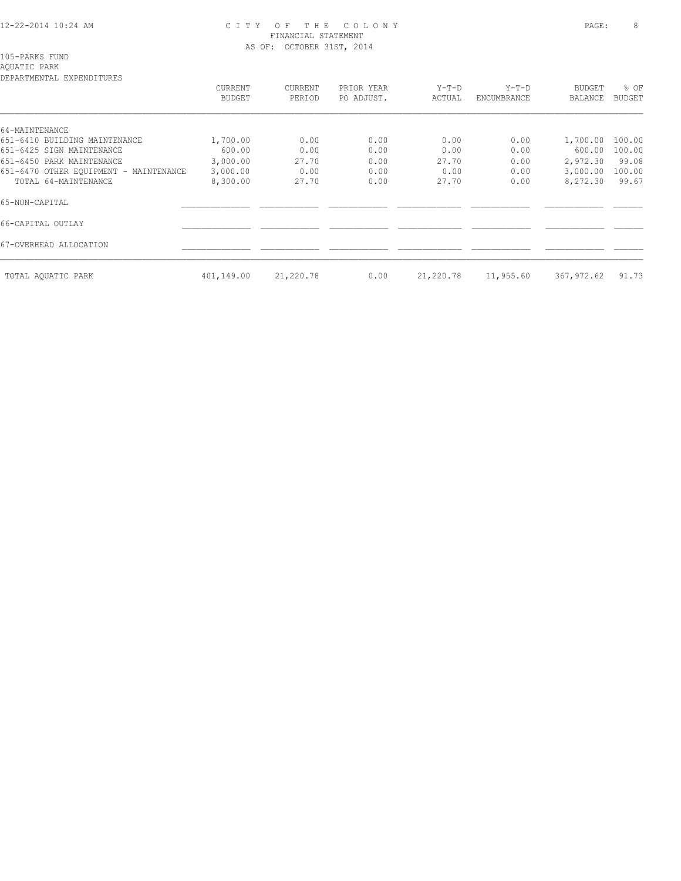105-PARKS FUND
AQUATIC PARK
DEPARTMENTAL EXPENDITURES

| | CURRENT BUDGET | CURRENT PERIOD | PRIOR YEAR PO ADJUST. | Y-T-D ACTUAL | Y-T-D ENCUMBRANCE | BUDGET BALANCE | % OF BUDGET |
|---|---|---|---|---|---|---|---|
| 64-MAINTENANCE | | | | | | | |
| 651-6410 BUILDING MAINTENANCE | 1,700.00 | 0.00 | 0.00 | 0.00 | 0.00 | 1,700.00 | 100.00 |
| 651-6425 SIGN MAINTENANCE | 600.00 | 0.00 | 0.00 | 0.00 | 0.00 | 600.00 | 100.00 |
| 651-6450 PARK MAINTENANCE | 3,000.00 | 27.70 | 0.00 | 27.70 | 0.00 | 2,972.30 | 99.08 |
| 651-6470 OTHER EQUIPMENT - MAINTENANCE | 3,000.00 | 0.00 | 0.00 | 0.00 | 0.00 | 3,000.00 | 100.00 |
| TOTAL 64-MAINTENANCE | 8,300.00 | 27.70 | 0.00 | 27.70 | 0.00 | 8,272.30 | 99.67 |
| 65-NON-CAPITAL | | | | | | | |
| 66-CAPITAL OUTLAY | | | | | | | |
| 67-OVERHEAD ALLOCATION | | | | | | | |
| TOTAL AQUATIC PARK | 401,149.00 | 21,220.78 | 0.00 | 21,220.78 | 11,955.60 | 367,972.62 | 91.73 |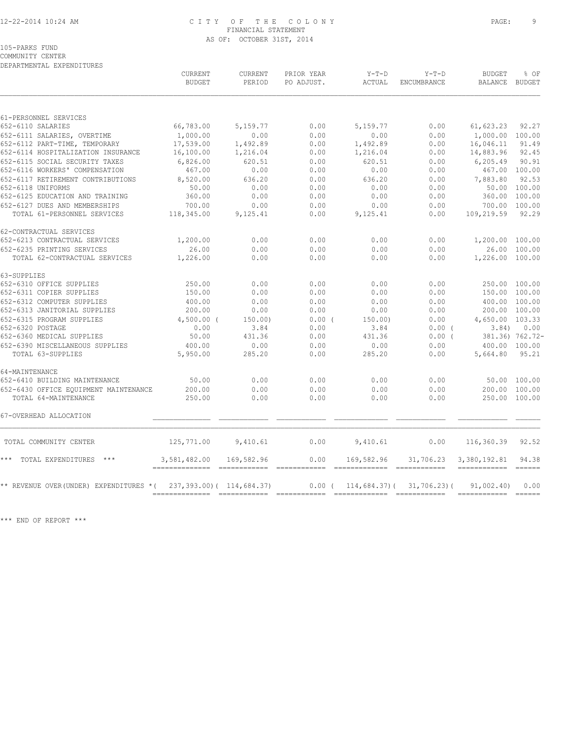# CITY OF THE COLONY
## FINANCIAL STATEMENT
### AS OF: OCTOBER 31ST, 2014

105-PARKS FUND
COMMUNITY CENTER
DEPARTMENTAL EXPENDITURES

| | CURRENT BUDGET | CURRENT PERIOD | PRIOR YEAR PO ADJUST. | Y-T-D ACTUAL | Y-T-D ENCUMBRANCE | BUDGET BALANCE | % OF BUDGET |
|---|---|---|---|---|---|---|---|
| **61-PERSONNEL SERVICES** | | | | | | | |
| 652-6110 SALARIES | 66,783.00 | 5,159.77 | 0.00 | 5,159.77 | 0.00 | 61,623.23 | 92.27 |
| 652-6111 SALARIES, OVERTIME | 1,000.00 | 0.00 | 0.00 | 0.00 | 0.00 | 1,000.00 | 100.00 |
| 652-6112 PART-TIME, TEMPORARY | 17,539.00 | 1,492.89 | 0.00 | 1,492.89 | 0.00 | 16,046.11 | 91.49 |
| 652-6114 HOSPITALIZATION INSURANCE | 16,100.00 | 1,216.04 | 0.00 | 1,216.04 | 0.00 | 14,883.96 | 92.45 |
| 652-6115 SOCIAL SECURITY TAXES | 6,826.00 | 620.51 | 0.00 | 620.51 | 0.00 | 6,205.49 | 90.91 |
| 652-6116 WORKERS' COMPENSATION | 467.00 | 0.00 | 0.00 | 0.00 | 0.00 | 467.00 | 100.00 |
| 652-6117 RETIREMENT CONTRIBUTIONS | 8,520.00 | 636.20 | 0.00 | 636.20 | 0.00 | 7,883.80 | 92.53 |
| 652-6118 UNIFORMS | 50.00 | 0.00 | 0.00 | 0.00 | 0.00 | 50.00 | 100.00 |
| 652-6125 EDUCATION AND TRAINING | 360.00 | 0.00 | 0.00 | 0.00 | 0.00 | 360.00 | 100.00 |
| 652-6127 DUES AND MEMBERSHIPS | 700.00 | 0.00 | 0.00 | 0.00 | 0.00 | 700.00 | 100.00 |
| TOTAL 61-PERSONNEL SERVICES | 118,345.00 | 9,125.41 | 0.00 | 9,125.41 | 0.00 | 109,219.59 | 92.29 |
| **62-CONTRACTUAL SERVICES** | | | | | | | |
| 652-6213 CONTRACTUAL SERVICES | 1,200.00 | 0.00 | 0.00 | 0.00 | 0.00 | 1,200.00 | 100.00 |
| 652-6235 PRINTING SERVICES | 26.00 | 0.00 | 0.00 | 0.00 | 0.00 | 26.00 | 100.00 |
| TOTAL 62-CONTRACTUAL SERVICES | 1,226.00 | 0.00 | 0.00 | 0.00 | 0.00 | 1,226.00 | 100.00 |
| **63-SUPPLIES** | | | | | | | |
| 652-6310 OFFICE SUPPLIES | 250.00 | 0.00 | 0.00 | 0.00 | 0.00 | 250.00 | 100.00 |
| 652-6311 COPIER SUPPLIES | 150.00 | 0.00 | 0.00 | 0.00 | 0.00 | 150.00 | 100.00 |
| 652-6312 COMPUTER SUPPLIES | 400.00 | 0.00 | 0.00 | 0.00 | 0.00 | 400.00 | 100.00 |
| 652-6313 JANITORIAL SUPPLIES | 200.00 | 0.00 | 0.00 | 0.00 | 0.00 | 200.00 | 100.00 |
| 652-6315 PROGRAM SUPPLIES | 4,500.00 | ( 150.00) | 0.00 | ( 150.00) | 0.00 | 4,650.00 | 103.33 |
| 652-6320 POSTAGE | 0.00 | 3.84 | 0.00 | 3.84 | 0.00 | ( 3.84) | 0.00 |
| 652-6360 MEDICAL SUPPLIES | 50.00 | 431.36 | 0.00 | 431.36 | 0.00 | ( 381.36) | 762.72- |
| 652-6390 MISCELLANEOUS SUPPLIES | 400.00 | 0.00 | 0.00 | 0.00 | 0.00 | 400.00 | 100.00 |
| TOTAL 63-SUPPLIES | 5,950.00 | 285.20 | 0.00 | 285.20 | 0.00 | 5,664.80 | 95.21 |
| **64-MAINTENANCE** | | | | | | | |
| 652-6410 BUILDING MAINTENANCE | 50.00 | 0.00 | 0.00 | 0.00 | 0.00 | 50.00 | 100.00 |
| 652-6430 OFFICE EQUIPMENT MAINTENANCE | 200.00 | 0.00 | 0.00 | 0.00 | 0.00 | 200.00 | 100.00 |
| TOTAL 64-MAINTENANCE | 250.00 | 0.00 | 0.00 | 0.00 | 0.00 | 250.00 | 100.00 |
| **67-OVERHEAD ALLOCATION** | | | | | | | |
| TOTAL COMMUNITY CENTER | 125,771.00 | 9,410.61 | 0.00 | 9,410.61 | 0.00 | 116,360.39 | 92.52 |
| *** TOTAL EXPENDITURES *** | 3,581,482.00 | 169,582.96 | 0.00 | 169,582.96 | 31,706.23 | 3,380,192.81 | 94.38 |
| ** REVENUE OVER(UNDER) EXPENDITURES * | ( 237,393.00) | ( 114,684.37) | 0.00 | ( 114,684.37) | ( 31,706.23) | ( 91,002.40) | 0.00 |

*** END OF REPORT ***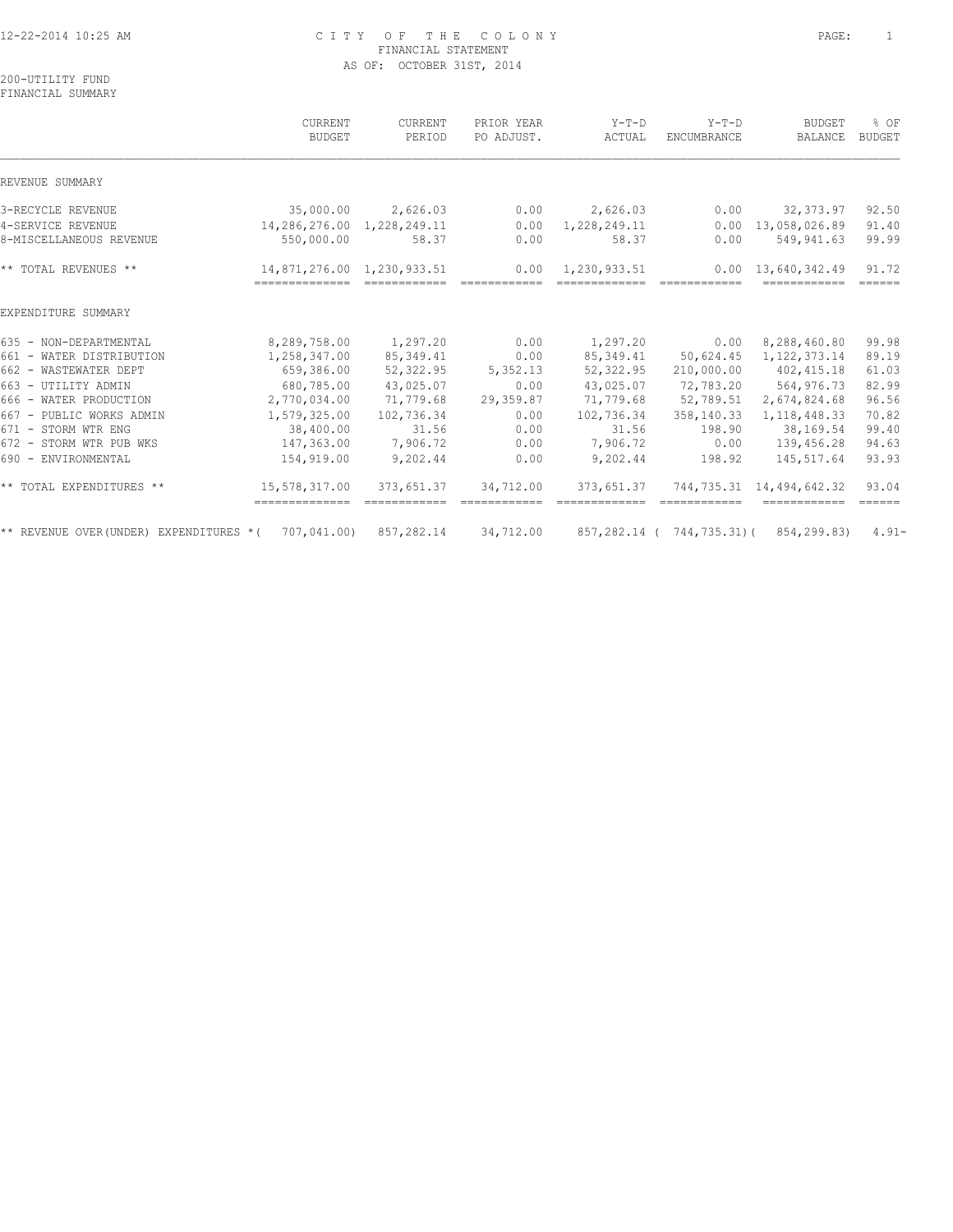CITY OF THE COLONY
FINANCIAL STATEMENT
AS OF: OCTOBER 31ST, 2014

200-UTILITY FUND
FINANCIAL SUMMARY

| | CURRENT BUDGET | CURRENT PERIOD | PRIOR YEAR PO ADJUST. | Y-T-D ACTUAL | Y-T-D ENCUMBRANCE | BUDGET BALANCE | % OF BUDGET |
|---|---|---|---|---|---|---|---|
| REVENUE SUMMARY | | | | | | | |
| 3-RECYCLE REVENUE | 35,000.00 | 2,626.03 | 0.00 | 2,626.03 | 0.00 | 32,373.97 | 92.50 |
| 4-SERVICE REVENUE | 14,286,276.00 | 1,228,249.11 | 0.00 | 1,228,249.11 | 0.00 | 13,058,026.89 | 91.40 |
| 8-MISCELLANEOUS REVENUE | 550,000.00 | 58.37 | 0.00 | 58.37 | 0.00 | 549,941.63 | 99.99 |
| ** TOTAL REVENUES ** | 14,871,276.00 | 1,230,933.51 | 0.00 | 1,230,933.51 | 0.00 | 13,640,342.49 | 91.72 |
| EXPENDITURE SUMMARY | | | | | | | |
| 635 - NON-DEPARTMENTAL | 8,289,758.00 | 1,297.20 | 0.00 | 1,297.20 | 0.00 | 8,288,460.80 | 99.98 |
| 661 - WATER DISTRIBUTION | 1,258,347.00 | 85,349.41 | 0.00 | 85,349.41 | 50,624.45 | 1,122,373.14 | 89.19 |
| 662 - WASTEWATER DEPT | 659,386.00 | 52,322.95 | 5,352.13 | 52,322.95 | 210,000.00 | 402,415.18 | 61.03 |
| 663 - UTILITY ADMIN | 680,785.00 | 43,025.07 | 0.00 | 43,025.07 | 72,783.20 | 564,976.73 | 82.99 |
| 666 - WATER PRODUCTION | 2,770,034.00 | 71,779.68 | 29,359.87 | 71,779.68 | 52,789.51 | 2,674,824.68 | 96.56 |
| 667 - PUBLIC WORKS ADMIN | 1,579,325.00 | 102,736.34 | 0.00 | 102,736.34 | 358,140.33 | 1,118,448.33 | 70.82 |
| 671 - STORM WTR ENG | 38,400.00 | 31.56 | 0.00 | 31.56 | 198.90 | 38,169.54 | 99.40 |
| 672 - STORM WTR PUB WKS | 147,363.00 | 7,906.72 | 0.00 | 7,906.72 | 0.00 | 139,456.28 | 94.63 |
| 690 - ENVIRONMENTAL | 154,919.00 | 9,202.44 | 0.00 | 9,202.44 | 198.92 | 145,517.64 | 93.93 |
| ** TOTAL EXPENDITURES ** | 15,578,317.00 | 373,651.37 | 34,712.00 | 373,651.37 | 744,735.31 | 14,494,642.32 | 93.04 |
| ** REVENUE OVER(UNDER) EXPENDITURES * | ( 707,041.00) | 857,282.14 | 34,712.00 | 857,282.14 | ( 744,735.31) | ( 854,299.83) | 4.91- |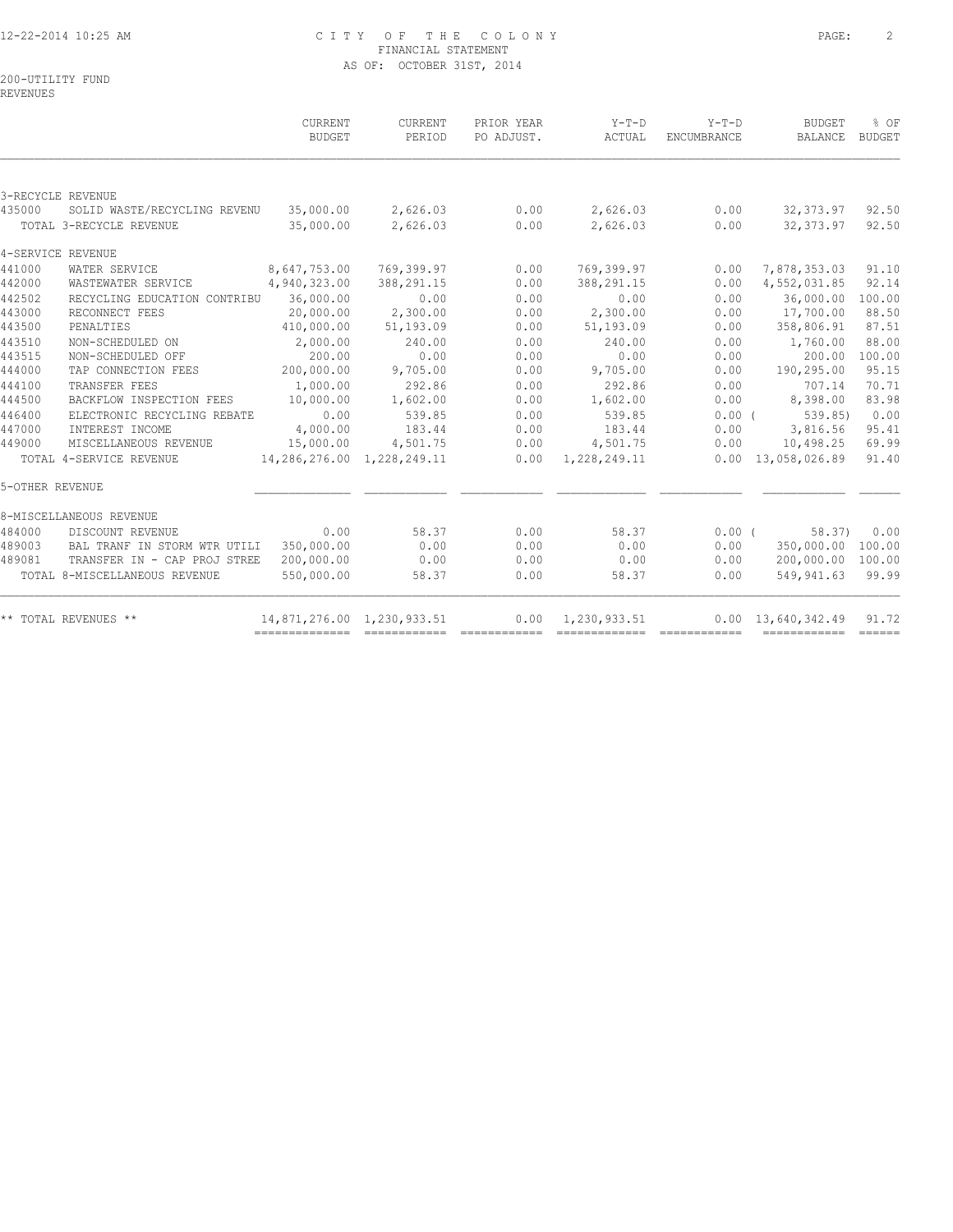CITY OF THE COLONY
FINANCIAL STATEMENT
AS OF: OCTOBER 31ST, 2014

200-UTILITY FUND
REVENUES

| | | CURRENT BUDGET | CURRENT PERIOD | PRIOR YEAR PO ADJUST. | Y-T-D ACTUAL | Y-T-D ENCUMBRANCE | BUDGET BALANCE | % OF BUDGET |
|---|---|---|---|---|---|---|---|---|
| 3-RECYCLE REVENUE | | | | | | | | |
| 435000 | SOLID WASTE/RECYCLING REVENU | 35,000.00 | 2,626.03 | 0.00 | 2,626.03 | 0.00 | 32,373.97 | 92.50 |
| | TOTAL 3-RECYCLE REVENUE | 35,000.00 | 2,626.03 | 0.00 | 2,626.03 | 0.00 | 32,373.97 | 92.50 |
| 4-SERVICE REVENUE | | | | | | | | |
| 441000 | WATER SERVICE | 8,647,753.00 | 769,399.97 | 0.00 | 769,399.97 | 0.00 | 7,878,353.03 | 91.10 |
| 442000 | WASTEWATER SERVICE | 4,940,323.00 | 388,291.15 | 0.00 | 388,291.15 | 0.00 | 4,552,031.85 | 92.14 |
| 442502 | RECYCLING EDUCATION CONTRIBU | 36,000.00 | 0.00 | 0.00 | 0.00 | 0.00 | 36,000.00 | 100.00 |
| 443000 | RECONNECT FEES | 20,000.00 | 2,300.00 | 0.00 | 2,300.00 | 0.00 | 17,700.00 | 88.50 |
| 443500 | PENALTIES | 410,000.00 | 51,193.09 | 0.00 | 51,193.09 | 0.00 | 358,806.91 | 87.51 |
| 443510 | NON-SCHEDULED ON | 2,000.00 | 240.00 | 0.00 | 240.00 | 0.00 | 1,760.00 | 88.00 |
| 443515 | NON-SCHEDULED OFF | 200.00 | 0.00 | 0.00 | 0.00 | 0.00 | 200.00 | 100.00 |
| 444000 | TAP CONNECTION FEES | 200,000.00 | 9,705.00 | 0.00 | 9,705.00 | 0.00 | 190,295.00 | 95.15 |
| 444100 | TRANSFER FEES | 1,000.00 | 292.86 | 0.00 | 292.86 | 0.00 | 707.14 | 70.71 |
| 444500 | BACKFLOW INSPECTION FEES | 10,000.00 | 1,602.00 | 0.00 | 1,602.00 | 0.00 | 8,398.00 | 83.98 |
| 446400 | ELECTRONIC RECYCLING REBATE | 0.00 | 539.85 | 0.00 | 539.85 | 0.00 | ( 539.85) | 0.00 |
| 447000 | INTEREST INCOME | 4,000.00 | 183.44 | 0.00 | 183.44 | 0.00 | 3,816.56 | 95.41 |
| 449000 | MISCELLANEOUS REVENUE | 15,000.00 | 4,501.75 | 0.00 | 4,501.75 | 0.00 | 10,498.25 | 69.99 |
| | TOTAL 4-SERVICE REVENUE | 14,286,276.00 | 1,228,249.11 | 0.00 | 1,228,249.11 | 0.00 | 13,058,026.89 | 91.40 |
| 5-OTHER REVENUE | | | | | | | | |
| 8-MISCELLANEOUS REVENUE | | | | | | | | |
| 484000 | DISCOUNT REVENUE | 0.00 | 58.37 | 0.00 | 58.37 | 0.00 | ( 58.37) | 0.00 |
| 489003 | BAL TRANF IN STORM WTR UTILI | 350,000.00 | 0.00 | 0.00 | 0.00 | 0.00 | 350,000.00 | 100.00 |
| 489081 | TRANSFER IN - CAP PROJ STREE | 200,000.00 | 0.00 | 0.00 | 0.00 | 0.00 | 200,000.00 | 100.00 |
| | TOTAL 8-MISCELLANEOUS REVENUE | 550,000.00 | 58.37 | 0.00 | 58.37 | 0.00 | 549,941.63 | 99.99 |
| ** TOTAL REVENUES ** | | 14,871,276.00 | 1,230,933.51 | 0.00 | 1,230,933.51 | 0.00 | 13,640,342.49 | 91.72 |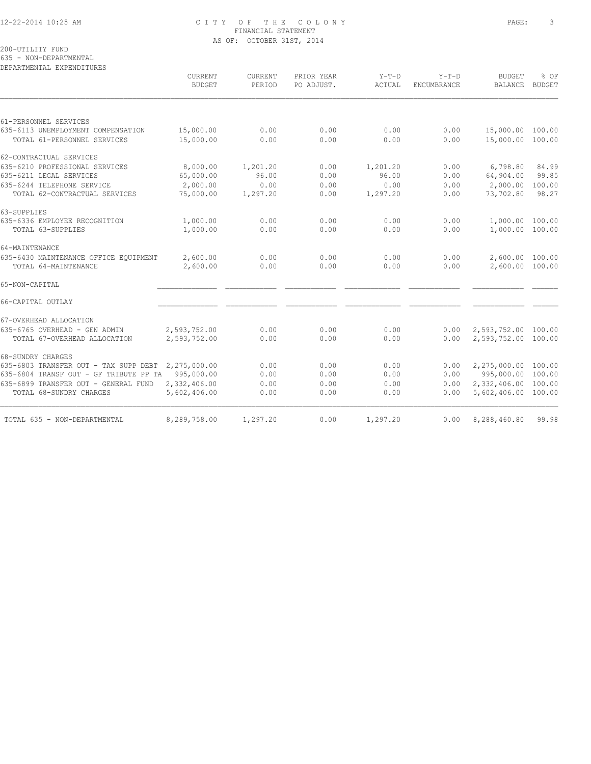CITY OF THE COLONY
FINANCIAL STATEMENT
AS OF: OCTOBER 31ST, 2014

200-UTILITY FUND
635 - NON-DEPARTMENTAL
DEPARTMENTAL EXPENDITURES

| | CURRENT BUDGET | CURRENT PERIOD | PRIOR YEAR PO ADJUST. | Y-T-D ACTUAL | Y-T-D ENCUMBRANCE | BUDGET BALANCE | % OF BUDGET |
|---|---|---|---|---|---|---|---|
| 61-PERSONNEL SERVICES | | | | | | | |
| 635-6113 UNEMPLOYMENT COMPENSATION | 15,000.00 | 0.00 | 0.00 | 0.00 | 0.00 | 15,000.00 | 100.00 |
| TOTAL 61-PERSONNEL SERVICES | 15,000.00 | 0.00 | 0.00 | 0.00 | 0.00 | 15,000.00 | 100.00 |
| 62-CONTRACTUAL SERVICES | | | | | | | |
| 635-6210 PROFESSIONAL SERVICES | 8,000.00 | 1,201.20 | 0.00 | 1,201.20 | 0.00 | 6,798.80 | 84.99 |
| 635-6211 LEGAL SERVICES | 65,000.00 | 96.00 | 0.00 | 96.00 | 0.00 | 64,904.00 | 99.85 |
| 635-6244 TELEPHONE SERVICE | 2,000.00 | 0.00 | 0.00 | 0.00 | 0.00 | 2,000.00 | 100.00 |
| TOTAL 62-CONTRACTUAL SERVICES | 75,000.00 | 1,297.20 | 0.00 | 1,297.20 | 0.00 | 73,702.80 | 98.27 |
| 63-SUPPLIES | | | | | | | |
| 635-6336 EMPLOYEE RECOGNITION | 1,000.00 | 0.00 | 0.00 | 0.00 | 0.00 | 1,000.00 | 100.00 |
| TOTAL 63-SUPPLIES | 1,000.00 | 0.00 | 0.00 | 0.00 | 0.00 | 1,000.00 | 100.00 |
| 64-MAINTENANCE | | | | | | | |
| 635-6430 MAINTENANCE OFFICE EQUIPMENT | 2,600.00 | 0.00 | 0.00 | 0.00 | 0.00 | 2,600.00 | 100.00 |
| TOTAL 64-MAINTENANCE | 2,600.00 | 0.00 | 0.00 | 0.00 | 0.00 | 2,600.00 | 100.00 |
| 65-NON-CAPITAL | | | | | | | |
| 66-CAPITAL OUTLAY | | | | | | | |
| 67-OVERHEAD ALLOCATION | | | | | | | |
| 635-6765 OVERHEAD - GEN ADMIN | 2,593,752.00 | 0.00 | 0.00 | 0.00 | 0.00 | 2,593,752.00 | 100.00 |
| TOTAL 67-OVERHEAD ALLOCATION | 2,593,752.00 | 0.00 | 0.00 | 0.00 | 0.00 | 2,593,752.00 | 100.00 |
| 68-SUNDRY CHARGES | | | | | | | |
| 635-6803 TRANSFER OUT - TAX SUPP DEBT | 2,275,000.00 | 0.00 | 0.00 | 0.00 | 0.00 | 2,275,000.00 | 100.00 |
| 635-6804 TRANSF OUT - GF TRIBUTE PP TA | 995,000.00 | 0.00 | 0.00 | 0.00 | 0.00 | 995,000.00 | 100.00 |
| 635-6899 TRANSFER OUT - GENERAL FUND | 2,332,406.00 | 0.00 | 0.00 | 0.00 | 0.00 | 2,332,406.00 | 100.00 |
| TOTAL 68-SUNDRY CHARGES | 5,602,406.00 | 0.00 | 0.00 | 0.00 | 0.00 | 5,602,406.00 | 100.00 |
| TOTAL 635 - NON-DEPARTMENTAL | 8,289,758.00 | 1,297.20 | 0.00 | 1,297.20 | 0.00 | 8,288,460.80 | 99.98 |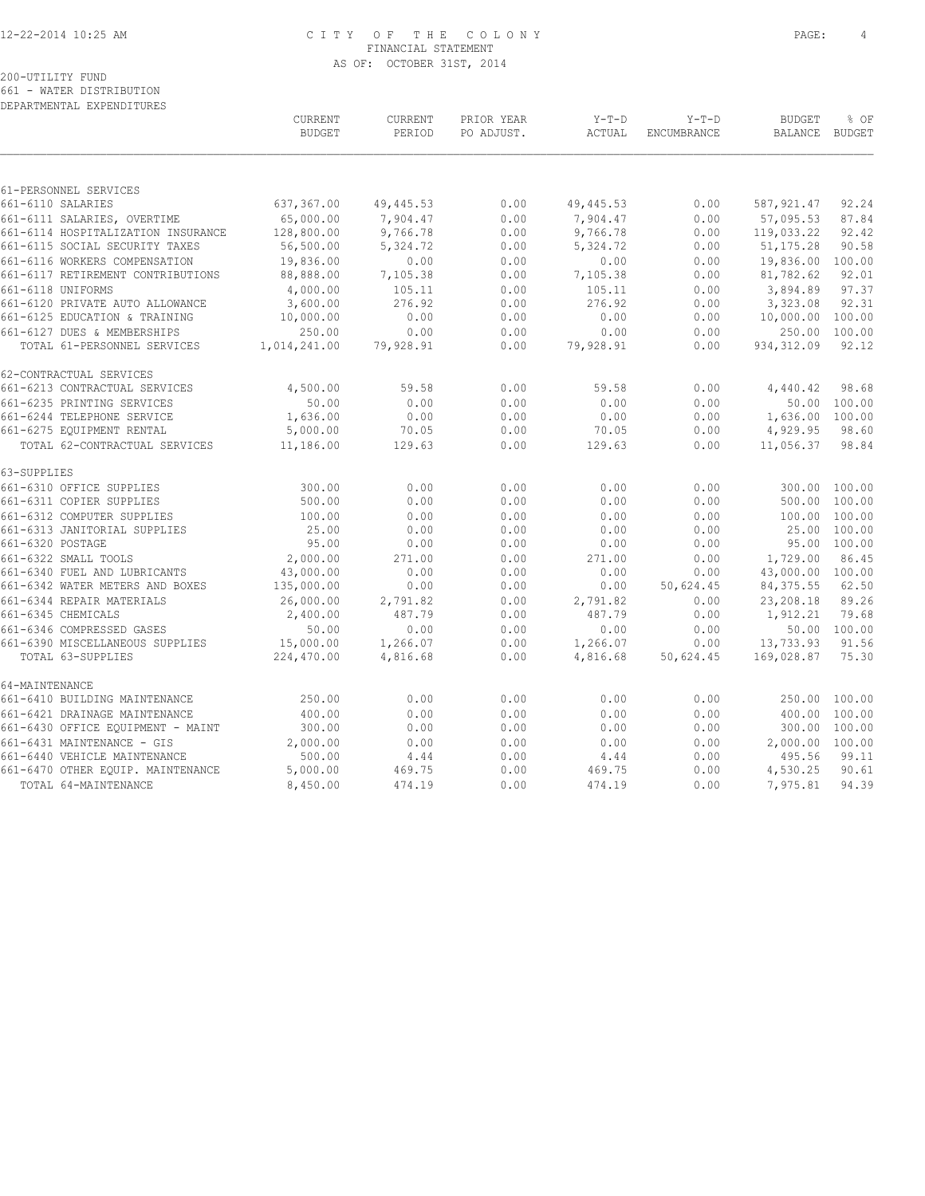# CITY OF THE COLONY
## FINANCIAL STATEMENT
### AS OF: OCTOBER 31ST, 2014

200-UTILITY FUND
661 - WATER DISTRIBUTION
DEPARTMENTAL EXPENDITURES

| | CURRENT BUDGET | CURRENT PERIOD | PRIOR YEAR PO ADJUST. | Y-T-D ACTUAL | Y-T-D ENCUMBRANCE | BUDGET BALANCE | % OF BUDGET |
|---|---|---|---|---|---|---|---|
| 61-PERSONNEL SERVICES | | | | | | | |
| 661-6110 SALARIES | 637,367.00 | 49,445.53 | 0.00 | 49,445.53 | 0.00 | 587,921.47 | 92.24 |
| 661-6111 SALARIES, OVERTIME | 65,000.00 | 7,904.47 | 0.00 | 7,904.47 | 0.00 | 57,095.53 | 87.84 |
| 661-6114 HOSPITALIZATION INSURANCE | 128,800.00 | 9,766.78 | 0.00 | 9,766.78 | 0.00 | 119,033.22 | 92.42 |
| 661-6115 SOCIAL SECURITY TAXES | 56,500.00 | 5,324.72 | 0.00 | 5,324.72 | 0.00 | 51,175.28 | 90.58 |
| 661-6116 WORKERS COMPENSATION | 19,836.00 | 0.00 | 0.00 | 0.00 | 0.00 | 19,836.00 | 100.00 |
| 661-6117 RETIREMENT CONTRIBUTIONS | 88,888.00 | 7,105.38 | 0.00 | 7,105.38 | 0.00 | 81,782.62 | 92.01 |
| 661-6118 UNIFORMS | 4,000.00 | 105.11 | 0.00 | 105.11 | 0.00 | 3,894.89 | 97.37 |
| 661-6120 PRIVATE AUTO ALLOWANCE | 3,600.00 | 276.92 | 0.00 | 276.92 | 0.00 | 3,323.08 | 92.31 |
| 661-6125 EDUCATION & TRAINING | 10,000.00 | 0.00 | 0.00 | 0.00 | 0.00 | 10,000.00 | 100.00 |
| 661-6127 DUES & MEMBERSHIPS | 250.00 | 0.00 | 0.00 | 0.00 | 0.00 | 250.00 | 100.00 |
| TOTAL 61-PERSONNEL SERVICES | 1,014,241.00 | 79,928.91 | 0.00 | 79,928.91 | 0.00 | 934,312.09 | 92.12 |
| 62-CONTRACTUAL SERVICES | | | | | | | |
| 661-6213 CONTRACTUAL SERVICES | 4,500.00 | 59.58 | 0.00 | 59.58 | 0.00 | 4,440.42 | 98.68 |
| 661-6235 PRINTING SERVICES | 50.00 | 0.00 | 0.00 | 0.00 | 0.00 | 50.00 | 100.00 |
| 661-6244 TELEPHONE SERVICE | 1,636.00 | 0.00 | 0.00 | 0.00 | 0.00 | 1,636.00 | 100.00 |
| 661-6275 EQUIPMENT RENTAL | 5,000.00 | 70.05 | 0.00 | 70.05 | 0.00 | 4,929.95 | 98.60 |
| TOTAL 62-CONTRACTUAL SERVICES | 11,186.00 | 129.63 | 0.00 | 129.63 | 0.00 | 11,056.37 | 98.84 |
| 63-SUPPLIES | | | | | | | |
| 661-6310 OFFICE SUPPLIES | 300.00 | 0.00 | 0.00 | 0.00 | 0.00 | 300.00 | 100.00 |
| 661-6311 COPIER SUPPLIES | 500.00 | 0.00 | 0.00 | 0.00 | 0.00 | 500.00 | 100.00 |
| 661-6312 COMPUTER SUPPLIES | 100.00 | 0.00 | 0.00 | 0.00 | 0.00 | 100.00 | 100.00 |
| 661-6313 JANITORIAL SUPPLIES | 25.00 | 0.00 | 0.00 | 0.00 | 0.00 | 25.00 | 100.00 |
| 661-6320 POSTAGE | 95.00 | 0.00 | 0.00 | 0.00 | 0.00 | 95.00 | 100.00 |
| 661-6322 SMALL TOOLS | 2,000.00 | 271.00 | 0.00 | 271.00 | 0.00 | 1,729.00 | 86.45 |
| 661-6340 FUEL AND LUBRICANTS | 43,000.00 | 0.00 | 0.00 | 0.00 | 0.00 | 43,000.00 | 100.00 |
| 661-6342 WATER METERS AND BOXES | 135,000.00 | 0.00 | 0.00 | 0.00 | 50,624.45 | 84,375.55 | 62.50 |
| 661-6344 REPAIR MATERIALS | 26,000.00 | 2,791.82 | 0.00 | 2,791.82 | 0.00 | 23,208.18 | 89.26 |
| 661-6345 CHEMICALS | 2,400.00 | 487.79 | 0.00 | 487.79 | 0.00 | 1,912.21 | 79.68 |
| 661-6346 COMPRESSED GASES | 50.00 | 0.00 | 0.00 | 0.00 | 0.00 | 50.00 | 100.00 |
| 661-6390 MISCELLANEOUS SUPPLIES | 15,000.00 | 1,266.07 | 0.00 | 1,266.07 | 0.00 | 13,733.93 | 91.56 |
| TOTAL 63-SUPPLIES | 224,470.00 | 4,816.68 | 0.00 | 4,816.68 | 50,624.45 | 169,028.87 | 75.30 |
| 64-MAINTENANCE | | | | | | | |
| 661-6410 BUILDING MAINTENANCE | 250.00 | 0.00 | 0.00 | 0.00 | 0.00 | 250.00 | 100.00 |
| 661-6421 DRAINAGE MAINTENANCE | 400.00 | 0.00 | 0.00 | 0.00 | 0.00 | 400.00 | 100.00 |
| 661-6430 OFFICE EQUIPMENT - MAINT | 300.00 | 0.00 | 0.00 | 0.00 | 0.00 | 300.00 | 100.00 |
| 661-6431 MAINTENANCE - GIS | 2,000.00 | 0.00 | 0.00 | 0.00 | 0.00 | 2,000.00 | 100.00 |
| 661-6440 VEHICLE MAINTENANCE | 500.00 | 4.44 | 0.00 | 4.44 | 0.00 | 495.56 | 99.11 |
| 661-6470 OTHER EQUIP. MAINTENANCE | 5,000.00 | 469.75 | 0.00 | 469.75 | 0.00 | 4,530.25 | 90.61 |
| TOTAL 64-MAINTENANCE | 8,450.00 | 474.19 | 0.00 | 474.19 | 0.00 | 7,975.81 | 94.39 |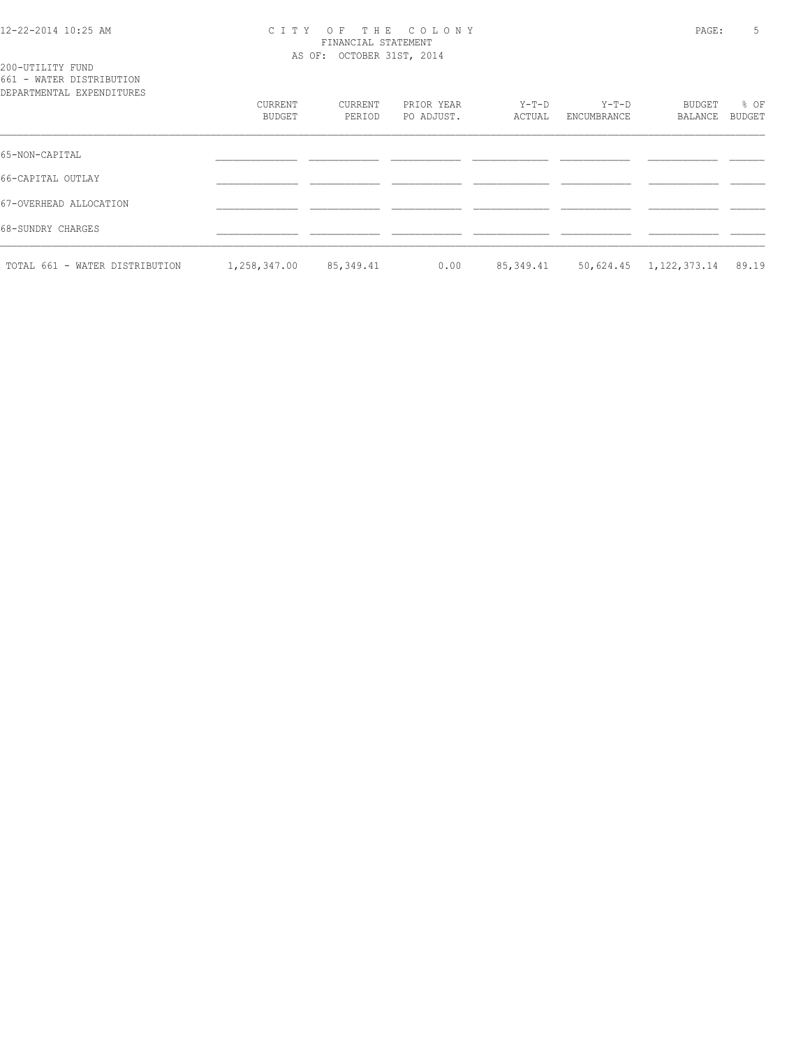CITY OF THE COLONY
FINANCIAL STATEMENT
AS OF: OCTOBER 31ST, 2014

200-UTILITY FUND
661 - WATER DISTRIBUTION
DEPARTMENTAL EXPENDITURES

| | CURRENT BUDGET | CURRENT PERIOD | PRIOR YEAR PO ADJUST. | Y-T-D ACTUAL | Y-T-D ENCUMBRANCE | BUDGET BALANCE | % OF BUDGET |
|---|---|---|---|---|---|---|---|
| 65-NON-CAPITAL | | | | | | | |
| 66-CAPITAL OUTLAY | | | | | | | |
| 67-OVERHEAD ALLOCATION | | | | | | | |
| 68-SUNDRY CHARGES | | | | | | | |
| TOTAL 661 - WATER DISTRIBUTION | 1,258,347.00 | 85,349.41 | 0.00 | 85,349.41 | 50,624.45 | 1,122,373.14 | 89.19 |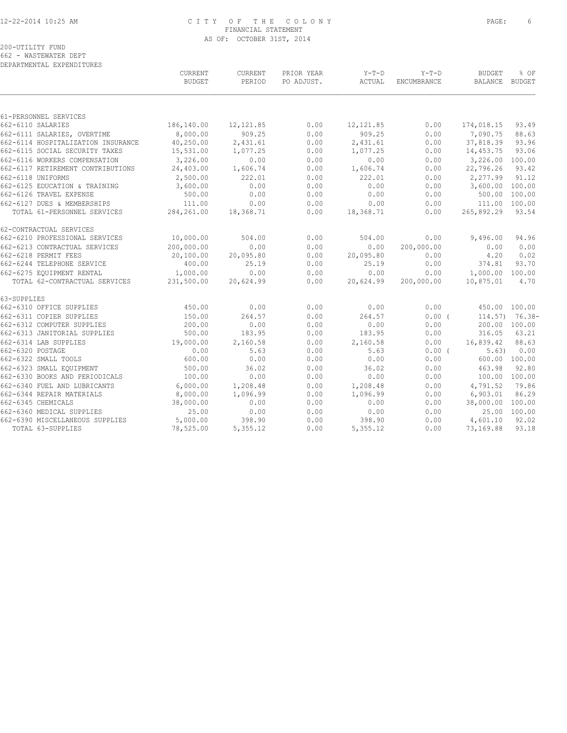FINANCIAL STATEMENT
AS OF: OCTOBER 31ST, 2014

200-UTILITY FUND
662 - WASTEWATER DEPT
DEPARTMENTAL EXPENDITURES

| | CURRENT BUDGET | CURRENT PERIOD | PRIOR YEAR PO ADJUST. | Y-T-D ACTUAL | Y-T-D ENCUMBRANCE | BUDGET BALANCE | % OF BUDGET |
|---|---|---|---|---|---|---|---|
| 61-PERSONNEL SERVICES | | | | | | | |
| 662-6110 SALARIES | 186,140.00 | 12,121.85 | 0.00 | 12,121.85 | 0.00 | 174,018.15 | 93.49 |
| 662-6111 SALARIES, OVERTIME | 8,000.00 | 909.25 | 0.00 | 909.25 | 0.00 | 7,090.75 | 88.63 |
| 662-6114 HOSPITALIZATION INSURANCE | 40,250.00 | 2,431.61 | 0.00 | 2,431.61 | 0.00 | 37,818.39 | 93.96 |
| 662-6115 SOCIAL SECURITY TAXES | 15,531.00 | 1,077.25 | 0.00 | 1,077.25 | 0.00 | 14,453.75 | 93.06 |
| 662-6116 WORKERS COMPENSATION | 3,226.00 | 0.00 | 0.00 | 0.00 | 0.00 | 3,226.00 | 100.00 |
| 662-6117 RETIREMENT CONTRIBUTIONS | 24,403.00 | 1,606.74 | 0.00 | 1,606.74 | 0.00 | 22,796.26 | 93.42 |
| 662-6118 UNIFORMS | 2,500.00 | 222.01 | 0.00 | 222.01 | 0.00 | 2,277.99 | 91.12 |
| 662-6125 EDUCATION & TRAINING | 3,600.00 | 0.00 | 0.00 | 0.00 | 0.00 | 3,600.00 | 100.00 |
| 662-6126 TRAVEL EXPENSE | 500.00 | 0.00 | 0.00 | 0.00 | 0.00 | 500.00 | 100.00 |
| 662-6127 DUES & MEMBERSHIPS | 111.00 | 0.00 | 0.00 | 0.00 | 0.00 | 111.00 | 100.00 |
| TOTAL 61-PERSONNEL SERVICES | 284,261.00 | 18,368.71 | 0.00 | 18,368.71 | 0.00 | 265,892.29 | 93.54 |
| 62-CONTRACTUAL SERVICES | | | | | | | |
| 662-6210 PROFESSIONAL SERVICES | 10,000.00 | 504.00 | 0.00 | 504.00 | 0.00 | 9,496.00 | 94.96 |
| 662-6213 CONTRACTUAL SERVICES | 200,000.00 | 0.00 | 0.00 | 0.00 | 200,000.00 | 0.00 | 0.00 |
| 662-6218 PERMIT FEES | 20,100.00 | 20,095.80 | 0.00 | 20,095.80 | 0.00 | 4.20 | 0.02 |
| 662-6244 TELEPHONE SERVICE | 400.00 | 25.19 | 0.00 | 25.19 | 0.00 | 374.81 | 93.70 |
| 662-6275 EQUIPMENT RENTAL | 1,000.00 | 0.00 | 0.00 | 0.00 | 0.00 | 1,000.00 | 100.00 |
| TOTAL 62-CONTRACTUAL SERVICES | 231,500.00 | 20,624.99 | 0.00 | 20,624.99 | 200,000.00 | 10,875.01 | 4.70 |
| 63-SUPPLIES | | | | | | | |
| 662-6310 OFFICE SUPPLIES | 450.00 | 0.00 | 0.00 | 0.00 | 0.00 | 450.00 | 100.00 |
| 662-6311 COPIER SUPPLIES | 150.00 | 264.57 | 0.00 | 264.57 | 0.00 | ( 114.57) | 76.38- |
| 662-6312 COMPUTER SUPPLIES | 200.00 | 0.00 | 0.00 | 0.00 | 0.00 | 200.00 | 100.00 |
| 662-6313 JANITORIAL SUPPLIES | 500.00 | 183.95 | 0.00 | 183.95 | 0.00 | 316.05 | 63.21 |
| 662-6314 LAB SUPPLIES | 19,000.00 | 2,160.58 | 0.00 | 2,160.58 | 0.00 | 16,839.42 | 88.63 |
| 662-6320 POSTAGE | 0.00 | 5.63 | 0.00 | 5.63 | 0.00 | ( 5.63) | 0.00 |
| 662-6322 SMALL TOOLS | 600.00 | 0.00 | 0.00 | 0.00 | 0.00 | 600.00 | 100.00 |
| 662-6323 SMALL EQUIPMENT | 500.00 | 36.02 | 0.00 | 36.02 | 0.00 | 463.98 | 92.80 |
| 662-6330 BOOKS AND PERIODICALS | 100.00 | 0.00 | 0.00 | 0.00 | 0.00 | 100.00 | 100.00 |
| 662-6340 FUEL AND LUBRICANTS | 6,000.00 | 1,208.48 | 0.00 | 1,208.48 | 0.00 | 4,791.52 | 79.86 |
| 662-6344 REPAIR MATERIALS | 8,000.00 | 1,096.99 | 0.00 | 1,096.99 | 0.00 | 6,903.01 | 86.29 |
| 662-6345 CHEMICALS | 38,000.00 | 0.00 | 0.00 | 0.00 | 0.00 | 38,000.00 | 100.00 |
| 662-6360 MEDICAL SUPPLIES | 25.00 | 0.00 | 0.00 | 0.00 | 0.00 | 25.00 | 100.00 |
| 662-6390 MISCELLANEOUS SUPPLIES | 5,000.00 | 398.90 | 0.00 | 398.90 | 0.00 | 4,601.10 | 92.02 |
| TOTAL 63-SUPPLIES | 78,525.00 | 5,355.12 | 0.00 | 5,355.12 | 0.00 | 73,169.88 | 93.18 |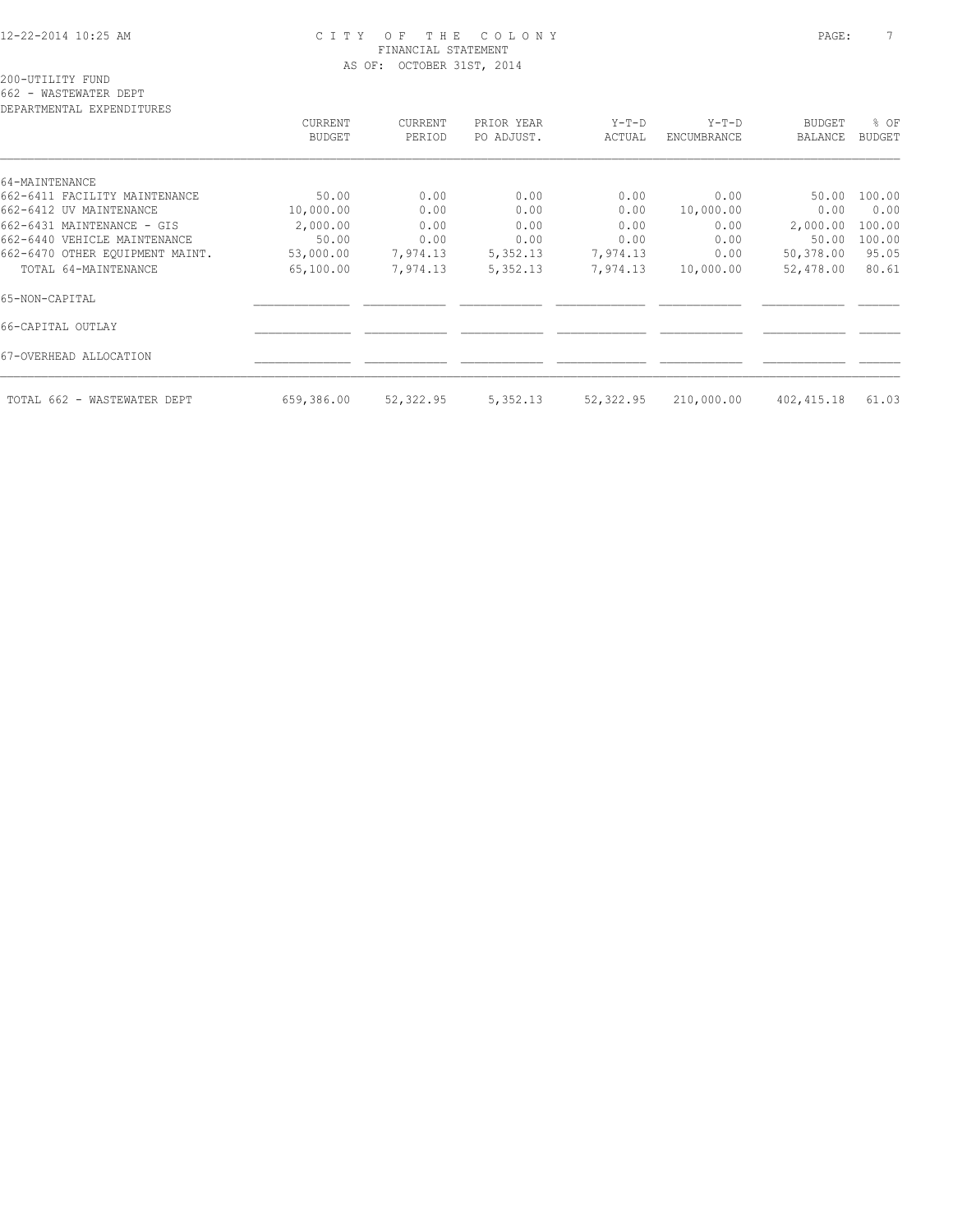CITY OF THE COLONY
FINANCIAL STATEMENT
AS OF: OCTOBER 31ST, 2014

200-UTILITY FUND
662 - WASTEWATER DEPT
DEPARTMENTAL EXPENDITURES

| | CURRENT BUDGET | CURRENT PERIOD | PRIOR YEAR PO ADJUST. | Y-T-D ACTUAL | Y-T-D ENCUMBRANCE | BUDGET BALANCE | % OF BUDGET |
|---|---|---|---|---|---|---|---|
| 64-MAINTENANCE | | | | | | | |
| 662-6411 FACILITY MAINTENANCE | 50.00 | 0.00 | 0.00 | 0.00 | 0.00 | 50.00 | 100.00 |
| 662-6412 UV MAINTENANCE | 10,000.00 | 0.00 | 0.00 | 0.00 | 10,000.00 | 0.00 | 0.00 |
| 662-6431 MAINTENANCE - GIS | 2,000.00 | 0.00 | 0.00 | 0.00 | 0.00 | 2,000.00 | 100.00 |
| 662-6440 VEHICLE MAINTENANCE | 50.00 | 0.00 | 0.00 | 0.00 | 0.00 | 50.00 | 100.00 |
| 662-6470 OTHER EQUIPMENT MAINT. | 53,000.00 | 7,974.13 | 5,352.13 | 7,974.13 | 0.00 | 50,378.00 | 95.05 |
| TOTAL 64-MAINTENANCE | 65,100.00 | 7,974.13 | 5,352.13 | 7,974.13 | 10,000.00 | 52,478.00 | 80.61 |
| 65-NON-CAPITAL | | | | | | | |
| 66-CAPITAL OUTLAY | | | | | | | |
| 67-OVERHEAD ALLOCATION | | | | | | | |
| TOTAL 662 - WASTEWATER DEPT | 659,386.00 | 52,322.95 | 5,352.13 | 52,322.95 | 210,000.00 | 402,415.18 | 61.03 |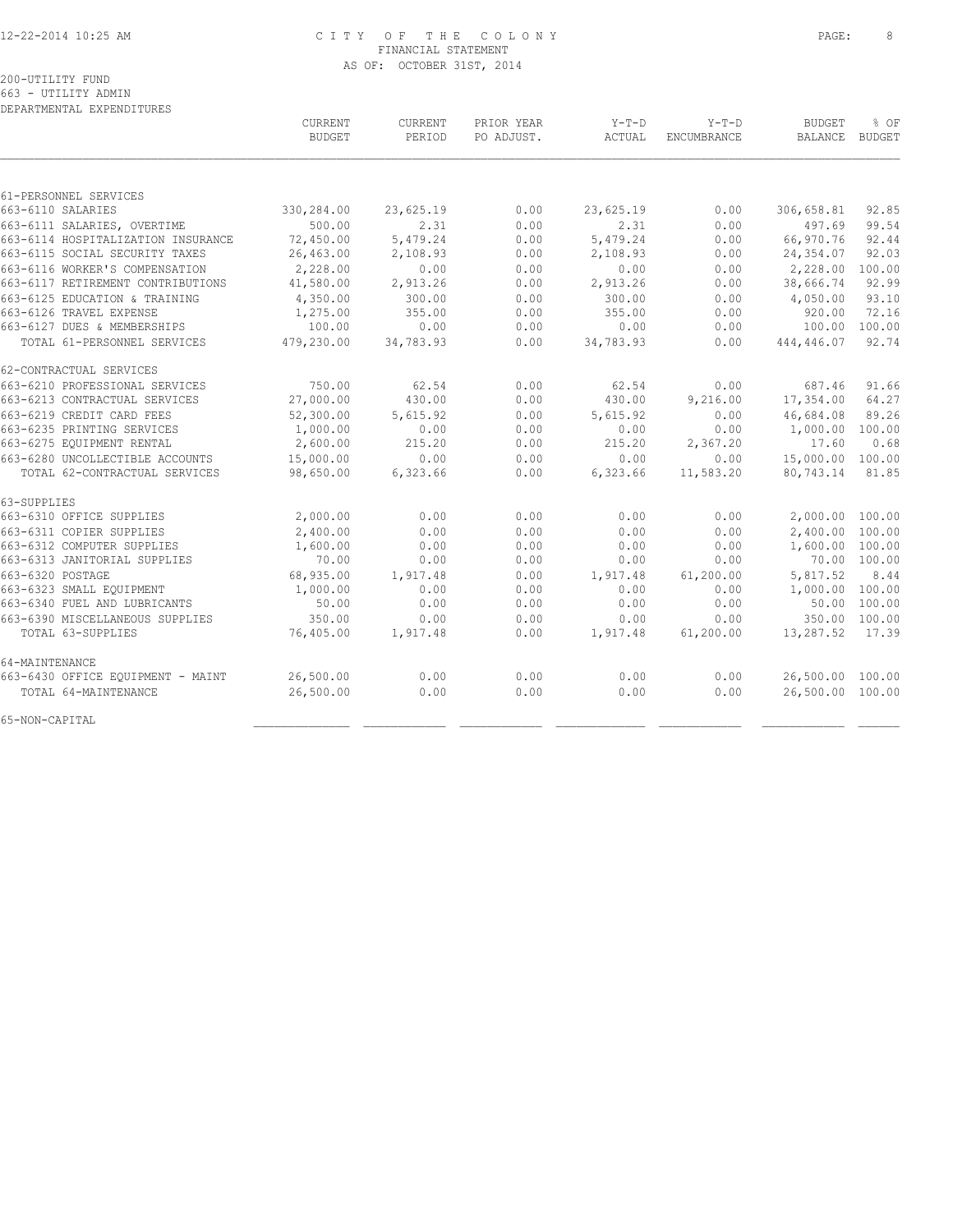CITY OF THE COLONY
FINANCIAL STATEMENT
AS OF: OCTOBER 31ST, 2014

200-UTILITY FUND
663 - UTILITY ADMIN
DEPARTMENTAL EXPENDITURES

| | CURRENT BUDGET | CURRENT PERIOD | PRIOR YEAR PO ADJUST. | Y-T-D ACTUAL | Y-T-D ENCUMBRANCE | BUDGET BALANCE | % OF BUDGET |
|---|---|---|---|---|---|---|---|
| 61-PERSONNEL SERVICES | | | | | | | |
| 663-6110 SALARIES | 330,284.00 | 23,625.19 | 0.00 | 23,625.19 | 0.00 | 306,658.81 | 92.85 |
| 663-6111 SALARIES, OVERTIME | 500.00 | 2.31 | 0.00 | 2.31 | 0.00 | 497.69 | 99.54 |
| 663-6114 HOSPITALIZATION INSURANCE | 72,450.00 | 5,479.24 | 0.00 | 5,479.24 | 0.00 | 66,970.76 | 92.44 |
| 663-6115 SOCIAL SECURITY TAXES | 26,463.00 | 2,108.93 | 0.00 | 2,108.93 | 0.00 | 24,354.07 | 92.03 |
| 663-6116 WORKER'S COMPENSATION | 2,228.00 | 0.00 | 0.00 | 0.00 | 0.00 | 2,228.00 | 100.00 |
| 663-6117 RETIREMENT CONTRIBUTIONS | 41,580.00 | 2,913.26 | 0.00 | 2,913.26 | 0.00 | 38,666.74 | 92.99 |
| 663-6125 EDUCATION & TRAINING | 4,350.00 | 300.00 | 0.00 | 300.00 | 0.00 | 4,050.00 | 93.10 |
| 663-6126 TRAVEL EXPENSE | 1,275.00 | 355.00 | 0.00 | 355.00 | 0.00 | 920.00 | 72.16 |
| 663-6127 DUES & MEMBERSHIPS | 100.00 | 0.00 | 0.00 | 0.00 | 0.00 | 100.00 | 100.00 |
| TOTAL 61-PERSONNEL SERVICES | 479,230.00 | 34,783.93 | 0.00 | 34,783.93 | 0.00 | 444,446.07 | 92.74 |
| 62-CONTRACTUAL SERVICES | | | | | | | |
| 663-6210 PROFESSIONAL SERVICES | 750.00 | 62.54 | 0.00 | 62.54 | 0.00 | 687.46 | 91.66 |
| 663-6213 CONTRACTUAL SERVICES | 27,000.00 | 430.00 | 0.00 | 430.00 | 9,216.00 | 17,354.00 | 64.27 |
| 663-6219 CREDIT CARD FEES | 52,300.00 | 5,615.92 | 0.00 | 5,615.92 | 0.00 | 46,684.08 | 89.26 |
| 663-6235 PRINTING SERVICES | 1,000.00 | 0.00 | 0.00 | 0.00 | 0.00 | 1,000.00 | 100.00 |
| 663-6275 EQUIPMENT RENTAL | 2,600.00 | 215.20 | 0.00 | 215.20 | 2,367.20 | 17.60 | 0.68 |
| 663-6280 UNCOLLECTIBLE ACCOUNTS | 15,000.00 | 0.00 | 0.00 | 0.00 | 0.00 | 15,000.00 | 100.00 |
| TOTAL 62-CONTRACTUAL SERVICES | 98,650.00 | 6,323.66 | 0.00 | 6,323.66 | 11,583.20 | 80,743.14 | 81.85 |
| 63-SUPPLIES | | | | | | | |
| 663-6310 OFFICE SUPPLIES | 2,000.00 | 0.00 | 0.00 | 0.00 | 0.00 | 2,000.00 | 100.00 |
| 663-6311 COPIER SUPPLIES | 2,400.00 | 0.00 | 0.00 | 0.00 | 0.00 | 2,400.00 | 100.00 |
| 663-6312 COMPUTER SUPPLIES | 1,600.00 | 0.00 | 0.00 | 0.00 | 0.00 | 1,600.00 | 100.00 |
| 663-6313 JANITORIAL SUPPLIES | 70.00 | 0.00 | 0.00 | 0.00 | 0.00 | 70.00 | 100.00 |
| 663-6320 POSTAGE | 68,935.00 | 1,917.48 | 0.00 | 1,917.48 | 61,200.00 | 5,817.52 | 8.44 |
| 663-6323 SMALL EQUIPMENT | 1,000.00 | 0.00 | 0.00 | 0.00 | 0.00 | 1,000.00 | 100.00 |
| 663-6340 FUEL AND LUBRICANTS | 50.00 | 0.00 | 0.00 | 0.00 | 0.00 | 50.00 | 100.00 |
| 663-6390 MISCELLANEOUS SUPPLIES | 350.00 | 0.00 | 0.00 | 0.00 | 0.00 | 350.00 | 100.00 |
| TOTAL 63-SUPPLIES | 76,405.00 | 1,917.48 | 0.00 | 1,917.48 | 61,200.00 | 13,287.52 | 17.39 |
| 64-MAINTENANCE | | | | | | | |
| 663-6430 OFFICE EQUIPMENT - MAINT | 26,500.00 | 0.00 | 0.00 | 0.00 | 0.00 | 26,500.00 | 100.00 |
| TOTAL 64-MAINTENANCE | 26,500.00 | 0.00 | 0.00 | 0.00 | 0.00 | 26,500.00 | 100.00 |
| 65-NON-CAPITAL | | | | | | | |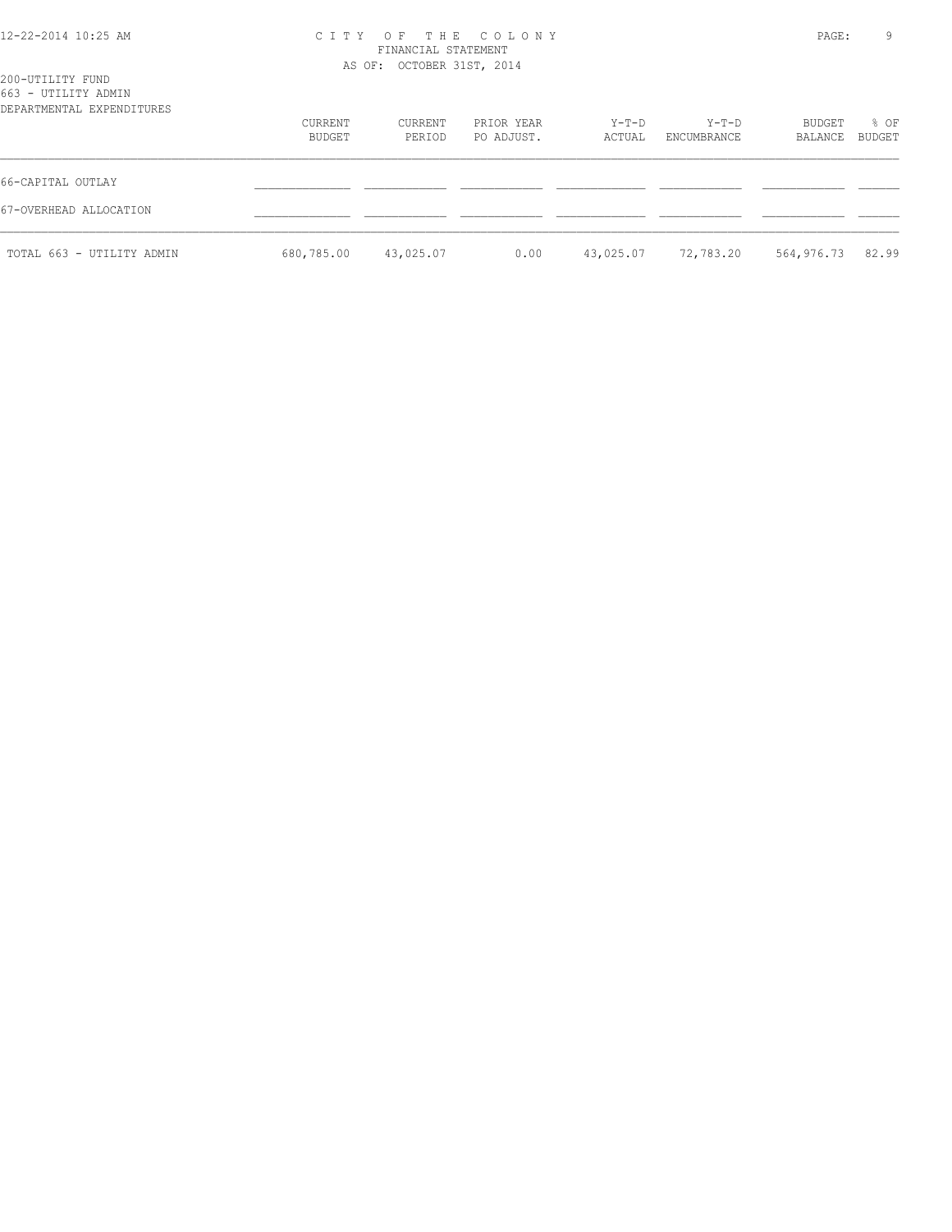200-UTILITY FUND
663 - UTILITY ADMIN
DEPARTMENTAL EXPENDITURES

| | CURRENT BUDGET | CURRENT PERIOD | PRIOR YEAR PO ADJUST. | Y-T-D ACTUAL | Y-T-D ENCUMBRANCE | BUDGET BALANCE | % OF BUDGET |
|---|---|---|---|---|---|---|---|
| 66-CAPITAL OUTLAY | | | | | | | |
| 67-OVERHEAD ALLOCATION | | | | | | | |
| TOTAL 663 - UTILITY ADMIN | 680,785.00 | 43,025.07 | 0.00 | 43,025.07 | 72,783.20 | 564,976.73 | 82.99 |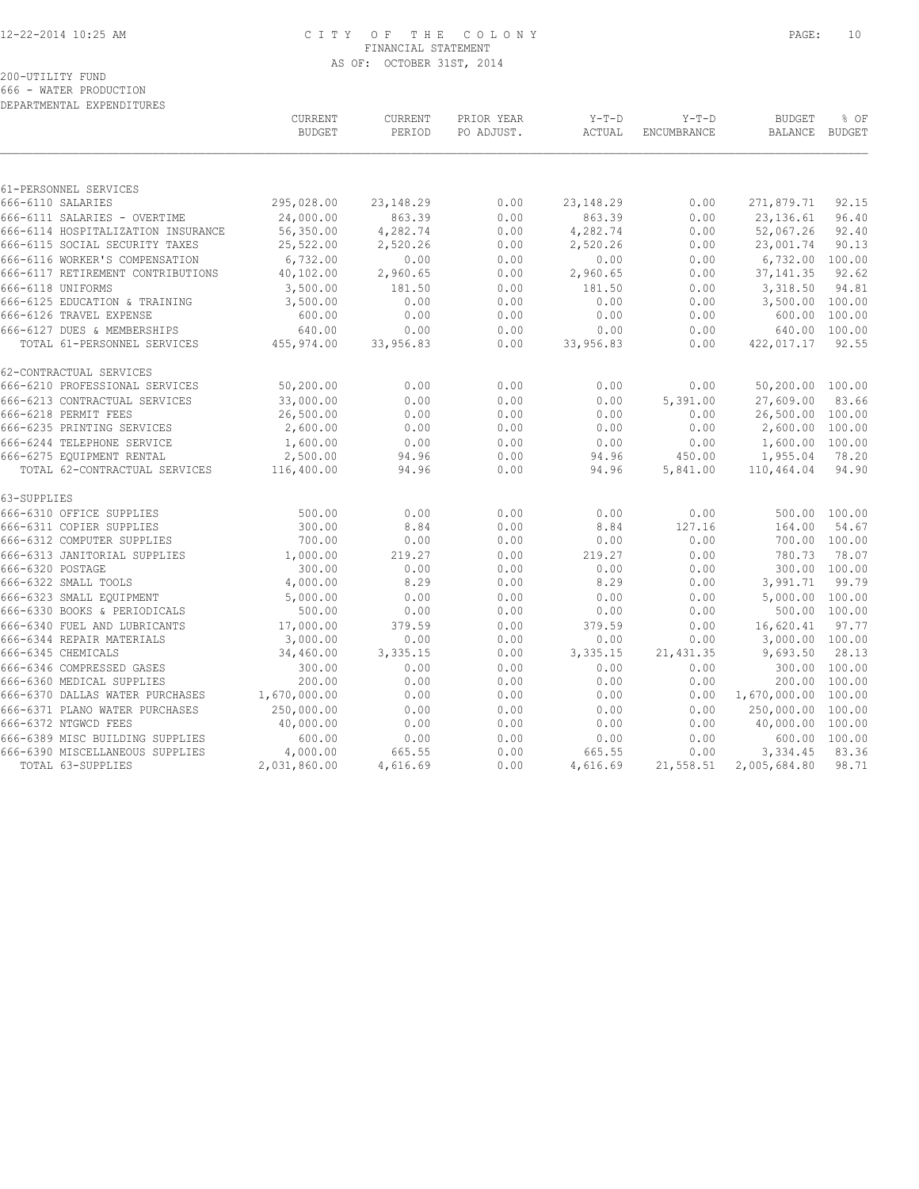# CITY OF THE COLONY
## FINANCIAL STATEMENT
### AS OF: OCTOBER 31ST, 2014

200-UTILITY FUND
666 - WATER PRODUCTION
DEPARTMENTAL EXPENDITURES

| | CURRENT BUDGET | CURRENT PERIOD | PRIOR YEAR PO ADJUST. | Y-T-D ACTUAL | Y-T-D ENCUMBRANCE | BUDGET BALANCE | % OF BUDGET |
|---|---|---|---|---|---|---|---|
| **61-PERSONNEL SERVICES** | | | | | | | |
| 666-6110 SALARIES | 295,028.00 | 23,148.29 | 0.00 | 23,148.29 | 0.00 | 271,879.71 | 92.15 |
| 666-6111 SALARIES - OVERTIME | 24,000.00 | 863.39 | 0.00 | 863.39 | 0.00 | 23,136.61 | 96.40 |
| 666-6114 HOSPITALIZATION INSURANCE | 56,350.00 | 4,282.74 | 0.00 | 4,282.74 | 0.00 | 52,067.26 | 92.40 |
| 666-6115 SOCIAL SECURITY TAXES | 25,522.00 | 2,520.26 | 0.00 | 2,520.26 | 0.00 | 23,001.74 | 90.13 |
| 666-6116 WORKER'S COMPENSATION | 6,732.00 | 0.00 | 0.00 | 0.00 | 0.00 | 6,732.00 | 100.00 |
| 666-6117 RETIREMENT CONTRIBUTIONS | 40,102.00 | 2,960.65 | 0.00 | 2,960.65 | 0.00 | 37,141.35 | 92.62 |
| 666-6118 UNIFORMS | 3,500.00 | 181.50 | 0.00 | 181.50 | 0.00 | 3,318.50 | 94.81 |
| 666-6125 EDUCATION & TRAINING | 3,500.00 | 0.00 | 0.00 | 0.00 | 0.00 | 3,500.00 | 100.00 |
| 666-6126 TRAVEL EXPENSE | 600.00 | 0.00 | 0.00 | 0.00 | 0.00 | 600.00 | 100.00 |
| 666-6127 DUES & MEMBERSHIPS | 640.00 | 0.00 | 0.00 | 0.00 | 0.00 | 640.00 | 100.00 |
| TOTAL 61-PERSONNEL SERVICES | 455,974.00 | 33,956.83 | 0.00 | 33,956.83 | 0.00 | 422,017.17 | 92.55 |
| **62-CONTRACTUAL SERVICES** | | | | | | | |
| 666-6210 PROFESSIONAL SERVICES | 50,200.00 | 0.00 | 0.00 | 0.00 | 0.00 | 50,200.00 | 100.00 |
| 666-6213 CONTRACTUAL SERVICES | 33,000.00 | 0.00 | 0.00 | 0.00 | 5,391.00 | 27,609.00 | 83.66 |
| 666-6218 PERMIT FEES | 26,500.00 | 0.00 | 0.00 | 0.00 | 0.00 | 26,500.00 | 100.00 |
| 666-6235 PRINTING SERVICES | 2,600.00 | 0.00 | 0.00 | 0.00 | 0.00 | 2,600.00 | 100.00 |
| 666-6244 TELEPHONE SERVICE | 1,600.00 | 0.00 | 0.00 | 0.00 | 0.00 | 1,600.00 | 100.00 |
| 666-6275 EQUIPMENT RENTAL | 2,500.00 | 94.96 | 0.00 | 94.96 | 450.00 | 1,955.04 | 78.20 |
| TOTAL 62-CONTRACTUAL SERVICES | 116,400.00 | 94.96 | 0.00 | 94.96 | 5,841.00 | 110,464.04 | 94.90 |
| **63-SUPPLIES** | | | | | | | |
| 666-6310 OFFICE SUPPLIES | 500.00 | 0.00 | 0.00 | 0.00 | 0.00 | 500.00 | 100.00 |
| 666-6311 COPIER SUPPLIES | 300.00 | 8.84 | 0.00 | 8.84 | 127.16 | 164.00 | 54.67 |
| 666-6312 COMPUTER SUPPLIES | 700.00 | 0.00 | 0.00 | 0.00 | 0.00 | 700.00 | 100.00 |
| 666-6313 JANITORIAL SUPPLIES | 1,000.00 | 219.27 | 0.00 | 219.27 | 0.00 | 780.73 | 78.07 |
| 666-6320 POSTAGE | 300.00 | 0.00 | 0.00 | 0.00 | 0.00 | 300.00 | 100.00 |
| 666-6322 SMALL TOOLS | 4,000.00 | 8.29 | 0.00 | 8.29 | 0.00 | 3,991.71 | 99.79 |
| 666-6323 SMALL EQUIPMENT | 5,000.00 | 0.00 | 0.00 | 0.00 | 0.00 | 5,000.00 | 100.00 |
| 666-6330 BOOKS & PERIODICALS | 500.00 | 0.00 | 0.00 | 0.00 | 0.00 | 500.00 | 100.00 |
| 666-6340 FUEL AND LUBRICANTS | 17,000.00 | 379.59 | 0.00 | 379.59 | 0.00 | 16,620.41 | 97.77 |
| 666-6344 REPAIR MATERIALS | 3,000.00 | 0.00 | 0.00 | 0.00 | 0.00 | 3,000.00 | 100.00 |
| 666-6345 CHEMICALS | 34,460.00 | 3,335.15 | 0.00 | 3,335.15 | 21,431.35 | 9,693.50 | 28.13 |
| 666-6346 COMPRESSED GASES | 300.00 | 0.00 | 0.00 | 0.00 | 0.00 | 300.00 | 100.00 |
| 666-6360 MEDICAL SUPPLIES | 200.00 | 0.00 | 0.00 | 0.00 | 0.00 | 200.00 | 100.00 |
| 666-6370 DALLAS WATER PURCHASES | 1,670,000.00 | 0.00 | 0.00 | 0.00 | 0.00 | 1,670,000.00 | 100.00 |
| 666-6371 PLANO WATER PURCHASES | 250,000.00 | 0.00 | 0.00 | 0.00 | 0.00 | 250,000.00 | 100.00 |
| 666-6372 NTGWCD FEES | 40,000.00 | 0.00 | 0.00 | 0.00 | 0.00 | 40,000.00 | 100.00 |
| 666-6389 MISC BUILDING SUPPLIES | 600.00 | 0.00 | 0.00 | 0.00 | 0.00 | 600.00 | 100.00 |
| 666-6390 MISCELLANEOUS SUPPLIES | 4,000.00 | 665.55 | 0.00 | 665.55 | 0.00 | 3,334.45 | 83.36 |
| TOTAL 63-SUPPLIES | 2,031,860.00 | 4,616.69 | 0.00 | 4,616.69 | 21,558.51 | 2,005,684.80 | 98.71 |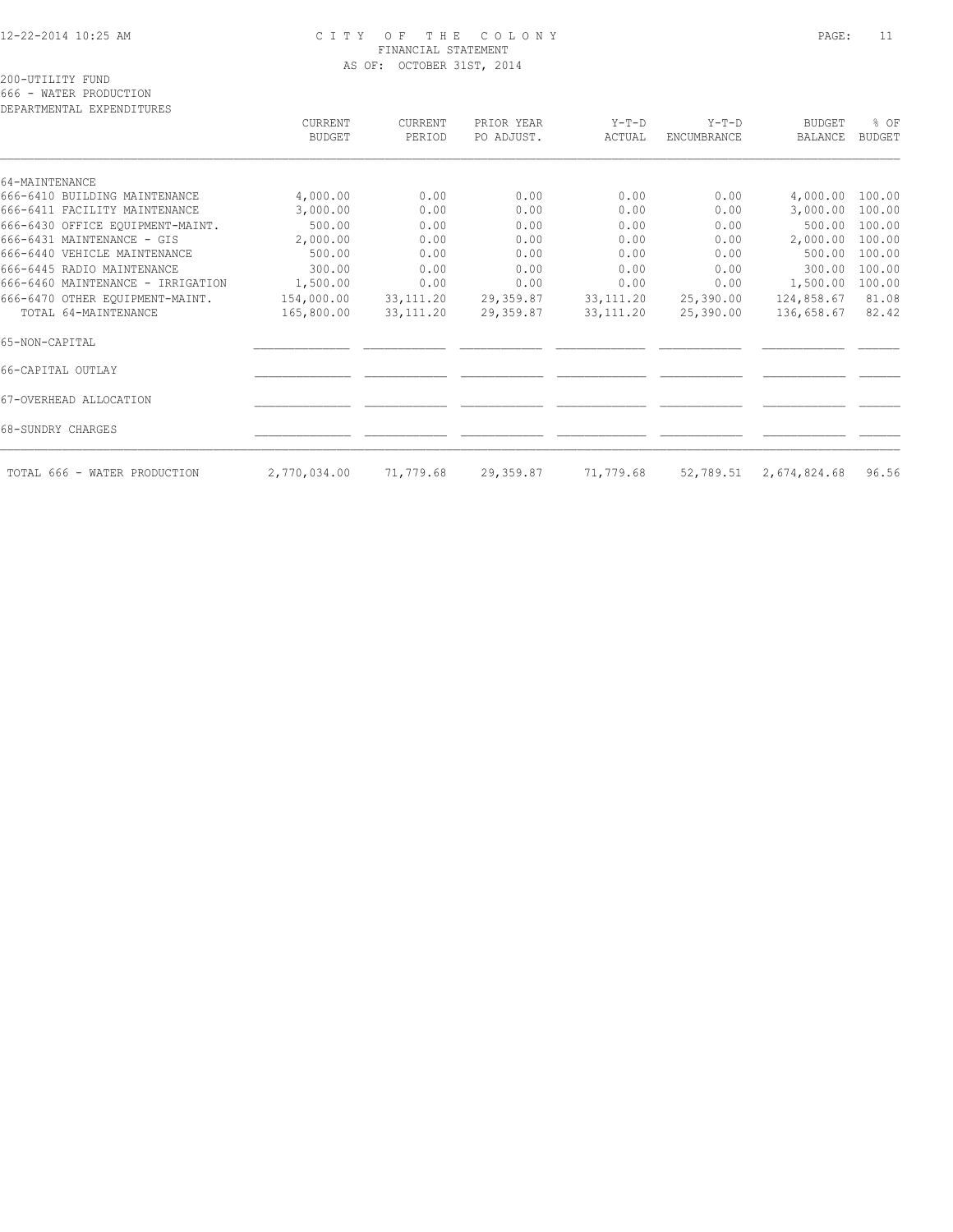# CITY OF THE COLONY
## FINANCIAL STATEMENT
### AS OF: OCTOBER 31ST, 2014

200-UTILITY FUND
666 - WATER PRODUCTION
DEPARTMENTAL EXPENDITURES

| | CURRENT BUDGET | CURRENT PERIOD | PRIOR YEAR PO ADJUST. | Y-T-D ACTUAL | Y-T-D ENCUMBRANCE | BUDGET BALANCE | % OF BUDGET |
|---|---|---|---|---|---|---|---|
| 64-MAINTENANCE | | | | | | | |
| 666-6410 BUILDING MAINTENANCE | 4,000.00 | 0.00 | 0.00 | 0.00 | 0.00 | 4,000.00 | 100.00 |
| 666-6411 FACILITY MAINTENANCE | 3,000.00 | 0.00 | 0.00 | 0.00 | 0.00 | 3,000.00 | 100.00 |
| 666-6430 OFFICE EQUIPMENT-MAINT. | 500.00 | 0.00 | 0.00 | 0.00 | 0.00 | 500.00 | 100.00 |
| 666-6431 MAINTENANCE - GIS | 2,000.00 | 0.00 | 0.00 | 0.00 | 0.00 | 2,000.00 | 100.00 |
| 666-6440 VEHICLE MAINTENANCE | 500.00 | 0.00 | 0.00 | 0.00 | 0.00 | 500.00 | 100.00 |
| 666-6445 RADIO MAINTENANCE | 300.00 | 0.00 | 0.00 | 0.00 | 0.00 | 300.00 | 100.00 |
| 666-6460 MAINTENANCE - IRRIGATION | 1,500.00 | 0.00 | 0.00 | 0.00 | 0.00 | 1,500.00 | 100.00 |
| 666-6470 OTHER EQUIPMENT-MAINT. | 154,000.00 | 33,111.20 | 29,359.87 | 33,111.20 | 25,390.00 | 124,858.67 | 81.08 |
| TOTAL 64-MAINTENANCE | 165,800.00 | 33,111.20 | 29,359.87 | 33,111.20 | 25,390.00 | 136,658.67 | 82.42 |
| 65-NON-CAPITAL | | | | | | | |
| 66-CAPITAL OUTLAY | | | | | | | |
| 67-OVERHEAD ALLOCATION | | | | | | | |
| 68-SUNDRY CHARGES | | | | | | | |
| TOTAL 666 - WATER PRODUCTION | 2,770,034.00 | 71,779.68 | 29,359.87 | 71,779.68 | 52,789.51 | 2,674,824.68 | 96.56 |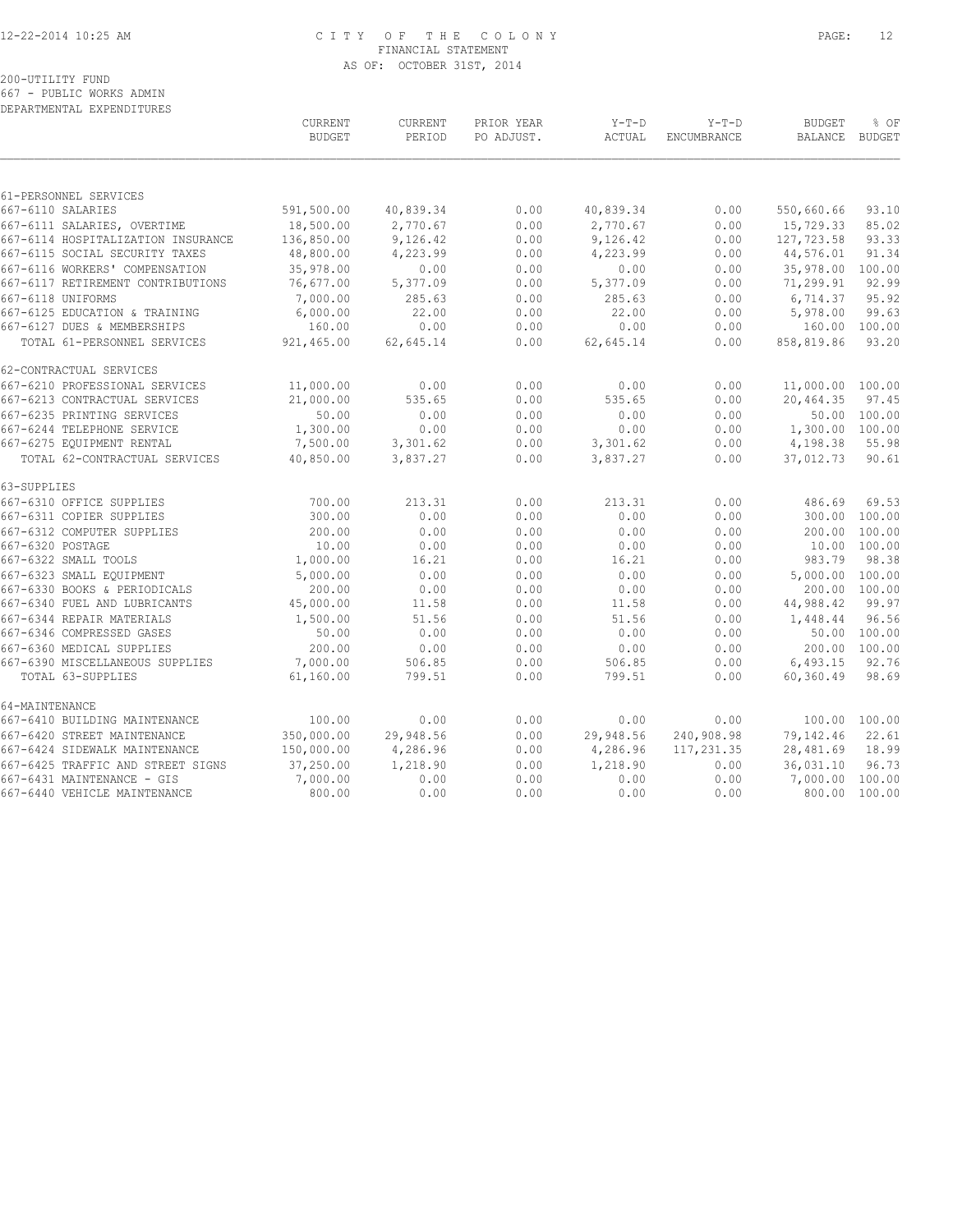# CITY OF THE COLONY
## FINANCIAL STATEMENT
### AS OF: OCTOBER 31ST, 2014

200-UTILITY FUND
667 - PUBLIC WORKS ADMIN
DEPARTMENTAL EXPENDITURES

| | CURRENT BUDGET | CURRENT PERIOD | PRIOR YEAR PO ADJUST. | Y-T-D ACTUAL | Y-T-D ENCUMBRANCE | BUDGET BALANCE | % OF BUDGET |
|---|---|---|---|---|---|---|---|
| 61-PERSONNEL SERVICES | | | | | | | |
| 667-6110 SALARIES | 591,500.00 | 40,839.34 | 0.00 | 40,839.34 | 0.00 | 550,660.66 | 93.10 |
| 667-6111 SALARIES, OVERTIME | 18,500.00 | 2,770.67 | 0.00 | 2,770.67 | 0.00 | 15,729.33 | 85.02 |
| 667-6114 HOSPITALIZATION INSURANCE | 136,850.00 | 9,126.42 | 0.00 | 9,126.42 | 0.00 | 127,723.58 | 93.33 |
| 667-6115 SOCIAL SECURITY TAXES | 48,800.00 | 4,223.99 | 0.00 | 4,223.99 | 0.00 | 44,576.01 | 91.34 |
| 667-6116 WORKERS' COMPENSATION | 35,978.00 | 0.00 | 0.00 | 0.00 | 0.00 | 35,978.00 | 100.00 |
| 667-6117 RETIREMENT CONTRIBUTIONS | 76,677.00 | 5,377.09 | 0.00 | 5,377.09 | 0.00 | 71,299.91 | 92.99 |
| 667-6118 UNIFORMS | 7,000.00 | 285.63 | 0.00 | 285.63 | 0.00 | 6,714.37 | 95.92 |
| 667-6125 EDUCATION & TRAINING | 6,000.00 | 22.00 | 0.00 | 22.00 | 0.00 | 5,978.00 | 99.63 |
| 667-6127 DUES & MEMBERSHIPS | 160.00 | 0.00 | 0.00 | 0.00 | 0.00 | 160.00 | 100.00 |
| TOTAL 61-PERSONNEL SERVICES | 921,465.00 | 62,645.14 | 0.00 | 62,645.14 | 0.00 | 858,819.86 | 93.20 |
| 62-CONTRACTUAL SERVICES | | | | | | | |
| 667-6210 PROFESSIONAL SERVICES | 11,000.00 | 0.00 | 0.00 | 0.00 | 0.00 | 11,000.00 | 100.00 |
| 667-6213 CONTRACTUAL SERVICES | 21,000.00 | 535.65 | 0.00 | 535.65 | 0.00 | 20,464.35 | 97.45 |
| 667-6235 PRINTING SERVICES | 50.00 | 0.00 | 0.00 | 0.00 | 0.00 | 50.00 | 100.00 |
| 667-6244 TELEPHONE SERVICE | 1,300.00 | 0.00 | 0.00 | 0.00 | 0.00 | 1,300.00 | 100.00 |
| 667-6275 EQUIPMENT RENTAL | 7,500.00 | 3,301.62 | 0.00 | 3,301.62 | 0.00 | 4,198.38 | 55.98 |
| TOTAL 62-CONTRACTUAL SERVICES | 40,850.00 | 3,837.27 | 0.00 | 3,837.27 | 0.00 | 37,012.73 | 90.61 |
| 63-SUPPLIES | | | | | | | |
| 667-6310 OFFICE SUPPLIES | 700.00 | 213.31 | 0.00 | 213.31 | 0.00 | 486.69 | 69.53 |
| 667-6311 COPIER SUPPLIES | 300.00 | 0.00 | 0.00 | 0.00 | 0.00 | 300.00 | 100.00 |
| 667-6312 COMPUTER SUPPLIES | 200.00 | 0.00 | 0.00 | 0.00 | 0.00 | 200.00 | 100.00 |
| 667-6320 POSTAGE | 10.00 | 0.00 | 0.00 | 0.00 | 0.00 | 10.00 | 100.00 |
| 667-6322 SMALL TOOLS | 1,000.00 | 16.21 | 0.00 | 16.21 | 0.00 | 983.79 | 98.38 |
| 667-6323 SMALL EQUIPMENT | 5,000.00 | 0.00 | 0.00 | 0.00 | 0.00 | 5,000.00 | 100.00 |
| 667-6330 BOOKS & PERIODICALS | 200.00 | 0.00 | 0.00 | 0.00 | 0.00 | 200.00 | 100.00 |
| 667-6340 FUEL AND LUBRICANTS | 45,000.00 | 11.58 | 0.00 | 11.58 | 0.00 | 44,988.42 | 99.97 |
| 667-6344 REPAIR MATERIALS | 1,500.00 | 51.56 | 0.00 | 51.56 | 0.00 | 1,448.44 | 96.56 |
| 667-6346 COMPRESSED GASES | 50.00 | 0.00 | 0.00 | 0.00 | 0.00 | 50.00 | 100.00 |
| 667-6360 MEDICAL SUPPLIES | 200.00 | 0.00 | 0.00 | 0.00 | 0.00 | 200.00 | 100.00 |
| 667-6390 MISCELLANEOUS SUPPLIES | 7,000.00 | 506.85 | 0.00 | 506.85 | 0.00 | 6,493.15 | 92.76 |
| TOTAL 63-SUPPLIES | 61,160.00 | 799.51 | 0.00 | 799.51 | 0.00 | 60,360.49 | 98.69 |
| 64-MAINTENANCE | | | | | | | |
| 667-6410 BUILDING MAINTENANCE | 100.00 | 0.00 | 0.00 | 0.00 | 0.00 | 100.00 | 100.00 |
| 667-6420 STREET MAINTENANCE | 350,000.00 | 29,948.56 | 0.00 | 29,948.56 | 240,908.98 | 79,142.46 | 22.61 |
| 667-6424 SIDEWALK MAINTENANCE | 150,000.00 | 4,286.96 | 0.00 | 4,286.96 | 117,231.35 | 28,481.69 | 18.99 |
| 667-6425 TRAFFIC AND STREET SIGNS | 37,250.00 | 1,218.90 | 0.00 | 1,218.90 | 0.00 | 36,031.10 | 96.73 |
| 667-6431 MAINTENANCE - GIS | 7,000.00 | 0.00 | 0.00 | 0.00 | 0.00 | 7,000.00 | 100.00 |
| 667-6440 VEHICLE MAINTENANCE | 800.00 | 0.00 | 0.00 | 0.00 | 0.00 | 800.00 | 100.00 |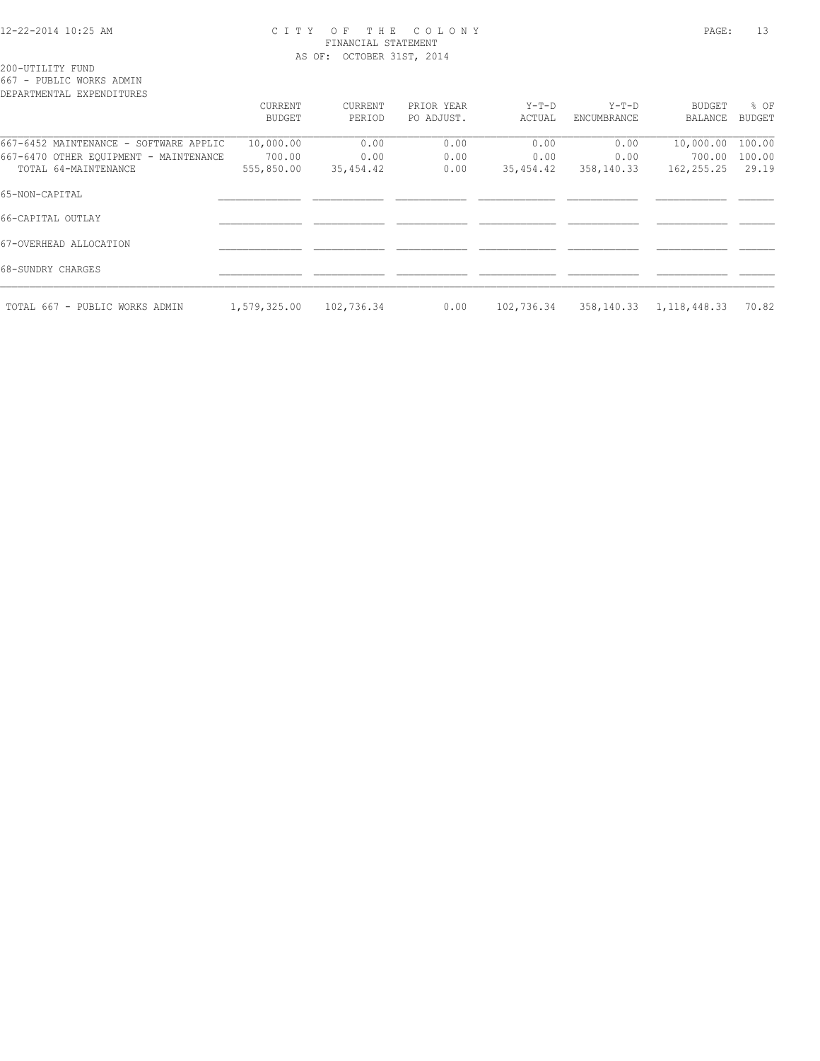CITY OF THE COLONY
FINANCIAL STATEMENT
AS OF: OCTOBER 31ST, 2014

200-UTILITY FUND
667 - PUBLIC WORKS ADMIN
DEPARTMENTAL EXPENDITURES

| | CURRENT BUDGET | CURRENT PERIOD | PRIOR YEAR PO ADJUST. | Y-T-D ACTUAL | Y-T-D ENCUMBRANCE | BUDGET BALANCE | % OF BUDGET |
|---|---|---|---|---|---|---|---|
| 667-6452 MAINTENANCE - SOFTWARE APPLIC | 10,000.00 | 0.00 | 0.00 | 0.00 | 0.00 | 10,000.00 | 100.00 |
| 667-6470 OTHER EQUIPMENT - MAINTENANCE | 700.00 | 0.00 | 0.00 | 0.00 | 0.00 | 700.00 | 100.00 |
| TOTAL 64-MAINTENANCE | 555,850.00 | 35,454.42 | 0.00 | 35,454.42 | 358,140.33 | 162,255.25 | 29.19 |
| 65-NON-CAPITAL | | | | | | | |
| 66-CAPITAL OUTLAY | | | | | | | |
| 67-OVERHEAD ALLOCATION | | | | | | | |
| 68-SUNDRY CHARGES | | | | | | | |
| TOTAL 667 - PUBLIC WORKS ADMIN | 1,579,325.00 | 102,736.34 | 0.00 | 102,736.34 | 358,140.33 | 1,118,448.33 | 70.82 |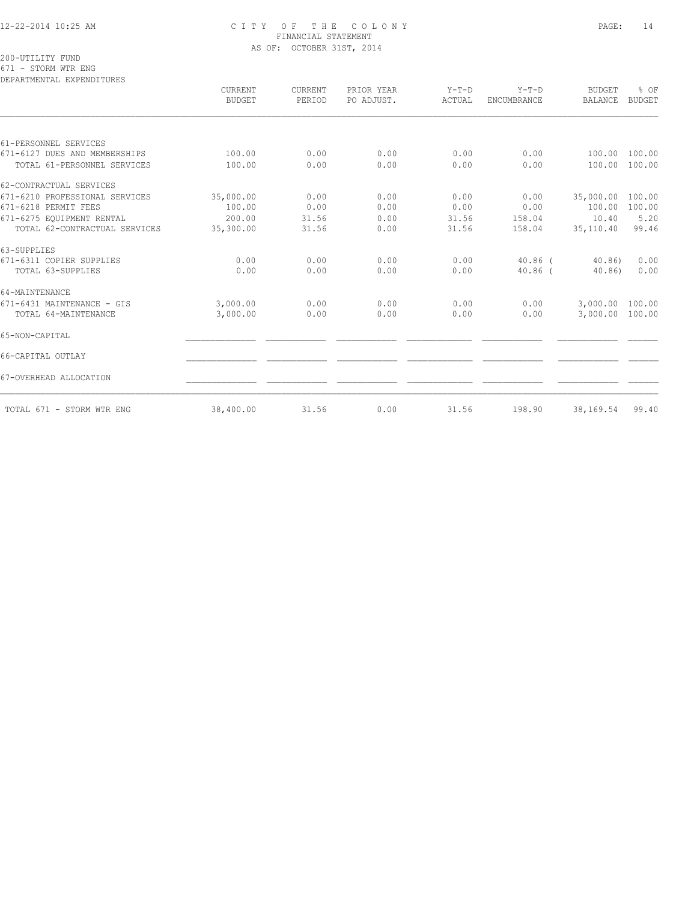# CITY OF THE COLONY
## FINANCIAL STATEMENT
### AS OF: OCTOBER 31ST, 2014

200-UTILITY FUND
671 - STORM WTR ENG
DEPARTMENTAL EXPENDITURES

| | CURRENT BUDGET | CURRENT PERIOD | PRIOR YEAR PO ADJUST. | Y-T-D ACTUAL | Y-T-D ENCUMBRANCE | BUDGET BALANCE | % OF BUDGET |
|---|---|---|---|---|---|---|---|
| 61-PERSONNEL SERVICES | | | | | | | |
| 671-6127 DUES AND MEMBERSHIPS | 100.00 | 0.00 | 0.00 | 0.00 | 0.00 | 100.00 | 100.00 |
| TOTAL 61-PERSONNEL SERVICES | 100.00 | 0.00 | 0.00 | 0.00 | 0.00 | 100.00 | 100.00 |
| 62-CONTRACTUAL SERVICES | | | | | | | |
| 671-6210 PROFESSIONAL SERVICES | 35,000.00 | 0.00 | 0.00 | 0.00 | 0.00 | 35,000.00 | 100.00 |
| 671-6218 PERMIT FEES | 100.00 | 0.00 | 0.00 | 0.00 | 0.00 | 100.00 | 100.00 |
| 671-6275 EQUIPMENT RENTAL | 200.00 | 31.56 | 0.00 | 31.56 | 158.04 | 10.40 | 5.20 |
| TOTAL 62-CONTRACTUAL SERVICES | 35,300.00 | 31.56 | 0.00 | 31.56 | 158.04 | 35,110.40 | 99.46 |
| 63-SUPPLIES | | | | | | | |
| 671-6311 COPIER SUPPLIES | 0.00 | 0.00 | 0.00 | 0.00 | 40.86 | ( 40.86) | 0.00 |
| TOTAL 63-SUPPLIES | 0.00 | 0.00 | 0.00 | 0.00 | 40.86 | ( 40.86) | 0.00 |
| 64-MAINTENANCE | | | | | | | |
| 671-6431 MAINTENANCE - GIS | 3,000.00 | 0.00 | 0.00 | 0.00 | 0.00 | 3,000.00 | 100.00 |
| TOTAL 64-MAINTENANCE | 3,000.00 | 0.00 | 0.00 | 0.00 | 0.00 | 3,000.00 | 100.00 |
| 65-NON-CAPITAL | | | | | | | |
| 66-CAPITAL OUTLAY | | | | | | | |
| 67-OVERHEAD ALLOCATION | | | | | | | |
| TOTAL 671 - STORM WTR ENG | 38,400.00 | 31.56 | 0.00 | 31.56 | 198.90 | 38,169.54 | 99.40 |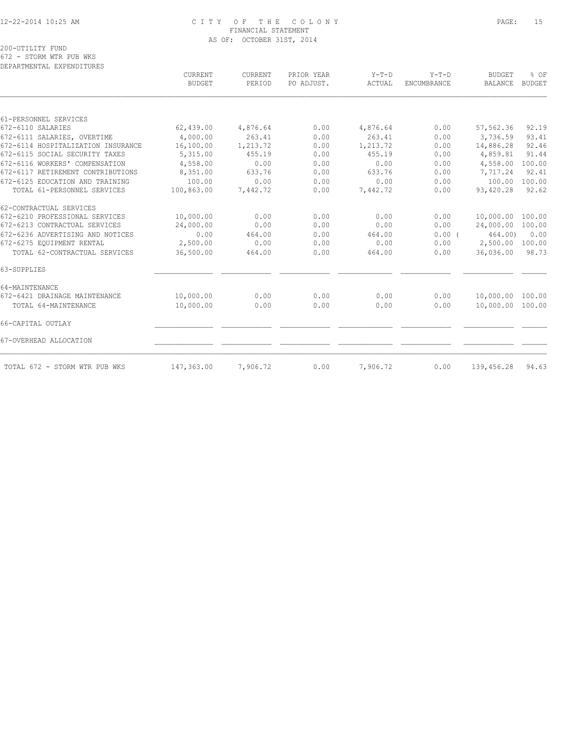# CITY OF THE COLONY
## FINANCIAL STATEMENT
### AS OF: OCTOBER 31ST, 2014

200-UTILITY FUND
672 - STORM WTR PUB WKS
DEPARTMENTAL EXPENDITURES

| | CURRENT BUDGET | CURRENT PERIOD | PRIOR YEAR PO ADJUST. | Y-T-D ACTUAL | Y-T-D ENCUMBRANCE | BUDGET BALANCE | % OF BUDGET |
|---|---|---|---|---|---|---|---|
| 61-PERSONNEL SERVICES | | | | | | | |
| 672-6110 SALARIES | 62,439.00 | 4,876.64 | 0.00 | 4,876.64 | 0.00 | 57,562.36 | 92.19 |
| 672-6111 SALARIES, OVERTIME | 4,000.00 | 263.41 | 0.00 | 263.41 | 0.00 | 3,736.59 | 93.41 |
| 672-6114 HOSPITALIZATION INSURANCE | 16,100.00 | 1,213.72 | 0.00 | 1,213.72 | 0.00 | 14,886.28 | 92.46 |
| 672-6115 SOCIAL SECURITY TAXES | 5,315.00 | 455.19 | 0.00 | 455.19 | 0.00 | 4,859.81 | 91.44 |
| 672-6116 WORKERS' COMPENSATION | 4,558.00 | 0.00 | 0.00 | 0.00 | 0.00 | 4,558.00 | 100.00 |
| 672-6117 RETIREMENT CONTRIBUTIONS | 8,351.00 | 633.76 | 0.00 | 633.76 | 0.00 | 7,717.24 | 92.41 |
| 672-6125 EDUCATION AND TRAINING | 100.00 | 0.00 | 0.00 | 0.00 | 0.00 | 100.00 | 100.00 |
| TOTAL 61-PERSONNEL SERVICES | 100,863.00 | 7,442.72 | 0.00 | 7,442.72 | 0.00 | 93,420.28 | 92.62 |
| 62-CONTRACTUAL SERVICES | | | | | | | |
| 672-6210 PROFESSIONAL SERVICES | 10,000.00 | 0.00 | 0.00 | 0.00 | 0.00 | 10,000.00 | 100.00 |
| 672-6213 CONTRACTUAL SERVICES | 24,000.00 | 0.00 | 0.00 | 0.00 | 0.00 | 24,000.00 | 100.00 |
| 672-6236 ADVERTISING AND NOTICES | 0.00 | 464.00 | 0.00 | 464.00 | 0.00 | ( 464.00) | 0.00 |
| 672-6275 EQUIPMENT RENTAL | 2,500.00 | 0.00 | 0.00 | 0.00 | 0.00 | 2,500.00 | 100.00 |
| TOTAL 62-CONTRACTUAL SERVICES | 36,500.00 | 464.00 | 0.00 | 464.00 | 0.00 | 36,036.00 | 98.73 |
| 63-SUPPLIES | | | | | | | |
| 64-MAINTENANCE | | | | | | | |
| 672-6421 DRAINAGE MAINTENANCE | 10,000.00 | 0.00 | 0.00 | 0.00 | 0.00 | 10,000.00 | 100.00 |
| TOTAL 64-MAINTENANCE | 10,000.00 | 0.00 | 0.00 | 0.00 | 0.00 | 10,000.00 | 100.00 |
| 66-CAPITAL OUTLAY | | | | | | | |
| 67-OVERHEAD ALLOCATION | | | | | | | |
| TOTAL 672 - STORM WTR PUB WKS | 147,363.00 | 7,906.72 | 0.00 | 7,906.72 | 0.00 | 139,456.28 | 94.63 |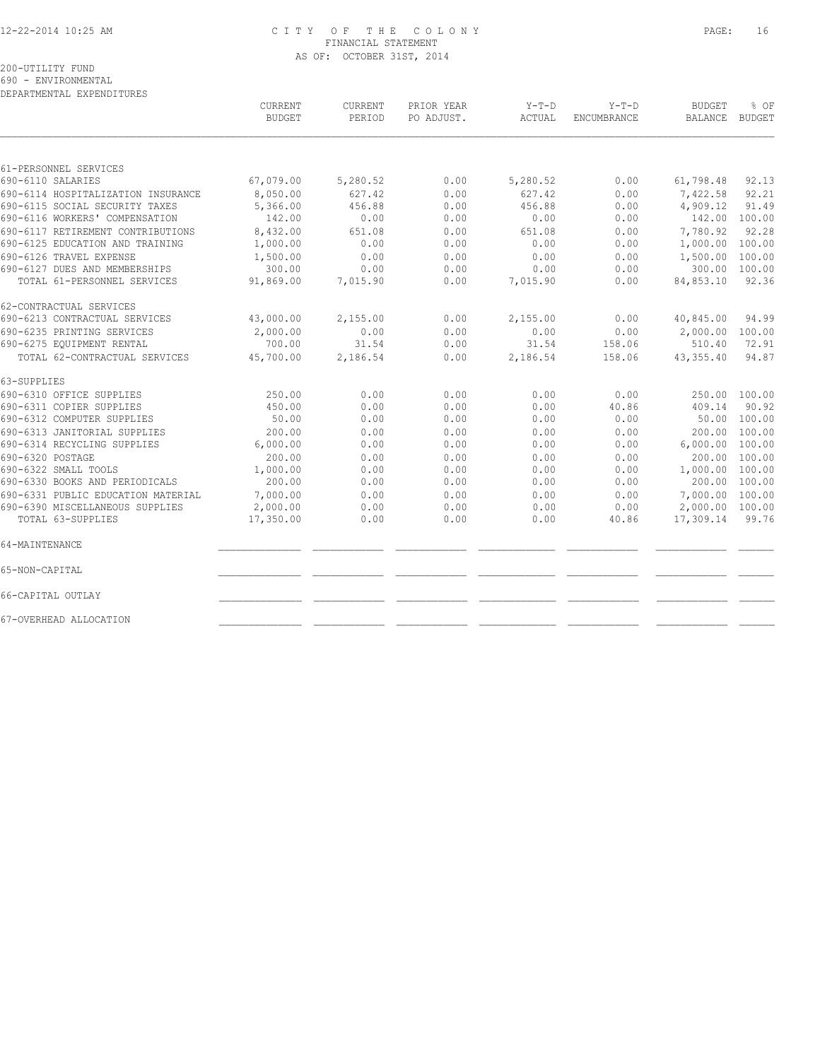# CITY OF THE COLONY
## FINANCIAL STATEMENT
### AS OF: OCTOBER 31ST, 2014

200-UTILITY FUND
690 - ENVIRONMENTAL
DEPARTMENTAL EXPENDITURES

| | CURRENT BUDGET | CURRENT PERIOD | PRIOR YEAR PO ADJUST. | Y-T-D ACTUAL | Y-T-D ENCUMBRANCE | BUDGET BALANCE | % OF BUDGET |
|---|---|---|---|---|---|---|---|
| 61-PERSONNEL SERVICES | | | | | | | |
| 690-6110 SALARIES | 67,079.00 | 5,280.52 | 0.00 | 5,280.52 | 0.00 | 61,798.48 | 92.13 |
| 690-6114 HOSPITALIZATION INSURANCE | 8,050.00 | 627.42 | 0.00 | 627.42 | 0.00 | 7,422.58 | 92.21 |
| 690-6115 SOCIAL SECURITY TAXES | 5,366.00 | 456.88 | 0.00 | 456.88 | 0.00 | 4,909.12 | 91.49 |
| 690-6116 WORKERS' COMPENSATION | 142.00 | 0.00 | 0.00 | 0.00 | 0.00 | 142.00 | 100.00 |
| 690-6117 RETIREMENT CONTRIBUTIONS | 8,432.00 | 651.08 | 0.00 | 651.08 | 0.00 | 7,780.92 | 92.28 |
| 690-6125 EDUCATION AND TRAINING | 1,000.00 | 0.00 | 0.00 | 0.00 | 0.00 | 1,000.00 | 100.00 |
| 690-6126 TRAVEL EXPENSE | 1,500.00 | 0.00 | 0.00 | 0.00 | 0.00 | 1,500.00 | 100.00 |
| 690-6127 DUES AND MEMBERSHIPS | 300.00 | 0.00 | 0.00 | 0.00 | 0.00 | 300.00 | 100.00 |
| TOTAL 61-PERSONNEL SERVICES | 91,869.00 | 7,015.90 | 0.00 | 7,015.90 | 0.00 | 84,853.10 | 92.36 |
| 62-CONTRACTUAL SERVICES | | | | | | | |
| 690-6213 CONTRACTUAL SERVICES | 43,000.00 | 2,155.00 | 0.00 | 2,155.00 | 0.00 | 40,845.00 | 94.99 |
| 690-6235 PRINTING SERVICES | 2,000.00 | 0.00 | 0.00 | 0.00 | 0.00 | 2,000.00 | 100.00 |
| 690-6275 EQUIPMENT RENTAL | 700.00 | 31.54 | 0.00 | 31.54 | 158.06 | 510.40 | 72.91 |
| TOTAL 62-CONTRACTUAL SERVICES | 45,700.00 | 2,186.54 | 0.00 | 2,186.54 | 158.06 | 43,355.40 | 94.87 |
| 63-SUPPLIES | | | | | | | |
| 690-6310 OFFICE SUPPLIES | 250.00 | 0.00 | 0.00 | 0.00 | 0.00 | 250.00 | 100.00 |
| 690-6311 COPIER SUPPLIES | 450.00 | 0.00 | 0.00 | 0.00 | 40.86 | 409.14 | 90.92 |
| 690-6312 COMPUTER SUPPLIES | 50.00 | 0.00 | 0.00 | 0.00 | 0.00 | 50.00 | 100.00 |
| 690-6313 JANITORIAL SUPPLIES | 200.00 | 0.00 | 0.00 | 0.00 | 0.00 | 200.00 | 100.00 |
| 690-6314 RECYCLING SUPPLIES | 6,000.00 | 0.00 | 0.00 | 0.00 | 0.00 | 6,000.00 | 100.00 |
| 690-6320 POSTAGE | 200.00 | 0.00 | 0.00 | 0.00 | 0.00 | 200.00 | 100.00 |
| 690-6322 SMALL TOOLS | 1,000.00 | 0.00 | 0.00 | 0.00 | 0.00 | 1,000.00 | 100.00 |
| 690-6330 BOOKS AND PERIODICALS | 200.00 | 0.00 | 0.00 | 0.00 | 0.00 | 200.00 | 100.00 |
| 690-6331 PUBLIC EDUCATION MATERIAL | 7,000.00 | 0.00 | 0.00 | 0.00 | 0.00 | 7,000.00 | 100.00 |
| 690-6390 MISCELLANEOUS SUPPLIES | 2,000.00 | 0.00 | 0.00 | 0.00 | 0.00 | 2,000.00 | 100.00 |
| TOTAL 63-SUPPLIES | 17,350.00 | 0.00 | 0.00 | 0.00 | 40.86 | 17,309.14 | 99.76 |
| 64-MAINTENANCE | | | | | | | |
| 65-NON-CAPITAL | | | | | | | |
| 66-CAPITAL OUTLAY | | | | | | | |
| 67-OVERHEAD ALLOCATION | | | | | | | |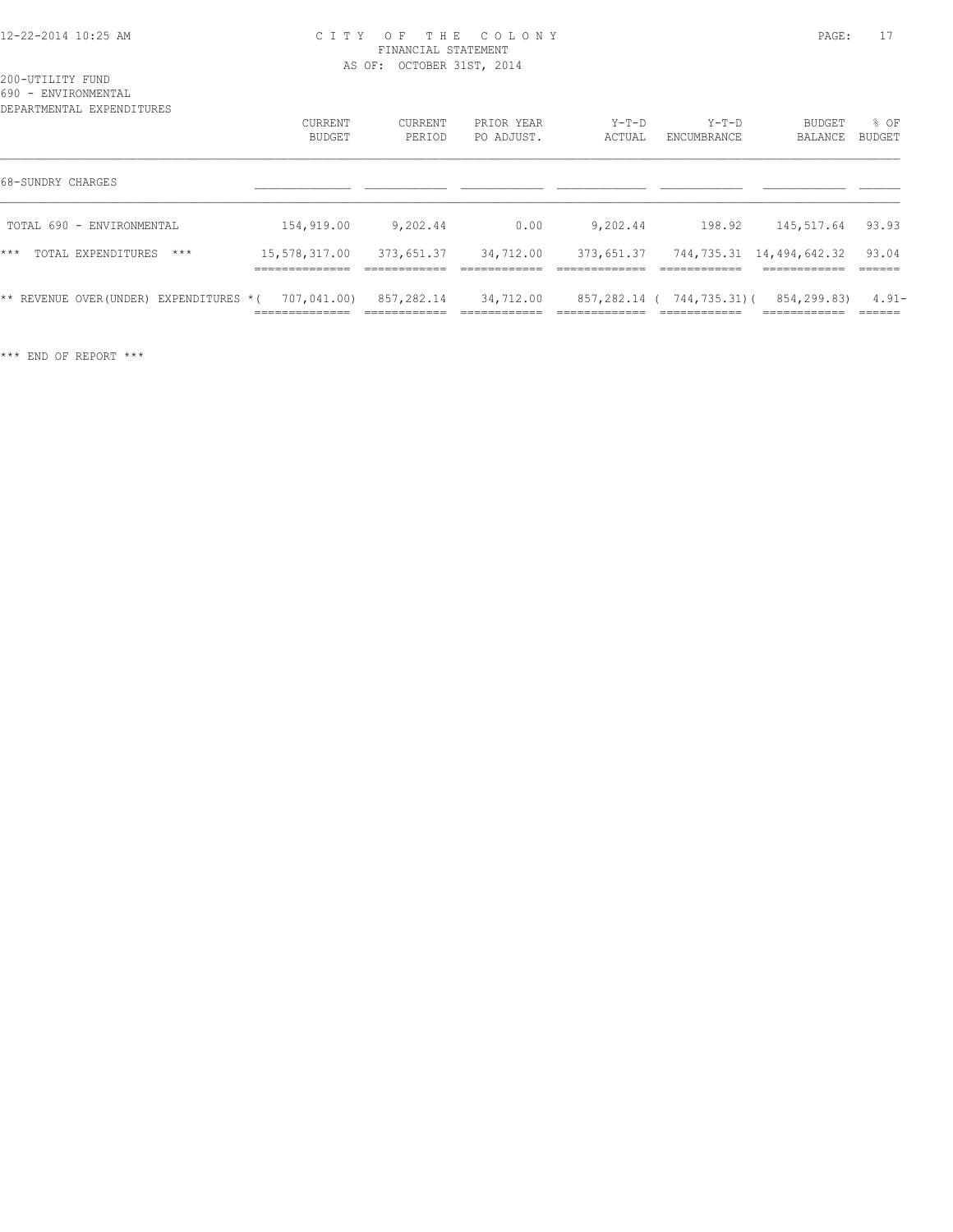200-UTILITY FUND
690 - ENVIRONMENTAL
DEPARTMENTAL EXPENDITURES

| | CURRENT BUDGET | CURRENT PERIOD | PRIOR YEAR PO ADJUST. | Y-T-D ACTUAL | Y-T-D ENCUMBRANCE | BUDGET BALANCE | % OF BUDGET |
|---|---|---|---|---|---|---|---|
| 68-SUNDRY CHARGES | | | | | | | |
| TOTAL 690 - ENVIRONMENTAL | 154,919.00 | 9,202.44 | 0.00 | 9,202.44 | 198.92 | 145,517.64 | 93.93 |
| *** TOTAL EXPENDITURES *** | 15,578,317.00 | 373,651.37 | 34,712.00 | 373,651.37 | 744,735.31 | 14,494,642.32 | 93.04 |
| ** REVENUE OVER(UNDER) EXPENDITURES * | ( 707,041.00) | 857,282.14 | 34,712.00 | 857,282.14 | ( 744,735.31) | ( 854,299.83) | 4.91- |

*** END OF REPORT ***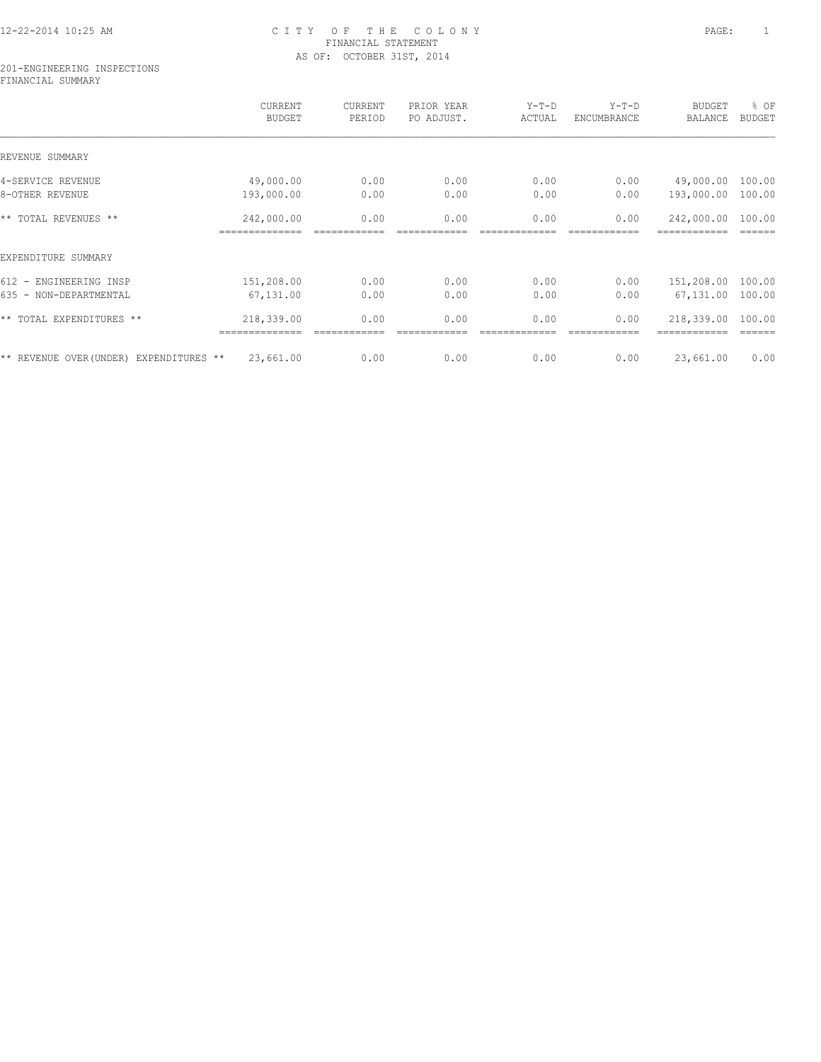CITY OF THE COLONY
FINANCIAL STATEMENT
AS OF: OCTOBER 31ST, 2014

201-ENGINEERING INSPECTIONS
FINANCIAL SUMMARY

| | CURRENT BUDGET | CURRENT PERIOD | PRIOR YEAR PO ADJUST. | Y-T-D ACTUAL | Y-T-D ENCUMBRANCE | BUDGET BALANCE | % OF BUDGET |
|---|---|---|---|---|---|---|---|
| REVENUE SUMMARY | | | | | | | |
| 4-SERVICE REVENUE | 49,000.00 | 0.00 | 0.00 | 0.00 | 0.00 | 49,000.00 | 100.00 |
| 8-OTHER REVENUE | 193,000.00 | 0.00 | 0.00 | 0.00 | 0.00 | 193,000.00 | 100.00 |
| ** TOTAL REVENUES ** | 242,000.00 | 0.00 | 0.00 | 0.00 | 0.00 | 242,000.00 | 100.00 |
| EXPENDITURE SUMMARY | | | | | | | |
| 612 - ENGINEERING INSP | 151,208.00 | 0.00 | 0.00 | 0.00 | 0.00 | 151,208.00 | 100.00 |
| 635 - NON-DEPARTMENTAL | 67,131.00 | 0.00 | 0.00 | 0.00 | 0.00 | 67,131.00 | 100.00 |
| ** TOTAL EXPENDITURES ** | 218,339.00 | 0.00 | 0.00 | 0.00 | 0.00 | 218,339.00 | 100.00 |
| ** REVENUE OVER(UNDER) EXPENDITURES ** | 23,661.00 | 0.00 | 0.00 | 0.00 | 0.00 | 23,661.00 | 0.00 |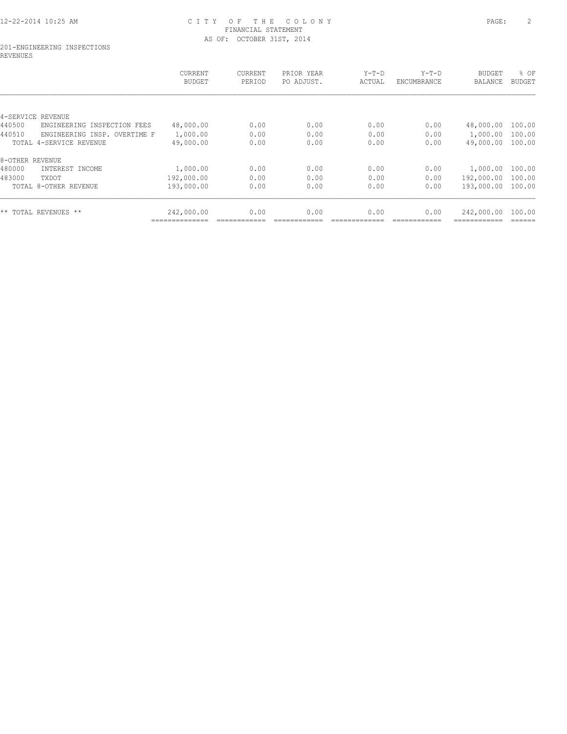CITY OF THE COLONY
FINANCIAL STATEMENT
AS OF: OCTOBER 31ST, 2014

201-ENGINEERING INSPECTIONS
REVENUES

| | CURRENT BUDGET | CURRENT PERIOD | PRIOR YEAR PO ADJUST. | Y-T-D ACTUAL | Y-T-D ENCUMBRANCE | BUDGET BALANCE | % OF BUDGET |
|---|---|---|---|---|---|---|---|
| 4-SERVICE REVENUE | | | | | | | |
| 440500 ENGINEERING INSPECTION FEES | 48,000.00 | 0.00 | 0.00 | 0.00 | 0.00 | 48,000.00 | 100.00 |
| 440510 ENGINEERING INSP. OVERTIME F | 1,000.00 | 0.00 | 0.00 | 0.00 | 0.00 | 1,000.00 | 100.00 |
| TOTAL 4-SERVICE REVENUE | 49,000.00 | 0.00 | 0.00 | 0.00 | 0.00 | 49,000.00 | 100.00 |
| 8-OTHER REVENUE | | | | | | | |
| 480000 INTEREST INCOME | 1,000.00 | 0.00 | 0.00 | 0.00 | 0.00 | 1,000.00 | 100.00 |
| 483000 TXDOT | 192,000.00 | 0.00 | 0.00 | 0.00 | 0.00 | 192,000.00 | 100.00 |
| TOTAL 8-OTHER REVENUE | 193,000.00 | 0.00 | 0.00 | 0.00 | 0.00 | 193,000.00 | 100.00 |
| ** TOTAL REVENUES ** | 242,000.00 | 0.00 | 0.00 | 0.00 | 0.00 | 242,000.00 | 100.00 |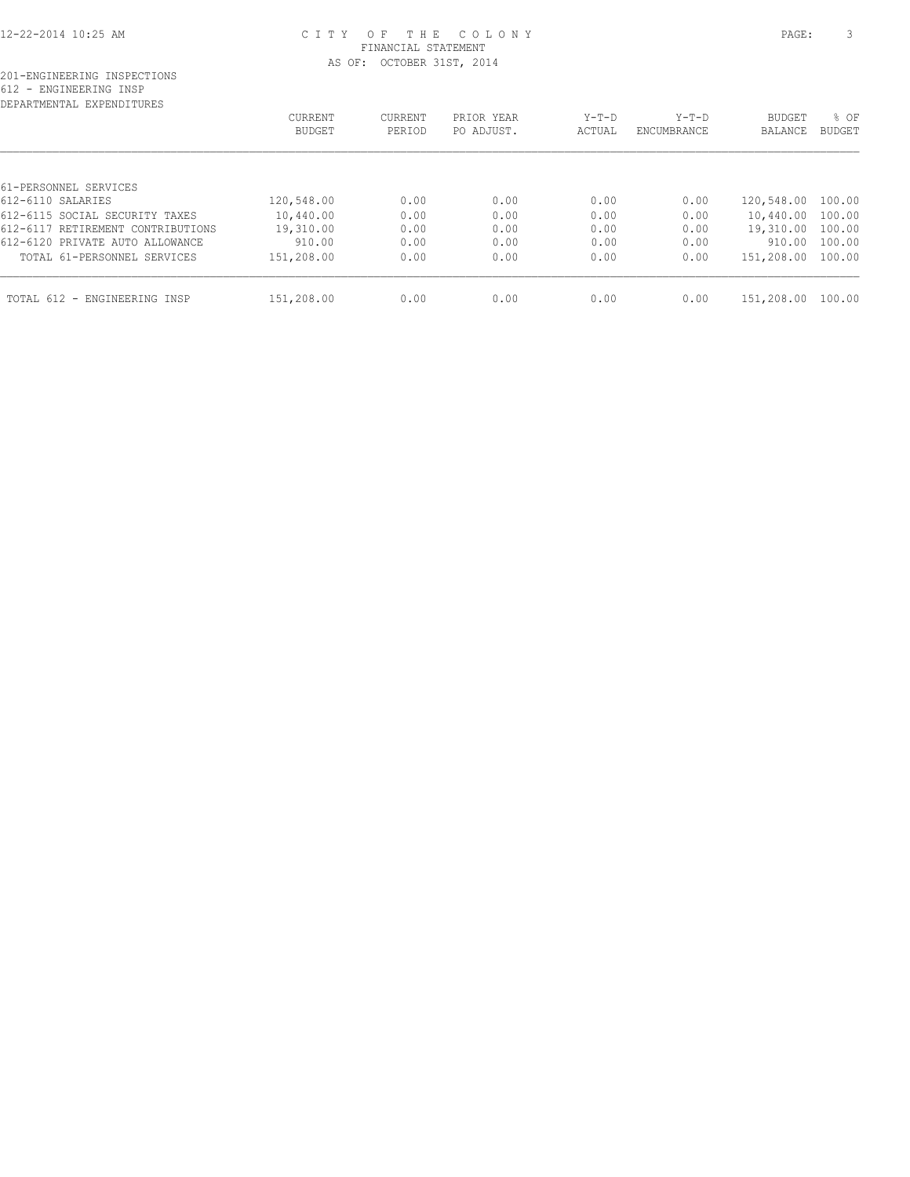# CITY OF THE COLONY
## FINANCIAL STATEMENT
### AS OF: OCTOBER 31ST, 2014

201-ENGINEERING INSPECTIONS
612 - ENGINEERING INSP
DEPARTMENTAL EXPENDITURES

| | CURRENT BUDGET | CURRENT PERIOD | PRIOR YEAR PO ADJUST. | Y-T-D ACTUAL | Y-T-D ENCUMBRANCE | BUDGET BALANCE | % OF BUDGET |
|---|---|---|---|---|---|---|---|
| 61-PERSONNEL SERVICES | | | | | | | |
| 612-6110 SALARIES | 120,548.00 | 0.00 | 0.00 | 0.00 | 0.00 | 120,548.00 | 100.00 |
| 612-6115 SOCIAL SECURITY TAXES | 10,440.00 | 0.00 | 0.00 | 0.00 | 0.00 | 10,440.00 | 100.00 |
| 612-6117 RETIREMENT CONTRIBUTIONS | 19,310.00 | 0.00 | 0.00 | 0.00 | 0.00 | 19,310.00 | 100.00 |
| 612-6120 PRIVATE AUTO ALLOWANCE | 910.00 | 0.00 | 0.00 | 0.00 | 0.00 | 910.00 | 100.00 |
| TOTAL 61-PERSONNEL SERVICES | 151,208.00 | 0.00 | 0.00 | 0.00 | 0.00 | 151,208.00 | 100.00 |
| TOTAL 612 - ENGINEERING INSP | 151,208.00 | 0.00 | 0.00 | 0.00 | 0.00 | 151,208.00 | 100.00 |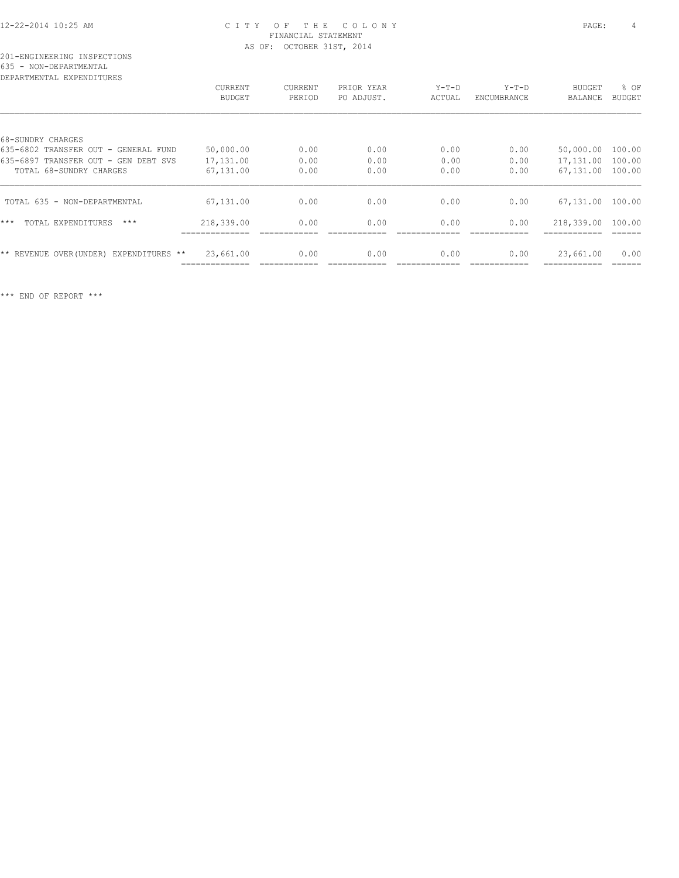201-ENGINEERING INSPECTIONS
635 - NON-DEPARTMENTAL
DEPARTMENTAL EXPENDITURES

| | CURRENT BUDGET | CURRENT PERIOD | PRIOR YEAR PO ADJUST. | Y-T-D ACTUAL | Y-T-D ENCUMBRANCE | BUDGET BALANCE | % OF BUDGET |
|---|---|---|---|---|---|---|---|
| 68-SUNDRY CHARGES | | | | | | | |
| 635-6802 TRANSFER OUT - GENERAL FUND | 50,000.00 | 0.00 | 0.00 | 0.00 | 0.00 | 50,000.00 | 100.00 |
| 635-6897 TRANSFER OUT - GEN DEBT SVS | 17,131.00 | 0.00 | 0.00 | 0.00 | 0.00 | 17,131.00 | 100.00 |
| TOTAL 68-SUNDRY CHARGES | 67,131.00 | 0.00 | 0.00 | 0.00 | 0.00 | 67,131.00 | 100.00 |
| TOTAL 635 - NON-DEPARTMENTAL | 67,131.00 | 0.00 | 0.00 | 0.00 | 0.00 | 67,131.00 | 100.00 |
| *** TOTAL EXPENDITURES *** | 218,339.00 | 0.00 | 0.00 | 0.00 | 0.00 | 218,339.00 | 100.00 |
| ** REVENUE OVER(UNDER) EXPENDITURES ** | 23,661.00 | 0.00 | 0.00 | 0.00 | 0.00 | 23,661.00 | 0.00 |

*** END OF REPORT ***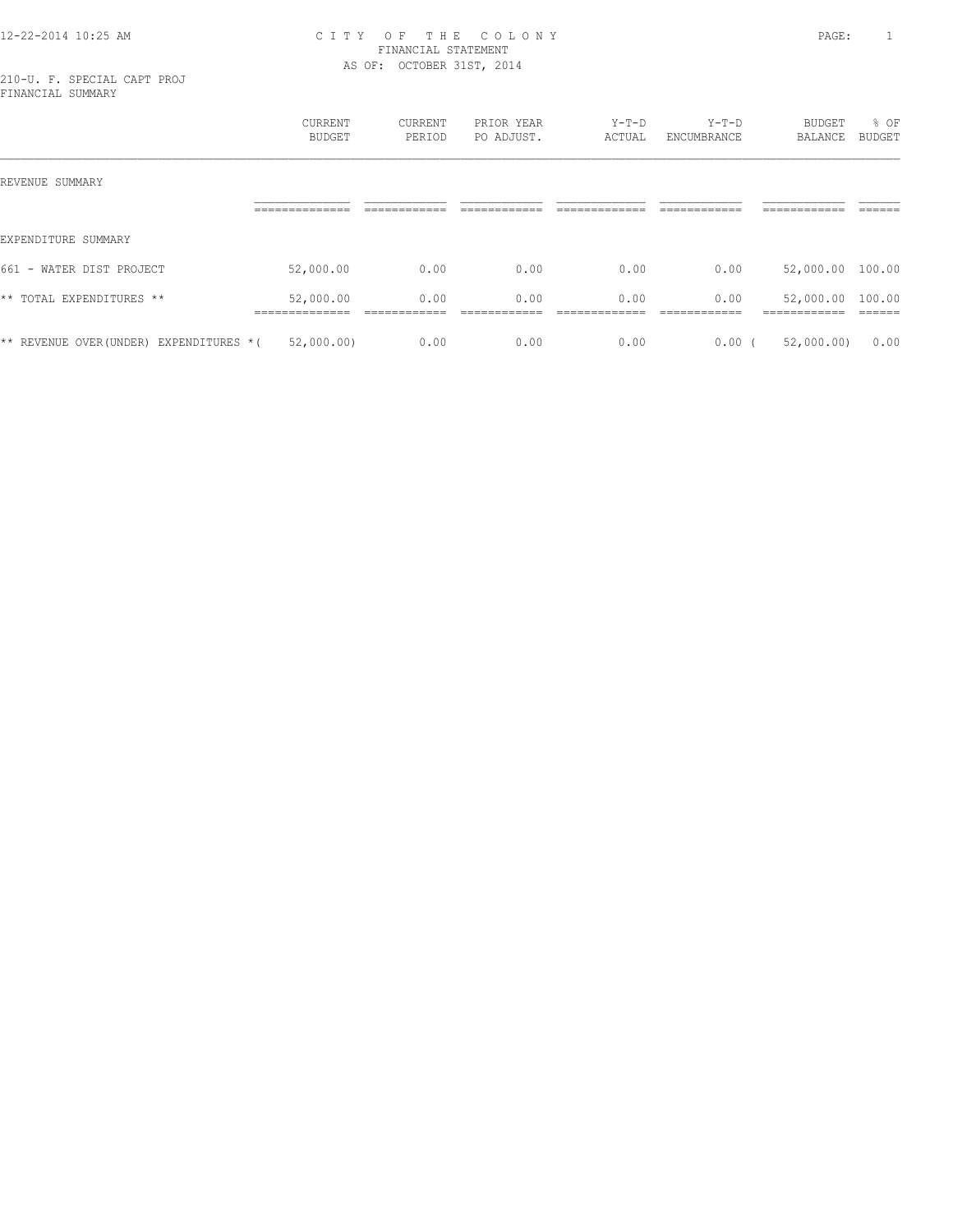CITY OF THE COLONY
FINANCIAL STATEMENT
AS OF: OCTOBER 31ST, 2014

210-U. F. SPECIAL CAPT PROJ
FINANCIAL SUMMARY

| | CURRENT BUDGET | CURRENT PERIOD | PRIOR YEAR PO ADJUST. | Y-T-D ACTUAL | Y-T-D ENCUMBRANCE | BUDGET BALANCE | % OF BUDGET |
|---|---|---|---|---|---|---|---|
| REVENUE SUMMARY | | | | | | | |
| EXPENDITURE SUMMARY | | | | | | | |
| 661 - WATER DIST PROJECT | 52,000.00 | 0.00 | 0.00 | 0.00 | 0.00 | 52,000.00 | 100.00 |
| ** TOTAL EXPENDITURES ** | 52,000.00 | 0.00 | 0.00 | 0.00 | 0.00 | 52,000.00 | 100.00 |
| ** REVENUE OVER(UNDER) EXPENDITURES * | ( 52,000.00) | 0.00 | 0.00 | 0.00 | 0.00 | ( 52,000.00) | 0.00 |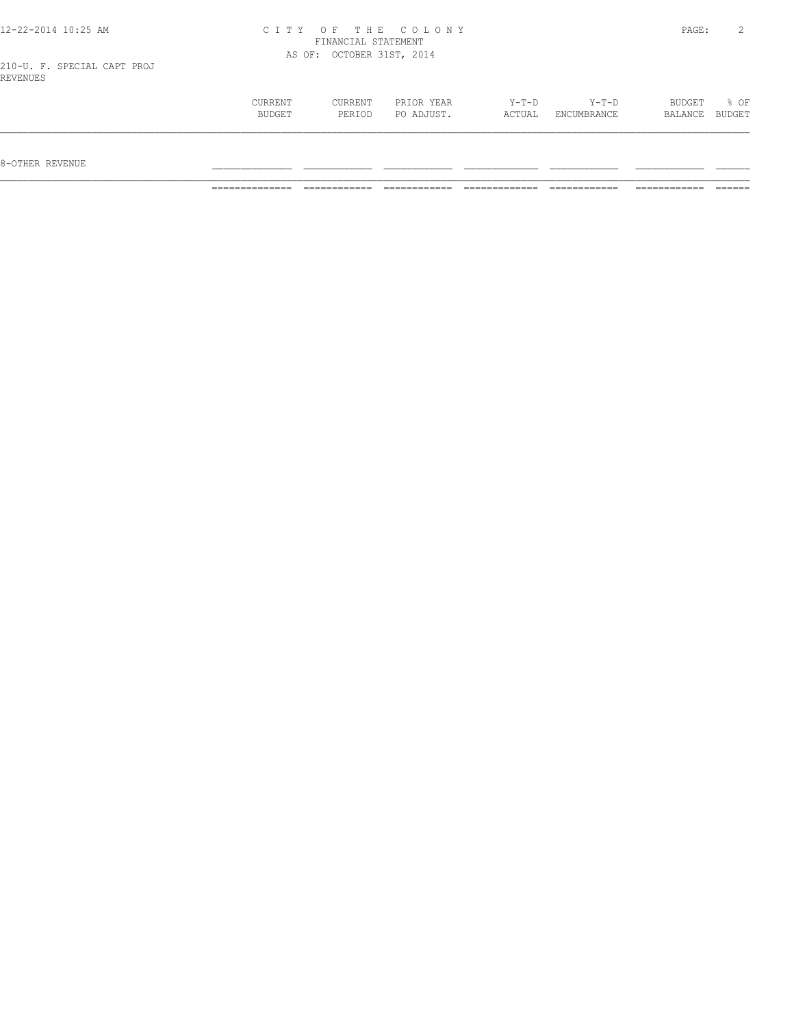# CITY OF THE COLONY
## FINANCIAL STATEMENT
### AS OF: OCTOBER 31ST, 2014

210-U. F. SPECIAL CAPT PROJ
REVENUES

| | CURRENT BUDGET | CURRENT PERIOD | PRIOR YEAR PO ADJUST. | Y-T-D ACTUAL | Y-T-D ENCUMBRANCE | BUDGET BALANCE | % OF BUDGET |
|---|---|---|---|---|---|---|---|
| 8-OTHER REVENUE | | | | | | | |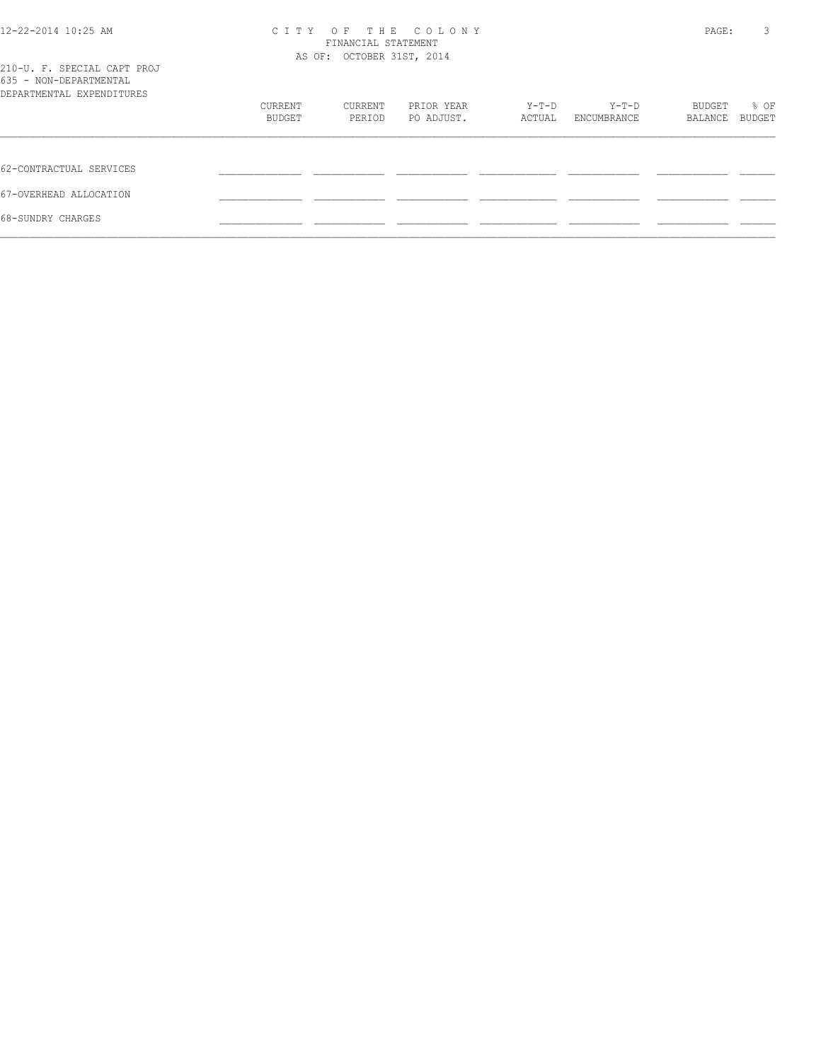CITY OF THE COLONY
FINANCIAL STATEMENT
AS OF: OCTOBER 31ST, 2014

210-U. F. SPECIAL CAPT PROJ
635 - NON-DEPARTMENTAL
DEPARTMENTAL EXPENDITURES

| | CURRENT BUDGET | CURRENT PERIOD | PRIOR YEAR PO ADJUST. | Y-T-D ACTUAL | Y-T-D ENCUMBRANCE | BUDGET BALANCE | % OF BUDGET |
|---|---|---|---|---|---|---|---|
| 62-CONTRACTUAL SERVICES | | | | | | | |
| 67-OVERHEAD ALLOCATION | | | | | | | |
| 68-SUNDRY CHARGES | | | | | | | |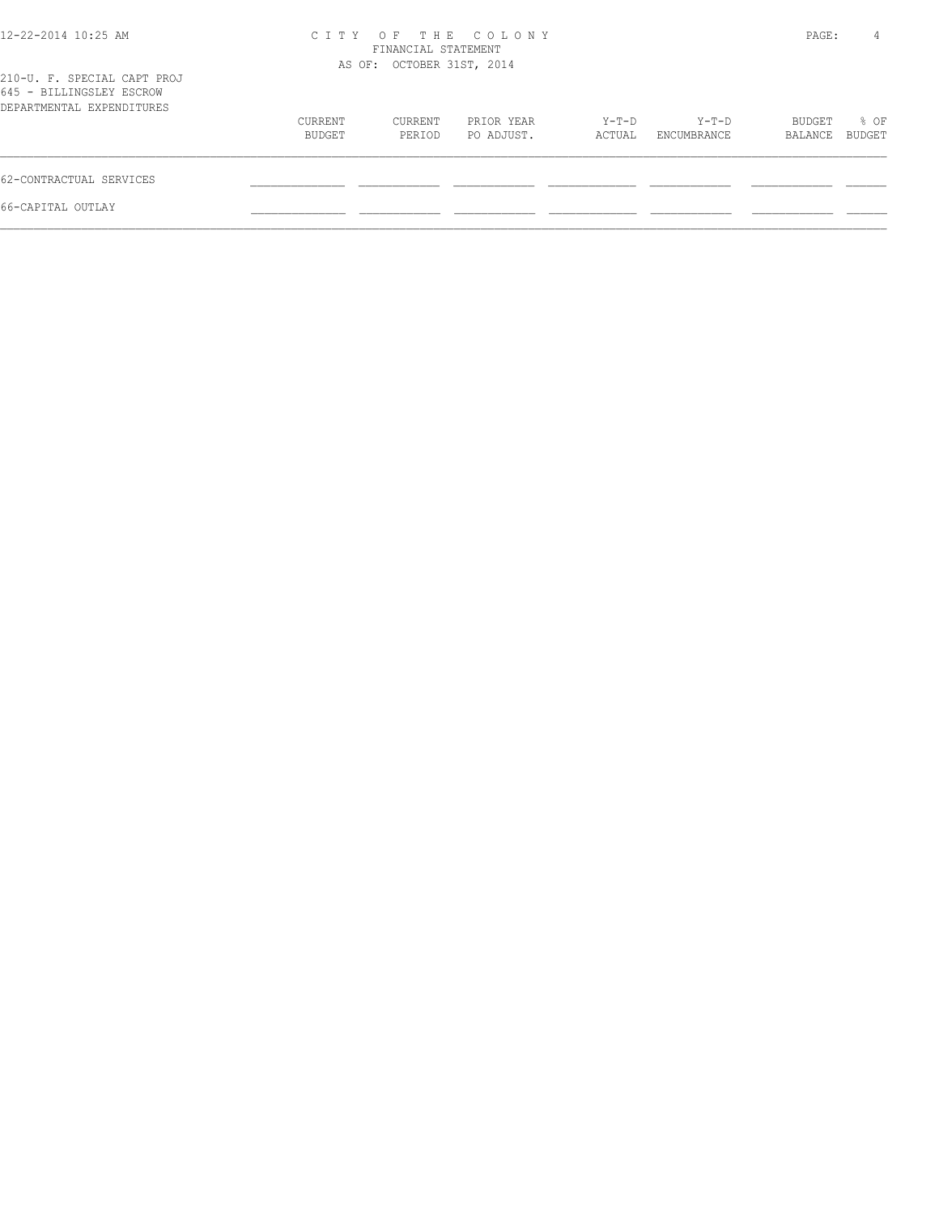210-U. F. SPECIAL CAPT PROJ
645 - BILLINGSLEY ESCROW
DEPARTMENTAL EXPENDITURES

| | CURRENT BUDGET | CURRENT PERIOD | PRIOR YEAR PO ADJUST. | Y-T-D ACTUAL | Y-T-D ENCUMBRANCE | BUDGET BALANCE | % OF BUDGET |
|---|---|---|---|---|---|---|---|
| 62-CONTRACTUAL SERVICES | | | | | | | |
| 66-CAPITAL OUTLAY | | | | | | | |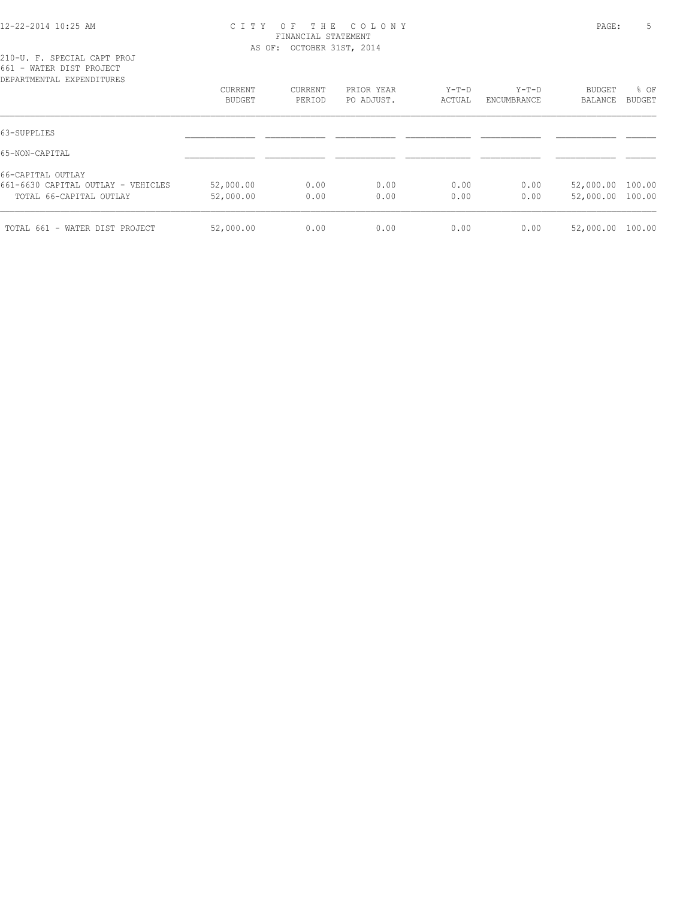CITY OF THE COLONY
FINANCIAL STATEMENT
AS OF: OCTOBER 31ST, 2014

210-U. F. SPECIAL CAPT PROJ
661 - WATER DIST PROJECT
DEPARTMENTAL EXPENDITURES

| | CURRENT BUDGET | CURRENT PERIOD | PRIOR YEAR PO ADJUST. | Y-T-D ACTUAL | Y-T-D ENCUMBRANCE | BUDGET BALANCE | % OF BUDGET |
|---|---|---|---|---|---|---|---|
| 63-SUPPLIES | | | | | | | |
| 65-NON-CAPITAL | | | | | | | |
| 66-CAPITAL OUTLAY | | | | | | | |
| 661-6630 CAPITAL OUTLAY - VEHICLES | 52,000.00 | 0.00 | 0.00 | 0.00 | 0.00 | 52,000.00 | 100.00 |
| TOTAL 66-CAPITAL OUTLAY | 52,000.00 | 0.00 | 0.00 | 0.00 | 0.00 | 52,000.00 | 100.00 |
| TOTAL 661 - WATER DIST PROJECT | 52,000.00 | 0.00 | 0.00 | 0.00 | 0.00 | 52,000.00 | 100.00 |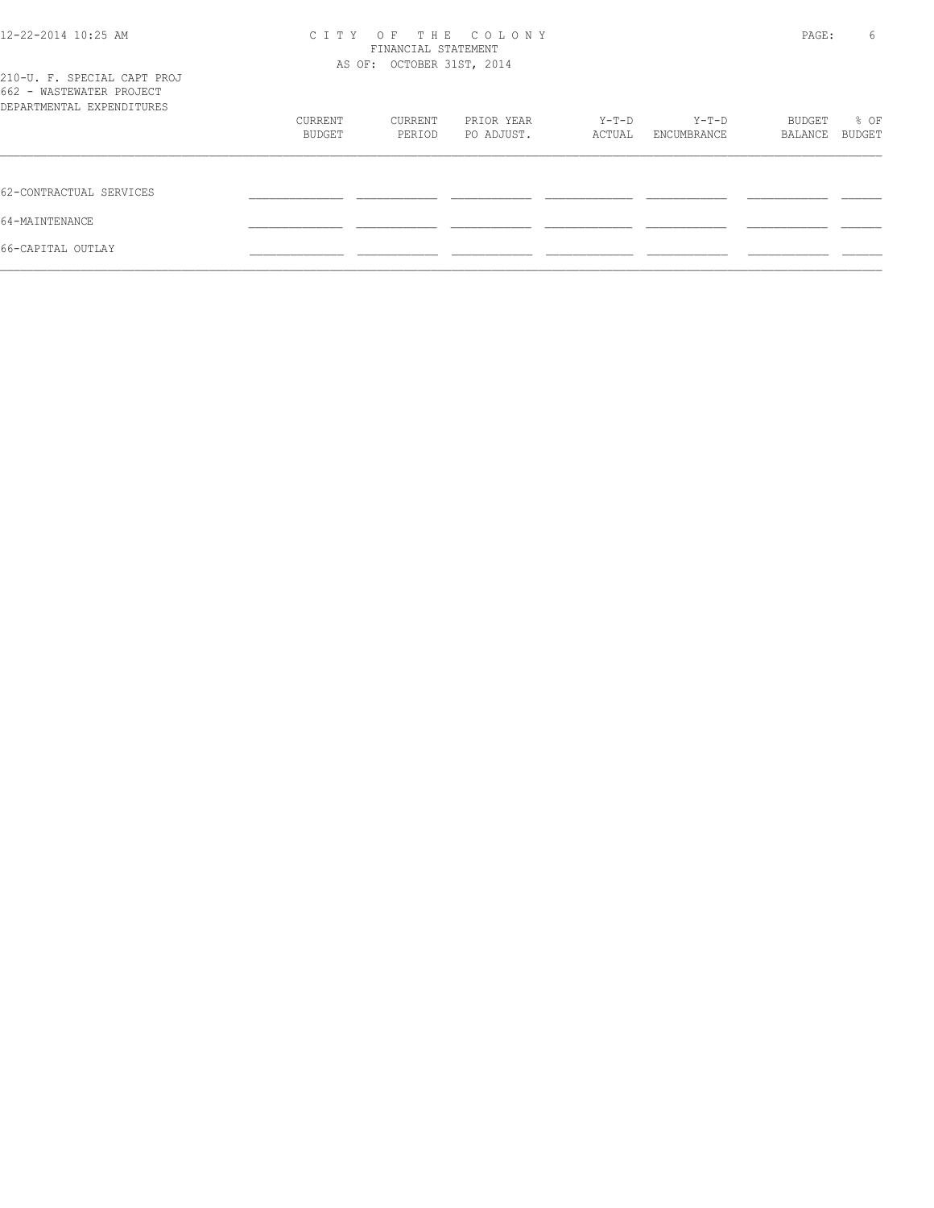CITY OF THE COLONY
FINANCIAL STATEMENT
AS OF: OCTOBER 31ST, 2014

210-U. F. SPECIAL CAPT PROJ
662 - WASTEWATER PROJECT
DEPARTMENTAL EXPENDITURES

| | CURRENT BUDGET | CURRENT PERIOD | PRIOR YEAR PO ADJUST. | Y-T-D ACTUAL | Y-T-D ENCUMBRANCE | BUDGET BALANCE | % OF BUDGET |
|---|---|---|---|---|---|---|---|
| 62-CONTRACTUAL SERVICES | | | | | | | |
| 64-MAINTENANCE | | | | | | | |
| 66-CAPITAL OUTLAY | | | | | | | |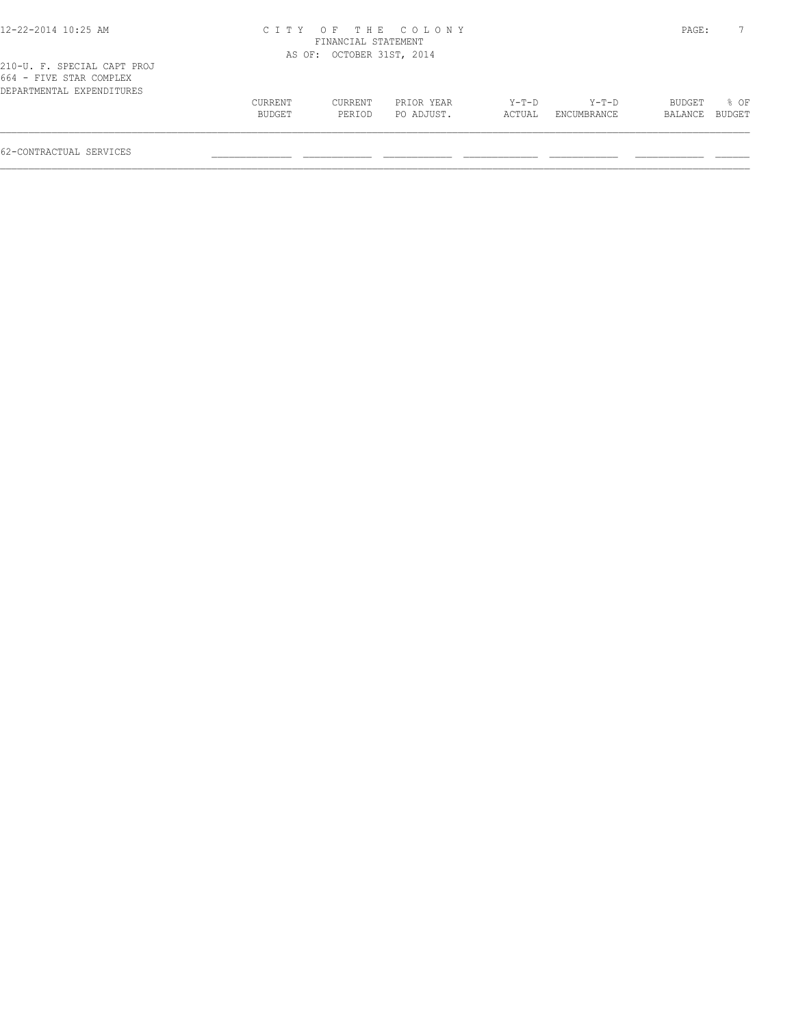210-U. F. SPECIAL CAPT PROJ
664 - FIVE STAR COMPLEX
DEPARTMENTAL EXPENDITURES

| | CURRENT BUDGET | CURRENT PERIOD | PRIOR YEAR PO ADJUST. | Y-T-D ACTUAL | Y-T-D ENCUMBRANCE | BUDGET BALANCE | % OF BUDGET |
|---|---|---|---|---|---|---|---|
| 62-CONTRACTUAL SERVICES | | | | | | | |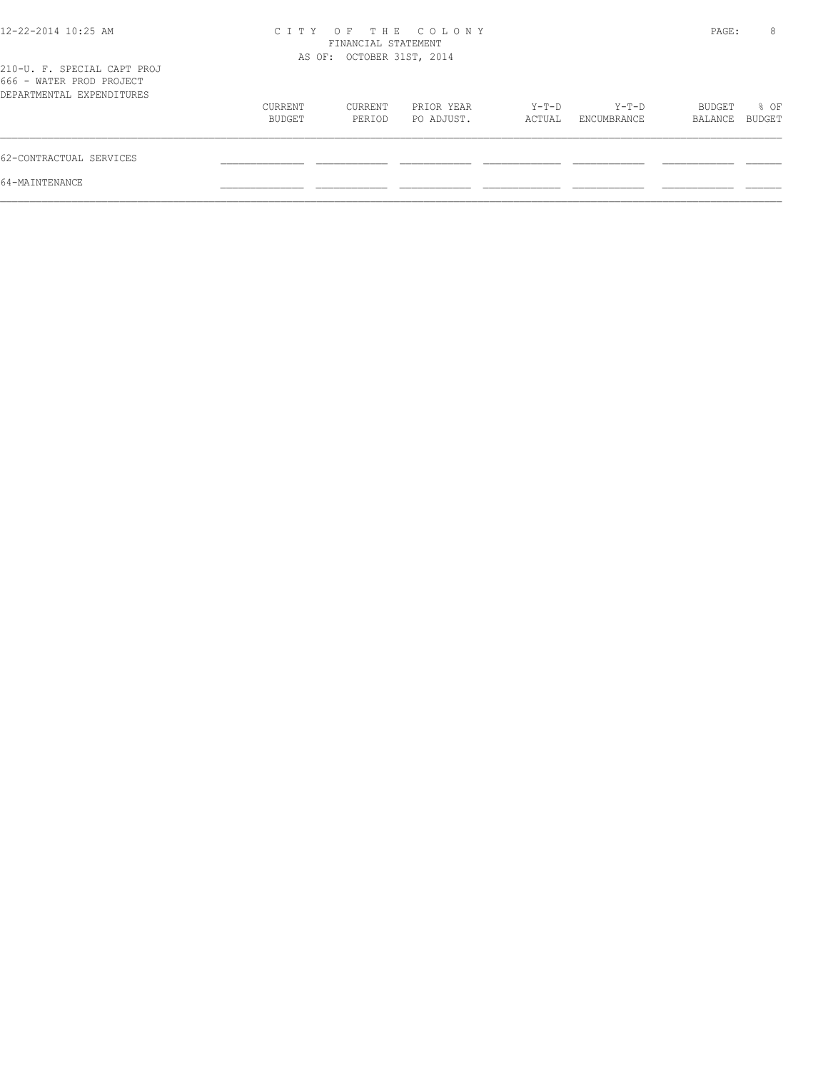CITY OF THE COLONY
FINANCIAL STATEMENT
AS OF: OCTOBER 31ST, 2014

210-U. F. SPECIAL CAPT PROJ
666 - WATER PROD PROJECT
DEPARTMENTAL EXPENDITURES

| | CURRENT BUDGET | CURRENT PERIOD | PRIOR YEAR PO ADJUST. | Y-T-D ACTUAL | Y-T-D ENCUMBRANCE | BUDGET BALANCE | % OF BUDGET |
|---|---|---|---|---|---|---|---|
| 62-CONTRACTUAL SERVICES | | | | | | | |
| 64-MAINTENANCE | | | | | | | |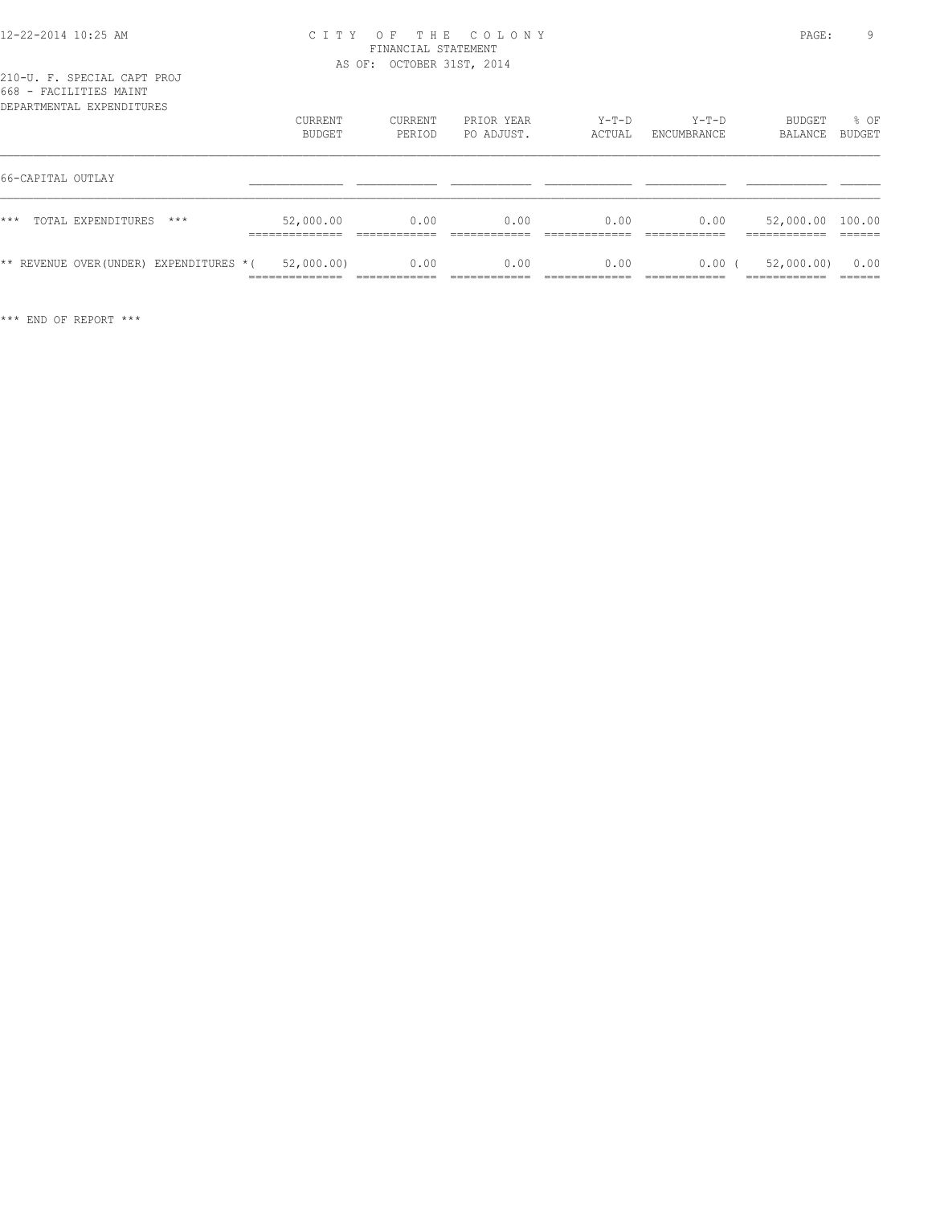CITY OF THE COLONY
FINANCIAL STATEMENT
AS OF: OCTOBER 31ST, 2014

210-U. F. SPECIAL CAPT PROJ
668 - FACILITIES MAINT
DEPARTMENTAL EXPENDITURES

| | CURRENT BUDGET | CURRENT PERIOD | PRIOR YEAR PO ADJUST. | Y-T-D ACTUAL | Y-T-D ENCUMBRANCE | BUDGET BALANCE | % OF BUDGET |
|---|---|---|---|---|---|---|---|
| 66-CAPITAL OUTLAY | | | | | | | |
| *** TOTAL EXPENDITURES *** | 52,000.00 | 0.00 | 0.00 | 0.00 | 0.00 | 52,000.00 | 100.00 |
| ** REVENUE OVER(UNDER) EXPENDITURES * | ( 52,000.00) | 0.00 | 0.00 | 0.00 | 0.00 | ( 52,000.00) | 0.00 |

*** END OF REPORT ***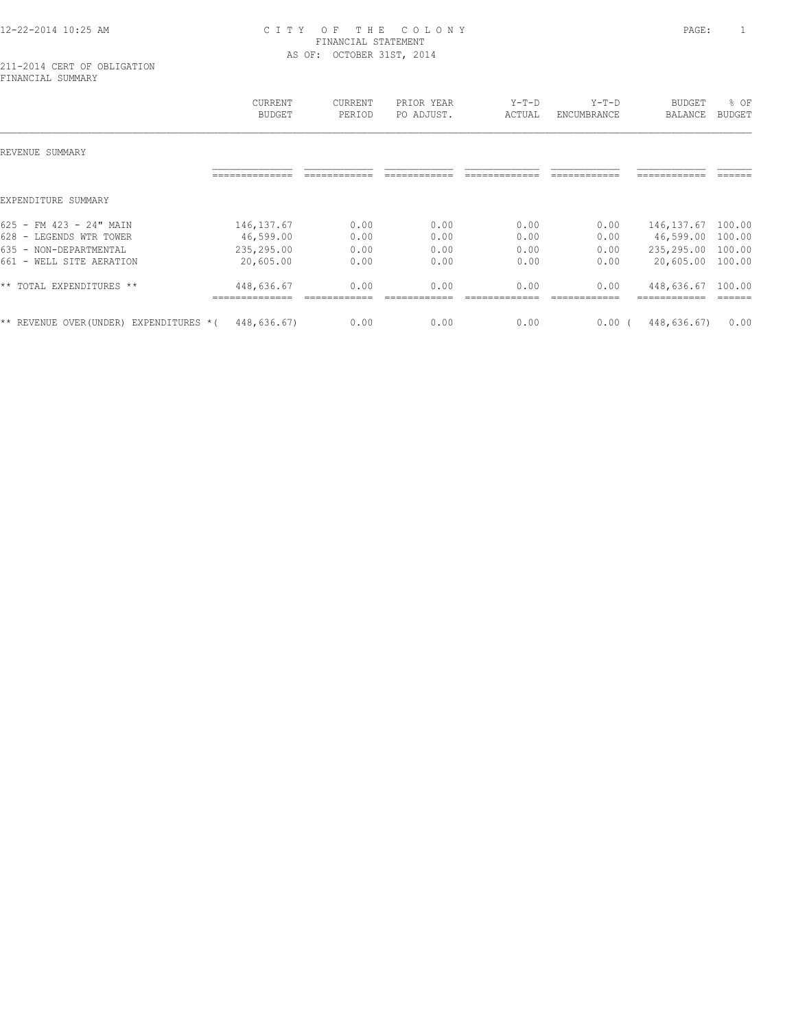CITY OF THE COLONY
FINANCIAL STATEMENT
AS OF: OCTOBER 31ST, 2014

211-2014 CERT OF OBLIGATION
FINANCIAL SUMMARY

| | CURRENT BUDGET | CURRENT PERIOD | PRIOR YEAR PO ADJUST. | Y-T-D ACTUAL | Y-T-D ENCUMBRANCE | BUDGET BALANCE | % OF BUDGET |
|---|---|---|---|---|---|---|---|
| REVENUE SUMMARY | | | | | | | |
| | | | | | | | |
| EXPENDITURE SUMMARY | | | | | | | |
| 625 - FM 423 - 24" MAIN | 146,137.67 | 0.00 | 0.00 | 0.00 | 0.00 | 146,137.67 | 100.00 |
| 628 - LEGENDS WTR TOWER | 46,599.00 | 0.00 | 0.00 | 0.00 | 0.00 | 46,599.00 | 100.00 |
| 635 - NON-DEPARTMENTAL | 235,295.00 | 0.00 | 0.00 | 0.00 | 0.00 | 235,295.00 | 100.00 |
| 661 - WELL SITE AERATION | 20,605.00 | 0.00 | 0.00 | 0.00 | 0.00 | 20,605.00 | 100.00 |
| ** TOTAL EXPENDITURES ** | 448,636.67 | 0.00 | 0.00 | 0.00 | 0.00 | 448,636.67 | 100.00 |
| ** REVENUE OVER(UNDER) EXPENDITURES * | ( 448,636.67) | 0.00 | 0.00 | 0.00 | 0.00 | ( 448,636.67) | 0.00 |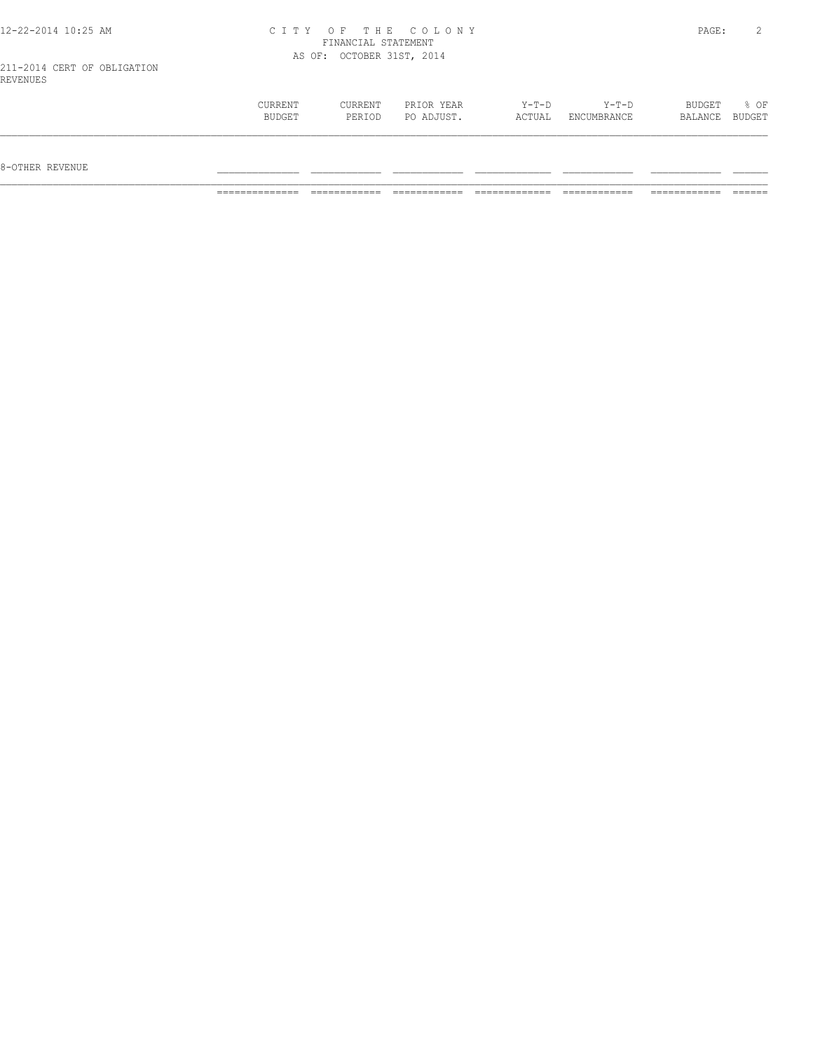CITY OF THE COLONY
FINANCIAL STATEMENT
AS OF: OCTOBER 31ST, 2014

211-2014 CERT OF OBLIGATION
REVENUES

| | CURRENT BUDGET | CURRENT PERIOD | PRIOR YEAR PO ADJUST. | Y-T-D ACTUAL | Y-T-D ENCUMBRANCE | BUDGET BALANCE | % OF BUDGET |
|---|---|---|---|---|---|---|---|
| 8-OTHER REVENUE | | | | | | | |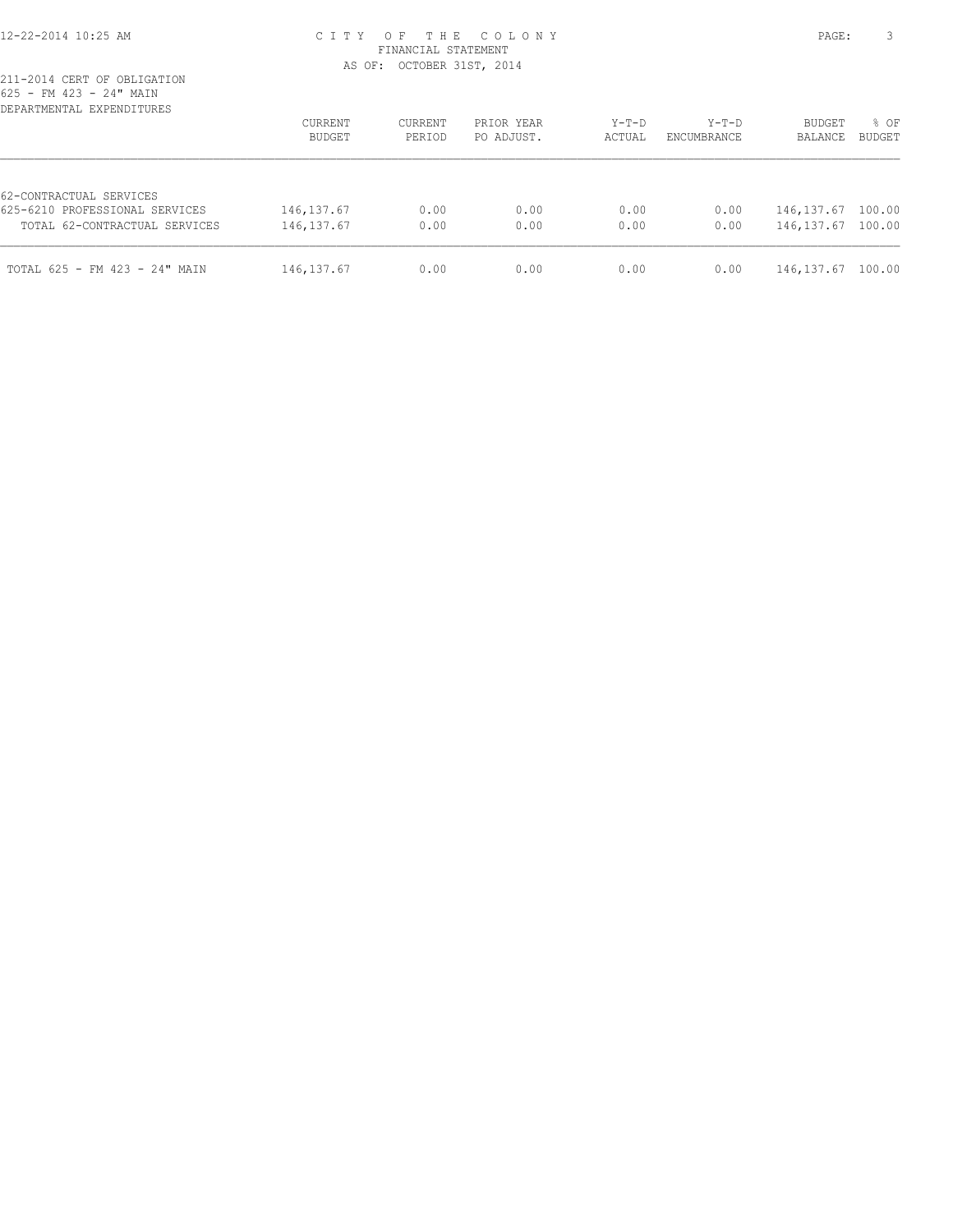CITY OF THE COLONY
FINANCIAL STATEMENT
AS OF: OCTOBER 31ST, 2014

211-2014 CERT OF OBLIGATION
625 - FM 423 - 24" MAIN
DEPARTMENTAL EXPENDITURES

| | CURRENT BUDGET | CURRENT PERIOD | PRIOR YEAR PO ADJUST. | Y-T-D ACTUAL | Y-T-D ENCUMBRANCE | BUDGET BALANCE | % OF BUDGET |
|---|---|---|---|---|---|---|---|
| 62-CONTRACTUAL SERVICES | | | | | | | |
| 625-6210 PROFESSIONAL SERVICES | 146,137.67 | 0.00 | 0.00 | 0.00 | 0.00 | 146,137.67 | 100.00 |
| TOTAL 62-CONTRACTUAL SERVICES | 146,137.67 | 0.00 | 0.00 | 0.00 | 0.00 | 146,137.67 | 100.00 |
| TOTAL 625 - FM 423 - 24" MAIN | 146,137.67 | 0.00 | 0.00 | 0.00 | 0.00 | 146,137.67 | 100.00 |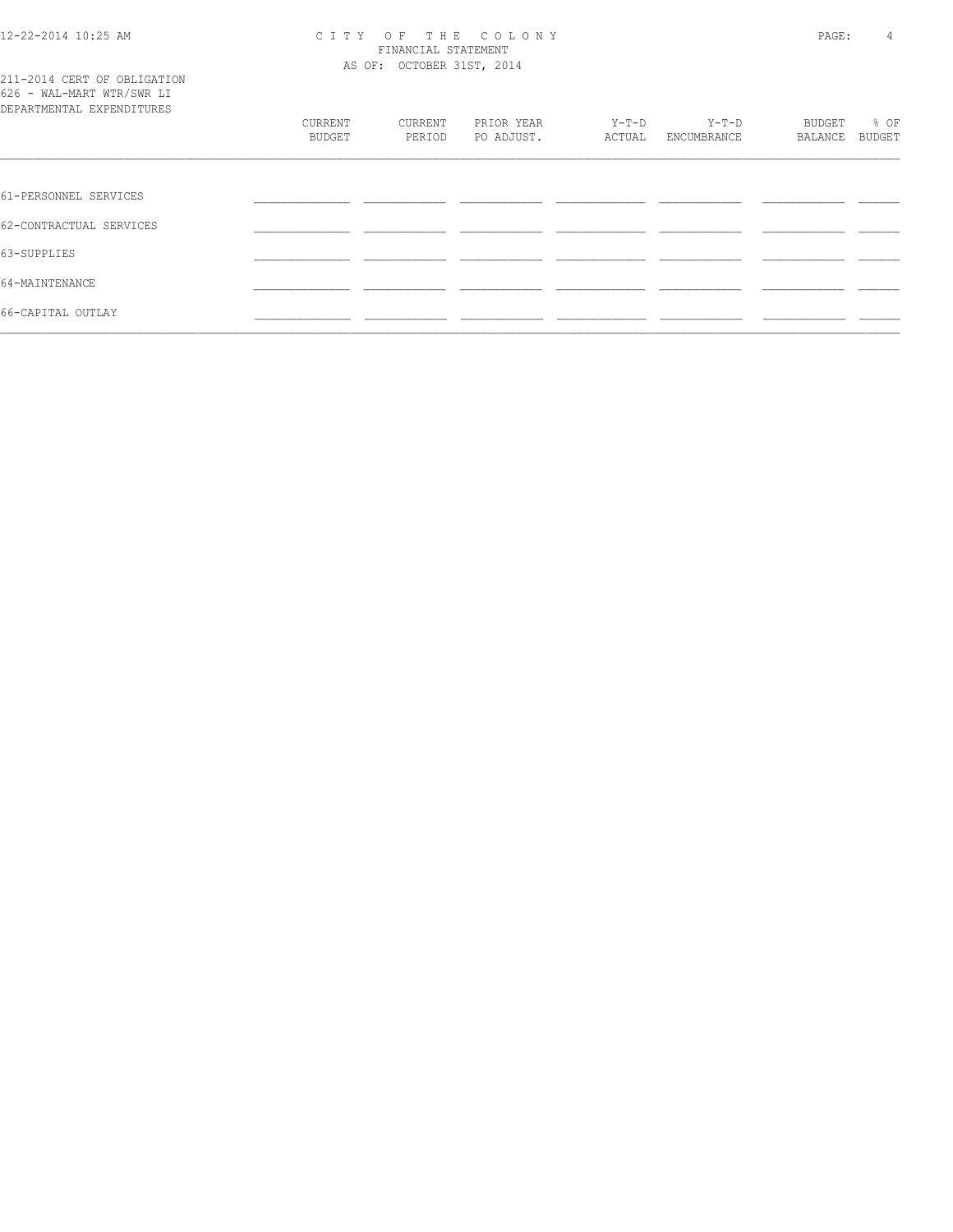CITY OF THE COLONY
FINANCIAL STATEMENT
AS OF: OCTOBER 31ST, 2014

211-2014 CERT OF OBLIGATION
626 - WAL-MART WTR/SWR LI
DEPARTMENTAL EXPENDITURES

| | CURRENT BUDGET | CURRENT PERIOD | PRIOR YEAR PO ADJUST. | Y-T-D ACTUAL | Y-T-D ENCUMBRANCE | BUDGET BALANCE | % OF BUDGET |
|---|---|---|---|---|---|---|---|
| 61-PERSONNEL SERVICES | | | | | | | |
| 62-CONTRACTUAL SERVICES | | | | | | | |
| 63-SUPPLIES | | | | | | | |
| 64-MAINTENANCE | | | | | | | |
| 66-CAPITAL OUTLAY | | | | | | | |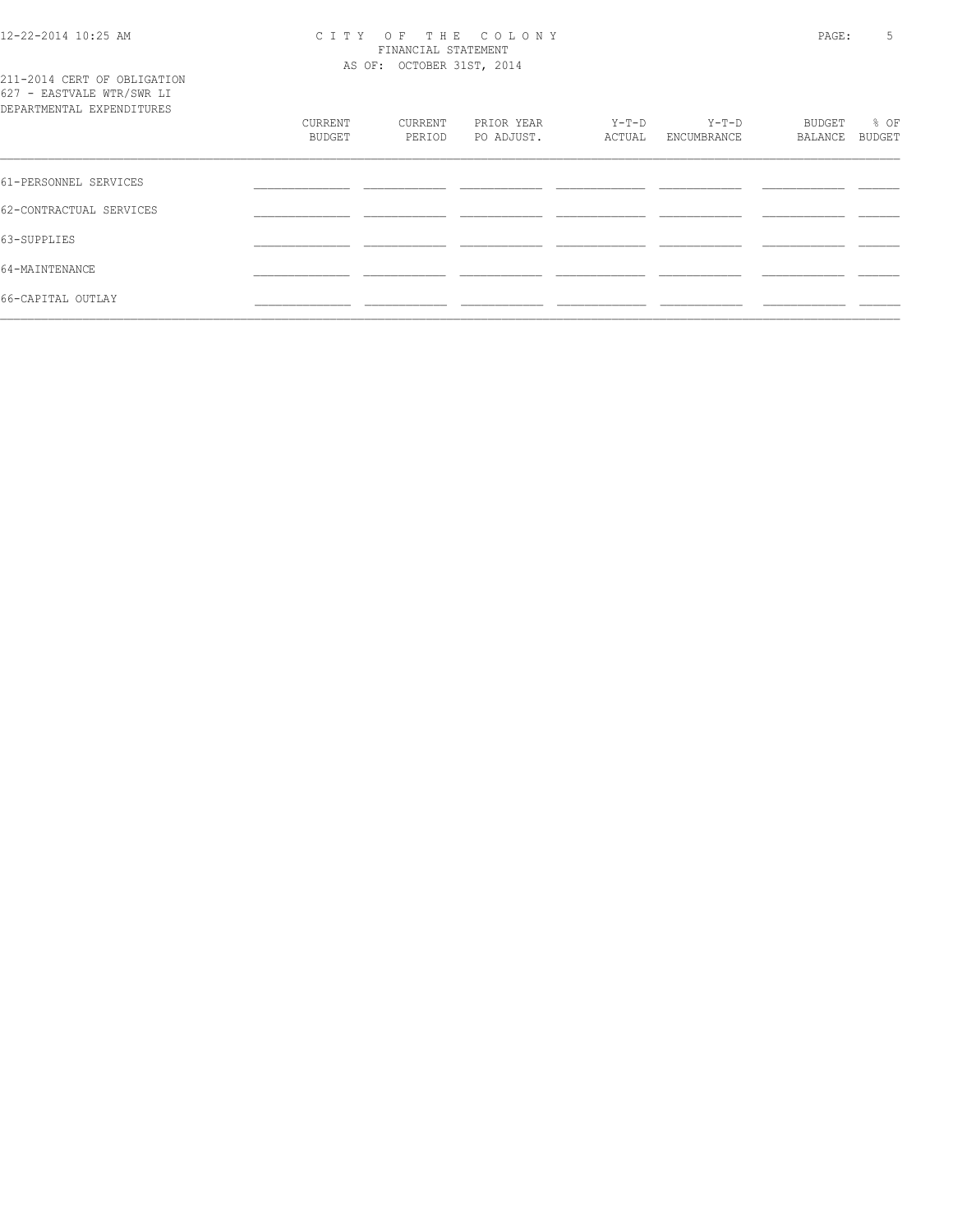211-2014 CERT OF OBLIGATION
627 - EASTVALE WTR/SWR LI
DEPARTMENTAL EXPENDITURES

FINANCIAL STATEMENT
AS OF: OCTOBER 31ST, 2014

| | CURRENT BUDGET | CURRENT PERIOD | PRIOR YEAR PO ADJUST. | Y-T-D ACTUAL | Y-T-D ENCUMBRANCE | BUDGET BALANCE | % OF BUDGET |
|---|---|---|---|---|---|---|---|
| 61-PERSONNEL SERVICES | | | | | | | |
| 62-CONTRACTUAL SERVICES | | | | | | | |
| 63-SUPPLIES | | | | | | | |
| 64-MAINTENANCE | | | | | | | |
| 66-CAPITAL OUTLAY | | | | | | | |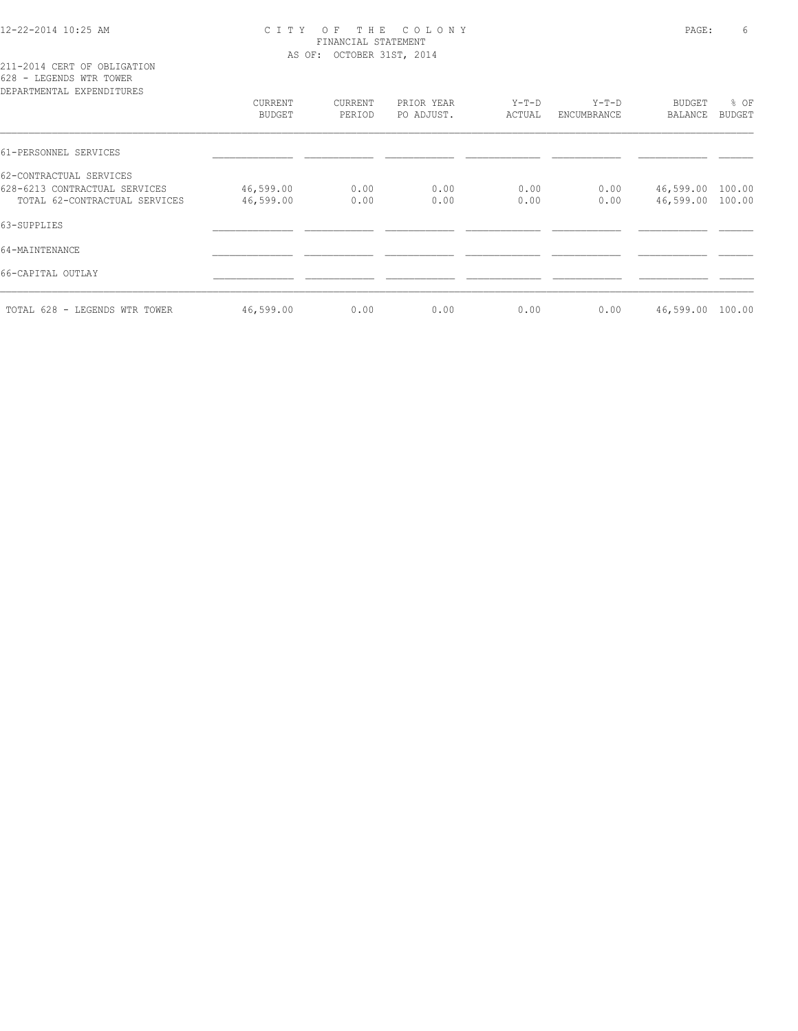211-2014 CERT OF OBLIGATION
628 - LEGENDS WTR TOWER
DEPARTMENTAL EXPENDITURES

| | CURRENT BUDGET | CURRENT PERIOD | PRIOR YEAR PO ADJUST. | Y-T-D ACTUAL | Y-T-D ENCUMBRANCE | BUDGET BALANCE | % OF BUDGET |
|---|---|---|---|---|---|---|---|
| 61-PERSONNEL SERVICES | | | | | | | |
| 62-CONTRACTUAL SERVICES | | | | | | | |
| 628-6213 CONTRACTUAL SERVICES | 46,599.00 | 0.00 | 0.00 | 0.00 | 0.00 | 46,599.00 | 100.00 |
| TOTAL 62-CONTRACTUAL SERVICES | 46,599.00 | 0.00 | 0.00 | 0.00 | 0.00 | 46,599.00 | 100.00 |
| 63-SUPPLIES | | | | | | | |
| 64-MAINTENANCE | | | | | | | |
| 66-CAPITAL OUTLAY | | | | | | | |
| TOTAL 628 - LEGENDS WTR TOWER | 46,599.00 | 0.00 | 0.00 | 0.00 | 0.00 | 46,599.00 | 100.00 |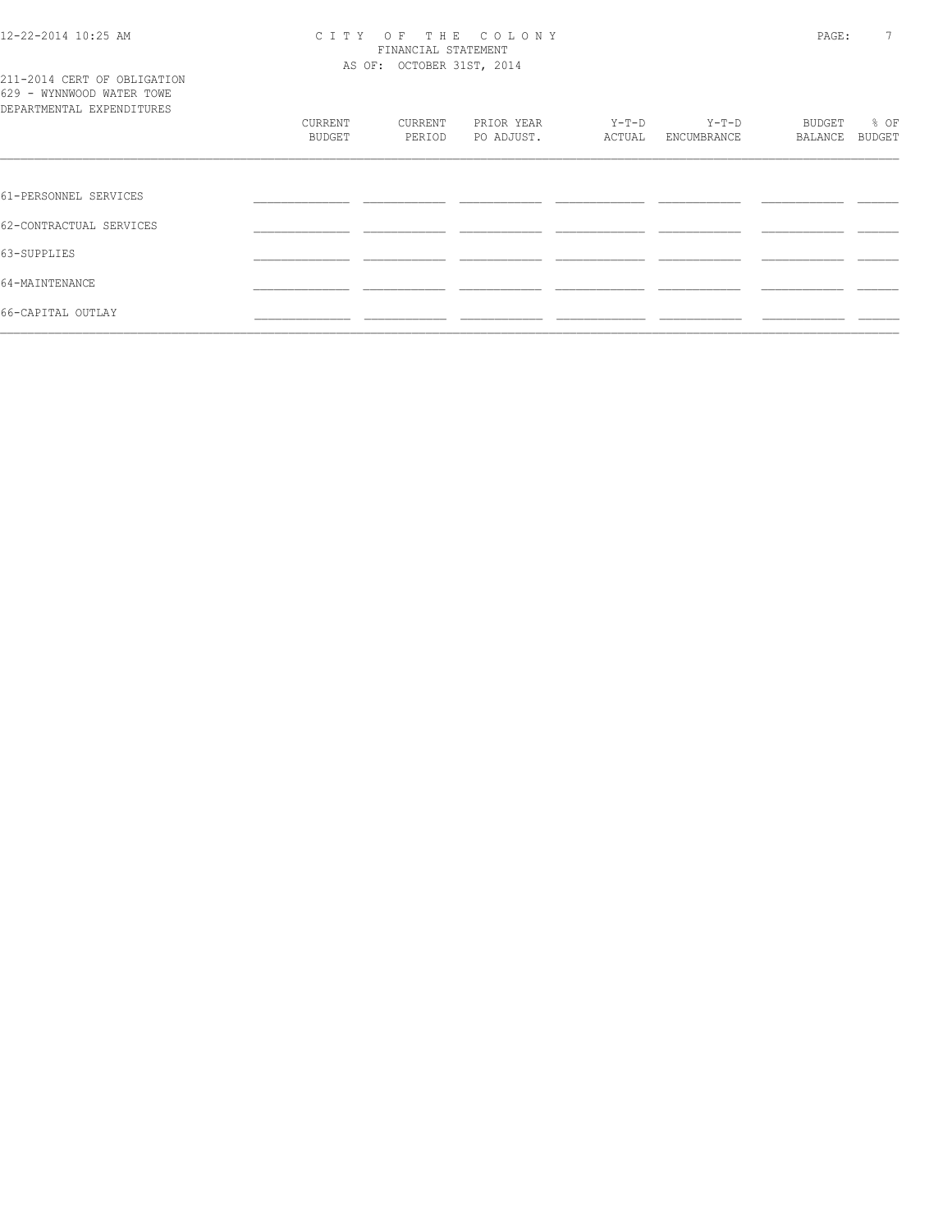211-2014 CERT OF OBLIGATION
629 - WYNNWOOD WATER TOWE
DEPARTMENTAL EXPENDITURES

CITY OF THE COLONY
FINANCIAL STATEMENT
AS OF: OCTOBER 31ST, 2014

| | CURRENT BUDGET | CURRENT PERIOD | PRIOR YEAR PO ADJUST. | Y-T-D ACTUAL | Y-T-D ENCUMBRANCE | BUDGET BALANCE | % OF BUDGET |
|---|---|---|---|---|---|---|---|
| 61-PERSONNEL SERVICES | | | | | | | |
| 62-CONTRACTUAL SERVICES | | | | | | | |
| 63-SUPPLIES | | | | | | | |
| 64-MAINTENANCE | | | | | | | |
| 66-CAPITAL OUTLAY | | | | | | | |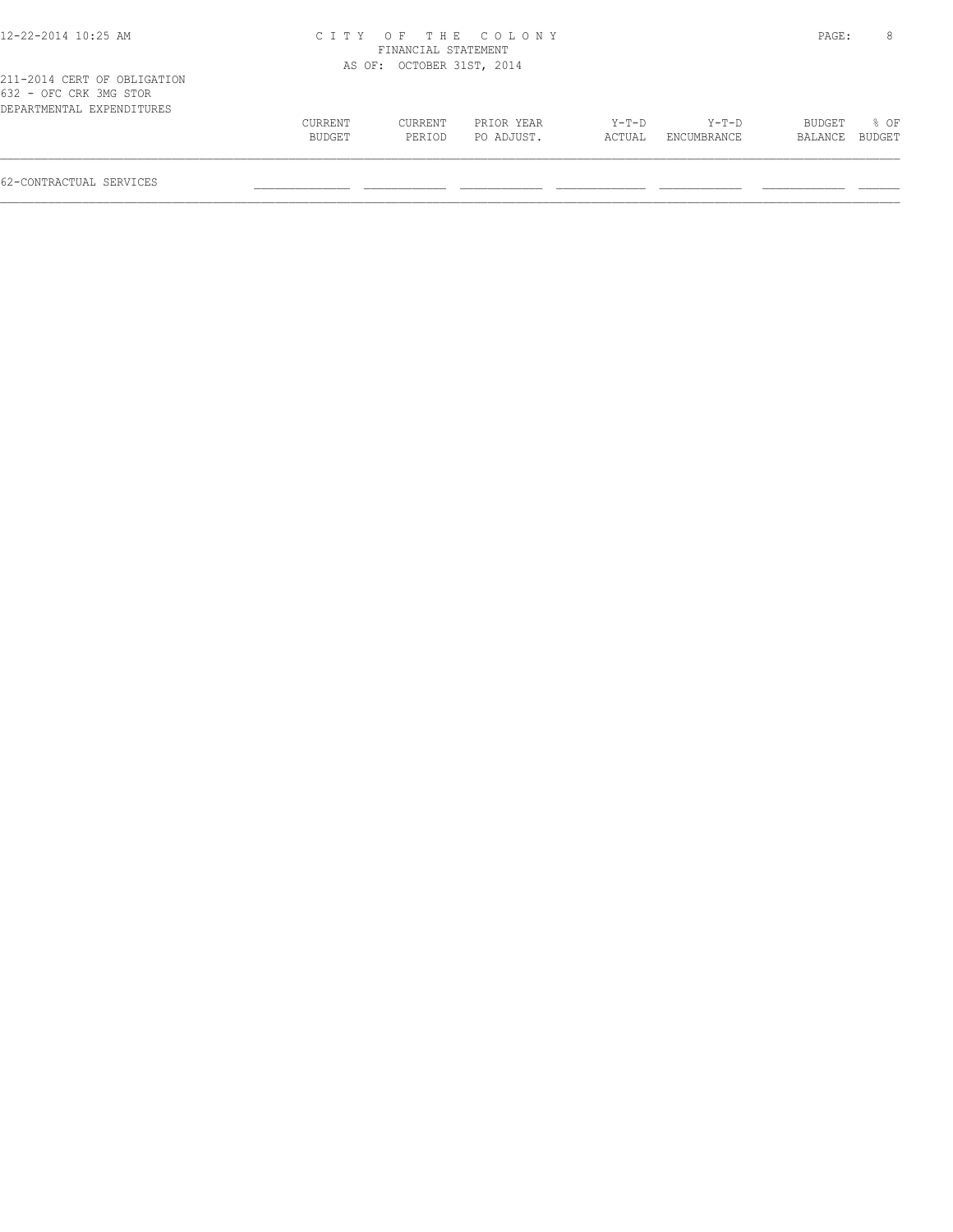211-2014 CERT OF OBLIGATION
632 - OFC CRK 3MG STOR
DEPARTMENTAL EXPENDITURES

| | CURRENT BUDGET | CURRENT PERIOD | PRIOR YEAR PO ADJUST. | Y-T-D ACTUAL | Y-T-D ENCUMBRANCE | BUDGET BALANCE | % OF BUDGET |
|---|---|---|---|---|---|---|---|
| 62-CONTRACTUAL SERVICES | | | | | | | |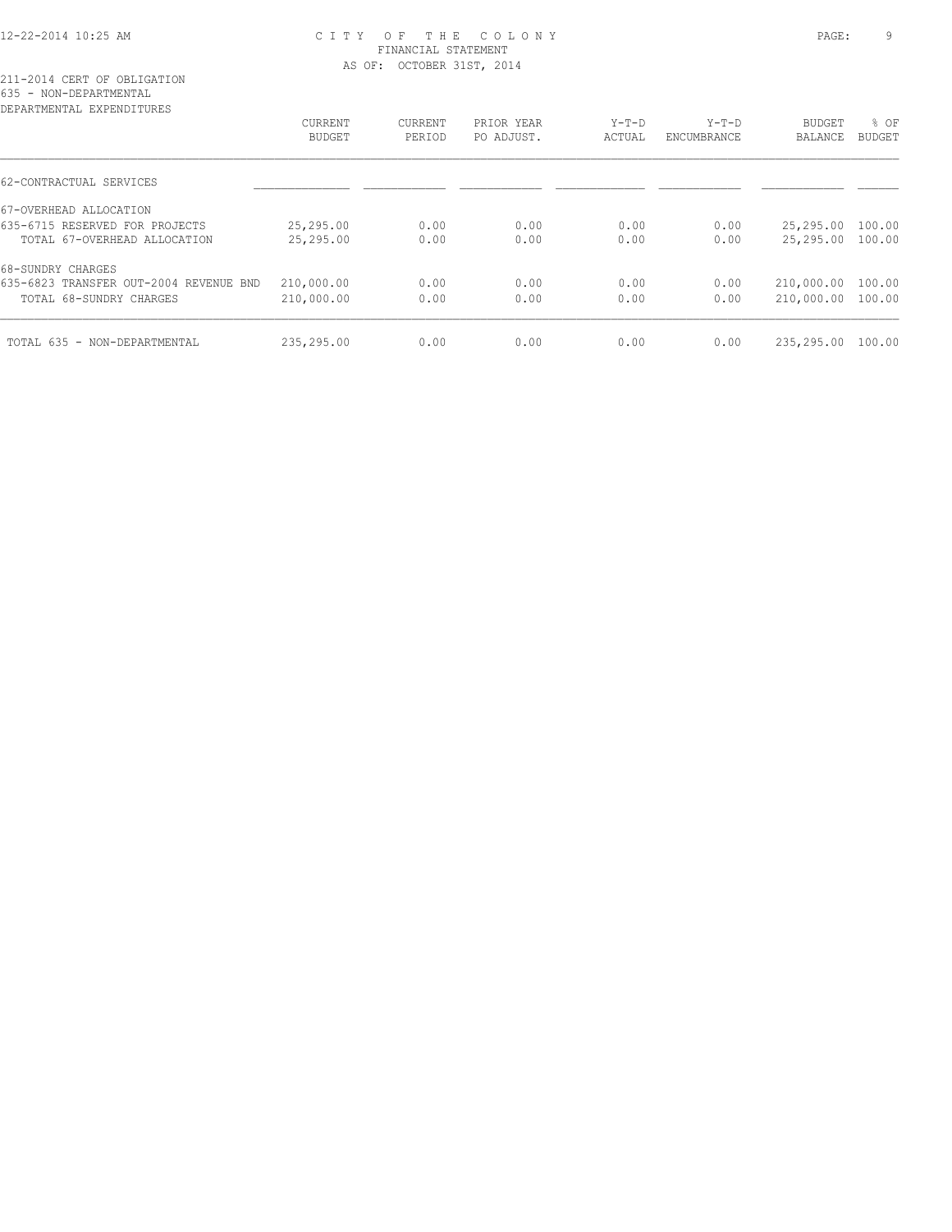211-2014 CERT OF OBLIGATION
635 - NON-DEPARTMENTAL
DEPARTMENTAL EXPENDITURES

| | CURRENT BUDGET | CURRENT PERIOD | PRIOR YEAR PO ADJUST. | Y-T-D ACTUAL | Y-T-D ENCUMBRANCE | BUDGET BALANCE | % OF BUDGET |
|---|---|---|---|---|---|---|---|
| 62-CONTRACTUAL SERVICES | | | | | | | |
| 67-OVERHEAD ALLOCATION | | | | | | | |
| 635-6715 RESERVED FOR PROJECTS | 25,295.00 | 0.00 | 0.00 | 0.00 | 0.00 | 25,295.00 | 100.00 |
| TOTAL 67-OVERHEAD ALLOCATION | 25,295.00 | 0.00 | 0.00 | 0.00 | 0.00 | 25,295.00 | 100.00 |
| 68-SUNDRY CHARGES | | | | | | | |
| 635-6823 TRANSFER OUT-2004 REVENUE BND | 210,000.00 | 0.00 | 0.00 | 0.00 | 0.00 | 210,000.00 | 100.00 |
| TOTAL 68-SUNDRY CHARGES | 210,000.00 | 0.00 | 0.00 | 0.00 | 0.00 | 210,000.00 | 100.00 |
| TOTAL 635 - NON-DEPARTMENTAL | 235,295.00 | 0.00 | 0.00 | 0.00 | 0.00 | 235,295.00 | 100.00 |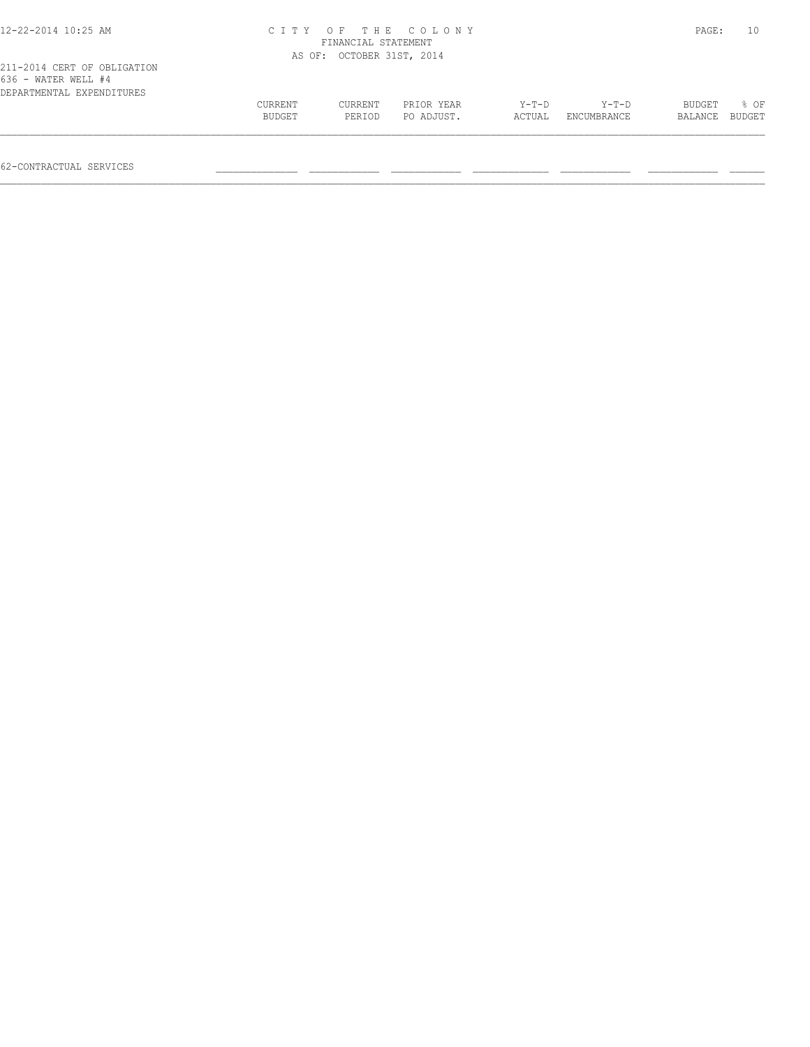C I T Y O F T H E C O L O N Y
FINANCIAL STATEMENT
AS OF: OCTOBER 31ST, 2014

211-2014 CERT OF OBLIGATION
636 - WATER WELL #4
DEPARTMENTAL EXPENDITURES

| | CURRENT BUDGET | CURRENT PERIOD | PRIOR YEAR PO ADJUST. | Y-T-D ACTUAL | Y-T-D ENCUMBRANCE | BUDGET BALANCE | % OF BUDGET |
|---|---|---|---|---|---|---|---|
| 62-CONTRACTUAL SERVICES | | | | | | | |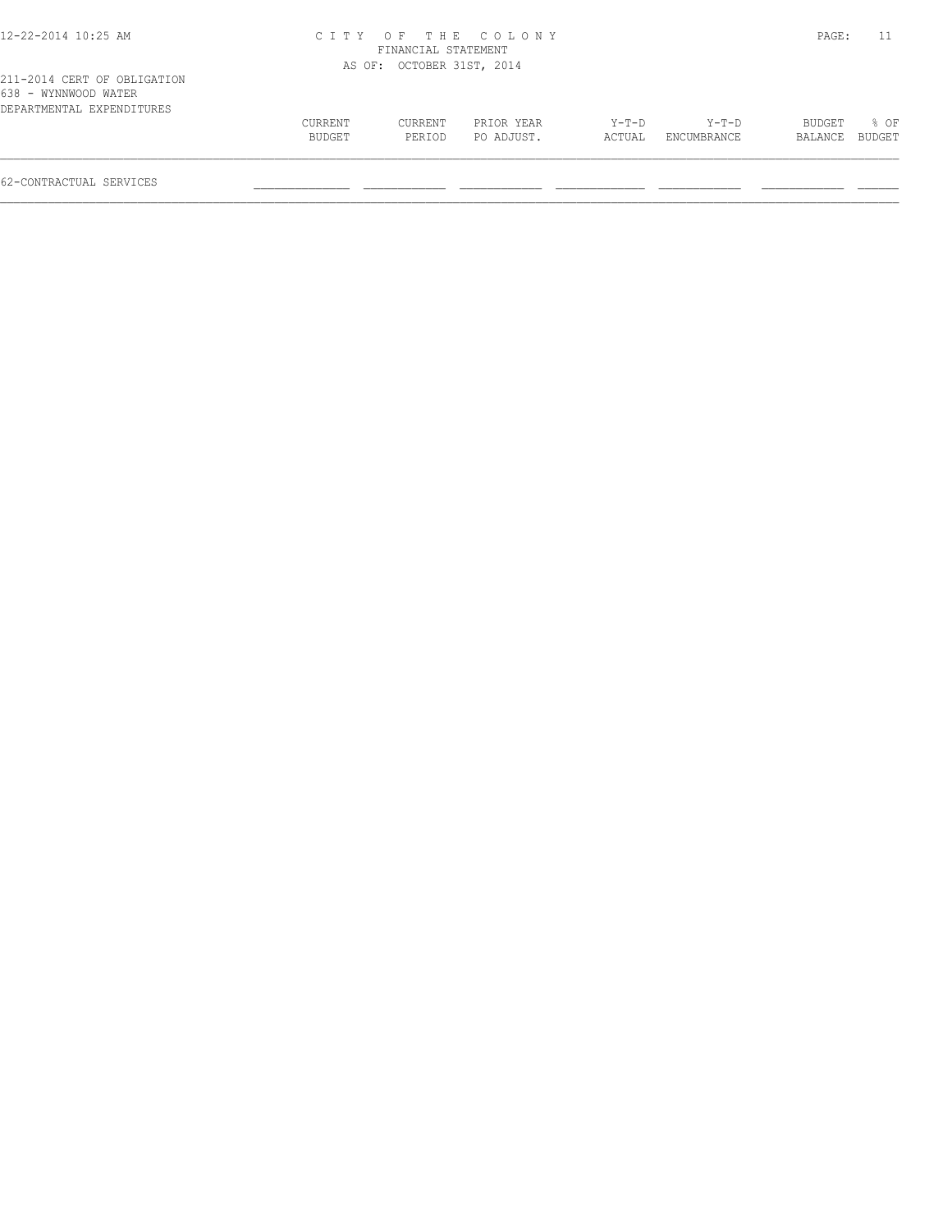211-2014 CERT OF OBLIGATION
638 - WYNNWOOD WATER
DEPARTMENTAL EXPENDITURES

|  | CURRENT BUDGET | CURRENT PERIOD | PRIOR YEAR PO ADJUST. | Y-T-D ACTUAL | Y-T-D ENCUMBRANCE | BUDGET BALANCE | % OF BUDGET |
|---|---|---|---|---|---|---|---|
| 62-CONTRACTUAL SERVICES |  |  |  |  |  |  |  |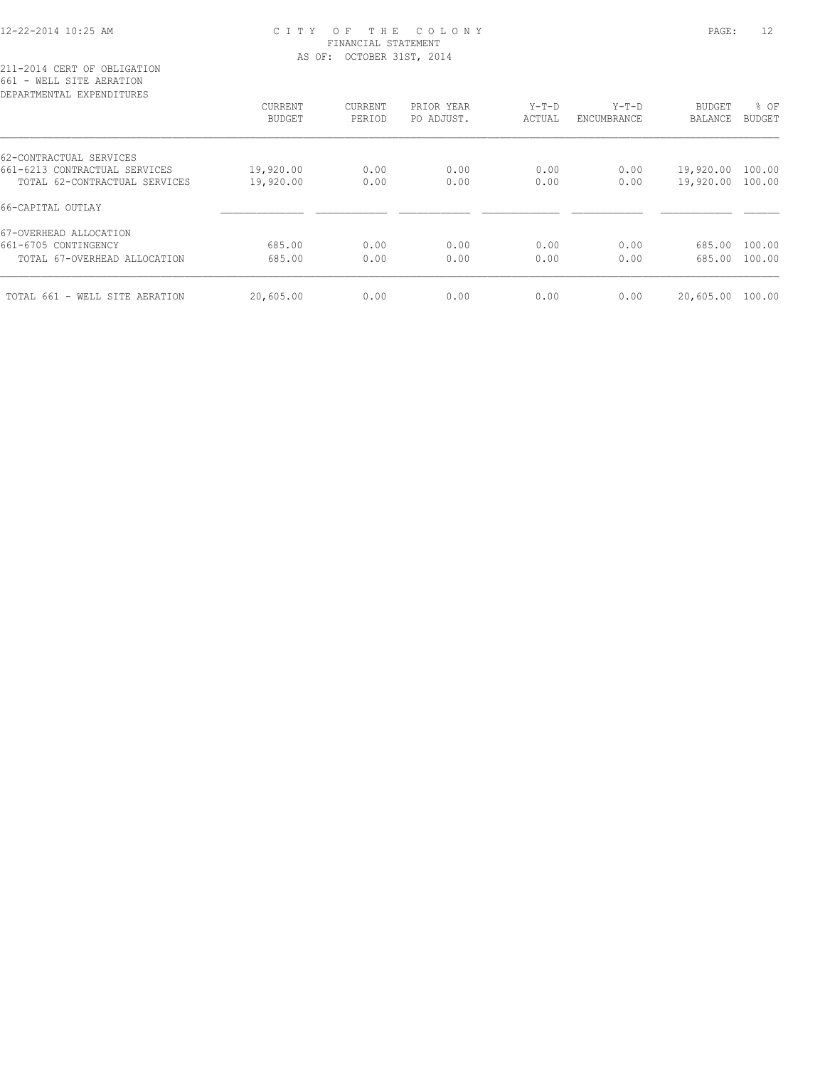CITY OF THE COLONY
FINANCIAL STATEMENT
AS OF: OCTOBER 31ST, 2014

211-2014 CERT OF OBLIGATION
661 - WELL SITE AERATION
DEPARTMENTAL EXPENDITURES

| | CURRENT BUDGET | CURRENT PERIOD | PRIOR YEAR PO ADJUST. | Y-T-D ACTUAL | Y-T-D ENCUMBRANCE | BUDGET BALANCE | % OF BUDGET |
|---|---|---|---|---|---|---|---|
| 62-CONTRACTUAL SERVICES | | | | | | | |
| 661-6213 CONTRACTUAL SERVICES | 19,920.00 | 0.00 | 0.00 | 0.00 | 0.00 | 19,920.00 | 100.00 |
| TOTAL 62-CONTRACTUAL SERVICES | 19,920.00 | 0.00 | 0.00 | 0.00 | 0.00 | 19,920.00 | 100.00 |
| 66-CAPITAL OUTLAY | | | | | | | |
| 67-OVERHEAD ALLOCATION | | | | | | | |
| 661-6705 CONTINGENCY | 685.00 | 0.00 | 0.00 | 0.00 | 0.00 | 685.00 | 100.00 |
| TOTAL 67-OVERHEAD ALLOCATION | 685.00 | 0.00 | 0.00 | 0.00 | 0.00 | 685.00 | 100.00 |
| TOTAL 661 - WELL SITE AERATION | 20,605.00 | 0.00 | 0.00 | 0.00 | 0.00 | 20,605.00 | 100.00 |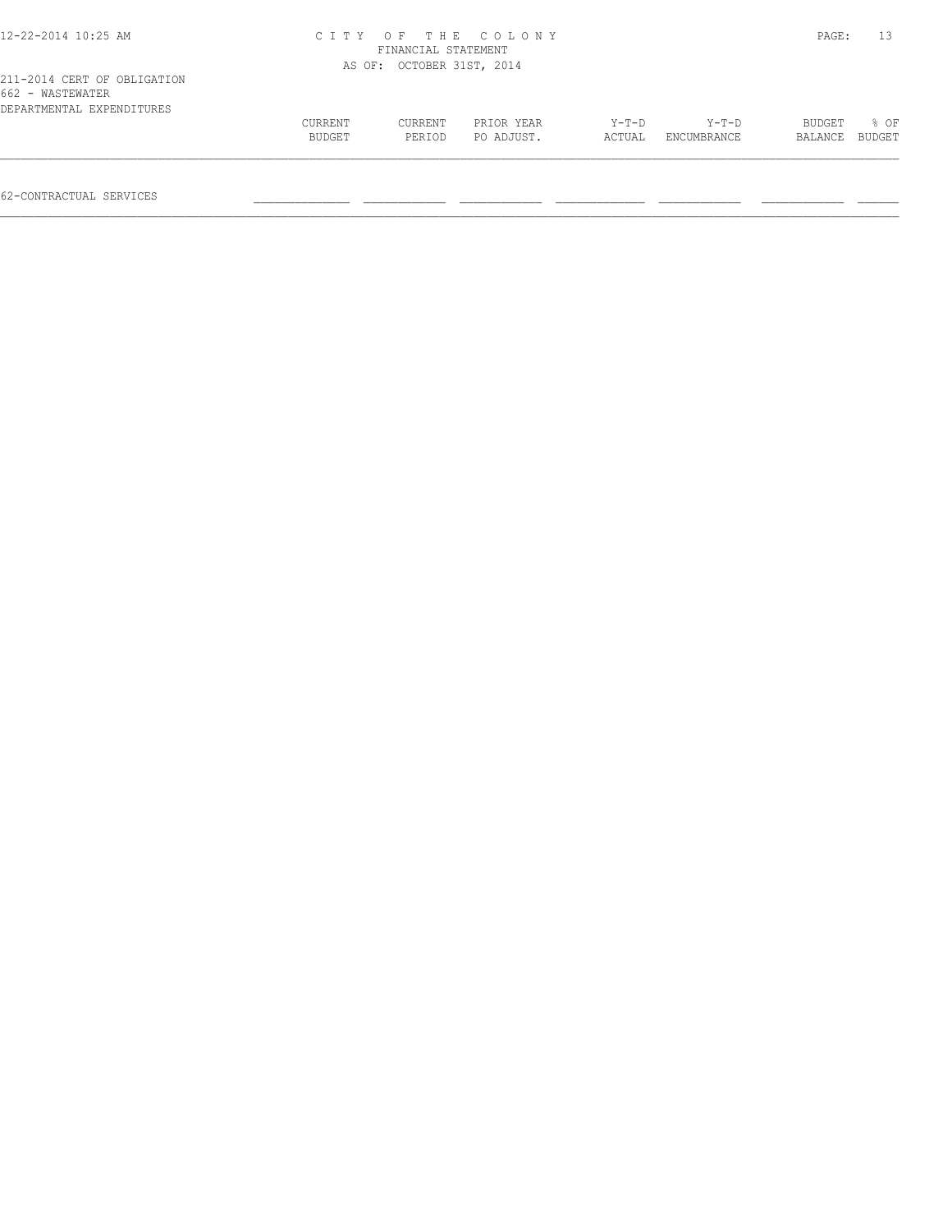CITY OF THE COLONY
FINANCIAL STATEMENT
AS OF: OCTOBER 31ST, 2014

211-2014 CERT OF OBLIGATION
662 - WASTEWATER
DEPARTMENTAL EXPENDITURES

| | CURRENT BUDGET | CURRENT PERIOD | PRIOR YEAR PO ADJUST. | Y-T-D ACTUAL | Y-T-D ENCUMBRANCE | BUDGET BALANCE | % OF BUDGET |
|---|---|---|---|---|---|---|---|
| 62-CONTRACTUAL SERVICES | | | | | | | |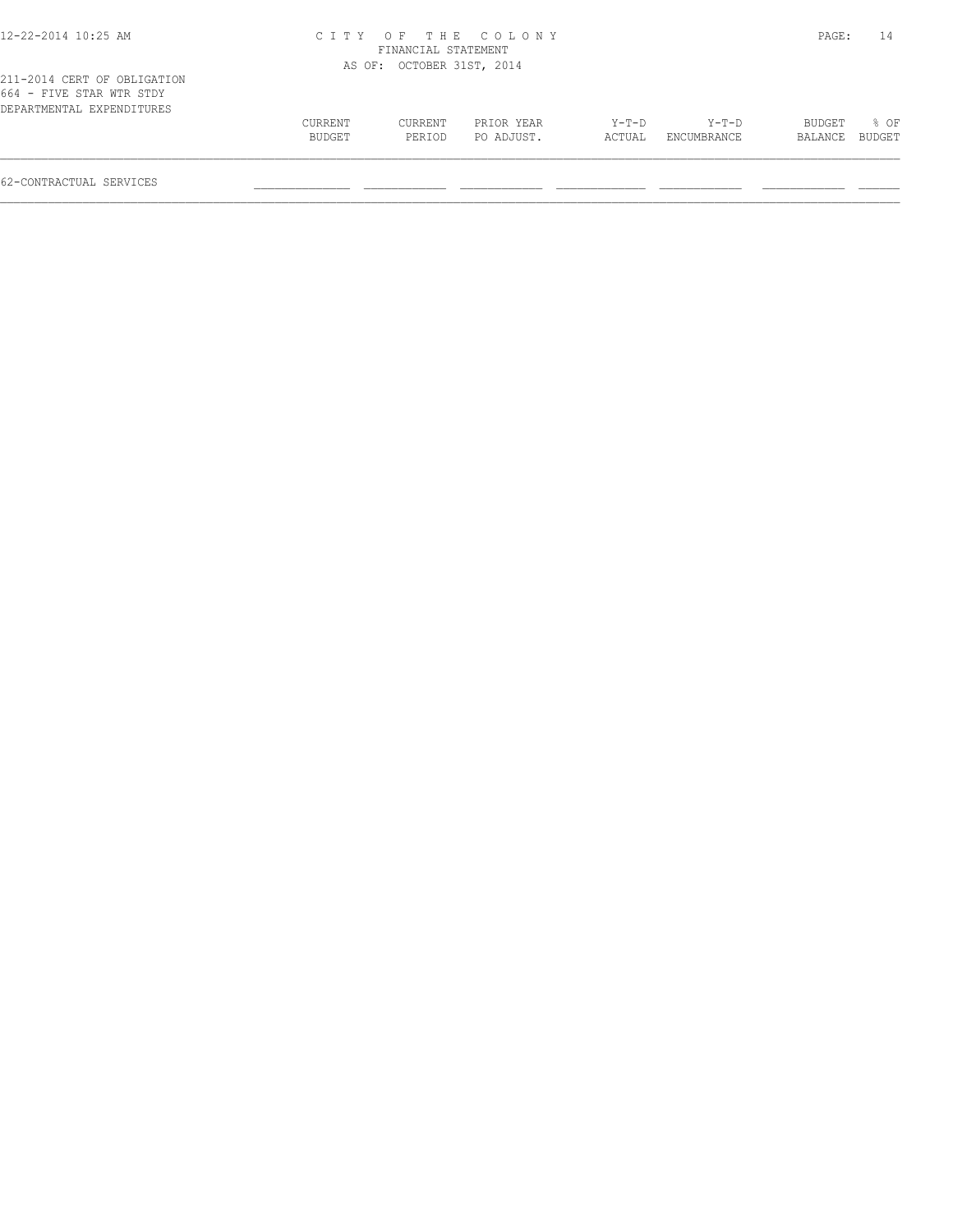CITY OF THE COLONY
FINANCIAL STATEMENT
AS OF: OCTOBER 31ST, 2014

211-2014 CERT OF OBLIGATION
664 - FIVE STAR WTR STDY
DEPARTMENTAL EXPENDITURES

| | CURRENT BUDGET | CURRENT PERIOD | PRIOR YEAR PO ADJUST. | Y-T-D ACTUAL | Y-T-D ENCUMBRANCE | BUDGET BALANCE | % OF BUDGET |
|---|---|---|---|---|---|---|---|
| 62-CONTRACTUAL SERVICES | | | | | | | |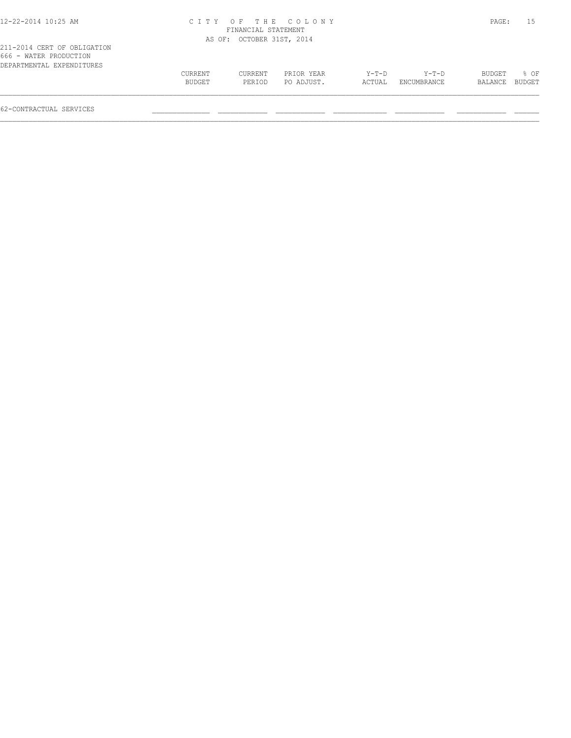CITY OF THE COLONY
FINANCIAL STATEMENT
AS OF: OCTOBER 31ST, 2014

211-2014 CERT OF OBLIGATION
666 - WATER PRODUCTION
DEPARTMENTAL EXPENDITURES

| | CURRENT BUDGET | CURRENT PERIOD | PRIOR YEAR PO ADJUST. | Y-T-D ACTUAL | Y-T-D ENCUMBRANCE | BUDGET BALANCE | % OF BUDGET |
|---|---|---|---|---|---|---|---|
| 62-CONTRACTUAL SERVICES | | | | | | | |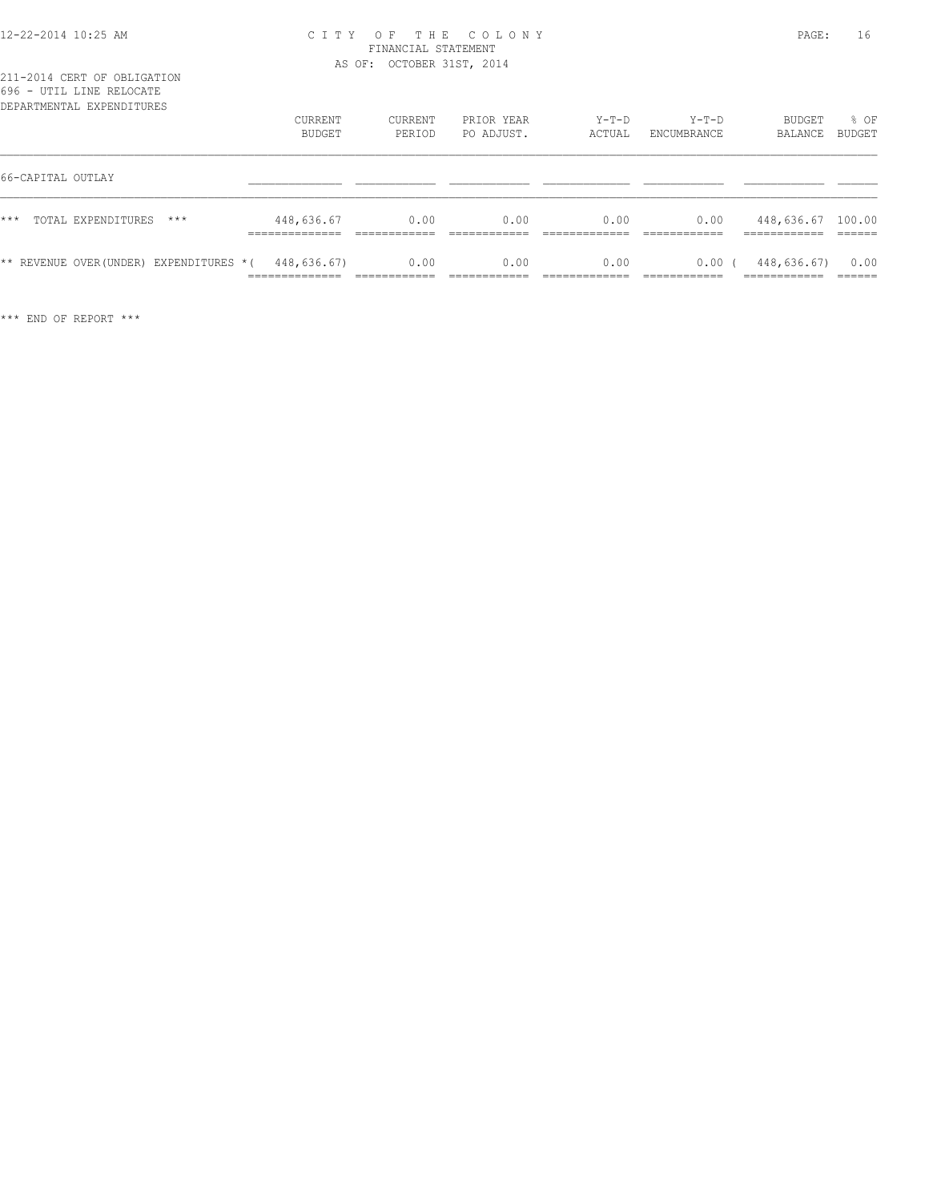CITY OF THE COLONY
FINANCIAL STATEMENT
AS OF: OCTOBER 31ST, 2014

211-2014 CERT OF OBLIGATION
696 - UTIL LINE RELOCATE
DEPARTMENTAL EXPENDITURES

| | CURRENT BUDGET | CURRENT PERIOD | PRIOR YEAR PO ADJUST. | Y-T-D ACTUAL | Y-T-D ENCUMBRANCE | BUDGET BALANCE | % OF BUDGET |
|---|---|---|---|---|---|---|---|
| 66-CAPITAL OUTLAY | | | | | | | |
| *** TOTAL EXPENDITURES *** | 448,636.67 | 0.00 | 0.00 | 0.00 | 0.00 | 448,636.67 | 100.00 |
| ** REVENUE OVER(UNDER) EXPENDITURES * | ( 448,636.67) | 0.00 | 0.00 | 0.00 | 0.00 | ( 448,636.67) | 0.00 |

*** END OF REPORT ***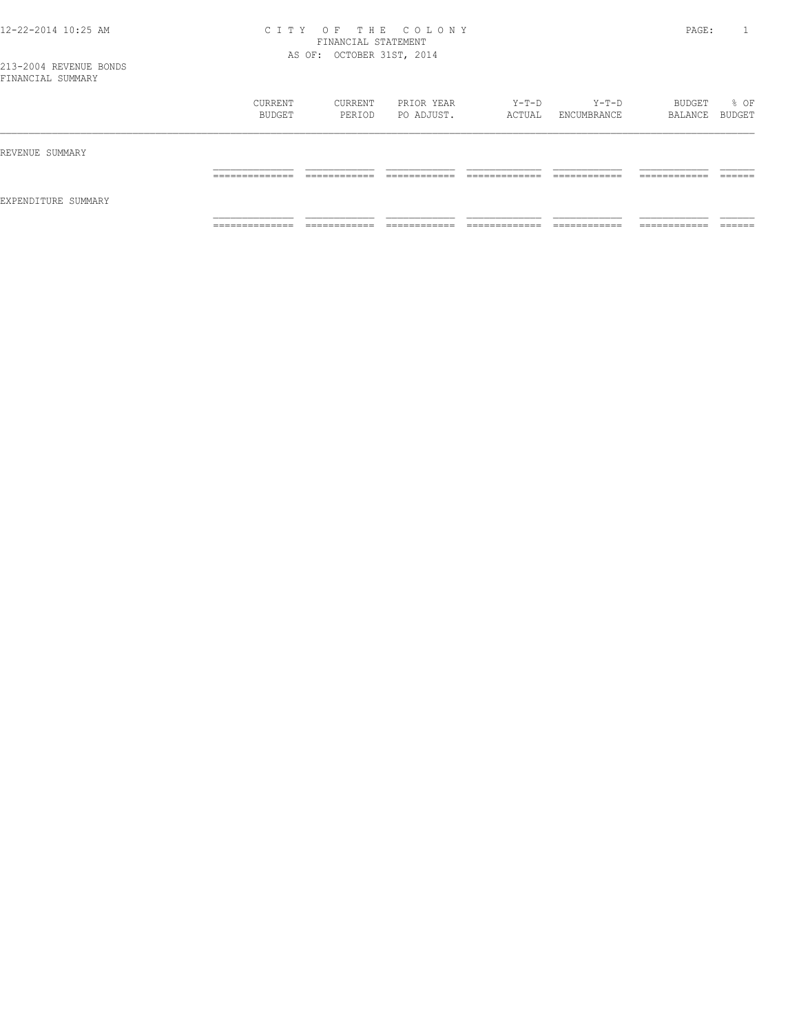# CITY OF THE COLONY
## FINANCIAL STATEMENT
### AS OF: OCTOBER 31ST, 2014

213-2004 REVENUE BONDS
FINANCIAL SUMMARY

| | CURRENT BUDGET | CURRENT PERIOD | PRIOR YEAR PO ADJUST. | Y-T-D ACTUAL | Y-T-D ENCUMBRANCE | BUDGET BALANCE | % OF BUDGET |
|---|---|---|---|---|---|---|---|
| REVENUE SUMMARY | | | | | | | |
| EXPENDITURE SUMMARY | | | | | | | |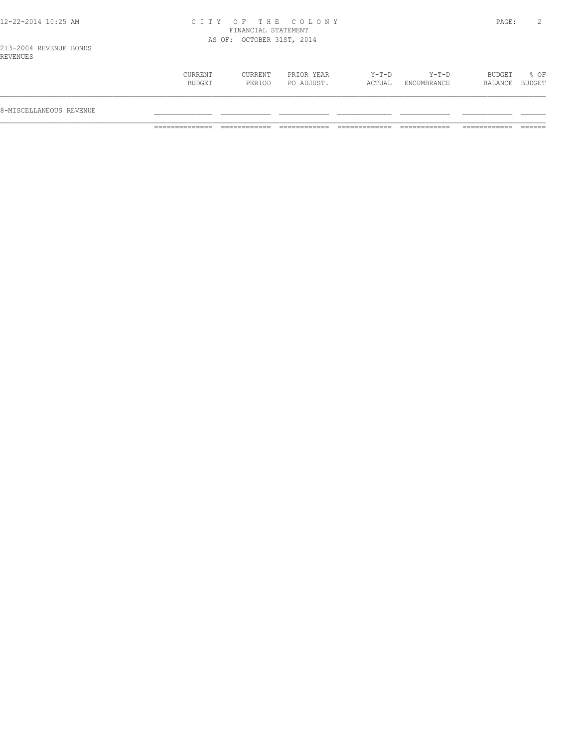213-2004 REVENUE BONDS
REVENUES

| | CURRENT BUDGET | CURRENT PERIOD | PRIOR YEAR PO ADJUST. | Y-T-D ACTUAL | Y-T-D ENCUMBRANCE | BUDGET BALANCE | % OF BUDGET |
|---|---|---|---|---|---|---|---|
| 8-MISCELLANEOUS REVENUE | | | | | | | |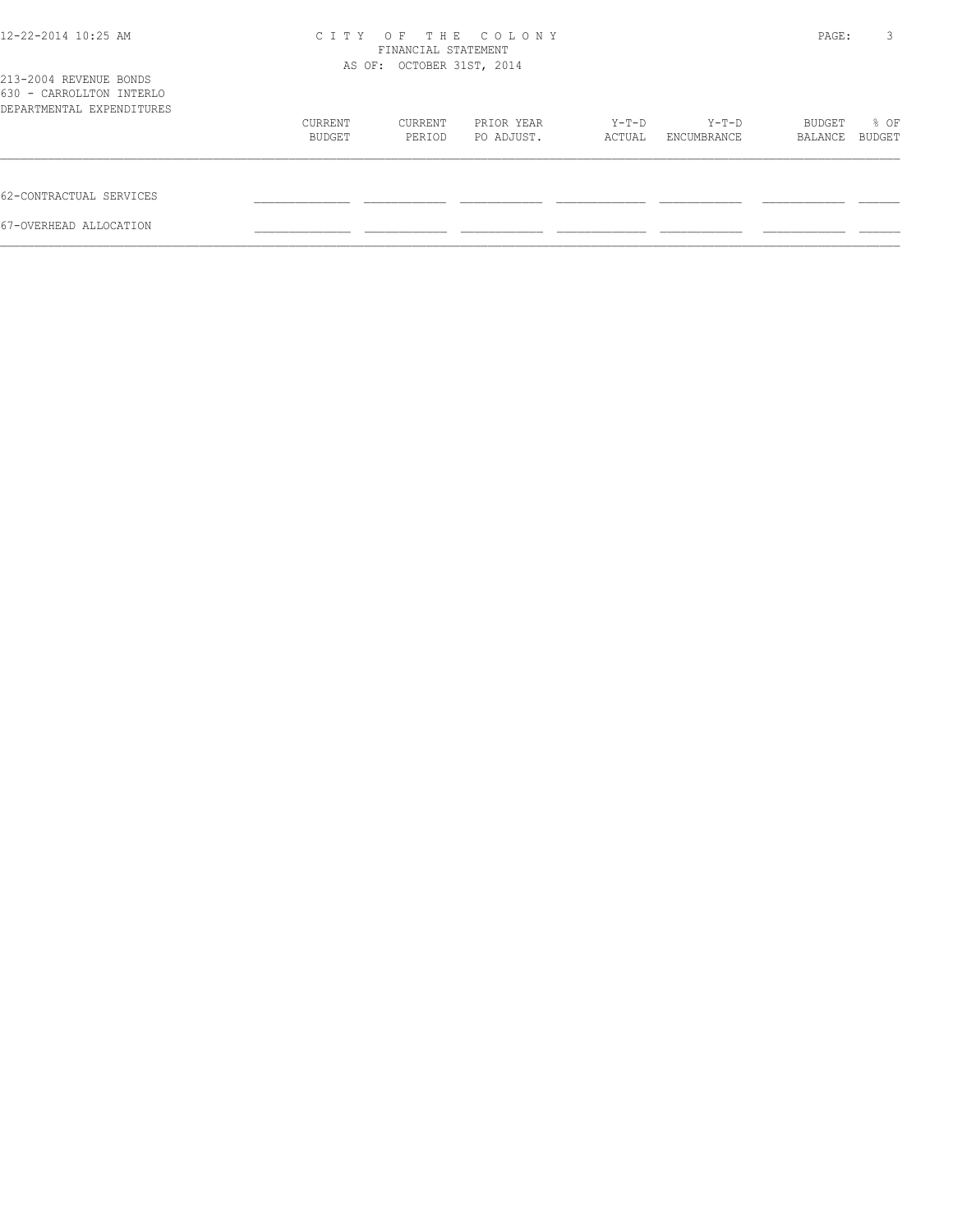CITY OF THE COLONY
FINANCIAL STATEMENT
AS OF: OCTOBER 31ST, 2014

213-2004 REVENUE BONDS
630 - CARROLLTON INTERLO
DEPARTMENTAL EXPENDITURES

| | CURRENT BUDGET | CURRENT PERIOD | PRIOR YEAR PO ADJUST. | Y-T-D ACTUAL | Y-T-D ENCUMBRANCE | BUDGET BALANCE | % OF BUDGET |
|---|---|---|---|---|---|---|---|
| 62-CONTRACTUAL SERVICES | | | | | | | |
| 67-OVERHEAD ALLOCATION | | | | | | | |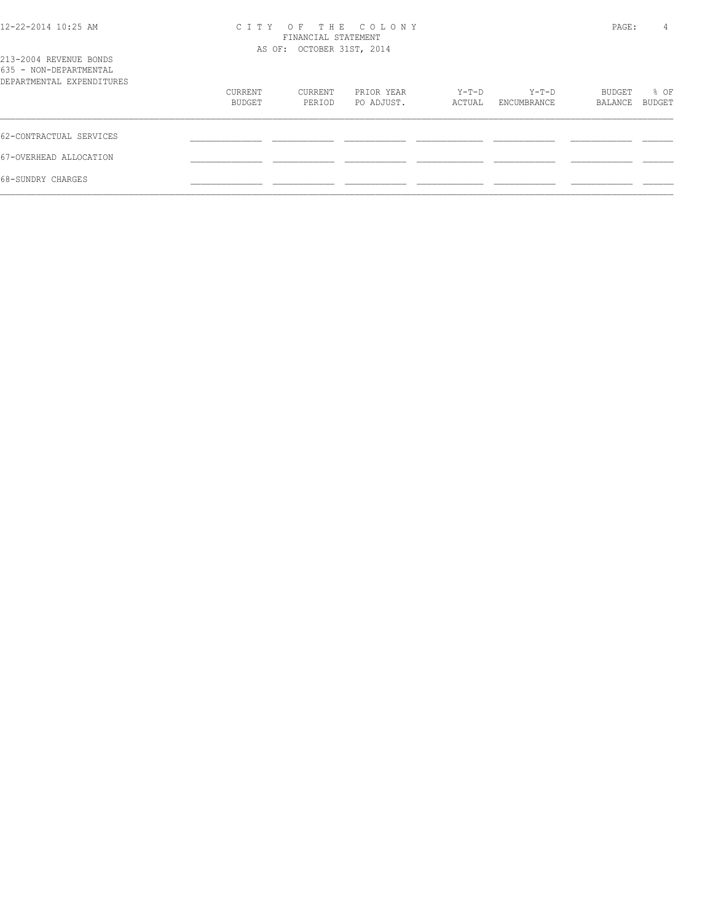213-2004 REVENUE BONDS
635 - NON-DEPARTMENTAL
DEPARTMENTAL EXPENDITURES

| | CURRENT BUDGET | CURRENT PERIOD | PRIOR YEAR PO ADJUST. | Y-T-D ACTUAL | Y-T-D ENCUMBRANCE | BUDGET BALANCE | % OF BUDGET |
|---|---|---|---|---|---|---|---|
| 62-CONTRACTUAL SERVICES | | | | | | | |
| 67-OVERHEAD ALLOCATION | | | | | | | |
| 68-SUNDRY CHARGES | | | | | | | |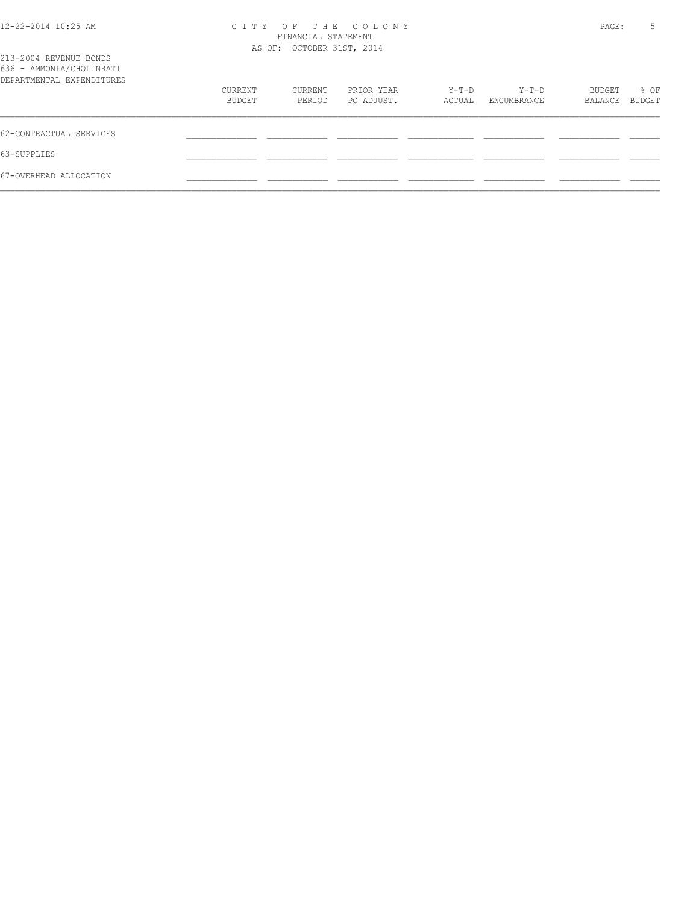CITY OF THE COLONY
FINANCIAL STATEMENT
AS OF: OCTOBER 31ST, 2014

213-2004 REVENUE BONDS
636 - AMMONIA/CHOLINRATI
DEPARTMENTAL EXPENDITURES

| | CURRENT BUDGET | CURRENT PERIOD | PRIOR YEAR PO ADJUST. | Y-T-D ACTUAL | Y-T-D ENCUMBRANCE | BUDGET BALANCE | % OF BUDGET |
|---|---|---|---|---|---|---|---|
| 62-CONTRACTUAL SERVICES | | | | | | | |
| 63-SUPPLIES | | | | | | | |
| 67-OVERHEAD ALLOCATION | | | | | | | |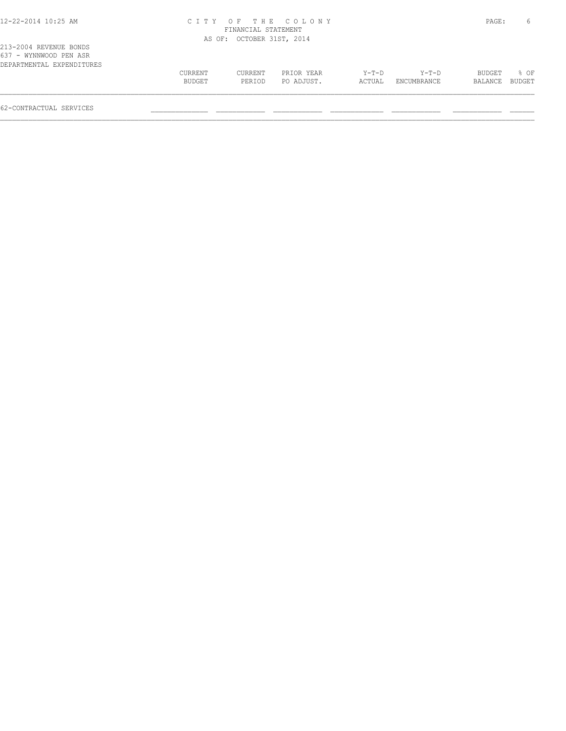CITY OF THE COLONY
FINANCIAL STATEMENT
AS OF: OCTOBER 31ST, 2014

213-2004 REVENUE BONDS
637 - WYNNWOOD PEN ASR
DEPARTMENTAL EXPENDITURES

| | CURRENT BUDGET | CURRENT PERIOD | PRIOR YEAR PO ADJUST. | Y-T-D ACTUAL | Y-T-D ENCUMBRANCE | BUDGET BALANCE | % OF BUDGET |
|---|---|---|---|---|---|---|---|
| 62-CONTRACTUAL SERVICES | | | | | | | |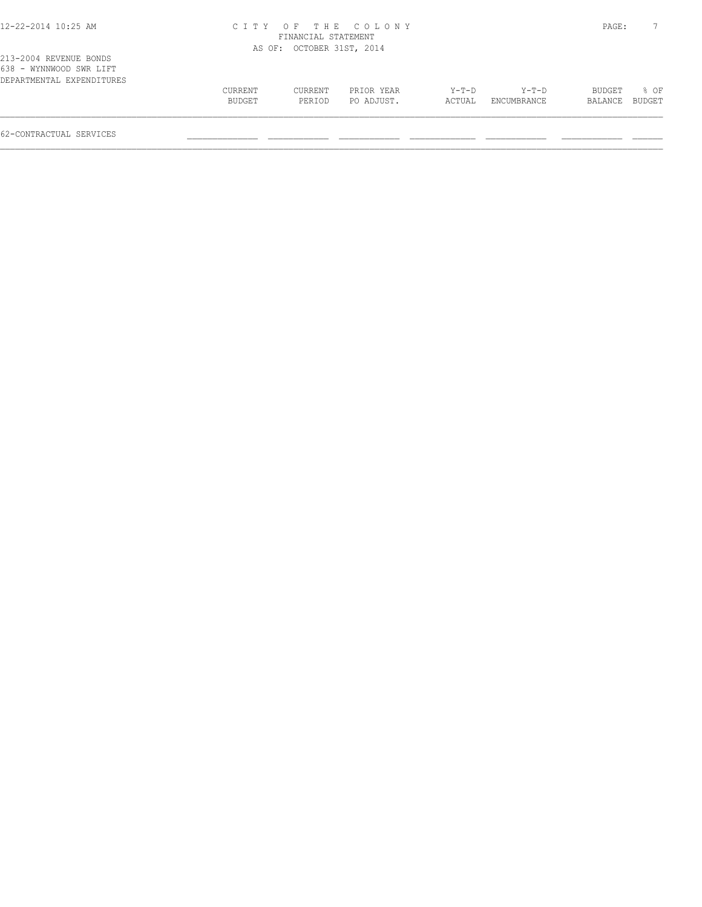CITY OF THE COLONY
FINANCIAL STATEMENT
AS OF: OCTOBER 31ST, 2014

213-2004 REVENUE BONDS
638 - WYNNWOOD SWR LIFT
DEPARTMENTAL EXPENDITURES

| | CURRENT BUDGET | CURRENT PERIOD | PRIOR YEAR PO ADJUST. | Y-T-D ACTUAL | Y-T-D ENCUMBRANCE | BUDGET BALANCE | % OF BUDGET |
|---|---|---|---|---|---|---|---|
| 62-CONTRACTUAL SERVICES | | | | | | | |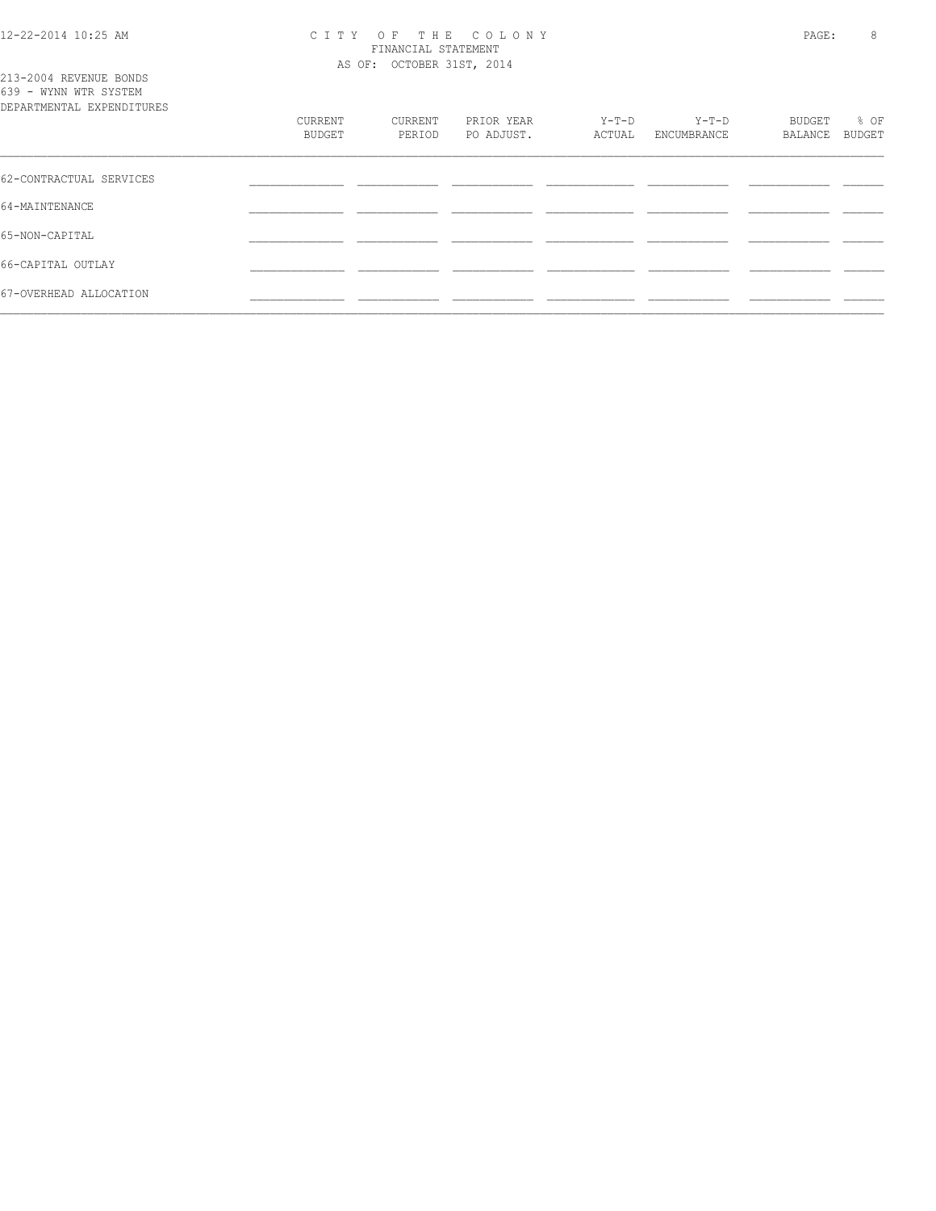213-2004 REVENUE BONDS
639 - WYNN WTR SYSTEM
DEPARTMENTAL EXPENDITURES

CITY OF THE COLONY
FINANCIAL STATEMENT
AS OF: OCTOBER 31ST, 2014

| | CURRENT BUDGET | CURRENT PERIOD | PRIOR YEAR PO ADJUST. | Y-T-D ACTUAL | Y-T-D ENCUMBRANCE | BUDGET BALANCE | % OF BUDGET |
|---|---|---|---|---|---|---|---|
| 62-CONTRACTUAL SERVICES | | | | | | | |
| 64-MAINTENANCE | | | | | | | |
| 65-NON-CAPITAL | | | | | | | |
| 66-CAPITAL OUTLAY | | | | | | | |
| 67-OVERHEAD ALLOCATION | | | | | | | |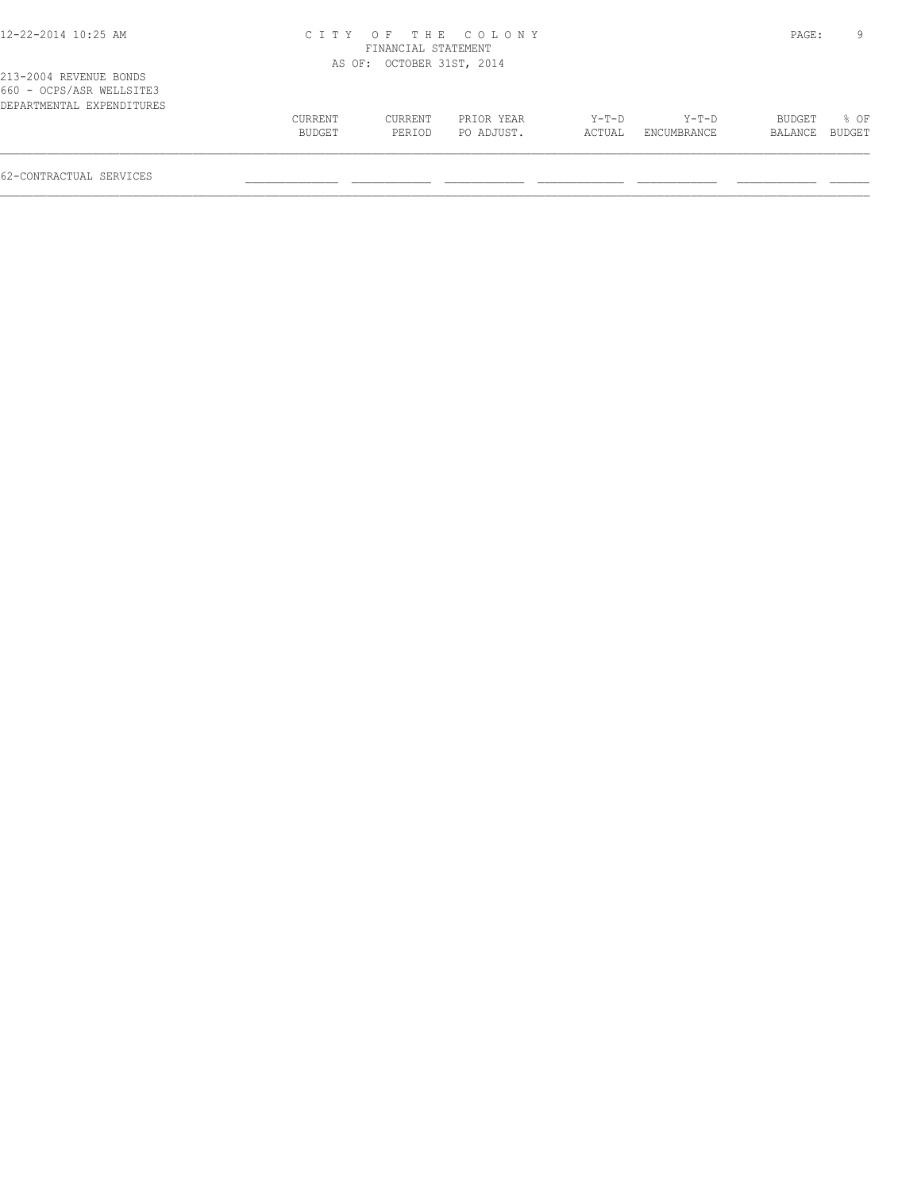CITY OF THE COLONY
FINANCIAL STATEMENT
AS OF: OCTOBER 31ST, 2014

213-2004 REVENUE BONDS
660 - OCPS/ASR WELLSITE3
DEPARTMENTAL EXPENDITURES

| | CURRENT BUDGET | CURRENT PERIOD | PRIOR YEAR PO ADJUST. | Y-T-D ACTUAL | Y-T-D ENCUMBRANCE | BUDGET BALANCE | % OF BUDGET |
|---|---|---|---|---|---|---|---|
| 62-CONTRACTUAL SERVICES | | | | | | | |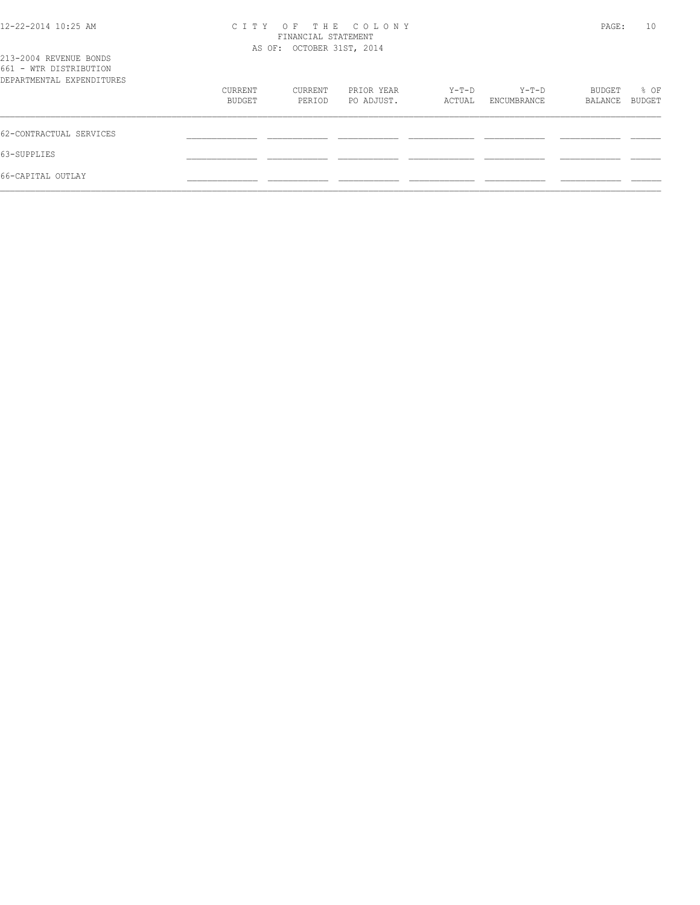CITY OF THE COLONY
FINANCIAL STATEMENT
AS OF: OCTOBER 31ST, 2014

213-2004 REVENUE BONDS
661 - WTR DISTRIBUTION
DEPARTMENTAL EXPENDITURES

| | CURRENT BUDGET | CURRENT PERIOD | PRIOR YEAR PO ADJUST. | Y-T-D ACTUAL | Y-T-D ENCUMBRANCE | BUDGET BALANCE | % OF BUDGET |
|---|---|---|---|---|---|---|---|
| 62-CONTRACTUAL SERVICES | | | | | | | |
| 63-SUPPLIES | | | | | | | |
| 66-CAPITAL OUTLAY | | | | | | | |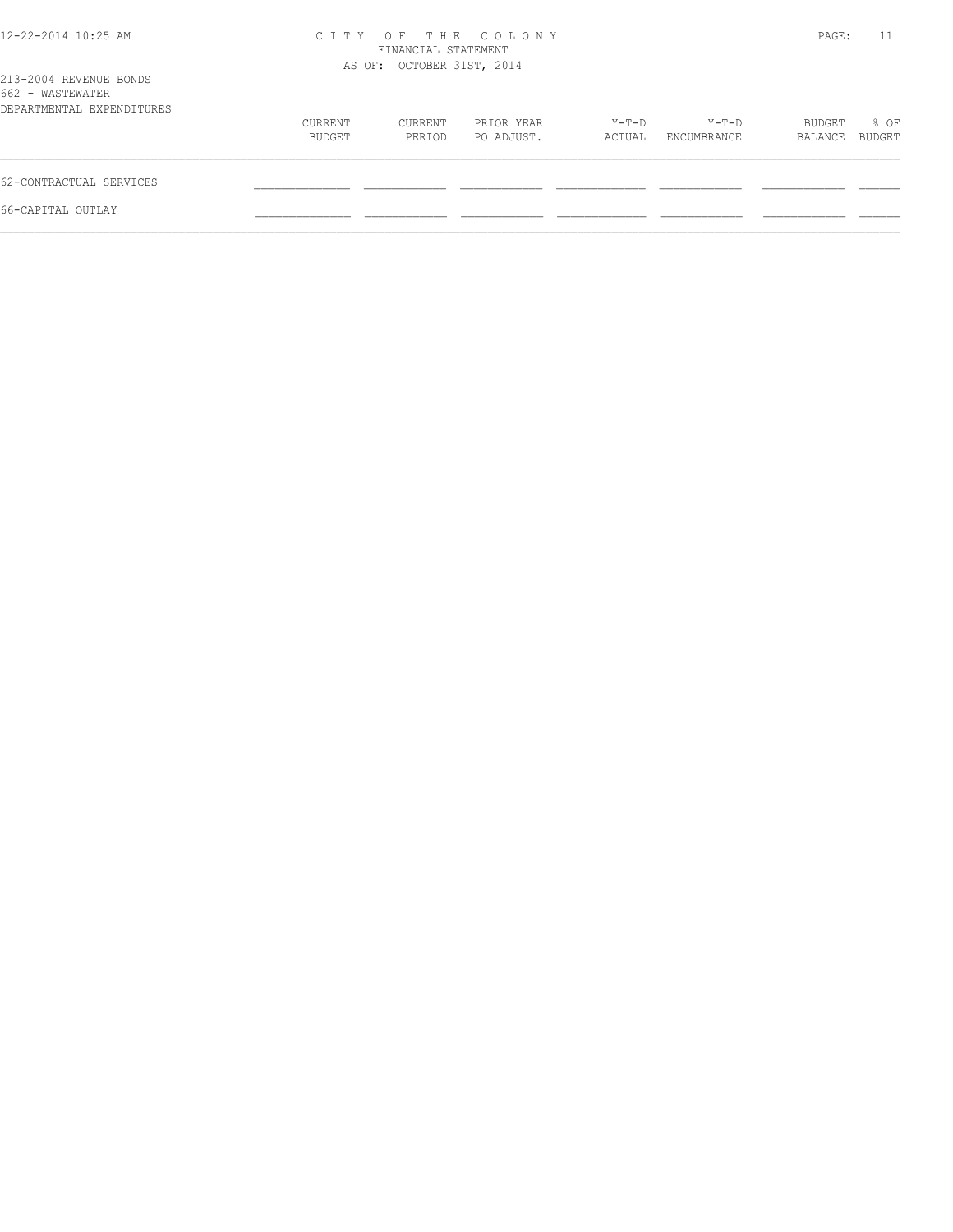213-2004 REVENUE BONDS
662 - WASTEWATER
DEPARTMENTAL EXPENDITURES

| | CURRENT BUDGET | CURRENT PERIOD | PRIOR YEAR PO ADJUST. | Y-T-D ACTUAL | Y-T-D ENCUMBRANCE | BUDGET BALANCE | % OF BUDGET |
|---|---|---|---|---|---|---|---|
| 62-CONTRACTUAL SERVICES | | | | | | | |
| 66-CAPITAL OUTLAY | | | | | | | |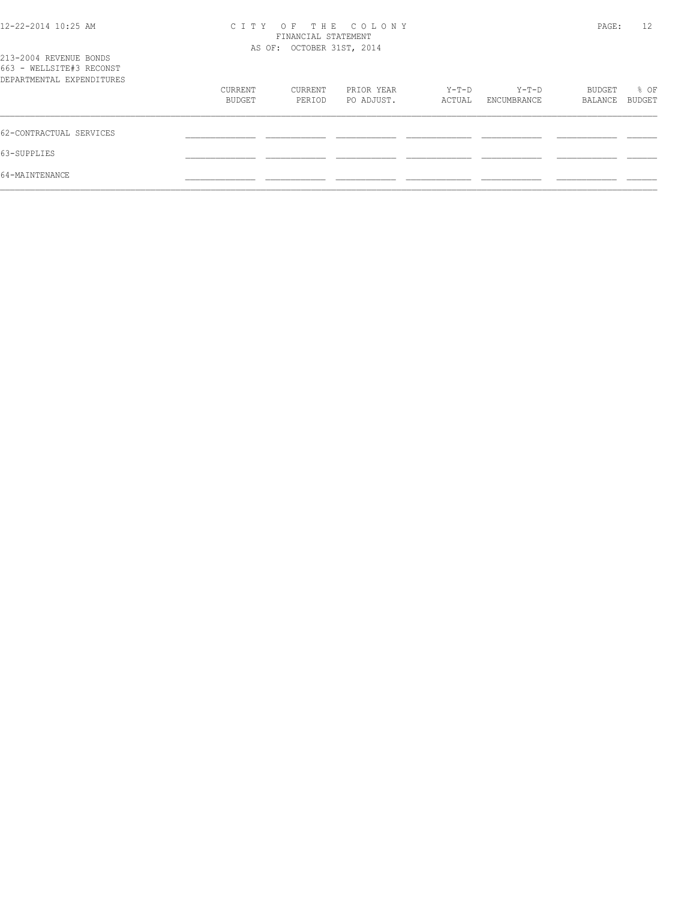CITY OF THE COLONY
FINANCIAL STATEMENT
AS OF: OCTOBER 31ST, 2014

213-2004 REVENUE BONDS
663 - WELLSITE#3 RECONST
DEPARTMENTAL EXPENDITURES

| | CURRENT BUDGET | CURRENT PERIOD | PRIOR YEAR PO ADJUST. | Y-T-D ACTUAL | Y-T-D ENCUMBRANCE | BUDGET BALANCE | % OF BUDGET |
|---|---|---|---|---|---|---|---|
| 62-CONTRACTUAL SERVICES | | | | | | | |
| 63-SUPPLIES | | | | | | | |
| 64-MAINTENANCE | | | | | | | |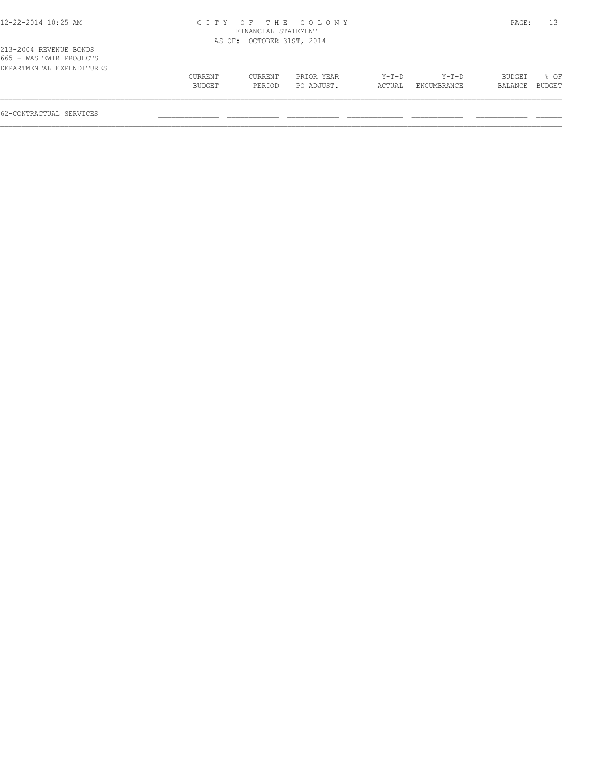CITY OF THE COLONY
FINANCIAL STATEMENT
AS OF: OCTOBER 31ST, 2014

213-2004 REVENUE BONDS
665 - WASTEWTR PROJECTS
DEPARTMENTAL EXPENDITURES

| | CURRENT BUDGET | CURRENT PERIOD | PRIOR YEAR PO ADJUST. | Y-T-D ACTUAL | Y-T-D ENCUMBRANCE | BUDGET BALANCE | % OF BUDGET |
|---|---|---|---|---|---|---|---|
| 62-CONTRACTUAL SERVICES | | | | | | | |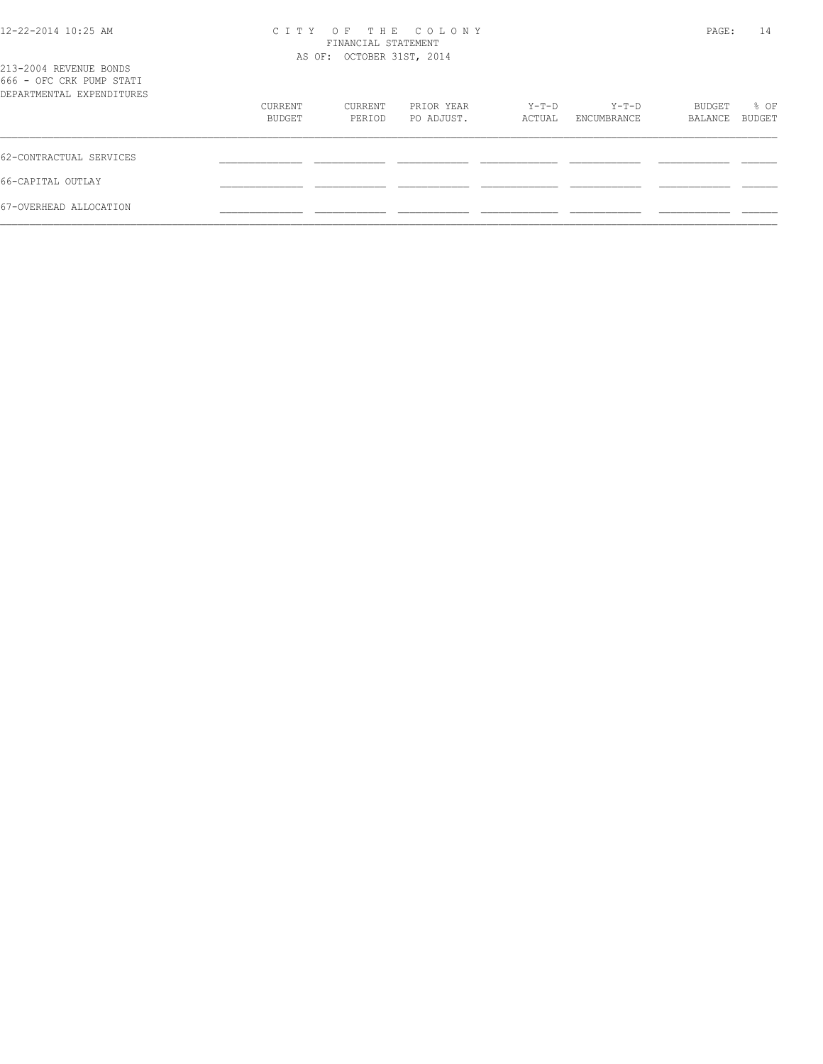213-2004 REVENUE BONDS
666 - OFC CRK PUMP STATI
DEPARTMENTAL EXPENDITURES

CITY OF THE COLONY
FINANCIAL STATEMENT
AS OF: OCTOBER 31ST, 2014

| | CURRENT BUDGET | CURRENT PERIOD | PRIOR YEAR PO ADJUST. | Y-T-D ACTUAL | Y-T-D ENCUMBRANCE | BUDGET BALANCE | % OF BUDGET |
|---|---|---|---|---|---|---|---|
| 62-CONTRACTUAL SERVICES | | | | | | | |
| 66-CAPITAL OUTLAY | | | | | | | |
| 67-OVERHEAD ALLOCATION | | | | | | | |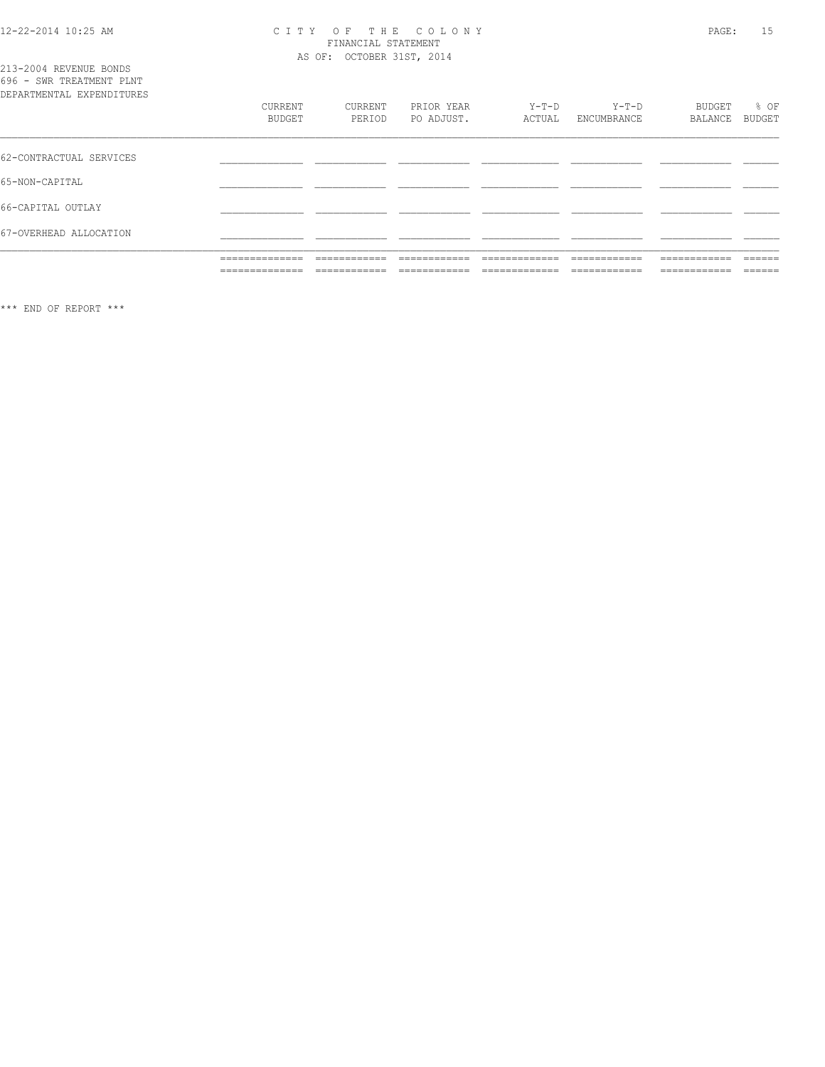213-2004 REVENUE BONDS
696 - SWR TREATMENT PLNT
DEPARTMENTAL EXPENDITURES

| | CURRENT BUDGET | CURRENT PERIOD | PRIOR YEAR PO ADJUST. | Y-T-D ACTUAL | Y-T-D ENCUMBRANCE | BUDGET BALANCE | % OF BUDGET |
|---|---|---|---|---|---|---|---|
| 62-CONTRACTUAL SERVICES | | | | | | | |
| 65-NON-CAPITAL | | | | | | | |
| 66-CAPITAL OUTLAY | | | | | | | |
| 67-OVERHEAD ALLOCATION | | | | | | | |

*** END OF REPORT ***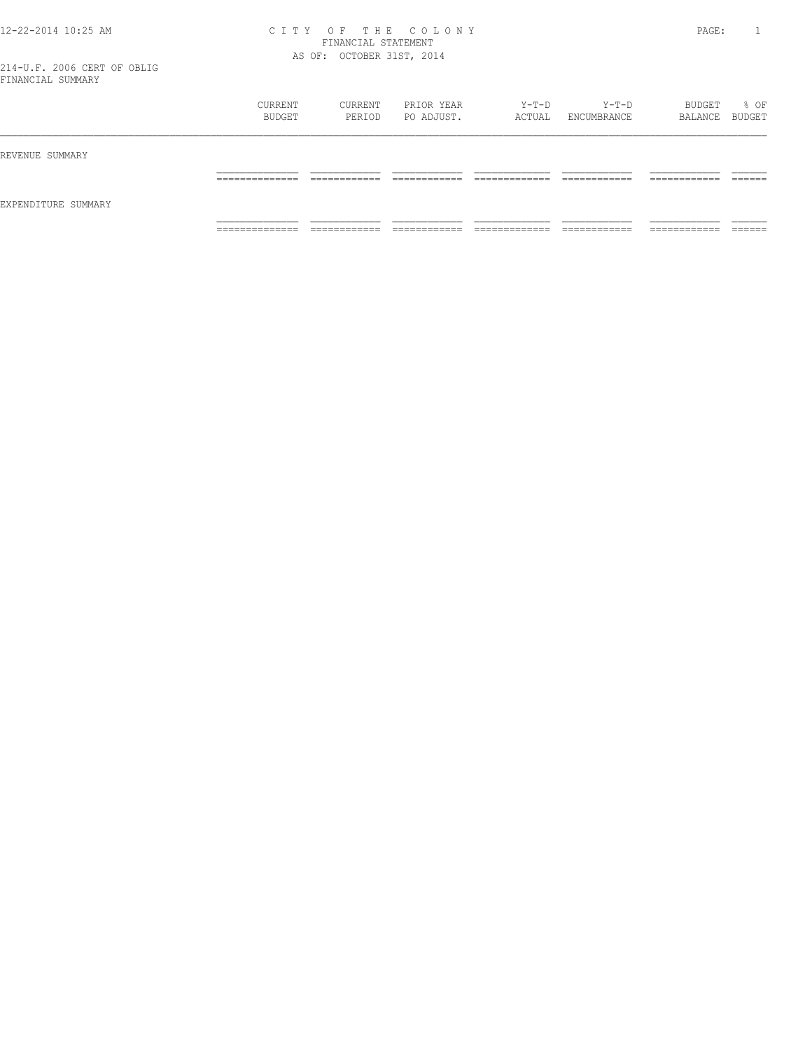# CITY OF THE COLONY
## FINANCIAL STATEMENT
### AS OF: OCTOBER 31ST, 2014

214-U.F. 2006 CERT OF OBLIG
FINANCIAL SUMMARY

| | CURRENT BUDGET | CURRENT PERIOD | PRIOR YEAR PO ADJUST. | Y-T-D ACTUAL | Y-T-D ENCUMBRANCE | BUDGET BALANCE | % OF BUDGET |
|---|---|---|---|---|---|---|---|
| REVENUE SUMMARY | | | | | | | |
| EXPENDITURE SUMMARY | | | | | | | |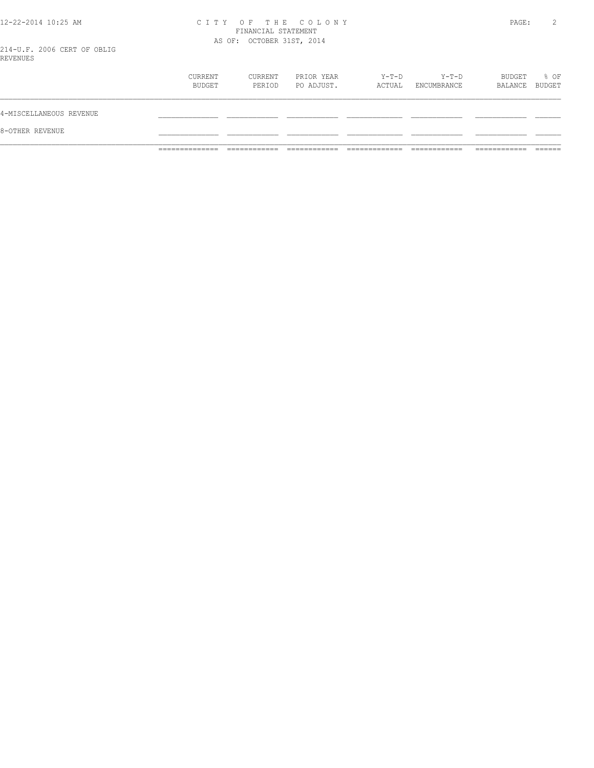CITY OF THE COLONY
FINANCIAL STATEMENT
AS OF: OCTOBER 31ST, 2014

214-U.F. 2006 CERT OF OBLIG
REVENUES

| | CURRENT BUDGET | CURRENT PERIOD | PRIOR YEAR PO ADJUST. | Y-T-D ACTUAL | Y-T-D ENCUMBRANCE | BUDGET BALANCE | % OF BUDGET |
|---|---|---|---|---|---|---|---|
| 4-MISCELLANEOUS REVENUE | | | | | | | |
| 8-OTHER REVENUE | | | | | | | |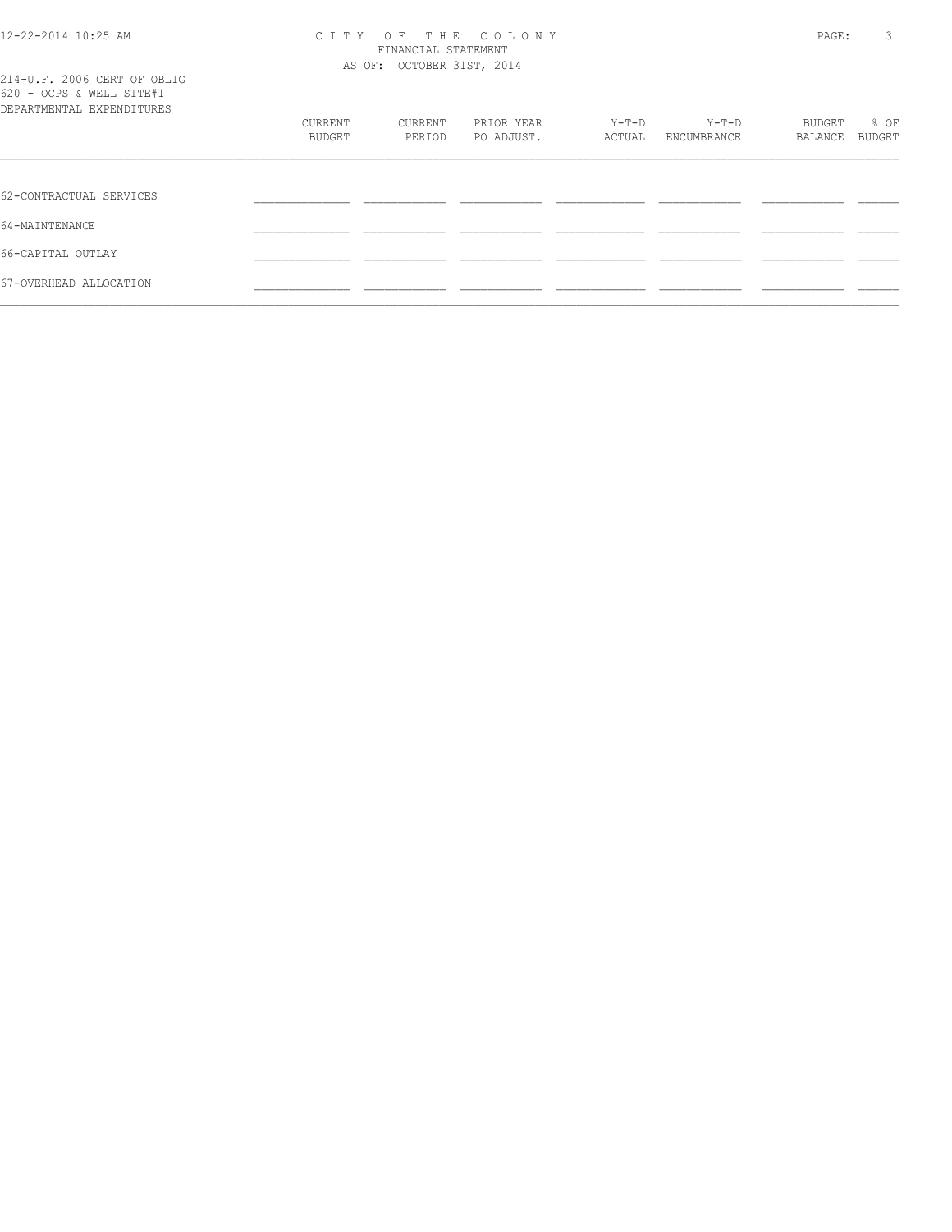CITY OF THE COLONY
FINANCIAL STATEMENT
AS OF: OCTOBER 31ST, 2014

214-U.F. 2006 CERT OF OBLIG
620 - OCPS & WELL SITE#1
DEPARTMENTAL EXPENDITURES

| | CURRENT BUDGET | CURRENT PERIOD | PRIOR YEAR PO ADJUST. | Y-T-D ACTUAL | Y-T-D ENCUMBRANCE | BUDGET BALANCE | % OF BUDGET |
|---|---|---|---|---|---|---|---|
| 62-CONTRACTUAL SERVICES | | | | | | | |
| 64-MAINTENANCE | | | | | | | |
| 66-CAPITAL OUTLAY | | | | | | | |
| 67-OVERHEAD ALLOCATION | | | | | | | |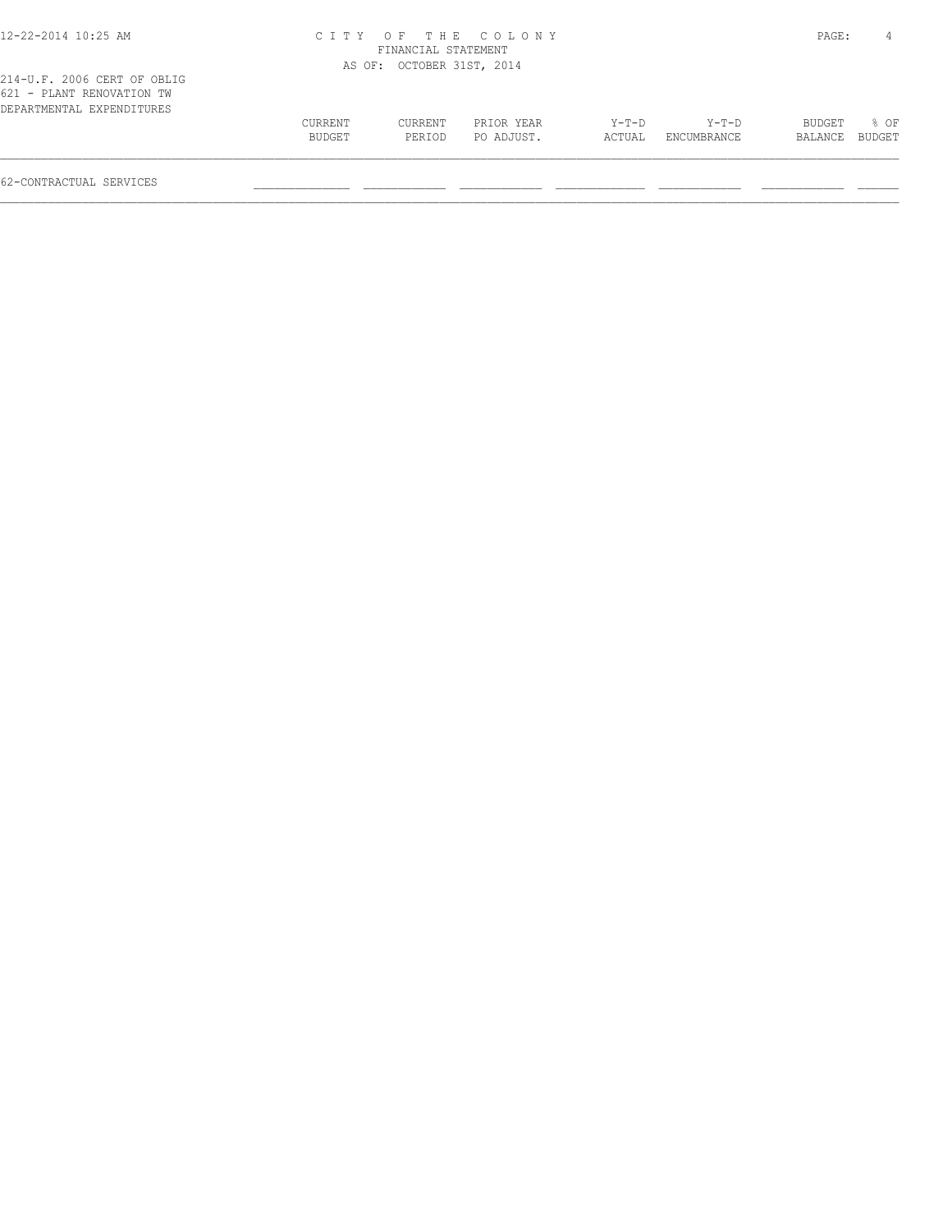CITY OF THE COLONY
FINANCIAL STATEMENT
AS OF: OCTOBER 31ST, 2014

214-U.F. 2006 CERT OF OBLIG
621 - PLANT RENOVATION TW
DEPARTMENTAL EXPENDITURES

| | CURRENT BUDGET | CURRENT PERIOD | PRIOR YEAR PO ADJUST. | Y-T-D ACTUAL | Y-T-D ENCUMBRANCE | BUDGET BALANCE | % OF BUDGET |
|---|---|---|---|---|---|---|---|
| 62-CONTRACTUAL SERVICES | | | | | | | |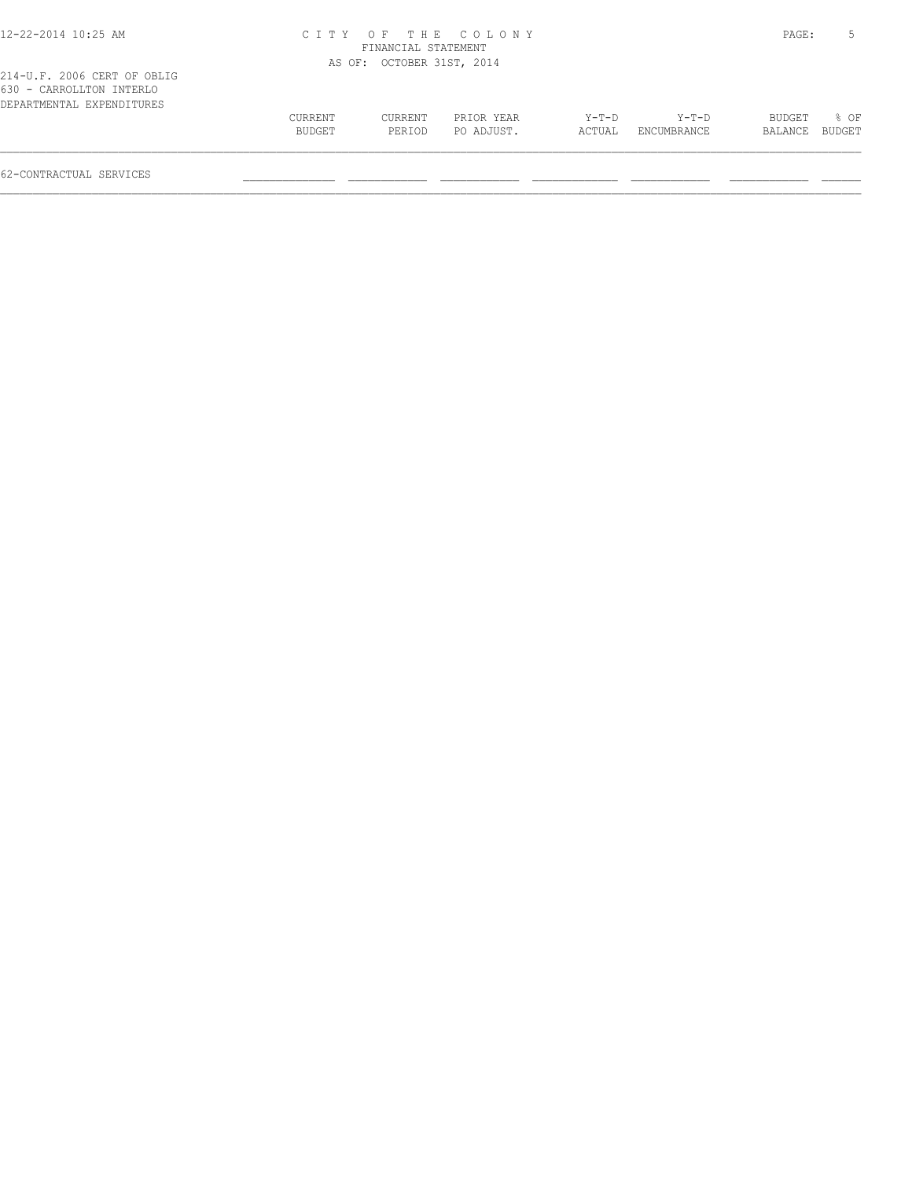# CITY OF THE COLONY

FINANCIAL STATEMENT

AS OF: OCTOBER 31ST, 2014

214-U.F. 2006 CERT OF OBLIG

630 - CARROLLTON INTERLO

DEPARTMENTAL EXPENDITURES

| | CURRENT BUDGET | CURRENT PERIOD | PRIOR YEAR PO ADJUST. | Y-T-D ACTUAL | Y-T-D ENCUMBRANCE | BUDGET BALANCE | % OF BUDGET |
|---|---|---|---|---|---|---|---|
| 62-CONTRACTUAL SERVICES | | | | | | | |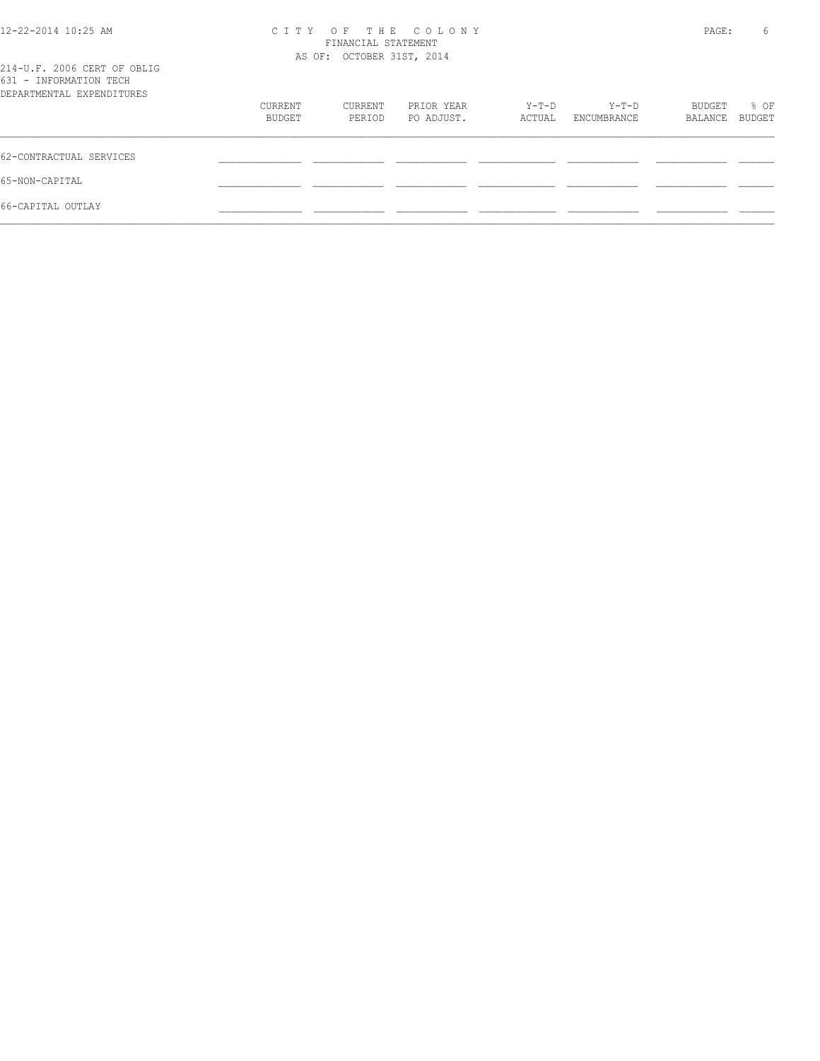CITY OF THE COLONY
FINANCIAL STATEMENT
AS OF: OCTOBER 31ST, 2014

214-U.F. 2006 CERT OF OBLIG
631 - INFORMATION TECH
DEPARTMENTAL EXPENDITURES

| | CURRENT BUDGET | CURRENT PERIOD | PRIOR YEAR PO ADJUST. | Y-T-D ACTUAL | Y-T-D ENCUMBRANCE | BUDGET BALANCE | % OF BUDGET |
|---|---|---|---|---|---|---|---|
| 62-CONTRACTUAL SERVICES | | | | | | | |
| 65-NON-CAPITAL | | | | | | | |
| 66-CAPITAL OUTLAY | | | | | | | |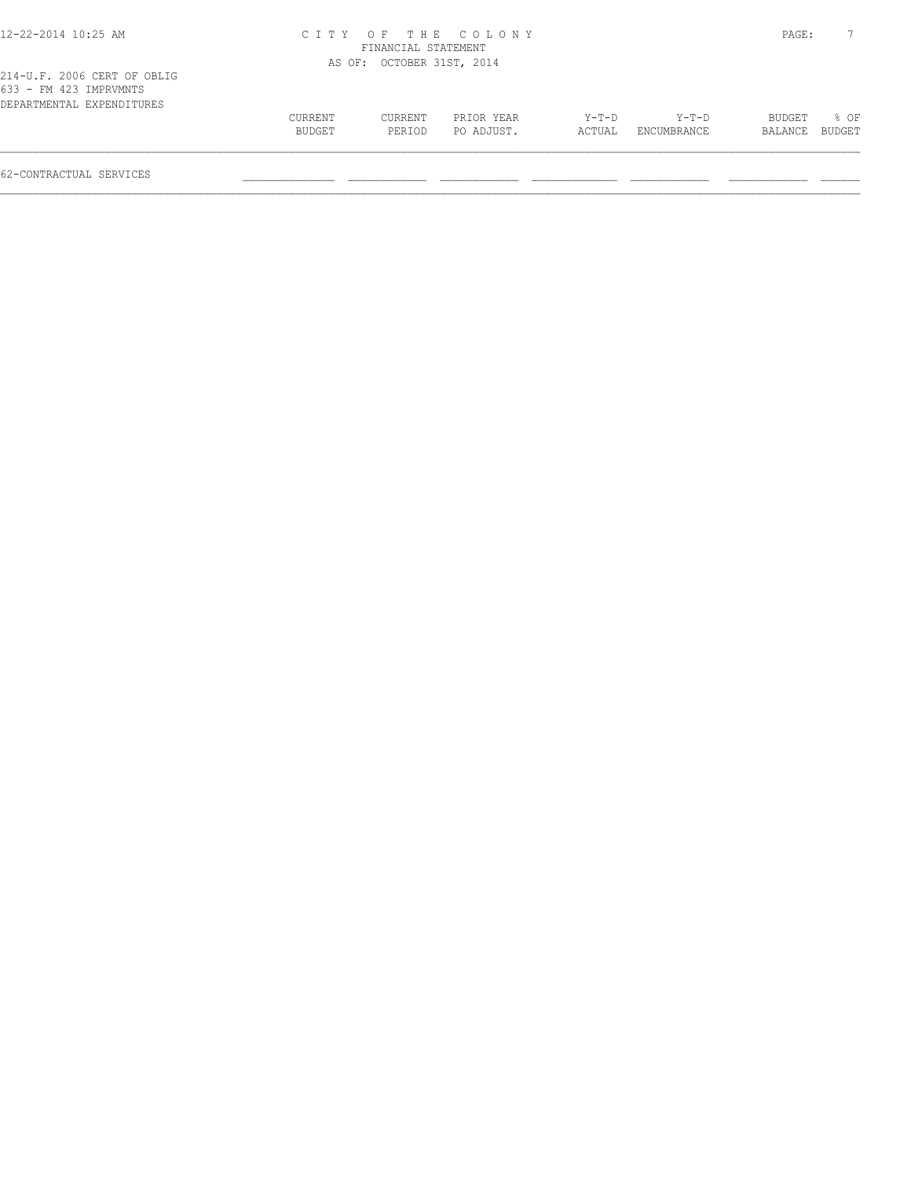# CITY OF THE COLONY
## FINANCIAL STATEMENT
### AS OF: OCTOBER 31ST, 2014

214-U.F. 2006 CERT OF OBLIG
633 - FM 423 IMPRVMNTS
DEPARTMENTAL EXPENDITURES

| | CURRENT BUDGET | CURRENT PERIOD | PRIOR YEAR PO ADJUST. | Y-T-D ACTUAL | Y-T-D ENCUMBRANCE | BUDGET BALANCE | % OF BUDGET |
|---|---|---|---|---|---|---|---|
| 62-CONTRACTUAL SERVICES | | | | | | | |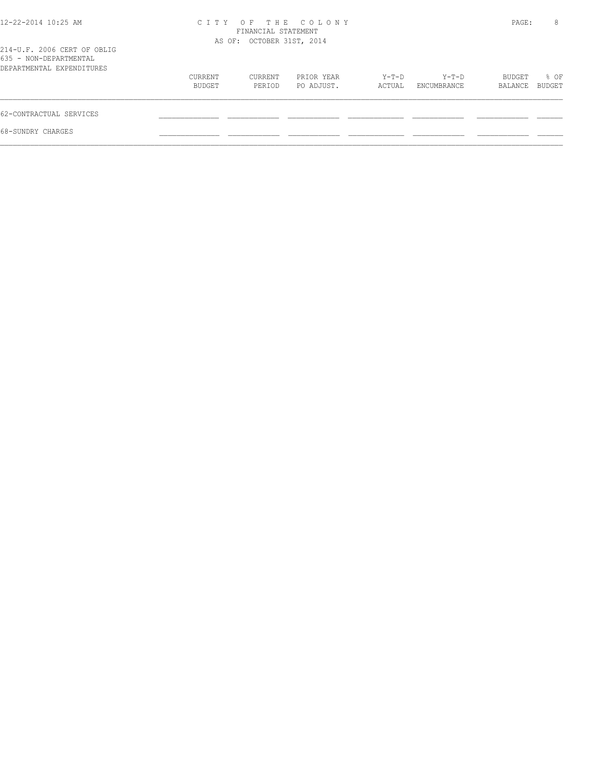214-U.F. 2006 CERT OF OBLIG
635 - NON-DEPARTMENTAL
DEPARTMENTAL EXPENDITURES

|  | CURRENT BUDGET | CURRENT PERIOD | PRIOR YEAR PO ADJUST. | Y-T-D ACTUAL | Y-T-D ENCUMBRANCE | BUDGET BALANCE | % OF BUDGET |
|---|---|---|---|---|---|---|---|
| 62-CONTRACTUAL SERVICES | | | | | | | |
| 68-SUNDRY CHARGES | | | | | | | |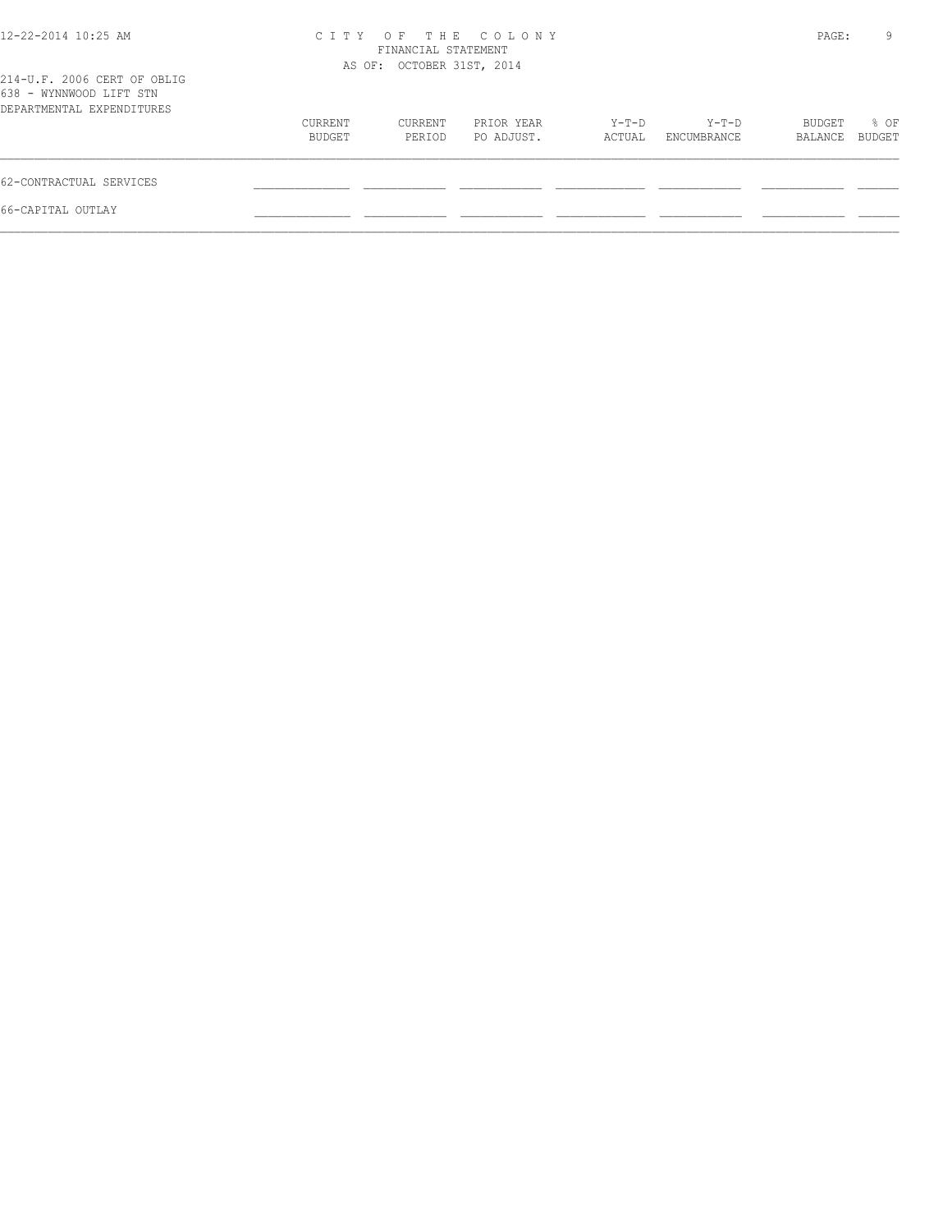214-U.F. 2006 CERT OF OBLIG
638 - WYNNWOOD LIFT STN
DEPARTMENTAL EXPENDITURES

| | CURRENT BUDGET | CURRENT PERIOD | PRIOR YEAR PO ADJUST. | Y-T-D ACTUAL | Y-T-D ENCUMBRANCE | BUDGET BALANCE | % OF BUDGET |
|---|---|---|---|---|---|---|---|
| 62-CONTRACTUAL SERVICES | | | | | | | |
| 66-CAPITAL OUTLAY | | | | | | | |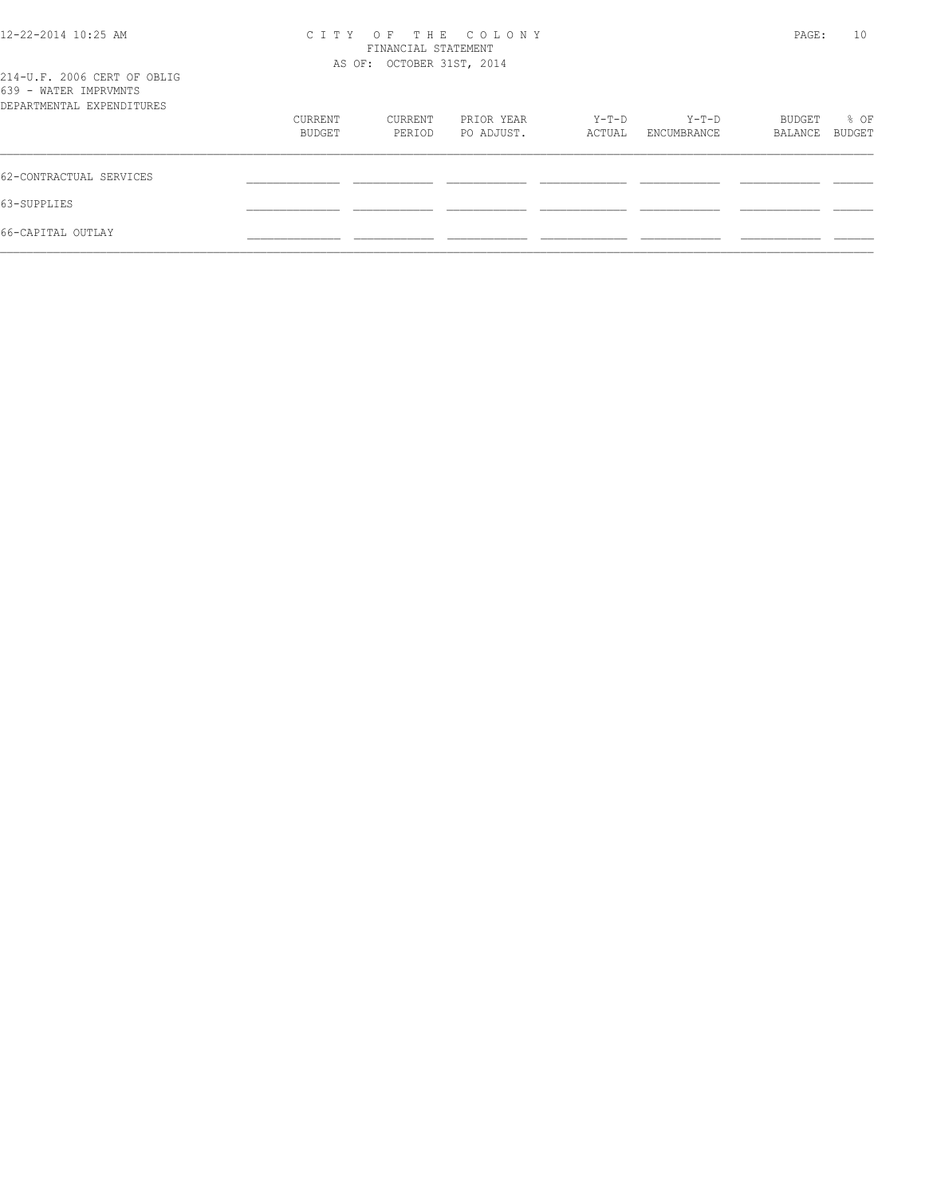## CITY OF THE COLONY
### FINANCIAL STATEMENT
### AS OF: OCTOBER 31ST, 2014

214-U.F. 2006 CERT OF OBLIG
639 - WATER IMPRVMNTS
DEPARTMENTAL EXPENDITURES

| | CURRENT BUDGET | CURRENT PERIOD | PRIOR YEAR PO ADJUST. | Y-T-D ACTUAL | Y-T-D ENCUMBRANCE | BUDGET BALANCE | % OF BUDGET |
|---|---|---|---|---|---|---|---|
| 62-CONTRACTUAL SERVICES | | | | | | | |
| 63-SUPPLIES | | | | | | | |
| 66-CAPITAL OUTLAY | | | | | | | |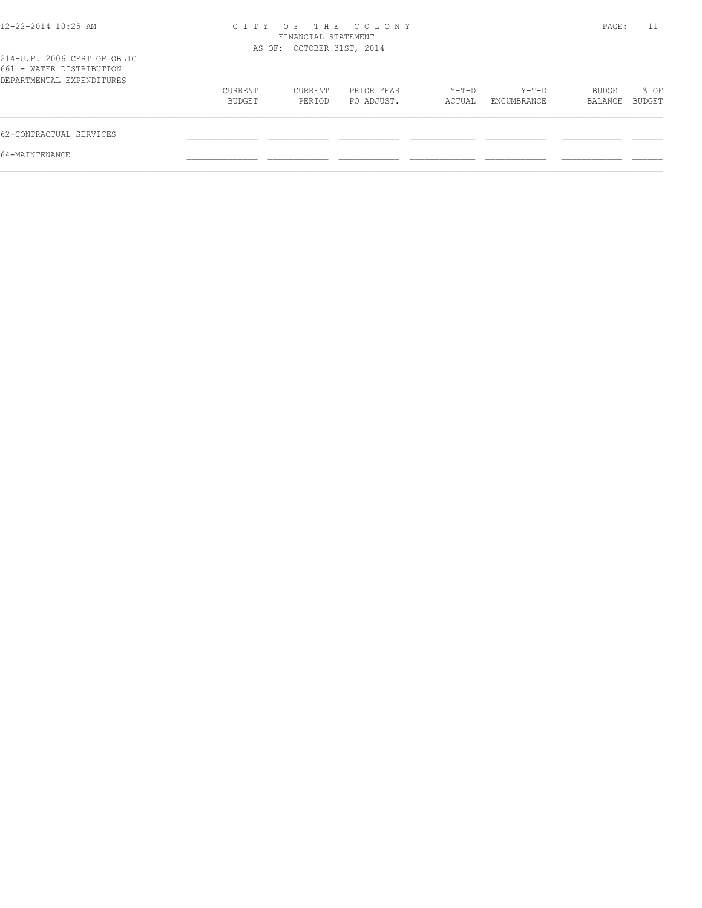CITY OF THE COLONY
FINANCIAL STATEMENT
AS OF: OCTOBER 31ST, 2014

214-U.F. 2006 CERT OF OBLIG
661 - WATER DISTRIBUTION
DEPARTMENTAL EXPENDITURES

| | CURRENT BUDGET | CURRENT PERIOD | PRIOR YEAR PO ADJUST. | Y-T-D ACTUAL | Y-T-D ENCUMBRANCE | BUDGET BALANCE | % OF BUDGET |
|---|---|---|---|---|---|---|---|
| 62-CONTRACTUAL SERVICES | | | | | | | |
| 64-MAINTENANCE | | | | | | | |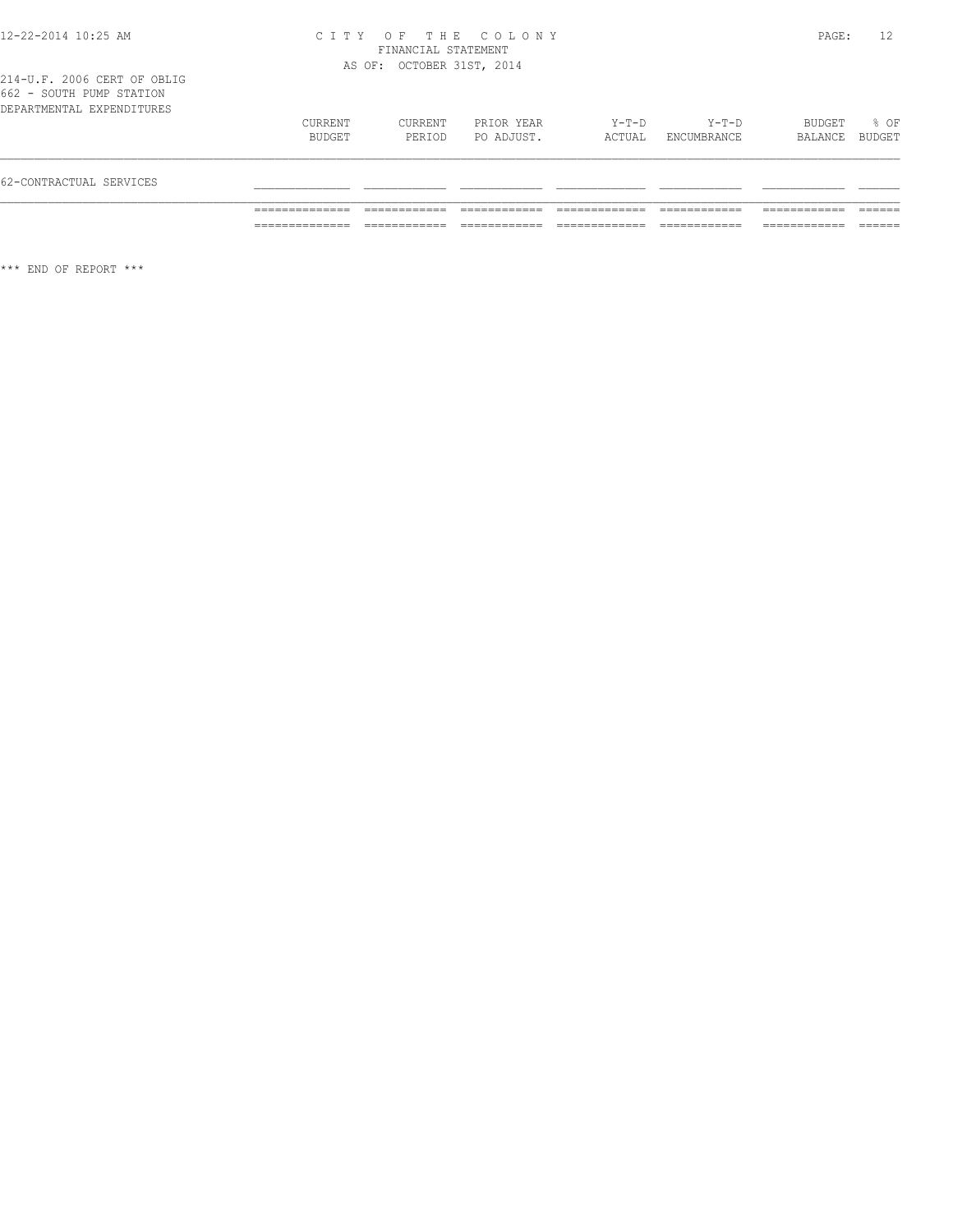CITY OF THE COLONY
FINANCIAL STATEMENT
AS OF: OCTOBER 31ST, 2014

214-U.F. 2006 CERT OF OBLIG
662 - SOUTH PUMP STATION
DEPARTMENTAL EXPENDITURES

| | CURRENT BUDGET | CURRENT PERIOD | PRIOR YEAR PO ADJUST. | Y-T-D ACTUAL | Y-T-D ENCUMBRANCE | BUDGET BALANCE | % OF BUDGET |
|---|---|---|---|---|---|---|---|
| 62-CONTRACTUAL SERVICES | | | | | | | |

\*\*\* END OF REPORT \*\*\*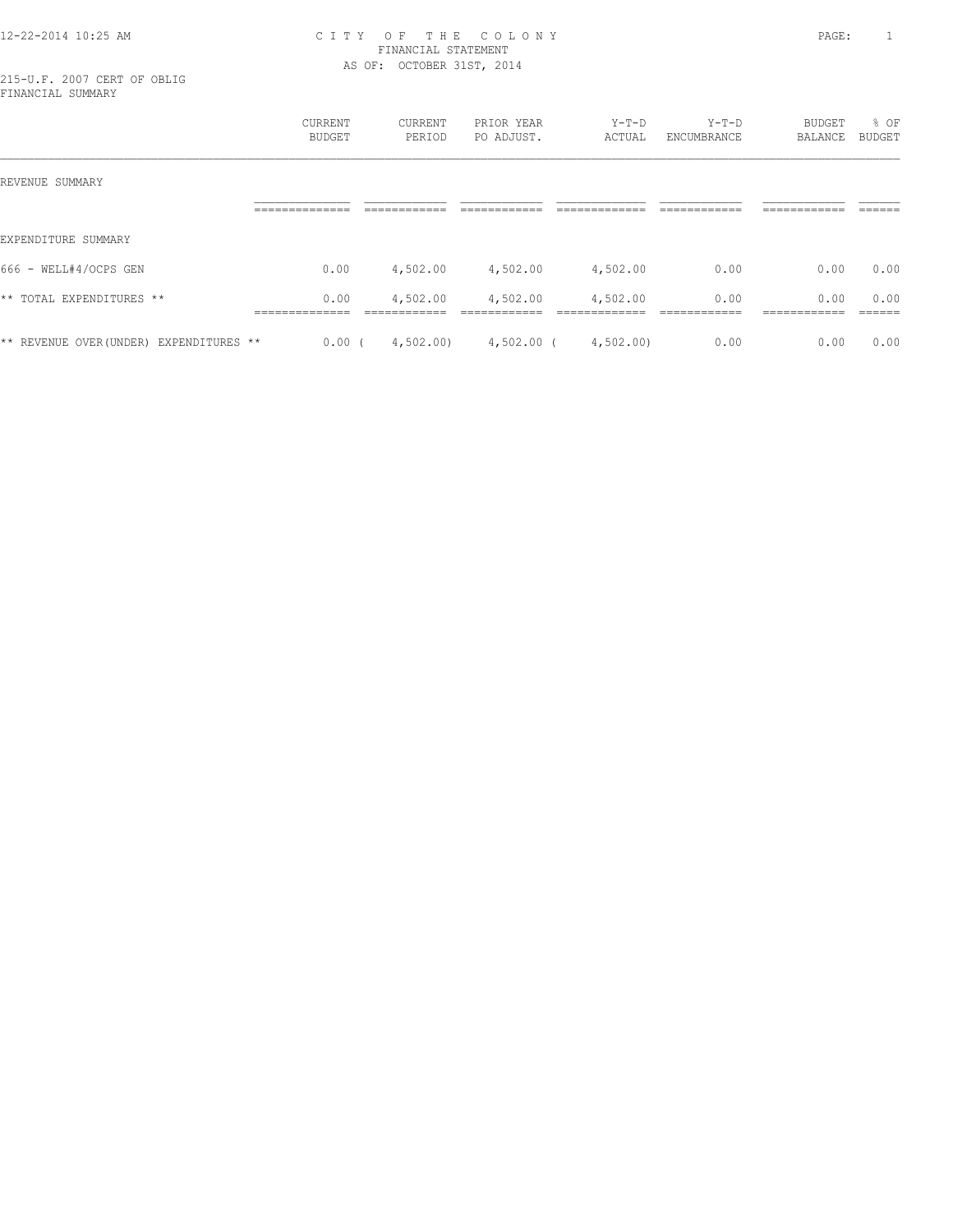12-22-2014 10:25 AM

# CITY OF THE COLONY

FINANCIAL STATEMENT

AS OF: OCTOBER 31ST, 2014

215-U.F. 2007 CERT OF OBLIG

FINANCIAL SUMMARY

| | CURRENT BUDGET | CURRENT PERIOD | PRIOR YEAR PO ADJUST. | Y-T-D ACTUAL | Y-T-D ENCUMBRANCE | BUDGET BALANCE | % OF BUDGET |
|---|---|---|---|---|---|---|---|
| REVENUE SUMMARY | | | | | | | |
| EXPENDITURE SUMMARY | | | | | | | |
| 666 - WELL#4/OCPS GEN | 0.00 | 4,502.00 | 4,502.00 | 4,502.00 | 0.00 | 0.00 | 0.00 |
| ** TOTAL EXPENDITURES ** | 0.00 | 4,502.00 | 4,502.00 | 4,502.00 | 0.00 | 0.00 | 0.00 |
| ** REVENUE OVER(UNDER) EXPENDITURES ** | 0.00 | ( 4,502.00) | 4,502.00 | ( 4,502.00) | 0.00 | 0.00 | 0.00 |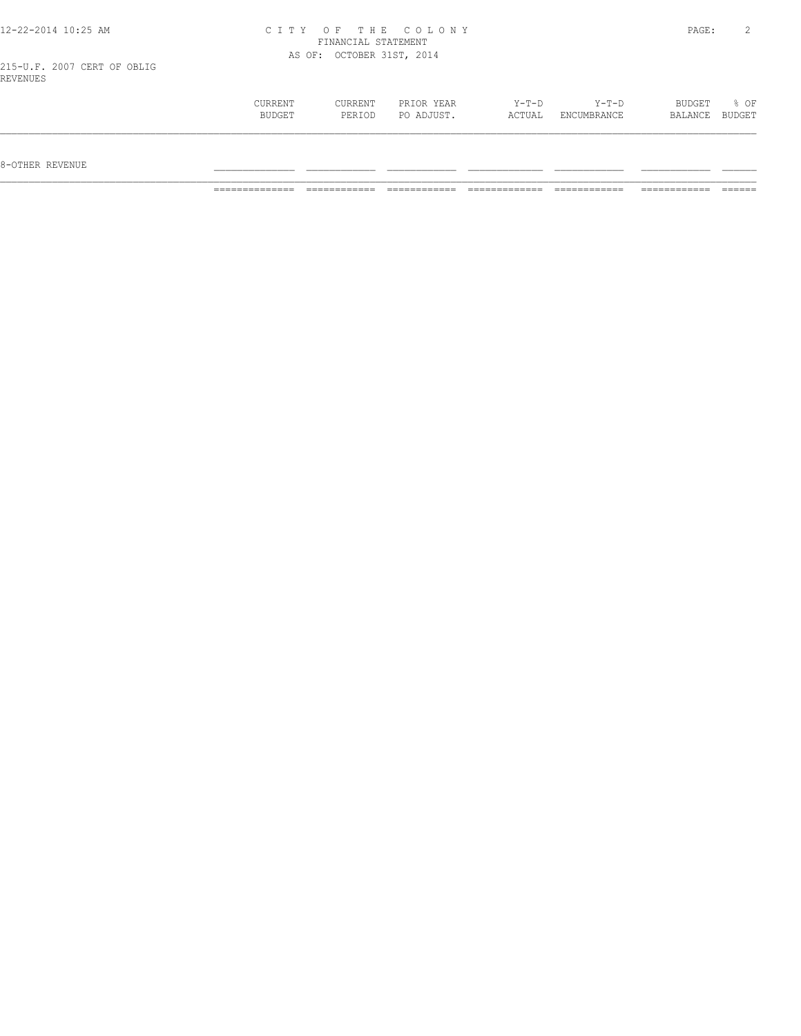215-U.F. 2007 CERT OF OBLIG
REVENUES

| | CURRENT BUDGET | CURRENT PERIOD | PRIOR YEAR PO ADJUST. | Y-T-D ACTUAL | Y-T-D ENCUMBRANCE | BUDGET BALANCE | % OF BUDGET |
|---|---|---|---|---|---|---|---|
| 8-OTHER REVENUE | | | | | | | |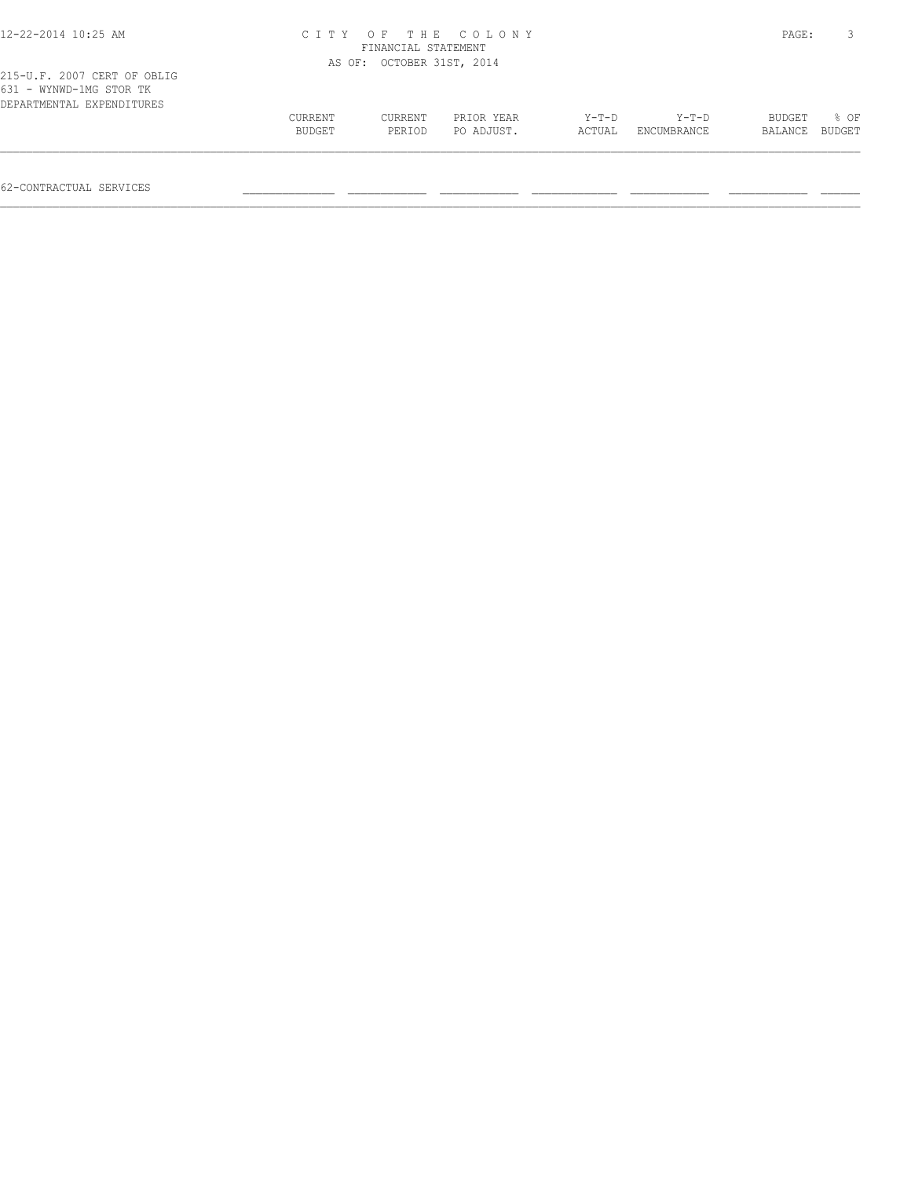# CITY OF THE COLONY
## FINANCIAL STATEMENT
### AS OF: OCTOBER 31ST, 2014

215-U.F. 2007 CERT OF OBLIG
631 - WYNWD-1MG STOR TK
DEPARTMENTAL EXPENDITURES

| | CURRENT BUDGET | CURRENT PERIOD | PRIOR YEAR PO ADJUST. | Y-T-D ACTUAL | Y-T-D ENCUMBRANCE | BUDGET BALANCE | % OF BUDGET |
|---|---|---|---|---|---|---|---|
| 62-CONTRACTUAL SERVICES | | | | | | | |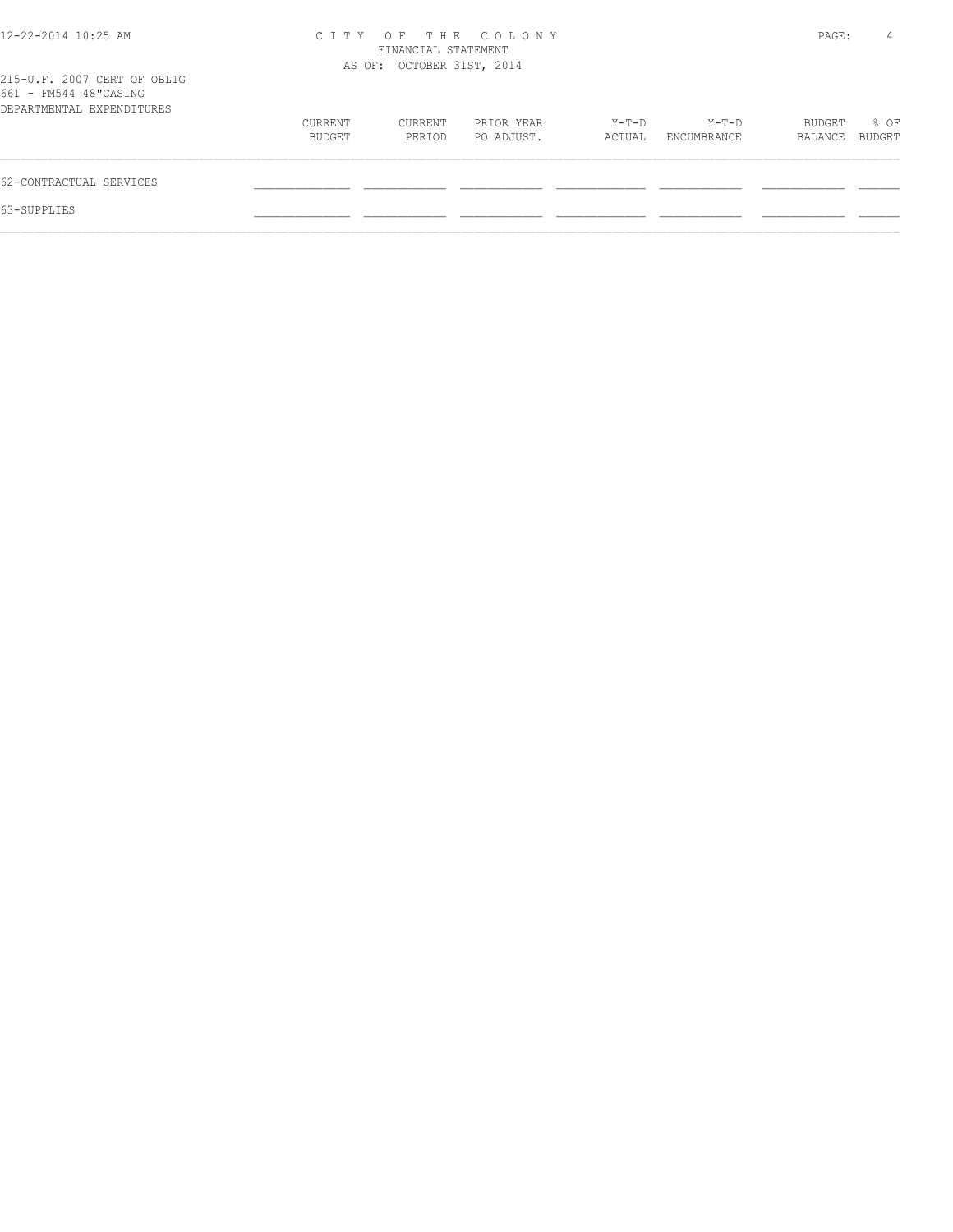# CITY OF THE COLONY
## FINANCIAL STATEMENT
### AS OF: OCTOBER 31ST, 2014

215-U.F. 2007 CERT OF OBLIG
661 - FM544 48"CASING
DEPARTMENTAL EXPENDITURES

| | CURRENT BUDGET | CURRENT PERIOD | PRIOR YEAR PO ADJUST. | Y-T-D ACTUAL | Y-T-D ENCUMBRANCE | BUDGET BALANCE | % OF BUDGET |
|---|---|---|---|---|---|---|---|
| 62-CONTRACTUAL SERVICES | | | | | | | |
| 63-SUPPLIES | | | | | | | |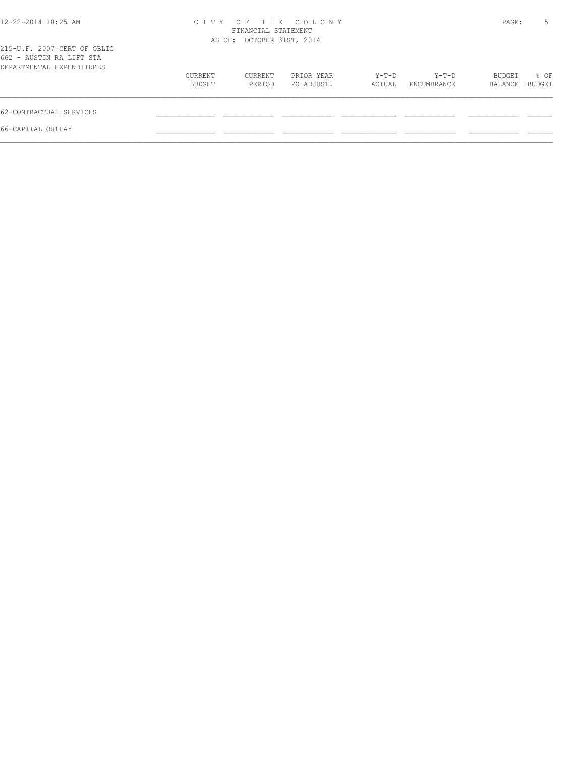FINANCIAL STATEMENT

AS OF: OCTOBER 31ST, 2014

215-U.F. 2007 CERT OF OBLIG
662 - AUSTIN RA LIFT STA
DEPARTMENTAL EXPENDITURES

| | CURRENT BUDGET | CURRENT PERIOD | PRIOR YEAR PO ADJUST. | Y-T-D ACTUAL | Y-T-D ENCUMBRANCE | BUDGET BALANCE | % OF BUDGET |
|---|---|---|---|---|---|---|---|
| 62-CONTRACTUAL SERVICES | | | | | | | |
| 66-CAPITAL OUTLAY | | | | | | | |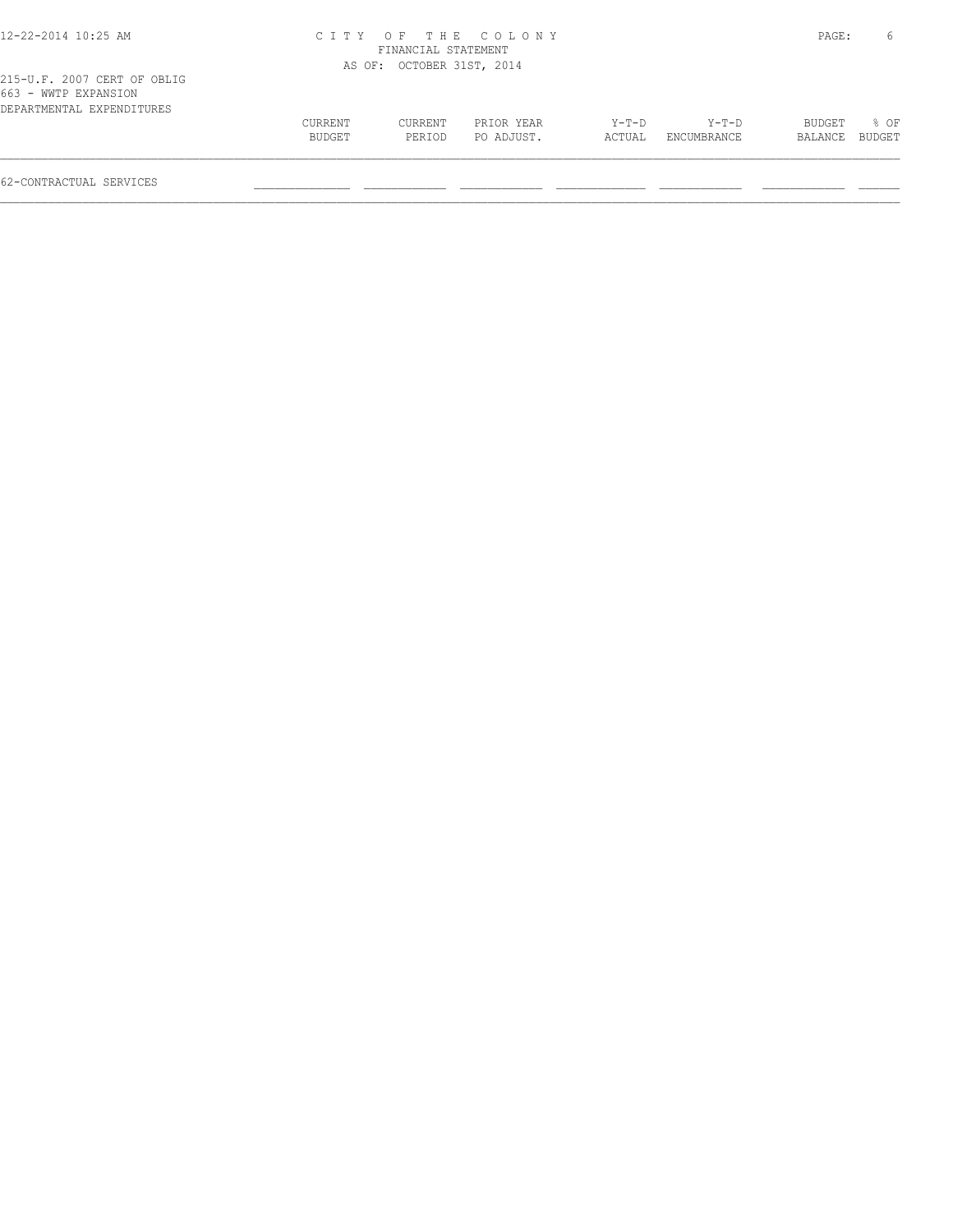215-U.F. 2007 CERT OF OBLIG
663 - WWTP EXPANSION
DEPARTMENTAL EXPENDITURES

| | CURRENT BUDGET | CURRENT PERIOD | PRIOR YEAR PO ADJUST. | Y-T-D ACTUAL | Y-T-D ENCUMBRANCE | BUDGET BALANCE | % OF BUDGET |
|---|---|---|---|---|---|---|---|
| 62-CONTRACTUAL SERVICES | | | | | | | |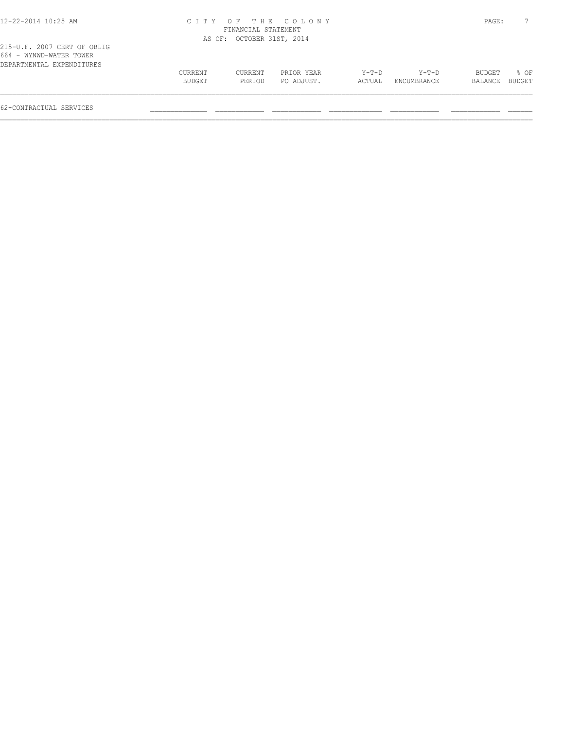CITY OF THE COLONY
FINANCIAL STATEMENT
AS OF: OCTOBER 31ST, 2014

215-U.F. 2007 CERT OF OBLIG
664 - WYNWD-WATER TOWER
DEPARTMENTAL EXPENDITURES

| | CURRENT BUDGET | CURRENT PERIOD | PRIOR YEAR PO ADJUST. | Y-T-D ACTUAL | Y-T-D ENCUMBRANCE | BUDGET BALANCE | % OF BUDGET |
|---|---|---|---|---|---|---|---|
| 62-CONTRACTUAL SERVICES | | | | | | | |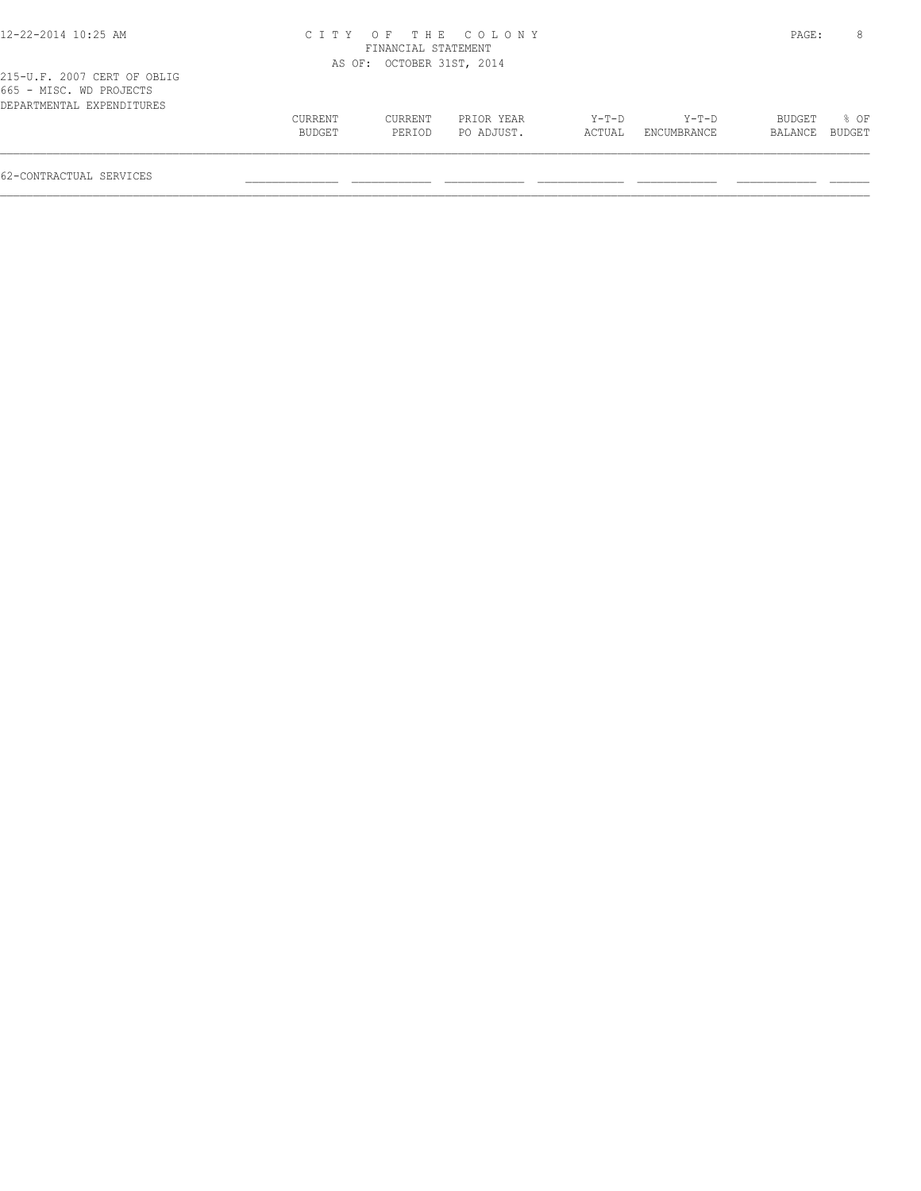215-U.F. 2007 CERT OF OBLIG
665 - MISC. WD PROJECTS
DEPARTMENTAL EXPENDITURES

| | CURRENT BUDGET | CURRENT PERIOD | PRIOR YEAR PO ADJUST. | Y-T-D ACTUAL | Y-T-D ENCUMBRANCE | BUDGET BALANCE | % OF BUDGET |
|---|---|---|---|---|---|---|---|
| 62-CONTRACTUAL SERVICES | | | | | | | |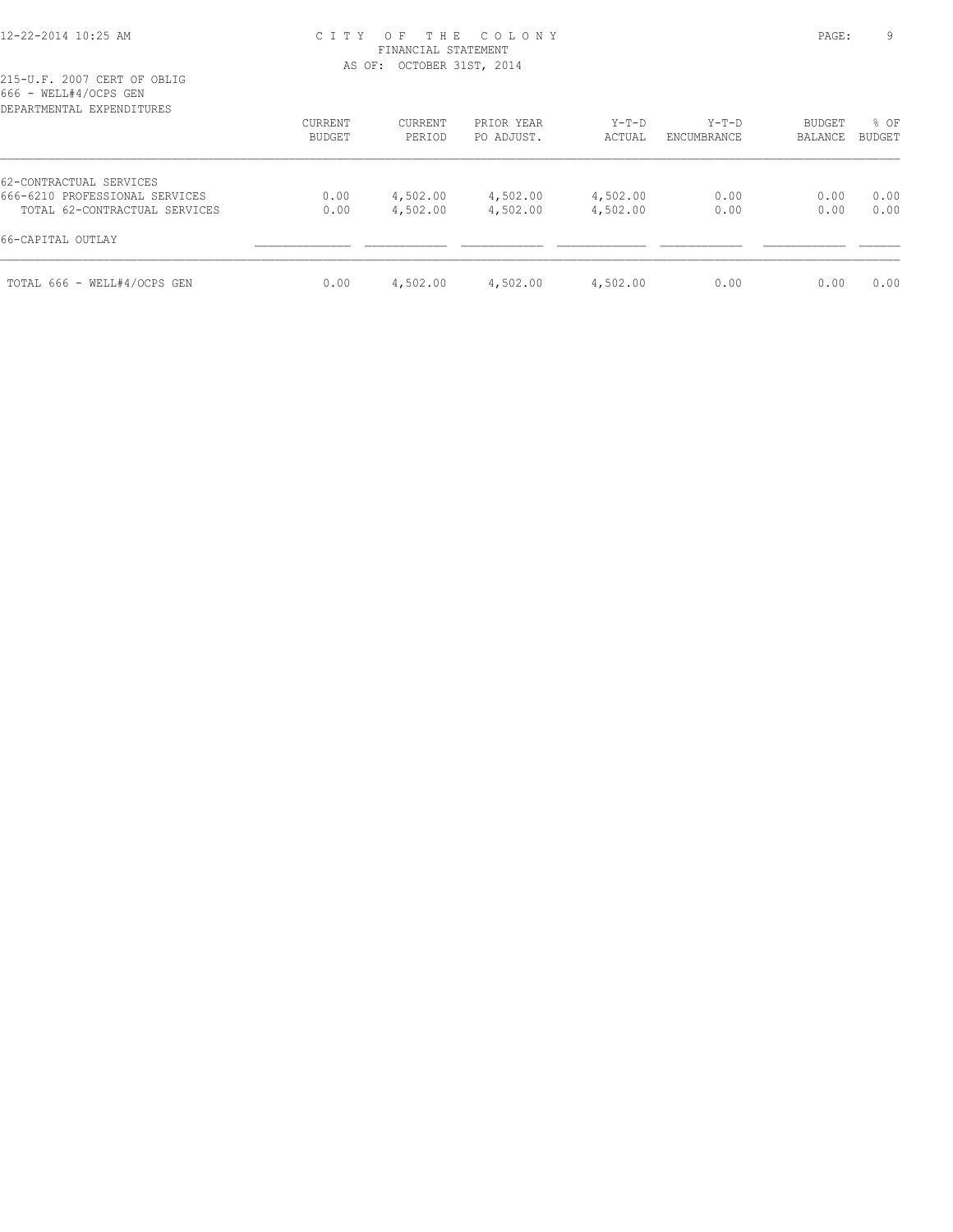# CITY OF THE COLONY
## FINANCIAL STATEMENT
### AS OF: OCTOBER 31ST, 2014

215-U.F. 2007 CERT OF OBLIG
666 - WELL#4/OCPS GEN
DEPARTMENTAL EXPENDITURES

| | CURRENT BUDGET | CURRENT PERIOD | PRIOR YEAR PO ADJUST. | Y-T-D ACTUAL | Y-T-D ENCUMBRANCE | BUDGET BALANCE | % OF BUDGET |
|---|---|---|---|---|---|---|---|
| 62-CONTRACTUAL SERVICES | | | | | | | |
| 666-6210 PROFESSIONAL SERVICES | 0.00 | 4,502.00 | 4,502.00 | 4,502.00 | 0.00 | 0.00 | 0.00 |
| TOTAL 62-CONTRACTUAL SERVICES | 0.00 | 4,502.00 | 4,502.00 | 4,502.00 | 0.00 | 0.00 | 0.00 |
| 66-CAPITAL OUTLAY | | | | | | | |
| TOTAL 666 - WELL#4/OCPS GEN | 0.00 | 4,502.00 | 4,502.00 | 4,502.00 | 0.00 | 0.00 | 0.00 |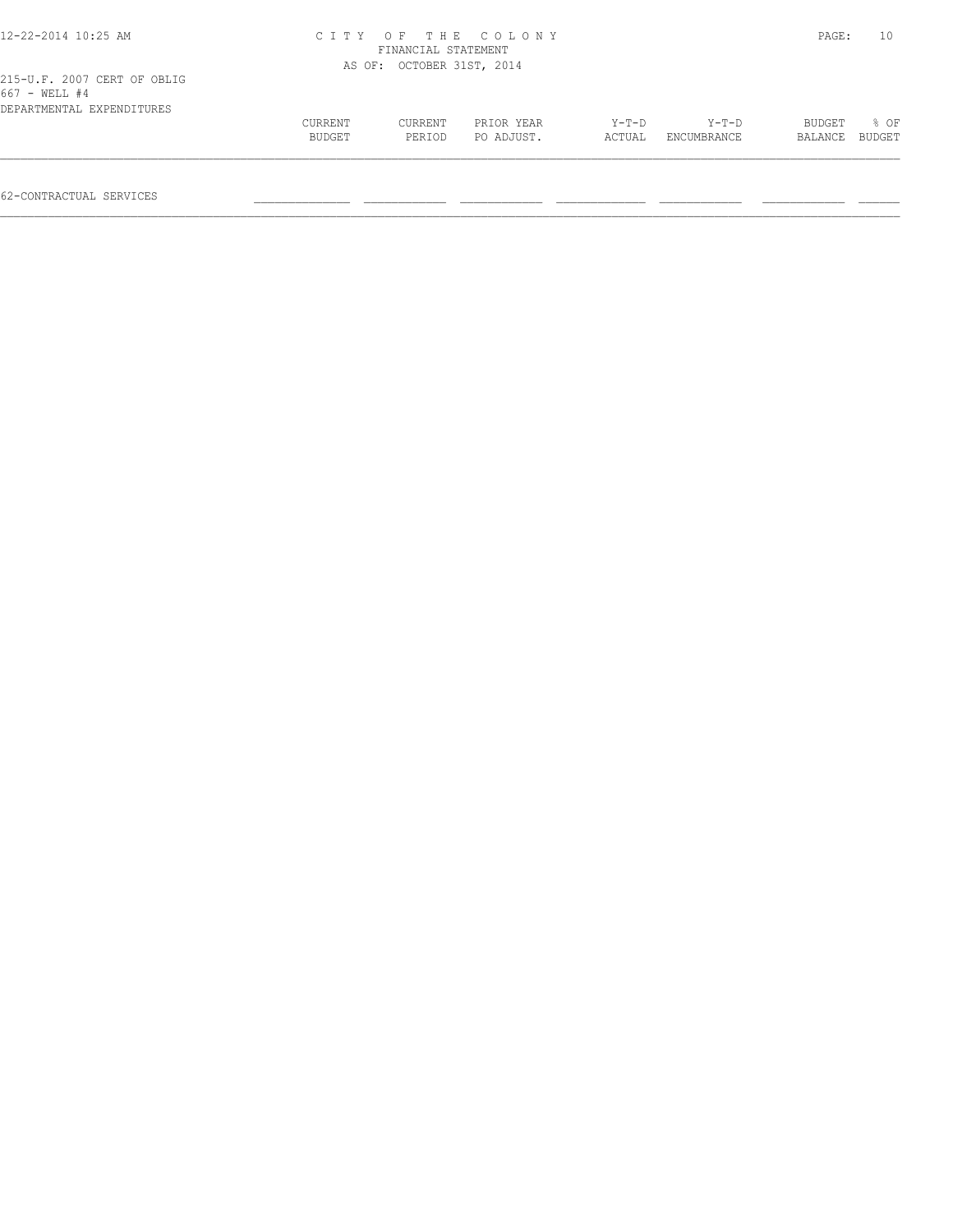CITY OF THE COLONY
FINANCIAL STATEMENT
AS OF: OCTOBER 31ST, 2014

215-U.F. 2007 CERT OF OBLIG
667 - WELL #4
DEPARTMENTAL EXPENDITURES

| | CURRENT BUDGET | CURRENT PERIOD | PRIOR YEAR PO ADJUST. | Y-T-D ACTUAL | Y-T-D ENCUMBRANCE | BUDGET BALANCE | % OF BUDGET |
|---|---|---|---|---|---|---|---|
| 62-CONTRACTUAL SERVICES | | | | | | | |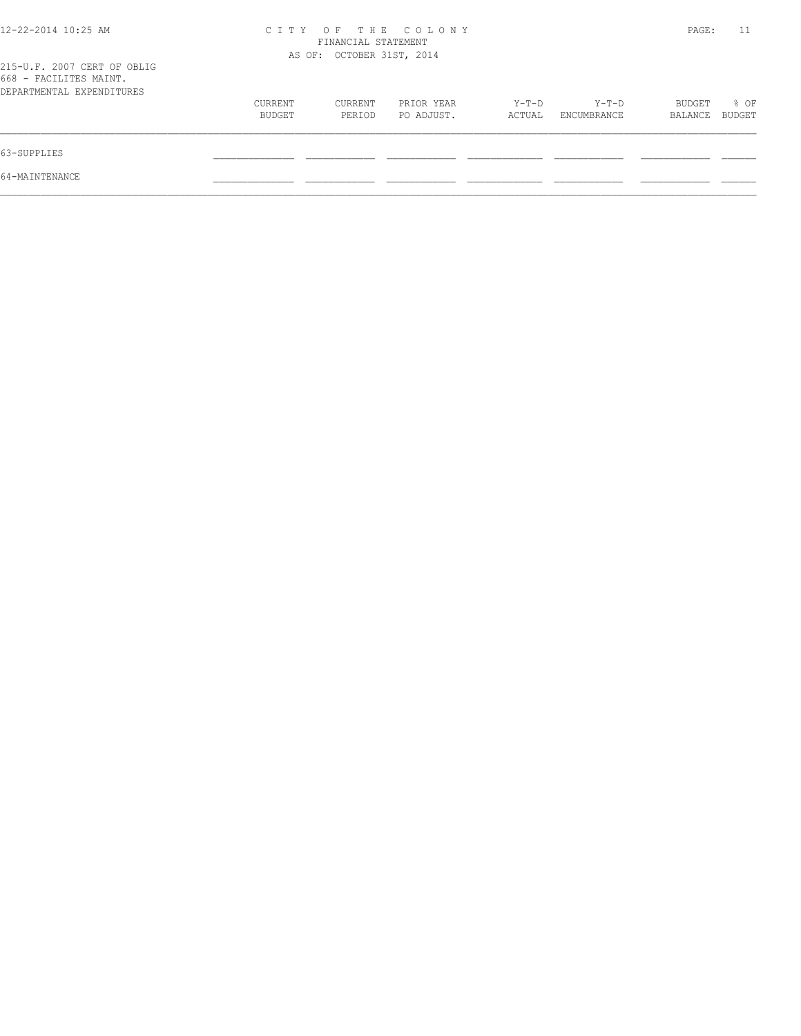CITY OF THE COLONY
FINANCIAL STATEMENT
AS OF: OCTOBER 31ST, 2014

215-U.F. 2007 CERT OF OBLIG
668 - FACILITES MAINT.
DEPARTMENTAL EXPENDITURES

| | CURRENT BUDGET | CURRENT PERIOD | PRIOR YEAR PO ADJUST. | Y-T-D ACTUAL | Y-T-D ENCUMBRANCE | BUDGET BALANCE | % OF BUDGET |
|---|---|---|---|---|---|---|---|
| 63-SUPPLIES | | | | | | | |
| 64-MAINTENANCE | | | | | | | |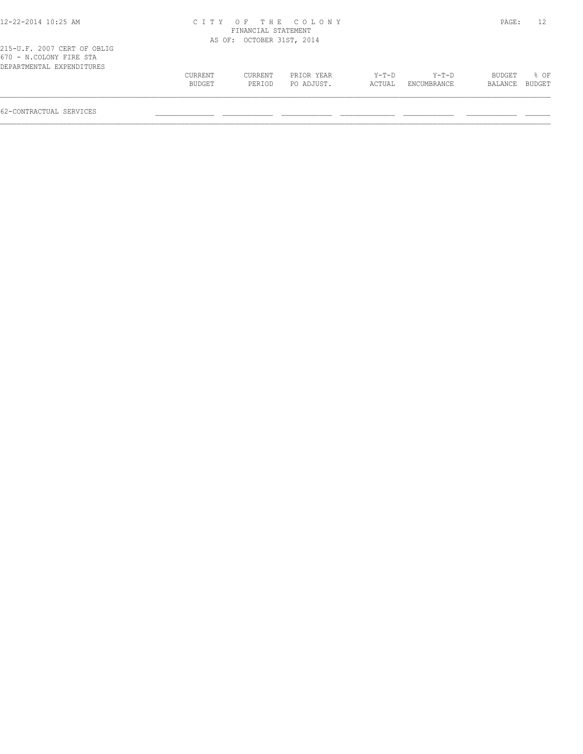215-U.F. 2007 CERT OF OBLIG
670 - N.COLONY FIRE STA
DEPARTMENTAL EXPENDITURES

|  | CURRENT BUDGET | CURRENT PERIOD | PRIOR YEAR PO ADJUST. | Y-T-D ACTUAL | Y-T-D ENCUMBRANCE | BUDGET BALANCE | % OF BUDGET |
|---|---|---|---|---|---|---|---|
| 62-CONTRACTUAL SERVICES |  |  |  |  |  |  |  |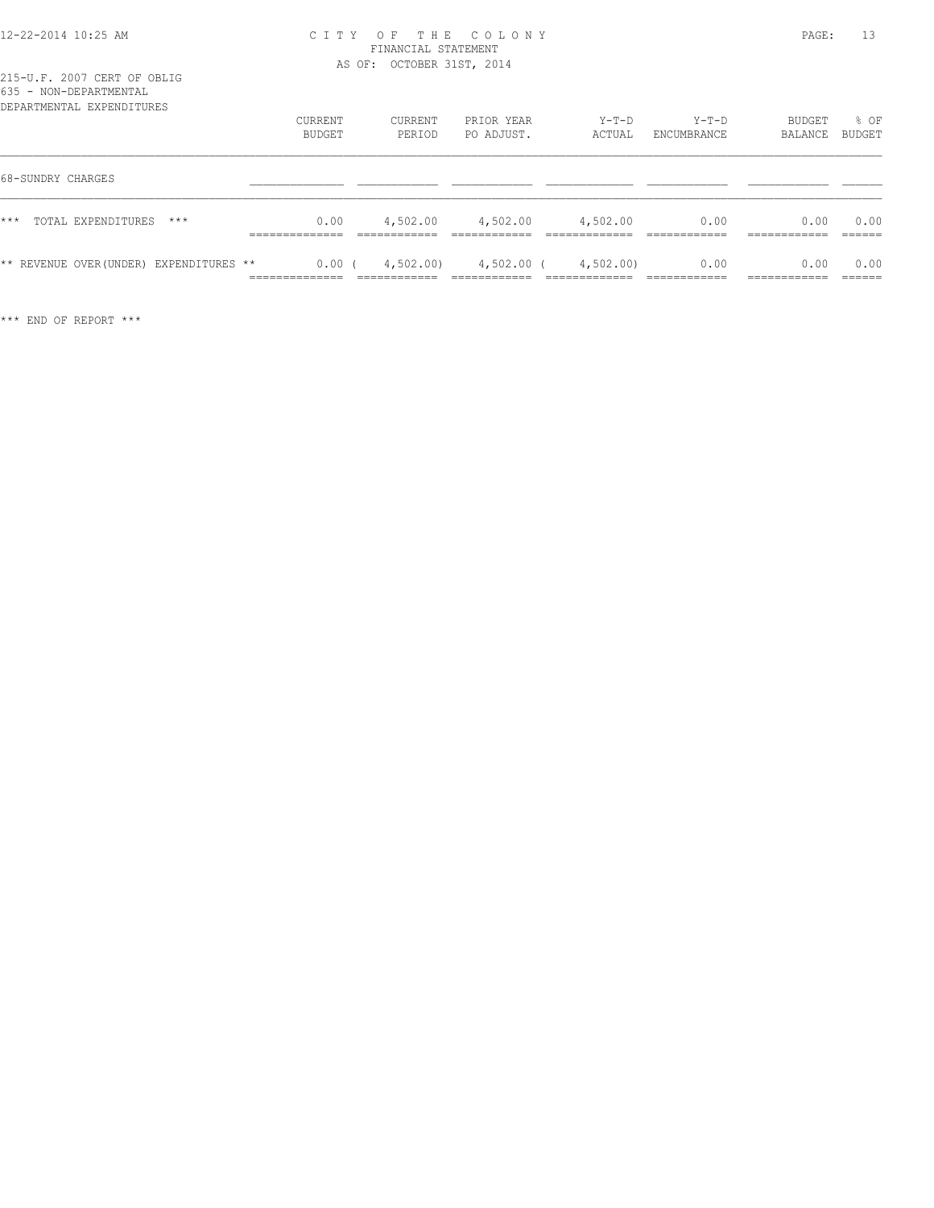215-U.F. 2007 CERT OF OBLIG
635 - NON-DEPARTMENTAL
DEPARTMENTAL EXPENDITURES

| | CURRENT BUDGET | CURRENT PERIOD | PRIOR YEAR PO ADJUST. | Y-T-D ACTUAL | Y-T-D ENCUMBRANCE | BUDGET BALANCE | % OF BUDGET |
|---|---|---|---|---|---|---|---|
| 68-SUNDRY CHARGES | | | | | | | |
| *** TOTAL EXPENDITURES *** | 0.00 | 4,502.00 | 4,502.00 | 4,502.00 | 0.00 | 0.00 | 0.00 |
| ** REVENUE OVER(UNDER) EXPENDITURES ** | 0.00 | ( 4,502.00) | 4,502.00 | ( 4,502.00) | 0.00 | 0.00 | 0.00 |

*** END OF REPORT ***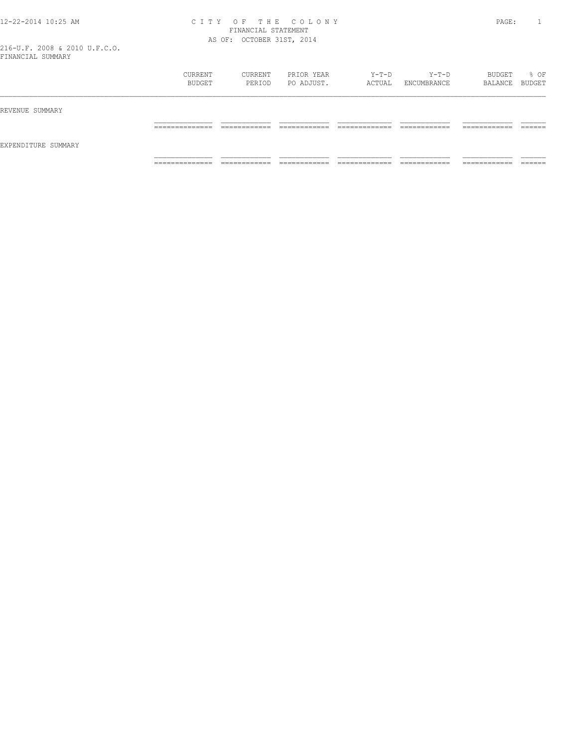# CITY OF THE COLONY
## FINANCIAL STATEMENT
AS OF: OCTOBER 31ST, 2014

216-U.F. 2008 & 2010 U.F.C.O.
FINANCIAL SUMMARY

| | CURRENT BUDGET | CURRENT PERIOD | PRIOR YEAR PO ADJUST. | Y-T-D ACTUAL | Y-T-D ENCUMBRANCE | BUDGET BALANCE | % OF BUDGET |
|---|---|---|---|---|---|---|---|
| REVENUE SUMMARY | | | | | | | |
| EXPENDITURE SUMMARY | | | | | | | |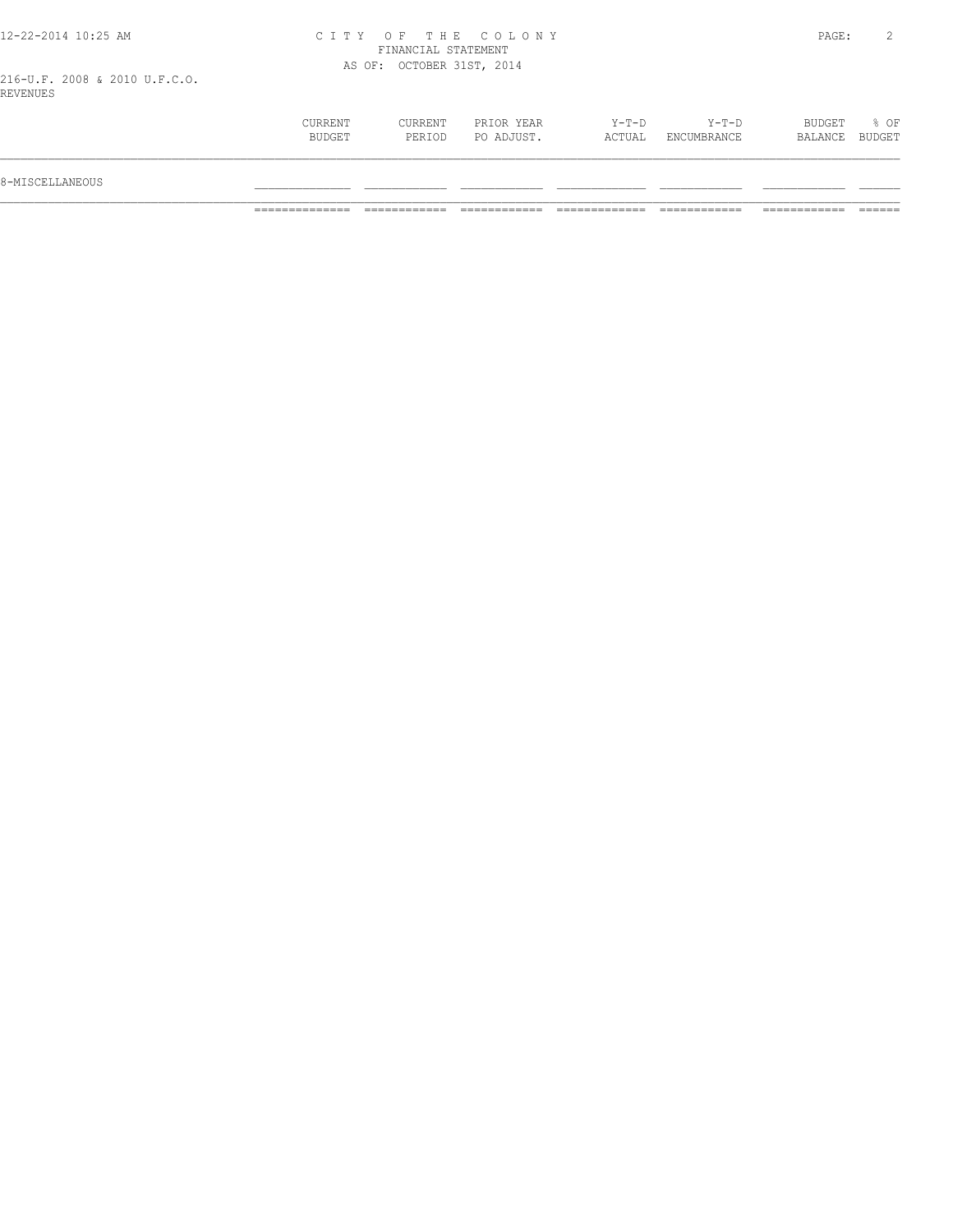# CITY OF THE COLONY
## FINANCIAL STATEMENT
### AS OF: OCTOBER 31ST, 2014

216-U.F. 2008 & 2010 U.F.C.O.
REVENUES

| | CURRENT BUDGET | CURRENT PERIOD | PRIOR YEAR PO ADJUST. | Y-T-D ACTUAL | Y-T-D ENCUMBRANCE | BUDGET BALANCE | % OF BUDGET |
|---|---|---|---|---|---|---|---|
| 8-MISCELLANEOUS | | | | | | | |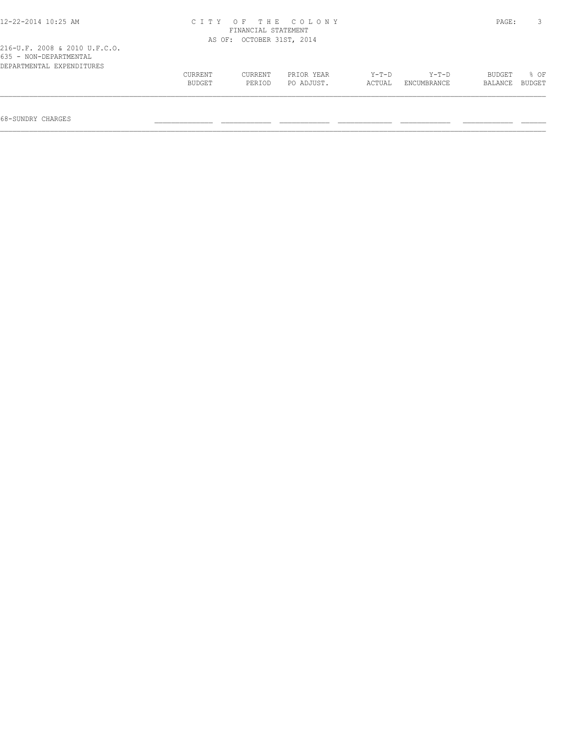216-U.F. 2008 & 2010 U.F.C.O.
635 - NON-DEPARTMENTAL
DEPARTMENTAL EXPENDITURES

CITY OF THE COLONY
FINANCIAL STATEMENT
AS OF: OCTOBER 31ST, 2014

| | CURRENT BUDGET | CURRENT PERIOD | PRIOR YEAR PO ADJUST. | Y-T-D ACTUAL | Y-T-D ENCUMBRANCE | BUDGET BALANCE | % OF BUDGET |
|---|---|---|---|---|---|---|---|
| 68-SUNDRY CHARGES | | | | | | | |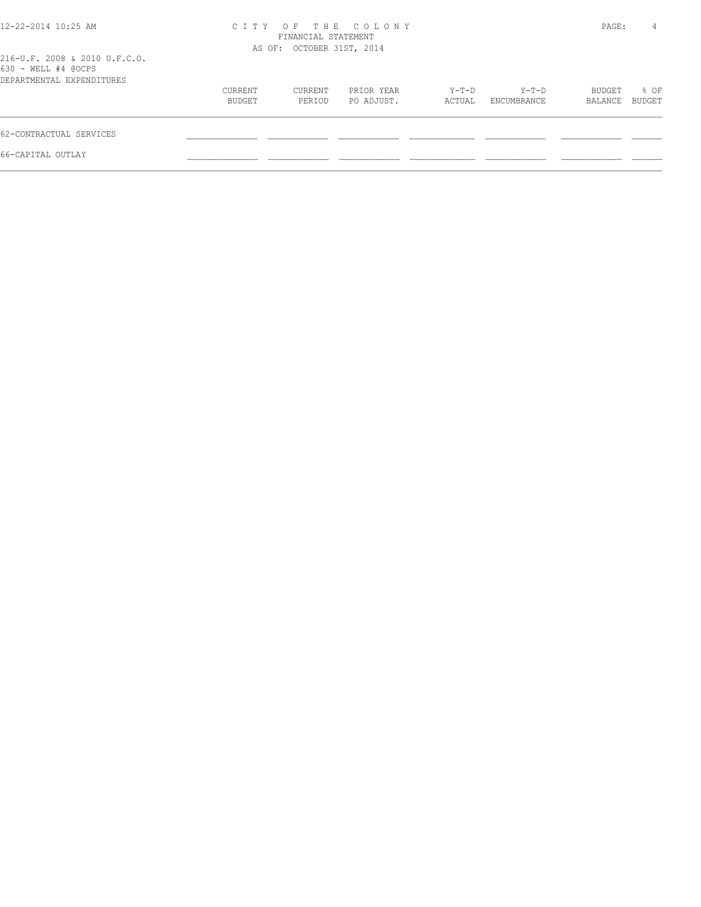CITY OF THE COLONY
FINANCIAL STATEMENT
AS OF: OCTOBER 31ST, 2014

216-U.F. 2008 & 2010 U.F.C.O.
630 - WELL #4 @OCPS
DEPARTMENTAL EXPENDITURES

| | CURRENT BUDGET | CURRENT PERIOD | PRIOR YEAR PO ADJUST. | Y-T-D ACTUAL | Y-T-D ENCUMBRANCE | BUDGET BALANCE | % OF BUDGET |
|---|---|---|---|---|---|---|---|
| 62-CONTRACTUAL SERVICES | | | | | | | |
| 66-CAPITAL OUTLAY | | | | | | | |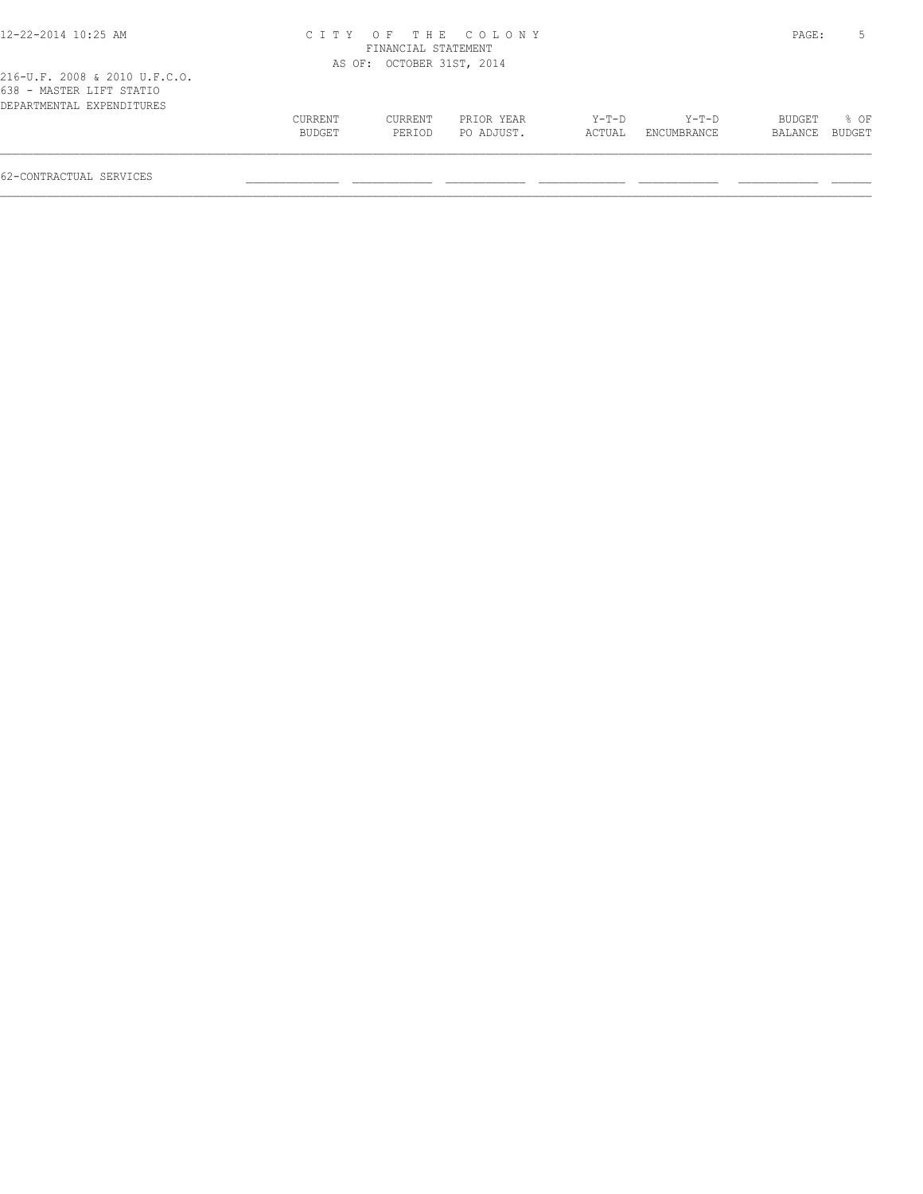CITY OF THE COLONY
FINANCIAL STATEMENT
AS OF: OCTOBER 31ST, 2014

216-U.F. 2008 & 2010 U.F.C.O.
638 - MASTER LIFT STATIO
DEPARTMENTAL EXPENDITURES

| | CURRENT BUDGET | CURRENT PERIOD | PRIOR YEAR PO ADJUST. | Y-T-D ACTUAL | Y-T-D ENCUMBRANCE | BUDGET BALANCE | % OF BUDGET |
|---|---|---|---|---|---|---|---|
| 62-CONTRACTUAL SERVICES | | | | | | | |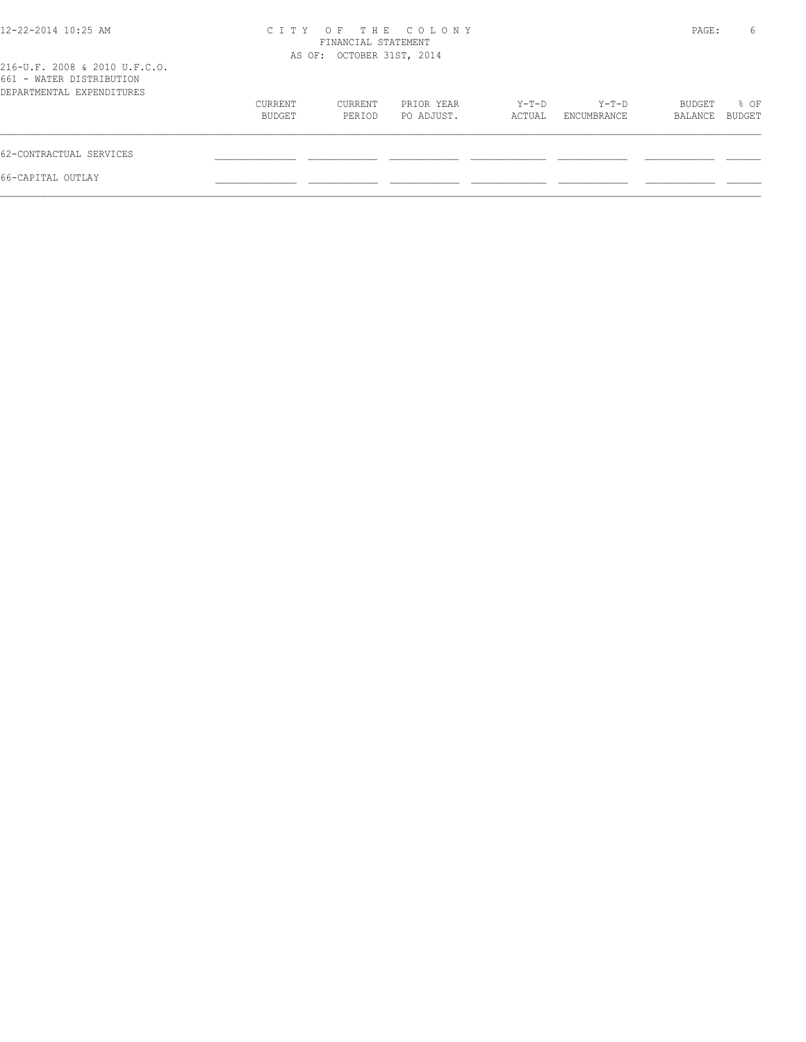CITY OF THE COLONY
FINANCIAL STATEMENT
AS OF: OCTOBER 31ST, 2014

216-U.F. 2008 & 2010 U.F.C.O.
661 - WATER DISTRIBUTION
DEPARTMENTAL EXPENDITURES

| | CURRENT BUDGET | CURRENT PERIOD | PRIOR YEAR PO ADJUST. | Y-T-D ACTUAL | Y-T-D ENCUMBRANCE | BUDGET BALANCE | % OF BUDGET |
|---|---|---|---|---|---|---|---|
| 62-CONTRACTUAL SERVICES | | | | | | | |
| 66-CAPITAL OUTLAY | | | | | | | |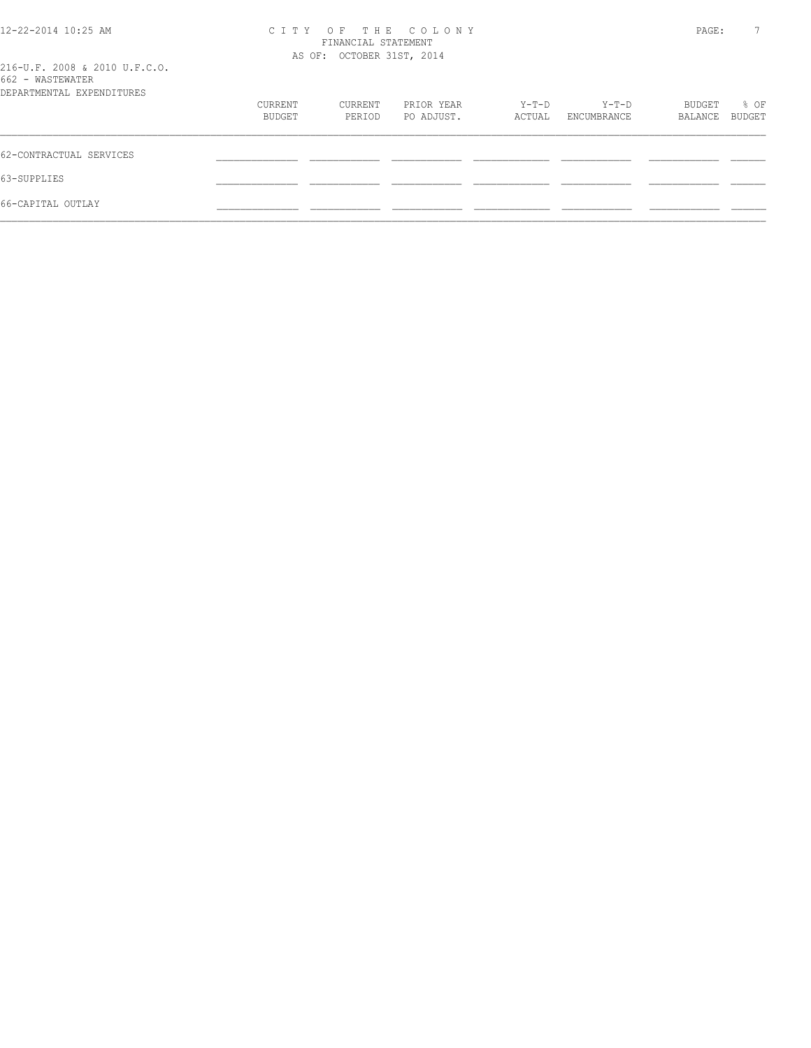216-U.F. 2008 & 2010 U.F.C.O.
662 - WASTEWATER
DEPARTMENTAL EXPENDITURES

| | CURRENT BUDGET | CURRENT PERIOD | PRIOR YEAR PO ADJUST. | Y-T-D ACTUAL | Y-T-D ENCUMBRANCE | BUDGET BALANCE | % OF BUDGET |
|---|---|---|---|---|---|---|---|
| 62-CONTRACTUAL SERVICES | | | | | | | |
| 63-SUPPLIES | | | | | | | |
| 66-CAPITAL OUTLAY | | | | | | | |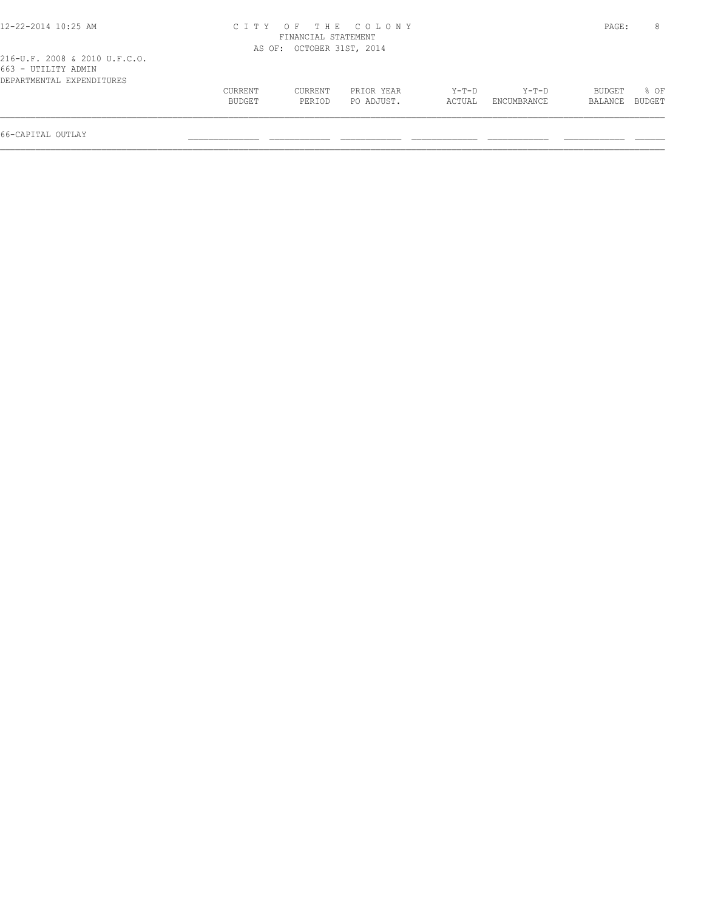216-U.F. 2008 & 2010 U.F.C.O.
663 - UTILITY ADMIN
DEPARTMENTAL EXPENDITURES

| | CURRENT BUDGET | CURRENT PERIOD | PRIOR YEAR PO ADJUST. | Y-T-D ACTUAL | Y-T-D ENCUMBRANCE | BUDGET BALANCE | % OF BUDGET |
|---|---|---|---|---|---|---|---|
| 66-CAPITAL OUTLAY | | | | | | | |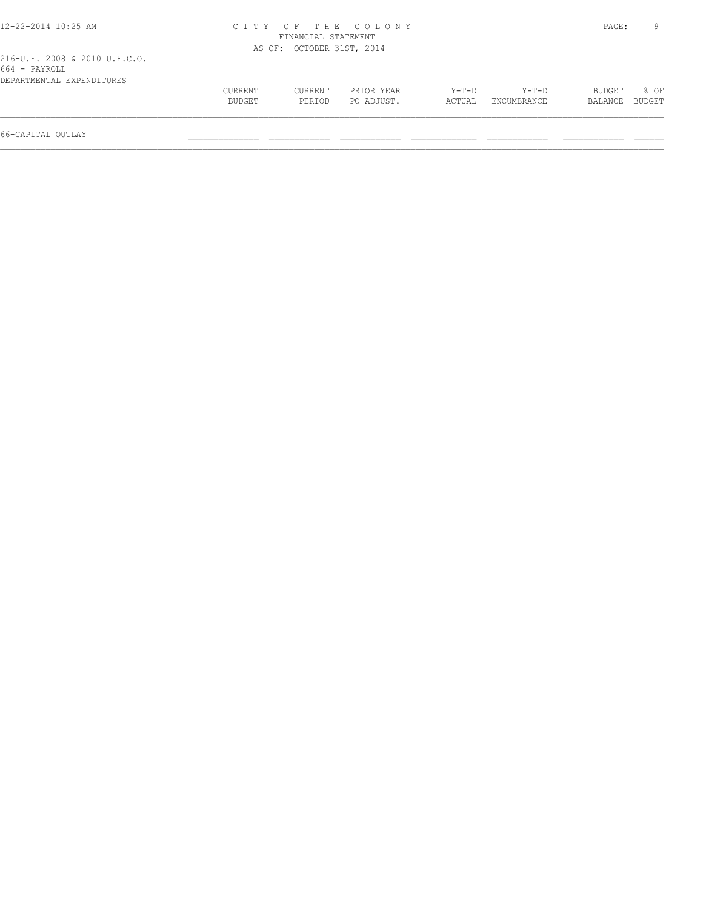CITY OF THE COLONY
FINANCIAL STATEMENT
AS OF: OCTOBER 31ST, 2014

216-U.F. 2008 & 2010 U.F.C.O.
664 - PAYROLL
DEPARTMENTAL EXPENDITURES

| | CURRENT BUDGET | CURRENT PERIOD | PRIOR YEAR PO ADJUST. | Y-T-D ACTUAL | Y-T-D ENCUMBRANCE | BUDGET BALANCE | % OF BUDGET |
|---|---|---|---|---|---|---|---|
| 66-CAPITAL OUTLAY | | | | | | | |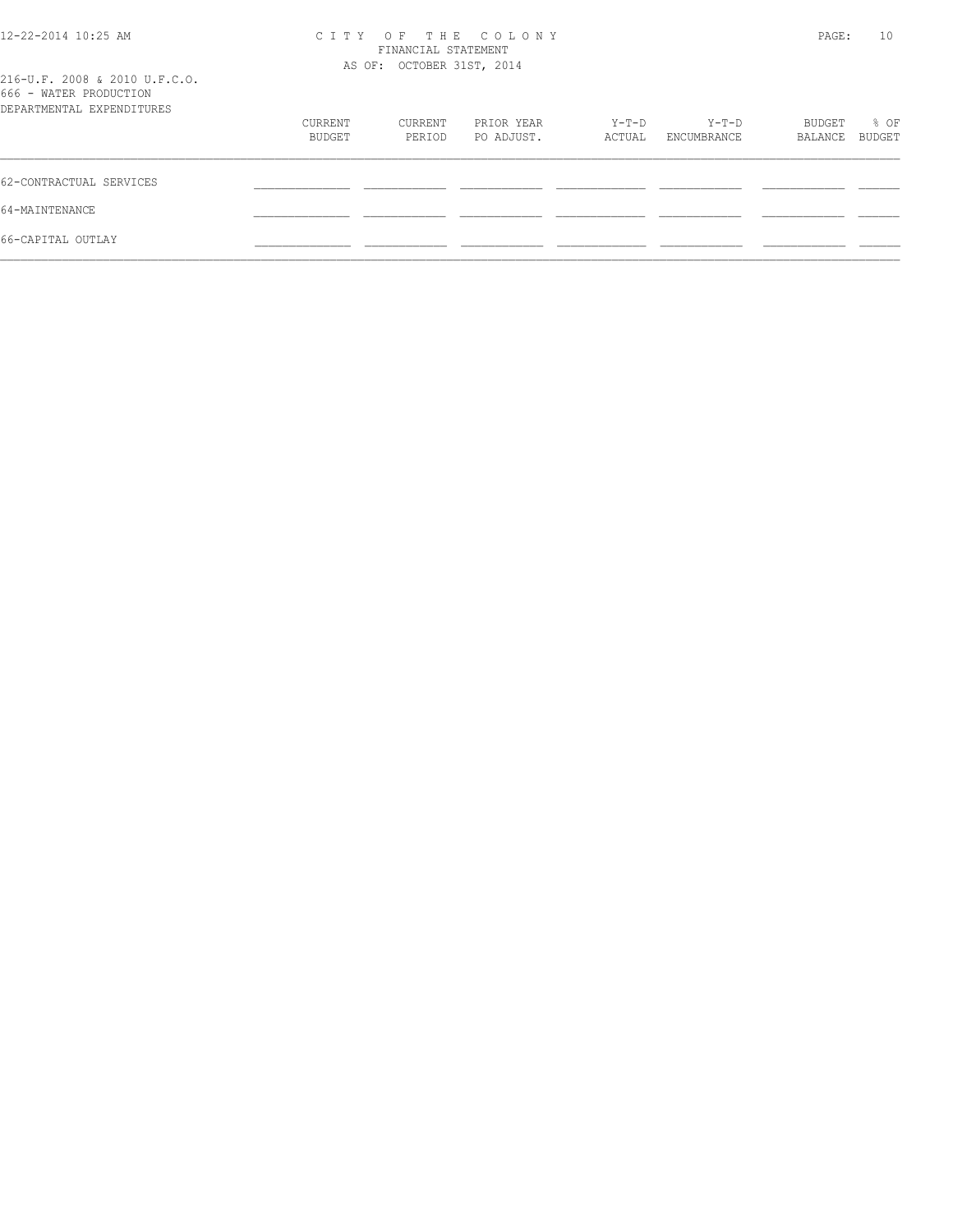CITY OF THE COLONY
FINANCIAL STATEMENT
AS OF: OCTOBER 31ST, 2014

216-U.F. 2008 & 2010 U.F.C.O.
666 - WATER PRODUCTION

| DEPARTMENTAL EXPENDITURES | CURRENT BUDGET | CURRENT PERIOD | PRIOR YEAR PO ADJUST. | Y-T-D ACTUAL | Y-T-D ENCUMBRANCE | BUDGET BALANCE | % OF BUDGET |
|---|---|---|---|---|---|---|---|
| 62-CONTRACTUAL SERVICES | | | | | | | |
| 64-MAINTENANCE | | | | | | | |
| 66-CAPITAL OUTLAY | | | | | | | |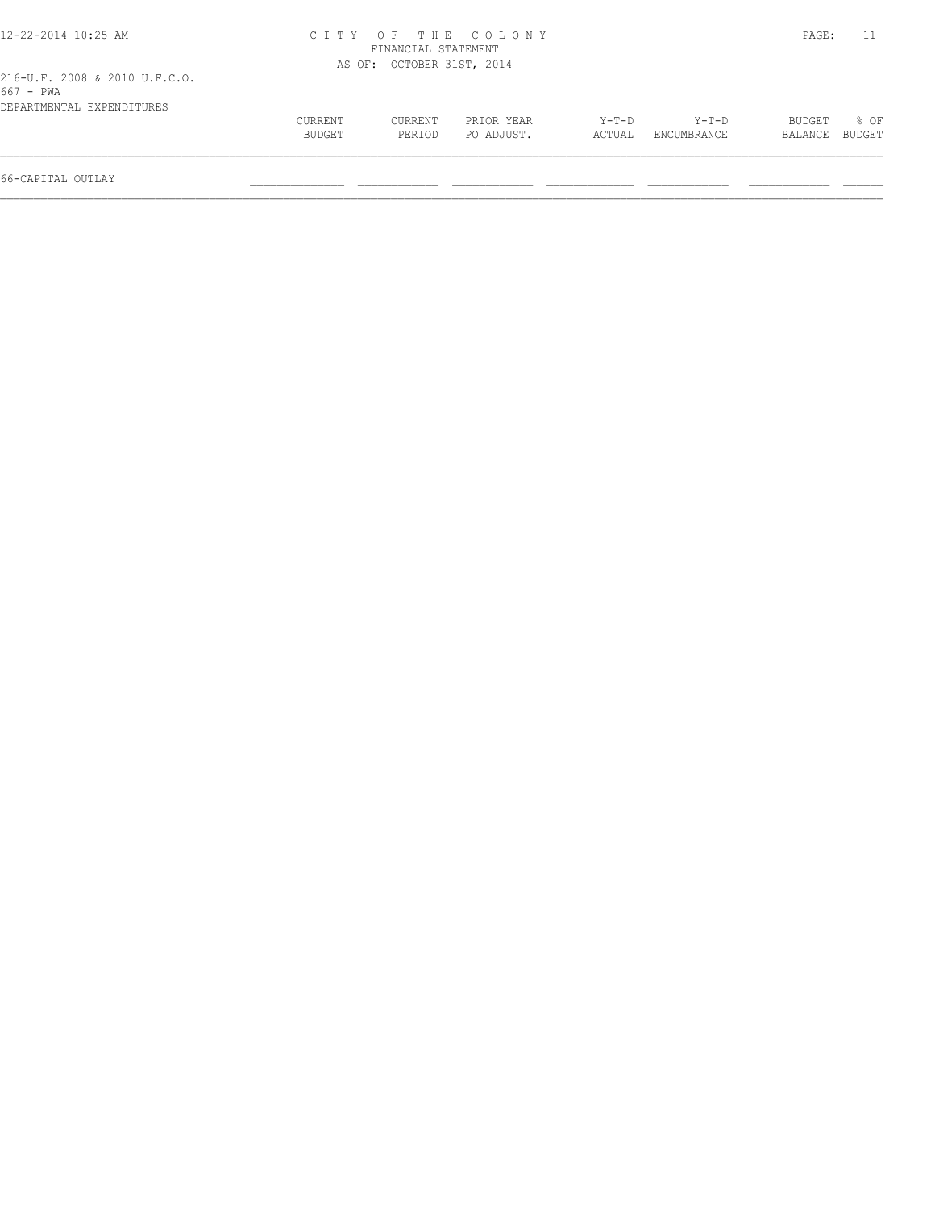216-U.F. 2008 & 2010 U.F.C.O.
667 - PWA
DEPARTMENTAL EXPENDITURES

| | CURRENT BUDGET | CURRENT PERIOD | PRIOR YEAR PO ADJUST. | Y-T-D ACTUAL | Y-T-D ENCUMBRANCE | BUDGET BALANCE | % OF BUDGET |
|---|---|---|---|---|---|---|---|
| 66-CAPITAL OUTLAY | | | | | | | |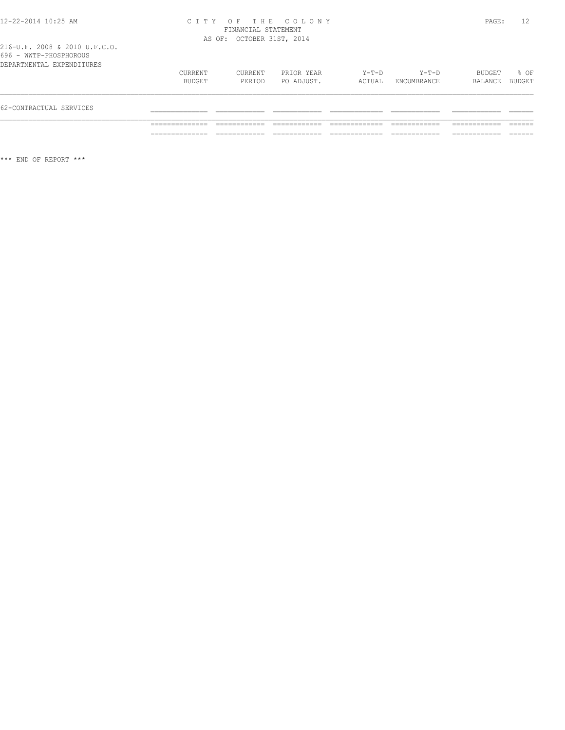216-U.F. 2008 & 2010 U.F.C.O.
696 - WWTP-PHOSPHOROUS
DEPARTMENTAL EXPENDITURES

| | CURRENT BUDGET | CURRENT PERIOD | PRIOR YEAR PO ADJUST. | Y-T-D ACTUAL | Y-T-D ENCUMBRANCE | BUDGET BALANCE | % OF BUDGET |
|---|---|---|---|---|---|---|---|
| 62-CONTRACTUAL SERVICES | | | | | | | |
| | | | | | | | |

\*\*\* END OF REPORT \*\*\*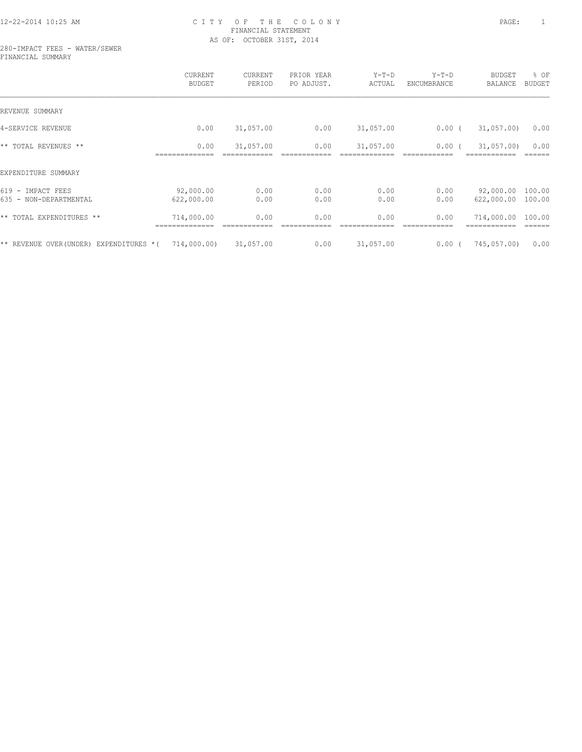12-22-2014 10:25 AM

# CITY OF THE COLONY
## FINANCIAL STATEMENT
AS OF: OCTOBER 31ST, 2014

280-IMPACT FEES - WATER/SEWER
FINANCIAL SUMMARY

| | CURRENT BUDGET | CURRENT PERIOD | PRIOR YEAR PO ADJUST. | Y-T-D ACTUAL | Y-T-D ENCUMBRANCE | BUDGET BALANCE | % OF BUDGET |
|---|---|---|---|---|---|---|---|
| REVENUE SUMMARY | | | | | | | |
| 4-SERVICE REVENUE | 0.00 | 31,057.00 | 0.00 | 31,057.00 | 0.00 | ( 31,057.00) | 0.00 |
| ** TOTAL REVENUES ** | 0.00 | 31,057.00 | 0.00 | 31,057.00 | 0.00 | ( 31,057.00) | 0.00 |
| EXPENDITURE SUMMARY | | | | | | | |
| 619 - IMPACT FEES | 92,000.00 | 0.00 | 0.00 | 0.00 | 0.00 | 92,000.00 | 100.00 |
| 635 - NON-DEPARTMENTAL | 622,000.00 | 0.00 | 0.00 | 0.00 | 0.00 | 622,000.00 | 100.00 |
| ** TOTAL EXPENDITURES ** | 714,000.00 | 0.00 | 0.00 | 0.00 | 0.00 | 714,000.00 | 100.00 |
| ** REVENUE OVER(UNDER) EXPENDITURES * | ( 714,000.00) | 31,057.00 | 0.00 | 31,057.00 | 0.00 | ( 745,057.00) | 0.00 |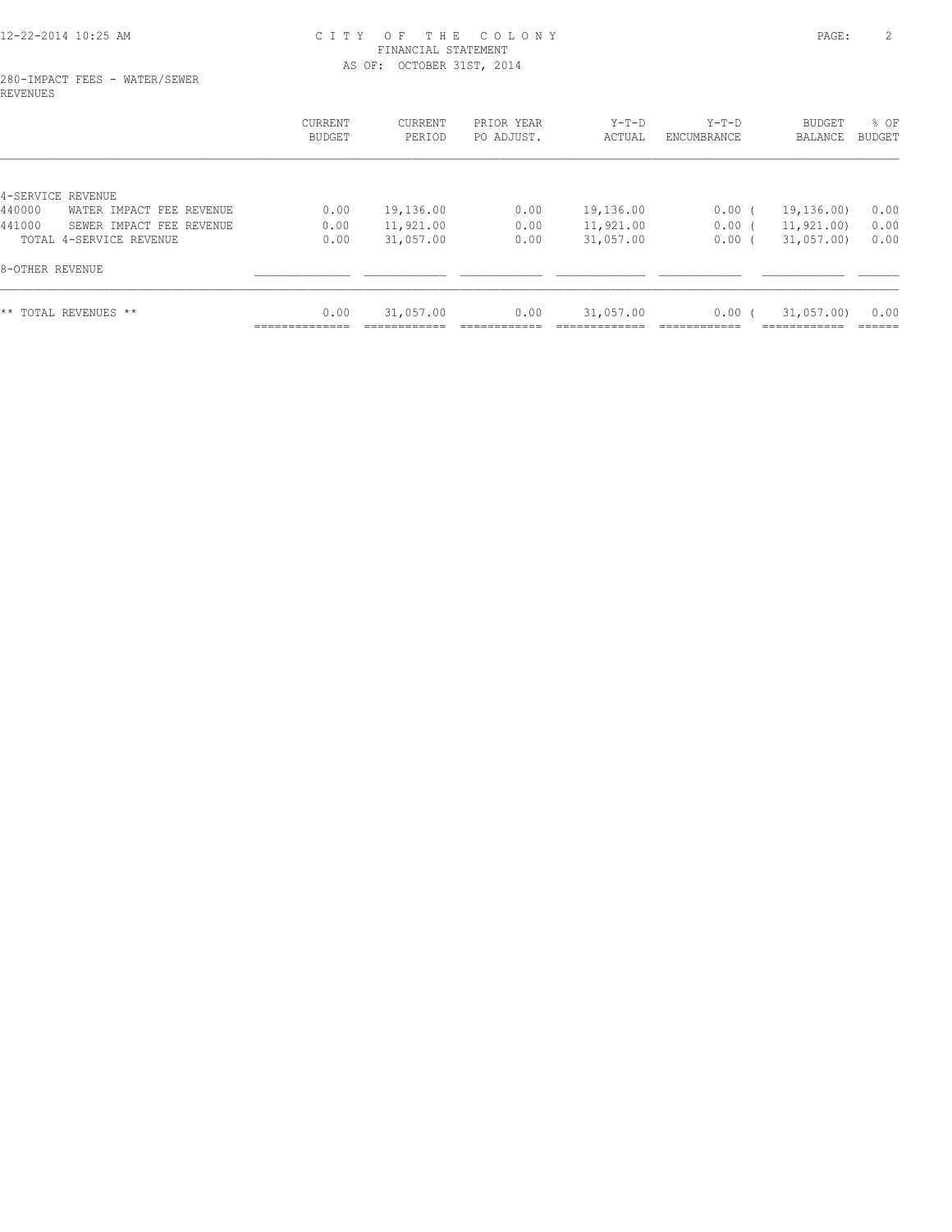CITY OF THE COLONY
FINANCIAL STATEMENT
AS OF: OCTOBER 31ST, 2014

280-IMPACT FEES - WATER/SEWER
REVENUES

| | CURRENT BUDGET | CURRENT PERIOD | PRIOR YEAR PO ADJUST. | Y-T-D ACTUAL | Y-T-D ENCUMBRANCE | BUDGET BALANCE | % OF BUDGET |
|---|---|---|---|---|---|---|---|
| 4-SERVICE REVENUE | | | | | | | |
| 440000 WATER IMPACT FEE REVENUE | 0.00 | 19,136.00 | 0.00 | 19,136.00 | 0.00 | ( 19,136.00) | 0.00 |
| 441000 SEWER IMPACT FEE REVENUE | 0.00 | 11,921.00 | 0.00 | 11,921.00 | 0.00 | ( 11,921.00) | 0.00 |
| TOTAL 4-SERVICE REVENUE | 0.00 | 31,057.00 | 0.00 | 31,057.00 | 0.00 | ( 31,057.00) | 0.00 |
| 8-OTHER REVENUE | | | | | | | |
| ** TOTAL REVENUES ** | 0.00 | 31,057.00 | 0.00 | 31,057.00 | 0.00 | ( 31,057.00) | 0.00 |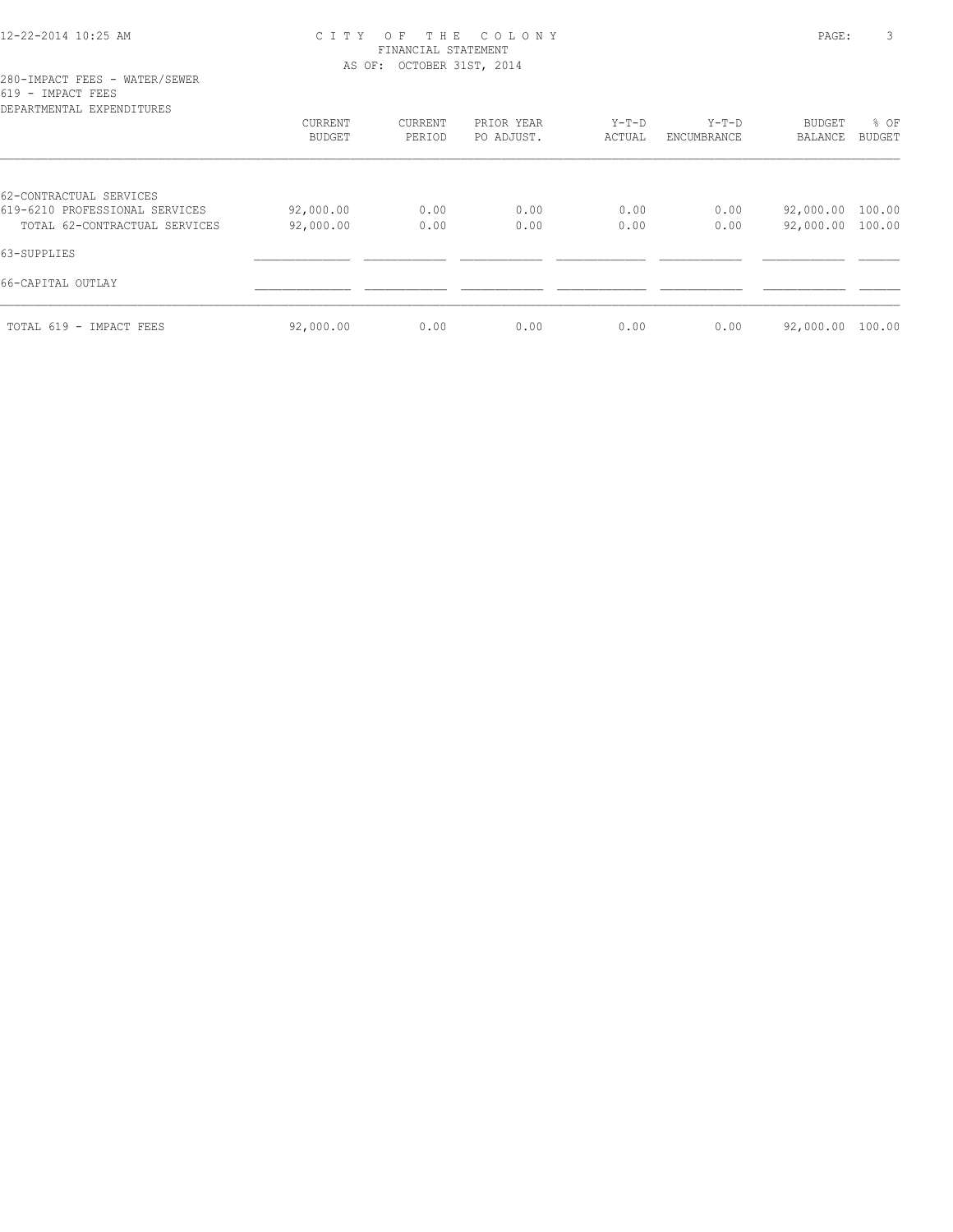CITY OF THE COLONY
FINANCIAL STATEMENT
AS OF: OCTOBER 31ST, 2014

280-IMPACT FEES - WATER/SEWER
619 - IMPACT FEES
DEPARTMENTAL EXPENDITURES

| | CURRENT BUDGET | CURRENT PERIOD | PRIOR YEAR PO ADJUST. | Y-T-D ACTUAL | Y-T-D ENCUMBRANCE | BUDGET BALANCE | % OF BUDGET |
|---|---|---|---|---|---|---|---|
| 62-CONTRACTUAL SERVICES | | | | | | | |
| 619-6210 PROFESSIONAL SERVICES | 92,000.00 | 0.00 | 0.00 | 0.00 | 0.00 | 92,000.00 | 100.00 |
| TOTAL 62-CONTRACTUAL SERVICES | 92,000.00 | 0.00 | 0.00 | 0.00 | 0.00 | 92,000.00 | 100.00 |
| 63-SUPPLIES | | | | | | | |
| 66-CAPITAL OUTLAY | | | | | | | |
| TOTAL 619 - IMPACT FEES | 92,000.00 | 0.00 | 0.00 | 0.00 | 0.00 | 92,000.00 | 100.00 |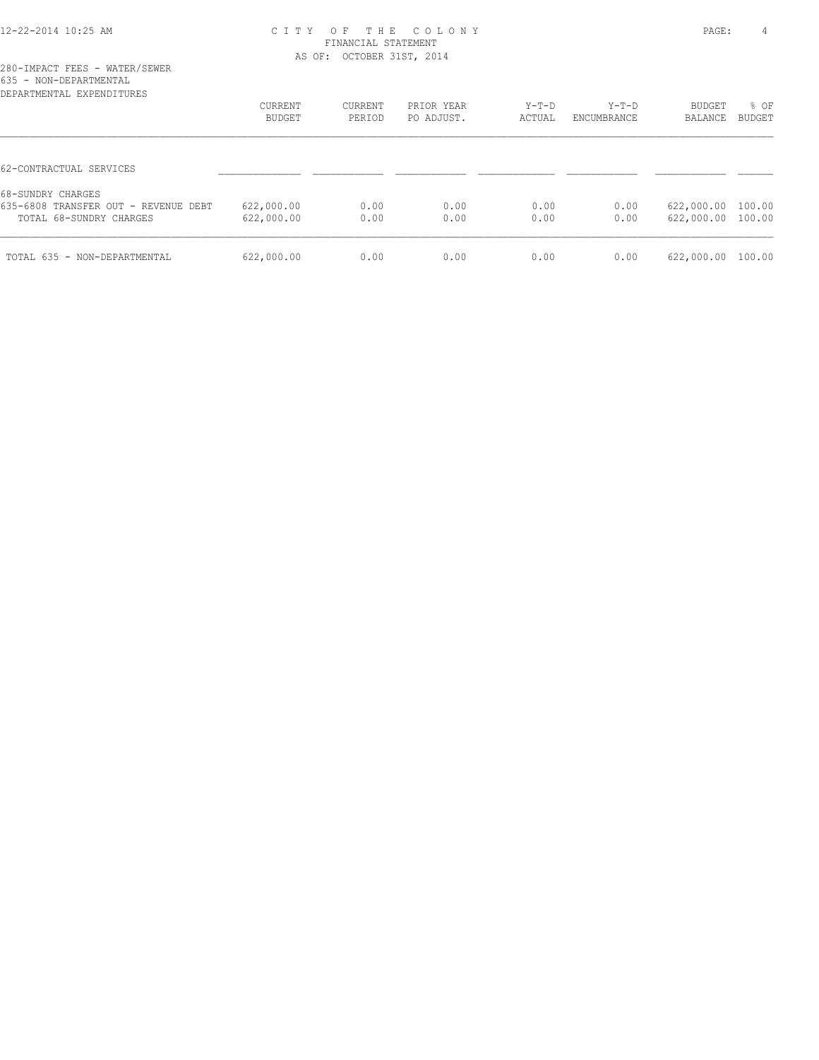CITY OF THE COLONY
FINANCIAL STATEMENT
AS OF: OCTOBER 31ST, 2014

280-IMPACT FEES - WATER/SEWER
635 - NON-DEPARTMENTAL
DEPARTMENTAL EXPENDITURES

| | CURRENT BUDGET | CURRENT PERIOD | PRIOR YEAR PO ADJUST. | Y-T-D ACTUAL | Y-T-D ENCUMBRANCE | BUDGET BALANCE | % OF BUDGET |
|---|---|---|---|---|---|---|---|
| 62-CONTRACTUAL SERVICES | | | | | | | |
| 68-SUNDRY CHARGES | | | | | | | |
| 635-6808 TRANSFER OUT - REVENUE DEBT | 622,000.00 | 0.00 | 0.00 | 0.00 | 0.00 | 622,000.00 | 100.00 |
| TOTAL 68-SUNDRY CHARGES | 622,000.00 | 0.00 | 0.00 | 0.00 | 0.00 | 622,000.00 | 100.00 |
| TOTAL 635 - NON-DEPARTMENTAL | 622,000.00 | 0.00 | 0.00 | 0.00 | 0.00 | 622,000.00 | 100.00 |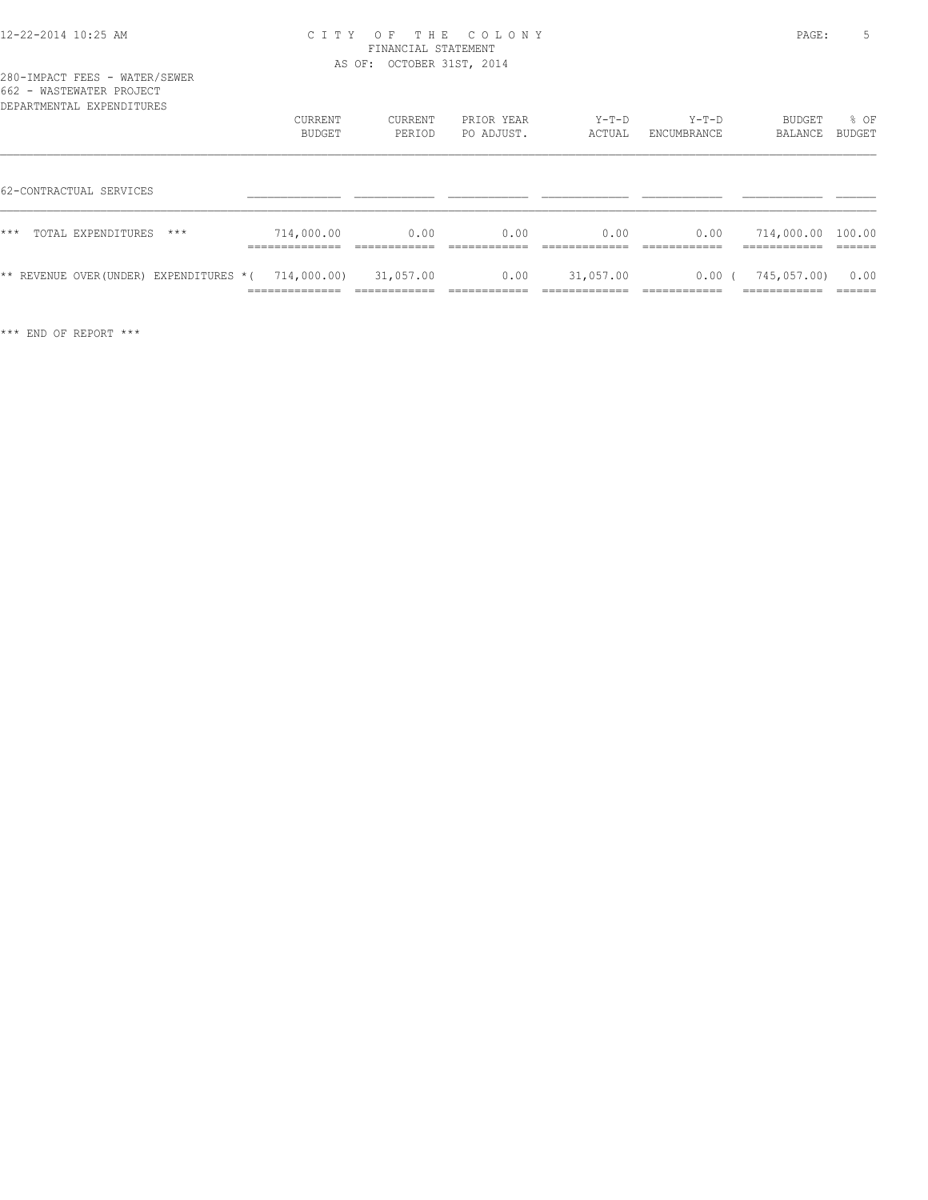280-IMPACT FEES - WATER/SEWER
662 - WASTEWATER PROJECT
DEPARTMENTAL EXPENDITURES

| | CURRENT BUDGET | CURRENT PERIOD | PRIOR YEAR PO ADJUST. | Y-T-D ACTUAL | Y-T-D ENCUMBRANCE | BUDGET BALANCE | % OF BUDGET |
|---|---|---|---|---|---|---|---|
| 62-CONTRACTUAL SERVICES | | | | | | | |
| *** TOTAL EXPENDITURES *** | 714,000.00 | 0.00 | 0.00 | 0.00 | 0.00 | 714,000.00 | 100.00 |
| ** REVENUE OVER(UNDER) EXPENDITURES * | ( 714,000.00) | 31,057.00 | 0.00 | 31,057.00 | 0.00 | ( 745,057.00) | 0.00 |

*** END OF REPORT ***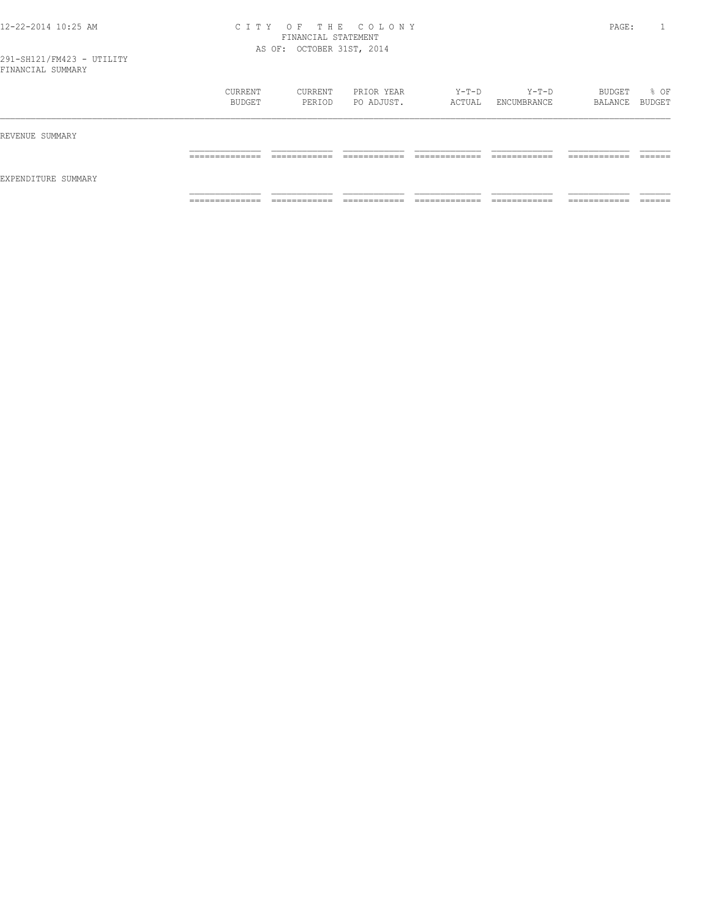# CITY OF THE COLONY
## FINANCIAL STATEMENT
### AS OF: OCTOBER 31ST, 2014

291-SH121/FM423 - UTILITY
FINANCIAL SUMMARY

| | CURRENT BUDGET | CURRENT PERIOD | PRIOR YEAR PO ADJUST. | Y-T-D ACTUAL | Y-T-D ENCUMBRANCE | BUDGET BALANCE | % OF BUDGET |
|---|---|---|---|---|---|---|---|
| REVENUE SUMMARY | | | | | | | |
| | | | | | | | |
| EXPENDITURE SUMMARY | | | | | | | |
| | | | | | | | |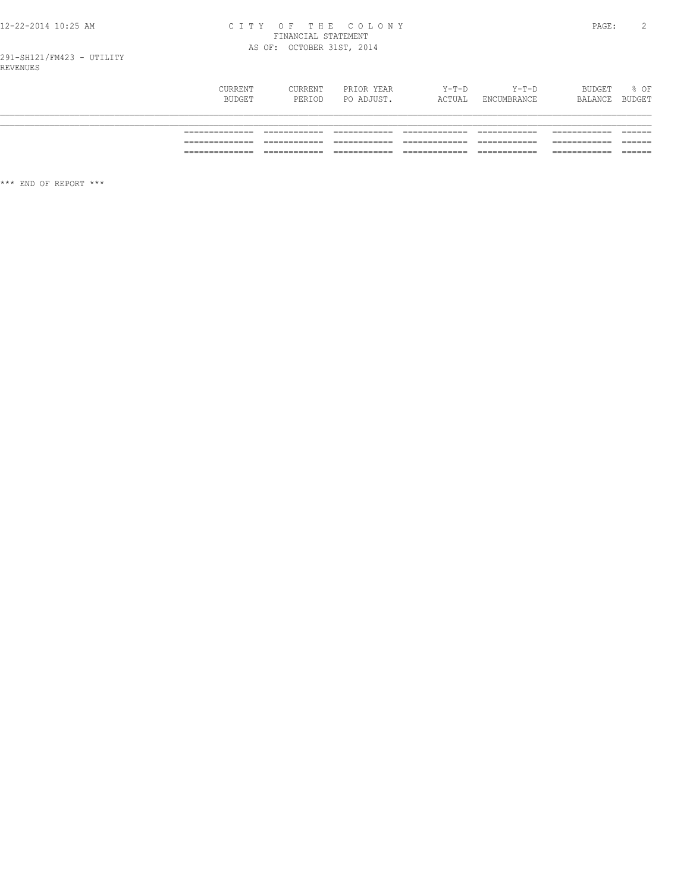# CITY OF THE COLONY
## FINANCIAL STATEMENT
### AS OF: OCTOBER 31ST, 2014

291-SH121/FM423 - UTILITY
REVENUES

| | CURRENT BUDGET | CURRENT PERIOD | PRIOR YEAR PO ADJUST. | Y-T-D ACTUAL | Y-T-D ENCUMBRANCE | BUDGET BALANCE | % OF BUDGET |
|---|---|---|---|---|---|---|---|
| | ============= | ============ | ============ | ============= | ============ | ============ | ====== |
| | ============= | ============ | ============ | ============= | ============ | ============ | ====== |
| | ============= | ============ | ============ | ============= | ============ | ============ | ====== |

*** END OF REPORT ***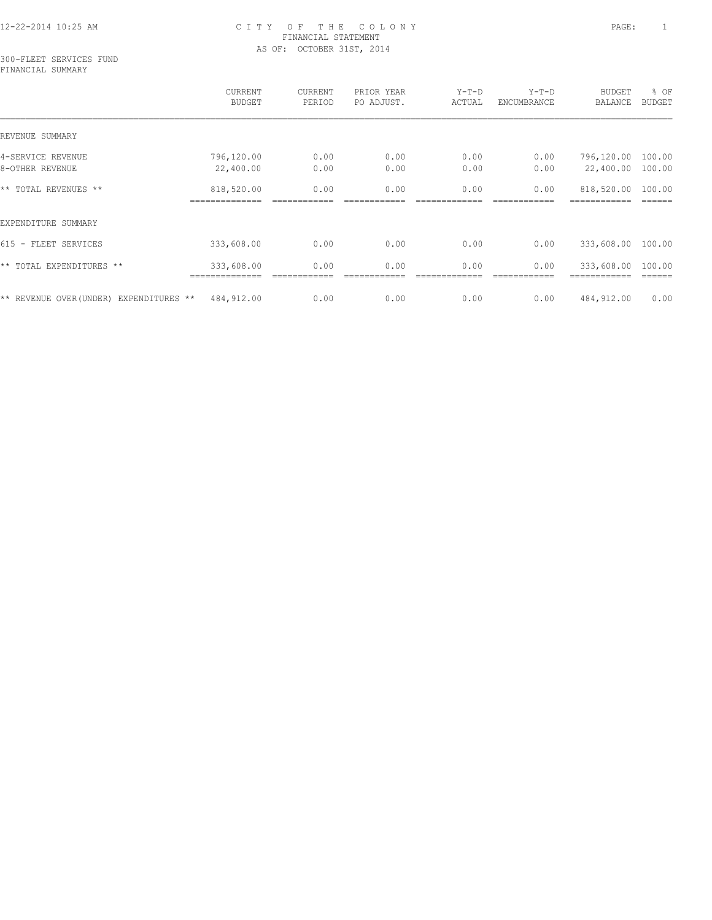# CITY OF THE COLONY

## FINANCIAL STATEMENT

AS OF: OCTOBER 31ST, 2014

300-FLEET SERVICES FUND
FINANCIAL SUMMARY

| | CURRENT BUDGET | CURRENT PERIOD | PRIOR YEAR PO ADJUST. | Y-T-D ACTUAL | Y-T-D ENCUMBRANCE | BUDGET BALANCE | % OF BUDGET |
|---|---|---|---|---|---|---|---|
| REVENUE SUMMARY | | | | | | | |
| 4-SERVICE REVENUE | 796,120.00 | 0.00 | 0.00 | 0.00 | 0.00 | 796,120.00 | 100.00 |
| 8-OTHER REVENUE | 22,400.00 | 0.00 | 0.00 | 0.00 | 0.00 | 22,400.00 | 100.00 |
| ** TOTAL REVENUES ** | 818,520.00 | 0.00 | 0.00 | 0.00 | 0.00 | 818,520.00 | 100.00 |
| EXPENDITURE SUMMARY | | | | | | | |
| 615 - FLEET SERVICES | 333,608.00 | 0.00 | 0.00 | 0.00 | 0.00 | 333,608.00 | 100.00 |
| ** TOTAL EXPENDITURES ** | 333,608.00 | 0.00 | 0.00 | 0.00 | 0.00 | 333,608.00 | 100.00 |
| ** REVENUE OVER(UNDER) EXPENDITURES ** | 484,912.00 | 0.00 | 0.00 | 0.00 | 0.00 | 484,912.00 | 0.00 |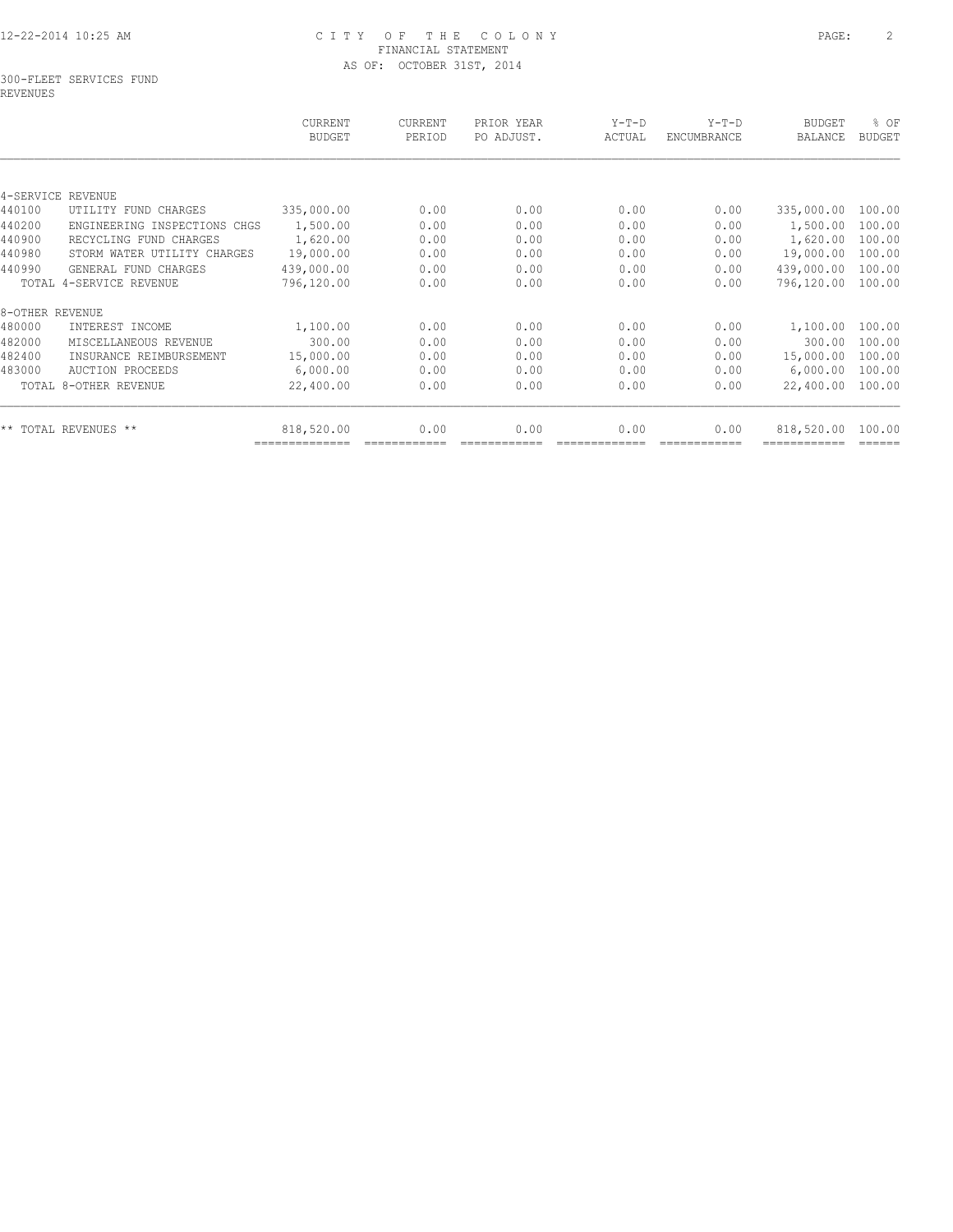CITY OF THE COLONY
FINANCIAL STATEMENT
AS OF: OCTOBER 31ST, 2014

300-FLEET SERVICES FUND
REVENUES

| | | CURRENT BUDGET | CURRENT PERIOD | PRIOR YEAR PO ADJUST. | Y-T-D ACTUAL | Y-T-D ENCUMBRANCE | BUDGET BALANCE | % OF BUDGET |
|---|---|---|---|---|---|---|---|---|
| 4-SERVICE REVENUE | | | | | | | | |
| 440100 | UTILITY FUND CHARGES | 335,000.00 | 0.00 | 0.00 | 0.00 | 0.00 | 335,000.00 | 100.00 |
| 440200 | ENGINEERING INSPECTIONS CHGS | 1,500.00 | 0.00 | 0.00 | 0.00 | 0.00 | 1,500.00 | 100.00 |
| 440900 | RECYCLING FUND CHARGES | 1,620.00 | 0.00 | 0.00 | 0.00 | 0.00 | 1,620.00 | 100.00 |
| 440980 | STORM WATER UTILITY CHARGES | 19,000.00 | 0.00 | 0.00 | 0.00 | 0.00 | 19,000.00 | 100.00 |
| 440990 | GENERAL FUND CHARGES | 439,000.00 | 0.00 | 0.00 | 0.00 | 0.00 | 439,000.00 | 100.00 |
| | TOTAL 4-SERVICE REVENUE | 796,120.00 | 0.00 | 0.00 | 0.00 | 0.00 | 796,120.00 | 100.00 |
| 8-OTHER REVENUE | | | | | | | | |
| 480000 | INTEREST INCOME | 1,100.00 | 0.00 | 0.00 | 0.00 | 0.00 | 1,100.00 | 100.00 |
| 482000 | MISCELLANEOUS REVENUE | 300.00 | 0.00 | 0.00 | 0.00 | 0.00 | 300.00 | 100.00 |
| 482400 | INSURANCE REIMBURSEMENT | 15,000.00 | 0.00 | 0.00 | 0.00 | 0.00 | 15,000.00 | 100.00 |
| 483000 | AUCTION PROCEEDS | 6,000.00 | 0.00 | 0.00 | 0.00 | 0.00 | 6,000.00 | 100.00 |
| | TOTAL 8-OTHER REVENUE | 22,400.00 | 0.00 | 0.00 | 0.00 | 0.00 | 22,400.00 | 100.00 |
| ** TOTAL REVENUES ** | | 818,520.00 | 0.00 | 0.00 | 0.00 | 0.00 | 818,520.00 | 100.00 |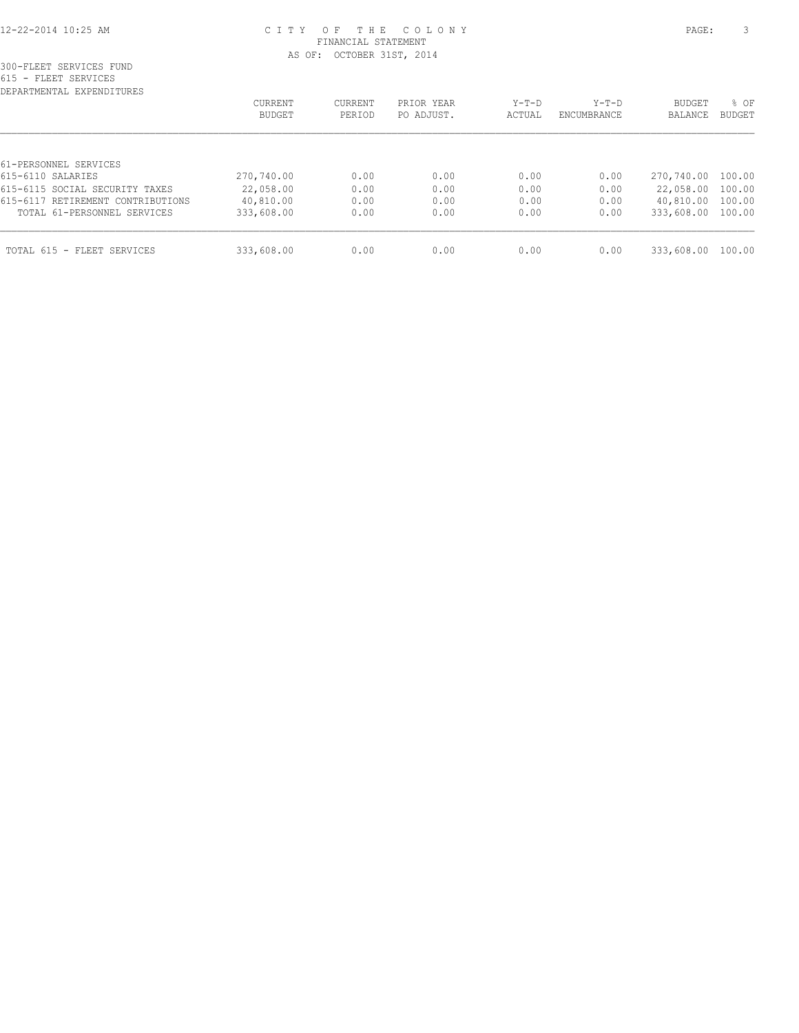CITY OF THE COLONY
FINANCIAL STATEMENT
AS OF: OCTOBER 31ST, 2014

300-FLEET SERVICES FUND
615 - FLEET SERVICES
DEPARTMENTAL EXPENDITURES

| | CURRENT BUDGET | CURRENT PERIOD | PRIOR YEAR PO ADJUST. | Y-T-D ACTUAL | Y-T-D ENCUMBRANCE | BUDGET BALANCE | % OF BUDGET |
|---|---|---|---|---|---|---|---|
| 61-PERSONNEL SERVICES | | | | | | | |
| 615-6110 SALARIES | 270,740.00 | 0.00 | 0.00 | 0.00 | 0.00 | 270,740.00 | 100.00 |
| 615-6115 SOCIAL SECURITY TAXES | 22,058.00 | 0.00 | 0.00 | 0.00 | 0.00 | 22,058.00 | 100.00 |
| 615-6117 RETIREMENT CONTRIBUTIONS | 40,810.00 | 0.00 | 0.00 | 0.00 | 0.00 | 40,810.00 | 100.00 |
| TOTAL 61-PERSONNEL SERVICES | 333,608.00 | 0.00 | 0.00 | 0.00 | 0.00 | 333,608.00 | 100.00 |
| TOTAL 615 - FLEET SERVICES | 333,608.00 | 0.00 | 0.00 | 0.00 | 0.00 | 333,608.00 | 100.00 |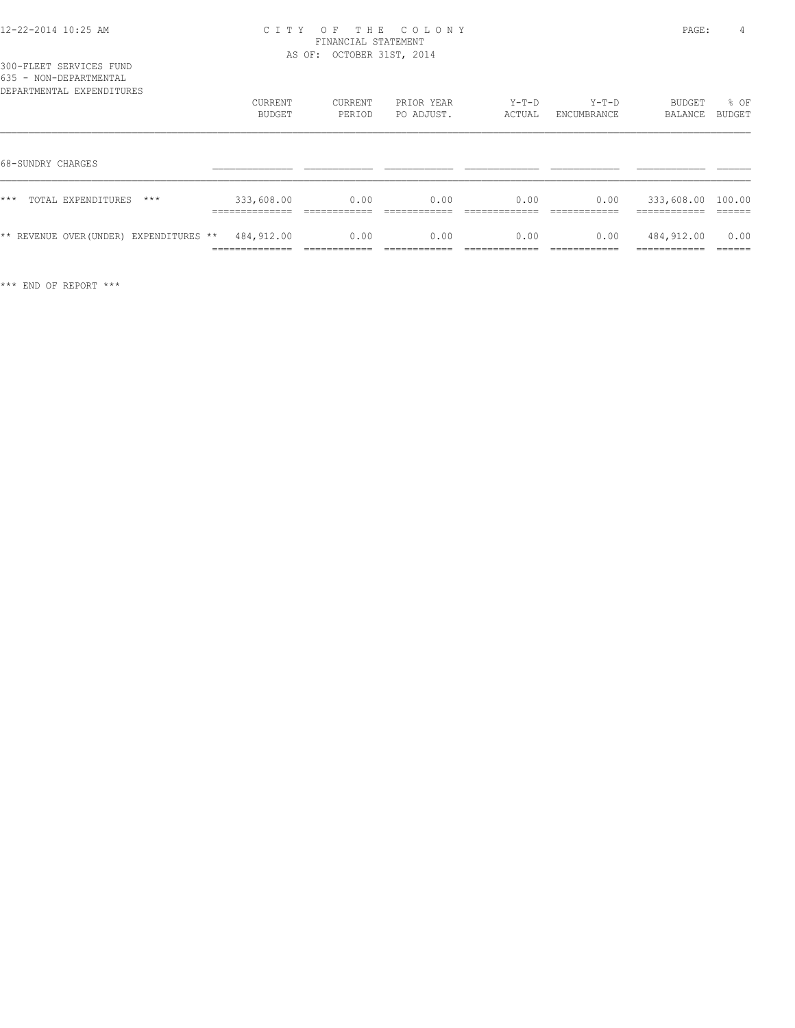CITY OF THE COLONY
FINANCIAL STATEMENT
AS OF: OCTOBER 31ST, 2014

300-FLEET SERVICES FUND
635 - NON-DEPARTMENTAL
DEPARTMENTAL EXPENDITURES

| | CURRENT BUDGET | CURRENT PERIOD | PRIOR YEAR PO ADJUST. | Y-T-D ACTUAL | Y-T-D ENCUMBRANCE | BUDGET BALANCE | % OF BUDGET |
|---|---|---|---|---|---|---|---|
| 68-SUNDRY CHARGES | | | | | | | |
| *** TOTAL EXPENDITURES *** | 333,608.00 | 0.00 | 0.00 | 0.00 | 0.00 | 333,608.00 | 100.00 |
| ** REVENUE OVER(UNDER) EXPENDITURES ** | 484,912.00 | 0.00 | 0.00 | 0.00 | 0.00 | 484,912.00 | 0.00 |

*** END OF REPORT ***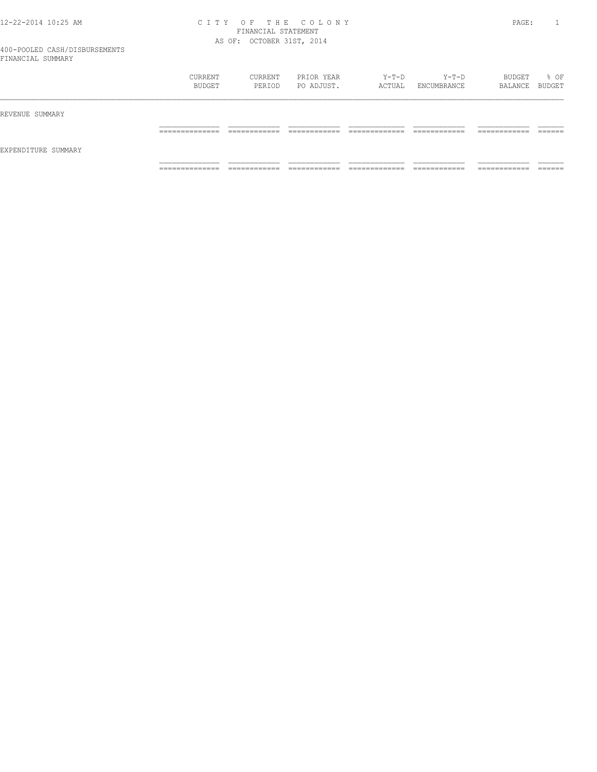# CITY OF THE COLONY
## FINANCIAL STATEMENT
### AS OF: OCTOBER 31ST, 2014

400-POOLED CASH/DISBURSEMENTS
FINANCIAL SUMMARY

| | CURRENT BUDGET | CURRENT PERIOD | PRIOR YEAR PO ADJUST. | Y-T-D ACTUAL | Y-T-D ENCUMBRANCE | BUDGET BALANCE | % OF BUDGET |
|---|---|---|---|---|---|---|---|
| REVENUE SUMMARY | | | | | | | |
| EXPENDITURE SUMMARY | | | | | | | |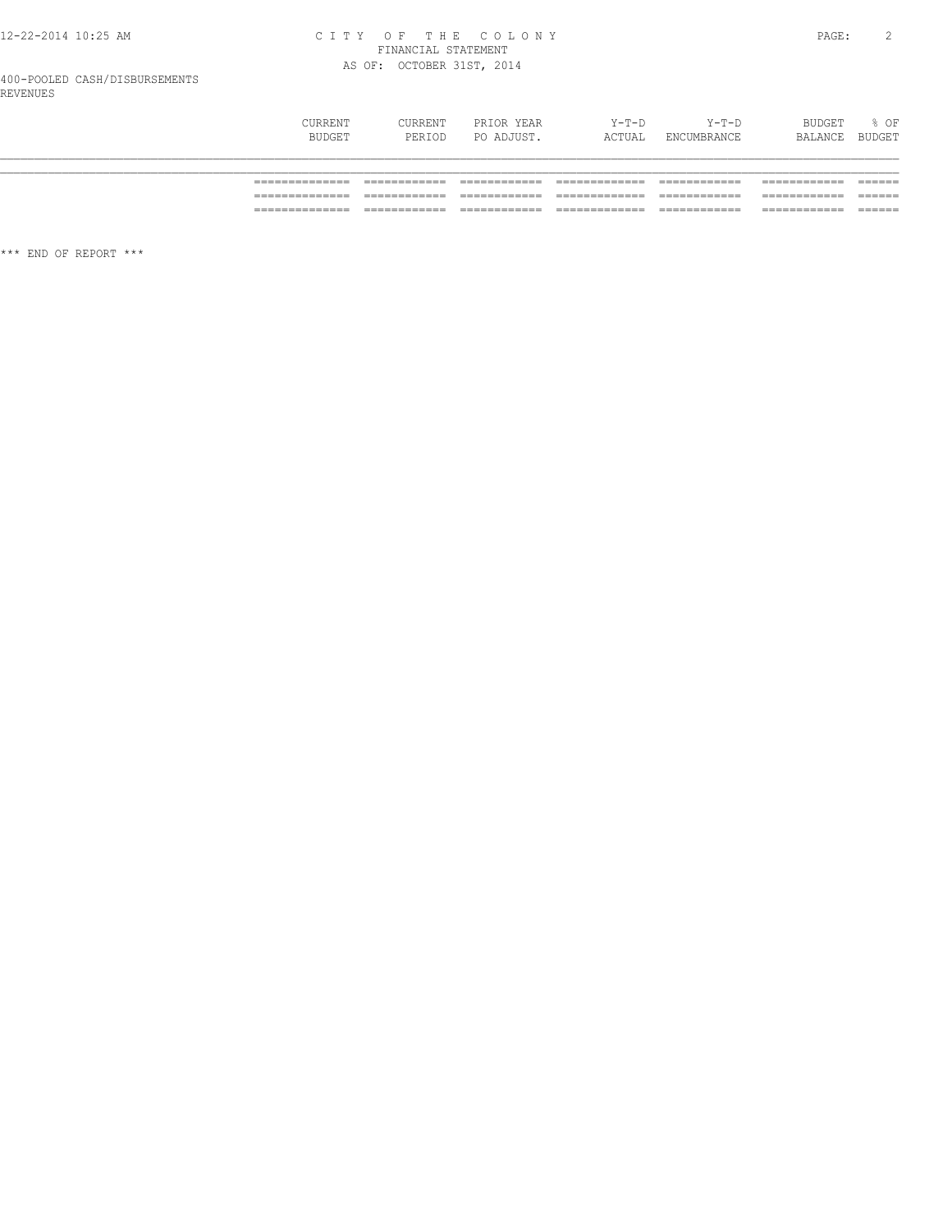400-POOLED CASH/DISBURSEMENTS

REVENUES

| | CURRENT BUDGET | CURRENT PERIOD | PRIOR YEAR PO ADJUST. | Y-T-D ACTUAL | Y-T-D ENCUMBRANCE | BUDGET BALANCE | % OF BUDGET |
|---|---|---|---|---|---|---|---|
| | ============= | ============ | ============ | ============= | ============ | ============ | ====== |
| | ============= | ============ | ============ | ============= | ============ | ============ | ====== |
| | ============= | ============ | ============ | ============= | ============ | ============ | ====== |

*** END OF REPORT ***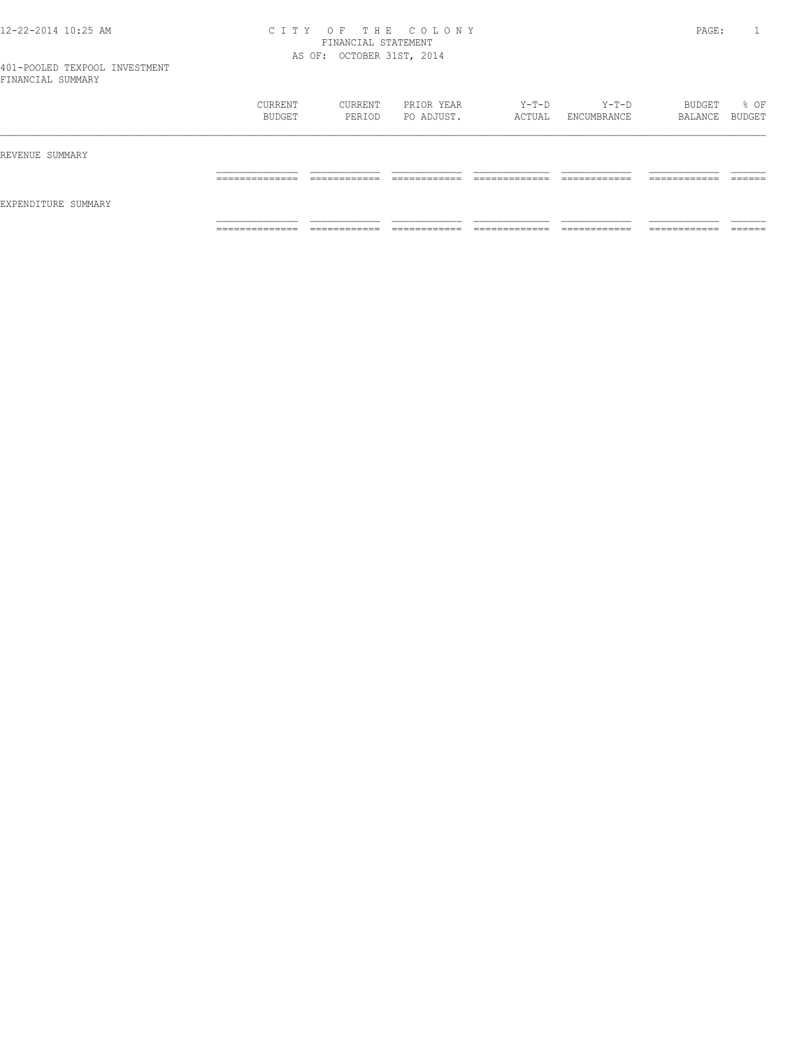# CITY OF THE COLONY

FINANCIAL STATEMENT

AS OF: OCTOBER 31ST, 2014

401-POOLED TEXPOOL INVESTMENT

FINANCIAL SUMMARY

| | CURRENT BUDGET | CURRENT PERIOD | PRIOR YEAR PO ADJUST. | Y-T-D ACTUAL | Y-T-D ENCUMBRANCE | BUDGET BALANCE | % OF BUDGET |
|---|---|---|---|---|---|---|---|
| REVENUE SUMMARY | | | | | | | |
| EXPENDITURE SUMMARY | | | | | | | |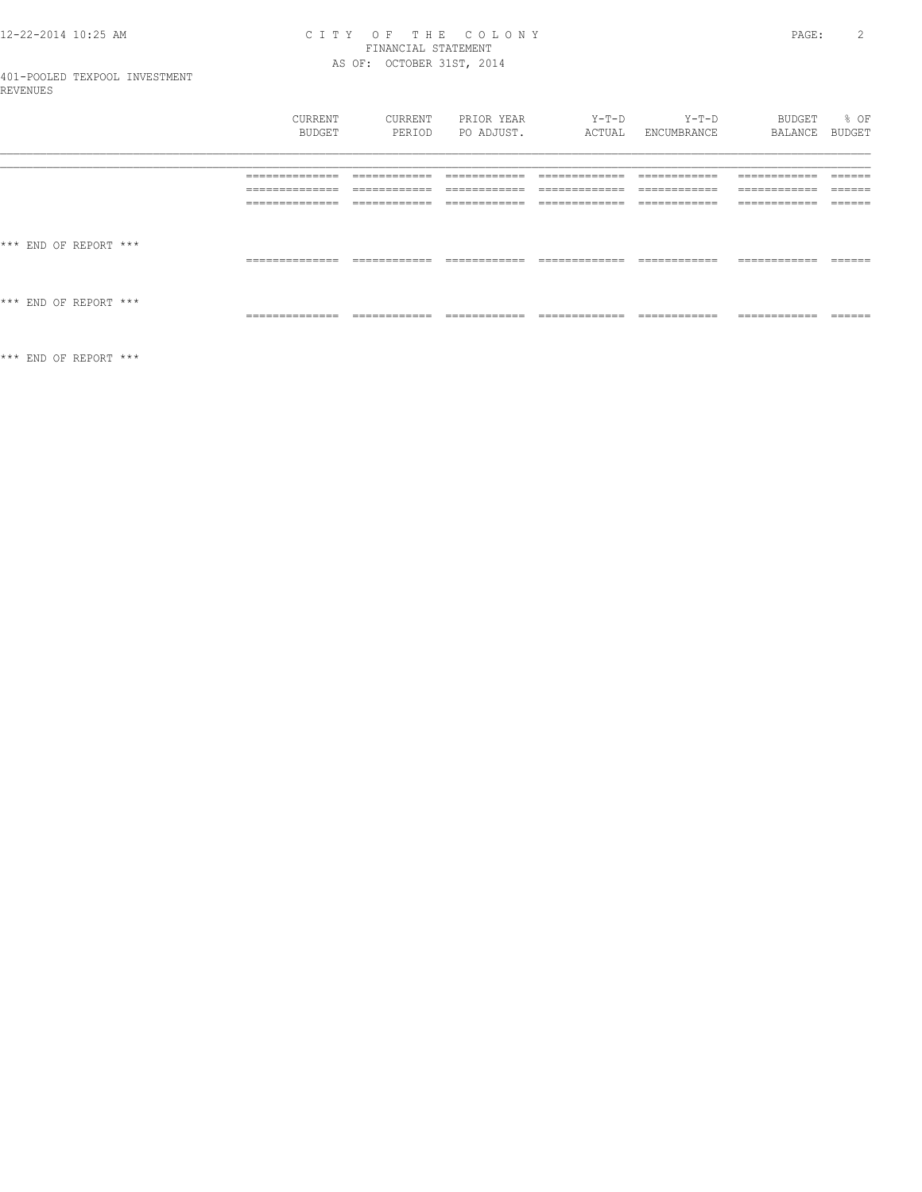401-POOLED TEXPOOL INVESTMENT
REVENUES

| | CURRENT BUDGET | CURRENT PERIOD | PRIOR YEAR PO ADJUST. | Y-T-D ACTUAL | Y-T-D ENCUMBRANCE | BUDGET BALANCE | % OF BUDGET |
|---|---|---|---|---|---|---|---|
| | | | | | | | |

*** END OF REPORT ***

*** END OF REPORT ***

*** END OF REPORT ***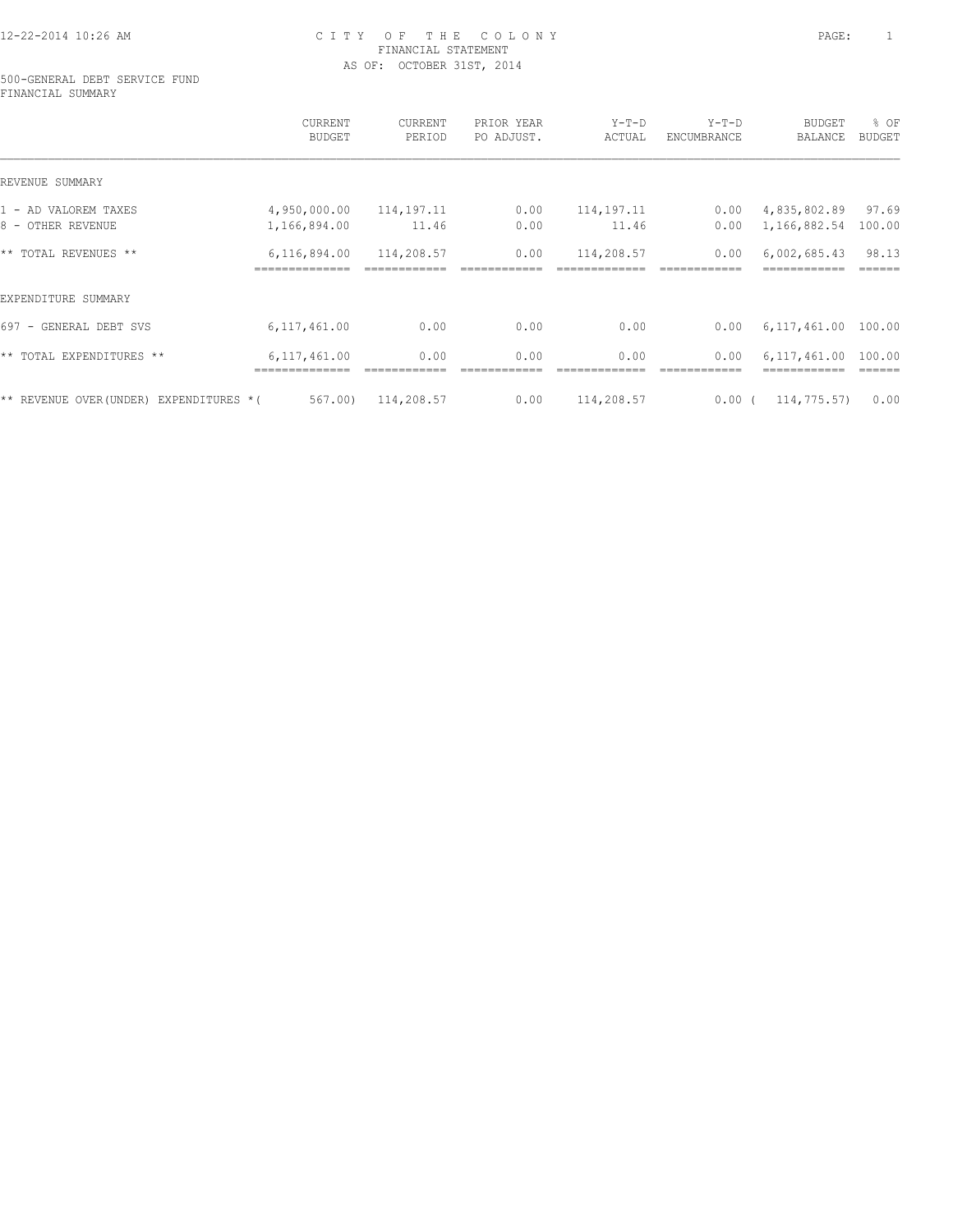CITY OF THE COLONY
FINANCIAL STATEMENT
AS OF: OCTOBER 31ST, 2014

500-GENERAL DEBT SERVICE FUND
FINANCIAL SUMMARY

| | CURRENT BUDGET | CURRENT PERIOD | PRIOR YEAR PO ADJUST. | Y-T-D ACTUAL | Y-T-D ENCUMBRANCE | BUDGET BALANCE | % OF BUDGET |
|---|---|---|---|---|---|---|---|
| REVENUE SUMMARY | | | | | | | |
| 1 - AD VALOREM TAXES | 4,950,000.00 | 114,197.11 | 0.00 | 114,197.11 | 0.00 | 4,835,802.89 | 97.69 |
| 8 - OTHER REVENUE | 1,166,894.00 | 11.46 | 0.00 | 11.46 | 0.00 | 1,166,882.54 | 100.00 |
| ** TOTAL REVENUES ** | 6,116,894.00 | 114,208.57 | 0.00 | 114,208.57 | 0.00 | 6,002,685.43 | 98.13 |
| EXPENDITURE SUMMARY | | | | | | | |
| 697 - GENERAL DEBT SVS | 6,117,461.00 | 0.00 | 0.00 | 0.00 | 0.00 | 6,117,461.00 | 100.00 |
| ** TOTAL EXPENDITURES ** | 6,117,461.00 | 0.00 | 0.00 | 0.00 | 0.00 | 6,117,461.00 | 100.00 |
| ** REVENUE OVER(UNDER) EXPENDITURES * | ( 567.00) | 114,208.57 | 0.00 | 114,208.57 | 0.00 | ( 114,775.57) | 0.00 |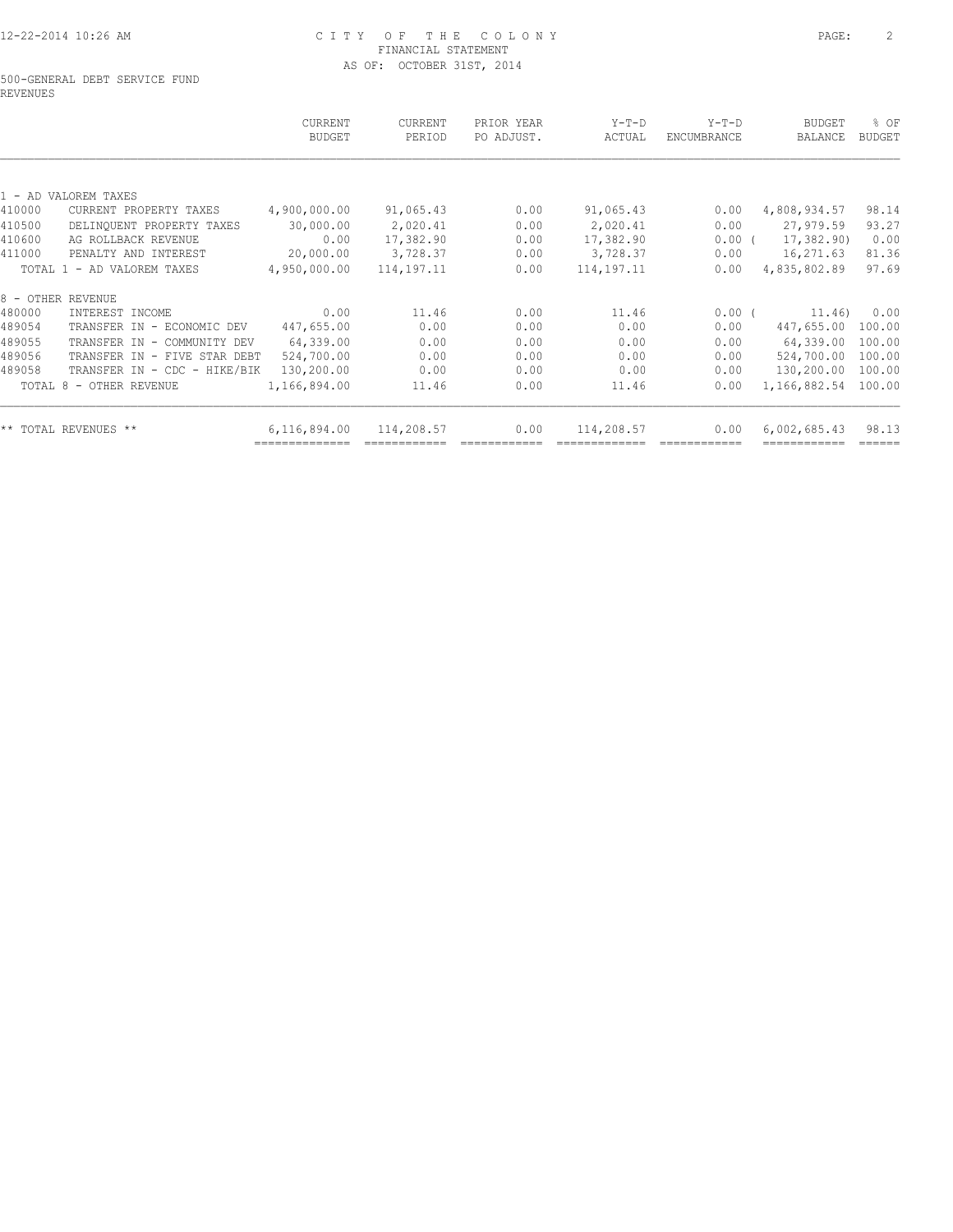CITY OF THE COLONY
FINANCIAL STATEMENT
AS OF: OCTOBER 31ST, 2014

500-GENERAL DEBT SERVICE FUND
REVENUES

| | | CURRENT BUDGET | CURRENT PERIOD | PRIOR YEAR PO ADJUST. | Y-T-D ACTUAL | Y-T-D ENCUMBRANCE | BUDGET BALANCE | % OF BUDGET |
|---|---|---|---|---|---|---|---|---|
| 1 - AD VALOREM TAXES | | | | | | | | |
| 410000 | CURRENT PROPERTY TAXES | 4,900,000.00 | 91,065.43 | 0.00 | 91,065.43 | 0.00 | 4,808,934.57 | 98.14 |
| 410500 | DELINQUENT PROPERTY TAXES | 30,000.00 | 2,020.41 | 0.00 | 2,020.41 | 0.00 | 27,979.59 | 93.27 |
| 410600 | AG ROLLBACK REVENUE | 0.00 | 17,382.90 | 0.00 | 17,382.90 | 0.00 | ( 17,382.90) | 0.00 |
| 411000 | PENALTY AND INTEREST | 20,000.00 | 3,728.37 | 0.00 | 3,728.37 | 0.00 | 16,271.63 | 81.36 |
| TOTAL 1 - AD VALOREM TAXES | | 4,950,000.00 | 114,197.11 | 0.00 | 114,197.11 | 0.00 | 4,835,802.89 | 97.69 |
| 8 - OTHER REVENUE | | | | | | | | |
| 480000 | INTEREST INCOME | 0.00 | 11.46 | 0.00 | 11.46 | 0.00 | ( 11.46) | 0.00 |
| 489054 | TRANSFER IN - ECONOMIC DEV | 447,655.00 | 0.00 | 0.00 | 0.00 | 0.00 | 447,655.00 | 100.00 |
| 489055 | TRANSFER IN - COMMUNITY DEV | 64,339.00 | 0.00 | 0.00 | 0.00 | 0.00 | 64,339.00 | 100.00 |
| 489056 | TRANSFER IN - FIVE STAR DEBT | 524,700.00 | 0.00 | 0.00 | 0.00 | 0.00 | 524,700.00 | 100.00 |
| 489058 | TRANSFER IN - CDC - HIKE/BIK | 130,200.00 | 0.00 | 0.00 | 0.00 | 0.00 | 130,200.00 | 100.00 |
| TOTAL 8 - OTHER REVENUE | | 1,166,894.00 | 11.46 | 0.00 | 11.46 | 0.00 | 1,166,882.54 | 100.00 |
| ** TOTAL REVENUES ** | | 6,116,894.00 | 114,208.57 | 0.00 | 114,208.57 | 0.00 | 6,002,685.43 | 98.13 |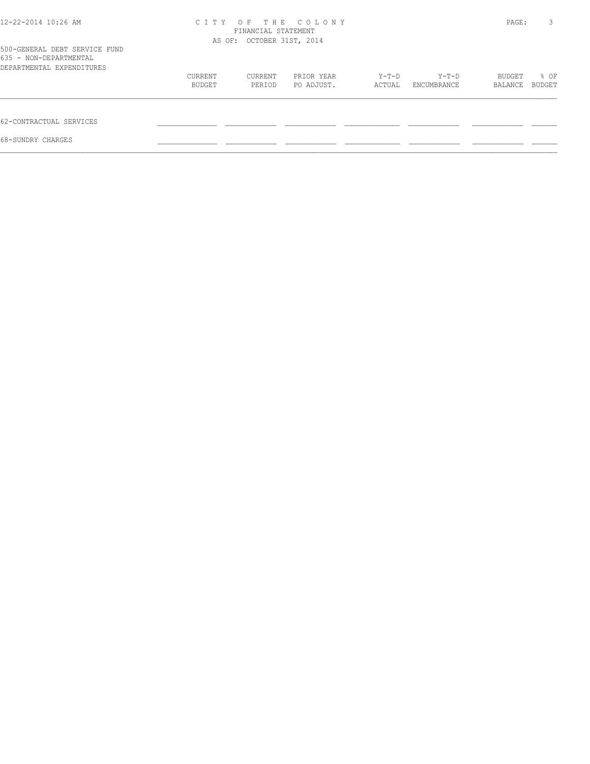CITY OF THE COLONY
FINANCIAL STATEMENT
AS OF: OCTOBER 31ST, 2014

500-GENERAL DEBT SERVICE FUND
635 - NON-DEPARTMENTAL
DEPARTMENTAL EXPENDITURES

| | CURRENT BUDGET | CURRENT PERIOD | PRIOR YEAR PO ADJUST. | Y-T-D ACTUAL | Y-T-D ENCUMBRANCE | BUDGET BALANCE | % OF BUDGET |
|---|---|---|---|---|---|---|---|
| 62-CONTRACTUAL SERVICES | | | | | | | |
| 68-SUNDRY CHARGES | | | | | | | |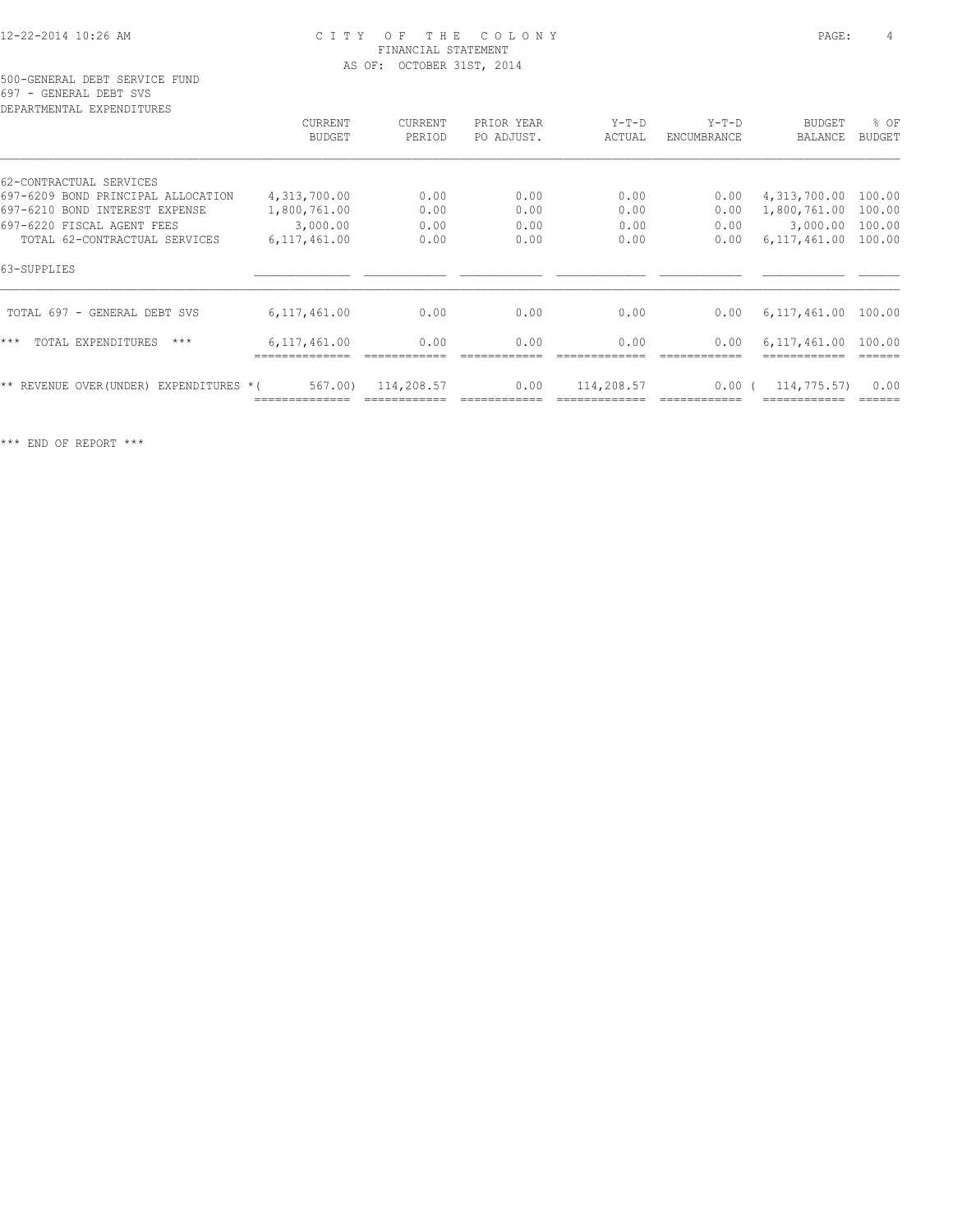CITY OF THE COLONY
FINANCIAL STATEMENT
AS OF: OCTOBER 31ST, 2014

500-GENERAL DEBT SERVICE FUND
697 - GENERAL DEBT SVS
DEPARTMENTAL EXPENDITURES

| | CURRENT BUDGET | CURRENT PERIOD | PRIOR YEAR PO ADJUST. | Y-T-D ACTUAL | Y-T-D ENCUMBRANCE | BUDGET BALANCE | % OF BUDGET |
|---|---|---|---|---|---|---|---|
| 62-CONTRACTUAL SERVICES | | | | | | | |
| 697-6209 BOND PRINCIPAL ALLOCATION | 4,313,700.00 | 0.00 | 0.00 | 0.00 | 0.00 | 4,313,700.00 | 100.00 |
| 697-6210 BOND INTEREST EXPENSE | 1,800,761.00 | 0.00 | 0.00 | 0.00 | 0.00 | 1,800,761.00 | 100.00 |
| 697-6220 FISCAL AGENT FEES | 3,000.00 | 0.00 | 0.00 | 0.00 | 0.00 | 3,000.00 | 100.00 |
| TOTAL 62-CONTRACTUAL SERVICES | 6,117,461.00 | 0.00 | 0.00 | 0.00 | 0.00 | 6,117,461.00 | 100.00 |
| 63-SUPPLIES | | | | | | | |
| TOTAL 697 - GENERAL DEBT SVS | 6,117,461.00 | 0.00 | 0.00 | 0.00 | 0.00 | 6,117,461.00 | 100.00 |
| *** TOTAL EXPENDITURES *** | 6,117,461.00 | 0.00 | 0.00 | 0.00 | 0.00 | 6,117,461.00 | 100.00 |
| ** REVENUE OVER(UNDER) EXPENDITURES * | ( 567.00) | 114,208.57 | 0.00 | 114,208.57 | 0.00 | ( 114,775.57) | 0.00 |

*** END OF REPORT ***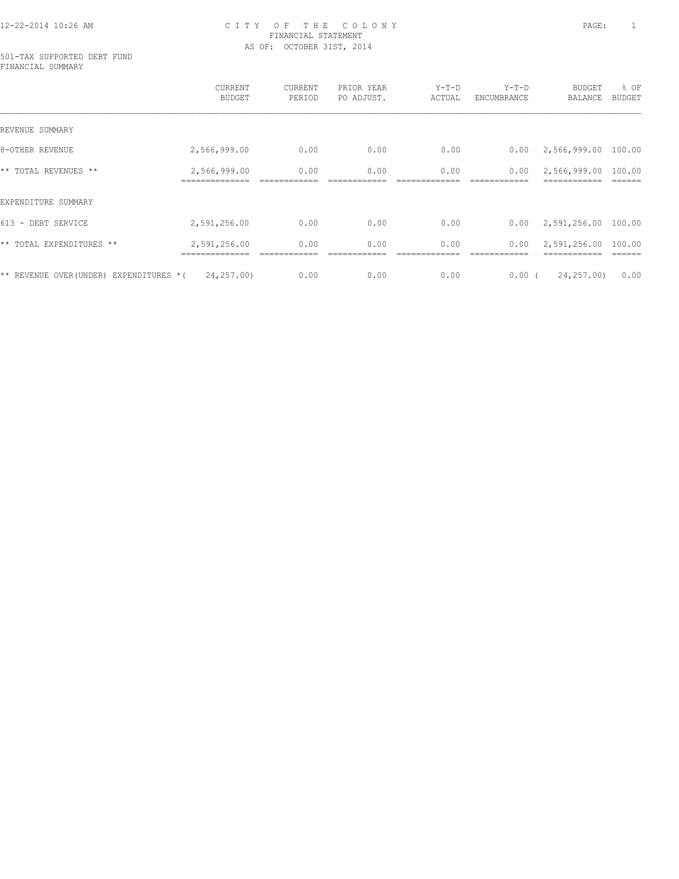CITY OF THE COLONY
FINANCIAL STATEMENT
AS OF: OCTOBER 31ST, 2014

501-TAX SUPPORTED DEBT FUND
FINANCIAL SUMMARY

| | CURRENT BUDGET | CURRENT PERIOD | PRIOR YEAR PO ADJUST. | Y-T-D ACTUAL | Y-T-D ENCUMBRANCE | BUDGET BALANCE | % OF BUDGET |
|---|---|---|---|---|---|---|---|
| REVENUE SUMMARY | | | | | | | |
| 8-OTHER REVENUE | 2,566,999.00 | 0.00 | 0.00 | 0.00 | 0.00 | 2,566,999.00 | 100.00 |
| ** TOTAL REVENUES ** | 2,566,999.00 | 0.00 | 0.00 | 0.00 | 0.00 | 2,566,999.00 | 100.00 |
| EXPENDITURE SUMMARY | | | | | | | |
| 613 - DEBT SERVICE | 2,591,256.00 | 0.00 | 0.00 | 0.00 | 0.00 | 2,591,256.00 | 100.00 |
| ** TOTAL EXPENDITURES ** | 2,591,256.00 | 0.00 | 0.00 | 0.00 | 0.00 | 2,591,256.00 | 100.00 |
| ** REVENUE OVER(UNDER) EXPENDITURES * | ( 24,257.00) | 0.00 | 0.00 | 0.00 | 0.00 | ( 24,257.00) | 0.00 |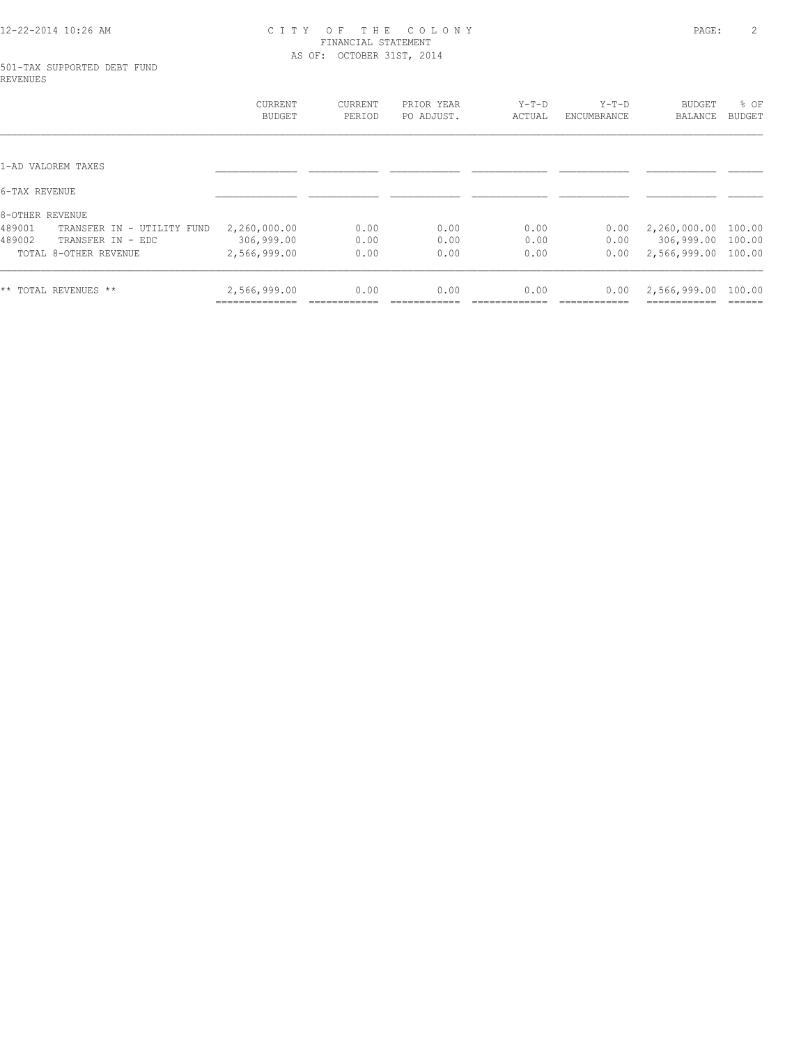# CITY OF THE COLONY
## FINANCIAL STATEMENT
### AS OF: OCTOBER 31ST, 2014

501-TAX SUPPORTED DEBT FUND
REVENUES

| | CURRENT BUDGET | CURRENT PERIOD | PRIOR YEAR PO ADJUST. | Y-T-D ACTUAL | Y-T-D ENCUMBRANCE | BUDGET BALANCE | % OF BUDGET |
|---|---|---|---|---|---|---|---|
| 1-AD VALOREM TAXES | | | | | | | |
| 6-TAX REVENUE | | | | | | | |
| 8-OTHER REVENUE | | | | | | | |
| 489001 TRANSFER IN - UTILITY FUND | 2,260,000.00 | 0.00 | 0.00 | 0.00 | 0.00 | 2,260,000.00 | 100.00 |
| 489002 TRANSFER IN - EDC | 306,999.00 | 0.00 | 0.00 | 0.00 | 0.00 | 306,999.00 | 100.00 |
| TOTAL 8-OTHER REVENUE | 2,566,999.00 | 0.00 | 0.00 | 0.00 | 0.00 | 2,566,999.00 | 100.00 |
| ** TOTAL REVENUES ** | 2,566,999.00 | 0.00 | 0.00 | 0.00 | 0.00 | 2,566,999.00 | 100.00 |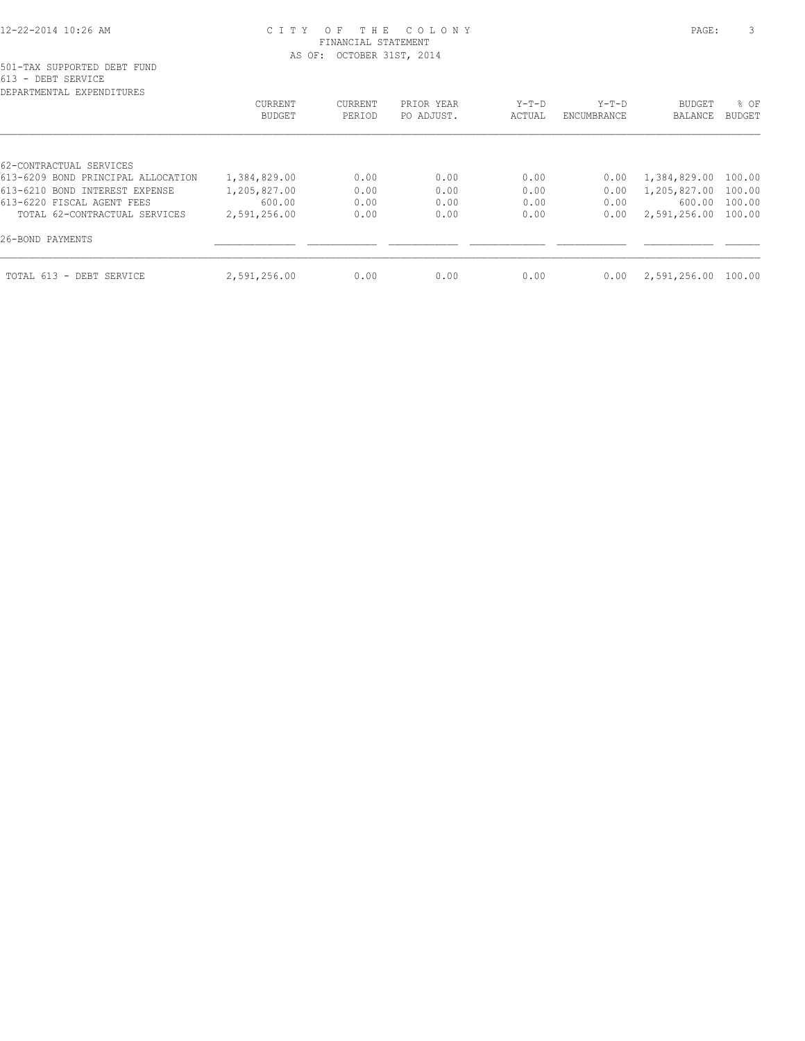CITY OF THE COLONY
FINANCIAL STATEMENT
AS OF: OCTOBER 31ST, 2014

501-TAX SUPPORTED DEBT FUND
613 - DEBT SERVICE
DEPARTMENTAL EXPENDITURES

| | CURRENT BUDGET | CURRENT PERIOD | PRIOR YEAR PO ADJUST. | Y-T-D ACTUAL | Y-T-D ENCUMBRANCE | BUDGET BALANCE | % OF BUDGET |
|---|---|---|---|---|---|---|---|
| 62-CONTRACTUAL SERVICES | | | | | | | |
| 613-6209 BOND PRINCIPAL ALLOCATION | 1,384,829.00 | 0.00 | 0.00 | 0.00 | 0.00 | 1,384,829.00 | 100.00 |
| 613-6210 BOND INTEREST EXPENSE | 1,205,827.00 | 0.00 | 0.00 | 0.00 | 0.00 | 1,205,827.00 | 100.00 |
| 613-6220 FISCAL AGENT FEES | 600.00 | 0.00 | 0.00 | 0.00 | 0.00 | 600.00 | 100.00 |
| TOTAL 62-CONTRACTUAL SERVICES | 2,591,256.00 | 0.00 | 0.00 | 0.00 | 0.00 | 2,591,256.00 | 100.00 |
| 26-BOND PAYMENTS | | | | | | | |
| TOTAL 613 - DEBT SERVICE | 2,591,256.00 | 0.00 | 0.00 | 0.00 | 0.00 | 2,591,256.00 | 100.00 |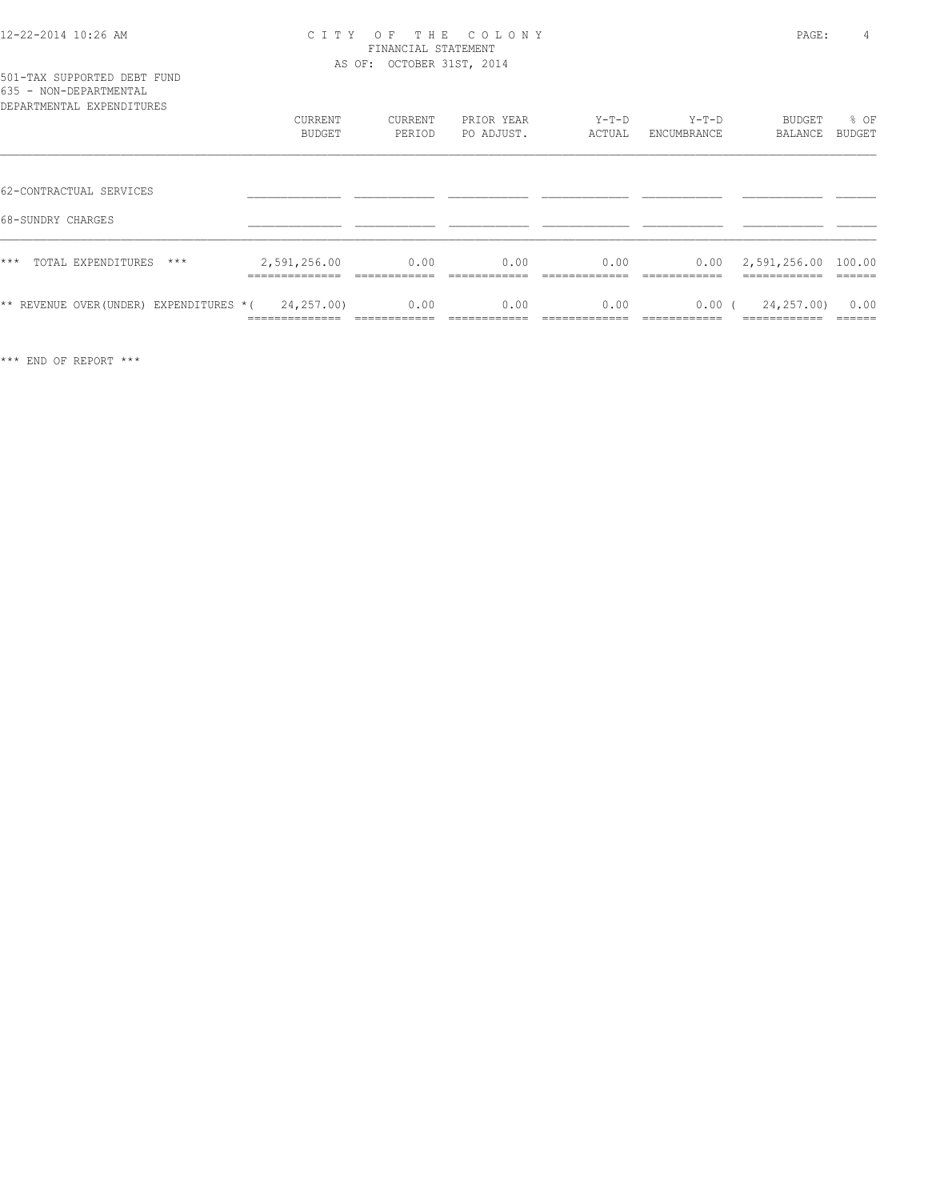CITY OF THE COLONY
FINANCIAL STATEMENT
AS OF: OCTOBER 31ST, 2014

501-TAX SUPPORTED DEBT FUND
635 - NON-DEPARTMENTAL
DEPARTMENTAL EXPENDITURES

| | CURRENT BUDGET | CURRENT PERIOD | PRIOR YEAR PO ADJUST. | Y-T-D ACTUAL | Y-T-D ENCUMBRANCE | BUDGET BALANCE | % OF BUDGET |
|---|---|---|---|---|---|---|---|
| 62-CONTRACTUAL SERVICES | | | | | | | |
| 68-SUNDRY CHARGES | | | | | | | |
| *** TOTAL EXPENDITURES *** | 2,591,256.00 | 0.00 | 0.00 | 0.00 | 0.00 | 2,591,256.00 | 100.00 |
| ** REVENUE OVER(UNDER) EXPENDITURES * | ( 24,257.00) | 0.00 | 0.00 | 0.00 | 0.00 | ( 24,257.00) | 0.00 |

*** END OF REPORT ***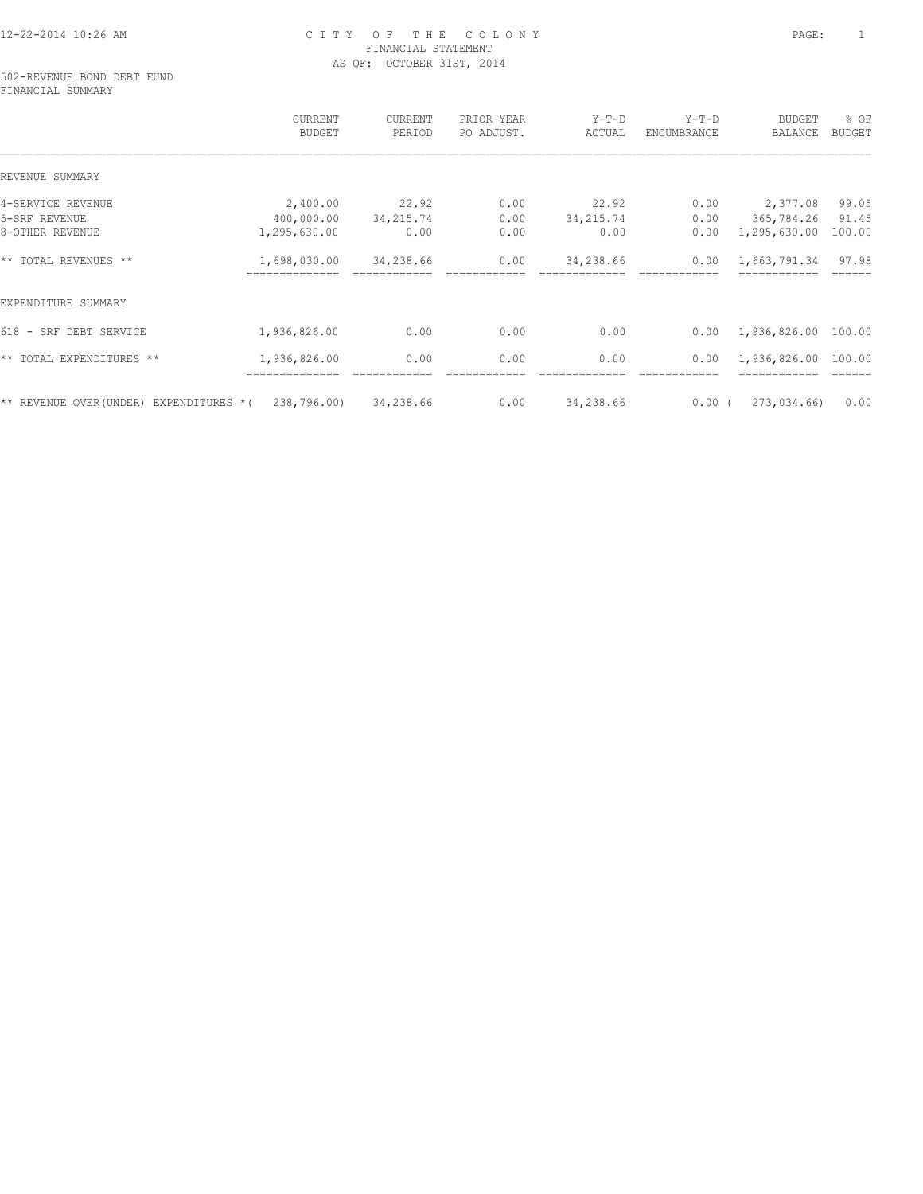CITY OF THE COLONY
FINANCIAL STATEMENT
AS OF: OCTOBER 31ST, 2014

502-REVENUE BOND DEBT FUND
FINANCIAL SUMMARY

| | CURRENT BUDGET | CURRENT PERIOD | PRIOR YEAR PO ADJUST. | Y-T-D ACTUAL | Y-T-D ENCUMBRANCE | BUDGET BALANCE | % OF BUDGET |
|---|---|---|---|---|---|---|---|
| REVENUE SUMMARY | | | | | | | |
| 4-SERVICE REVENUE | 2,400.00 | 22.92 | 0.00 | 22.92 | 0.00 | 2,377.08 | 99.05 |
| 5-SRF REVENUE | 400,000.00 | 34,215.74 | 0.00 | 34,215.74 | 0.00 | 365,784.26 | 91.45 |
| 8-OTHER REVENUE | 1,295,630.00 | 0.00 | 0.00 | 0.00 | 0.00 | 1,295,630.00 | 100.00 |
| ** TOTAL REVENUES ** | 1,698,030.00 | 34,238.66 | 0.00 | 34,238.66 | 0.00 | 1,663,791.34 | 97.98 |
| EXPENDITURE SUMMARY | | | | | | | |
| 618 - SRF DEBT SERVICE | 1,936,826.00 | 0.00 | 0.00 | 0.00 | 0.00 | 1,936,826.00 | 100.00 |
| ** TOTAL EXPENDITURES ** | 1,936,826.00 | 0.00 | 0.00 | 0.00 | 0.00 | 1,936,826.00 | 100.00 |
| ** REVENUE OVER(UNDER) EXPENDITURES * | ( 238,796.00) | 34,238.66 | 0.00 | 34,238.66 | 0.00 | ( 273,034.66) | 0.00 |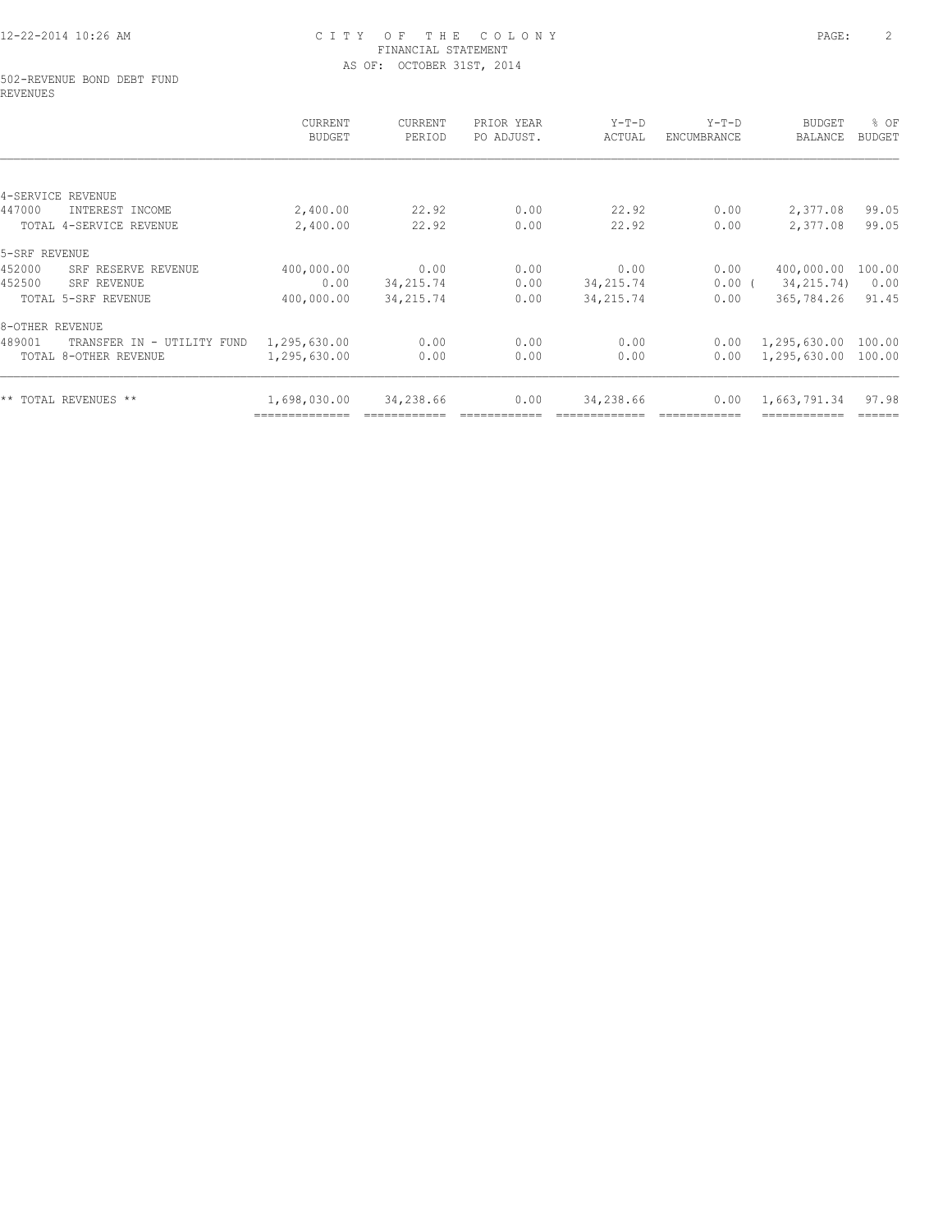# CITY OF THE COLONY
## FINANCIAL STATEMENT
### AS OF: OCTOBER 31ST, 2014

502-REVENUE BOND DEBT FUND
REVENUES

| | CURRENT BUDGET | CURRENT PERIOD | PRIOR YEAR PO ADJUST. | Y-T-D ACTUAL | Y-T-D ENCUMBRANCE | BUDGET BALANCE | % OF BUDGET |
|---|---|---|---|---|---|---|---|
| 4-SERVICE REVENUE | | | | | | | |
| 447000 INTEREST INCOME | 2,400.00 | 22.92 | 0.00 | 22.92 | 0.00 | 2,377.08 | 99.05 |
| TOTAL 4-SERVICE REVENUE | 2,400.00 | 22.92 | 0.00 | 22.92 | 0.00 | 2,377.08 | 99.05 |
| 5-SRF REVENUE | | | | | | | |
| 452000 SRF RESERVE REVENUE | 400,000.00 | 0.00 | 0.00 | 0.00 | 0.00 | 400,000.00 | 100.00 |
| 452500 SRF REVENUE | 0.00 | 34,215.74 | 0.00 | 34,215.74 | 0.00 | ( 34,215.74) | 0.00 |
| TOTAL 5-SRF REVENUE | 400,000.00 | 34,215.74 | 0.00 | 34,215.74 | 0.00 | 365,784.26 | 91.45 |
| 8-OTHER REVENUE | | | | | | | |
| 489001 TRANSFER IN - UTILITY FUND | 1,295,630.00 | 0.00 | 0.00 | 0.00 | 0.00 | 1,295,630.00 | 100.00 |
| TOTAL 8-OTHER REVENUE | 1,295,630.00 | 0.00 | 0.00 | 0.00 | 0.00 | 1,295,630.00 | 100.00 |
| ** TOTAL REVENUES ** | 1,698,030.00 | 34,238.66 | 0.00 | 34,238.66 | 0.00 | 1,663,791.34 | 97.98 |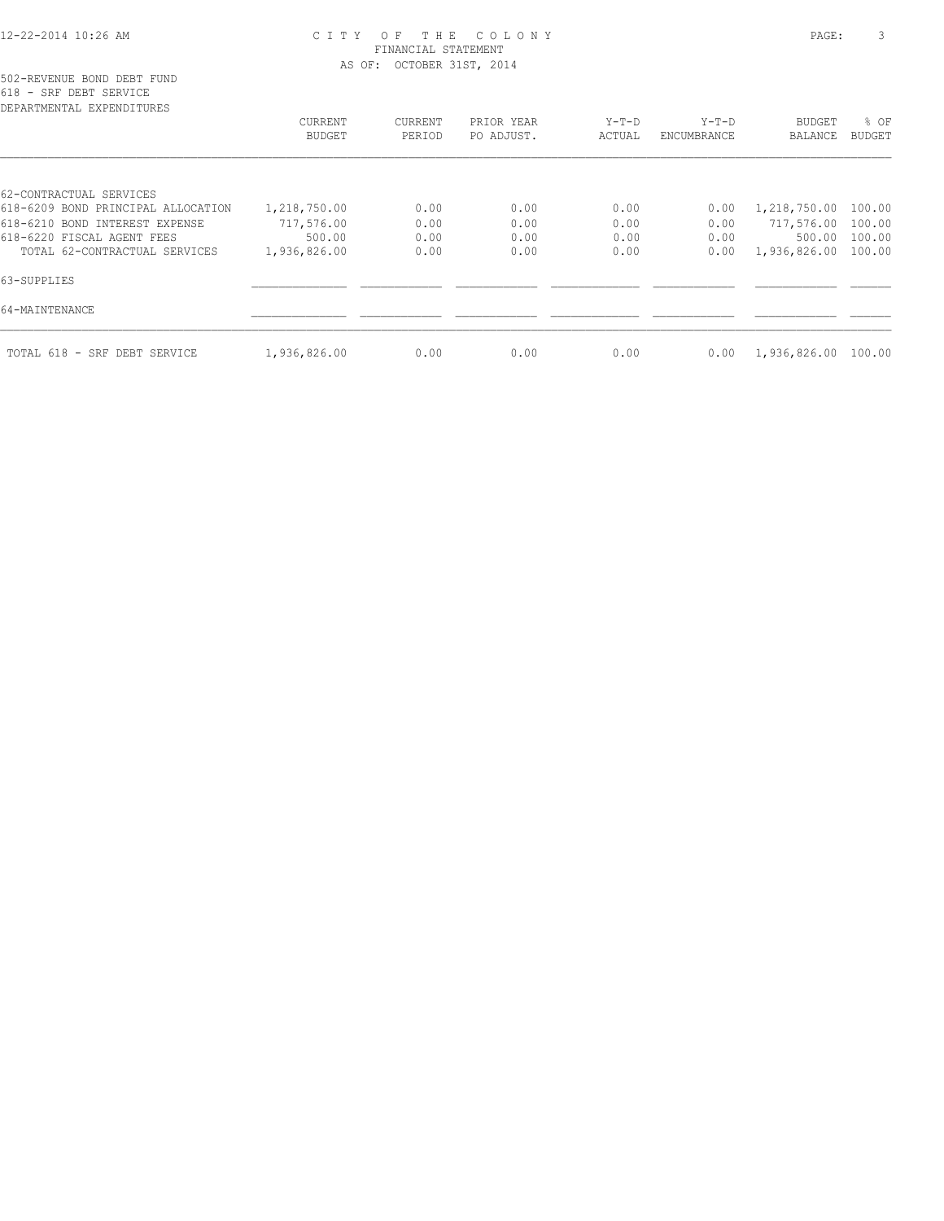CITY OF THE COLONY
FINANCIAL STATEMENT
AS OF: OCTOBER 31ST, 2014

502-REVENUE BOND DEBT FUND
618 - SRF DEBT SERVICE
DEPARTMENTAL EXPENDITURES

| | CURRENT BUDGET | CURRENT PERIOD | PRIOR YEAR PO ADJUST. | Y-T-D ACTUAL | Y-T-D ENCUMBRANCE | BUDGET BALANCE | % OF BUDGET |
|---|---|---|---|---|---|---|---|
| 62-CONTRACTUAL SERVICES | | | | | | | |
| 618-6209 BOND PRINCIPAL ALLOCATION | 1,218,750.00 | 0.00 | 0.00 | 0.00 | 0.00 | 1,218,750.00 | 100.00 |
| 618-6210 BOND INTEREST EXPENSE | 717,576.00 | 0.00 | 0.00 | 0.00 | 0.00 | 717,576.00 | 100.00 |
| 618-6220 FISCAL AGENT FEES | 500.00 | 0.00 | 0.00 | 0.00 | 0.00 | 500.00 | 100.00 |
| TOTAL 62-CONTRACTUAL SERVICES | 1,936,826.00 | 0.00 | 0.00 | 0.00 | 0.00 | 1,936,826.00 | 100.00 |
| 63-SUPPLIES | | | | | | | |
| 64-MAINTENANCE | | | | | | | |
| TOTAL 618 - SRF DEBT SERVICE | 1,936,826.00 | 0.00 | 0.00 | 0.00 | 0.00 | 1,936,826.00 | 100.00 |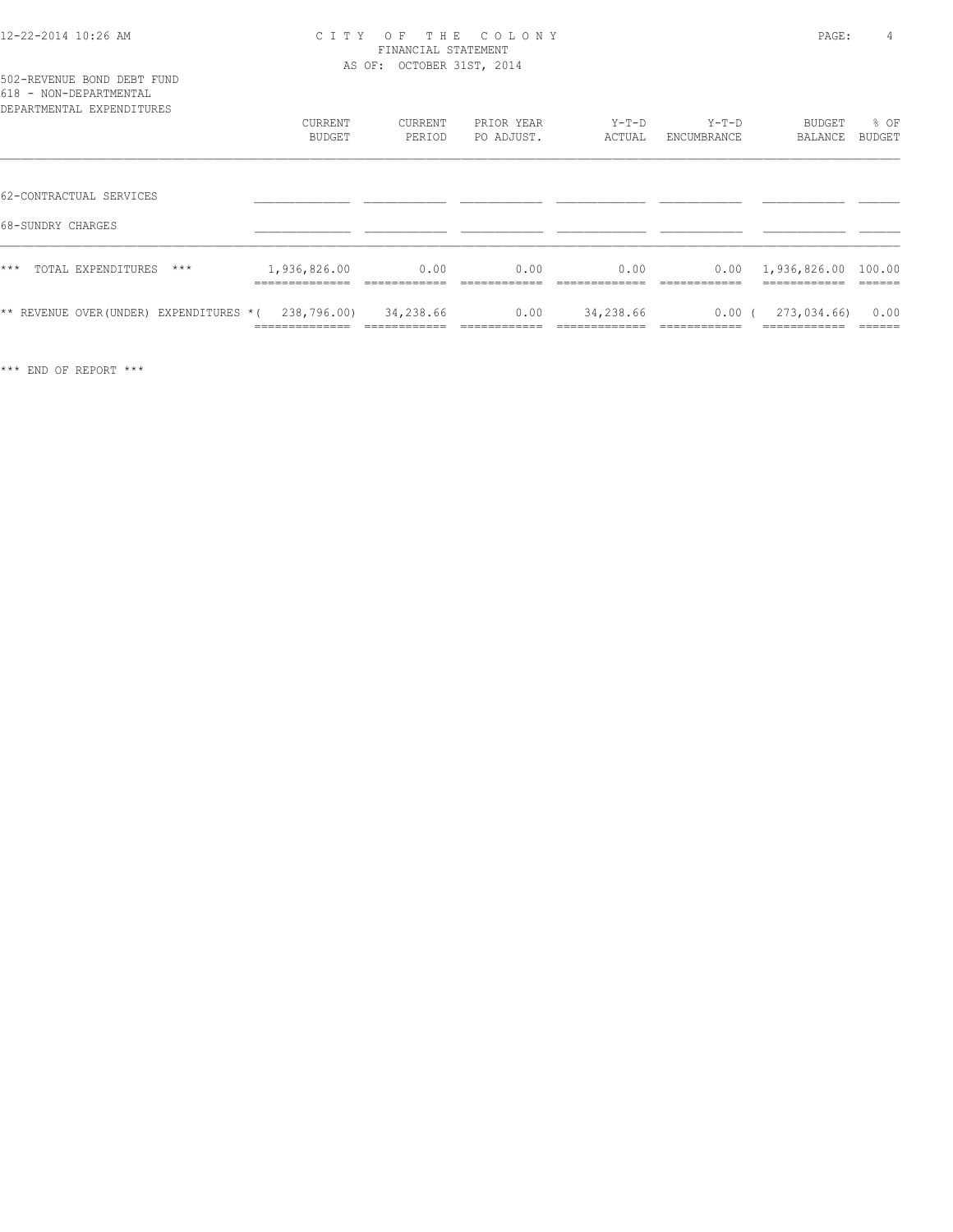CITY OF THE COLONY
FINANCIAL STATEMENT
AS OF: OCTOBER 31ST, 2014

502-REVENUE BOND DEBT FUND
618 - NON-DEPARTMENTAL
DEPARTMENTAL EXPENDITURES

| | CURRENT BUDGET | CURRENT PERIOD | PRIOR YEAR PO ADJUST. | Y-T-D ACTUAL | Y-T-D ENCUMBRANCE | BUDGET BALANCE | % OF BUDGET |
|---|---|---|---|---|---|---|---|
| 62-CONTRACTUAL SERVICES | | | | | | | |
| 68-SUNDRY CHARGES | | | | | | | |
| *** TOTAL EXPENDITURES *** | 1,936,826.00 | 0.00 | 0.00 | 0.00 | 0.00 | 1,936,826.00 | 100.00 |
| ** REVENUE OVER(UNDER) EXPENDITURES * | ( 238,796.00) | 34,238.66 | 0.00 | 34,238.66 | 0.00 | ( 273,034.66) | 0.00 |

*** END OF REPORT ***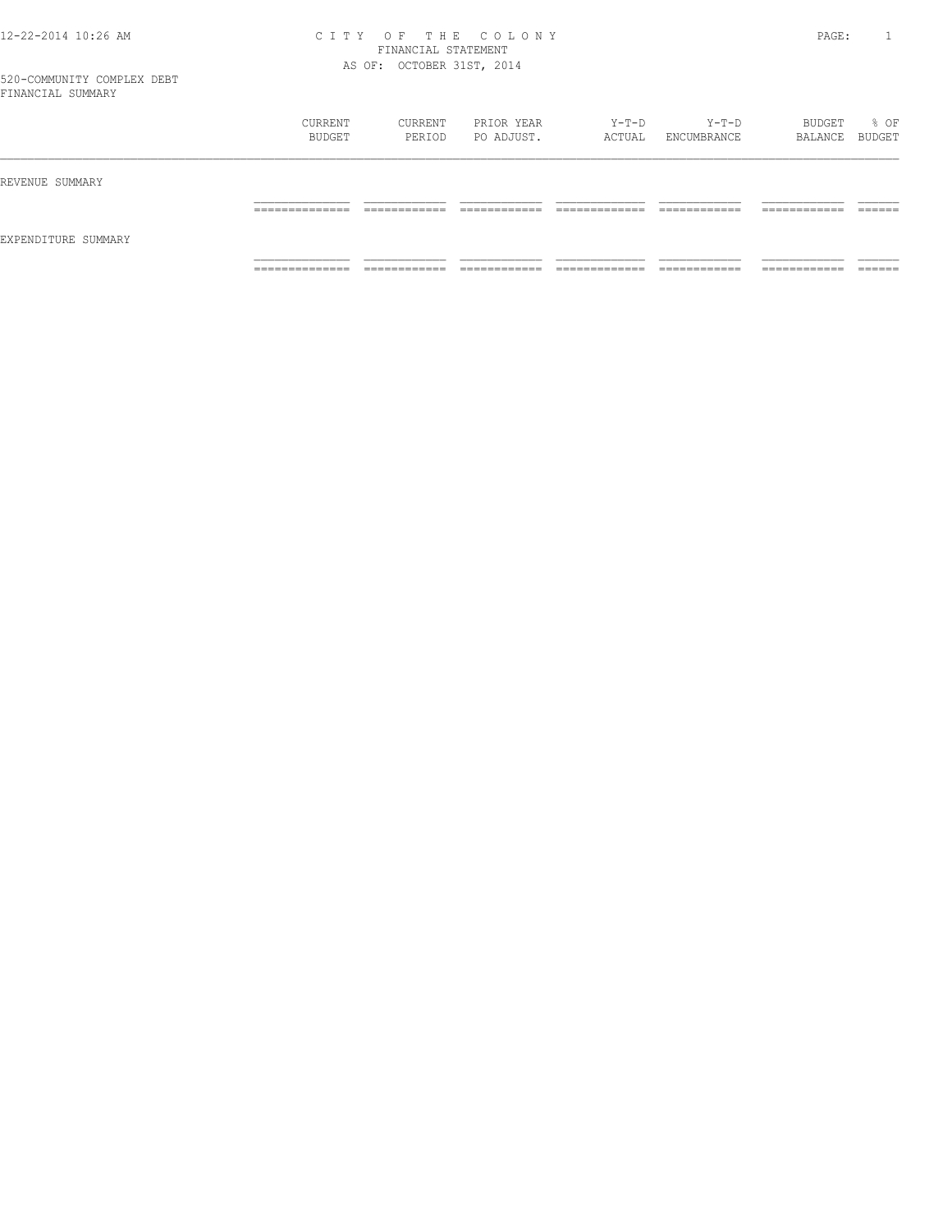# CITY OF THE COLONY
FINANCIAL STATEMENT
AS OF: OCTOBER 31ST, 2014

520-COMMUNITY COMPLEX DEBT
FINANCIAL SUMMARY

| | CURRENT BUDGET | CURRENT PERIOD | PRIOR YEAR PO ADJUST. | Y-T-D ACTUAL | Y-T-D ENCUMBRANCE | BUDGET BALANCE | % OF BUDGET |
|---|---|---|---|---|---|---|---|
| REVENUE SUMMARY | | | | | | | |
| EXPENDITURE SUMMARY | | | | | | | |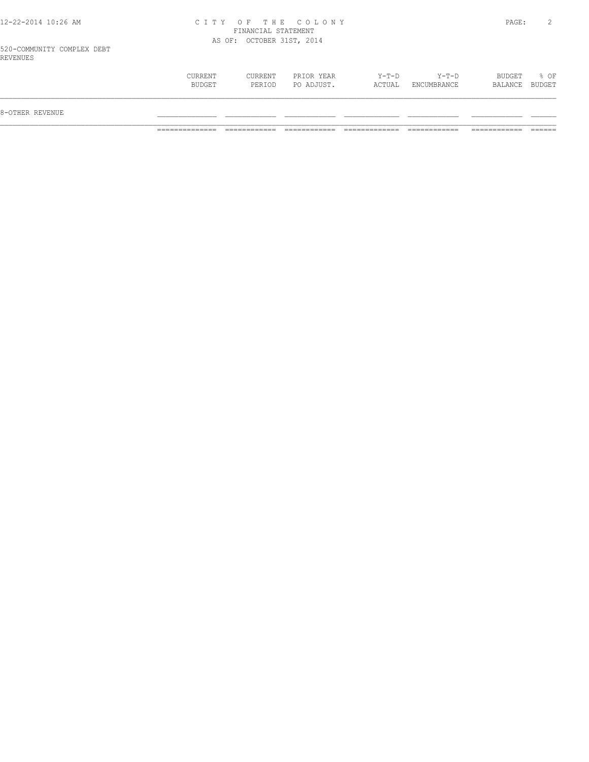CITY OF THE COLONY
FINANCIAL STATEMENT
AS OF: OCTOBER 31ST, 2014

520-COMMUNITY COMPLEX DEBT
REVENUES

| | CURRENT BUDGET | CURRENT PERIOD | PRIOR YEAR PO ADJUST. | Y-T-D ACTUAL | Y-T-D ENCUMBRANCE | BUDGET BALANCE | % OF BUDGET |
|---|---|---|---|---|---|---|---|
| 8-OTHER REVENUE | | | | | | | |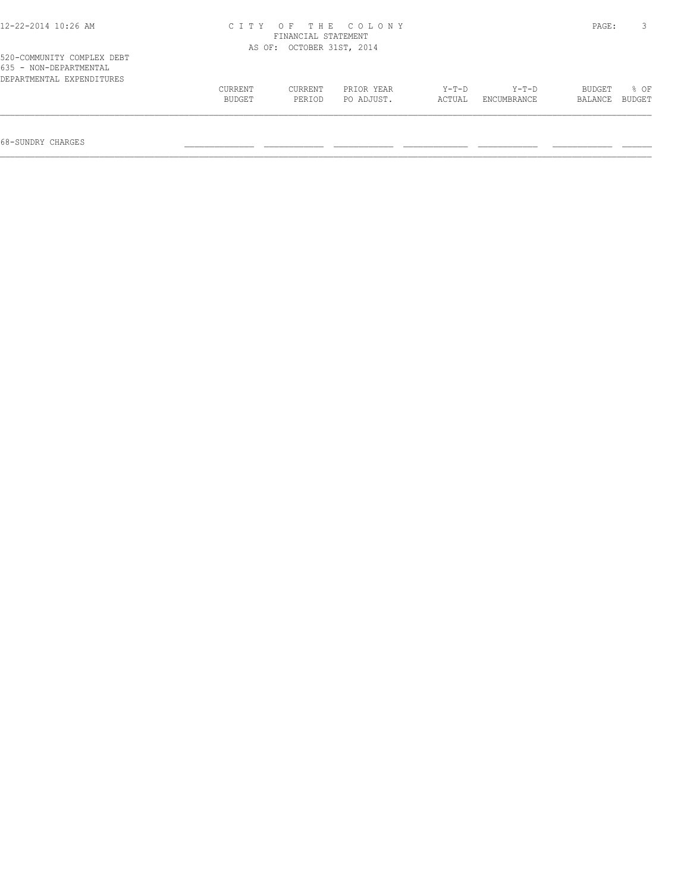# CITY OF THE COLONY
## FINANCIAL STATEMENT
### AS OF: OCTOBER 31ST, 2014

520-COMMUNITY COMPLEX DEBT
635 - NON-DEPARTMENTAL
DEPARTMENTAL EXPENDITURES

| | CURRENT BUDGET | CURRENT PERIOD | PRIOR YEAR PO ADJUST. | Y-T-D ACTUAL | Y-T-D ENCUMBRANCE | BUDGET BALANCE | % OF BUDGET |
|---|---|---|---|---|---|---|---|
| 68-SUNDRY CHARGES | | | | | | | |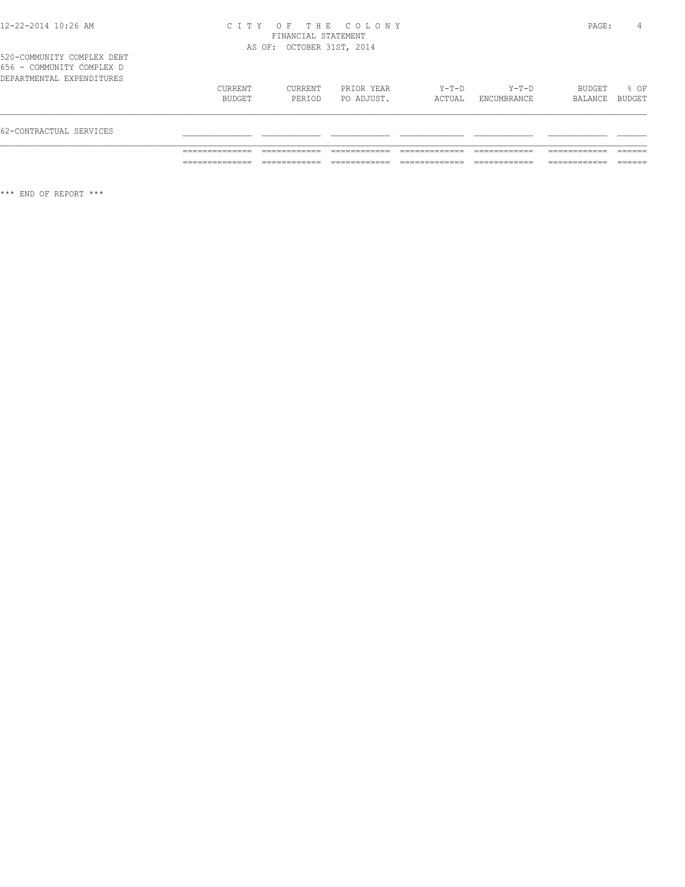520-COMMUNITY COMPLEX DEBT
656 - COMMUNITY COMPLEX D
DEPARTMENTAL EXPENDITURES

| | CURRENT BUDGET | CURRENT PERIOD | PRIOR YEAR PO ADJUST. | Y-T-D ACTUAL | Y-T-D ENCUMBRANCE | BUDGET BALANCE | % OF BUDGET |
|---|---|---|---|---|---|---|---|
| 62-CONTRACTUAL SERVICES | | | | | | | |

*** END OF REPORT ***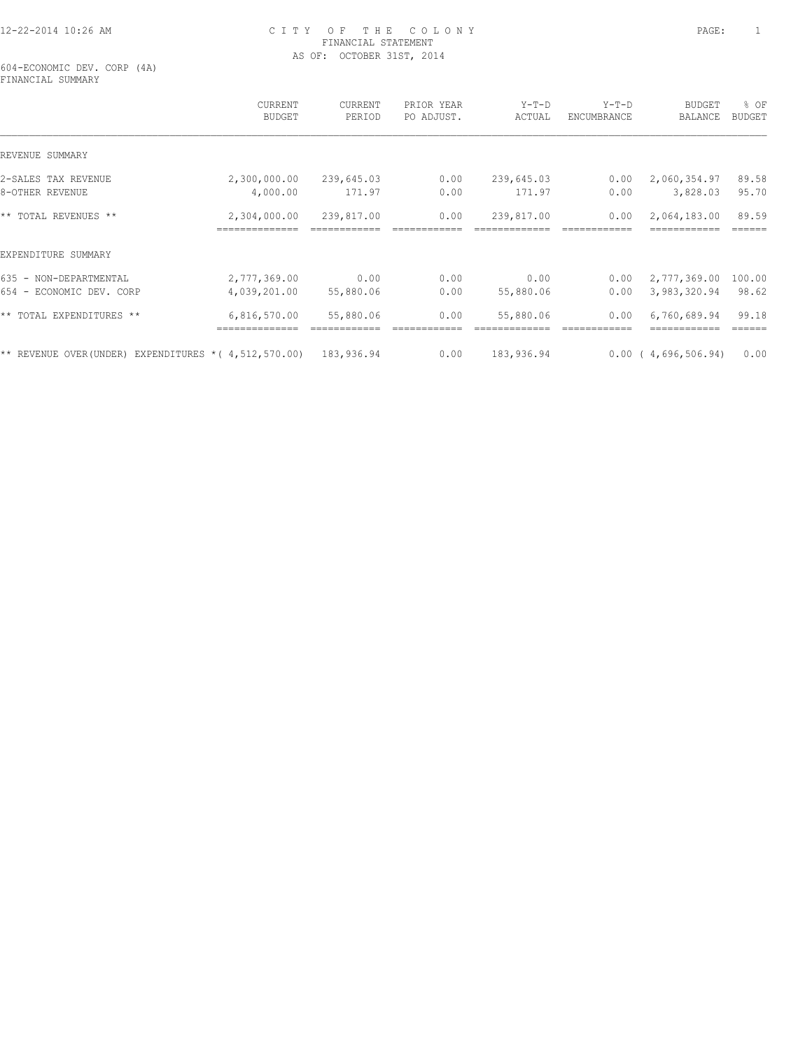CITY OF THE COLONY
FINANCIAL STATEMENT
AS OF: OCTOBER 31ST, 2014

604-ECONOMIC DEV. CORP (4A)
FINANCIAL SUMMARY

| | CURRENT BUDGET | CURRENT PERIOD | PRIOR YEAR PO ADJUST. | Y-T-D ACTUAL | Y-T-D ENCUMBRANCE | BUDGET BALANCE | % OF BUDGET |
|---|---|---|---|---|---|---|---|
| REVENUE SUMMARY | | | | | | | |
| 2-SALES TAX REVENUE | 2,300,000.00 | 239,645.03 | 0.00 | 239,645.03 | 0.00 | 2,060,354.97 | 89.58 |
| 8-OTHER REVENUE | 4,000.00 | 171.97 | 0.00 | 171.97 | 0.00 | 3,828.03 | 95.70 |
| ** TOTAL REVENUES ** | 2,304,000.00 | 239,817.00 | 0.00 | 239,817.00 | 0.00 | 2,064,183.00 | 89.59 |
| EXPENDITURE SUMMARY | | | | | | | |
| 635 - NON-DEPARTMENTAL | 2,777,369.00 | 0.00 | 0.00 | 0.00 | 0.00 | 2,777,369.00 | 100.00 |
| 654 - ECONOMIC DEV. CORP | 4,039,201.00 | 55,880.06 | 0.00 | 55,880.06 | 0.00 | 3,983,320.94 | 98.62 |
| ** TOTAL EXPENDITURES ** | 6,816,570.00 | 55,880.06 | 0.00 | 55,880.06 | 0.00 | 6,760,689.94 | 99.18 |
| ** REVENUE OVER(UNDER) EXPENDITURES * | ( 4,512,570.00) | 183,936.94 | 0.00 | 183,936.94 | 0.00 | ( 4,696,506.94) | 0.00 |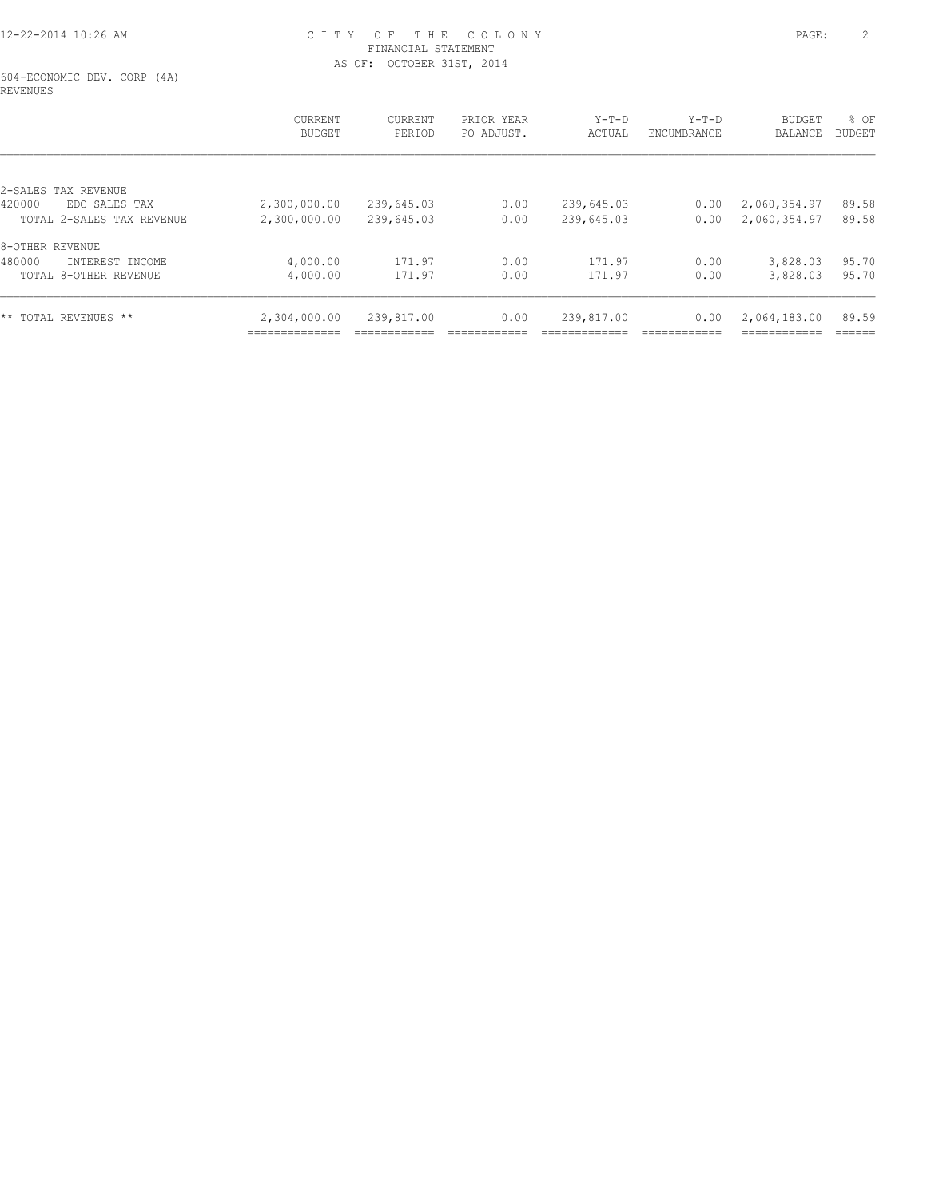CITY OF THE COLONY
FINANCIAL STATEMENT
AS OF: OCTOBER 31ST, 2014

604-ECONOMIC DEV. CORP (4A)
REVENUES

| | CURRENT BUDGET | CURRENT PERIOD | PRIOR YEAR PO ADJUST. | Y-T-D ACTUAL | Y-T-D ENCUMBRANCE | BUDGET BALANCE | % OF BUDGET |
|---|---|---|---|---|---|---|---|
| 2-SALES TAX REVENUE | | | | | | | |
| 420000 EDC SALES TAX | 2,300,000.00 | 239,645.03 | 0.00 | 239,645.03 | 0.00 | 2,060,354.97 | 89.58 |
| TOTAL 2-SALES TAX REVENUE | 2,300,000.00 | 239,645.03 | 0.00 | 239,645.03 | 0.00 | 2,060,354.97 | 89.58 |
| 8-OTHER REVENUE | | | | | | | |
| 480000 INTEREST INCOME | 4,000.00 | 171.97 | 0.00 | 171.97 | 0.00 | 3,828.03 | 95.70 |
| TOTAL 8-OTHER REVENUE | 4,000.00 | 171.97 | 0.00 | 171.97 | 0.00 | 3,828.03 | 95.70 |
| ** TOTAL REVENUES ** | 2,304,000.00 | 239,817.00 | 0.00 | 239,817.00 | 0.00 | 2,064,183.00 | 89.59 |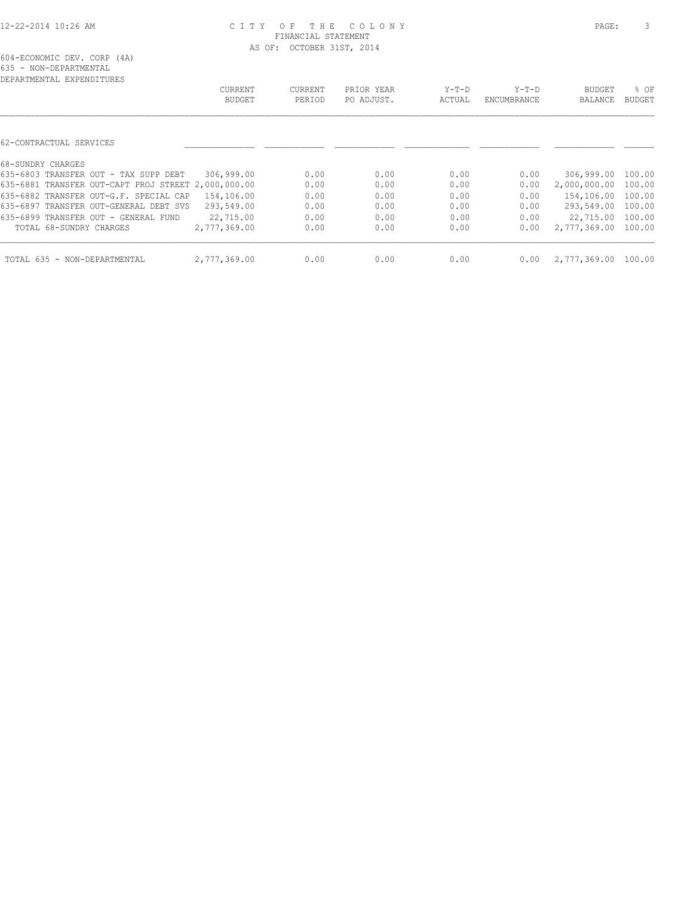# CITY OF THE COLONY

FINANCIAL STATEMENT

AS OF: OCTOBER 31ST, 2014

604-ECONOMIC DEV. CORP (4A)
635 - NON-DEPARTMENTAL
DEPARTMENTAL EXPENDITURES

| | CURRENT BUDGET | CURRENT PERIOD | PRIOR YEAR PO ADJUST. | Y-T-D ACTUAL | Y-T-D ENCUMBRANCE | BUDGET BALANCE | % OF BUDGET |
|---|---|---|---|---|---|---|---|
| 62-CONTRACTUAL SERVICES | | | | | | | |
| 68-SUNDRY CHARGES | | | | | | | |
| 635-6803 TRANSFER OUT - TAX SUPP DEBT | 306,999.00 | 0.00 | 0.00 | 0.00 | 0.00 | 306,999.00 | 100.00 |
| 635-6881 TRANSFER OUT-CAPT PROJ STREET | 2,000,000.00 | 0.00 | 0.00 | 0.00 | 0.00 | 2,000,000.00 | 100.00 |
| 635-6882 TRANSFER OUT-G.F. SPECIAL CAP | 154,106.00 | 0.00 | 0.00 | 0.00 | 0.00 | 154,106.00 | 100.00 |
| 635-6897 TRANSFER OUT-GENERAL DEBT SVS | 293,549.00 | 0.00 | 0.00 | 0.00 | 0.00 | 293,549.00 | 100.00 |
| 635-6899 TRANSFER OUT - GENERAL FUND | 22,715.00 | 0.00 | 0.00 | 0.00 | 0.00 | 22,715.00 | 100.00 |
| TOTAL 68-SUNDRY CHARGES | 2,777,369.00 | 0.00 | 0.00 | 0.00 | 0.00 | 2,777,369.00 | 100.00 |
| TOTAL 635 - NON-DEPARTMENTAL | 2,777,369.00 | 0.00 | 0.00 | 0.00 | 0.00 | 2,777,369.00 | 100.00 |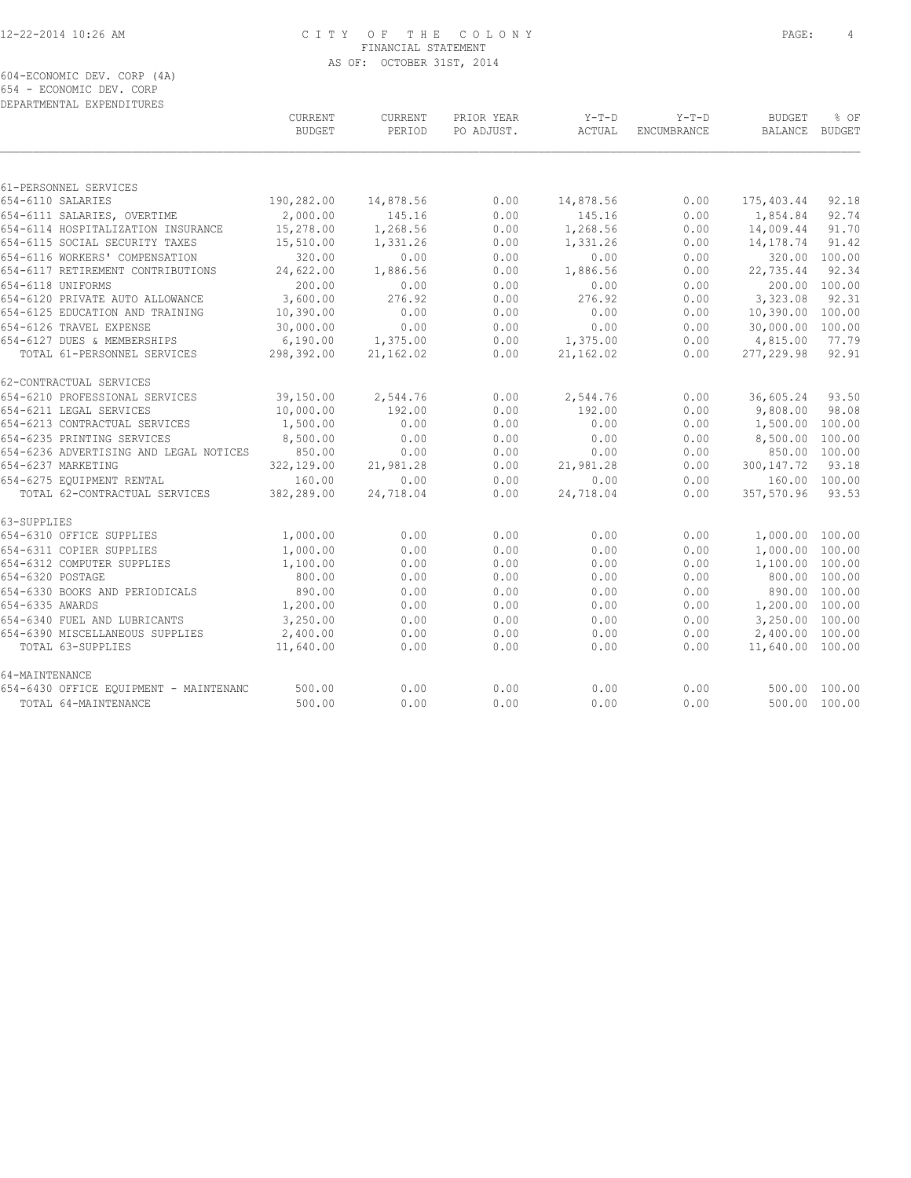# CITY OF THE COLONY
## FINANCIAL STATEMENT
### AS OF: OCTOBER 31ST, 2014

604-ECONOMIC DEV. CORP (4A)
654 - ECONOMIC DEV. CORP
DEPARTMENTAL EXPENDITURES

| | CURRENT BUDGET | CURRENT PERIOD | PRIOR YEAR PO ADJUST. | Y-T-D ACTUAL | Y-T-D ENCUMBRANCE | BUDGET BALANCE | % OF BUDGET |
|---|---|---|---|---|---|---|---|
| **61-PERSONNEL SERVICES** | | | | | | | |
| 654-6110 SALARIES | 190,282.00 | 14,878.56 | 0.00 | 14,878.56 | 0.00 | 175,403.44 | 92.18 |
| 654-6111 SALARIES, OVERTIME | 2,000.00 | 145.16 | 0.00 | 145.16 | 0.00 | 1,854.84 | 92.74 |
| 654-6114 HOSPITALIZATION INSURANCE | 15,278.00 | 1,268.56 | 0.00 | 1,268.56 | 0.00 | 14,009.44 | 91.70 |
| 654-6115 SOCIAL SECURITY TAXES | 15,510.00 | 1,331.26 | 0.00 | 1,331.26 | 0.00 | 14,178.74 | 91.42 |
| 654-6116 WORKERS' COMPENSATION | 320.00 | 0.00 | 0.00 | 0.00 | 0.00 | 320.00 | 100.00 |
| 654-6117 RETIREMENT CONTRIBUTIONS | 24,622.00 | 1,886.56 | 0.00 | 1,886.56 | 0.00 | 22,735.44 | 92.34 |
| 654-6118 UNIFORMS | 200.00 | 0.00 | 0.00 | 0.00 | 0.00 | 200.00 | 100.00 |
| 654-6120 PRIVATE AUTO ALLOWANCE | 3,600.00 | 276.92 | 0.00 | 276.92 | 0.00 | 3,323.08 | 92.31 |
| 654-6125 EDUCATION AND TRAINING | 10,390.00 | 0.00 | 0.00 | 0.00 | 0.00 | 10,390.00 | 100.00 |
| 654-6126 TRAVEL EXPENSE | 30,000.00 | 0.00 | 0.00 | 0.00 | 0.00 | 30,000.00 | 100.00 |
| 654-6127 DUES & MEMBERSHIPS | 6,190.00 | 1,375.00 | 0.00 | 1,375.00 | 0.00 | 4,815.00 | 77.79 |
| TOTAL 61-PERSONNEL SERVICES | 298,392.00 | 21,162.02 | 0.00 | 21,162.02 | 0.00 | 277,229.98 | 92.91 |
| **62-CONTRACTUAL SERVICES** | | | | | | | |
| 654-6210 PROFESSIONAL SERVICES | 39,150.00 | 2,544.76 | 0.00 | 2,544.76 | 0.00 | 36,605.24 | 93.50 |
| 654-6211 LEGAL SERVICES | 10,000.00 | 192.00 | 0.00 | 192.00 | 0.00 | 9,808.00 | 98.08 |
| 654-6213 CONTRACTUAL SERVICES | 1,500.00 | 0.00 | 0.00 | 0.00 | 0.00 | 1,500.00 | 100.00 |
| 654-6235 PRINTING SERVICES | 8,500.00 | 0.00 | 0.00 | 0.00 | 0.00 | 8,500.00 | 100.00 |
| 654-6236 ADVERTISING AND LEGAL NOTICES | 850.00 | 0.00 | 0.00 | 0.00 | 0.00 | 850.00 | 100.00 |
| 654-6237 MARKETING | 322,129.00 | 21,981.28 | 0.00 | 21,981.28 | 0.00 | 300,147.72 | 93.18 |
| 654-6275 EQUIPMENT RENTAL | 160.00 | 0.00 | 0.00 | 0.00 | 0.00 | 160.00 | 100.00 |
| TOTAL 62-CONTRACTUAL SERVICES | 382,289.00 | 24,718.04 | 0.00 | 24,718.04 | 0.00 | 357,570.96 | 93.53 |
| **63-SUPPLIES** | | | | | | | |
| 654-6310 OFFICE SUPPLIES | 1,000.00 | 0.00 | 0.00 | 0.00 | 0.00 | 1,000.00 | 100.00 |
| 654-6311 COPIER SUPPLIES | 1,000.00 | 0.00 | 0.00 | 0.00 | 0.00 | 1,000.00 | 100.00 |
| 654-6312 COMPUTER SUPPLIES | 1,100.00 | 0.00 | 0.00 | 0.00 | 0.00 | 1,100.00 | 100.00 |
| 654-6320 POSTAGE | 800.00 | 0.00 | 0.00 | 0.00 | 0.00 | 800.00 | 100.00 |
| 654-6330 BOOKS AND PERIODICALS | 890.00 | 0.00 | 0.00 | 0.00 | 0.00 | 890.00 | 100.00 |
| 654-6335 AWARDS | 1,200.00 | 0.00 | 0.00 | 0.00 | 0.00 | 1,200.00 | 100.00 |
| 654-6340 FUEL AND LUBRICANTS | 3,250.00 | 0.00 | 0.00 | 0.00 | 0.00 | 3,250.00 | 100.00 |
| 654-6390 MISCELLANEOUS SUPPLIES | 2,400.00 | 0.00 | 0.00 | 0.00 | 0.00 | 2,400.00 | 100.00 |
| TOTAL 63-SUPPLIES | 11,640.00 | 0.00 | 0.00 | 0.00 | 0.00 | 11,640.00 | 100.00 |
| **64-MAINTENANCE** | | | | | | | |
| 654-6430 OFFICE EQUIPMENT - MAINTENANC | 500.00 | 0.00 | 0.00 | 0.00 | 0.00 | 500.00 | 100.00 |
| TOTAL 64-MAINTENANCE | 500.00 | 0.00 | 0.00 | 0.00 | 0.00 | 500.00 | 100.00 |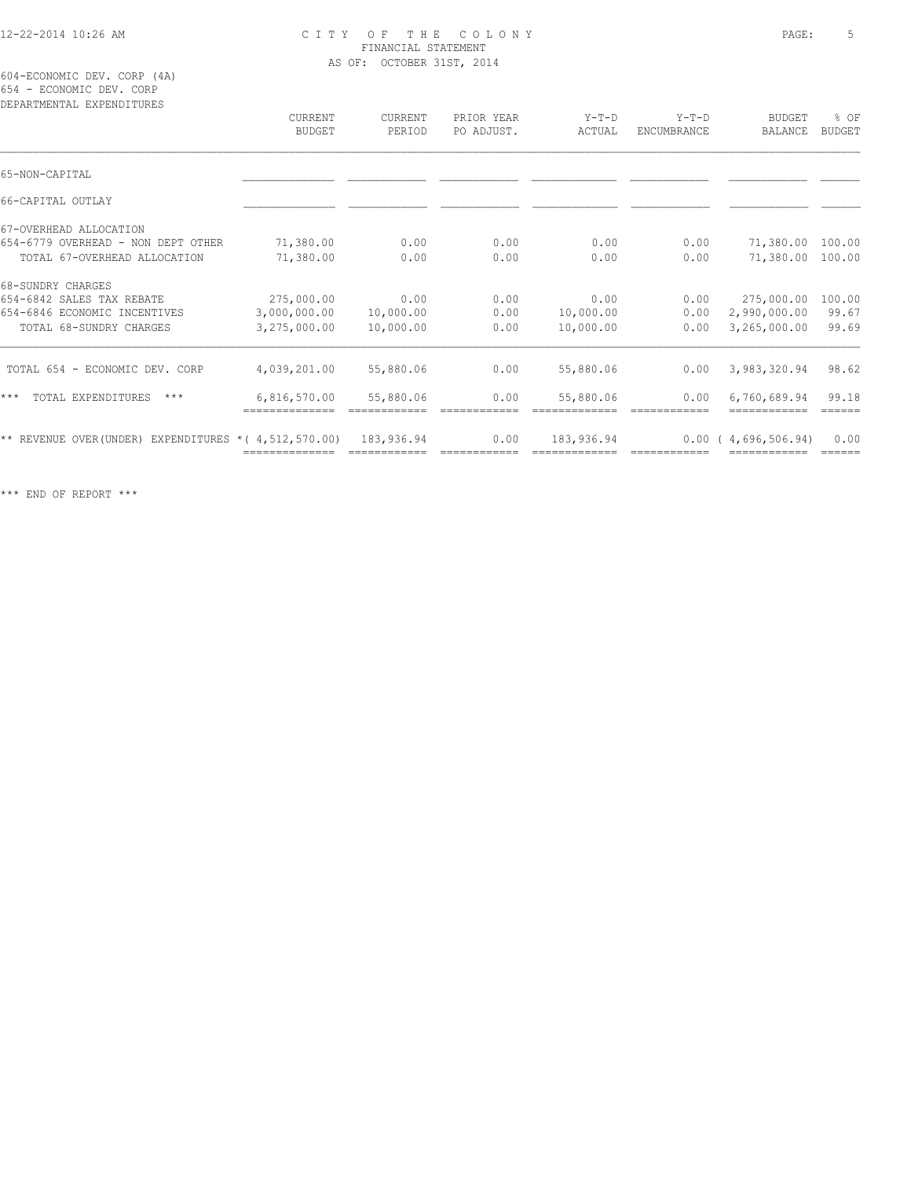CITY OF THE COLONY
FINANCIAL STATEMENT
AS OF: OCTOBER 31ST, 2014

604-ECONOMIC DEV. CORP (4A)
654 - ECONOMIC DEV. CORP
DEPARTMENTAL EXPENDITURES

| | CURRENT BUDGET | CURRENT PERIOD | PRIOR YEAR PO ADJUST. | Y-T-D ACTUAL | Y-T-D ENCUMBRANCE | BUDGET BALANCE | % OF BUDGET |
|---|---|---|---|---|---|---|---|
| 65-NON-CAPITAL | | | | | | | |
| 66-CAPITAL OUTLAY | | | | | | | |
| 67-OVERHEAD ALLOCATION | | | | | | | |
| 654-6779 OVERHEAD - NON DEPT OTHER | 71,380.00 | 0.00 | 0.00 | 0.00 | 0.00 | 71,380.00 | 100.00 |
| TOTAL 67-OVERHEAD ALLOCATION | 71,380.00 | 0.00 | 0.00 | 0.00 | 0.00 | 71,380.00 | 100.00 |
| 68-SUNDRY CHARGES | | | | | | | |
| 654-6842 SALES TAX REBATE | 275,000.00 | 0.00 | 0.00 | 0.00 | 0.00 | 275,000.00 | 100.00 |
| 654-6846 ECONOMIC INCENTIVES | 3,000,000.00 | 10,000.00 | 0.00 | 10,000.00 | 0.00 | 2,990,000.00 | 99.67 |
| TOTAL 68-SUNDRY CHARGES | 3,275,000.00 | 10,000.00 | 0.00 | 10,000.00 | 0.00 | 3,265,000.00 | 99.69 |
| TOTAL 654 - ECONOMIC DEV. CORP | 4,039,201.00 | 55,880.06 | 0.00 | 55,880.06 | 0.00 | 3,983,320.94 | 98.62 |
| *** TOTAL EXPENDITURES *** | 6,816,570.00 | 55,880.06 | 0.00 | 55,880.06 | 0.00 | 6,760,689.94 | 99.18 |
| ** REVENUE OVER(UNDER) EXPENDITURES * | ( 4,512,570.00) | 183,936.94 | 0.00 | 183,936.94 | 0.00 | ( 4,696,506.94) | 0.00 |

*** END OF REPORT ***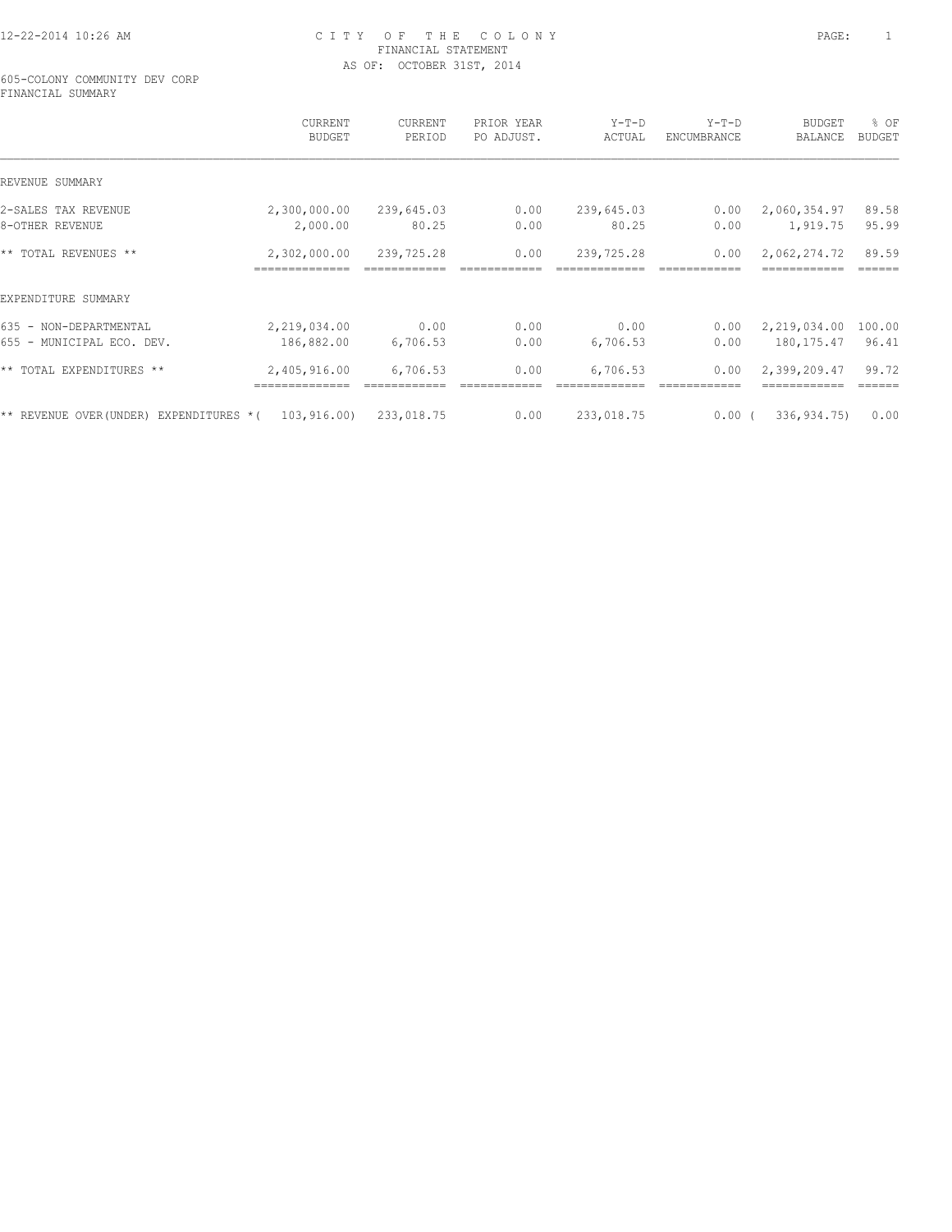12-22-2014 10:26 AM

# CITY OF THE COLONY
## FINANCIAL STATEMENT
AS OF: OCTOBER 31ST, 2014

605-COLONY COMMUNITY DEV CORP
FINANCIAL SUMMARY

| | CURRENT BUDGET | CURRENT PERIOD | PRIOR YEAR PO ADJUST. | Y-T-D ACTUAL | Y-T-D ENCUMBRANCE | BUDGET BALANCE | % OF BUDGET |
|---|---|---|---|---|---|---|---|
| REVENUE SUMMARY | | | | | | | |
| 2-SALES TAX REVENUE | 2,300,000.00 | 239,645.03 | 0.00 | 239,645.03 | 0.00 | 2,060,354.97 | 89.58 |
| 8-OTHER REVENUE | 2,000.00 | 80.25 | 0.00 | 80.25 | 0.00 | 1,919.75 | 95.99 |
| ** TOTAL REVENUES ** | 2,302,000.00 | 239,725.28 | 0.00 | 239,725.28 | 0.00 | 2,062,274.72 | 89.59 |
| EXPENDITURE SUMMARY | | | | | | | |
| 635 - NON-DEPARTMENTAL | 2,219,034.00 | 0.00 | 0.00 | 0.00 | 0.00 | 2,219,034.00 | 100.00 |
| 655 - MUNICIPAL ECO. DEV. | 186,882.00 | 6,706.53 | 0.00 | 6,706.53 | 0.00 | 180,175.47 | 96.41 |
| ** TOTAL EXPENDITURES ** | 2,405,916.00 | 6,706.53 | 0.00 | 6,706.53 | 0.00 | 2,399,209.47 | 99.72 |
| ** REVENUE OVER(UNDER) EXPENDITURES ** | (103,916.00) | 233,018.75 | 0.00 | 233,018.75 | 0.00 | (336,934.75) | 0.00 |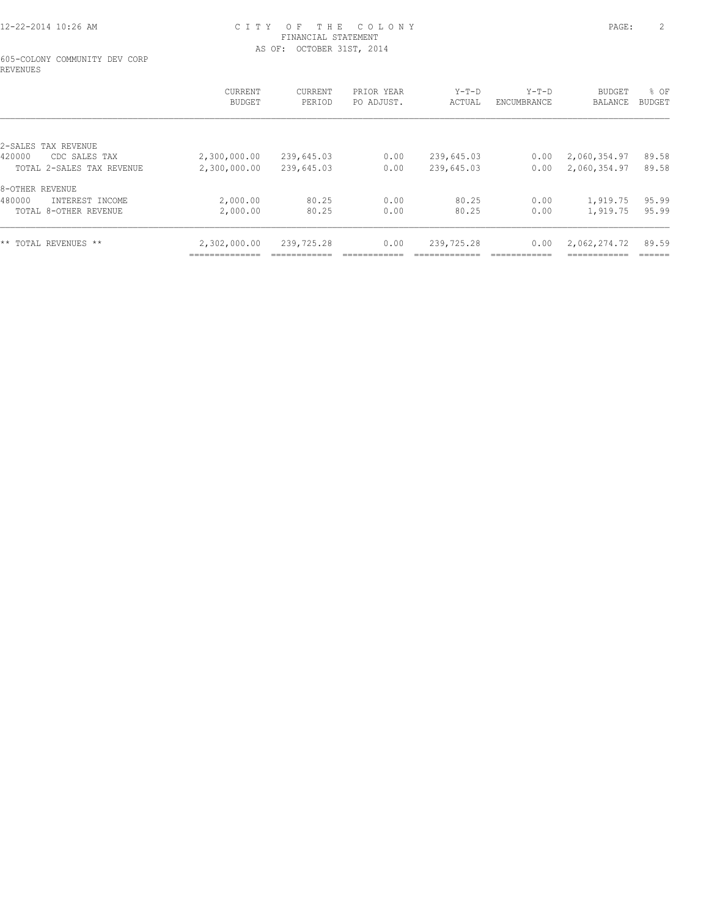CITY OF THE COLONY
FINANCIAL STATEMENT
AS OF: OCTOBER 31ST, 2014

605-COLONY COMMUNITY DEV CORP
REVENUES

| | CURRENT BUDGET | CURRENT PERIOD | PRIOR YEAR PO ADJUST. | Y-T-D ACTUAL | Y-T-D ENCUMBRANCE | BUDGET BALANCE | % OF BUDGET |
|---|---|---|---|---|---|---|---|
| 2-SALES TAX REVENUE | | | | | | | |
| 420000 CDC SALES TAX | 2,300,000.00 | 239,645.03 | 0.00 | 239,645.03 | 0.00 | 2,060,354.97 | 89.58 |
| TOTAL 2-SALES TAX REVENUE | 2,300,000.00 | 239,645.03 | 0.00 | 239,645.03 | 0.00 | 2,060,354.97 | 89.58 |
| 8-OTHER REVENUE | | | | | | | |
| 480000 INTEREST INCOME | 2,000.00 | 80.25 | 0.00 | 80.25 | 0.00 | 1,919.75 | 95.99 |
| TOTAL 8-OTHER REVENUE | 2,000.00 | 80.25 | 0.00 | 80.25 | 0.00 | 1,919.75 | 95.99 |
| ** TOTAL REVENUES ** | 2,302,000.00 | 239,725.28 | 0.00 | 239,725.28 | 0.00 | 2,062,274.72 | 89.59 |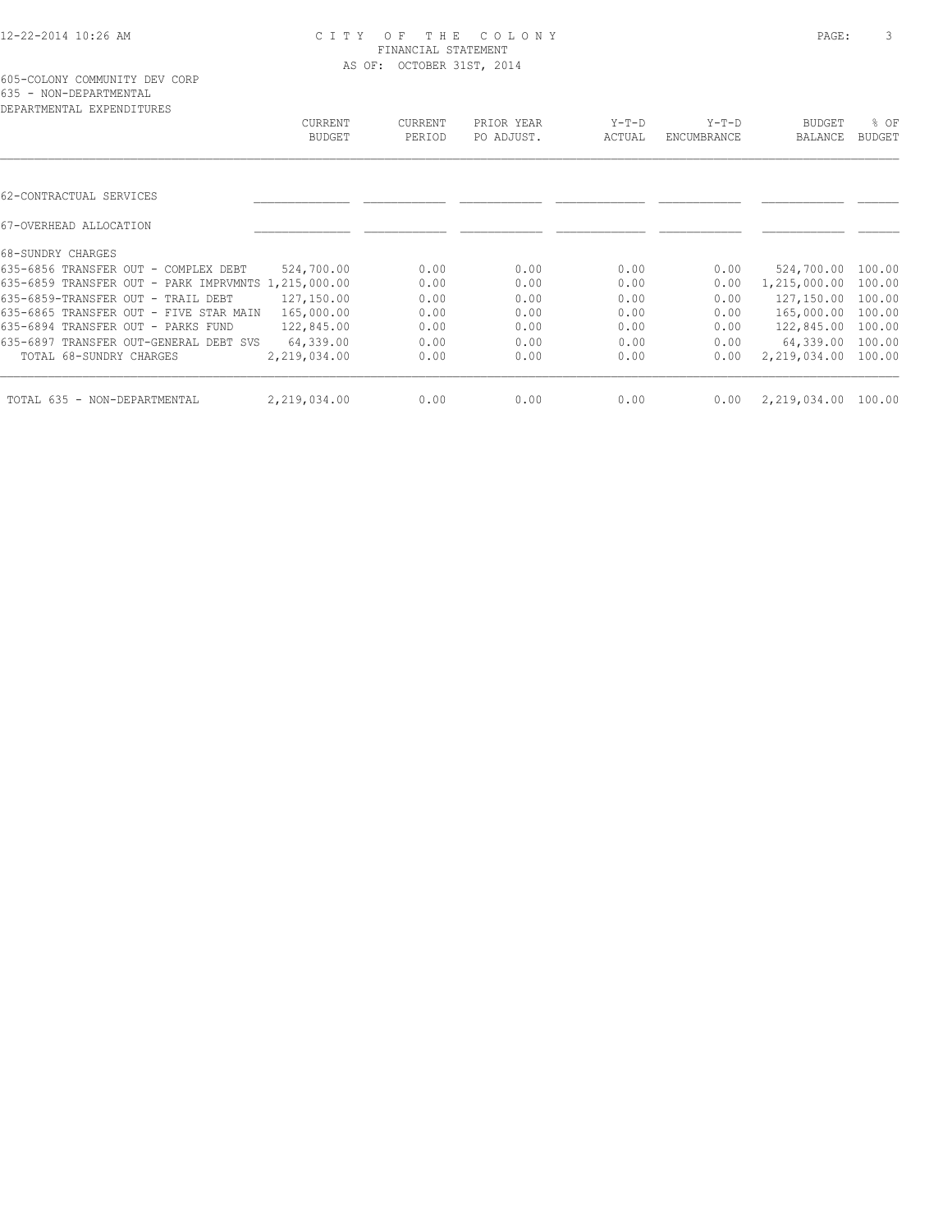CITY OF THE COLONY
FINANCIAL STATEMENT
AS OF: OCTOBER 31ST, 2014

605-COLONY COMMUNITY DEV CORP
635 - NON-DEPARTMENTAL
DEPARTMENTAL EXPENDITURES

| | CURRENT BUDGET | CURRENT PERIOD | PRIOR YEAR PO ADJUST. | Y-T-D ACTUAL | Y-T-D ENCUMBRANCE | BUDGET BALANCE | % OF BUDGET |
|---|---|---|---|---|---|---|---|
| 62-CONTRACTUAL SERVICES | | | | | | | |
| 67-OVERHEAD ALLOCATION | | | | | | | |
| 68-SUNDRY CHARGES | | | | | | | |
| 635-6856 TRANSFER OUT - COMPLEX DEBT | 524,700.00 | 0.00 | 0.00 | 0.00 | 0.00 | 524,700.00 | 100.00 |
| 635-6859 TRANSFER OUT - PARK IMPRVMNTS | 1,215,000.00 | 0.00 | 0.00 | 0.00 | 0.00 | 1,215,000.00 | 100.00 |
| 635-6859-TRANSFER OUT - TRAIL DEBT | 127,150.00 | 0.00 | 0.00 | 0.00 | 0.00 | 127,150.00 | 100.00 |
| 635-6865 TRANSFER OUT - FIVE STAR MAIN | 165,000.00 | 0.00 | 0.00 | 0.00 | 0.00 | 165,000.00 | 100.00 |
| 635-6894 TRANSFER OUT - PARKS FUND | 122,845.00 | 0.00 | 0.00 | 0.00 | 0.00 | 122,845.00 | 100.00 |
| 635-6897 TRANSFER OUT-GENERAL DEBT SVS | 64,339.00 | 0.00 | 0.00 | 0.00 | 0.00 | 64,339.00 | 100.00 |
| TOTAL 68-SUNDRY CHARGES | 2,219,034.00 | 0.00 | 0.00 | 0.00 | 0.00 | 2,219,034.00 | 100.00 |
| TOTAL 635 - NON-DEPARTMENTAL | 2,219,034.00 | 0.00 | 0.00 | 0.00 | 0.00 | 2,219,034.00 | 100.00 |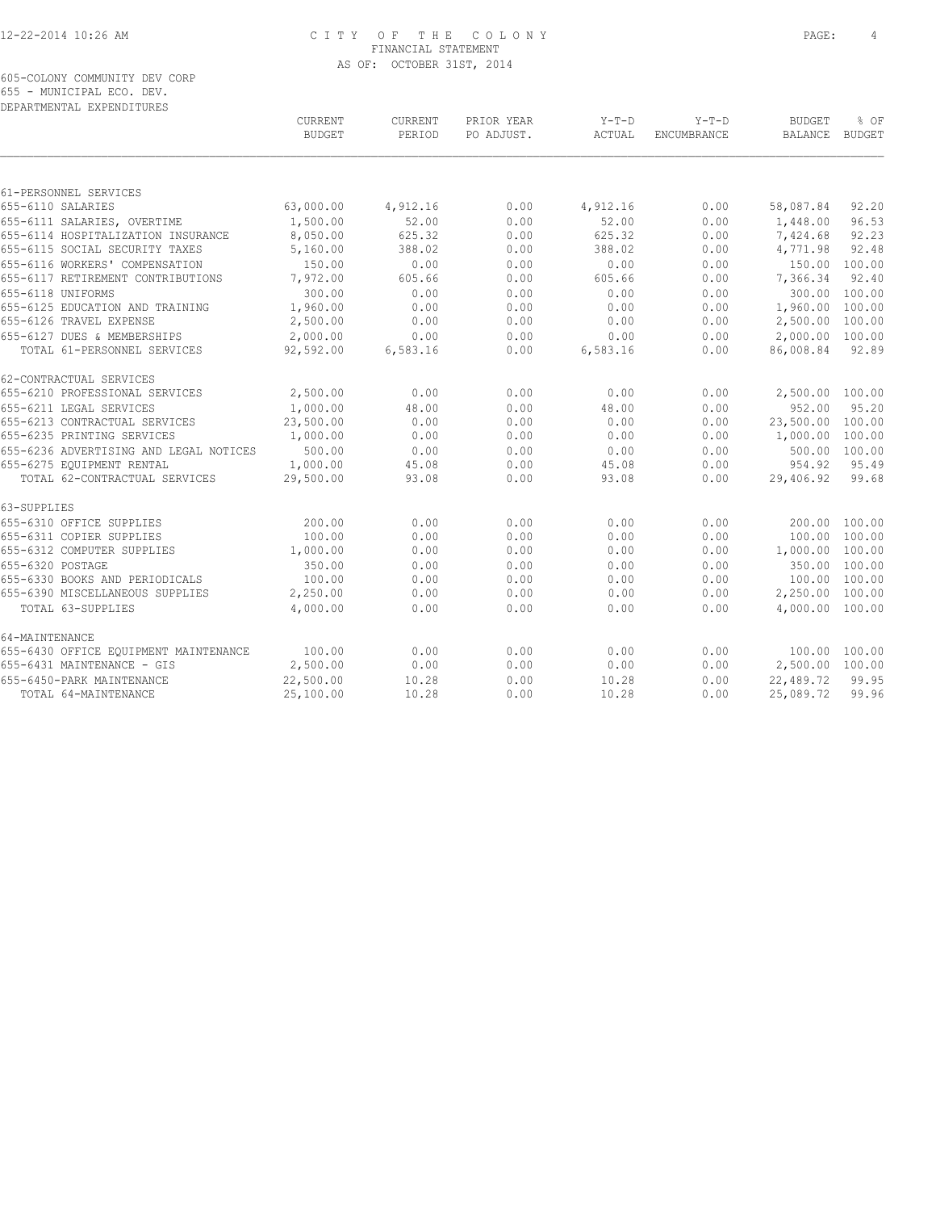CITY OF THE COLONY
FINANCIAL STATEMENT
AS OF: OCTOBER 31ST, 2014

605-COLONY COMMUNITY DEV CORP
655 - MUNICIPAL ECO. DEV.
DEPARTMENTAL EXPENDITURES

| | CURRENT BUDGET | CURRENT PERIOD | PRIOR YEAR PO ADJUST. | Y-T-D ACTUAL | Y-T-D ENCUMBRANCE | BUDGET BALANCE | % OF BUDGET |
|---|---|---|---|---|---|---|---|
| 61-PERSONNEL SERVICES | | | | | | | |
| 655-6110 SALARIES | 63,000.00 | 4,912.16 | 0.00 | 4,912.16 | 0.00 | 58,087.84 | 92.20 |
| 655-6111 SALARIES, OVERTIME | 1,500.00 | 52.00 | 0.00 | 52.00 | 0.00 | 1,448.00 | 96.53 |
| 655-6114 HOSPITALIZATION INSURANCE | 8,050.00 | 625.32 | 0.00 | 625.32 | 0.00 | 7,424.68 | 92.23 |
| 655-6115 SOCIAL SECURITY TAXES | 5,160.00 | 388.02 | 0.00 | 388.02 | 0.00 | 4,771.98 | 92.48 |
| 655-6116 WORKERS' COMPENSATION | 150.00 | 0.00 | 0.00 | 0.00 | 0.00 | 150.00 | 100.00 |
| 655-6117 RETIREMENT CONTRIBUTIONS | 7,972.00 | 605.66 | 0.00 | 605.66 | 0.00 | 7,366.34 | 92.40 |
| 655-6118 UNIFORMS | 300.00 | 0.00 | 0.00 | 0.00 | 0.00 | 300.00 | 100.00 |
| 655-6125 EDUCATION AND TRAINING | 1,960.00 | 0.00 | 0.00 | 0.00 | 0.00 | 1,960.00 | 100.00 |
| 655-6126 TRAVEL EXPENSE | 2,500.00 | 0.00 | 0.00 | 0.00 | 0.00 | 2,500.00 | 100.00 |
| 655-6127 DUES & MEMBERSHIPS | 2,000.00 | 0.00 | 0.00 | 0.00 | 0.00 | 2,000.00 | 100.00 |
| TOTAL 61-PERSONNEL SERVICES | 92,592.00 | 6,583.16 | 0.00 | 6,583.16 | 0.00 | 86,008.84 | 92.89 |
| 62-CONTRACTUAL SERVICES | | | | | | | |
| 655-6210 PROFESSIONAL SERVICES | 2,500.00 | 0.00 | 0.00 | 0.00 | 0.00 | 2,500.00 | 100.00 |
| 655-6211 LEGAL SERVICES | 1,000.00 | 48.00 | 0.00 | 48.00 | 0.00 | 952.00 | 95.20 |
| 655-6213 CONTRACTUAL SERVICES | 23,500.00 | 0.00 | 0.00 | 0.00 | 0.00 | 23,500.00 | 100.00 |
| 655-6235 PRINTING SERVICES | 1,000.00 | 0.00 | 0.00 | 0.00 | 0.00 | 1,000.00 | 100.00 |
| 655-6236 ADVERTISING AND LEGAL NOTICES | 500.00 | 0.00 | 0.00 | 0.00 | 0.00 | 500.00 | 100.00 |
| 655-6275 EQUIPMENT RENTAL | 1,000.00 | 45.08 | 0.00 | 45.08 | 0.00 | 954.92 | 95.49 |
| TOTAL 62-CONTRACTUAL SERVICES | 29,500.00 | 93.08 | 0.00 | 93.08 | 0.00 | 29,406.92 | 99.68 |
| 63-SUPPLIES | | | | | | | |
| 655-6310 OFFICE SUPPLIES | 200.00 | 0.00 | 0.00 | 0.00 | 0.00 | 200.00 | 100.00 |
| 655-6311 COPIER SUPPLIES | 100.00 | 0.00 | 0.00 | 0.00 | 0.00 | 100.00 | 100.00 |
| 655-6312 COMPUTER SUPPLIES | 1,000.00 | 0.00 | 0.00 | 0.00 | 0.00 | 1,000.00 | 100.00 |
| 655-6320 POSTAGE | 350.00 | 0.00 | 0.00 | 0.00 | 0.00 | 350.00 | 100.00 |
| 655-6330 BOOKS AND PERIODICALS | 100.00 | 0.00 | 0.00 | 0.00 | 0.00 | 100.00 | 100.00 |
| 655-6390 MISCELLANEOUS SUPPLIES | 2,250.00 | 0.00 | 0.00 | 0.00 | 0.00 | 2,250.00 | 100.00 |
| TOTAL 63-SUPPLIES | 4,000.00 | 0.00 | 0.00 | 0.00 | 0.00 | 4,000.00 | 100.00 |
| 64-MAINTENANCE | | | | | | | |
| 655-6430 OFFICE EQUIPMENT MAINTENANCE | 100.00 | 0.00 | 0.00 | 0.00 | 0.00 | 100.00 | 100.00 |
| 655-6431 MAINTENANCE - GIS | 2,500.00 | 0.00 | 0.00 | 0.00 | 0.00 | 2,500.00 | 100.00 |
| 655-6450-PARK MAINTENANCE | 22,500.00 | 10.28 | 0.00 | 10.28 | 0.00 | 22,489.72 | 99.95 |
| TOTAL 64-MAINTENANCE | 25,100.00 | 10.28 | 0.00 | 10.28 | 0.00 | 25,089.72 | 99.96 |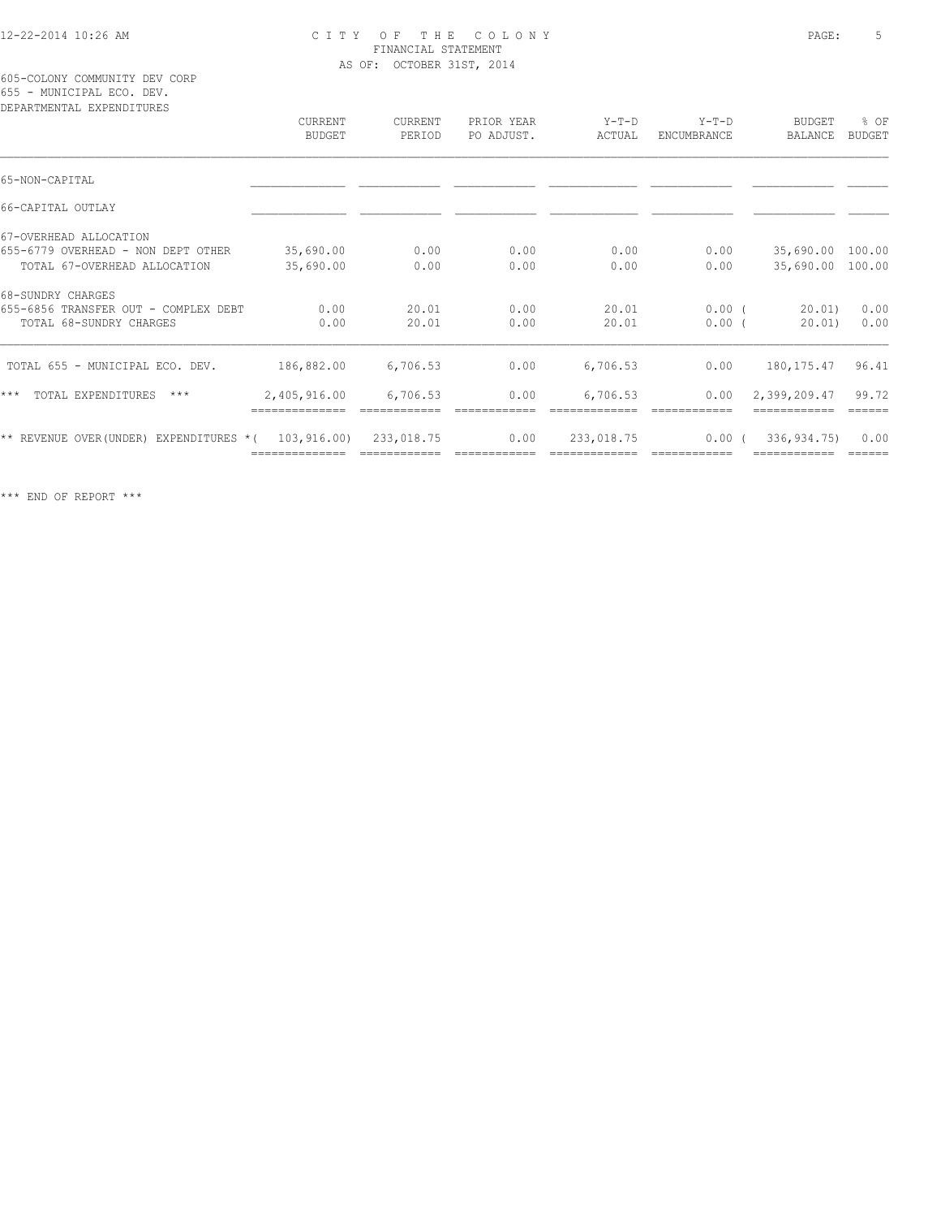CITY OF THE COLONY
FINANCIAL STATEMENT
AS OF: OCTOBER 31ST, 2014

605-COLONY COMMUNITY DEV CORP
655 - MUNICIPAL ECO. DEV.
DEPARTMENTAL EXPENDITURES

| | CURRENT BUDGET | CURRENT PERIOD | PRIOR YEAR PO ADJUST. | Y-T-D ACTUAL | Y-T-D ENCUMBRANCE | BUDGET BALANCE | % OF BUDGET |
|---|---|---|---|---|---|---|---|
| 65-NON-CAPITAL | | | | | | | |
| 66-CAPITAL OUTLAY | | | | | | | |
| 67-OVERHEAD ALLOCATION | | | | | | | |
| 655-6779 OVERHEAD - NON DEPT OTHER | 35,690.00 | 0.00 | 0.00 | 0.00 | 0.00 | 35,690.00 | 100.00 |
| TOTAL 67-OVERHEAD ALLOCATION | 35,690.00 | 0.00 | 0.00 | 0.00 | 0.00 | 35,690.00 | 100.00 |
| 68-SUNDRY CHARGES | | | | | | | |
| 655-6856 TRANSFER OUT - COMPLEX DEBT | 0.00 | 20.01 | 0.00 | 20.01 | 0.00 | ( 20.01) | 0.00 |
| TOTAL 68-SUNDRY CHARGES | 0.00 | 20.01 | 0.00 | 20.01 | 0.00 | ( 20.01) | 0.00 |
| TOTAL 655 - MUNICIPAL ECO. DEV. | 186,882.00 | 6,706.53 | 0.00 | 6,706.53 | 0.00 | 180,175.47 | 96.41 |
| *** TOTAL EXPENDITURES *** | 2,405,916.00 | 6,706.53 | 0.00 | 6,706.53 | 0.00 | 2,399,209.47 | 99.72 |
| ** REVENUE OVER(UNDER) EXPENDITURES * | ( 103,916.00) | 233,018.75 | 0.00 | 233,018.75 | 0.00 | ( 336,934.75) | 0.00 |

*** END OF REPORT ***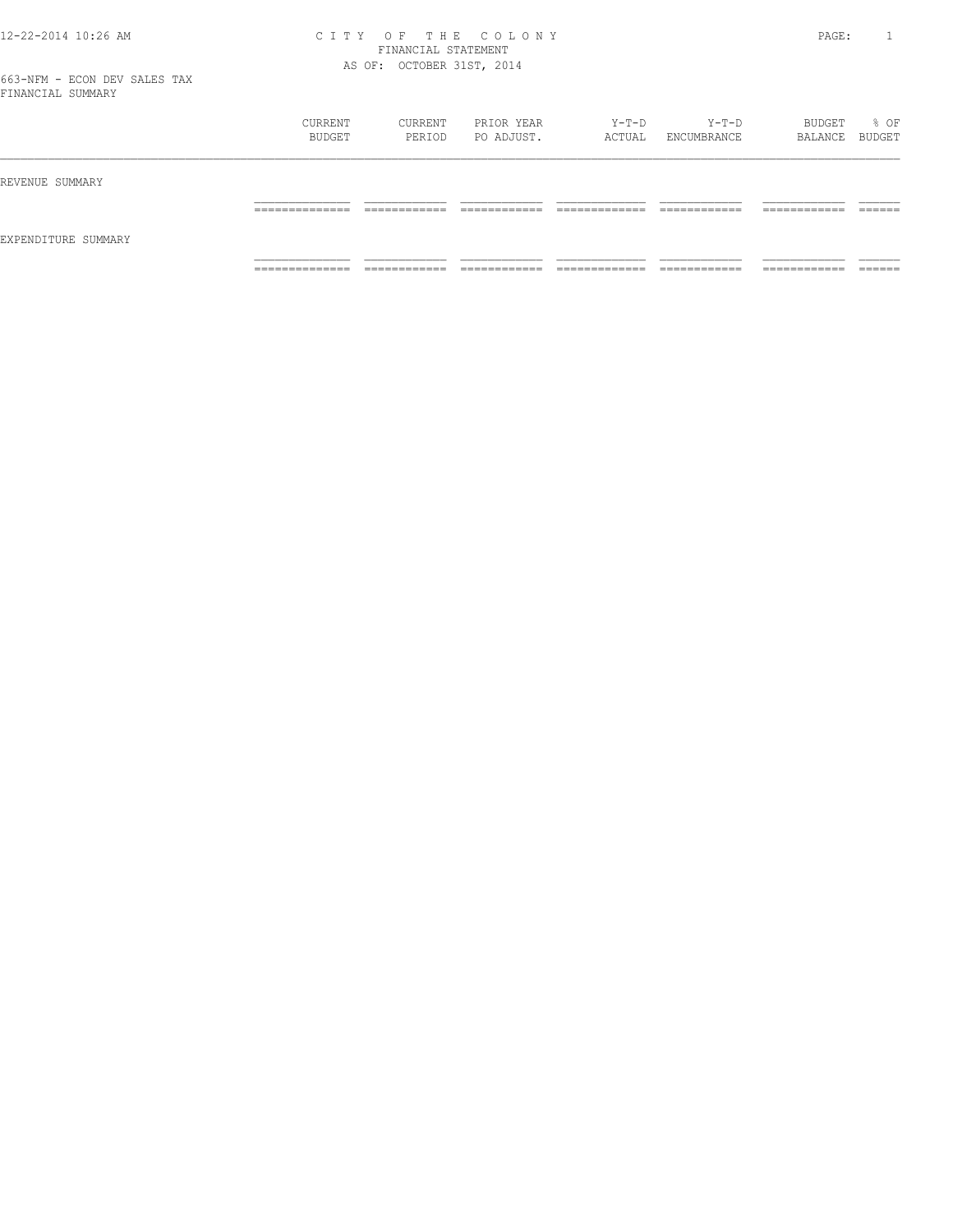CITY OF THE COLONY
FINANCIAL STATEMENT
AS OF: OCTOBER 31ST, 2014

663-NFM - ECON DEV SALES TAX
FINANCIAL SUMMARY

| | CURRENT BUDGET | CURRENT PERIOD | PRIOR YEAR PO ADJUST. | Y-T-D ACTUAL | Y-T-D ENCUMBRANCE | BUDGET BALANCE | % OF BUDGET |
|---|---|---|---|---|---|---|---|
| REVENUE SUMMARY | | | | | | | |
| EXPENDITURE SUMMARY | | | | | | | |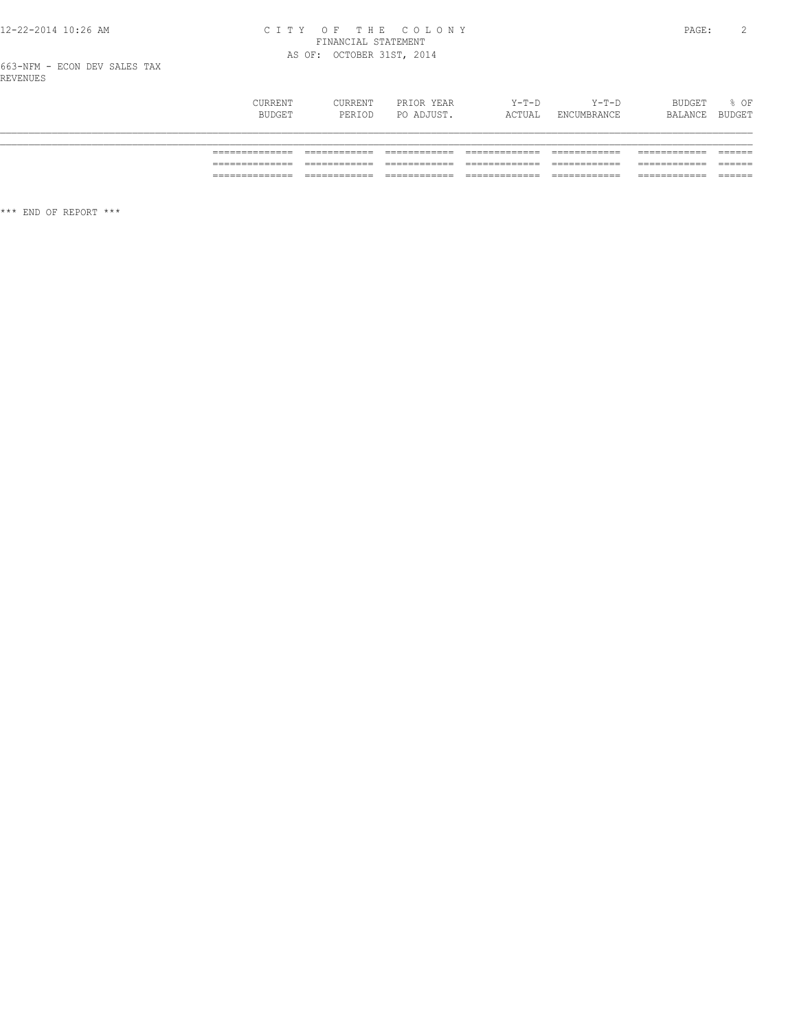663-NFM - ECON DEV SALES TAX

REVENUES

| | CURRENT BUDGET | CURRENT PERIOD | PRIOR YEAR PO ADJUST. | Y-T-D ACTUAL | Y-T-D ENCUMBRANCE | BUDGET BALANCE | % OF BUDGET |
|---|---|---|---|---|---|---|---|
| | | | | | | | |

*** END OF REPORT ***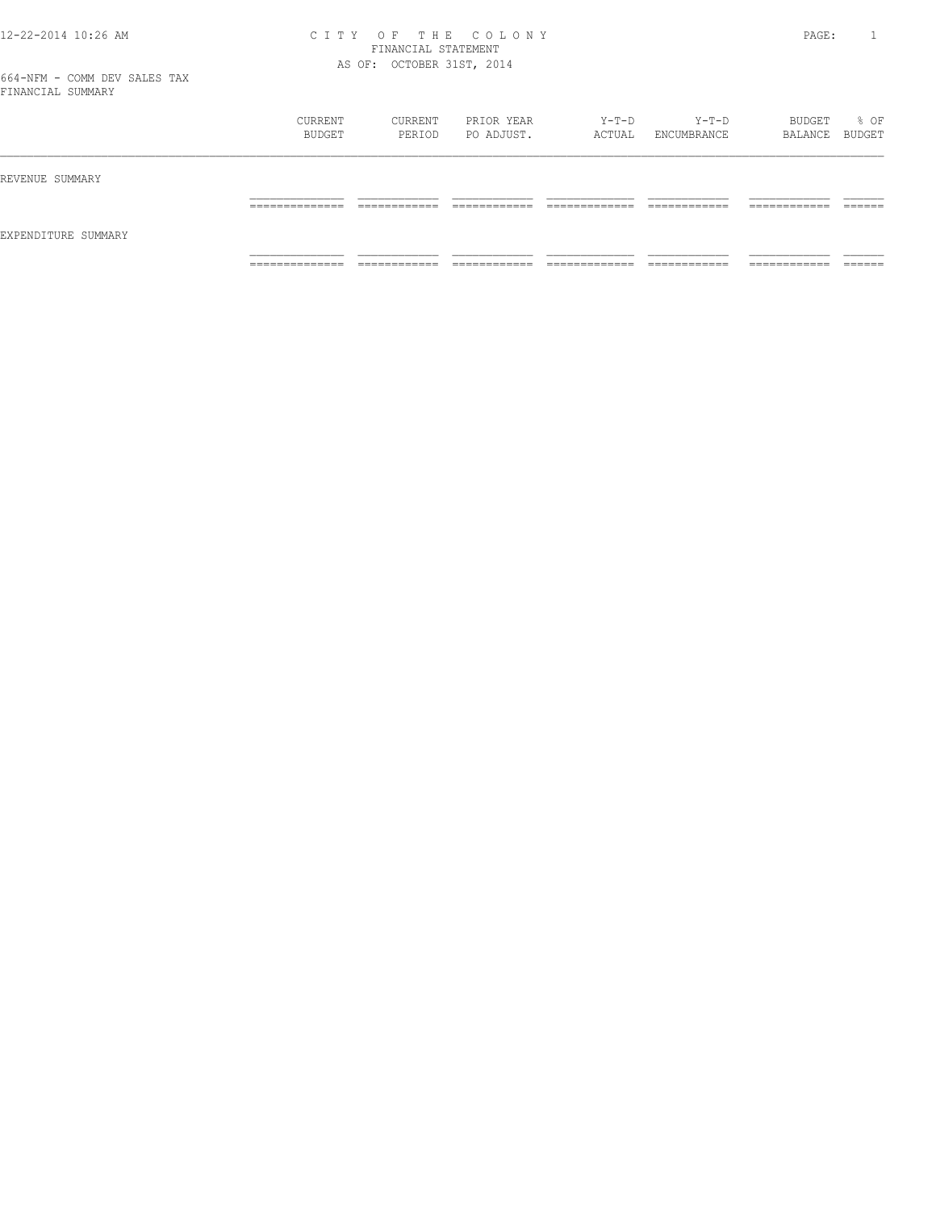# CITY OF THE COLONY
## FINANCIAL STATEMENT
### AS OF: OCTOBER 31ST, 2014

664-NFM - COMM DEV SALES TAX
FINANCIAL SUMMARY

| | CURRENT BUDGET | CURRENT PERIOD | PRIOR YEAR PO ADJUST. | Y-T-D ACTUAL | Y-T-D ENCUMBRANCE | BUDGET BALANCE | % OF BUDGET |
|---|---|---|---|---|---|---|---|
| REVENUE SUMMARY | | | | | | | |
| EXPENDITURE SUMMARY | | | | | | | |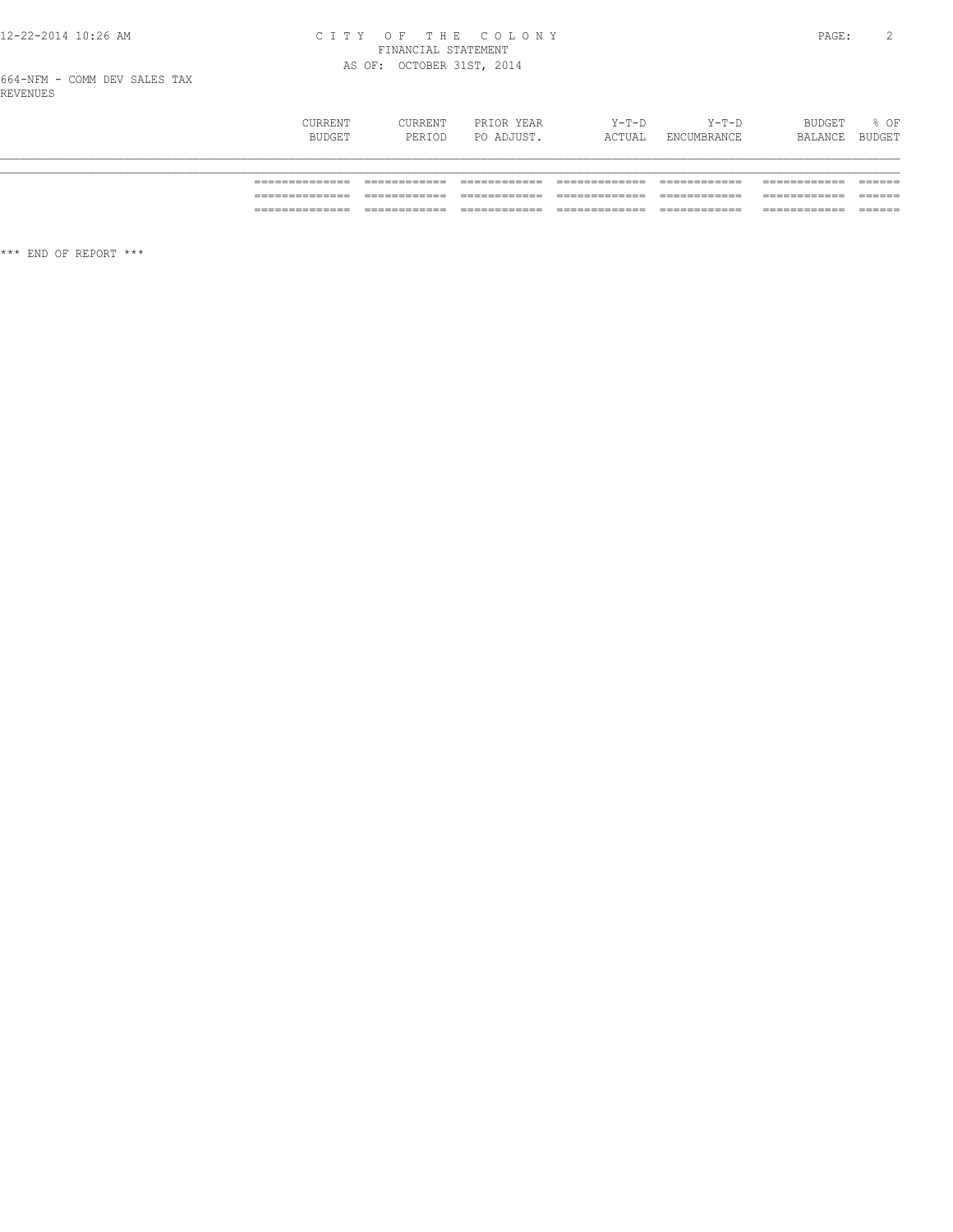CITY OF THE COLONY
FINANCIAL STATEMENT
AS OF: OCTOBER 31ST, 2014

664-NFM - COMM DEV SALES TAX
REVENUES

| | CURRENT BUDGET | CURRENT PERIOD | PRIOR YEAR PO ADJUST. | Y-T-D ACTUAL | Y-T-D ENCUMBRANCE | BUDGET BALANCE | % OF BUDGET |
|---|---|---|---|---|---|---|---|

*** END OF REPORT ***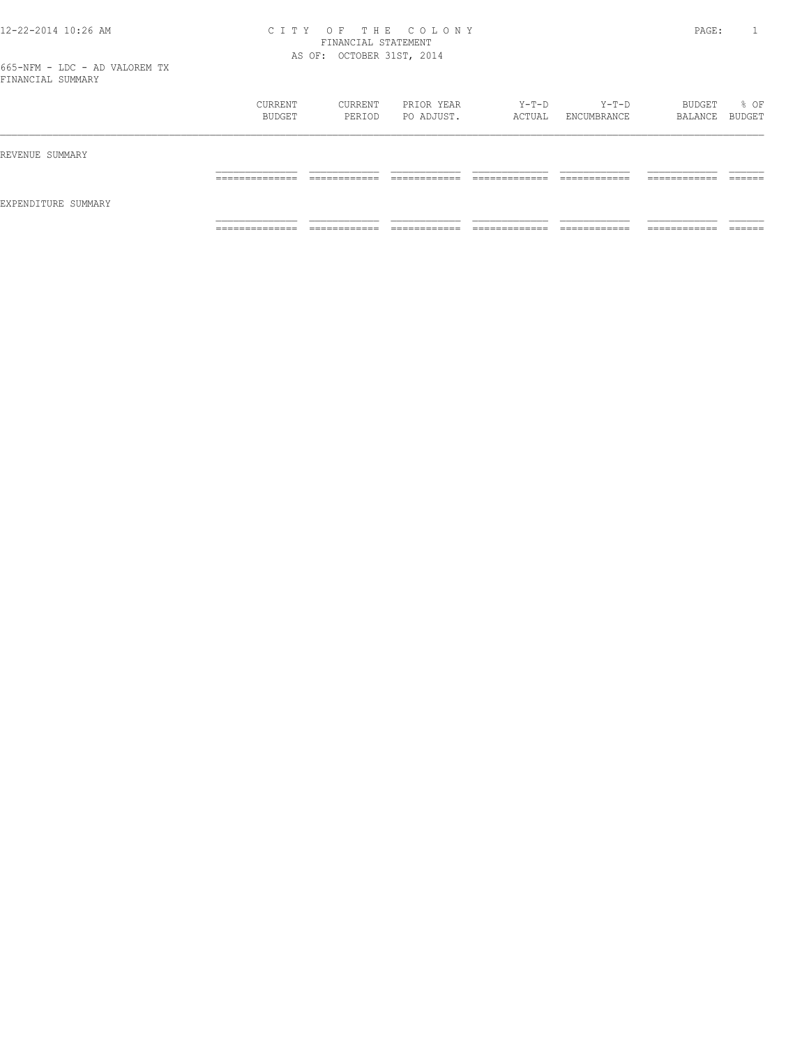CITY OF THE COLONY
FINANCIAL STATEMENT
AS OF: OCTOBER 31ST, 2014

665-NFM - LDC - AD VALOREM TX
FINANCIAL SUMMARY

| | CURRENT BUDGET | CURRENT PERIOD | PRIOR YEAR PO ADJUST. | Y-T-D ACTUAL | Y-T-D ENCUMBRANCE | BUDGET BALANCE | % OF BUDGET |
|---|---|---|---|---|---|---|---|
| REVENUE SUMMARY | | | | | | | |
| EXPENDITURE SUMMARY | | | | | | | |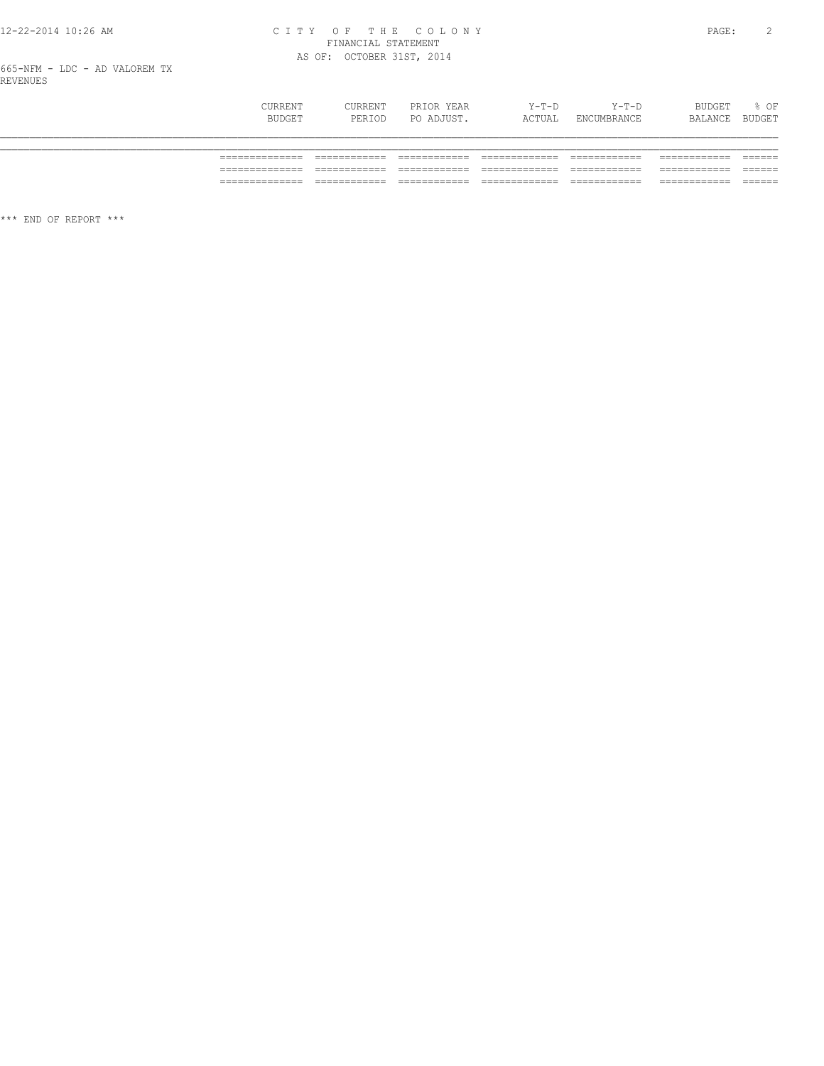# CITY OF THE COLONY
## FINANCIAL STATEMENT
### AS OF: OCTOBER 31ST, 2014

665-NFM - LDC - AD VALOREM TX
REVENUES

| | CURRENT BUDGET | CURRENT PERIOD | PRIOR YEAR PO ADJUST. | Y-T-D ACTUAL | Y-T-D ENCUMBRANCE | BUDGET BALANCE | % OF BUDGET |
|---|---|---|---|---|---|---|---|
| | | | | | | | |

\*\*\* END OF REPORT \*\*\*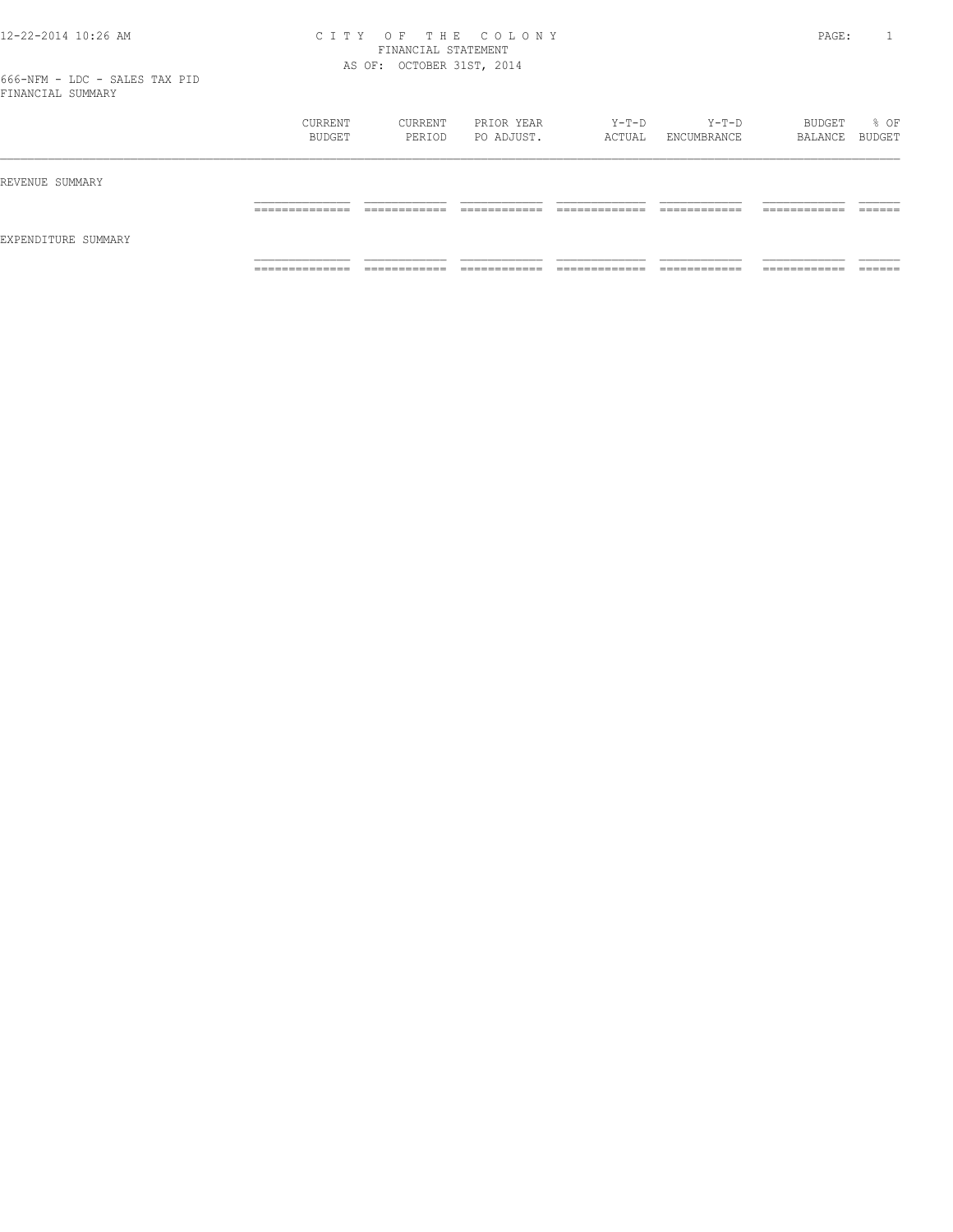# CITY OF THE COLONY

FINANCIAL STATEMENT

AS OF: OCTOBER 31ST, 2014

666-NFM - LDC - SALES TAX PID

FINANCIAL SUMMARY

| | CURRENT BUDGET | CURRENT PERIOD | PRIOR YEAR PO ADJUST. | Y-T-D ACTUAL | Y-T-D ENCUMBRANCE | BUDGET BALANCE | % OF BUDGET |
|---|---|---|---|---|---|---|---|
| REVENUE SUMMARY | | | | | | | |
| EXPENDITURE SUMMARY | | | | | | | |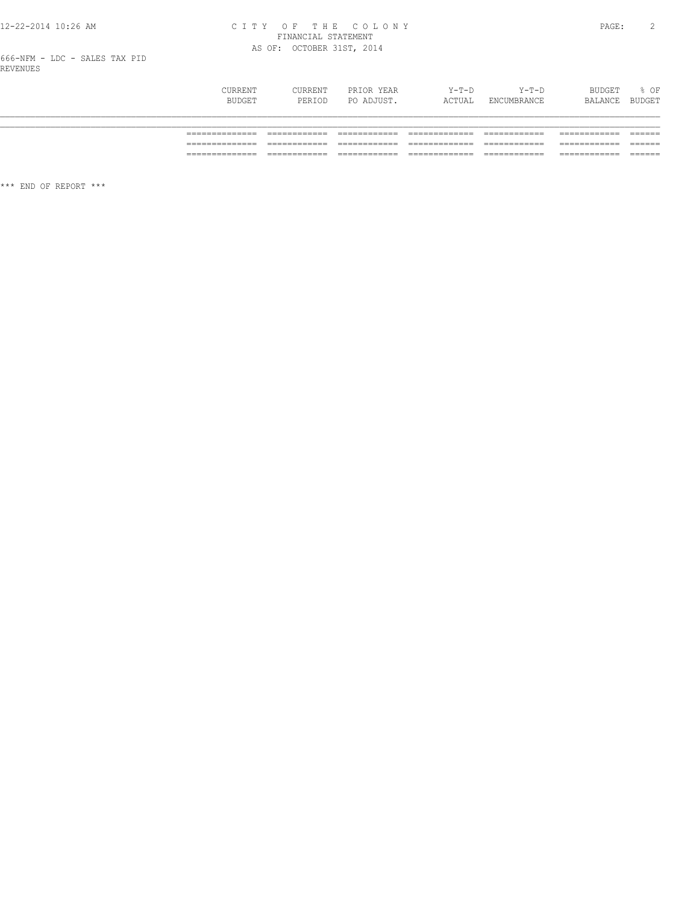666-NFM - LDC - SALES TAX PID

REVENUES

| | CURRENT BUDGET | CURRENT PERIOD | PRIOR YEAR PO ADJUST. | Y-T-D ACTUAL | Y-T-D ENCUMBRANCE | BUDGET BALANCE | % OF BUDGET |
|---|---|---|---|---|---|---|---|
| | | | | | | | |

\*\*\* END OF REPORT \*\*\*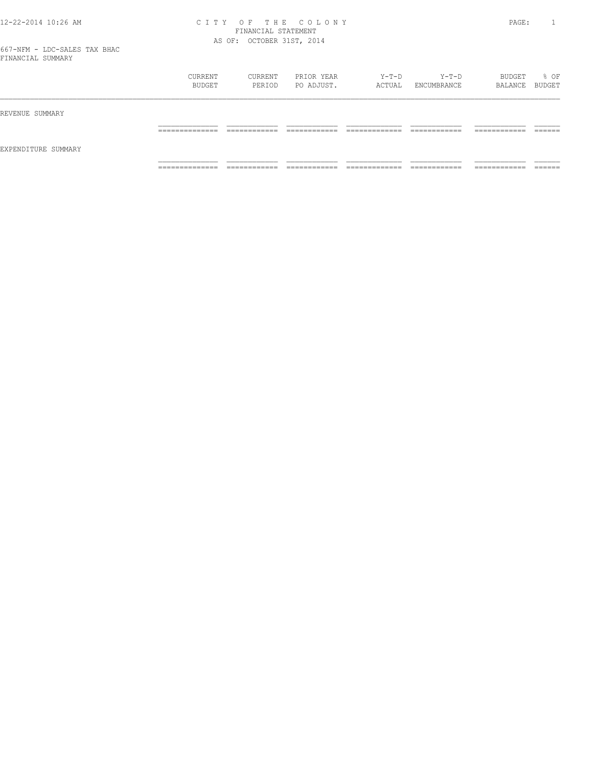# CITY OF THE COLONY

FINANCIAL STATEMENT

AS OF: OCTOBER 31ST, 2014

12-22-2014 10:26 AM

667-NFM - LDC-SALES TAX BHAC

FINANCIAL SUMMARY

| | CURRENT BUDGET | CURRENT PERIOD | PRIOR YEAR PO ADJUST. | Y-T-D ACTUAL | Y-T-D ENCUMBRANCE | BUDGET BALANCE | % OF BUDGET |
|---|---|---|---|---|---|---|---|
| REVENUE SUMMARY | | | | | | | |
| EXPENDITURE SUMMARY | | | | | | | |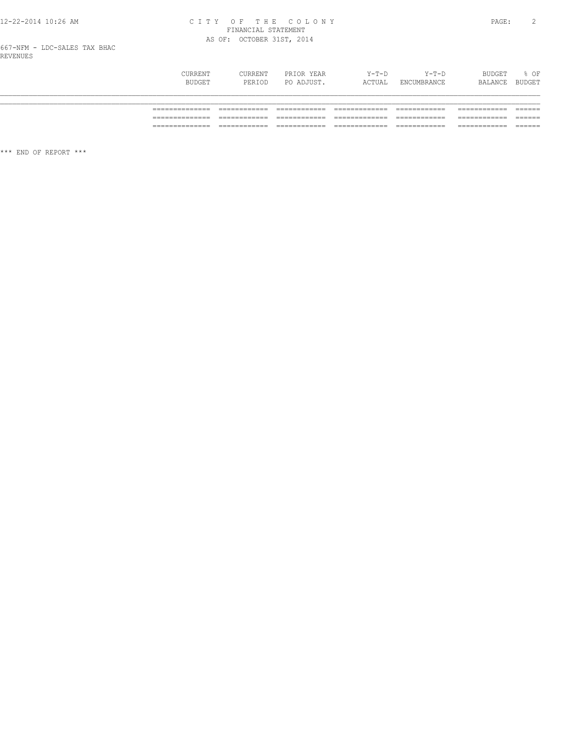CITY OF THE COLONY
FINANCIAL STATEMENT
AS OF: OCTOBER 31ST, 2014

667-NFM - LDC-SALES TAX BHAC
REVENUES

| | CURRENT BUDGET | CURRENT PERIOD | PRIOR YEAR PO ADJUST. | Y-T-D ACTUAL | Y-T-D ENCUMBRANCE | BUDGET BALANCE | % OF BUDGET |
|---|---|---|---|---|---|---|---|

*** END OF REPORT ***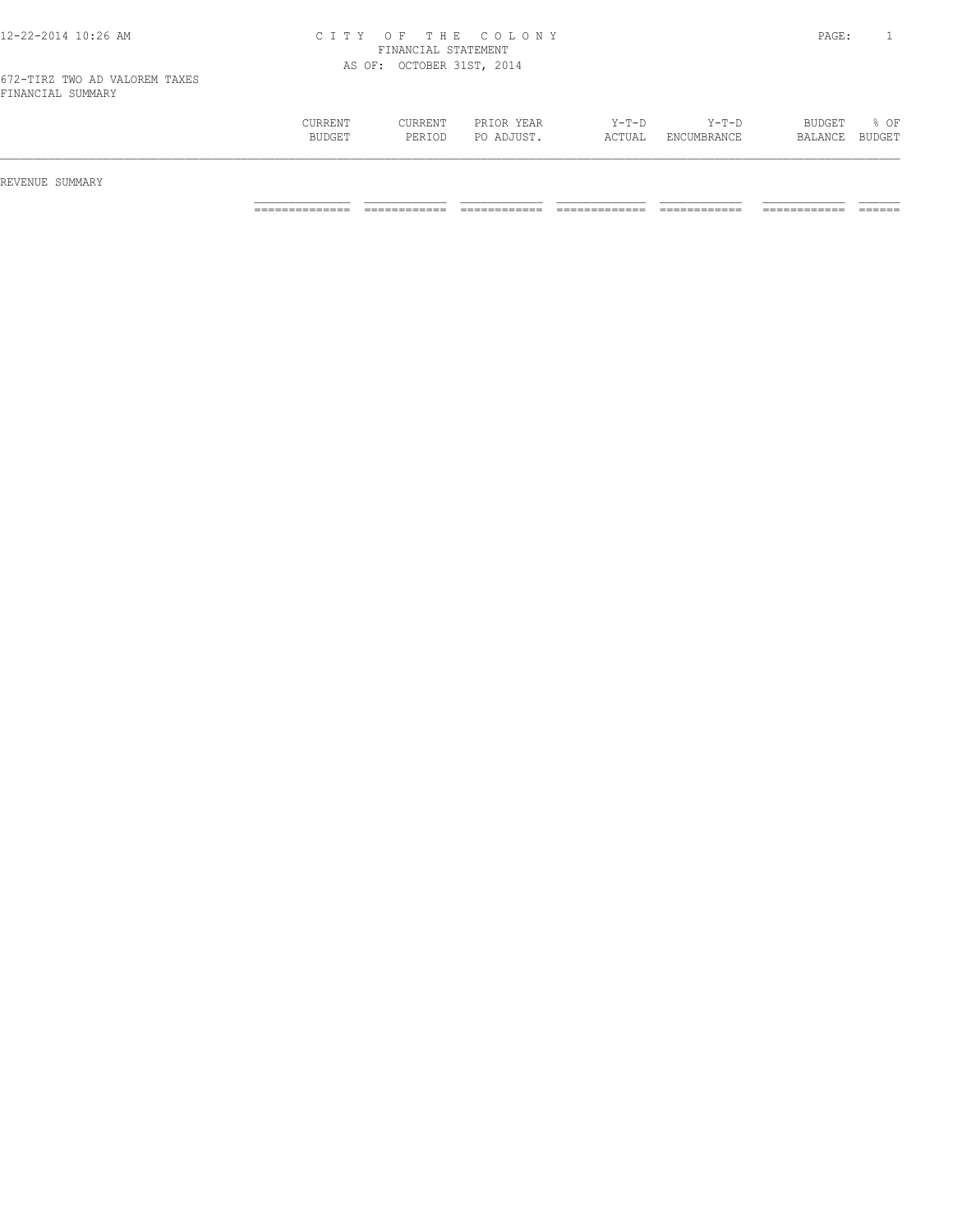CITY OF THE COLONY
FINANCIAL STATEMENT
AS OF: OCTOBER 31ST, 2014

672-TIRZ TWO AD VALOREM TAXES
FINANCIAL SUMMARY

| | CURRENT BUDGET | CURRENT PERIOD | PRIOR YEAR PO ADJUST. | Y-T-D ACTUAL | Y-T-D ENCUMBRANCE | BUDGET BALANCE | % OF BUDGET |
|---|---|---|---|---|---|---|---|
| REVENUE SUMMARY | | | | | | | |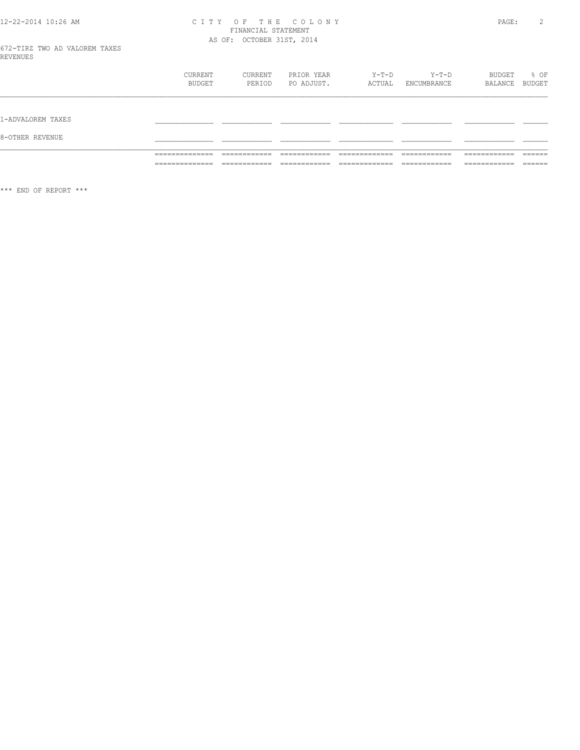# CITY OF THE COLONY
## FINANCIAL STATEMENT
### AS OF: OCTOBER 31ST, 2014

672-TIRZ TWO AD VALOREM TAXES

REVENUES

| | CURRENT BUDGET | CURRENT PERIOD | PRIOR YEAR PO ADJUST. | Y-T-D ACTUAL | Y-T-D ENCUMBRANCE | BUDGET BALANCE | % OF BUDGET |
|---|---|---|---|---|---|---|---|
| 1-ADVALOREM TAXES | | | | | | | |
| 8-OTHER REVENUE | | | | | | | |
| | | | | | | | |

\*\*\* END OF REPORT \*\*\*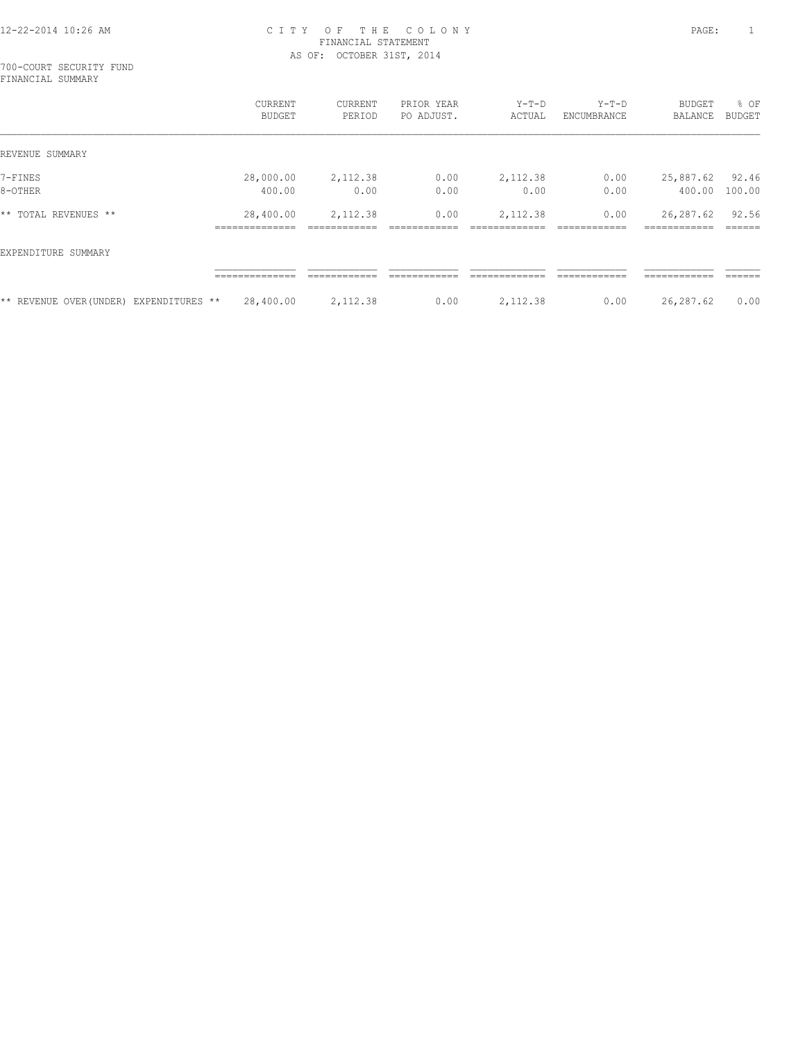12-22-2014 10:26 AM

# CITY OF THE COLONY
## FINANCIAL STATEMENT
AS OF: OCTOBER 31ST, 2014

700-COURT SECURITY FUND
FINANCIAL SUMMARY

| | CURRENT BUDGET | CURRENT PERIOD | PRIOR YEAR PO ADJUST. | Y-T-D ACTUAL | Y-T-D ENCUMBRANCE | BUDGET BALANCE | % OF BUDGET |
|---|---|---|---|---|---|---|---|
| REVENUE SUMMARY | | | | | | | |
| 7-FINES | 28,000.00 | 2,112.38 | 0.00 | 2,112.38 | 0.00 | 25,887.62 | 92.46 |
| 8-OTHER | 400.00 | 0.00 | 0.00 | 0.00 | 0.00 | 400.00 | 100.00 |
| ** TOTAL REVENUES ** | 28,400.00 | 2,112.38 | 0.00 | 2,112.38 | 0.00 | 26,287.62 | 92.56 |
| EXPENDITURE SUMMARY | | | | | | | |
| ** REVENUE OVER(UNDER) EXPENDITURES ** | 28,400.00 | 2,112.38 | 0.00 | 2,112.38 | 0.00 | 26,287.62 | 0.00 |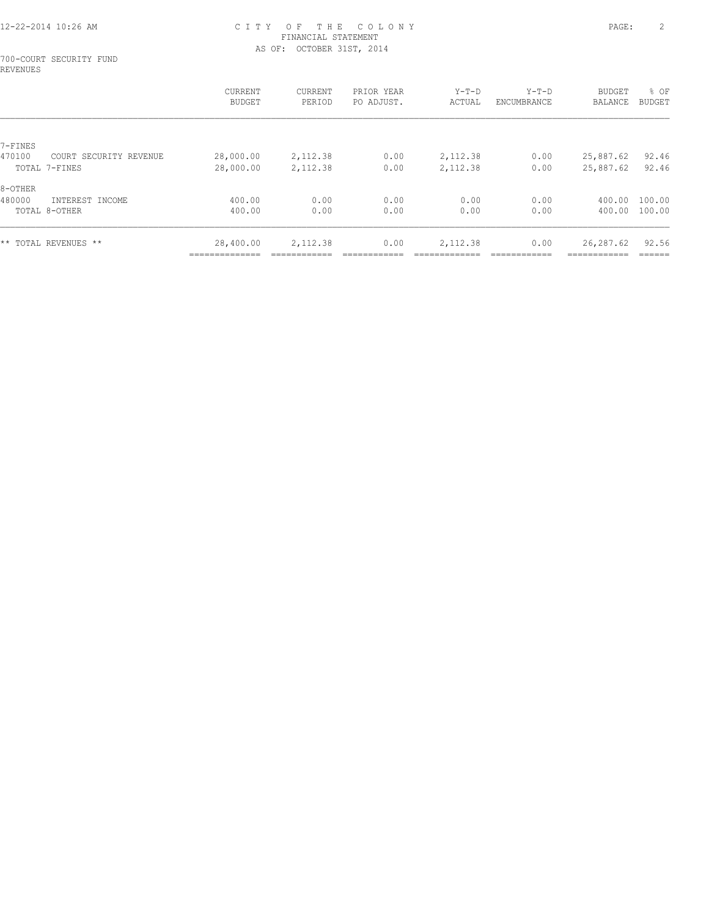# CITY OF THE COLONY
## FINANCIAL STATEMENT
### AS OF: OCTOBER 31ST, 2014

700-COURT SECURITY FUND
REVENUES

| | CURRENT BUDGET | CURRENT PERIOD | PRIOR YEAR PO ADJUST. | Y-T-D ACTUAL | Y-T-D ENCUMBRANCE | BUDGET BALANCE | % OF BUDGET |
|---|---|---|---|---|---|---|---|
| 7-FINES | | | | | | | |
| 470100 COURT SECURITY REVENUE | 28,000.00 | 2,112.38 | 0.00 | 2,112.38 | 0.00 | 25,887.62 | 92.46 |
| TOTAL 7-FINES | 28,000.00 | 2,112.38 | 0.00 | 2,112.38 | 0.00 | 25,887.62 | 92.46 |
| 8-OTHER | | | | | | | |
| 480000 INTEREST INCOME | 400.00 | 0.00 | 0.00 | 0.00 | 0.00 | 400.00 | 100.00 |
| TOTAL 8-OTHER | 400.00 | 0.00 | 0.00 | 0.00 | 0.00 | 400.00 | 100.00 |
| ** TOTAL REVENUES ** | 28,400.00 | 2,112.38 | 0.00 | 2,112.38 | 0.00 | 26,287.62 | 92.56 |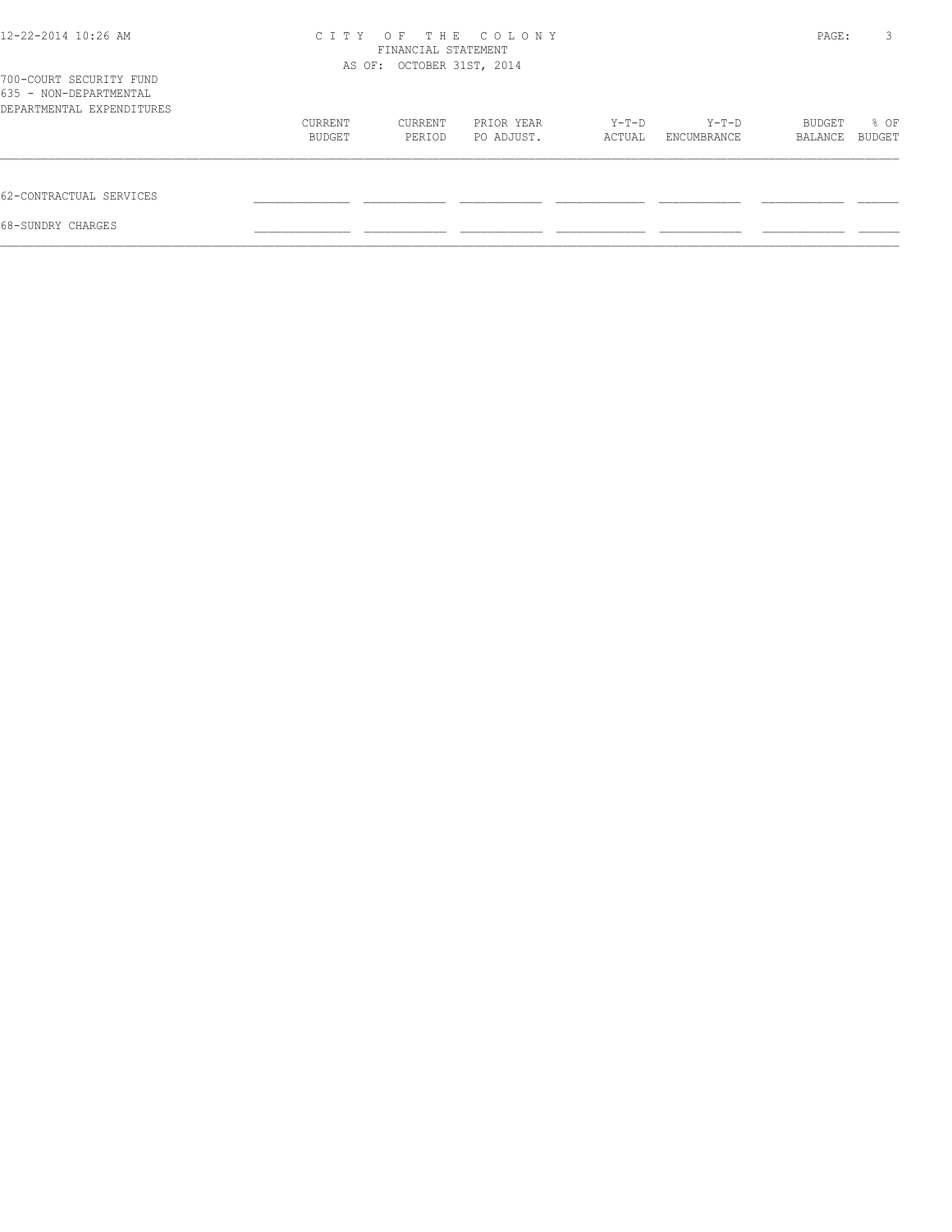CITY OF THE COLONY
FINANCIAL STATEMENT
AS OF: OCTOBER 31ST, 2014

700-COURT SECURITY FUND
635 - NON-DEPARTMENTAL
DEPARTMENTAL EXPENDITURES

| | CURRENT BUDGET | CURRENT PERIOD | PRIOR YEAR PO ADJUST. | Y-T-D ACTUAL | Y-T-D ENCUMBRANCE | BUDGET BALANCE | % OF BUDGET |
|---|---|---|---|---|---|---|---|
| 62-CONTRACTUAL SERVICES | | | | | | | |
| 68-SUNDRY CHARGES | | | | | | | |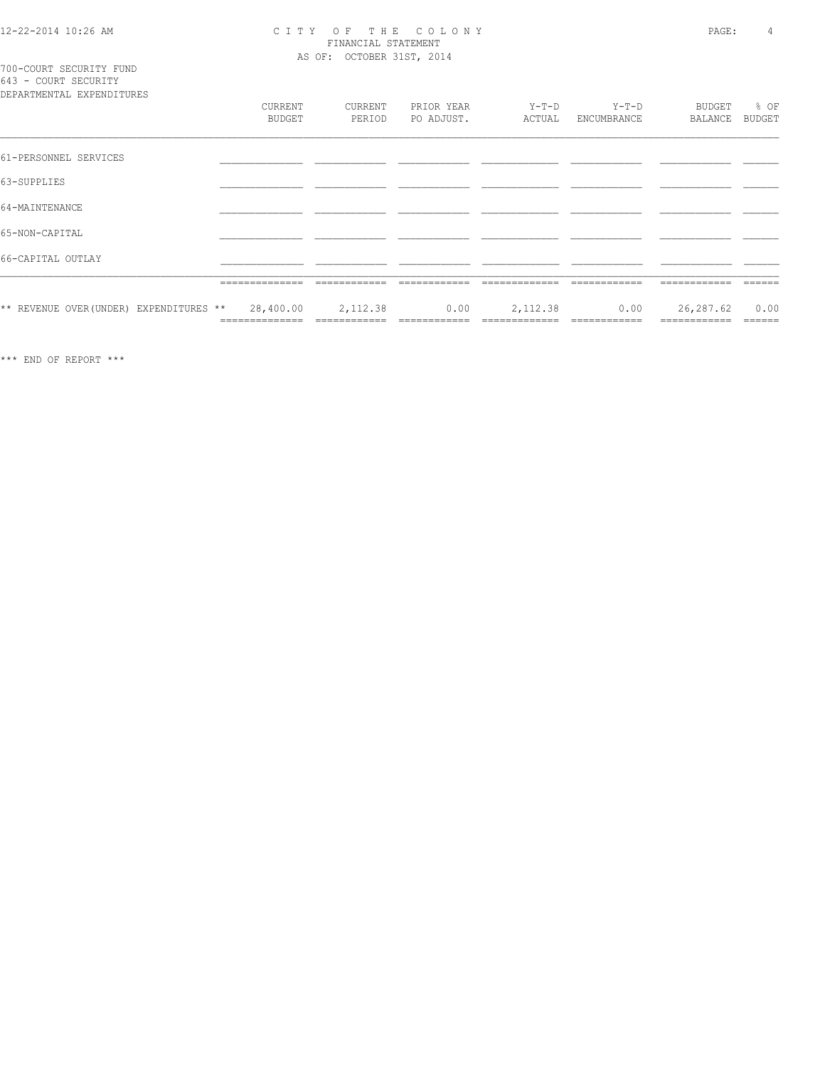CITY OF THE COLONY
FINANCIAL STATEMENT
AS OF: OCTOBER 31ST, 2014

700-COURT SECURITY FUND
643 - COURT SECURITY
DEPARTMENTAL EXPENDITURES

| | CURRENT BUDGET | CURRENT PERIOD | PRIOR YEAR PO ADJUST. | Y-T-D ACTUAL | Y-T-D ENCUMBRANCE | BUDGET BALANCE | % OF BUDGET |
|---|---|---|---|---|---|---|---|
| 61-PERSONNEL SERVICES | | | | | | | |
| 63-SUPPLIES | | | | | | | |
| 64-MAINTENANCE | | | | | | | |
| 65-NON-CAPITAL | | | | | | | |
| 66-CAPITAL OUTLAY | | | | | | | |
| ** REVENUE OVER(UNDER) EXPENDITURES ** | 28,400.00 | 2,112.38 | 0.00 | 2,112.38 | 0.00 | 26,287.62 | 0.00 |

*** END OF REPORT ***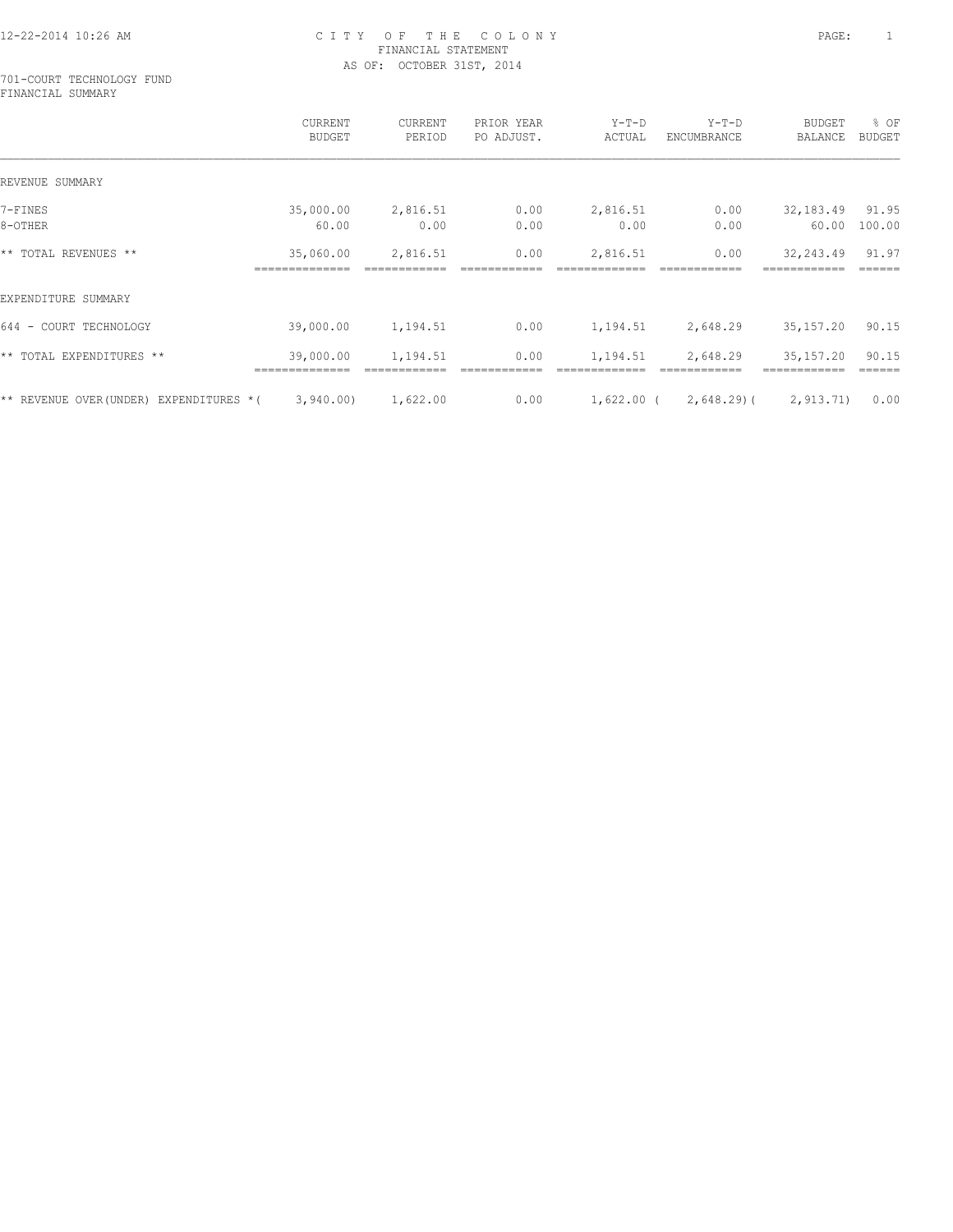12-22-2014 10:26 AM

CITY OF THE COLONY
FINANCIAL STATEMENT
AS OF: OCTOBER 31ST, 2014

701-COURT TECHNOLOGY FUND
FINANCIAL SUMMARY

| | CURRENT BUDGET | CURRENT PERIOD | PRIOR YEAR PO ADJUST. | Y-T-D ACTUAL | Y-T-D ENCUMBRANCE | BUDGET BALANCE | % OF BUDGET |
|---|---|---|---|---|---|---|---|
| REVENUE SUMMARY | | | | | | | |
| 7-FINES | 35,000.00 | 2,816.51 | 0.00 | 2,816.51 | 0.00 | 32,183.49 | 91.95 |
| 8-OTHER | 60.00 | 0.00 | 0.00 | 0.00 | 0.00 | 60.00 | 100.00 |
| ** TOTAL REVENUES ** | 35,060.00 | 2,816.51 | 0.00 | 2,816.51 | 0.00 | 32,243.49 | 91.97 |
| EXPENDITURE SUMMARY | | | | | | | |
| 644 - COURT TECHNOLOGY | 39,000.00 | 1,194.51 | 0.00 | 1,194.51 | 2,648.29 | 35,157.20 | 90.15 |
| ** TOTAL EXPENDITURES ** | 39,000.00 | 1,194.51 | 0.00 | 1,194.51 | 2,648.29 | 35,157.20 | 90.15 |
| ** REVENUE OVER(UNDER) EXPENDITURES * | ( 3,940.00) | 1,622.00 | 0.00 | 1,622.00 | ( 2,648.29) | ( 2,913.71) | 0.00 |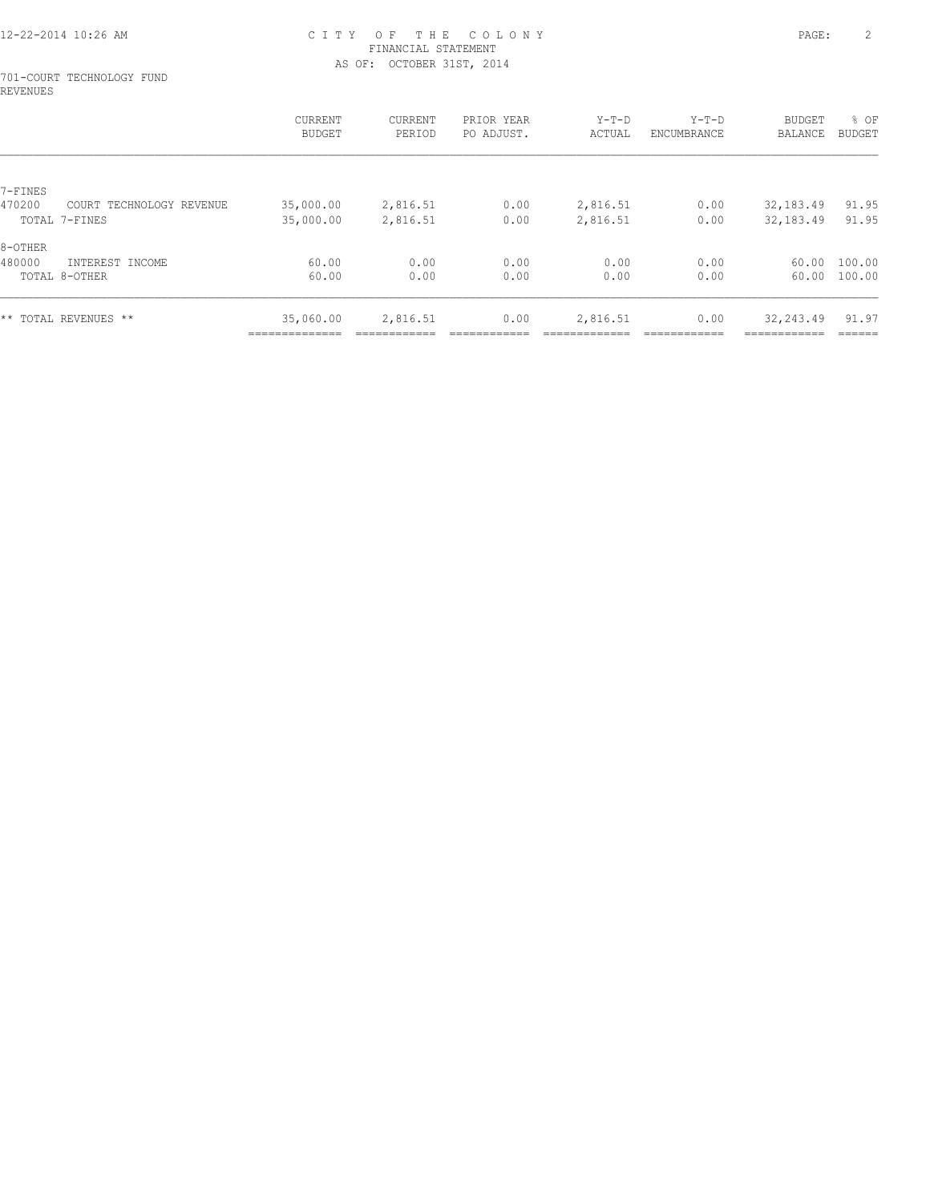# CITY OF THE COLONY
## FINANCIAL STATEMENT
### AS OF: OCTOBER 31ST, 2014

701-COURT TECHNOLOGY FUND
REVENUES

| | | CURRENT BUDGET | CURRENT PERIOD | PRIOR YEAR PO ADJUST. | Y-T-D ACTUAL | Y-T-D ENCUMBRANCE | BUDGET BALANCE | % OF BUDGET |
|---|---|---|---|---|---|---|---|---|
| 7-FINES | | | | | | | | |
| 470200 | COURT TECHNOLOGY REVENUE | 35,000.00 | 2,816.51 | 0.00 | 2,816.51 | 0.00 | 32,183.49 | 91.95 |
| | TOTAL 7-FINES | 35,000.00 | 2,816.51 | 0.00 | 2,816.51 | 0.00 | 32,183.49 | 91.95 |
| 8-OTHER | | | | | | | | |
| 480000 | INTEREST INCOME | 60.00 | 0.00 | 0.00 | 0.00 | 0.00 | 60.00 | 100.00 |
| | TOTAL 8-OTHER | 60.00 | 0.00 | 0.00 | 0.00 | 0.00 | 60.00 | 100.00 |
| ** TOTAL REVENUES ** | | 35,060.00 | 2,816.51 | 0.00 | 2,816.51 | 0.00 | 32,243.49 | 91.97 |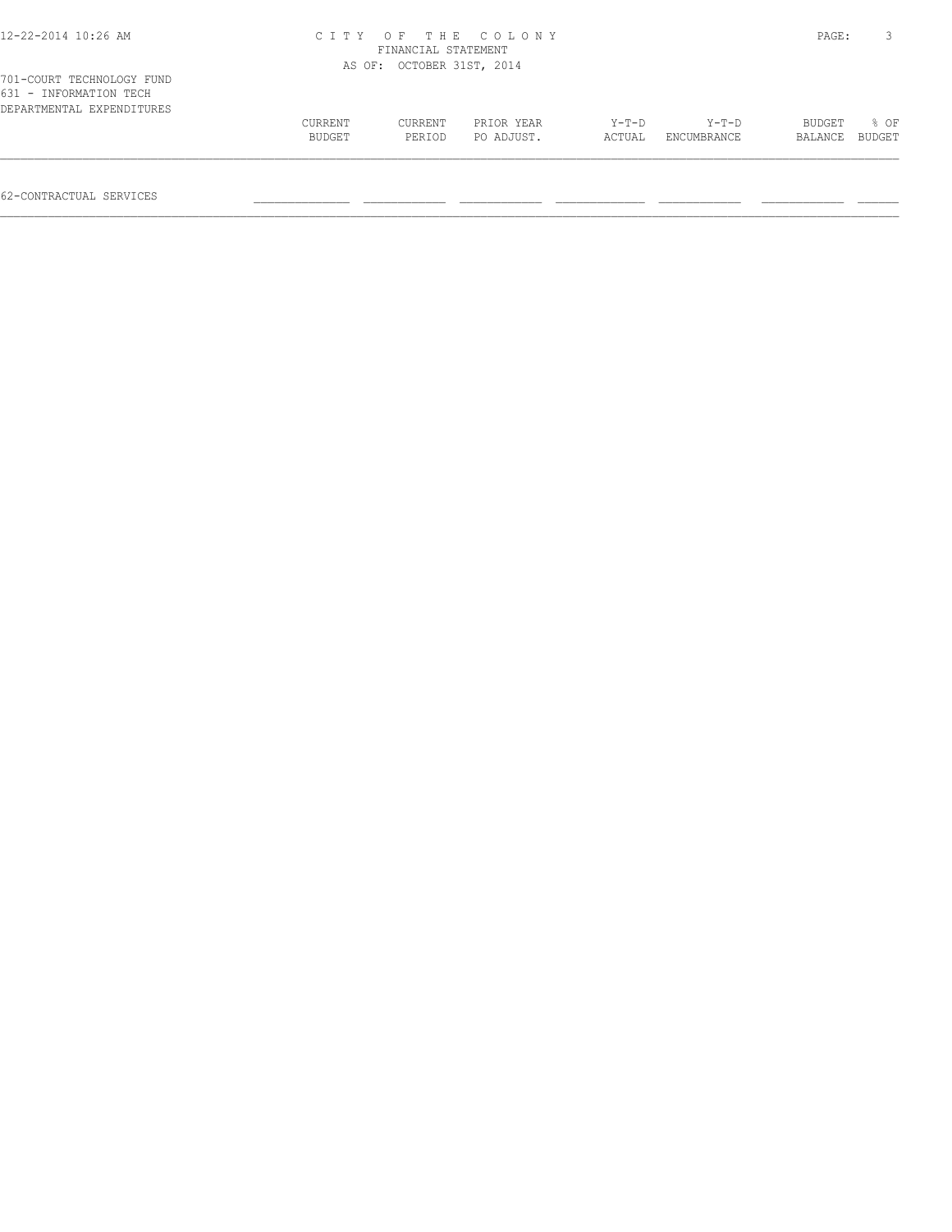# CITY OF THE COLONY
## FINANCIAL STATEMENT
### AS OF: OCTOBER 31ST, 2014

701-COURT TECHNOLOGY FUND
631 - INFORMATION TECH
DEPARTMENTAL EXPENDITURES

| | CURRENT BUDGET | CURRENT PERIOD | PRIOR YEAR PO ADJUST. | Y-T-D ACTUAL | Y-T-D ENCUMBRANCE | BUDGET BALANCE | % OF BUDGET |
|---|---|---|---|---|---|---|---|
| 62-CONTRACTUAL SERVICES | | | | | | | |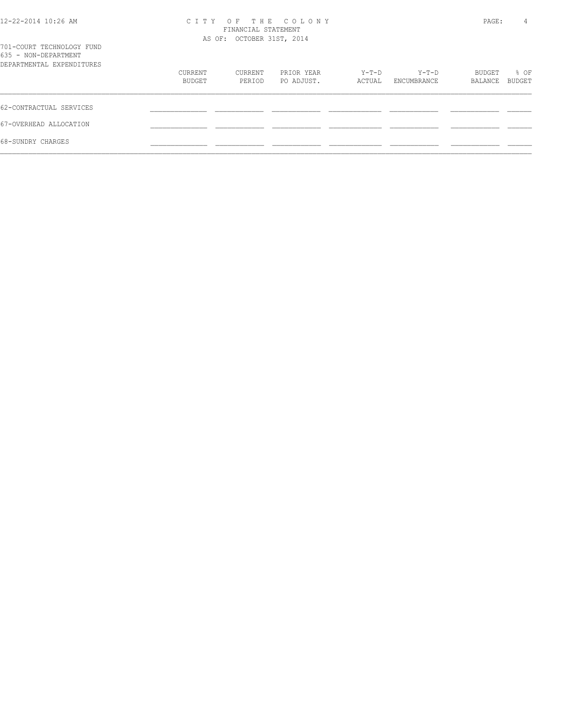701-COURT TECHNOLOGY FUND
635 - NON-DEPARTMENT

CITY OF THE COLONY
FINANCIAL STATEMENT
AS OF: OCTOBER 31ST, 2014

| DEPARTMENTAL EXPENDITURES | CURRENT BUDGET | CURRENT PERIOD | PRIOR YEAR PO ADJUST. | Y-T-D ACTUAL | Y-T-D ENCUMBRANCE | BUDGET BALANCE | % OF BUDGET |
|---|---|---|---|---|---|---|---|
| 62-CONTRACTUAL SERVICES | | | | | | | |
| 67-OVERHEAD ALLOCATION | | | | | | | |
| 68-SUNDRY CHARGES | | | | | | | |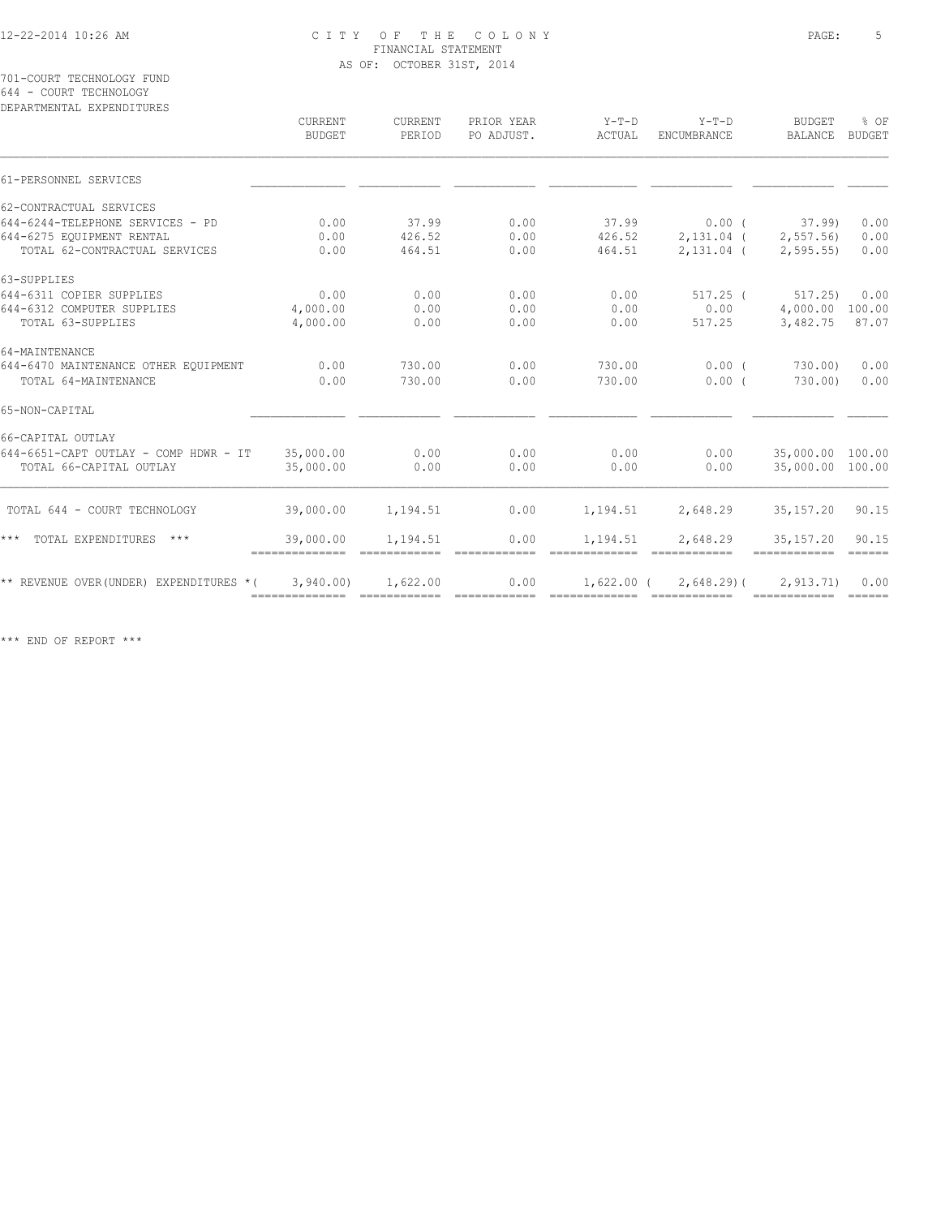CITY OF THE COLONY
FINANCIAL STATEMENT
AS OF: OCTOBER 31ST, 2014

701-COURT TECHNOLOGY FUND
644 - COURT TECHNOLOGY
DEPARTMENTAL EXPENDITURES

| | CURRENT BUDGET | CURRENT PERIOD | PRIOR YEAR PO ADJUST. | Y-T-D ACTUAL | Y-T-D ENCUMBRANCE | BUDGET BALANCE | % OF BUDGET |
|---|---|---|---|---|---|---|---|
| 61-PERSONNEL SERVICES | | | | | | | |
| 62-CONTRACTUAL SERVICES | | | | | | | |
| 644-6244-TELEPHONE SERVICES - PD | 0.00 | 37.99 | 0.00 | 37.99 | 0.00 | ( 37.99) | 0.00 |
| 644-6275 EQUIPMENT RENTAL | 0.00 | 426.52 | 0.00 | 426.52 | 2,131.04 | ( 2,557.56) | 0.00 |
| TOTAL 62-CONTRACTUAL SERVICES | 0.00 | 464.51 | 0.00 | 464.51 | 2,131.04 | ( 2,595.55) | 0.00 |
| 63-SUPPLIES | | | | | | | |
| 644-6311 COPIER SUPPLIES | 0.00 | 0.00 | 0.00 | 0.00 | 517.25 | ( 517.25) | 0.00 |
| 644-6312 COMPUTER SUPPLIES | 4,000.00 | 0.00 | 0.00 | 0.00 | 0.00 | 4,000.00 | 100.00 |
| TOTAL 63-SUPPLIES | 4,000.00 | 0.00 | 0.00 | 0.00 | 517.25 | 3,482.75 | 87.07 |
| 64-MAINTENANCE | | | | | | | |
| 644-6470 MAINTENANCE OTHER EQUIPMENT | 0.00 | 730.00 | 0.00 | 730.00 | 0.00 | ( 730.00) | 0.00 |
| TOTAL 64-MAINTENANCE | 0.00 | 730.00 | 0.00 | 730.00 | 0.00 | ( 730.00) | 0.00 |
| 65-NON-CAPITAL | | | | | | | |
| 66-CAPITAL OUTLAY | | | | | | | |
| 644-6651-CAPT OUTLAY - COMP HDWR - IT | 35,000.00 | 0.00 | 0.00 | 0.00 | 0.00 | 35,000.00 | 100.00 |
| TOTAL 66-CAPITAL OUTLAY | 35,000.00 | 0.00 | 0.00 | 0.00 | 0.00 | 35,000.00 | 100.00 |
| TOTAL 644 - COURT TECHNOLOGY | 39,000.00 | 1,194.51 | 0.00 | 1,194.51 | 2,648.29 | 35,157.20 | 90.15 |
| *** TOTAL EXPENDITURES *** | 39,000.00 | 1,194.51 | 0.00 | 1,194.51 | 2,648.29 | 35,157.20 | 90.15 |
| ** REVENUE OVER(UNDER) EXPENDITURES * | ( 3,940.00) | 1,622.00 | 0.00 | 1,622.00 | ( 2,648.29) | ( 2,913.71) | 0.00 |

*** END OF REPORT ***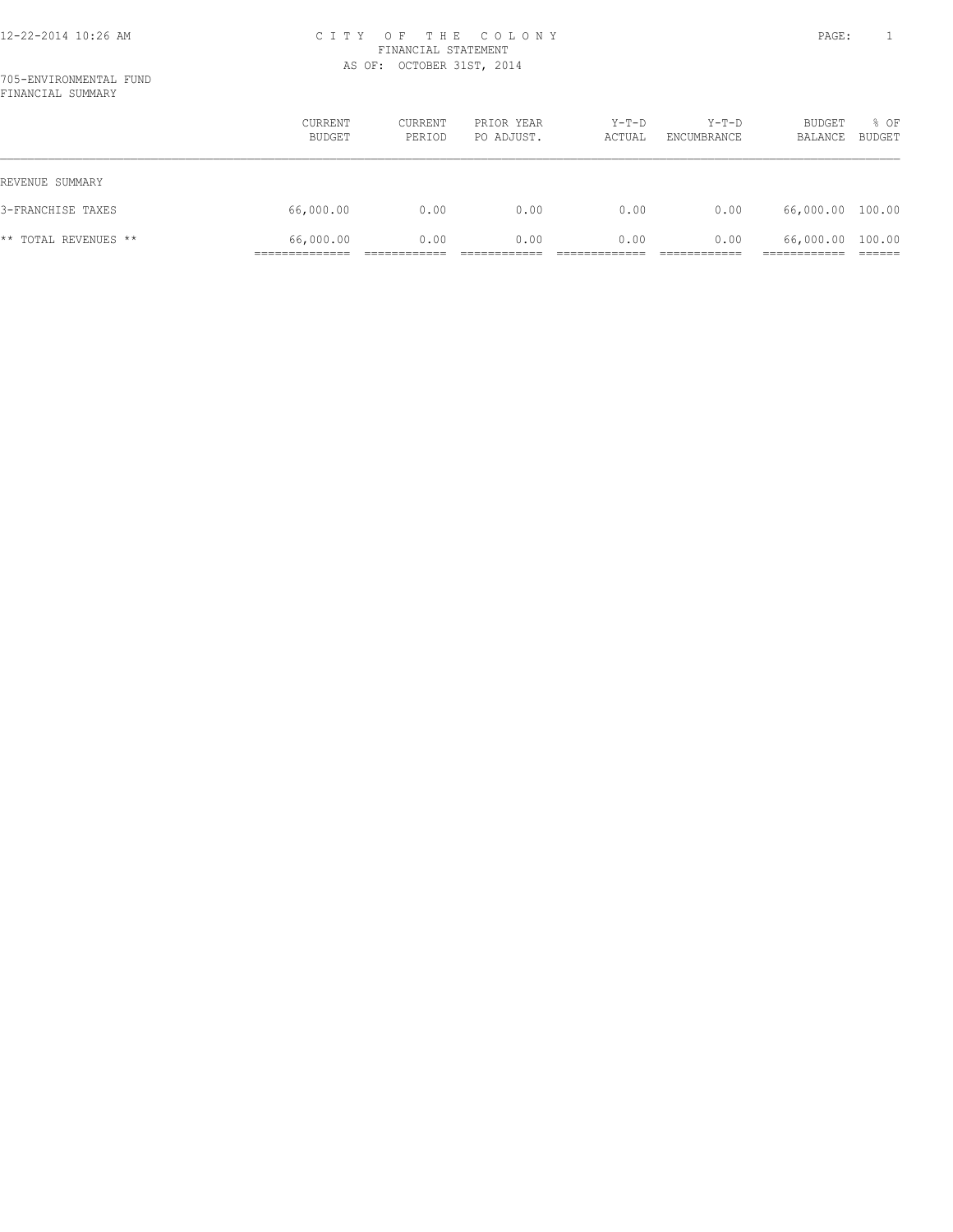CITY OF THE COLONY
FINANCIAL STATEMENT
AS OF: OCTOBER 31ST, 2014

705-ENVIRONMENTAL FUND
FINANCIAL SUMMARY

| | CURRENT BUDGET | CURRENT PERIOD | PRIOR YEAR PO ADJUST. | Y-T-D ACTUAL | Y-T-D ENCUMBRANCE | BUDGET BALANCE | % OF BUDGET |
|---|---|---|---|---|---|---|---|
| REVENUE SUMMARY | | | | | | | |
| 3-FRANCHISE TAXES | 66,000.00 | 0.00 | 0.00 | 0.00 | 0.00 | 66,000.00 | 100.00 |
| ** TOTAL REVENUES ** | 66,000.00 | 0.00 | 0.00 | 0.00 | 0.00 | 66,000.00 | 100.00 |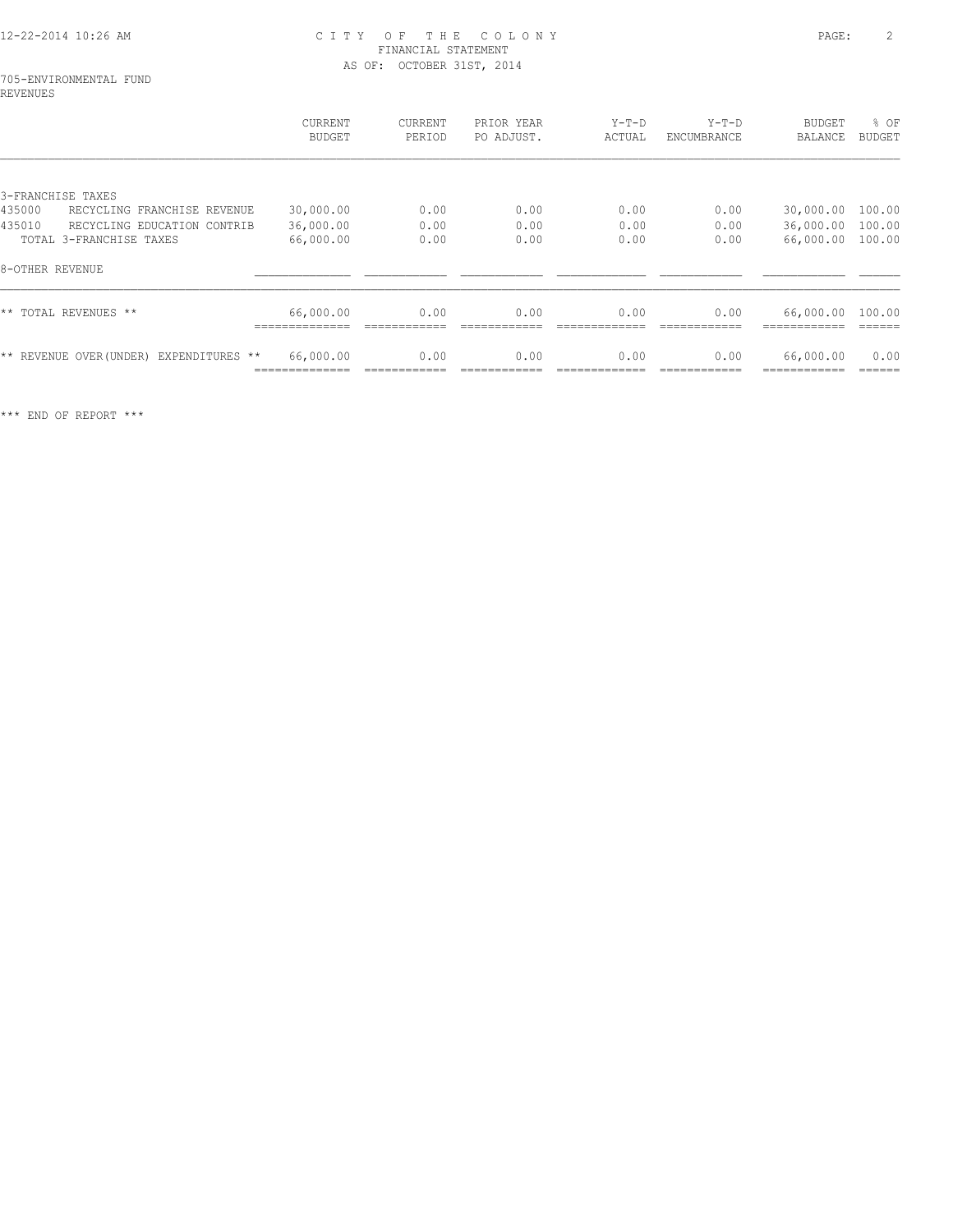# CITY OF THE COLONY
## FINANCIAL STATEMENT
### AS OF: OCTOBER 31ST, 2014

705-ENVIRONMENTAL FUND
REVENUES

| | CURRENT BUDGET | CURRENT PERIOD | PRIOR YEAR PO ADJUST. | Y-T-D ACTUAL | Y-T-D ENCUMBRANCE | BUDGET BALANCE | % OF BUDGET |
|---|---|---|---|---|---|---|---|
| 3-FRANCHISE TAXES | | | | | | | |
| 435000 RECYCLING FRANCHISE REVENUE | 30,000.00 | 0.00 | 0.00 | 0.00 | 0.00 | 30,000.00 | 100.00 |
| 435010 RECYCLING EDUCATION CONTRIB | 36,000.00 | 0.00 | 0.00 | 0.00 | 0.00 | 36,000.00 | 100.00 |
| TOTAL 3-FRANCHISE TAXES | 66,000.00 | 0.00 | 0.00 | 0.00 | 0.00 | 66,000.00 | 100.00 |
| 8-OTHER REVENUE | | | | | | | |
| ** TOTAL REVENUES ** | 66,000.00 | 0.00 | 0.00 | 0.00 | 0.00 | 66,000.00 | 100.00 |
| ** REVENUE OVER(UNDER) EXPENDITURES ** | 66,000.00 | 0.00 | 0.00 | 0.00 | 0.00 | 66,000.00 | 0.00 |

*** END OF REPORT ***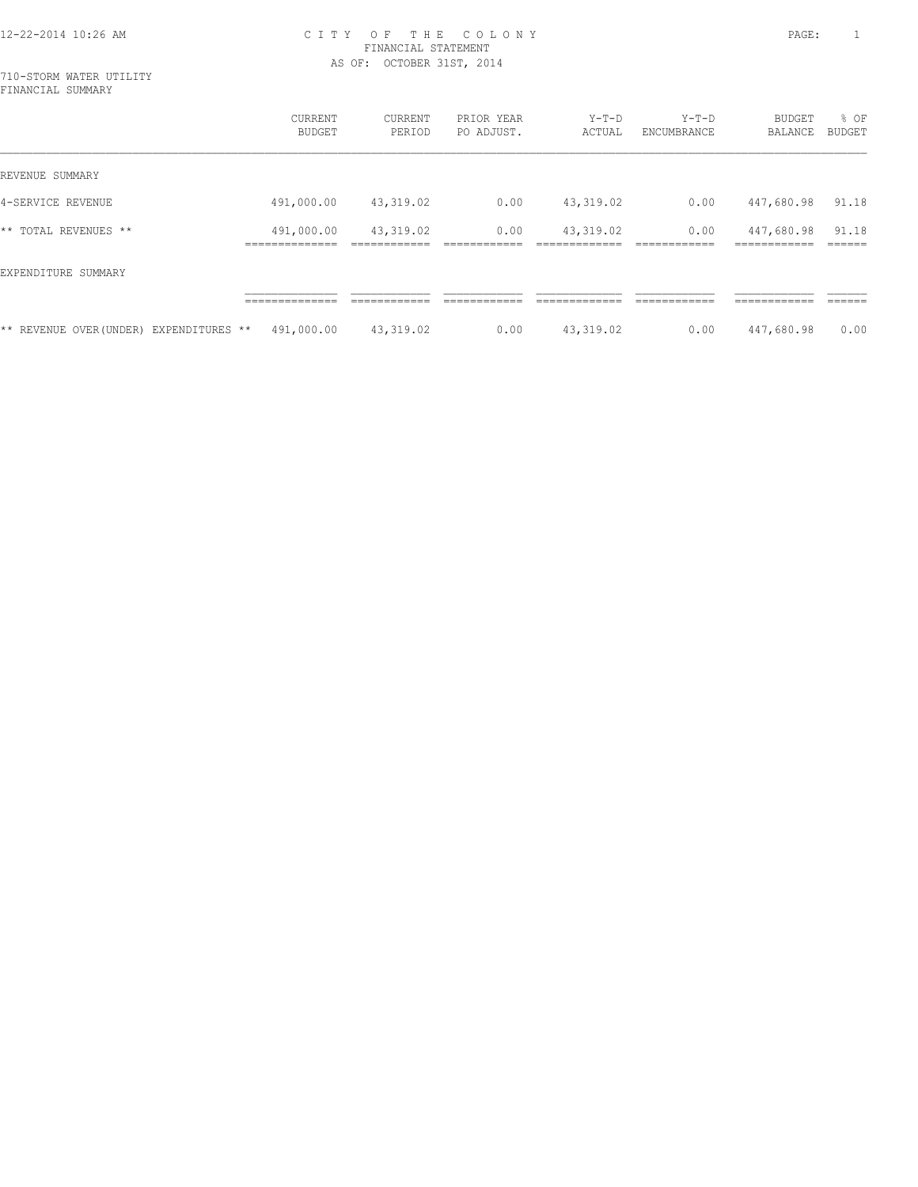# CITY OF THE COLONY

FINANCIAL STATEMENT

AS OF: OCTOBER 31ST, 2014

710-STORM WATER UTILITY

FINANCIAL SUMMARY

| | CURRENT BUDGET | CURRENT PERIOD | PRIOR YEAR PO ADJUST. | Y-T-D ACTUAL | Y-T-D ENCUMBRANCE | BUDGET BALANCE | % OF BUDGET |
|---|---|---|---|---|---|---|---|
| REVENUE SUMMARY | | | | | | | |
| 4-SERVICE REVENUE | 491,000.00 | 43,319.02 | 0.00 | 43,319.02 | 0.00 | 447,680.98 | 91.18 |
| ** TOTAL REVENUES ** | 491,000.00 | 43,319.02 | 0.00 | 43,319.02 | 0.00 | 447,680.98 | 91.18 |
| EXPENDITURE SUMMARY | | | | | | | |
| ** REVENUE OVER(UNDER) EXPENDITURES ** | 491,000.00 | 43,319.02 | 0.00 | 43,319.02 | 0.00 | 447,680.98 | 0.00 |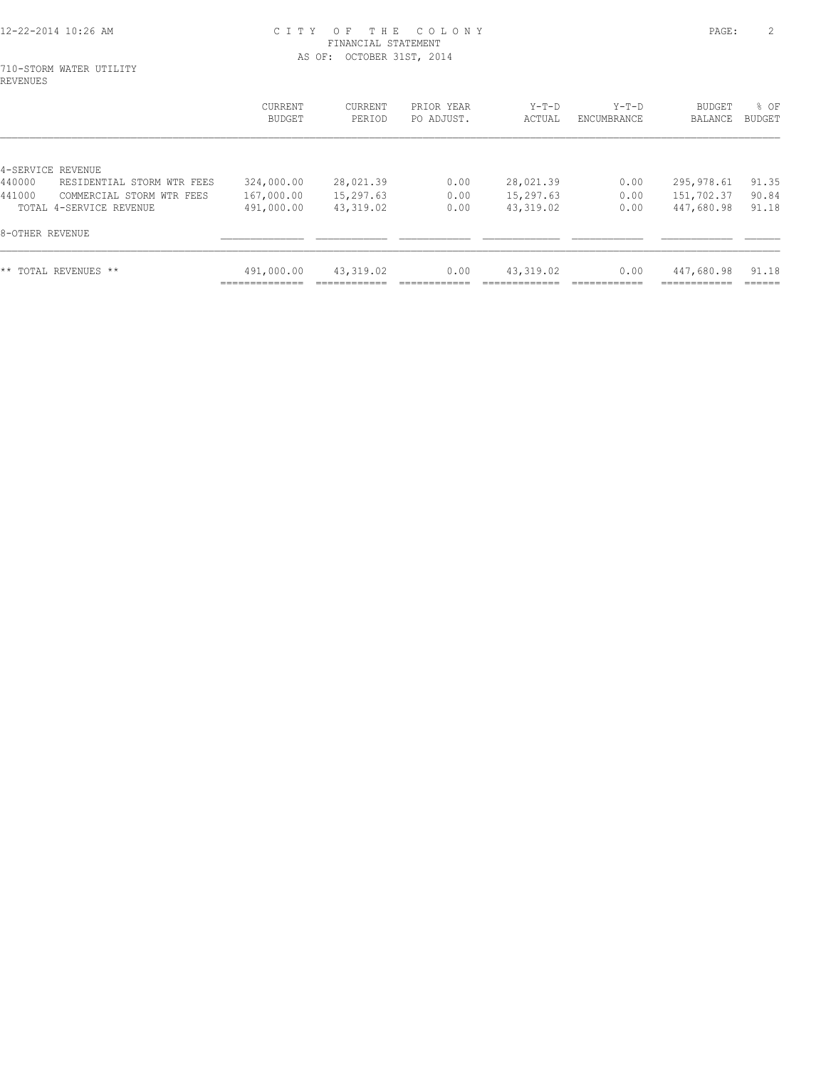# CITY OF THE COLONY
## FINANCIAL STATEMENT
### AS OF: OCTOBER 31ST, 2014

710-STORM WATER UTILITY
REVENUES

| | CURRENT BUDGET | CURRENT PERIOD | PRIOR YEAR PO ADJUST. | Y-T-D ACTUAL | Y-T-D ENCUMBRANCE | BUDGET BALANCE | % OF BUDGET |
|---|---|---|---|---|---|---|---|
| 4-SERVICE REVENUE | | | | | | | |
| 440000 RESIDENTIAL STORM WTR FEES | 324,000.00 | 28,021.39 | 0.00 | 28,021.39 | 0.00 | 295,978.61 | 91.35 |
| 441000 COMMERCIAL STORM WTR FEES | 167,000.00 | 15,297.63 | 0.00 | 15,297.63 | 0.00 | 151,702.37 | 90.84 |
| TOTAL 4-SERVICE REVENUE | 491,000.00 | 43,319.02 | 0.00 | 43,319.02 | 0.00 | 447,680.98 | 91.18 |
| 8-OTHER REVENUE | | | | | | | |
| ** TOTAL REVENUES ** | 491,000.00 | 43,319.02 | 0.00 | 43,319.02 | 0.00 | 447,680.98 | 91.18 |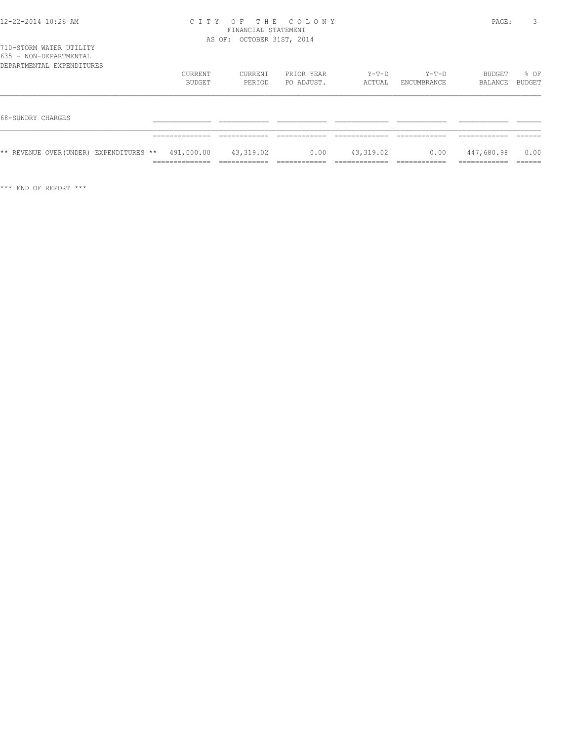CITY OF THE COLONY
FINANCIAL STATEMENT
AS OF: OCTOBER 31ST, 2014

710-STORM WATER UTILITY
635 - NON-DEPARTMENTAL
DEPARTMENTAL EXPENDITURES

| | CURRENT BUDGET | CURRENT PERIOD | PRIOR YEAR PO ADJUST. | Y-T-D ACTUAL | Y-T-D ENCUMBRANCE | BUDGET BALANCE | % OF BUDGET |
|---|---|---|---|---|---|---|---|
| 68-SUNDRY CHARGES | | | | | | | |
| ** REVENUE OVER(UNDER) EXPENDITURES ** | 491,000.00 | 43,319.02 | 0.00 | 43,319.02 | 0.00 | 447,680.98 | 0.00 |

*** END OF REPORT ***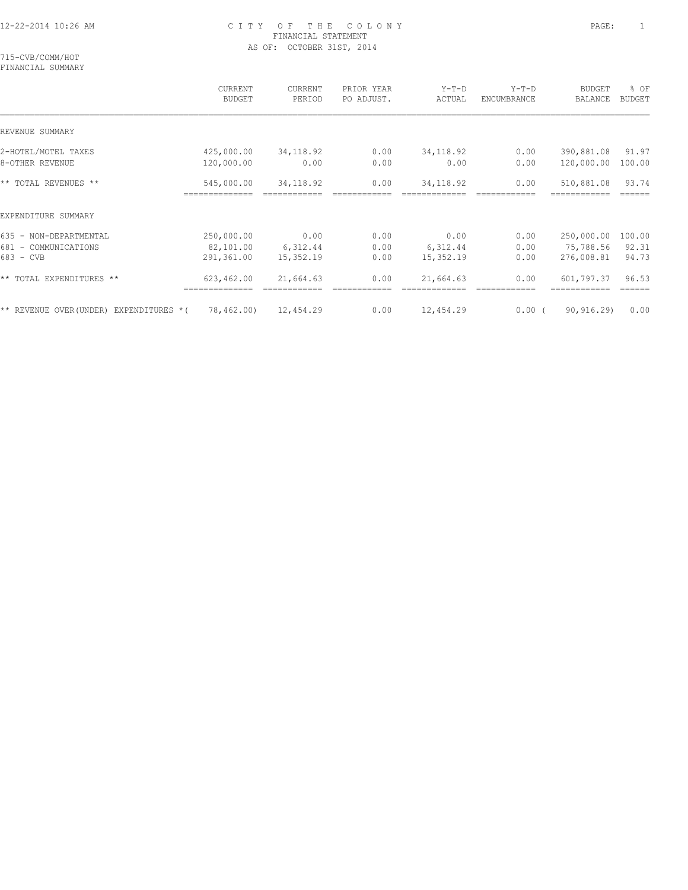12-22-2014 10:26 AM

# CITY OF THE COLONY
## FINANCIAL STATEMENT
AS OF: OCTOBER 31ST, 2014

715-CVB/COMM/HOT
FINANCIAL SUMMARY

| | CURRENT BUDGET | CURRENT PERIOD | PRIOR YEAR PO ADJUST. | Y-T-D ACTUAL | Y-T-D ENCUMBRANCE | BUDGET BALANCE | % OF BUDGET |
|---|---|---|---|---|---|---|---|
| REVENUE SUMMARY | | | | | | | |
| 2-HOTEL/MOTEL TAXES | 425,000.00 | 34,118.92 | 0.00 | 34,118.92 | 0.00 | 390,881.08 | 91.97 |
| 8-OTHER REVENUE | 120,000.00 | 0.00 | 0.00 | 0.00 | 0.00 | 120,000.00 | 100.00 |
| ** TOTAL REVENUES ** | 545,000.00 | 34,118.92 | 0.00 | 34,118.92 | 0.00 | 510,881.08 | 93.74 |
| EXPENDITURE SUMMARY | | | | | | | |
| 635 - NON-DEPARTMENTAL | 250,000.00 | 0.00 | 0.00 | 0.00 | 0.00 | 250,000.00 | 100.00 |
| 681 - COMMUNICATIONS | 82,101.00 | 6,312.44 | 0.00 | 6,312.44 | 0.00 | 75,788.56 | 92.31 |
| 683 - CVB | 291,361.00 | 15,352.19 | 0.00 | 15,352.19 | 0.00 | 276,008.81 | 94.73 |
| ** TOTAL EXPENDITURES ** | 623,462.00 | 21,664.63 | 0.00 | 21,664.63 | 0.00 | 601,797.37 | 96.53 |
| ** REVENUE OVER(UNDER) EXPENDITURES * | (78,462.00) | 12,454.29 | 0.00 | 12,454.29 | 0.00 | (90,916.29) | 0.00 |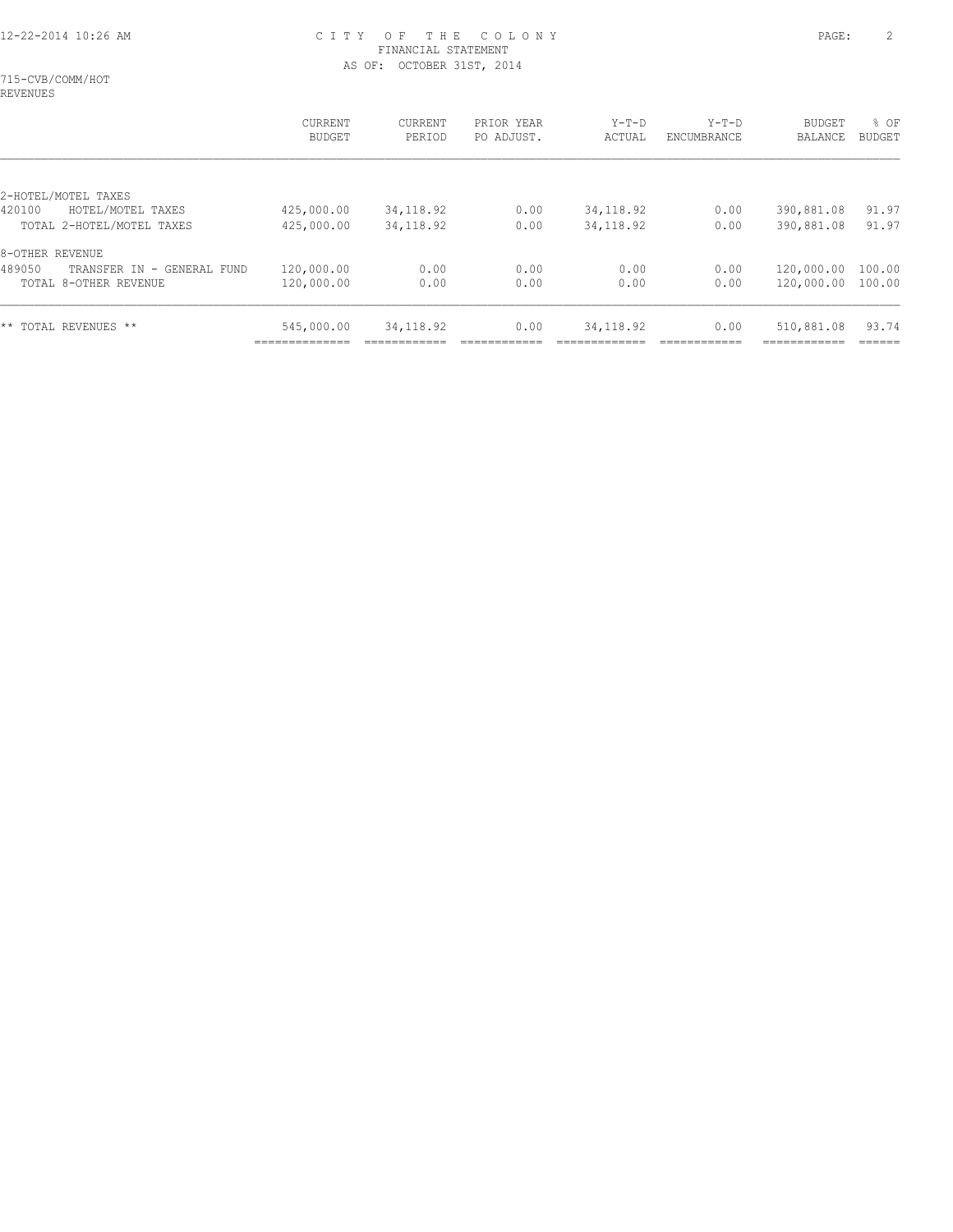# CITY OF THE COLONY
## FINANCIAL STATEMENT
### AS OF: OCTOBER 31ST, 2014

715-CVB/COMM/HOT
REVENUES

| | CURRENT BUDGET | CURRENT PERIOD | PRIOR YEAR PO ADJUST. | Y-T-D ACTUAL | Y-T-D ENCUMBRANCE | BUDGET BALANCE | % OF BUDGET |
|---|---|---|---|---|---|---|---|
| **2-HOTEL/MOTEL TAXES** | | | | | | | |
| 420100 HOTEL/MOTEL TAXES | 425,000.00 | 34,118.92 | 0.00 | 34,118.92 | 0.00 | 390,881.08 | 91.97 |
| TOTAL 2-HOTEL/MOTEL TAXES | 425,000.00 | 34,118.92 | 0.00 | 34,118.92 | 0.00 | 390,881.08 | 91.97 |
| **8-OTHER REVENUE** | | | | | | | |
| 489050 TRANSFER IN - GENERAL FUND | 120,000.00 | 0.00 | 0.00 | 0.00 | 0.00 | 120,000.00 | 100.00 |
| TOTAL 8-OTHER REVENUE | 120,000.00 | 0.00 | 0.00 | 0.00 | 0.00 | 120,000.00 | 100.00 |
| ** TOTAL REVENUES ** | 545,000.00 | 34,118.92 | 0.00 | 34,118.92 | 0.00 | 510,881.08 | 93.74 |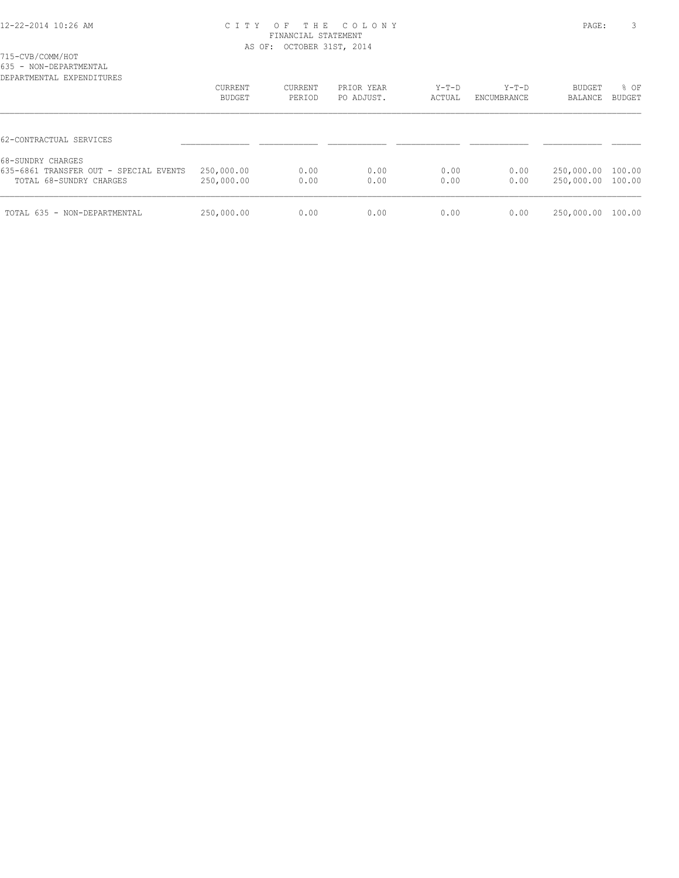# CITY OF THE COLONY
FINANCIAL STATEMENT
AS OF: OCTOBER 31ST, 2014

715-CVB/COMM/HOT
635 - NON-DEPARTMENTAL
DEPARTMENTAL EXPENDITURES

| | CURRENT BUDGET | CURRENT PERIOD | PRIOR YEAR PO ADJUST. | Y-T-D ACTUAL | Y-T-D ENCUMBRANCE | BUDGET BALANCE | % OF BUDGET |
|---|---|---|---|---|---|---|---|
| 62-CONTRACTUAL SERVICES | | | | | | | |
| 68-SUNDRY CHARGES | | | | | | | |
| 635-6861 TRANSFER OUT - SPECIAL EVENTS | 250,000.00 | 0.00 | 0.00 | 0.00 | 0.00 | 250,000.00 | 100.00 |
| TOTAL 68-SUNDRY CHARGES | 250,000.00 | 0.00 | 0.00 | 0.00 | 0.00 | 250,000.00 | 100.00 |
| TOTAL 635 - NON-DEPARTMENTAL | 250,000.00 | 0.00 | 0.00 | 0.00 | 0.00 | 250,000.00 | 100.00 |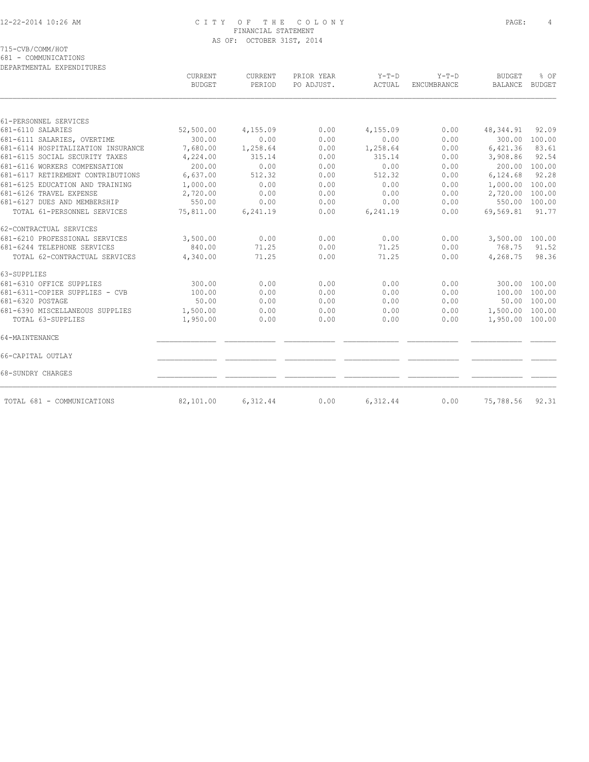# CITY OF THE COLONY
## FINANCIAL STATEMENT
### AS OF: OCTOBER 31ST, 2014

715-CVB/COMM/HOT
681 - COMMUNICATIONS
DEPARTMENTAL EXPENDITURES

| | CURRENT BUDGET | CURRENT PERIOD | PRIOR YEAR PO ADJUST. | Y-T-D ACTUAL | Y-T-D ENCUMBRANCE | BUDGET BALANCE | % OF BUDGET |
|---|---|---|---|---|---|---|---|
| 61-PERSONNEL SERVICES | | | | | | | |
| 681-6110 SALARIES | 52,500.00 | 4,155.09 | 0.00 | 4,155.09 | 0.00 | 48,344.91 | 92.09 |
| 681-6111 SALARIES, OVERTIME | 300.00 | 0.00 | 0.00 | 0.00 | 0.00 | 300.00 | 100.00 |
| 681-6114 HOSPITALIZATION INSURANCE | 7,680.00 | 1,258.64 | 0.00 | 1,258.64 | 0.00 | 6,421.36 | 83.61 |
| 681-6115 SOCIAL SECURITY TAXES | 4,224.00 | 315.14 | 0.00 | 315.14 | 0.00 | 3,908.86 | 92.54 |
| 681-6116 WORKERS COMPENSATION | 200.00 | 0.00 | 0.00 | 0.00 | 0.00 | 200.00 | 100.00 |
| 681-6117 RETIREMENT CONTRIBUTIONS | 6,637.00 | 512.32 | 0.00 | 512.32 | 0.00 | 6,124.68 | 92.28 |
| 681-6125 EDUCATION AND TRAINING | 1,000.00 | 0.00 | 0.00 | 0.00 | 0.00 | 1,000.00 | 100.00 |
| 681-6126 TRAVEL EXPENSE | 2,720.00 | 0.00 | 0.00 | 0.00 | 0.00 | 2,720.00 | 100.00 |
| 681-6127 DUES AND MEMBERSHIP | 550.00 | 0.00 | 0.00 | 0.00 | 0.00 | 550.00 | 100.00 |
| TOTAL 61-PERSONNEL SERVICES | 75,811.00 | 6,241.19 | 0.00 | 6,241.19 | 0.00 | 69,569.81 | 91.77 |
| 62-CONTRACTUAL SERVICES | | | | | | | |
| 681-6210 PROFESSIONAL SERVICES | 3,500.00 | 0.00 | 0.00 | 0.00 | 0.00 | 3,500.00 | 100.00 |
| 681-6244 TELEPHONE SERVICES | 840.00 | 71.25 | 0.00 | 71.25 | 0.00 | 768.75 | 91.52 |
| TOTAL 62-CONTRACTUAL SERVICES | 4,340.00 | 71.25 | 0.00 | 71.25 | 0.00 | 4,268.75 | 98.36 |
| 63-SUPPLIES | | | | | | | |
| 681-6310 OFFICE SUPPLIES | 300.00 | 0.00 | 0.00 | 0.00 | 0.00 | 300.00 | 100.00 |
| 681-6311-COPIER SUPPLIES - CVB | 100.00 | 0.00 | 0.00 | 0.00 | 0.00 | 100.00 | 100.00 |
| 681-6320 POSTAGE | 50.00 | 0.00 | 0.00 | 0.00 | 0.00 | 50.00 | 100.00 |
| 681-6390 MISCELLANEOUS SUPPLIES | 1,500.00 | 0.00 | 0.00 | 0.00 | 0.00 | 1,500.00 | 100.00 |
| TOTAL 63-SUPPLIES | 1,950.00 | 0.00 | 0.00 | 0.00 | 0.00 | 1,950.00 | 100.00 |
| 64-MAINTENANCE | | | | | | | |
| 66-CAPITAL OUTLAY | | | | | | | |
| 68-SUNDRY CHARGES | | | | | | | |
| TOTAL 681 - COMMUNICATIONS | 82,101.00 | 6,312.44 | 0.00 | 6,312.44 | 0.00 | 75,788.56 | 92.31 |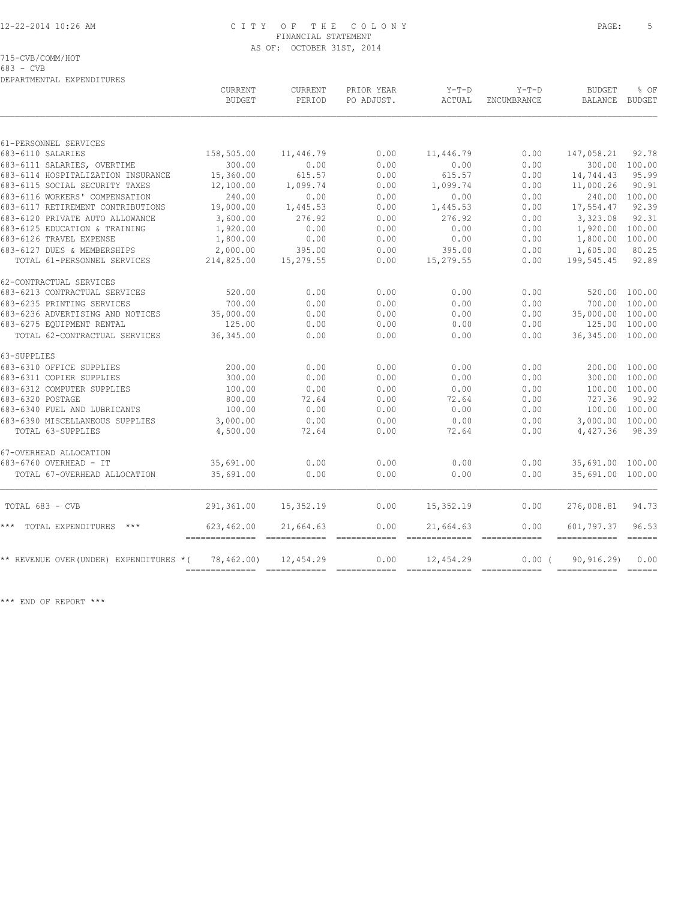# CITY OF THE COLONY
## FINANCIAL STATEMENT
### AS OF: OCTOBER 31ST, 2014

715-CVB/COMM/HOT
683 - CVB
DEPARTMENTAL EXPENDITURES

| | CURRENT BUDGET | CURRENT PERIOD | PRIOR YEAR PO ADJUST. | Y-T-D ACTUAL | Y-T-D ENCUMBRANCE | BUDGET BALANCE | % OF BUDGET |
|---|---|---|---|---|---|---|---|
| **61-PERSONNEL SERVICES** | | | | | | | |
| 683-6110 SALARIES | 158,505.00 | 11,446.79 | 0.00 | 11,446.79 | 0.00 | 147,058.21 | 92.78 |
| 683-6111 SALARIES, OVERTIME | 300.00 | 0.00 | 0.00 | 0.00 | 0.00 | 300.00 | 100.00 |
| 683-6114 HOSPITALIZATION INSURANCE | 15,360.00 | 615.57 | 0.00 | 615.57 | 0.00 | 14,744.43 | 95.99 |
| 683-6115 SOCIAL SECURITY TAXES | 12,100.00 | 1,099.74 | 0.00 | 1,099.74 | 0.00 | 11,000.26 | 90.91 |
| 683-6116 WORKERS' COMPENSATION | 240.00 | 0.00 | 0.00 | 0.00 | 0.00 | 240.00 | 100.00 |
| 683-6117 RETIREMENT CONTRIBUTIONS | 19,000.00 | 1,445.53 | 0.00 | 1,445.53 | 0.00 | 17,554.47 | 92.39 |
| 683-6120 PRIVATE AUTO ALLOWANCE | 3,600.00 | 276.92 | 0.00 | 276.92 | 0.00 | 3,323.08 | 92.31 |
| 683-6125 EDUCATION & TRAINING | 1,920.00 | 0.00 | 0.00 | 0.00 | 0.00 | 1,920.00 | 100.00 |
| 683-6126 TRAVEL EXPENSE | 1,800.00 | 0.00 | 0.00 | 0.00 | 0.00 | 1,800.00 | 100.00 |
| 683-6127 DUES & MEMBERSHIPS | 2,000.00 | 395.00 | 0.00 | 395.00 | 0.00 | 1,605.00 | 80.25 |
| TOTAL 61-PERSONNEL SERVICES | 214,825.00 | 15,279.55 | 0.00 | 15,279.55 | 0.00 | 199,545.45 | 92.89 |
| **62-CONTRACTUAL SERVICES** | | | | | | | |
| 683-6213 CONTRACTUAL SERVICES | 520.00 | 0.00 | 0.00 | 0.00 | 0.00 | 520.00 | 100.00 |
| 683-6235 PRINTING SERVICES | 700.00 | 0.00 | 0.00 | 0.00 | 0.00 | 700.00 | 100.00 |
| 683-6236 ADVERTISING AND NOTICES | 35,000.00 | 0.00 | 0.00 | 0.00 | 0.00 | 35,000.00 | 100.00 |
| 683-6275 EQUIPMENT RENTAL | 125.00 | 0.00 | 0.00 | 0.00 | 0.00 | 125.00 | 100.00 |
| TOTAL 62-CONTRACTUAL SERVICES | 36,345.00 | 0.00 | 0.00 | 0.00 | 0.00 | 36,345.00 | 100.00 |
| **63-SUPPLIES** | | | | | | | |
| 683-6310 OFFICE SUPPLIES | 200.00 | 0.00 | 0.00 | 0.00 | 0.00 | 200.00 | 100.00 |
| 683-6311 COPIER SUPPLIES | 300.00 | 0.00 | 0.00 | 0.00 | 0.00 | 300.00 | 100.00 |
| 683-6312 COMPUTER SUPPLIES | 100.00 | 0.00 | 0.00 | 0.00 | 0.00 | 100.00 | 100.00 |
| 683-6320 POSTAGE | 800.00 | 72.64 | 0.00 | 72.64 | 0.00 | 727.36 | 90.92 |
| 683-6340 FUEL AND LUBRICANTS | 100.00 | 0.00 | 0.00 | 0.00 | 0.00 | 100.00 | 100.00 |
| 683-6390 MISCELLANEOUS SUPPLIES | 3,000.00 | 0.00 | 0.00 | 0.00 | 0.00 | 3,000.00 | 100.00 |
| TOTAL 63-SUPPLIES | 4,500.00 | 72.64 | 0.00 | 72.64 | 0.00 | 4,427.36 | 98.39 |
| **67-OVERHEAD ALLOCATION** | | | | | | | |
| 683-6760 OVERHEAD - IT | 35,691.00 | 0.00 | 0.00 | 0.00 | 0.00 | 35,691.00 | 100.00 |
| TOTAL 67-OVERHEAD ALLOCATION | 35,691.00 | 0.00 | 0.00 | 0.00 | 0.00 | 35,691.00 | 100.00 |
| TOTAL 683 - CVB | 291,361.00 | 15,352.19 | 0.00 | 15,352.19 | 0.00 | 276,008.81 | 94.73 |
| *** TOTAL EXPENDITURES *** | 623,462.00 | 21,664.63 | 0.00 | 21,664.63 | 0.00 | 601,797.37 | 96.53 |
| ** REVENUE OVER(UNDER) EXPENDITURES * | ( 78,462.00) | 12,454.29 | 0.00 | 12,454.29 | 0.00 | ( 90,916.29) | 0.00 |

*** END OF REPORT ***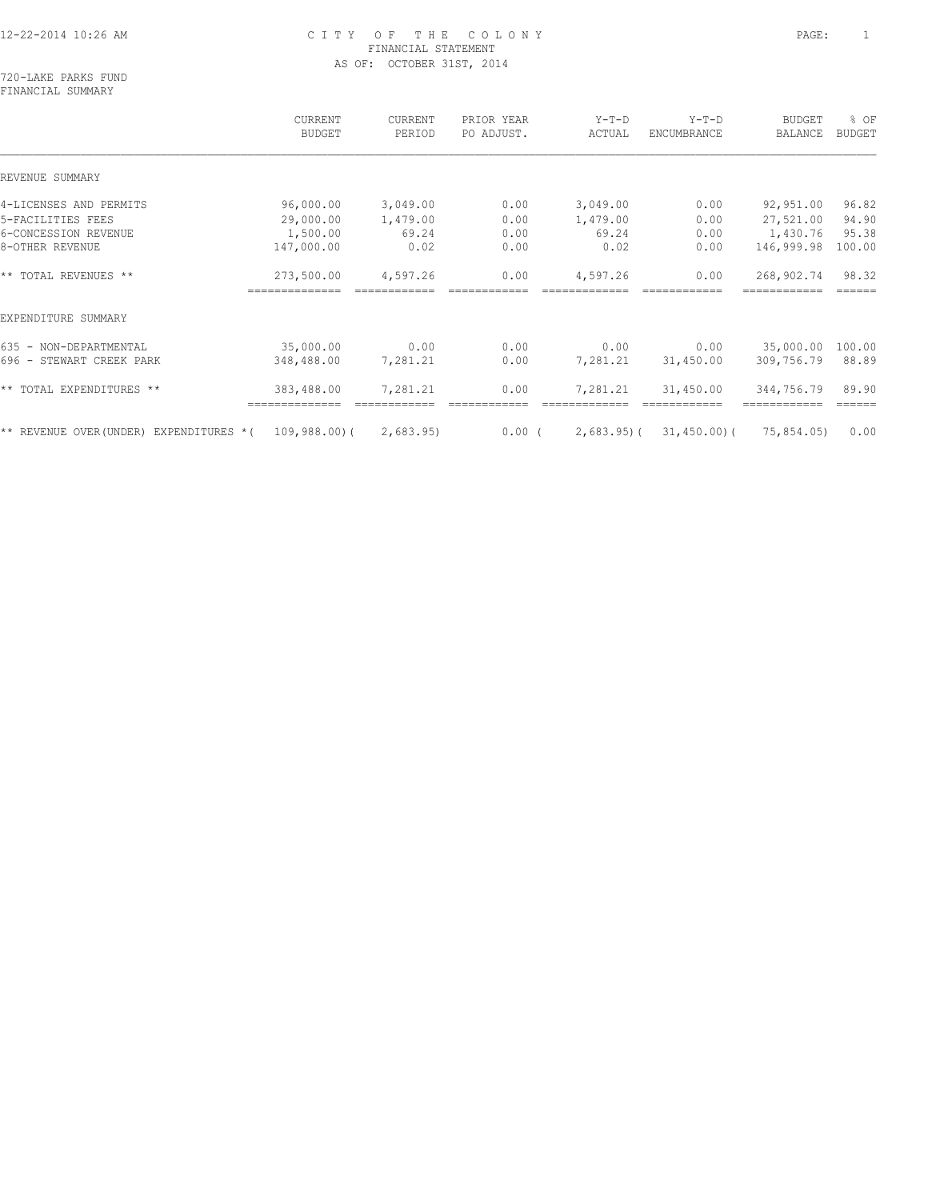12-22-2014 10:26 AM

# CITY OF THE COLONY
## FINANCIAL STATEMENT
AS OF: OCTOBER 31ST, 2014

720-LAKE PARKS FUND
FINANCIAL SUMMARY

| | CURRENT BUDGET | CURRENT PERIOD | PRIOR YEAR PO ADJUST. | Y-T-D ACTUAL | Y-T-D ENCUMBRANCE | BUDGET BALANCE | % OF BUDGET |
|---|---|---|---|---|---|---|---|
| REVENUE SUMMARY | | | | | | | |
| 4-LICENSES AND PERMITS | 96,000.00 | 3,049.00 | 0.00 | 3,049.00 | 0.00 | 92,951.00 | 96.82 |
| 5-FACILITIES FEES | 29,000.00 | 1,479.00 | 0.00 | 1,479.00 | 0.00 | 27,521.00 | 94.90 |
| 6-CONCESSION REVENUE | 1,500.00 | 69.24 | 0.00 | 69.24 | 0.00 | 1,430.76 | 95.38 |
| 8-OTHER REVENUE | 147,000.00 | 0.02 | 0.00 | 0.02 | 0.00 | 146,999.98 | 100.00 |
| ** TOTAL REVENUES ** | 273,500.00 | 4,597.26 | 0.00 | 4,597.26 | 0.00 | 268,902.74 | 98.32 |
| EXPENDITURE SUMMARY | | | | | | | |
| 635 - NON-DEPARTMENTAL | 35,000.00 | 0.00 | 0.00 | 0.00 | 0.00 | 35,000.00 | 100.00 |
| 696 - STEWART CREEK PARK | 348,488.00 | 7,281.21 | 0.00 | 7,281.21 | 31,450.00 | 309,756.79 | 88.89 |
| ** TOTAL EXPENDITURES ** | 383,488.00 | 7,281.21 | 0.00 | 7,281.21 | 31,450.00 | 344,756.79 | 89.90 |
| ** REVENUE OVER(UNDER) EXPENDITURES * | ( 109,988.00) | ( 2,683.95) | 0.00 | ( 2,683.95) | ( 31,450.00) | ( 75,854.05) | 0.00 |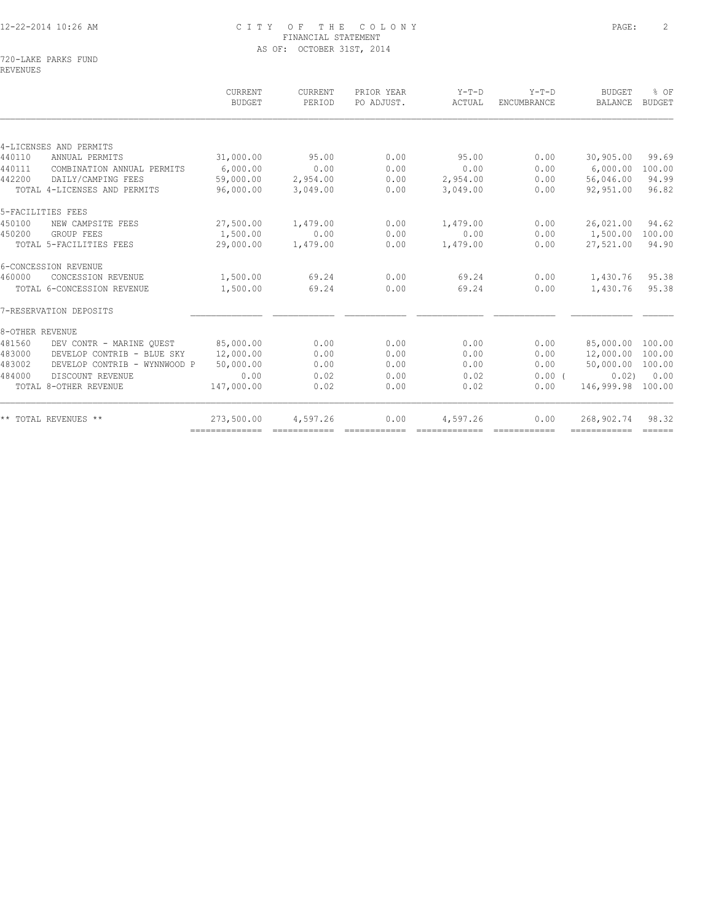CITY OF THE COLONY
FINANCIAL STATEMENT
AS OF: OCTOBER 31ST, 2014

720-LAKE PARKS FUND
REVENUES

| | CURRENT BUDGET | CURRENT PERIOD | PRIOR YEAR PO ADJUST. | Y-T-D ACTUAL | Y-T-D ENCUMBRANCE | BUDGET BALANCE | % OF BUDGET |
|---|---|---|---|---|---|---|---|
| 4-LICENSES AND PERMITS | | | | | | | |
| 440110 ANNUAL PERMITS | 31,000.00 | 95.00 | 0.00 | 95.00 | 0.00 | 30,905.00 | 99.69 |
| 440111 COMBINATION ANNUAL PERMITS | 6,000.00 | 0.00 | 0.00 | 0.00 | 0.00 | 6,000.00 | 100.00 |
| 442200 DAILY/CAMPING FEES | 59,000.00 | 2,954.00 | 0.00 | 2,954.00 | 0.00 | 56,046.00 | 94.99 |
| TOTAL 4-LICENSES AND PERMITS | 96,000.00 | 3,049.00 | 0.00 | 3,049.00 | 0.00 | 92,951.00 | 96.82 |
| 5-FACILITIES FEES | | | | | | | |
| 450100 NEW CAMPSITE FEES | 27,500.00 | 1,479.00 | 0.00 | 1,479.00 | 0.00 | 26,021.00 | 94.62 |
| 450200 GROUP FEES | 1,500.00 | 0.00 | 0.00 | 0.00 | 0.00 | 1,500.00 | 100.00 |
| TOTAL 5-FACILITIES FEES | 29,000.00 | 1,479.00 | 0.00 | 1,479.00 | 0.00 | 27,521.00 | 94.90 |
| 6-CONCESSION REVENUE | | | | | | | |
| 460000 CONCESSION REVENUE | 1,500.00 | 69.24 | 0.00 | 69.24 | 0.00 | 1,430.76 | 95.38 |
| TOTAL 6-CONCESSION REVENUE | 1,500.00 | 69.24 | 0.00 | 69.24 | 0.00 | 1,430.76 | 95.38 |
| 7-RESERVATION DEPOSITS | | | | | | | |
| 8-OTHER REVENUE | | | | | | | |
| 481560 DEV CONTR - MARINE QUEST | 85,000.00 | 0.00 | 0.00 | 0.00 | 0.00 | 85,000.00 | 100.00 |
| 483000 DEVELOP CONTRIB - BLUE SKY | 12,000.00 | 0.00 | 0.00 | 0.00 | 0.00 | 12,000.00 | 100.00 |
| 483002 DEVELOP CONTRIB - WYNNWOOD P | 50,000.00 | 0.00 | 0.00 | 0.00 | 0.00 | 50,000.00 | 100.00 |
| 484000 DISCOUNT REVENUE | 0.00 | 0.02 | 0.00 | 0.02 | 0.00 | ( 0.02) | 0.00 |
| TOTAL 8-OTHER REVENUE | 147,000.00 | 0.02 | 0.00 | 0.02 | 0.00 | 146,999.98 | 100.00 |
| ** TOTAL REVENUES ** | 273,500.00 | 4,597.26 | 0.00 | 4,597.26 | 0.00 | 268,902.74 | 98.32 |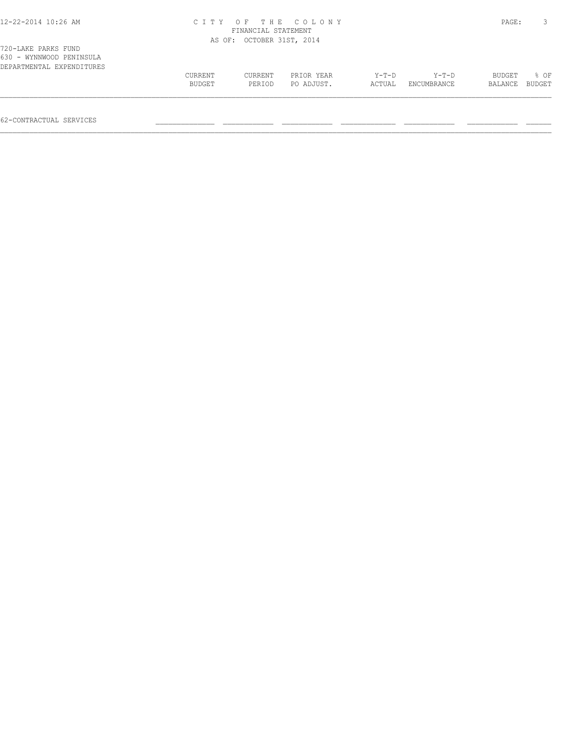CITY OF THE COLONY
FINANCIAL STATEMENT
AS OF: OCTOBER 31ST, 2014

720-LAKE PARKS FUND
630 - WYNNWOOD PENINSULA
DEPARTMENTAL EXPENDITURES

| | CURRENT BUDGET | CURRENT PERIOD | PRIOR YEAR PO ADJUST. | Y-T-D ACTUAL | Y-T-D ENCUMBRANCE | BUDGET BALANCE | % OF BUDGET |
|---|---|---|---|---|---|---|---|
| 62-CONTRACTUAL SERVICES | | | | | | | |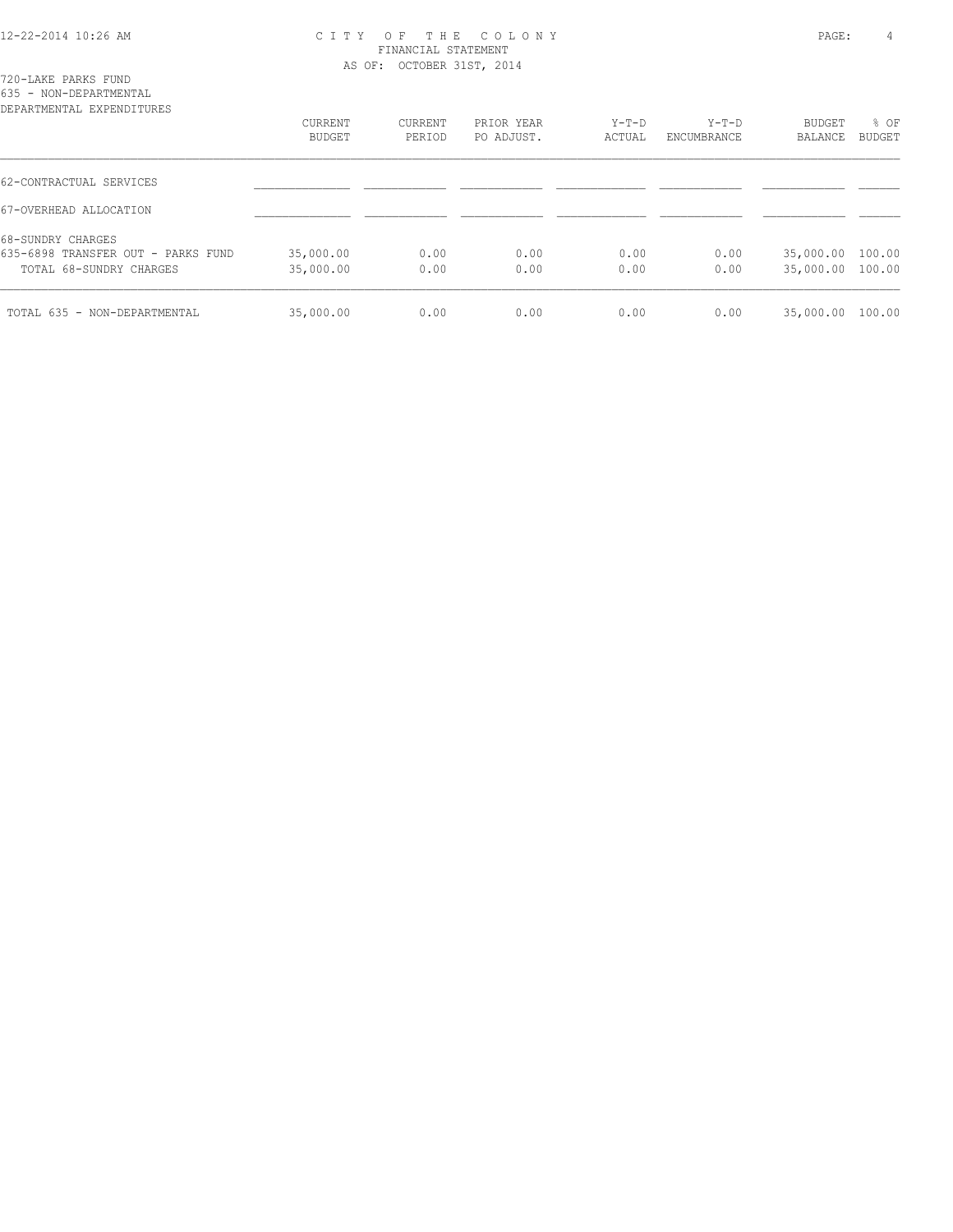# CITY OF THE COLONY
## FINANCIAL STATEMENT
### AS OF: OCTOBER 31ST, 2014

720-LAKE PARKS FUND
635 - NON-DEPARTMENTAL
DEPARTMENTAL EXPENDITURES

| | CURRENT BUDGET | CURRENT PERIOD | PRIOR YEAR PO ADJUST. | Y-T-D ACTUAL | Y-T-D ENCUMBRANCE | BUDGET BALANCE | % OF BUDGET |
|---|---|---|---|---|---|---|---|
| 62-CONTRACTUAL SERVICES | | | | | | | |
| 67-OVERHEAD ALLOCATION | | | | | | | |
| 68-SUNDRY CHARGES | | | | | | | |
| 635-6898 TRANSFER OUT - PARKS FUND | 35,000.00 | 0.00 | 0.00 | 0.00 | 0.00 | 35,000.00 | 100.00 |
| TOTAL 68-SUNDRY CHARGES | 35,000.00 | 0.00 | 0.00 | 0.00 | 0.00 | 35,000.00 | 100.00 |
| TOTAL 635 - NON-DEPARTMENTAL | 35,000.00 | 0.00 | 0.00 | 0.00 | 0.00 | 35,000.00 | 100.00 |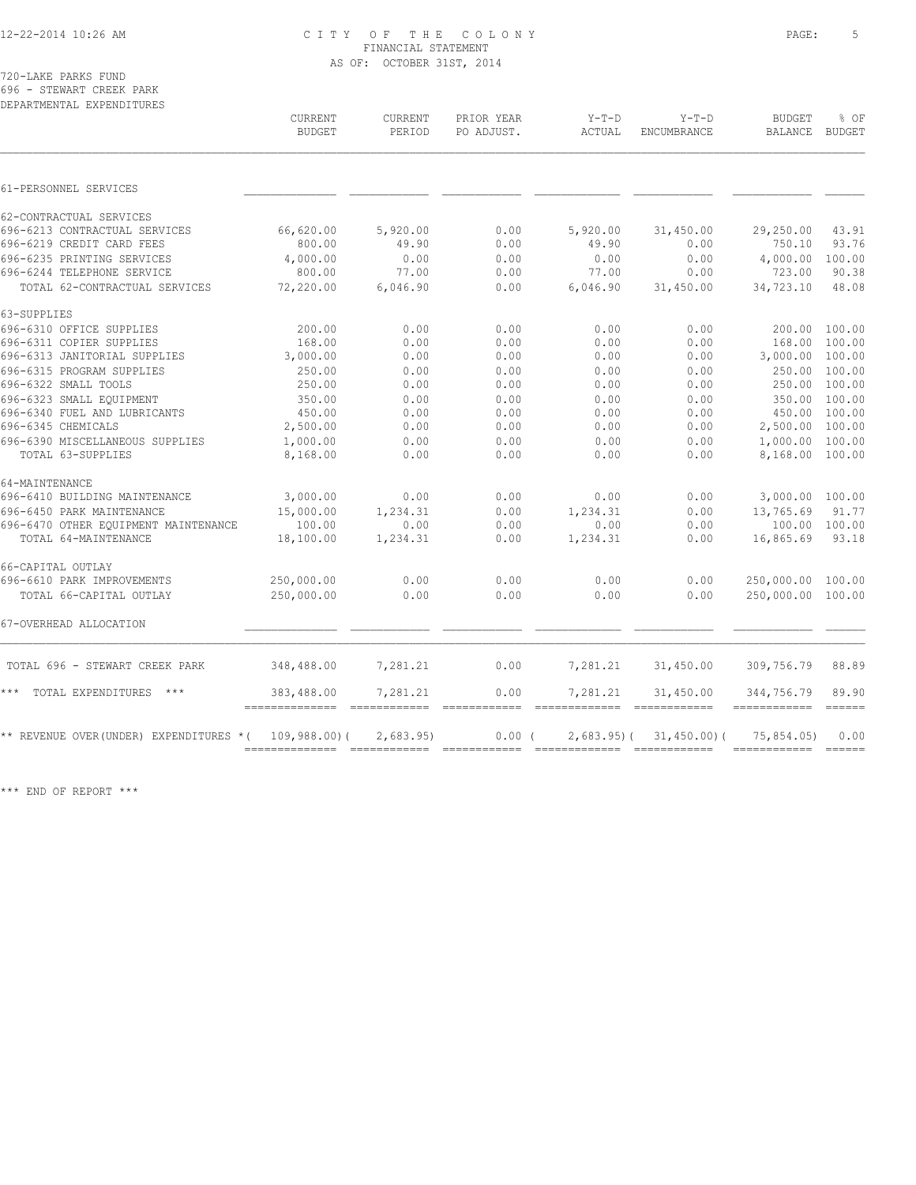CITY OF THE COLONY
FINANCIAL STATEMENT
AS OF: OCTOBER 31ST, 2014

720-LAKE PARKS FUND
696 - STEWART CREEK PARK
DEPARTMENTAL EXPENDITURES

| | CURRENT BUDGET | CURRENT PERIOD | PRIOR YEAR PO ADJUST. | Y-T-D ACTUAL | Y-T-D ENCUMBRANCE | BUDGET BALANCE | % OF BUDGET |
|---|---|---|---|---|---|---|---|
| 61-PERSONNEL SERVICES | | | | | | | |
| 62-CONTRACTUAL SERVICES | | | | | | | |
| 696-6213 CONTRACTUAL SERVICES | 66,620.00 | 5,920.00 | 0.00 | 5,920.00 | 31,450.00 | 29,250.00 | 43.91 |
| 696-6219 CREDIT CARD FEES | 800.00 | 49.90 | 0.00 | 49.90 | 0.00 | 750.10 | 93.76 |
| 696-6235 PRINTING SERVICES | 4,000.00 | 0.00 | 0.00 | 0.00 | 0.00 | 4,000.00 | 100.00 |
| 696-6244 TELEPHONE SERVICE | 800.00 | 77.00 | 0.00 | 77.00 | 0.00 | 723.00 | 90.38 |
| TOTAL 62-CONTRACTUAL SERVICES | 72,220.00 | 6,046.90 | 0.00 | 6,046.90 | 31,450.00 | 34,723.10 | 48.08 |
| 63-SUPPLIES | | | | | | | |
| 696-6310 OFFICE SUPPLIES | 200.00 | 0.00 | 0.00 | 0.00 | 0.00 | 200.00 | 100.00 |
| 696-6311 COPIER SUPPLIES | 168.00 | 0.00 | 0.00 | 0.00 | 0.00 | 168.00 | 100.00 |
| 696-6313 JANITORIAL SUPPLIES | 3,000.00 | 0.00 | 0.00 | 0.00 | 0.00 | 3,000.00 | 100.00 |
| 696-6315 PROGRAM SUPPLIES | 250.00 | 0.00 | 0.00 | 0.00 | 0.00 | 250.00 | 100.00 |
| 696-6322 SMALL TOOLS | 250.00 | 0.00 | 0.00 | 0.00 | 0.00 | 250.00 | 100.00 |
| 696-6323 SMALL EQUIPMENT | 350.00 | 0.00 | 0.00 | 0.00 | 0.00 | 350.00 | 100.00 |
| 696-6340 FUEL AND LUBRICANTS | 450.00 | 0.00 | 0.00 | 0.00 | 0.00 | 450.00 | 100.00 |
| 696-6345 CHEMICALS | 2,500.00 | 0.00 | 0.00 | 0.00 | 0.00 | 2,500.00 | 100.00 |
| 696-6390 MISCELLANEOUS SUPPLIES | 1,000.00 | 0.00 | 0.00 | 0.00 | 0.00 | 1,000.00 | 100.00 |
| TOTAL 63-SUPPLIES | 8,168.00 | 0.00 | 0.00 | 0.00 | 0.00 | 8,168.00 | 100.00 |
| 64-MAINTENANCE | | | | | | | |
| 696-6410 BUILDING MAINTENANCE | 3,000.00 | 0.00 | 0.00 | 0.00 | 0.00 | 3,000.00 | 100.00 |
| 696-6450 PARK MAINTENANCE | 15,000.00 | 1,234.31 | 0.00 | 1,234.31 | 0.00 | 13,765.69 | 91.77 |
| 696-6470 OTHER EQUIPMENT MAINTENANCE | 100.00 | 0.00 | 0.00 | 0.00 | 0.00 | 100.00 | 100.00 |
| TOTAL 64-MAINTENANCE | 18,100.00 | 1,234.31 | 0.00 | 1,234.31 | 0.00 | 16,865.69 | 93.18 |
| 66-CAPITAL OUTLAY | | | | | | | |
| 696-6610 PARK IMPROVEMENTS | 250,000.00 | 0.00 | 0.00 | 0.00 | 0.00 | 250,000.00 | 100.00 |
| TOTAL 66-CAPITAL OUTLAY | 250,000.00 | 0.00 | 0.00 | 0.00 | 0.00 | 250,000.00 | 100.00 |
| 67-OVERHEAD ALLOCATION | | | | | | | |
| TOTAL 696 - STEWART CREEK PARK | 348,488.00 | 7,281.21 | 0.00 | 7,281.21 | 31,450.00 | 309,756.79 | 88.89 |
| *** TOTAL EXPENDITURES *** | 383,488.00 | 7,281.21 | 0.00 | 7,281.21 | 31,450.00 | 344,756.79 | 89.90 |
| ** REVENUE OVER(UNDER) EXPENDITURES * | ( 109,988.00) | ( 2,683.95) | 0.00 | ( 2,683.95) | ( 31,450.00) | ( 75,854.05) | 0.00 |

*** END OF REPORT ***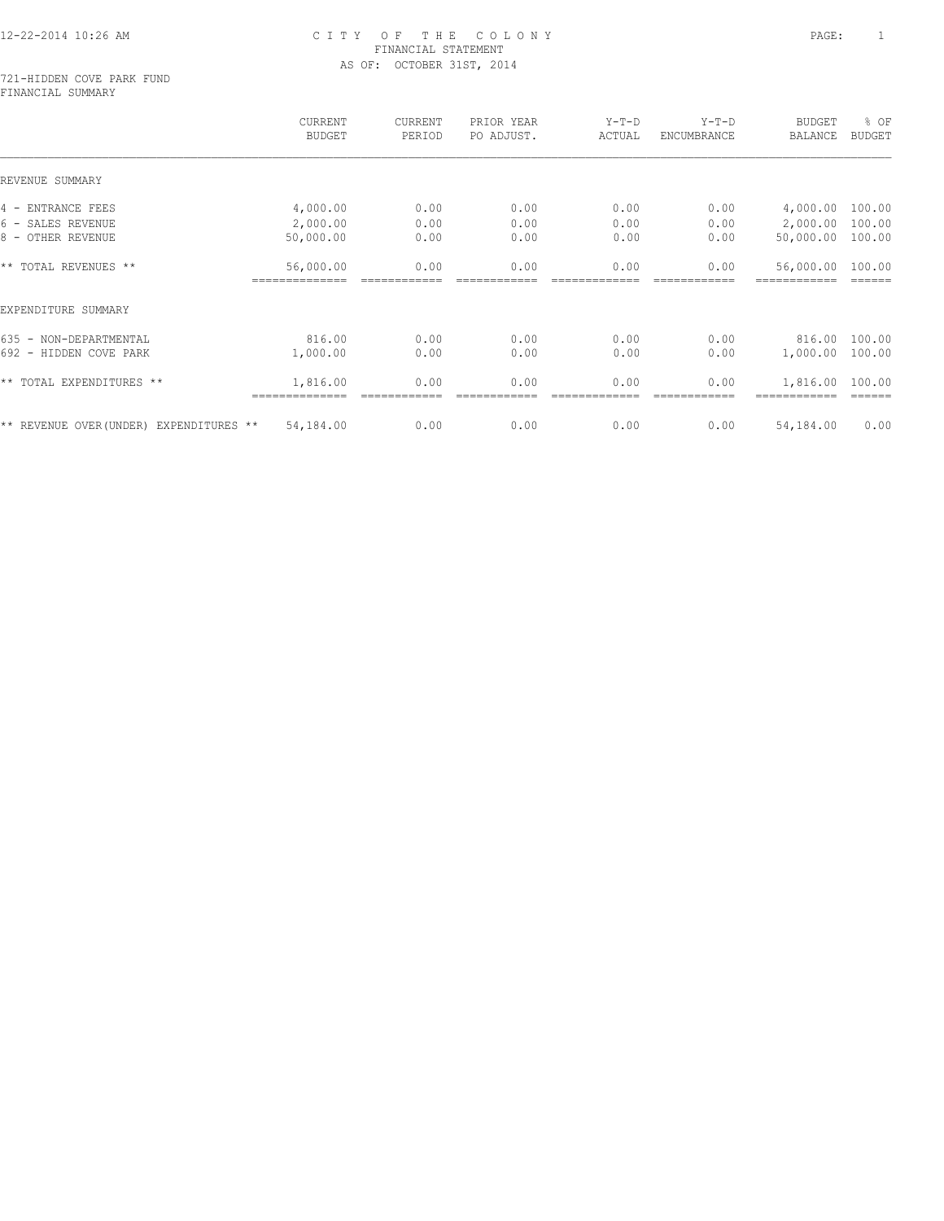# CITY OF THE COLONY
## FINANCIAL STATEMENT
### AS OF: OCTOBER 31ST, 2014

721-HIDDEN COVE PARK FUND
FINANCIAL SUMMARY

| | CURRENT BUDGET | CURRENT PERIOD | PRIOR YEAR PO ADJUST. | Y-T-D ACTUAL | Y-T-D ENCUMBRANCE | BUDGET BALANCE | % OF BUDGET |
|---|---|---|---|---|---|---|---|
| **REVENUE SUMMARY** | | | | | | | |
| 4 - ENTRANCE FEES | 4,000.00 | 0.00 | 0.00 | 0.00 | 0.00 | 4,000.00 | 100.00 |
| 6 - SALES REVENUE | 2,000.00 | 0.00 | 0.00 | 0.00 | 0.00 | 2,000.00 | 100.00 |
| 8 - OTHER REVENUE | 50,000.00 | 0.00 | 0.00 | 0.00 | 0.00 | 50,000.00 | 100.00 |
| ** TOTAL REVENUES ** | 56,000.00 | 0.00 | 0.00 | 0.00 | 0.00 | 56,000.00 | 100.00 |
| **EXPENDITURE SUMMARY** | | | | | | | |
| 635 - NON-DEPARTMENTAL | 816.00 | 0.00 | 0.00 | 0.00 | 0.00 | 816.00 | 100.00 |
| 692 - HIDDEN COVE PARK | 1,000.00 | 0.00 | 0.00 | 0.00 | 0.00 | 1,000.00 | 100.00 |
| ** TOTAL EXPENDITURES ** | 1,816.00 | 0.00 | 0.00 | 0.00 | 0.00 | 1,816.00 | 100.00 |
| ** REVENUE OVER(UNDER) EXPENDITURES ** | 54,184.00 | 0.00 | 0.00 | 0.00 | 0.00 | 54,184.00 | 0.00 |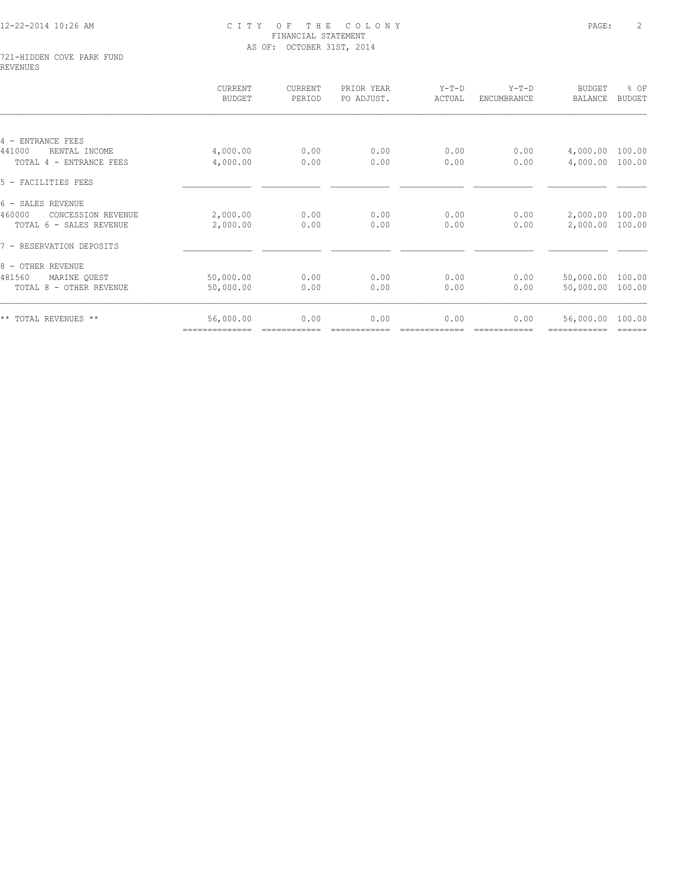# CITY OF THE COLONY
## FINANCIAL STATEMENT
### AS OF: OCTOBER 31ST, 2014

721-HIDDEN COVE PARK FUND
REVENUES

| | CURRENT BUDGET | CURRENT PERIOD | PRIOR YEAR PO ADJUST. | Y-T-D ACTUAL | Y-T-D ENCUMBRANCE | BUDGET BALANCE | % OF BUDGET |
|---|---|---|---|---|---|---|---|
| 4 - ENTRANCE FEES | | | | | | | |
| 441000 RENTAL INCOME | 4,000.00 | 0.00 | 0.00 | 0.00 | 0.00 | 4,000.00 | 100.00 |
| TOTAL 4 - ENTRANCE FEES | 4,000.00 | 0.00 | 0.00 | 0.00 | 0.00 | 4,000.00 | 100.00 |
| 5 - FACILITIES FEES | | | | | | | |
| 6 - SALES REVENUE | | | | | | | |
| 460000 CONCESSION REVENUE | 2,000.00 | 0.00 | 0.00 | 0.00 | 0.00 | 2,000.00 | 100.00 |
| TOTAL 6 - SALES REVENUE | 2,000.00 | 0.00 | 0.00 | 0.00 | 0.00 | 2,000.00 | 100.00 |
| 7 - RESERVATION DEPOSITS | | | | | | | |
| 8 - OTHER REVENUE | | | | | | | |
| 481560 MARINE QUEST | 50,000.00 | 0.00 | 0.00 | 0.00 | 0.00 | 50,000.00 | 100.00 |
| TOTAL 8 - OTHER REVENUE | 50,000.00 | 0.00 | 0.00 | 0.00 | 0.00 | 50,000.00 | 100.00 |
| ** TOTAL REVENUES ** | 56,000.00 | 0.00 | 0.00 | 0.00 | 0.00 | 56,000.00 | 100.00 |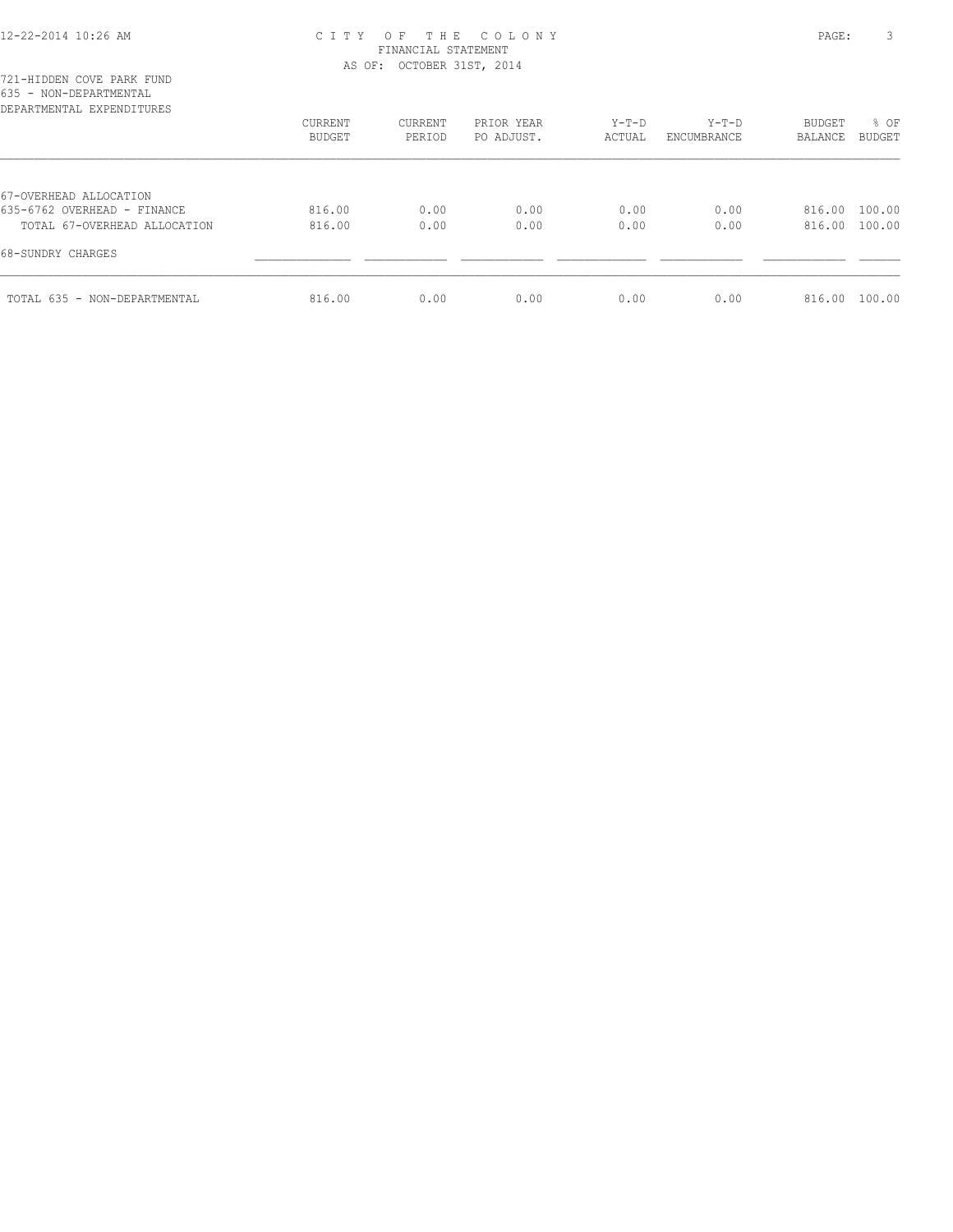# CITY OF THE COLONY
## FINANCIAL STATEMENT
### AS OF: OCTOBER 31ST, 2014

721-HIDDEN COVE PARK FUND
635 - NON-DEPARTMENTAL
DEPARTMENTAL EXPENDITURES

| | CURRENT BUDGET | CURRENT PERIOD | PRIOR YEAR PO ADJUST. | Y-T-D ACTUAL | Y-T-D ENCUMBRANCE | BUDGET BALANCE | % OF BUDGET |
|---|---|---|---|---|---|---|---|
| 67-OVERHEAD ALLOCATION | | | | | | | |
| 635-6762 OVERHEAD - FINANCE | 816.00 | 0.00 | 0.00 | 0.00 | 0.00 | 816.00 | 100.00 |
| TOTAL 67-OVERHEAD ALLOCATION | 816.00 | 0.00 | 0.00 | 0.00 | 0.00 | 816.00 | 100.00 |
| 68-SUNDRY CHARGES | | | | | | | |
| TOTAL 635 - NON-DEPARTMENTAL | 816.00 | 0.00 | 0.00 | 0.00 | 0.00 | 816.00 | 100.00 |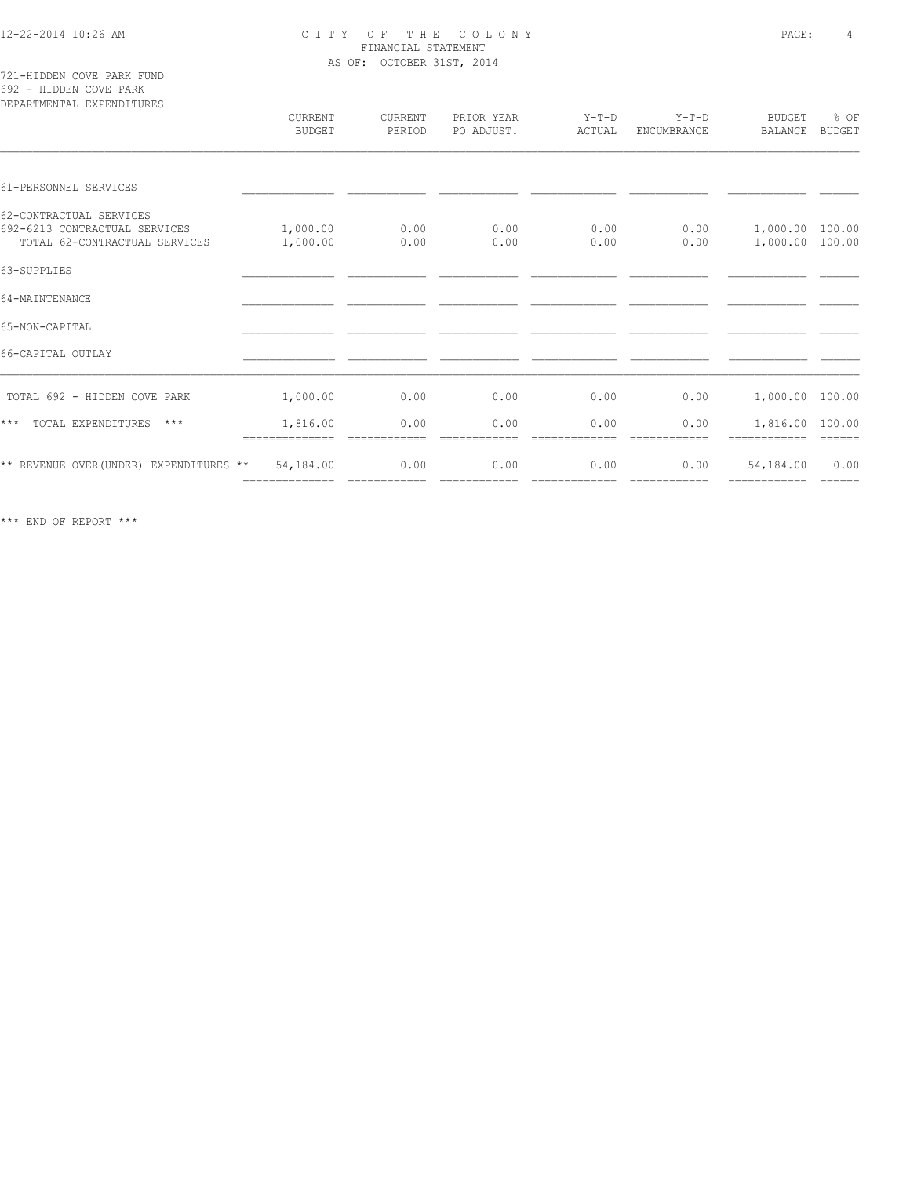# CITY OF THE COLONY
## FINANCIAL STATEMENT
AS OF: OCTOBER 31ST, 2014

721-HIDDEN COVE PARK FUND
692 - HIDDEN COVE PARK
DEPARTMENTAL EXPENDITURES

| | CURRENT BUDGET | CURRENT PERIOD | PRIOR YEAR PO ADJUST. | Y-T-D ACTUAL | Y-T-D ENCUMBRANCE | BUDGET BALANCE | % OF BUDGET |
|---|---|---|---|---|---|---|---|
| 61-PERSONNEL SERVICES | | | | | | | |
| 62-CONTRACTUAL SERVICES | | | | | | | |
| 692-6213 CONTRACTUAL SERVICES | 1,000.00 | 0.00 | 0.00 | 0.00 | 0.00 | 1,000.00 | 100.00 |
| TOTAL 62-CONTRACTUAL SERVICES | 1,000.00 | 0.00 | 0.00 | 0.00 | 0.00 | 1,000.00 | 100.00 |
| 63-SUPPLIES | | | | | | | |
| 64-MAINTENANCE | | | | | | | |
| 65-NON-CAPITAL | | | | | | | |
| 66-CAPITAL OUTLAY | | | | | | | |
| TOTAL 692 - HIDDEN COVE PARK | 1,000.00 | 0.00 | 0.00 | 0.00 | 0.00 | 1,000.00 | 100.00 |
| *** TOTAL EXPENDITURES *** | 1,816.00 | 0.00 | 0.00 | 0.00 | 0.00 | 1,816.00 | 100.00 |
| ** REVENUE OVER(UNDER) EXPENDITURES ** | 54,184.00 | 0.00 | 0.00 | 0.00 | 0.00 | 54,184.00 | 0.00 |

*** END OF REPORT ***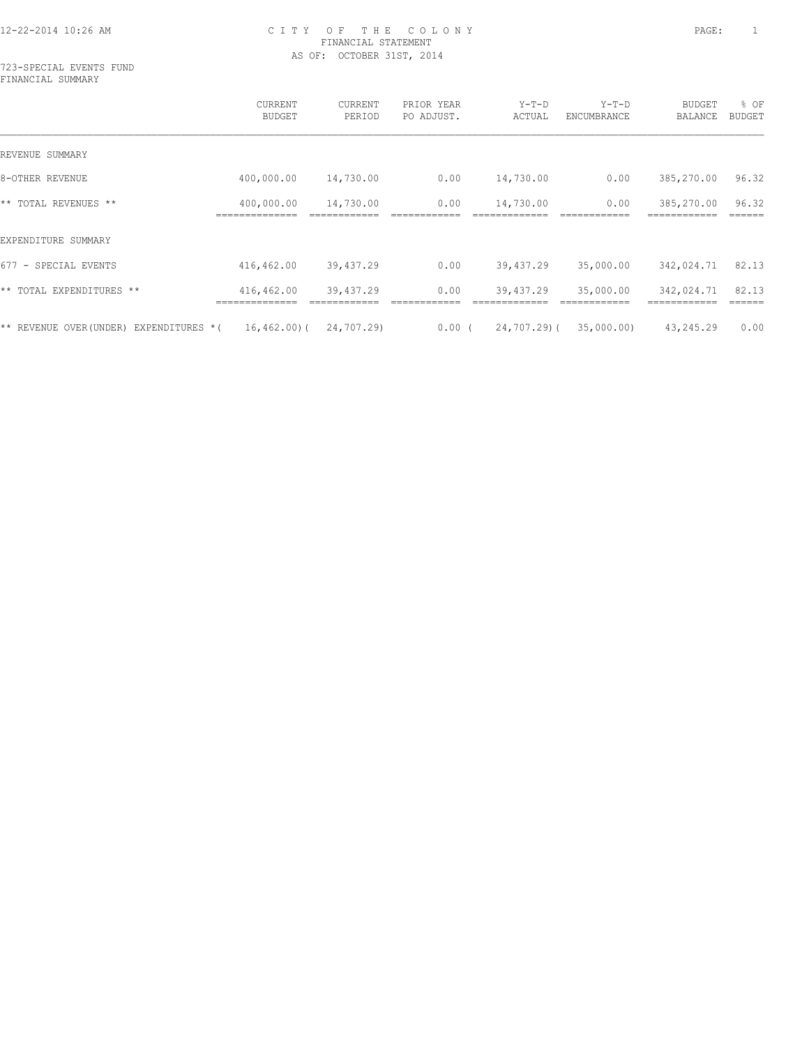CITY OF THE COLONY
FINANCIAL STATEMENT
AS OF: OCTOBER 31ST, 2014

723-SPECIAL EVENTS FUND
FINANCIAL SUMMARY

| | CURRENT BUDGET | CURRENT PERIOD | PRIOR YEAR PO ADJUST. | Y-T-D ACTUAL | Y-T-D ENCUMBRANCE | BUDGET BALANCE | % OF BUDGET |
|---|---|---|---|---|---|---|---|
| REVENUE SUMMARY | | | | | | | |
| 8-OTHER REVENUE | 400,000.00 | 14,730.00 | 0.00 | 14,730.00 | 0.00 | 385,270.00 | 96.32 |
| ** TOTAL REVENUES ** | 400,000.00 | 14,730.00 | 0.00 | 14,730.00 | 0.00 | 385,270.00 | 96.32 |
| EXPENDITURE SUMMARY | | | | | | | |
| 677 - SPECIAL EVENTS | 416,462.00 | 39,437.29 | 0.00 | 39,437.29 | 35,000.00 | 342,024.71 | 82.13 |
| ** TOTAL EXPENDITURES ** | 416,462.00 | 39,437.29 | 0.00 | 39,437.29 | 35,000.00 | 342,024.71 | 82.13 |
| ** REVENUE OVER(UNDER) EXPENDITURES ** | ( 16,462.00) | ( 24,707.29) | 0.00 | ( 24,707.29) | ( 35,000.00) | 43,245.29 | 0.00 |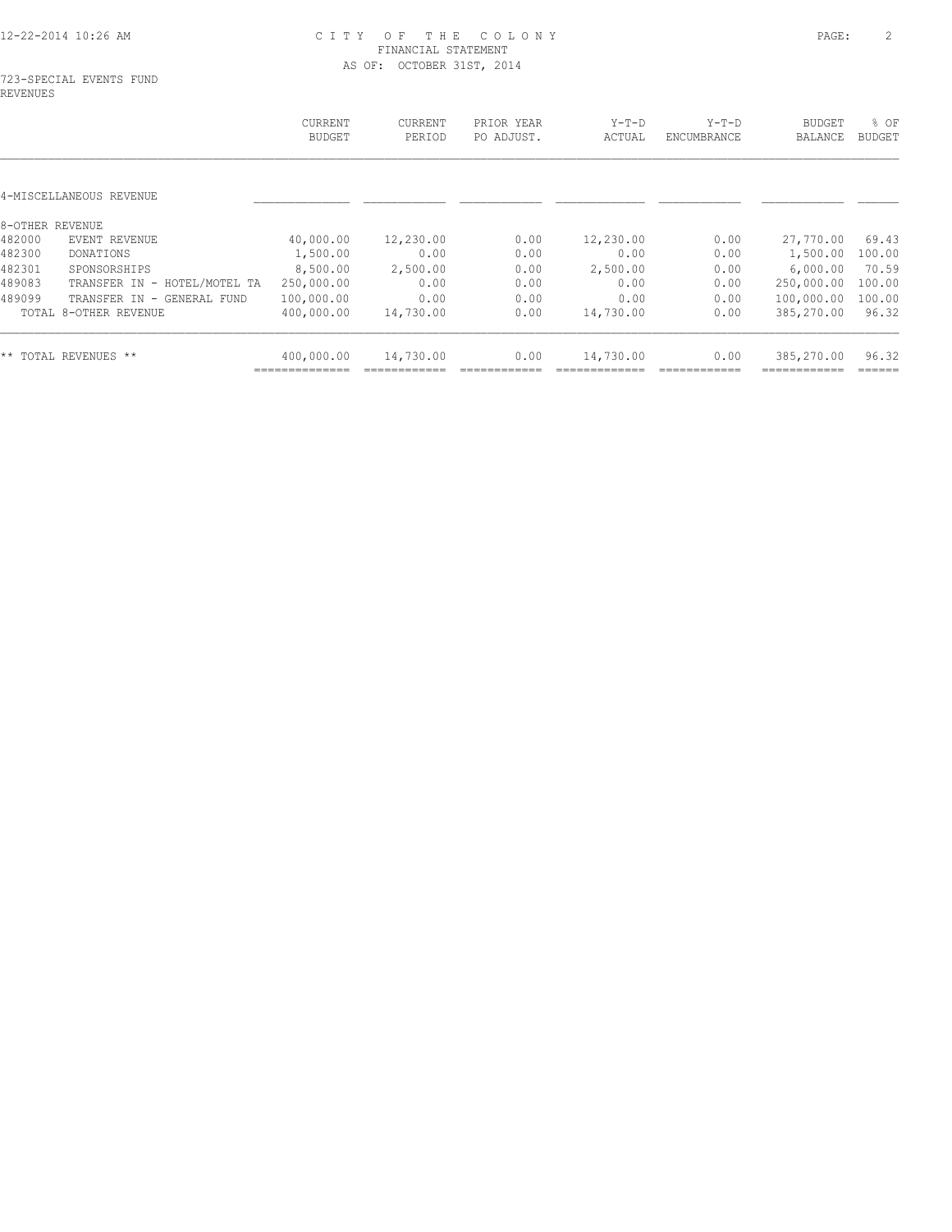CITY OF THE COLONY
FINANCIAL STATEMENT
AS OF: OCTOBER 31ST, 2014

723-SPECIAL EVENTS FUND
REVENUES

| | | CURRENT BUDGET | CURRENT PERIOD | PRIOR YEAR PO ADJUST. | Y-T-D ACTUAL | Y-T-D ENCUMBRANCE | BUDGET BALANCE | % OF BUDGET |
|---|---|---|---|---|---|---|---|---|
| 4-MISCELLANEOUS REVENUE | | | | | | | | |
| 8-OTHER REVENUE | | | | | | | | |
| 482000 | EVENT REVENUE | 40,000.00 | 12,230.00 | 0.00 | 12,230.00 | 0.00 | 27,770.00 | 69.43 |
| 482300 | DONATIONS | 1,500.00 | 0.00 | 0.00 | 0.00 | 0.00 | 1,500.00 | 100.00 |
| 482301 | SPONSORSHIPS | 8,500.00 | 2,500.00 | 0.00 | 2,500.00 | 0.00 | 6,000.00 | 70.59 |
| 489083 | TRANSFER IN - HOTEL/MOTEL TA | 250,000.00 | 0.00 | 0.00 | 0.00 | 0.00 | 250,000.00 | 100.00 |
| 489099 | TRANSFER IN - GENERAL FUND | 100,000.00 | 0.00 | 0.00 | 0.00 | 0.00 | 100,000.00 | 100.00 |
| TOTAL 8-OTHER REVENUE | | 400,000.00 | 14,730.00 | 0.00 | 14,730.00 | 0.00 | 385,270.00 | 96.32 |
| ** TOTAL REVENUES ** | | 400,000.00 | 14,730.00 | 0.00 | 14,730.00 | 0.00 | 385,270.00 | 96.32 |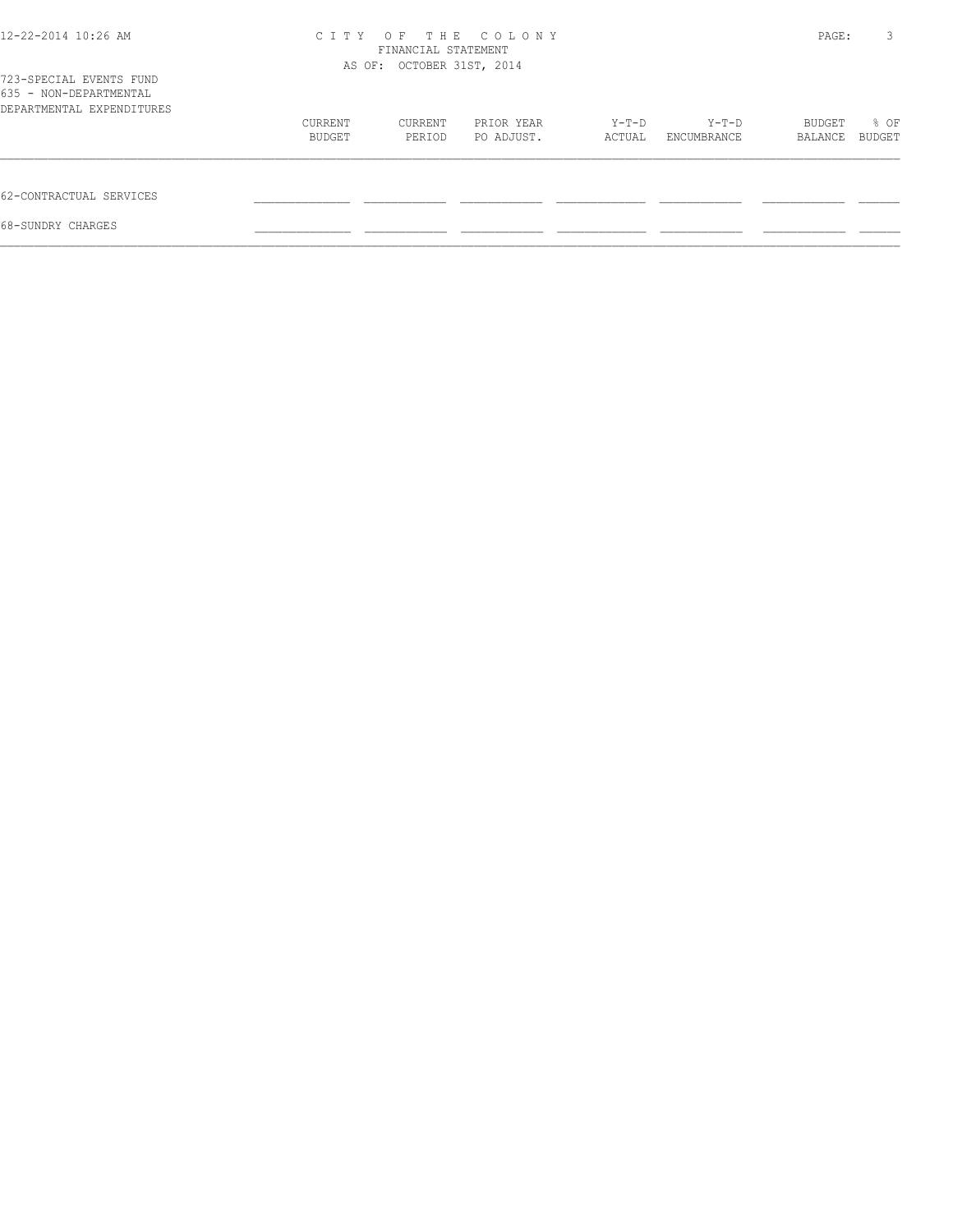723-SPECIAL EVENTS FUND
635 - NON-DEPARTMENTAL

CITY OF THE COLONY
FINANCIAL STATEMENT
AS OF: OCTOBER 31ST, 2014

| DEPARTMENTAL EXPENDITURES | CURRENT BUDGET | CURRENT PERIOD | PRIOR YEAR PO ADJUST. | Y-T-D ACTUAL | Y-T-D ENCUMBRANCE | BUDGET BALANCE | % OF BUDGET |
|---|---|---|---|---|---|---|---|
| 62-CONTRACTUAL SERVICES | | | | | | | |
| 68-SUNDRY CHARGES | | | | | | | |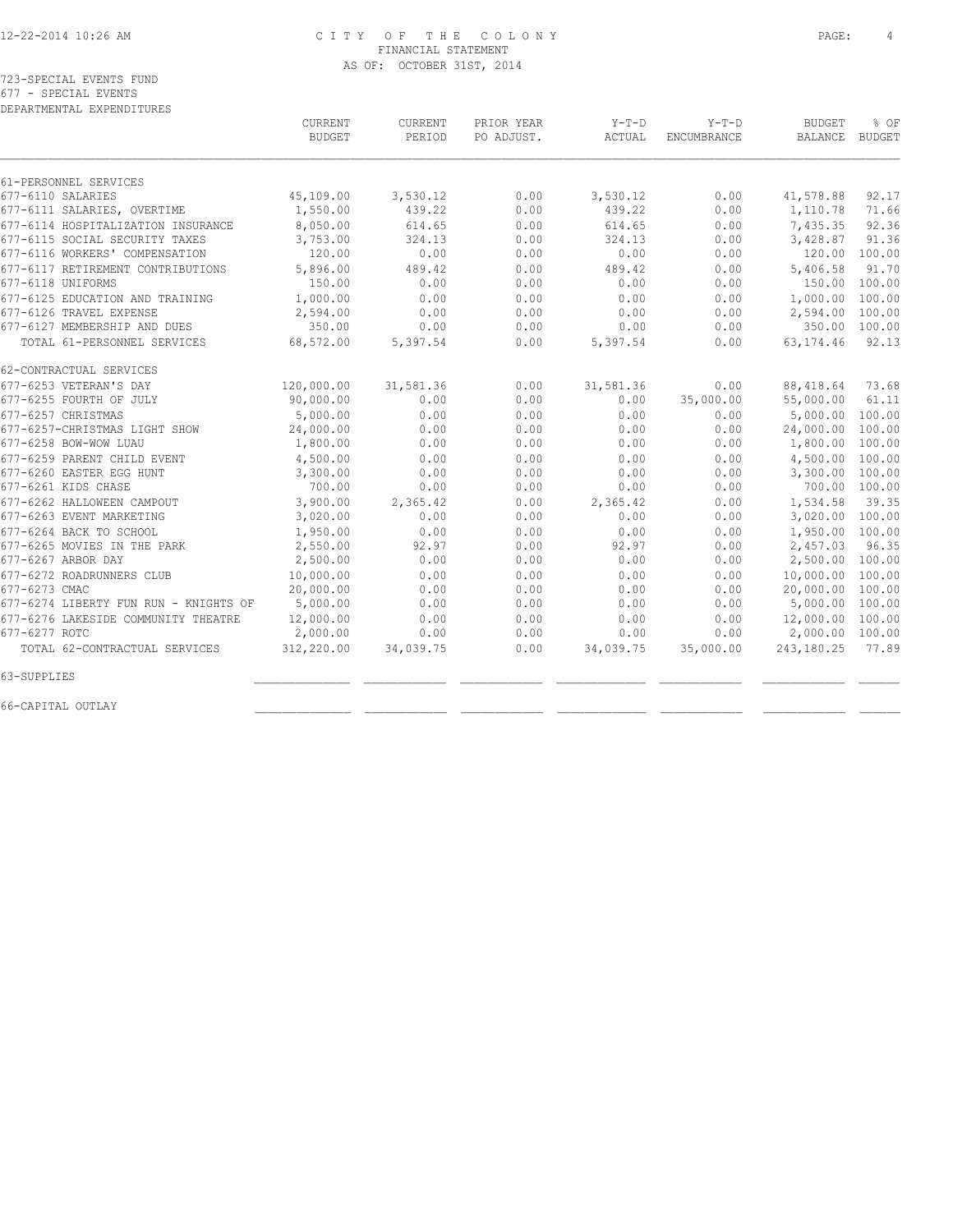CITY OF THE COLONY
FINANCIAL STATEMENT
AS OF: OCTOBER 31ST, 2014

723-SPECIAL EVENTS FUND
677 - SPECIAL EVENTS
DEPARTMENTAL EXPENDITURES

| | CURRENT BUDGET | CURRENT PERIOD | PRIOR YEAR PO ADJUST. | Y-T-D ACTUAL | Y-T-D ENCUMBRANCE | BUDGET BALANCE | % OF BUDGET |
|---|---|---|---|---|---|---|---|
| 61-PERSONNEL SERVICES | | | | | | | |
| 677-6110 SALARIES | 45,109.00 | 3,530.12 | 0.00 | 3,530.12 | 0.00 | 41,578.88 | 92.17 |
| 677-6111 SALARIES, OVERTIME | 1,550.00 | 439.22 | 0.00 | 439.22 | 0.00 | 1,110.78 | 71.66 |
| 677-6114 HOSPITALIZATION INSURANCE | 8,050.00 | 614.65 | 0.00 | 614.65 | 0.00 | 7,435.35 | 92.36 |
| 677-6115 SOCIAL SECURITY TAXES | 3,753.00 | 324.13 | 0.00 | 324.13 | 0.00 | 3,428.87 | 91.36 |
| 677-6116 WORKERS' COMPENSATION | 120.00 | 0.00 | 0.00 | 0.00 | 0.00 | 120.00 | 100.00 |
| 677-6117 RETIREMENT CONTRIBUTIONS | 5,896.00 | 489.42 | 0.00 | 489.42 | 0.00 | 5,406.58 | 91.70 |
| 677-6118 UNIFORMS | 150.00 | 0.00 | 0.00 | 0.00 | 0.00 | 150.00 | 100.00 |
| 677-6125 EDUCATION AND TRAINING | 1,000.00 | 0.00 | 0.00 | 0.00 | 0.00 | 1,000.00 | 100.00 |
| 677-6126 TRAVEL EXPENSE | 2,594.00 | 0.00 | 0.00 | 0.00 | 0.00 | 2,594.00 | 100.00 |
| 677-6127 MEMBERSHIP AND DUES | 350.00 | 0.00 | 0.00 | 0.00 | 0.00 | 350.00 | 100.00 |
| TOTAL 61-PERSONNEL SERVICES | 68,572.00 | 5,397.54 | 0.00 | 5,397.54 | 0.00 | 63,174.46 | 92.13 |
| 62-CONTRACTUAL SERVICES | | | | | | | |
| 677-6253 VETERAN'S DAY | 120,000.00 | 31,581.36 | 0.00 | 31,581.36 | 0.00 | 88,418.64 | 73.68 |
| 677-6255 FOURTH OF JULY | 90,000.00 | 0.00 | 0.00 | 0.00 | 35,000.00 | 55,000.00 | 61.11 |
| 677-6257 CHRISTMAS | 5,000.00 | 0.00 | 0.00 | 0.00 | 0.00 | 5,000.00 | 100.00 |
| 677-6257-CHRISTMAS LIGHT SHOW | 24,000.00 | 0.00 | 0.00 | 0.00 | 0.00 | 24,000.00 | 100.00 |
| 677-6258 BOW-WOW LUAU | 1,800.00 | 0.00 | 0.00 | 0.00 | 0.00 | 1,800.00 | 100.00 |
| 677-6259 PARENT CHILD EVENT | 4,500.00 | 0.00 | 0.00 | 0.00 | 0.00 | 4,500.00 | 100.00 |
| 677-6260 EASTER EGG HUNT | 3,300.00 | 0.00 | 0.00 | 0.00 | 0.00 | 3,300.00 | 100.00 |
| 677-6261 KIDS CHASE | 700.00 | 0.00 | 0.00 | 0.00 | 0.00 | 700.00 | 100.00 |
| 677-6262 HALLOWEEN CAMPOUT | 3,900.00 | 2,365.42 | 0.00 | 2,365.42 | 0.00 | 1,534.58 | 39.35 |
| 677-6263 EVENT MARKETING | 3,020.00 | 0.00 | 0.00 | 0.00 | 0.00 | 3,020.00 | 100.00 |
| 677-6264 BACK TO SCHOOL | 1,950.00 | 0.00 | 0.00 | 0.00 | 0.00 | 1,950.00 | 100.00 |
| 677-6265 MOVIES IN THE PARK | 2,550.00 | 92.97 | 0.00 | 92.97 | 0.00 | 2,457.03 | 96.35 |
| 677-6267 ARBOR DAY | 2,500.00 | 0.00 | 0.00 | 0.00 | 0.00 | 2,500.00 | 100.00 |
| 677-6272 ROADRUNNERS CLUB | 10,000.00 | 0.00 | 0.00 | 0.00 | 0.00 | 10,000.00 | 100.00 |
| 677-6273 CMAC | 20,000.00 | 0.00 | 0.00 | 0.00 | 0.00 | 20,000.00 | 100.00 |
| 677-6274 LIBERTY FUN RUN - KNIGHTS OF | 5,000.00 | 0.00 | 0.00 | 0.00 | 0.00 | 5,000.00 | 100.00 |
| 677-6276 LAKESIDE COMMUNITY THEATRE | 12,000.00 | 0.00 | 0.00 | 0.00 | 0.00 | 12,000.00 | 100.00 |
| 677-6277 ROTC | 2,000.00 | 0.00 | 0.00 | 0.00 | 0.00 | 2,000.00 | 100.00 |
| TOTAL 62-CONTRACTUAL SERVICES | 312,220.00 | 34,039.75 | 0.00 | 34,039.75 | 35,000.00 | 243,180.25 | 77.89 |
| 63-SUPPLIES | | | | | | | |
| 66-CAPITAL OUTLAY | | | | | | | |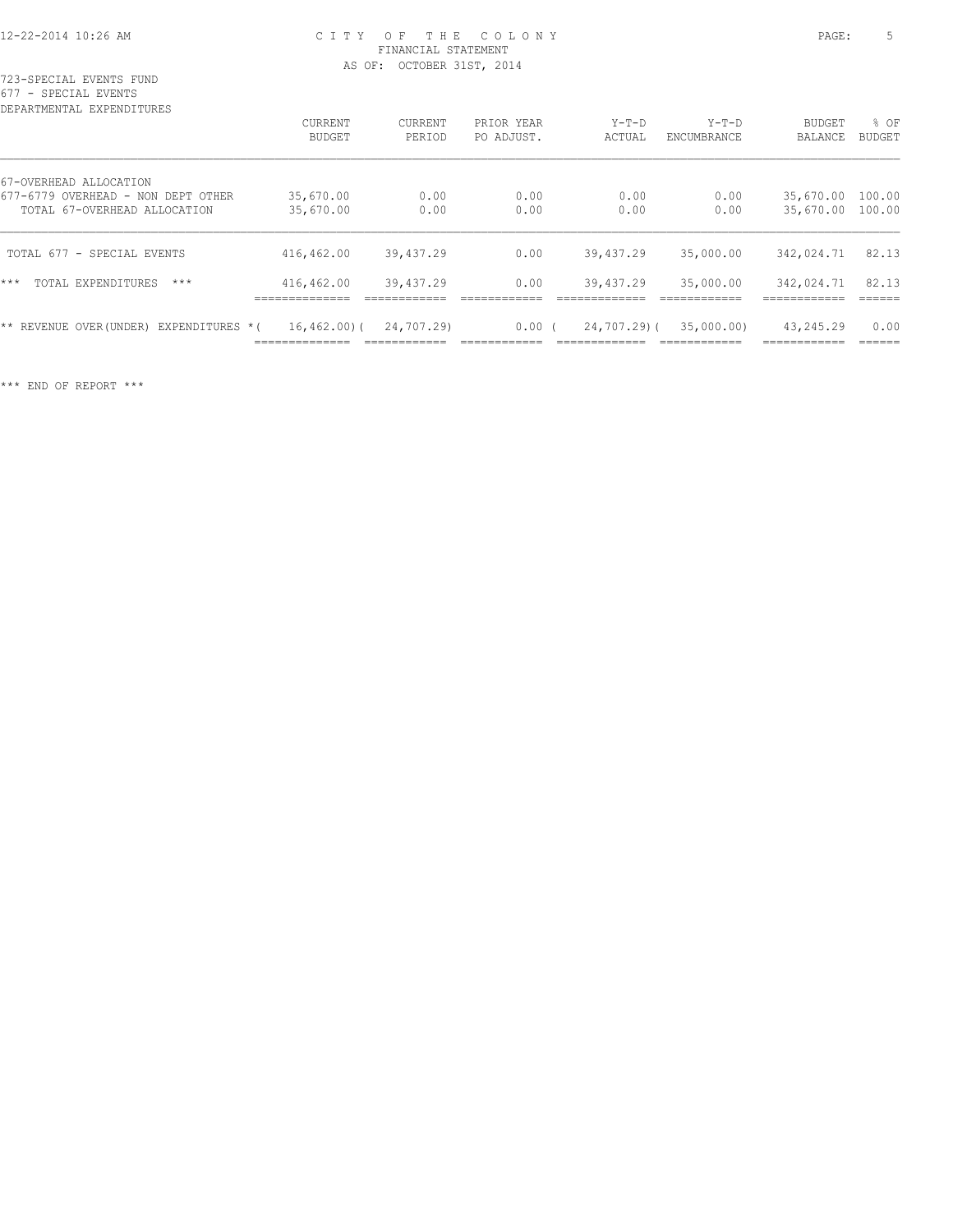CITY OF THE COLONY
FINANCIAL STATEMENT
AS OF: OCTOBER 31ST, 2014

723-SPECIAL EVENTS FUND
677 - SPECIAL EVENTS
DEPARTMENTAL EXPENDITURES

| | CURRENT BUDGET | CURRENT PERIOD | PRIOR YEAR PO ADJUST. | Y-T-D ACTUAL | Y-T-D ENCUMBRANCE | BUDGET BALANCE | % OF BUDGET |
|---|---|---|---|---|---|---|---|
| 67-OVERHEAD ALLOCATION | | | | | | | |
| 677-6779 OVERHEAD - NON DEPT OTHER | 35,670.00 | 0.00 | 0.00 | 0.00 | 0.00 | 35,670.00 | 100.00 |
| TOTAL 67-OVERHEAD ALLOCATION | 35,670.00 | 0.00 | 0.00 | 0.00 | 0.00 | 35,670.00 | 100.00 |
| TOTAL 677 - SPECIAL EVENTS | 416,462.00 | 39,437.29 | 0.00 | 39,437.29 | 35,000.00 | 342,024.71 | 82.13 |
| *** TOTAL EXPENDITURES *** | 416,462.00 | 39,437.29 | 0.00 | 39,437.29 | 35,000.00 | 342,024.71 | 82.13 |
| ** REVENUE OVER(UNDER) EXPENDITURES * | ( 16,462.00) | ( 24,707.29) | 0.00 | ( 24,707.29) | ( 35,000.00) | 43,245.29 | 0.00 |

*** END OF REPORT ***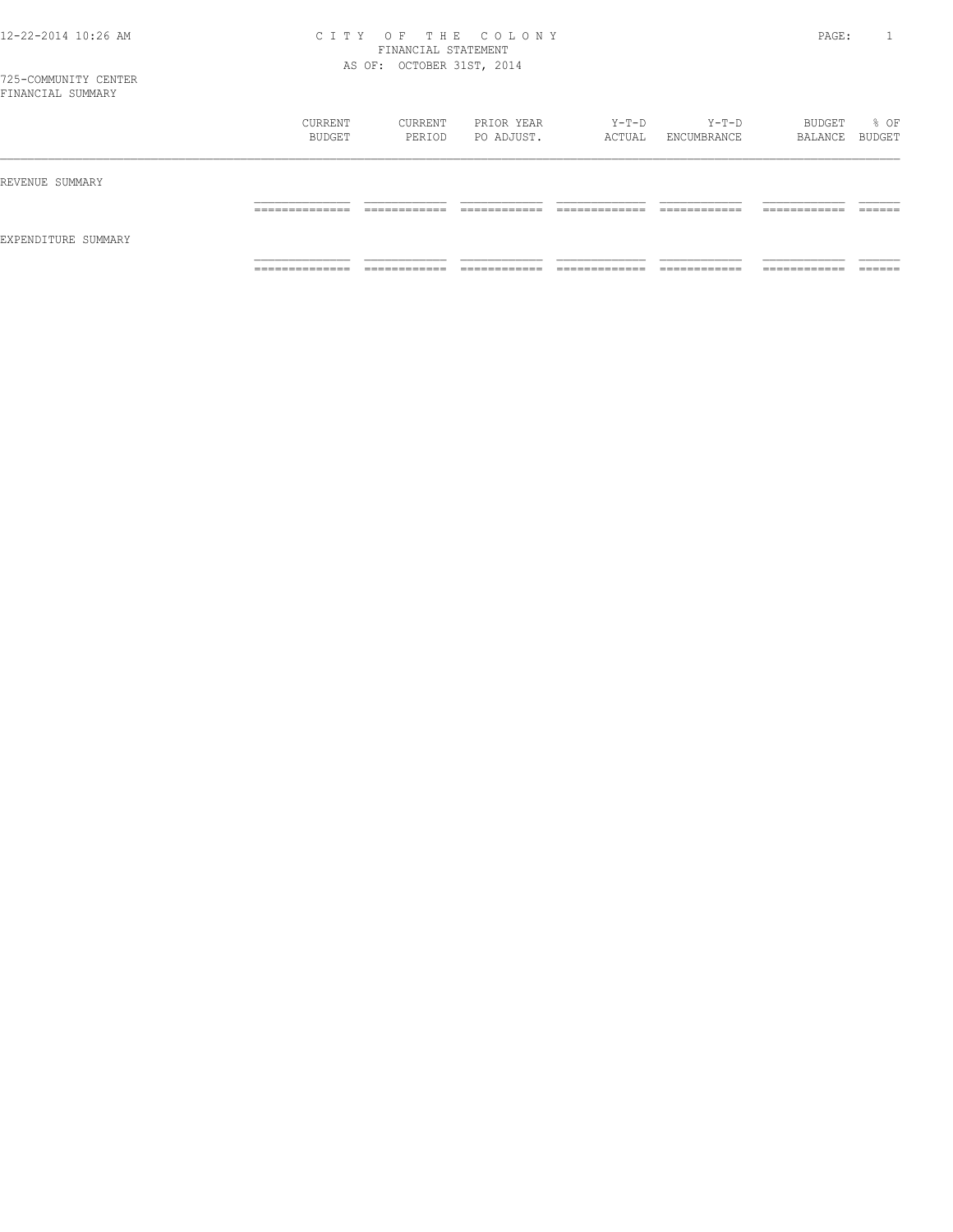# CITY OF THE COLONY
## FINANCIAL STATEMENT
### AS OF: OCTOBER 31ST, 2014

725-COMMUNITY CENTER
FINANCIAL SUMMARY

| | CURRENT BUDGET | CURRENT PERIOD | PRIOR YEAR PO ADJUST. | Y-T-D ACTUAL | Y-T-D ENCUMBRANCE | BUDGET BALANCE | % OF BUDGET |
|---|---|---|---|---|---|---|---|
| REVENUE SUMMARY | | | | | | | |
| EXPENDITURE SUMMARY | | | | | | | |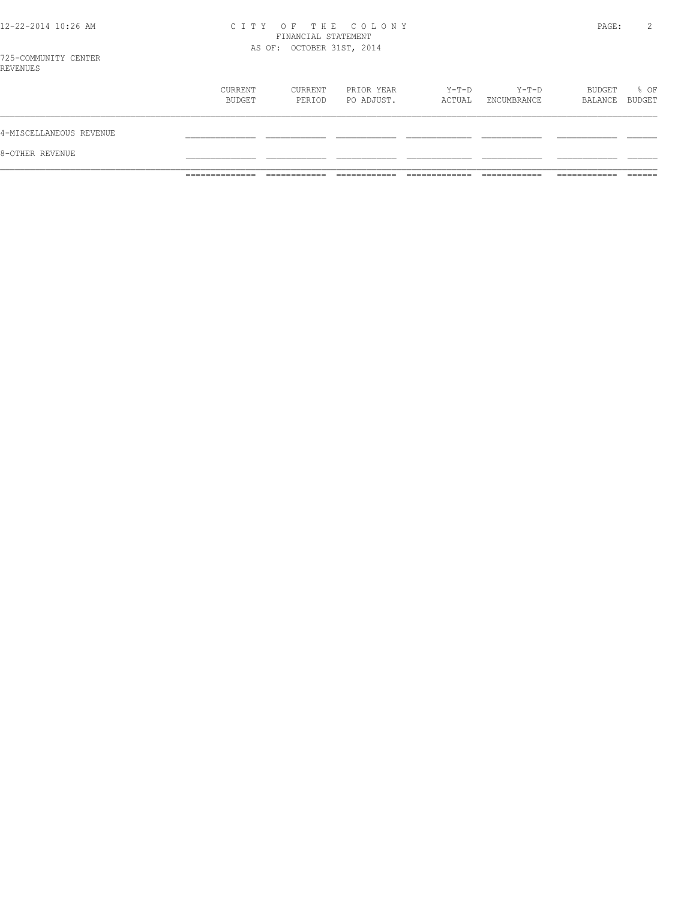# CITY OF THE COLONY
## FINANCIAL STATEMENT
### AS OF: OCTOBER 31ST, 2014

725-COMMUNITY CENTER
REVENUES

| | CURRENT BUDGET | CURRENT PERIOD | PRIOR YEAR PO ADJUST. | Y-T-D ACTUAL | Y-T-D ENCUMBRANCE | BUDGET BALANCE | % OF BUDGET |
|---|---|---|---|---|---|---|---|
| 4-MISCELLANEOUS REVENUE | | | | | | | |
| 8-OTHER REVENUE | | | | | | | |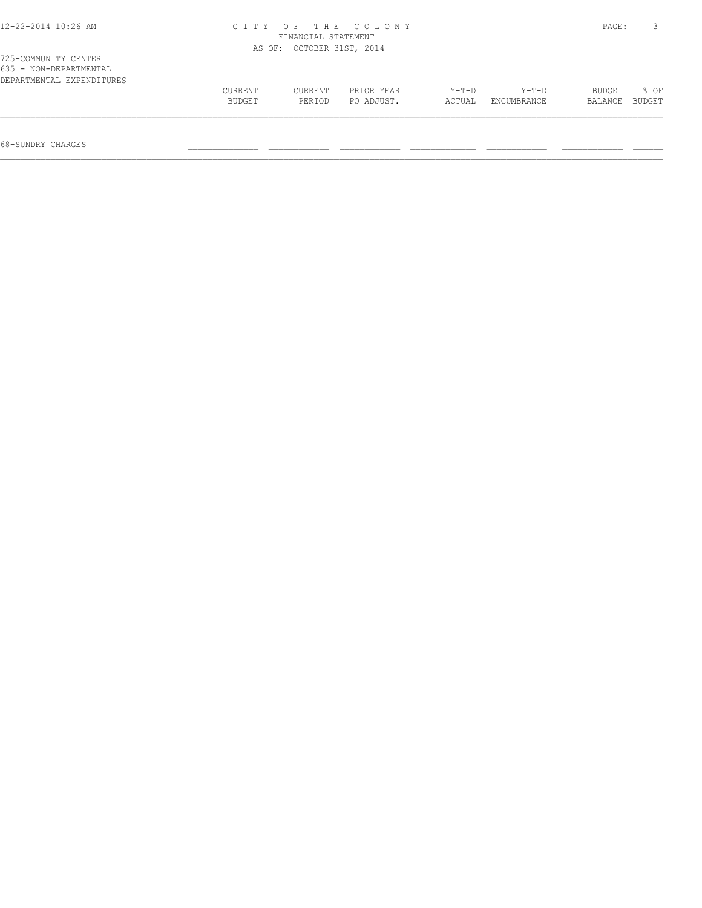725-COMMUNITY CENTER
635 - NON-DEPARTMENTAL
DEPARTMENTAL EXPENDITURES

| | CURRENT BUDGET | CURRENT PERIOD | PRIOR YEAR PO ADJUST. | Y-T-D ACTUAL | Y-T-D ENCUMBRANCE | BUDGET BALANCE | % OF BUDGET |
|---|---|---|---|---|---|---|---|
| 68-SUNDRY CHARGES | | | | | | | |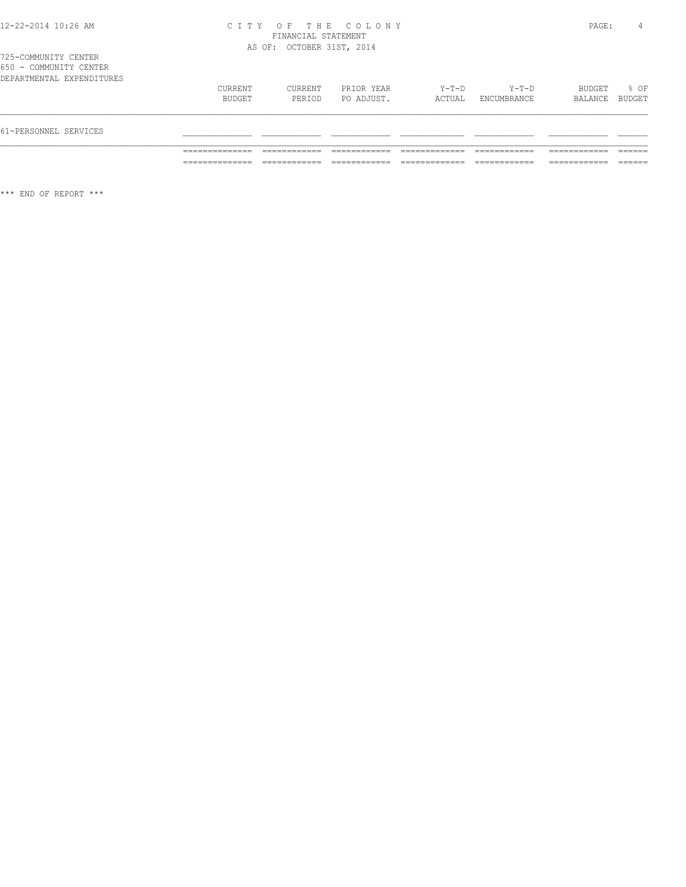CITY OF THE COLONY
FINANCIAL STATEMENT
AS OF: OCTOBER 31ST, 2014

725-COMMUNITY CENTER
650 - COMMUNITY CENTER
DEPARTMENTAL EXPENDITURES

| | CURRENT BUDGET | CURRENT PERIOD | PRIOR YEAR PO ADJUST. | Y-T-D ACTUAL | Y-T-D ENCUMBRANCE | BUDGET BALANCE | % OF BUDGET |
|---|---|---|---|---|---|---|---|
| 61-PERSONNEL SERVICES | | | | | | | |
| | | | | | | | |

*** END OF REPORT ***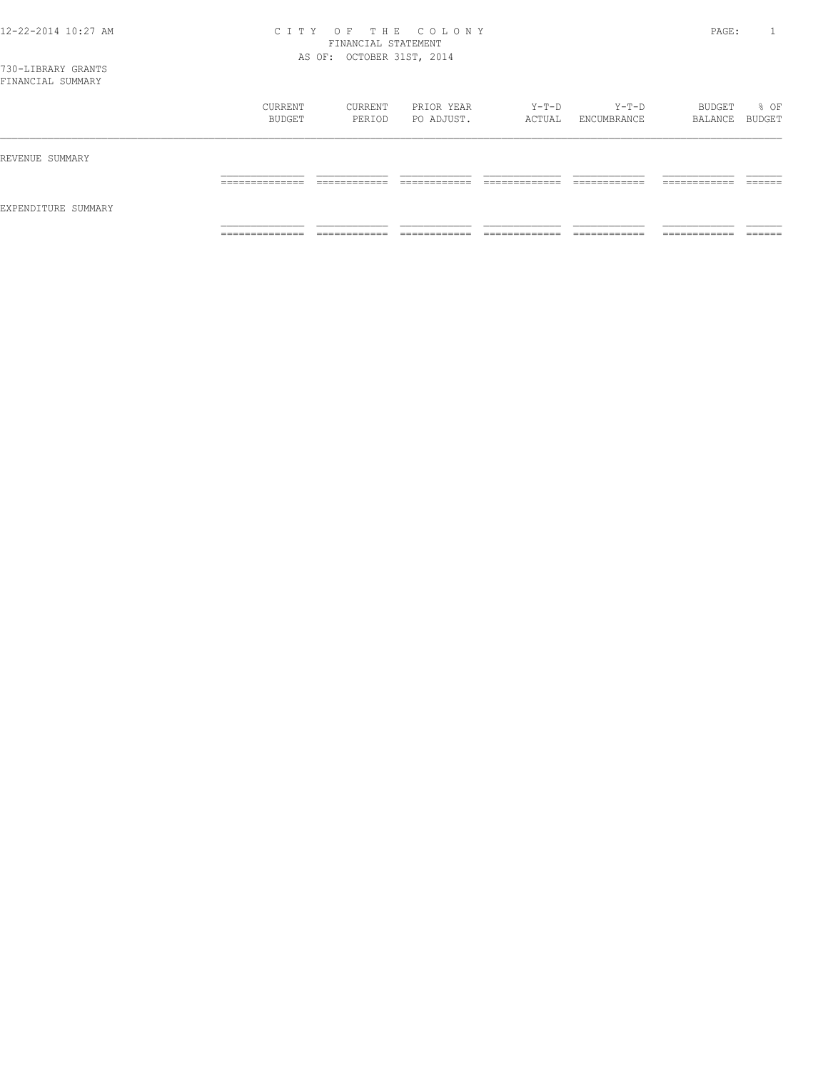# CITY OF THE COLONY
## FINANCIAL STATEMENT
### AS OF: OCTOBER 31ST, 2014

730-LIBRARY GRANTS
FINANCIAL SUMMARY

| | CURRENT BUDGET | CURRENT PERIOD | PRIOR YEAR PO ADJUST. | Y-T-D ACTUAL | Y-T-D ENCUMBRANCE | BUDGET BALANCE | % OF BUDGET |
|---|---|---|---|---|---|---|---|
| REVENUE SUMMARY | | | | | | | |
| EXPENDITURE SUMMARY | | | | | | | |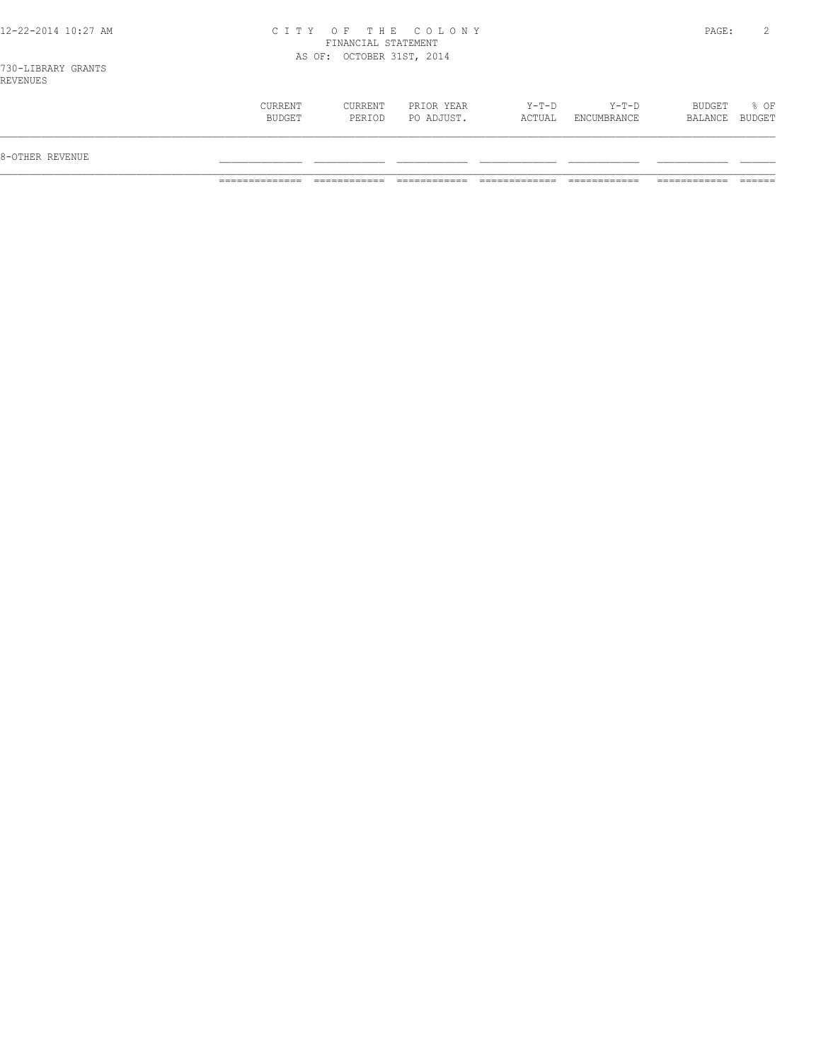CITY OF THE COLONY
FINANCIAL STATEMENT
AS OF: OCTOBER 31ST, 2014

730-LIBRARY GRANTS
REVENUES

| | CURRENT BUDGET | CURRENT PERIOD | PRIOR YEAR PO ADJUST. | Y-T-D ACTUAL | Y-T-D ENCUMBRANCE | BUDGET BALANCE | % OF BUDGET |
|---|---|---|---|---|---|---|---|
| 8-OTHER REVENUE | | | | | | | |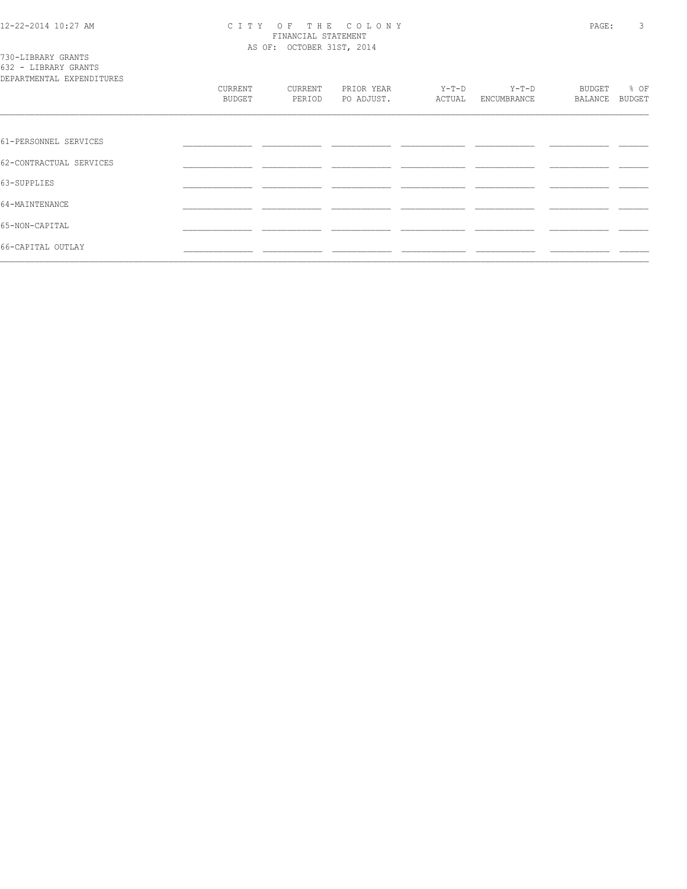# CITY OF THE COLONY
## FINANCIAL STATEMENT
### AS OF: OCTOBER 31ST, 2014

730-LIBRARY GRANTS
632 - LIBRARY GRANTS
DEPARTMENTAL EXPENDITURES

| | CURRENT BUDGET | CURRENT PERIOD | PRIOR YEAR PO ADJUST. | Y-T-D ACTUAL | Y-T-D ENCUMBRANCE | BUDGET BALANCE | % OF BUDGET |
|---|---|---|---|---|---|---|---|
| 61-PERSONNEL SERVICES | | | | | | | |
| 62-CONTRACTUAL SERVICES | | | | | | | |
| 63-SUPPLIES | | | | | | | |
| 64-MAINTENANCE | | | | | | | |
| 65-NON-CAPITAL | | | | | | | |
| 66-CAPITAL OUTLAY | | | | | | | |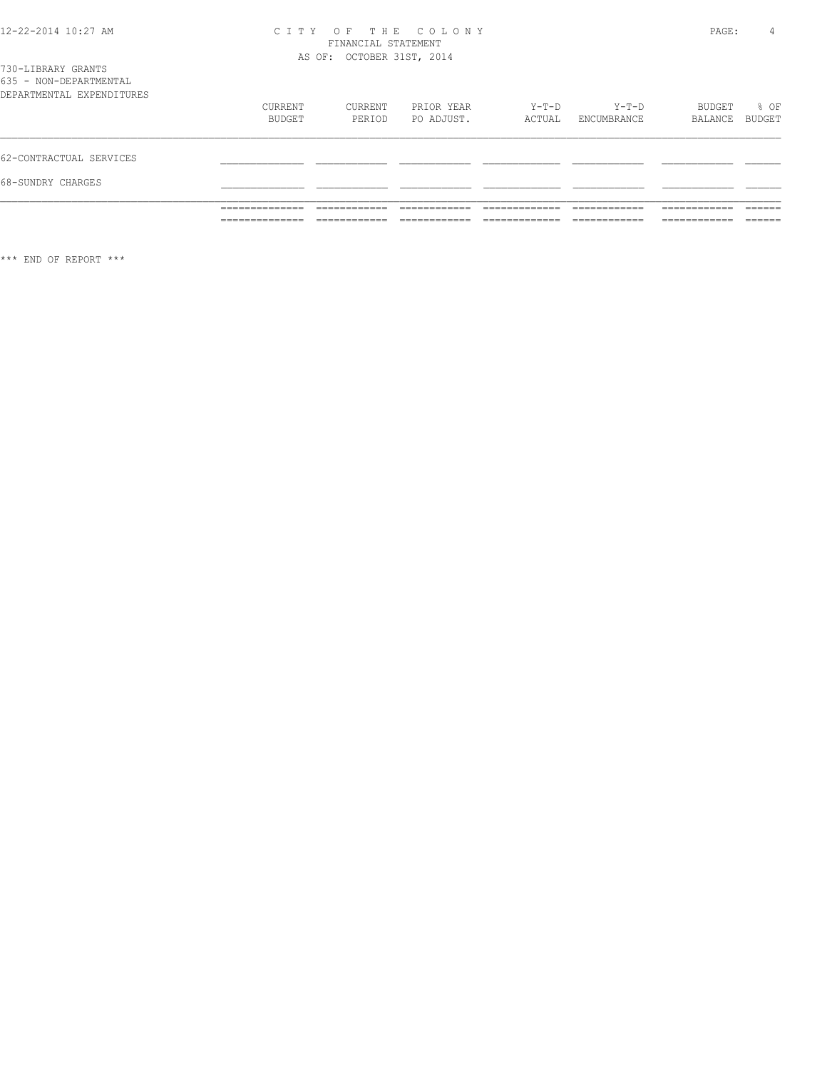C I T Y O F T H E C O L O N Y
FINANCIAL STATEMENT
AS OF: OCTOBER 31ST, 2014

730-LIBRARY GRANTS
635 - NON-DEPARTMENTAL
DEPARTMENTAL EXPENDITURES

| | CURRENT BUDGET | CURRENT PERIOD | PRIOR YEAR PO ADJUST. | Y-T-D ACTUAL | Y-T-D ENCUMBRANCE | BUDGET BALANCE | % OF BUDGET |
|---|---|---|---|---|---|---|---|
| 62-CONTRACTUAL SERVICES | | | | | | | |
| 68-SUNDRY CHARGES | | | | | | | |

*** END OF REPORT ***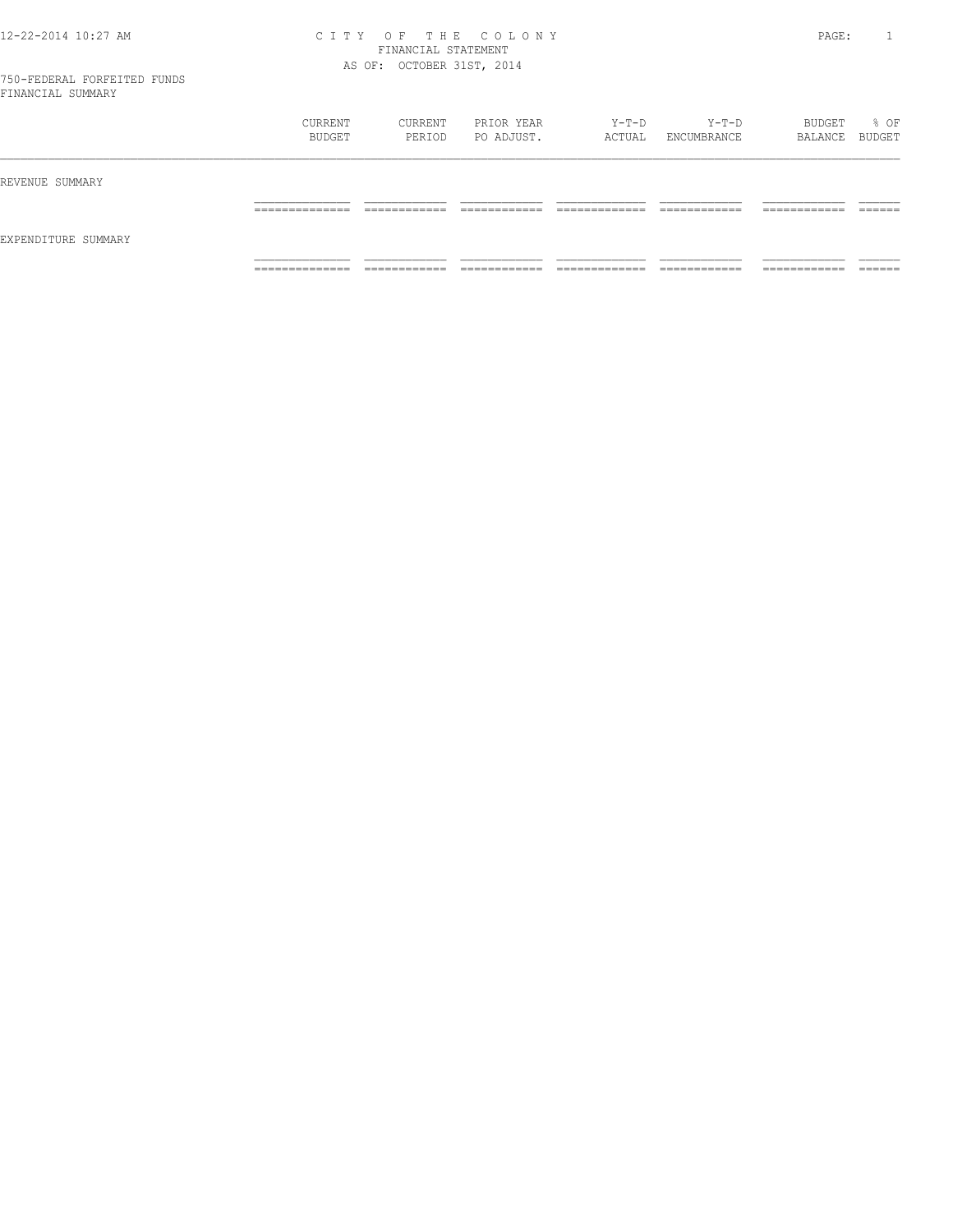# CITY OF THE COLONY

FINANCIAL STATEMENT

AS OF: OCTOBER 31ST, 2014

750-FEDERAL FORFEITED FUNDS

FINANCIAL SUMMARY

| | CURRENT BUDGET | CURRENT PERIOD | PRIOR YEAR PO ADJUST. | Y-T-D ACTUAL | Y-T-D ENCUMBRANCE | BUDGET BALANCE | % OF BUDGET |
|---|---|---|---|---|---|---|---|
| REVENUE SUMMARY | | | | | | | |
| EXPENDITURE SUMMARY | | | | | | | |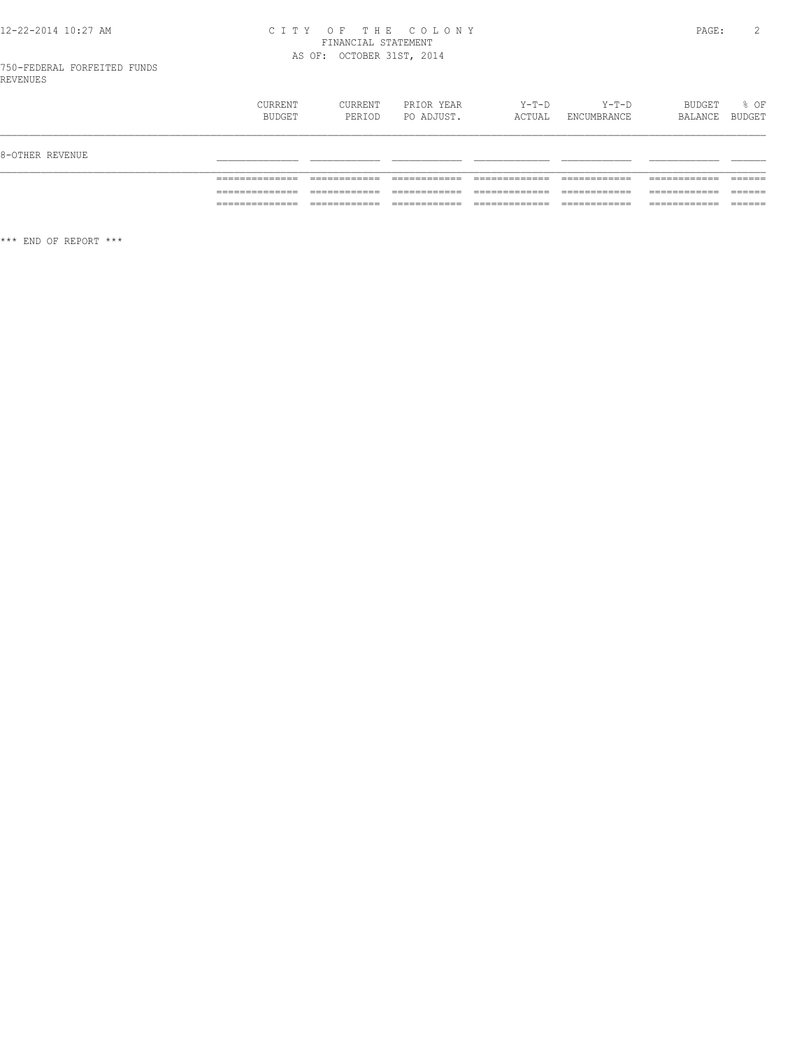CITY OF THE COLONY
FINANCIAL STATEMENT
AS OF: OCTOBER 31ST, 2014

750-FEDERAL FORFEITED FUNDS
REVENUES

| | CURRENT BUDGET | CURRENT PERIOD | PRIOR YEAR PO ADJUST. | Y-T-D ACTUAL | Y-T-D ENCUMBRANCE | BUDGET BALANCE | % OF BUDGET |
|---|---|---|---|---|---|---|---|
| 8-OTHER REVENUE | | | | | | | |

*** END OF REPORT ***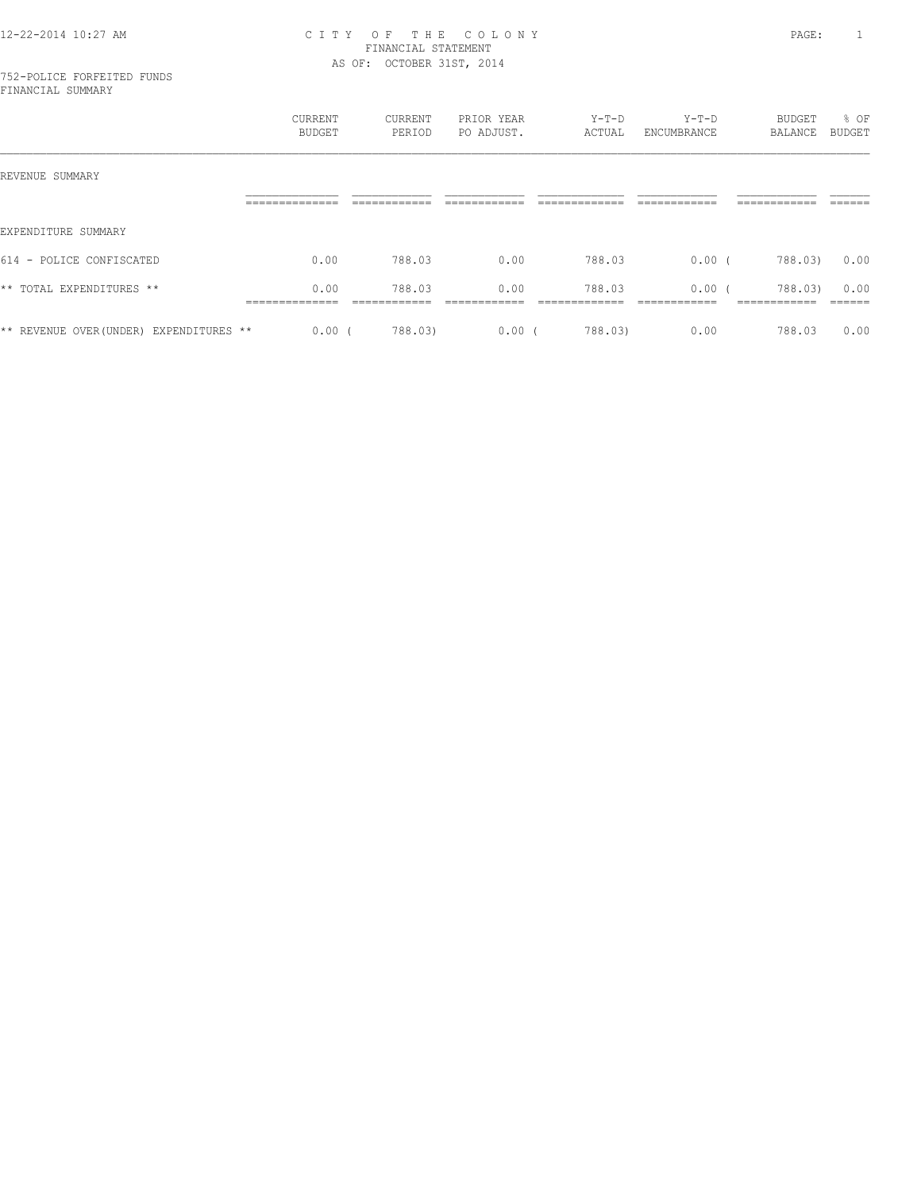12-22-2014 10:27 AM

# CITY OF THE COLONY

FINANCIAL STATEMENT

AS OF: OCTOBER 31ST, 2014

752-POLICE FORFEITED FUNDS

FINANCIAL SUMMARY

| | CURRENT BUDGET | CURRENT PERIOD | PRIOR YEAR PO ADJUST. | Y-T-D ACTUAL | Y-T-D ENCUMBRANCE | BUDGET BALANCE | % OF BUDGET |
|---|---|---|---|---|---|---|---|
| REVENUE SUMMARY | | | | | | | |
| EXPENDITURE SUMMARY | | | | | | | |
| 614 - POLICE CONFISCATED | 0.00 | 788.03 | 0.00 | 788.03 | 0.00 | ( 788.03) | 0.00 |
| ** TOTAL EXPENDITURES ** | 0.00 | 788.03 | 0.00 | 788.03 | 0.00 | ( 788.03) | 0.00 |
| ** REVENUE OVER(UNDER) EXPENDITURES ** | 0.00 | ( 788.03) | 0.00 | ( 788.03) | 0.00 | 788.03 | 0.00 |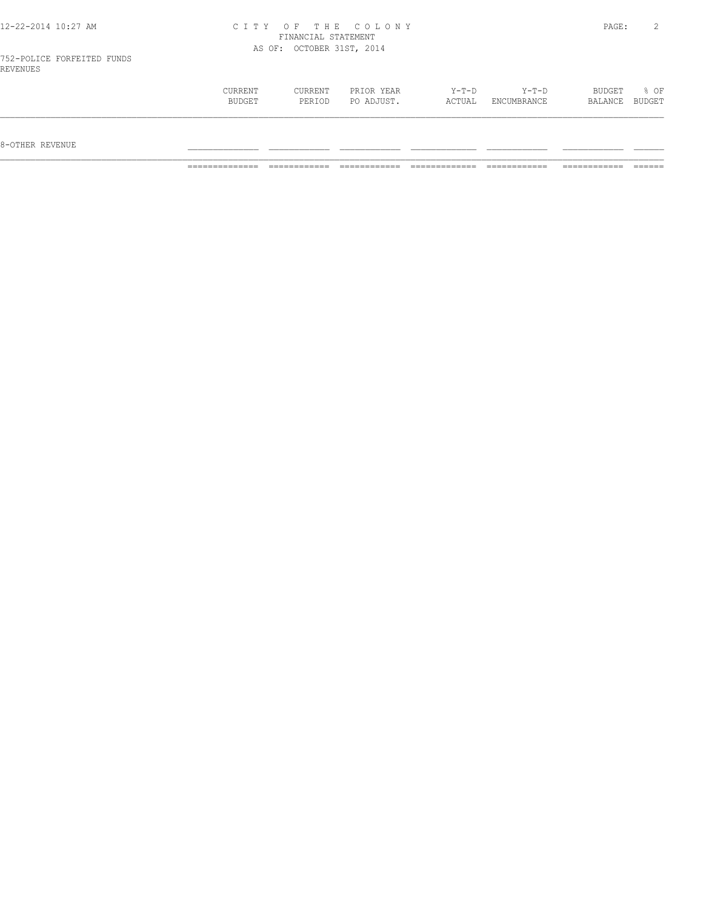CITY OF THE COLONY
FINANCIAL STATEMENT
AS OF: OCTOBER 31ST, 2014

752-POLICE FORFEITED FUNDS
REVENUES

| | CURRENT BUDGET | CURRENT PERIOD | PRIOR YEAR PO ADJUST. | Y-T-D ACTUAL | Y-T-D ENCUMBRANCE | BUDGET BALANCE | % OF BUDGET |
|---|---|---|---|---|---|---|---|
| 8-OTHER REVENUE | | | | | | | |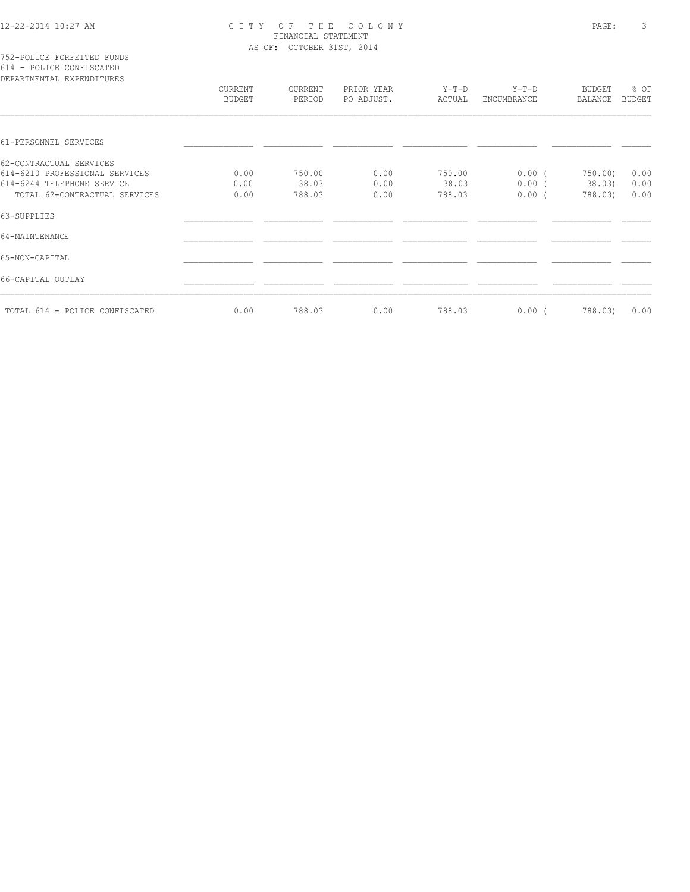# CITY OF THE COLONY
## FINANCIAL STATEMENT
### AS OF: OCTOBER 31ST, 2014

752-POLICE FORFEITED FUNDS
614 - POLICE CONFISCATED
DEPARTMENTAL EXPENDITURES

| | CURRENT BUDGET | CURRENT PERIOD | PRIOR YEAR PO ADJUST. | Y-T-D ACTUAL | Y-T-D ENCUMBRANCE | BUDGET BALANCE | % OF BUDGET |
|---|---|---|---|---|---|---|---|
| 61-PERSONNEL SERVICES | | | | | | | |
| 62-CONTRACTUAL SERVICES | | | | | | | |
| 614-6210 PROFESSIONAL SERVICES | 0.00 | 750.00 | 0.00 | 750.00 | 0.00 | ( 750.00) | 0.00 |
| 614-6244 TELEPHONE SERVICE | 0.00 | 38.03 | 0.00 | 38.03 | 0.00 | ( 38.03) | 0.00 |
| TOTAL 62-CONTRACTUAL SERVICES | 0.00 | 788.03 | 0.00 | 788.03 | 0.00 | ( 788.03) | 0.00 |
| 63-SUPPLIES | | | | | | | |
| 64-MAINTENANCE | | | | | | | |
| 65-NON-CAPITAL | | | | | | | |
| 66-CAPITAL OUTLAY | | | | | | | |
| TOTAL 614 - POLICE CONFISCATED | 0.00 | 788.03 | 0.00 | 788.03 | 0.00 | ( 788.03) | 0.00 |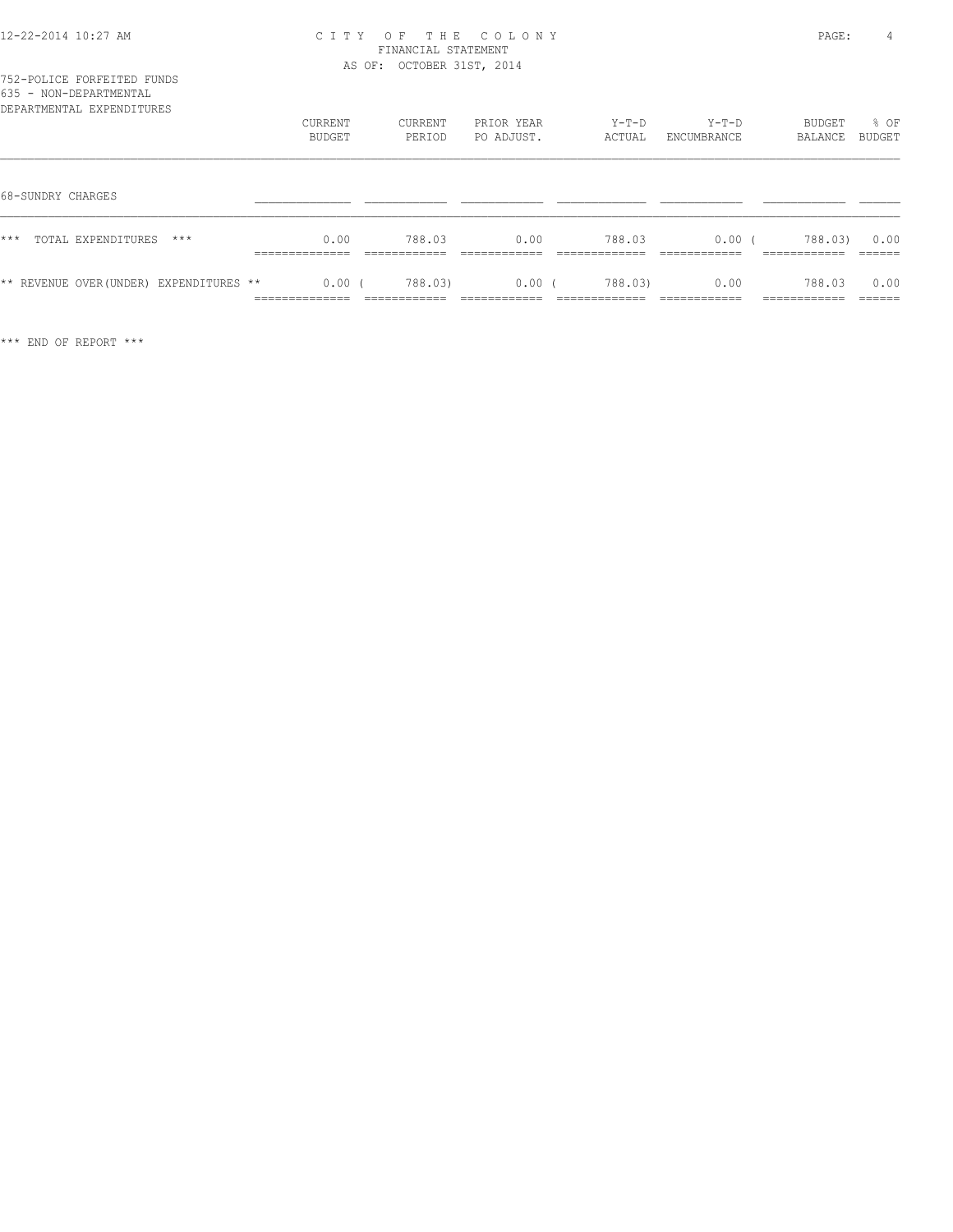# CITY OF THE COLONY
## FINANCIAL STATEMENT
### AS OF: OCTOBER 31ST, 2014

752-POLICE FORFEITED FUNDS
635 - NON-DEPARTMENTAL
DEPARTMENTAL EXPENDITURES

| | CURRENT BUDGET | CURRENT PERIOD | PRIOR YEAR PO ADJUST. | Y-T-D ACTUAL | Y-T-D ENCUMBRANCE | BUDGET BALANCE | % OF BUDGET |
|---|---|---|---|---|---|---|---|
| 68-SUNDRY CHARGES | | | | | | | |
| *** TOTAL EXPENDITURES *** | 0.00 | 788.03 | 0.00 | 788.03 | 0.00 | ( 788.03) | 0.00 |
| ** REVENUE OVER(UNDER) EXPENDITURES ** | 0.00 | ( 788.03) | 0.00 | ( 788.03) | 0.00 | 788.03 | 0.00 |

*** END OF REPORT ***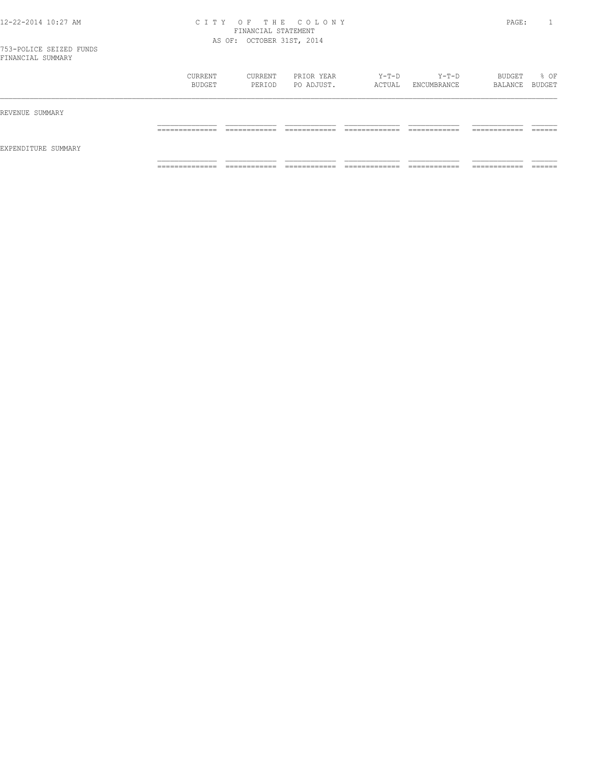# CITY OF THE COLONY

FINANCIAL STATEMENT

AS OF: OCTOBER 31ST, 2014

753-POLICE SEIZED FUNDS

FINANCIAL SUMMARY

| | CURRENT BUDGET | CURRENT PERIOD | PRIOR YEAR PO ADJUST. | Y-T-D ACTUAL | Y-T-D ENCUMBRANCE | BUDGET BALANCE | % OF BUDGET |
|---|---|---|---|---|---|---|---|
| REVENUE SUMMARY | | | | | | | |
| EXPENDITURE SUMMARY | | | | | | | |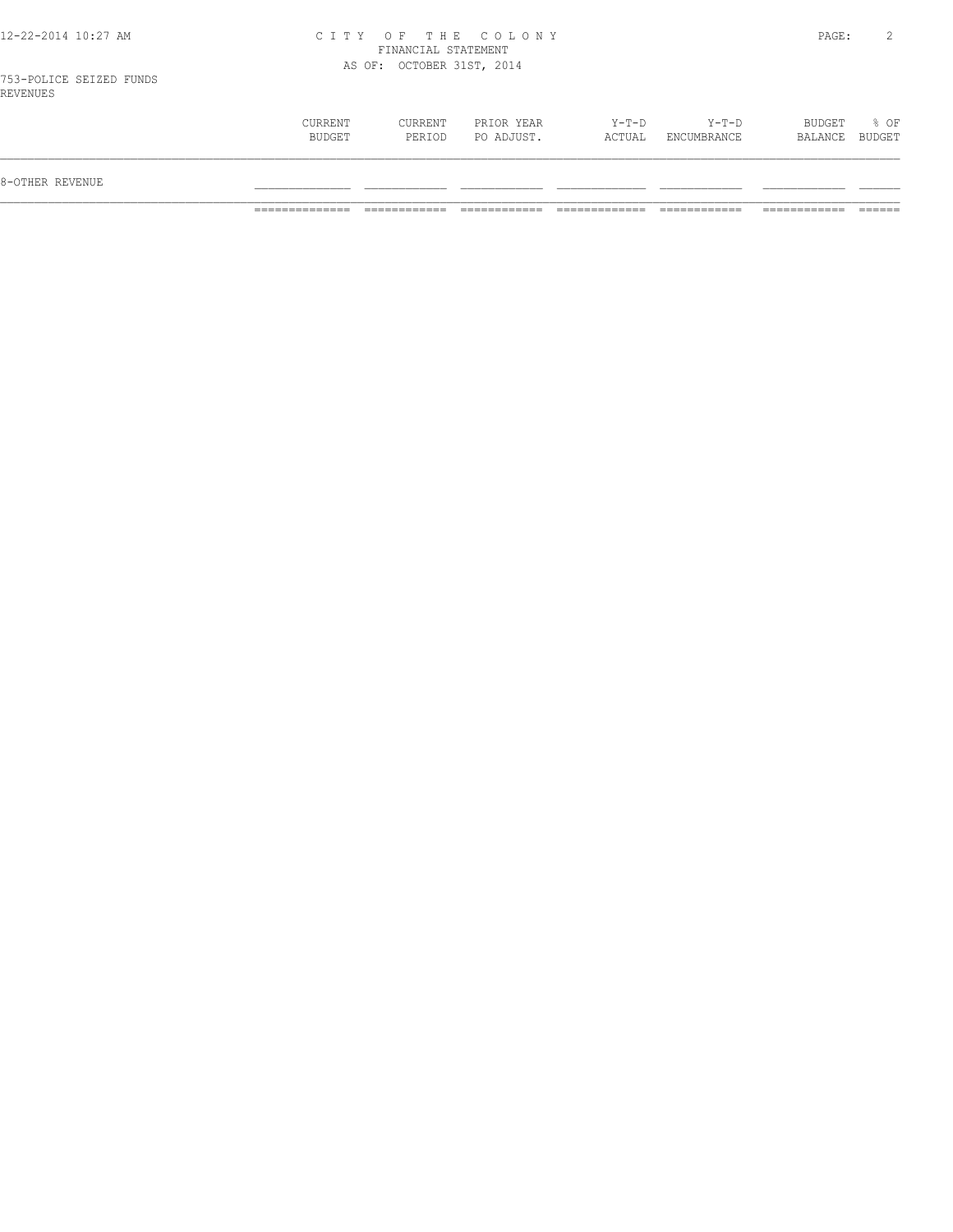CITY OF THE COLONY
FINANCIAL STATEMENT
AS OF: OCTOBER 31ST, 2014

753-POLICE SEIZED FUNDS
REVENUES

| | CURRENT BUDGET | CURRENT PERIOD | PRIOR YEAR PO ADJUST. | Y-T-D ACTUAL | Y-T-D ENCUMBRANCE | BUDGET BALANCE | % OF BUDGET |
|---|---|---|---|---|---|---|---|
| 8-OTHER REVENUE | | | | | | | |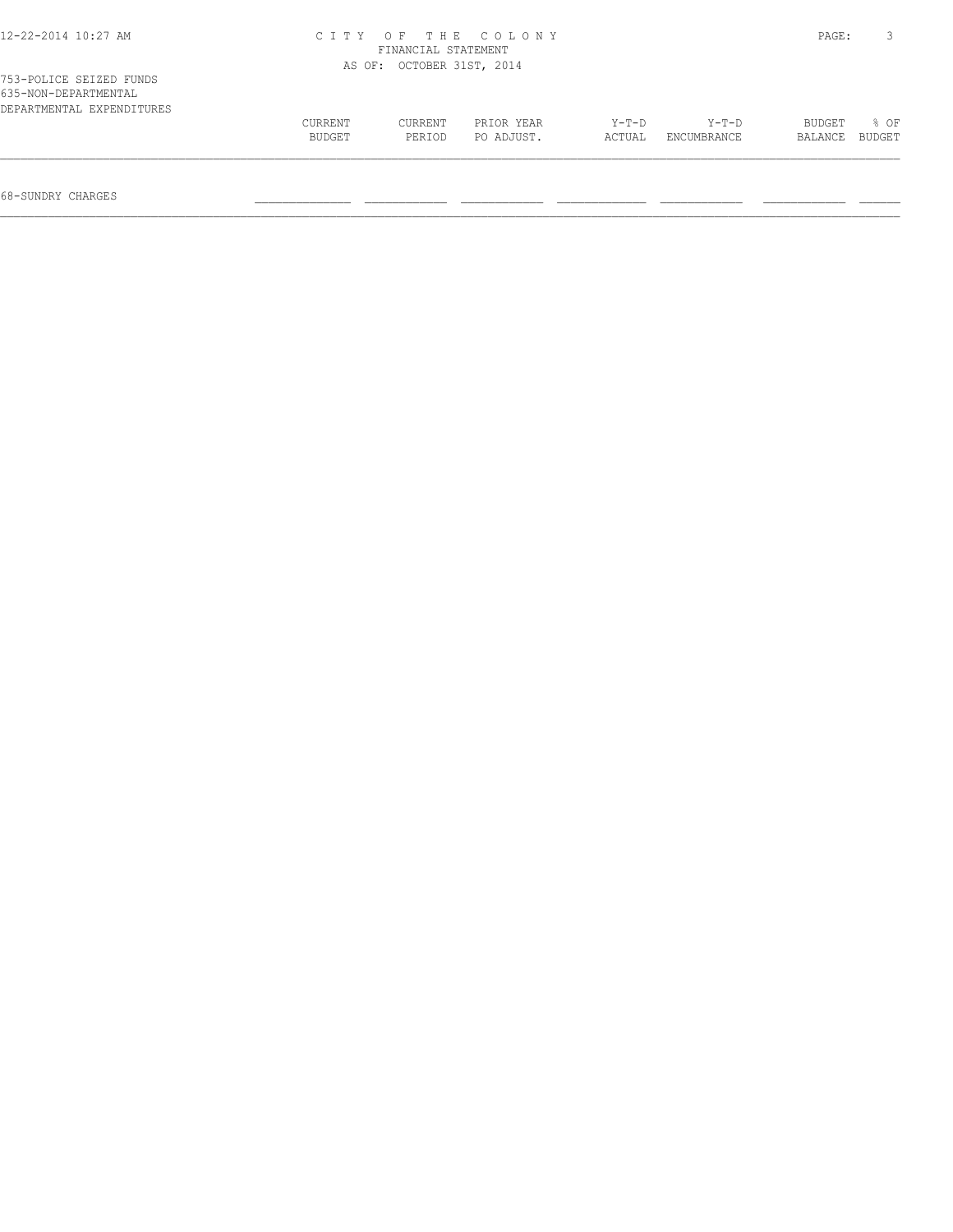# CITY OF THE COLONY
## FINANCIAL STATEMENT
### AS OF: OCTOBER 31ST, 2014

753-POLICE SEIZED FUNDS
635-NON-DEPARTMENTAL
DEPARTMENTAL EXPENDITURES

| | CURRENT BUDGET | CURRENT PERIOD | PRIOR YEAR PO ADJUST. | Y-T-D ACTUAL | Y-T-D ENCUMBRANCE | BUDGET BALANCE | % OF BUDGET |
|---|---|---|---|---|---|---|---|
| 68-SUNDRY CHARGES | | | | | | | |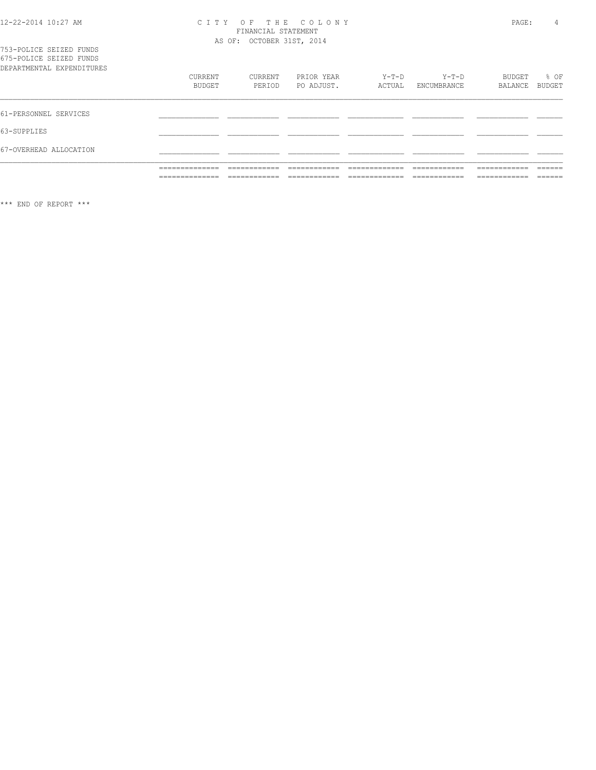# CITY OF THE COLONY

FINANCIAL STATEMENT

AS OF: OCTOBER 31ST, 2014

753-POLICE SEIZED FUNDS
675-POLICE SEIZED FUNDS
DEPARTMENTAL EXPENDITURES

| | CURRENT BUDGET | CURRENT PERIOD | PRIOR YEAR PO ADJUST. | Y-T-D ACTUAL | Y-T-D ENCUMBRANCE | BUDGET BALANCE | % OF BUDGET |
|---|---|---|---|---|---|---|---|
| 61-PERSONNEL SERVICES | | | | | | | |
| 63-SUPPLIES | | | | | | | |
| 67-OVERHEAD ALLOCATION | | | | | | | |

*** END OF REPORT ***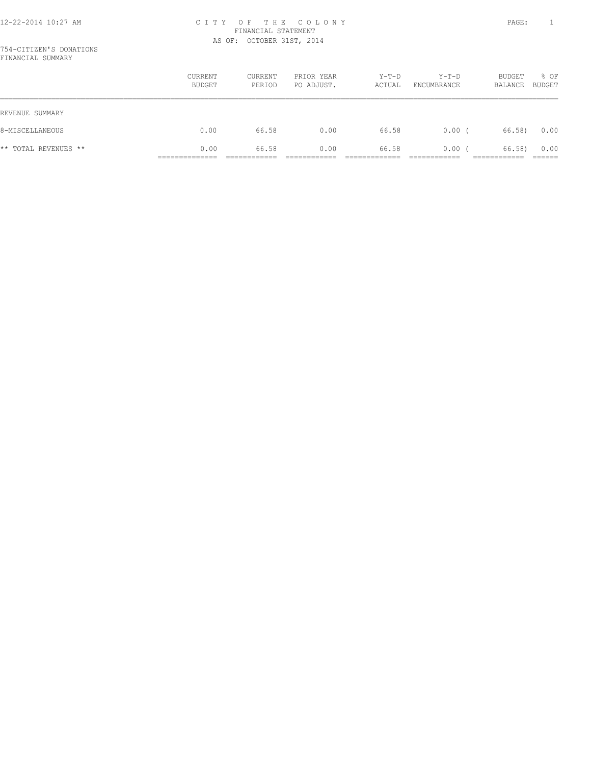CITY OF THE COLONY
FINANCIAL STATEMENT
AS OF: OCTOBER 31ST, 2014

754-CITIZEN'S DONATIONS
FINANCIAL SUMMARY

| | CURRENT BUDGET | CURRENT PERIOD | PRIOR YEAR PO ADJUST. | Y-T-D ACTUAL | Y-T-D ENCUMBRANCE | BUDGET BALANCE | % OF BUDGET |
|---|---|---|---|---|---|---|---|
| REVENUE SUMMARY | | | | | | | |
| 8-MISCELLANEOUS | 0.00 | 66.58 | 0.00 | 66.58 | 0.00 | ( 66.58) | 0.00 |
| ** TOTAL REVENUES ** | 0.00 | 66.58 | 0.00 | 66.58 | 0.00 | ( 66.58) | 0.00 |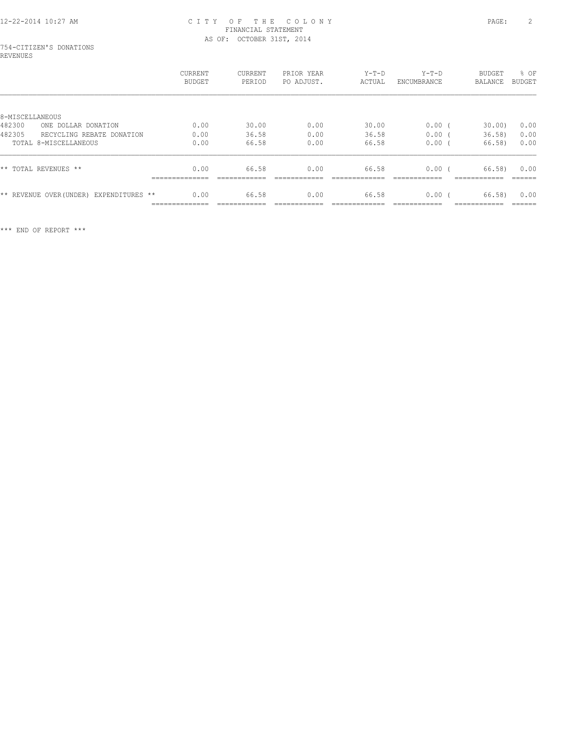CITY OF THE COLONY
FINANCIAL STATEMENT
AS OF: OCTOBER 31ST, 2014

754-CITIZEN'S DONATIONS
REVENUES

| | CURRENT BUDGET | CURRENT PERIOD | PRIOR YEAR PO ADJUST. | Y-T-D ACTUAL | Y-T-D ENCUMBRANCE | BUDGET BALANCE | % OF BUDGET |
|---|---|---|---|---|---|---|---|
| 8-MISCELLANEOUS | | | | | | | |
| 482300 ONE DOLLAR DONATION | 0.00 | 30.00 | 0.00 | 30.00 | 0.00 | ( 30.00) | 0.00 |
| 482305 RECYCLING REBATE DONATION | 0.00 | 36.58 | 0.00 | 36.58 | 0.00 | ( 36.58) | 0.00 |
| TOTAL 8-MISCELLANEOUS | 0.00 | 66.58 | 0.00 | 66.58 | 0.00 | ( 66.58) | 0.00 |
| ** TOTAL REVENUES ** | 0.00 | 66.58 | 0.00 | 66.58 | 0.00 | ( 66.58) | 0.00 |
| ** REVENUE OVER(UNDER) EXPENDITURES ** | 0.00 | 66.58 | 0.00 | 66.58 | 0.00 | ( 66.58) | 0.00 |

*** END OF REPORT ***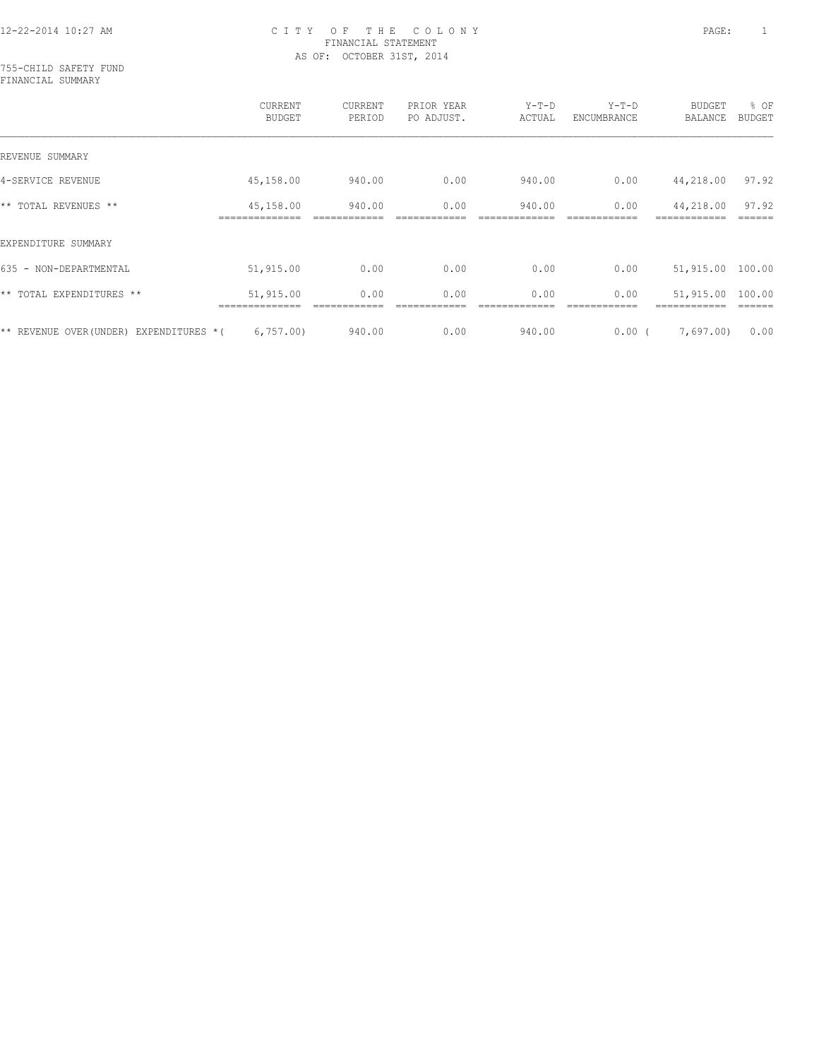# CITY OF THE COLONY
## FINANCIAL STATEMENT
### AS OF: OCTOBER 31ST, 2014

755-CHILD SAFETY FUND
FINANCIAL SUMMARY

| | CURRENT BUDGET | CURRENT PERIOD | PRIOR YEAR PO ADJUST. | Y-T-D ACTUAL | Y-T-D ENCUMBRANCE | BUDGET BALANCE | % OF BUDGET |
|---|---|---|---|---|---|---|---|
| REVENUE SUMMARY | | | | | | | |
| 4-SERVICE REVENUE | 45,158.00 | 940.00 | 0.00 | 940.00 | 0.00 | 44,218.00 | 97.92 |
| ** TOTAL REVENUES ** | 45,158.00 | 940.00 | 0.00 | 940.00 | 0.00 | 44,218.00 | 97.92 |
| EXPENDITURE SUMMARY | | | | | | | |
| 635 - NON-DEPARTMENTAL | 51,915.00 | 0.00 | 0.00 | 0.00 | 0.00 | 51,915.00 | 100.00 |
| ** TOTAL EXPENDITURES ** | 51,915.00 | 0.00 | 0.00 | 0.00 | 0.00 | 51,915.00 | 100.00 |
| ** REVENUE OVER(UNDER) EXPENDITURES * | ( 6,757.00) | 940.00 | 0.00 | 940.00 | 0.00 | ( 7,697.00) | 0.00 |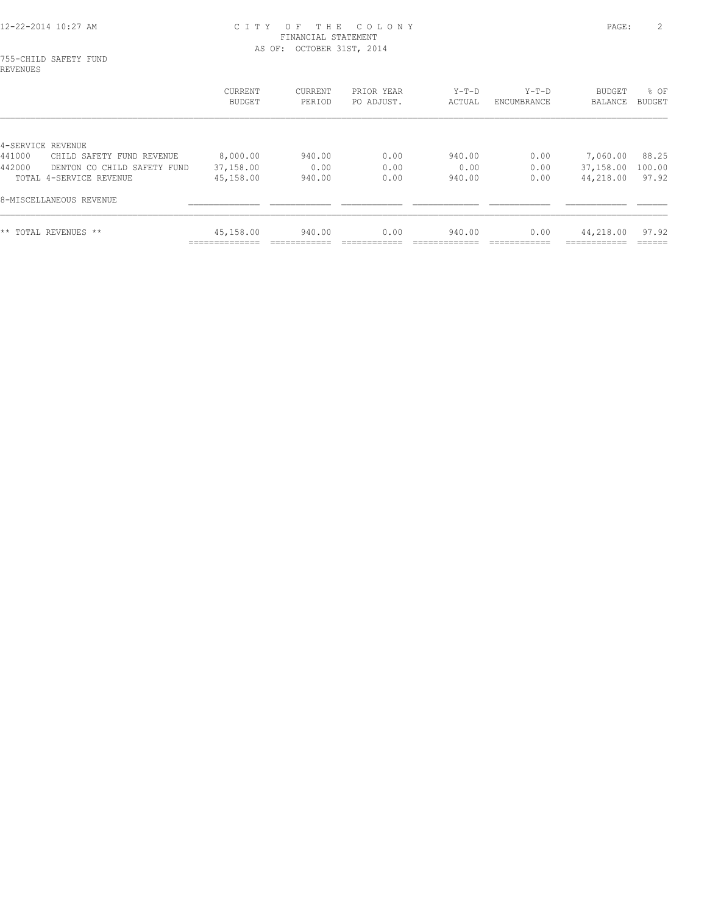# CITY OF THE COLONY

FINANCIAL STATEMENT

AS OF: OCTOBER 31ST, 2014

755-CHILD SAFETY FUND

REVENUES

| | CURRENT BUDGET | CURRENT PERIOD | PRIOR YEAR PO ADJUST. | Y-T-D ACTUAL | Y-T-D ENCUMBRANCE | BUDGET BALANCE | % OF BUDGET |
|---|---|---|---|---|---|---|---|
| 4-SERVICE REVENUE | | | | | | | |
| 441000 CHILD SAFETY FUND REVENUE | 8,000.00 | 940.00 | 0.00 | 940.00 | 0.00 | 7,060.00 | 88.25 |
| 442000 DENTON CO CHILD SAFETY FUND | 37,158.00 | 0.00 | 0.00 | 0.00 | 0.00 | 37,158.00 | 100.00 |
| TOTAL 4-SERVICE REVENUE | 45,158.00 | 940.00 | 0.00 | 940.00 | 0.00 | 44,218.00 | 97.92 |
| 8-MISCELLANEOUS REVENUE | | | | | | | |
| ** TOTAL REVENUES ** | 45,158.00 | 940.00 | 0.00 | 940.00 | 0.00 | 44,218.00 | 97.92 |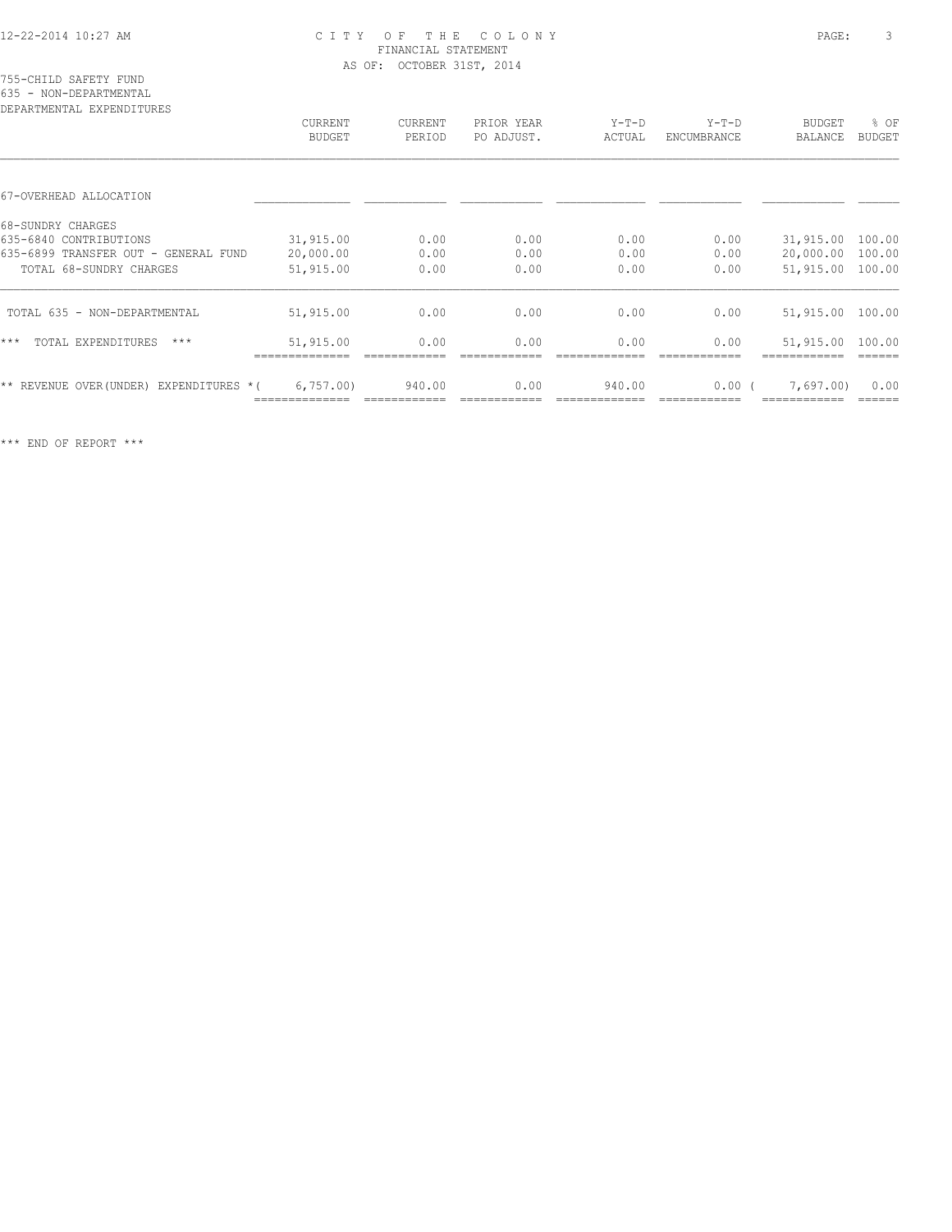# CITY OF THE COLONY
FINANCIAL STATEMENT
AS OF: OCTOBER 31ST, 2014

755-CHILD SAFETY FUND
635 - NON-DEPARTMENTAL
DEPARTMENTAL EXPENDITURES

| | CURRENT BUDGET | CURRENT PERIOD | PRIOR YEAR PO ADJUST. | Y-T-D ACTUAL | Y-T-D ENCUMBRANCE | BUDGET BALANCE | % OF BUDGET |
|---|---|---|---|---|---|---|---|
| 67-OVERHEAD ALLOCATION | | | | | | | |
| 68-SUNDRY CHARGES | | | | | | | |
| 635-6840 CONTRIBUTIONS | 31,915.00 | 0.00 | 0.00 | 0.00 | 0.00 | 31,915.00 | 100.00 |
| 635-6899 TRANSFER OUT - GENERAL FUND | 20,000.00 | 0.00 | 0.00 | 0.00 | 0.00 | 20,000.00 | 100.00 |
| TOTAL 68-SUNDRY CHARGES | 51,915.00 | 0.00 | 0.00 | 0.00 | 0.00 | 51,915.00 | 100.00 |
| TOTAL 635 - NON-DEPARTMENTAL | 51,915.00 | 0.00 | 0.00 | 0.00 | 0.00 | 51,915.00 | 100.00 |
| *** TOTAL EXPENDITURES *** | 51,915.00 | 0.00 | 0.00 | 0.00 | 0.00 | 51,915.00 | 100.00 |
| ** REVENUE OVER(UNDER) EXPENDITURES * | ( 6,757.00) | 940.00 | 0.00 | 940.00 | 0.00 | ( 7,697.00) | 0.00 |

*** END OF REPORT ***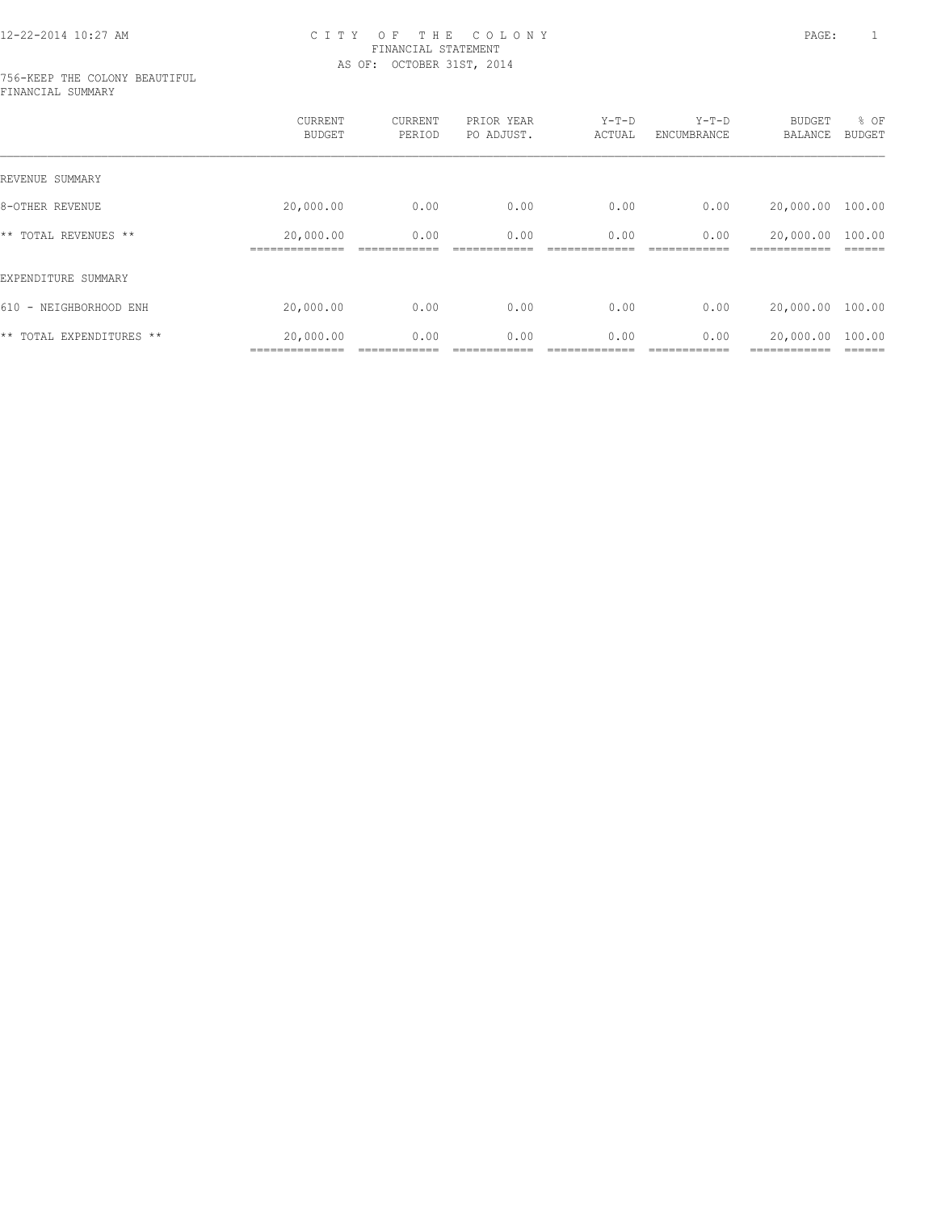# CITY OF THE COLONY
## FINANCIAL STATEMENT
### AS OF: OCTOBER 31ST, 2014

756-KEEP THE COLONY BEAUTIFUL
FINANCIAL SUMMARY

| | CURRENT BUDGET | CURRENT PERIOD | PRIOR YEAR PO ADJUST. | Y-T-D ACTUAL | Y-T-D ENCUMBRANCE | BUDGET BALANCE | % OF BUDGET |
|---|---|---|---|---|---|---|---|
| REVENUE SUMMARY | | | | | | | |
| 8-OTHER REVENUE | 20,000.00 | 0.00 | 0.00 | 0.00 | 0.00 | 20,000.00 | 100.00 |
| ** TOTAL REVENUES ** | 20,000.00 | 0.00 | 0.00 | 0.00 | 0.00 | 20,000.00 | 100.00 |
| EXPENDITURE SUMMARY | | | | | | | |
| 610 - NEIGHBORHOOD ENH | 20,000.00 | 0.00 | 0.00 | 0.00 | 0.00 | 20,000.00 | 100.00 |
| ** TOTAL EXPENDITURES ** | 20,000.00 | 0.00 | 0.00 | 0.00 | 0.00 | 20,000.00 | 100.00 |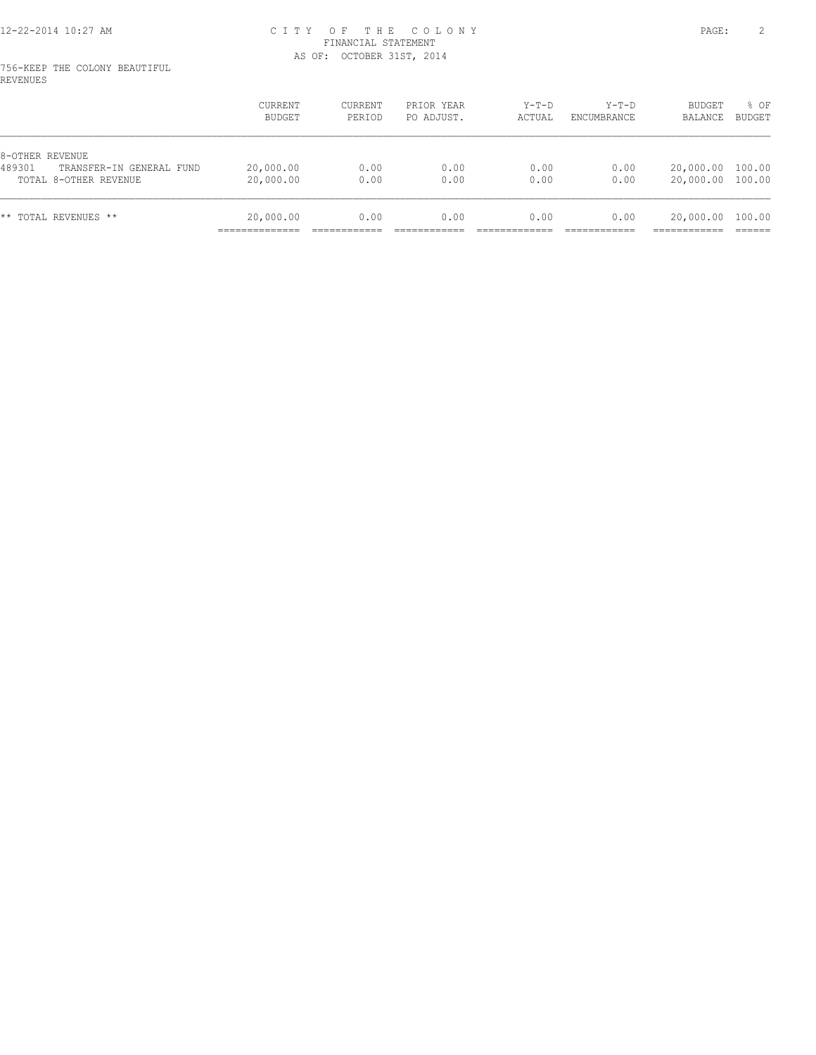# CITY OF THE COLONY
## FINANCIAL STATEMENT
### AS OF: OCTOBER 31ST, 2014

756-KEEP THE COLONY BEAUTIFUL
REVENUES

| | CURRENT BUDGET | CURRENT PERIOD | PRIOR YEAR PO ADJUST. | Y-T-D ACTUAL | Y-T-D ENCUMBRANCE | BUDGET BALANCE | % OF BUDGET |
|---|---|---|---|---|---|---|---|
| 8-OTHER REVENUE | | | | | | | |
| 489301 TRANSFER-IN GENERAL FUND | 20,000.00 | 0.00 | 0.00 | 0.00 | 0.00 | 20,000.00 | 100.00 |
| TOTAL 8-OTHER REVENUE | 20,000.00 | 0.00 | 0.00 | 0.00 | 0.00 | 20,000.00 | 100.00 |
| ** TOTAL REVENUES ** | 20,000.00 | 0.00 | 0.00 | 0.00 | 0.00 | 20,000.00 | 100.00 |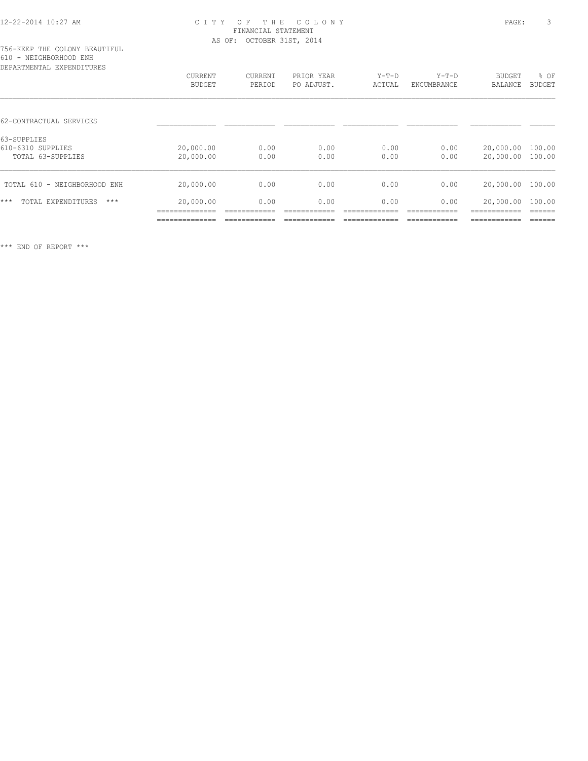CITY OF THE COLONY
FINANCIAL STATEMENT
AS OF: OCTOBER 31ST, 2014

756-KEEP THE COLONY BEAUTIFUL
610 - NEIGHBORHOOD ENH
DEPARTMENTAL EXPENDITURES

| | CURRENT BUDGET | CURRENT PERIOD | PRIOR YEAR PO ADJUST. | Y-T-D ACTUAL | Y-T-D ENCUMBRANCE | BUDGET BALANCE | % OF BUDGET |
|---|---|---|---|---|---|---|---|
| 62-CONTRACTUAL SERVICES | | | | | | | |
| 63-SUPPLIES | | | | | | | |
| 610-6310 SUPPLIES | 20,000.00 | 0.00 | 0.00 | 0.00 | 0.00 | 20,000.00 | 100.00 |
| TOTAL 63-SUPPLIES | 20,000.00 | 0.00 | 0.00 | 0.00 | 0.00 | 20,000.00 | 100.00 |
| TOTAL 610 - NEIGHBORHOOD ENH | 20,000.00 | 0.00 | 0.00 | 0.00 | 0.00 | 20,000.00 | 100.00 |
| *** TOTAL EXPENDITURES *** | 20,000.00 | 0.00 | 0.00 | 0.00 | 0.00 | 20,000.00 | 100.00 |

*** END OF REPORT ***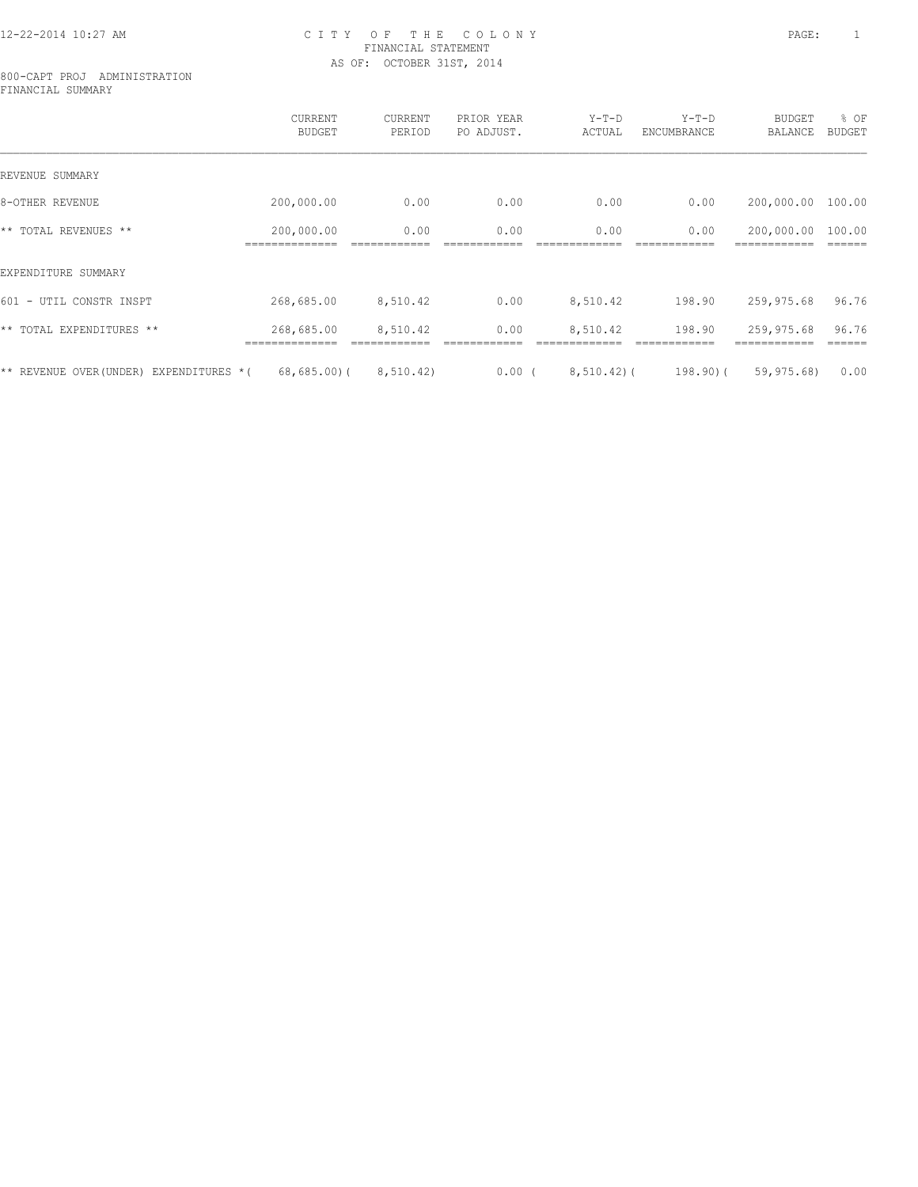CITY OF THE COLONY
FINANCIAL STATEMENT
AS OF: OCTOBER 31ST, 2014

800-CAPT PROJ ADMINISTRATION
FINANCIAL SUMMARY

| | CURRENT BUDGET | CURRENT PERIOD | PRIOR YEAR PO ADJUST. | Y-T-D ACTUAL | Y-T-D ENCUMBRANCE | BUDGET BALANCE | % OF BUDGET |
|---|---|---|---|---|---|---|---|
| REVENUE SUMMARY | | | | | | | |
| 8-OTHER REVENUE | 200,000.00 | 0.00 | 0.00 | 0.00 | 0.00 | 200,000.00 | 100.00 |
| ** TOTAL REVENUES ** | 200,000.00 | 0.00 | 0.00 | 0.00 | 0.00 | 200,000.00 | 100.00 |
| EXPENDITURE SUMMARY | | | | | | | |
| 601 - UTIL CONSTR INSPT | 268,685.00 | 8,510.42 | 0.00 | 8,510.42 | 198.90 | 259,975.68 | 96.76 |
| ** TOTAL EXPENDITURES ** | 268,685.00 | 8,510.42 | 0.00 | 8,510.42 | 198.90 | 259,975.68 | 96.76 |
| ** REVENUE OVER(UNDER) EXPENDITURES * | ( 68,685.00) | ( 8,510.42) | 0.00 | ( 8,510.42) | ( 198.90) | ( 59,975.68) | 0.00 |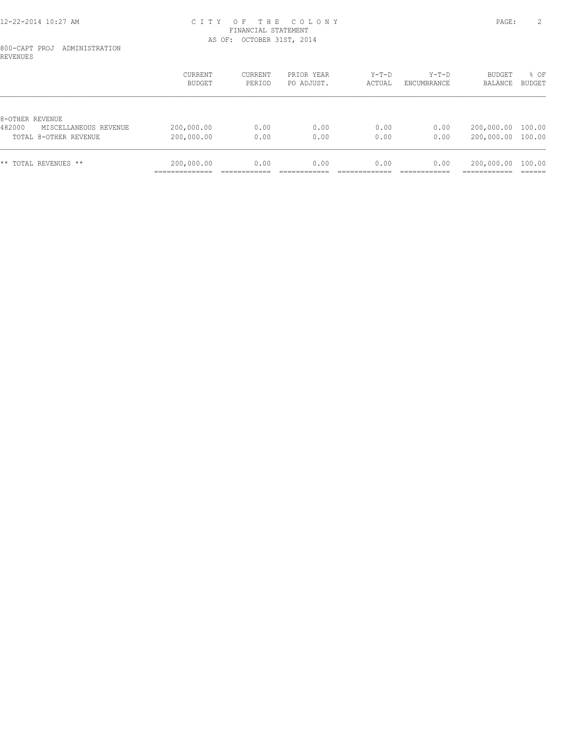# CITY OF THE COLONY
## FINANCIAL STATEMENT
### AS OF: OCTOBER 31ST, 2014

800-CAPT PROJ ADMINISTRATION
REVENUES

| | CURRENT BUDGET | CURRENT PERIOD | PRIOR YEAR PO ADJUST. | Y-T-D ACTUAL | Y-T-D ENCUMBRANCE | BUDGET BALANCE | % OF BUDGET |
|---|---|---|---|---|---|---|---|
| 8-OTHER REVENUE | | | | | | | |
| 482000 MISCELLANEOUS REVENUE | 200,000.00 | 0.00 | 0.00 | 0.00 | 0.00 | 200,000.00 | 100.00 |
| TOTAL 8-OTHER REVENUE | 200,000.00 | 0.00 | 0.00 | 0.00 | 0.00 | 200,000.00 | 100.00 |
| ** TOTAL REVENUES ** | 200,000.00 | 0.00 | 0.00 | 0.00 | 0.00 | 200,000.00 | 100.00 |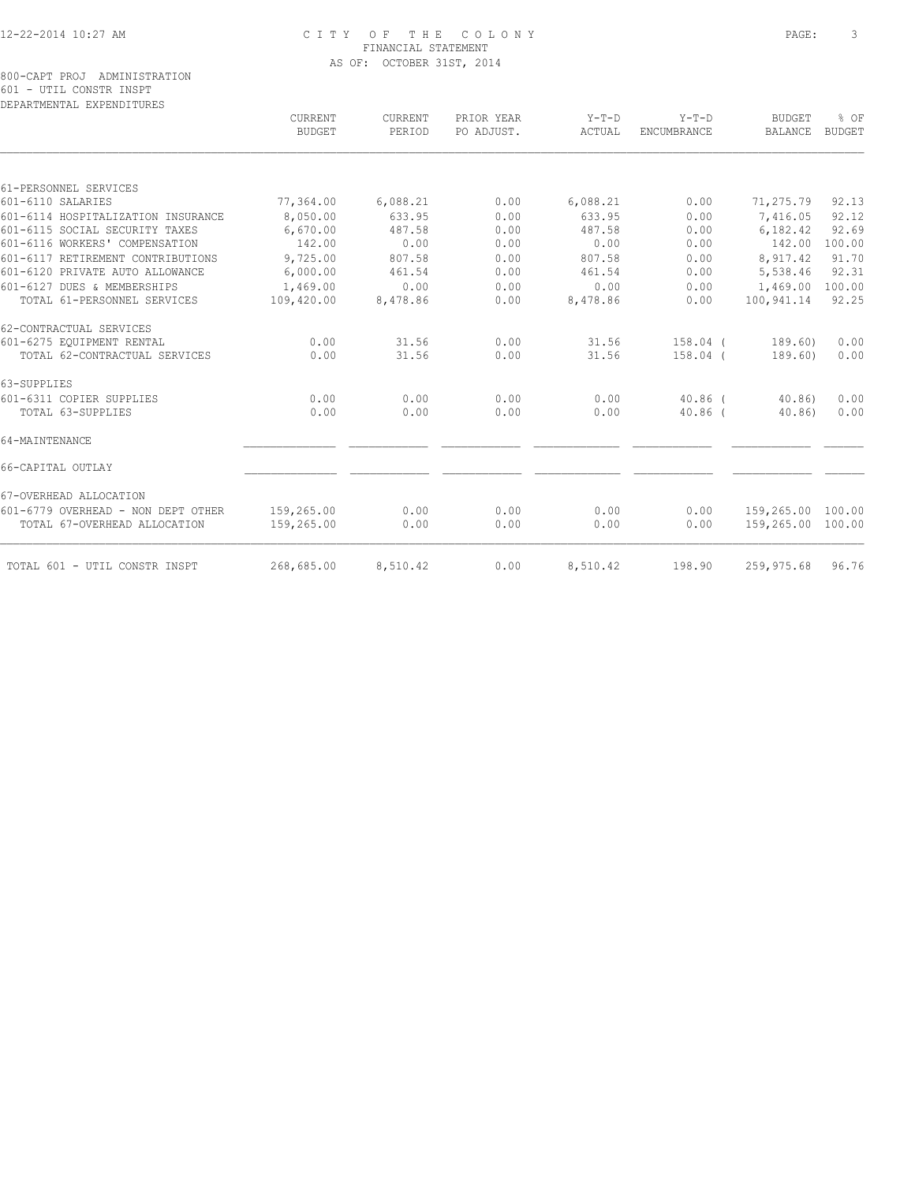CITY OF THE COLONY
FINANCIAL STATEMENT
AS OF: OCTOBER 31ST, 2014

800-CAPT PROJ ADMINISTRATION
601 - UTIL CONSTR INSPT
DEPARTMENTAL EXPENDITURES

| | CURRENT BUDGET | CURRENT PERIOD | PRIOR YEAR PO ADJUST. | Y-T-D ACTUAL | Y-T-D ENCUMBRANCE | BUDGET BALANCE | % OF BUDGET |
|---|---|---|---|---|---|---|---|
| 61-PERSONNEL SERVICES | | | | | | | |
| 601-6110 SALARIES | 77,364.00 | 6,088.21 | 0.00 | 6,088.21 | 0.00 | 71,275.79 | 92.13 |
| 601-6114 HOSPITALIZATION INSURANCE | 8,050.00 | 633.95 | 0.00 | 633.95 | 0.00 | 7,416.05 | 92.12 |
| 601-6115 SOCIAL SECURITY TAXES | 6,670.00 | 487.58 | 0.00 | 487.58 | 0.00 | 6,182.42 | 92.69 |
| 601-6116 WORKERS' COMPENSATION | 142.00 | 0.00 | 0.00 | 0.00 | 0.00 | 142.00 | 100.00 |
| 601-6117 RETIREMENT CONTRIBUTIONS | 9,725.00 | 807.58 | 0.00 | 807.58 | 0.00 | 8,917.42 | 91.70 |
| 601-6120 PRIVATE AUTO ALLOWANCE | 6,000.00 | 461.54 | 0.00 | 461.54 | 0.00 | 5,538.46 | 92.31 |
| 601-6127 DUES & MEMBERSHIPS | 1,469.00 | 0.00 | 0.00 | 0.00 | 0.00 | 1,469.00 | 100.00 |
| TOTAL 61-PERSONNEL SERVICES | 109,420.00 | 8,478.86 | 0.00 | 8,478.86 | 0.00 | 100,941.14 | 92.25 |
| 62-CONTRACTUAL SERVICES | | | | | | | |
| 601-6275 EQUIPMENT RENTAL | 0.00 | 31.56 | 0.00 | 31.56 | 158.04 | ( 189.60) | 0.00 |
| TOTAL 62-CONTRACTUAL SERVICES | 0.00 | 31.56 | 0.00 | 31.56 | 158.04 | ( 189.60) | 0.00 |
| 63-SUPPLIES | | | | | | | |
| 601-6311 COPIER SUPPLIES | 0.00 | 0.00 | 0.00 | 0.00 | 40.86 | ( 40.86) | 0.00 |
| TOTAL 63-SUPPLIES | 0.00 | 0.00 | 0.00 | 0.00 | 40.86 | ( 40.86) | 0.00 |
| 64-MAINTENANCE | | | | | | | |
| 66-CAPITAL OUTLAY | | | | | | | |
| 67-OVERHEAD ALLOCATION | | | | | | | |
| 601-6779 OVERHEAD - NON DEPT OTHER | 159,265.00 | 0.00 | 0.00 | 0.00 | 0.00 | 159,265.00 | 100.00 |
| TOTAL 67-OVERHEAD ALLOCATION | 159,265.00 | 0.00 | 0.00 | 0.00 | 0.00 | 159,265.00 | 100.00 |
| TOTAL 601 - UTIL CONSTR INSPT | 268,685.00 | 8,510.42 | 0.00 | 8,510.42 | 198.90 | 259,975.68 | 96.76 |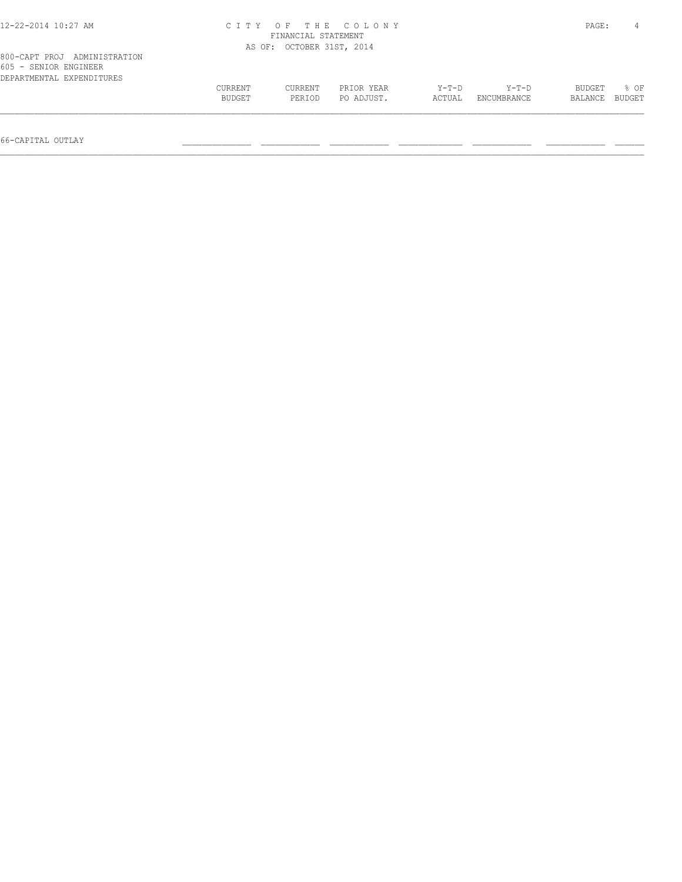CITY OF THE COLONY
FINANCIAL STATEMENT
AS OF: OCTOBER 31ST, 2014

800-CAPT PROJ ADMINISTRATION
605 - SENIOR ENGINEER
DEPARTMENTAL EXPENDITURES

| | CURRENT BUDGET | CURRENT PERIOD | PRIOR YEAR PO ADJUST. | Y-T-D ACTUAL | Y-T-D ENCUMBRANCE | BUDGET BALANCE | % OF BUDGET |
|---|---|---|---|---|---|---|---|
| 66-CAPITAL OUTLAY | | | | | | | |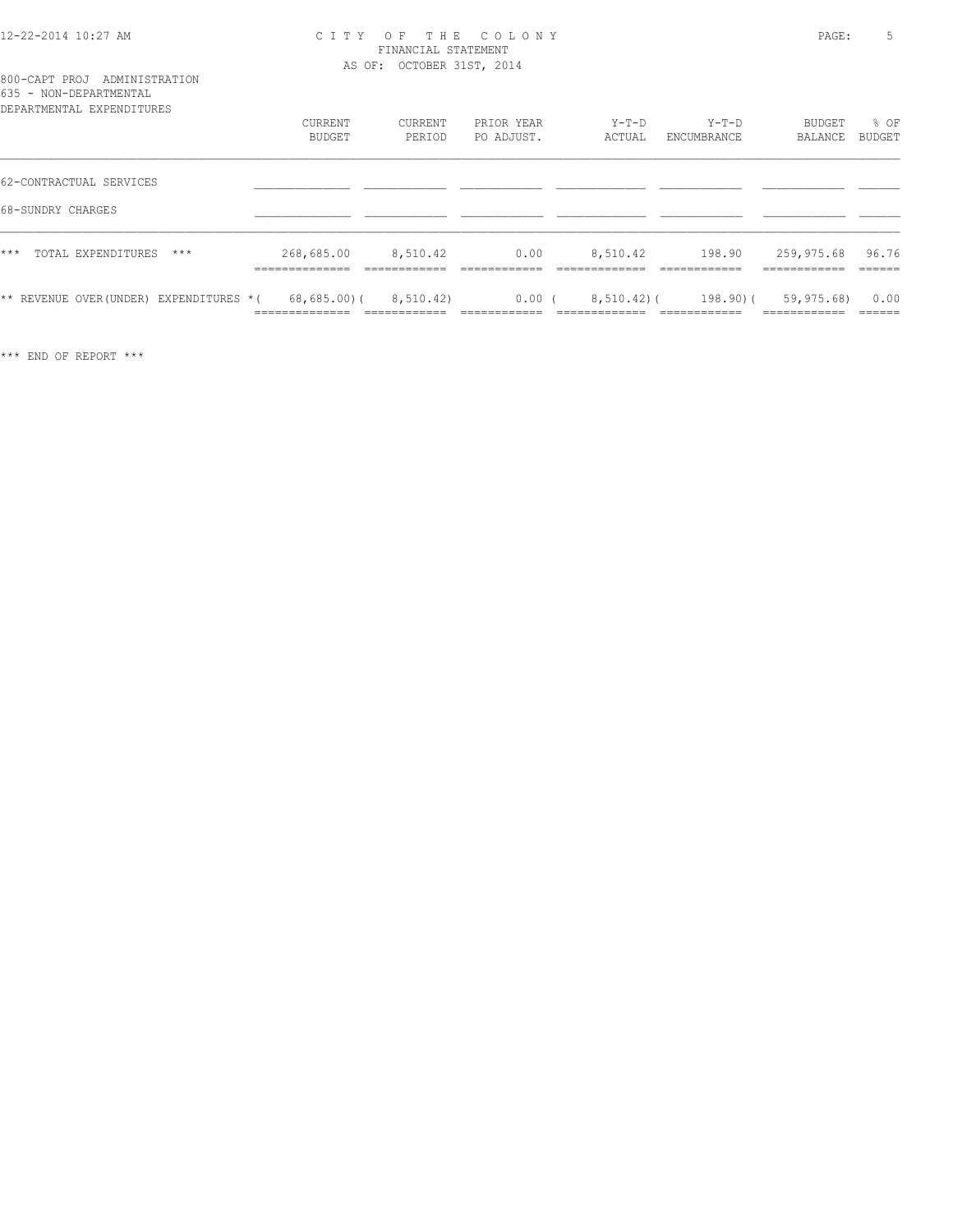# CITY OF THE COLONY
FINANCIAL STATEMENT
AS OF: OCTOBER 31ST, 2014

800-CAPT PROJ ADMINISTRATION
635 - NON-DEPARTMENTAL
DEPARTMENTAL EXPENDITURES

| | CURRENT BUDGET | CURRENT PERIOD | PRIOR YEAR PO ADJUST. | Y-T-D ACTUAL | Y-T-D ENCUMBRANCE | BUDGET BALANCE | % OF BUDGET |
|---|---|---|---|---|---|---|---|
| 62-CONTRACTUAL SERVICES | | | | | | | |
| 68-SUNDRY CHARGES | | | | | | | |
| *** TOTAL EXPENDITURES *** | 268,685.00 | 8,510.42 | 0.00 | 8,510.42 | 198.90 | 259,975.68 | 96.76 |
| ** REVENUE OVER(UNDER) EXPENDITURES * | ( 68,685.00) | ( 8,510.42) | 0.00 | ( 8,510.42) | ( 198.90) | ( 59,975.68) | 0.00 |

*** END OF REPORT ***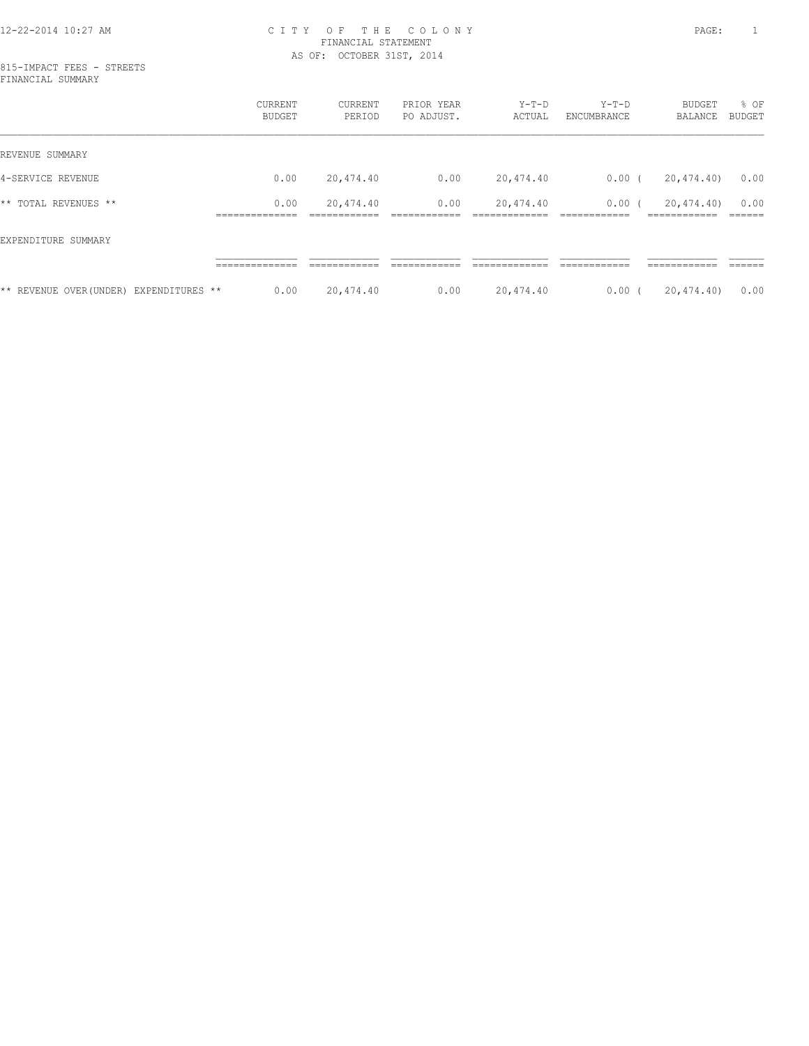CITY OF THE COLONY
FINANCIAL STATEMENT
AS OF: OCTOBER 31ST, 2014

815-IMPACT FEES - STREETS
FINANCIAL SUMMARY

| | CURRENT BUDGET | CURRENT PERIOD | PRIOR YEAR PO ADJUST. | Y-T-D ACTUAL | Y-T-D ENCUMBRANCE | BUDGET BALANCE | % OF BUDGET |
|---|---|---|---|---|---|---|---|
| REVENUE SUMMARY | | | | | | | |
| 4-SERVICE REVENUE | 0.00 | 20,474.40 | 0.00 | 20,474.40 | 0.00 | ( 20,474.40) | 0.00 |
| ** TOTAL REVENUES ** | 0.00 | 20,474.40 | 0.00 | 20,474.40 | 0.00 | ( 20,474.40) | 0.00 |
| EXPENDITURE SUMMARY | | | | | | | |
| ** REVENUE OVER(UNDER) EXPENDITURES ** | 0.00 | 20,474.40 | 0.00 | 20,474.40 | 0.00 | ( 20,474.40) | 0.00 |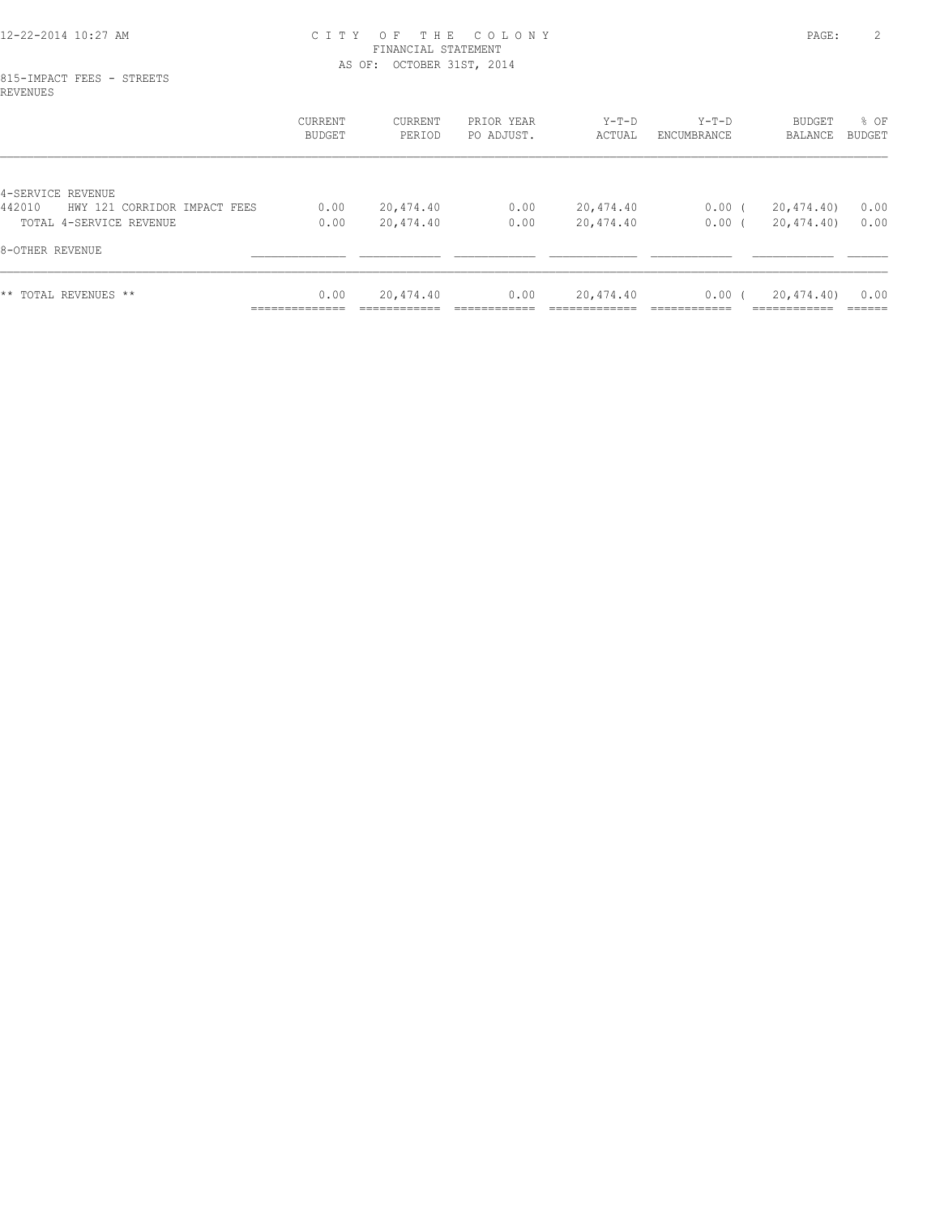# CITY OF THE COLONY
## FINANCIAL STATEMENT
### AS OF: OCTOBER 31ST, 2014

815-IMPACT FEES - STREETS
REVENUES

| | CURRENT BUDGET | CURRENT PERIOD | PRIOR YEAR PO ADJUST. | Y-T-D ACTUAL | Y-T-D ENCUMBRANCE | BUDGET BALANCE | % OF BUDGET |
|---|---|---|---|---|---|---|---|
| 4-SERVICE REVENUE | | | | | | | |
| 442010 HWY 121 CORRIDOR IMPACT FEES | 0.00 | 20,474.40 | 0.00 | 20,474.40 | 0.00 | ( 20,474.40) | 0.00 |
| TOTAL 4-SERVICE REVENUE | 0.00 | 20,474.40 | 0.00 | 20,474.40 | 0.00 | ( 20,474.40) | 0.00 |
| 8-OTHER REVENUE | | | | | | | |
| ** TOTAL REVENUES ** | 0.00 | 20,474.40 | 0.00 | 20,474.40 | 0.00 | ( 20,474.40) | 0.00 |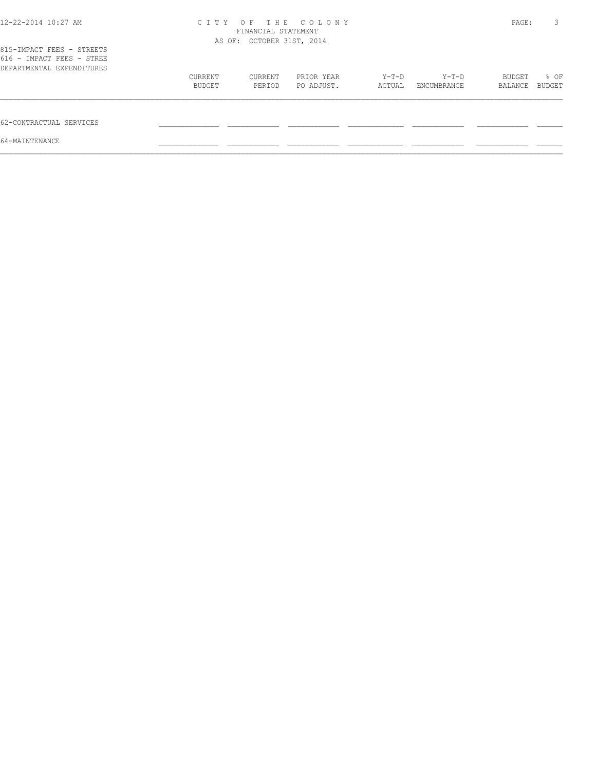CITY OF THE COLONY
FINANCIAL STATEMENT
AS OF: OCTOBER 31ST, 2014

815-IMPACT FEES - STREETS
616 - IMPACT FEES - STREE
DEPARTMENTAL EXPENDITURES

| | CURRENT BUDGET | CURRENT PERIOD | PRIOR YEAR PO ADJUST. | Y-T-D ACTUAL | Y-T-D ENCUMBRANCE | BUDGET BALANCE | % OF BUDGET |
|---|---|---|---|---|---|---|---|
| 62-CONTRACTUAL SERVICES | | | | | | | |
| 64-MAINTENANCE | | | | | | | |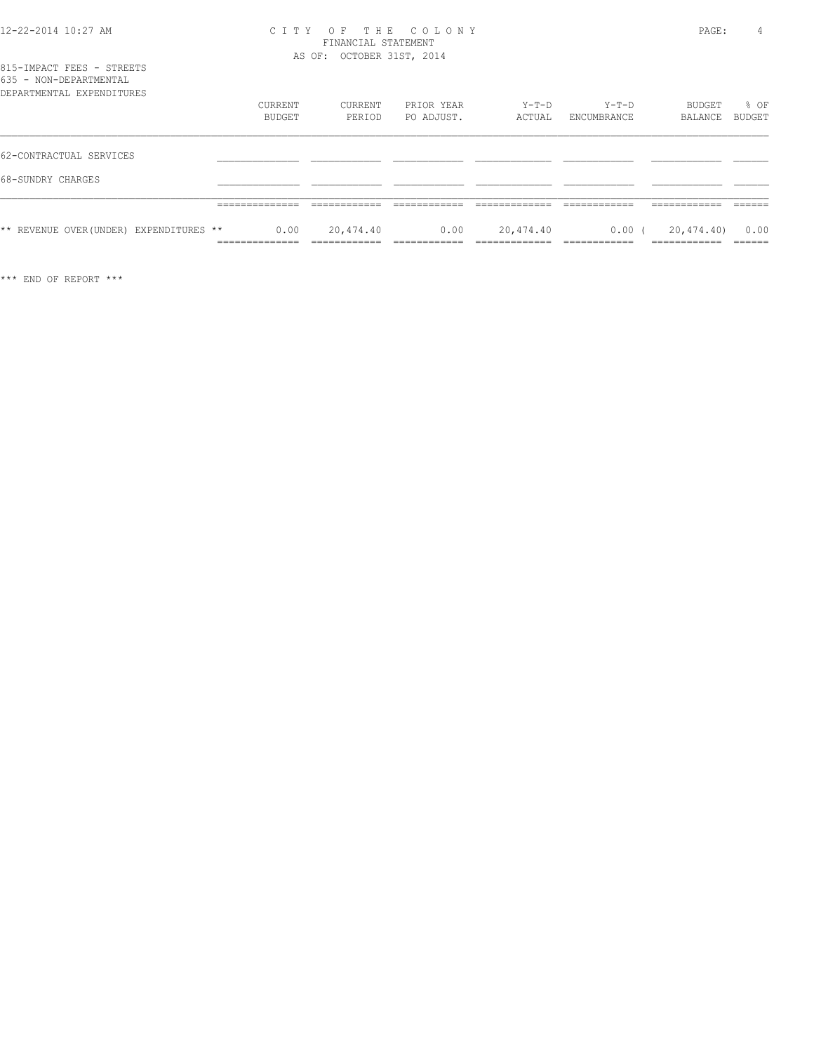CITY OF THE COLONY
FINANCIAL STATEMENT
AS OF: OCTOBER 31ST, 2014

815-IMPACT FEES - STREETS
635 - NON-DEPARTMENTAL
DEPARTMENTAL EXPENDITURES

| | CURRENT BUDGET | CURRENT PERIOD | PRIOR YEAR PO ADJUST. | Y-T-D ACTUAL | Y-T-D ENCUMBRANCE | BUDGET BALANCE | % OF BUDGET |
|---|---|---|---|---|---|---|---|
| 62-CONTRACTUAL SERVICES | | | | | | | |
| 68-SUNDRY CHARGES | | | | | | | |
| ** REVENUE OVER(UNDER) EXPENDITURES ** | 0.00 | 20,474.40 | 0.00 | 20,474.40 | 0.00 | ( 20,474.40) | 0.00 |

*** END OF REPORT ***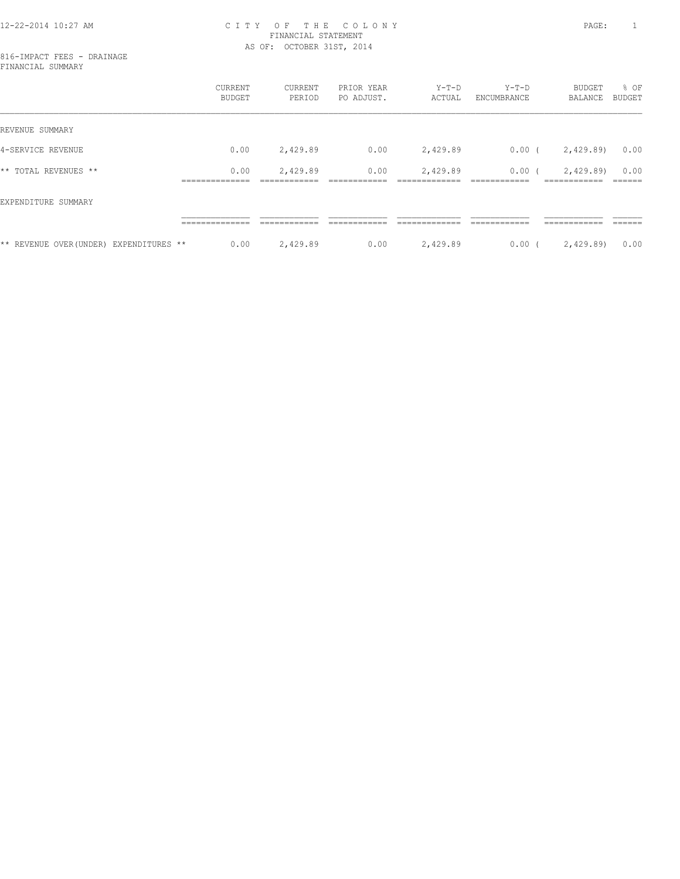# CITY OF THE COLONY

FINANCIAL STATEMENT

AS OF: OCTOBER 31ST, 2014

816-IMPACT FEES - DRAINAGE

FINANCIAL SUMMARY

| | CURRENT BUDGET | CURRENT PERIOD | PRIOR YEAR PO ADJUST. | Y-T-D ACTUAL | Y-T-D ENCUMBRANCE | BUDGET BALANCE | % OF BUDGET |
|---|---|---|---|---|---|---|---|
| REVENUE SUMMARY | | | | | | | |
| 4-SERVICE REVENUE | 0.00 | 2,429.89 | 0.00 | 2,429.89 | 0.00 | ( 2,429.89) | 0.00 |
| ** TOTAL REVENUES ** | 0.00 | 2,429.89 | 0.00 | 2,429.89 | 0.00 | ( 2,429.89) | 0.00 |
| EXPENDITURE SUMMARY | | | | | | | |
| ** REVENUE OVER(UNDER) EXPENDITURES ** | 0.00 | 2,429.89 | 0.00 | 2,429.89 | 0.00 | ( 2,429.89) | 0.00 |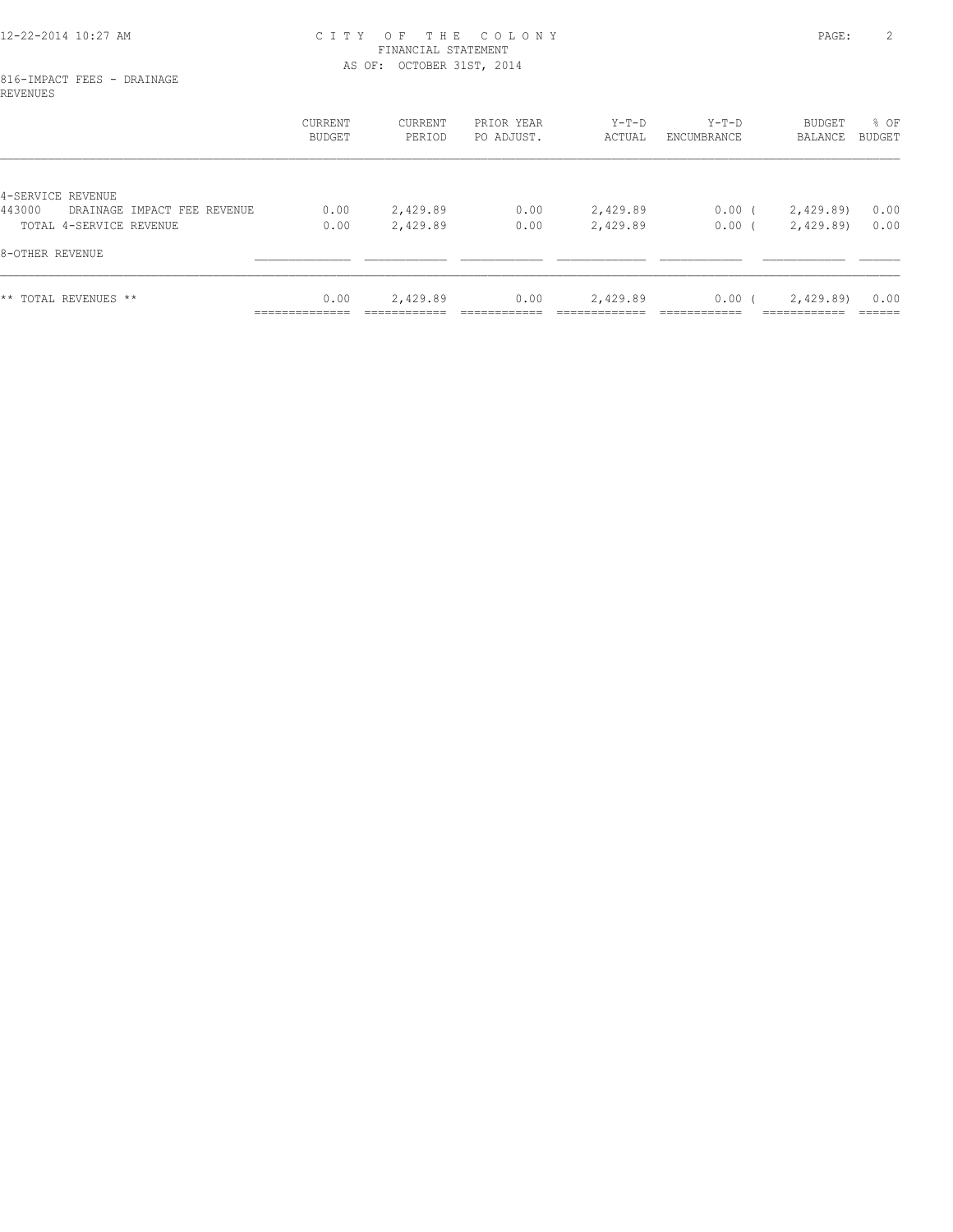# CITY OF THE COLONY
## FINANCIAL STATEMENT
### AS OF: OCTOBER 31ST, 2014

816-IMPACT FEES - DRAINAGE
REVENUES

| | CURRENT BUDGET | CURRENT PERIOD | PRIOR YEAR PO ADJUST. | Y-T-D ACTUAL | Y-T-D ENCUMBRANCE | BUDGET BALANCE | % OF BUDGET |
|---|---|---|---|---|---|---|---|
| 4-SERVICE REVENUE | | | | | | | |
| 443000 DRAINAGE IMPACT FEE REVENUE | 0.00 | 2,429.89 | 0.00 | 2,429.89 | 0.00 | ( 2,429.89) | 0.00 |
| TOTAL 4-SERVICE REVENUE | 0.00 | 2,429.89 | 0.00 | 2,429.89 | 0.00 | ( 2,429.89) | 0.00 |
| 8-OTHER REVENUE | | | | | | | |
| ** TOTAL REVENUES ** | 0.00 | 2,429.89 | 0.00 | 2,429.89 | 0.00 | ( 2,429.89) | 0.00 |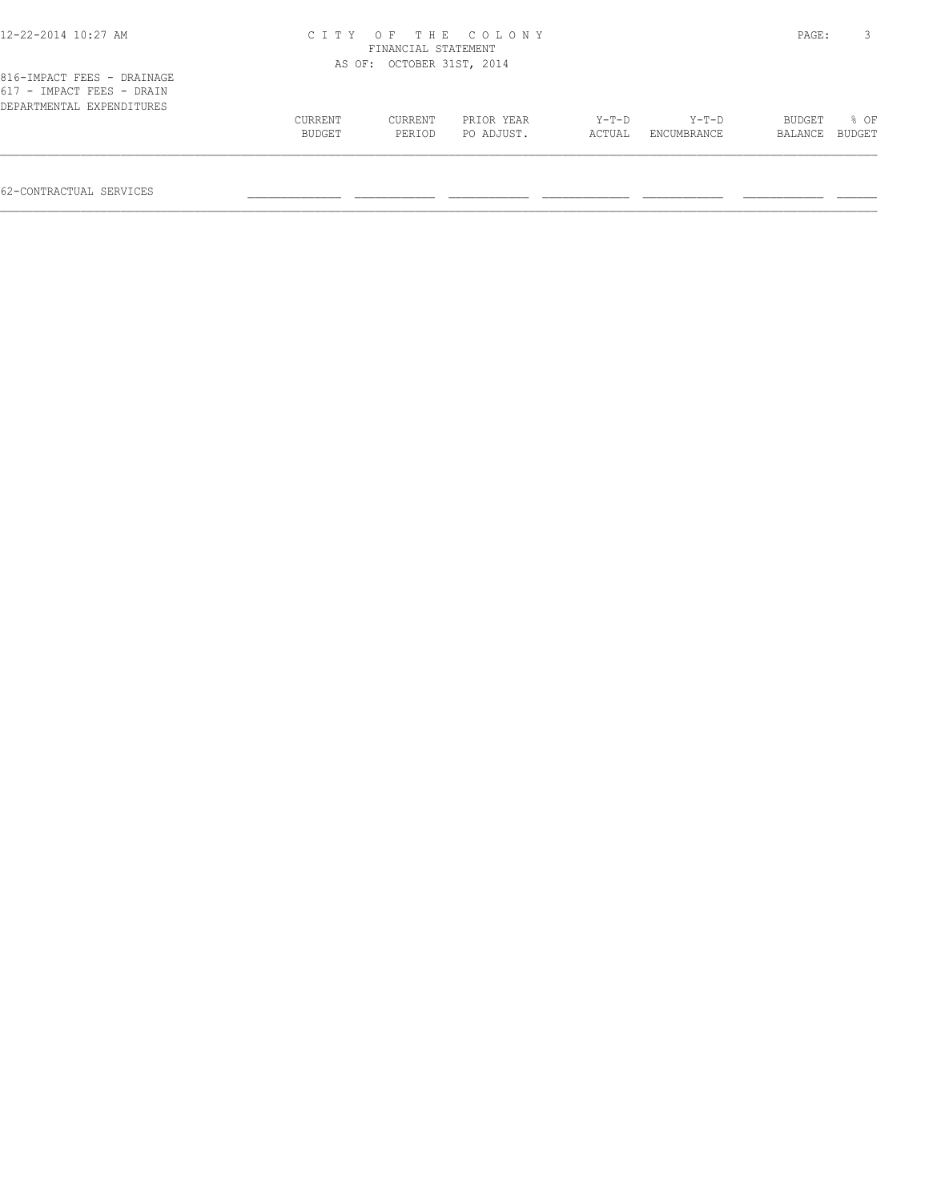816-IMPACT FEES - DRAINAGE
617 - IMPACT FEES - DRAIN
DEPARTMENTAL EXPENDITURES

| | CURRENT BUDGET | CURRENT PERIOD | PRIOR YEAR PO ADJUST. | Y-T-D ACTUAL | Y-T-D ENCUMBRANCE | BUDGET BALANCE | % OF BUDGET |
|---|---|---|---|---|---|---|---|
| 62-CONTRACTUAL SERVICES | | | | | | | |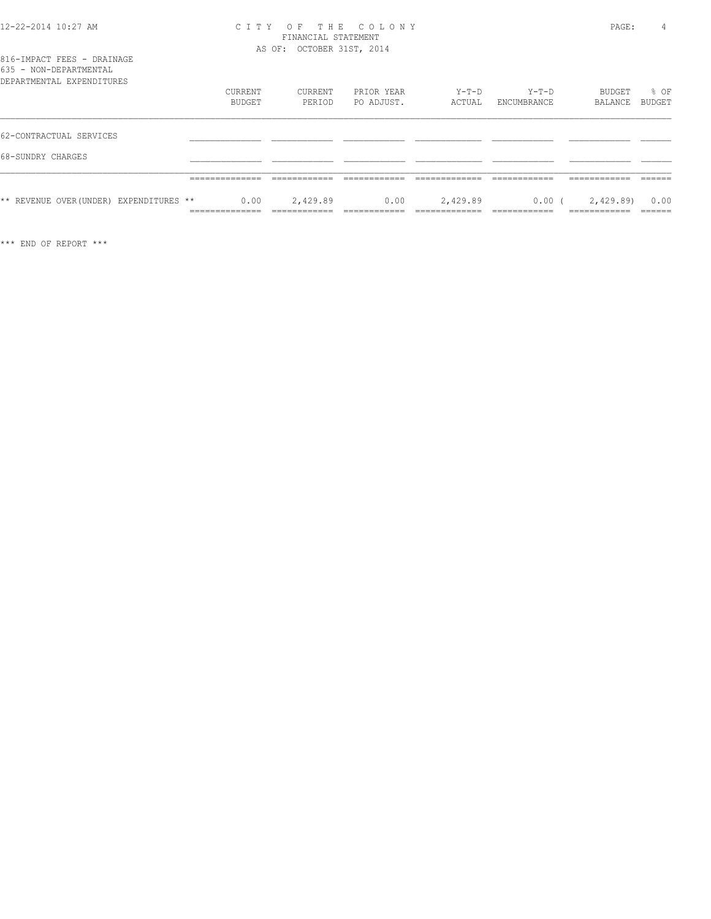CITY OF THE COLONY
FINANCIAL STATEMENT
AS OF: OCTOBER 31ST, 2014

816-IMPACT FEES - DRAINAGE
635 - NON-DEPARTMENTAL
DEPARTMENTAL EXPENDITURES

| | CURRENT BUDGET | CURRENT PERIOD | PRIOR YEAR PO ADJUST. | Y-T-D ACTUAL | Y-T-D ENCUMBRANCE | BUDGET BALANCE | % OF BUDGET |
|---|---|---|---|---|---|---|---|
| 62-CONTRACTUAL SERVICES | | | | | | | |
| 68-SUNDRY CHARGES | | | | | | | |
| ** REVENUE OVER(UNDER) EXPENDITURES ** | 0.00 | 2,429.89 | 0.00 | 2,429.89 | 0.00 | ( 2,429.89) | 0.00 |

*** END OF REPORT ***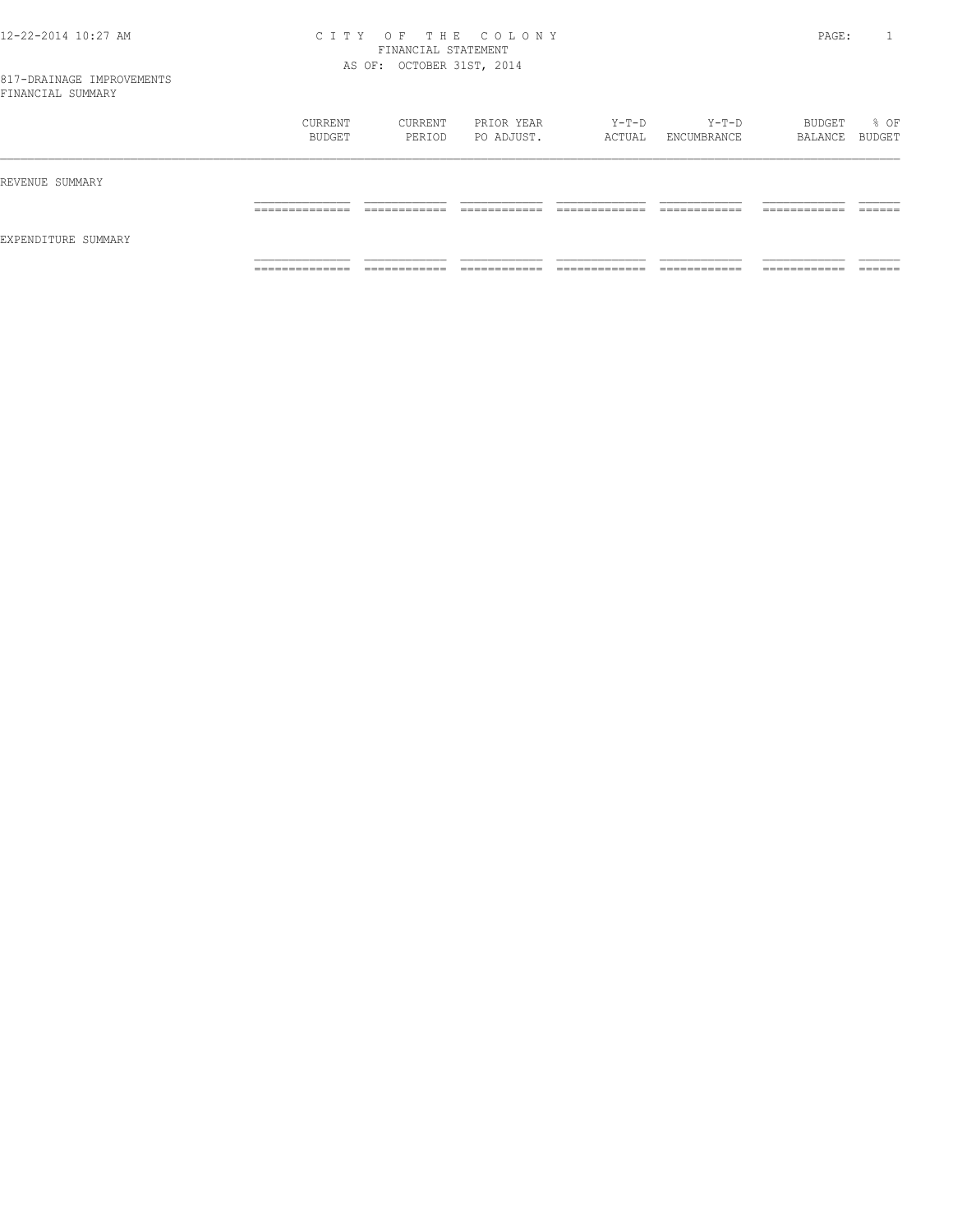CITY OF THE COLONY
FINANCIAL STATEMENT
AS OF: OCTOBER 31ST, 2014

817-DRAINAGE IMPROVEMENTS
FINANCIAL SUMMARY

| | CURRENT BUDGET | CURRENT PERIOD | PRIOR YEAR PO ADJUST. | Y-T-D ACTUAL | Y-T-D ENCUMBRANCE | BUDGET BALANCE | % OF BUDGET |
|---|---|---|---|---|---|---|---|
| REVENUE SUMMARY | | | | | | | |
| EXPENDITURE SUMMARY | | | | | | | |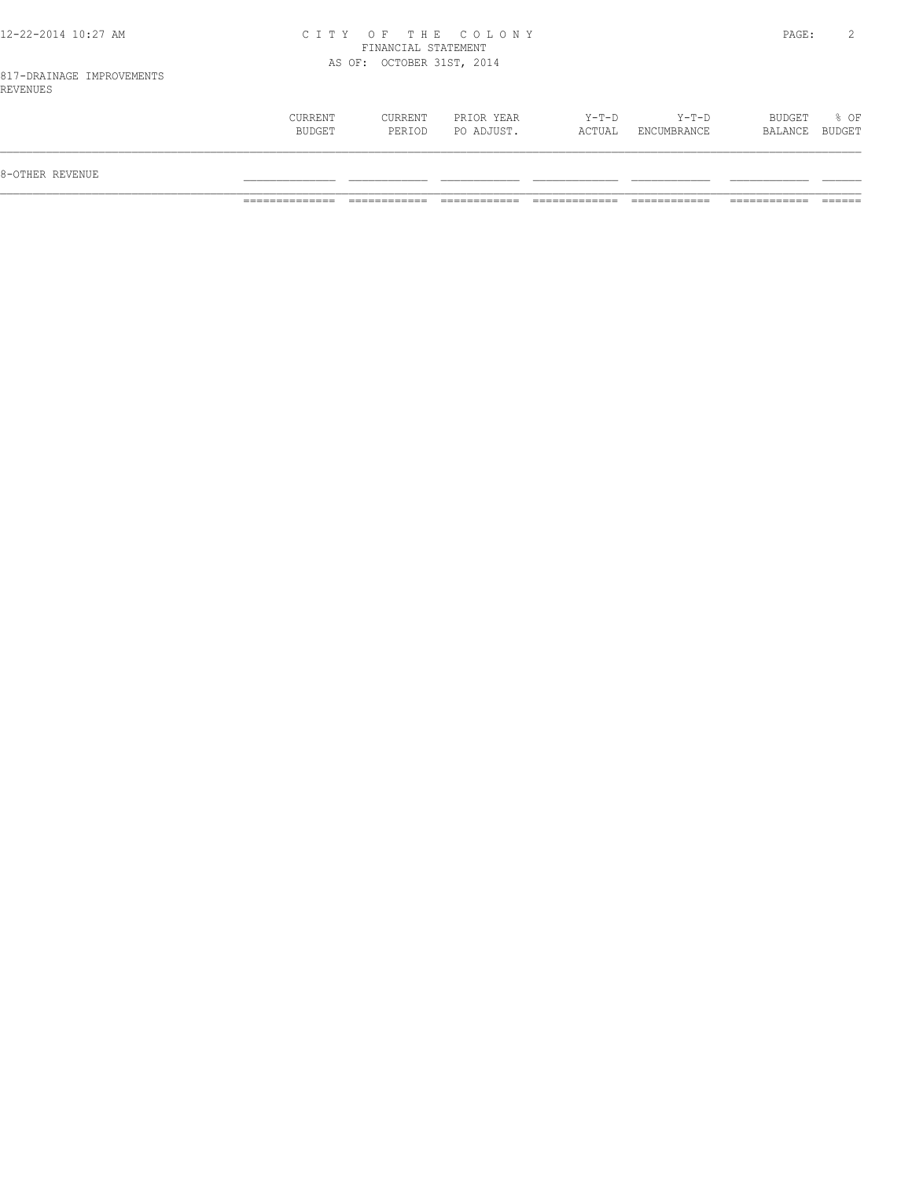817-DRAINAGE IMPROVEMENTS
REVENUES

| | CURRENT BUDGET | CURRENT PERIOD | PRIOR YEAR PO ADJUST. | Y-T-D ACTUAL | Y-T-D ENCUMBRANCE | BUDGET BALANCE | % OF BUDGET |
|---|---|---|---|---|---|---|---|
| 8-OTHER REVENUE | | | | | | | |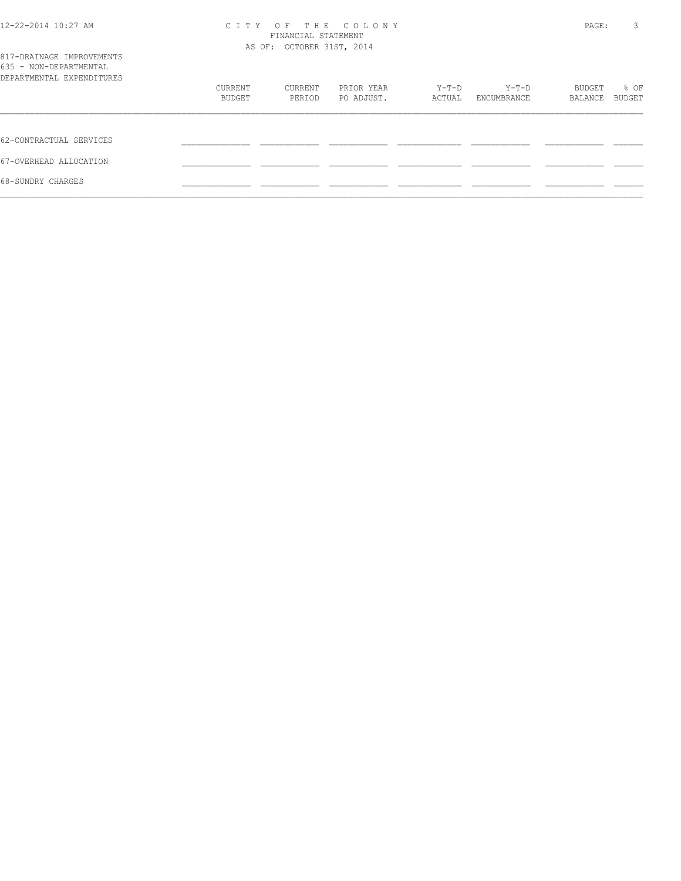CITY OF THE COLONY
FINANCIAL STATEMENT
AS OF: OCTOBER 31ST, 2014

817-DRAINAGE IMPROVEMENTS
635 - NON-DEPARTMENTAL
DEPARTMENTAL EXPENDITURES

| | CURRENT BUDGET | CURRENT PERIOD | PRIOR YEAR PO ADJUST. | Y-T-D ACTUAL | Y-T-D ENCUMBRANCE | BUDGET BALANCE | % OF BUDGET |
|---|---|---|---|---|---|---|---|
| 62-CONTRACTUAL SERVICES | | | | | | | |
| 67-OVERHEAD ALLOCATION | | | | | | | |
| 68-SUNDRY CHARGES | | | | | | | |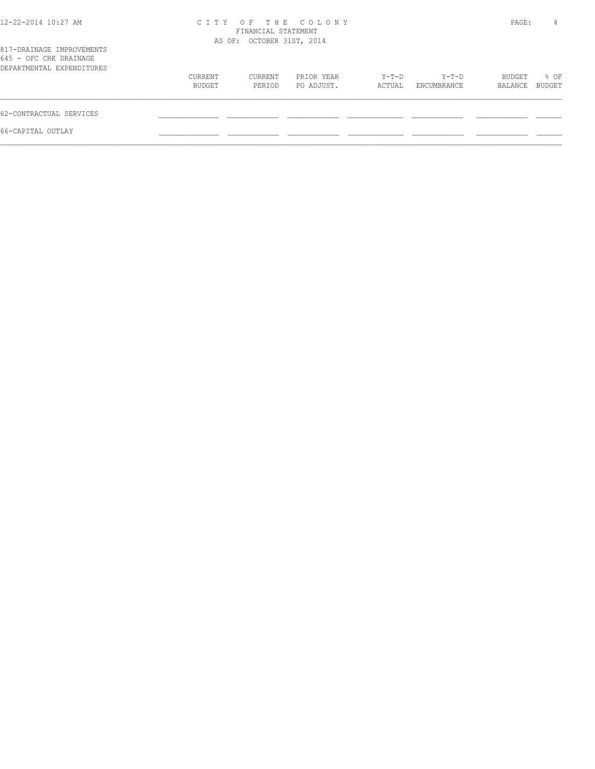# CITY OF THE COLONY
## FINANCIAL STATEMENT
### AS OF: OCTOBER 31ST, 2014

817-DRAINAGE IMPROVEMENTS
645 - OFC CRK DRAINAGE
DEPARTMENTAL EXPENDITURES

| | CURRENT BUDGET | CURRENT PERIOD | PRIOR YEAR PO ADJUST. | Y-T-D ACTUAL | Y-T-D ENCUMBRANCE | BUDGET BALANCE | % OF BUDGET |
|---|---|---|---|---|---|---|---|
| 62-CONTRACTUAL SERVICES | | | | | | | |
| 66-CAPITAL OUTLAY | | | | | | | |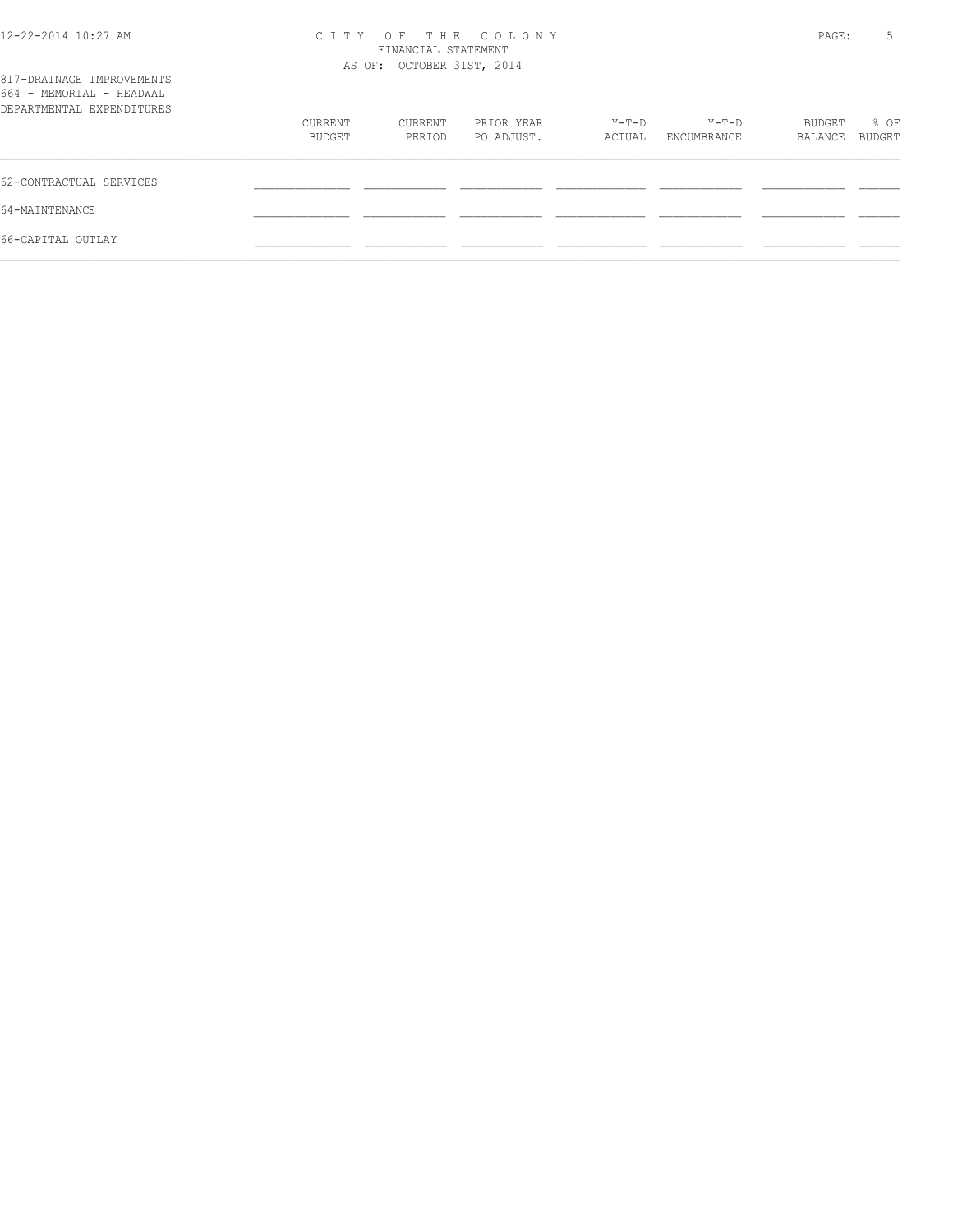CITY OF THE COLONY
FINANCIAL STATEMENT
AS OF: OCTOBER 31ST, 2014

817-DRAINAGE IMPROVEMENTS
664 - MEMORIAL - HEADWAL
DEPARTMENTAL EXPENDITURES

| | CURRENT BUDGET | CURRENT PERIOD | PRIOR YEAR PO ADJUST. | Y-T-D ACTUAL | Y-T-D ENCUMBRANCE | BUDGET BALANCE | % OF BUDGET |
|---|---|---|---|---|---|---|---|
| 62-CONTRACTUAL SERVICES | | | | | | | |
| 64-MAINTENANCE | | | | | | | |
| 66-CAPITAL OUTLAY | | | | | | | |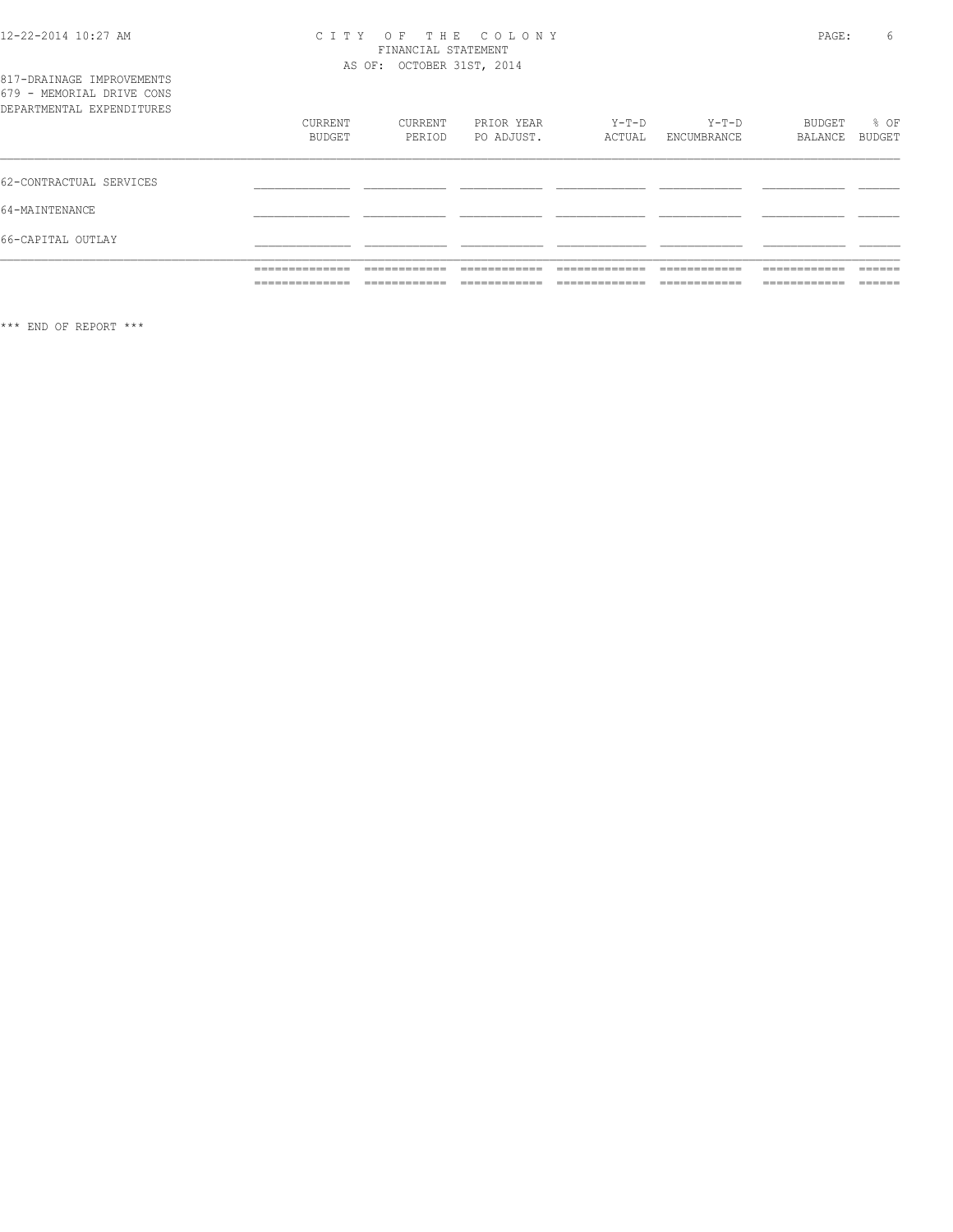CITY OF THE COLONY
FINANCIAL STATEMENT
AS OF: OCTOBER 31ST, 2014

817-DRAINAGE IMPROVEMENTS
679 - MEMORIAL DRIVE CONS
DEPARTMENTAL EXPENDITURES

| | CURRENT BUDGET | CURRENT PERIOD | PRIOR YEAR PO ADJUST. | Y-T-D ACTUAL | Y-T-D ENCUMBRANCE | BUDGET BALANCE | % OF BUDGET |
|---|---|---|---|---|---|---|---|
| 62-CONTRACTUAL SERVICES | | | | | | | |
| 64-MAINTENANCE | | | | | | | |
| 66-CAPITAL OUTLAY | | | | | | | |

*** END OF REPORT ***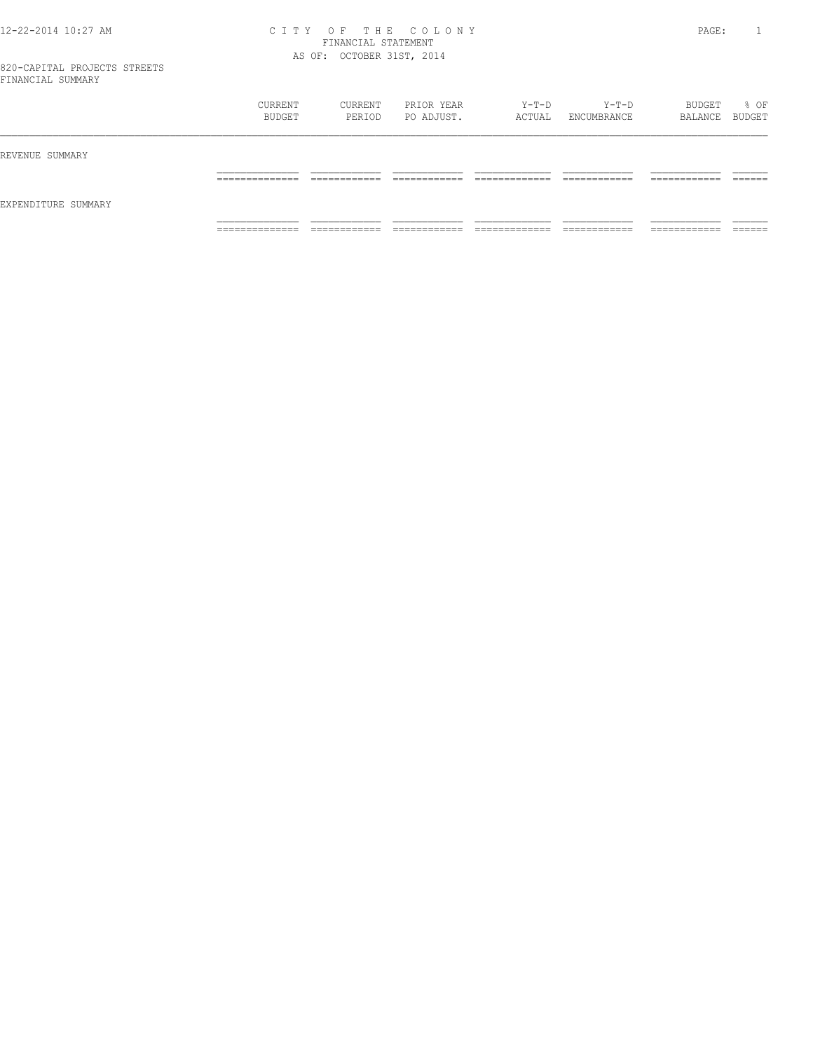# CITY OF THE COLONY
## FINANCIAL STATEMENT
### AS OF: OCTOBER 31ST, 2014

820-CAPITAL PROJECTS STREETS
FINANCIAL SUMMARY

| | CURRENT BUDGET | CURRENT PERIOD | PRIOR YEAR PO ADJUST. | Y-T-D ACTUAL | Y-T-D ENCUMBRANCE | BUDGET BALANCE | % OF BUDGET |
|---|---|---|---|---|---|---|---|
| REVENUE SUMMARY | | | | | | | |
| EXPENDITURE SUMMARY | | | | | | | |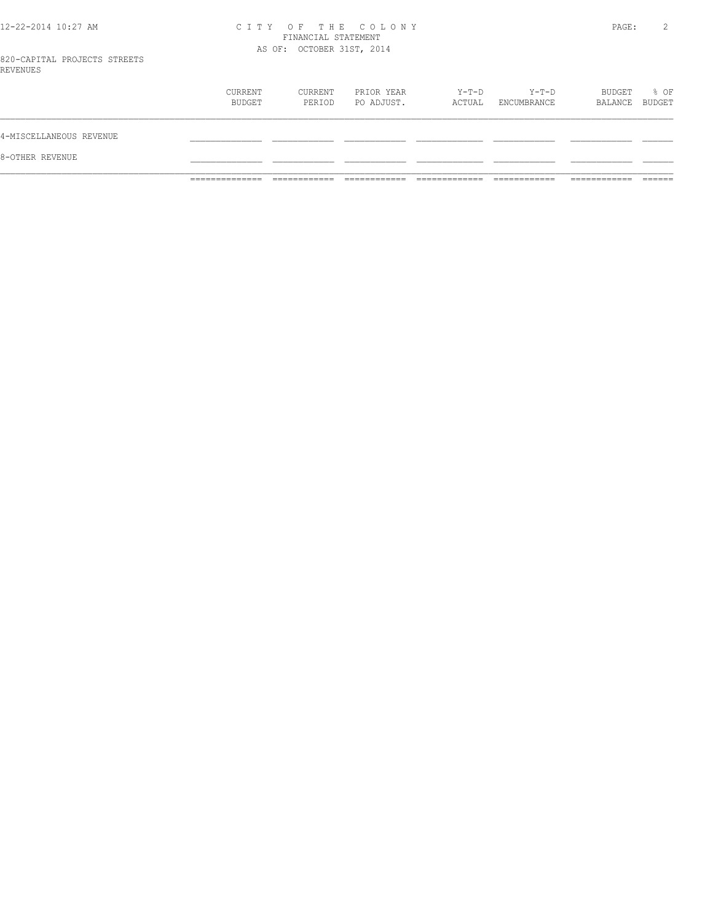CITY OF THE COLONY
FINANCIAL STATEMENT
AS OF: OCTOBER 31ST, 2014

820-CAPITAL PROJECTS STREETS
REVENUES

| | CURRENT BUDGET | CURRENT PERIOD | PRIOR YEAR PO ADJUST. | Y-T-D ACTUAL | Y-T-D ENCUMBRANCE | BUDGET BALANCE | % OF BUDGET |
|---|---|---|---|---|---|---|---|
| 4-MISCELLANEOUS REVENUE | | | | | | | |
| 8-OTHER REVENUE | | | | | | | |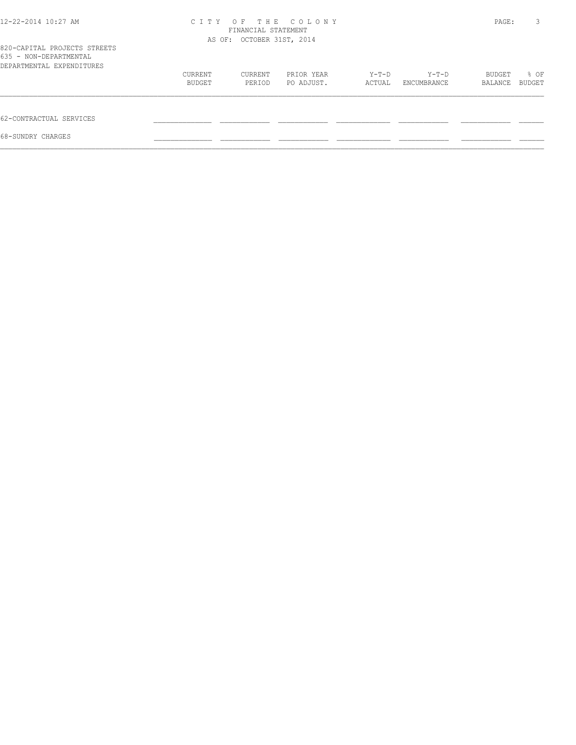# CITY OF THE COLONY
FINANCIAL STATEMENT
AS OF: OCTOBER 31ST, 2014

820-CAPITAL PROJECTS STREETS
635 - NON-DEPARTMENTAL
DEPARTMENTAL EXPENDITURES

| | CURRENT BUDGET | CURRENT PERIOD | PRIOR YEAR PO ADJUST. | Y-T-D ACTUAL | Y-T-D ENCUMBRANCE | BUDGET BALANCE | % OF BUDGET |
|---|---|---|---|---|---|---|---|
| 62-CONTRACTUAL SERVICES | | | | | | | |
| 68-SUNDRY CHARGES | | | | | | | |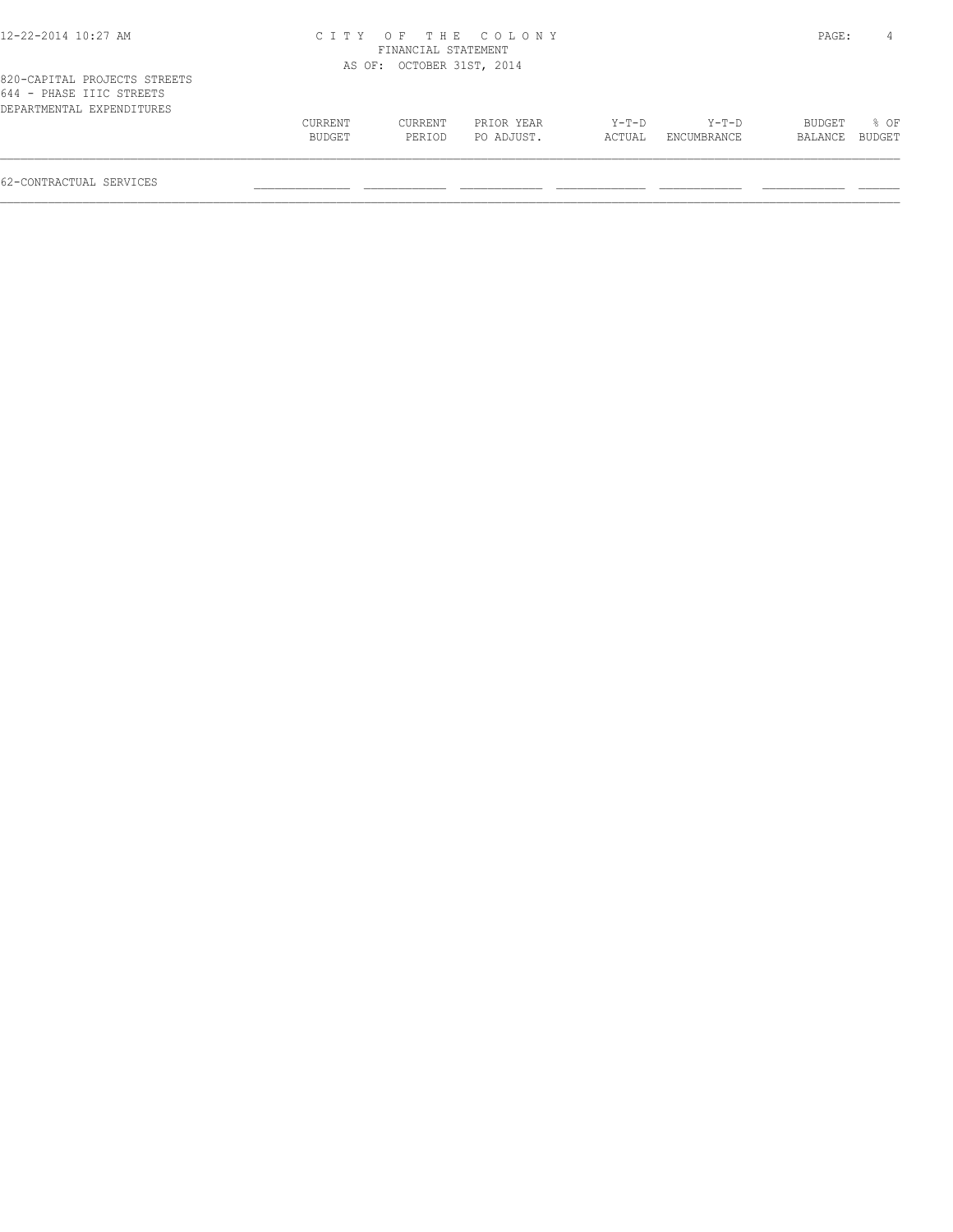CITY OF THE COLONY
FINANCIAL STATEMENT
AS OF: OCTOBER 31ST, 2014

820-CAPITAL PROJECTS STREETS
644 - PHASE IIIC STREETS
DEPARTMENTAL EXPENDITURES

| | CURRENT BUDGET | CURRENT PERIOD | PRIOR YEAR PO ADJUST. | Y-T-D ACTUAL | Y-T-D ENCUMBRANCE | BUDGET BALANCE | % OF BUDGET |
|---|---|---|---|---|---|---|---|
| 62-CONTRACTUAL SERVICES | | | | | | | |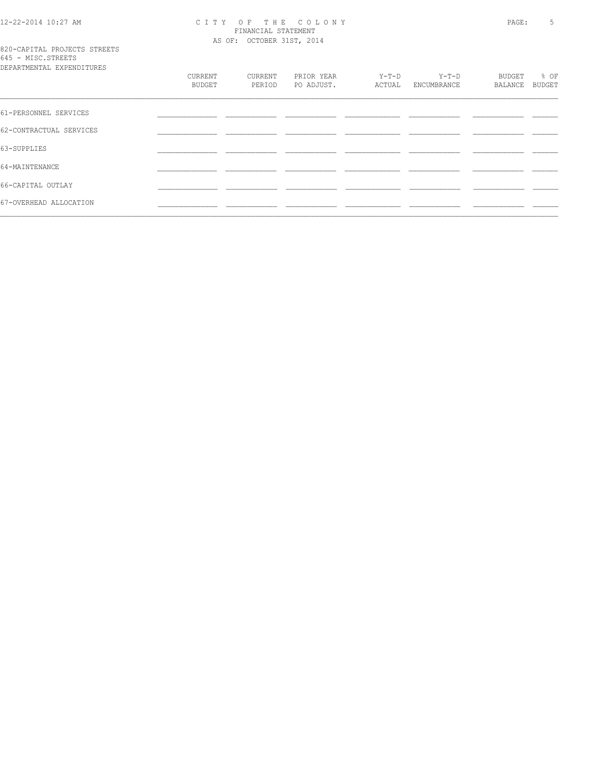CITY OF THE COLONY
FINANCIAL STATEMENT
AS OF: OCTOBER 31ST, 2014

820-CAPITAL PROJECTS STREETS
645 - MISC.STREETS
DEPARTMENTAL EXPENDITURES

| | CURRENT BUDGET | CURRENT PERIOD | PRIOR YEAR PO ADJUST. | Y-T-D ACTUAL | Y-T-D ENCUMBRANCE | BUDGET BALANCE | % OF BUDGET |
|---|---|---|---|---|---|---|---|
| 61-PERSONNEL SERVICES | | | | | | | |
| 62-CONTRACTUAL SERVICES | | | | | | | |
| 63-SUPPLIES | | | | | | | |
| 64-MAINTENANCE | | | | | | | |
| 66-CAPITAL OUTLAY | | | | | | | |
| 67-OVERHEAD ALLOCATION | | | | | | | |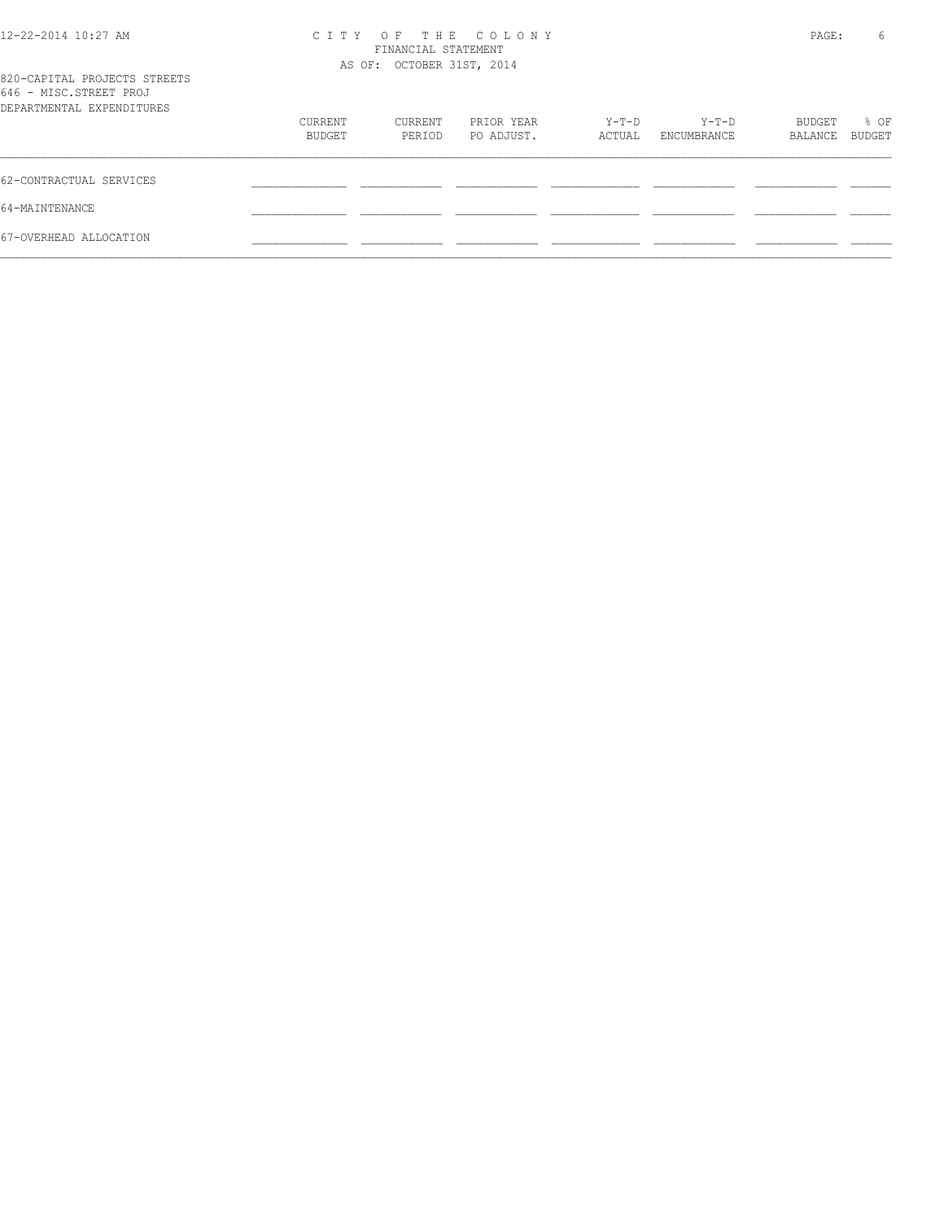CITY OF THE COLONY
FINANCIAL STATEMENT
AS OF: OCTOBER 31ST, 2014

820-CAPITAL PROJECTS STREETS
646 - MISC.STREET PROJ
DEPARTMENTAL EXPENDITURES

| | CURRENT BUDGET | CURRENT PERIOD | PRIOR YEAR PO ADJUST. | Y-T-D ACTUAL | Y-T-D ENCUMBRANCE | BUDGET BALANCE | % OF BUDGET |
|---|---|---|---|---|---|---|---|
| 62-CONTRACTUAL SERVICES | | | | | | | |
| 64-MAINTENANCE | | | | | | | |
| 67-OVERHEAD ALLOCATION | | | | | | | |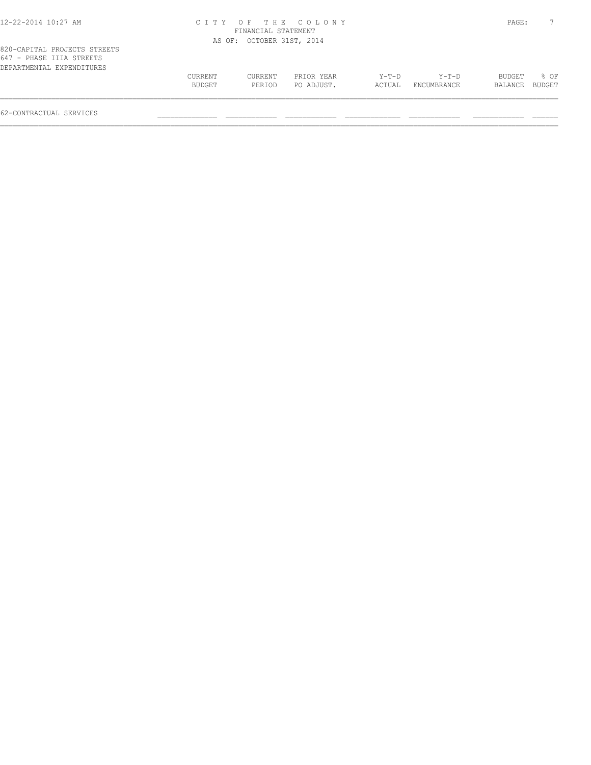820-CAPITAL PROJECTS STREETS
647 - PHASE IIIA STREETS
DEPARTMENTAL EXPENDITURES

|  | CURRENT BUDGET | CURRENT PERIOD | PRIOR YEAR PO ADJUST. | Y-T-D ACTUAL | Y-T-D ENCUMBRANCE | BUDGET BALANCE | % OF BUDGET |
|---|---|---|---|---|---|---|---|
| 62-CONTRACTUAL SERVICES |  |  |  |  |  |  |  |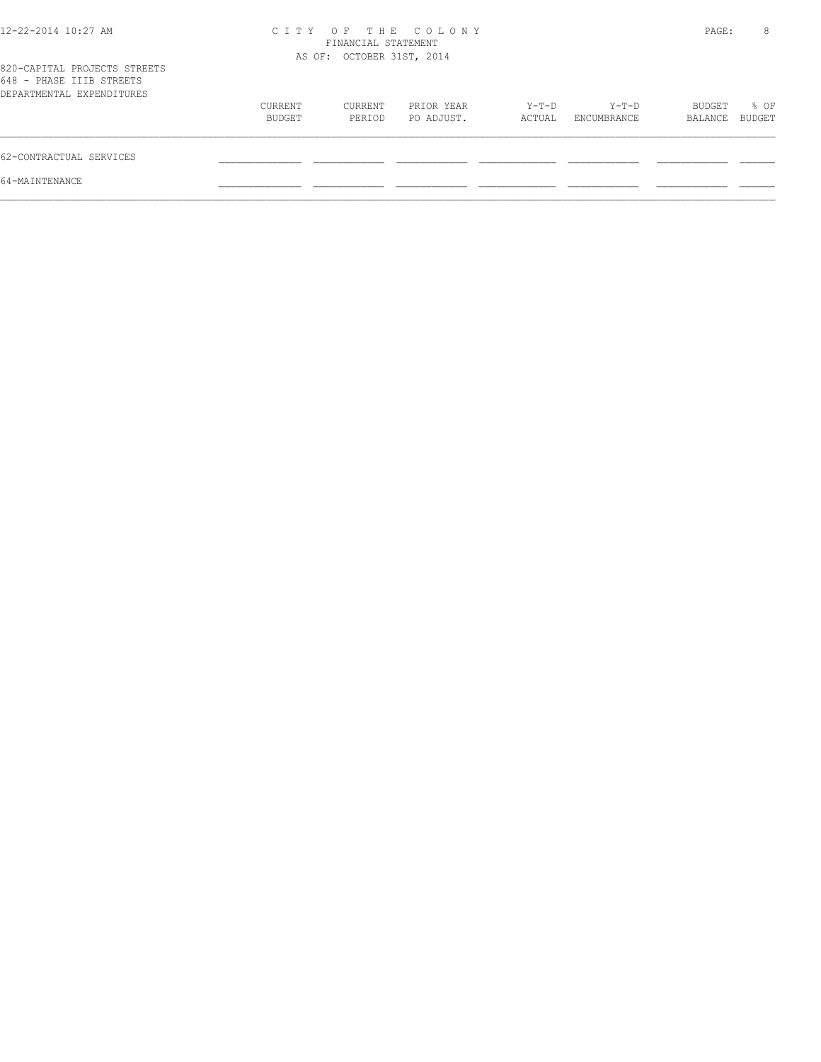# CITY OF THE COLONY
FINANCIAL STATEMENT
AS OF: OCTOBER 31ST, 2014

820-CAPITAL PROJECTS STREETS
648 - PHASE IIIB STREETS
DEPARTMENTAL EXPENDITURES

| | CURRENT BUDGET | CURRENT PERIOD | PRIOR YEAR PO ADJUST. | Y-T-D ACTUAL | Y-T-D ENCUMBRANCE | BUDGET BALANCE | % OF BUDGET |
|---|---|---|---|---|---|---|---|
| 62-CONTRACTUAL SERVICES | | | | | | | |
| 64-MAINTENANCE | | | | | | | |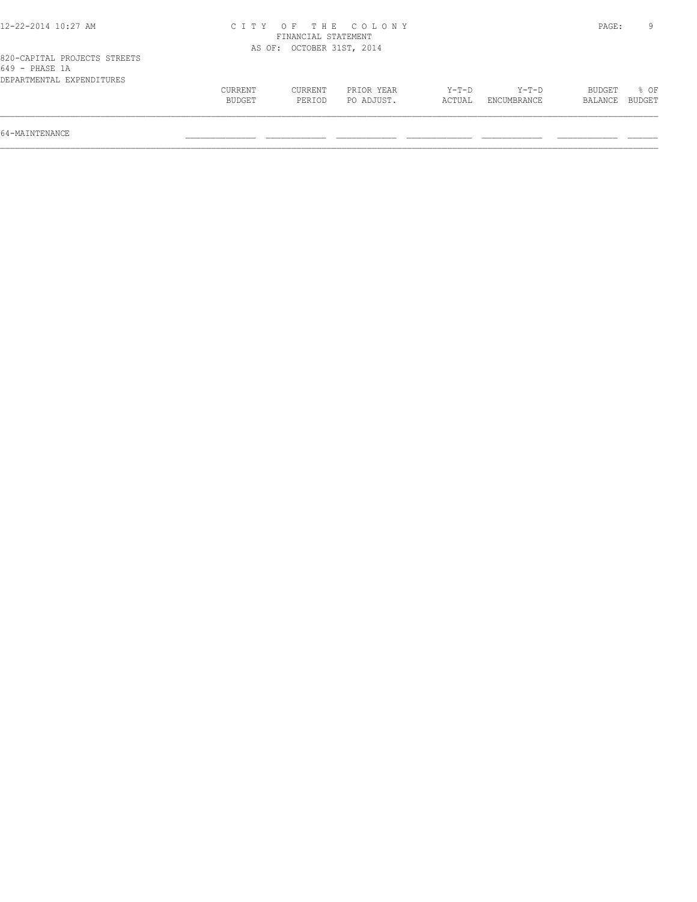# CITY OF THE COLONY
## FINANCIAL STATEMENT
### AS OF: OCTOBER 31ST, 2014

820-CAPITAL PROJECTS STREETS
649 - PHASE 1A
DEPARTMENTAL EXPENDITURES

| | CURRENT BUDGET | CURRENT PERIOD | PRIOR YEAR PO ADJUST. | Y-T-D ACTUAL | Y-T-D ENCUMBRANCE | BUDGET BALANCE | % OF BUDGET |
|---|---|---|---|---|---|---|---|
| 64-MAINTENANCE | | | | | | | |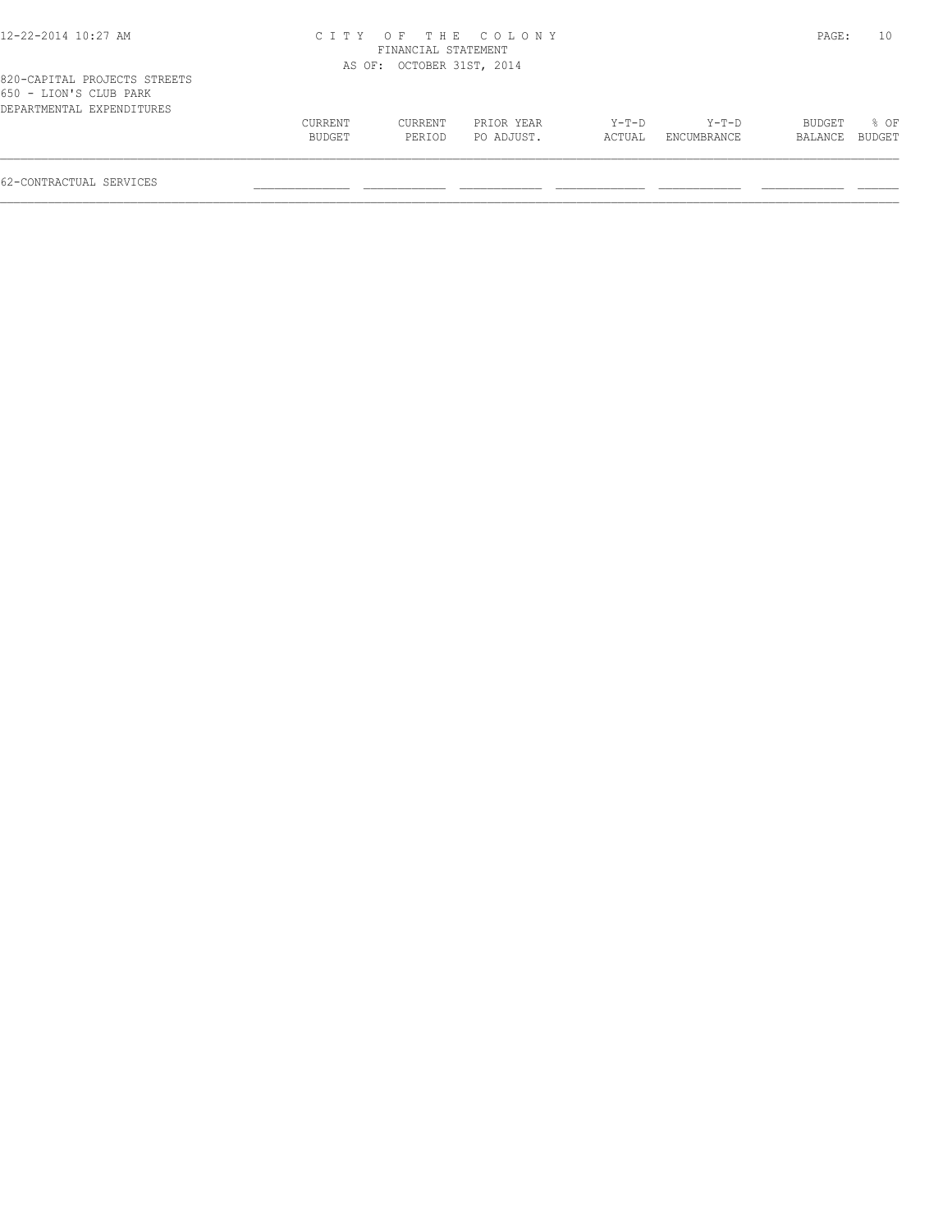CITY OF THE COLONY
FINANCIAL STATEMENT
AS OF: OCTOBER 31ST, 2014

820-CAPITAL PROJECTS STREETS
650 - LION'S CLUB PARK
DEPARTMENTAL EXPENDITURES

| | CURRENT BUDGET | CURRENT PERIOD | PRIOR YEAR PO ADJUST. | Y-T-D ACTUAL | Y-T-D ENCUMBRANCE | BUDGET BALANCE | % OF BUDGET |
|---|---|---|---|---|---|---|---|
| 62-CONTRACTUAL SERVICES | | | | | | | |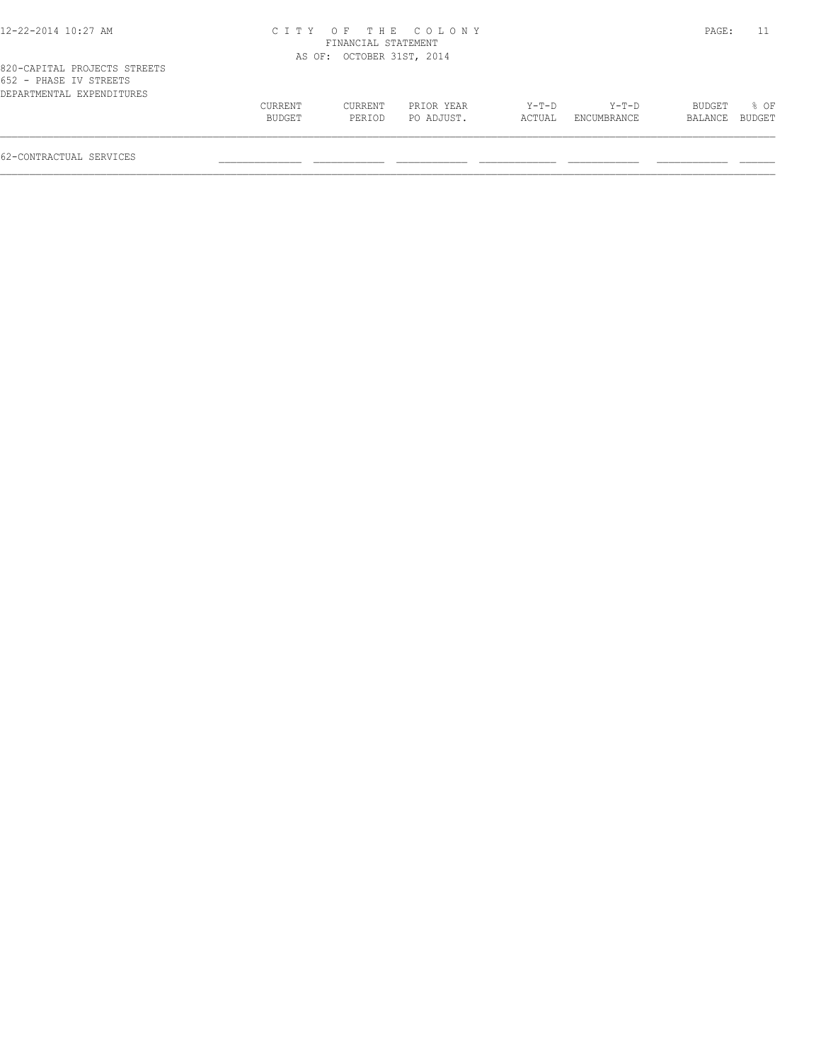820-CAPITAL PROJECTS STREETS
652 - PHASE IV STREETS
DEPARTMENTAL EXPENDITURES

| | CURRENT BUDGET | CURRENT PERIOD | PRIOR YEAR PO ADJUST. | Y-T-D ACTUAL | Y-T-D ENCUMBRANCE | BUDGET BALANCE | % OF BUDGET |
|---|---|---|---|---|---|---|---|
| 62-CONTRACTUAL SERVICES | | | | | | | |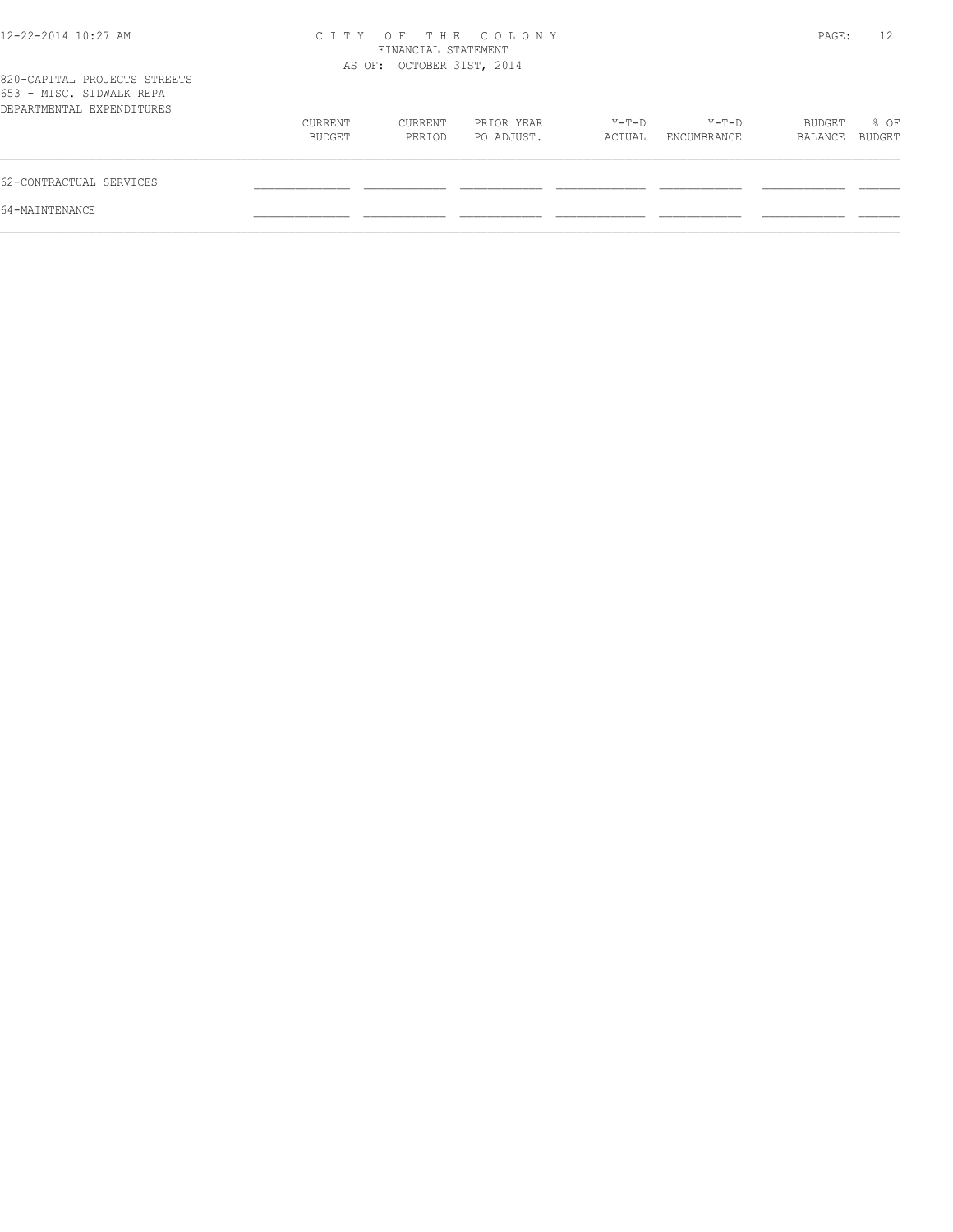CITY OF THE COLONY
FINANCIAL STATEMENT
AS OF: OCTOBER 31ST, 2014

820-CAPITAL PROJECTS STREETS
653 - MISC. SIDWALK REPA
DEPARTMENTAL EXPENDITURES

| | CURRENT BUDGET | CURRENT PERIOD | PRIOR YEAR PO ADJUST. | Y-T-D ACTUAL | Y-T-D ENCUMBRANCE | BUDGET BALANCE | % OF BUDGET |
|---|---|---|---|---|---|---|---|
| 62-CONTRACTUAL SERVICES | | | | | | | |
| 64-MAINTENANCE | | | | | | | |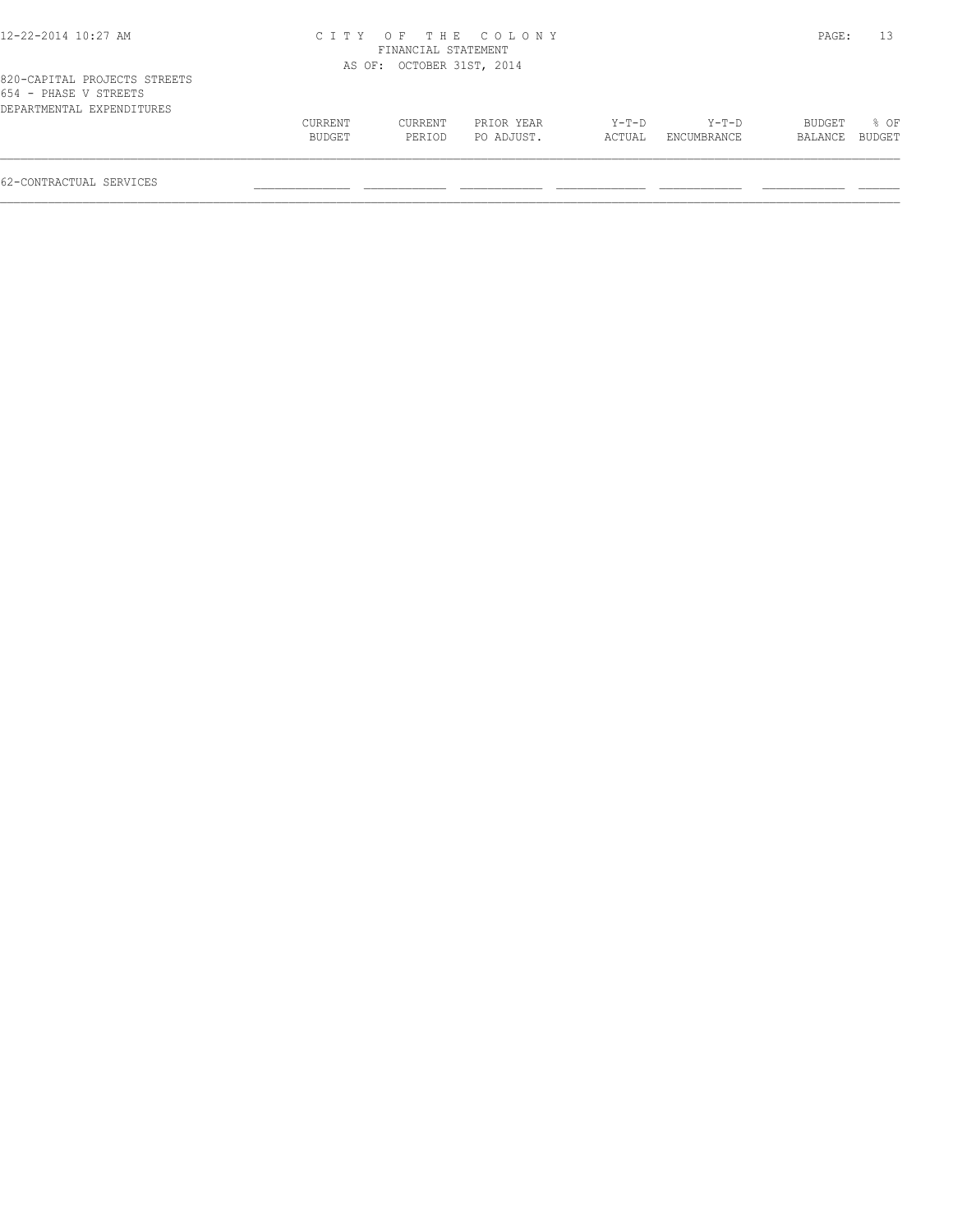820-CAPITAL PROJECTS STREETS
654 - PHASE V STREETS
DEPARTMENTAL EXPENDITURES

| | CURRENT BUDGET | CURRENT PERIOD | PRIOR YEAR PO ADJUST. | Y-T-D ACTUAL | Y-T-D ENCUMBRANCE | BUDGET BALANCE | % OF BUDGET |
|---|---|---|---|---|---|---|---|
| 62-CONTRACTUAL SERVICES | | | | | | | |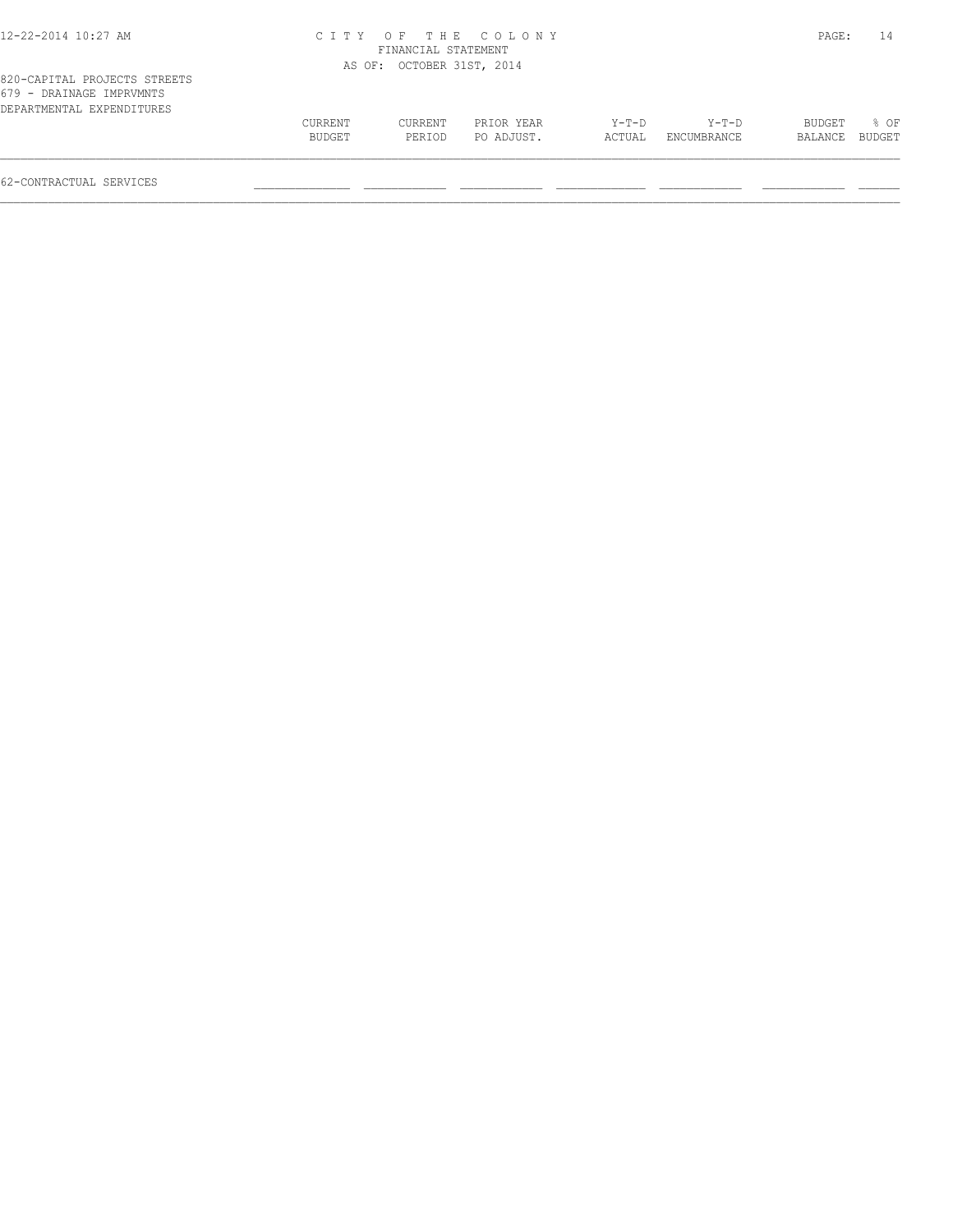820-CAPITAL PROJECTS STREETS
679 - DRAINAGE IMPRVMNTS
DEPARTMENTAL EXPENDITURES

|  | CURRENT BUDGET | CURRENT PERIOD | PRIOR YEAR PO ADJUST. | Y-T-D ACTUAL | Y-T-D ENCUMBRANCE | BUDGET BALANCE | % OF BUDGET |
|---|---|---|---|---|---|---|---|
| 62-CONTRACTUAL SERVICES |  |  |  |  |  |  |  |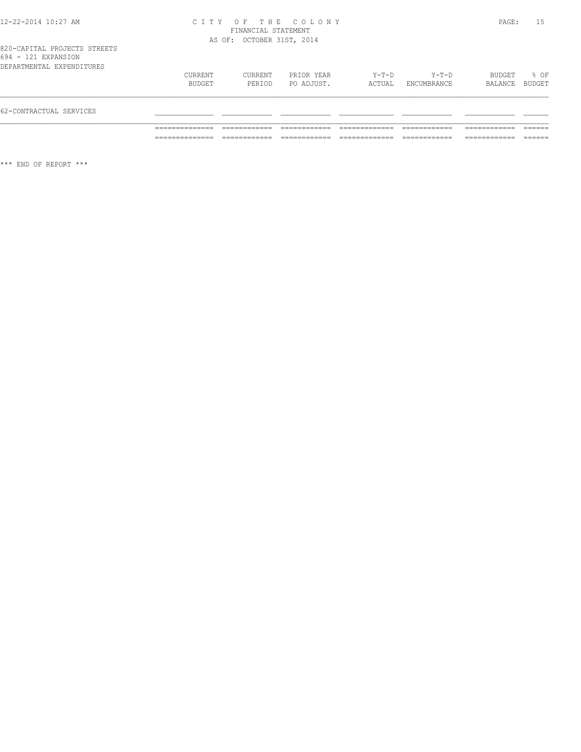820-CAPITAL PROJECTS STREETS
694 - 121 EXPANSION
DEPARTMENTAL EXPENDITURES

| | CURRENT BUDGET | CURRENT PERIOD | PRIOR YEAR PO ADJUST. | Y-T-D ACTUAL | Y-T-D ENCUMBRANCE | BUDGET BALANCE | % OF BUDGET |
|---|---|---|---|---|---|---|---|
| 62-CONTRACTUAL SERVICES | | | | | | | |

*** END OF REPORT ***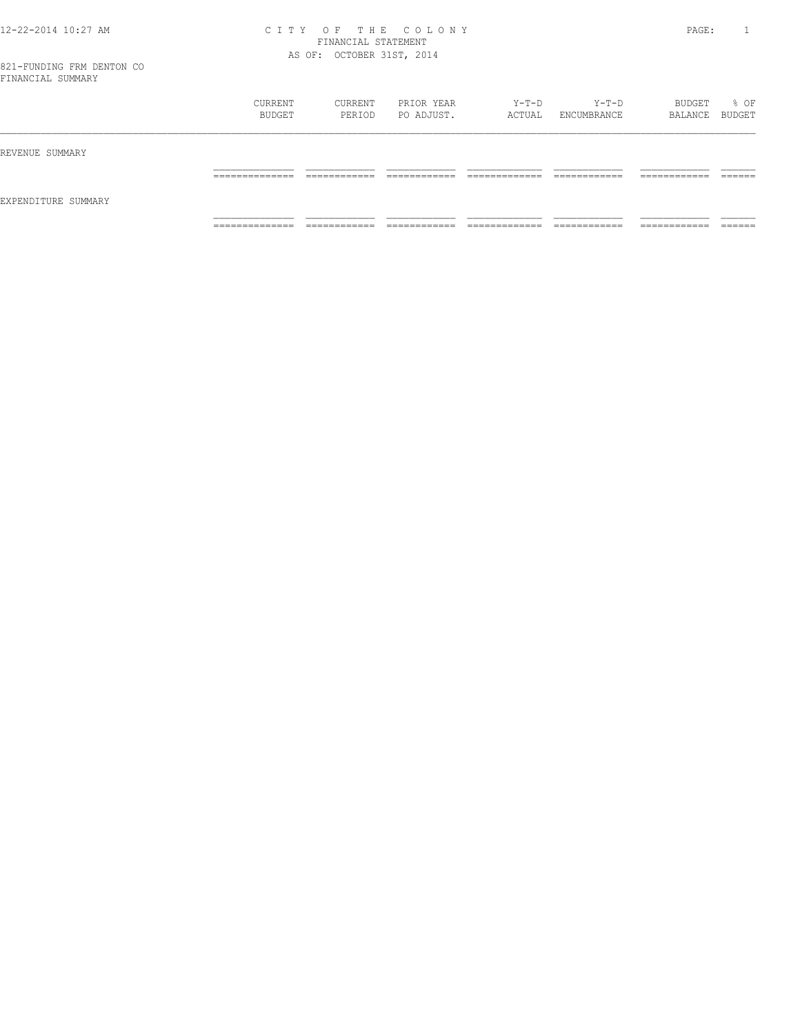# CITY OF THE COLONY

FINANCIAL STATEMENT

AS OF: OCTOBER 31ST, 2014

821-FUNDING FRM DENTON CO

FINANCIAL SUMMARY

| | CURRENT BUDGET | CURRENT PERIOD | PRIOR YEAR PO ADJUST. | Y-T-D ACTUAL | Y-T-D ENCUMBRANCE | BUDGET BALANCE | % OF BUDGET |
|---|---|---|---|---|---|---|---|
| REVENUE SUMMARY | | | | | | | |
| EXPENDITURE SUMMARY | | | | | | | |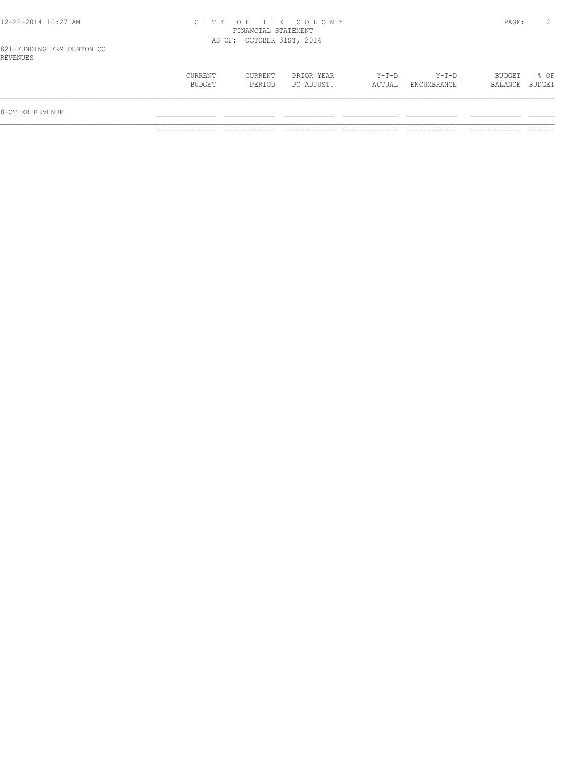CITY OF THE COLONY
FINANCIAL STATEMENT
AS OF: OCTOBER 31ST, 2014

821-FUNDING FRM DENTON CO
REVENUES

| | CURRENT BUDGET | CURRENT PERIOD | PRIOR YEAR PO ADJUST. | Y-T-D ACTUAL | Y-T-D ENCUMBRANCE | BUDGET BALANCE | % OF BUDGET |
|---|---|---|---|---|---|---|---|
| 8-OTHER REVENUE | | | | | | | |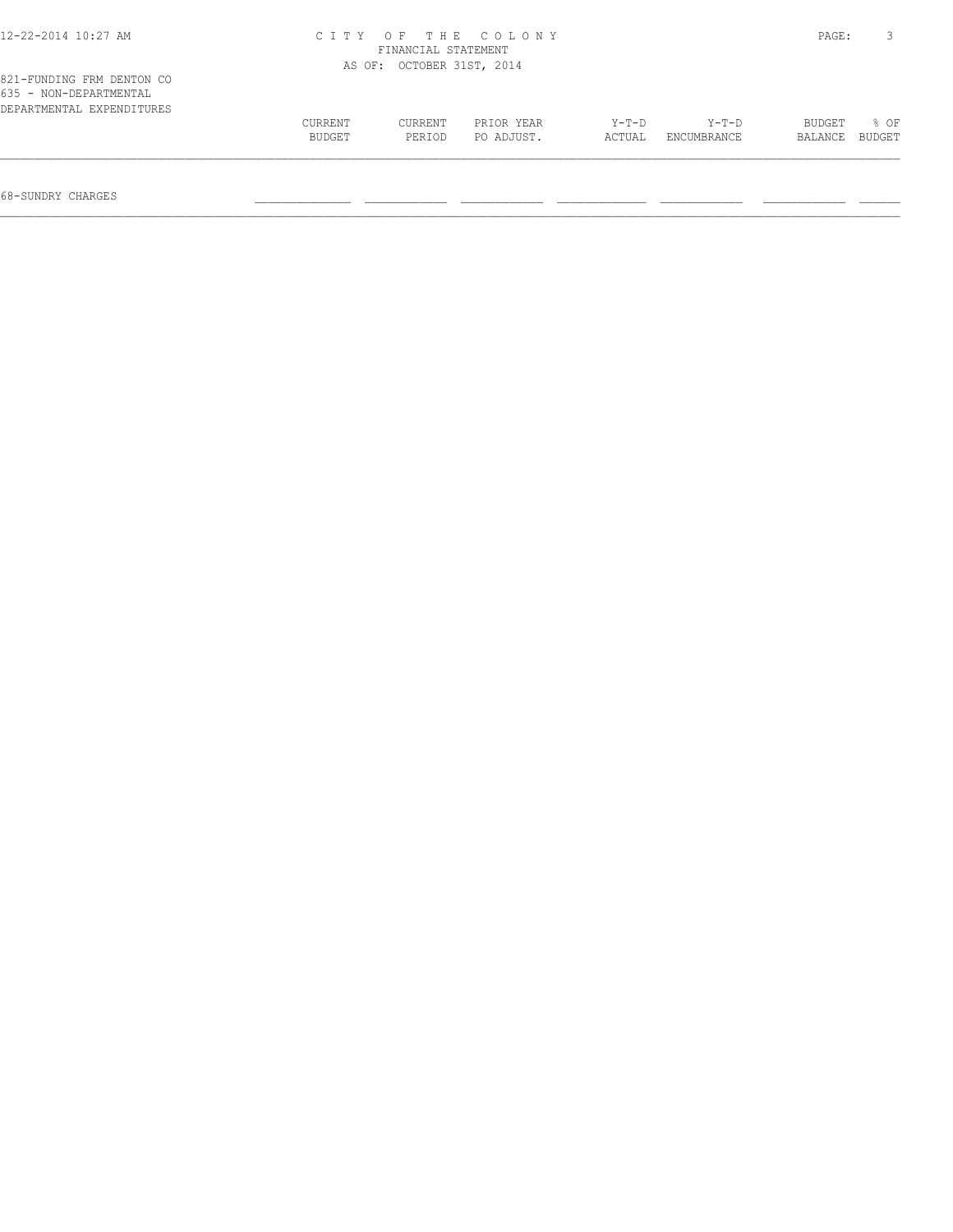821-FUNDING FRM DENTON CO
635 - NON-DEPARTMENTAL
DEPARTMENTAL EXPENDITURES

| | CURRENT BUDGET | CURRENT PERIOD | PRIOR YEAR PO ADJUST. | Y-T-D ACTUAL | Y-T-D ENCUMBRANCE | BUDGET BALANCE | % OF BUDGET |
|---|---|---|---|---|---|---|---|
| 68-SUNDRY CHARGES | | | | | | | |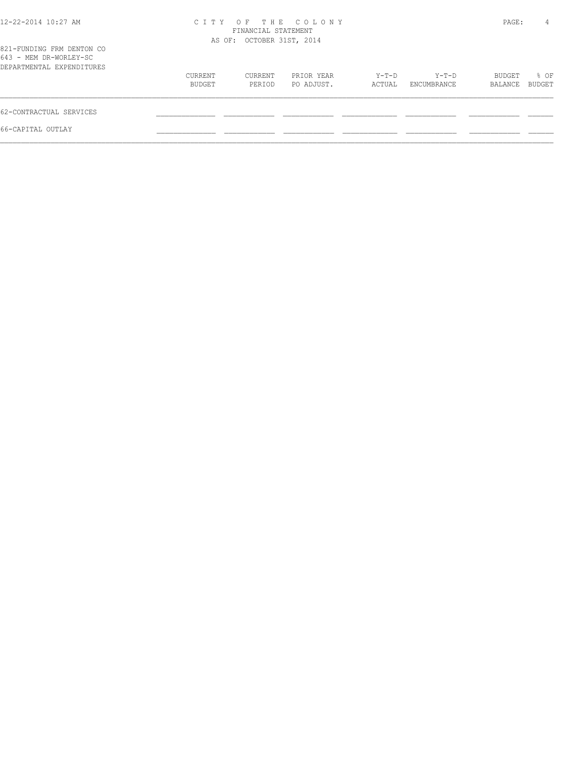# CITY OF THE COLONY

FINANCIAL STATEMENT

AS OF: OCTOBER 31ST, 2014

821-FUNDING FRM DENTON CO

643 - MEM DR-WORLEY-SC

DEPARTMENTAL EXPENDITURES

| | CURRENT BUDGET | CURRENT PERIOD | PRIOR YEAR PO ADJUST. | Y-T-D ACTUAL | Y-T-D ENCUMBRANCE | BUDGET BALANCE | % OF BUDGET |
|---|---|---|---|---|---|---|---|
| 62-CONTRACTUAL SERVICES | | | | | | | |
| 66-CAPITAL OUTLAY | | | | | | | |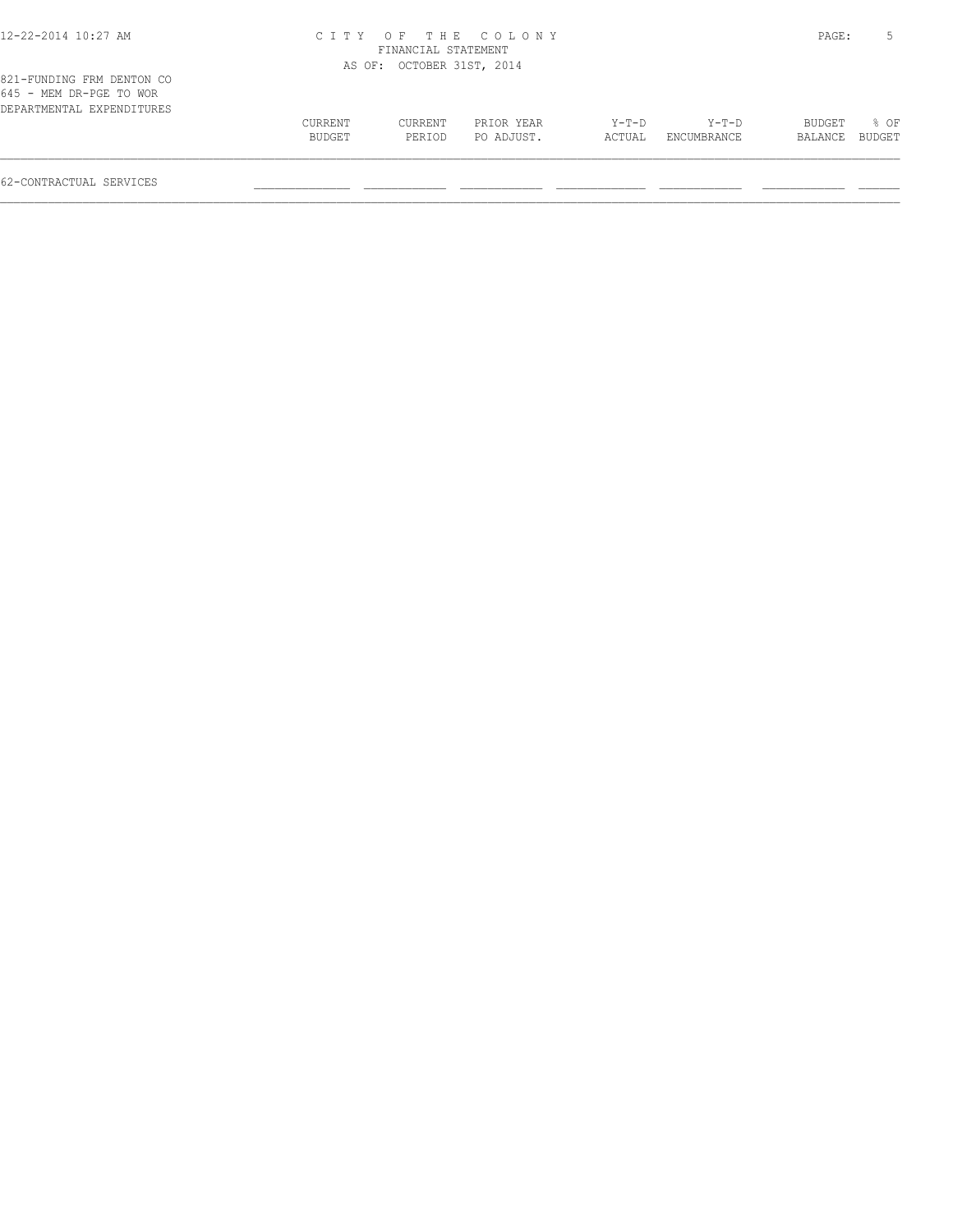CITY OF THE COLONY
FINANCIAL STATEMENT
AS OF: OCTOBER 31ST, 2014

821-FUNDING FRM DENTON CO
645 - MEM DR-PGE TO WOR
DEPARTMENTAL EXPENDITURES

| | CURRENT BUDGET | CURRENT PERIOD | PRIOR YEAR PO ADJUST. | Y-T-D ACTUAL | Y-T-D ENCUMBRANCE | BUDGET BALANCE | % OF BUDGET |
|---|---|---|---|---|---|---|---|
| 62-CONTRACTUAL SERVICES | | | | | | | |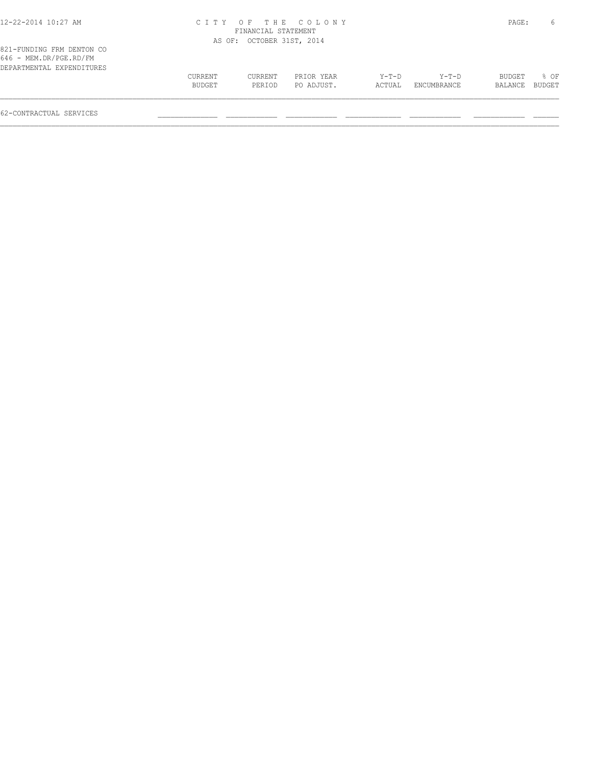CITY OF THE COLONY
FINANCIAL STATEMENT
AS OF: OCTOBER 31ST, 2014

821-FUNDING FRM DENTON CO
646 - MEM.DR/PGE.RD/FM
DEPARTMENTAL EXPENDITURES

| | CURRENT BUDGET | CURRENT PERIOD | PRIOR YEAR PO ADJUST. | Y-T-D ACTUAL | Y-T-D ENCUMBRANCE | BUDGET BALANCE | % OF BUDGET |
|---|---|---|---|---|---|---|---|
| 62-CONTRACTUAL SERVICES | | | | | | | |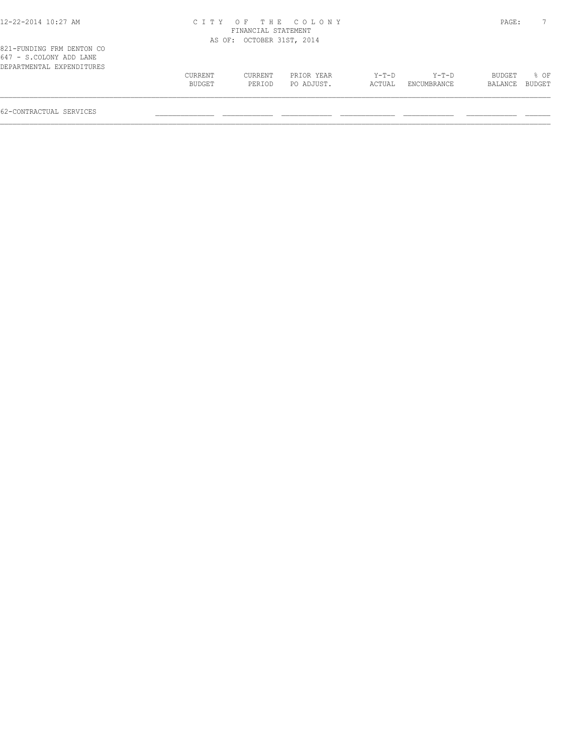CITY OF THE COLONY
FINANCIAL STATEMENT
AS OF: OCTOBER 31ST, 2014

821-FUNDING FRM DENTON CO
647 - S.COLONY ADD LANE
DEPARTMENTAL EXPENDITURES

| | CURRENT BUDGET | CURRENT PERIOD | PRIOR YEAR PO ADJUST. | Y-T-D ACTUAL | Y-T-D ENCUMBRANCE | BUDGET BALANCE | % OF BUDGET |
|---|---|---|---|---|---|---|---|
| 62-CONTRACTUAL SERVICES | | | | | | | |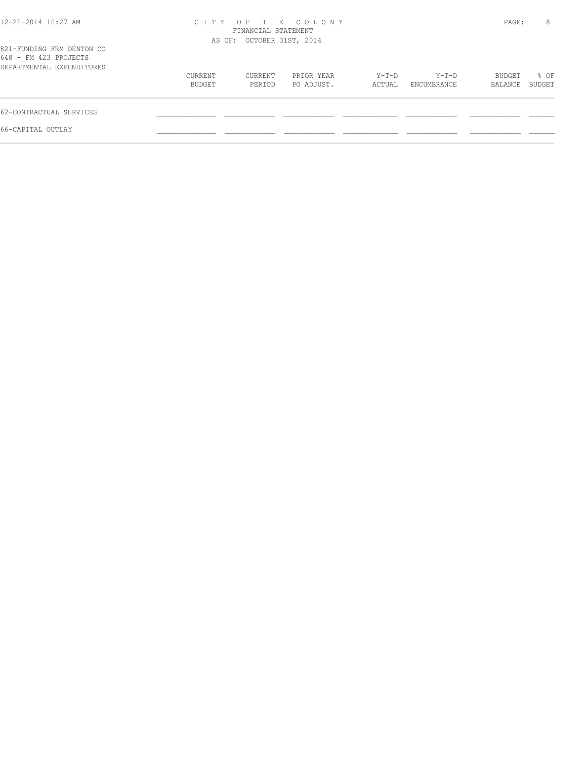CITY OF THE COLONY
FINANCIAL STATEMENT
AS OF: OCTOBER 31ST, 2014

821-FUNDING FRM DENTON CO
648 - FM 423 PROJECTS
DEPARTMENTAL EXPENDITURES

| | CURRENT BUDGET | CURRENT PERIOD | PRIOR YEAR PO ADJUST. | Y-T-D ACTUAL | Y-T-D ENCUMBRANCE | BUDGET BALANCE | % OF BUDGET |
|---|---|---|---|---|---|---|---|
| 62-CONTRACTUAL SERVICES | | | | | | | |
| 66-CAPITAL OUTLAY | | | | | | | |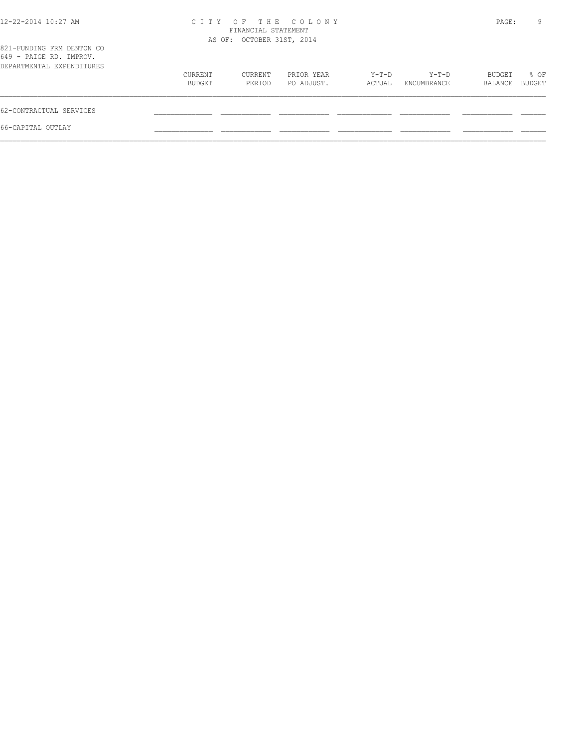# CITY OF THE COLONY
FINANCIAL STATEMENT
AS OF: OCTOBER 31ST, 2014

821-FUNDING FRM DENTON CO
649 - PAIGE RD. IMPROV.
DEPARTMENTAL EXPENDITURES

| | CURRENT BUDGET | CURRENT PERIOD | PRIOR YEAR PO ADJUST. | Y-T-D ACTUAL | Y-T-D ENCUMBRANCE | BUDGET BALANCE | % OF BUDGET |
|---|---|---|---|---|---|---|---|
| 62-CONTRACTUAL SERVICES | | | | | | | |
| 66-CAPITAL OUTLAY | | | | | | | |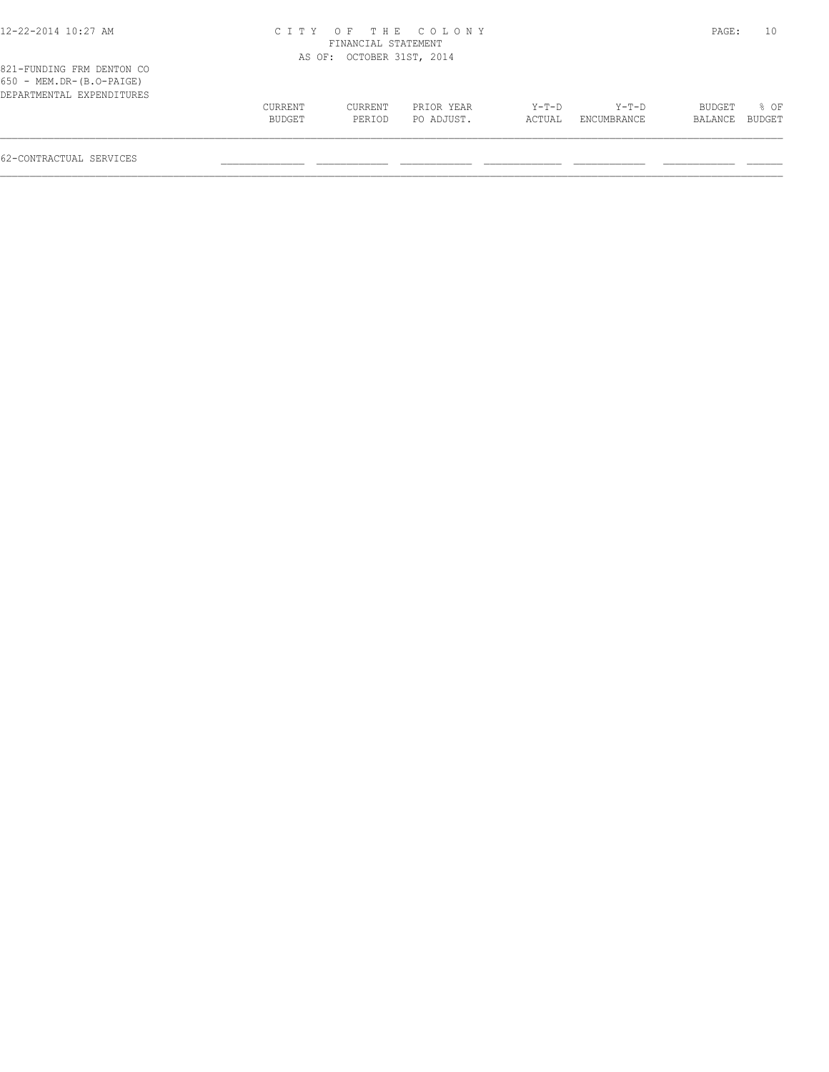CITY OF THE COLONY
FINANCIAL STATEMENT
AS OF: OCTOBER 31ST, 2014

821-FUNDING FRM DENTON CO
650 - MEM.DR-(B.O-PAIGE)
DEPARTMENTAL EXPENDITURES

| | CURRENT BUDGET | CURRENT PERIOD | PRIOR YEAR PO ADJUST. | Y-T-D ACTUAL | Y-T-D ENCUMBRANCE | BUDGET BALANCE | % OF BUDGET |
|---|---|---|---|---|---|---|---|
| 62-CONTRACTUAL SERVICES | | | | | | | |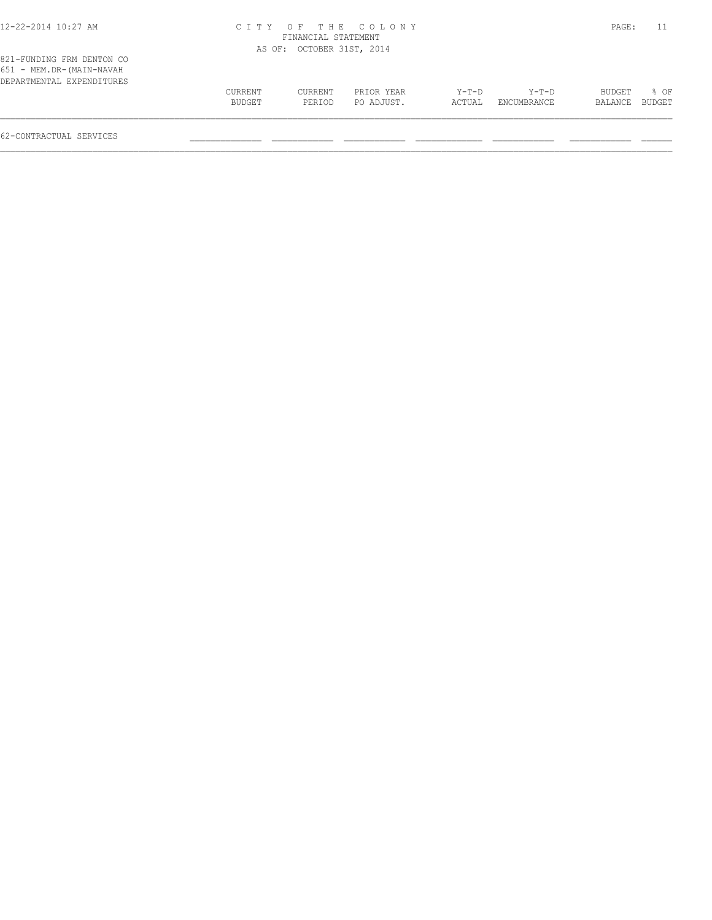821-FUNDING FRM DENTON CO
651 - MEM.DR-(MAIN-NAVAH
DEPARTMENTAL EXPENDITURES

| | CURRENT BUDGET | CURRENT PERIOD | PRIOR YEAR PO ADJUST. | Y-T-D ACTUAL | Y-T-D ENCUMBRANCE | BUDGET BALANCE | % OF BUDGET |
|---|---|---|---|---|---|---|---|
| 62-CONTRACTUAL SERVICES | | | | | | | |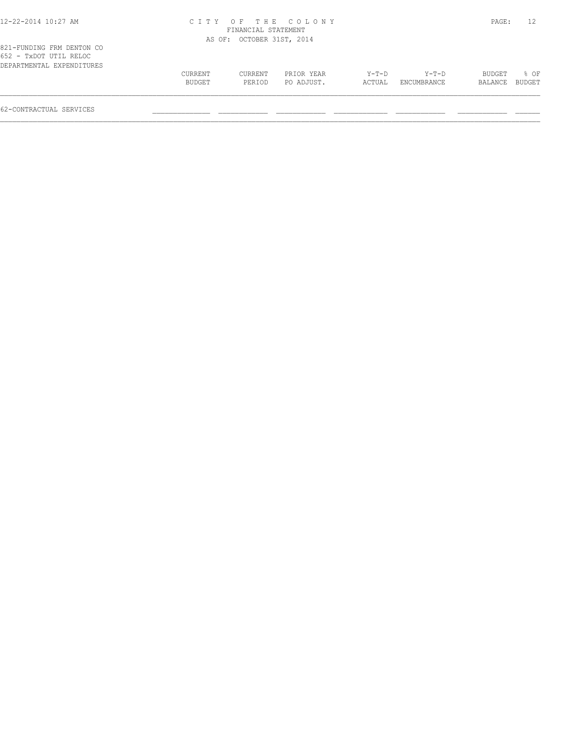# CITY OF THE COLONY
FINANCIAL STATEMENT
AS OF: OCTOBER 31ST, 2014

821-FUNDING FRM DENTON CO
652 - TxDOT UTIL RELOC
DEPARTMENTAL EXPENDITURES

| | CURRENT BUDGET | CURRENT PERIOD | PRIOR YEAR PO ADJUST. | Y-T-D ACTUAL | Y-T-D ENCUMBRANCE | BUDGET BALANCE | % OF BUDGET |
|---|---|---|---|---|---|---|---|
| 62-CONTRACTUAL SERVICES | | | | | | | |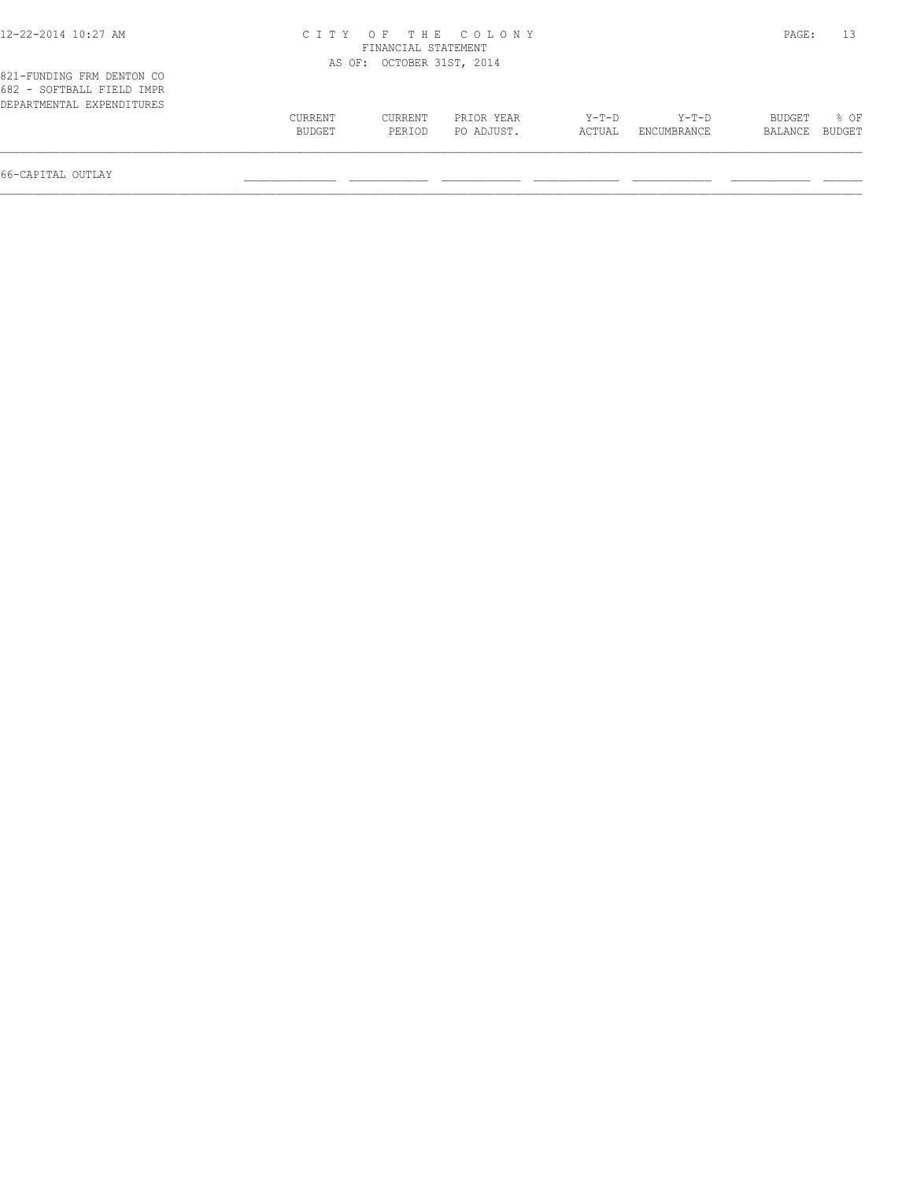CITY OF THE COLONY
FINANCIAL STATEMENT
AS OF: OCTOBER 31ST, 2014

821-FUNDING FRM DENTON CO
682 - SOFTBALL FIELD IMPR
DEPARTMENTAL EXPENDITURES

| | CURRENT BUDGET | CURRENT PERIOD | PRIOR YEAR PO ADJUST. | Y-T-D ACTUAL | Y-T-D ENCUMBRANCE | BUDGET BALANCE | % OF BUDGET |
|---|---|---|---|---|---|---|---|
| 66-CAPITAL OUTLAY | | | | | | | |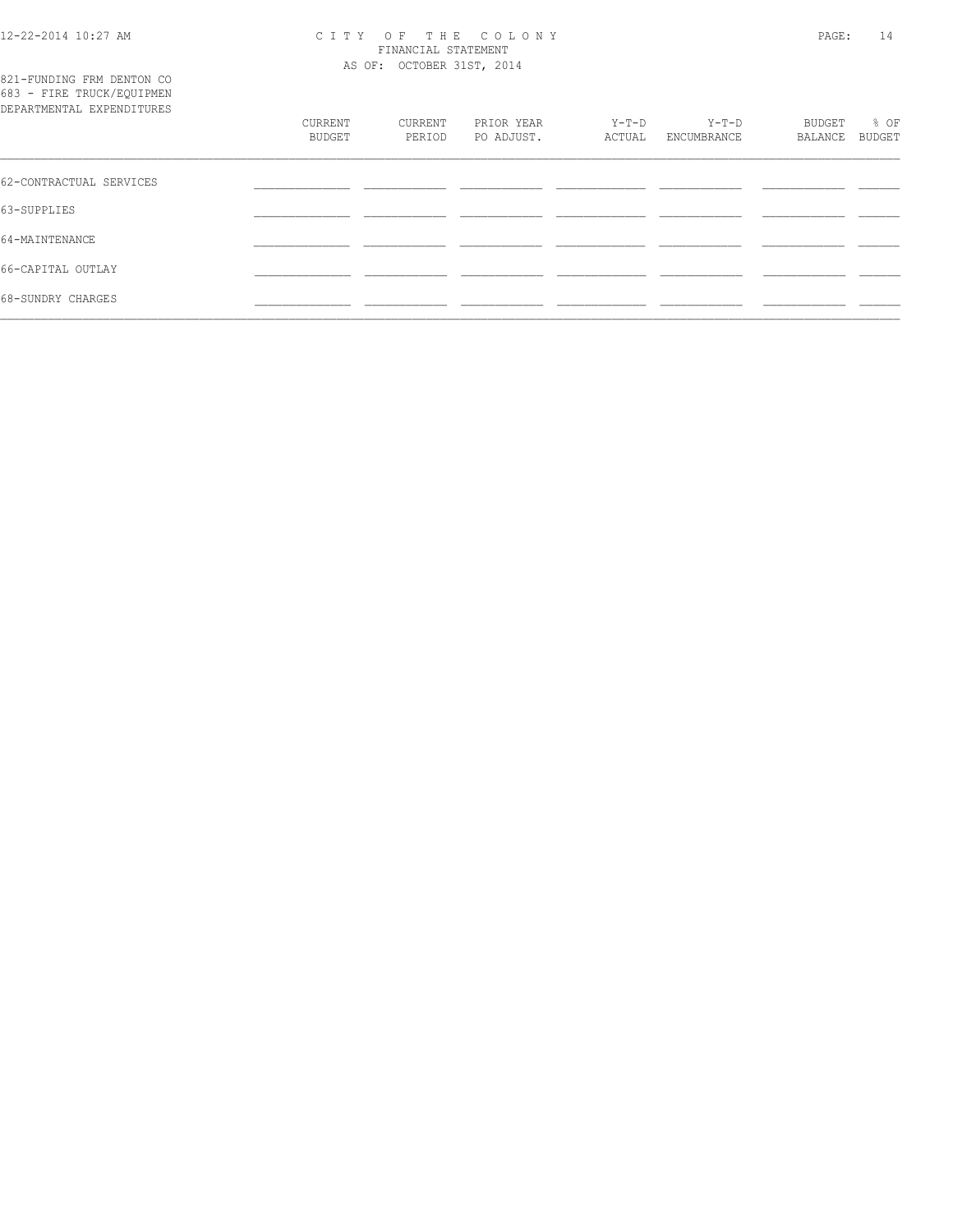# CITY OF THE COLONY
## FINANCIAL STATEMENT
### AS OF: OCTOBER 31ST, 2014

821-FUNDING FRM DENTON CO
683 - FIRE TRUCK/EQUIPMEN
DEPARTMENTAL EXPENDITURES

| | CURRENT BUDGET | CURRENT PERIOD | PRIOR YEAR PO ADJUST. | Y-T-D ACTUAL | Y-T-D ENCUMBRANCE | BUDGET BALANCE | % OF BUDGET |
|---|---|---|---|---|---|---|---|
| 62-CONTRACTUAL SERVICES | | | | | | | |
| 63-SUPPLIES | | | | | | | |
| 64-MAINTENANCE | | | | | | | |
| 66-CAPITAL OUTLAY | | | | | | | |
| 68-SUNDRY CHARGES | | | | | | | |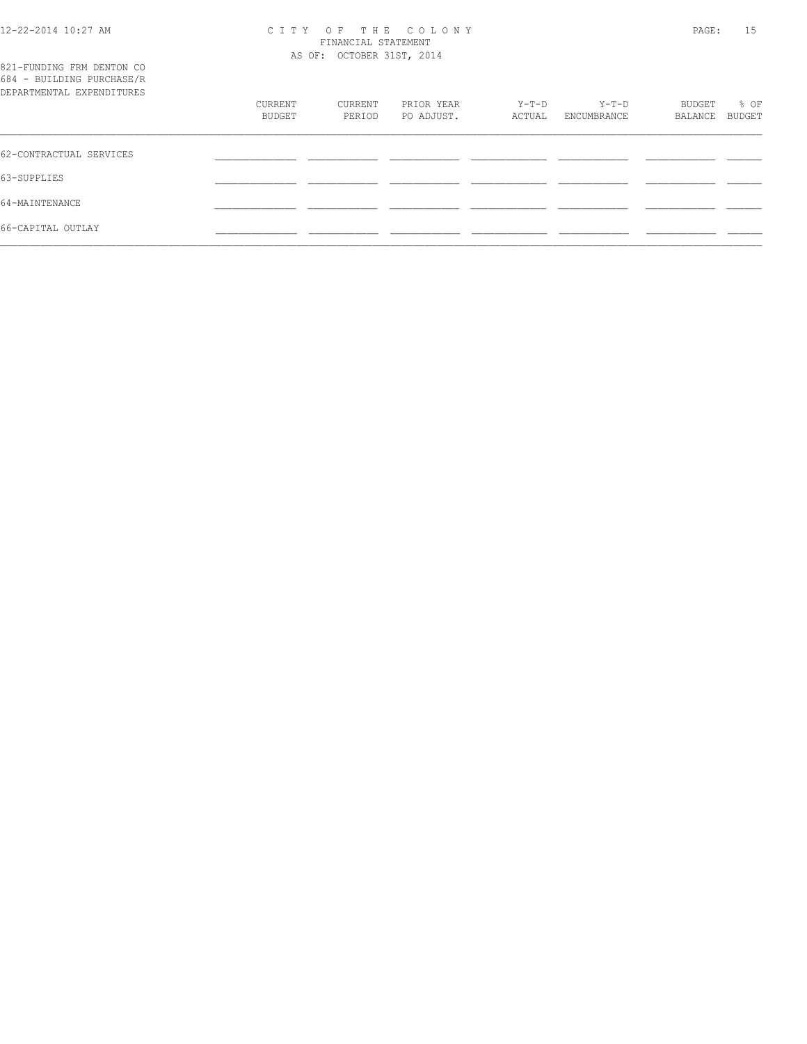821-FUNDING FRM DENTON CO
684 - BUILDING PURCHASE/R
DEPARTMENTAL EXPENDITURES

|  | CURRENT BUDGET | CURRENT PERIOD | PRIOR YEAR PO ADJUST. | Y-T-D ACTUAL | Y-T-D ENCUMBRANCE | BUDGET BALANCE | % OF BUDGET |
|---|---|---|---|---|---|---|---|
| 62-CONTRACTUAL SERVICES |  |  |  |  |  |  |  |
| 63-SUPPLIES |  |  |  |  |  |  |  |
| 64-MAINTENANCE |  |  |  |  |  |  |  |
| 66-CAPITAL OUTLAY |  |  |  |  |  |  |  |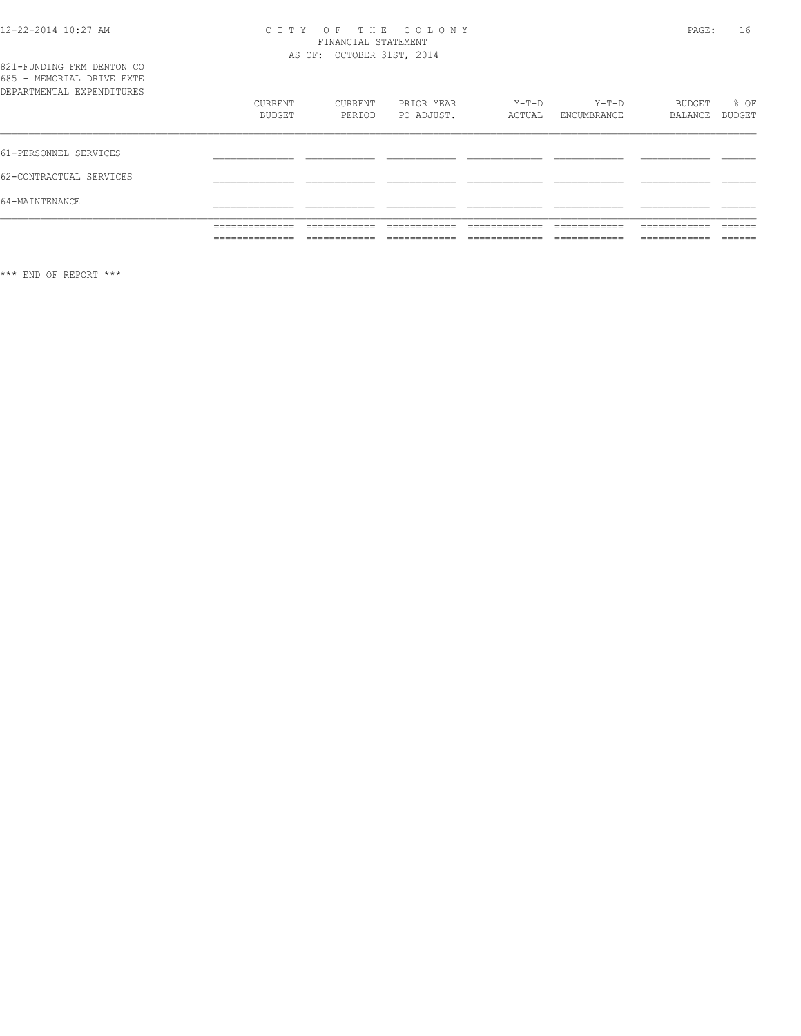CITY OF THE COLONY
FINANCIAL STATEMENT
AS OF: OCTOBER 31ST, 2014

821-FUNDING FRM DENTON CO
685 - MEMORIAL DRIVE EXTE
DEPARTMENTAL EXPENDITURES

| | CURRENT BUDGET | CURRENT PERIOD | PRIOR YEAR PO ADJUST. | Y-T-D ACTUAL | Y-T-D ENCUMBRANCE | BUDGET BALANCE | % OF BUDGET |
|---|---|---|---|---|---|---|---|
| 61-PERSONNEL SERVICES | | | | | | | |
| 62-CONTRACTUAL SERVICES | | | | | | | |
| 64-MAINTENANCE | | | | | | | |

*** END OF REPORT ***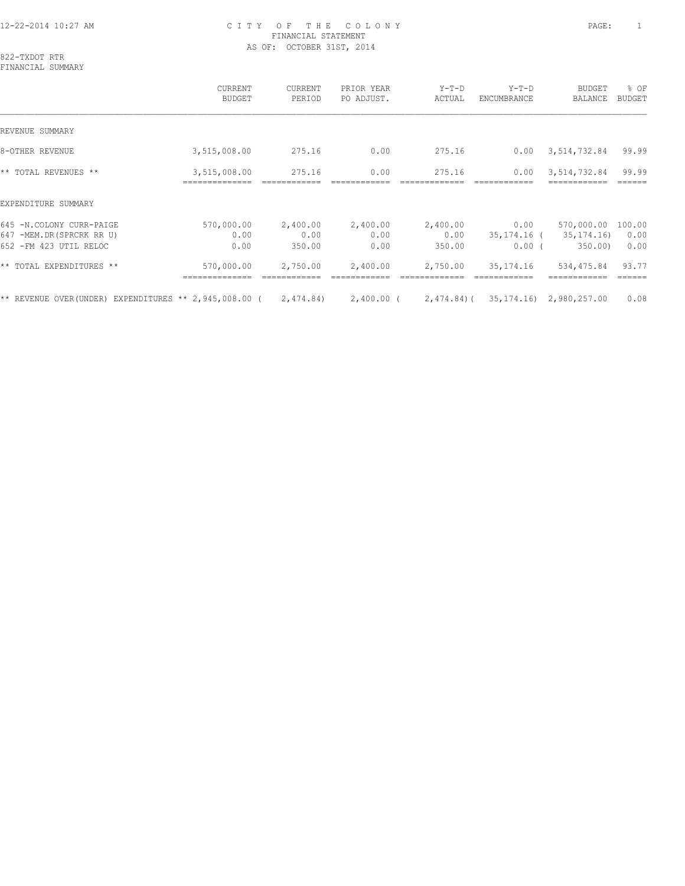12-22-2014 10:27 AM

CITY OF THE COLONY
FINANCIAL STATEMENT
AS OF: OCTOBER 31ST, 2014

822-TXDOT RTR
FINANCIAL SUMMARY

| | CURRENT BUDGET | CURRENT PERIOD | PRIOR YEAR PO ADJUST. | Y-T-D ACTUAL | Y-T-D ENCUMBRANCE | BUDGET BALANCE | % OF BUDGET |
|---|---|---|---|---|---|---|---|
| REVENUE SUMMARY | | | | | | | |
| 8-OTHER REVENUE | 3,515,008.00 | 275.16 | 0.00 | 275.16 | 0.00 | 3,514,732.84 | 99.99 |
| ** TOTAL REVENUES ** | 3,515,008.00 | 275.16 | 0.00 | 275.16 | 0.00 | 3,514,732.84 | 99.99 |
| EXPENDITURE SUMMARY | | | | | | | |
| 645 -N.COLONY CURR-PAIGE | 570,000.00 | 2,400.00 | 2,400.00 | 2,400.00 | 0.00 | 570,000.00 | 100.00 |
| 647 -MEM.DR(SPRCRK RR U) | 0.00 | 0.00 | 0.00 | 0.00 | 35,174.16 | ( 35,174.16) | 0.00 |
| 652 -FM 423 UTIL RELOC | 0.00 | 350.00 | 0.00 | 350.00 | 0.00 | ( 350.00) | 0.00 |
| ** TOTAL EXPENDITURES ** | 570,000.00 | 2,750.00 | 2,400.00 | 2,750.00 | 35,174.16 | 534,475.84 | 93.77 |
| ** REVENUE OVER(UNDER) EXPENDITURES ** | 2,945,008.00 | ( 2,474.84) | 2,400.00 | ( 2,474.84) | ( 35,174.16) | 2,980,257.00 | 0.08 |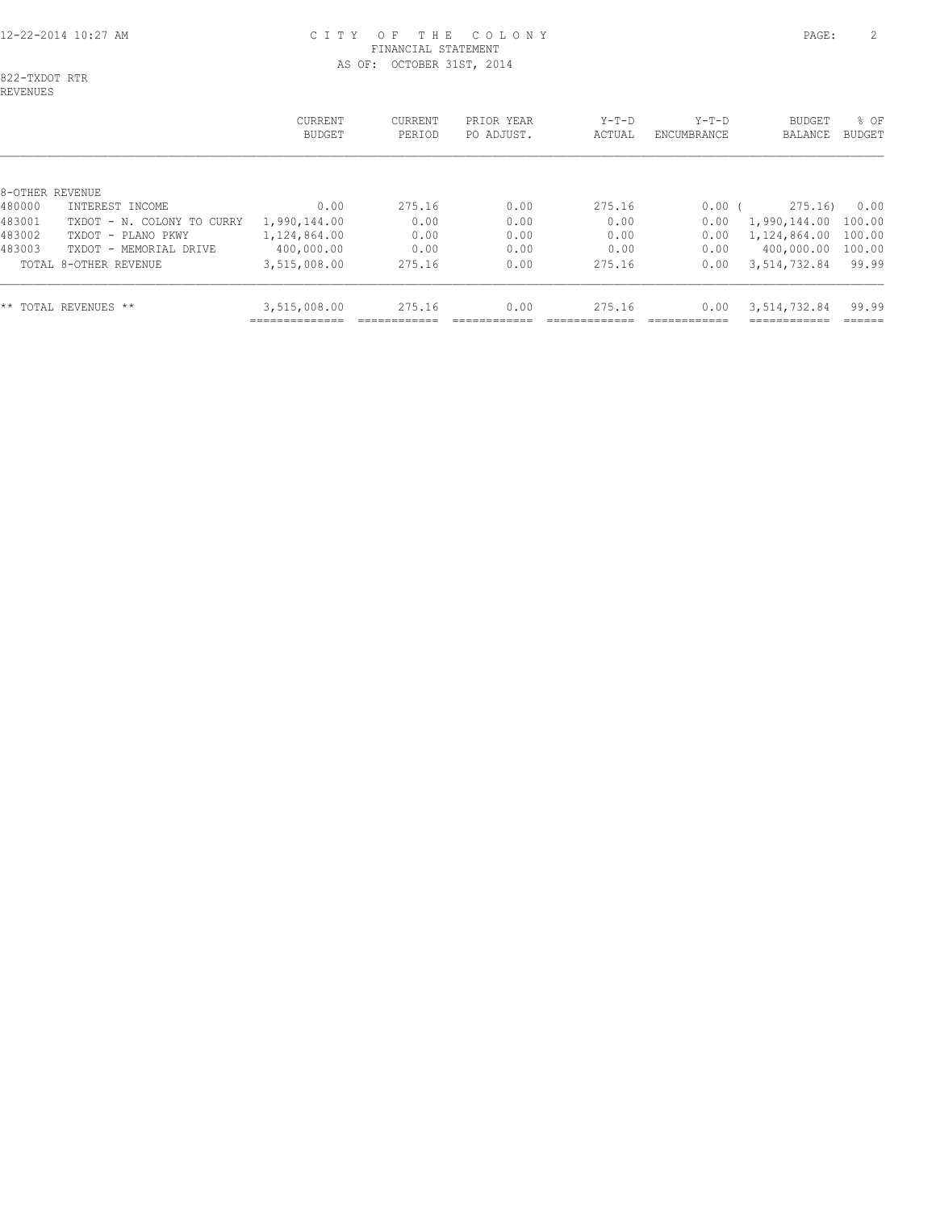CITY OF THE COLONY
FINANCIAL STATEMENT
AS OF: OCTOBER 31ST, 2014

822-TXDOT RTR
REVENUES

| | | CURRENT BUDGET | CURRENT PERIOD | PRIOR YEAR PO ADJUST. | Y-T-D ACTUAL | Y-T-D ENCUMBRANCE | BUDGET BALANCE | % OF BUDGET |
|---|---|---|---|---|---|---|---|---|
| 8-OTHER REVENUE | | | | | | | | |
| 480000 | INTEREST INCOME | 0.00 | 275.16 | 0.00 | 275.16 | 0.00 | ( 275.16) | 0.00 |
| 483001 | TXDOT - N. COLONY TO CURRY | 1,990,144.00 | 0.00 | 0.00 | 0.00 | 0.00 | 1,990,144.00 | 100.00 |
| 483002 | TXDOT - PLANO PKWY | 1,124,864.00 | 0.00 | 0.00 | 0.00 | 0.00 | 1,124,864.00 | 100.00 |
| 483003 | TXDOT - MEMORIAL DRIVE | 400,000.00 | 0.00 | 0.00 | 0.00 | 0.00 | 400,000.00 | 100.00 |
| | TOTAL 8-OTHER REVENUE | 3,515,008.00 | 275.16 | 0.00 | 275.16 | 0.00 | 3,514,732.84 | 99.99 |
| | ** TOTAL REVENUES ** | 3,515,008.00 | 275.16 | 0.00 | 275.16 | 0.00 | 3,514,732.84 | 99.99 |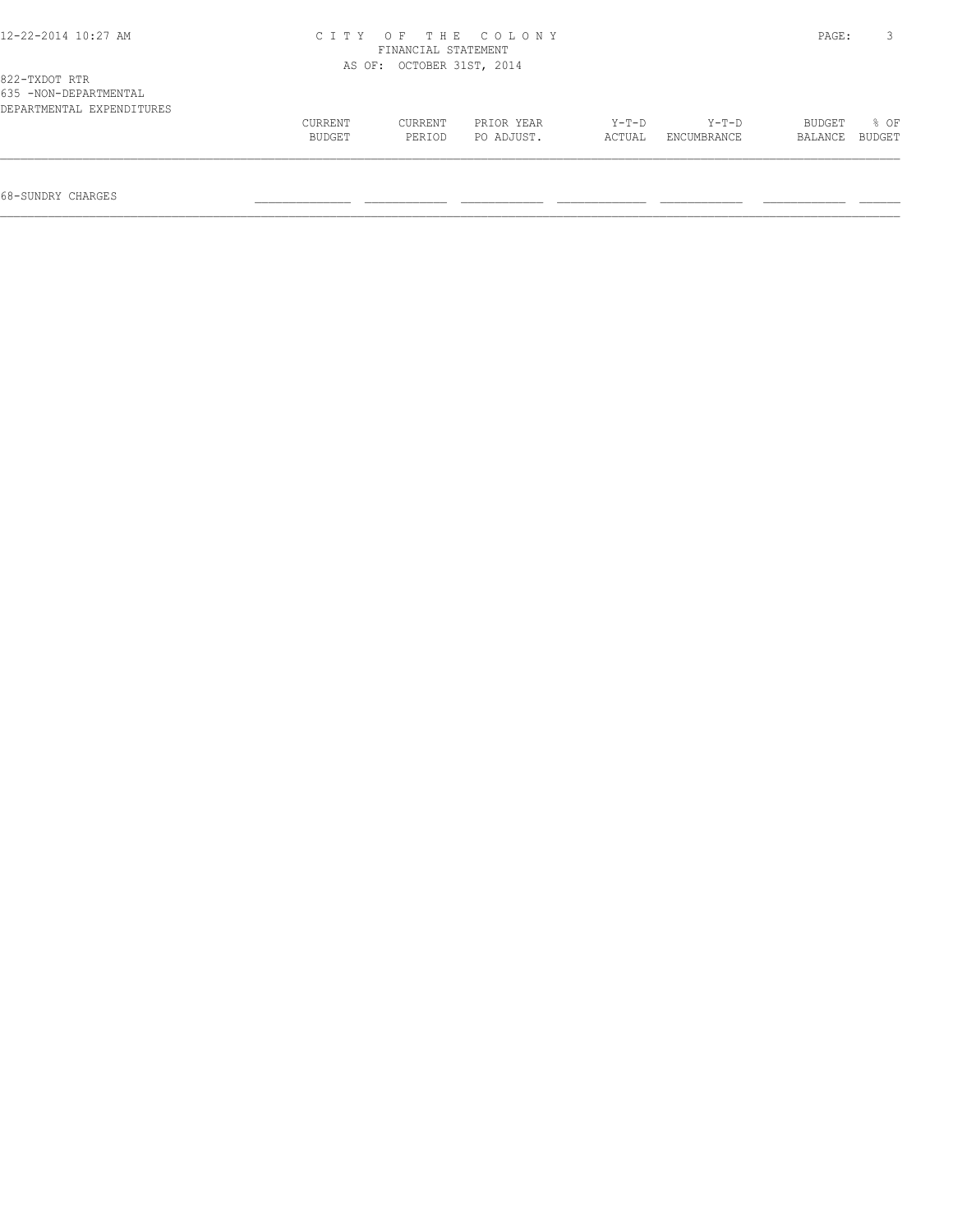CITY OF THE COLONY
FINANCIAL STATEMENT
AS OF: OCTOBER 31ST, 2014

822-TXDOT RTR
635 -NON-DEPARTMENTAL
DEPARTMENTAL EXPENDITURES

| | CURRENT BUDGET | CURRENT PERIOD | PRIOR YEAR PO ADJUST. | Y-T-D ACTUAL | Y-T-D ENCUMBRANCE | BUDGET BALANCE | % OF BUDGET |
|---|---|---|---|---|---|---|---|
| 68-SUNDRY CHARGES | | | | | | | |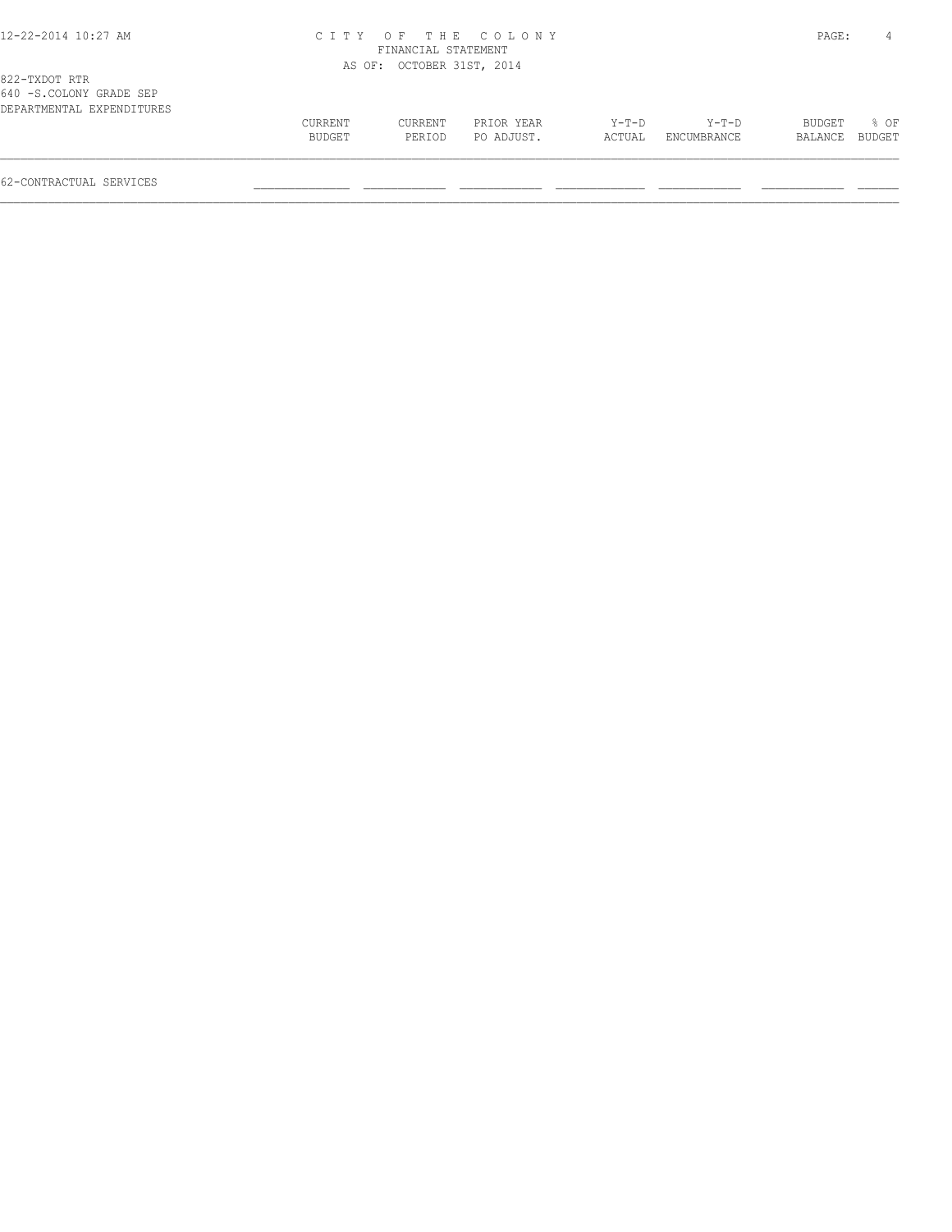CITY OF THE COLONY
FINANCIAL STATEMENT
AS OF: OCTOBER 31ST, 2014

822-TXDOT RTR
640 -S.COLONY GRADE SEP
DEPARTMENTAL EXPENDITURES

| | CURRENT BUDGET | CURRENT PERIOD | PRIOR YEAR PO ADJUST. | Y-T-D ACTUAL | Y-T-D ENCUMBRANCE | BUDGET BALANCE | % OF BUDGET |
|---|---|---|---|---|---|---|---|
| 62-CONTRACTUAL SERVICES | | | | | | | |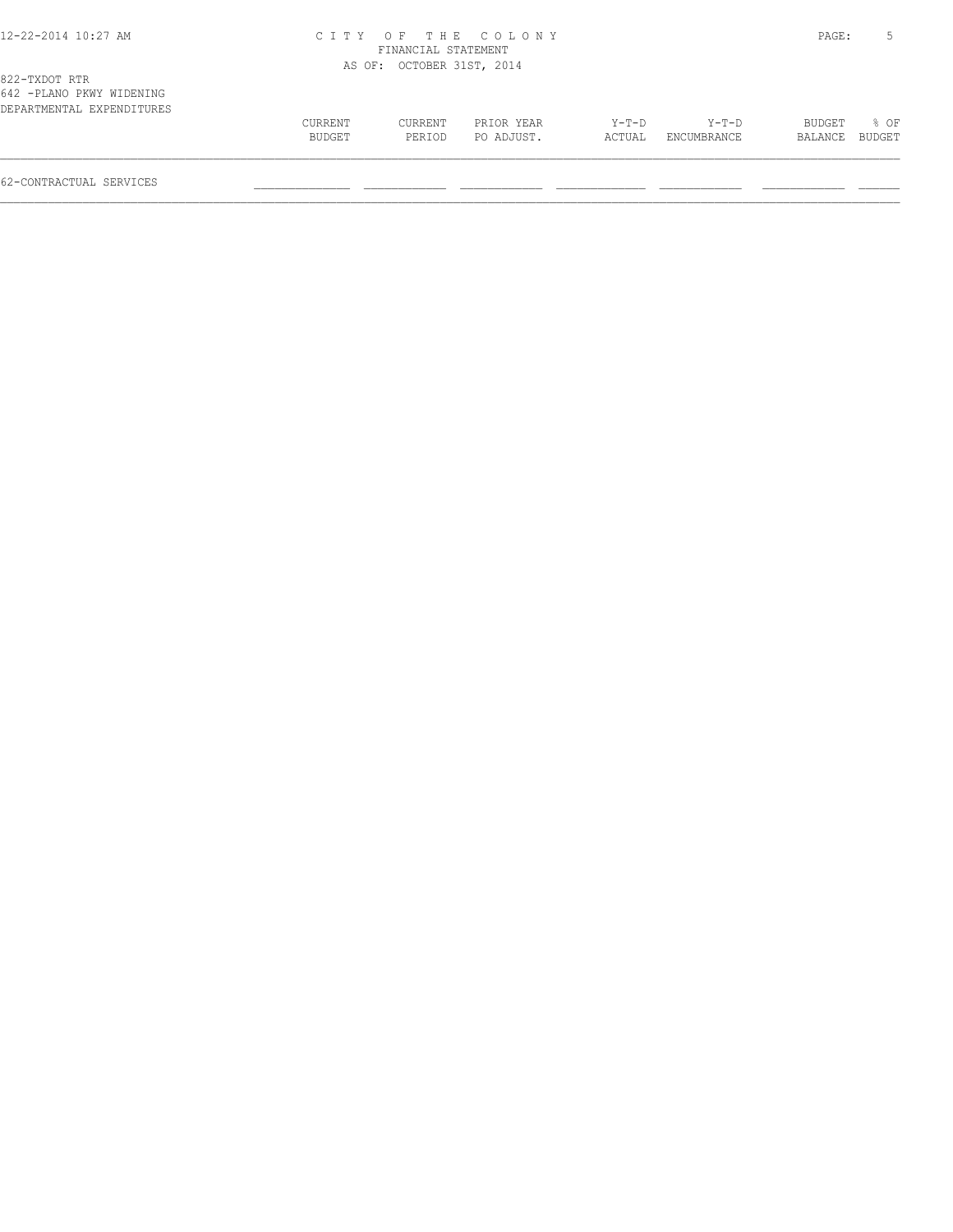822-TXDOT RTR
642 -PLANO PKWY WIDENING
DEPARTMENTAL EXPENDITURES

| | CURRENT BUDGET | CURRENT PERIOD | PRIOR YEAR PO ADJUST. | Y-T-D ACTUAL | Y-T-D ENCUMBRANCE | BUDGET BALANCE | % OF BUDGET |
|---|---|---|---|---|---|---|---|
| 62-CONTRACTUAL SERVICES | | | | | | | |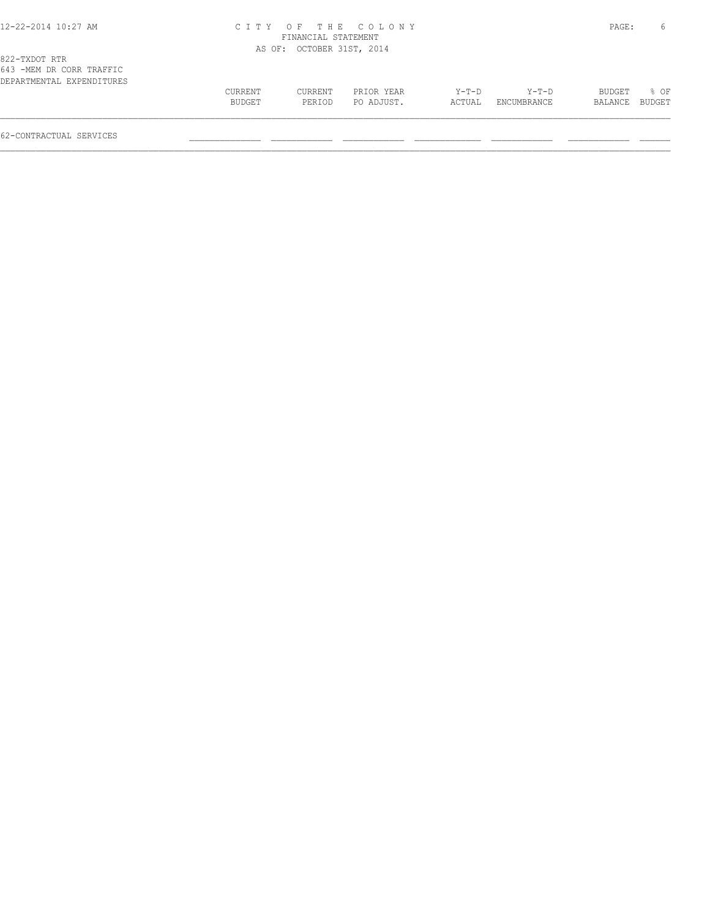CITY OF THE COLONY
FINANCIAL STATEMENT
AS OF: OCTOBER 31ST, 2014

822-TXDOT RTR
643 -MEM DR CORR TRAFFIC
DEPARTMENTAL EXPENDITURES

| | CURRENT BUDGET | CURRENT PERIOD | PRIOR YEAR PO ADJUST. | Y-T-D ACTUAL | Y-T-D ENCUMBRANCE | BUDGET BALANCE | % OF BUDGET |
|---|---|---|---|---|---|---|---|
| 62-CONTRACTUAL SERVICES | | | | | | | |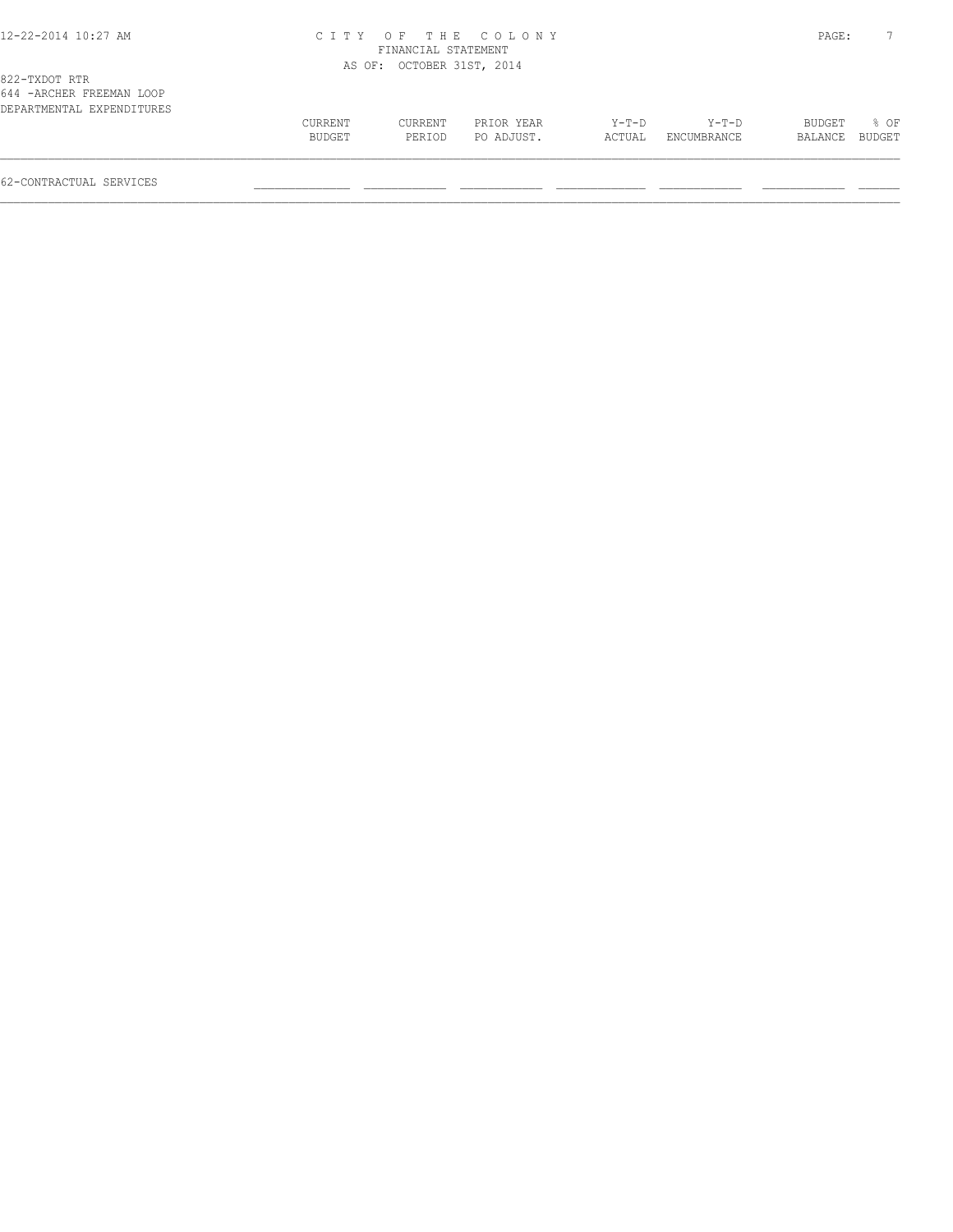CITY OF THE COLONY
FINANCIAL STATEMENT
AS OF: OCTOBER 31ST, 2014

822-TXDOT RTR
644 -ARCHER FREEMAN LOOP
DEPARTMENTAL EXPENDITURES

| | CURRENT BUDGET | CURRENT PERIOD | PRIOR YEAR PO ADJUST. | Y-T-D ACTUAL | Y-T-D ENCUMBRANCE | BUDGET BALANCE | % OF BUDGET |
|---|---|---|---|---|---|---|---|
| 62-CONTRACTUAL SERVICES | | | | | | | |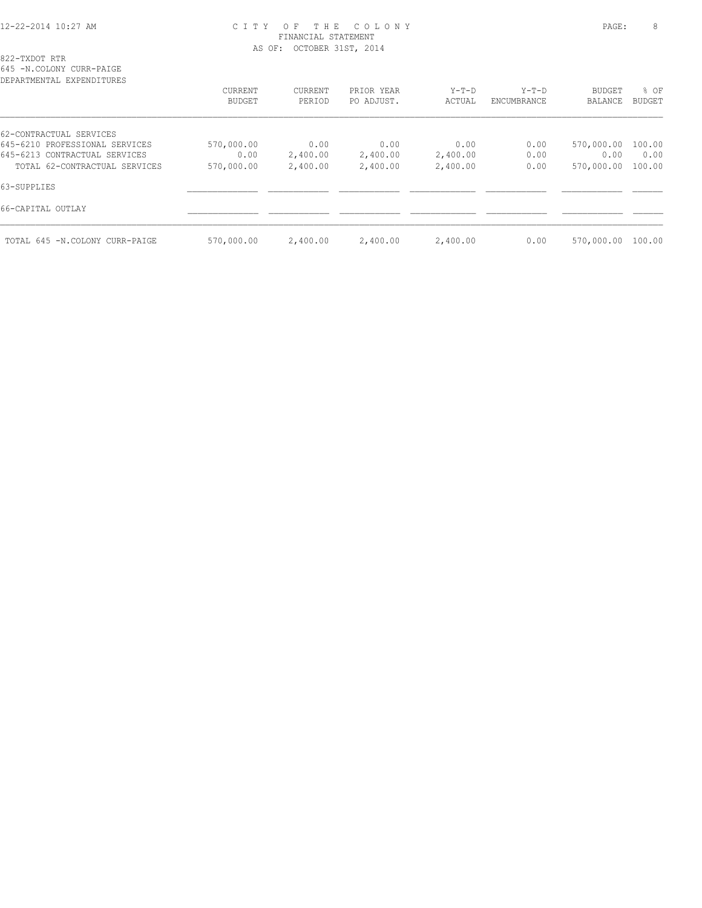CITY OF THE COLONY
FINANCIAL STATEMENT
AS OF: OCTOBER 31ST, 2014

822-TXDOT RTR
645 -N.COLONY CURR-PAIGE
DEPARTMENTAL EXPENDITURES

| | CURRENT BUDGET | CURRENT PERIOD | PRIOR YEAR PO ADJUST. | Y-T-D ACTUAL | Y-T-D ENCUMBRANCE | BUDGET BALANCE | % OF BUDGET |
|---|---|---|---|---|---|---|---|
| 62-CONTRACTUAL SERVICES | | | | | | | |
| 645-6210 PROFESSIONAL SERVICES | 570,000.00 | 0.00 | 0.00 | 0.00 | 0.00 | 570,000.00 | 100.00 |
| 645-6213 CONTRACTUAL SERVICES | 0.00 | 2,400.00 | 2,400.00 | 2,400.00 | 0.00 | 0.00 | 0.00 |
| TOTAL 62-CONTRACTUAL SERVICES | 570,000.00 | 2,400.00 | 2,400.00 | 2,400.00 | 0.00 | 570,000.00 | 100.00 |
| 63-SUPPLIES | | | | | | | |
| 66-CAPITAL OUTLAY | | | | | | | |
| TOTAL 645 -N.COLONY CURR-PAIGE | 570,000.00 | 2,400.00 | 2,400.00 | 2,400.00 | 0.00 | 570,000.00 | 100.00 |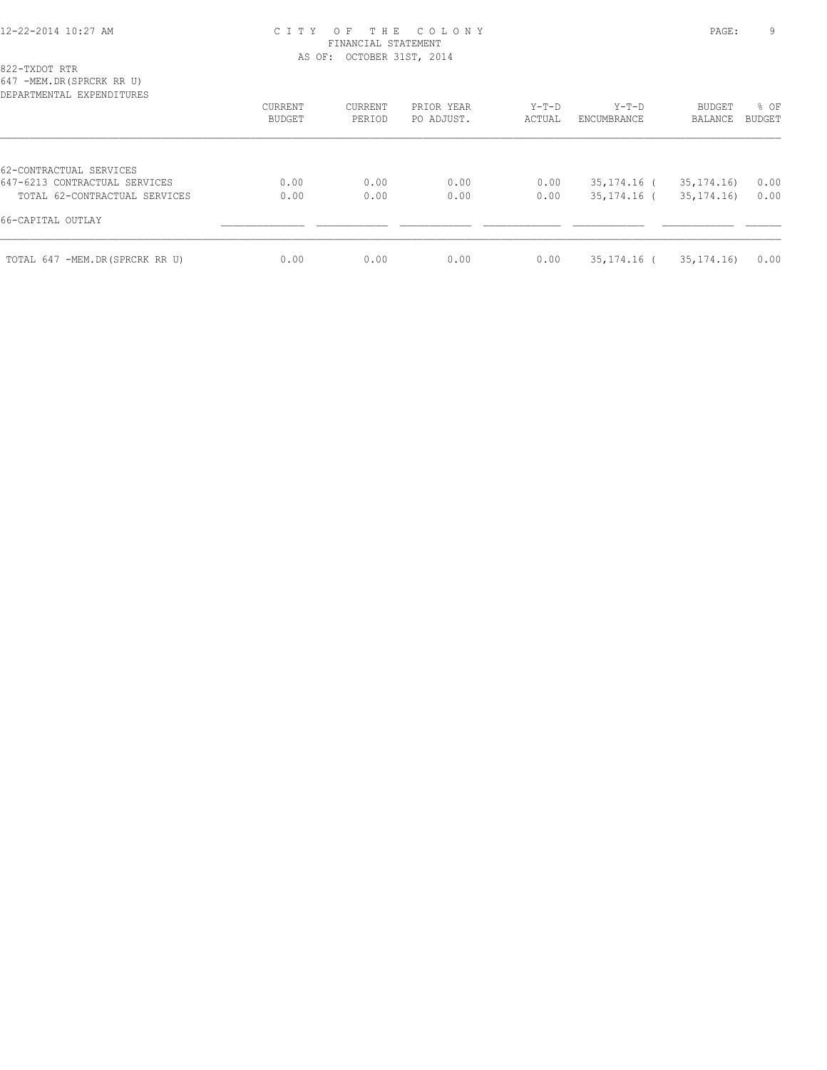CITY OF THE COLONY
FINANCIAL STATEMENT
AS OF: OCTOBER 31ST, 2014

822-TXDOT RTR
647 -MEM.DR(SPRCRK RR U)
DEPARTMENTAL EXPENDITURES

| | CURRENT BUDGET | CURRENT PERIOD | PRIOR YEAR PO ADJUST. | Y-T-D ACTUAL | Y-T-D ENCUMBRANCE | BUDGET BALANCE | % OF BUDGET |
|---|---|---|---|---|---|---|---|
| 62-CONTRACTUAL SERVICES | | | | | | | |
| 647-6213 CONTRACTUAL SERVICES | 0.00 | 0.00 | 0.00 | 0.00 | 35,174.16 | ( 35,174.16) | 0.00 |
| TOTAL 62-CONTRACTUAL SERVICES | 0.00 | 0.00 | 0.00 | 0.00 | 35,174.16 | ( 35,174.16) | 0.00 |
| 66-CAPITAL OUTLAY | | | | | | | |
| TOTAL 647 -MEM.DR(SPRCRK RR U) | 0.00 | 0.00 | 0.00 | 0.00 | 35,174.16 | ( 35,174.16) | 0.00 |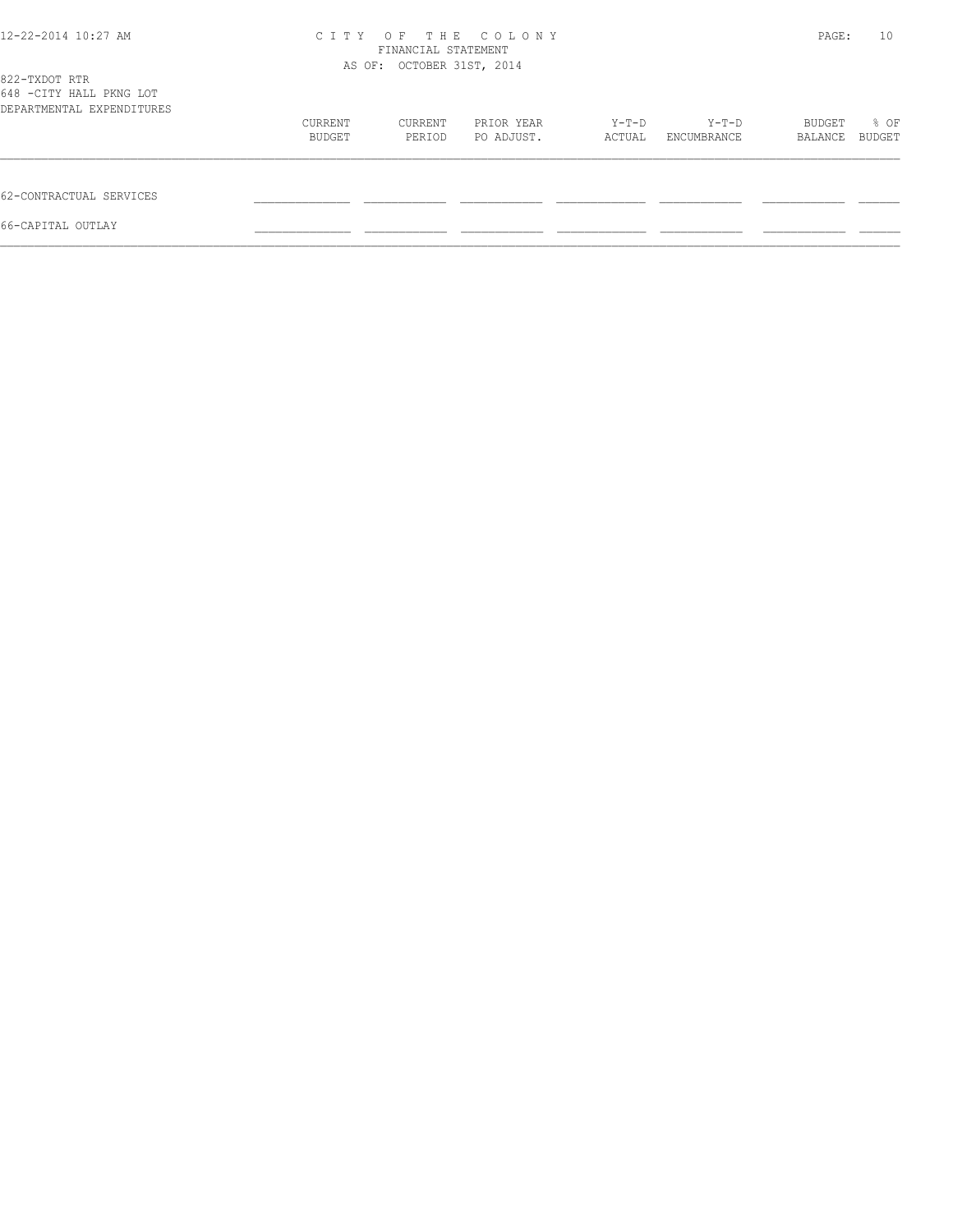822-TXDOT RTR
648 -CITY HALL PKNG LOT
DEPARTMENTAL EXPENDITURES

| | CURRENT BUDGET | CURRENT PERIOD | PRIOR YEAR PO ADJUST. | Y-T-D ACTUAL | Y-T-D ENCUMBRANCE | BUDGET BALANCE | % OF BUDGET |
|---|---|---|---|---|---|---|---|
| 62-CONTRACTUAL SERVICES | | | | | | | |
| 66-CAPITAL OUTLAY | | | | | | | |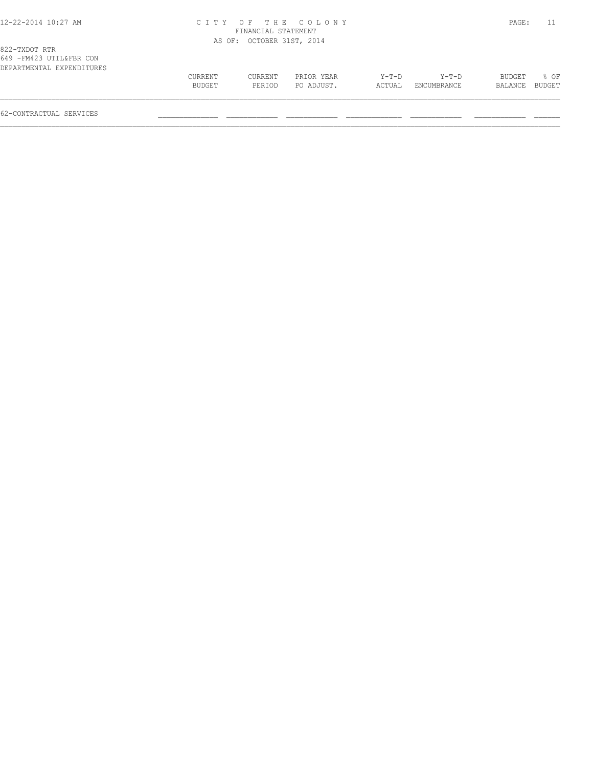# CITY OF THE COLONY

FINANCIAL STATEMENT

AS OF: OCTOBER 31ST, 2014

822-TXDOT RTR

649 -FM423 UTIL&FBR CON

DEPARTMENTAL EXPENDITURES

| | CURRENT BUDGET | CURRENT PERIOD | PRIOR YEAR PO ADJUST. | Y-T-D ACTUAL | Y-T-D ENCUMBRANCE | BUDGET BALANCE | % OF BUDGET |
|---|---|---|---|---|---|---|---|
| 62-CONTRACTUAL SERVICES | | | | | | | |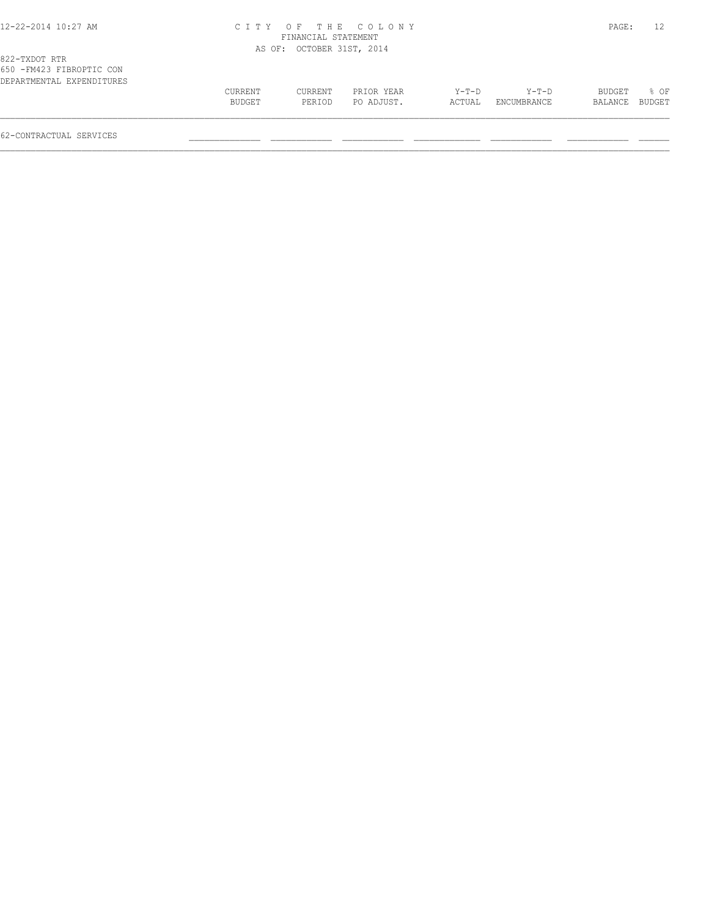# CITY OF THE COLONY
## FINANCIAL STATEMENT
### AS OF: OCTOBER 31ST, 2014

822-TXDOT RTR
650 -FM423 FIBROPTIC CON
DEPARTMENTAL EXPENDITURES

| | CURRENT BUDGET | CURRENT PERIOD | PRIOR YEAR PO ADJUST. | Y-T-D ACTUAL | Y-T-D ENCUMBRANCE | BUDGET BALANCE | % OF BUDGET |
|---|---|---|---|---|---|---|---|
| 62-CONTRACTUAL SERVICES | | | | | | | |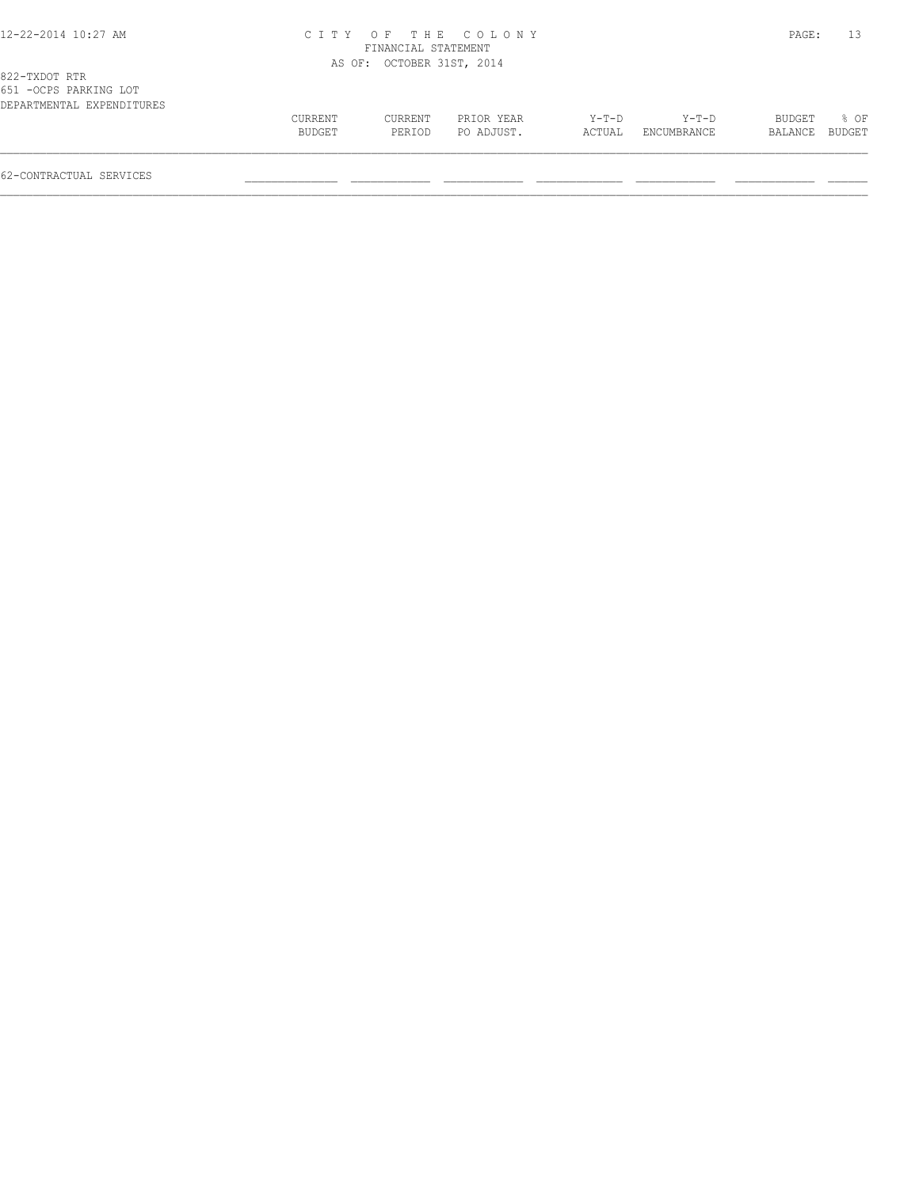# CITY OF THE COLONY
## FINANCIAL STATEMENT
### AS OF: OCTOBER 31ST, 2014

822-TXDOT RTR
651 -OCPS PARKING LOT
DEPARTMENTAL EXPENDITURES

| | CURRENT BUDGET | CURRENT PERIOD | PRIOR YEAR PO ADJUST. | Y-T-D ACTUAL | Y-T-D ENCUMBRANCE | BUDGET BALANCE | % OF BUDGET |
|---|---|---|---|---|---|---|---|
| 62-CONTRACTUAL SERVICES | | | | | | | |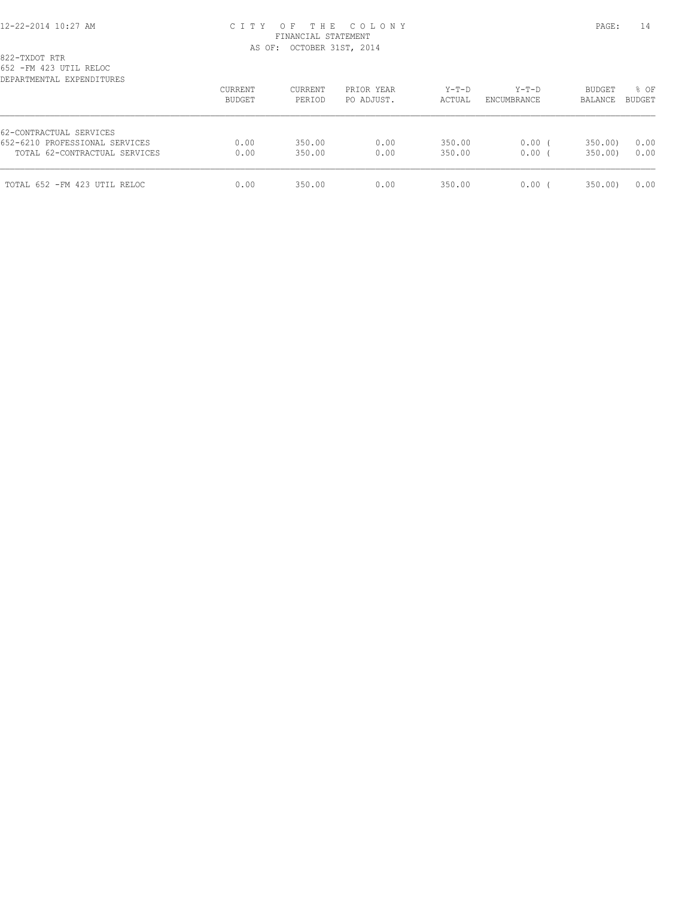CITY OF THE COLONY
FINANCIAL STATEMENT
AS OF: OCTOBER 31ST, 2014

822-TXDOT RTR
652 -FM 423 UTIL RELOC
DEPARTMENTAL EXPENDITURES

| | CURRENT BUDGET | CURRENT PERIOD | PRIOR YEAR PO ADJUST. | Y-T-D ACTUAL | Y-T-D ENCUMBRANCE | BUDGET BALANCE | % OF BUDGET |
|---|---|---|---|---|---|---|---|
| 62-CONTRACTUAL SERVICES | | | | | | | |
| 652-6210 PROFESSIONAL SERVICES | 0.00 | 350.00 | 0.00 | 350.00 | 0.00 | ( 350.00) | 0.00 |
| TOTAL 62-CONTRACTUAL SERVICES | 0.00 | 350.00 | 0.00 | 350.00 | 0.00 | ( 350.00) | 0.00 |
| TOTAL 652 -FM 423 UTIL RELOC | 0.00 | 350.00 | 0.00 | 350.00 | 0.00 | ( 350.00) | 0.00 |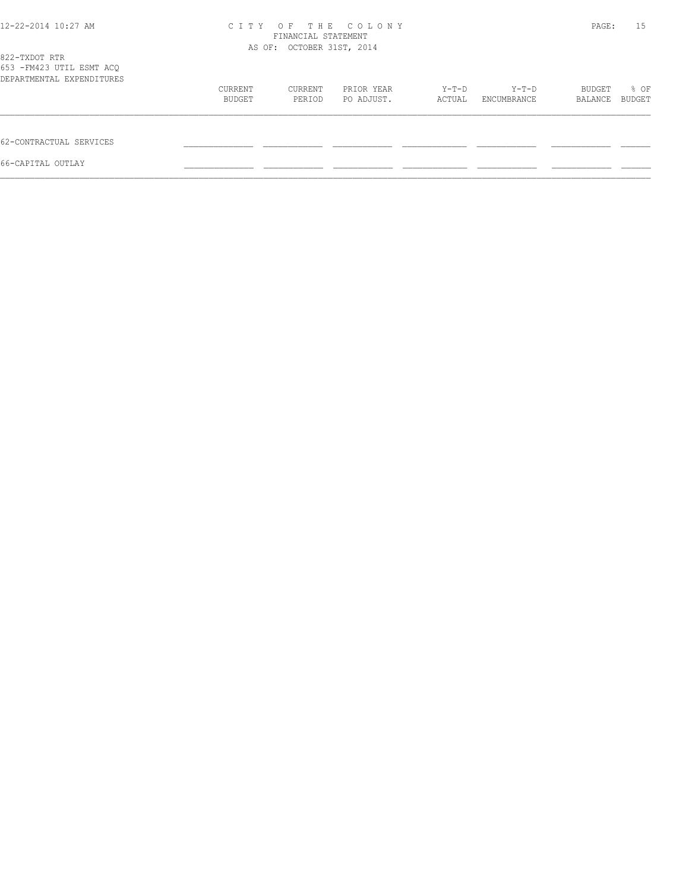822-TXDOT RTR
653 -FM423 UTIL ESMT ACQ
DEPARTMENTAL EXPENDITURES

| | CURRENT BUDGET | CURRENT PERIOD | PRIOR YEAR PO ADJUST. | Y-T-D ACTUAL | Y-T-D ENCUMBRANCE | BUDGET BALANCE | % OF BUDGET |
|---|---|---|---|---|---|---|---|
| 62-CONTRACTUAL SERVICES | | | | | | | |
| 66-CAPITAL OUTLAY | | | | | | | |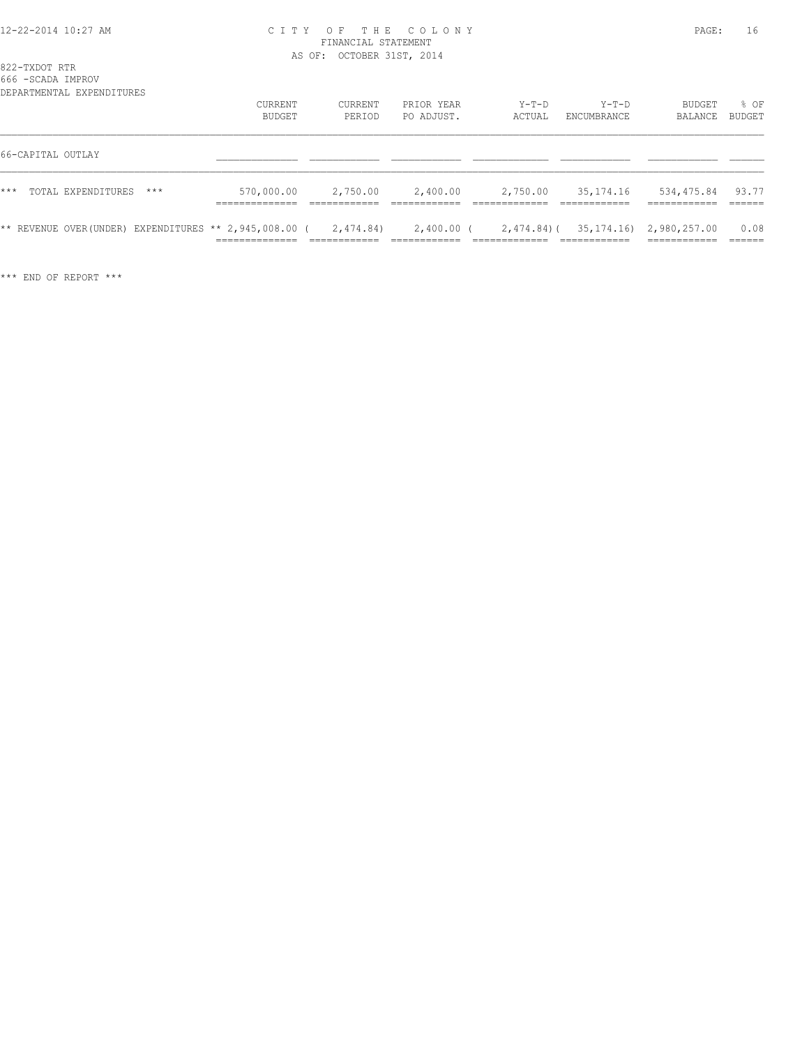CITY OF THE COLONY
FINANCIAL STATEMENT
AS OF: OCTOBER 31ST, 2014

822-TXDOT RTR
666 -SCADA IMPROV
DEPARTMENTAL EXPENDITURES

| | CURRENT BUDGET | CURRENT PERIOD | PRIOR YEAR PO ADJUST. | Y-T-D ACTUAL | Y-T-D ENCUMBRANCE | BUDGET BALANCE | % OF BUDGET |
|---|---|---|---|---|---|---|---|
| 66-CAPITAL OUTLAY | | | | | | | |
| *** TOTAL EXPENDITURES *** | 570,000.00 | 2,750.00 | 2,400.00 | 2,750.00 | 35,174.16 | 534,475.84 | 93.77 |
| ** REVENUE OVER(UNDER) EXPENDITURES ** | 2,945,008.00 | ( 2,474.84) | 2,400.00 | ( 2,474.84) | ( 35,174.16) | 2,980,257.00 | 0.08 |

*** END OF REPORT ***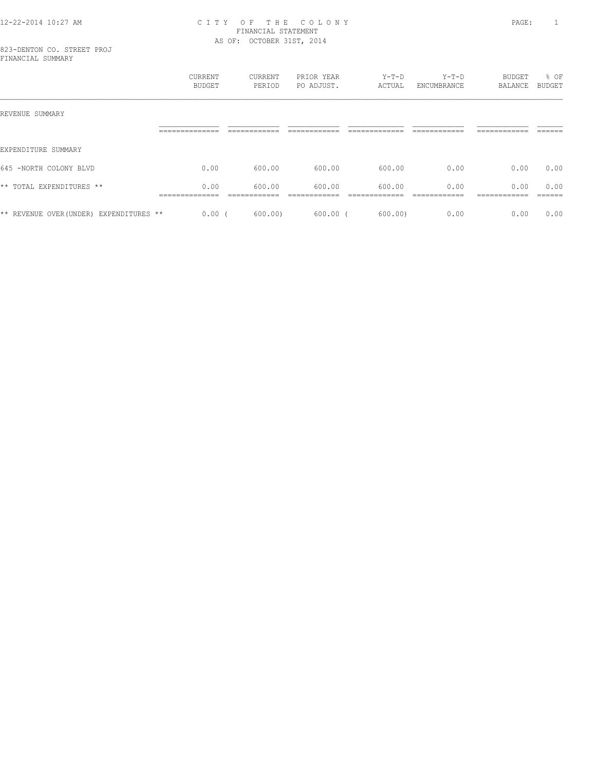# CITY OF THE COLONY
## FINANCIAL STATEMENT
### AS OF: OCTOBER 31ST, 2014

823-DENTON CO. STREET PROJ
FINANCIAL SUMMARY

| | CURRENT BUDGET | CURRENT PERIOD | PRIOR YEAR PO ADJUST. | Y-T-D ACTUAL | Y-T-D ENCUMBRANCE | BUDGET BALANCE | % OF BUDGET |
|---|---|---|---|---|---|---|---|
| REVENUE SUMMARY | | | | | | | |
| EXPENDITURE SUMMARY | | | | | | | |
| 645 -NORTH COLONY BLVD | 0.00 | 600.00 | 600.00 | 600.00 | 0.00 | 0.00 | 0.00 |
| ** TOTAL EXPENDITURES ** | 0.00 | 600.00 | 600.00 | 600.00 | 0.00 | 0.00 | 0.00 |
| ** REVENUE OVER(UNDER) EXPENDITURES ** | 0.00 | ( 600.00) | 600.00 | ( 600.00) | 0.00 | 0.00 | 0.00 |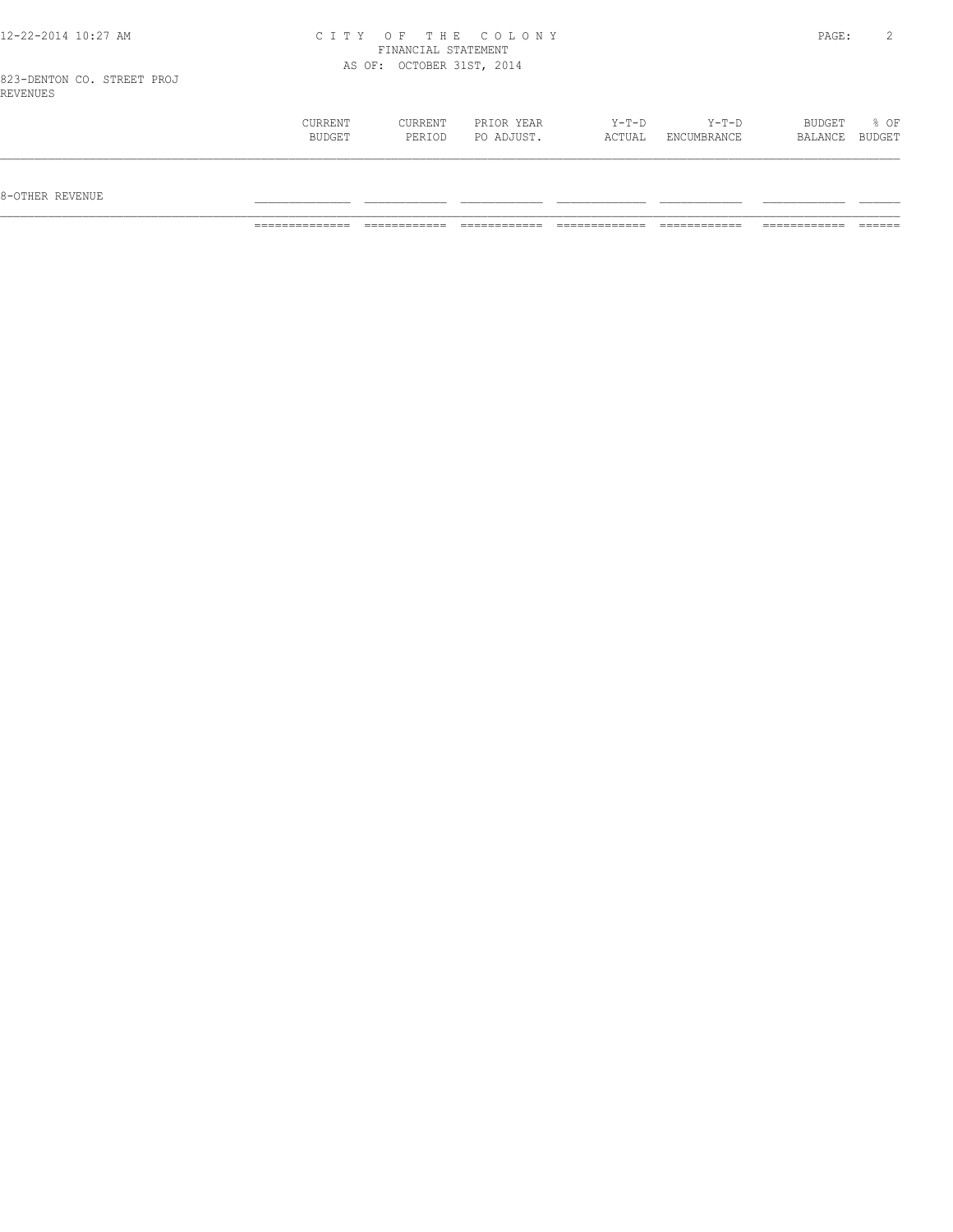823-DENTON CO. STREET PROJ
REVENUES

| | CURRENT BUDGET | CURRENT PERIOD | PRIOR YEAR PO ADJUST. | Y-T-D ACTUAL | Y-T-D ENCUMBRANCE | BUDGET BALANCE | % OF BUDGET |
|---|---|---|---|---|---|---|---|
| 8-OTHER REVENUE | | | | | | | |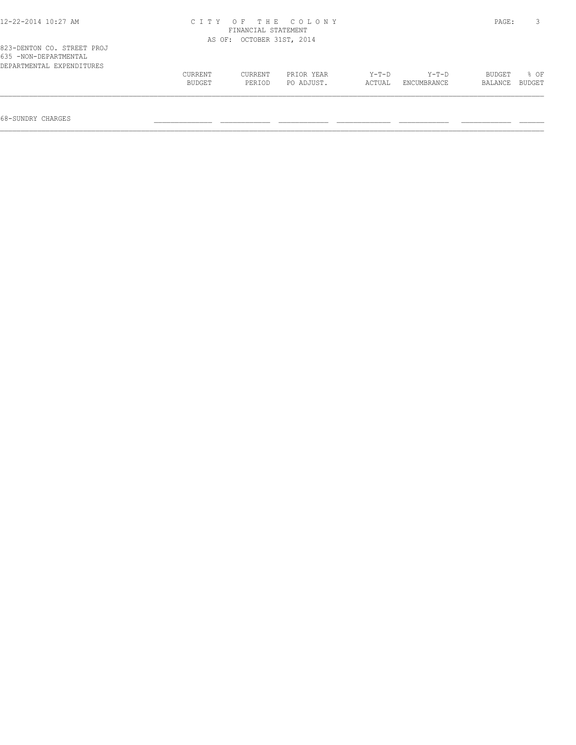CITY OF THE COLONY
FINANCIAL STATEMENT
AS OF: OCTOBER 31ST, 2014

823-DENTON CO. STREET PROJ
635 -NON-DEPARTMENTAL
DEPARTMENTAL EXPENDITURES

| | CURRENT BUDGET | CURRENT PERIOD | PRIOR YEAR PO ADJUST. | Y-T-D ACTUAL | Y-T-D ENCUMBRANCE | BUDGET BALANCE | % OF BUDGET |
|---|---|---|---|---|---|---|---|
| 68-SUNDRY CHARGES | | | | | | | |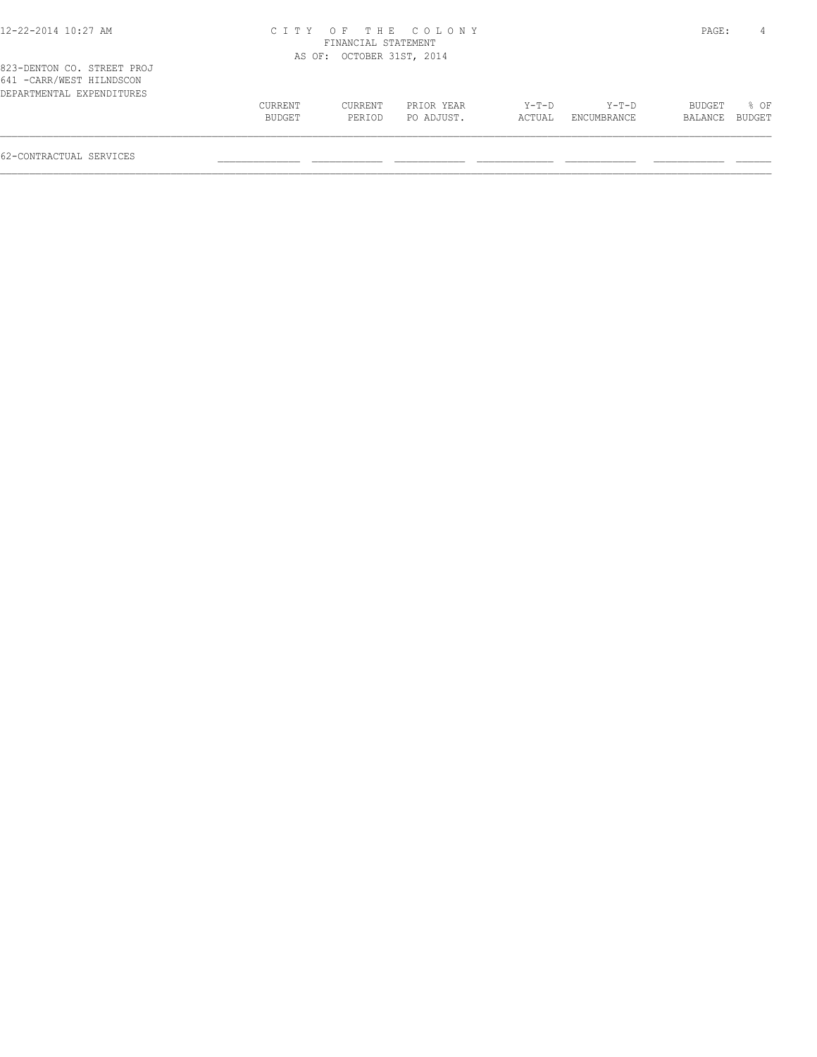823-DENTON CO. STREET PROJ
641 -CARR/WEST HILNDSCON
DEPARTMENTAL EXPENDITURES

| | CURRENT BUDGET | CURRENT PERIOD | PRIOR YEAR PO ADJUST. | Y-T-D ACTUAL | Y-T-D ENCUMBRANCE | BUDGET BALANCE | % OF BUDGET |
|---|---|---|---|---|---|---|---|
| 62-CONTRACTUAL SERVICES | | | | | | | |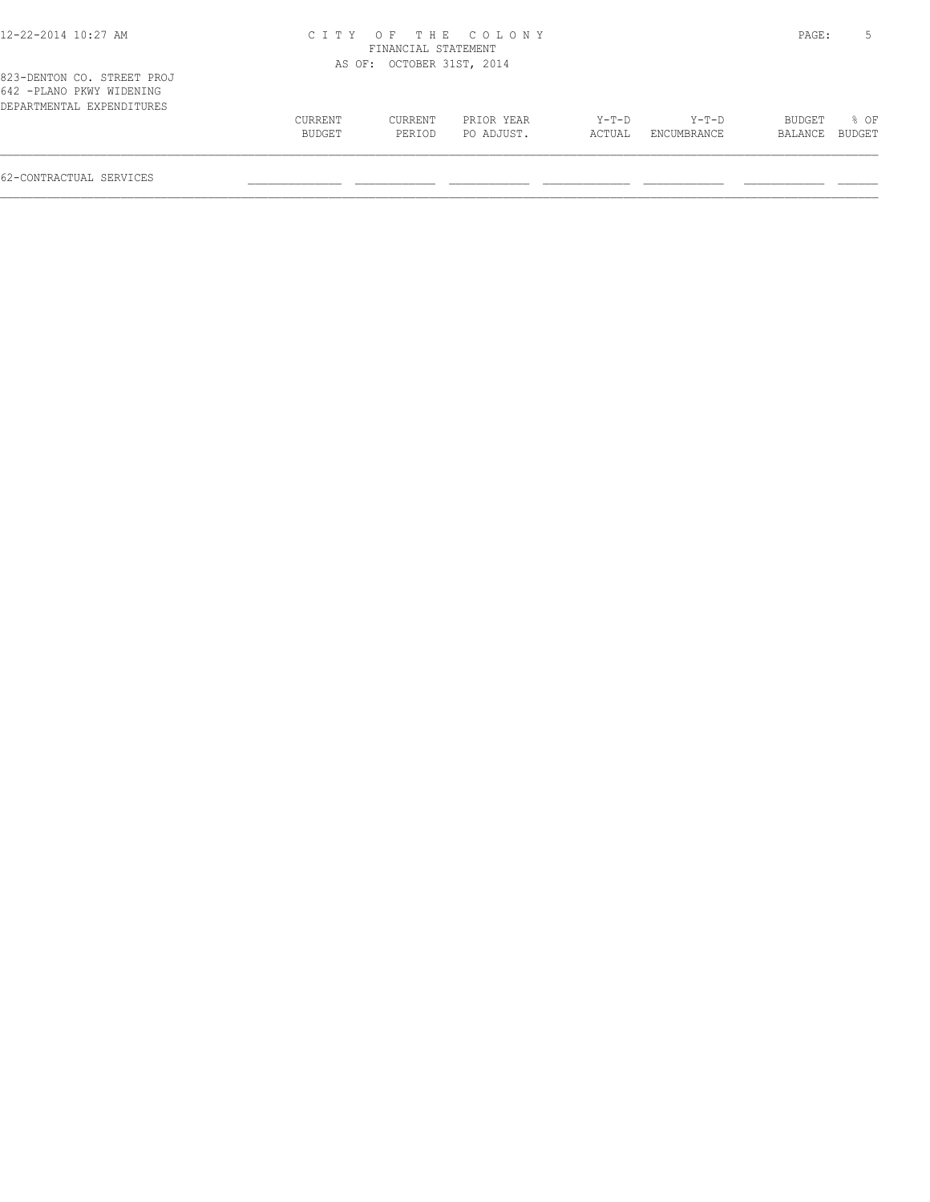823-DENTON CO. STREET PROJ
642 -PLANO PKWY WIDENING
DEPARTMENTAL EXPENDITURES

| | CURRENT BUDGET | CURRENT PERIOD | PRIOR YEAR PO ADJUST. | Y-T-D ACTUAL | Y-T-D ENCUMBRANCE | BUDGET BALANCE | % OF BUDGET |
|---|---|---|---|---|---|---|---|
| 62-CONTRACTUAL SERVICES | | | | | | | |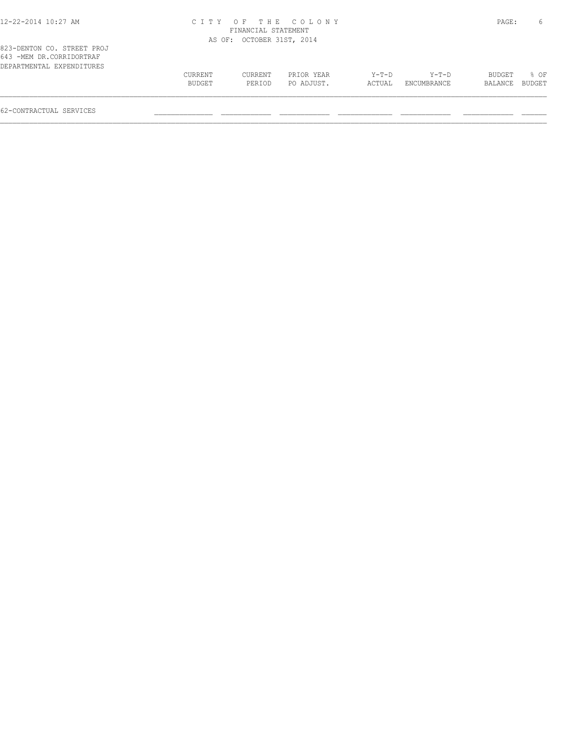823-DENTON CO. STREET PROJ
643 -MEM DR.CORRIDORTRAF
DEPARTMENTAL EXPENDITURES

| | CURRENT BUDGET | CURRENT PERIOD | PRIOR YEAR PO ADJUST. | Y-T-D ACTUAL | Y-T-D ENCUMBRANCE | BUDGET BALANCE | % OF BUDGET |
|---|---|---|---|---|---|---|---|
| 62-CONTRACTUAL SERVICES | | | | | | | |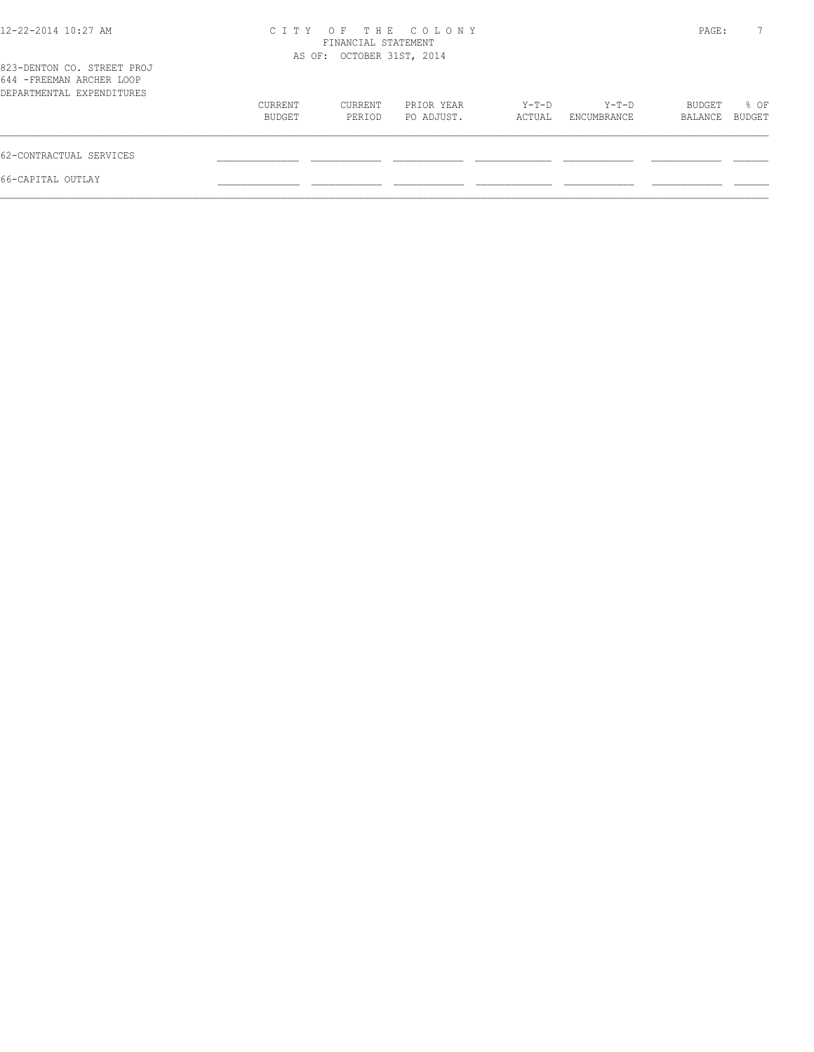CITY OF THE COLONY
FINANCIAL STATEMENT
AS OF: OCTOBER 31ST, 2014

823-DENTON CO. STREET PROJ
644 -FREEMAN ARCHER LOOP
DEPARTMENTAL EXPENDITURES

| | CURRENT BUDGET | CURRENT PERIOD | PRIOR YEAR PO ADJUST. | Y-T-D ACTUAL | Y-T-D ENCUMBRANCE | BUDGET BALANCE | % OF BUDGET |
|---|---|---|---|---|---|---|---|
| 62-CONTRACTUAL SERVICES | | | | | | | |
| 66-CAPITAL OUTLAY | | | | | | | |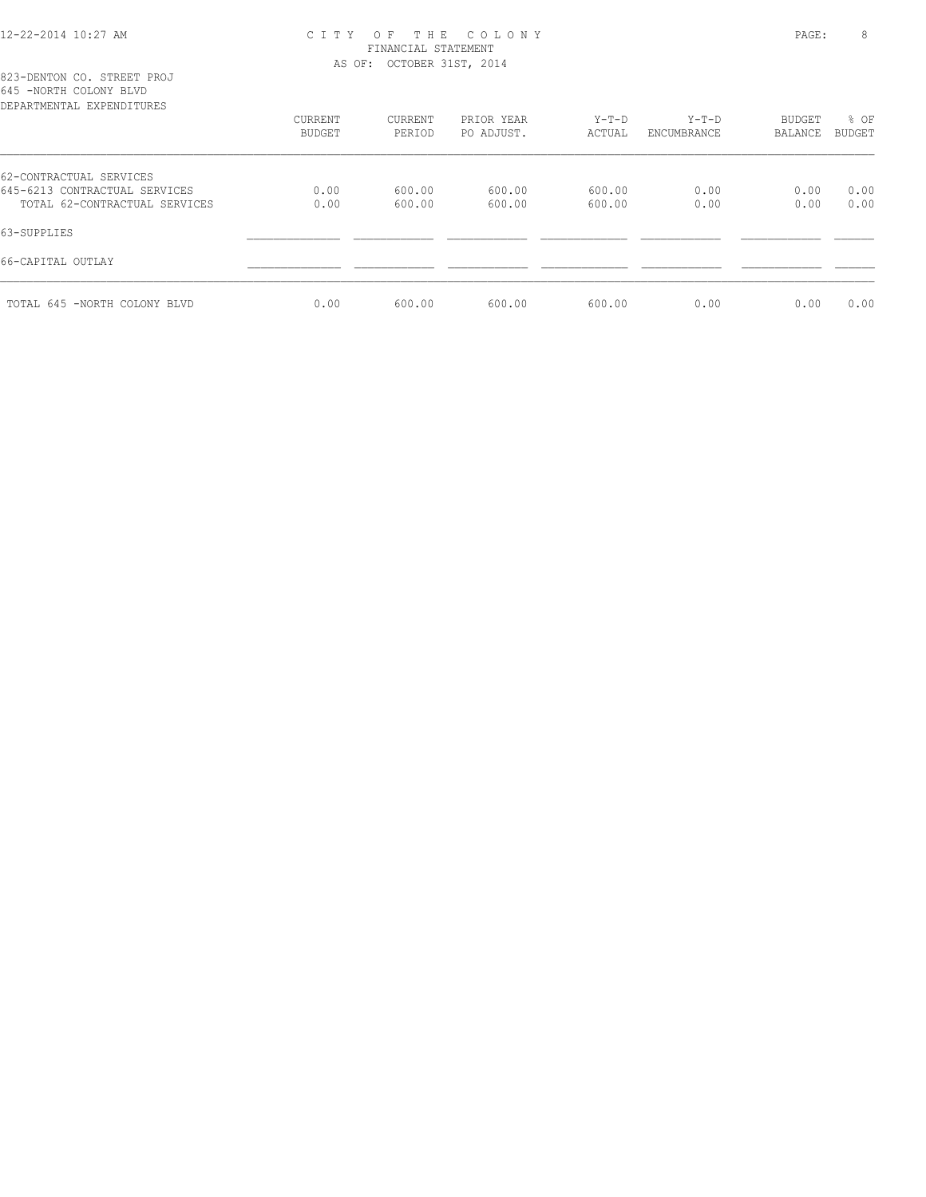CITY OF THE COLONY
FINANCIAL STATEMENT
AS OF: OCTOBER 31ST, 2014

823-DENTON CO. STREET PROJ
645 -NORTH COLONY BLVD
DEPARTMENTAL EXPENDITURES

| | CURRENT BUDGET | CURRENT PERIOD | PRIOR YEAR PO ADJUST. | Y-T-D ACTUAL | Y-T-D ENCUMBRANCE | BUDGET BALANCE | % OF BUDGET |
|---|---|---|---|---|---|---|---|
| 62-CONTRACTUAL SERVICES | | | | | | | |
| 645-6213 CONTRACTUAL SERVICES | 0.00 | 600.00 | 600.00 | 600.00 | 0.00 | 0.00 | 0.00 |
| TOTAL 62-CONTRACTUAL SERVICES | 0.00 | 600.00 | 600.00 | 600.00 | 0.00 | 0.00 | 0.00 |
| 63-SUPPLIES | | | | | | | |
| 66-CAPITAL OUTLAY | | | | | | | |
| TOTAL 645 -NORTH COLONY BLVD | 0.00 | 600.00 | 600.00 | 600.00 | 0.00 | 0.00 | 0.00 |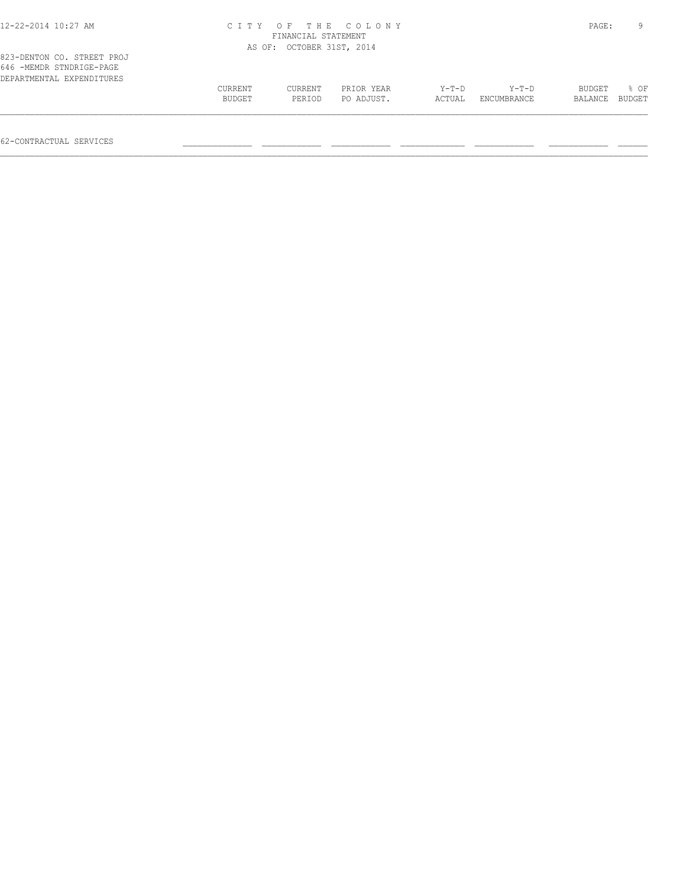823-DENTON CO. STREET PROJ
646 -MEMDR STNDRIGE-PAGE
DEPARTMENTAL EXPENDITURES

| | CURRENT BUDGET | CURRENT PERIOD | PRIOR YEAR PO ADJUST. | Y-T-D ACTUAL | Y-T-D ENCUMBRANCE | BUDGET BALANCE | % OF BUDGET |
|---|---|---|---|---|---|---|---|
| 62-CONTRACTUAL SERVICES | | | | | | | |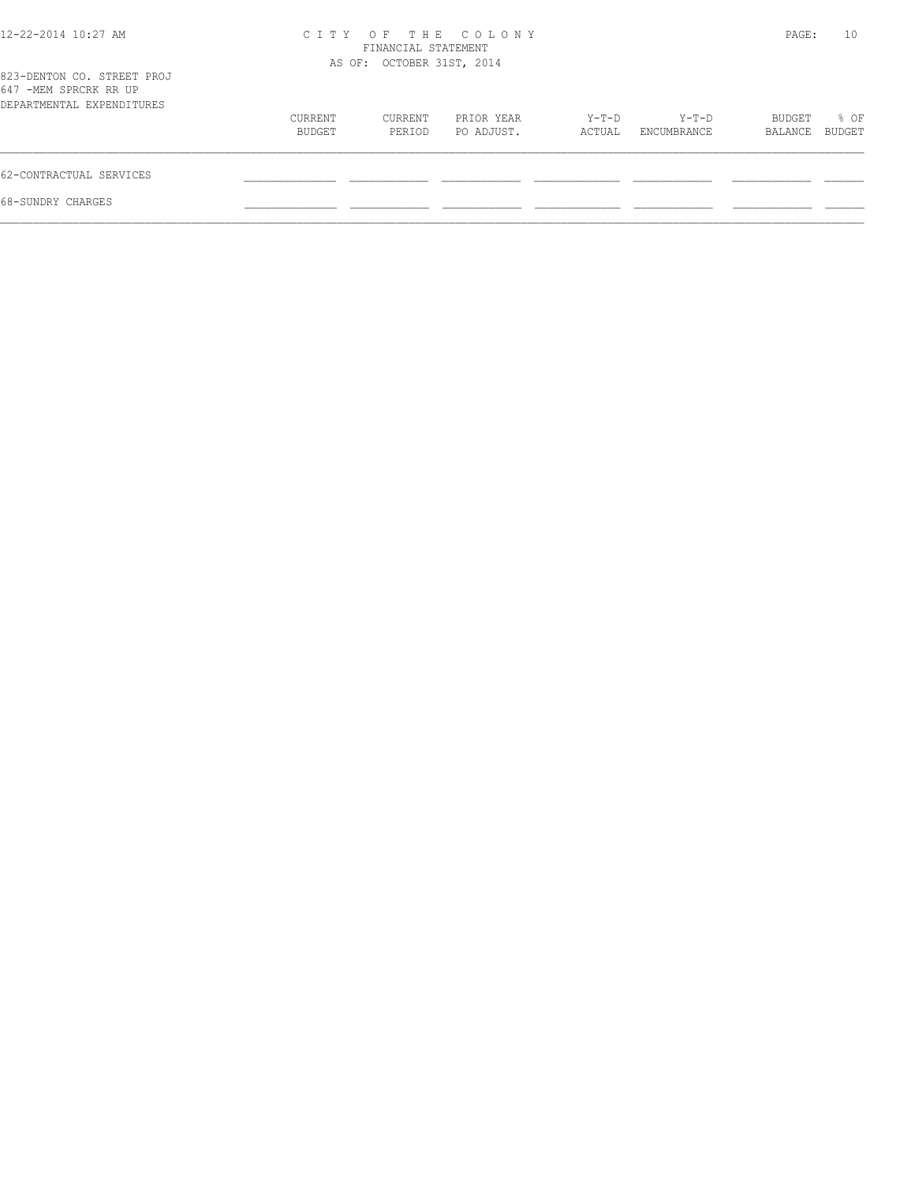823-DENTON CO. STREET PROJ
647 -MEM SPRCRK RR UP
DEPARTMENTAL EXPENDITURES

| | CURRENT BUDGET | CURRENT PERIOD | PRIOR YEAR PO ADJUST. | Y-T-D ACTUAL | Y-T-D ENCUMBRANCE | BUDGET BALANCE | % OF BUDGET |
|---|---|---|---|---|---|---|---|
| 62-CONTRACTUAL SERVICES | | | | | | | |
| 68-SUNDRY CHARGES | | | | | | | |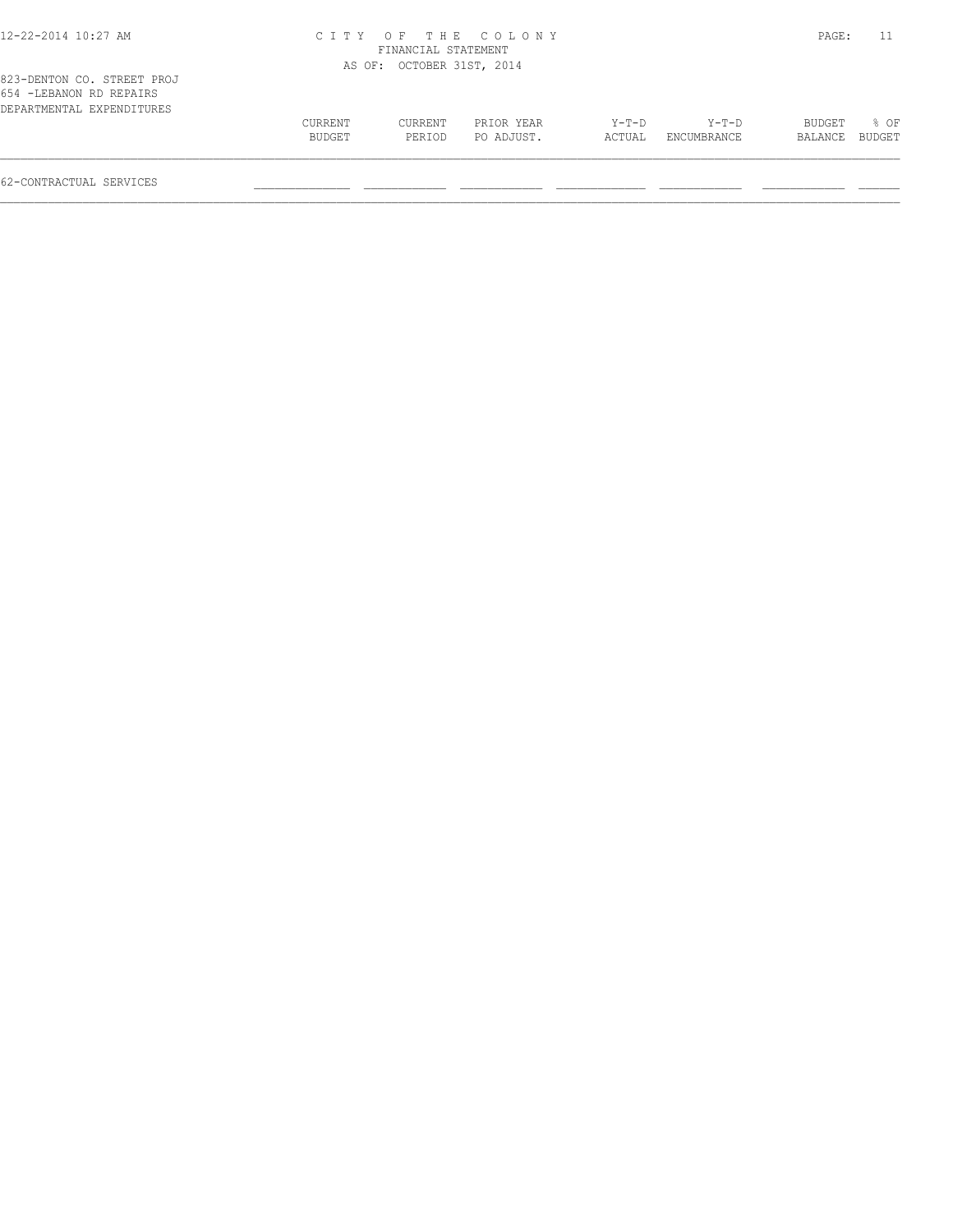CITY OF THE COLONY
FINANCIAL STATEMENT
AS OF: OCTOBER 31ST, 2014

823-DENTON CO. STREET PROJ
654 -LEBANON RD REPAIRS
DEPARTMENTAL EXPENDITURES

| | CURRENT BUDGET | CURRENT PERIOD | PRIOR YEAR PO ADJUST. | Y-T-D ACTUAL | Y-T-D ENCUMBRANCE | BUDGET BALANCE | % OF BUDGET |
|---|---|---|---|---|---|---|---|
| 62-CONTRACTUAL SERVICES | | | | | | | |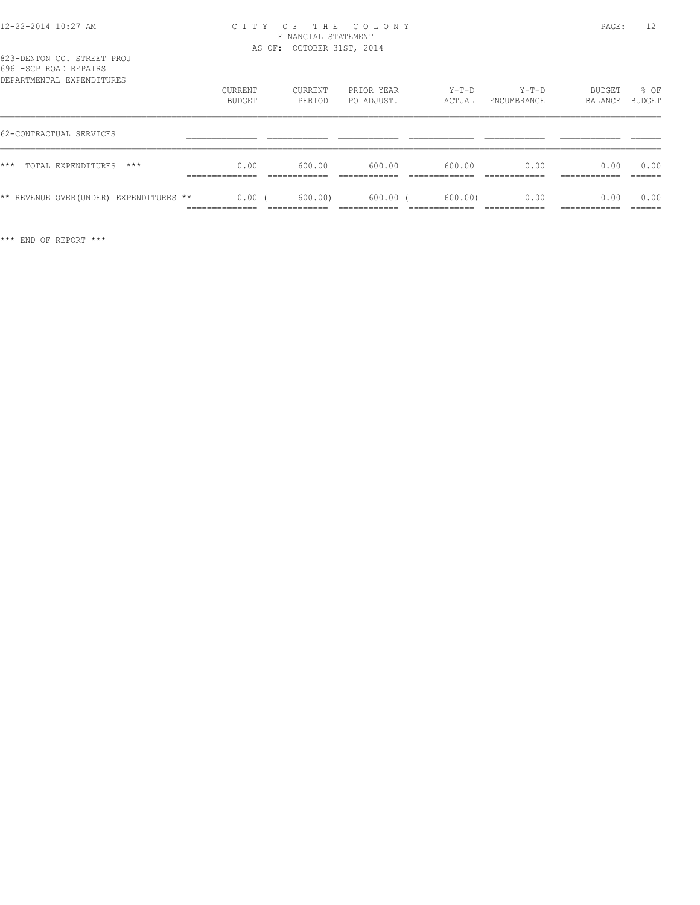CITY OF THE COLONY
FINANCIAL STATEMENT
AS OF: OCTOBER 31ST, 2014

823-DENTON CO. STREET PROJ
696 -SCP ROAD REPAIRS
DEPARTMENTAL EXPENDITURES

| | CURRENT BUDGET | CURRENT PERIOD | PRIOR YEAR PO ADJUST. | Y-T-D ACTUAL | Y-T-D ENCUMBRANCE | BUDGET BALANCE | % OF BUDGET |
|---|---|---|---|---|---|---|---|
| 62-CONTRACTUAL SERVICES | | | | | | | |
| *** TOTAL EXPENDITURES *** | 0.00 | 600.00 | 600.00 | 600.00 | 0.00 | 0.00 | 0.00 |
| ** REVENUE OVER(UNDER) EXPENDITURES ** | 0.00 | ( 600.00) | 600.00 | ( 600.00) | 0.00 | 0.00 | 0.00 |

*** END OF REPORT ***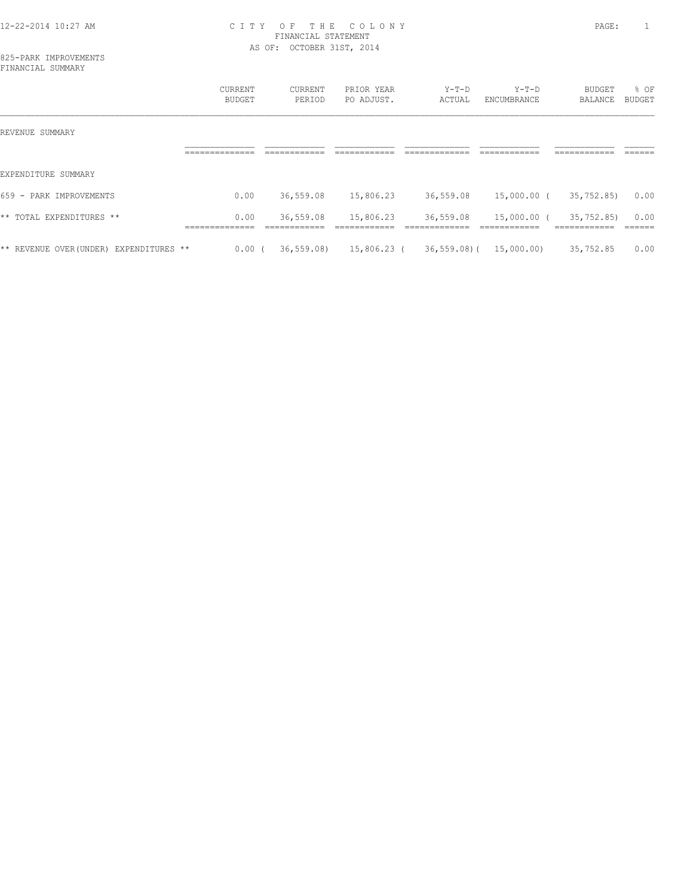CITY OF THE COLONY
FINANCIAL STATEMENT
AS OF: OCTOBER 31ST, 2014

825-PARK IMPROVEMENTS
FINANCIAL SUMMARY

| | CURRENT BUDGET | CURRENT PERIOD | PRIOR YEAR PO ADJUST. | Y-T-D ACTUAL | Y-T-D ENCUMBRANCE | BUDGET BALANCE | % OF BUDGET |
|---|---|---|---|---|---|---|---|
| REVENUE SUMMARY | | | | | | | |
| EXPENDITURE SUMMARY | | | | | | | |
| 659 - PARK IMPROVEMENTS | 0.00 | 36,559.08 | 15,806.23 | 36,559.08 | 15,000.00 | (35,752.85) | 0.00 |
| ** TOTAL EXPENDITURES ** | 0.00 | 36,559.08 | 15,806.23 | 36,559.08 | 15,000.00 | (35,752.85) | 0.00 |
| ** REVENUE OVER(UNDER) EXPENDITURES ** | 0.00 | (36,559.08) | 15,806.23 | (36,559.08) | (15,000.00) | 35,752.85 | 0.00 |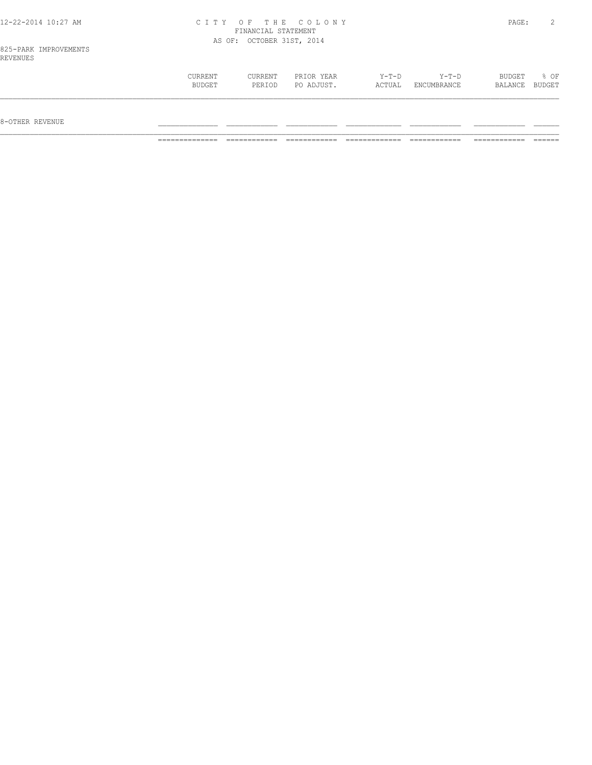825-PARK IMPROVEMENTS
REVENUES

| | CURRENT BUDGET | CURRENT PERIOD | PRIOR YEAR PO ADJUST. | Y-T-D ACTUAL | Y-T-D ENCUMBRANCE | BUDGET BALANCE | % OF BUDGET |
|---|---|---|---|---|---|---|---|
| 8-OTHER REVENUE | | | | | | | |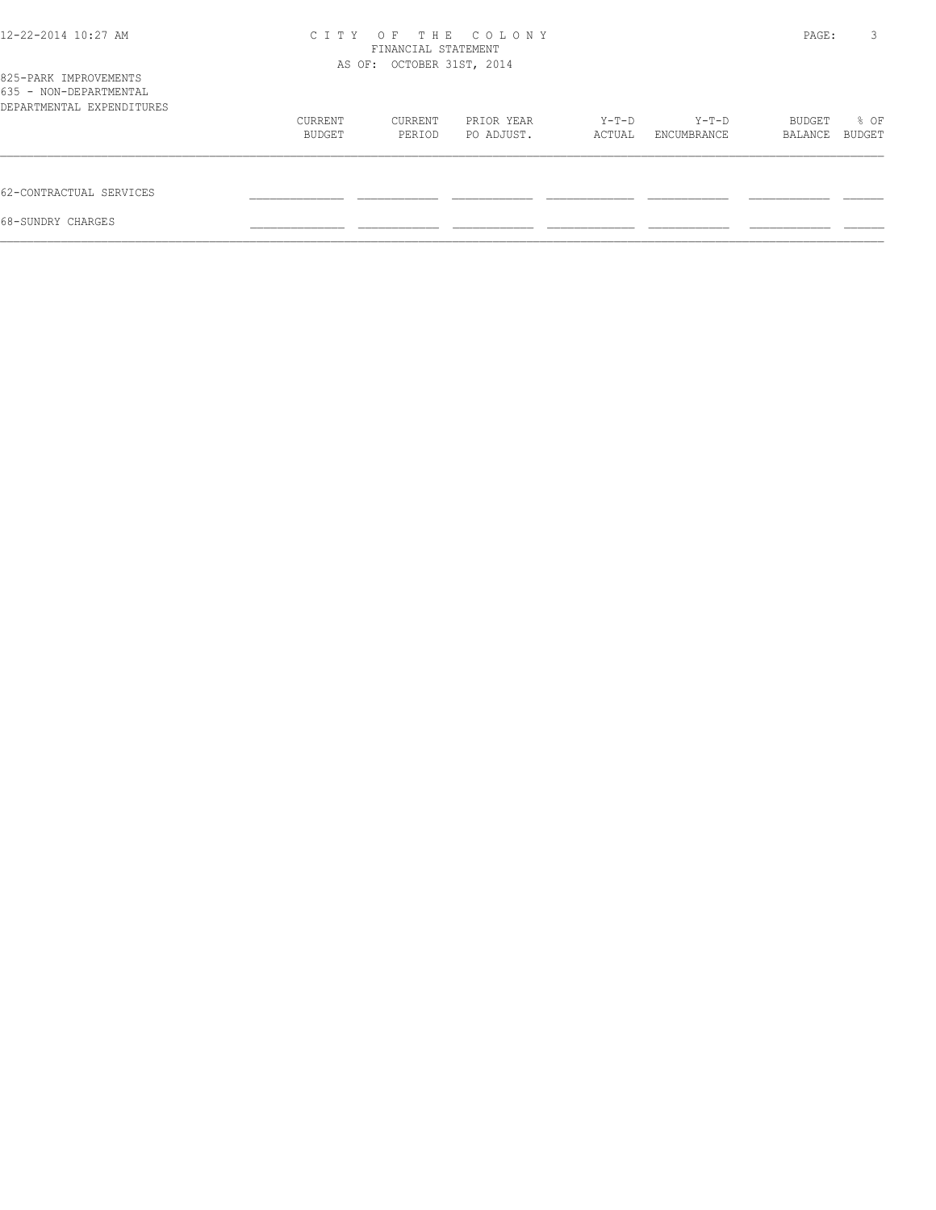825-PARK IMPROVEMENTS
635 - NON-DEPARTMENTAL
DEPARTMENTAL EXPENDITURES

| | CURRENT BUDGET | CURRENT PERIOD | PRIOR YEAR PO ADJUST. | Y-T-D ACTUAL | Y-T-D ENCUMBRANCE | BUDGET BALANCE | % OF BUDGET |
|---|---|---|---|---|---|---|---|
| 62-CONTRACTUAL SERVICES | | | | | | | |
| 68-SUNDRY CHARGES | | | | | | | |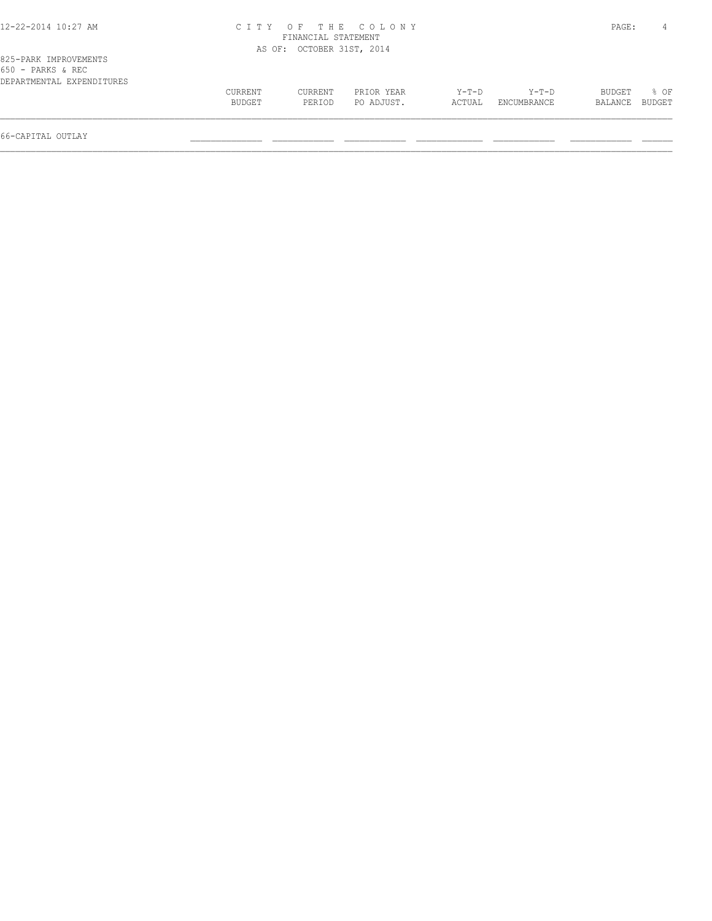CITY OF THE COLONY
FINANCIAL STATEMENT
AS OF: OCTOBER 31ST, 2014

825-PARK IMPROVEMENTS
650 - PARKS & REC
DEPARTMENTAL EXPENDITURES

| | CURRENT BUDGET | CURRENT PERIOD | PRIOR YEAR PO ADJUST. | Y-T-D ACTUAL | Y-T-D ENCUMBRANCE | BUDGET BALANCE | % OF BUDGET |
|---|---|---|---|---|---|---|---|
| 66-CAPITAL OUTLAY | | | | | | | |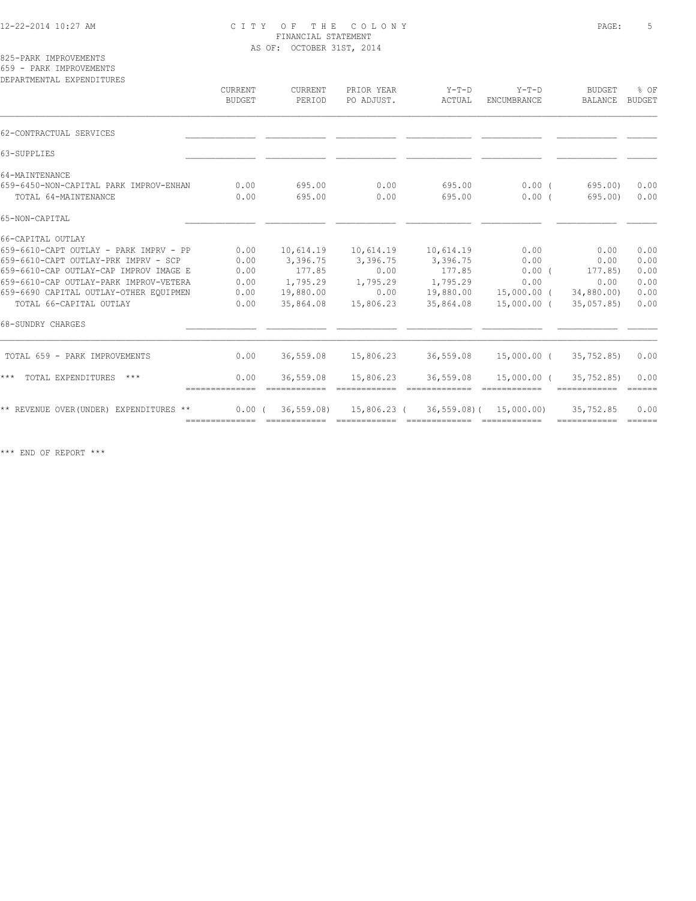CITY OF THE COLONY
FINANCIAL STATEMENT
AS OF: OCTOBER 31ST, 2014

825-PARK IMPROVEMENTS
659 - PARK IMPROVEMENTS
DEPARTMENTAL EXPENDITURES

| | CURRENT BUDGET | CURRENT PERIOD | PRIOR YEAR PO ADJUST. | Y-T-D ACTUAL | Y-T-D ENCUMBRANCE | BUDGET BALANCE | % OF BUDGET |
|---|---|---|---|---|---|---|---|
| 62-CONTRACTUAL SERVICES | | | | | | | |
| 63-SUPPLIES | | | | | | | |
| 64-MAINTENANCE | | | | | | | |
| 659-6450-NON-CAPITAL PARK IMPROV-ENHAN | 0.00 | 695.00 | 0.00 | 695.00 | 0.00 | ( 695.00) | 0.00 |
| TOTAL 64-MAINTENANCE | 0.00 | 695.00 | 0.00 | 695.00 | 0.00 | ( 695.00) | 0.00 |
| 65-NON-CAPITAL | | | | | | | |
| 66-CAPITAL OUTLAY | | | | | | | |
| 659-6610-CAPT OUTLAY - PARK IMPRV - PP | 0.00 | 10,614.19 | 10,614.19 | 10,614.19 | 0.00 | 0.00 | 0.00 |
| 659-6610-CAPT OUTLAY-PRK IMPRV - SCP | 0.00 | 3,396.75 | 3,396.75 | 3,396.75 | 0.00 | 0.00 | 0.00 |
| 659-6610-CAP OUTLAY-CAP IMPROV IMAGE E | 0.00 | 177.85 | 0.00 | 177.85 | 0.00 | ( 177.85) | 0.00 |
| 659-6610-CAP OUTLAY-PARK IMPROV-VETERA | 0.00 | 1,795.29 | 1,795.29 | 1,795.29 | 0.00 | 0.00 | 0.00 |
| 659-6690 CAPITAL OUTLAY-OTHER EQUIPMEN | 0.00 | 19,880.00 | 0.00 | 19,880.00 | 15,000.00 | ( 34,880.00) | 0.00 |
| TOTAL 66-CAPITAL OUTLAY | 0.00 | 35,864.08 | 15,806.23 | 35,864.08 | 15,000.00 | ( 35,057.85) | 0.00 |
| 68-SUNDRY CHARGES | | | | | | | |
| TOTAL 659 - PARK IMPROVEMENTS | 0.00 | 36,559.08 | 15,806.23 | 36,559.08 | 15,000.00 | ( 35,752.85) | 0.00 |
| *** TOTAL EXPENDITURES *** | 0.00 | 36,559.08 | 15,806.23 | 36,559.08 | 15,000.00 | ( 35,752.85) | 0.00 |
| ** REVENUE OVER(UNDER) EXPENDITURES ** | 0.00 | ( 36,559.08) | 15,806.23 | ( 36,559.08) | ( 15,000.00) | 35,752.85 | 0.00 |

*** END OF REPORT ***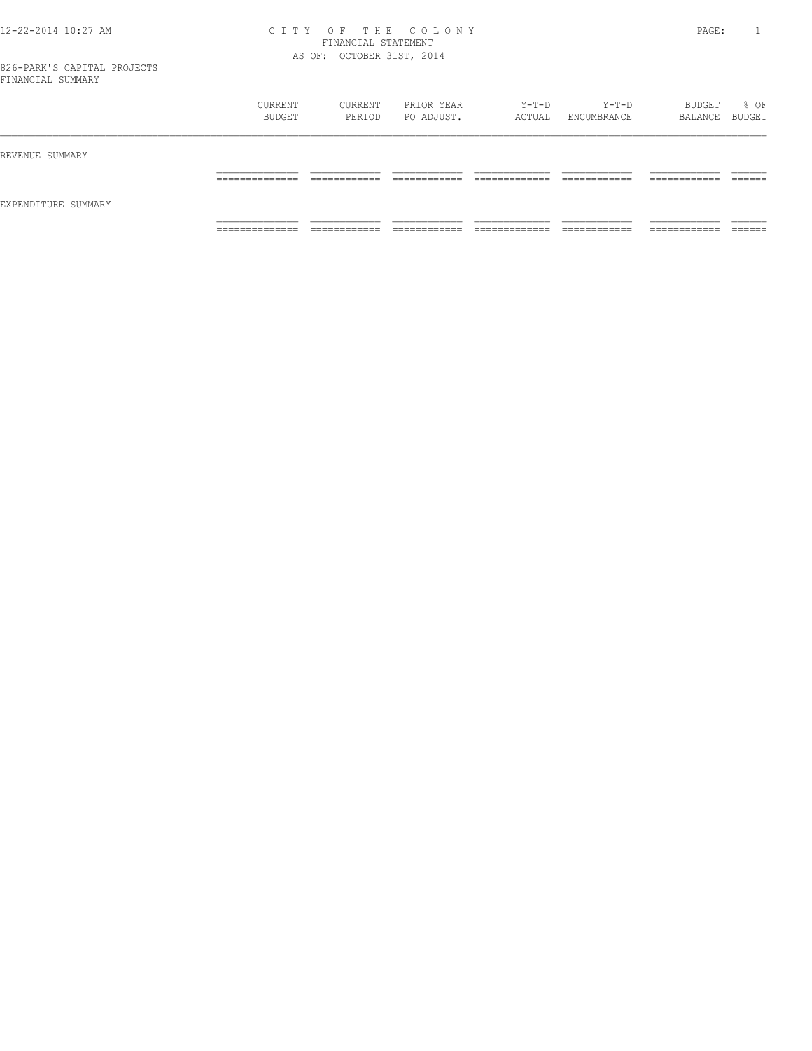# CITY OF THE COLONY
## FINANCIAL STATEMENT
### AS OF: OCTOBER 31ST, 2014

826-PARK'S CAPITAL PROJECTS
FINANCIAL SUMMARY

| | CURRENT BUDGET | CURRENT PERIOD | PRIOR YEAR PO ADJUST. | Y-T-D ACTUAL | Y-T-D ENCUMBRANCE | BUDGET BALANCE | % OF BUDGET |
|---|---|---|---|---|---|---|---|
| REVENUE SUMMARY | | | | | | | |
| EXPENDITURE SUMMARY | | | | | | | |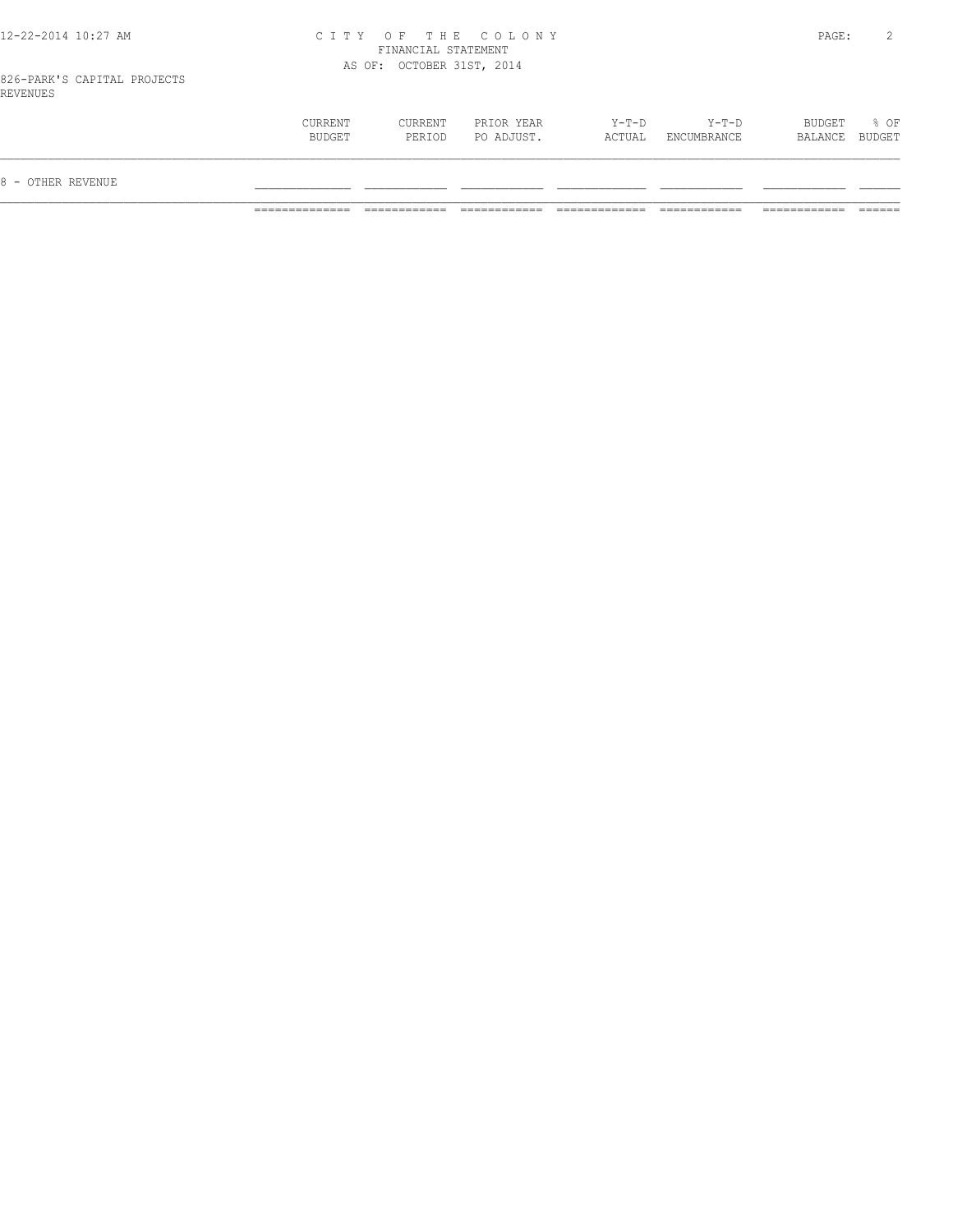826-PARK'S CAPITAL PROJECTS

REVENUES

|  | CURRENT BUDGET | CURRENT PERIOD | PRIOR YEAR PO ADJUST. | Y-T-D ACTUAL | Y-T-D ENCUMBRANCE | BUDGET BALANCE | % OF BUDGET |
|---|---|---|---|---|---|---|---|
| 8 - OTHER REVENUE |  |  |  |  |  |  |  |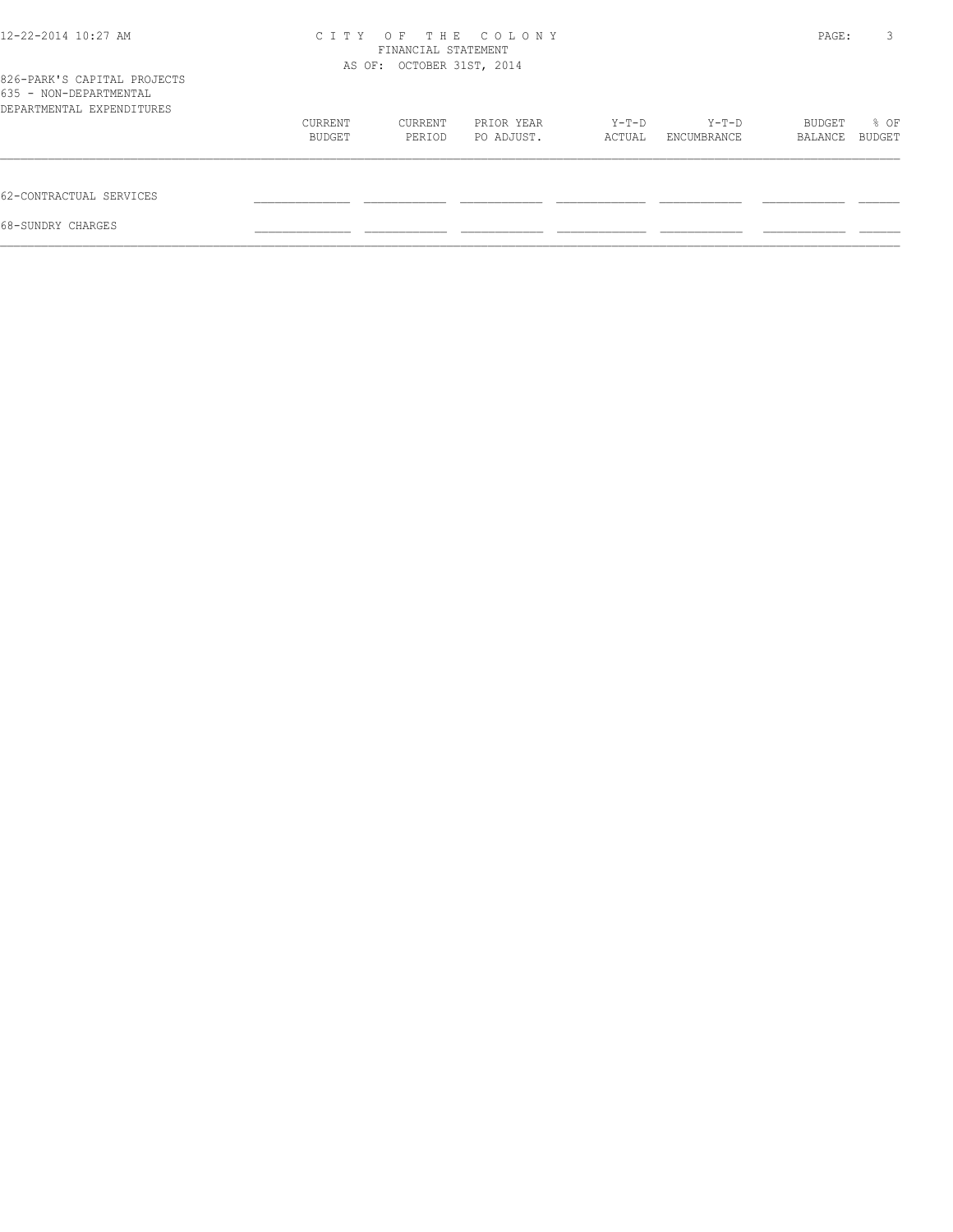# CITY OF THE COLONY

FINANCIAL STATEMENT

AS OF: OCTOBER 31ST, 2014

826-PARK'S CAPITAL PROJECTS

635 - NON-DEPARTMENTAL

DEPARTMENTAL EXPENDITURES

| | CURRENT BUDGET | CURRENT PERIOD | PRIOR YEAR PO ADJUST. | Y-T-D ACTUAL | Y-T-D ENCUMBRANCE | BUDGET BALANCE | % OF BUDGET |
|---|---|---|---|---|---|---|---|
| 62-CONTRACTUAL SERVICES | | | | | | | |
| 68-SUNDRY CHARGES | | | | | | | |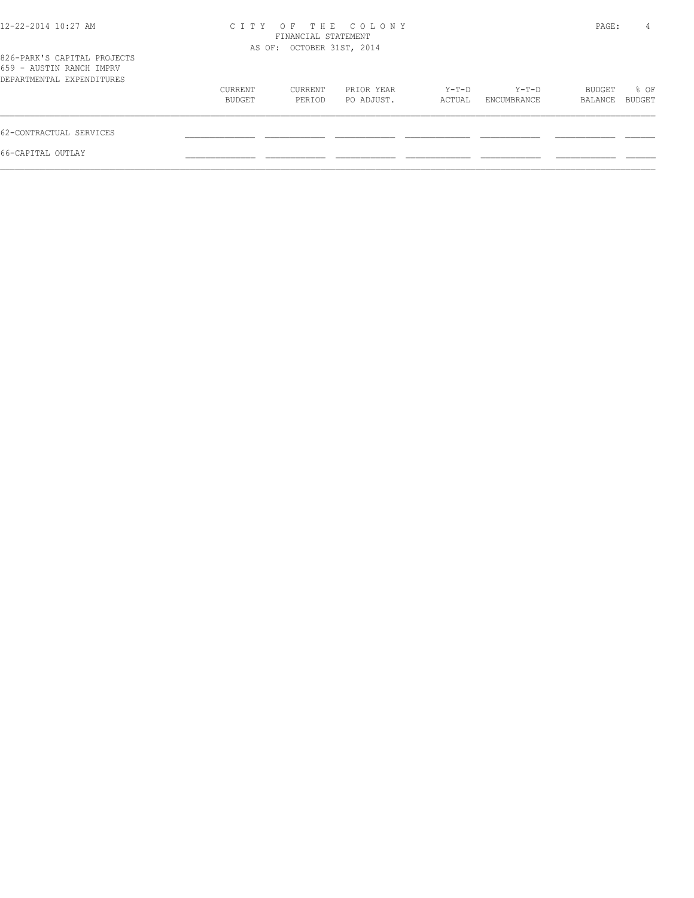# CITY OF THE COLONY

FINANCIAL STATEMENT

AS OF: OCTOBER 31ST, 2014

826-PARK'S CAPITAL PROJECTS
659 - AUSTIN RANCH IMPRV
DEPARTMENTAL EXPENDITURES

| | CURRENT BUDGET | CURRENT PERIOD | PRIOR YEAR PO ADJUST. | Y-T-D ACTUAL | Y-T-D ENCUMBRANCE | BUDGET BALANCE | % OF BUDGET |
|---|---|---|---|---|---|---|---|
| 62-CONTRACTUAL SERVICES | | | | | | | |
| 66-CAPITAL OUTLAY | | | | | | | |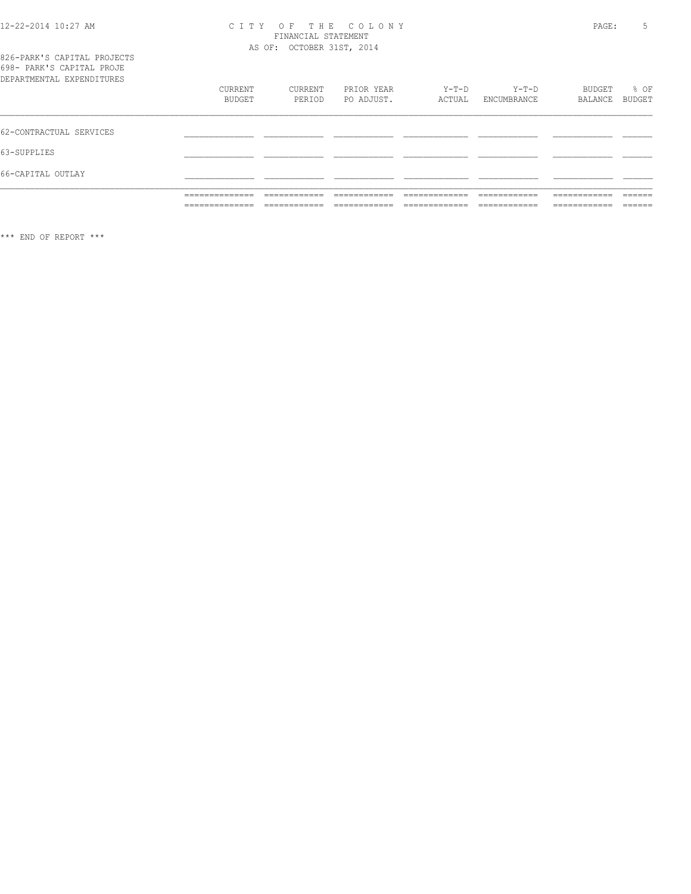CITY OF THE COLONY
FINANCIAL STATEMENT
AS OF: OCTOBER 31ST, 2014

826-PARK'S CAPITAL PROJECTS
698- PARK'S CAPITAL PROJE
DEPARTMENTAL EXPENDITURES

| | CURRENT BUDGET | CURRENT PERIOD | PRIOR YEAR PO ADJUST. | Y-T-D ACTUAL | Y-T-D ENCUMBRANCE | BUDGET BALANCE | % OF BUDGET |
|---|---|---|---|---|---|---|---|
| 62-CONTRACTUAL SERVICES | | | | | | | |
| 63-SUPPLIES | | | | | | | |
| 66-CAPITAL OUTLAY | | | | | | | |

*** END OF REPORT ***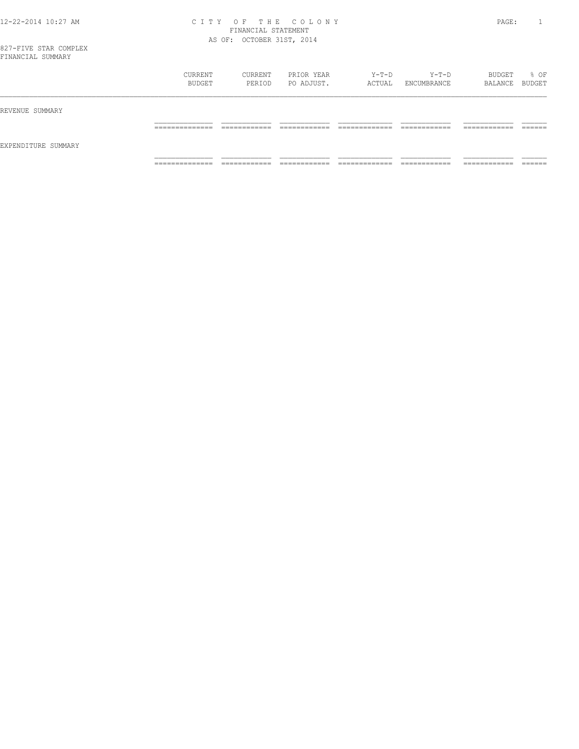# CITY OF THE COLONY
## FINANCIAL STATEMENT
### AS OF: OCTOBER 31ST, 2014

827-FIVE STAR COMPLEX
FINANCIAL SUMMARY

| | CURRENT BUDGET | CURRENT PERIOD | PRIOR YEAR PO ADJUST. | Y-T-D ACTUAL | Y-T-D ENCUMBRANCE | BUDGET BALANCE | % OF BUDGET |
|---|---|---|---|---|---|---|---|
| REVENUE SUMMARY | | | | | | | |
| EXPENDITURE SUMMARY | | | | | | | |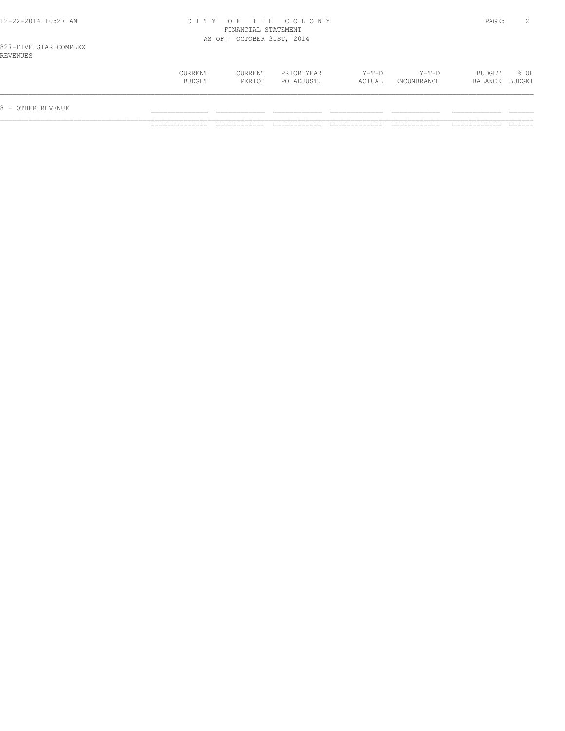CITY OF THE COLONY
FINANCIAL STATEMENT
AS OF: OCTOBER 31ST, 2014

827-FIVE STAR COMPLEX
REVENUES

| | CURRENT BUDGET | CURRENT PERIOD | PRIOR YEAR PO ADJUST. | Y-T-D ACTUAL | Y-T-D ENCUMBRANCE | BUDGET BALANCE | % OF BUDGET |
|---|---|---|---|---|---|---|---|
| 8 - OTHER REVENUE | | | | | | | |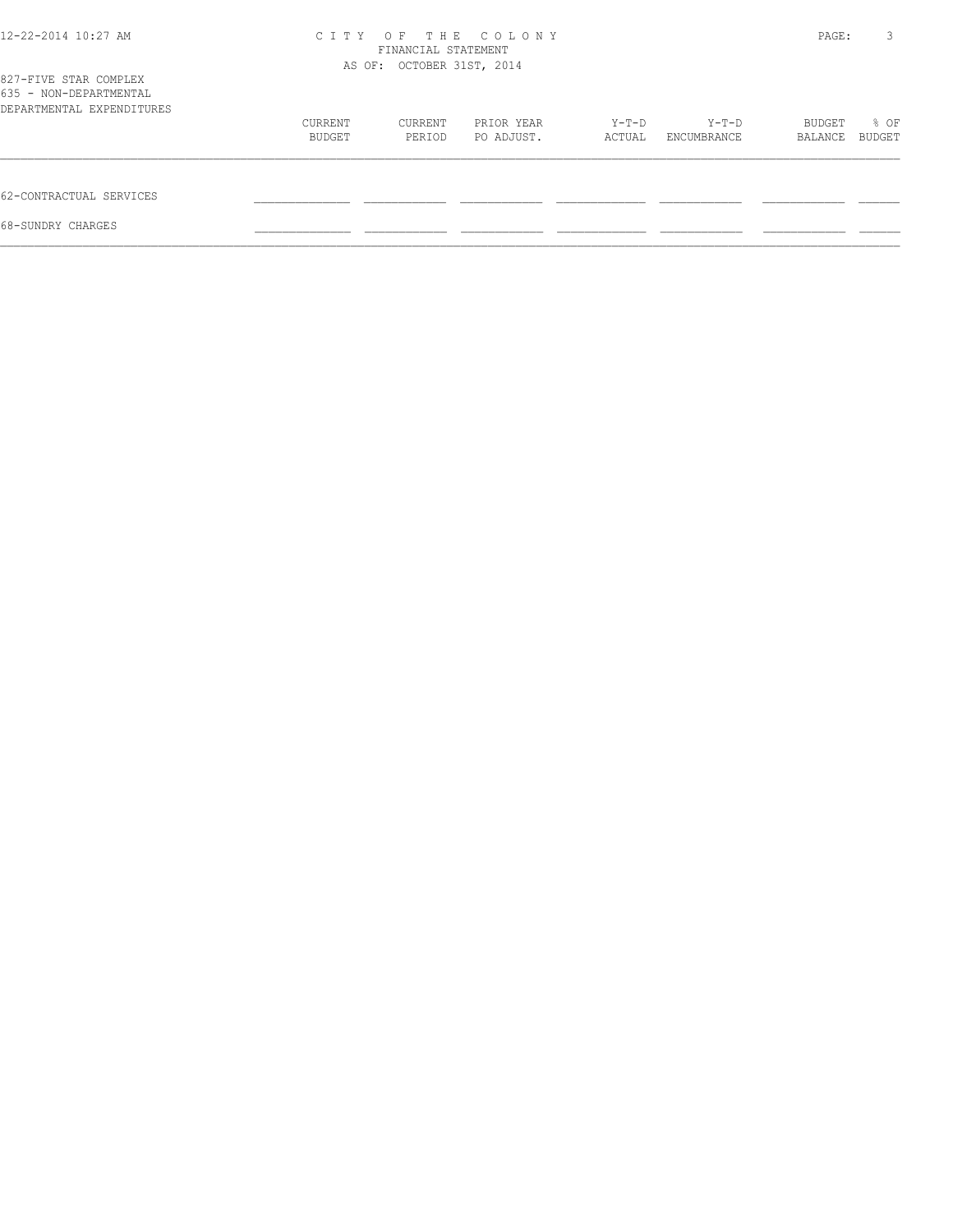827-FIVE STAR COMPLEX
635 - NON-DEPARTMENTAL
DEPARTMENTAL EXPENDITURES

| | CURRENT BUDGET | CURRENT PERIOD | PRIOR YEAR PO ADJUST. | Y-T-D ACTUAL | Y-T-D ENCUMBRANCE | BUDGET BALANCE | % OF BUDGET |
|---|---|---|---|---|---|---|---|
| 62-CONTRACTUAL SERVICES | | | | | | | |
| 68-SUNDRY CHARGES | | | | | | | |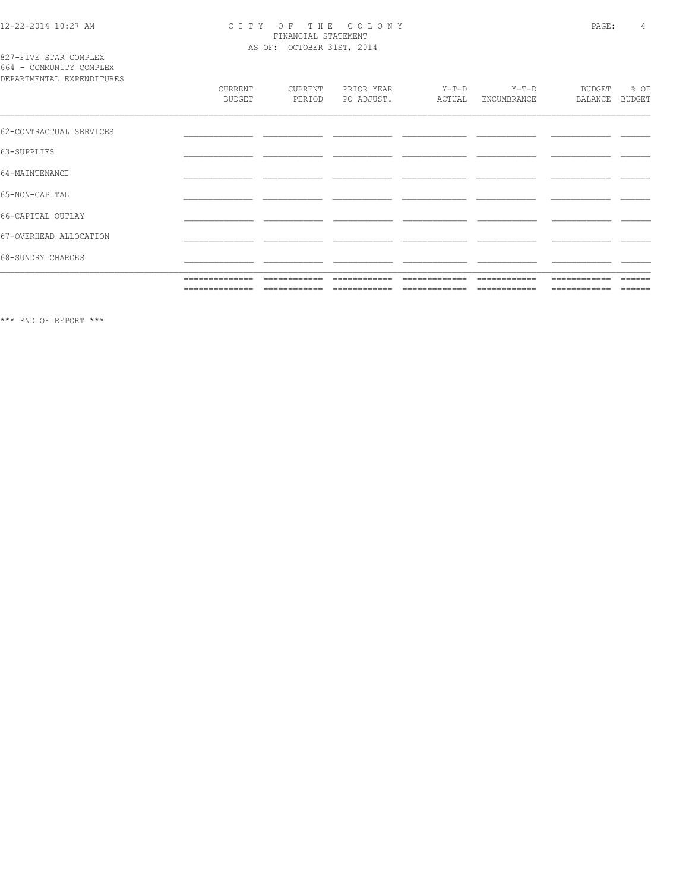C I T Y   O F   T H E   C O L O N Y
FINANCIAL STATEMENT
AS OF: OCTOBER 31ST, 2014

827-FIVE STAR COMPLEX
664 - COMMUNITY COMPLEX
DEPARTMENTAL EXPENDITURES

| | CURRENT BUDGET | CURRENT PERIOD | PRIOR YEAR PO ADJUST. | Y-T-D ACTUAL | Y-T-D ENCUMBRANCE | BUDGET BALANCE | % OF BUDGET |
|---|---|---|---|---|---|---|---|
| 62-CONTRACTUAL SERVICES | | | | | | | |
| 63-SUPPLIES | | | | | | | |
| 64-MAINTENANCE | | | | | | | |
| 65-NON-CAPITAL | | | | | | | |
| 66-CAPITAL OUTLAY | | | | | | | |
| 67-OVERHEAD ALLOCATION | | | | | | | |
| 68-SUNDRY CHARGES | | | | | | | |

*** END OF REPORT ***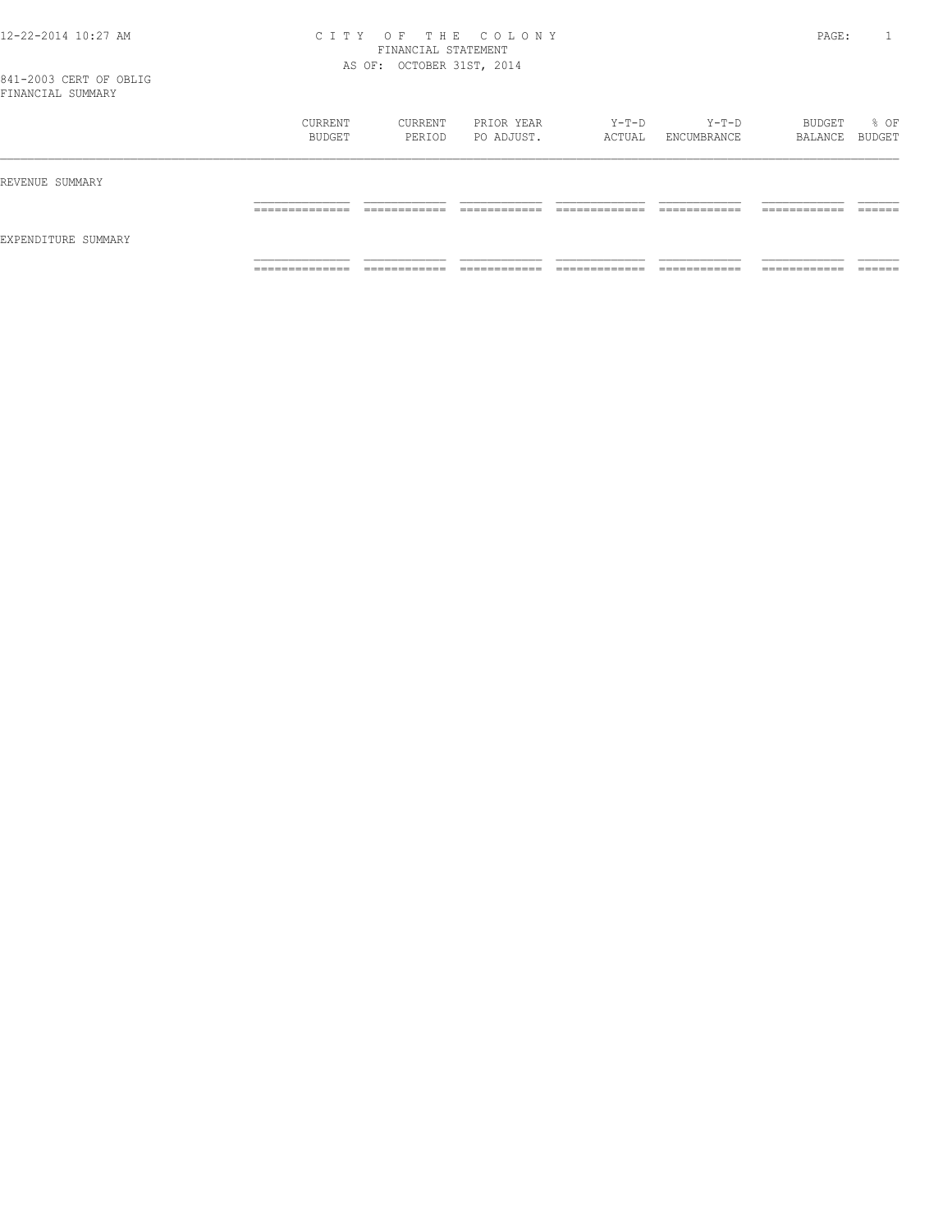# CITY OF THE COLONY
## FINANCIAL STATEMENT
AS OF: OCTOBER 31ST, 2014

841-2003 CERT OF OBLIG
FINANCIAL SUMMARY

| | CURRENT BUDGET | CURRENT PERIOD | PRIOR YEAR PO ADJUST. | Y-T-D ACTUAL | Y-T-D ENCUMBRANCE | BUDGET BALANCE | % OF BUDGET |
|---|---|---|---|---|---|---|---|
| REVENUE SUMMARY | | | | | | | |
| EXPENDITURE SUMMARY | | | | | | | |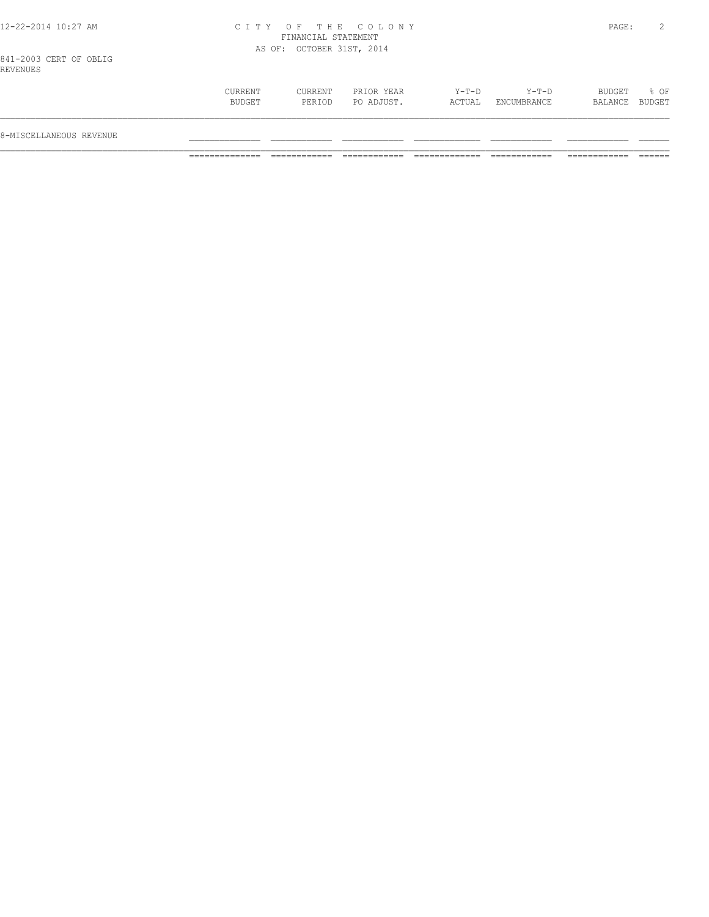CITY OF THE COLONY
FINANCIAL STATEMENT
AS OF: OCTOBER 31ST, 2014

841-2003 CERT OF OBLIG
REVENUES

| | CURRENT BUDGET | CURRENT PERIOD | PRIOR YEAR PO ADJUST. | Y-T-D ACTUAL | Y-T-D ENCUMBRANCE | BUDGET BALANCE | % OF BUDGET |
|---|---|---|---|---|---|---|---|
| 8-MISCELLANEOUS REVENUE | | | | | | | |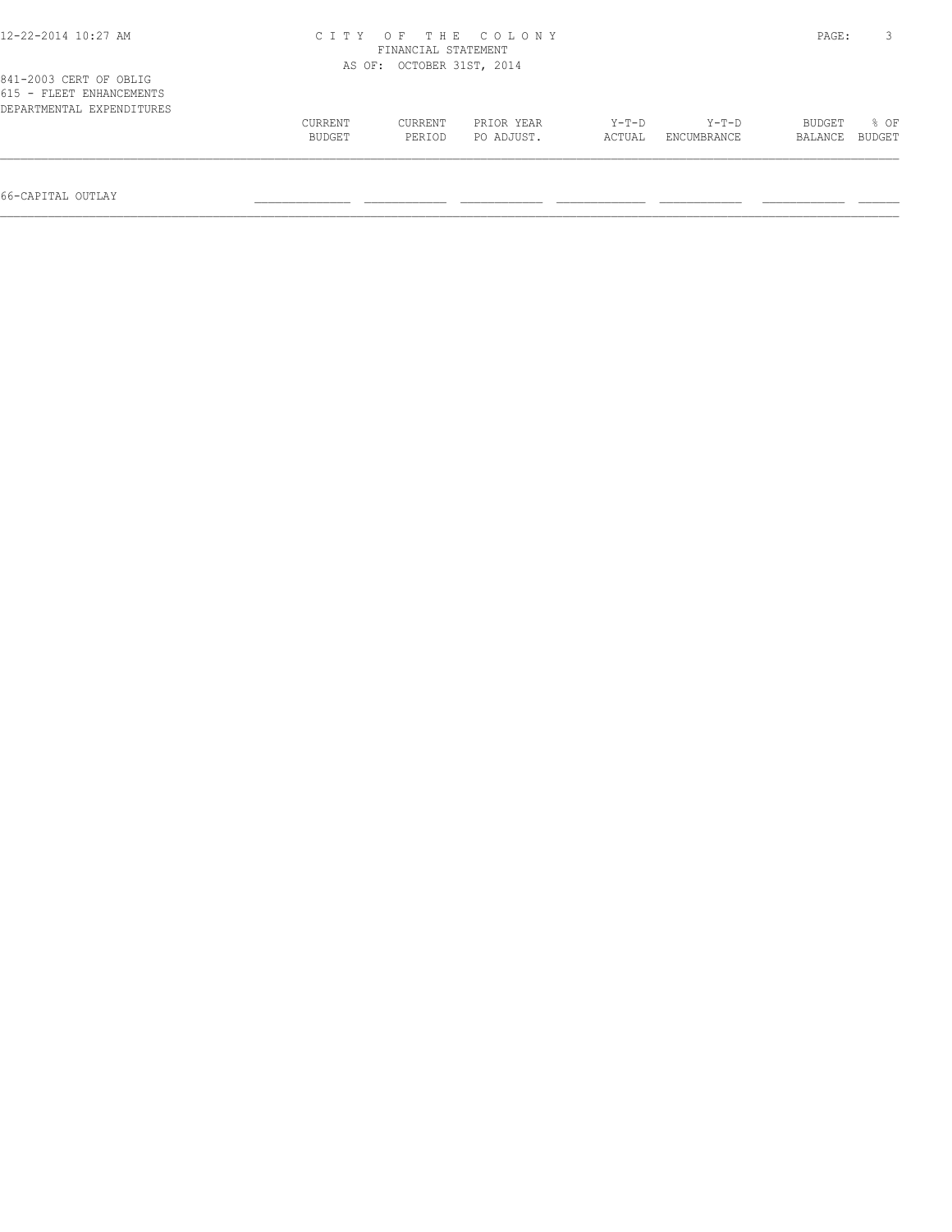CITY OF THE COLONY
FINANCIAL STATEMENT
AS OF: OCTOBER 31ST, 2014

841-2003 CERT OF OBLIG
615 - FLEET ENHANCEMENTS
DEPARTMENTAL EXPENDITURES

| | CURRENT BUDGET | CURRENT PERIOD | PRIOR YEAR PO ADJUST. | Y-T-D ACTUAL | Y-T-D ENCUMBRANCE | BUDGET BALANCE | % OF BUDGET |
|---|---|---|---|---|---|---|---|
| 66-CAPITAL OUTLAY | | | | | | | |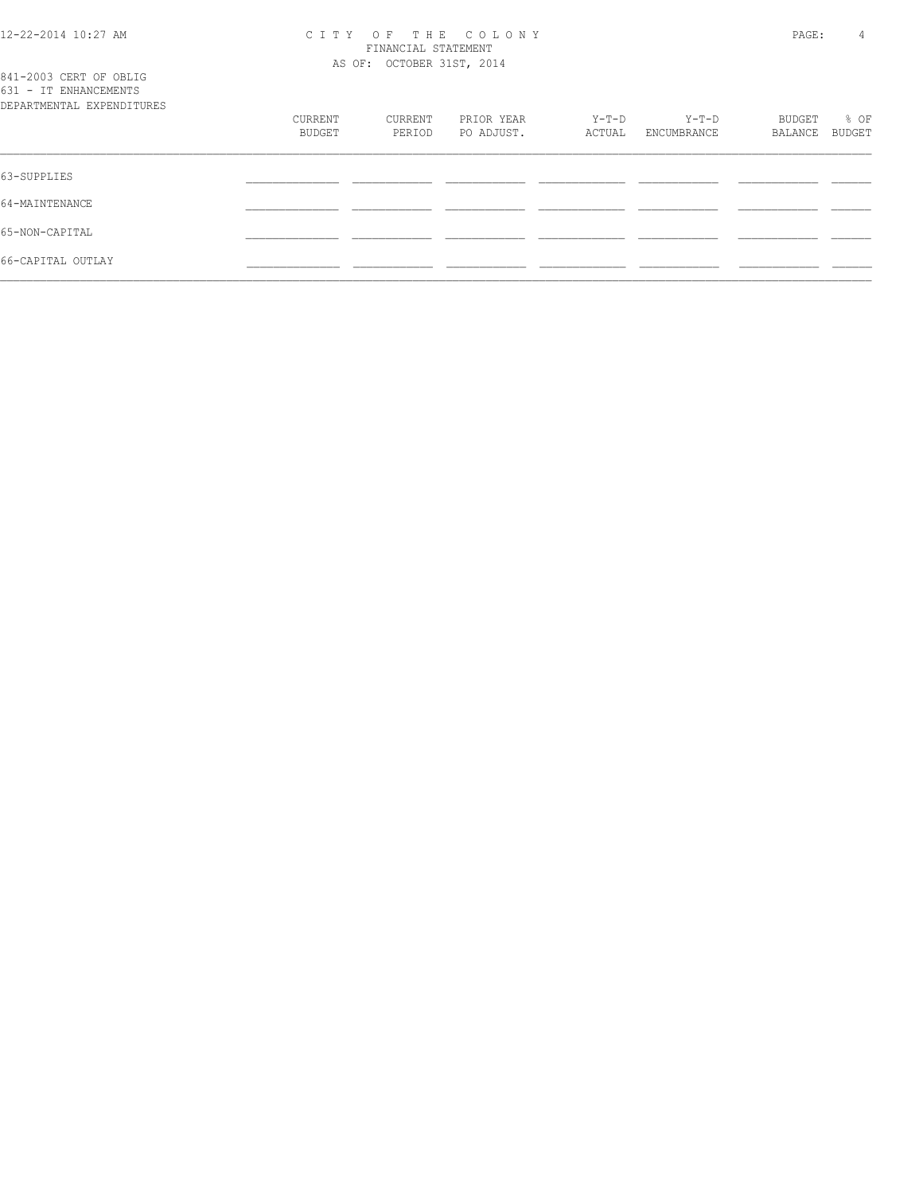841-2003 CERT OF OBLIG
631 - IT ENHANCEMENTS
DEPARTMENTAL EXPENDITURES

| | CURRENT BUDGET | CURRENT PERIOD | PRIOR YEAR PO ADJUST. | Y-T-D ACTUAL | Y-T-D ENCUMBRANCE | BUDGET BALANCE | % OF BUDGET |
|---|---|---|---|---|---|---|---|
| 63-SUPPLIES | | | | | | | |
| 64-MAINTENANCE | | | | | | | |
| 65-NON-CAPITAL | | | | | | | |
| 66-CAPITAL OUTLAY | | | | | | | |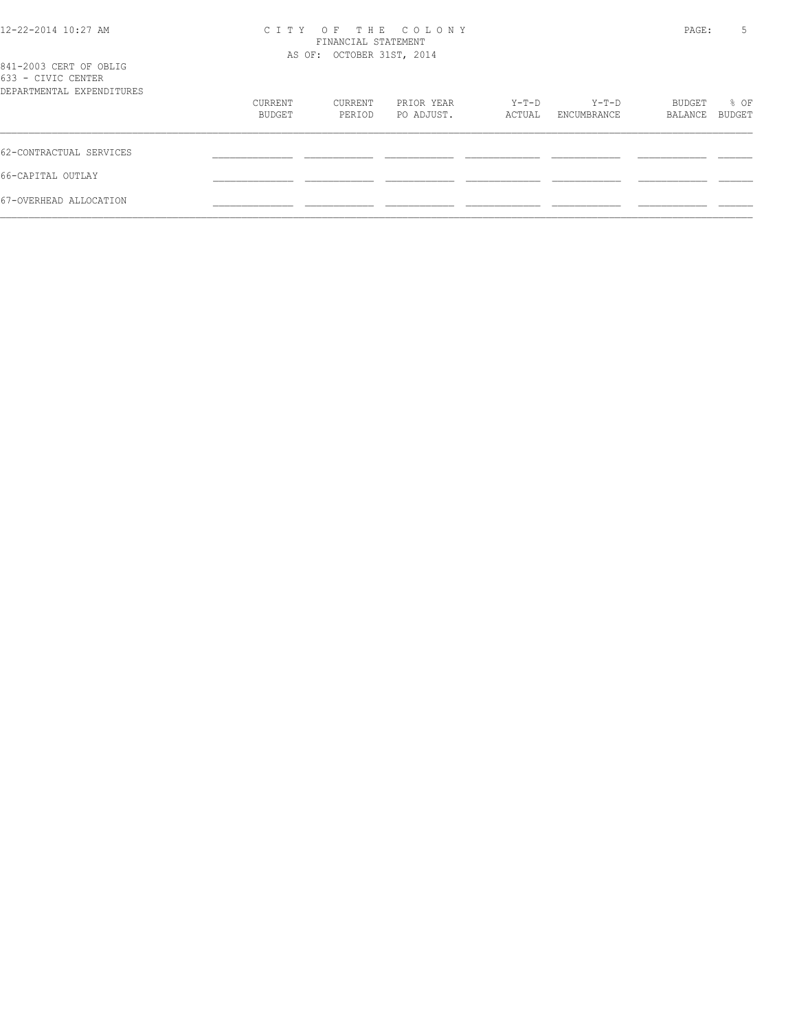CITY OF THE COLONY
FINANCIAL STATEMENT
AS OF: OCTOBER 31ST, 2014

841-2003 CERT OF OBLIG
633 - CIVIC CENTER
DEPARTMENTAL EXPENDITURES

| | CURRENT BUDGET | CURRENT PERIOD | PRIOR YEAR PO ADJUST. | Y-T-D ACTUAL | Y-T-D ENCUMBRANCE | BUDGET BALANCE | % OF BUDGET |
|---|---|---|---|---|---|---|---|
| 62-CONTRACTUAL SERVICES | | | | | | | |
| 66-CAPITAL OUTLAY | | | | | | | |
| 67-OVERHEAD ALLOCATION | | | | | | | |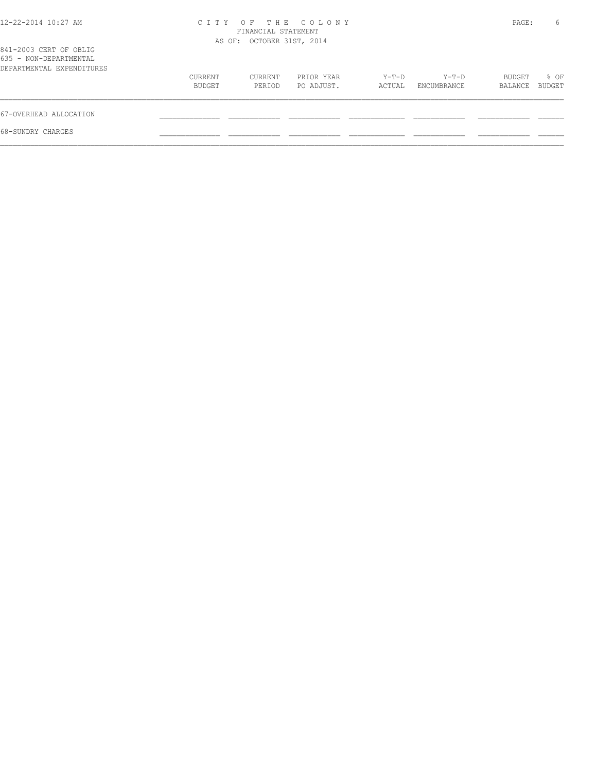CITY OF THE COLONY
FINANCIAL STATEMENT
AS OF: OCTOBER 31ST, 2014

841-2003 CERT OF OBLIG
635 - NON-DEPARTMENTAL
DEPARTMENTAL EXPENDITURES

| | CURRENT BUDGET | CURRENT PERIOD | PRIOR YEAR PO ADJUST. | Y-T-D ACTUAL | Y-T-D ENCUMBRANCE | BUDGET BALANCE | % OF BUDGET |
|---|---|---|---|---|---|---|---|
| 67-OVERHEAD ALLOCATION | | | | | | | |
| 68-SUNDRY CHARGES | | | | | | | |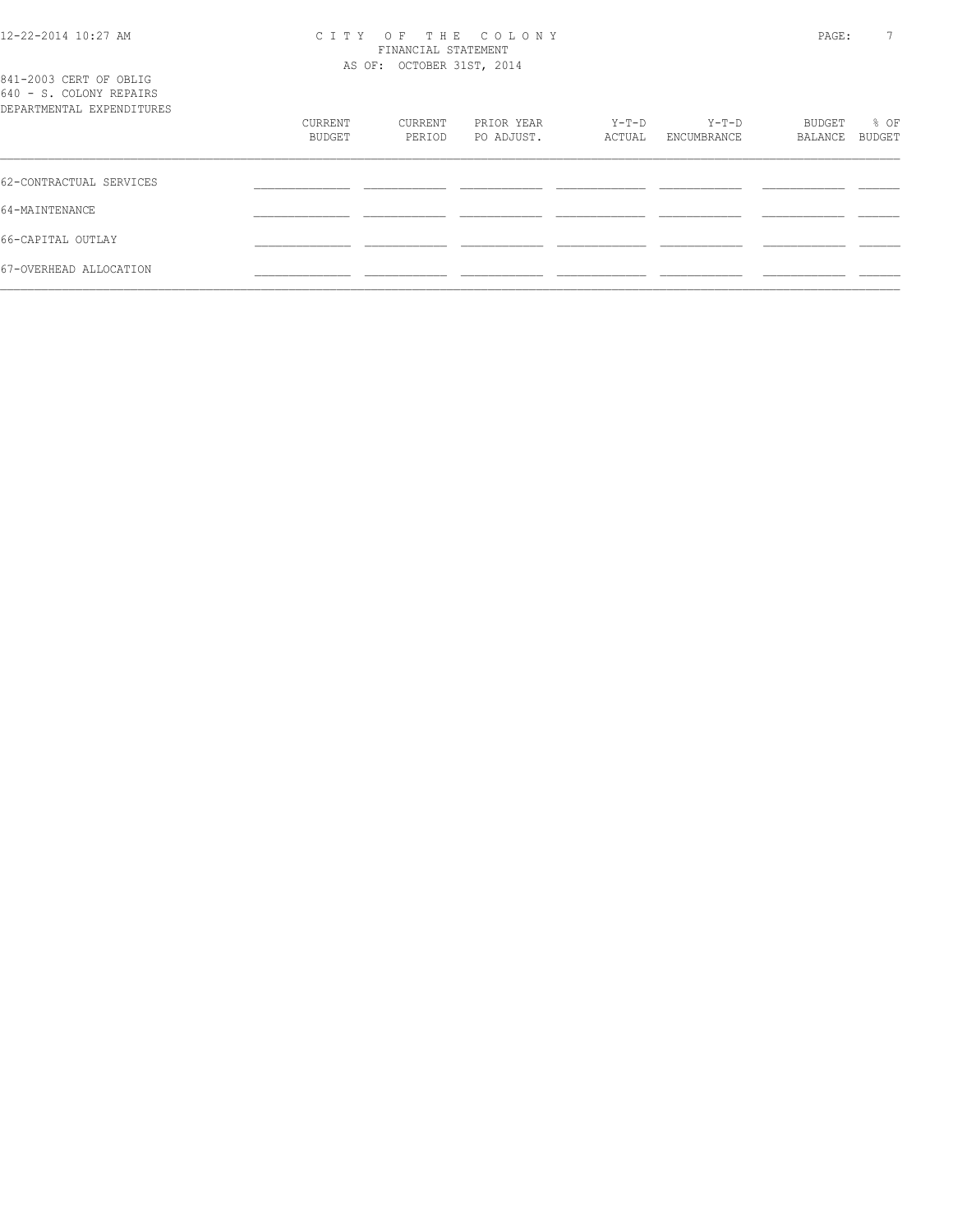C I T Y   O F   T H E   C O L O N Y
FINANCIAL STATEMENT
AS OF: OCTOBER 31ST, 2014

841-2003 CERT OF OBLIG
640 - S. COLONY REPAIRS
DEPARTMENTAL EXPENDITURES

| | CURRENT BUDGET | CURRENT PERIOD | PRIOR YEAR PO ADJUST. | Y-T-D ACTUAL | Y-T-D ENCUMBRANCE | BUDGET BALANCE | % OF BUDGET |
|---|---|---|---|---|---|---|---|
| 62-CONTRACTUAL SERVICES | | | | | | | |
| 64-MAINTENANCE | | | | | | | |
| 66-CAPITAL OUTLAY | | | | | | | |
| 67-OVERHEAD ALLOCATION | | | | | | | |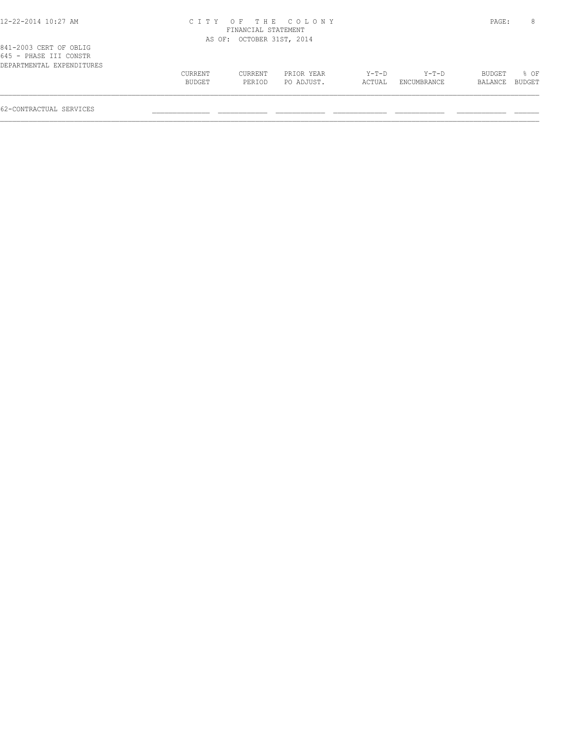841-2003 CERT OF OBLIG
645 - PHASE III CONSTR
DEPARTMENTAL EXPENDITURES

| | CURRENT BUDGET | CURRENT PERIOD | PRIOR YEAR PO ADJUST. | Y-T-D ACTUAL | Y-T-D ENCUMBRANCE | BUDGET BALANCE | % OF BUDGET |
|---|---|---|---|---|---|---|---|
| 62-CONTRACTUAL SERVICES | | | | | | | |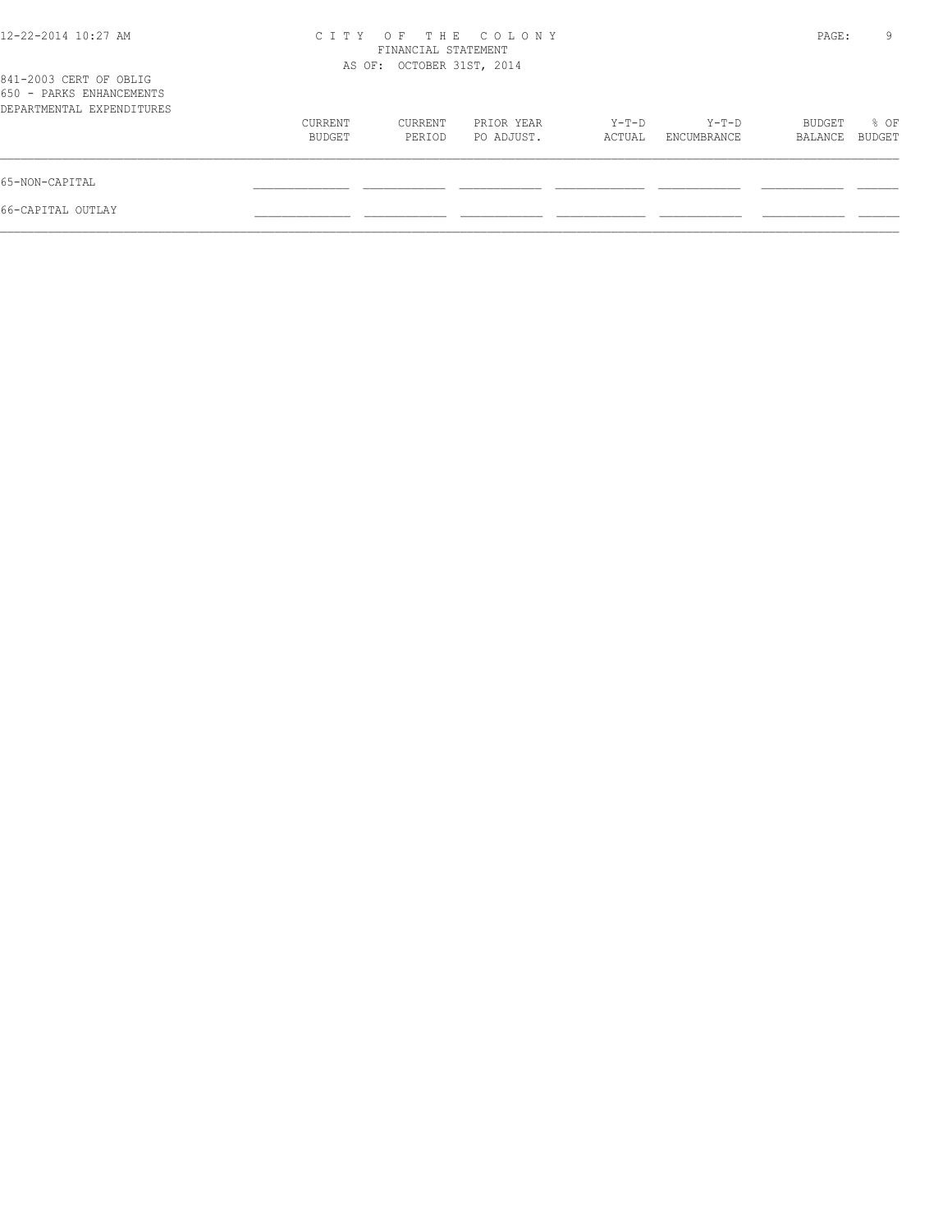CITY OF THE COLONY
FINANCIAL STATEMENT
AS OF: OCTOBER 31ST, 2014

841-2003 CERT OF OBLIG
650 - PARKS ENHANCEMENTS
DEPARTMENTAL EXPENDITURES

| | CURRENT BUDGET | CURRENT PERIOD | PRIOR YEAR PO ADJUST. | Y-T-D ACTUAL | Y-T-D ENCUMBRANCE | BUDGET BALANCE | % OF BUDGET |
|---|---|---|---|---|---|---|---|
| 65-NON-CAPITAL | | | | | | | |
| 66-CAPITAL OUTLAY | | | | | | | |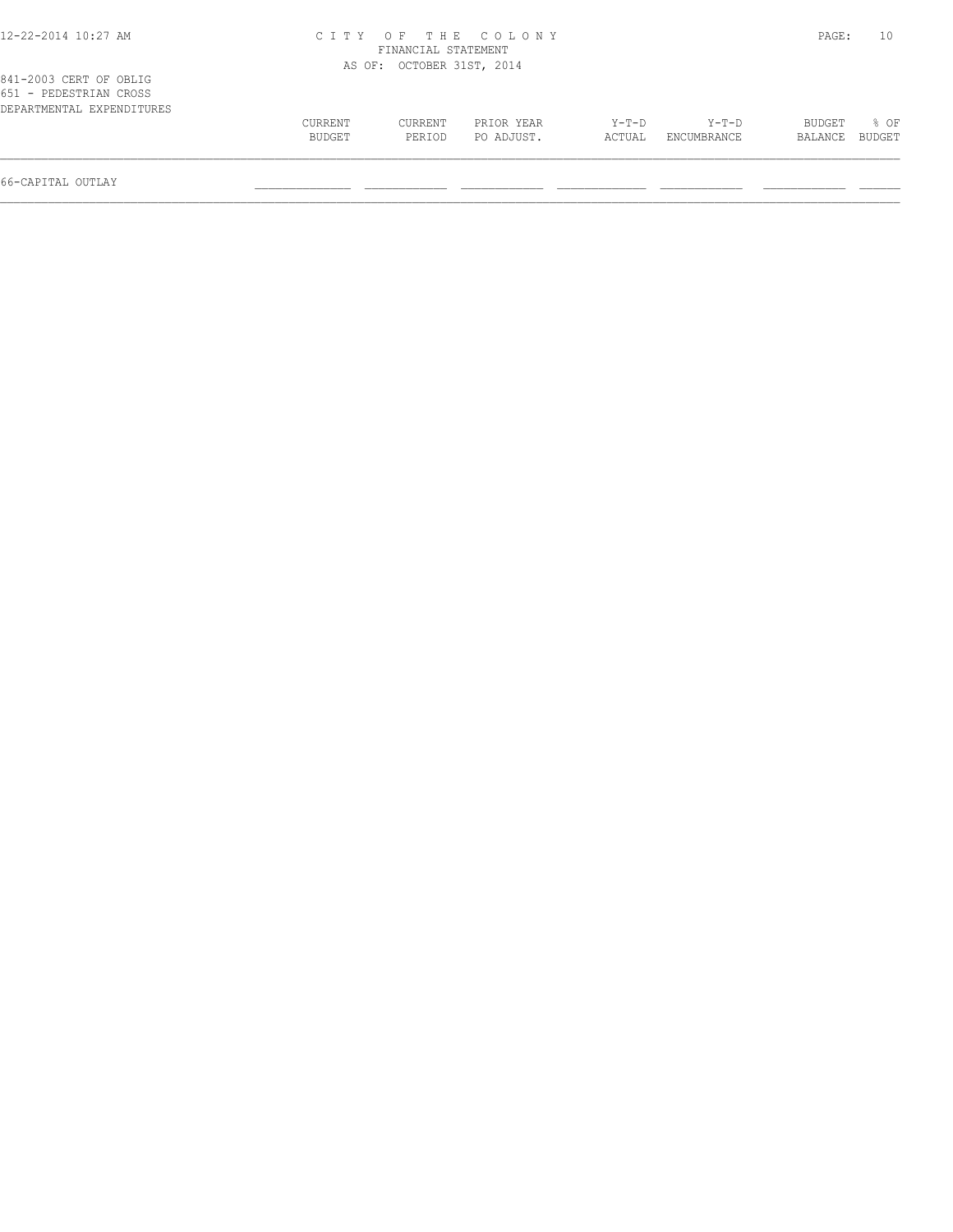# CITY OF THE COLONY

FINANCIAL STATEMENT

AS OF: OCTOBER 31ST, 2014

841-2003 CERT OF OBLIG

651 - PEDESTRIAN CROSS

DEPARTMENTAL EXPENDITURES

| | CURRENT BUDGET | CURRENT PERIOD | PRIOR YEAR PO ADJUST. | Y-T-D ACTUAL | Y-T-D ENCUMBRANCE | BUDGET BALANCE | % OF BUDGET |
|---|---|---|---|---|---|---|---|
| 66-CAPITAL OUTLAY | | | | | | | |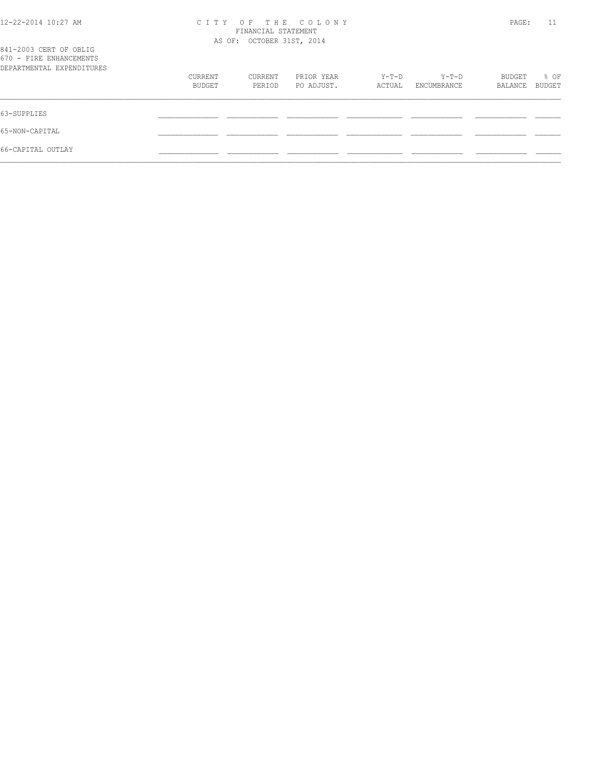CITY OF THE COLONY
FINANCIAL STATEMENT
AS OF: OCTOBER 31ST, 2014

841-2003 CERT OF OBLIG
670 - FIRE ENHANCEMENTS
DEPARTMENTAL EXPENDITURES

| | CURRENT BUDGET | CURRENT PERIOD | PRIOR YEAR PO ADJUST. | Y-T-D ACTUAL | Y-T-D ENCUMBRANCE | BUDGET BALANCE | % OF BUDGET |
|---|---|---|---|---|---|---|---|
| 63-SUPPLIES | | | | | | | |
| 65-NON-CAPITAL | | | | | | | |
| 66-CAPITAL OUTLAY | | | | | | | |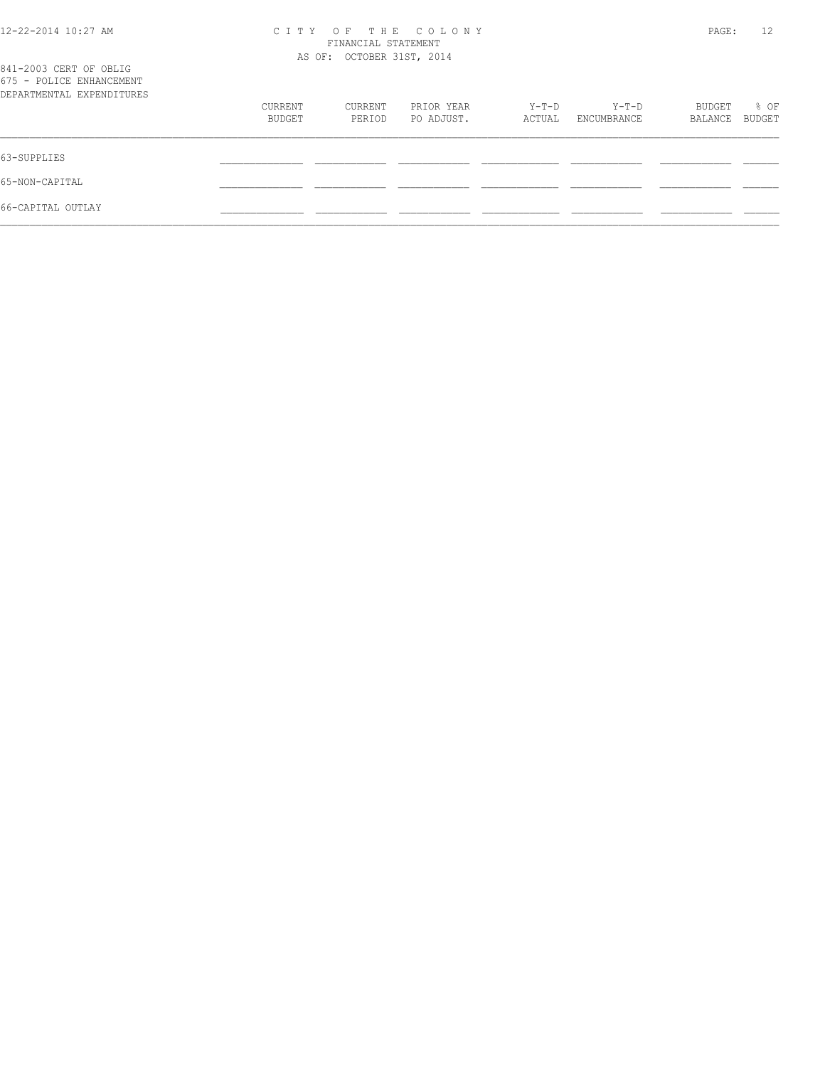841-2003 CERT OF OBLIG
675 - POLICE ENHANCEMENT
DEPARTMENTAL EXPENDITURES

FINANCIAL STATEMENT
AS OF: OCTOBER 31ST, 2014

| | CURRENT BUDGET | CURRENT PERIOD | PRIOR YEAR PO ADJUST. | Y-T-D ACTUAL | Y-T-D ENCUMBRANCE | BUDGET BALANCE | % OF BUDGET |
|---|---|---|---|---|---|---|---|
| 63-SUPPLIES | | | | | | | |
| 65-NON-CAPITAL | | | | | | | |
| 66-CAPITAL OUTLAY | | | | | | | |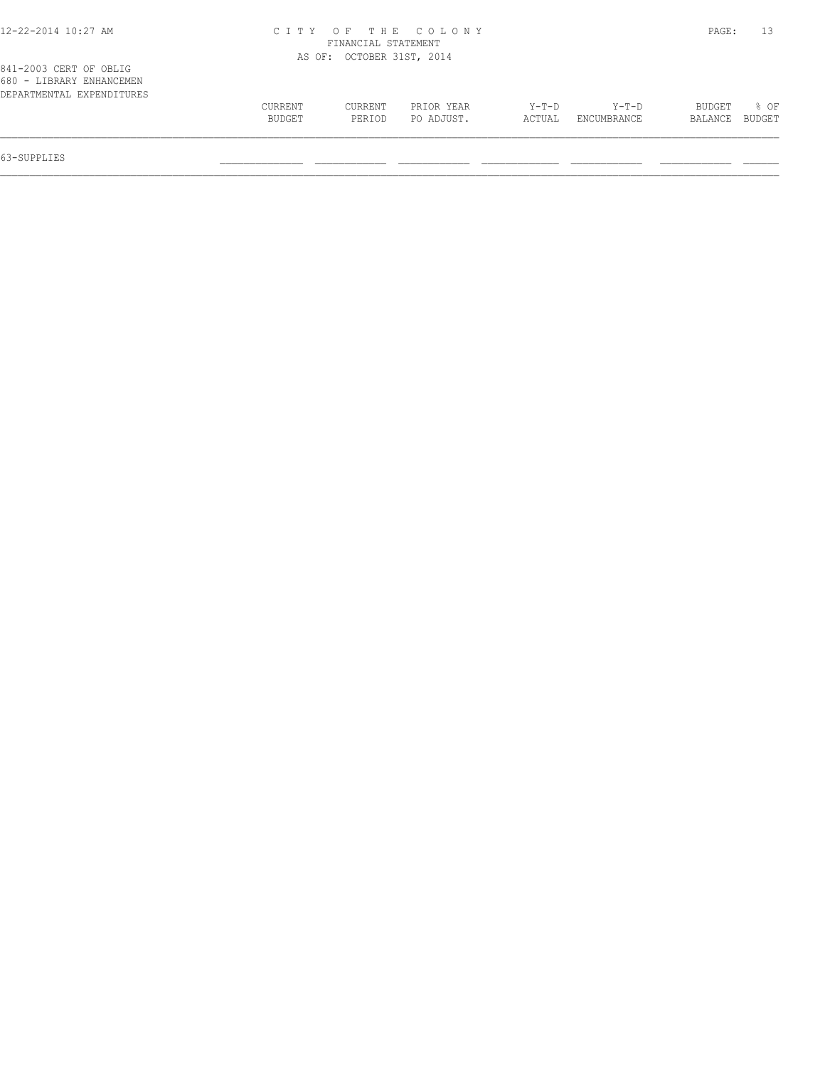CITY OF THE COLONY
FINANCIAL STATEMENT
AS OF: OCTOBER 31ST, 2014

841-2003 CERT OF OBLIG
680 - LIBRARY ENHANCEMEN
DEPARTMENTAL EXPENDITURES

| | CURRENT BUDGET | CURRENT PERIOD | PRIOR YEAR PO ADJUST. | Y-T-D ACTUAL | Y-T-D ENCUMBRANCE | BUDGET BALANCE | % OF BUDGET |
|---|---|---|---|---|---|---|---|
| 63-SUPPLIES | | | | | | | |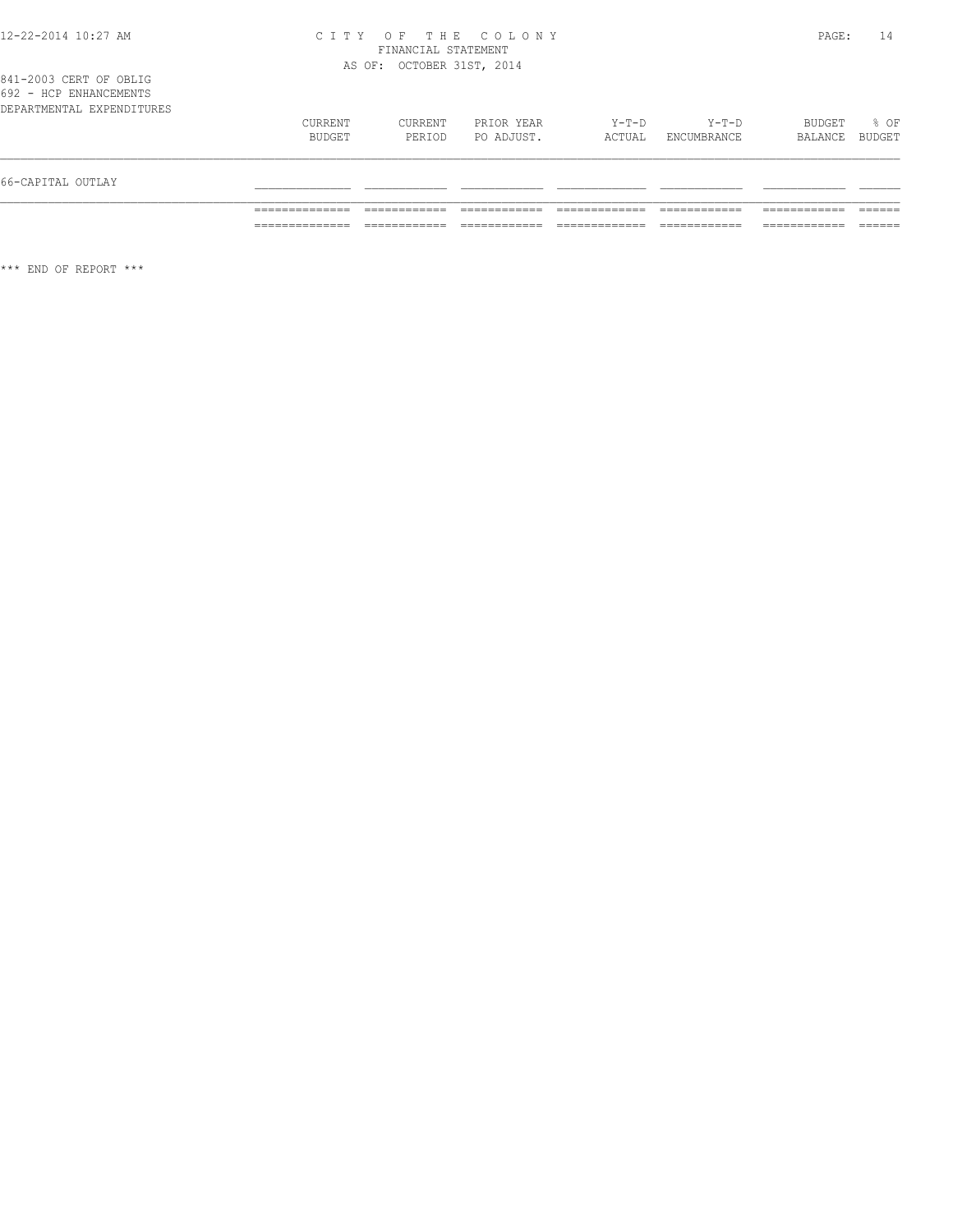FINANCIAL STATEMENT

AS OF: OCTOBER 31ST, 2014

841-2003 CERT OF OBLIG

692 - HCP ENHANCEMENTS

DEPARTMENTAL EXPENDITURES

| | CURRENT BUDGET | CURRENT PERIOD | PRIOR YEAR PO ADJUST. | Y-T-D ACTUAL | Y-T-D ENCUMBRANCE | BUDGET BALANCE | % OF BUDGET |
|---|---|---|---|---|---|---|---|
| 66-CAPITAL OUTLAY | | | | | | | |
| | | | | | | | |

*** END OF REPORT ***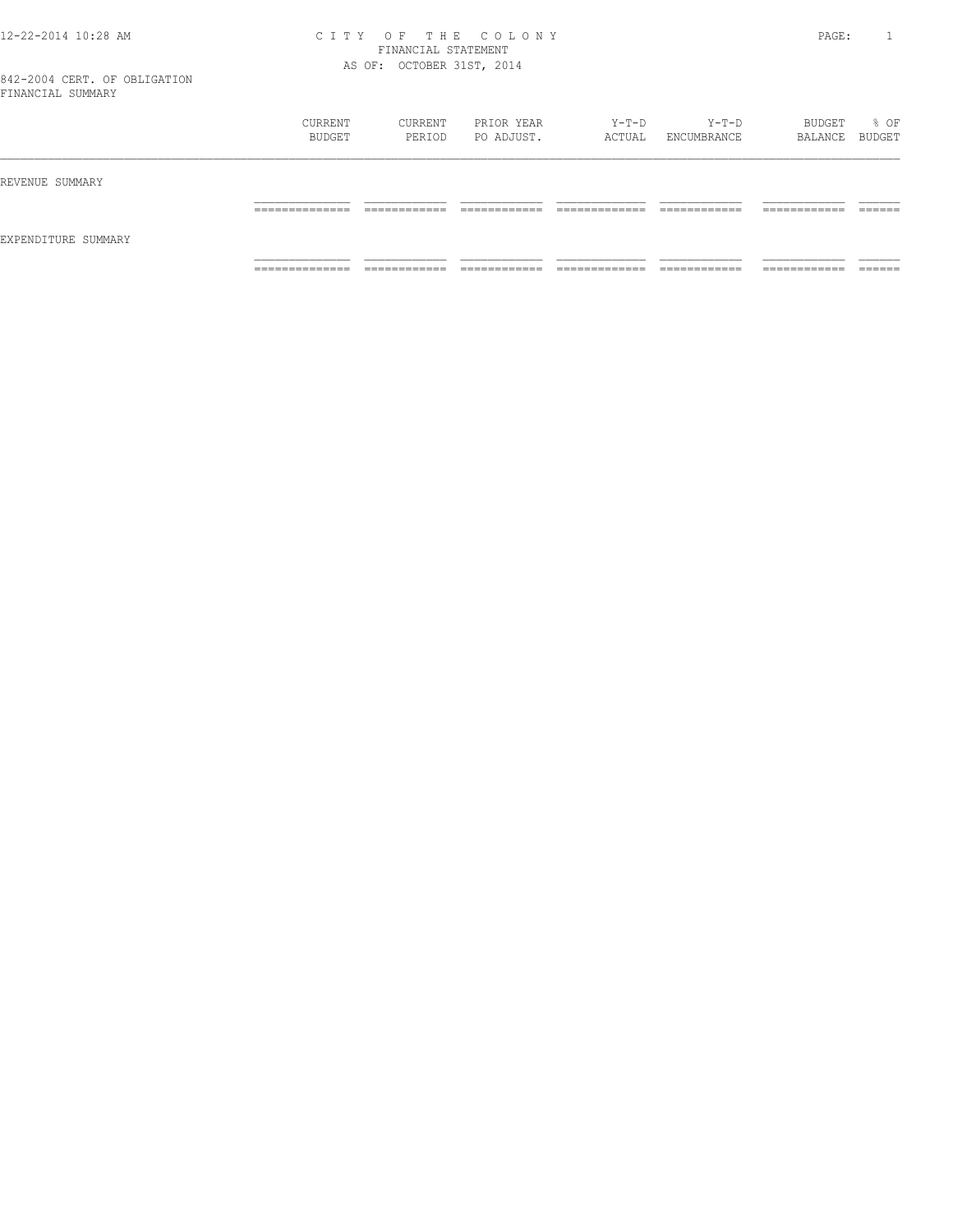# CITY OF THE COLONY

FINANCIAL STATEMENT

AS OF: OCTOBER 31ST, 2014

842-2004 CERT. OF OBLIGATION

FINANCIAL SUMMARY

| | CURRENT BUDGET | CURRENT PERIOD | PRIOR YEAR PO ADJUST. | Y-T-D ACTUAL | Y-T-D ENCUMBRANCE | BUDGET BALANCE | % OF BUDGET |
|---|---|---|---|---|---|---|---|
| REVENUE SUMMARY | | | | | | | |
| EXPENDITURE SUMMARY | | | | | | | |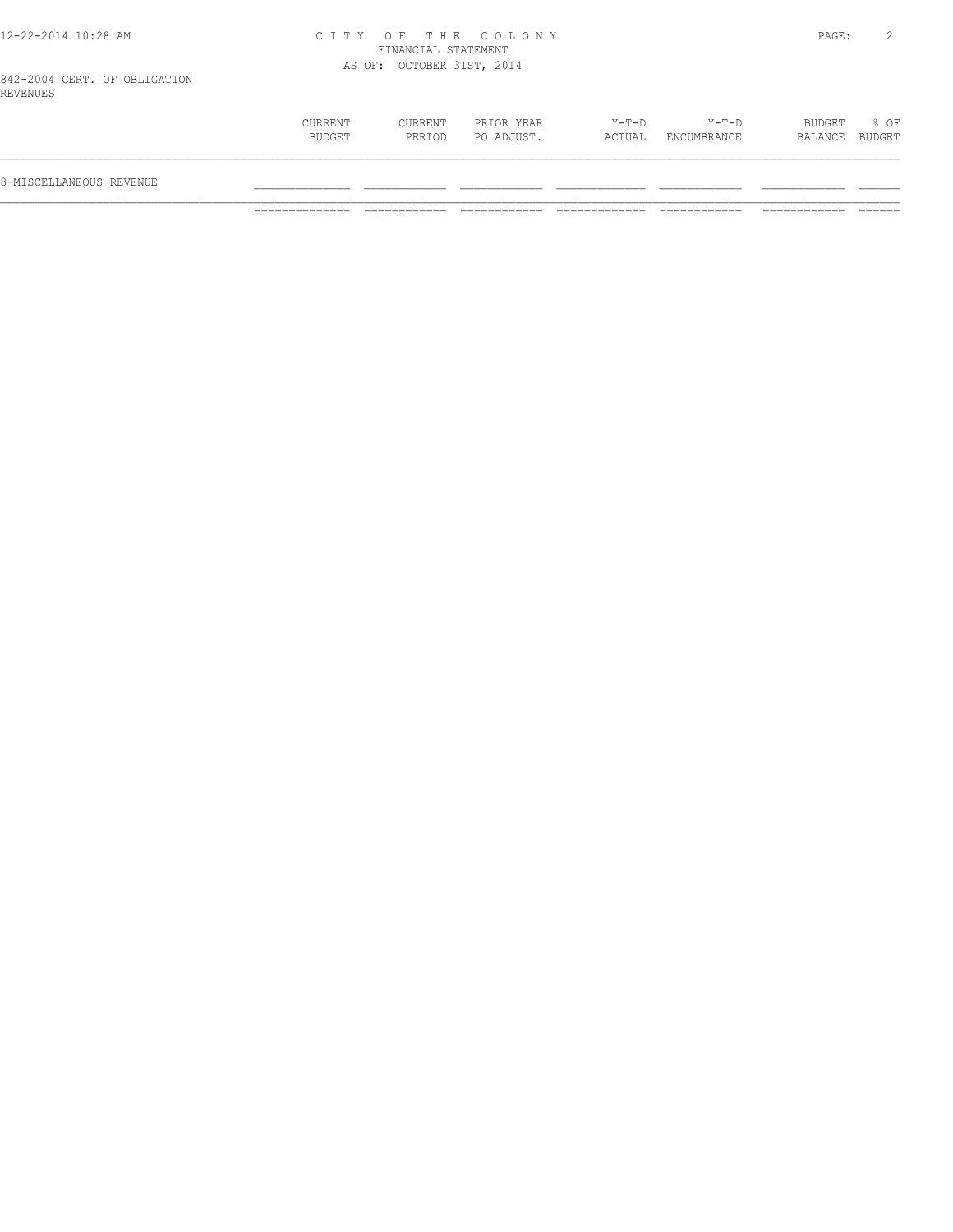CITY OF THE COLONY
FINANCIAL STATEMENT
AS OF: OCTOBER 31ST, 2014

842-2004 CERT. OF OBLIGATION
REVENUES

| | CURRENT BUDGET | CURRENT PERIOD | PRIOR YEAR PO ADJUST. | Y-T-D ACTUAL | Y-T-D ENCUMBRANCE | BUDGET BALANCE | % OF BUDGET |
|---|---|---|---|---|---|---|---|
| 8-MISCELLANEOUS REVENUE | | | | | | | |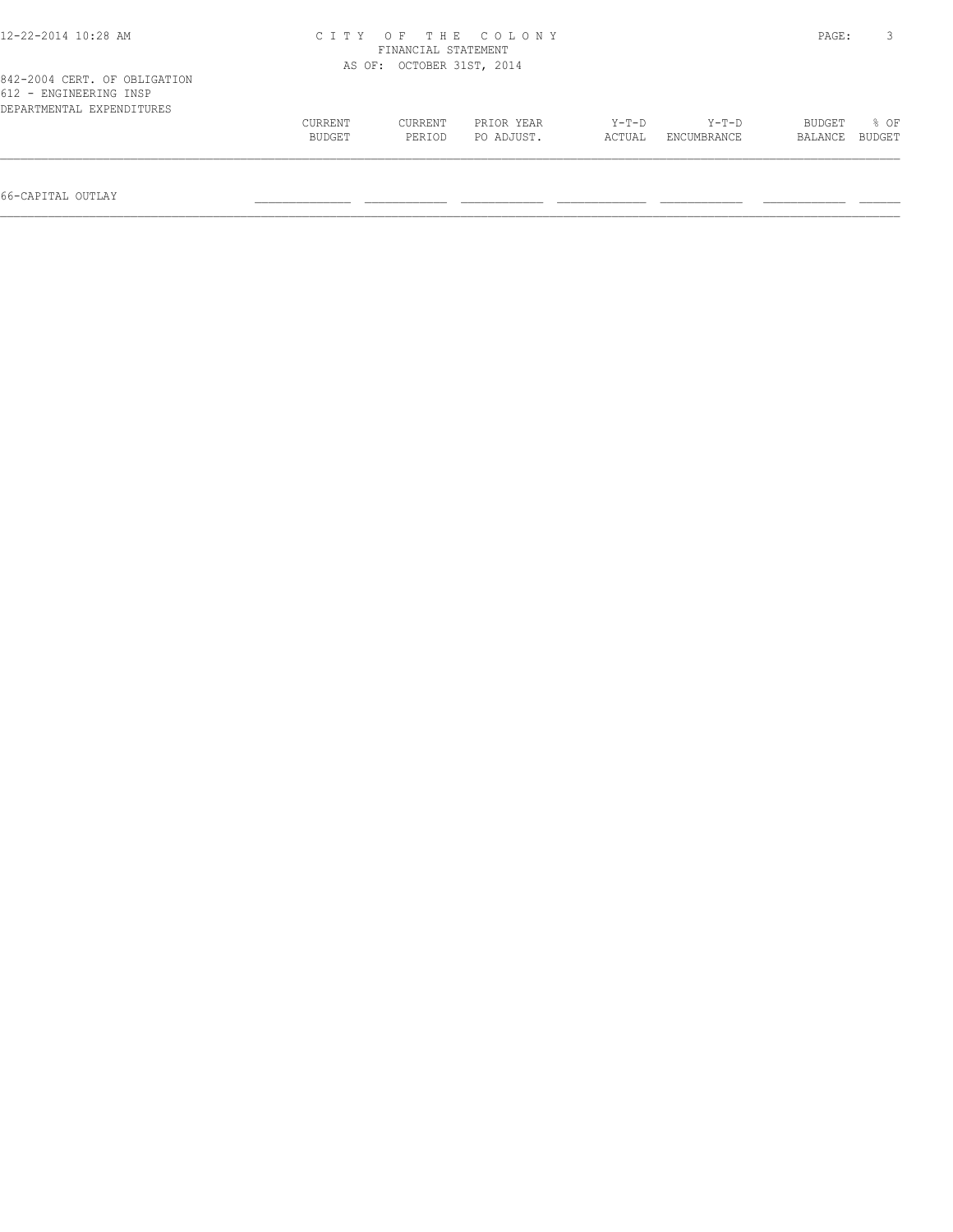CITY OF THE COLONY
FINANCIAL STATEMENT
AS OF: OCTOBER 31ST, 2014

842-2004 CERT. OF OBLIGATION
612 - ENGINEERING INSP
DEPARTMENTAL EXPENDITURES

| | CURRENT BUDGET | CURRENT PERIOD | PRIOR YEAR PO ADJUST. | Y-T-D ACTUAL | Y-T-D ENCUMBRANCE | BUDGET BALANCE | % OF BUDGET |
|---|---|---|---|---|---|---|---|
| 66-CAPITAL OUTLAY | | | | | | | |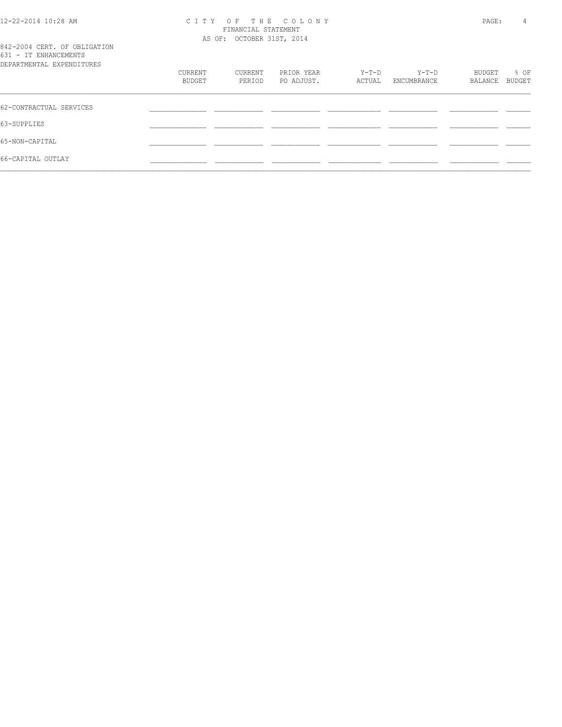C I T Y  O F  T H E  C O L O N Y
FINANCIAL STATEMENT
AS OF: OCTOBER 31ST, 2014

842-2004 CERT. OF OBLIGATION
631 - IT ENHANCEMENTS
DEPARTMENTAL EXPENDITURES

| | CURRENT BUDGET | CURRENT PERIOD | PRIOR YEAR PO ADJUST. | Y-T-D ACTUAL | Y-T-D ENCUMBRANCE | BUDGET BALANCE | % OF BUDGET |
|---|---|---|---|---|---|---|---|
| 62-CONTRACTUAL SERVICES | | | | | | | |
| 63-SUPPLIES | | | | | | | |
| 65-NON-CAPITAL | | | | | | | |
| 66-CAPITAL OUTLAY | | | | | | | |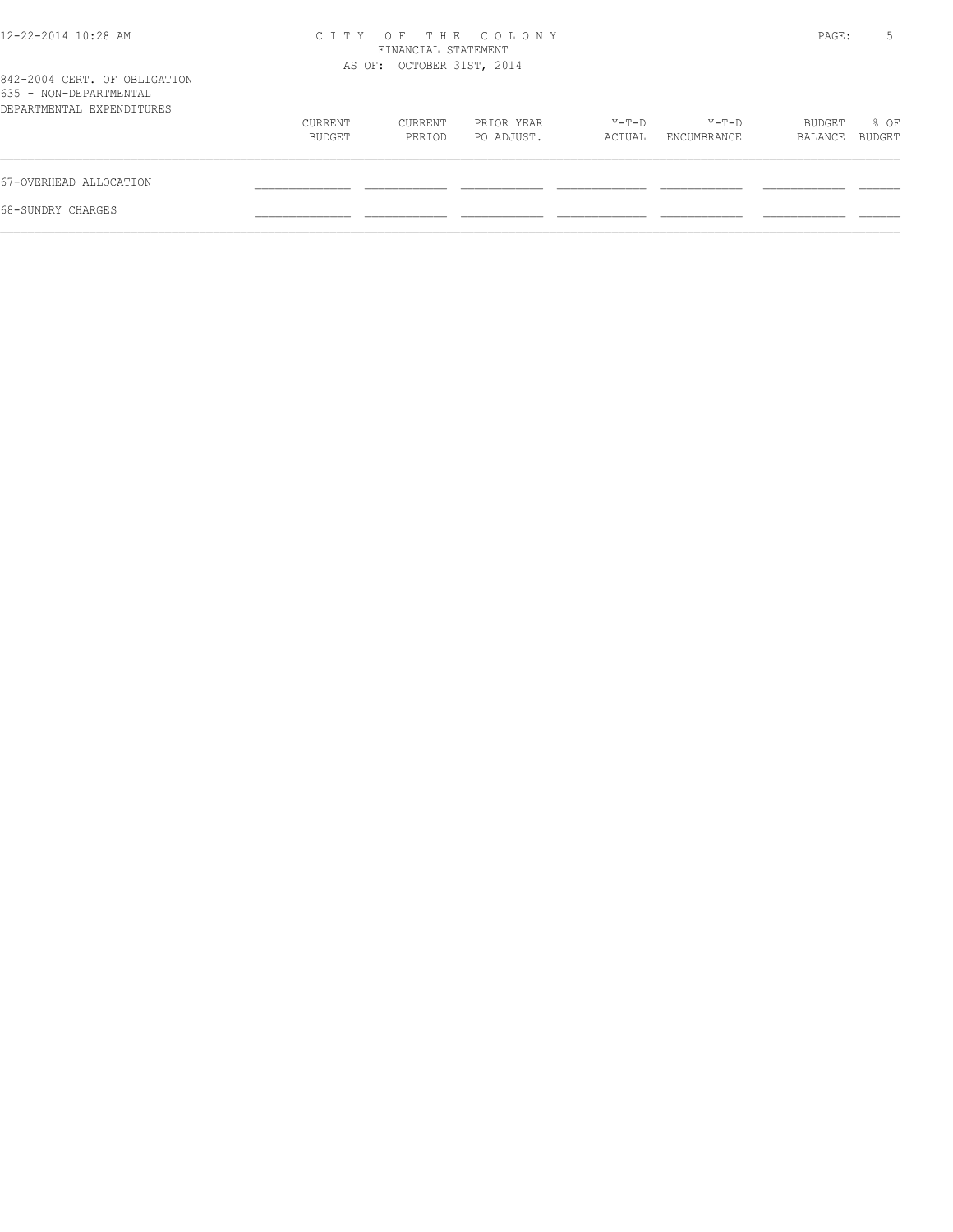# CITY OF THE COLONY

FINANCIAL STATEMENT

AS OF: OCTOBER 31ST, 2014

842-2004 CERT. OF OBLIGATION

635 - NON-DEPARTMENTAL

DEPARTMENTAL EXPENDITURES

| | CURRENT BUDGET | CURRENT PERIOD | PRIOR YEAR PO ADJUST. | Y-T-D ACTUAL | Y-T-D ENCUMBRANCE | BUDGET BALANCE | % OF BUDGET |
|---|---|---|---|---|---|---|---|
| 67-OVERHEAD ALLOCATION | | | | | | | |
| 68-SUNDRY CHARGES | | | | | | | |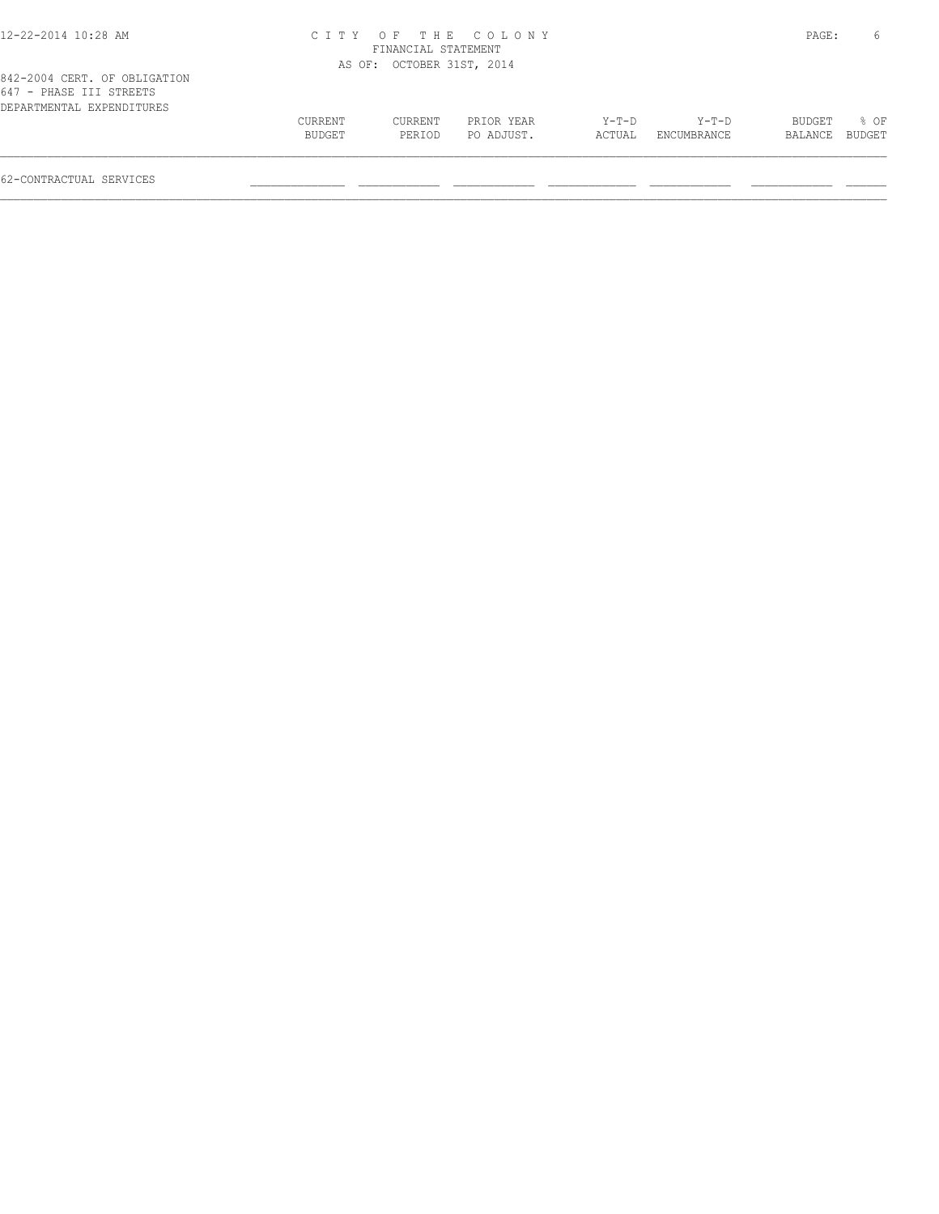CITY OF THE COLONY
FINANCIAL STATEMENT
AS OF: OCTOBER 31ST, 2014

842-2004 CERT. OF OBLIGATION
647 - PHASE III STREETS
DEPARTMENTAL EXPENDITURES

| | CURRENT BUDGET | CURRENT PERIOD | PRIOR YEAR PO ADJUST. | Y-T-D ACTUAL | Y-T-D ENCUMBRANCE | BUDGET BALANCE | % OF BUDGET |
|---|---|---|---|---|---|---|---|
| 62-CONTRACTUAL SERVICES | | | | | | | |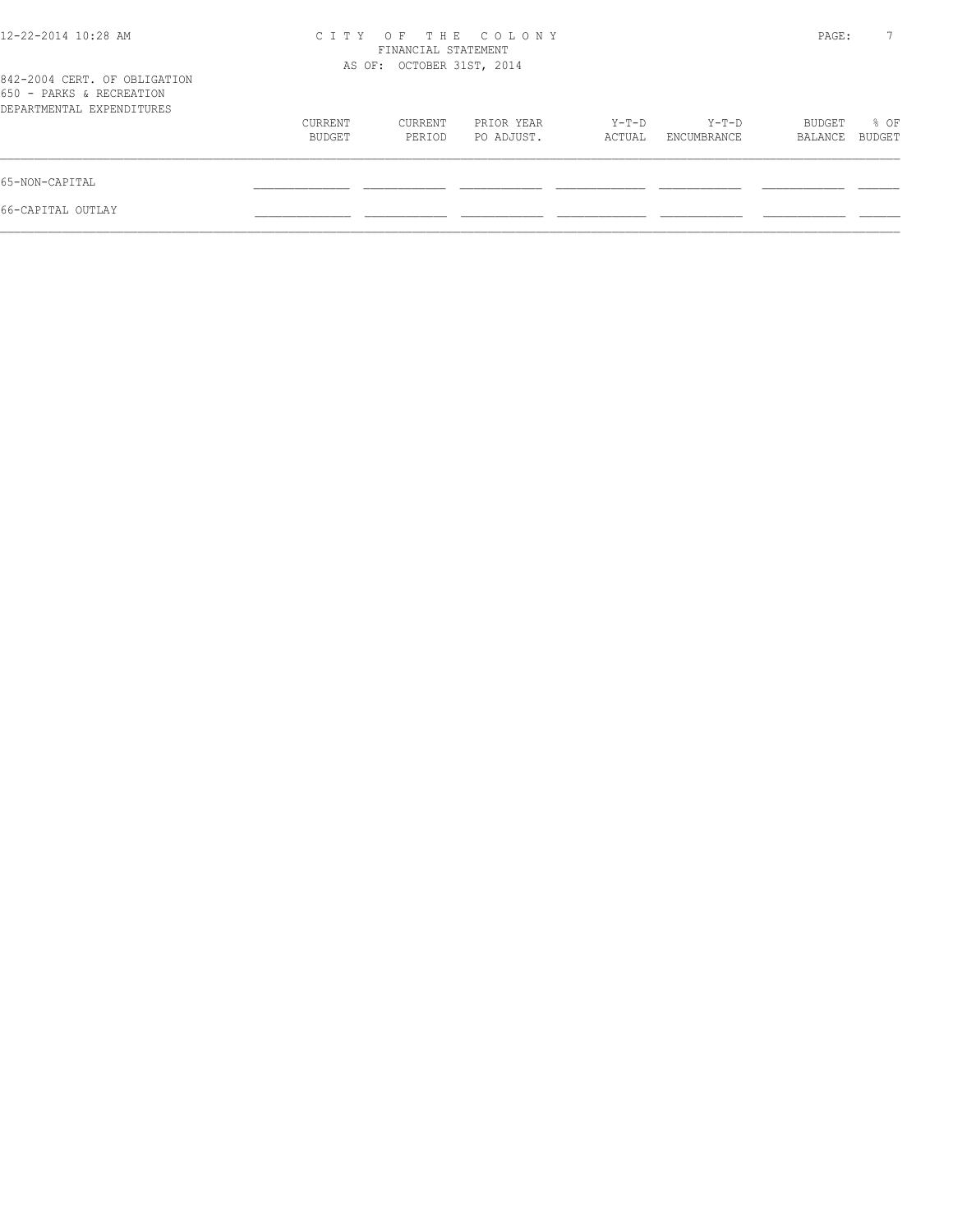# CITY OF THE COLONY
FINANCIAL STATEMENT
AS OF: OCTOBER 31ST, 2014

842-2004 CERT. OF OBLIGATION
650 - PARKS & RECREATION
DEPARTMENTAL EXPENDITURES

| | CURRENT BUDGET | CURRENT PERIOD | PRIOR YEAR PO ADJUST. | Y-T-D ACTUAL | Y-T-D ENCUMBRANCE | BUDGET BALANCE | % OF BUDGET |
|---|---|---|---|---|---|---|---|
| 65-NON-CAPITAL | | | | | | | |
| 66-CAPITAL OUTLAY | | | | | | | |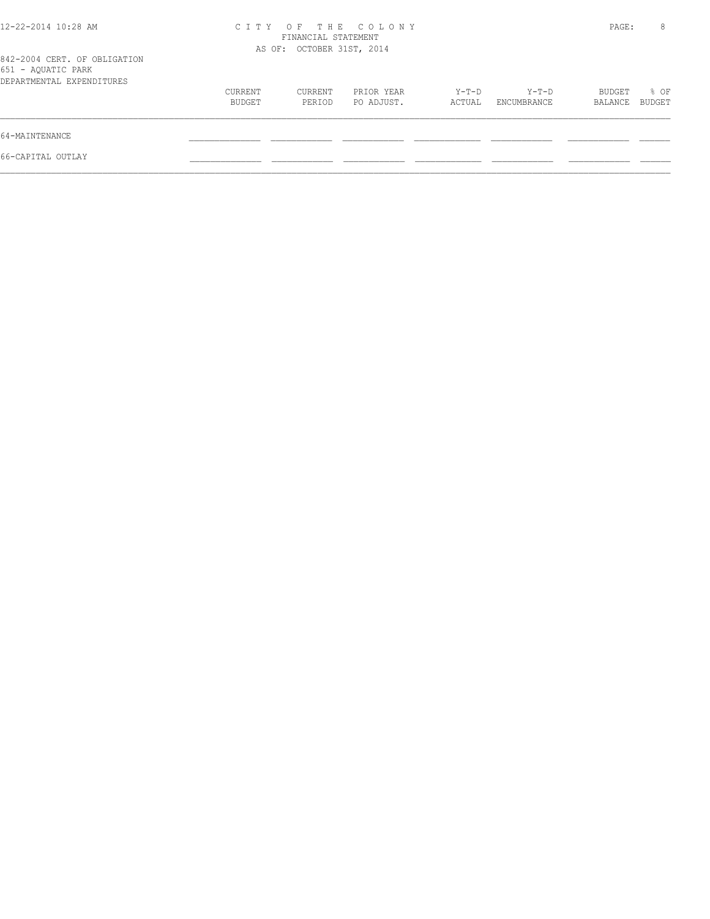CITY OF THE COLONY
FINANCIAL STATEMENT
AS OF: OCTOBER 31ST, 2014

842-2004 CERT. OF OBLIGATION
651 - AQUATIC PARK
DEPARTMENTAL EXPENDITURES

| | CURRENT BUDGET | CURRENT PERIOD | PRIOR YEAR PO ADJUST. | Y-T-D ACTUAL | Y-T-D ENCUMBRANCE | BUDGET BALANCE | % OF BUDGET |
|---|---|---|---|---|---|---|---|
| 64-MAINTENANCE | | | | | | | |
| 66-CAPITAL OUTLAY | | | | | | | |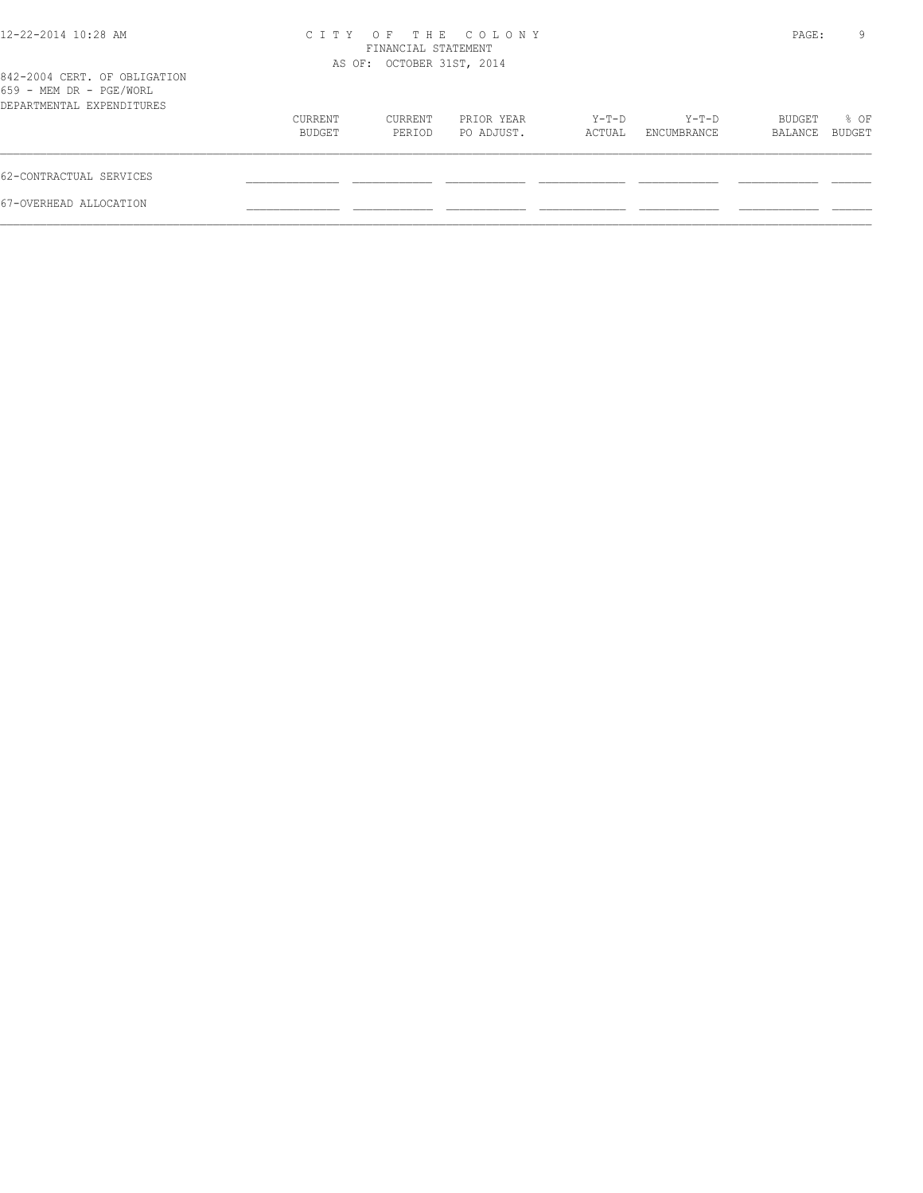# CITY OF THE COLONY
FINANCIAL STATEMENT
AS OF: OCTOBER 31ST, 2014

842-2004 CERT. OF OBLIGATION
659 - MEM DR - PGE/WORL
DEPARTMENTAL EXPENDITURES

| | CURRENT BUDGET | CURRENT PERIOD | PRIOR YEAR PO ADJUST. | Y-T-D ACTUAL | Y-T-D ENCUMBRANCE | BUDGET BALANCE | % OF BUDGET |
|---|---|---|---|---|---|---|---|
| 62-CONTRACTUAL SERVICES | | | | | | | |
| 67-OVERHEAD ALLOCATION | | | | | | | |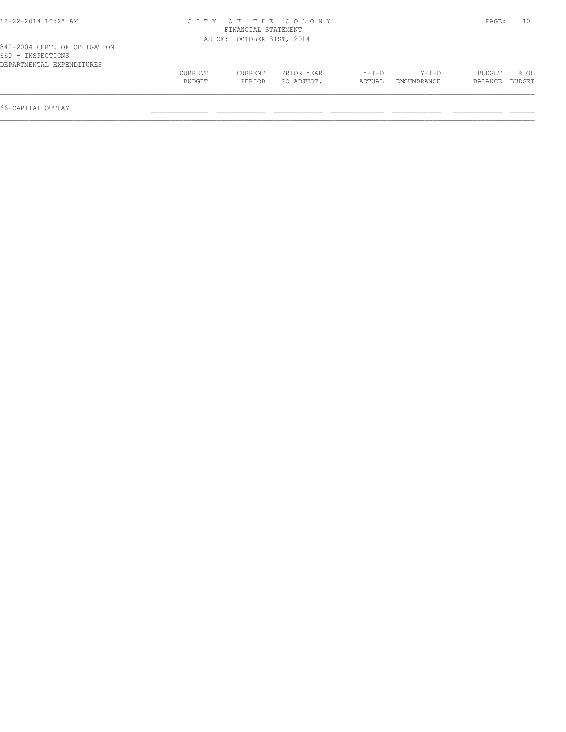842-2004 CERT. OF OBLIGATION
660 - INSPECTIONS
DEPARTMENTAL EXPENDITURES

|  | CURRENT BUDGET | CURRENT PERIOD | PRIOR YEAR PO ADJUST. | Y-T-D ACTUAL | Y-T-D ENCUMBRANCE | BUDGET BALANCE | % OF BUDGET |
|---|---|---|---|---|---|---|---|
| 66-CAPITAL OUTLAY |  |  |  |  |  |  |  |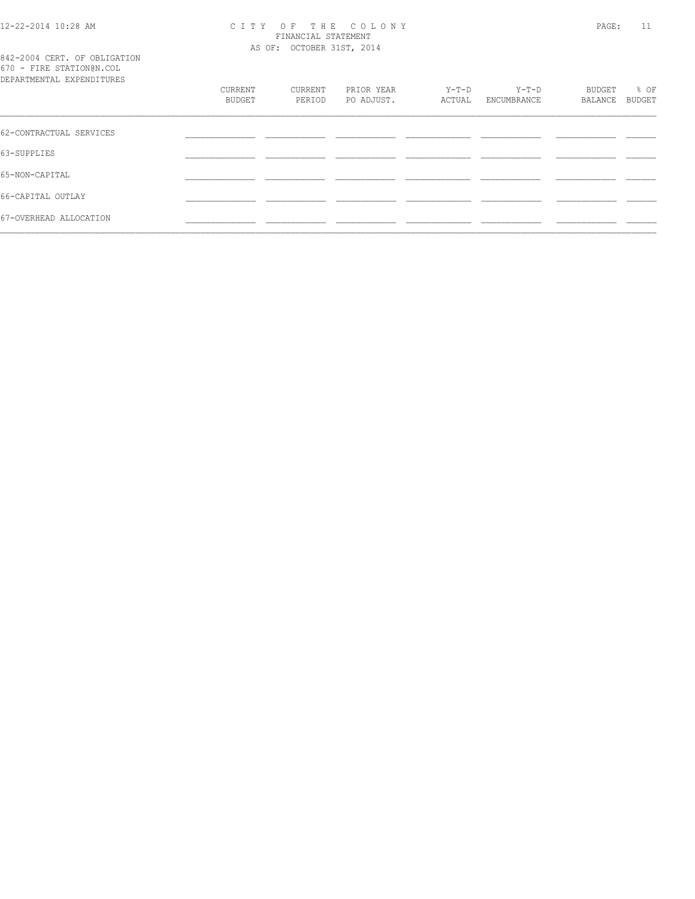842-2004 CERT. OF OBLIGATION
670 - FIRE STATION@N.COL
DEPARTMENTAL EXPENDITURES

| | CURRENT BUDGET | CURRENT PERIOD | PRIOR YEAR PO ADJUST. | Y-T-D ACTUAL | Y-T-D ENCUMBRANCE | BUDGET BALANCE | % OF BUDGET |
|---|---|---|---|---|---|---|---|
| 62-CONTRACTUAL SERVICES | | | | | | | |
| 63-SUPPLIES | | | | | | | |
| 65-NON-CAPITAL | | | | | | | |
| 66-CAPITAL OUTLAY | | | | | | | |
| 67-OVERHEAD ALLOCATION | | | | | | | |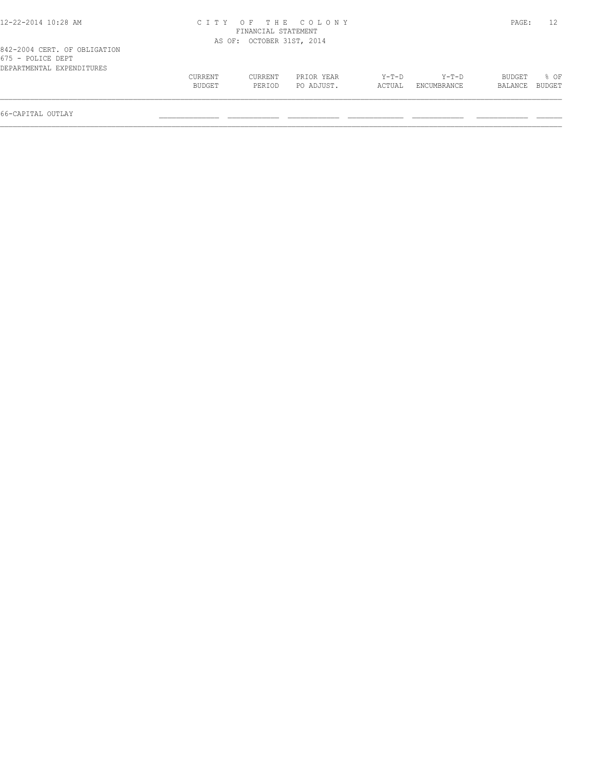CITY OF THE COLONY
FINANCIAL STATEMENT
AS OF: OCTOBER 31ST, 2014

842-2004 CERT. OF OBLIGATION
675 - POLICE DEPT
DEPARTMENTAL EXPENDITURES

| | CURRENT BUDGET | CURRENT PERIOD | PRIOR YEAR PO ADJUST. | Y-T-D ACTUAL | Y-T-D ENCUMBRANCE | BUDGET BALANCE | % OF BUDGET |
|---|---|---|---|---|---|---|---|
| 66-CAPITAL OUTLAY | | | | | | | |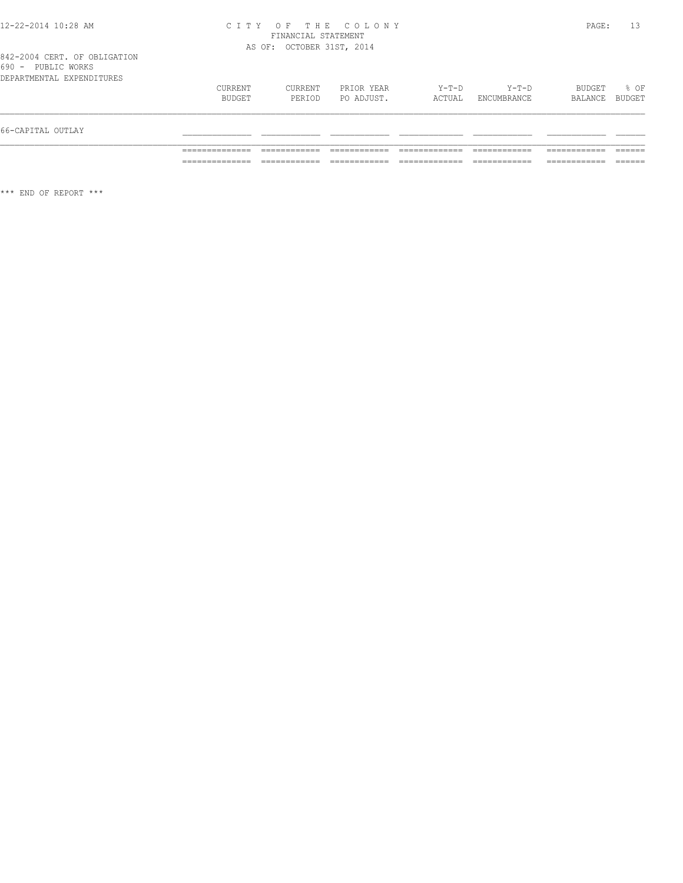CITY OF THE COLONY
FINANCIAL STATEMENT
AS OF: OCTOBER 31ST, 2014

842-2004 CERT. OF OBLIGATION
690 - PUBLIC WORKS
DEPARTMENTAL EXPENDITURES

| | CURRENT BUDGET | CURRENT PERIOD | PRIOR YEAR PO ADJUST. | Y-T-D ACTUAL | Y-T-D ENCUMBRANCE | BUDGET BALANCE | % OF BUDGET |
|---|---|---|---|---|---|---|---|
| 66-CAPITAL OUTLAY | | | | | | | |

\*\*\* END OF REPORT \*\*\*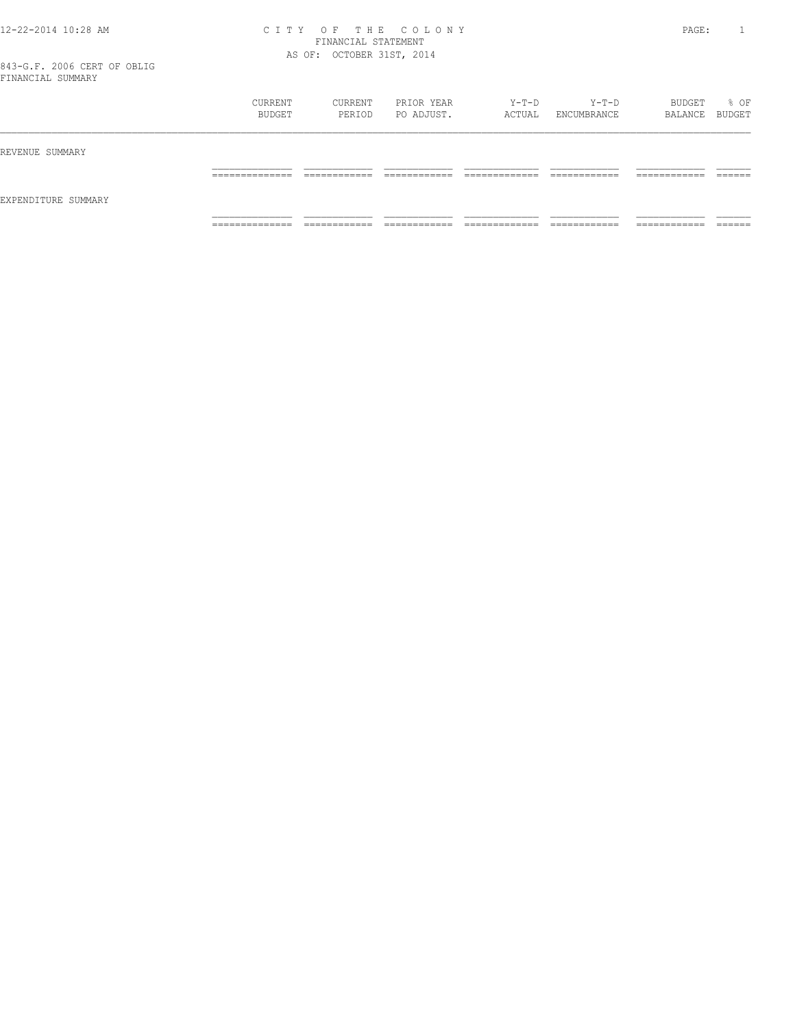# CITY OF THE COLONY
## FINANCIAL STATEMENT
AS OF: OCTOBER 31ST, 2014

843-G.F. 2006 CERT OF OBLIG
FINANCIAL SUMMARY

| | CURRENT BUDGET | CURRENT PERIOD | PRIOR YEAR PO ADJUST. | Y-T-D ACTUAL | Y-T-D ENCUMBRANCE | BUDGET BALANCE | % OF BUDGET |
|---|---|---|---|---|---|---|---|
| REVENUE SUMMARY | | | | | | | |
| EXPENDITURE SUMMARY | | | | | | | |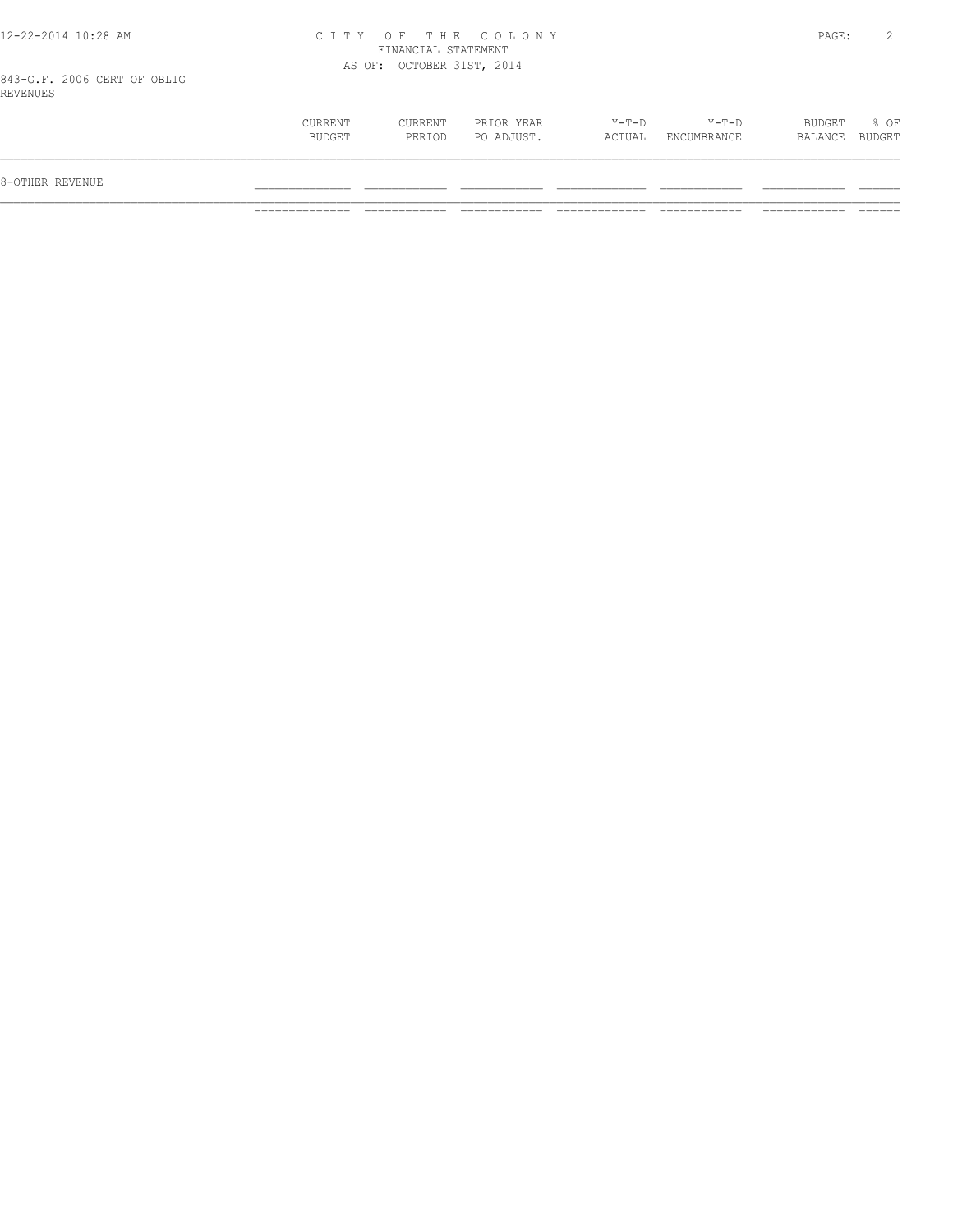# CITY OF THE COLONY
## FINANCIAL STATEMENT
### AS OF: OCTOBER 31ST, 2014

843-G.F. 2006 CERT OF OBLIG
REVENUES

| | CURRENT BUDGET | CURRENT PERIOD | PRIOR YEAR PO ADJUST. | Y-T-D ACTUAL | Y-T-D ENCUMBRANCE | BUDGET BALANCE | % OF BUDGET |
|---|---|---|---|---|---|---|---|
| 8-OTHER REVENUE | | | | | | | |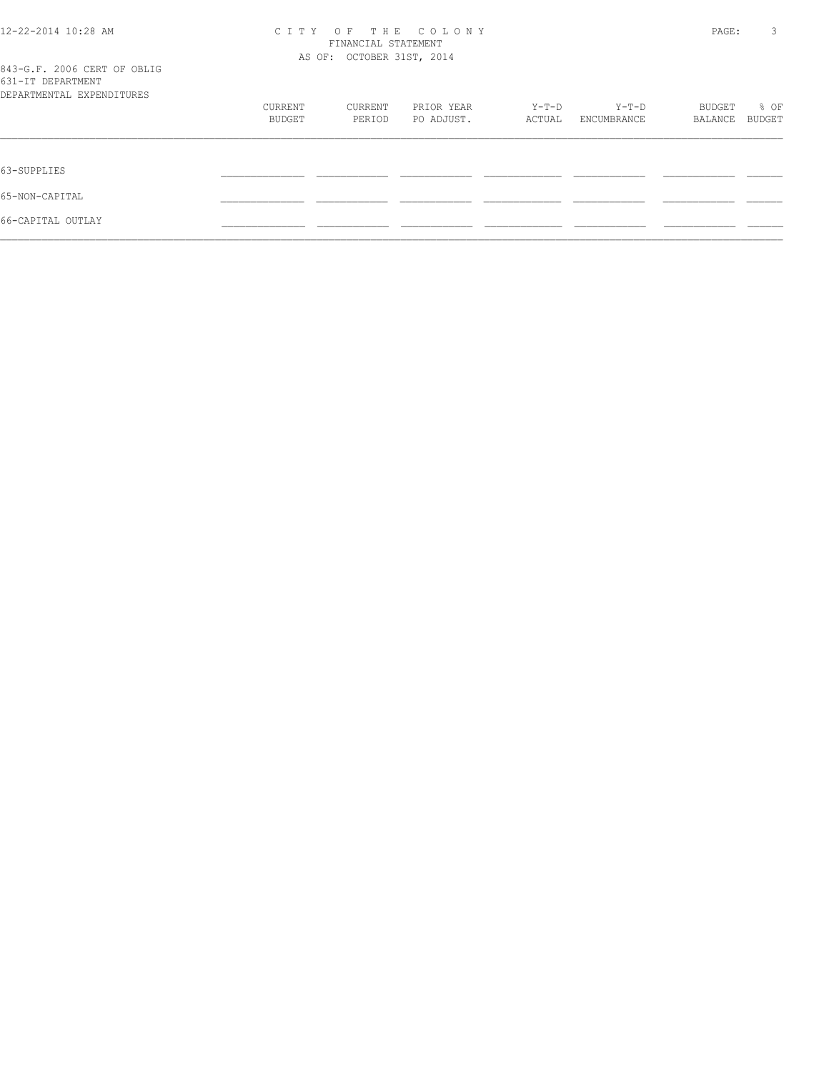CITY OF THE COLONY
FINANCIAL STATEMENT
AS OF: OCTOBER 31ST, 2014

843-G.F. 2006 CERT OF OBLIG
631-IT DEPARTMENT
DEPARTMENTAL EXPENDITURES

| | CURRENT BUDGET | CURRENT PERIOD | PRIOR YEAR PO ADJUST. | Y-T-D ACTUAL | Y-T-D ENCUMBRANCE | BUDGET BALANCE | % OF BUDGET |
|---|---|---|---|---|---|---|---|
| 63-SUPPLIES | | | | | | | |
| 65-NON-CAPITAL | | | | | | | |
| 66-CAPITAL OUTLAY | | | | | | | |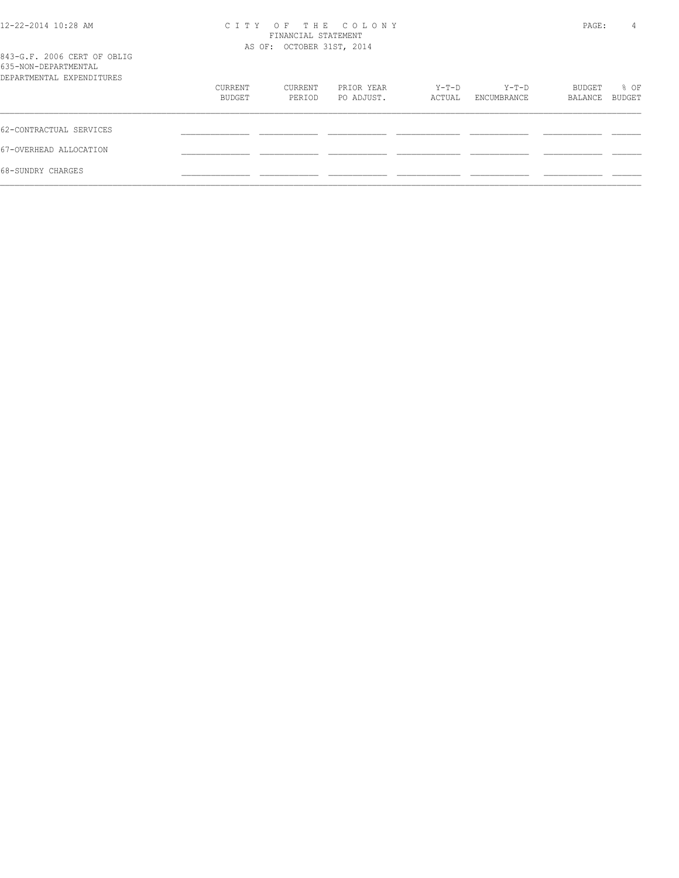843-G.F. 2006 CERT OF OBLIG
635-NON-DEPARTMENTAL
DEPARTMENTAL EXPENDITURES

| | CURRENT BUDGET | CURRENT PERIOD | PRIOR YEAR PO ADJUST. | Y-T-D ACTUAL | Y-T-D ENCUMBRANCE | BUDGET BALANCE | % OF BUDGET |
|---|---|---|---|---|---|---|---|
| 62-CONTRACTUAL SERVICES | | | | | | | |
| 67-OVERHEAD ALLOCATION | | | | | | | |
| 68-SUNDRY CHARGES | | | | | | | |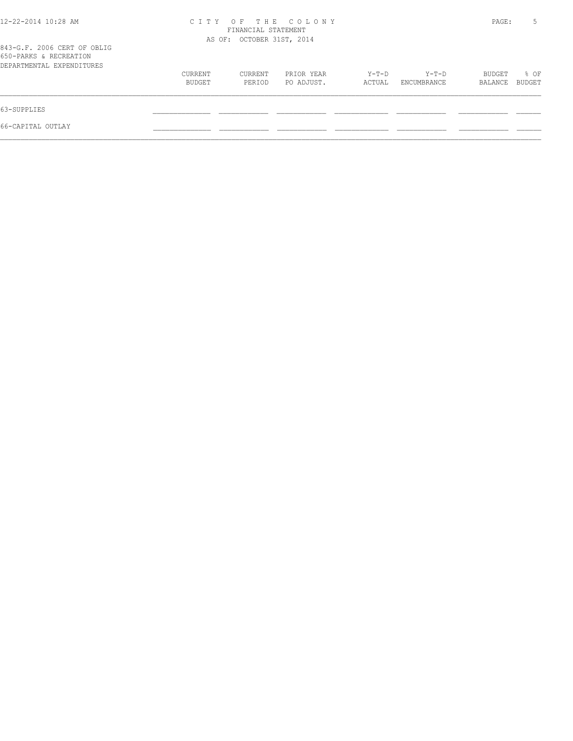CITY OF THE COLONY
FINANCIAL STATEMENT
AS OF: OCTOBER 31ST, 2014

843-G.F. 2006 CERT OF OBLIG
650-PARKS & RECREATION
DEPARTMENTAL EXPENDITURES

| | CURRENT BUDGET | CURRENT PERIOD | PRIOR YEAR PO ADJUST. | Y-T-D ACTUAL | Y-T-D ENCUMBRANCE | BUDGET BALANCE | % OF BUDGET |
|---|---|---|---|---|---|---|---|
| 63-SUPPLIES | | | | | | | |
| 66-CAPITAL OUTLAY | | | | | | | |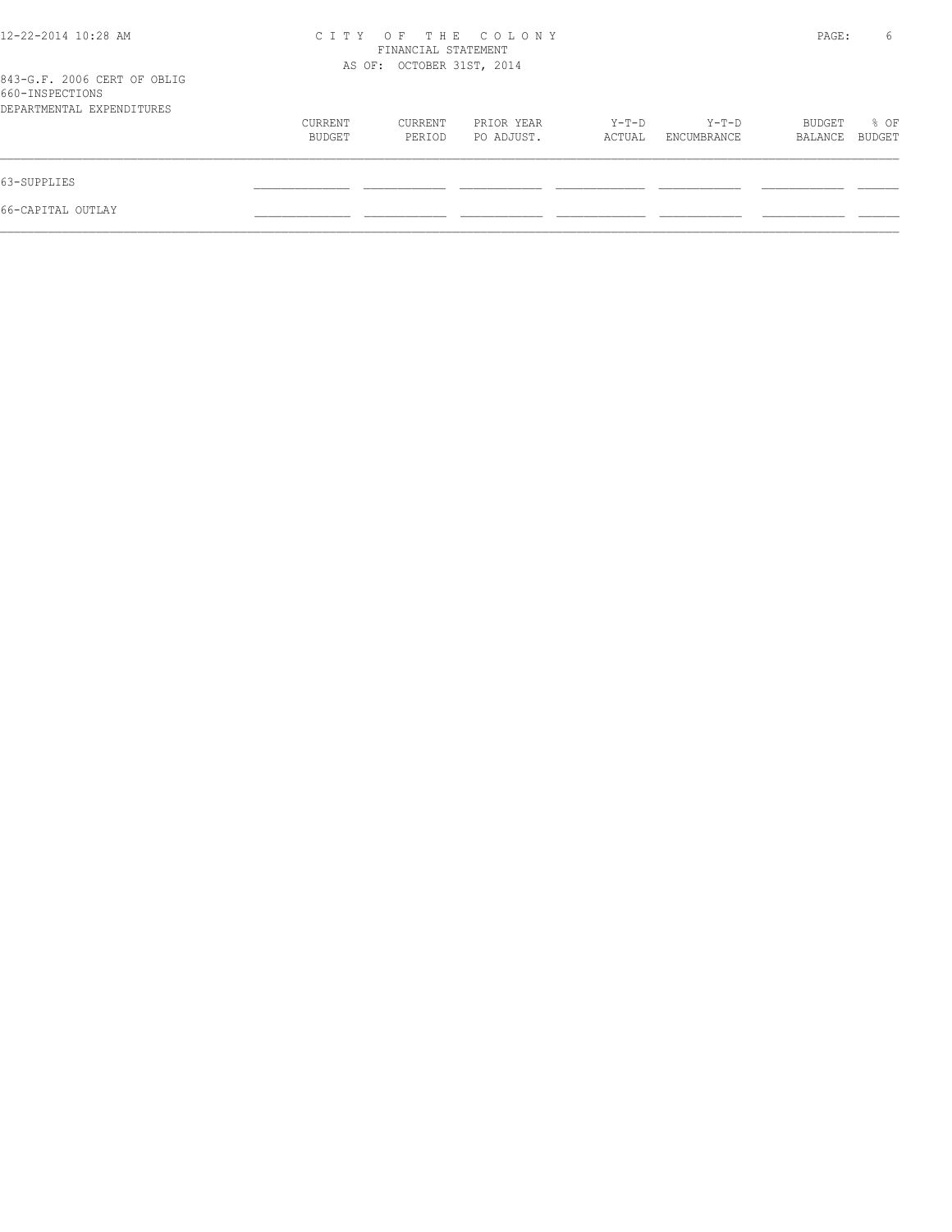# CITY OF THE COLONY
## FINANCIAL STATEMENT
### AS OF: OCTOBER 31ST, 2014

843-G.F. 2006 CERT OF OBLIG
660-INSPECTIONS
DEPARTMENTAL EXPENDITURES

| | CURRENT BUDGET | CURRENT PERIOD | PRIOR YEAR PO ADJUST. | Y-T-D ACTUAL | Y-T-D ENCUMBRANCE | BUDGET BALANCE | % OF BUDGET |
|---|---|---|---|---|---|---|---|
| 63-SUPPLIES | | | | | | | |
| 66-CAPITAL OUTLAY | | | | | | | |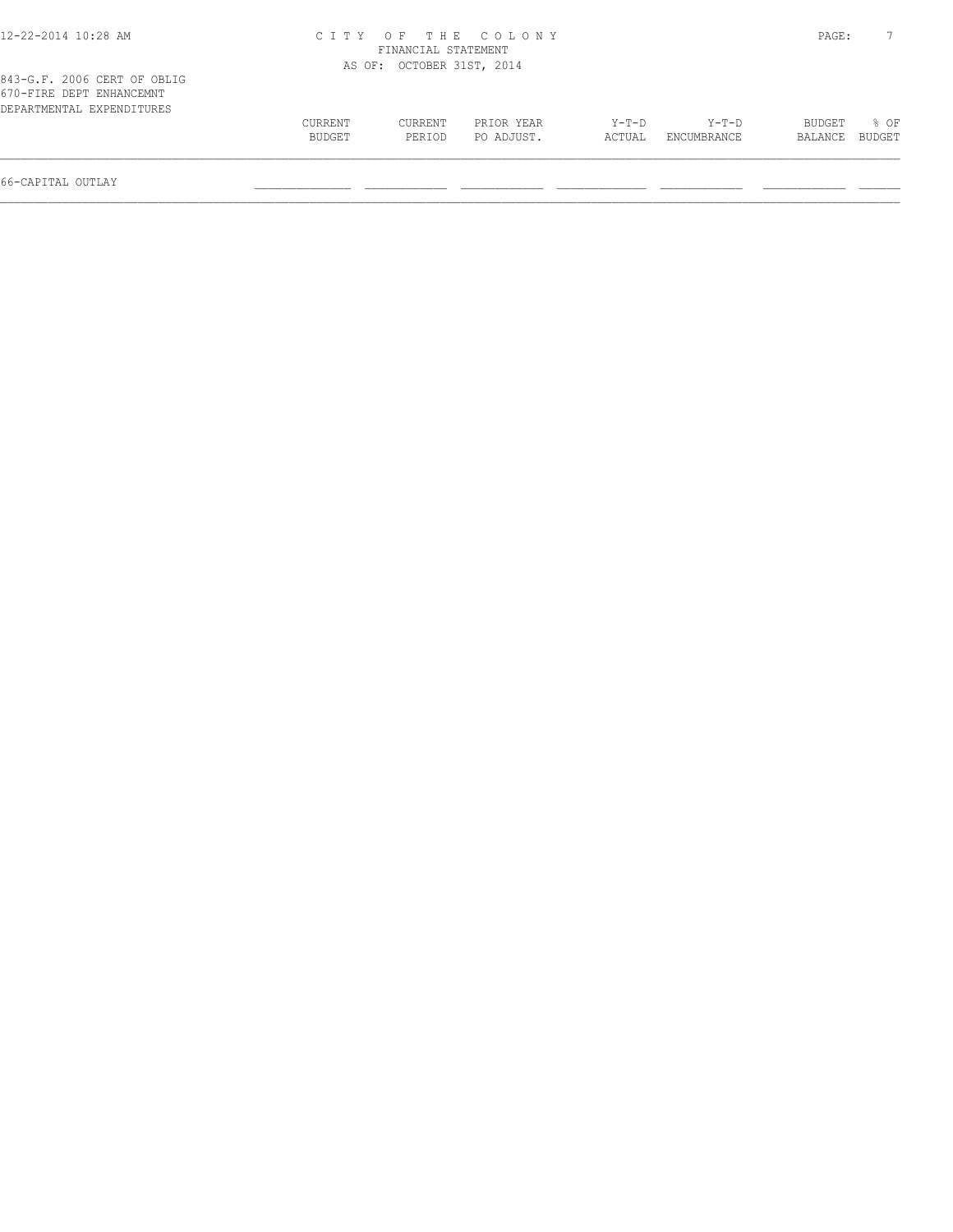CITY OF THE COLONY
FINANCIAL STATEMENT
AS OF: OCTOBER 31ST, 2014

843-G.F. 2006 CERT OF OBLIG
670-FIRE DEPT ENHANCEMNT
DEPARTMENTAL EXPENDITURES

| | CURRENT BUDGET | CURRENT PERIOD | PRIOR YEAR PO ADJUST. | Y-T-D ACTUAL | Y-T-D ENCUMBRANCE | BUDGET BALANCE | % OF BUDGET |
|---|---|---|---|---|---|---|---|
| 66-CAPITAL OUTLAY | | | | | | | |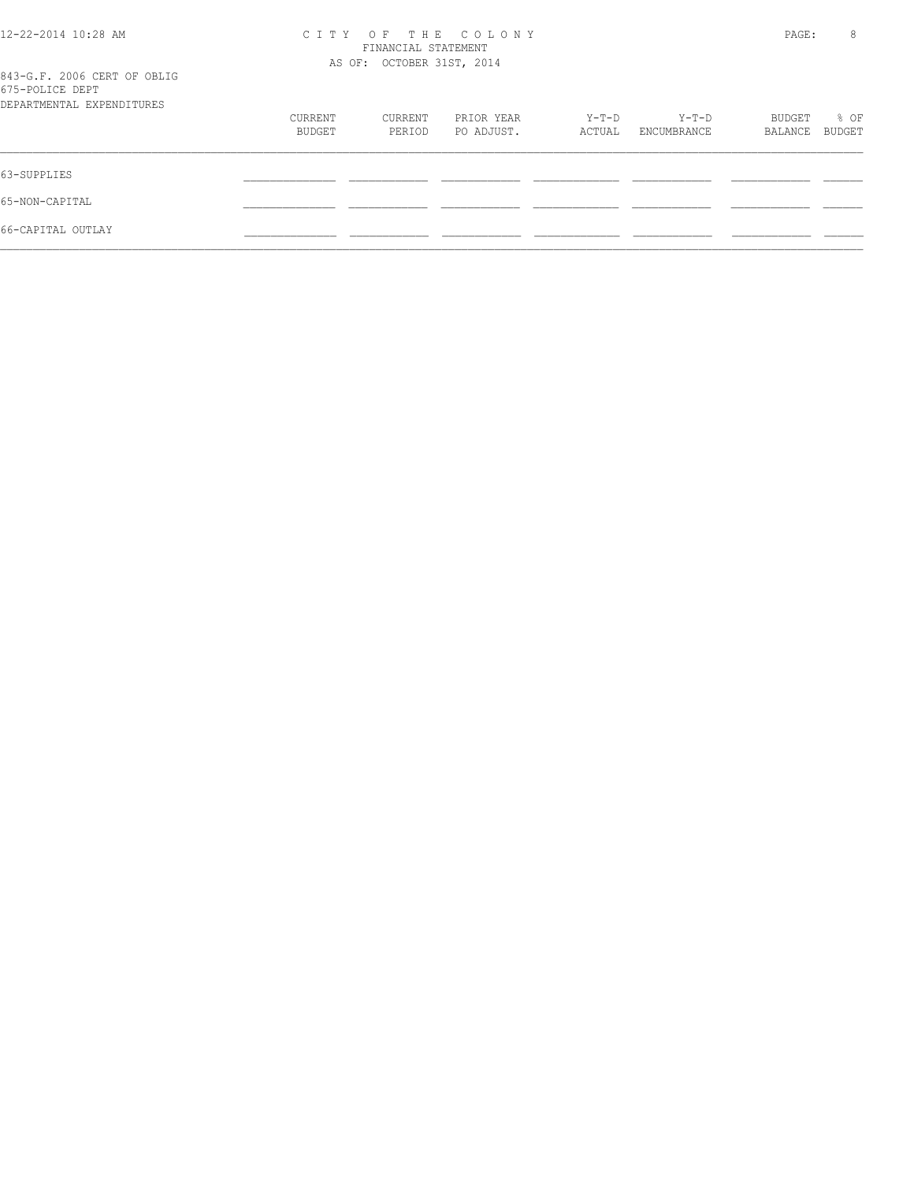CITY OF THE COLONY
FINANCIAL STATEMENT
AS OF: OCTOBER 31ST, 2014

843-G.F. 2006 CERT OF OBLIG
675-POLICE DEPT
DEPARTMENTAL EXPENDITURES

| | CURRENT BUDGET | CURRENT PERIOD | PRIOR YEAR PO ADJUST. | Y-T-D ACTUAL | Y-T-D ENCUMBRANCE | BUDGET BALANCE | % OF BUDGET |
|---|---|---|---|---|---|---|---|
| 63-SUPPLIES | | | | | | | |
| 65-NON-CAPITAL | | | | | | | |
| 66-CAPITAL OUTLAY | | | | | | | |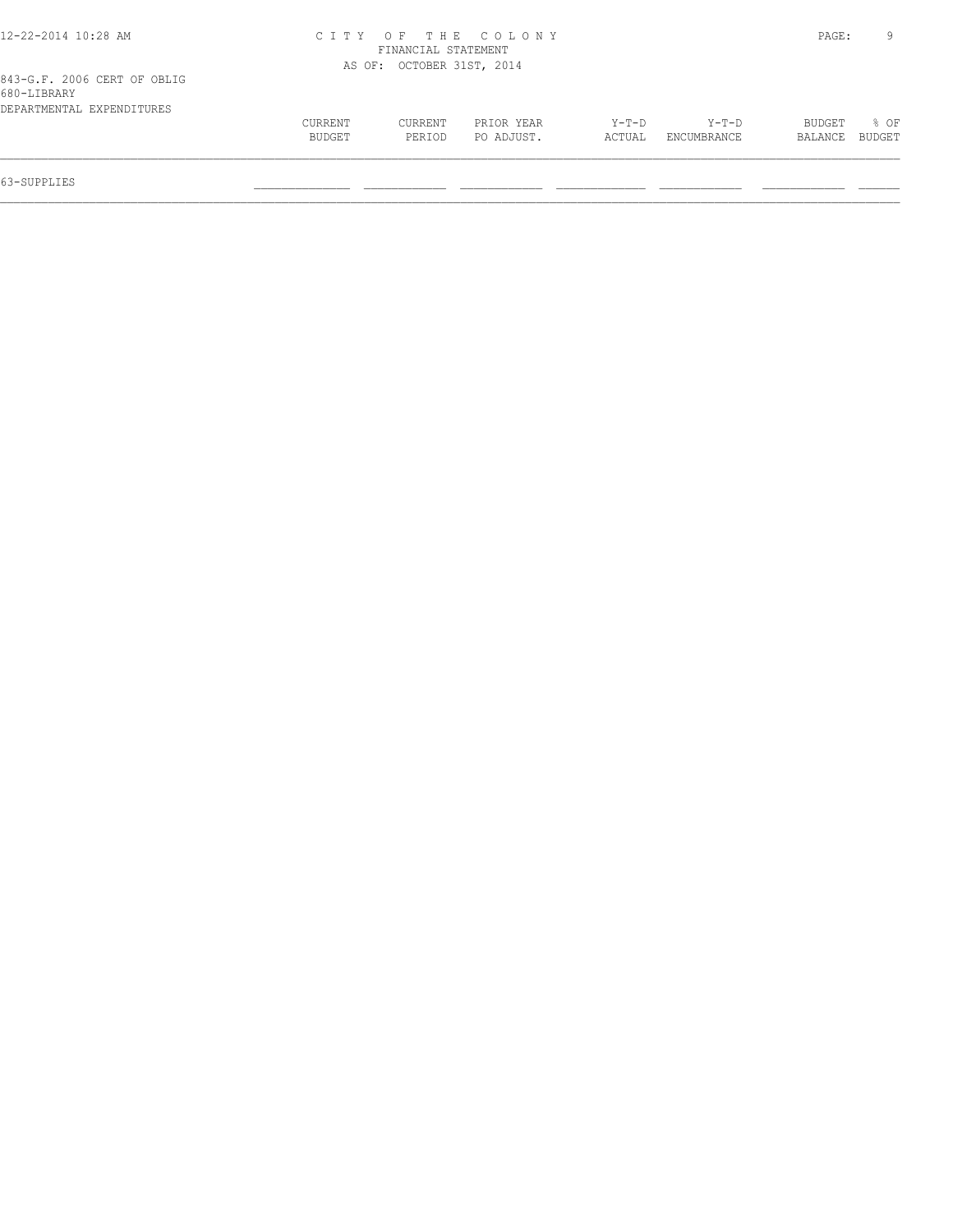# CITY OF THE COLONY
## FINANCIAL STATEMENT
AS OF: OCTOBER 31ST, 2014

843-G.F. 2006 CERT OF OBLIG
680-LIBRARY
DEPARTMENTAL EXPENDITURES

| | CURRENT BUDGET | CURRENT PERIOD | PRIOR YEAR PO ADJUST. | Y-T-D ACTUAL | Y-T-D ENCUMBRANCE | BUDGET BALANCE | % OF BUDGET |
|---|---|---|---|---|---|---|---|
| 63-SUPPLIES | | | | | | | |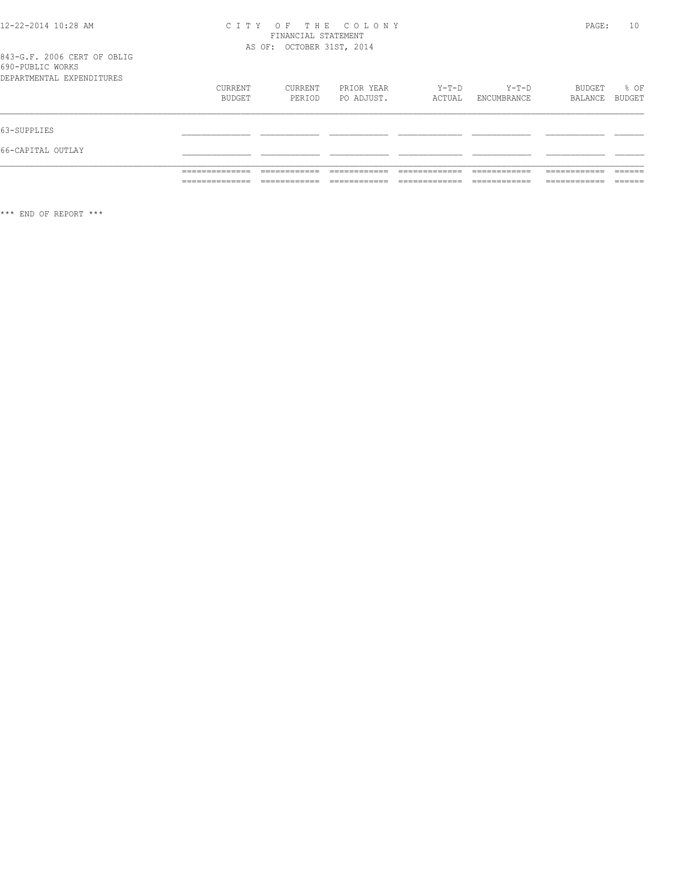CITY OF THE COLONY
FINANCIAL STATEMENT
AS OF: OCTOBER 31ST, 2014

843-G.F. 2006 CERT OF OBLIG
690-PUBLIC WORKS
DEPARTMENTAL EXPENDITURES

| | CURRENT BUDGET | CURRENT PERIOD | PRIOR YEAR PO ADJUST. | Y-T-D ACTUAL | Y-T-D ENCUMBRANCE | BUDGET BALANCE | % OF BUDGET |
|---|---|---|---|---|---|---|---|
| 63-SUPPLIES | | | | | | | |
| 66-CAPITAL OUTLAY | | | | | | | |

*** END OF REPORT ***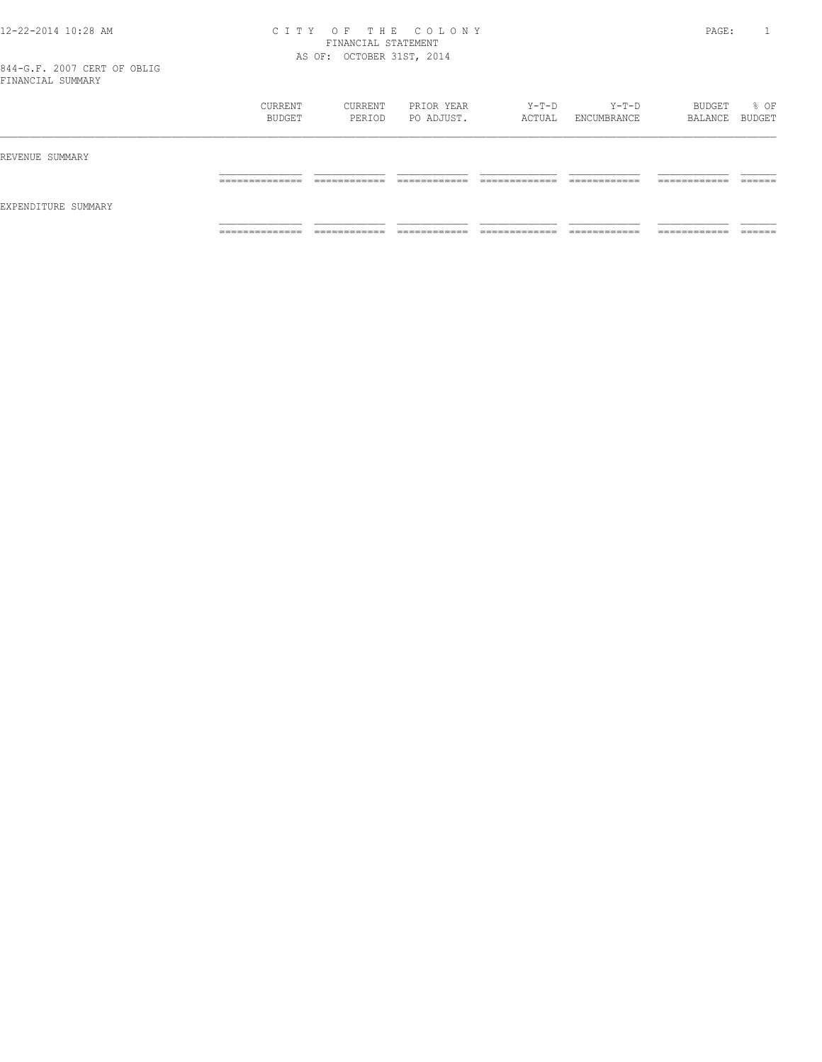# CITY OF THE COLONY

FINANCIAL STATEMENT

AS OF: OCTOBER 31ST, 2014

844-G.F. 2007 CERT OF OBLIG

FINANCIAL SUMMARY

| | CURRENT BUDGET | CURRENT PERIOD | PRIOR YEAR PO ADJUST. | Y-T-D ACTUAL | Y-T-D ENCUMBRANCE | BUDGET BALANCE | % OF BUDGET |
|---|---|---|---|---|---|---|---|
| REVENUE SUMMARY | | | | | | | |
| EXPENDITURE SUMMARY | | | | | | | |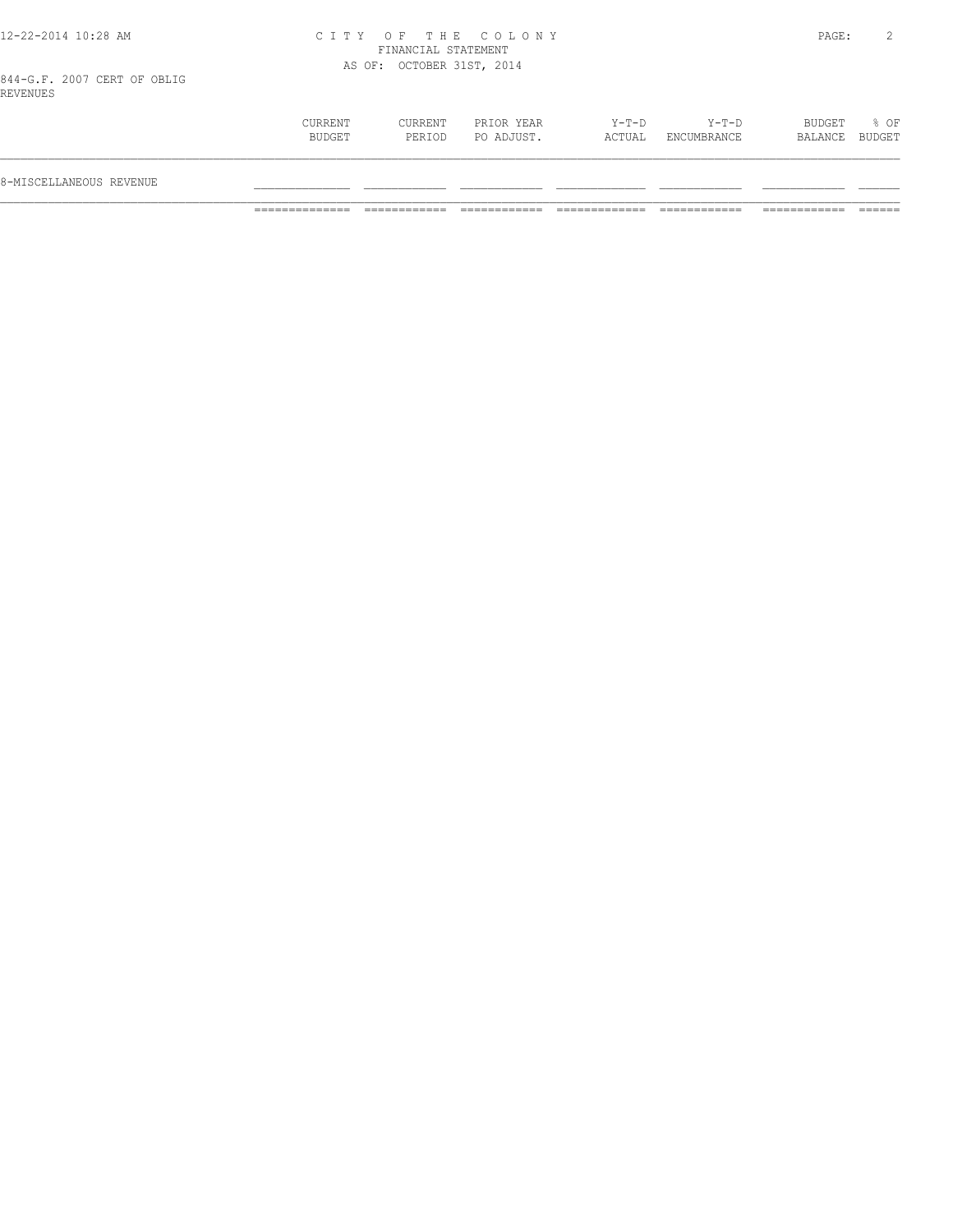CITY OF THE COLONY
FINANCIAL STATEMENT
AS OF: OCTOBER 31ST, 2014

844-G.F. 2007 CERT OF OBLIG
REVENUES

| | CURRENT BUDGET | CURRENT PERIOD | PRIOR YEAR PO ADJUST. | Y-T-D ACTUAL | Y-T-D ENCUMBRANCE | BUDGET BALANCE | % OF BUDGET |
|---|---|---|---|---|---|---|---|
| 8-MISCELLANEOUS REVENUE | | | | | | | |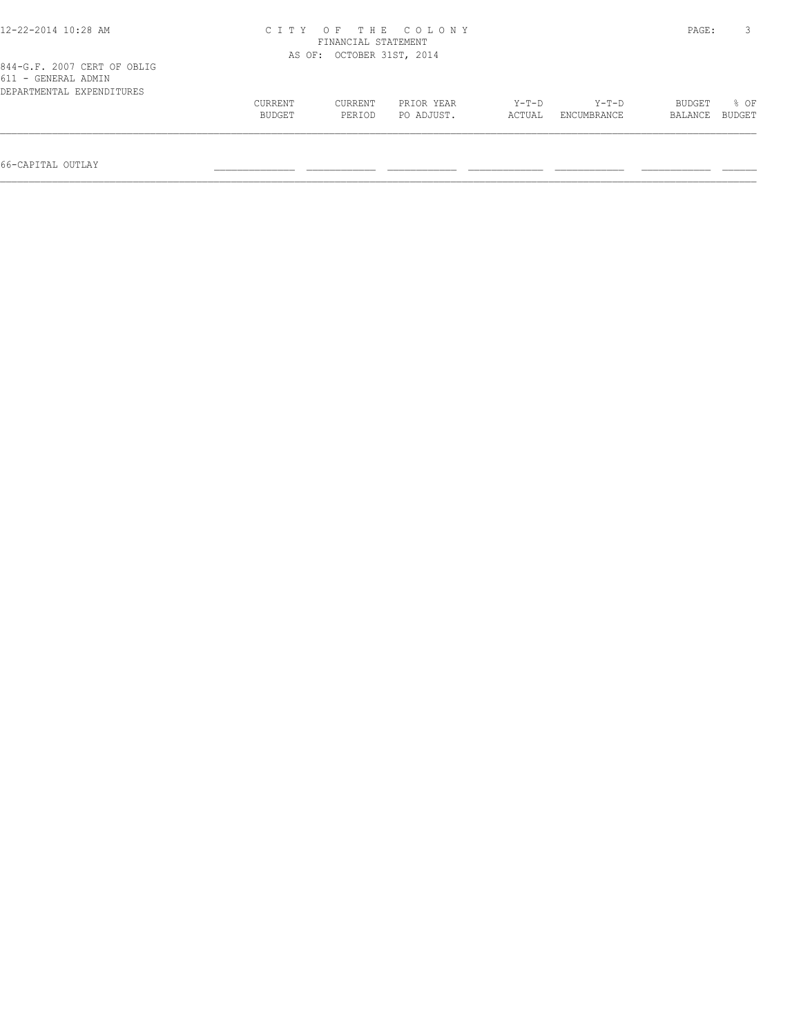CITY OF THE COLONY
FINANCIAL STATEMENT
AS OF: OCTOBER 31ST, 2014

844-G.F. 2007 CERT OF OBLIG
611 - GENERAL ADMIN
DEPARTMENTAL EXPENDITURES

| | CURRENT BUDGET | CURRENT PERIOD | PRIOR YEAR PO ADJUST. | Y-T-D ACTUAL | Y-T-D ENCUMBRANCE | BUDGET BALANCE | % OF BUDGET |
|---|---|---|---|---|---|---|---|
| 66-CAPITAL OUTLAY | | | | | | | |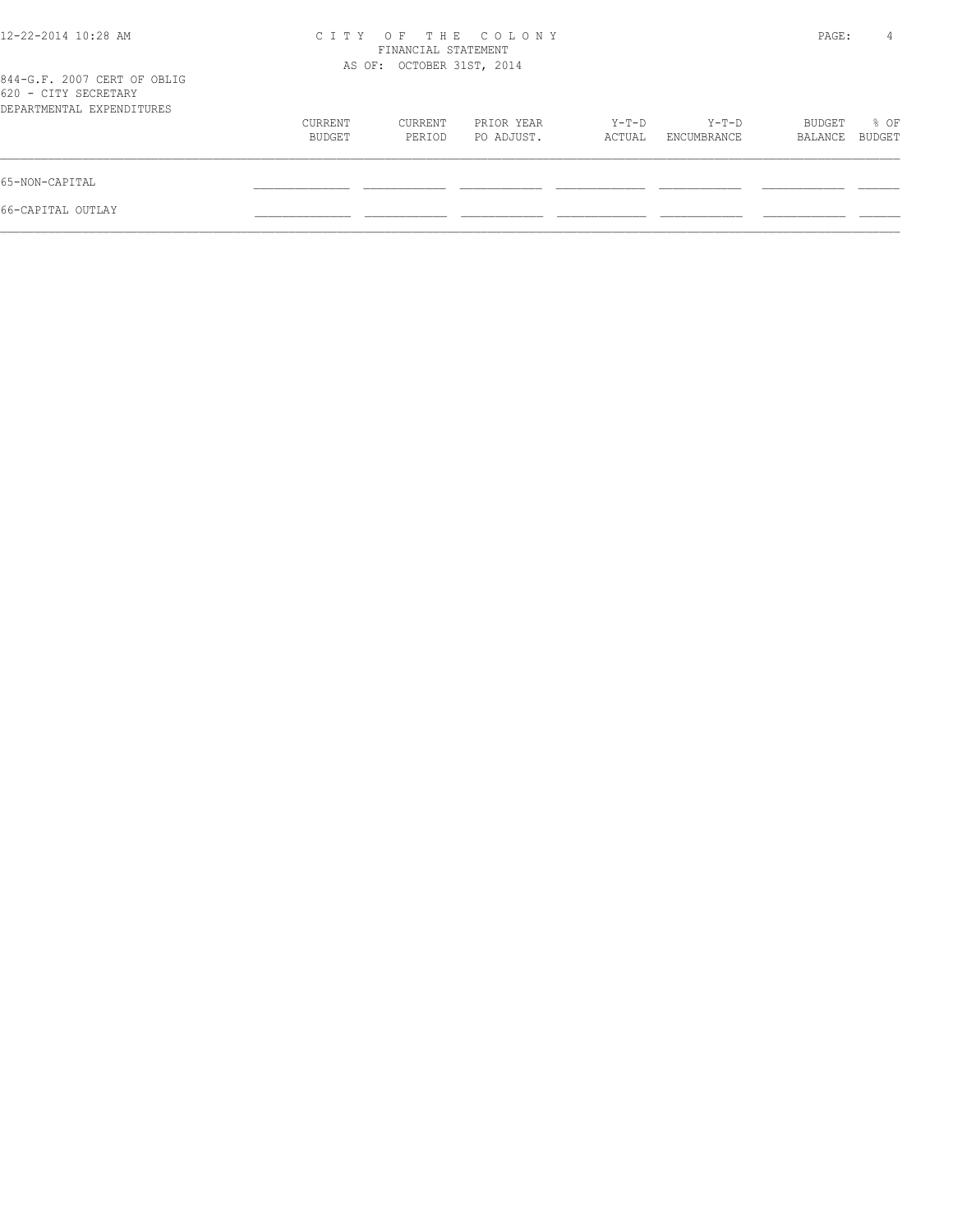# CITY OF THE COLONY
FINANCIAL STATEMENT
AS OF: OCTOBER 31ST, 2014

844-G.F. 2007 CERT OF OBLIG
620 - CITY SECRETARY
DEPARTMENTAL EXPENDITURES

| | CURRENT BUDGET | CURRENT PERIOD | PRIOR YEAR PO ADJUST. | Y-T-D ACTUAL | Y-T-D ENCUMBRANCE | BUDGET BALANCE | % OF BUDGET |
|---|---|---|---|---|---|---|---|
| 65-NON-CAPITAL | | | | | | | |
| 66-CAPITAL OUTLAY | | | | | | | |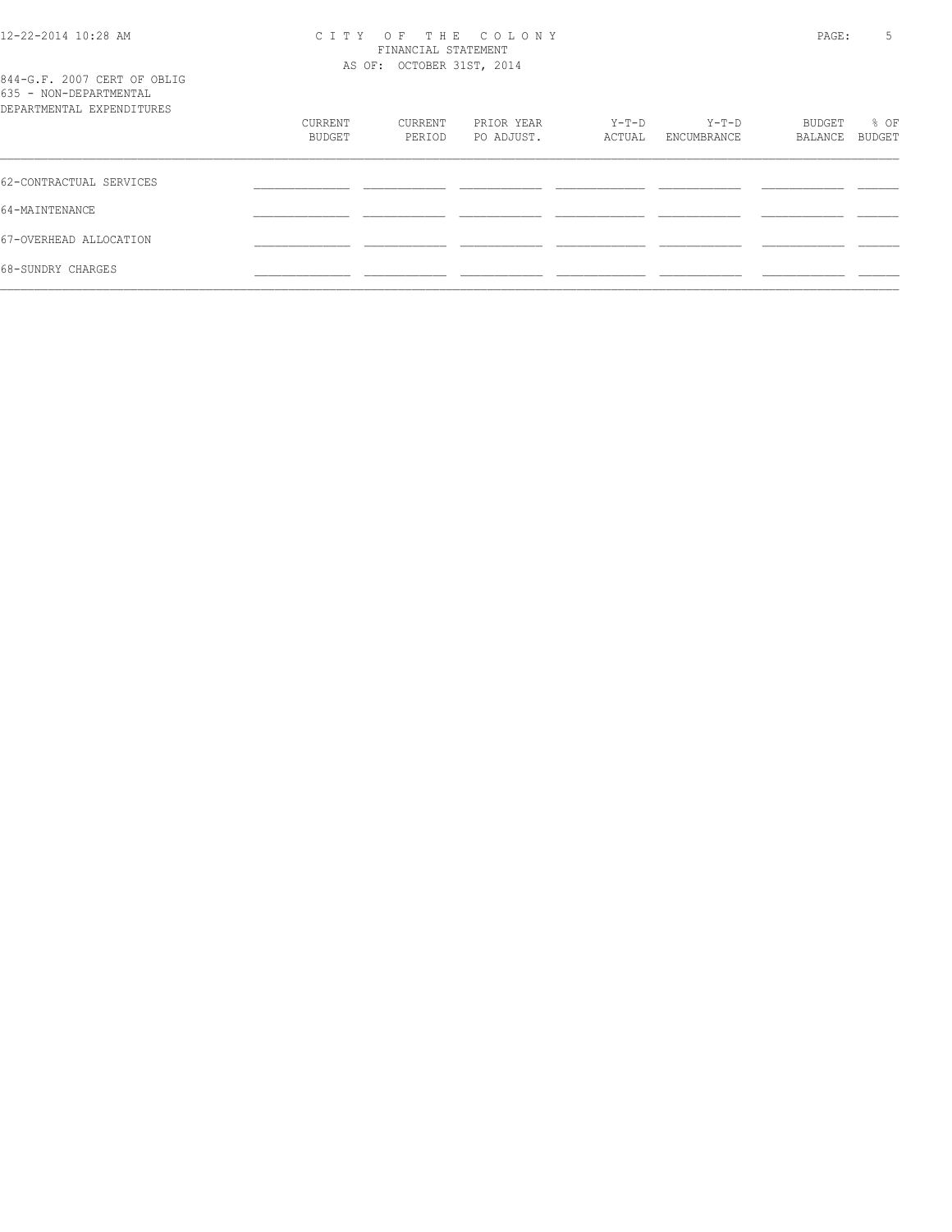844-G.F. 2007 CERT OF OBLIG
635 - NON-DEPARTMENTAL
DEPARTMENTAL EXPENDITURES

| | CURRENT BUDGET | CURRENT PERIOD | PRIOR YEAR PO ADJUST. | Y-T-D ACTUAL | Y-T-D ENCUMBRANCE | BUDGET BALANCE | % OF BUDGET |
|---|---|---|---|---|---|---|---|
| 62-CONTRACTUAL SERVICES | | | | | | | |
| 64-MAINTENANCE | | | | | | | |
| 67-OVERHEAD ALLOCATION | | | | | | | |
| 68-SUNDRY CHARGES | | | | | | | |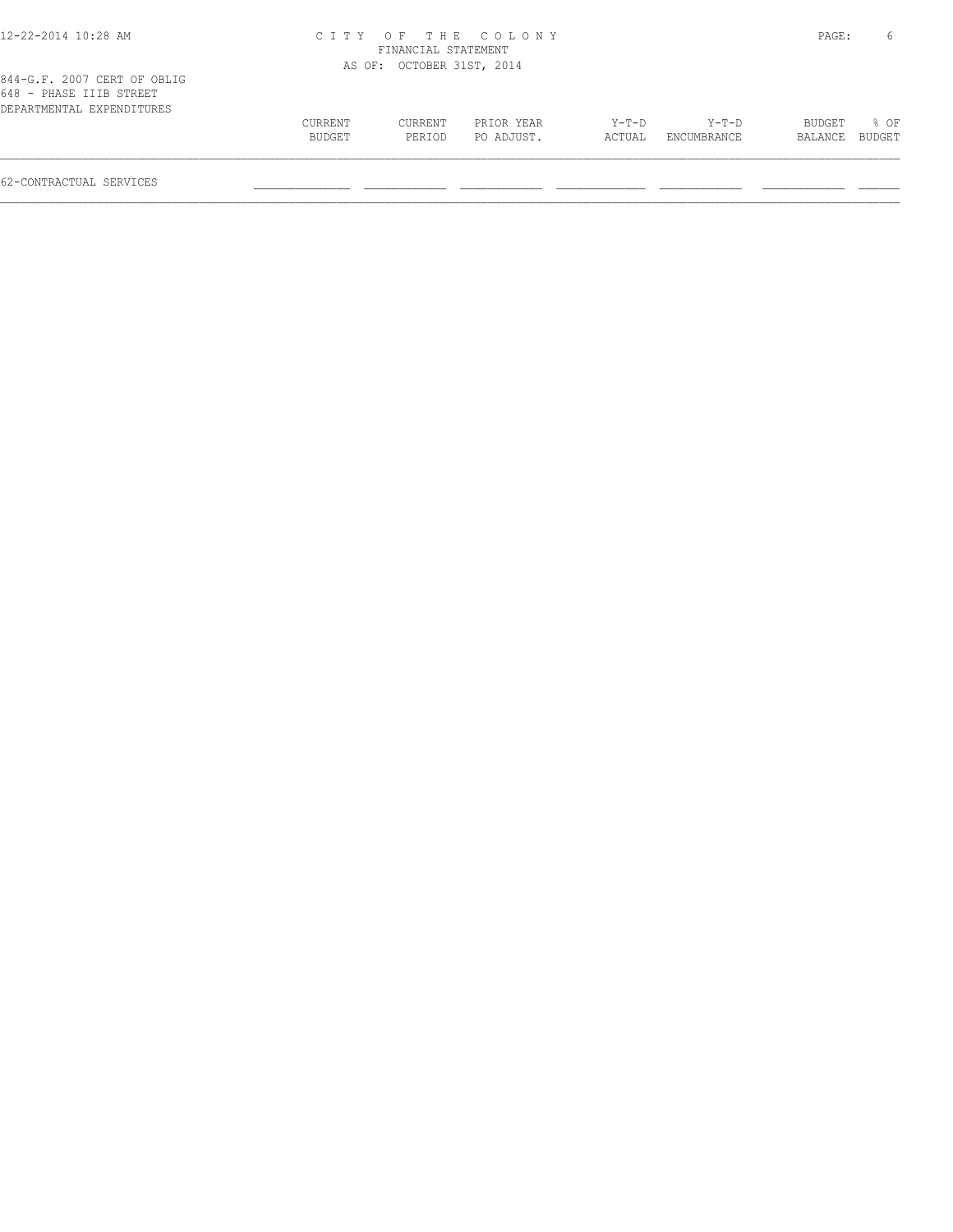CITY OF THE COLONY
FINANCIAL STATEMENT
AS OF: OCTOBER 31ST, 2014

844-G.F. 2007 CERT OF OBLIG
648 - PHASE IIIB STREET
DEPARTMENTAL EXPENDITURES

| | CURRENT BUDGET | CURRENT PERIOD | PRIOR YEAR PO ADJUST. | Y-T-D ACTUAL | Y-T-D ENCUMBRANCE | BUDGET BALANCE | % OF BUDGET |
|---|---|---|---|---|---|---|---|
| 62-CONTRACTUAL SERVICES | | | | | | | |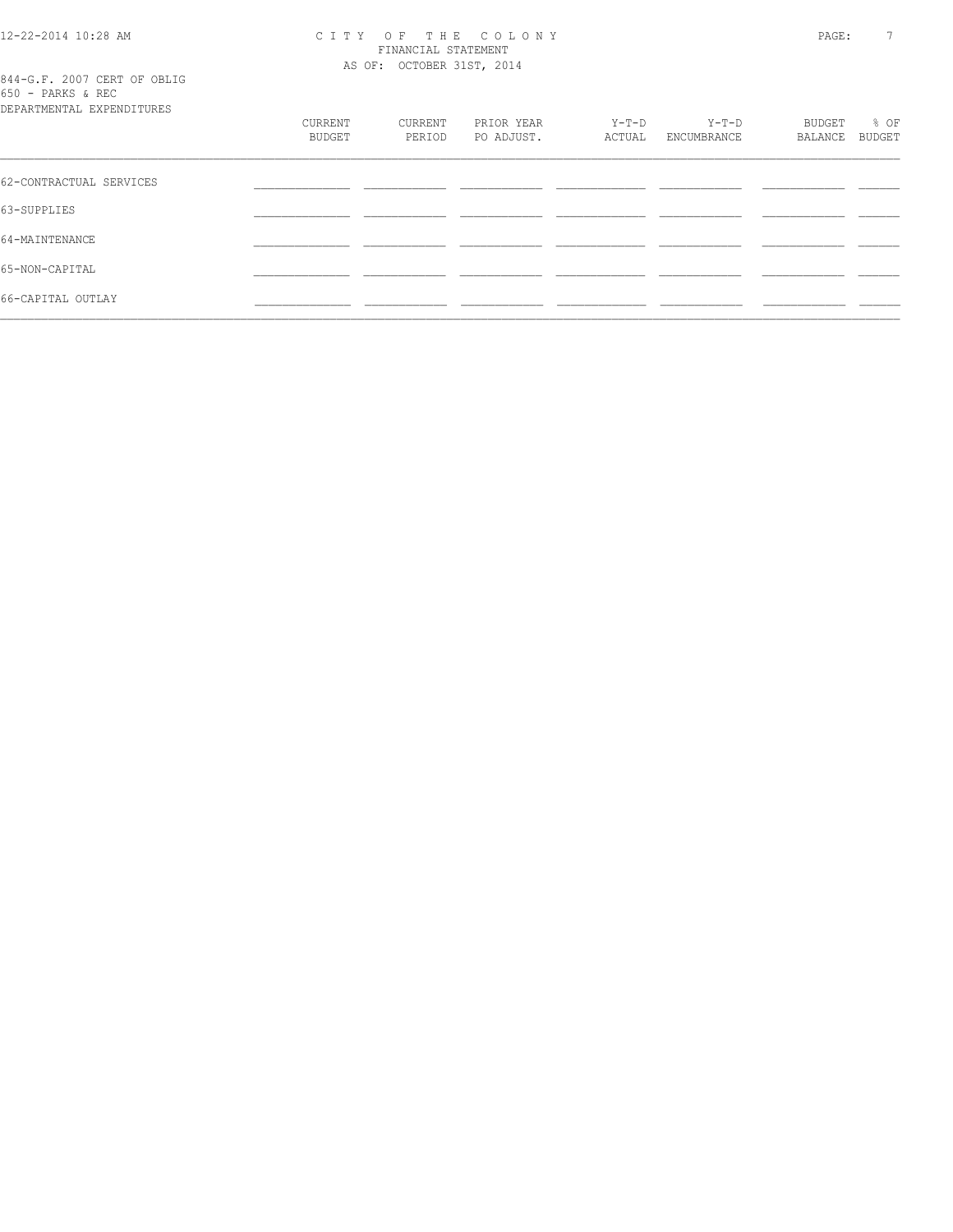CITY OF THE COLONY
FINANCIAL STATEMENT
AS OF: OCTOBER 31ST, 2014

844-G.F. 2007 CERT OF OBLIG
650 - PARKS & REC
DEPARTMENTAL EXPENDITURES

| | CURRENT BUDGET | CURRENT PERIOD | PRIOR YEAR PO ADJUST. | Y-T-D ACTUAL | Y-T-D ENCUMBRANCE | BUDGET BALANCE | % OF BUDGET |
|---|---|---|---|---|---|---|---|
| 62-CONTRACTUAL SERVICES | | | | | | | |
| 63-SUPPLIES | | | | | | | |
| 64-MAINTENANCE | | | | | | | |
| 65-NON-CAPITAL | | | | | | | |
| 66-CAPITAL OUTLAY | | | | | | | |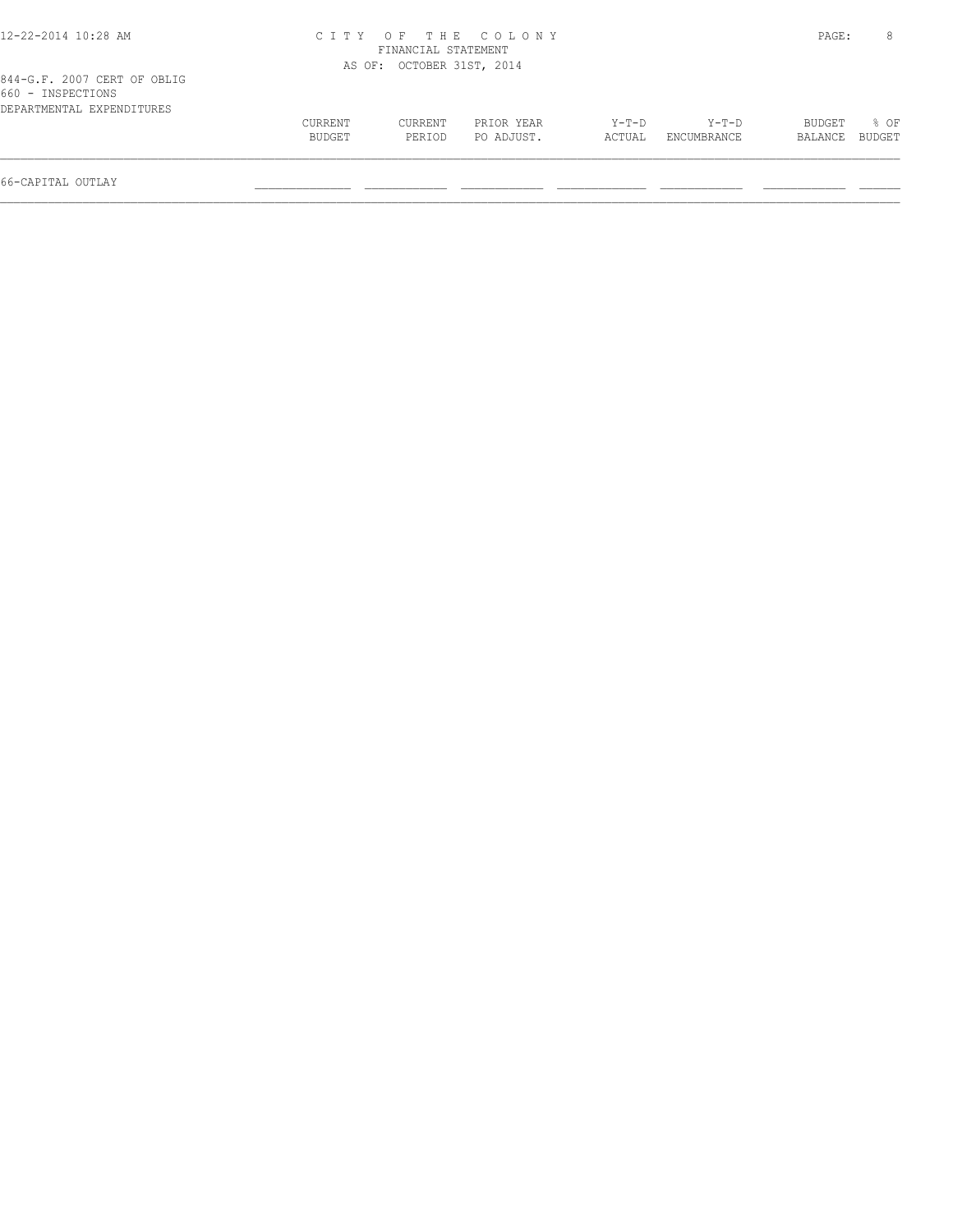CITY OF THE COLONY
FINANCIAL STATEMENT
AS OF: OCTOBER 31ST, 2014

844-G.F. 2007 CERT OF OBLIG
660 - INSPECTIONS
DEPARTMENTAL EXPENDITURES

| | CURRENT BUDGET | CURRENT PERIOD | PRIOR YEAR PO ADJUST. | Y-T-D ACTUAL | Y-T-D ENCUMBRANCE | BUDGET BALANCE | % OF BUDGET |
|---|---|---|---|---|---|---|---|
| 66-CAPITAL OUTLAY | | | | | | | |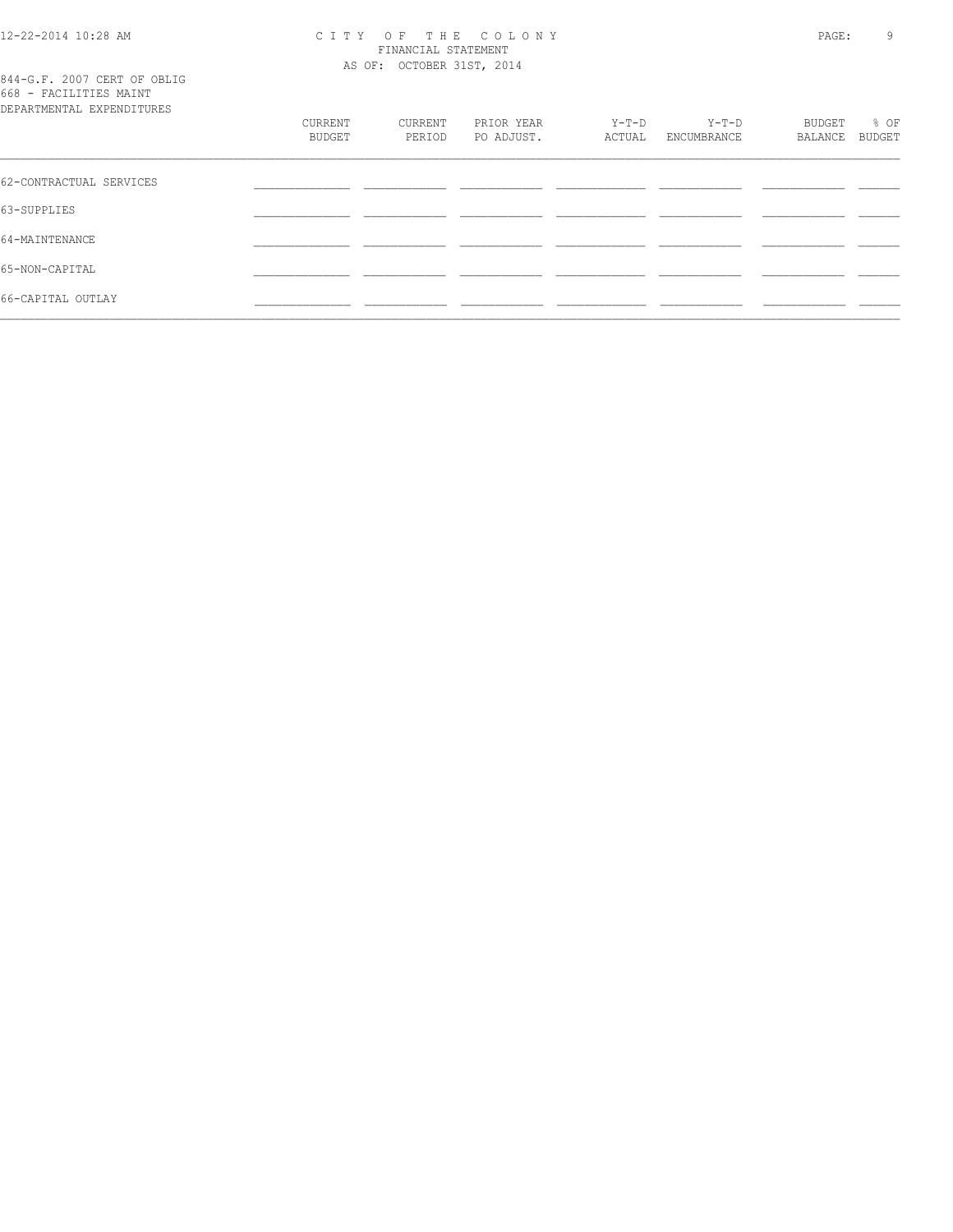CITY OF THE COLONY
FINANCIAL STATEMENT
AS OF: OCTOBER 31ST, 2014

844-G.F. 2007 CERT OF OBLIG
668 - FACILITIES MAINT
DEPARTMENTAL EXPENDITURES

| | CURRENT BUDGET | CURRENT PERIOD | PRIOR YEAR PO ADJUST. | Y-T-D ACTUAL | Y-T-D ENCUMBRANCE | BUDGET BALANCE | % OF BUDGET |
|---|---|---|---|---|---|---|---|
| 62-CONTRACTUAL SERVICES | | | | | | | |
| 63-SUPPLIES | | | | | | | |
| 64-MAINTENANCE | | | | | | | |
| 65-NON-CAPITAL | | | | | | | |
| 66-CAPITAL OUTLAY | | | | | | | |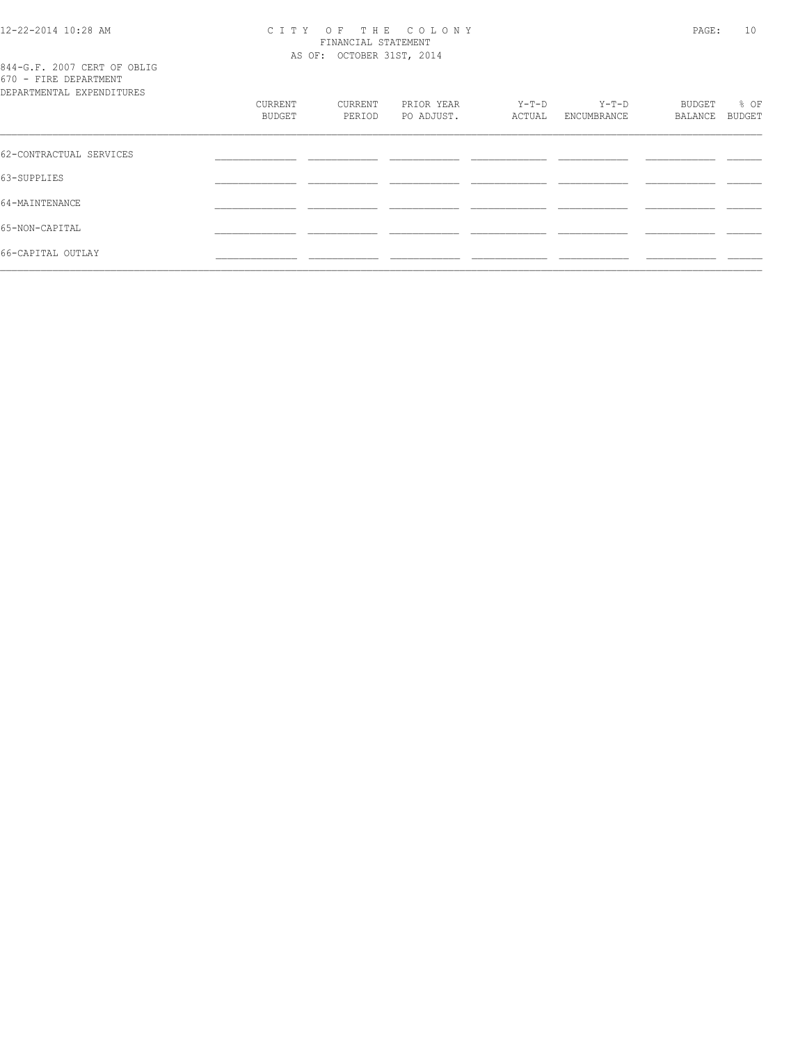# CITY OF THE COLONY

FINANCIAL STATEMENT

AS OF: OCTOBER 31ST, 2014

844-G.F. 2007 CERT OF OBLIG

670 - FIRE DEPARTMENT

DEPARTMENTAL EXPENDITURES

| | CURRENT BUDGET | CURRENT PERIOD | PRIOR YEAR PO ADJUST. | Y-T-D ACTUAL | Y-T-D ENCUMBRANCE | BUDGET BALANCE | % OF BUDGET |
|---|---|---|---|---|---|---|---|
| 62-CONTRACTUAL SERVICES | | | | | | | |
| 63-SUPPLIES | | | | | | | |
| 64-MAINTENANCE | | | | | | | |
| 65-NON-CAPITAL | | | | | | | |
| 66-CAPITAL OUTLAY | | | | | | | |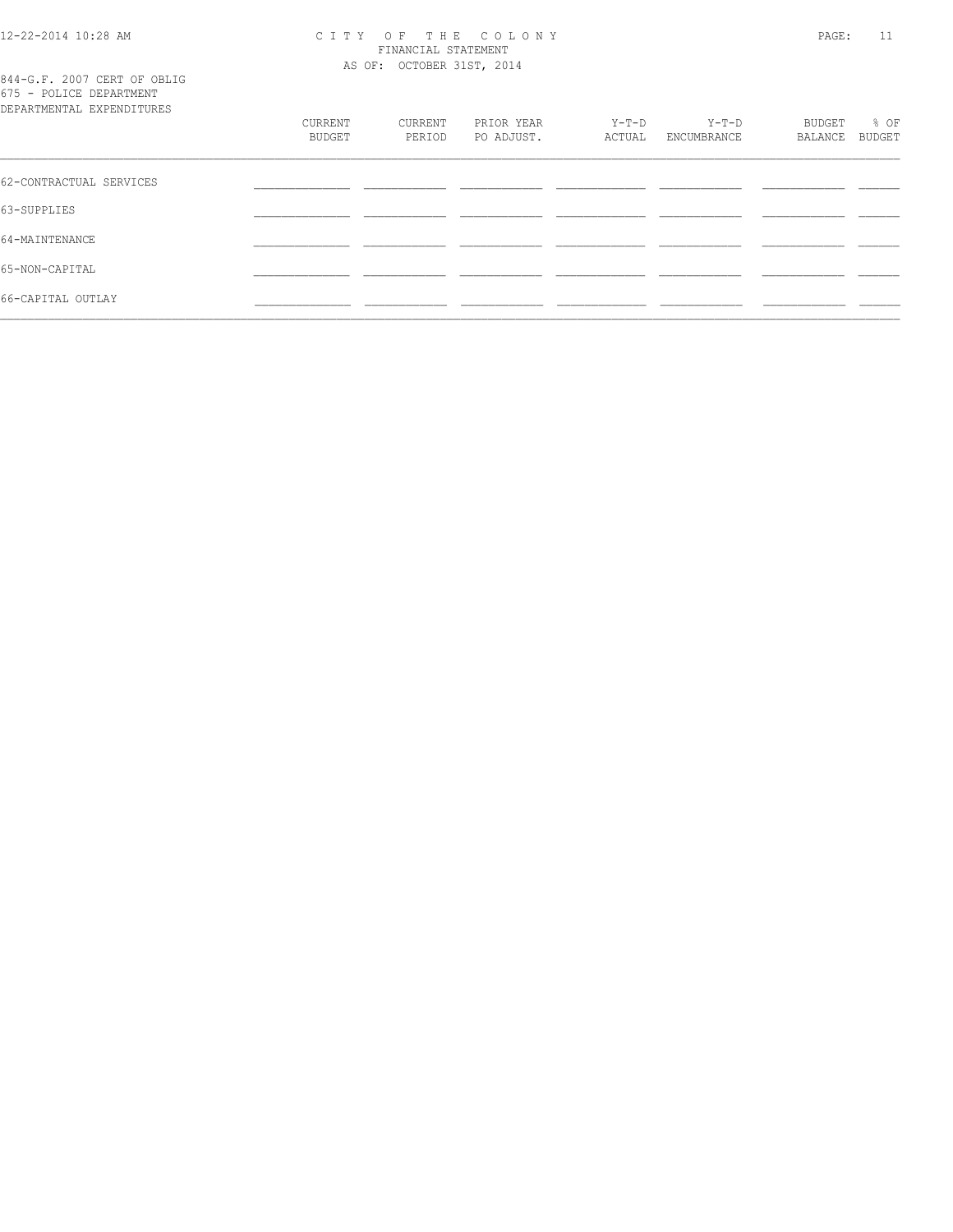844-G.F. 2007 CERT OF OBLIG
675 - POLICE DEPARTMENT
DEPARTMENTAL EXPENDITURES

| | CURRENT BUDGET | CURRENT PERIOD | PRIOR YEAR PO ADJUST. | Y-T-D ACTUAL | Y-T-D ENCUMBRANCE | BUDGET BALANCE | % OF BUDGET |
|---|---|---|---|---|---|---|---|
| 62-CONTRACTUAL SERVICES | | | | | | | |
| 63-SUPPLIES | | | | | | | |
| 64-MAINTENANCE | | | | | | | |
| 65-NON-CAPITAL | | | | | | | |
| 66-CAPITAL OUTLAY | | | | | | | |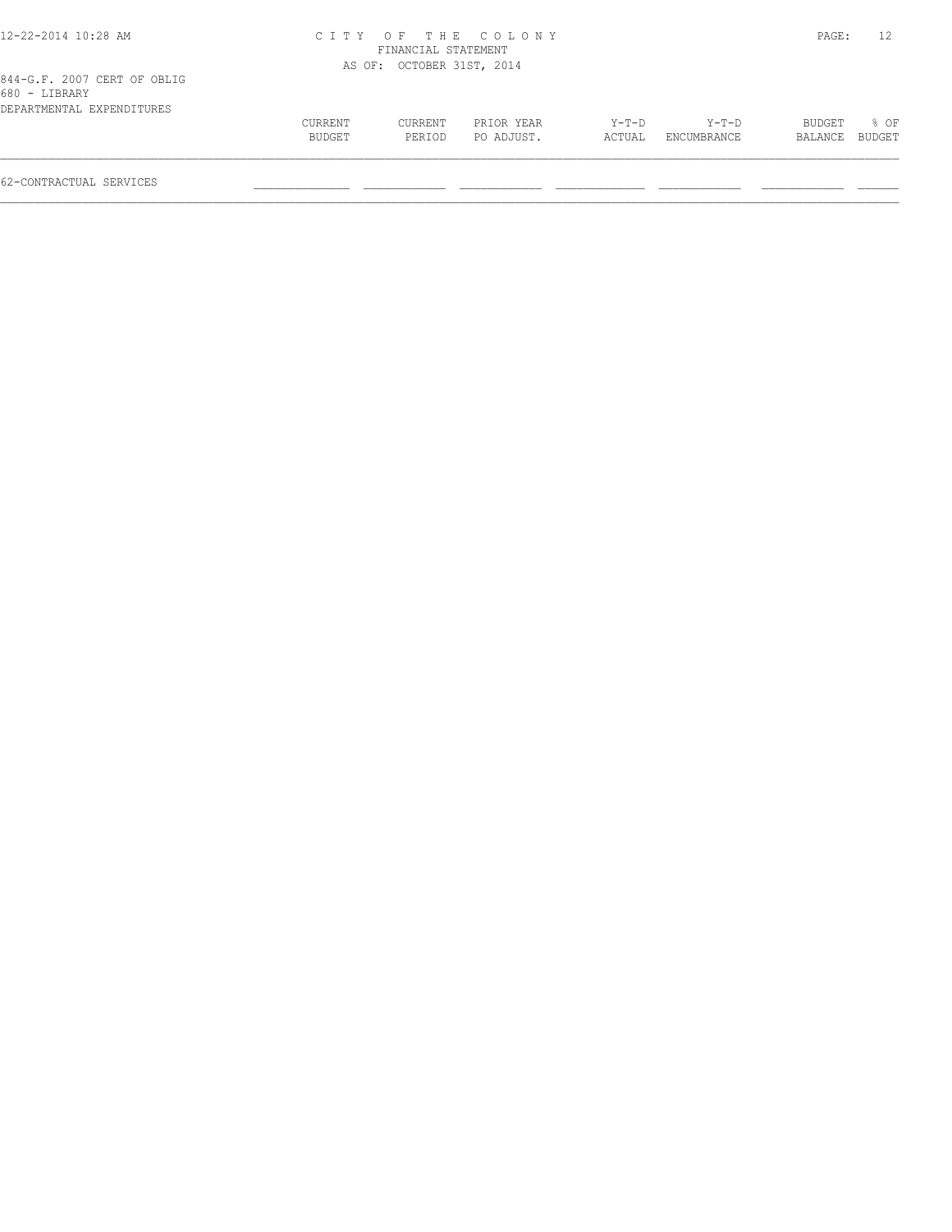# CITY OF THE COLONY

FINANCIAL STATEMENT

AS OF: OCTOBER 31ST, 2014

844-G.F. 2007 CERT OF OBLIG

680 - LIBRARY

DEPARTMENTAL EXPENDITURES

| | CURRENT BUDGET | CURRENT PERIOD | PRIOR YEAR PO ADJUST. | Y-T-D ACTUAL | Y-T-D ENCUMBRANCE | BUDGET BALANCE | % OF BUDGET |
|---|---|---|---|---|---|---|---|
| 62-CONTRACTUAL SERVICES | | | | | | | |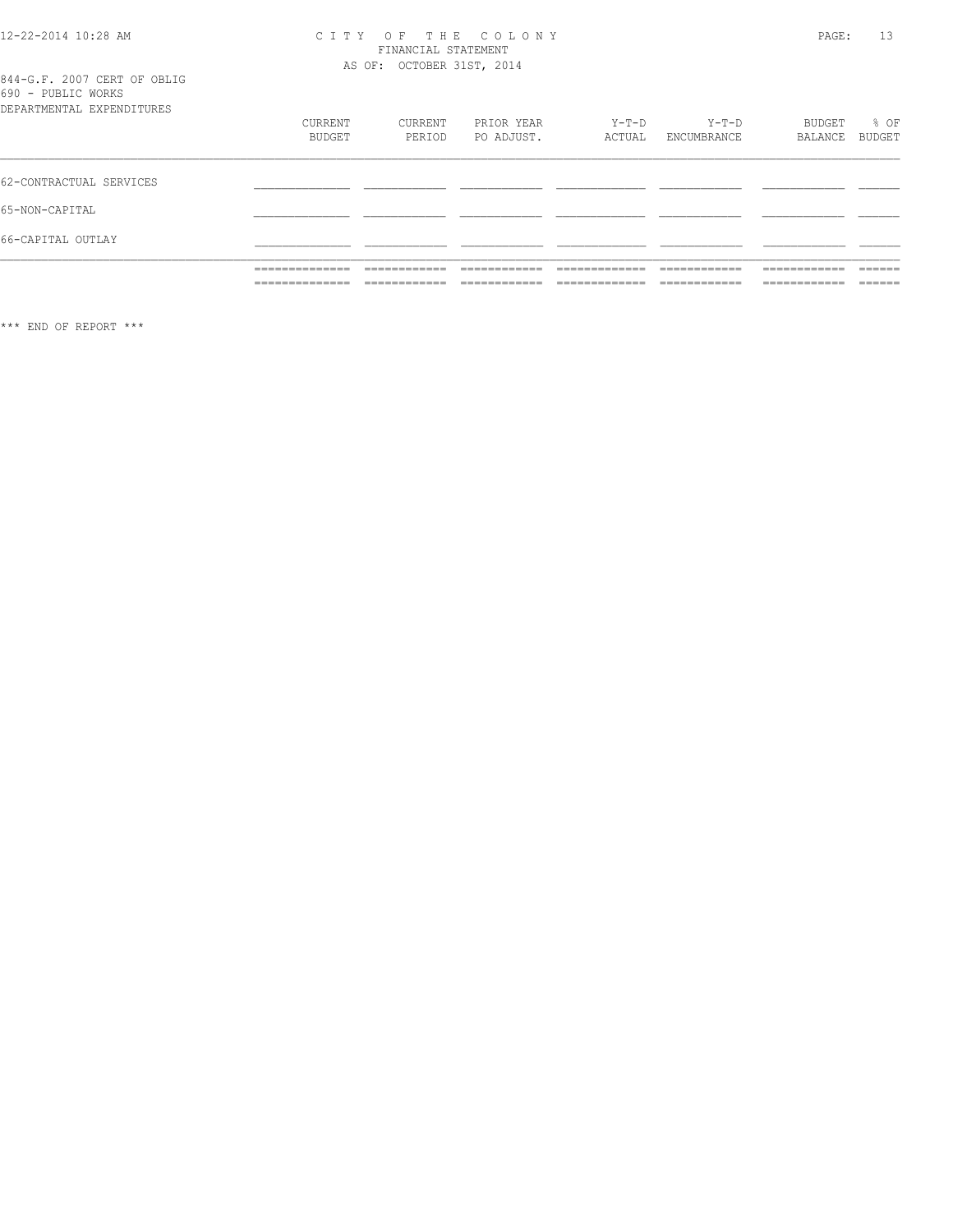# CITY OF THE COLONY
## FINANCIAL STATEMENT
### AS OF: OCTOBER 31ST, 2014

844-G.F. 2007 CERT OF OBLIG
690 - PUBLIC WORKS
DEPARTMENTAL EXPENDITURES

| | CURRENT BUDGET | CURRENT PERIOD | PRIOR YEAR PO ADJUST. | Y-T-D ACTUAL | Y-T-D ENCUMBRANCE | BUDGET BALANCE | % OF BUDGET |
|---|---|---|---|---|---|---|---|
| 62-CONTRACTUAL SERVICES | | | | | | | |
| 65-NON-CAPITAL | | | | | | | |
| 66-CAPITAL OUTLAY | | | | | | | |

*** END OF REPORT ***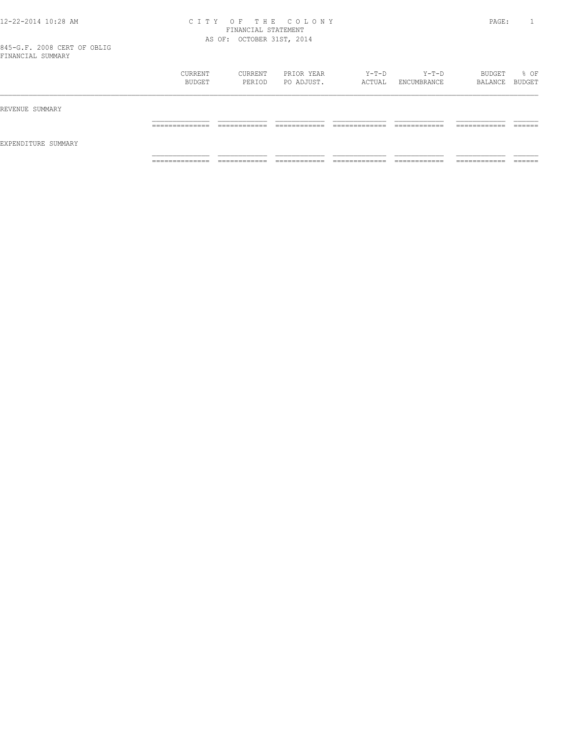# CITY OF THE COLONY

FINANCIAL STATEMENT

AS OF: OCTOBER 31ST, 2014

845-G.F. 2008 CERT OF OBLIG

FINANCIAL SUMMARY

| | CURRENT BUDGET | CURRENT PERIOD | PRIOR YEAR PO ADJUST. | Y-T-D ACTUAL | Y-T-D ENCUMBRANCE | BUDGET BALANCE | % OF BUDGET |
|---|---|---|---|---|---|---|---|
| REVENUE SUMMARY | | | | | | | |
| EXPENDITURE SUMMARY | | | | | | | |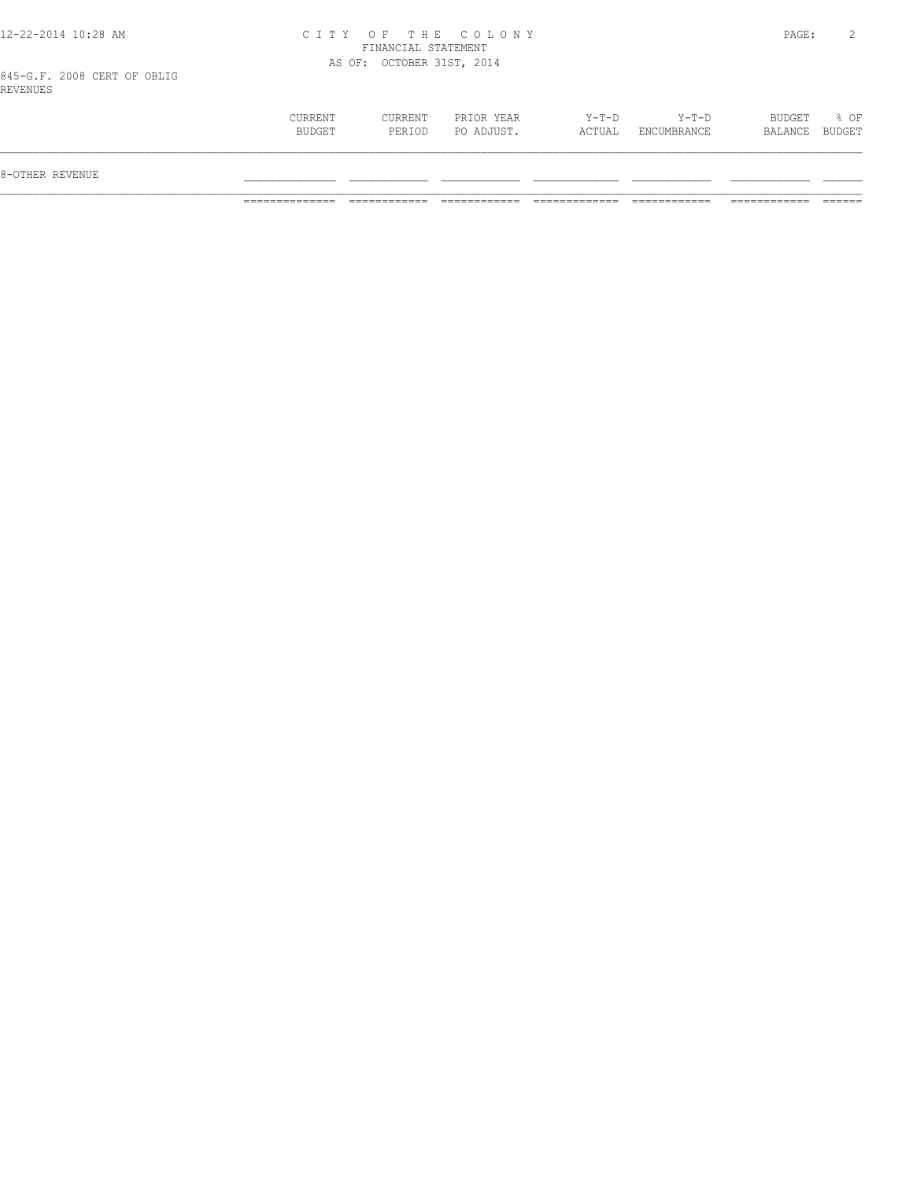# CITY OF THE COLONY
## FINANCIAL STATEMENT
### AS OF: OCTOBER 31ST, 2014

845-G.F. 2008 CERT OF OBLIG
REVENUES

| | CURRENT BUDGET | CURRENT PERIOD | PRIOR YEAR PO ADJUST. | Y-T-D ACTUAL | Y-T-D ENCUMBRANCE | BUDGET BALANCE | % OF BUDGET |
|---|---|---|---|---|---|---|---|
| 8-OTHER REVENUE | | | | | | | |
| | | | | | | | |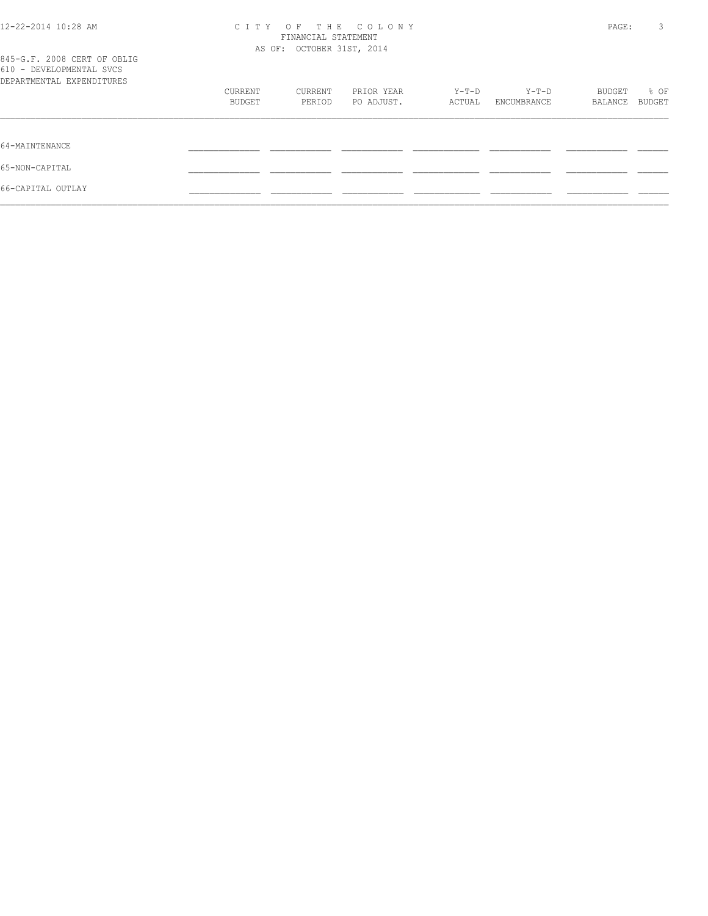CITY OF THE COLONY
FINANCIAL STATEMENT
AS OF: OCTOBER 31ST, 2014

845-G.F. 2008 CERT OF OBLIG
610 - DEVELOPMENTAL SVCS
DEPARTMENTAL EXPENDITURES

| | CURRENT BUDGET | CURRENT PERIOD | PRIOR YEAR PO ADJUST. | Y-T-D ACTUAL | Y-T-D ENCUMBRANCE | BUDGET BALANCE | % OF BUDGET |
|---|---|---|---|---|---|---|---|
| 64-MAINTENANCE | | | | | | | |
| 65-NON-CAPITAL | | | | | | | |
| 66-CAPITAL OUTLAY | | | | | | | |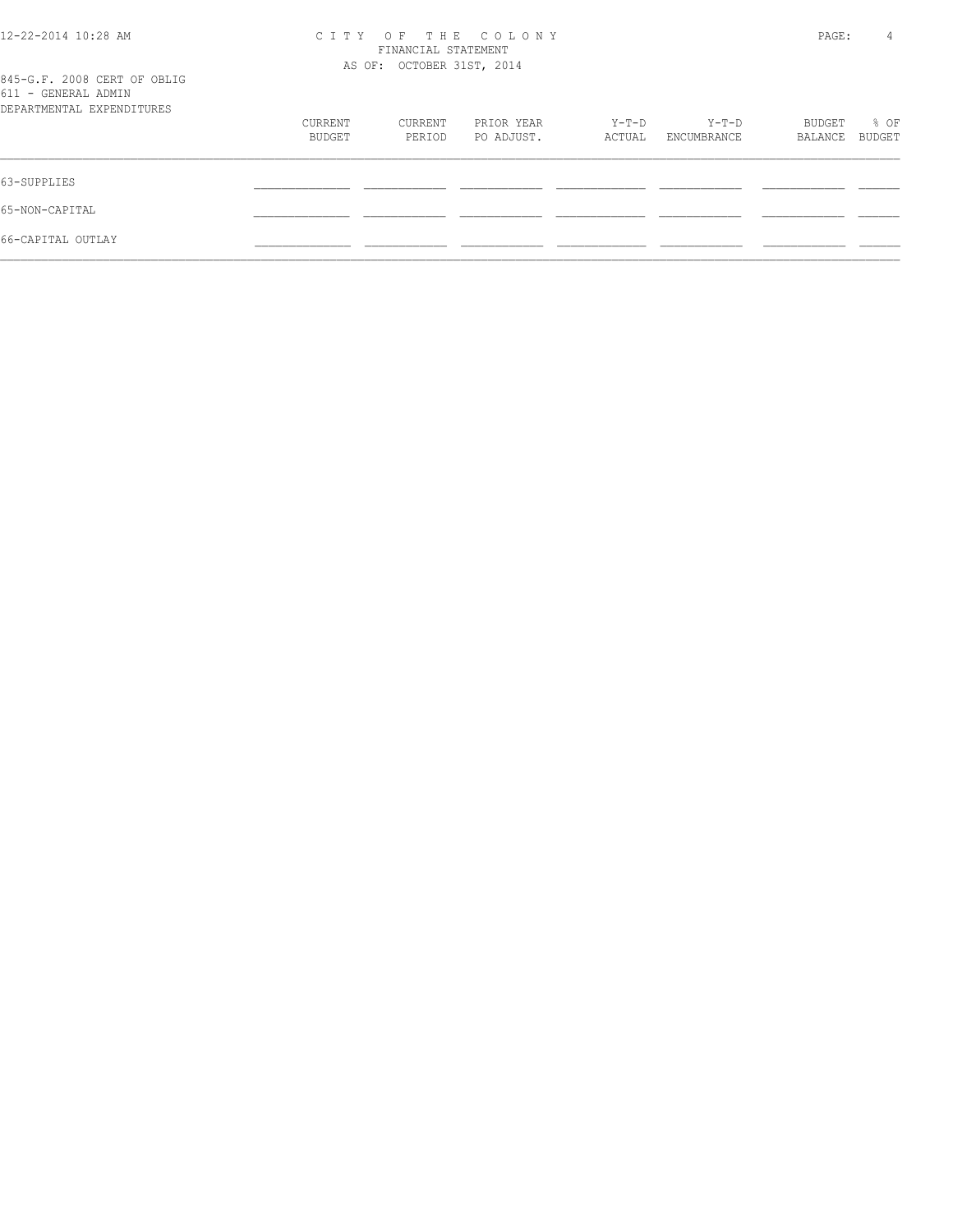CITY OF THE COLONY
FINANCIAL STATEMENT
AS OF: OCTOBER 31ST, 2014

845-G.F. 2008 CERT OF OBLIG
611 - GENERAL ADMIN
DEPARTMENTAL EXPENDITURES

| | CURRENT BUDGET | CURRENT PERIOD | PRIOR YEAR PO ADJUST. | Y-T-D ACTUAL | Y-T-D ENCUMBRANCE | BUDGET BALANCE | % OF BUDGET |
|---|---|---|---|---|---|---|---|
| 63-SUPPLIES | | | | | | | |
| 65-NON-CAPITAL | | | | | | | |
| 66-CAPITAL OUTLAY | | | | | | | |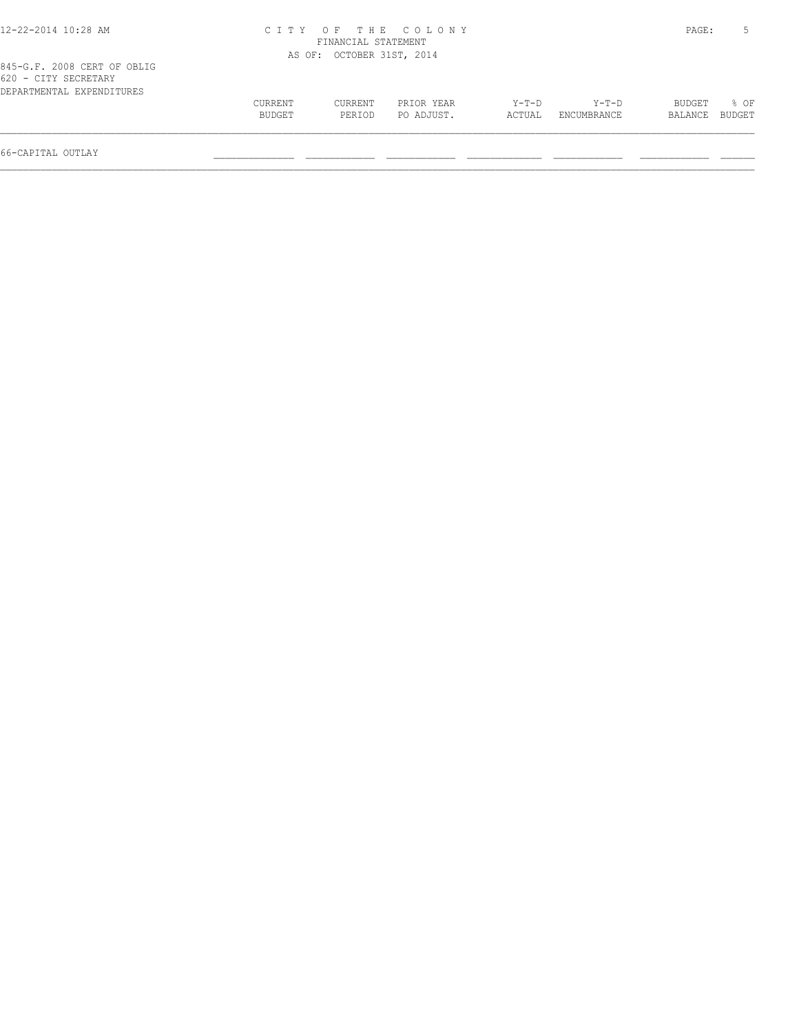CITY OF THE COLONY
FINANCIAL STATEMENT
AS OF: OCTOBER 31ST, 2014

845-G.F. 2008 CERT OF OBLIG
620 - CITY SECRETARY
DEPARTMENTAL EXPENDITURES

| | CURRENT BUDGET | CURRENT PERIOD | PRIOR YEAR PO ADJUST. | Y-T-D ACTUAL | Y-T-D ENCUMBRANCE | BUDGET BALANCE | % OF BUDGET |
|---|---|---|---|---|---|---|---|
| 66-CAPITAL OUTLAY | | | | | | | |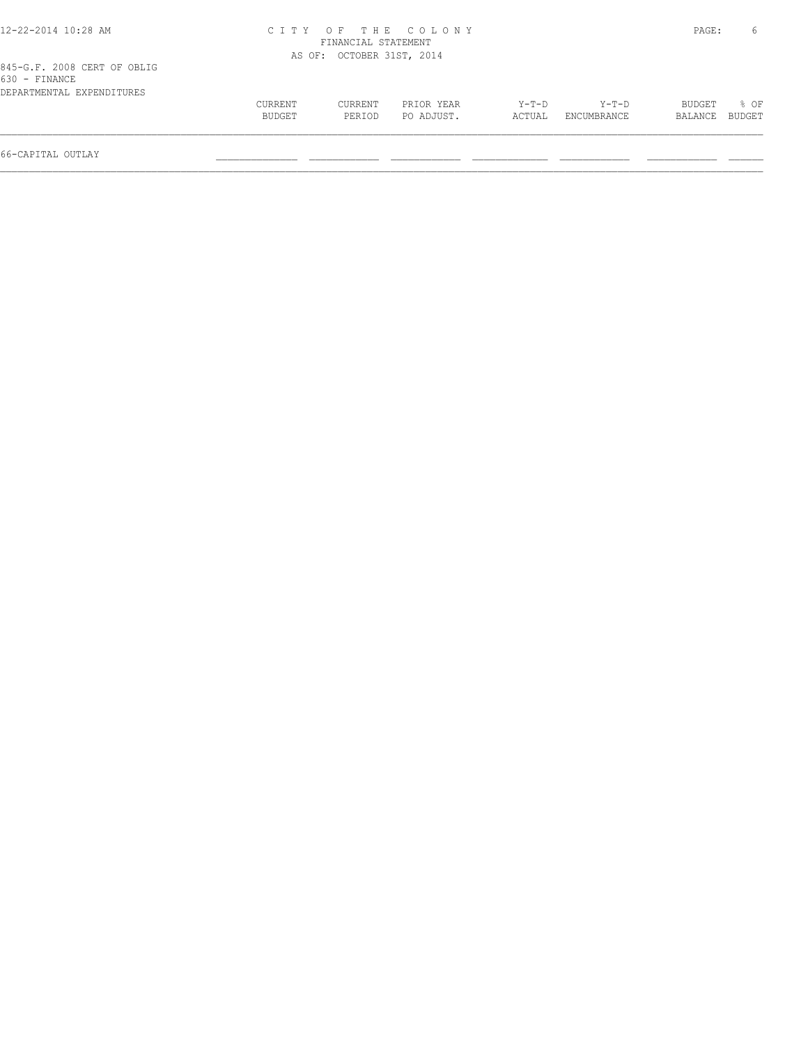CITY OF THE COLONY
FINANCIAL STATEMENT
AS OF: OCTOBER 31ST, 2014

845-G.F. 2008 CERT OF OBLIG
630 - FINANCE
DEPARTMENTAL EXPENDITURES

| | CURRENT BUDGET | CURRENT PERIOD | PRIOR YEAR PO ADJUST. | Y-T-D ACTUAL | Y-T-D ENCUMBRANCE | BUDGET BALANCE | % OF BUDGET |
|---|---|---|---|---|---|---|---|
| 66-CAPITAL OUTLAY | | | | | | | |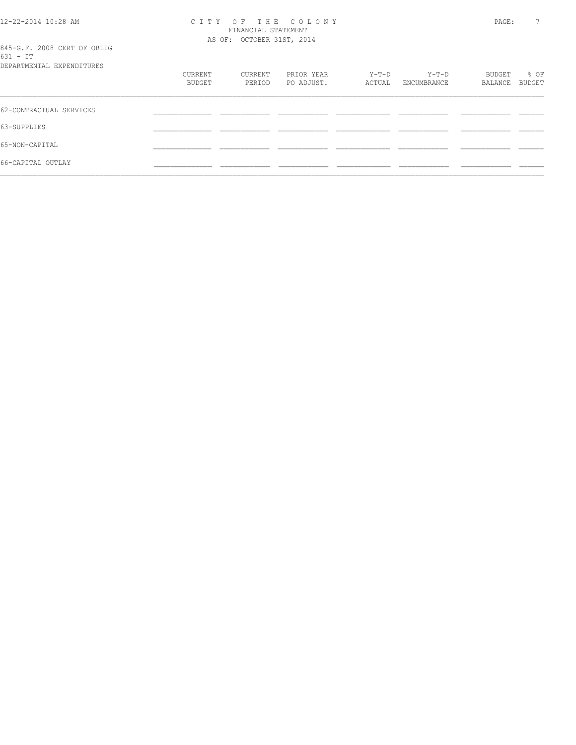# CITY OF THE COLONY

FINANCIAL STATEMENT

AS OF: OCTOBER 31ST, 2014

845-G.F. 2008 CERT OF OBLIG

631 - IT

DEPARTMENTAL EXPENDITURES

| | CURRENT BUDGET | CURRENT PERIOD | PRIOR YEAR PO ADJUST. | Y-T-D ACTUAL | Y-T-D ENCUMBRANCE | BUDGET BALANCE | % OF BUDGET |
|---|---|---|---|---|---|---|---|
| 62-CONTRACTUAL SERVICES | | | | | | | |
| 63-SUPPLIES | | | | | | | |
| 65-NON-CAPITAL | | | | | | | |
| 66-CAPITAL OUTLAY | | | | | | | |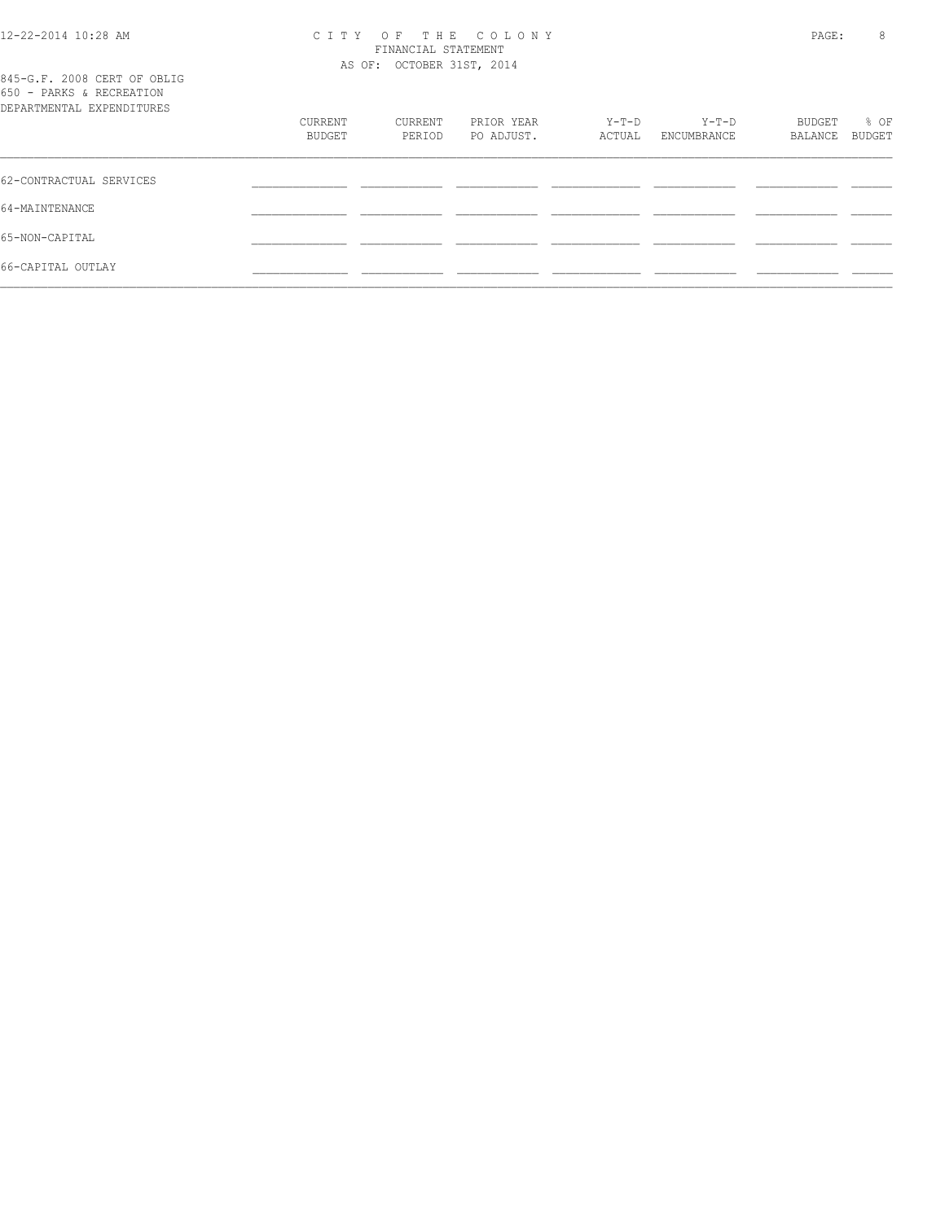# CITY OF THE COLONY
FINANCIAL STATEMENT
AS OF: OCTOBER 31ST, 2014

845-G.F. 2008 CERT OF OBLIG
650 - PARKS & RECREATION
DEPARTMENTAL EXPENDITURES

| | CURRENT BUDGET | CURRENT PERIOD | PRIOR YEAR PO ADJUST. | Y-T-D ACTUAL | Y-T-D ENCUMBRANCE | BUDGET BALANCE | % OF BUDGET |
|---|---|---|---|---|---|---|---|
| 62-CONTRACTUAL SERVICES | | | | | | | |
| 64-MAINTENANCE | | | | | | | |
| 65-NON-CAPITAL | | | | | | | |
| 66-CAPITAL OUTLAY | | | | | | | |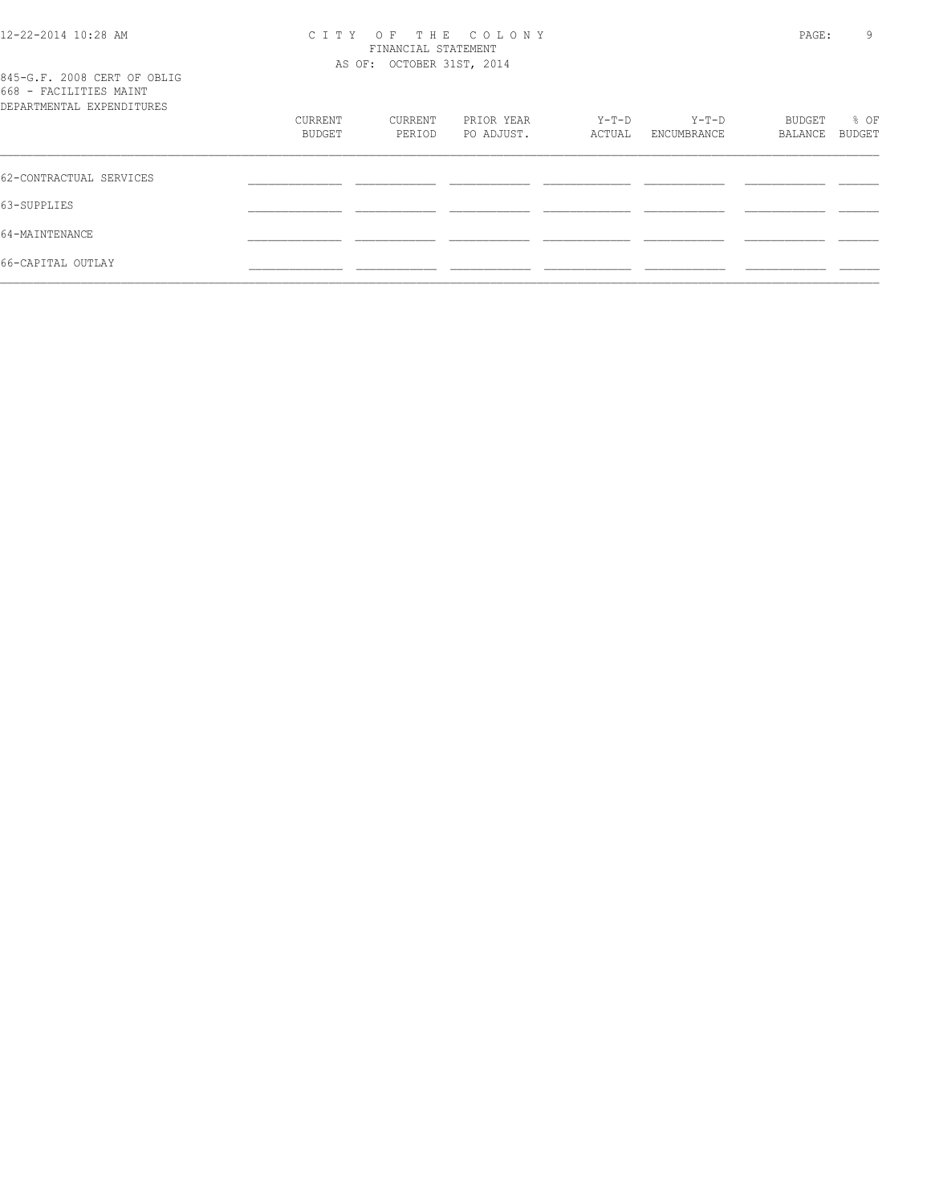CITY OF THE COLONY
FINANCIAL STATEMENT
AS OF: OCTOBER 31ST, 2014

845-G.F. 2008 CERT OF OBLIG
668 - FACILITIES MAINT
DEPARTMENTAL EXPENDITURES

| | CURRENT BUDGET | CURRENT PERIOD | PRIOR YEAR PO ADJUST. | Y-T-D ACTUAL | Y-T-D ENCUMBRANCE | BUDGET BALANCE | % OF BUDGET |
|---|---|---|---|---|---|---|---|
| 62-CONTRACTUAL SERVICES | | | | | | | |
| 63-SUPPLIES | | | | | | | |
| 64-MAINTENANCE | | | | | | | |
| 66-CAPITAL OUTLAY | | | | | | | |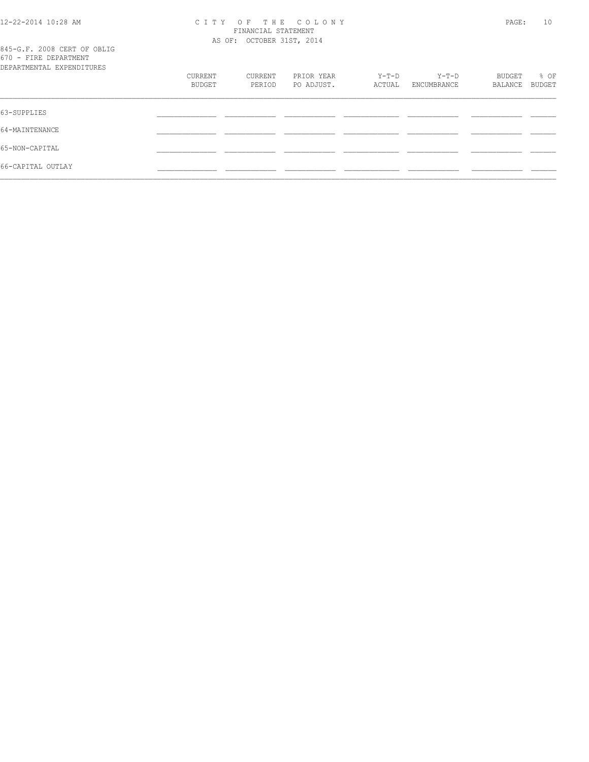845-G.F. 2008 CERT OF OBLIG
670 - FIRE DEPARTMENT
DEPARTMENTAL EXPENDITURES

| | CURRENT BUDGET | CURRENT PERIOD | PRIOR YEAR PO ADJUST. | Y-T-D ACTUAL | Y-T-D ENCUMBRANCE | BUDGET BALANCE | % OF BUDGET |
|---|---|---|---|---|---|---|---|
| 63-SUPPLIES | | | | | | | |
| 64-MAINTENANCE | | | | | | | |
| 65-NON-CAPITAL | | | | | | | |
| 66-CAPITAL OUTLAY | | | | | | | |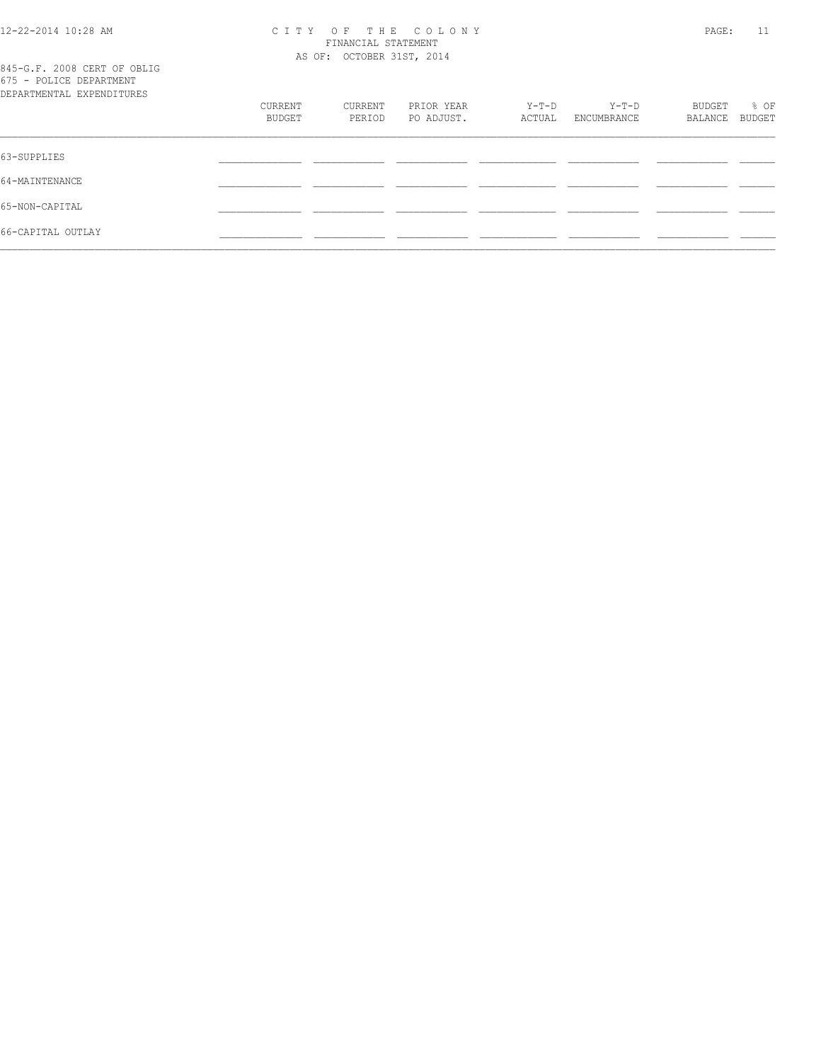845-G.F. 2008 CERT OF OBLIG
675 - POLICE DEPARTMENT
DEPARTMENTAL EXPENDITURES

| | CURRENT BUDGET | CURRENT PERIOD | PRIOR YEAR PO ADJUST. | Y-T-D ACTUAL | Y-T-D ENCUMBRANCE | BUDGET BALANCE | % OF BUDGET |
|---|---|---|---|---|---|---|---|
| 63-SUPPLIES | | | | | | | |
| 64-MAINTENANCE | | | | | | | |
| 65-NON-CAPITAL | | | | | | | |
| 66-CAPITAL OUTLAY | | | | | | | |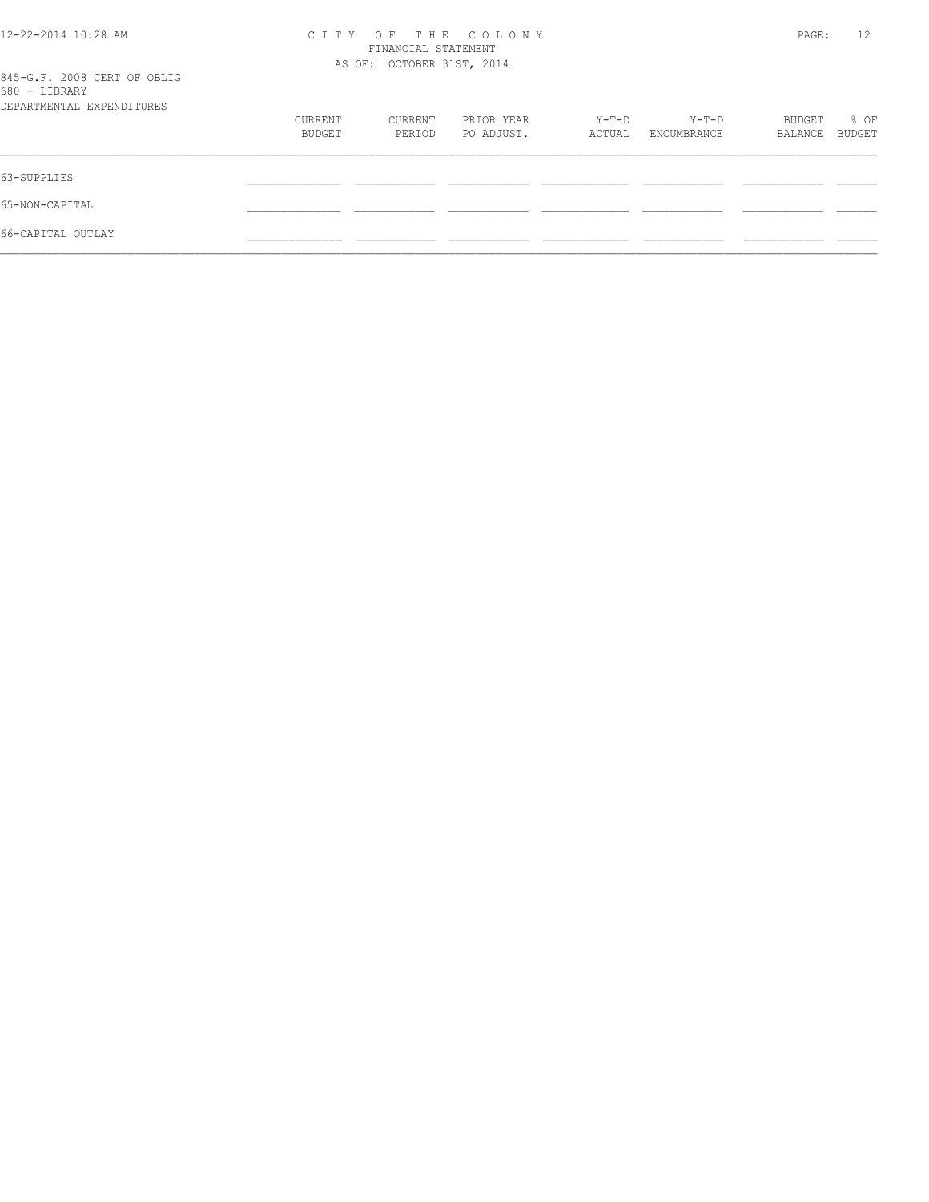C I T Y  O F  T H E  C O L O N Y
FINANCIAL STATEMENT
AS OF: OCTOBER 31ST, 2014

845-G.F. 2008 CERT OF OBLIG
680 - LIBRARY
DEPARTMENTAL EXPENDITURES

| | CURRENT BUDGET | CURRENT PERIOD | PRIOR YEAR PO ADJUST. | Y-T-D ACTUAL | Y-T-D ENCUMBRANCE | BUDGET BALANCE | % OF BUDGET |
|---|---|---|---|---|---|---|---|
| 63-SUPPLIES | | | | | | | |
| 65-NON-CAPITAL | | | | | | | |
| 66-CAPITAL OUTLAY | | | | | | | |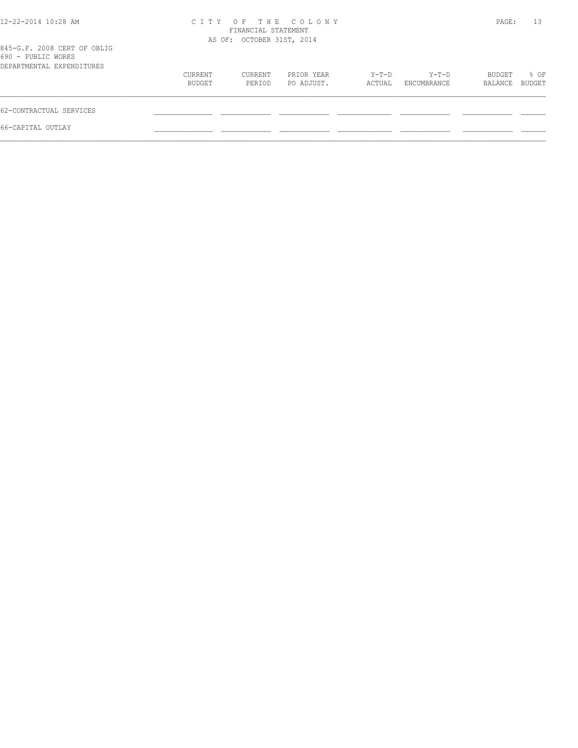845-G.F. 2008 CERT OF OBLIG
690 - PUBLIC WORKS
DEPARTMENTAL EXPENDITURES

|  | CURRENT BUDGET | CURRENT PERIOD | PRIOR YEAR PO ADJUST. | Y-T-D ACTUAL | Y-T-D ENCUMBRANCE | BUDGET BALANCE | % OF BUDGET |
|---|---|---|---|---|---|---|---|
| 62-CONTRACTUAL SERVICES |  |  |  |  |  |  |  |
| 66-CAPITAL OUTLAY |  |  |  |  |  |  |  |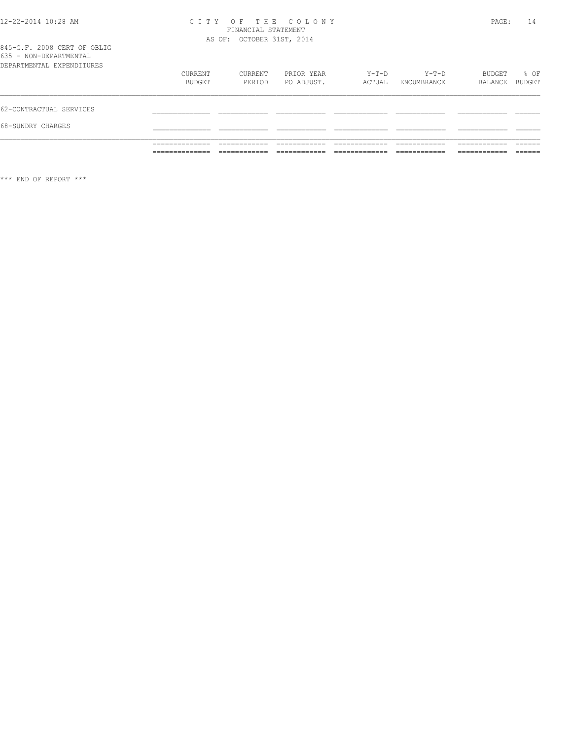# CITY OF THE COLONY

FINANCIAL STATEMENT

AS OF: OCTOBER 31ST, 2014

845-G.F. 2008 CERT OF OBLIG

635 - NON-DEPARTMENTAL

DEPARTMENTAL EXPENDITURES

| | CURRENT BUDGET | CURRENT PERIOD | PRIOR YEAR PO ADJUST. | Y-T-D ACTUAL | Y-T-D ENCUMBRANCE | BUDGET BALANCE | % OF BUDGET |
|---|---|---|---|---|---|---|---|
| 62-CONTRACTUAL SERVICES | | | | | | | |
| 68-SUNDRY CHARGES | | | | | | | |

\*\*\* END OF REPORT \*\*\*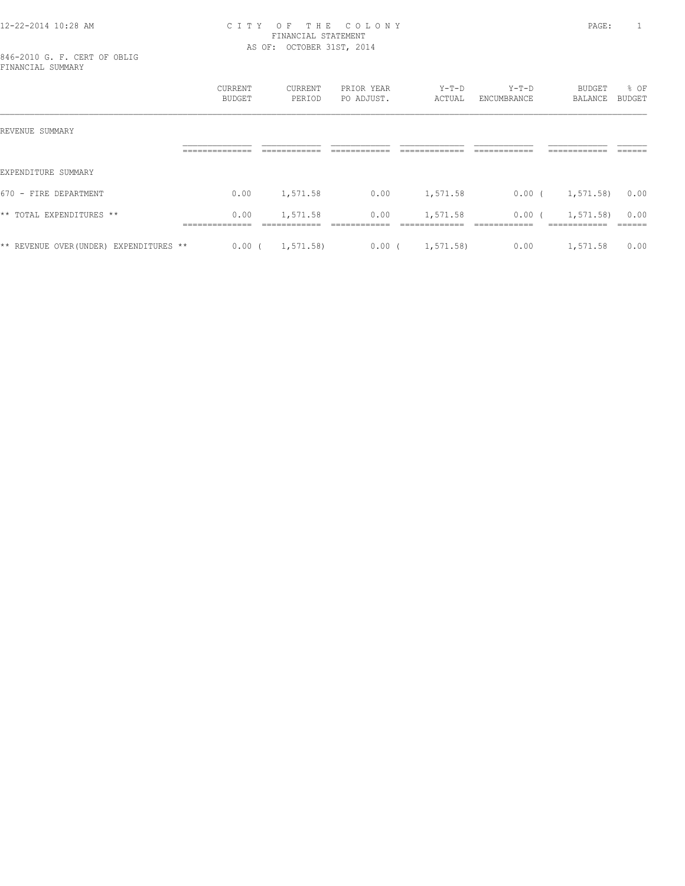CITY OF THE COLONY
FINANCIAL STATEMENT
AS OF: OCTOBER 31ST, 2014

846-2010 G. F. CERT OF OBLIG
FINANCIAL SUMMARY

| | CURRENT BUDGET | CURRENT PERIOD | PRIOR YEAR PO ADJUST. | Y-T-D ACTUAL | Y-T-D ENCUMBRANCE | BUDGET BALANCE | % OF BUDGET |
|---|---|---|---|---|---|---|---|
| REVENUE SUMMARY | | | | | | | |
| EXPENDITURE SUMMARY | | | | | | | |
| 670 - FIRE DEPARTMENT | 0.00 | 1,571.58 | 0.00 | 1,571.58 | 0.00 | ( 1,571.58) | 0.00 |
| ** TOTAL EXPENDITURES ** | 0.00 | 1,571.58 | 0.00 | 1,571.58 | 0.00 | ( 1,571.58) | 0.00 |
| ** REVENUE OVER(UNDER) EXPENDITURES ** | 0.00 | ( 1,571.58) | 0.00 | ( 1,571.58) | 0.00 | 1,571.58 | 0.00 |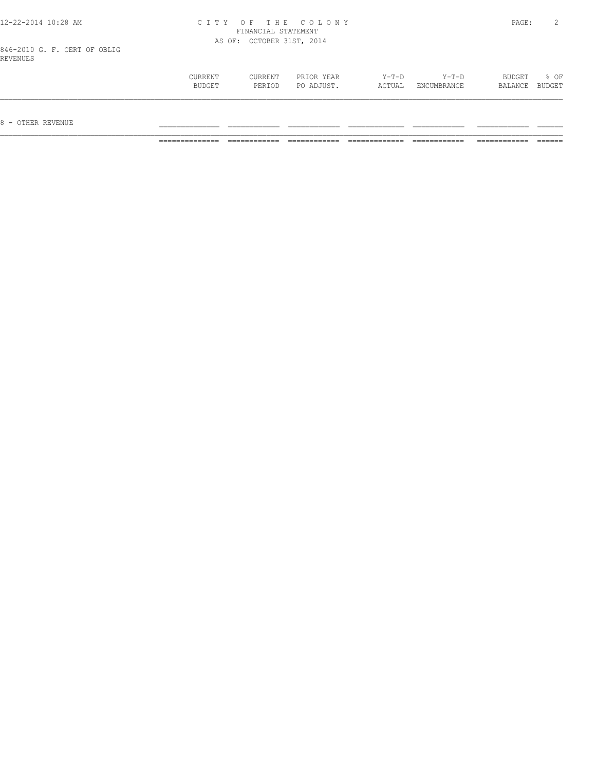CITY OF THE COLONY
FINANCIAL STATEMENT
AS OF: OCTOBER 31ST, 2014

846-2010 G. F. CERT OF OBLIG
REVENUES

| | CURRENT BUDGET | CURRENT PERIOD | PRIOR YEAR PO ADJUST. | Y-T-D ACTUAL | Y-T-D ENCUMBRANCE | BUDGET BALANCE | % OF BUDGET |
|---|---|---|---|---|---|---|---|
| 8 - OTHER REVENUE | | | | | | | |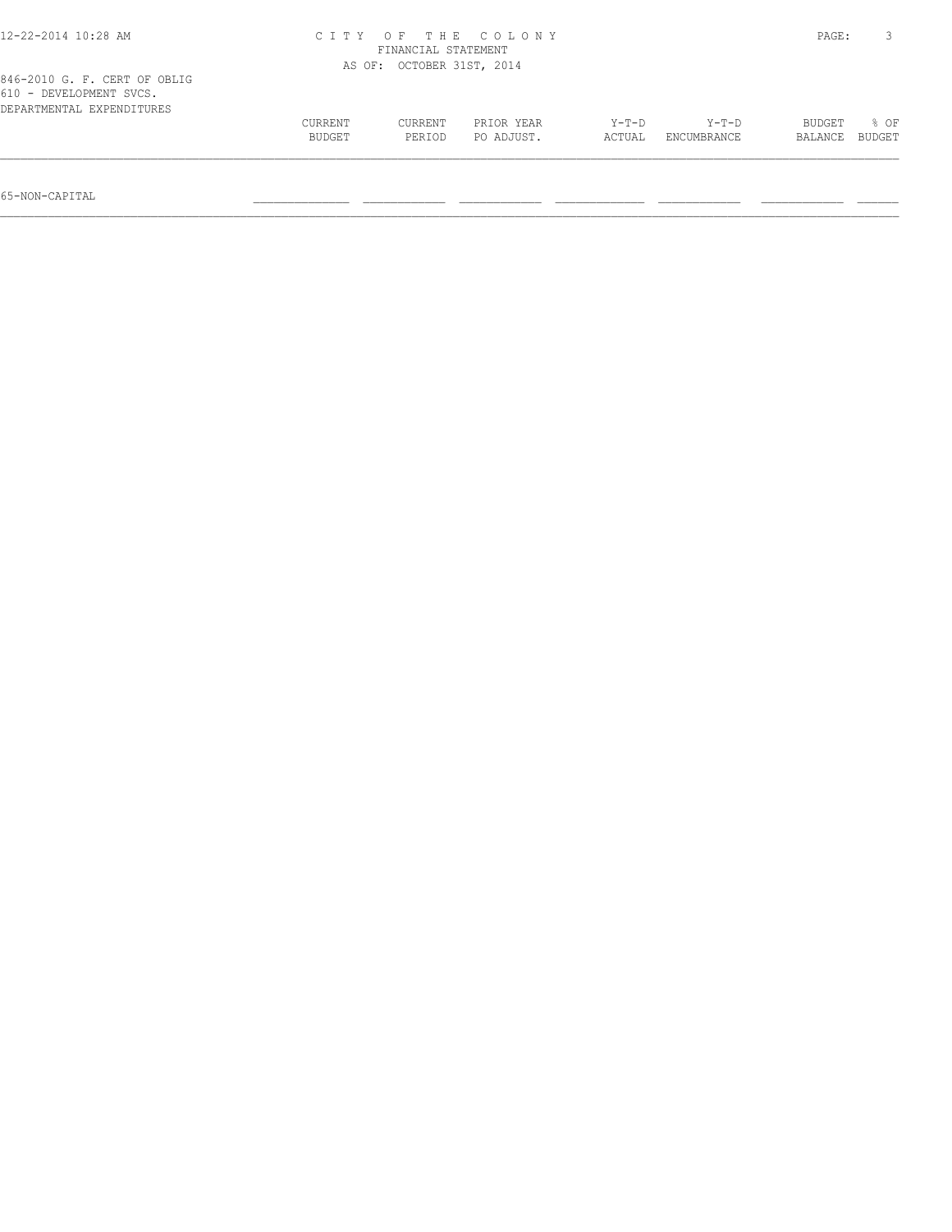846-2010 G. F. CERT OF OBLIG
610 - DEVELOPMENT SVCS.
DEPARTMENTAL EXPENDITURES

| | CURRENT BUDGET | CURRENT PERIOD | PRIOR YEAR PO ADJUST. | Y-T-D ACTUAL | Y-T-D ENCUMBRANCE | BUDGET BALANCE | % OF BUDGET |
|---|---|---|---|---|---|---|---|
| 65-NON-CAPITAL | | | | | | | |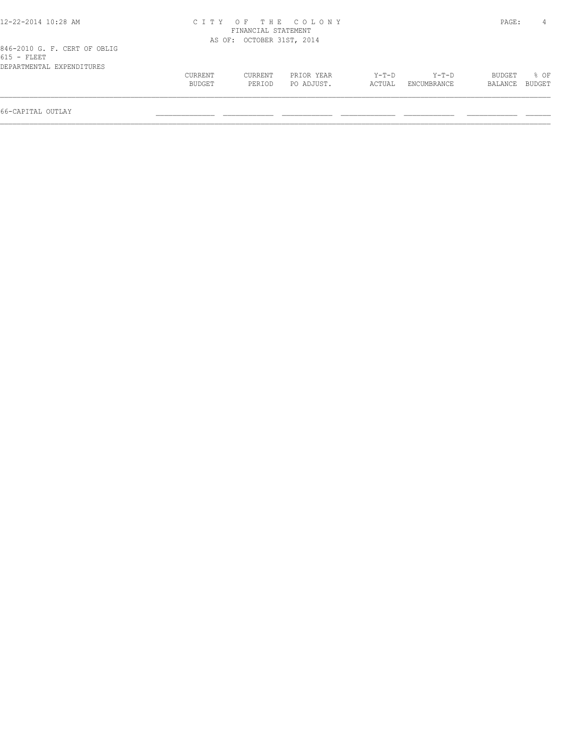C I T Y   O F   T H E   C O L O N Y
FINANCIAL STATEMENT
AS OF: OCTOBER 31ST, 2014

846-2010 G. F. CERT OF OBLIG
615 - FLEET
DEPARTMENTAL EXPENDITURES

| | CURRENT BUDGET | CURRENT PERIOD | PRIOR YEAR PO ADJUST. | Y-T-D ACTUAL | Y-T-D ENCUMBRANCE | BUDGET BALANCE | % OF BUDGET |
|---|---|---|---|---|---|---|---|
| 66-CAPITAL OUTLAY | | | | | | | |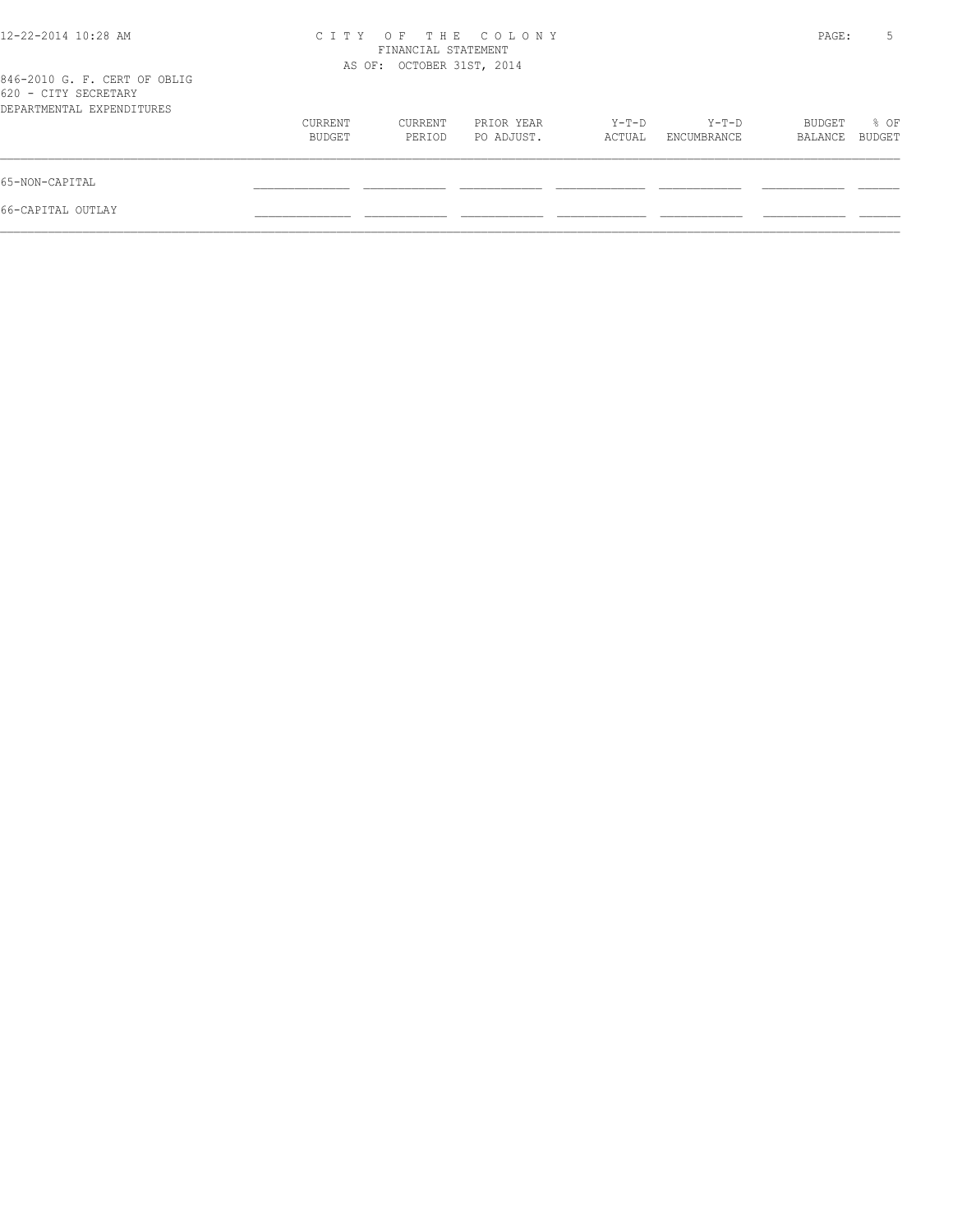CITY OF THE COLONY
FINANCIAL STATEMENT
AS OF: OCTOBER 31ST, 2014

846-2010 G. F. CERT OF OBLIG
620 - CITY SECRETARY
DEPARTMENTAL EXPENDITURES

| | CURRENT BUDGET | CURRENT PERIOD | PRIOR YEAR PO ADJUST. | Y-T-D ACTUAL | Y-T-D ENCUMBRANCE | BUDGET BALANCE | % OF BUDGET |
|---|---|---|---|---|---|---|---|
| 65-NON-CAPITAL | | | | | | | |
| 66-CAPITAL OUTLAY | | | | | | | |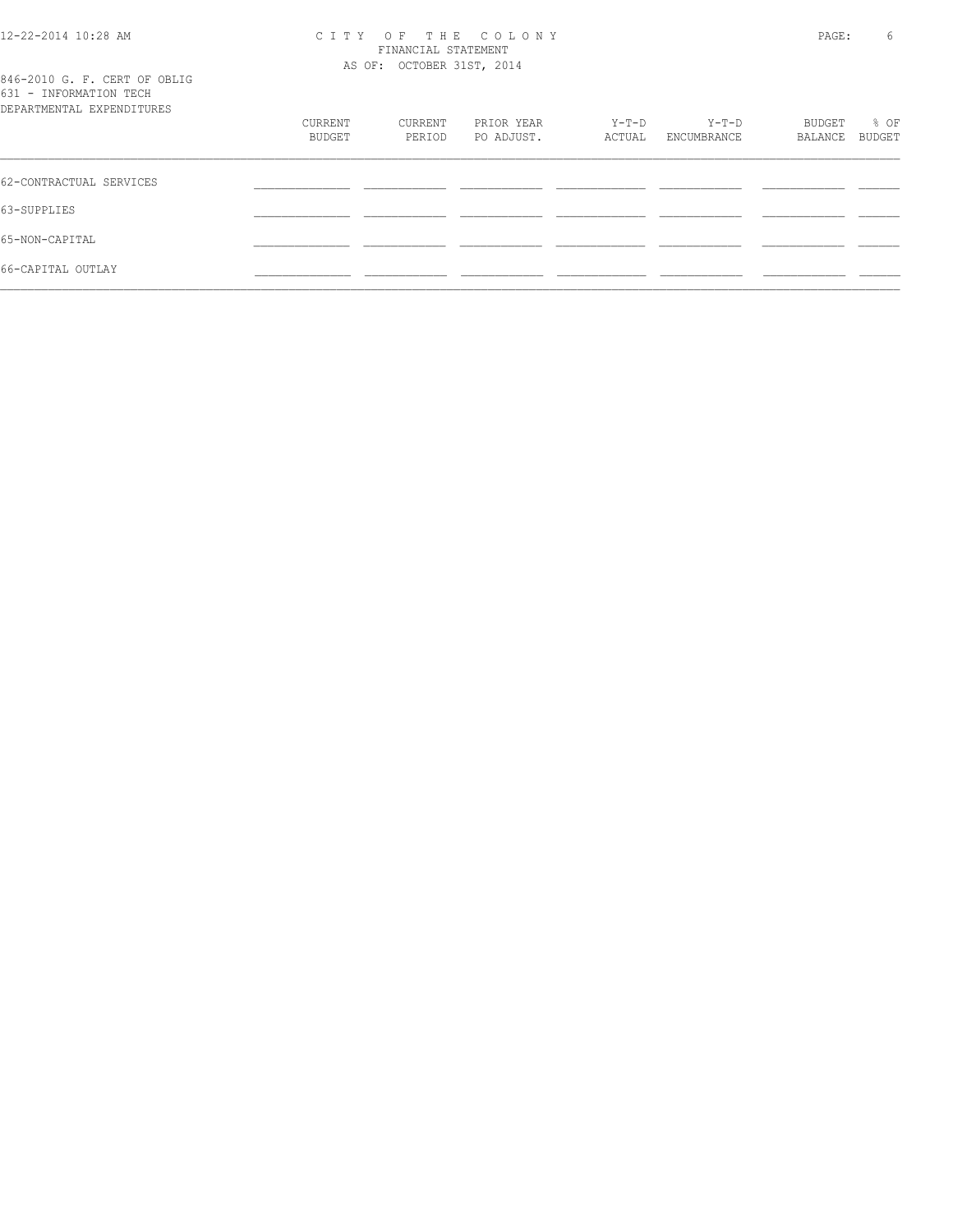C I T Y O F T H E C O L O N Y
FINANCIAL STATEMENT
AS OF: OCTOBER 31ST, 2014

846-2010 G. F. CERT OF OBLIG
631 - INFORMATION TECH
DEPARTMENTAL EXPENDITURES

| | CURRENT BUDGET | CURRENT PERIOD | PRIOR YEAR PO ADJUST. | Y-T-D ACTUAL | Y-T-D ENCUMBRANCE | BUDGET BALANCE | % OF BUDGET |
|---|---|---|---|---|---|---|---|
| 62-CONTRACTUAL SERVICES | | | | | | | |
| 63-SUPPLIES | | | | | | | |
| 65-NON-CAPITAL | | | | | | | |
| 66-CAPITAL OUTLAY | | | | | | | |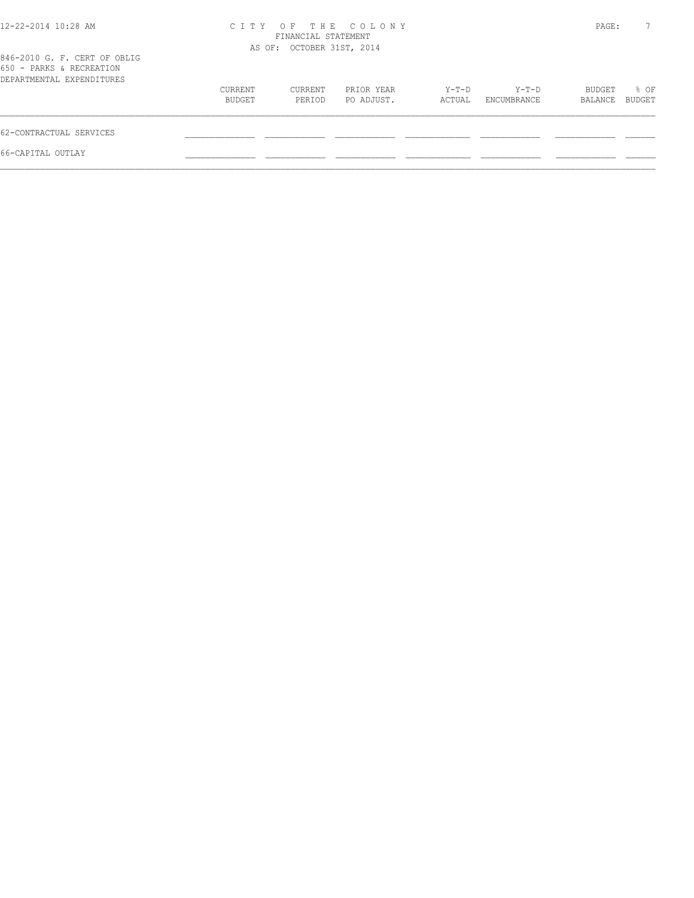CITY OF THE COLONY
FINANCIAL STATEMENT
AS OF: OCTOBER 31ST, 2014

846-2010 G. F. CERT OF OBLIG
650 - PARKS & RECREATION
DEPARTMENTAL EXPENDITURES

| | CURRENT BUDGET | CURRENT PERIOD | PRIOR YEAR PO ADJUST. | Y-T-D ACTUAL | Y-T-D ENCUMBRANCE | BUDGET BALANCE | % OF BUDGET |
|---|---|---|---|---|---|---|---|
| 62-CONTRACTUAL SERVICES | | | | | | | |
| 66-CAPITAL OUTLAY | | | | | | | |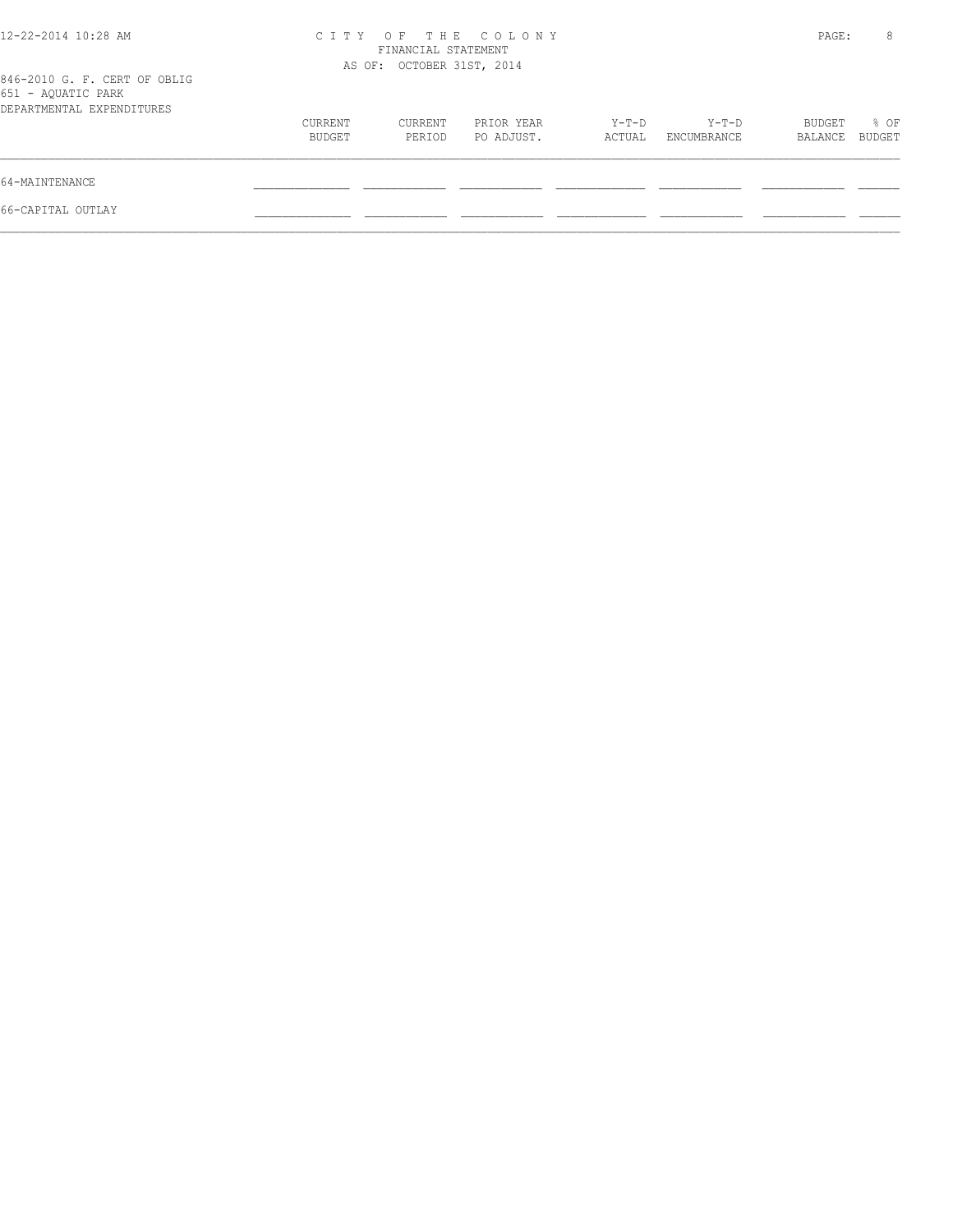CITY OF THE COLONY
FINANCIAL STATEMENT
AS OF: OCTOBER 31ST, 2014

846-2010 G. F. CERT OF OBLIG
651 - AQUATIC PARK
DEPARTMENTAL EXPENDITURES

| | CURRENT BUDGET | CURRENT PERIOD | PRIOR YEAR PO ADJUST. | Y-T-D ACTUAL | Y-T-D ENCUMBRANCE | BUDGET BALANCE | % OF BUDGET |
|---|---|---|---|---|---|---|---|
| 64-MAINTENANCE | | | | | | | |
| 66-CAPITAL OUTLAY | | | | | | | |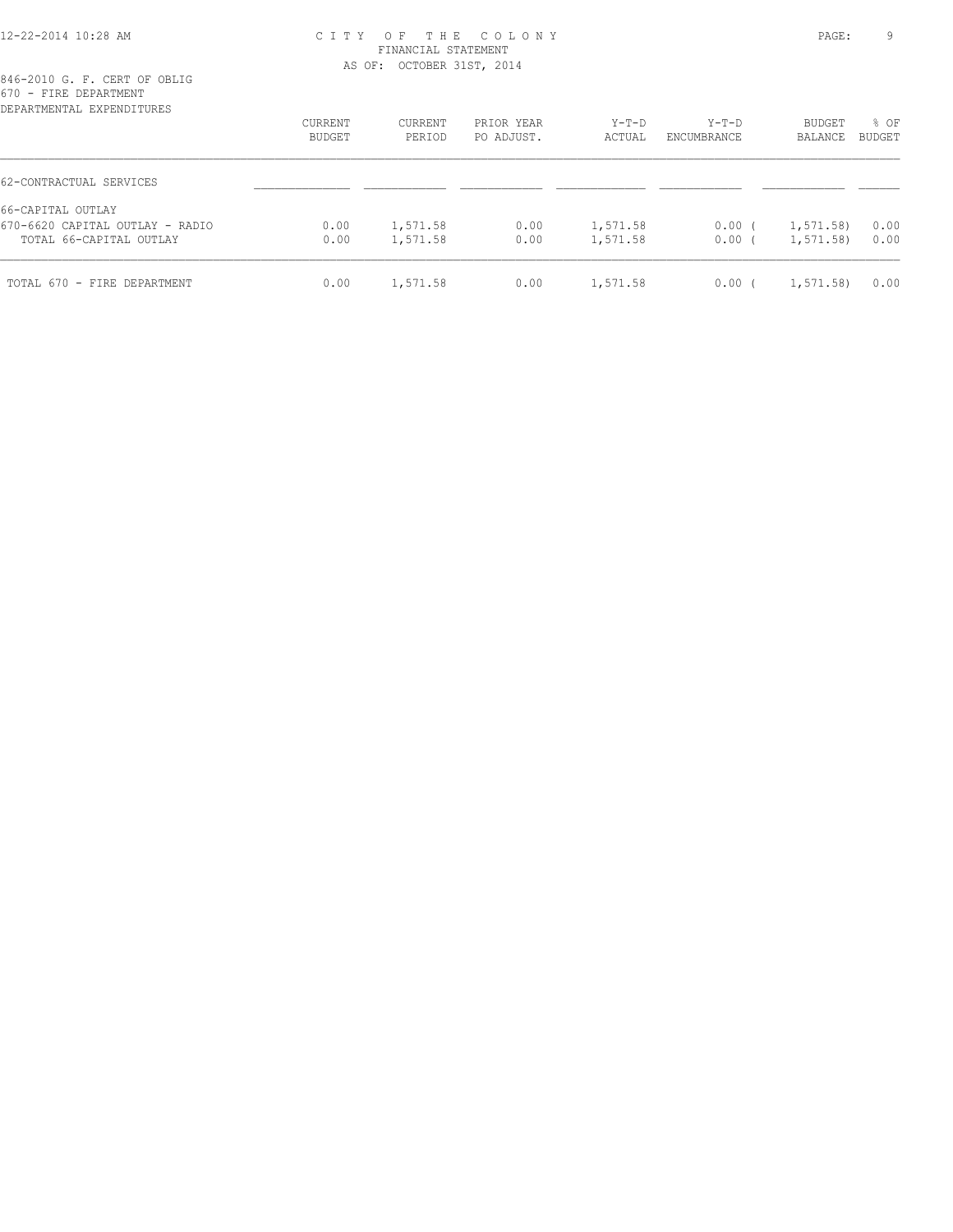CITY OF THE COLONY
FINANCIAL STATEMENT
AS OF: OCTOBER 31ST, 2014

846-2010 G. F. CERT OF OBLIG
670 - FIRE DEPARTMENT
DEPARTMENTAL EXPENDITURES

| | CURRENT BUDGET | CURRENT PERIOD | PRIOR YEAR PO ADJUST. | Y-T-D ACTUAL | Y-T-D ENCUMBRANCE | BUDGET BALANCE | % OF BUDGET |
|---|---|---|---|---|---|---|---|
| 62-CONTRACTUAL SERVICES | | | | | | | |
| 66-CAPITAL OUTLAY | | | | | | | |
| 670-6620 CAPITAL OUTLAY - RADIO | 0.00 | 1,571.58 | 0.00 | 1,571.58 | 0.00 | ( 1,571.58) | 0.00 |
| TOTAL 66-CAPITAL OUTLAY | 0.00 | 1,571.58 | 0.00 | 1,571.58 | 0.00 | ( 1,571.58) | 0.00 |
| TOTAL 670 - FIRE DEPARTMENT | 0.00 | 1,571.58 | 0.00 | 1,571.58 | 0.00 | ( 1,571.58) | 0.00 |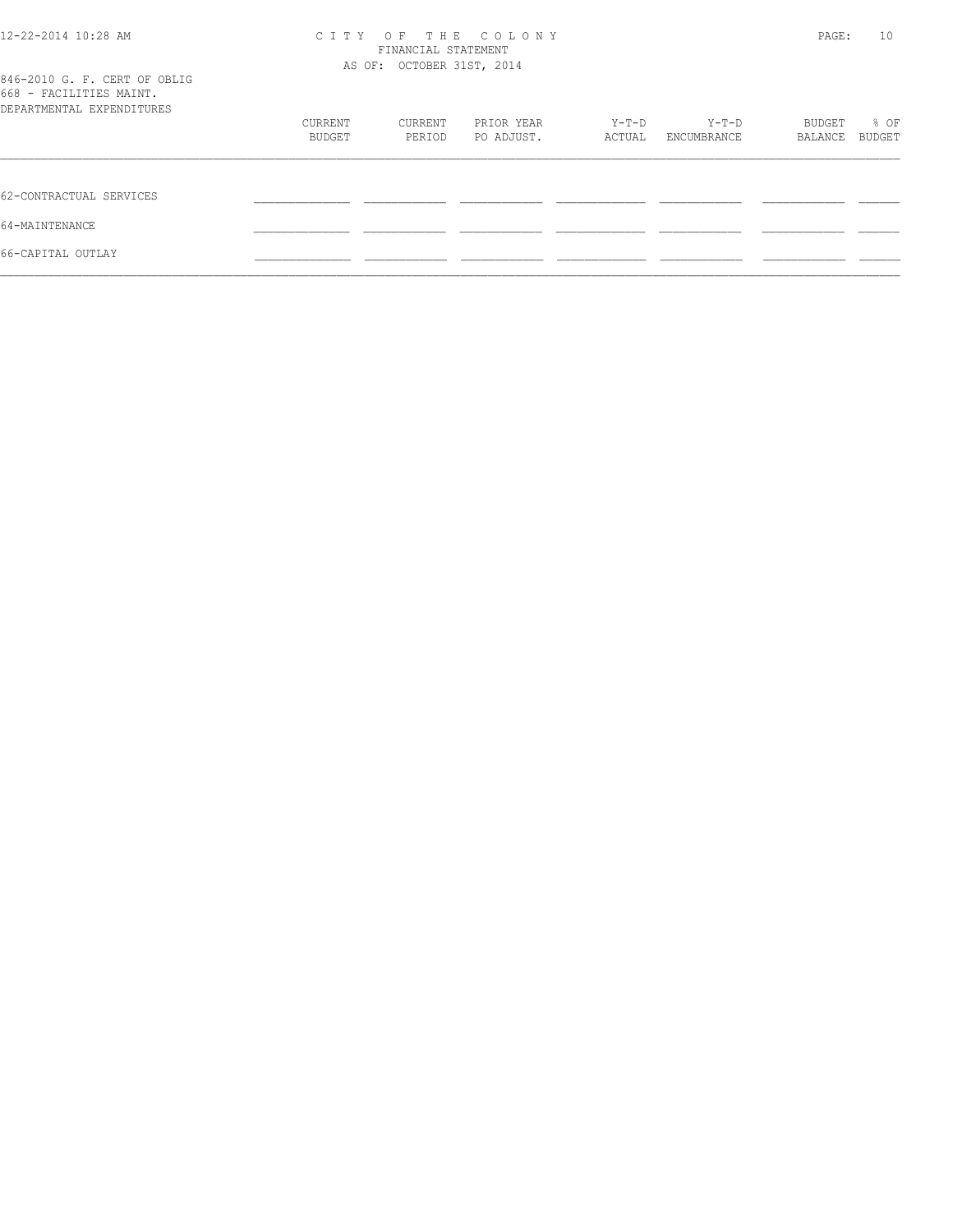# CITY OF THE COLONY

FINANCIAL STATEMENT

AS OF: OCTOBER 31ST, 2014

846-2010 G. F. CERT OF OBLIG

668 - FACILITIES MAINT.

DEPARTMENTAL EXPENDITURES

| | CURRENT BUDGET | CURRENT PERIOD | PRIOR YEAR PO ADJUST. | Y-T-D ACTUAL | Y-T-D ENCUMBRANCE | BUDGET BALANCE | % OF BUDGET |
|---|---|---|---|---|---|---|---|
| 62-CONTRACTUAL SERVICES | | | | | | | |
| 64-MAINTENANCE | | | | | | | |
| 66-CAPITAL OUTLAY | | | | | | | |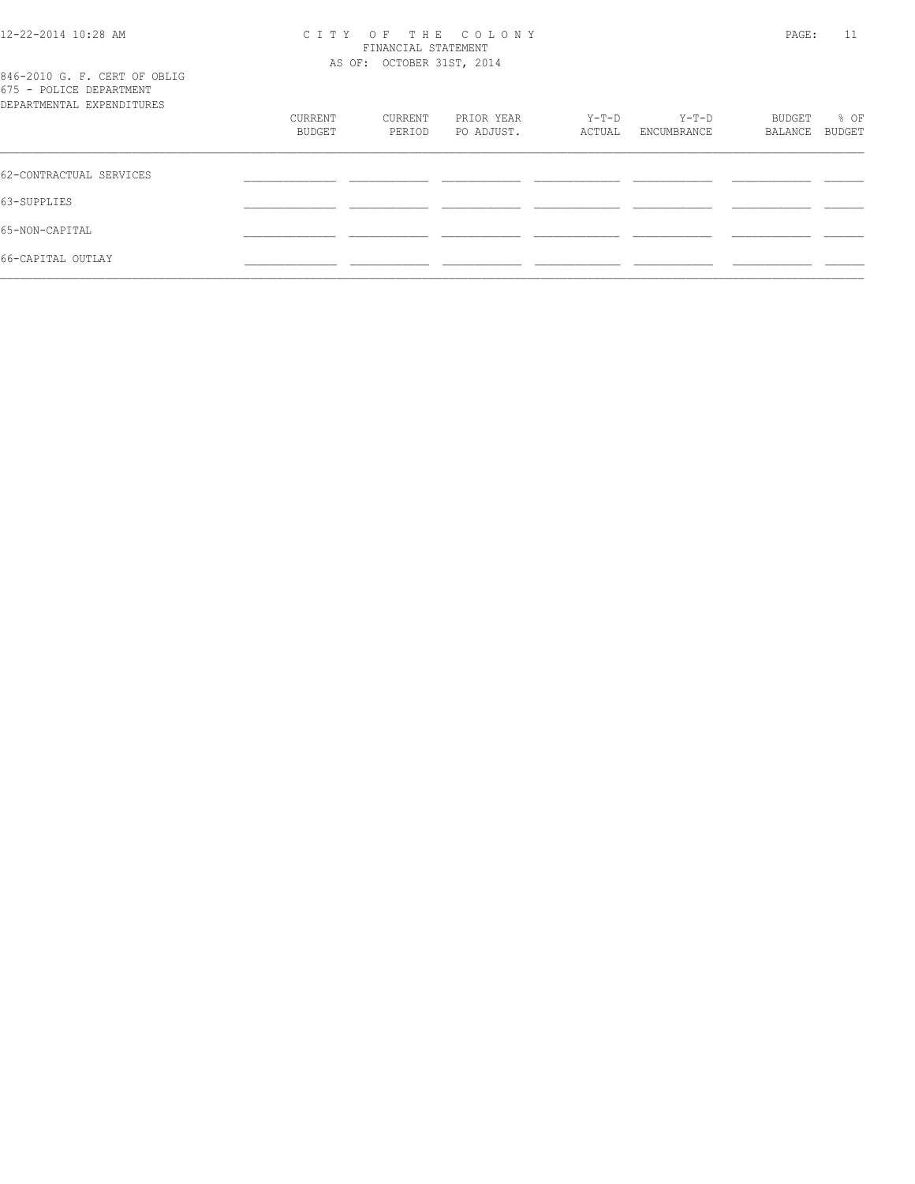CITY OF THE COLONY
FINANCIAL STATEMENT
AS OF: OCTOBER 31ST, 2014

846-2010 G. F. CERT OF OBLIG
675 - POLICE DEPARTMENT
DEPARTMENTAL EXPENDITURES

| | CURRENT BUDGET | CURRENT PERIOD | PRIOR YEAR PO ADJUST. | Y-T-D ACTUAL | Y-T-D ENCUMBRANCE | BUDGET BALANCE | % OF BUDGET |
|---|---|---|---|---|---|---|---|
| 62-CONTRACTUAL SERVICES | | | | | | | |
| 63-SUPPLIES | | | | | | | |
| 65-NON-CAPITAL | | | | | | | |
| 66-CAPITAL OUTLAY | | | | | | | |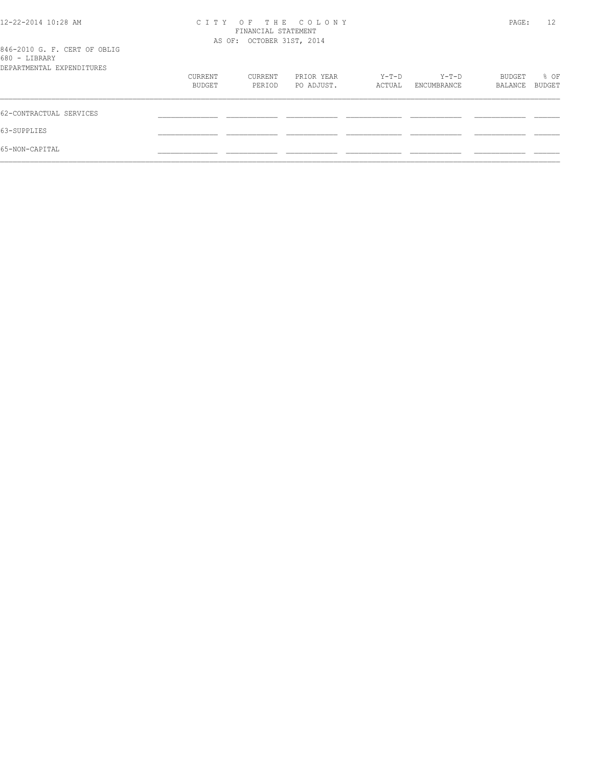C I T Y O F T H E C O L O N Y
FINANCIAL STATEMENT
AS OF: OCTOBER 31ST, 2014

846-2010 G. F. CERT OF OBLIG
680 - LIBRARY
DEPARTMENTAL EXPENDITURES

| | CURRENT BUDGET | CURRENT PERIOD | PRIOR YEAR PO ADJUST. | Y-T-D ACTUAL | Y-T-D ENCUMBRANCE | BUDGET BALANCE | % OF BUDGET |
|---|---|---|---|---|---|---|---|
| 62-CONTRACTUAL SERVICES | | | | | | | |
| 63-SUPPLIES | | | | | | | |
| 65-NON-CAPITAL | | | | | | | |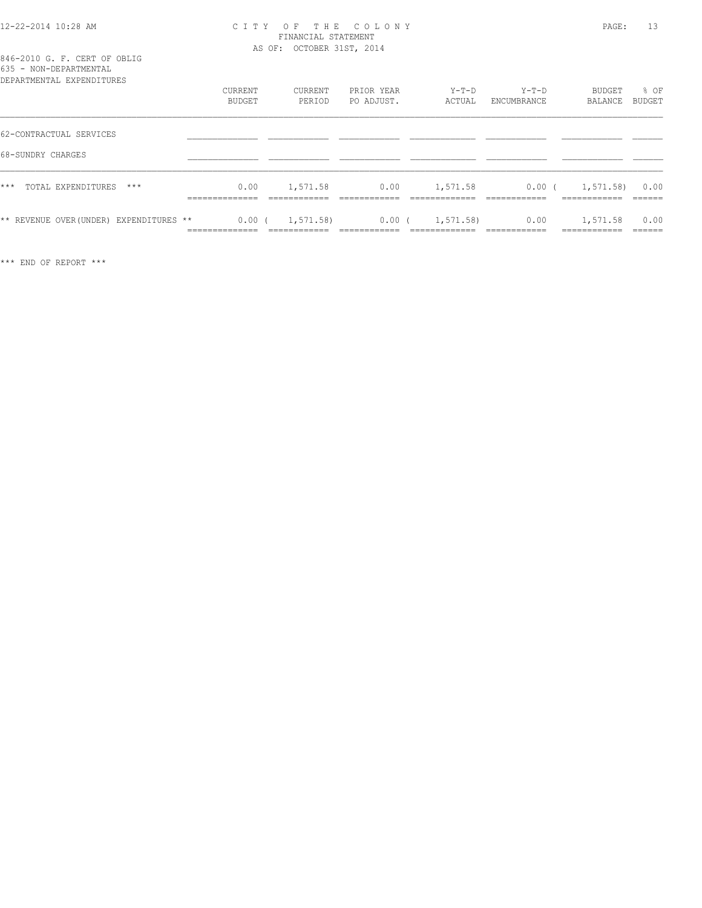CITY OF THE COLONY
FINANCIAL STATEMENT
AS OF: OCTOBER 31ST, 2014

846-2010 G. F. CERT OF OBLIG
635 - NON-DEPARTMENTAL
DEPARTMENTAL EXPENDITURES

| | CURRENT BUDGET | CURRENT PERIOD | PRIOR YEAR PO ADJUST. | Y-T-D ACTUAL | Y-T-D ENCUMBRANCE | BUDGET BALANCE | % OF BUDGET |
|---|---|---|---|---|---|---|---|
| 62-CONTRACTUAL SERVICES | | | | | | | |
| 68-SUNDRY CHARGES | | | | | | | |
| *** TOTAL EXPENDITURES *** | 0.00 | 1,571.58 | 0.00 | 1,571.58 | 0.00 | ( 1,571.58) | 0.00 |
| ** REVENUE OVER(UNDER) EXPENDITURES ** | 0.00 | ( 1,571.58) | 0.00 | ( 1,571.58) | 0.00 | 1,571.58 | 0.00 |

*** END OF REPORT ***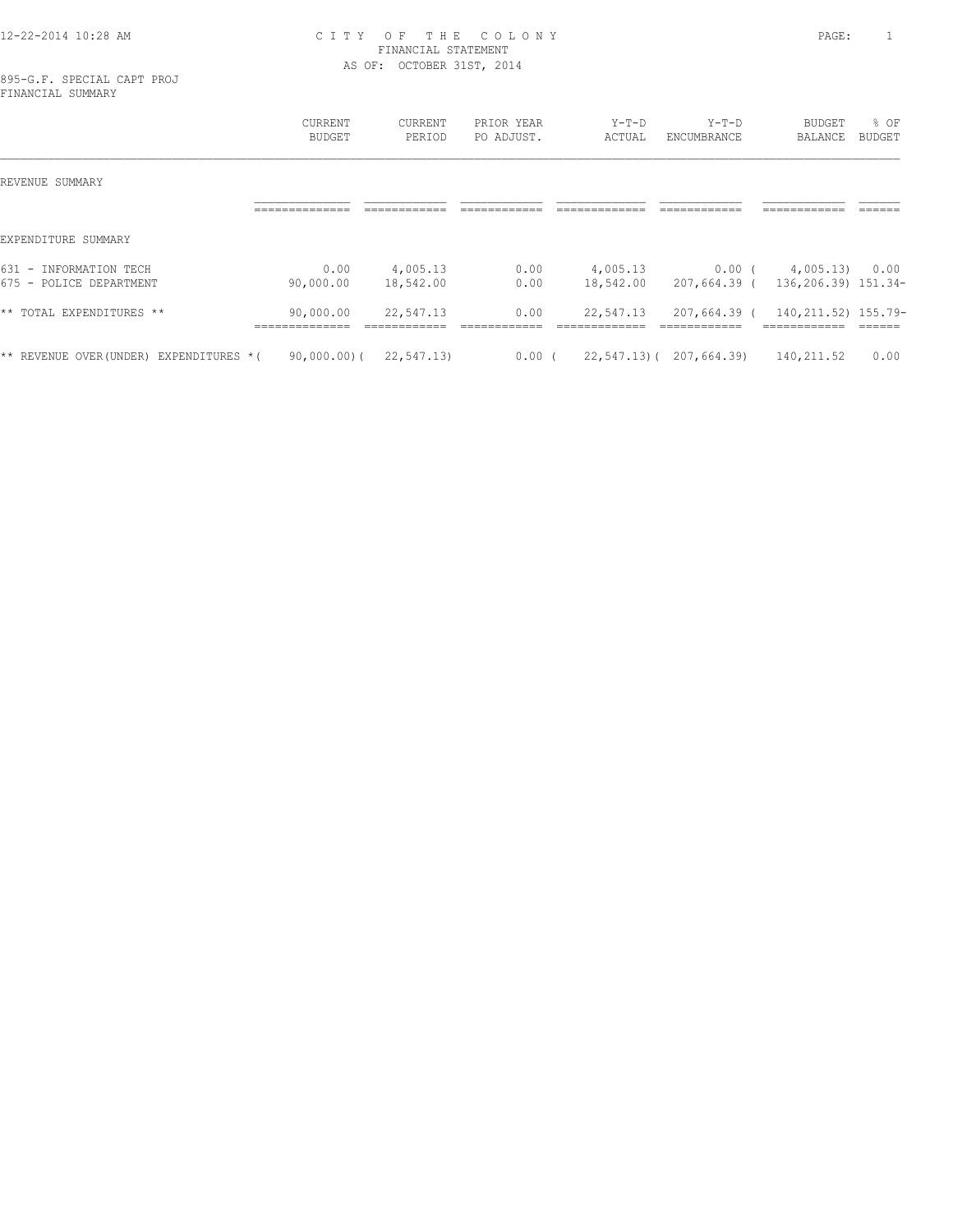12-22-2014 10:28 AM

# CITY OF THE COLONY
## FINANCIAL STATEMENT
AS OF: OCTOBER 31ST, 2014

895-G.F. SPECIAL CAPT PROJ
FINANCIAL SUMMARY

| | CURRENT BUDGET | CURRENT PERIOD | PRIOR YEAR PO ADJUST. | Y-T-D ACTUAL | Y-T-D ENCUMBRANCE | BUDGET BALANCE | % OF BUDGET |
|---|---|---|---|---|---|---|---|
| REVENUE SUMMARY | | | | | | | |
| EXPENDITURE SUMMARY | | | | | | | |
| 631 - INFORMATION TECH | 0.00 | 4,005.13 | 0.00 | 4,005.13 | 0.00 | ( 4,005.13) | 0.00 |
| 675 - POLICE DEPARTMENT | 90,000.00 | 18,542.00 | 0.00 | 18,542.00 | 207,664.39 | ( 136,206.39) | 151.34- |
| ** TOTAL EXPENDITURES ** | 90,000.00 | 22,547.13 | 0.00 | 22,547.13 | 207,664.39 | ( 140,211.52) | 155.79- |
| ** REVENUE OVER(UNDER) EXPENDITURES * | ( 90,000.00) | ( 22,547.13) | 0.00 | ( 22,547.13) | ( 207,664.39) | 140,211.52 | 0.00 |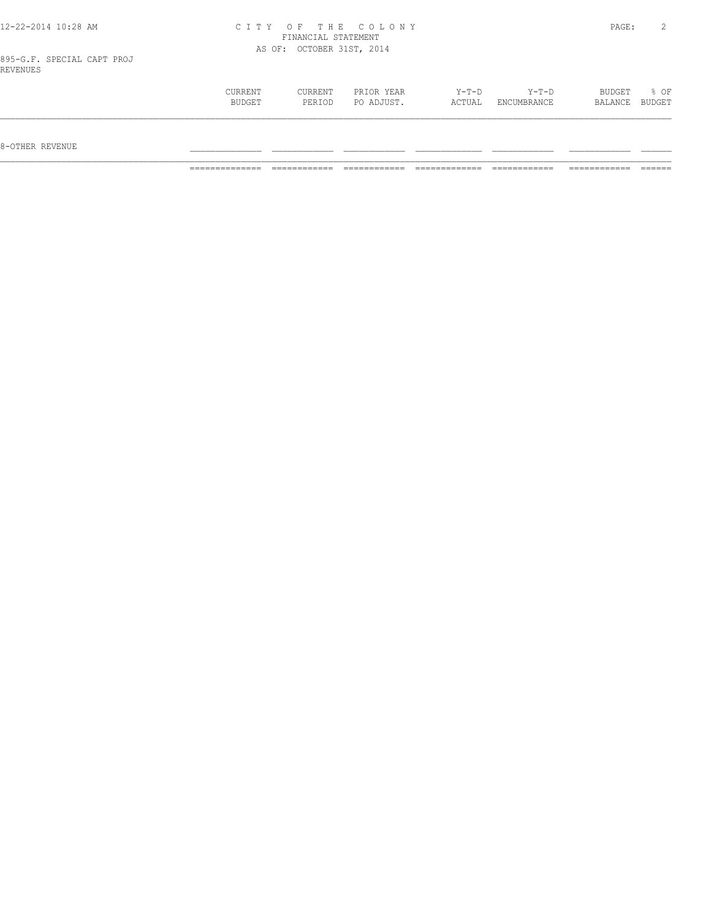## CITY OF THE COLONY
### FINANCIAL STATEMENT
### AS OF: OCTOBER 31ST, 2014

895-G.F. SPECIAL CAPT PROJ
REVENUES

| | CURRENT BUDGET | CURRENT PERIOD | PRIOR YEAR PO ADJUST. | Y-T-D ACTUAL | Y-T-D ENCUMBRANCE | BUDGET BALANCE | % OF BUDGET |
|---|---|---|---|---|---|---|---|
| 8-OTHER REVENUE | | | | | | | |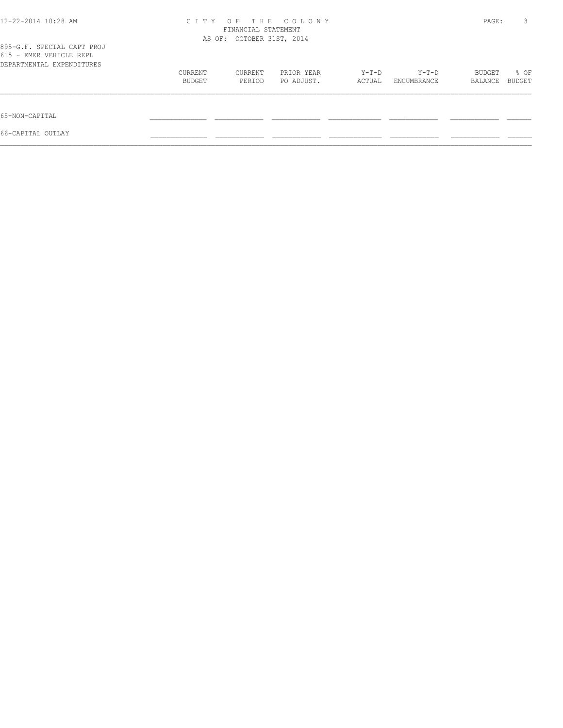895-G.F. SPECIAL CAPT PROJ
615 - EMER VEHICLE REPL
DEPARTMENTAL EXPENDITURES

| | CURRENT BUDGET | CURRENT PERIOD | PRIOR YEAR PO ADJUST. | Y-T-D ACTUAL | Y-T-D ENCUMBRANCE | BUDGET BALANCE | % OF BUDGET |
|---|---|---|---|---|---|---|---|
| 65-NON-CAPITAL | | | | | | | |
| 66-CAPITAL OUTLAY | | | | | | | |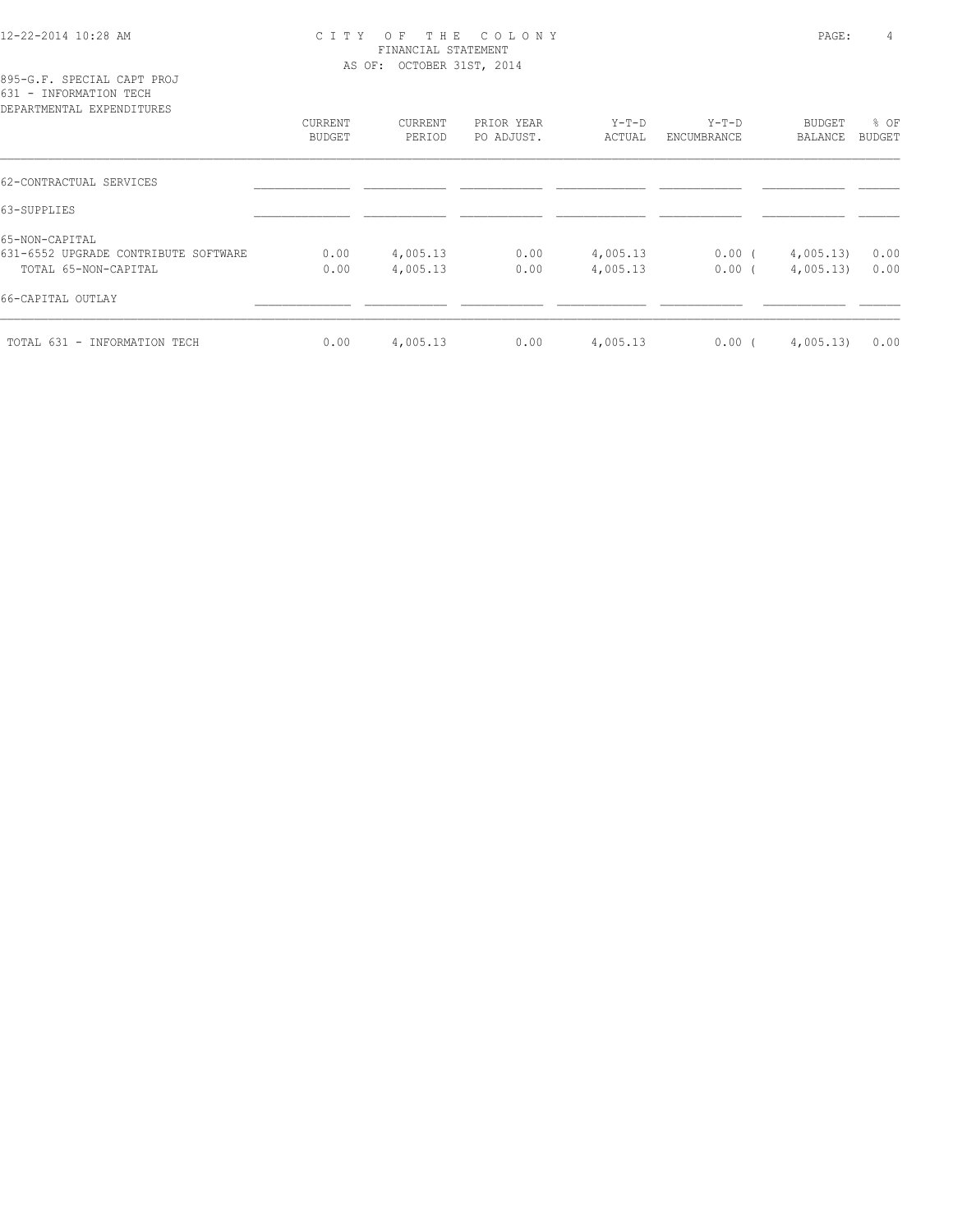12-22-2014 10:28 AM

# CITY OF THE COLONY
FINANCIAL STATEMENT
AS OF: OCTOBER 31ST, 2014

895-G.F. SPECIAL CAPT PROJ
631 - INFORMATION TECH
DEPARTMENTAL EXPENDITURES

| | CURRENT BUDGET | CURRENT PERIOD | PRIOR YEAR PO ADJUST. | Y-T-D ACTUAL | Y-T-D ENCUMBRANCE | BUDGET BALANCE | % OF BUDGET |
|---|---|---|---|---|---|---|---|
| 62-CONTRACTUAL SERVICES | | | | | | | |
| 63-SUPPLIES | | | | | | | |
| 65-NON-CAPITAL | | | | | | | |
| 631-6552 UPGRADE CONTRIBUTE SOFTWARE | 0.00 | 4,005.13 | 0.00 | 4,005.13 | 0.00 | ( 4,005.13) | 0.00 |
| TOTAL 65-NON-CAPITAL | 0.00 | 4,005.13 | 0.00 | 4,005.13 | 0.00 | ( 4,005.13) | 0.00 |
| 66-CAPITAL OUTLAY | | | | | | | |
| TOTAL 631 - INFORMATION TECH | 0.00 | 4,005.13 | 0.00 | 4,005.13 | 0.00 | ( 4,005.13) | 0.00 |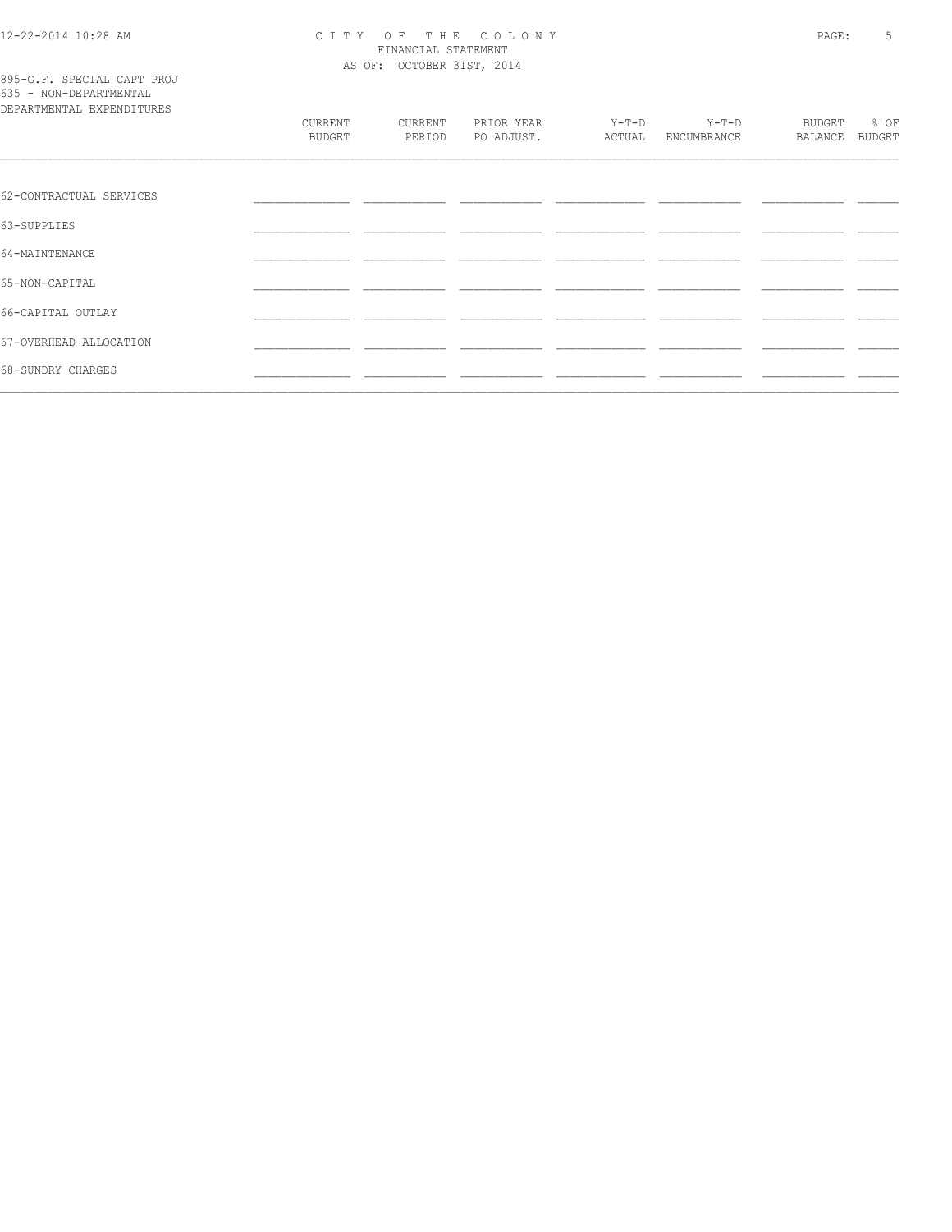CITY OF THE COLONY
FINANCIAL STATEMENT
AS OF: OCTOBER 31ST, 2014

895-G.F. SPECIAL CAPT PROJ
635 - NON-DEPARTMENTAL
DEPARTMENTAL EXPENDITURES

| | CURRENT BUDGET | CURRENT PERIOD | PRIOR YEAR PO ADJUST. | Y-T-D ACTUAL | Y-T-D ENCUMBRANCE | BUDGET BALANCE | % OF BUDGET |
|---|---|---|---|---|---|---|---|
| 62-CONTRACTUAL SERVICES | | | | | | | |
| 63-SUPPLIES | | | | | | | |
| 64-MAINTENANCE | | | | | | | |
| 65-NON-CAPITAL | | | | | | | |
| 66-CAPITAL OUTLAY | | | | | | | |
| 67-OVERHEAD ALLOCATION | | | | | | | |
| 68-SUNDRY CHARGES | | | | | | | |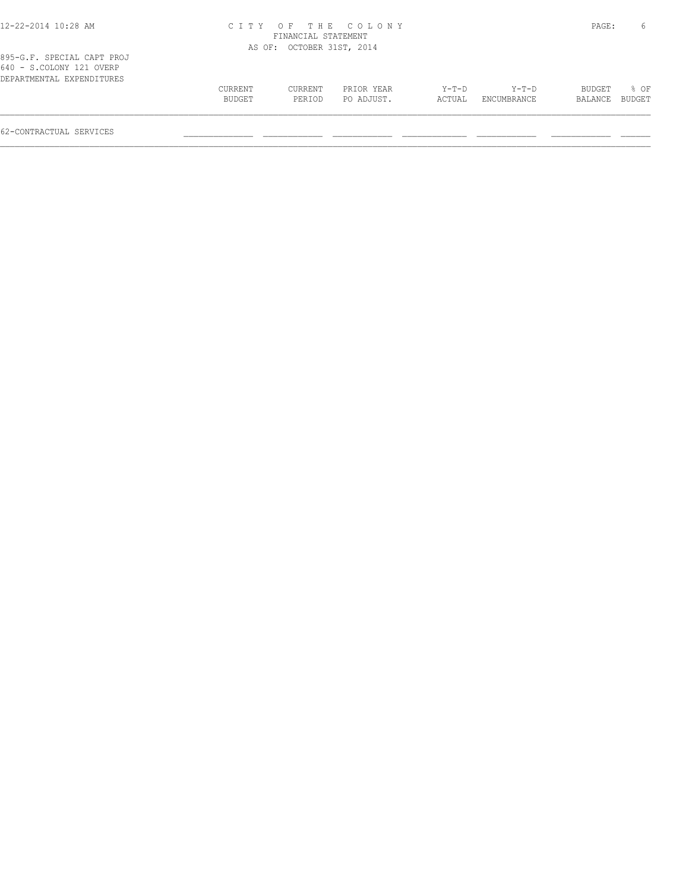CITY OF THE COLONY
FINANCIAL STATEMENT
AS OF: OCTOBER 31ST, 2014

895-G.F. SPECIAL CAPT PROJ
640 - S.COLONY 121 OVERP
DEPARTMENTAL EXPENDITURES

| | CURRENT BUDGET | CURRENT PERIOD | PRIOR YEAR PO ADJUST. | Y-T-D ACTUAL | Y-T-D ENCUMBRANCE | BUDGET BALANCE | % OF BUDGET |
|---|---|---|---|---|---|---|---|
| 62-CONTRACTUAL SERVICES | | | | | | | |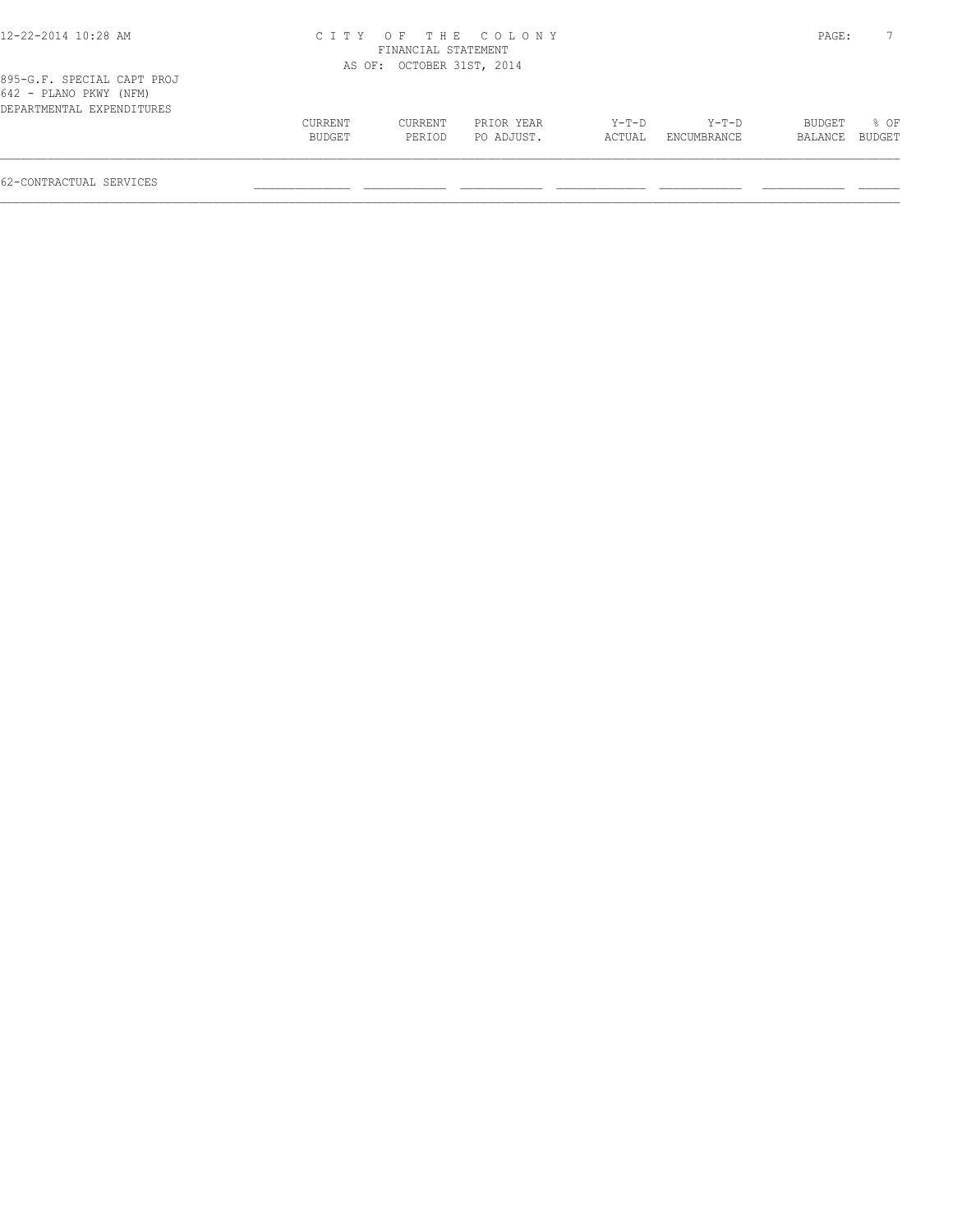CITY OF THE COLONY
FINANCIAL STATEMENT
AS OF: OCTOBER 31ST, 2014

895-G.F. SPECIAL CAPT PROJ
642 - PLANO PKWY (NFM)
DEPARTMENTAL EXPENDITURES

| | CURRENT BUDGET | CURRENT PERIOD | PRIOR YEAR PO ADJUST. | Y-T-D ACTUAL | Y-T-D ENCUMBRANCE | BUDGET BALANCE | % OF BUDGET |
|---|---|---|---|---|---|---|---|
| 62-CONTRACTUAL SERVICES | | | | | | | |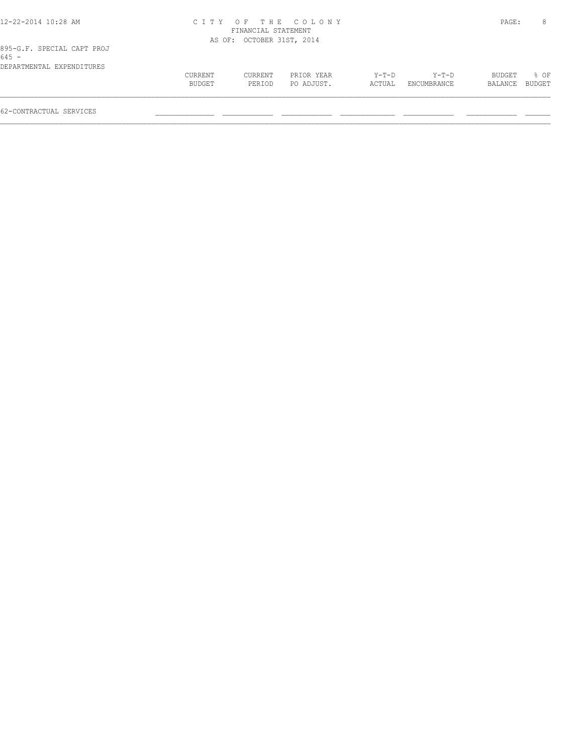CITY OF THE COLONY
FINANCIAL STATEMENT
AS OF: OCTOBER 31ST, 2014

895-G.F. SPECIAL CAPT PROJ
645 -
DEPARTMENTAL EXPENDITURES

| | CURRENT BUDGET | CURRENT PERIOD | PRIOR YEAR PO ADJUST. | Y-T-D ACTUAL | Y-T-D ENCUMBRANCE | BUDGET BALANCE | % OF BUDGET |
|---|---|---|---|---|---|---|---|
| 62-CONTRACTUAL SERVICES | | | | | | | |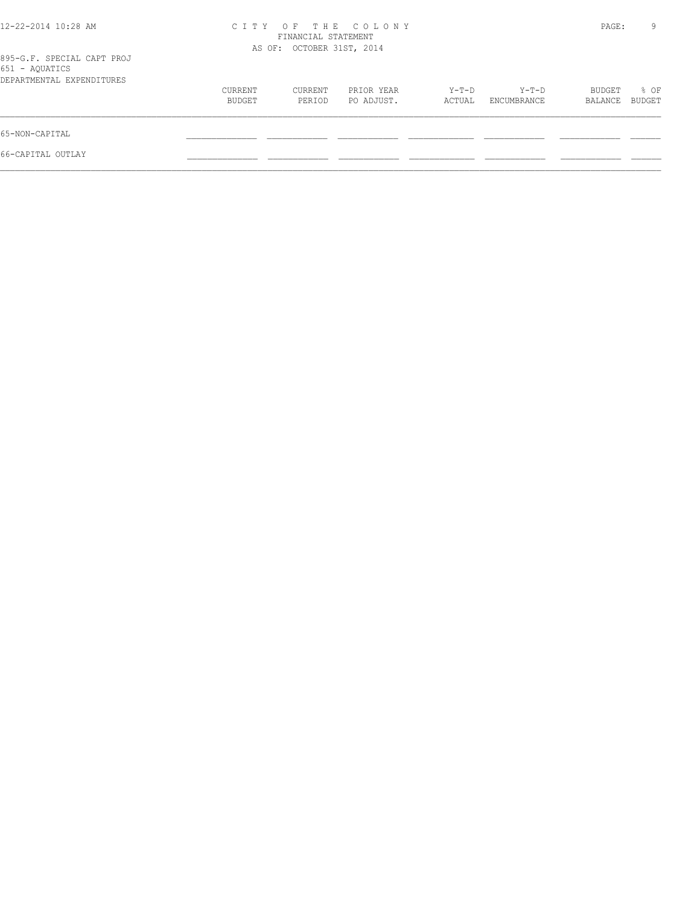CITY OF THE COLONY
FINANCIAL STATEMENT
AS OF: OCTOBER 31ST, 2014

895-G.F. SPECIAL CAPT PROJ
651 - AQUATICS
DEPARTMENTAL EXPENDITURES

| | CURRENT BUDGET | CURRENT PERIOD | PRIOR YEAR PO ADJUST. | Y-T-D ACTUAL | Y-T-D ENCUMBRANCE | BUDGET BALANCE | % OF BUDGET |
|---|---|---|---|---|---|---|---|
| 65-NON-CAPITAL | | | | | | | |
| 66-CAPITAL OUTLAY | | | | | | | |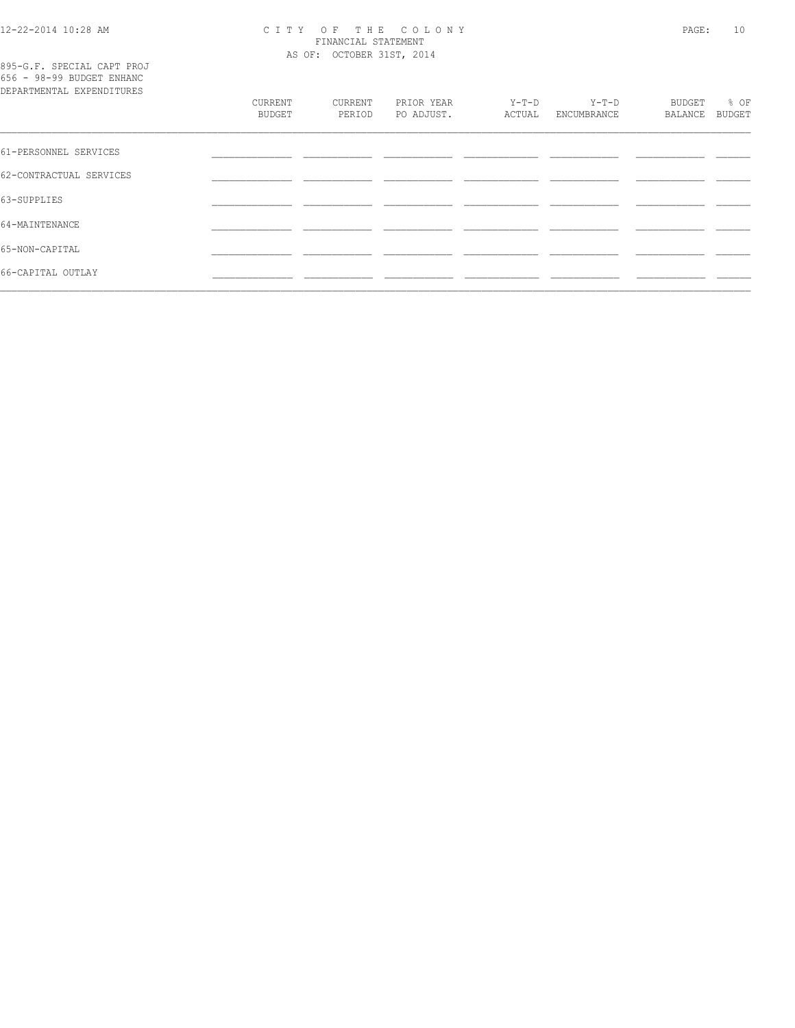# CITY OF THE COLONY
FINANCIAL STATEMENT
AS OF: OCTOBER 31ST, 2014

895-G.F. SPECIAL CAPT PROJ
656 - 98-99 BUDGET ENHANC
DEPARTMENTAL EXPENDITURES

| | CURRENT BUDGET | CURRENT PERIOD | PRIOR YEAR PO ADJUST. | Y-T-D ACTUAL | Y-T-D ENCUMBRANCE | BUDGET BALANCE | % OF BUDGET |
|---|---|---|---|---|---|---|---|
| 61-PERSONNEL SERVICES | | | | | | | |
| 62-CONTRACTUAL SERVICES | | | | | | | |
| 63-SUPPLIES | | | | | | | |
| 64-MAINTENANCE | | | | | | | |
| 65-NON-CAPITAL | | | | | | | |
| 66-CAPITAL OUTLAY | | | | | | | |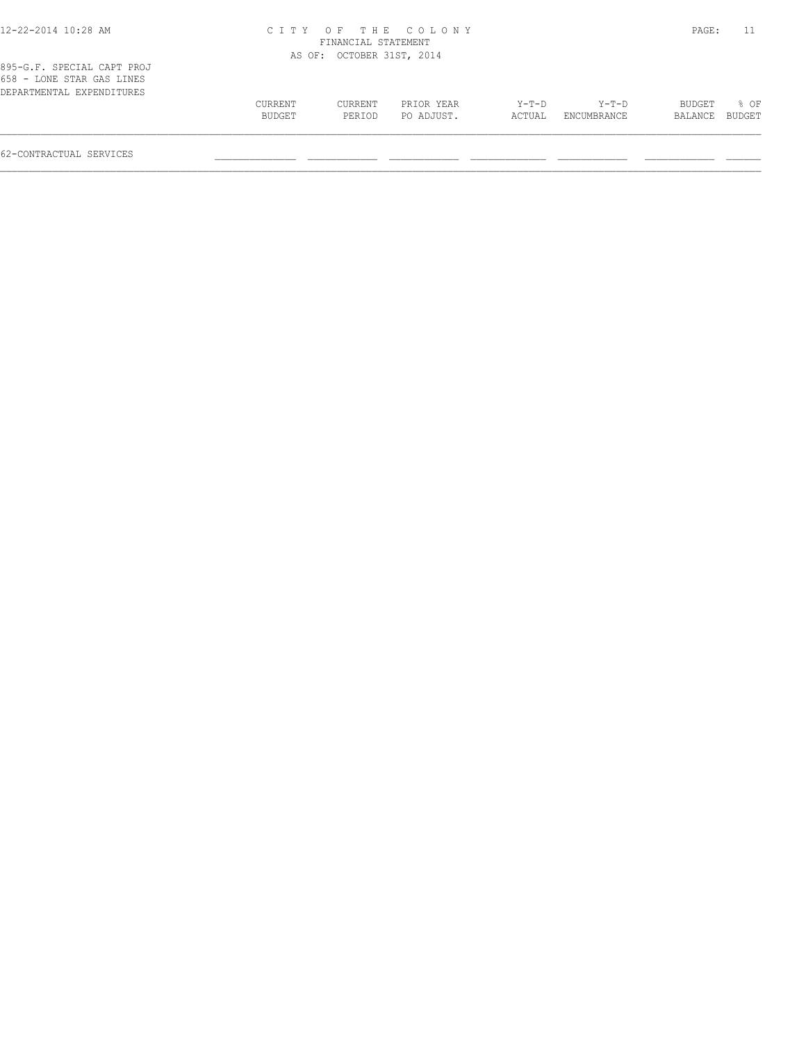CITY OF THE COLONY
FINANCIAL STATEMENT
AS OF: OCTOBER 31ST, 2014

895-G.F. SPECIAL CAPT PROJ
658 - LONE STAR GAS LINES
DEPARTMENTAL EXPENDITURES

| | CURRENT BUDGET | CURRENT PERIOD | PRIOR YEAR PO ADJUST. | Y-T-D ACTUAL | Y-T-D ENCUMBRANCE | BUDGET BALANCE | % OF BUDGET |
|---|---|---|---|---|---|---|---|
| 62-CONTRACTUAL SERVICES | | | | | | | |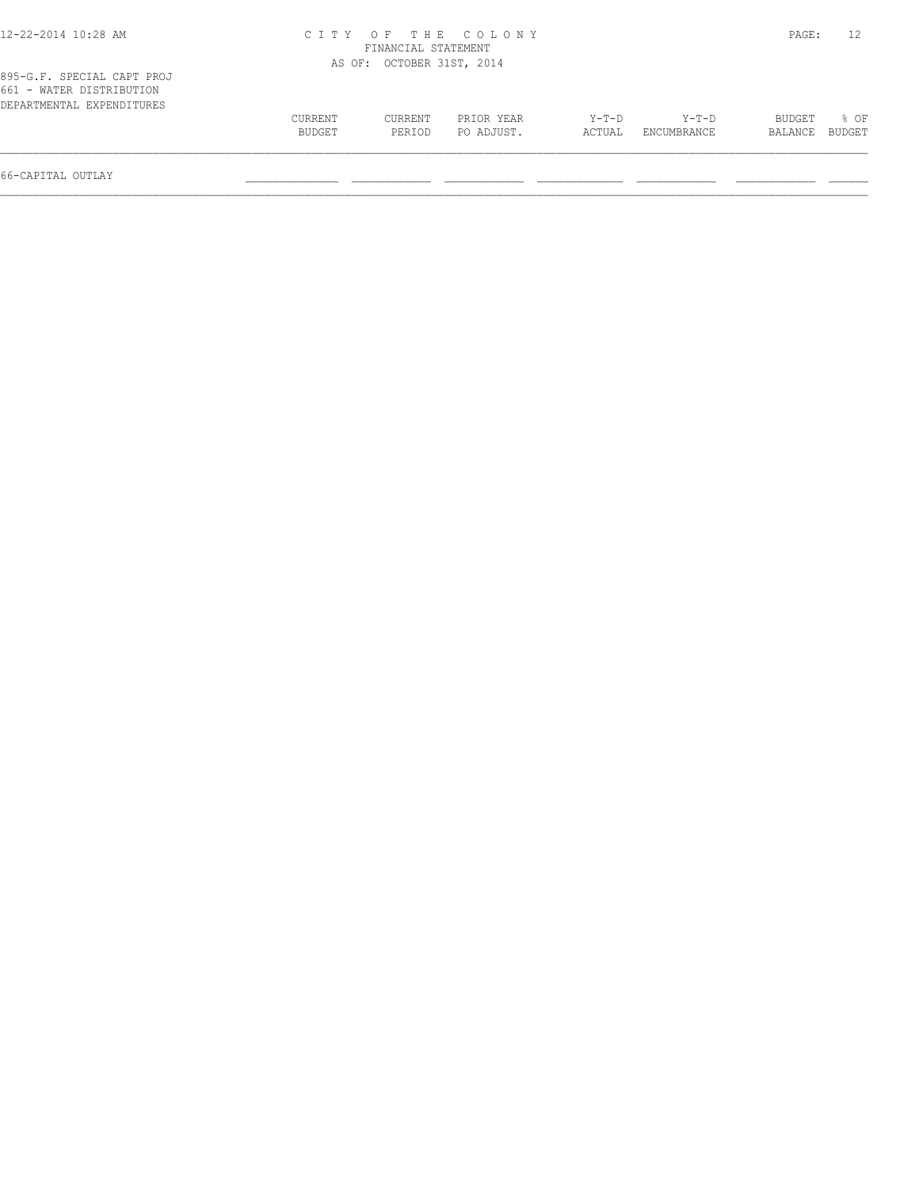895-G.F. SPECIAL CAPT PROJ
661 - WATER DISTRIBUTION
DEPARTMENTAL EXPENDITURES

| | CURRENT BUDGET | CURRENT PERIOD | PRIOR YEAR PO ADJUST. | Y-T-D ACTUAL | Y-T-D ENCUMBRANCE | BUDGET BALANCE | % OF BUDGET |
|---|---|---|---|---|---|---|---|
| 66-CAPITAL OUTLAY | | | | | | | |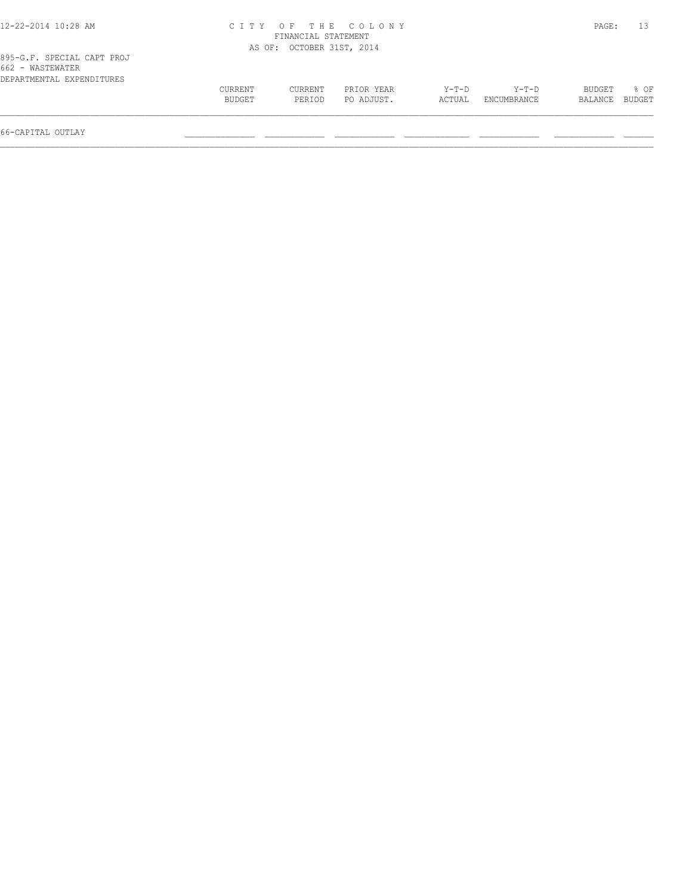CITY OF THE COLONY
FINANCIAL STATEMENT
AS OF: OCTOBER 31ST, 2014

895-G.F. SPECIAL CAPT PROJ
662 - WASTEWATER
DEPARTMENTAL EXPENDITURES

| | CURRENT BUDGET | CURRENT PERIOD | PRIOR YEAR PO ADJUST. | Y-T-D ACTUAL | Y-T-D ENCUMBRANCE | BUDGET BALANCE | % OF BUDGET |
|---|---|---|---|---|---|---|---|
| 66-CAPITAL OUTLAY | | | | | | | |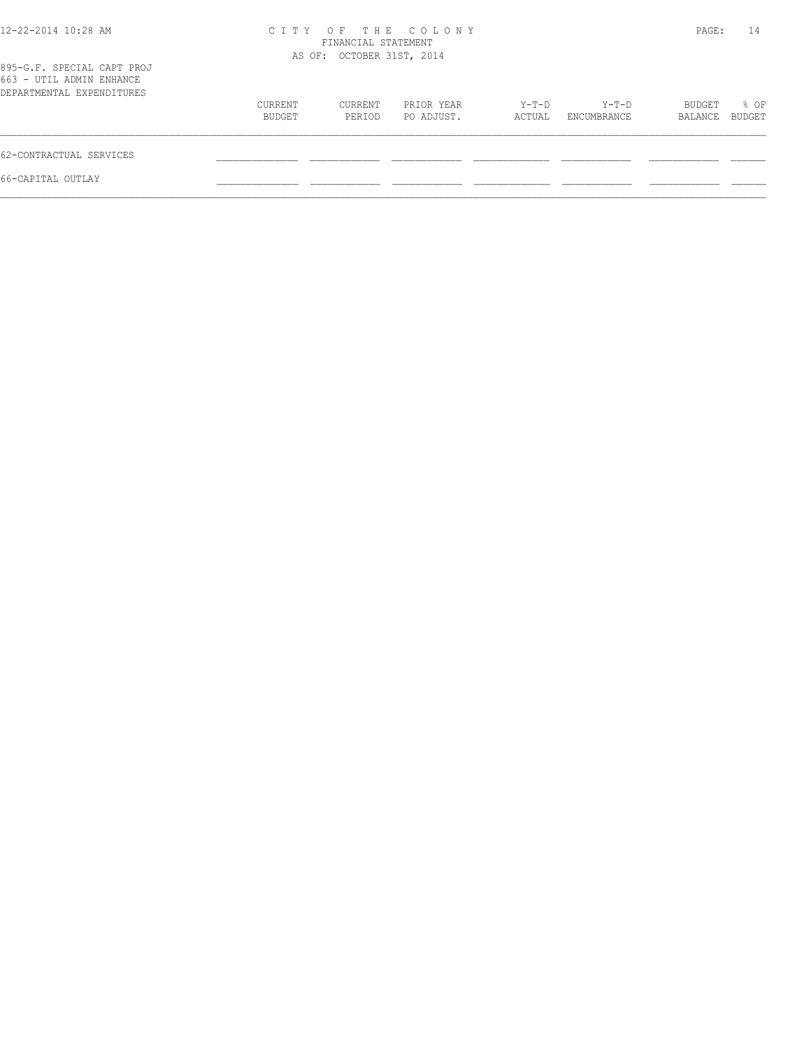# CITY OF THE COLONY

FINANCIAL STATEMENT

AS OF: OCTOBER 31ST, 2014

895-G.F. SPECIAL CAPT PROJ
663 - UTIL ADMIN ENHANCE
DEPARTMENTAL EXPENDITURES

| | CURRENT BUDGET | CURRENT PERIOD | PRIOR YEAR PO ADJUST. | Y-T-D ACTUAL | Y-T-D ENCUMBRANCE | BUDGET BALANCE | % OF BUDGET |
|---|---|---|---|---|---|---|---|
| 62-CONTRACTUAL SERVICES | | | | | | | |
| 66-CAPITAL OUTLAY | | | | | | | |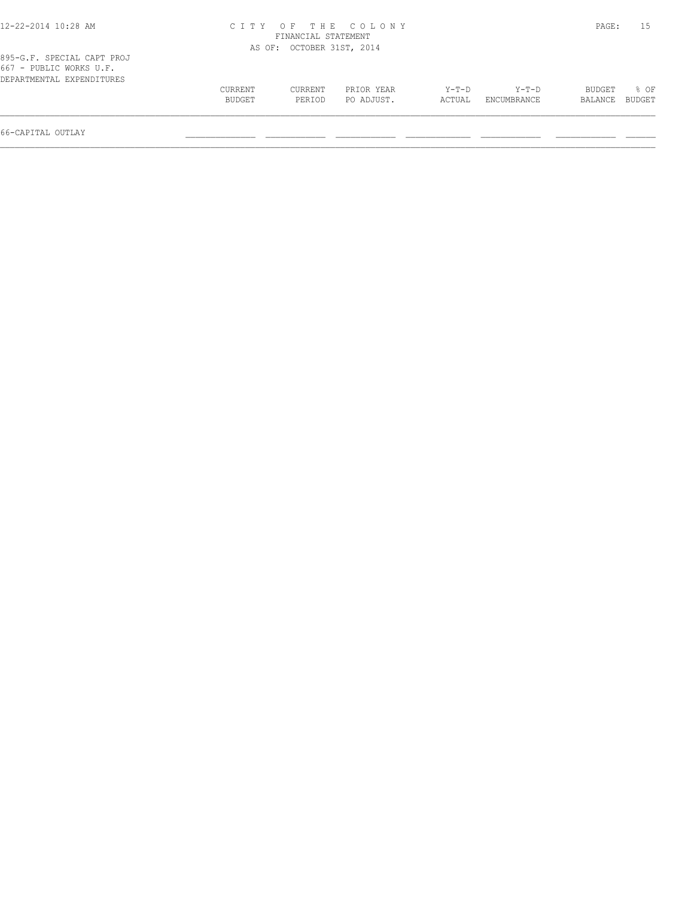895-G.F. SPECIAL CAPT PROJ
667 - PUBLIC WORKS U.F.
DEPARTMENTAL EXPENDITURES

| | CURRENT BUDGET | CURRENT PERIOD | PRIOR YEAR PO ADJUST. | Y-T-D ACTUAL | Y-T-D ENCUMBRANCE | BUDGET BALANCE | % OF BUDGET |
|---|---|---|---|---|---|---|---|
| 66-CAPITAL OUTLAY | | | | | | | |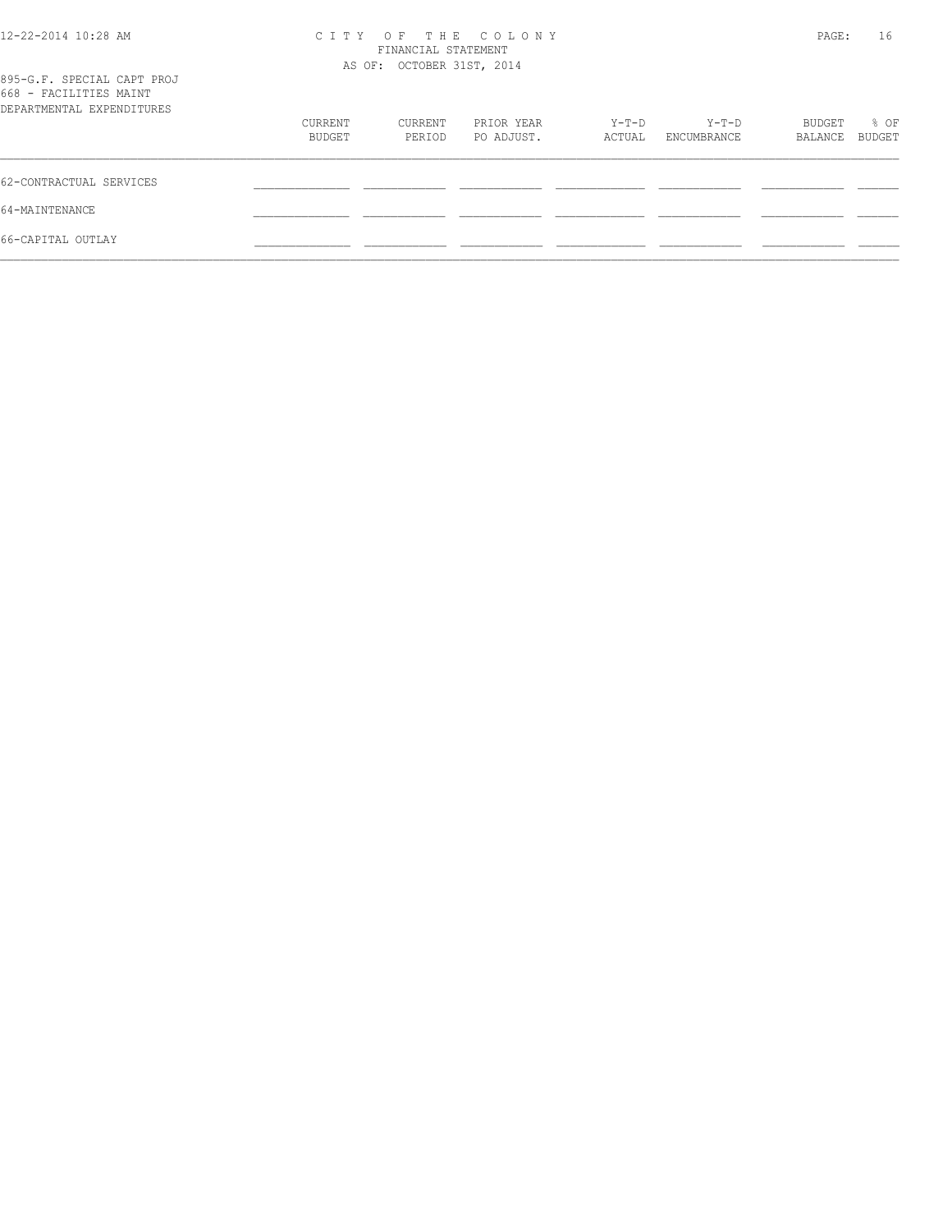895-G.F. SPECIAL CAPT PROJ
668 - FACILITIES MAINT
DEPARTMENTAL EXPENDITURES

| | CURRENT BUDGET | CURRENT PERIOD | PRIOR YEAR PO ADJUST. | Y-T-D ACTUAL | Y-T-D ENCUMBRANCE | BUDGET BALANCE | % OF BUDGET |
|---|---|---|---|---|---|---|---|
| 62-CONTRACTUAL SERVICES | | | | | | | |
| 64-MAINTENANCE | | | | | | | |
| 66-CAPITAL OUTLAY | | | | | | | |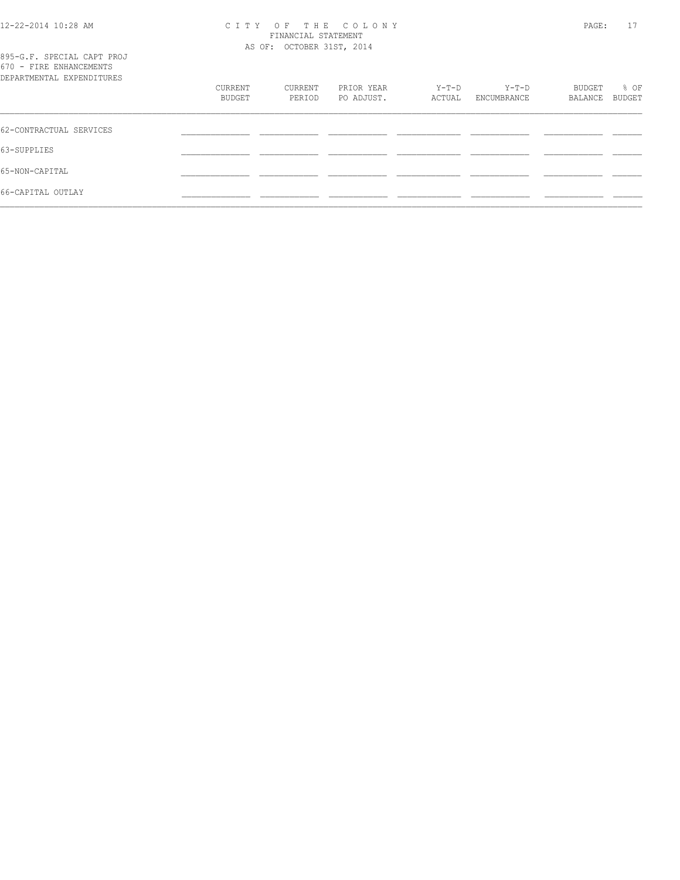CITY OF THE COLONY
FINANCIAL STATEMENT
AS OF: OCTOBER 31ST, 2014

895-G.F. SPECIAL CAPT PROJ
670 - FIRE ENHANCEMENTS
DEPARTMENTAL EXPENDITURES

| | CURRENT BUDGET | CURRENT PERIOD | PRIOR YEAR PO ADJUST. | Y-T-D ACTUAL | Y-T-D ENCUMBRANCE | BUDGET BALANCE | % OF BUDGET |
|---|---|---|---|---|---|---|---|
| 62-CONTRACTUAL SERVICES | | | | | | | |
| 63-SUPPLIES | | | | | | | |
| 65-NON-CAPITAL | | | | | | | |
| 66-CAPITAL OUTLAY | | | | | | | |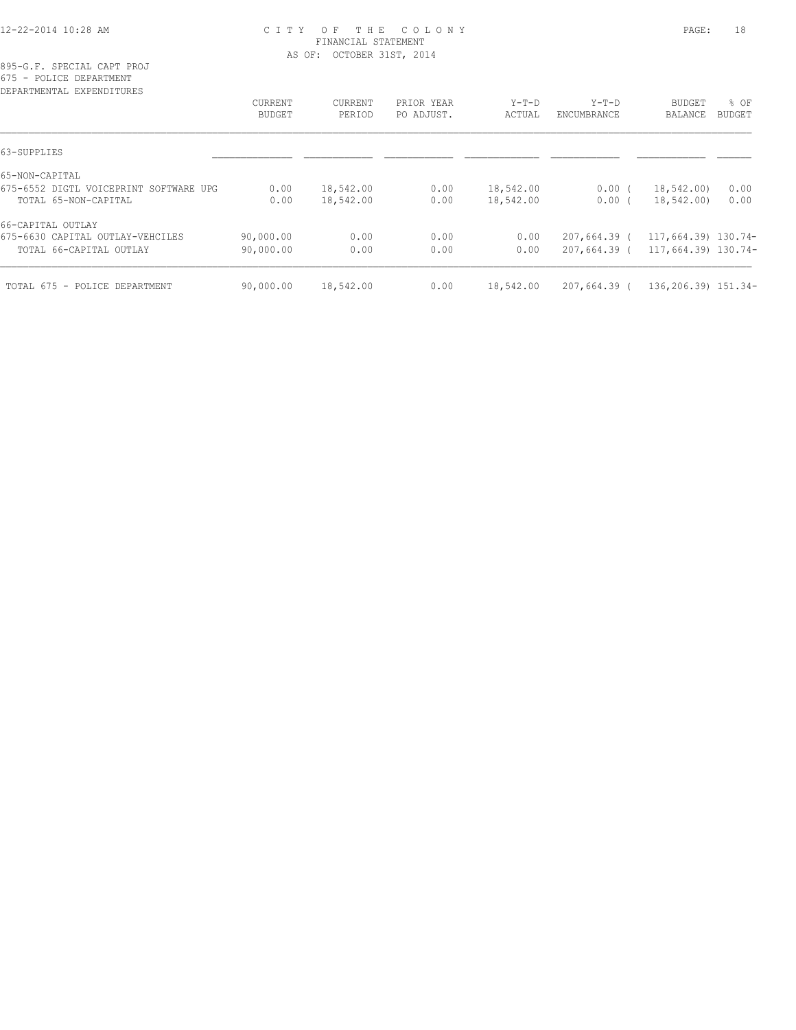CITY OF THE COLONY
FINANCIAL STATEMENT
AS OF: OCTOBER 31ST, 2014

895-G.F. SPECIAL CAPT PROJ
675 - POLICE DEPARTMENT
DEPARTMENTAL EXPENDITURES

| | CURRENT BUDGET | CURRENT PERIOD | PRIOR YEAR PO ADJUST. | Y-T-D ACTUAL | Y-T-D ENCUMBRANCE | BUDGET BALANCE | % OF BUDGET |
|---|---|---|---|---|---|---|---|
| 63-SUPPLIES | | | | | | | |
| 65-NON-CAPITAL | | | | | | | |
| 675-6552 DIGTL VOICEPRINT SOFTWARE UPG | 0.00 | 18,542.00 | 0.00 | 18,542.00 | 0.00 | ( 18,542.00) | 0.00 |
| TOTAL 65-NON-CAPITAL | 0.00 | 18,542.00 | 0.00 | 18,542.00 | 0.00 | ( 18,542.00) | 0.00 |
| 66-CAPITAL OUTLAY | | | | | | | |
| 675-6630 CAPITAL OUTLAY-VEHCILES | 90,000.00 | 0.00 | 0.00 | 0.00 | 207,664.39 | ( 117,664.39) | 130.74- |
| TOTAL 66-CAPITAL OUTLAY | 90,000.00 | 0.00 | 0.00 | 0.00 | 207,664.39 | ( 117,664.39) | 130.74- |
| TOTAL 675 - POLICE DEPARTMENT | 90,000.00 | 18,542.00 | 0.00 | 18,542.00 | 207,664.39 | ( 136,206.39) | 151.34- |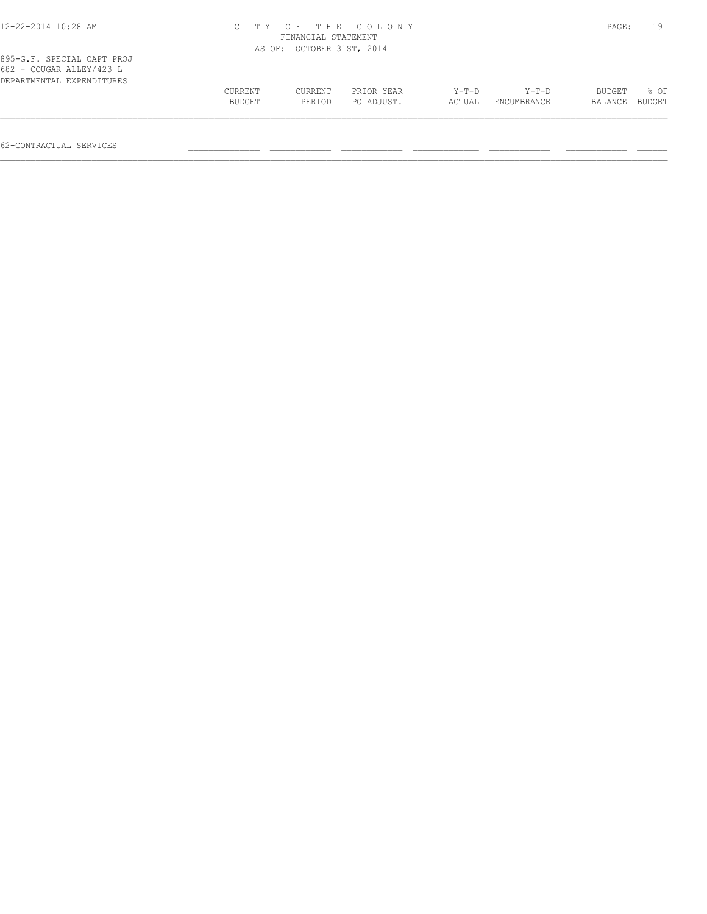CITY OF THE COLONY
FINANCIAL STATEMENT
AS OF: OCTOBER 31ST, 2014

895-G.F. SPECIAL CAPT PROJ
682 - COUGAR ALLEY/423 L
DEPARTMENTAL EXPENDITURES

| | CURRENT BUDGET | CURRENT PERIOD | PRIOR YEAR PO ADJUST. | Y-T-D ACTUAL | Y-T-D ENCUMBRANCE | BUDGET BALANCE | % OF BUDGET |
|---|---|---|---|---|---|---|---|
| 62-CONTRACTUAL SERVICES | | | | | | | |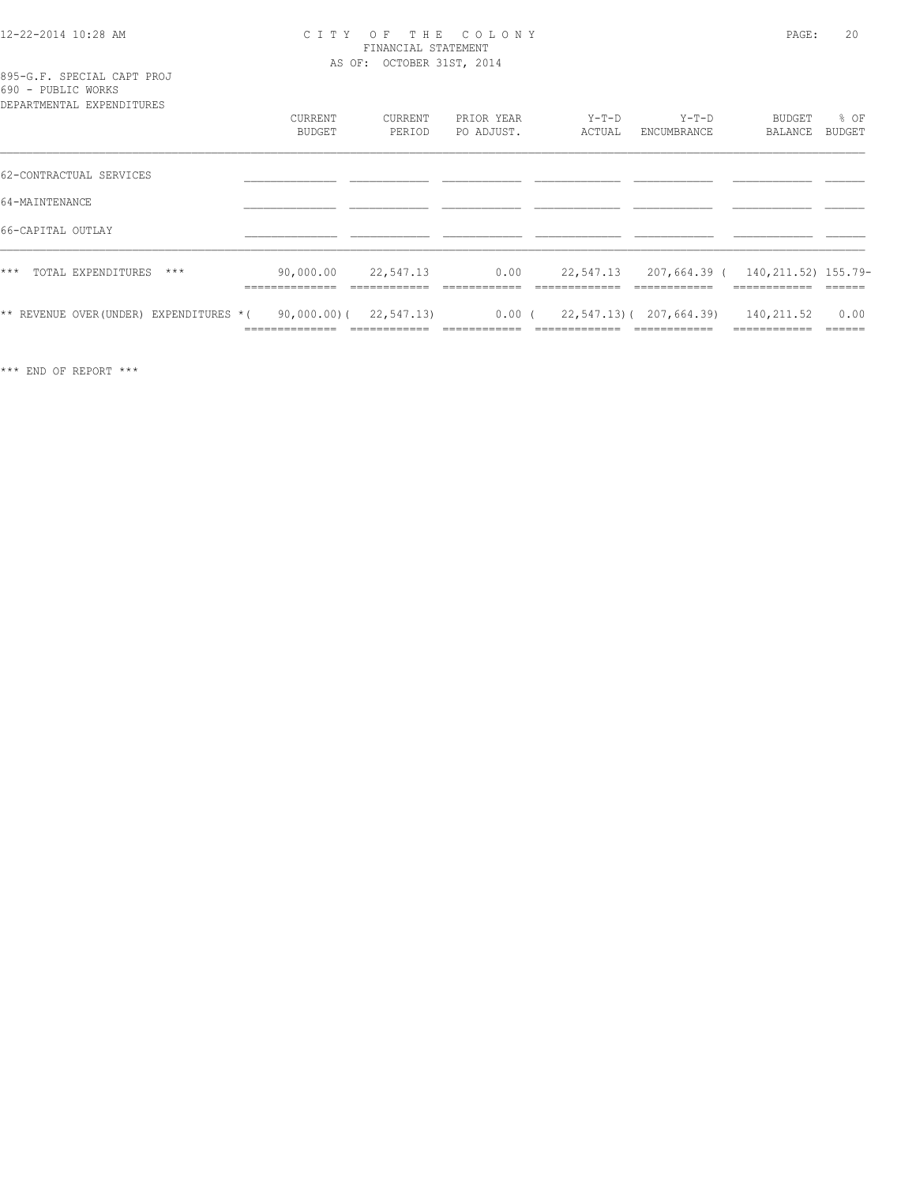# CITY OF THE COLONY
## FINANCIAL STATEMENT
### AS OF: OCTOBER 31ST, 2014

895-G.F. SPECIAL CAPT PROJ
690 - PUBLIC WORKS
DEPARTMENTAL EXPENDITURES

| | CURRENT BUDGET | CURRENT PERIOD | PRIOR YEAR PO ADJUST. | Y-T-D ACTUAL | Y-T-D ENCUMBRANCE | BUDGET BALANCE | % OF BUDGET |
|---|---|---|---|---|---|---|---|
| 62-CONTRACTUAL SERVICES | | | | | | | |
| 64-MAINTENANCE | | | | | | | |
| 66-CAPITAL OUTLAY | | | | | | | |
| *** TOTAL EXPENDITURES *** | 90,000.00 | 22,547.13 | 0.00 | 22,547.13 | 207,664.39 | ( 140,211.52) | 155.79- |
| ** REVENUE OVER(UNDER) EXPENDITURES * | ( 90,000.00) | ( 22,547.13) | 0.00 | ( 22,547.13) | ( 207,664.39) | 140,211.52 | 0.00 |

*** END OF REPORT ***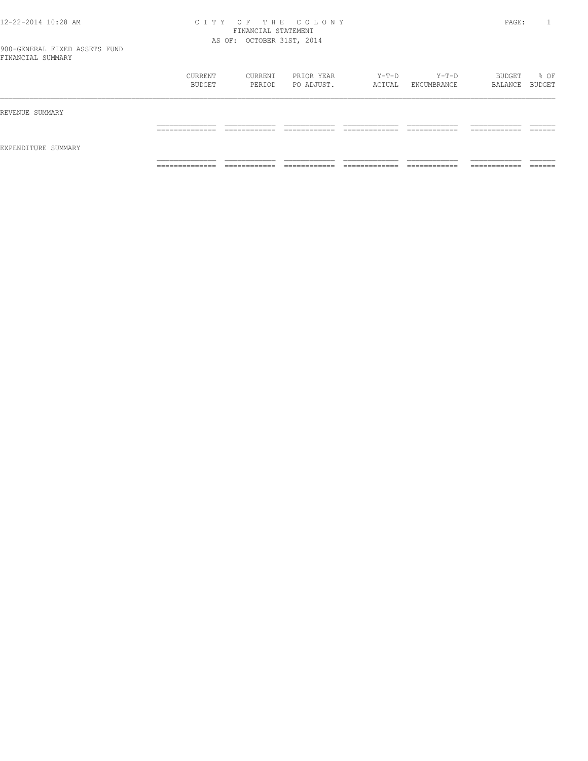# CITY OF THE COLONY
## FINANCIAL STATEMENT
### AS OF: OCTOBER 31ST, 2014

900-GENERAL FIXED ASSETS FUND
FINANCIAL SUMMARY

| | CURRENT BUDGET | CURRENT PERIOD | PRIOR YEAR PO ADJUST. | Y-T-D ACTUAL | Y-T-D ENCUMBRANCE | BUDGET BALANCE | % OF BUDGET |
|---|---|---|---|---|---|---|---|
| REVENUE SUMMARY | | | | | | | |
| EXPENDITURE SUMMARY | | | | | | | |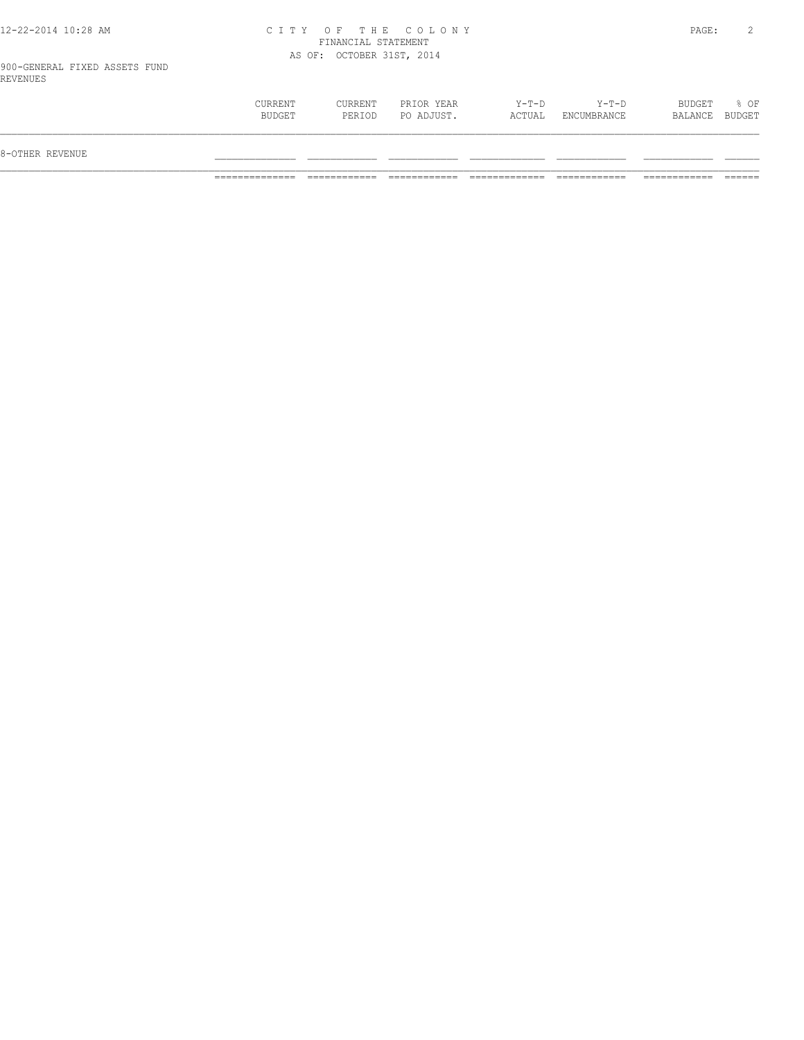CITY OF THE COLONY
FINANCIAL STATEMENT
AS OF: OCTOBER 31ST, 2014

900-GENERAL FIXED ASSETS FUND
REVENUES

| | CURRENT BUDGET | CURRENT PERIOD | PRIOR YEAR PO ADJUST. | Y-T-D ACTUAL | Y-T-D ENCUMBRANCE | BUDGET BALANCE | % OF BUDGET |
|---|---|---|---|---|---|---|---|
| 8-OTHER REVENUE | | | | | | | |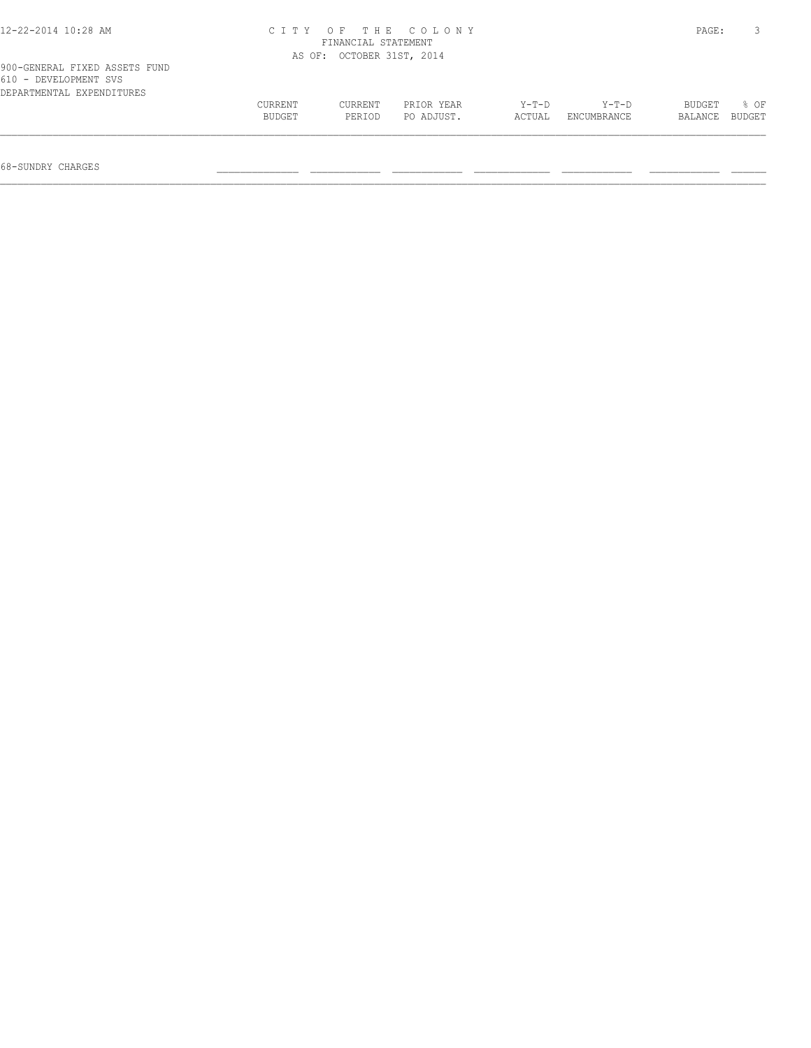CITY OF THE COLONY
FINANCIAL STATEMENT
AS OF: OCTOBER 31ST, 2014

900-GENERAL FIXED ASSETS FUND
610 - DEVELOPMENT SVS
DEPARTMENTAL EXPENDITURES

| | CURRENT BUDGET | CURRENT PERIOD | PRIOR YEAR PO ADJUST. | Y-T-D ACTUAL | Y-T-D ENCUMBRANCE | BUDGET BALANCE | % OF BUDGET |
|---|---|---|---|---|---|---|---|
| 68-SUNDRY CHARGES | | | | | | | |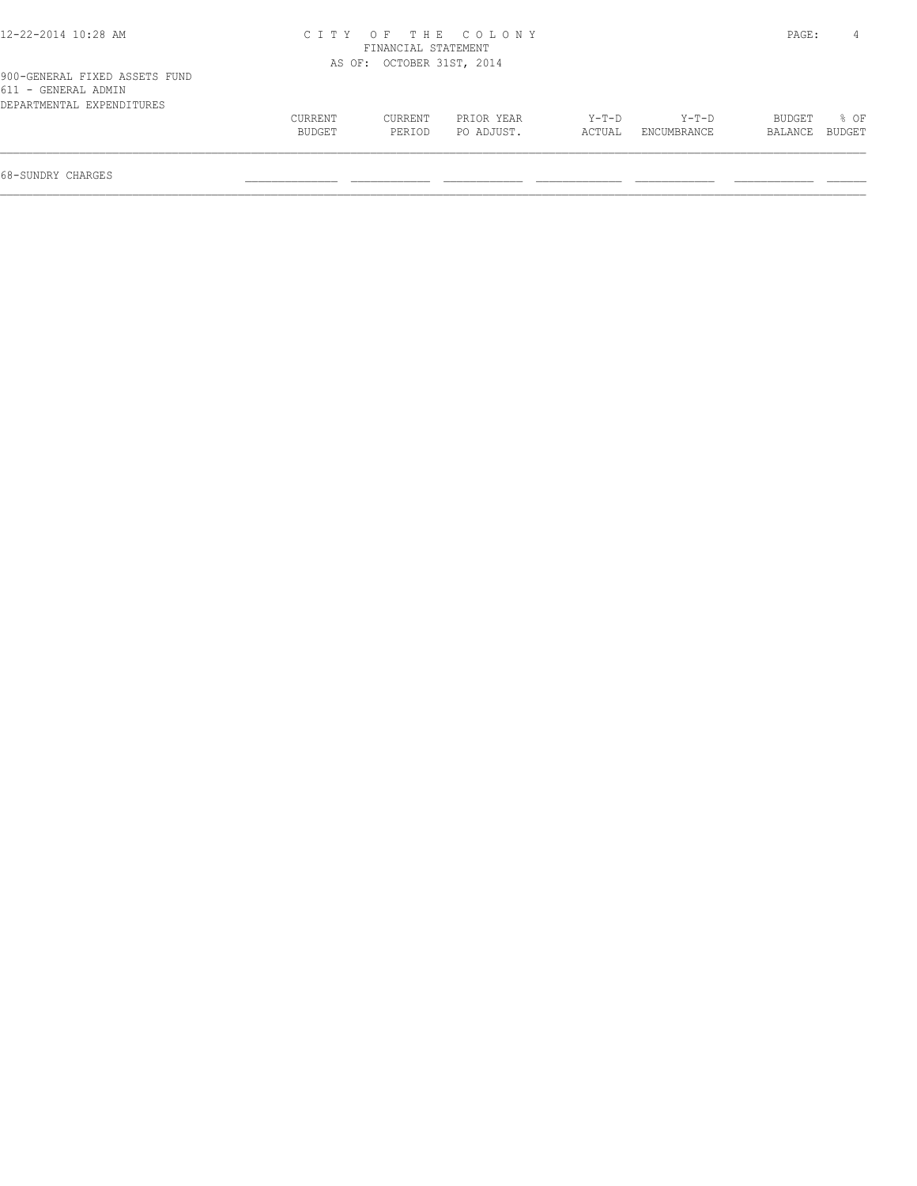CITY OF THE COLONY
FINANCIAL STATEMENT
AS OF: OCTOBER 31ST, 2014

900-GENERAL FIXED ASSETS FUND
611 - GENERAL ADMIN
DEPARTMENTAL EXPENDITURES

| | CURRENT BUDGET | CURRENT PERIOD | PRIOR YEAR PO ADJUST. | Y-T-D ACTUAL | Y-T-D ENCUMBRANCE | BUDGET BALANCE | % OF BUDGET |
|---|---|---|---|---|---|---|---|
| 68-SUNDRY CHARGES | | | | | | | |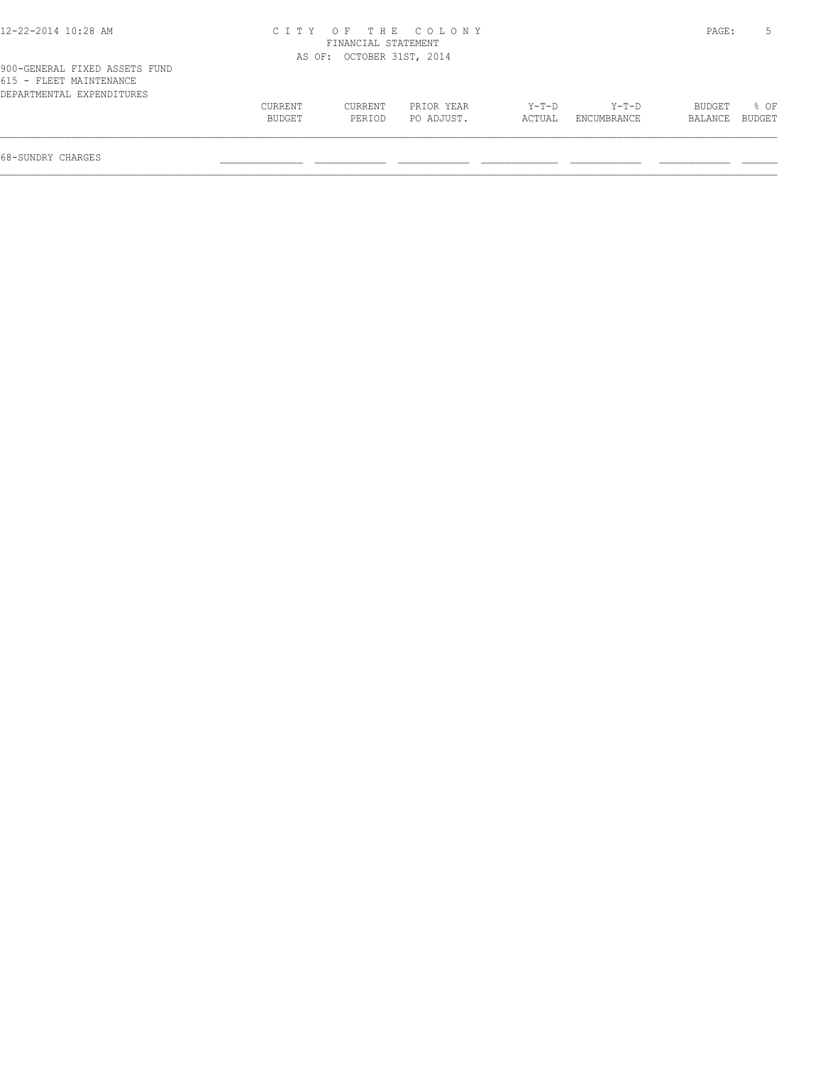CITY OF THE COLONY
FINANCIAL STATEMENT
AS OF: OCTOBER 31ST, 2014

900-GENERAL FIXED ASSETS FUND
615 - FLEET MAINTENANCE
DEPARTMENTAL EXPENDITURES

| | CURRENT BUDGET | CURRENT PERIOD | PRIOR YEAR PO ADJUST. | Y-T-D ACTUAL | Y-T-D ENCUMBRANCE | BUDGET BALANCE | % OF BUDGET |
|---|---|---|---|---|---|---|---|
| 68-SUNDRY CHARGES | | | | | | | |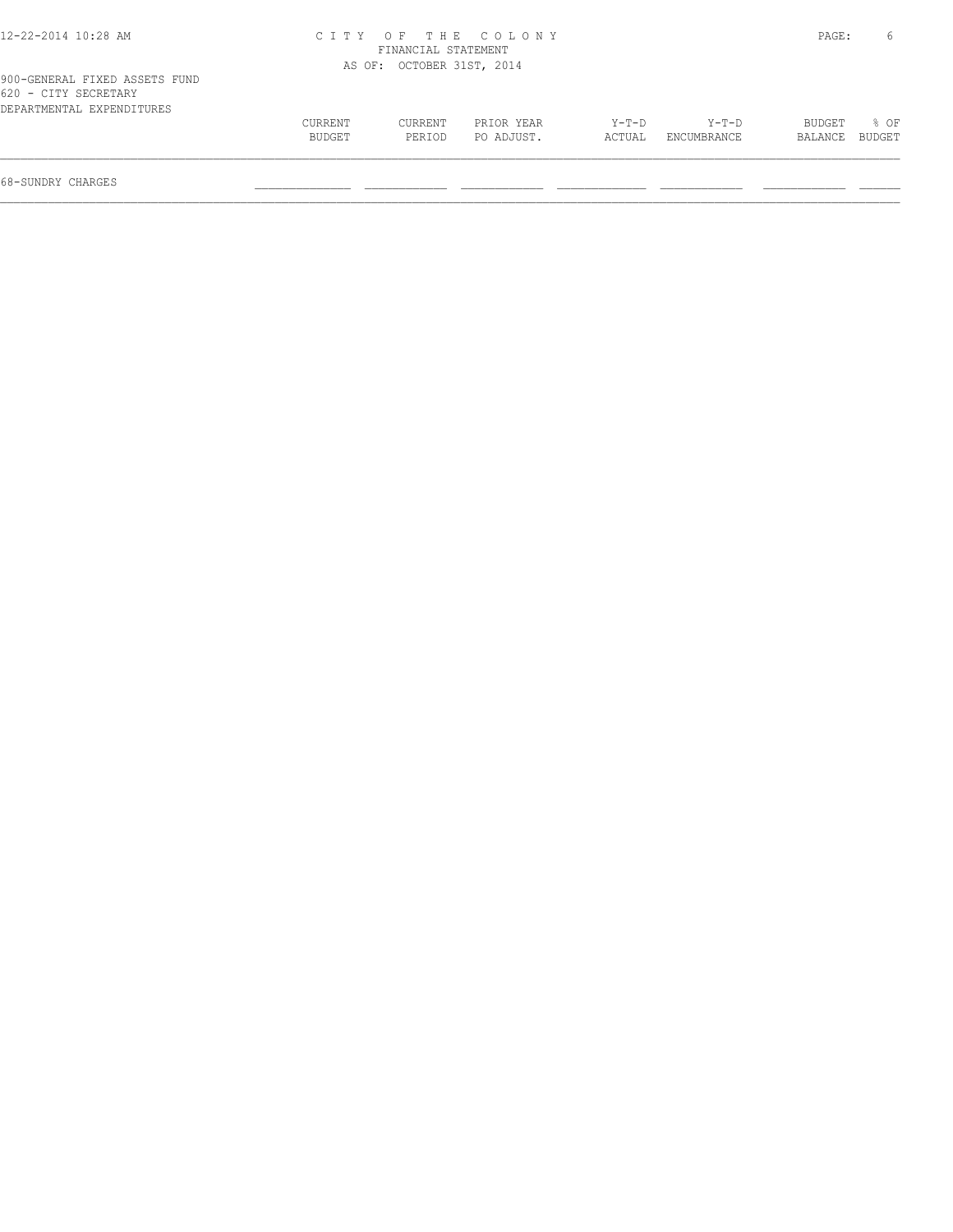CITY OF THE COLONY
FINANCIAL STATEMENT
AS OF: OCTOBER 31ST, 2014

900-GENERAL FIXED ASSETS FUND
620 - CITY SECRETARY
DEPARTMENTAL EXPENDITURES

| | CURRENT BUDGET | CURRENT PERIOD | PRIOR YEAR PO ADJUST. | Y-T-D ACTUAL | Y-T-D ENCUMBRANCE | BUDGET BALANCE | % OF BUDGET |
|---|---|---|---|---|---|---|---|
| 68-SUNDRY CHARGES | | | | | | | |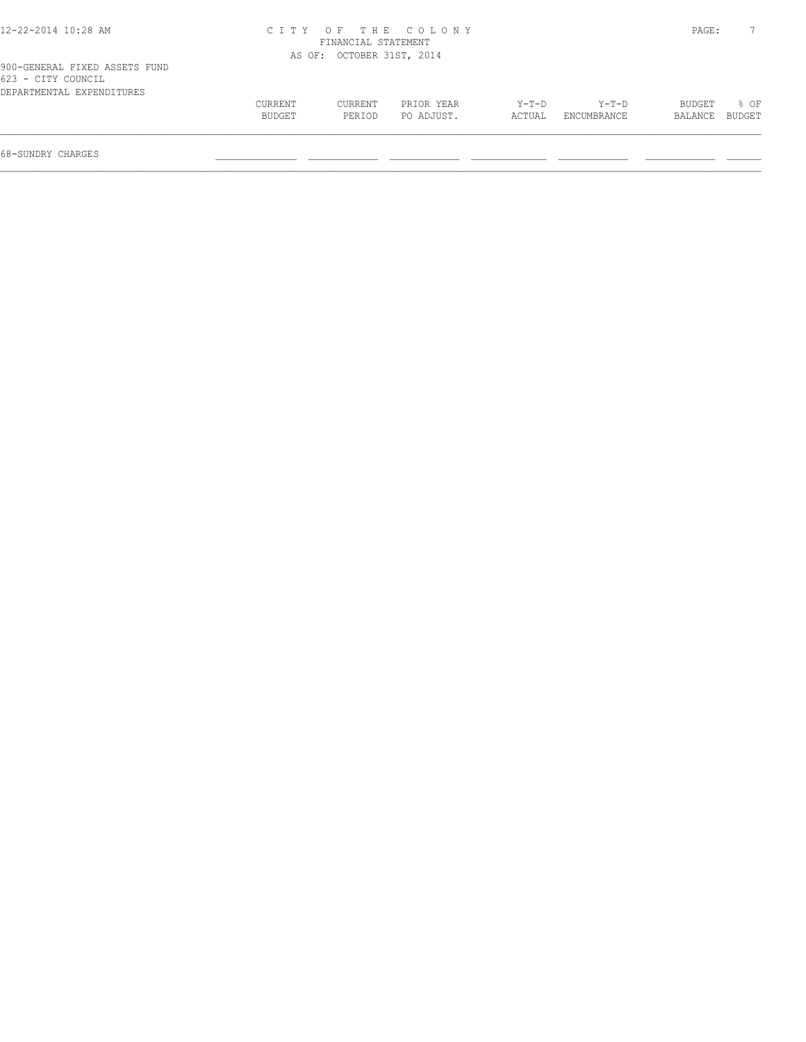CITY OF THE COLONY
FINANCIAL STATEMENT
AS OF: OCTOBER 31ST, 2014

900-GENERAL FIXED ASSETS FUND
623 - CITY COUNCIL
DEPARTMENTAL EXPENDITURES

| | CURRENT BUDGET | CURRENT PERIOD | PRIOR YEAR PO ADJUST. | Y-T-D ACTUAL | Y-T-D ENCUMBRANCE | BUDGET BALANCE | % OF BUDGET |
|---|---|---|---|---|---|---|---|
| 68-SUNDRY CHARGES | | | | | | | |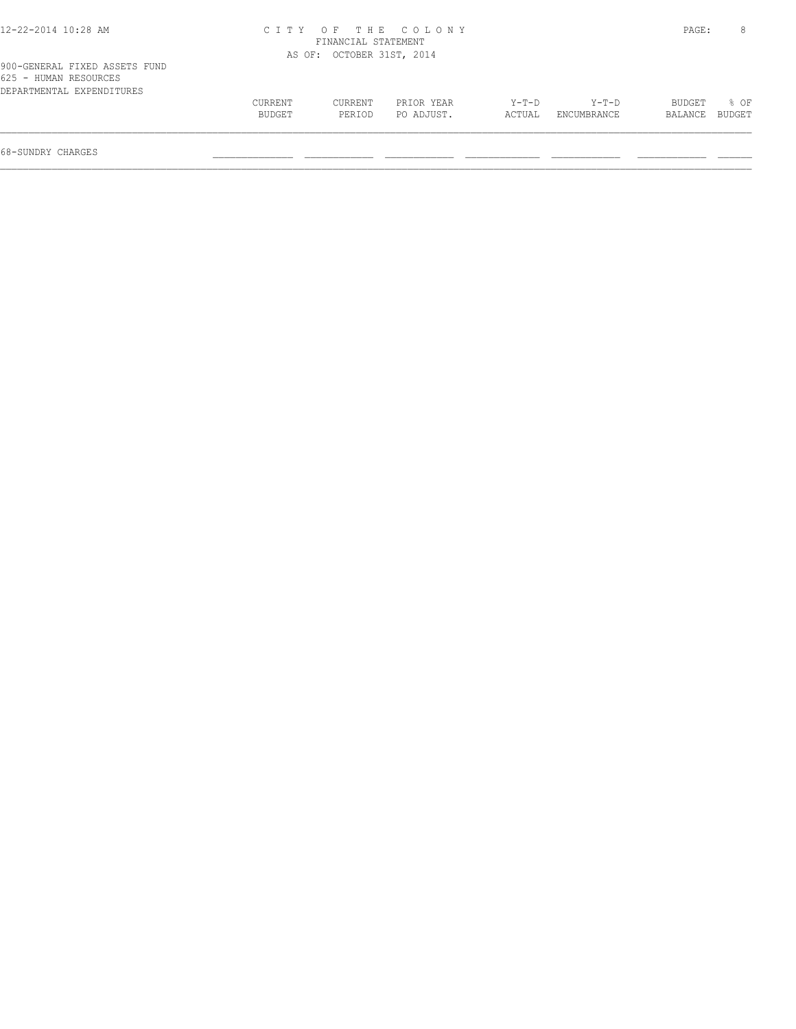CITY OF THE COLONY
FINANCIAL STATEMENT
AS OF: OCTOBER 31ST, 2014

900-GENERAL FIXED ASSETS FUND
625 - HUMAN RESOURCES
DEPARTMENTAL EXPENDITURES

| | CURRENT BUDGET | CURRENT PERIOD | PRIOR YEAR PO ADJUST. | Y-T-D ACTUAL | Y-T-D ENCUMBRANCE | BUDGET BALANCE | % OF BUDGET |
|---|---|---|---|---|---|---|---|
| 68-SUNDRY CHARGES | ____________ | ____________ | ____________ | ____________ | ____________ | ____________ | ______ |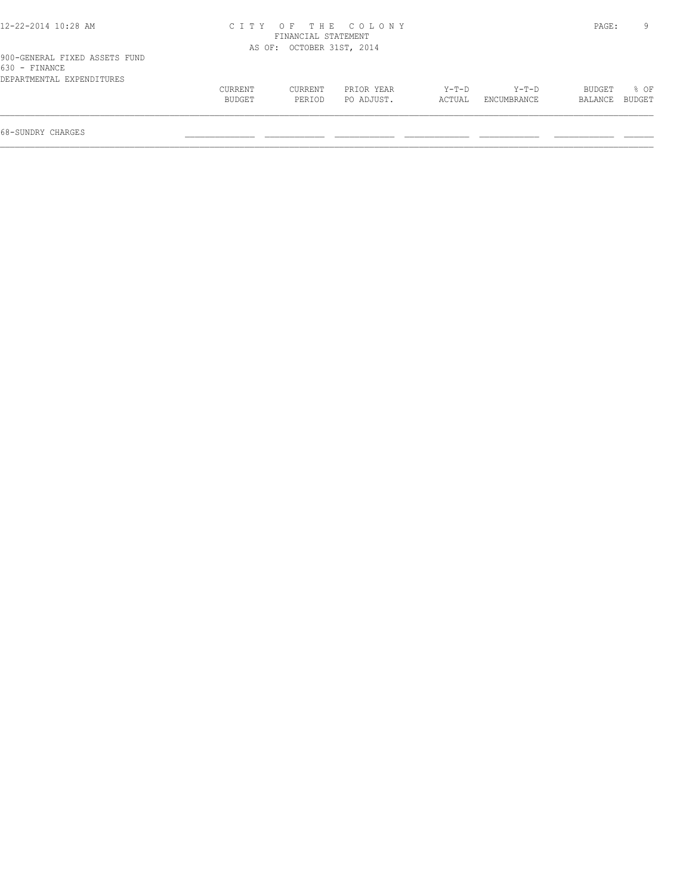900-GENERAL FIXED ASSETS FUND
630 - FINANCE
DEPARTMENTAL EXPENDITURES

| | CURRENT BUDGET | CURRENT PERIOD | PRIOR YEAR PO ADJUST. | Y-T-D ACTUAL | Y-T-D ENCUMBRANCE | BUDGET BALANCE | % OF BUDGET |
|---|---|---|---|---|---|---|---|
| 68-SUNDRY CHARGES | | | | | | | |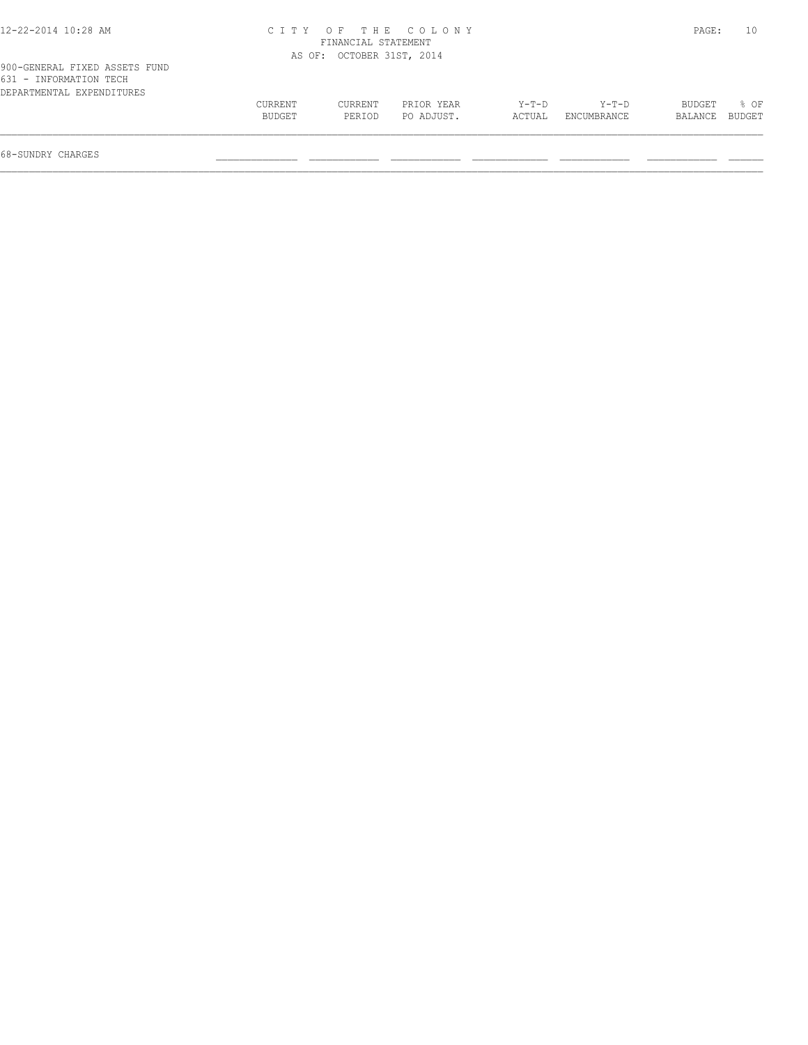# CITY OF THE COLONY

FINANCIAL STATEMENT

AS OF: OCTOBER 31ST, 2014

900-GENERAL FIXED ASSETS FUND
631 - INFORMATION TECH
DEPARTMENTAL EXPENDITURES

| | CURRENT BUDGET | CURRENT PERIOD | PRIOR YEAR PO ADJUST. | Y-T-D ACTUAL | Y-T-D ENCUMBRANCE | BUDGET BALANCE | % OF BUDGET |
|---|---|---|---|---|---|---|---|
| 68-SUNDRY CHARGES | | | | | | | |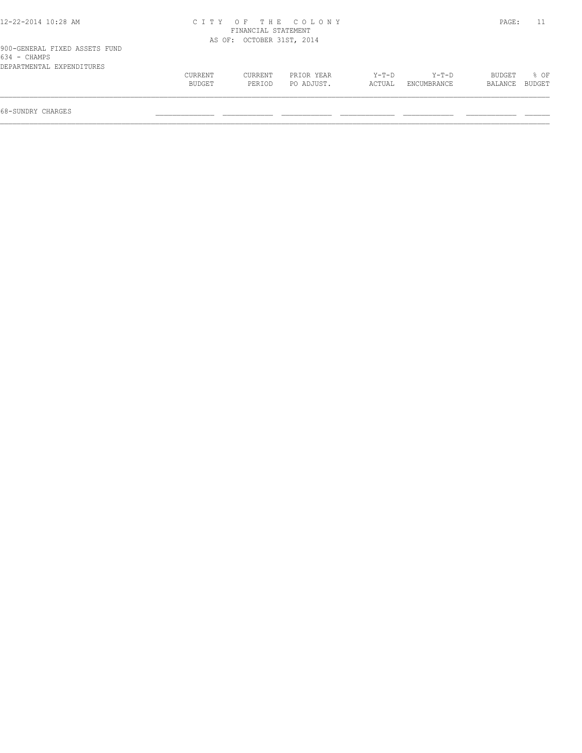CITY OF THE COLONY
FINANCIAL STATEMENT
AS OF: OCTOBER 31ST, 2014

900-GENERAL FIXED ASSETS FUND
634 - CHAMPS
DEPARTMENTAL EXPENDITURES

| | CURRENT BUDGET | CURRENT PERIOD | PRIOR YEAR PO ADJUST. | Y-T-D ACTUAL | Y-T-D ENCUMBRANCE | BUDGET BALANCE | % OF BUDGET |
|---|---|---|---|---|---|---|---|
| 68-SUNDRY CHARGES | | | | | | | |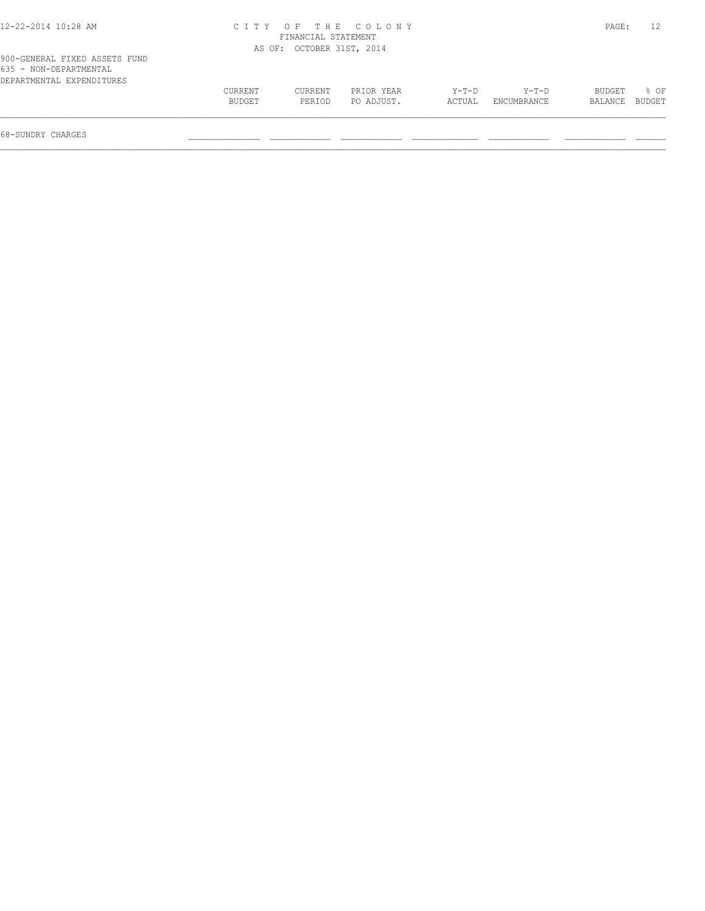900-GENERAL FIXED ASSETS FUND
635 - NON-DEPARTMENTAL
DEPARTMENTAL EXPENDITURES

| | CURRENT BUDGET | CURRENT PERIOD | PRIOR YEAR PO ADJUST. | Y-T-D ACTUAL | Y-T-D ENCUMBRANCE | BUDGET BALANCE | % OF BUDGET |
|---|---|---|---|---|---|---|---|
| 68-SUNDRY CHARGES | | | | | | | |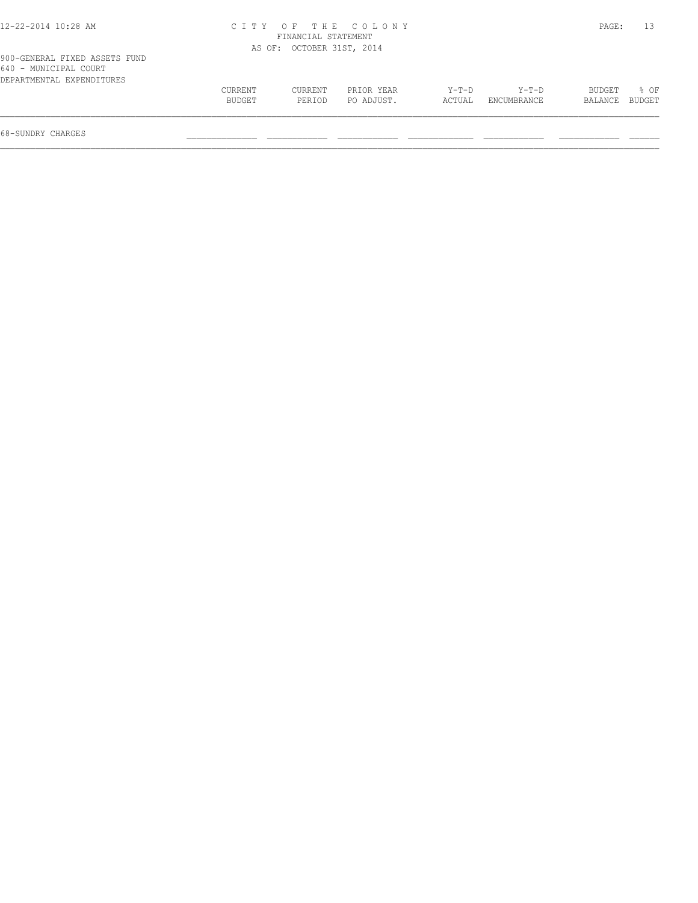# CITY OF THE COLONY

FINANCIAL STATEMENT

AS OF: OCTOBER 31ST, 2014

900-GENERAL FIXED ASSETS FUND

640 - MUNICIPAL COURT

DEPARTMENTAL EXPENDITURES

| | CURRENT BUDGET | CURRENT PERIOD | PRIOR YEAR PO ADJUST. | Y-T-D ACTUAL | Y-T-D ENCUMBRANCE | BUDGET BALANCE | % OF BUDGET |
|---|---|---|---|---|---|---|---|
| 68-SUNDRY CHARGES | | | | | | | |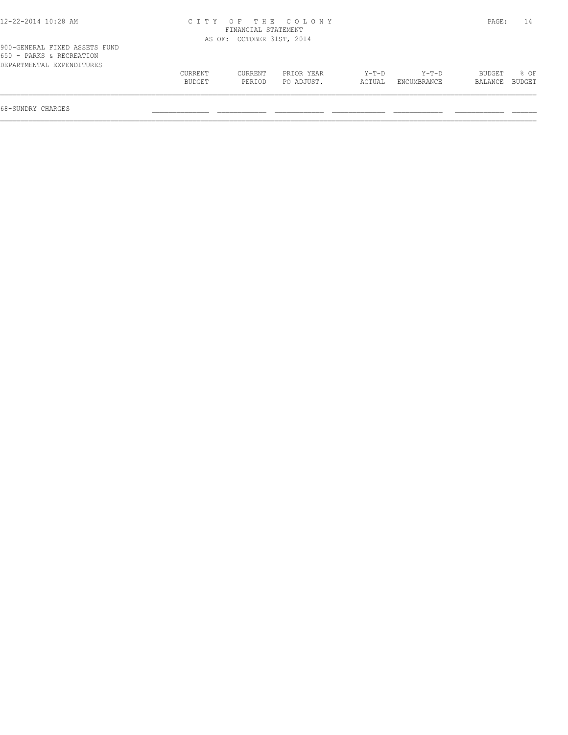900-GENERAL FIXED ASSETS FUND
650 - PARKS & RECREATION
DEPARTMENTAL EXPENDITURES

| | CURRENT BUDGET | CURRENT PERIOD | PRIOR YEAR PO ADJUST. | Y-T-D ACTUAL | Y-T-D ENCUMBRANCE | BUDGET BALANCE | % OF BUDGET |
|---|---|---|---|---|---|---|---|
| 68-SUNDRY CHARGES | | | | | | | |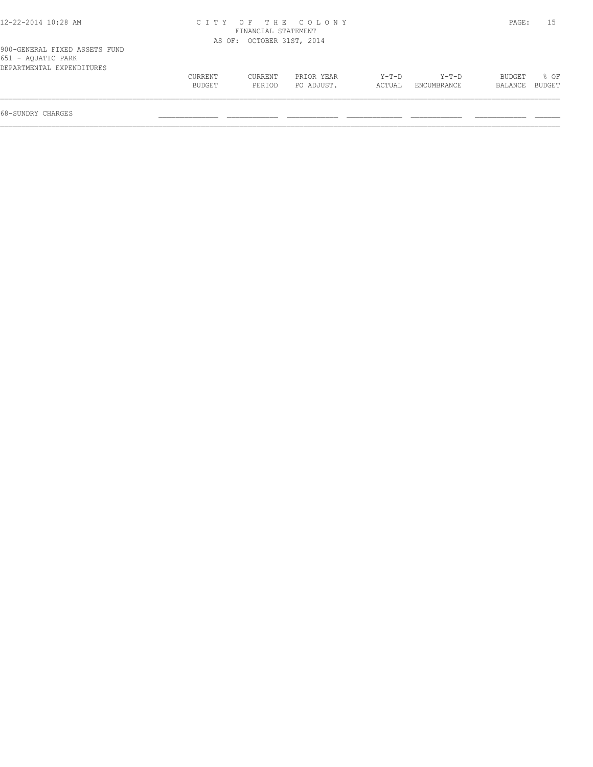CITY OF THE COLONY
FINANCIAL STATEMENT
AS OF: OCTOBER 31ST, 2014

900-GENERAL FIXED ASSETS FUND
651 - AQUATIC PARK
DEPARTMENTAL EXPENDITURES

| | CURRENT BUDGET | CURRENT PERIOD | PRIOR YEAR PO ADJUST. | Y-T-D ACTUAL | Y-T-D ENCUMBRANCE | BUDGET BALANCE | % OF BUDGET |
|---|---|---|---|---|---|---|---|
| 68-SUNDRY CHARGES | | | | | | | |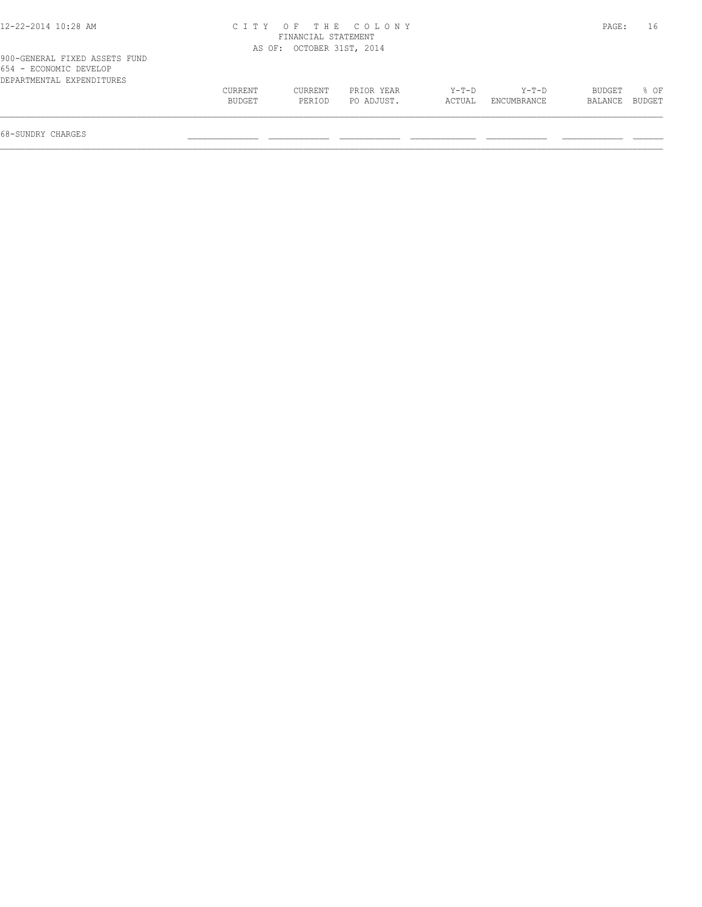CITY OF THE COLONY
FINANCIAL STATEMENT
AS OF: OCTOBER 31ST, 2014

900-GENERAL FIXED ASSETS FUND
654 - ECONOMIC DEVELOP
DEPARTMENTAL EXPENDITURES

| | CURRENT BUDGET | CURRENT PERIOD | PRIOR YEAR PO ADJUST. | Y-T-D ACTUAL | Y-T-D ENCUMBRANCE | BUDGET BALANCE | % OF BUDGET |
|---|---|---|---|---|---|---|---|
| 68-SUNDRY CHARGES | | | | | | | |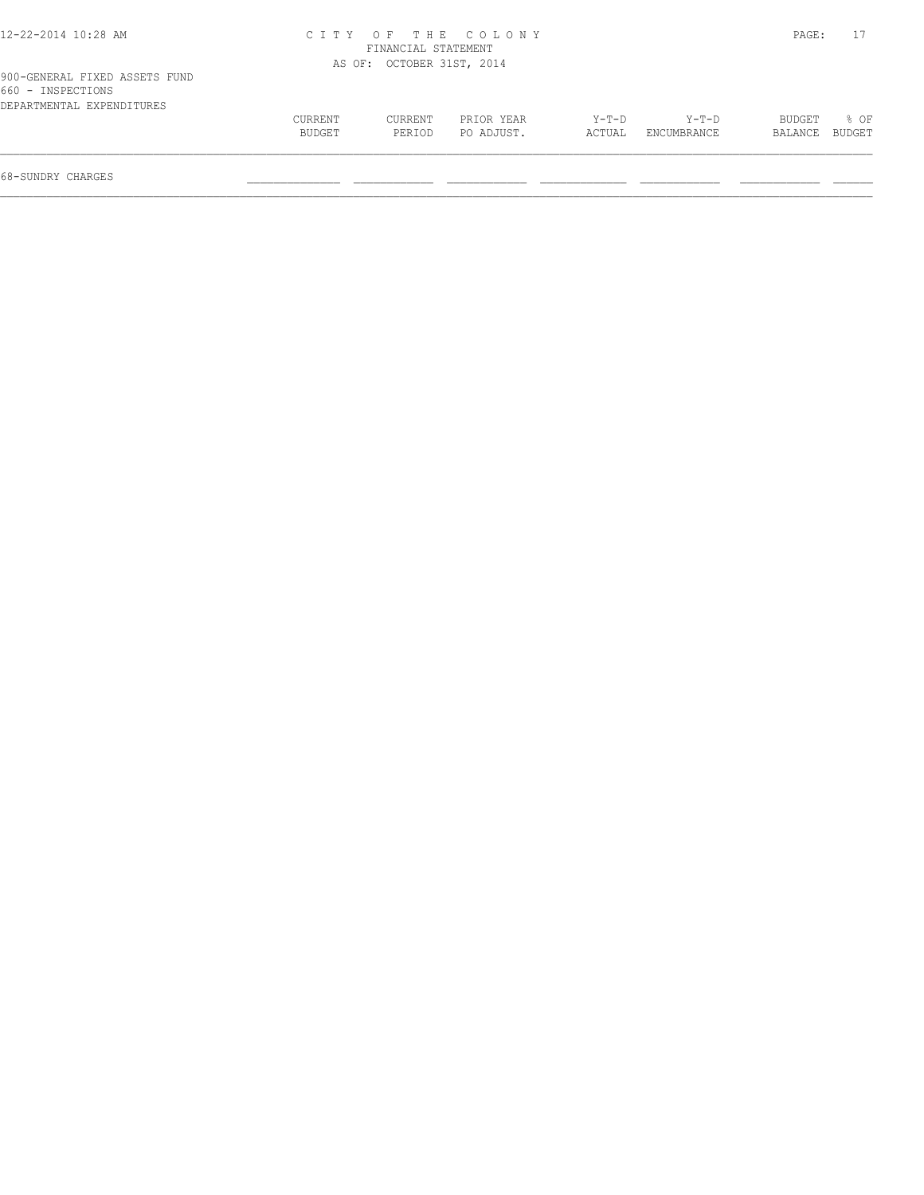CITY OF THE COLONY
FINANCIAL STATEMENT
AS OF: OCTOBER 31ST, 2014

900-GENERAL FIXED ASSETS FUND
660 - INSPECTIONS
DEPARTMENTAL EXPENDITURES

| | CURRENT BUDGET | CURRENT PERIOD | PRIOR YEAR PO ADJUST. | Y-T-D ACTUAL | Y-T-D ENCUMBRANCE | BUDGET BALANCE | % OF BUDGET |
|---|---|---|---|---|---|---|---|
| 68-SUNDRY CHARGES | | | | | | | |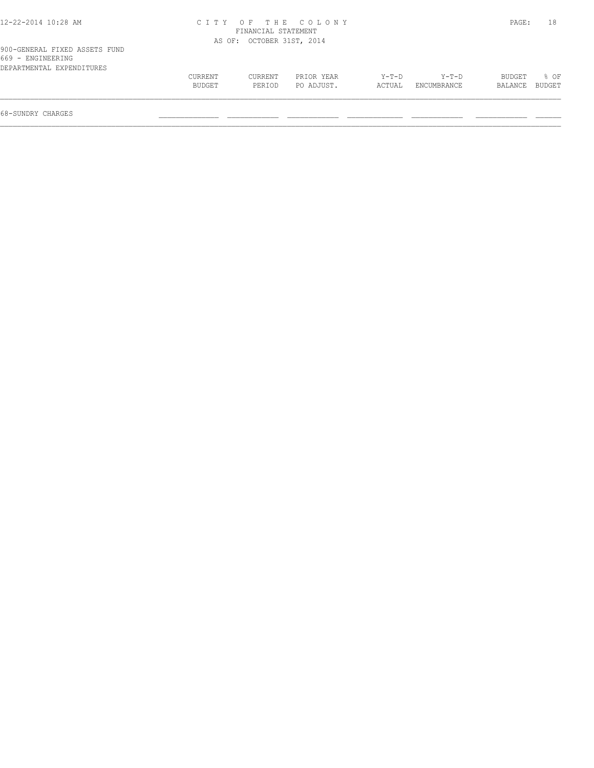# CITY OF THE COLONY
## FINANCIAL STATEMENT
### AS OF: OCTOBER 31ST, 2014

900-GENERAL FIXED ASSETS FUND
669 - ENGINEERING
DEPARTMENTAL EXPENDITURES

| | CURRENT BUDGET | CURRENT PERIOD | PRIOR YEAR PO ADJUST. | Y-T-D ACTUAL | Y-T-D ENCUMBRANCE | BUDGET BALANCE | % OF BUDGET |
|---|---|---|---|---|---|---|---|
| 68-SUNDRY CHARGES | | | | | | | |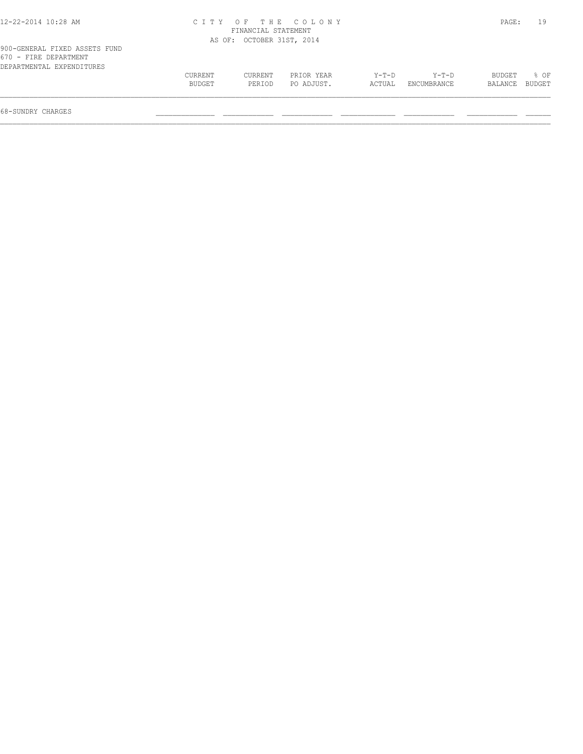CITY OF THE COLONY
FINANCIAL STATEMENT
AS OF: OCTOBER 31ST, 2014

900-GENERAL FIXED ASSETS FUND
670 - FIRE DEPARTMENT
DEPARTMENTAL EXPENDITURES

| | CURRENT BUDGET | CURRENT PERIOD | PRIOR YEAR PO ADJUST. | Y-T-D ACTUAL | Y-T-D ENCUMBRANCE | BUDGET BALANCE | % OF BUDGET |
|---|---|---|---|---|---|---|---|
| 68-SUNDRY CHARGES | | | | | | | |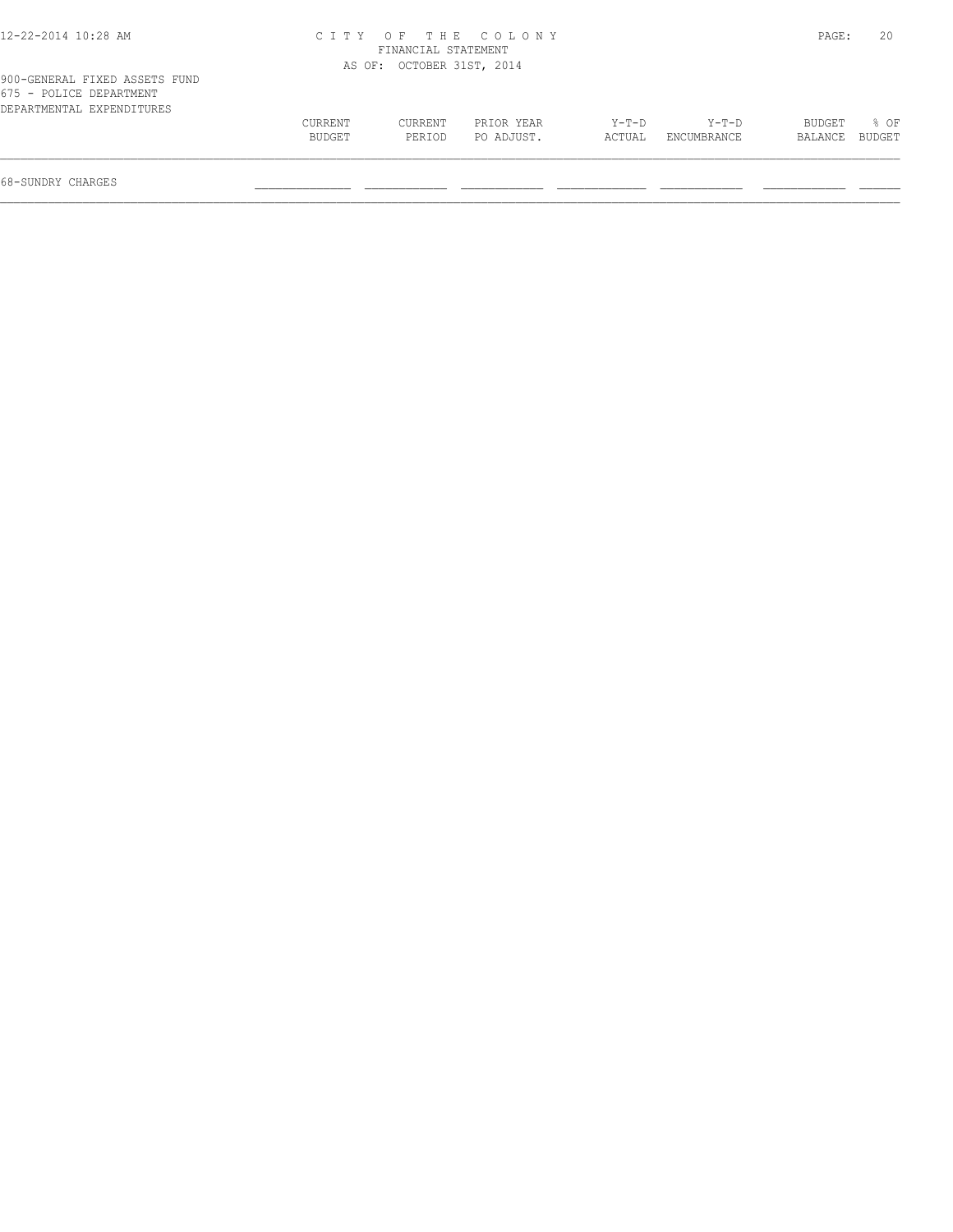CITY OF THE COLONY
FINANCIAL STATEMENT
AS OF: OCTOBER 31ST, 2014

900-GENERAL FIXED ASSETS FUND
675 - POLICE DEPARTMENT
DEPARTMENTAL EXPENDITURES

| | CURRENT BUDGET | CURRENT PERIOD | PRIOR YEAR PO ADJUST. | Y-T-D ACTUAL | Y-T-D ENCUMBRANCE | BUDGET BALANCE | % OF BUDGET |
|---|---|---|---|---|---|---|---|
| 68-SUNDRY CHARGES | | | | | | | |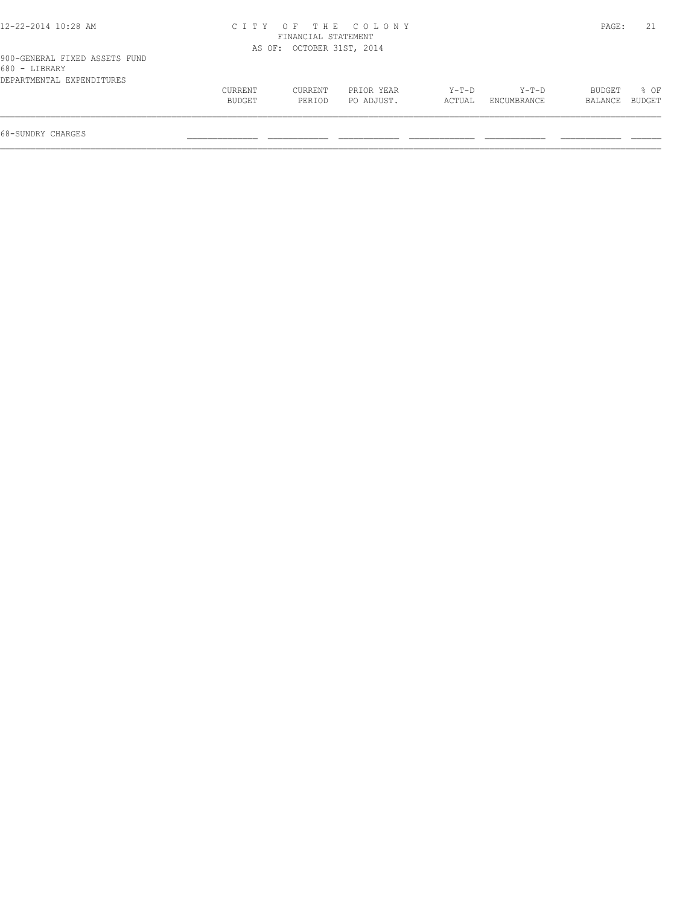900-GENERAL FIXED ASSETS FUND
680 - LIBRARY
DEPARTMENTAL EXPENDITURES

|  | CURRENT BUDGET | CURRENT PERIOD | PRIOR YEAR PO ADJUST. | Y-T-D ACTUAL | Y-T-D ENCUMBRANCE | BUDGET BALANCE | % OF BUDGET |
|---|---|---|---|---|---|---|---|
| 68-SUNDRY CHARGES | | | | | | | |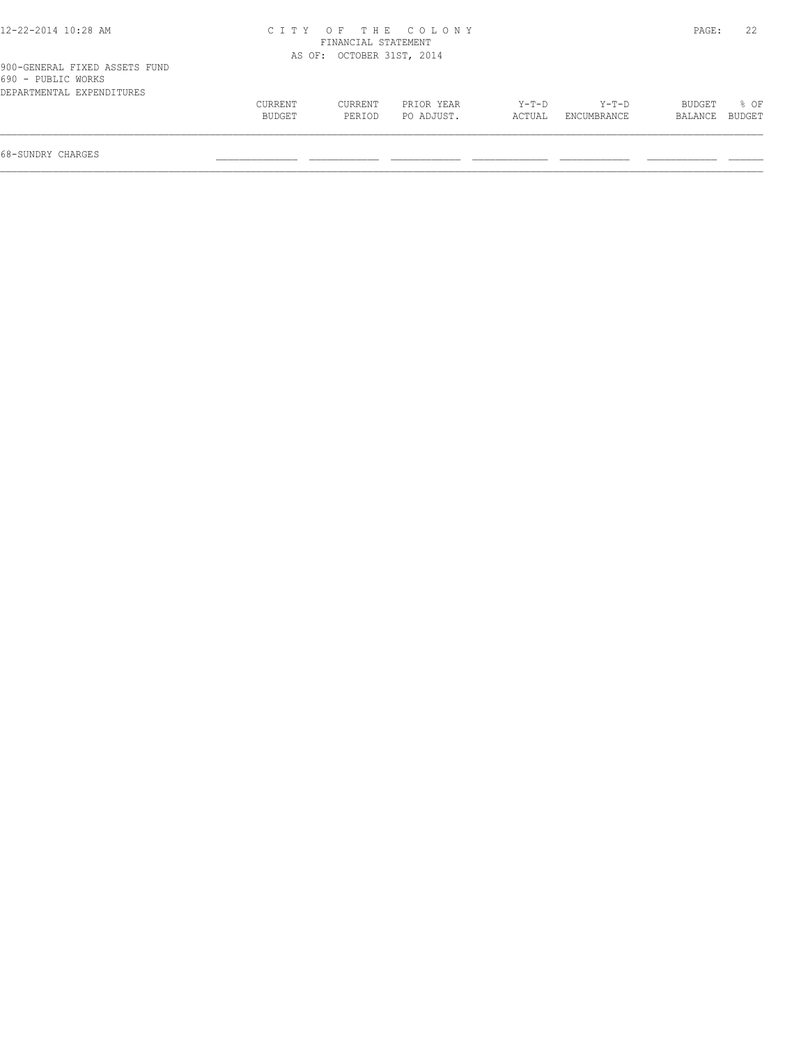CITY OF THE COLONY
FINANCIAL STATEMENT
AS OF: OCTOBER 31ST, 2014

900-GENERAL FIXED ASSETS FUND
690 - PUBLIC WORKS
DEPARTMENTAL EXPENDITURES

| | CURRENT BUDGET | CURRENT PERIOD | PRIOR YEAR PO ADJUST. | Y-T-D ACTUAL | Y-T-D ENCUMBRANCE | BUDGET BALANCE | % OF BUDGET |
|---|---|---|---|---|---|---|---|
| 68-SUNDRY CHARGES | | | | | | | |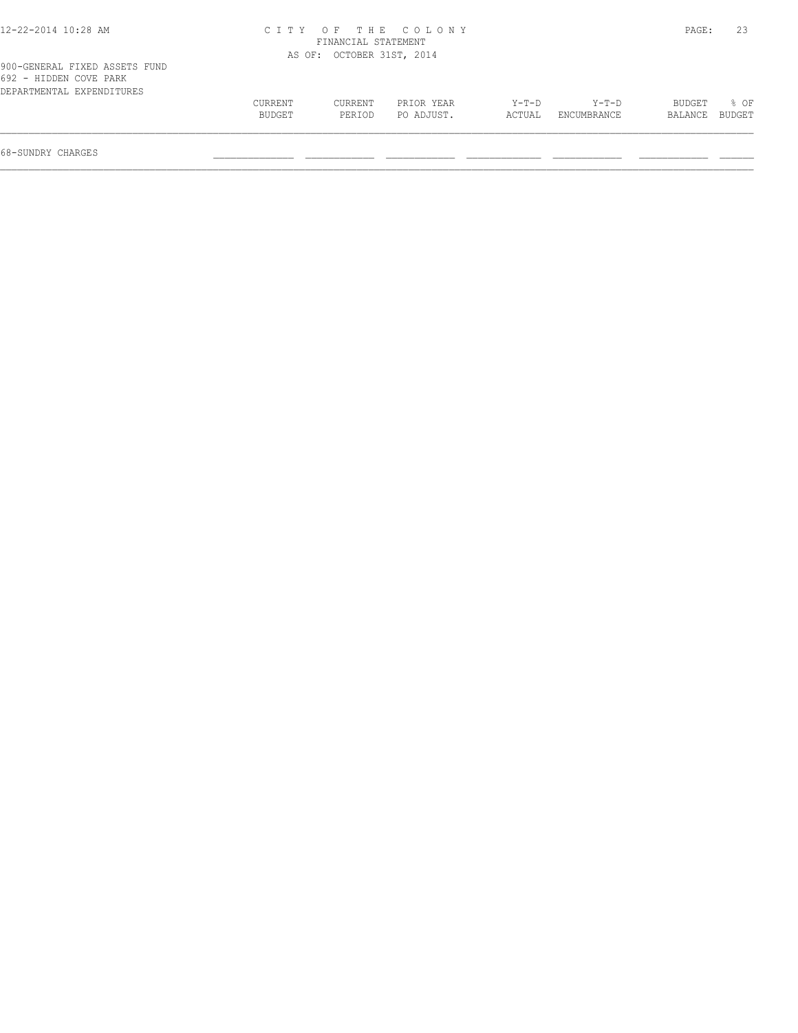CITY OF THE COLONY
FINANCIAL STATEMENT
AS OF: OCTOBER 31ST, 2014

900-GENERAL FIXED ASSETS FUND
692 - HIDDEN COVE PARK
DEPARTMENTAL EXPENDITURES

| | CURRENT BUDGET | CURRENT PERIOD | PRIOR YEAR PO ADJUST. | Y-T-D ACTUAL | Y-T-D ENCUMBRANCE | BUDGET BALANCE | % OF BUDGET |
|---|---|---|---|---|---|---|---|
| 68-SUNDRY CHARGES | | | | | | | |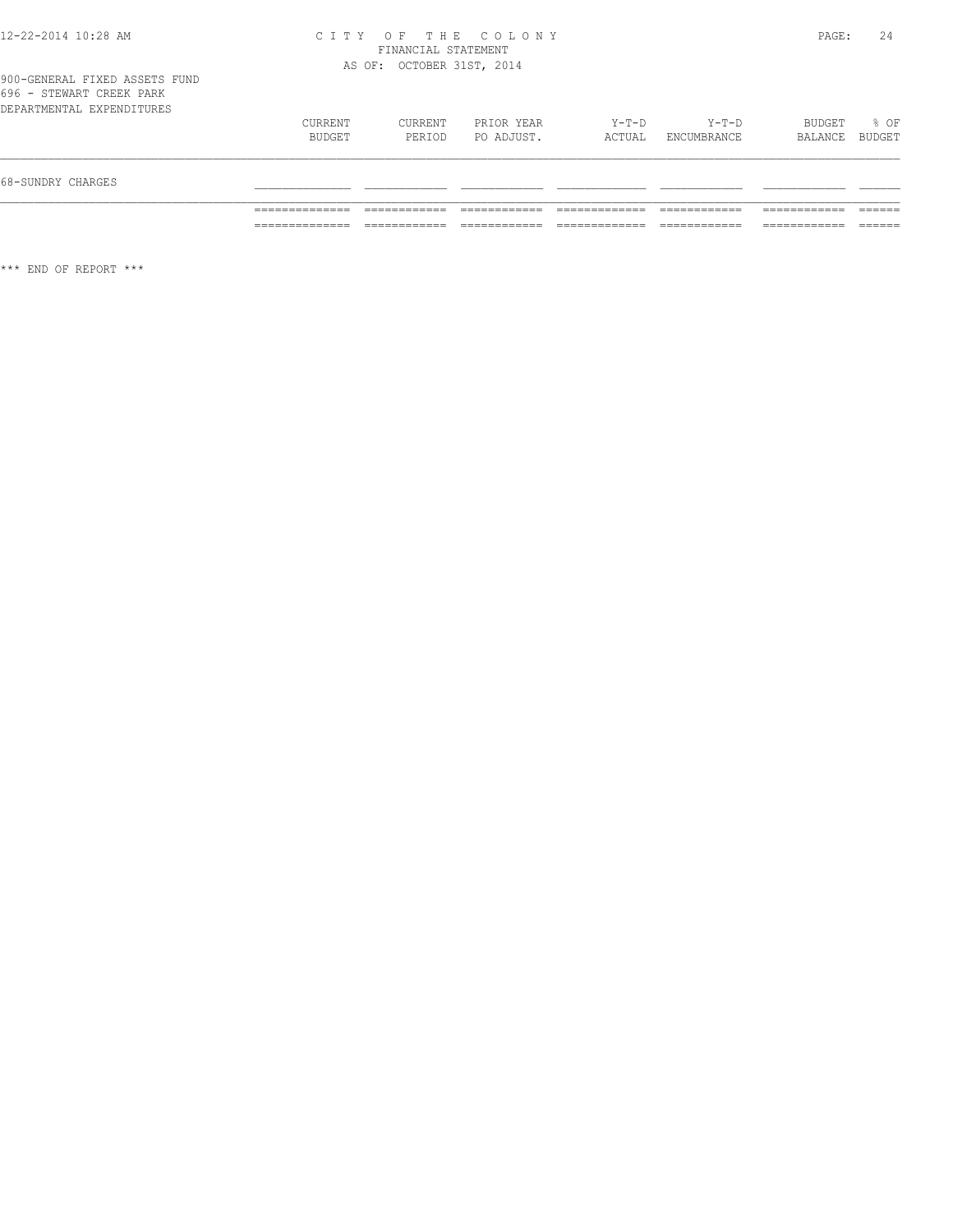CITY OF THE COLONY
FINANCIAL STATEMENT
AS OF: OCTOBER 31ST, 2014

900-GENERAL FIXED ASSETS FUND
696 - STEWART CREEK PARK
DEPARTMENTAL EXPENDITURES

| | CURRENT BUDGET | CURRENT PERIOD | PRIOR YEAR PO ADJUST. | Y-T-D ACTUAL | Y-T-D ENCUMBRANCE | BUDGET BALANCE | % OF BUDGET |
|---|---|---|---|---|---|---|---|
| 68-SUNDRY CHARGES | | | | | | | |

\*\*\* END OF REPORT \*\*\*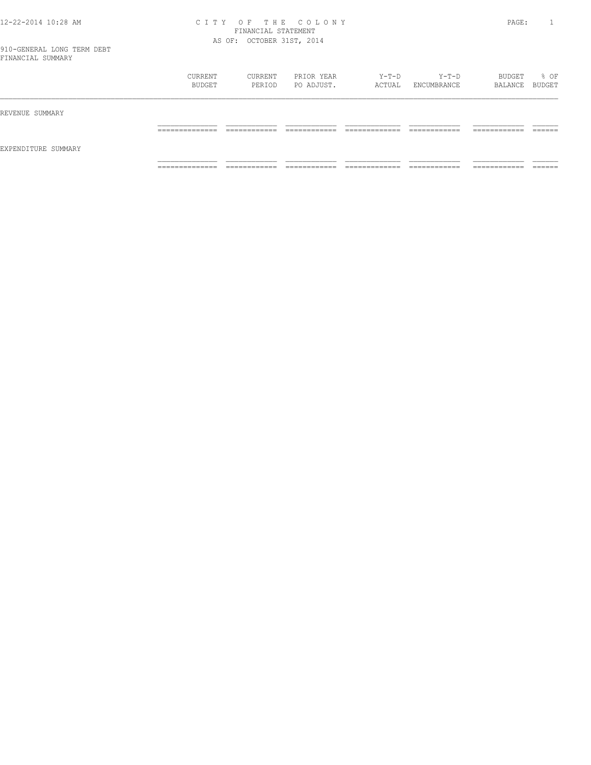CITY OF THE COLONY
FINANCIAL STATEMENT
AS OF: OCTOBER 31ST, 2014

910-GENERAL LONG TERM DEBT
FINANCIAL SUMMARY

| | CURRENT BUDGET | CURRENT PERIOD | PRIOR YEAR PO ADJUST. | Y-T-D ACTUAL | Y-T-D ENCUMBRANCE | BUDGET BALANCE | % OF BUDGET |
|---|---|---|---|---|---|---|---|
| REVENUE SUMMARY | | | | | | | |
| EXPENDITURE SUMMARY | | | | | | | |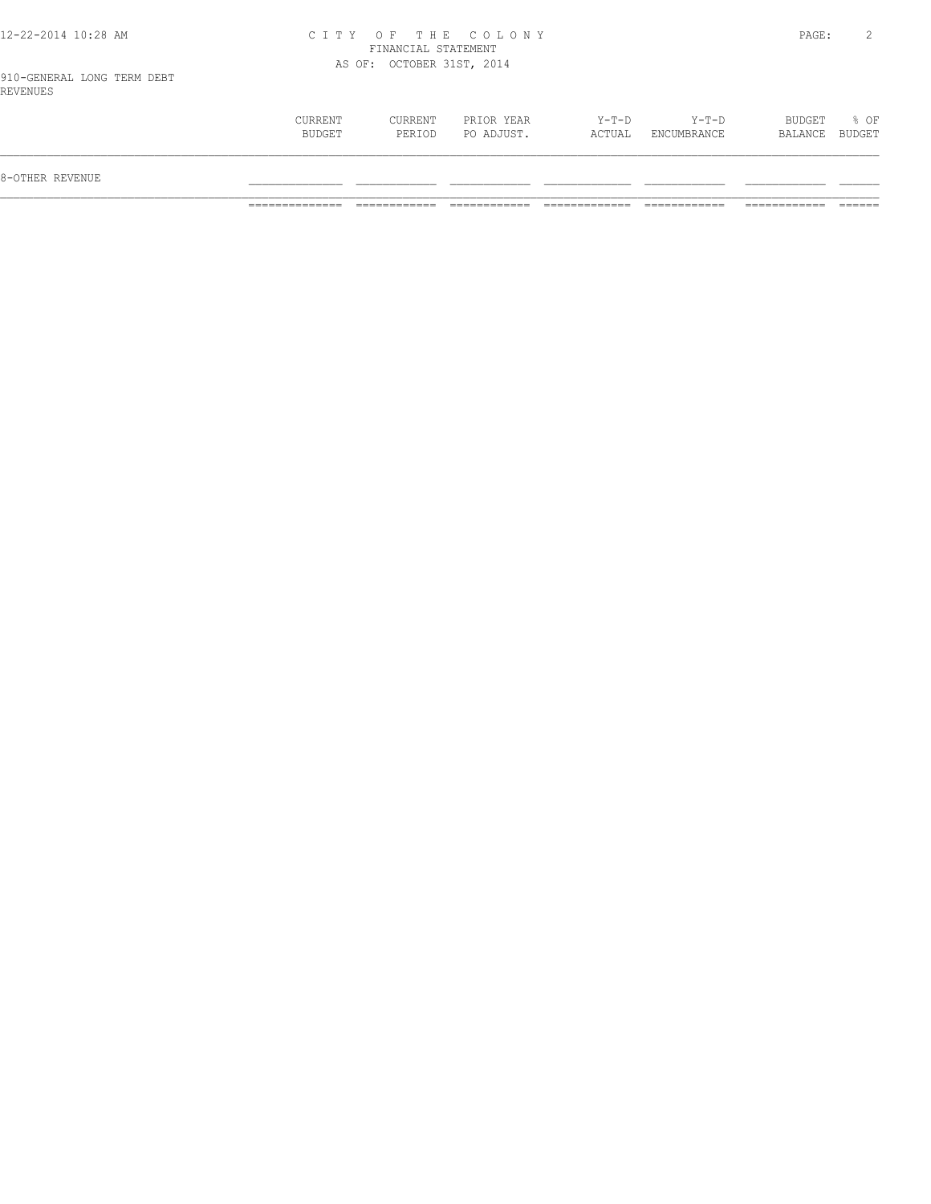CITY OF THE COLONY
FINANCIAL STATEMENT
AS OF: OCTOBER 31ST, 2014

910-GENERAL LONG TERM DEBT
REVENUES

| | CURRENT BUDGET | CURRENT PERIOD | PRIOR YEAR PO ADJUST. | Y-T-D ACTUAL | Y-T-D ENCUMBRANCE | BUDGET BALANCE | % OF BUDGET |
|---|---|---|---|---|---|---|---|
| 8-OTHER REVENUE | | | | | | | |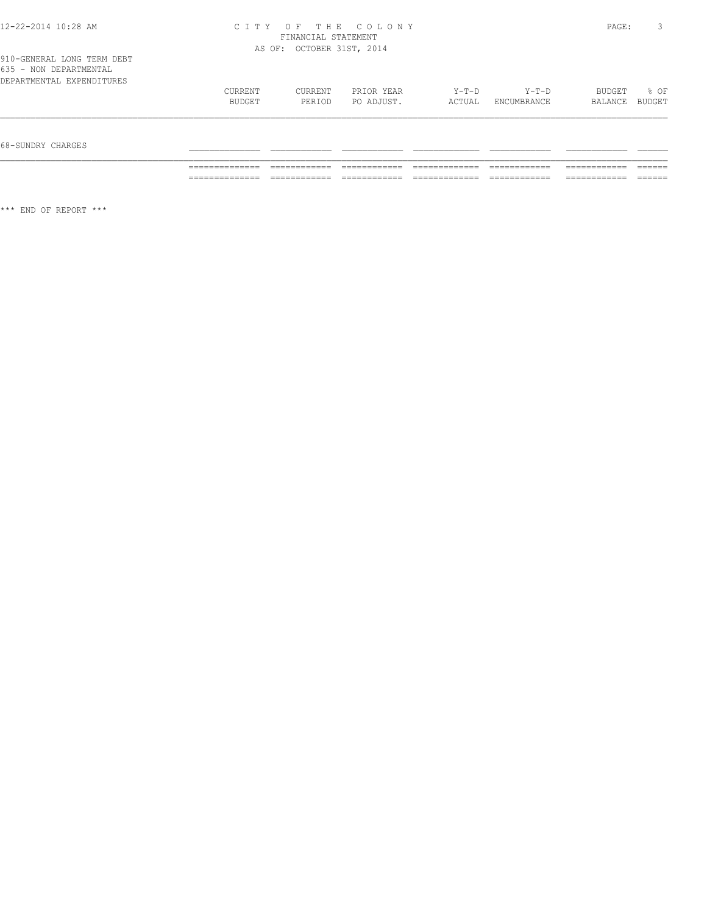CITY OF THE COLONY
FINANCIAL STATEMENT
AS OF: OCTOBER 31ST, 2014

910-GENERAL LONG TERM DEBT
635 - NON DEPARTMENTAL
DEPARTMENTAL EXPENDITURES

| | CURRENT BUDGET | CURRENT PERIOD | PRIOR YEAR PO ADJUST. | Y-T-D ACTUAL | Y-T-D ENCUMBRANCE | BUDGET BALANCE | % OF BUDGET |
|---|---|---|---|---|---|---|---|
| 68-SUNDRY CHARGES | | | | | | | |

*** END OF REPORT ***